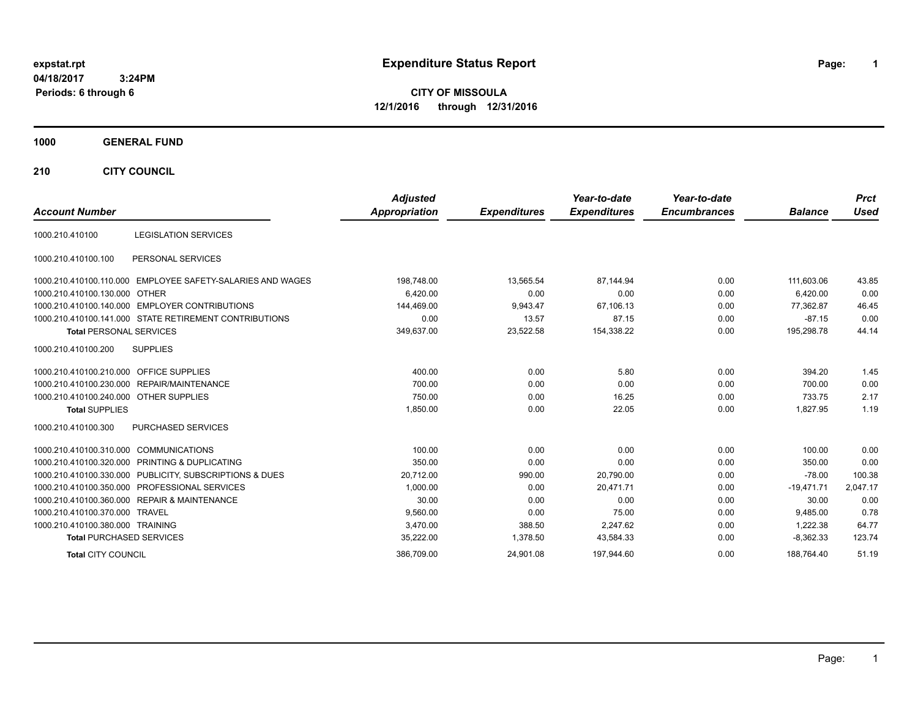expstat.rpt
04/18/2017 3:24PM
Periods: 6 through 6

# Expenditure Status Report

**CITY OF MISSOULA**
**12/1/2016 through 12/31/2016**

## 1000 GENERAL FUND

### 210 CITY COUNCIL

| Account Number | | Adjusted Appropriation | Expenditures | Year-to-date Expenditures | Year-to-date Encumbrances | Balance | Prct Used |
|---|---|---|---|---|---|---|---|
| 1000.210.410100 | LEGISLATION SERVICES | | | | | | |
| 1000.210.410100.100 | PERSONAL SERVICES | | | | | | |
| 1000.210.410100.110.000 | EMPLOYEE SAFETY-SALARIES AND WAGES | 198,748.00 | 13,565.54 | 87,144.94 | 0.00 | 111,603.06 | 43.85 |
| 1000.210.410100.130.000 | OTHER | 6,420.00 | 0.00 | 0.00 | 0.00 | 6,420.00 | 0.00 |
| 1000.210.410100.140.000 | EMPLOYER CONTRIBUTIONS | 144,469.00 | 9,943.47 | 67,106.13 | 0.00 | 77,362.87 | 46.45 |
| 1000.210.410100.141.000 | STATE RETIREMENT CONTRIBUTIONS | 0.00 | 13.57 | 87.15 | 0.00 | -87.15 | 0.00 |
| **Total** PERSONAL SERVICES | | 349,637.00 | 23,522.58 | 154,338.22 | 0.00 | 195,298.78 | 44.14 |
| 1000.210.410100.200 | SUPPLIES | | | | | | |
| 1000.210.410100.210.000 | OFFICE SUPPLIES | 400.00 | 0.00 | 5.80 | 0.00 | 394.20 | 1.45 |
| 1000.210.410100.230.000 | REPAIR/MAINTENANCE | 700.00 | 0.00 | 0.00 | 0.00 | 700.00 | 0.00 |
| 1000.210.410100.240.000 | OTHER SUPPLIES | 750.00 | 0.00 | 16.25 | 0.00 | 733.75 | 2.17 |
| **Total** SUPPLIES | | 1,850.00 | 0.00 | 22.05 | 0.00 | 1,827.95 | 1.19 |
| 1000.210.410100.300 | PURCHASED SERVICES | | | | | | |
| 1000.210.410100.310.000 | COMMUNICATIONS | 100.00 | 0.00 | 0.00 | 0.00 | 100.00 | 0.00 |
| 1000.210.410100.320.000 | PRINTING & DUPLICATING | 350.00 | 0.00 | 0.00 | 0.00 | 350.00 | 0.00 |
| 1000.210.410100.330.000 | PUBLICITY, SUBSCRIPTIONS & DUES | 20,712.00 | 990.00 | 20,790.00 | 0.00 | -78.00 | 100.38 |
| 1000.210.410100.350.000 | PROFESSIONAL SERVICES | 1,000.00 | 0.00 | 20,471.71 | 0.00 | -19,471.71 | 2,047.17 |
| 1000.210.410100.360.000 | REPAIR & MAINTENANCE | 30.00 | 0.00 | 0.00 | 0.00 | 30.00 | 0.00 |
| 1000.210.410100.370.000 | TRAVEL | 9,560.00 | 0.00 | 75.00 | 0.00 | 9,485.00 | 0.78 |
| 1000.210.410100.380.000 | TRAINING | 3,470.00 | 388.50 | 2,247.62 | 0.00 | 1,222.38 | 64.77 |
| **Total** PURCHASED SERVICES | | 35,222.00 | 1,378.50 | 43,584.33 | 0.00 | -8,362.33 | 123.74 |
| **Total** CITY COUNCIL | | 386,709.00 | 24,901.08 | 197,944.60 | 0.00 | 188,764.40 | 51.19 |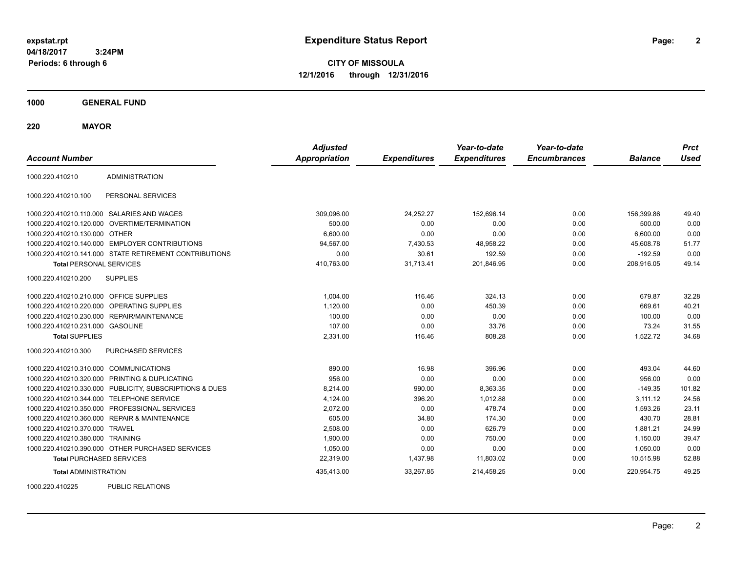**expstat.rpt**
**04/18/2017 3:24PM**
**Periods: 6 through 6**

# Expenditure Status Report

**CITY OF MISSOULA**
**12/1/2016 through 12/31/2016**

## 1000 GENERAL FUND

### 220 MAYOR

| Account Number | | Adjusted Appropriation | Expenditures | Year-to-date Expenditures | Year-to-date Encumbrances | Balance | Prct Used |
|---|---|---|---|---|---|---|---|
| 1000.220.410210 | ADMINISTRATION | | | | | | |
| 1000.220.410210.100 | PERSONAL SERVICES | | | | | | |
| 1000.220.410210.110.000 | SALARIES AND WAGES | 309,096.00 | 24,252.27 | 152,696.14 | 0.00 | 156,399.86 | 49.40 |
| 1000.220.410210.120.000 | OVERTIME/TERMINATION | 500.00 | 0.00 | 0.00 | 0.00 | 500.00 | 0.00 |
| 1000.220.410210.130.000 | OTHER | 6,600.00 | 0.00 | 0.00 | 0.00 | 6,600.00 | 0.00 |
| 1000.220.410210.140.000 | EMPLOYER CONTRIBUTIONS | 94,567.00 | 7,430.53 | 48,958.22 | 0.00 | 45,608.78 | 51.77 |
| 1000.220.410210.141.000 | STATE RETIREMENT CONTRIBUTIONS | 0.00 | 30.61 | 192.59 | 0.00 | -192.59 | 0.00 |
| **Total** PERSONAL SERVICES | | 410,763.00 | 31,713.41 | 201,846.95 | 0.00 | 208,916.05 | 49.14 |
| 1000.220.410210.200 | SUPPLIES | | | | | | |
| 1000.220.410210.210.000 | OFFICE SUPPLIES | 1,004.00 | 116.46 | 324.13 | 0.00 | 679.87 | 32.28 |
| 1000.220.410210.220.000 | OPERATING SUPPLIES | 1,120.00 | 0.00 | 450.39 | 0.00 | 669.61 | 40.21 |
| 1000.220.410210.230.000 | REPAIR/MAINTENANCE | 100.00 | 0.00 | 0.00 | 0.00 | 100.00 | 0.00 |
| 1000.220.410210.231.000 | GASOLINE | 107.00 | 0.00 | 33.76 | 0.00 | 73.24 | 31.55 |
| **Total** SUPPLIES | | 2,331.00 | 116.46 | 808.28 | 0.00 | 1,522.72 | 34.68 |
| 1000.220.410210.300 | PURCHASED SERVICES | | | | | | |
| 1000.220.410210.310.000 | COMMUNICATIONS | 890.00 | 16.98 | 396.96 | 0.00 | 493.04 | 44.60 |
| 1000.220.410210.320.000 | PRINTING & DUPLICATING | 956.00 | 0.00 | 0.00 | 0.00 | 956.00 | 0.00 |
| 1000.220.410210.330.000 | PUBLICITY, SUBSCRIPTIONS & DUES | 8,214.00 | 990.00 | 8,363.35 | 0.00 | -149.35 | 101.82 |
| 1000.220.410210.344.000 | TELEPHONE SERVICE | 4,124.00 | 396.20 | 1,012.88 | 0.00 | 3,111.12 | 24.56 |
| 1000.220.410210.350.000 | PROFESSIONAL SERVICES | 2,072.00 | 0.00 | 478.74 | 0.00 | 1,593.26 | 23.11 |
| 1000.220.410210.360.000 | REPAIR & MAINTENANCE | 605.00 | 34.80 | 174.30 | 0.00 | 430.70 | 28.81 |
| 1000.220.410210.370.000 | TRAVEL | 2,508.00 | 0.00 | 626.79 | 0.00 | 1,881.21 | 24.99 |
| 1000.220.410210.380.000 | TRAINING | 1,900.00 | 0.00 | 750.00 | 0.00 | 1,150.00 | 39.47 |
| 1000.220.410210.390.000 | OTHER PURCHASED SERVICES | 1,050.00 | 0.00 | 0.00 | 0.00 | 1,050.00 | 0.00 |
| **Total** PURCHASED SERVICES | | 22,319.00 | 1,437.98 | 11,803.02 | 0.00 | 10,515.98 | 52.88 |
| **Total** ADMINISTRATION | | 435,413.00 | 33,267.85 | 214,458.25 | 0.00 | 220,954.75 | 49.25 |
| 1000.220.410225 | PUBLIC RELATIONS | | | | | | |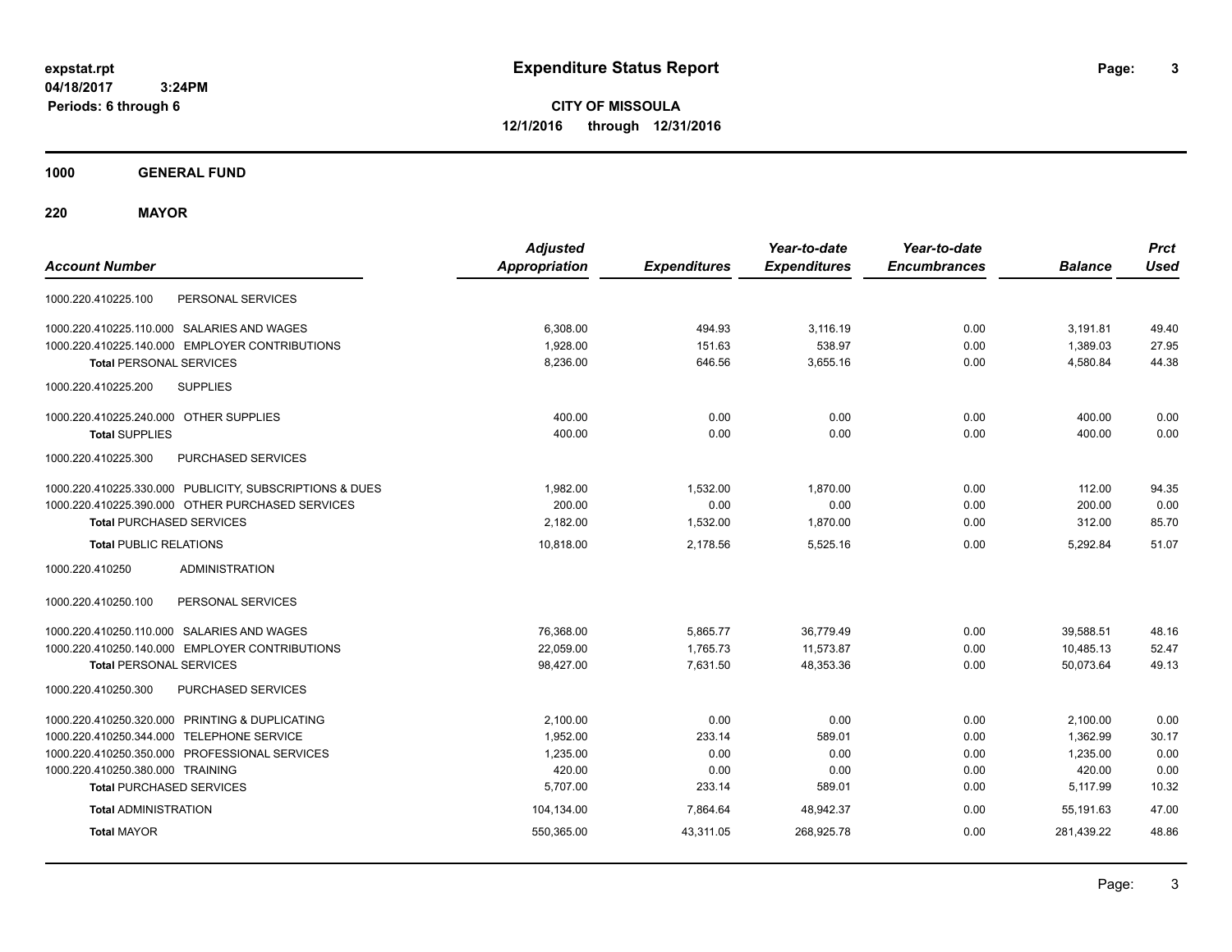# Expenditure Status Report

**CITY OF MISSOULA**

**12/1/2016 through 12/31/2016**

expstat.rpt
04/18/2017 3:24PM
Periods: 6 through 6

**1000 GENERAL FUND**

**220 MAYOR**

| Account Number | | Adjusted Appropriation | Expenditures | Year-to-date Expenditures | Year-to-date Encumbrances | Balance | Prct Used |
|---|---|---|---|---|---|---|---|
| 1000.220.410225.100 | PERSONAL SERVICES | | | | | | |
| 1000.220.410225.110.000 | SALARIES AND WAGES | 6,308.00 | 494.93 | 3,116.19 | 0.00 | 3,191.81 | 49.40 |
| 1000.220.410225.140.000 | EMPLOYER CONTRIBUTIONS | 1,928.00 | 151.63 | 538.97 | 0.00 | 1,389.03 | 27.95 |
| **Total** PERSONAL SERVICES | | 8,236.00 | 646.56 | 3,655.16 | 0.00 | 4,580.84 | 44.38 |
| 1000.220.410225.200 | SUPPLIES | | | | | | |
| 1000.220.410225.240.000 | OTHER SUPPLIES | 400.00 | 0.00 | 0.00 | 0.00 | 400.00 | 0.00 |
| **Total** SUPPLIES | | 400.00 | 0.00 | 0.00 | 0.00 | 400.00 | 0.00 |
| 1000.220.410225.300 | PURCHASED SERVICES | | | | | | |
| 1000.220.410225.330.000 | PUBLICITY, SUBSCRIPTIONS & DUES | 1,982.00 | 1,532.00 | 1,870.00 | 0.00 | 112.00 | 94.35 |
| 1000.220.410225.390.000 | OTHER PURCHASED SERVICES | 200.00 | 0.00 | 0.00 | 0.00 | 200.00 | 0.00 |
| **Total** PURCHASED SERVICES | | 2,182.00 | 1,532.00 | 1,870.00 | 0.00 | 312.00 | 85.70 |
| **Total** PUBLIC RELATIONS | | 10,818.00 | 2,178.56 | 5,525.16 | 0.00 | 5,292.84 | 51.07 |
| 1000.220.410250 | ADMINISTRATION | | | | | | |
| 1000.220.410250.100 | PERSONAL SERVICES | | | | | | |
| 1000.220.410250.110.000 | SALARIES AND WAGES | 76,368.00 | 5,865.77 | 36,779.49 | 0.00 | 39,588.51 | 48.16 |
| 1000.220.410250.140.000 | EMPLOYER CONTRIBUTIONS | 22,059.00 | 1,765.73 | 11,573.87 | 0.00 | 10,485.13 | 52.47 |
| **Total** PERSONAL SERVICES | | 98,427.00 | 7,631.50 | 48,353.36 | 0.00 | 50,073.64 | 49.13 |
| 1000.220.410250.300 | PURCHASED SERVICES | | | | | | |
| 1000.220.410250.320.000 | PRINTING & DUPLICATING | 2,100.00 | 0.00 | 0.00 | 0.00 | 2,100.00 | 0.00 |
| 1000.220.410250.344.000 | TELEPHONE SERVICE | 1,952.00 | 233.14 | 589.01 | 0.00 | 1,362.99 | 30.17 |
| 1000.220.410250.350.000 | PROFESSIONAL SERVICES | 1,235.00 | 0.00 | 0.00 | 0.00 | 1,235.00 | 0.00 |
| 1000.220.410250.380.000 | TRAINING | 420.00 | 0.00 | 0.00 | 0.00 | 420.00 | 0.00 |
| **Total** PURCHASED SERVICES | | 5,707.00 | 233.14 | 589.01 | 0.00 | 5,117.99 | 10.32 |
| **Total** ADMINISTRATION | | 104,134.00 | 7,864.64 | 48,942.37 | 0.00 | 55,191.63 | 47.00 |
| **Total** MAYOR | | 550,365.00 | 43,311.05 | 268,925.78 | 0.00 | 281,439.22 | 48.86 |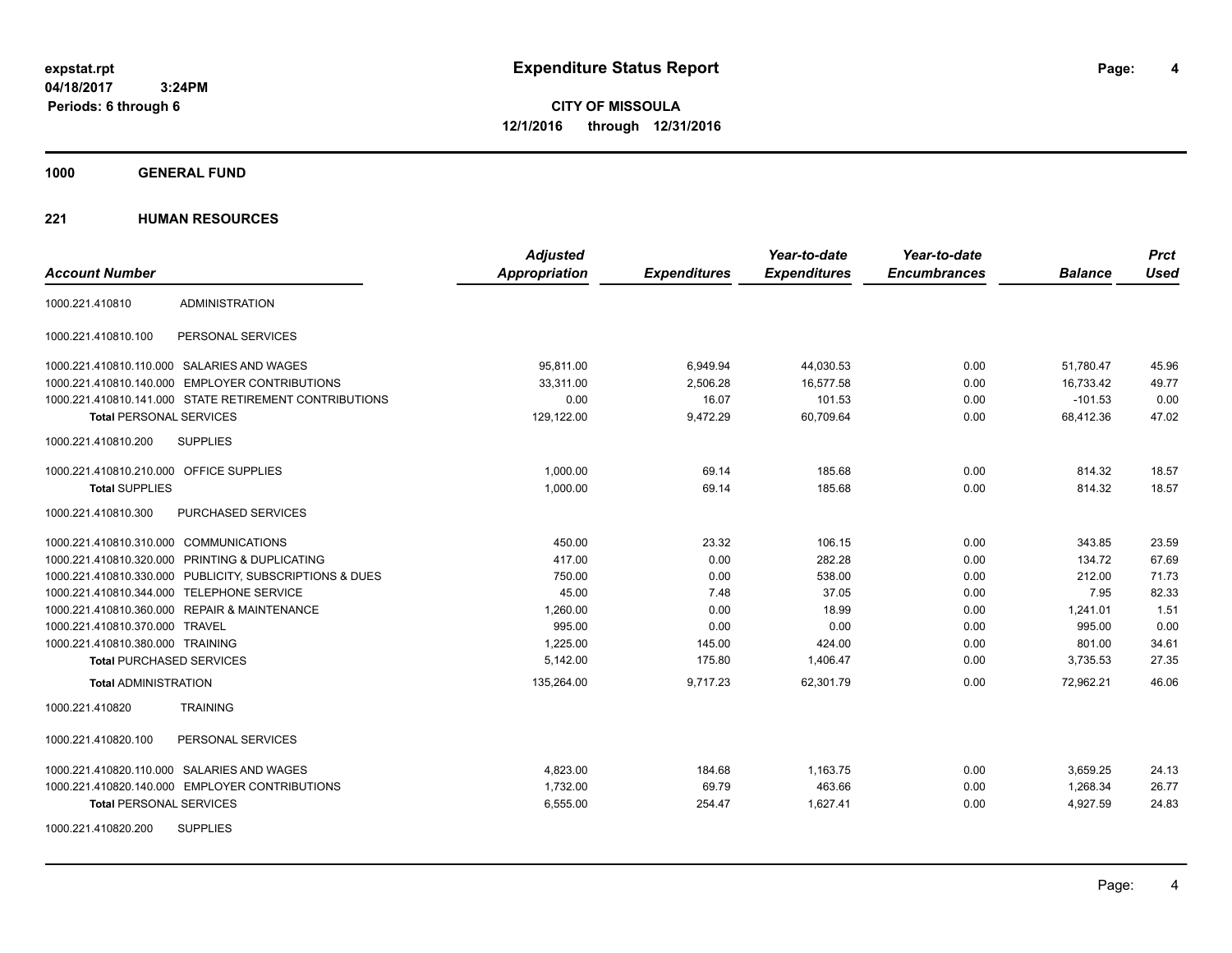**expstat.rpt**
**04/18/2017 3:24PM**
**Periods: 6 through 6**

# Expenditure Status Report

**CITY OF MISSOULA**
**12/1/2016 through 12/31/2016**

## 1000 GENERAL FUND

## 221 HUMAN RESOURCES

| Account Number | | Adjusted Appropriation | Expenditures | Year-to-date Expenditures | Year-to-date Encumbrances | Balance | Prct Used |
|---|---|---|---|---|---|---|---|
| 1000.221.410810 | ADMINISTRATION | | | | | | |
| 1000.221.410810.100 | PERSONAL SERVICES | | | | | | |
| 1000.221.410810.110.000 | SALARIES AND WAGES | 95,811.00 | 6,949.94 | 44,030.53 | 0.00 | 51,780.47 | 45.96 |
| 1000.221.410810.140.000 | EMPLOYER CONTRIBUTIONS | 33,311.00 | 2,506.28 | 16,577.58 | 0.00 | 16,733.42 | 49.77 |
| 1000.221.410810.141.000 | STATE RETIREMENT CONTRIBUTIONS | 0.00 | 16.07 | 101.53 | 0.00 | -101.53 | 0.00 |
| **Total** PERSONAL SERVICES | | 129,122.00 | 9,472.29 | 60,709.64 | 0.00 | 68,412.36 | 47.02 |
| 1000.221.410810.200 | SUPPLIES | | | | | | |
| 1000.221.410810.210.000 | OFFICE SUPPLIES | 1,000.00 | 69.14 | 185.68 | 0.00 | 814.32 | 18.57 |
| **Total** SUPPLIES | | 1,000.00 | 69.14 | 185.68 | 0.00 | 814.32 | 18.57 |
| 1000.221.410810.300 | PURCHASED SERVICES | | | | | | |
| 1000.221.410810.310.000 | COMMUNICATIONS | 450.00 | 23.32 | 106.15 | 0.00 | 343.85 | 23.59 |
| 1000.221.410810.320.000 | PRINTING & DUPLICATING | 417.00 | 0.00 | 282.28 | 0.00 | 134.72 | 67.69 |
| 1000.221.410810.330.000 | PUBLICITY, SUBSCRIPTIONS & DUES | 750.00 | 0.00 | 538.00 | 0.00 | 212.00 | 71.73 |
| 1000.221.410810.344.000 | TELEPHONE SERVICE | 45.00 | 7.48 | 37.05 | 0.00 | 7.95 | 82.33 |
| 1000.221.410810.360.000 | REPAIR & MAINTENANCE | 1,260.00 | 0.00 | 18.99 | 0.00 | 1,241.01 | 1.51 |
| 1000.221.410810.370.000 | TRAVEL | 995.00 | 0.00 | 0.00 | 0.00 | 995.00 | 0.00 |
| 1000.221.410810.380.000 | TRAINING | 1,225.00 | 145.00 | 424.00 | 0.00 | 801.00 | 34.61 |
| **Total** PURCHASED SERVICES | | 5,142.00 | 175.80 | 1,406.47 | 0.00 | 3,735.53 | 27.35 |
| **Total** ADMINISTRATION | | 135,264.00 | 9,717.23 | 62,301.79 | 0.00 | 72,962.21 | 46.06 |
| 1000.221.410820 | TRAINING | | | | | | |
| 1000.221.410820.100 | PERSONAL SERVICES | | | | | | |
| 1000.221.410820.110.000 | SALARIES AND WAGES | 4,823.00 | 184.68 | 1,163.75 | 0.00 | 3,659.25 | 24.13 |
| 1000.221.410820.140.000 | EMPLOYER CONTRIBUTIONS | 1,732.00 | 69.79 | 463.66 | 0.00 | 1,268.34 | 26.77 |
| **Total** PERSONAL SERVICES | | 6,555.00 | 254.47 | 1,627.41 | 0.00 | 4,927.59 | 24.83 |
| 1000.221.410820.200 | SUPPLIES | | | | | | |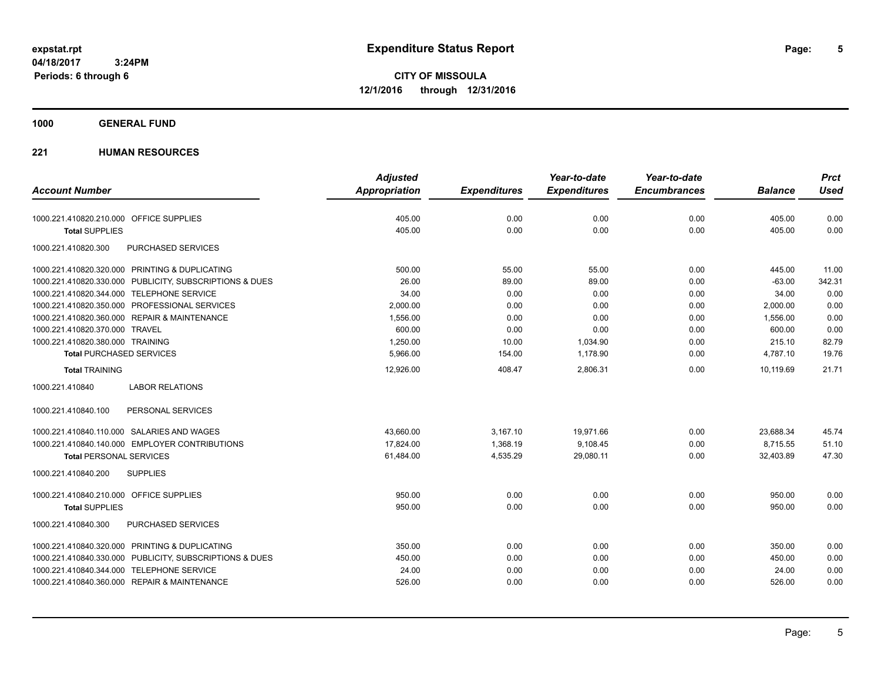# Expenditure Status Report

**expstat.rpt**
**04/18/2017 3:24PM**
**Periods: 6 through 6**

**CITY OF MISSOULA**
**12/1/2016 through 12/31/2016**

**1000 GENERAL FUND**

**221 HUMAN RESOURCES**

| Account Number | Adjusted Appropriation | Expenditures | Year-to-date Expenditures | Year-to-date Encumbrances | Balance | Prct Used |
|---|---|---|---|---|---|---|
| 1000.221.410820.210.000 OFFICE SUPPLIES | 405.00 | 0.00 | 0.00 | 0.00 | 405.00 | 0.00 |
| **Total** SUPPLIES | 405.00 | 0.00 | 0.00 | 0.00 | 405.00 | 0.00 |
| 1000.221.410820.300 PURCHASED SERVICES | | | | | | |
| 1000.221.410820.320.000 PRINTING & DUPLICATING | 500.00 | 55.00 | 55.00 | 0.00 | 445.00 | 11.00 |
| 1000.221.410820.330.000 PUBLICITY, SUBSCRIPTIONS & DUES | 26.00 | 89.00 | 89.00 | 0.00 | -63.00 | 342.31 |
| 1000.221.410820.344.000 TELEPHONE SERVICE | 34.00 | 0.00 | 0.00 | 0.00 | 34.00 | 0.00 |
| 1000.221.410820.350.000 PROFESSIONAL SERVICES | 2,000.00 | 0.00 | 0.00 | 0.00 | 2,000.00 | 0.00 |
| 1000.221.410820.360.000 REPAIR & MAINTENANCE | 1,556.00 | 0.00 | 0.00 | 0.00 | 1,556.00 | 0.00 |
| 1000.221.410820.370.000 TRAVEL | 600.00 | 0.00 | 0.00 | 0.00 | 600.00 | 0.00 |
| 1000.221.410820.380.000 TRAINING | 1,250.00 | 10.00 | 1,034.90 | 0.00 | 215.10 | 82.79 |
| **Total** PURCHASED SERVICES | 5,966.00 | 154.00 | 1,178.90 | 0.00 | 4,787.10 | 19.76 |
| **Total** TRAINING | 12,926.00 | 408.47 | 2,806.31 | 0.00 | 10,119.69 | 21.71 |
| 1000.221.410840 LABOR RELATIONS | | | | | | |
| 1000.221.410840.100 PERSONAL SERVICES | | | | | | |
| 1000.221.410840.110.000 SALARIES AND WAGES | 43,660.00 | 3,167.10 | 19,971.66 | 0.00 | 23,688.34 | 45.74 |
| 1000.221.410840.140.000 EMPLOYER CONTRIBUTIONS | 17,824.00 | 1,368.19 | 9,108.45 | 0.00 | 8,715.55 | 51.10 |
| **Total** PERSONAL SERVICES | 61,484.00 | 4,535.29 | 29,080.11 | 0.00 | 32,403.89 | 47.30 |
| 1000.221.410840.200 SUPPLIES | | | | | | |
| 1000.221.410840.210.000 OFFICE SUPPLIES | 950.00 | 0.00 | 0.00 | 0.00 | 950.00 | 0.00 |
| **Total** SUPPLIES | 950.00 | 0.00 | 0.00 | 0.00 | 950.00 | 0.00 |
| 1000.221.410840.300 PURCHASED SERVICES | | | | | | |
| 1000.221.410840.320.000 PRINTING & DUPLICATING | 350.00 | 0.00 | 0.00 | 0.00 | 350.00 | 0.00 |
| 1000.221.410840.330.000 PUBLICITY, SUBSCRIPTIONS & DUES | 450.00 | 0.00 | 0.00 | 0.00 | 450.00 | 0.00 |
| 1000.221.410840.344.000 TELEPHONE SERVICE | 24.00 | 0.00 | 0.00 | 0.00 | 24.00 | 0.00 |
| 1000.221.410840.360.000 REPAIR & MAINTENANCE | 526.00 | 0.00 | 0.00 | 0.00 | 526.00 | 0.00 |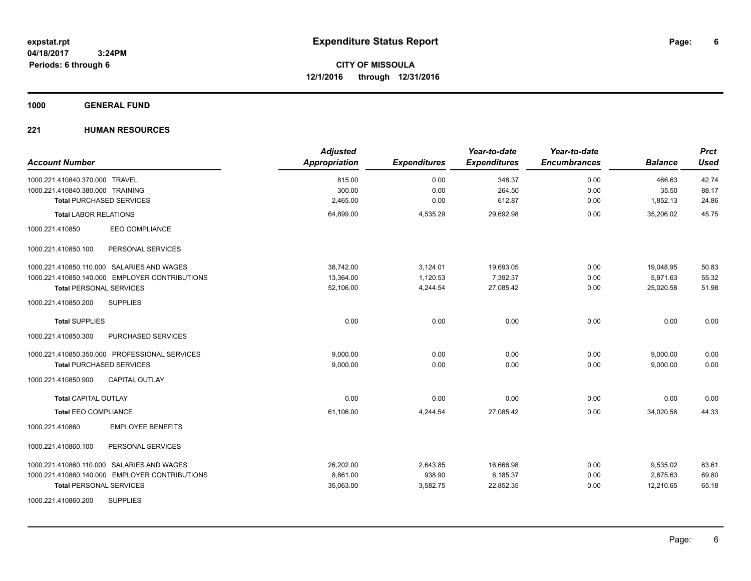# Expenditure Status Report

expstat.rpt
04/18/2017 3:24PM
Periods: 6 through 6

**CITY OF MISSOULA**
**12/1/2016 through 12/31/2016**

## 1000 GENERAL FUND

### 221 HUMAN RESOURCES

| Account Number | Adjusted Appropriation | Expenditures | Year-to-date Expenditures | Year-to-date Encumbrances | Balance | Prct Used |
|---|---|---|---|---|---|---|
| 1000.221.410840.370.000 TRAVEL | 815.00 | 0.00 | 348.37 | 0.00 | 466.63 | 42.74 |
| 1000.221.410840.380.000 TRAINING | 300.00 | 0.00 | 264.50 | 0.00 | 35.50 | 88.17 |
| **Total** PURCHASED SERVICES | 2,465.00 | 0.00 | 612.87 | 0.00 | 1,852.13 | 24.86 |
| **Total** LABOR RELATIONS | 64,899.00 | 4,535.29 | 29,692.98 | 0.00 | 35,206.02 | 45.75 |
| 1000.221.410850 EEO COMPLIANCE | | | | | | |
| 1000.221.410850.100 PERSONAL SERVICES | | | | | | |
| 1000.221.410850.110.000 SALARIES AND WAGES | 38,742.00 | 3,124.01 | 19,693.05 | 0.00 | 19,048.95 | 50.83 |
| 1000.221.410850.140.000 EMPLOYER CONTRIBUTIONS | 13,364.00 | 1,120.53 | 7,392.37 | 0.00 | 5,971.63 | 55.32 |
| **Total** PERSONAL SERVICES | 52,106.00 | 4,244.54 | 27,085.42 | 0.00 | 25,020.58 | 51.98 |
| 1000.221.410850.200 SUPPLIES | | | | | | |
| **Total** SUPPLIES | 0.00 | 0.00 | 0.00 | 0.00 | 0.00 | 0.00 |
| 1000.221.410850.300 PURCHASED SERVICES | | | | | | |
| 1000.221.410850.350.000 PROFESSIONAL SERVICES | 9,000.00 | 0.00 | 0.00 | 0.00 | 9,000.00 | 0.00 |
| **Total** PURCHASED SERVICES | 9,000.00 | 0.00 | 0.00 | 0.00 | 9,000.00 | 0.00 |
| 1000.221.410850.900 CAPITAL OUTLAY | | | | | | |
| **Total** CAPITAL OUTLAY | 0.00 | 0.00 | 0.00 | 0.00 | 0.00 | 0.00 |
| **Total** EEO COMPLIANCE | 61,106.00 | 4,244.54 | 27,085.42 | 0.00 | 34,020.58 | 44.33 |
| 1000.221.410860 EMPLOYEE BENEFITS | | | | | | |
| 1000.221.410860.100 PERSONAL SERVICES | | | | | | |
| 1000.221.410860.110.000 SALARIES AND WAGES | 26,202.00 | 2,643.85 | 16,666.98 | 0.00 | 9,535.02 | 63.61 |
| 1000.221.410860.140.000 EMPLOYER CONTRIBUTIONS | 8,861.00 | 938.90 | 6,185.37 | 0.00 | 2,675.63 | 69.80 |
| **Total** PERSONAL SERVICES | 35,063.00 | 3,582.75 | 22,852.35 | 0.00 | 12,210.65 | 65.18 |
| 1000.221.410860.200 SUPPLIES | | | | | | |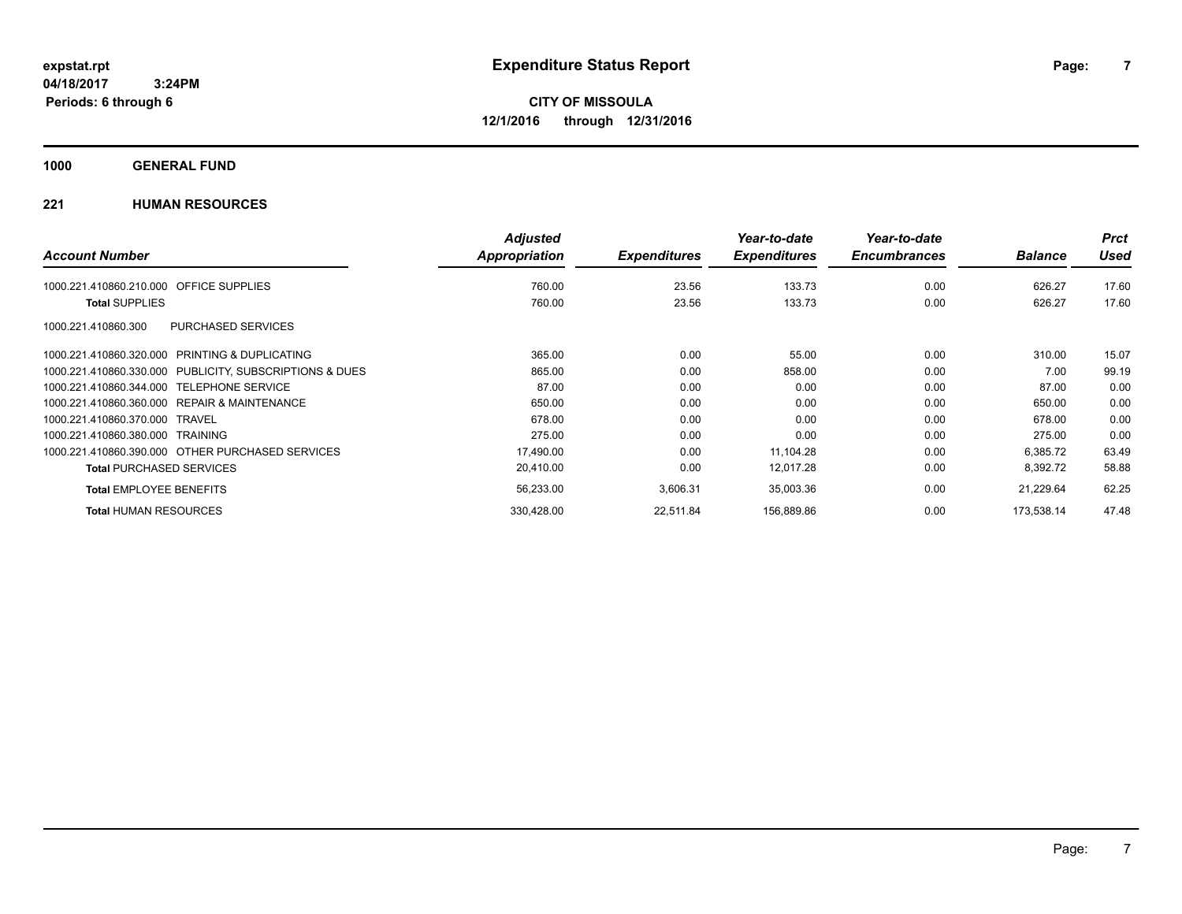# Expenditure Status Report

expstat.rpt
04/18/2017 3:24PM
Periods: 6 through 6

**CITY OF MISSOULA**
**12/1/2016 through 12/31/2016**

## 1000 GENERAL FUND

### 221 HUMAN RESOURCES

| Account Number | Adjusted Appropriation | Expenditures | Year-to-date Expenditures | Year-to-date Encumbrances | Balance | Prct Used |
|---|---|---|---|---|---|---|
| 1000.221.410860.210.000 OFFICE SUPPLIES | 760.00 | 23.56 | 133.73 | 0.00 | 626.27 | 17.60 |
| **Total** SUPPLIES | 760.00 | 23.56 | 133.73 | 0.00 | 626.27 | 17.60 |
| 1000.221.410860.300 PURCHASED SERVICES | | | | | | |
| 1000.221.410860.320.000 PRINTING & DUPLICATING | 365.00 | 0.00 | 55.00 | 0.00 | 310.00 | 15.07 |
| 1000.221.410860.330.000 PUBLICITY, SUBSCRIPTIONS & DUES | 865.00 | 0.00 | 858.00 | 0.00 | 7.00 | 99.19 |
| 1000.221.410860.344.000 TELEPHONE SERVICE | 87.00 | 0.00 | 0.00 | 0.00 | 87.00 | 0.00 |
| 1000.221.410860.360.000 REPAIR & MAINTENANCE | 650.00 | 0.00 | 0.00 | 0.00 | 650.00 | 0.00 |
| 1000.221.410860.370.000 TRAVEL | 678.00 | 0.00 | 0.00 | 0.00 | 678.00 | 0.00 |
| 1000.221.410860.380.000 TRAINING | 275.00 | 0.00 | 0.00 | 0.00 | 275.00 | 0.00 |
| 1000.221.410860.390.000 OTHER PURCHASED SERVICES | 17,490.00 | 0.00 | 11,104.28 | 0.00 | 6,385.72 | 63.49 |
| **Total** PURCHASED SERVICES | 20,410.00 | 0.00 | 12,017.28 | 0.00 | 8,392.72 | 58.88 |
| **Total** EMPLOYEE BENEFITS | 56,233.00 | 3,606.31 | 35,003.36 | 0.00 | 21,229.64 | 62.25 |
| **Total** HUMAN RESOURCES | 330,428.00 | 22,511.84 | 156,889.86 | 0.00 | 173,538.14 | 47.48 |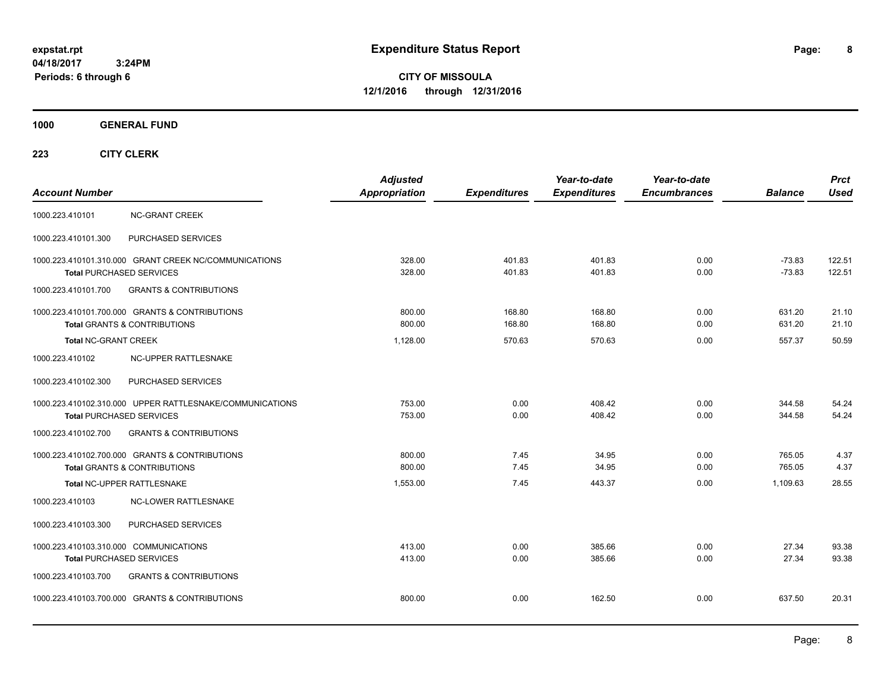**expstat.rpt**
**04/18/2017 3:24PM**
**Periods: 6 through 6**

# Expenditure Status Report

**CITY OF MISSOULA**
**12/1/2016 through 12/31/2016**

## 1000 GENERAL FUND

### 223 CITY CLERK

| Account Number | | Adjusted Appropriation | Expenditures | Year-to-date Expenditures | Year-to-date Encumbrances | Balance | Prct Used |
|---|---|---|---|---|---|---|---|
| 1000.223.410101 | NC-GRANT CREEK | | | | | | |
| 1000.223.410101.300 | PURCHASED SERVICES | | | | | | |
| 1000.223.410101.310.000 | GRANT CREEK NC/COMMUNICATIONS | 328.00 | 401.83 | 401.83 | 0.00 | -73.83 | 122.51 |
| **Total** PURCHASED SERVICES | | 328.00 | 401.83 | 401.83 | 0.00 | -73.83 | 122.51 |
| 1000.223.410101.700 | GRANTS & CONTRIBUTIONS | | | | | | |
| 1000.223.410101.700.000 | GRANTS & CONTRIBUTIONS | 800.00 | 168.80 | 168.80 | 0.00 | 631.20 | 21.10 |
| **Total** GRANTS & CONTRIBUTIONS | | 800.00 | 168.80 | 168.80 | 0.00 | 631.20 | 21.10 |
| **Total** NC-GRANT CREEK | | 1,128.00 | 570.63 | 570.63 | 0.00 | 557.37 | 50.59 |
| 1000.223.410102 | NC-UPPER RATTLESNAKE | | | | | | |
| 1000.223.410102.300 | PURCHASED SERVICES | | | | | | |
| 1000.223.410102.310.000 | UPPER RATTLESNAKE/COMMUNICATIONS | 753.00 | 0.00 | 408.42 | 0.00 | 344.58 | 54.24 |
| **Total** PURCHASED SERVICES | | 753.00 | 0.00 | 408.42 | 0.00 | 344.58 | 54.24 |
| 1000.223.410102.700 | GRANTS & CONTRIBUTIONS | | | | | | |
| 1000.223.410102.700.000 | GRANTS & CONTRIBUTIONS | 800.00 | 7.45 | 34.95 | 0.00 | 765.05 | 4.37 |
| **Total** GRANTS & CONTRIBUTIONS | | 800.00 | 7.45 | 34.95 | 0.00 | 765.05 | 4.37 |
| **Total** NC-UPPER RATTLESNAKE | | 1,553.00 | 7.45 | 443.37 | 0.00 | 1,109.63 | 28.55 |
| 1000.223.410103 | NC-LOWER RATTLESNAKE | | | | | | |
| 1000.223.410103.300 | PURCHASED SERVICES | | | | | | |
| 1000.223.410103.310.000 | COMMUNICATIONS | 413.00 | 0.00 | 385.66 | 0.00 | 27.34 | 93.38 |
| **Total** PURCHASED SERVICES | | 413.00 | 0.00 | 385.66 | 0.00 | 27.34 | 93.38 |
| 1000.223.410103.700 | GRANTS & CONTRIBUTIONS | | | | | | |
| 1000.223.410103.700.000 | GRANTS & CONTRIBUTIONS | 800.00 | 0.00 | 162.50 | 0.00 | 637.50 | 20.31 |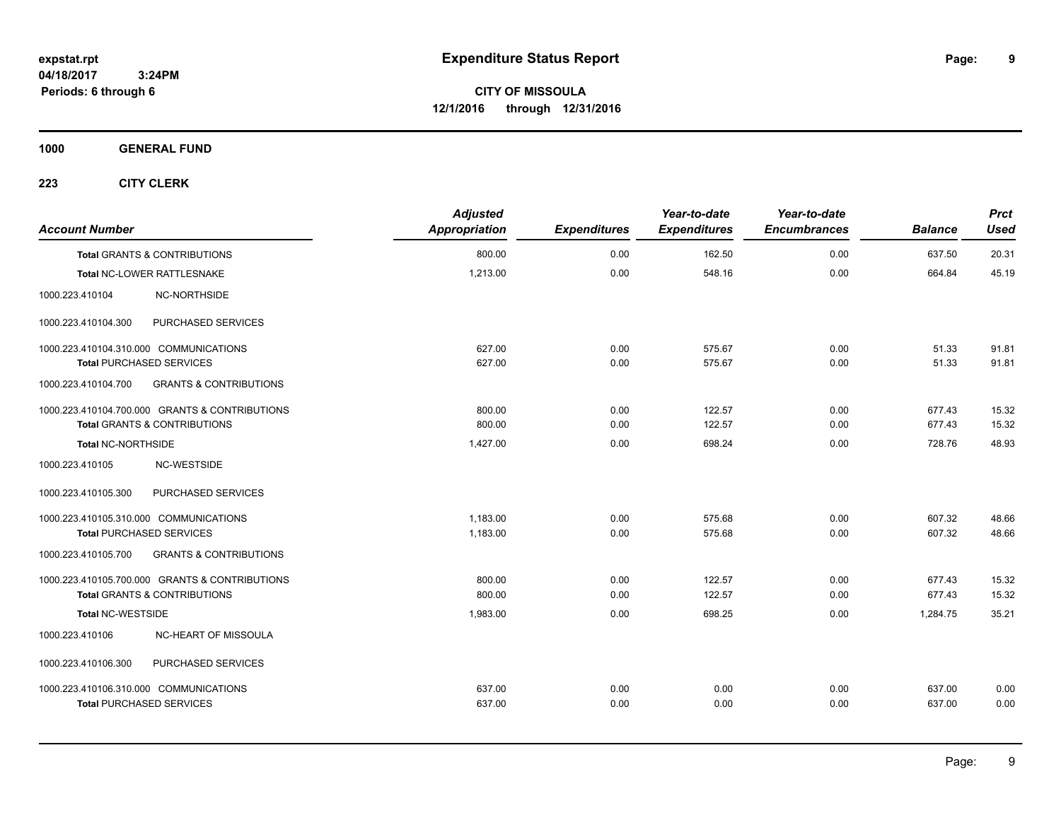expstat.rpt
04/18/2017 3:24PM
Periods: 6 through 6

# Expenditure Status Report

**CITY OF MISSOULA**
**12/1/2016 through 12/31/2016**

**1000 GENERAL FUND**

**223 CITY CLERK**

| Account Number | | Adjusted Appropriation | Expenditures | Year-to-date Expenditures | Year-to-date Encumbrances | Balance | Prct Used |
|---|---|---|---|---|---|---|---|
| Total GRANTS & CONTRIBUTIONS | | 800.00 | 0.00 | 162.50 | 0.00 | 637.50 | 20.31 |
| Total NC-LOWER RATTLESNAKE | | 1,213.00 | 0.00 | 548.16 | 0.00 | 664.84 | 45.19 |
| 1000.223.410104 | NC-NORTHSIDE | | | | | | |
| 1000.223.410104.300 | PURCHASED SERVICES | | | | | | |
| 1000.223.410104.310.000 COMMUNICATIONS | | 627.00 | 0.00 | 575.67 | 0.00 | 51.33 | 91.81 |
| Total PURCHASED SERVICES | | 627.00 | 0.00 | 575.67 | 0.00 | 51.33 | 91.81 |
| 1000.223.410104.700 | GRANTS & CONTRIBUTIONS | | | | | | |
| 1000.223.410104.700.000 GRANTS & CONTRIBUTIONS | | 800.00 | 0.00 | 122.57 | 0.00 | 677.43 | 15.32 |
| Total GRANTS & CONTRIBUTIONS | | 800.00 | 0.00 | 122.57 | 0.00 | 677.43 | 15.32 |
| Total NC-NORTHSIDE | | 1,427.00 | 0.00 | 698.24 | 0.00 | 728.76 | 48.93 |
| 1000.223.410105 | NC-WESTSIDE | | | | | | |
| 1000.223.410105.300 | PURCHASED SERVICES | | | | | | |
| 1000.223.410105.310.000 COMMUNICATIONS | | 1,183.00 | 0.00 | 575.68 | 0.00 | 607.32 | 48.66 |
| Total PURCHASED SERVICES | | 1,183.00 | 0.00 | 575.68 | 0.00 | 607.32 | 48.66 |
| 1000.223.410105.700 | GRANTS & CONTRIBUTIONS | | | | | | |
| 1000.223.410105.700.000 GRANTS & CONTRIBUTIONS | | 800.00 | 0.00 | 122.57 | 0.00 | 677.43 | 15.32 |
| Total GRANTS & CONTRIBUTIONS | | 800.00 | 0.00 | 122.57 | 0.00 | 677.43 | 15.32 |
| Total NC-WESTSIDE | | 1,983.00 | 0.00 | 698.25 | 0.00 | 1,284.75 | 35.21 |
| 1000.223.410106 | NC-HEART OF MISSOULA | | | | | | |
| 1000.223.410106.300 | PURCHASED SERVICES | | | | | | |
| 1000.223.410106.310.000 COMMUNICATIONS | | 637.00 | 0.00 | 0.00 | 0.00 | 637.00 | 0.00 |
| Total PURCHASED SERVICES | | 637.00 | 0.00 | 0.00 | 0.00 | 637.00 | 0.00 |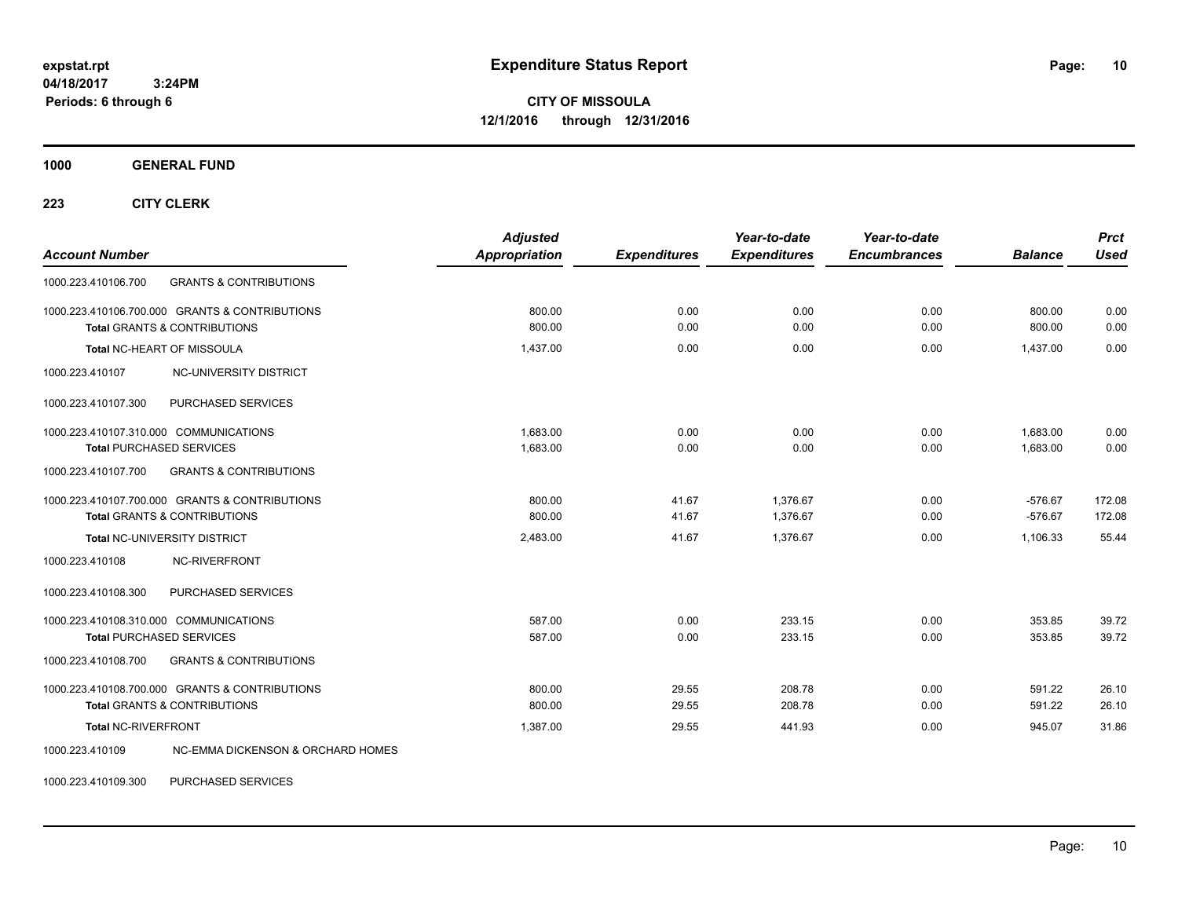expstat.rpt
04/18/2017 3:24PM
Periods: 6 through 6

# Expenditure Status Report

**CITY OF MISSOULA**
**12/1/2016 through 12/31/2016**

**1000 GENERAL FUND**

**223 CITY CLERK**

| Account Number | | Adjusted Appropriation | Expenditures | Year-to-date Expenditures | Year-to-date Encumbrances | Balance | Prct Used |
|---|---|---|---|---|---|---|---|
| 1000.223.410106.700 | GRANTS & CONTRIBUTIONS | | | | | | |
| 1000.223.410106.700.000 | GRANTS & CONTRIBUTIONS | 800.00 | 0.00 | 0.00 | 0.00 | 800.00 | 0.00 |
| **Total** GRANTS & CONTRIBUTIONS | | 800.00 | 0.00 | 0.00 | 0.00 | 800.00 | 0.00 |
| **Total** NC-HEART OF MISSOULA | | 1,437.00 | 0.00 | 0.00 | 0.00 | 1,437.00 | 0.00 |
| 1000.223.410107 | NC-UNIVERSITY DISTRICT | | | | | | |
| 1000.223.410107.300 | PURCHASED SERVICES | | | | | | |
| 1000.223.410107.310.000 | COMMUNICATIONS | 1,683.00 | 0.00 | 0.00 | 0.00 | 1,683.00 | 0.00 |
| **Total** PURCHASED SERVICES | | 1,683.00 | 0.00 | 0.00 | 0.00 | 1,683.00 | 0.00 |
| 1000.223.410107.700 | GRANTS & CONTRIBUTIONS | | | | | | |
| 1000.223.410107.700.000 | GRANTS & CONTRIBUTIONS | 800.00 | 41.67 | 1,376.67 | 0.00 | -576.67 | 172.08 |
| **Total** GRANTS & CONTRIBUTIONS | | 800.00 | 41.67 | 1,376.67 | 0.00 | -576.67 | 172.08 |
| **Total** NC-UNIVERSITY DISTRICT | | 2,483.00 | 41.67 | 1,376.67 | 0.00 | 1,106.33 | 55.44 |
| 1000.223.410108 | NC-RIVERFRONT | | | | | | |
| 1000.223.410108.300 | PURCHASED SERVICES | | | | | | |
| 1000.223.410108.310.000 | COMMUNICATIONS | 587.00 | 0.00 | 233.15 | 0.00 | 353.85 | 39.72 |
| **Total** PURCHASED SERVICES | | 587.00 | 0.00 | 233.15 | 0.00 | 353.85 | 39.72 |
| 1000.223.410108.700 | GRANTS & CONTRIBUTIONS | | | | | | |
| 1000.223.410108.700.000 | GRANTS & CONTRIBUTIONS | 800.00 | 29.55 | 208.78 | 0.00 | 591.22 | 26.10 |
| **Total** GRANTS & CONTRIBUTIONS | | 800.00 | 29.55 | 208.78 | 0.00 | 591.22 | 26.10 |
| **Total** NC-RIVERFRONT | | 1,387.00 | 29.55 | 441.93 | 0.00 | 945.07 | 31.86 |
| 1000.223.410109 | NC-EMMA DICKENSON & ORCHARD HOMES | | | | | | |
| 1000.223.410109.300 | PURCHASED SERVICES | | | | | | |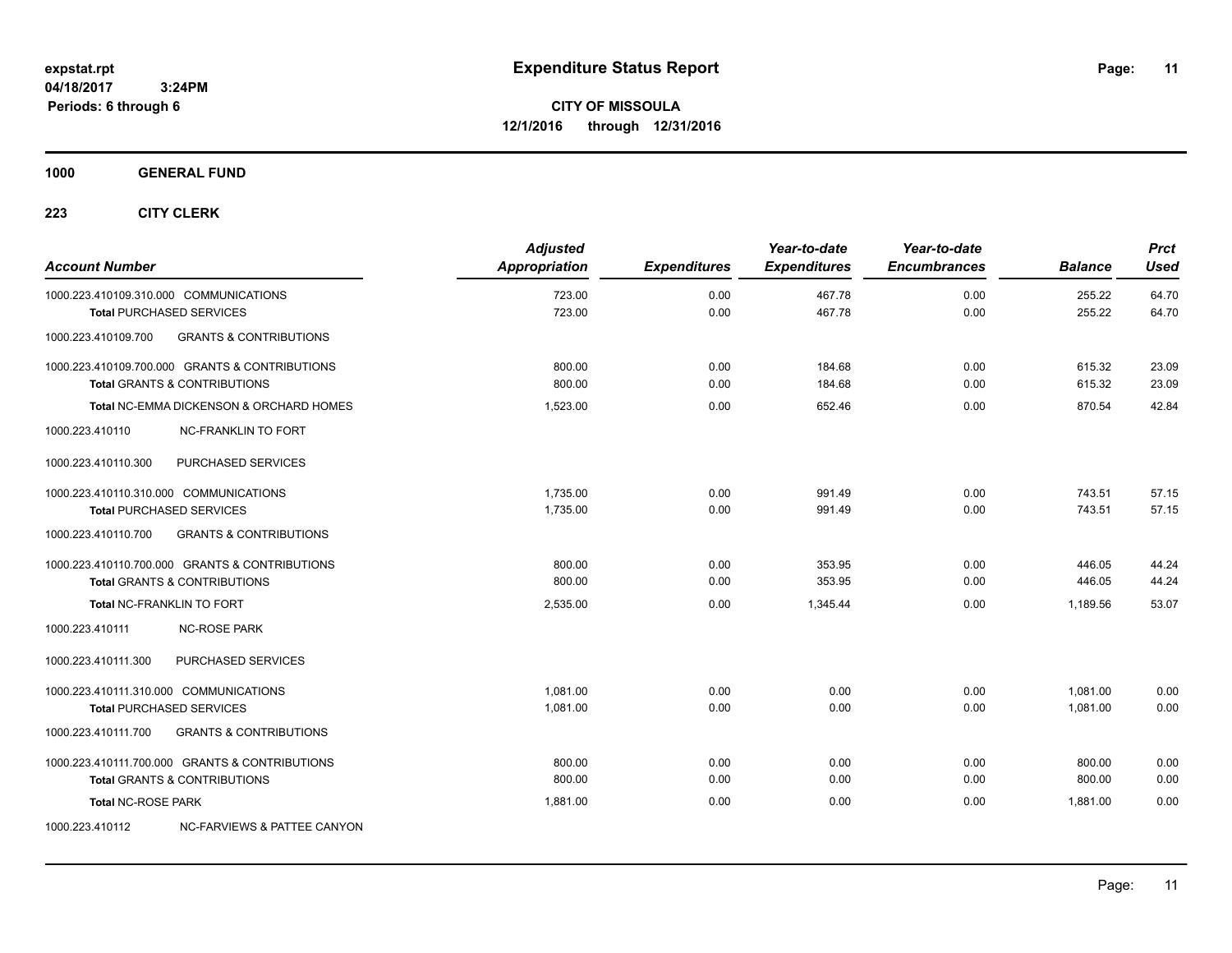**expstat.rpt**
**04/18/2017 3:24PM**
**Periods: 6 through 6**

# Expenditure Status Report

**CITY OF MISSOULA**
**12/1/2016 through 12/31/2016**

## 1000 GENERAL FUND

### 223 CITY CLERK

| Account Number | Adjusted Appropriation | Expenditures | Year-to-date Expenditures | Year-to-date Encumbrances | Balance | Prct Used |
|---|---|---|---|---|---|---|
| 1000.223.410109.310.000 COMMUNICATIONS | 723.00 | 0.00 | 467.78 | 0.00 | 255.22 | 64.70 |
| **Total** PURCHASED SERVICES | 723.00 | 0.00 | 467.78 | 0.00 | 255.22 | 64.70 |
| 1000.223.410109.700 GRANTS & CONTRIBUTIONS | | | | | | |
| 1000.223.410109.700.000 GRANTS & CONTRIBUTIONS | 800.00 | 0.00 | 184.68 | 0.00 | 615.32 | 23.09 |
| **Total** GRANTS & CONTRIBUTIONS | 800.00 | 0.00 | 184.68 | 0.00 | 615.32 | 23.09 |
| **Total** NC-EMMA DICKENSON & ORCHARD HOMES | 1,523.00 | 0.00 | 652.46 | 0.00 | 870.54 | 42.84 |
| 1000.223.410110 NC-FRANKLIN TO FORT | | | | | | |
| 1000.223.410110.300 PURCHASED SERVICES | | | | | | |
| 1000.223.410110.310.000 COMMUNICATIONS | 1,735.00 | 0.00 | 991.49 | 0.00 | 743.51 | 57.15 |
| **Total** PURCHASED SERVICES | 1,735.00 | 0.00 | 991.49 | 0.00 | 743.51 | 57.15 |
| 1000.223.410110.700 GRANTS & CONTRIBUTIONS | | | | | | |
| 1000.223.410110.700.000 GRANTS & CONTRIBUTIONS | 800.00 | 0.00 | 353.95 | 0.00 | 446.05 | 44.24 |
| **Total** GRANTS & CONTRIBUTIONS | 800.00 | 0.00 | 353.95 | 0.00 | 446.05 | 44.24 |
| **Total** NC-FRANKLIN TO FORT | 2,535.00 | 0.00 | 1,345.44 | 0.00 | 1,189.56 | 53.07 |
| 1000.223.410111 NC-ROSE PARK | | | | | | |
| 1000.223.410111.300 PURCHASED SERVICES | | | | | | |
| 1000.223.410111.310.000 COMMUNICATIONS | 1,081.00 | 0.00 | 0.00 | 0.00 | 1,081.00 | 0.00 |
| **Total** PURCHASED SERVICES | 1,081.00 | 0.00 | 0.00 | 0.00 | 1,081.00 | 0.00 |
| 1000.223.410111.700 GRANTS & CONTRIBUTIONS | | | | | | |
| 1000.223.410111.700.000 GRANTS & CONTRIBUTIONS | 800.00 | 0.00 | 0.00 | 0.00 | 800.00 | 0.00 |
| **Total** GRANTS & CONTRIBUTIONS | 800.00 | 0.00 | 0.00 | 0.00 | 800.00 | 0.00 |
| **Total** NC-ROSE PARK | 1,881.00 | 0.00 | 0.00 | 0.00 | 1,881.00 | 0.00 |
| 1000.223.410112 NC-FARVIEWS & PATTEE CANYON | | | | | | |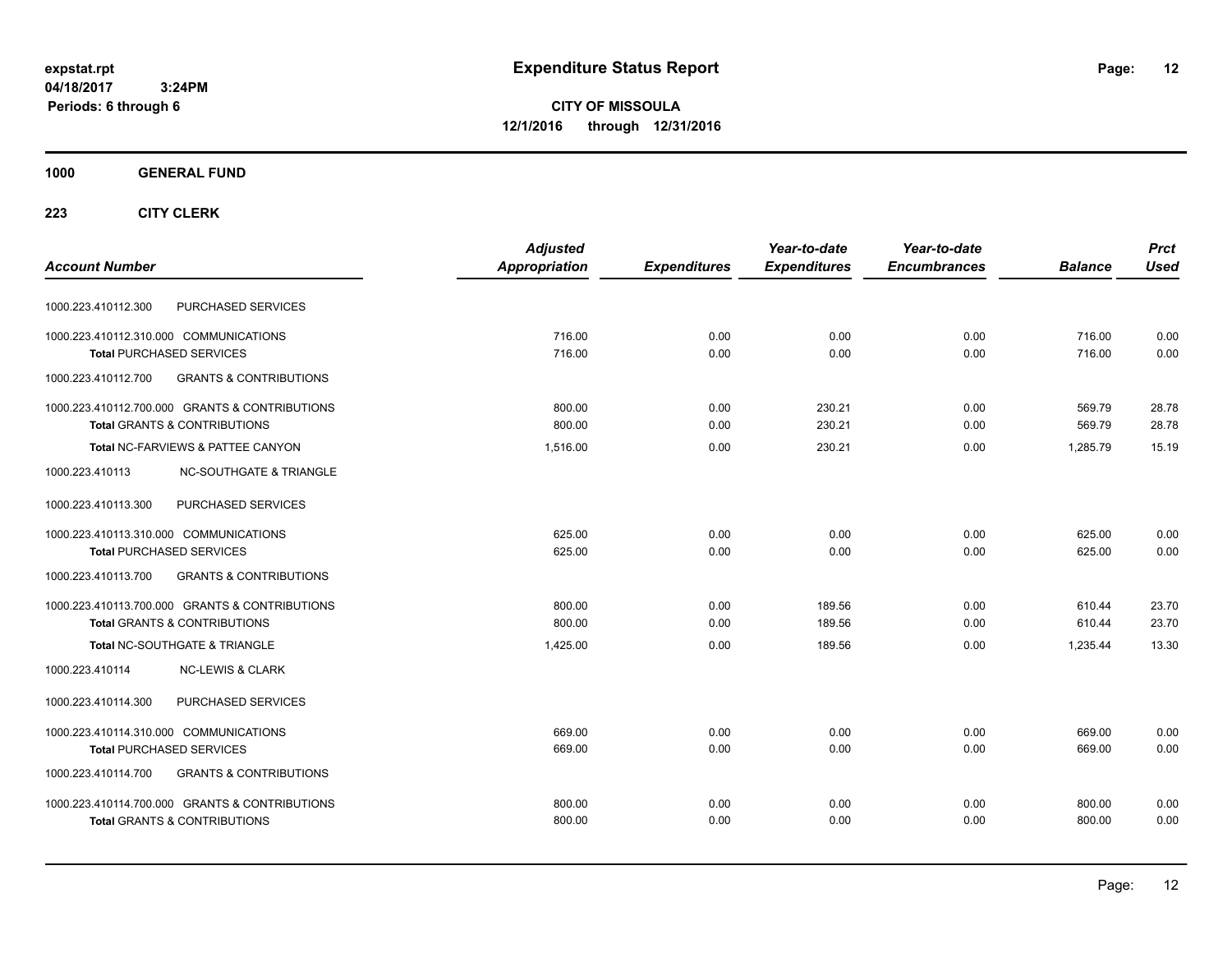**expstat.rpt**
**04/18/2017 3:24PM**
**Periods: 6 through 6**

# Expenditure Status Report

**CITY OF MISSOULA**
**12/1/2016 through 12/31/2016**

**1000 GENERAL FUND**

**223 CITY CLERK**

| Account Number | | Adjusted Appropriation | Expenditures | Year-to-date Expenditures | Year-to-date Encumbrances | Balance | Prct Used |
|---|---|---|---|---|---|---|---|
| 1000.223.410112.300 | PURCHASED SERVICES | | | | | | |
| 1000.223.410112.310.000 | COMMUNICATIONS | 716.00 | 0.00 | 0.00 | 0.00 | 716.00 | 0.00 |
| **Total** PURCHASED SERVICES | | 716.00 | 0.00 | 0.00 | 0.00 | 716.00 | 0.00 |
| 1000.223.410112.700 | GRANTS & CONTRIBUTIONS | | | | | | |
| 1000.223.410112.700.000 | GRANTS & CONTRIBUTIONS | 800.00 | 0.00 | 230.21 | 0.00 | 569.79 | 28.78 |
| **Total** GRANTS & CONTRIBUTIONS | | 800.00 | 0.00 | 230.21 | 0.00 | 569.79 | 28.78 |
| **Total** NC-FARVIEWS & PATTEE CANYON | | 1,516.00 | 0.00 | 230.21 | 0.00 | 1,285.79 | 15.19 |
| 1000.223.410113 | NC-SOUTHGATE & TRIANGLE | | | | | | |
| 1000.223.410113.300 | PURCHASED SERVICES | | | | | | |
| 1000.223.410113.310.000 | COMMUNICATIONS | 625.00 | 0.00 | 0.00 | 0.00 | 625.00 | 0.00 |
| **Total** PURCHASED SERVICES | | 625.00 | 0.00 | 0.00 | 0.00 | 625.00 | 0.00 |
| 1000.223.410113.700 | GRANTS & CONTRIBUTIONS | | | | | | |
| 1000.223.410113.700.000 | GRANTS & CONTRIBUTIONS | 800.00 | 0.00 | 189.56 | 0.00 | 610.44 | 23.70 |
| **Total** GRANTS & CONTRIBUTIONS | | 800.00 | 0.00 | 189.56 | 0.00 | 610.44 | 23.70 |
| **Total** NC-SOUTHGATE & TRIANGLE | | 1,425.00 | 0.00 | 189.56 | 0.00 | 1,235.44 | 13.30 |
| 1000.223.410114 | NC-LEWIS & CLARK | | | | | | |
| 1000.223.410114.300 | PURCHASED SERVICES | | | | | | |
| 1000.223.410114.310.000 | COMMUNICATIONS | 669.00 | 0.00 | 0.00 | 0.00 | 669.00 | 0.00 |
| **Total** PURCHASED SERVICES | | 669.00 | 0.00 | 0.00 | 0.00 | 669.00 | 0.00 |
| 1000.223.410114.700 | GRANTS & CONTRIBUTIONS | | | | | | |
| 1000.223.410114.700.000 | GRANTS & CONTRIBUTIONS | 800.00 | 0.00 | 0.00 | 0.00 | 800.00 | 0.00 |
| **Total** GRANTS & CONTRIBUTIONS | | 800.00 | 0.00 | 0.00 | 0.00 | 800.00 | 0.00 |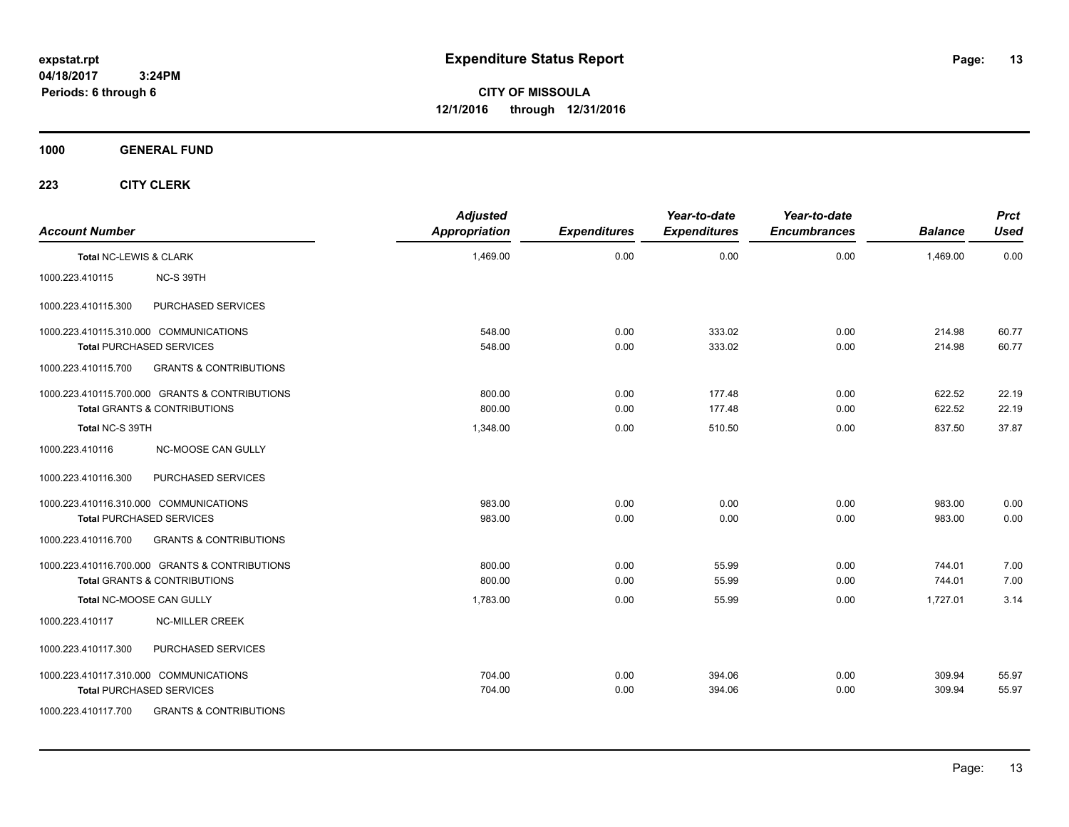**expstat.rpt**
**04/18/2017 3:24PM**
**Periods: 6 through 6**

# Expenditure Status Report

**CITY OF MISSOULA**
**12/1/2016 through 12/31/2016**

## 1000 GENERAL FUND

### 223 CITY CLERK

| Account Number | | Adjusted Appropriation | Expenditures | Year-to-date Expenditures | Year-to-date Encumbrances | Balance | Prct Used |
|---|---|---|---|---|---|---|---|
| **Total** NC-LEWIS & CLARK | | 1,469.00 | 0.00 | 0.00 | 0.00 | 1,469.00 | 0.00 |
| 1000.223.410115 | NC-S 39TH | | | | | | |
| 1000.223.410115.300 | PURCHASED SERVICES | | | | | | |
| 1000.223.410115.310.000 COMMUNICATIONS | | 548.00 | 0.00 | 333.02 | 0.00 | 214.98 | 60.77 |
| **Total** PURCHASED SERVICES | | 548.00 | 0.00 | 333.02 | 0.00 | 214.98 | 60.77 |
| 1000.223.410115.700 | GRANTS & CONTRIBUTIONS | | | | | | |
| 1000.223.410115.700.000 GRANTS & CONTRIBUTIONS | | 800.00 | 0.00 | 177.48 | 0.00 | 622.52 | 22.19 |
| **Total** GRANTS & CONTRIBUTIONS | | 800.00 | 0.00 | 177.48 | 0.00 | 622.52 | 22.19 |
| **Total** NC-S 39TH | | 1,348.00 | 0.00 | 510.50 | 0.00 | 837.50 | 37.87 |
| 1000.223.410116 | NC-MOOSE CAN GULLY | | | | | | |
| 1000.223.410116.300 | PURCHASED SERVICES | | | | | | |
| 1000.223.410116.310.000 COMMUNICATIONS | | 983.00 | 0.00 | 0.00 | 0.00 | 983.00 | 0.00 |
| **Total** PURCHASED SERVICES | | 983.00 | 0.00 | 0.00 | 0.00 | 983.00 | 0.00 |
| 1000.223.410116.700 | GRANTS & CONTRIBUTIONS | | | | | | |
| 1000.223.410116.700.000 GRANTS & CONTRIBUTIONS | | 800.00 | 0.00 | 55.99 | 0.00 | 744.01 | 7.00 |
| **Total** GRANTS & CONTRIBUTIONS | | 800.00 | 0.00 | 55.99 | 0.00 | 744.01 | 7.00 |
| **Total** NC-MOOSE CAN GULLY | | 1,783.00 | 0.00 | 55.99 | 0.00 | 1,727.01 | 3.14 |
| 1000.223.410117 | NC-MILLER CREEK | | | | | | |
| 1000.223.410117.300 | PURCHASED SERVICES | | | | | | |
| 1000.223.410117.310.000 COMMUNICATIONS | | 704.00 | 0.00 | 394.06 | 0.00 | 309.94 | 55.97 |
| **Total** PURCHASED SERVICES | | 704.00 | 0.00 | 394.06 | 0.00 | 309.94 | 55.97 |
| 1000.223.410117.700 | GRANTS & CONTRIBUTIONS | | | | | | |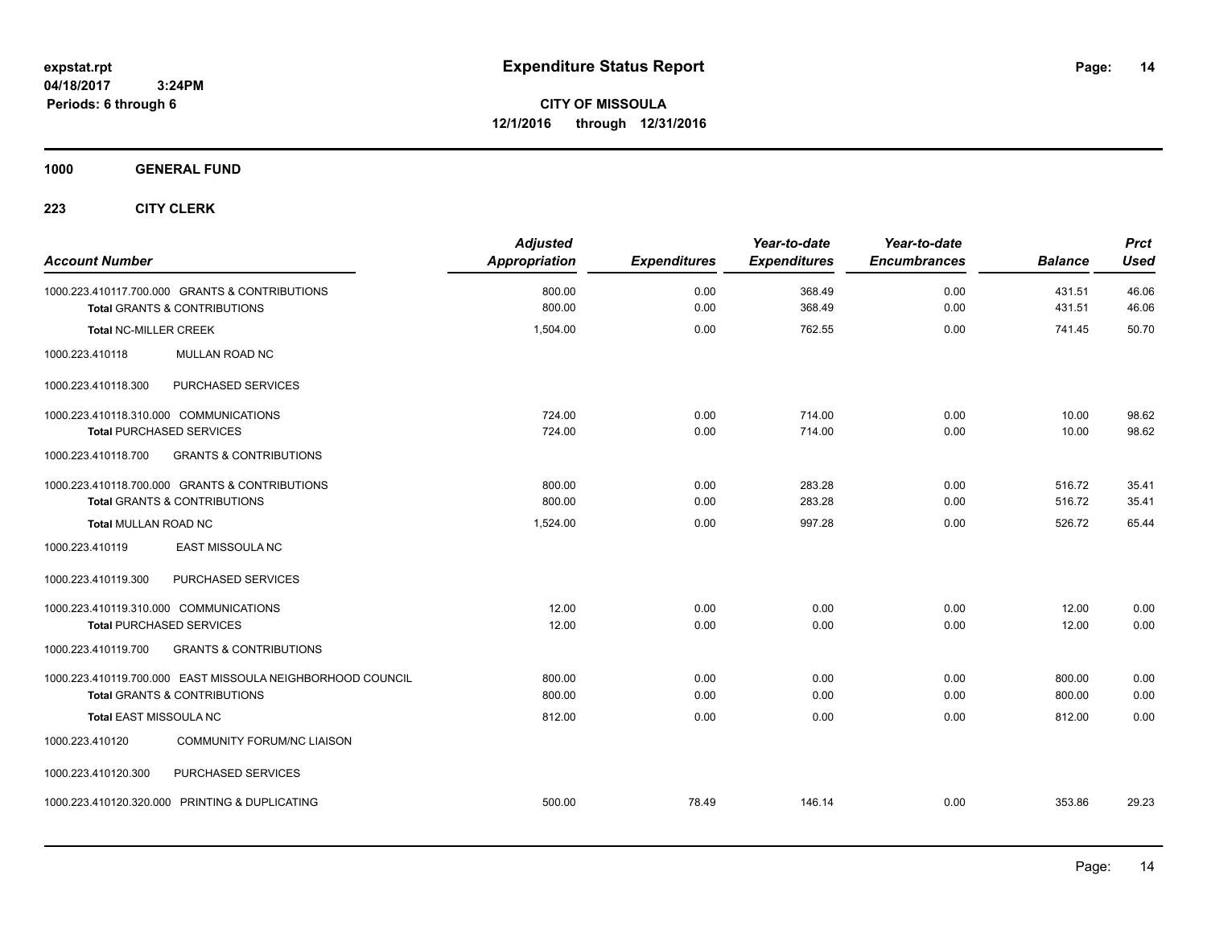expstat.rpt
04/18/2017 3:24PM
Periods: 6 through 6

# Expenditure Status Report

**CITY OF MISSOULA**
**12/1/2016 through 12/31/2016**

## 1000 GENERAL FUND

### 223 CITY CLERK

| Account Number | Adjusted Appropriation | Expenditures | Year-to-date Expenditures | Year-to-date Encumbrances | Balance | Prct Used |
|---|---|---|---|---|---|---|
| 1000.223.410117.700.000 GRANTS & CONTRIBUTIONS | 800.00 | 0.00 | 368.49 | 0.00 | 431.51 | 46.06 |
| **Total** GRANTS & CONTRIBUTIONS | 800.00 | 0.00 | 368.49 | 0.00 | 431.51 | 46.06 |
| **Total** NC-MILLER CREEK | 1,504.00 | 0.00 | 762.55 | 0.00 | 741.45 | 50.70 |
| 1000.223.410118 MULLAN ROAD NC | | | | | | |
| 1000.223.410118.300 PURCHASED SERVICES | | | | | | |
| 1000.223.410118.310.000 COMMUNICATIONS | 724.00 | 0.00 | 714.00 | 0.00 | 10.00 | 98.62 |
| **Total** PURCHASED SERVICES | 724.00 | 0.00 | 714.00 | 0.00 | 10.00 | 98.62 |
| 1000.223.410118.700 GRANTS & CONTRIBUTIONS | | | | | | |
| 1000.223.410118.700.000 GRANTS & CONTRIBUTIONS | 800.00 | 0.00 | 283.28 | 0.00 | 516.72 | 35.41 |
| **Total** GRANTS & CONTRIBUTIONS | 800.00 | 0.00 | 283.28 | 0.00 | 516.72 | 35.41 |
| **Total** MULLAN ROAD NC | 1,524.00 | 0.00 | 997.28 | 0.00 | 526.72 | 65.44 |
| 1000.223.410119 EAST MISSOULA NC | | | | | | |
| 1000.223.410119.300 PURCHASED SERVICES | | | | | | |
| 1000.223.410119.310.000 COMMUNICATIONS | 12.00 | 0.00 | 0.00 | 0.00 | 12.00 | 0.00 |
| **Total** PURCHASED SERVICES | 12.00 | 0.00 | 0.00 | 0.00 | 12.00 | 0.00 |
| 1000.223.410119.700 GRANTS & CONTRIBUTIONS | | | | | | |
| 1000.223.410119.700.000 EAST MISSOULA NEIGHBORHOOD COUNCIL | 800.00 | 0.00 | 0.00 | 0.00 | 800.00 | 0.00 |
| **Total** GRANTS & CONTRIBUTIONS | 800.00 | 0.00 | 0.00 | 0.00 | 800.00 | 0.00 |
| **Total** EAST MISSOULA NC | 812.00 | 0.00 | 0.00 | 0.00 | 812.00 | 0.00 |
| 1000.223.410120 COMMUNITY FORUM/NC LIAISON | | | | | | |
| 1000.223.410120.300 PURCHASED SERVICES | | | | | | |
| 1000.223.410120.320.000 PRINTING & DUPLICATING | 500.00 | 78.49 | 146.14 | 0.00 | 353.86 | 29.23 |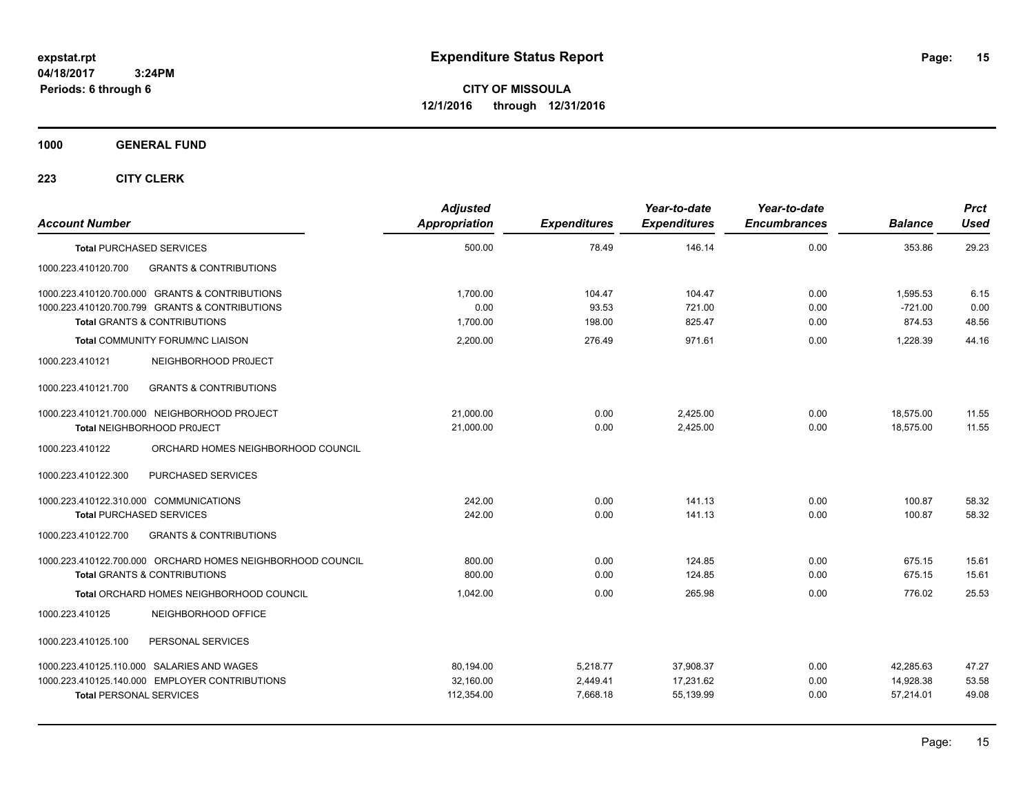# Expenditure Status Report

expstat.rpt
04/18/2017 3:24PM
Periods: 6 through 6

**CITY OF MISSOULA**
**12/1/2016 through 12/31/2016**

**1000 GENERAL FUND**

**223 CITY CLERK**

| Account Number | Adjusted Appropriation | Expenditures | Year-to-date Expenditures | Year-to-date Encumbrances | Balance | Prct Used |
|---|---|---|---|---|---|---|
| **Total** PURCHASED SERVICES | 500.00 | 78.49 | 146.14 | 0.00 | 353.86 | 29.23 |
| 1000.223.410120.700 GRANTS & CONTRIBUTIONS | | | | | | |
| 1000.223.410120.700.000 GRANTS & CONTRIBUTIONS | 1,700.00 | 104.47 | 104.47 | 0.00 | 1,595.53 | 6.15 |
| 1000.223.410120.700.799 GRANTS & CONTRIBUTIONS | 0.00 | 93.53 | 721.00 | 0.00 | -721.00 | 0.00 |
| **Total** GRANTS & CONTRIBUTIONS | 1,700.00 | 198.00 | 825.47 | 0.00 | 874.53 | 48.56 |
| **Total** COMMUNITY FORUM/NC LIAISON | 2,200.00 | 276.49 | 971.61 | 0.00 | 1,228.39 | 44.16 |
| 1000.223.410121 NEIGHBORHOOD PR0JECT | | | | | | |
| 1000.223.410121.700 GRANTS & CONTRIBUTIONS | | | | | | |
| 1000.223.410121.700.000 NEIGHBORHOOD PROJECT | 21,000.00 | 0.00 | 2,425.00 | 0.00 | 18,575.00 | 11.55 |
| **Total** NEIGHBORHOOD PR0JECT | 21,000.00 | 0.00 | 2,425.00 | 0.00 | 18,575.00 | 11.55 |
| 1000.223.410122 ORCHARD HOMES NEIGHBORHOOD COUNCIL | | | | | | |
| 1000.223.410122.300 PURCHASED SERVICES | | | | | | |
| 1000.223.410122.310.000 COMMUNICATIONS | 242.00 | 0.00 | 141.13 | 0.00 | 100.87 | 58.32 |
| **Total** PURCHASED SERVICES | 242.00 | 0.00 | 141.13 | 0.00 | 100.87 | 58.32 |
| 1000.223.410122.700 GRANTS & CONTRIBUTIONS | | | | | | |
| 1000.223.410122.700.000 ORCHARD HOMES NEIGHBORHOOD COUNCIL | 800.00 | 0.00 | 124.85 | 0.00 | 675.15 | 15.61 |
| **Total** GRANTS & CONTRIBUTIONS | 800.00 | 0.00 | 124.85 | 0.00 | 675.15 | 15.61 |
| **Total** ORCHARD HOMES NEIGHBORHOOD COUNCIL | 1,042.00 | 0.00 | 265.98 | 0.00 | 776.02 | 25.53 |
| 1000.223.410125 NEIGHBORHOOD OFFICE | | | | | | |
| 1000.223.410125.100 PERSONAL SERVICES | | | | | | |
| 1000.223.410125.110.000 SALARIES AND WAGES | 80,194.00 | 5,218.77 | 37,908.37 | 0.00 | 42,285.63 | 47.27 |
| 1000.223.410125.140.000 EMPLOYER CONTRIBUTIONS | 32,160.00 | 2,449.41 | 17,231.62 | 0.00 | 14,928.38 | 53.58 |
| **Total** PERSONAL SERVICES | 112,354.00 | 7,668.18 | 55,139.99 | 0.00 | 57,214.01 | 49.08 |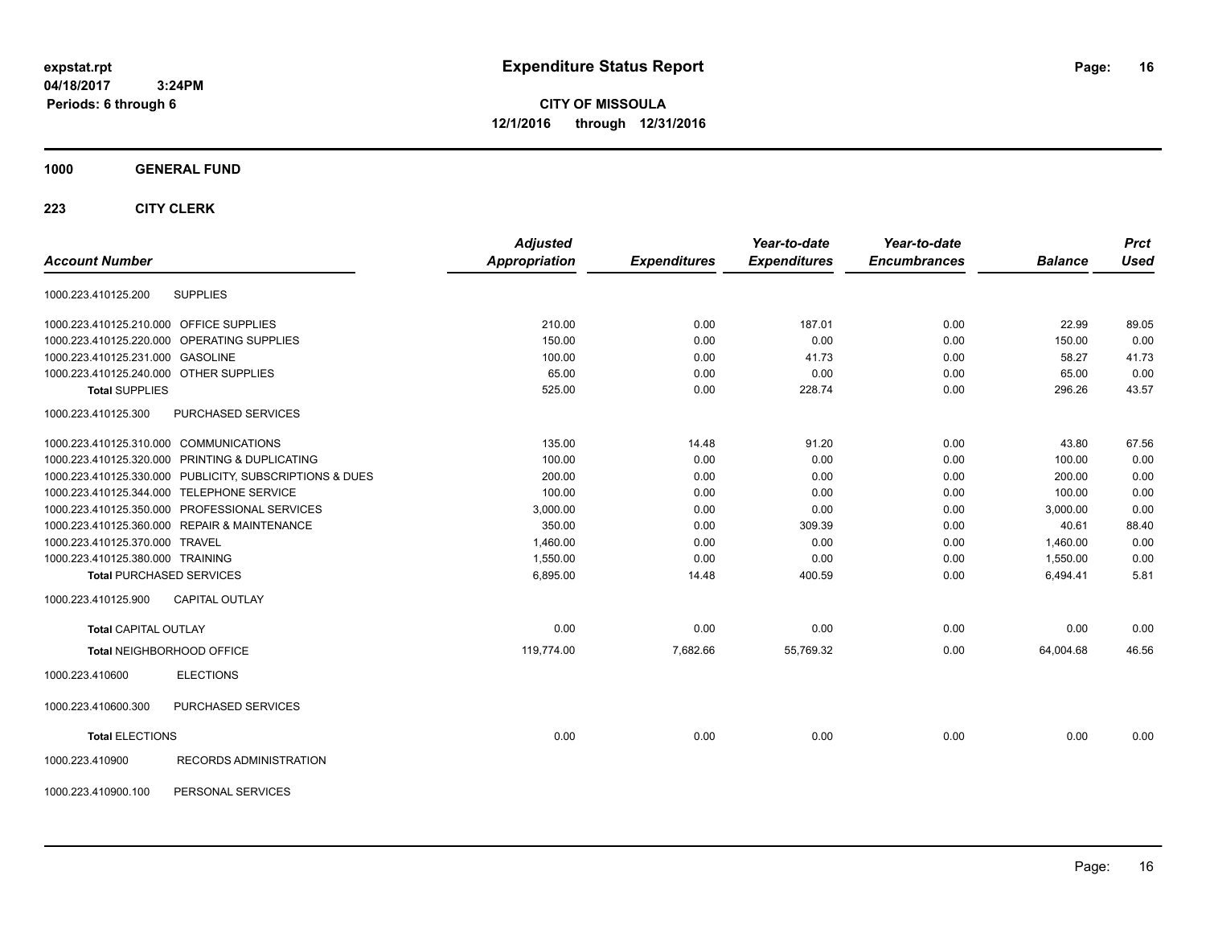**expstat.rpt**
**04/18/2017 3:24PM**
**Periods: 6 through 6**

# Expenditure Status Report

**CITY OF MISSOULA**
**12/1/2016 through 12/31/2016**

## 1000 GENERAL FUND

## 223 CITY CLERK

| Account Number | Adjusted Appropriation | Expenditures | Year-to-date Expenditures | Year-to-date Encumbrances | Balance | Prct Used |
|---|---|---|---|---|---|---|
| 1000.223.410125.200 SUPPLIES | | | | | | |
| 1000.223.410125.210.000 OFFICE SUPPLIES | 210.00 | 0.00 | 187.01 | 0.00 | 22.99 | 89.05 |
| 1000.223.410125.220.000 OPERATING SUPPLIES | 150.00 | 0.00 | 0.00 | 0.00 | 150.00 | 0.00 |
| 1000.223.410125.231.000 GASOLINE | 100.00 | 0.00 | 41.73 | 0.00 | 58.27 | 41.73 |
| 1000.223.410125.240.000 OTHER SUPPLIES | 65.00 | 0.00 | 0.00 | 0.00 | 65.00 | 0.00 |
| **Total SUPPLIES** | 525.00 | 0.00 | 228.74 | 0.00 | 296.26 | 43.57 |
| 1000.223.410125.300 PURCHASED SERVICES | | | | | | |
| 1000.223.410125.310.000 COMMUNICATIONS | 135.00 | 14.48 | 91.20 | 0.00 | 43.80 | 67.56 |
| 1000.223.410125.320.000 PRINTING & DUPLICATING | 100.00 | 0.00 | 0.00 | 0.00 | 100.00 | 0.00 |
| 1000.223.410125.330.000 PUBLICITY, SUBSCRIPTIONS & DUES | 200.00 | 0.00 | 0.00 | 0.00 | 200.00 | 0.00 |
| 1000.223.410125.344.000 TELEPHONE SERVICE | 100.00 | 0.00 | 0.00 | 0.00 | 100.00 | 0.00 |
| 1000.223.410125.350.000 PROFESSIONAL SERVICES | 3,000.00 | 0.00 | 0.00 | 0.00 | 3,000.00 | 0.00 |
| 1000.223.410125.360.000 REPAIR & MAINTENANCE | 350.00 | 0.00 | 309.39 | 0.00 | 40.61 | 88.40 |
| 1000.223.410125.370.000 TRAVEL | 1,460.00 | 0.00 | 0.00 | 0.00 | 1,460.00 | 0.00 |
| 1000.223.410125.380.000 TRAINING | 1,550.00 | 0.00 | 0.00 | 0.00 | 1,550.00 | 0.00 |
| **Total PURCHASED SERVICES** | 6,895.00 | 14.48 | 400.59 | 0.00 | 6,494.41 | 5.81 |
| 1000.223.410125.900 CAPITAL OUTLAY | | | | | | |
| **Total CAPITAL OUTLAY** | 0.00 | 0.00 | 0.00 | 0.00 | 0.00 | 0.00 |
| **Total NEIGHBORHOOD OFFICE** | 119,774.00 | 7,682.66 | 55,769.32 | 0.00 | 64,004.68 | 46.56 |
| 1000.223.410600 ELECTIONS | | | | | | |
| 1000.223.410600.300 PURCHASED SERVICES | | | | | | |
| **Total ELECTIONS** | 0.00 | 0.00 | 0.00 | 0.00 | 0.00 | 0.00 |
| 1000.223.410900 RECORDS ADMINISTRATION | | | | | | |
| 1000.223.410900.100 PERSONAL SERVICES | | | | | | |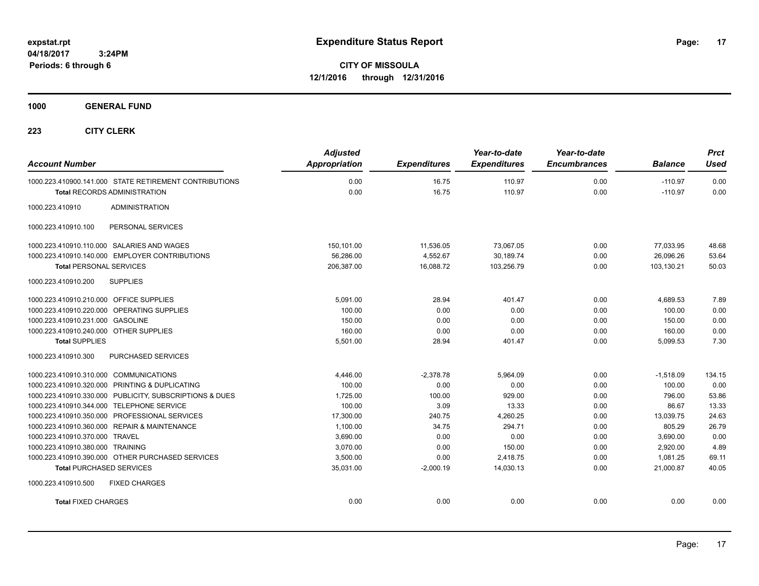**expstat.rpt**
**04/18/2017 3:24PM**
**Periods: 6 through 6**

# Expenditure Status Report

**CITY OF MISSOULA**
**12/1/2016 through 12/31/2016**

## 1000 GENERAL FUND

### 223 CITY CLERK

| Account Number | Adjusted Appropriation | Expenditures | Year-to-date Expenditures | Year-to-date Encumbrances | Balance | Prct Used |
|---|---|---|---|---|---|---|
| 1000.223.410900.141.000 STATE RETIREMENT CONTRIBUTIONS | 0.00 | 16.75 | 110.97 | 0.00 | -110.97 | 0.00 |
| **Total** RECORDS ADMINISTRATION | 0.00 | 16.75 | 110.97 | 0.00 | -110.97 | 0.00 |
| 1000.223.410910 ADMINISTRATION | | | | | | |
| 1000.223.410910.100 PERSONAL SERVICES | | | | | | |
| 1000.223.410910.110.000 SALARIES AND WAGES | 150,101.00 | 11,536.05 | 73,067.05 | 0.00 | 77,033.95 | 48.68 |
| 1000.223.410910.140.000 EMPLOYER CONTRIBUTIONS | 56,286.00 | 4,552.67 | 30,189.74 | 0.00 | 26,096.26 | 53.64 |
| **Total** PERSONAL SERVICES | 206,387.00 | 16,088.72 | 103,256.79 | 0.00 | 103,130.21 | 50.03 |
| 1000.223.410910.200 SUPPLIES | | | | | | |
| 1000.223.410910.210.000 OFFICE SUPPLIES | 5,091.00 | 28.94 | 401.47 | 0.00 | 4,689.53 | 7.89 |
| 1000.223.410910.220.000 OPERATING SUPPLIES | 100.00 | 0.00 | 0.00 | 0.00 | 100.00 | 0.00 |
| 1000.223.410910.231.000 GASOLINE | 150.00 | 0.00 | 0.00 | 0.00 | 150.00 | 0.00 |
| 1000.223.410910.240.000 OTHER SUPPLIES | 160.00 | 0.00 | 0.00 | 0.00 | 160.00 | 0.00 |
| **Total** SUPPLIES | 5,501.00 | 28.94 | 401.47 | 0.00 | 5,099.53 | 7.30 |
| 1000.223.410910.300 PURCHASED SERVICES | | | | | | |
| 1000.223.410910.310.000 COMMUNICATIONS | 4,446.00 | -2,378.78 | 5,964.09 | 0.00 | -1,518.09 | 134.15 |
| 1000.223.410910.320.000 PRINTING & DUPLICATING | 100.00 | 0.00 | 0.00 | 0.00 | 100.00 | 0.00 |
| 1000.223.410910.330.000 PUBLICITY, SUBSCRIPTIONS & DUES | 1,725.00 | 100.00 | 929.00 | 0.00 | 796.00 | 53.86 |
| 1000.223.410910.344.000 TELEPHONE SERVICE | 100.00 | 3.09 | 13.33 | 0.00 | 86.67 | 13.33 |
| 1000.223.410910.350.000 PROFESSIONAL SERVICES | 17,300.00 | 240.75 | 4,260.25 | 0.00 | 13,039.75 | 24.63 |
| 1000.223.410910.360.000 REPAIR & MAINTENANCE | 1,100.00 | 34.75 | 294.71 | 0.00 | 805.29 | 26.79 |
| 1000.223.410910.370.000 TRAVEL | 3,690.00 | 0.00 | 0.00 | 0.00 | 3,690.00 | 0.00 |
| 1000.223.410910.380.000 TRAINING | 3,070.00 | 0.00 | 150.00 | 0.00 | 2,920.00 | 4.89 |
| 1000.223.410910.390.000 OTHER PURCHASED SERVICES | 3,500.00 | 0.00 | 2,418.75 | 0.00 | 1,081.25 | 69.11 |
| **Total** PURCHASED SERVICES | 35,031.00 | -2,000.19 | 14,030.13 | 0.00 | 21,000.87 | 40.05 |
| 1000.223.410910.500 FIXED CHARGES | | | | | | |
| **Total** FIXED CHARGES | 0.00 | 0.00 | 0.00 | 0.00 | 0.00 | 0.00 |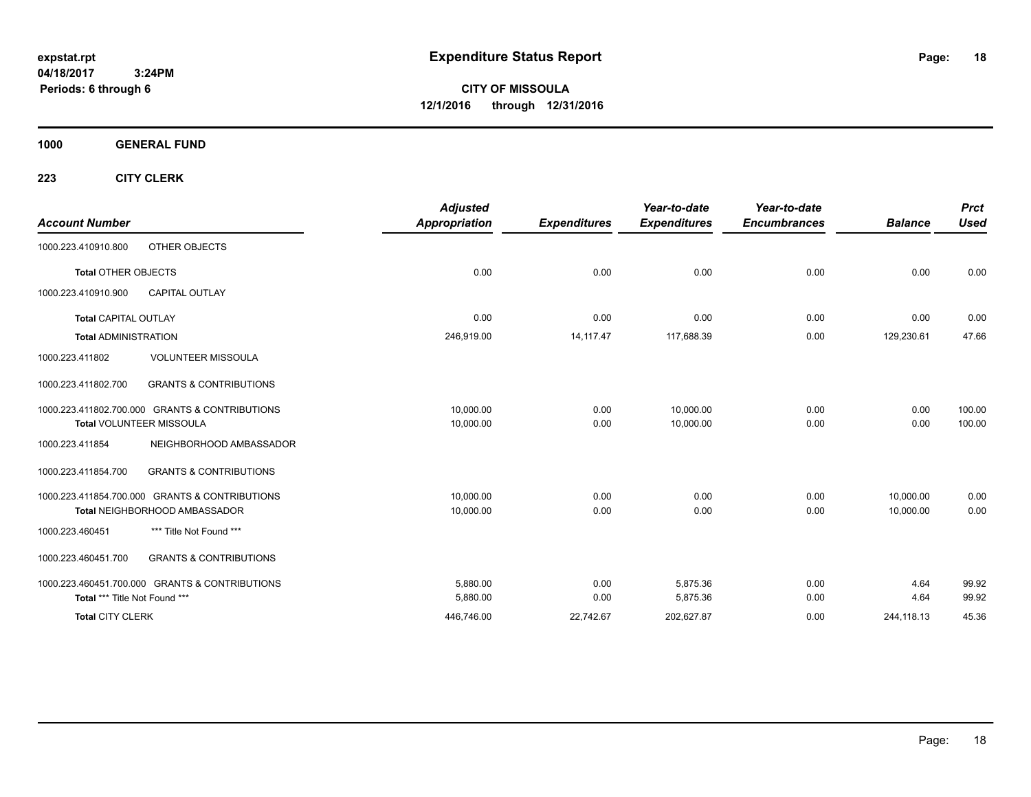# Expenditure Status Report

expstat.rpt
04/18/2017 3:24PM
Periods: 6 through 6

**CITY OF MISSOULA**
**12/1/2016 through 12/31/2016**

## 1000 GENERAL FUND

### 223 CITY CLERK

| Account Number | | Adjusted Appropriation | Expenditures | Year-to-date Expenditures | Year-to-date Encumbrances | Balance | Prct Used |
|---|---|---|---|---|---|---|---|
| 1000.223.410910.800 | OTHER OBJECTS | | | | | | |
| **Total** OTHER OBJECTS | | 0.00 | 0.00 | 0.00 | 0.00 | 0.00 | 0.00 |
| 1000.223.410910.900 | CAPITAL OUTLAY | | | | | | |
| **Total** CAPITAL OUTLAY | | 0.00 | 0.00 | 0.00 | 0.00 | 0.00 | 0.00 |
| **Total** ADMINISTRATION | | 246,919.00 | 14,117.47 | 117,688.39 | 0.00 | 129,230.61 | 47.66 |
| 1000.223.411802 | VOLUNTEER MISSOULA | | | | | | |
| 1000.223.411802.700 | GRANTS & CONTRIBUTIONS | | | | | | |
| 1000.223.411802.700.000 | GRANTS & CONTRIBUTIONS | 10,000.00 | 0.00 | 10,000.00 | 0.00 | 0.00 | 100.00 |
| **Total** VOLUNTEER MISSOULA | | 10,000.00 | 0.00 | 10,000.00 | 0.00 | 0.00 | 100.00 |
| 1000.223.411854 | NEIGHBORHOOD AMBASSADOR | | | | | | |
| 1000.223.411854.700 | GRANTS & CONTRIBUTIONS | | | | | | |
| 1000.223.411854.700.000 | GRANTS & CONTRIBUTIONS | 10,000.00 | 0.00 | 0.00 | 0.00 | 10,000.00 | 0.00 |
| **Total** NEIGHBORHOOD AMBASSADOR | | 10,000.00 | 0.00 | 0.00 | 0.00 | 10,000.00 | 0.00 |
| 1000.223.460451 | *** Title Not Found *** | | | | | | |
| 1000.223.460451.700 | GRANTS & CONTRIBUTIONS | | | | | | |
| 1000.223.460451.700.000 | GRANTS & CONTRIBUTIONS | 5,880.00 | 0.00 | 5,875.36 | 0.00 | 4.64 | 99.92 |
| **Total** *** Title Not Found *** | | 5,880.00 | 0.00 | 5,875.36 | 0.00 | 4.64 | 99.92 |
| **Total** CITY CLERK | | 446,746.00 | 22,742.67 | 202,627.87 | 0.00 | 244,118.13 | 45.36 |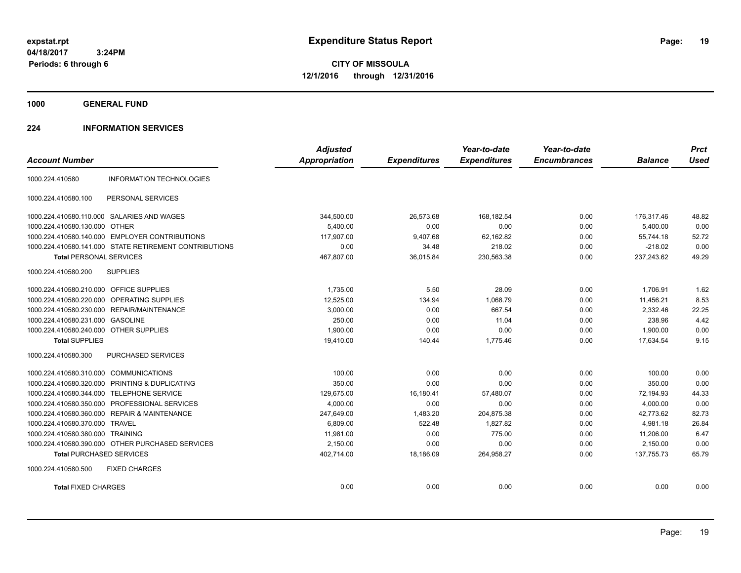**expstat.rpt**
**04/18/2017 3:24PM**
**Periods: 6 through 6**

# Expenditure Status Report

**CITY OF MISSOULA**
**12/1/2016 through 12/31/2016**

## 1000 GENERAL FUND

## 224 INFORMATION SERVICES

| Account Number | | Adjusted Appropriation | Expenditures | Year-to-date Expenditures | Year-to-date Encumbrances | Balance | Prct Used |
|---|---|---|---|---|---|---|---|
| 1000.224.410580 | INFORMATION TECHNOLOGIES | | | | | | |
| 1000.224.410580.100 | PERSONAL SERVICES | | | | | | |
| 1000.224.410580.110.000 | SALARIES AND WAGES | 344,500.00 | 26,573.68 | 168,182.54 | 0.00 | 176,317.46 | 48.82 |
| 1000.224.410580.130.000 | OTHER | 5,400.00 | 0.00 | 0.00 | 0.00 | 5,400.00 | 0.00 |
| 1000.224.410580.140.000 | EMPLOYER CONTRIBUTIONS | 117,907.00 | 9,407.68 | 62,162.82 | 0.00 | 55,744.18 | 52.72 |
| 1000.224.410580.141.000 | STATE RETIREMENT CONTRIBUTIONS | 0.00 | 34.48 | 218.02 | 0.00 | -218.02 | 0.00 |
| **Total** PERSONAL SERVICES | | 467,807.00 | 36,015.84 | 230,563.38 | 0.00 | 237,243.62 | 49.29 |
| 1000.224.410580.200 | SUPPLIES | | | | | | |
| 1000.224.410580.210.000 | OFFICE SUPPLIES | 1,735.00 | 5.50 | 28.09 | 0.00 | 1,706.91 | 1.62 |
| 1000.224.410580.220.000 | OPERATING SUPPLIES | 12,525.00 | 134.94 | 1,068.79 | 0.00 | 11,456.21 | 8.53 |
| 1000.224.410580.230.000 | REPAIR/MAINTENANCE | 3,000.00 | 0.00 | 667.54 | 0.00 | 2,332.46 | 22.25 |
| 1000.224.410580.231.000 | GASOLINE | 250.00 | 0.00 | 11.04 | 0.00 | 238.96 | 4.42 |
| 1000.224.410580.240.000 | OTHER SUPPLIES | 1,900.00 | 0.00 | 0.00 | 0.00 | 1,900.00 | 0.00 |
| **Total** SUPPLIES | | 19,410.00 | 140.44 | 1,775.46 | 0.00 | 17,634.54 | 9.15 |
| 1000.224.410580.300 | PURCHASED SERVICES | | | | | | |
| 1000.224.410580.310.000 | COMMUNICATIONS | 100.00 | 0.00 | 0.00 | 0.00 | 100.00 | 0.00 |
| 1000.224.410580.320.000 | PRINTING & DUPLICATING | 350.00 | 0.00 | 0.00 | 0.00 | 350.00 | 0.00 |
| 1000.224.410580.344.000 | TELEPHONE SERVICE | 129,675.00 | 16,180.41 | 57,480.07 | 0.00 | 72,194.93 | 44.33 |
| 1000.224.410580.350.000 | PROFESSIONAL SERVICES | 4,000.00 | 0.00 | 0.00 | 0.00 | 4,000.00 | 0.00 |
| 1000.224.410580.360.000 | REPAIR & MAINTENANCE | 247,649.00 | 1,483.20 | 204,875.38 | 0.00 | 42,773.62 | 82.73 |
| 1000.224.410580.370.000 | TRAVEL | 6,809.00 | 522.48 | 1,827.82 | 0.00 | 4,981.18 | 26.84 |
| 1000.224.410580.380.000 | TRAINING | 11,981.00 | 0.00 | 775.00 | 0.00 | 11,206.00 | 6.47 |
| 1000.224.410580.390.000 | OTHER PURCHASED SERVICES | 2,150.00 | 0.00 | 0.00 | 0.00 | 2,150.00 | 0.00 |
| **Total** PURCHASED SERVICES | | 402,714.00 | 18,186.09 | 264,958.27 | 0.00 | 137,755.73 | 65.79 |
| 1000.224.410580.500 | FIXED CHARGES | | | | | | |
| **Total** FIXED CHARGES | | 0.00 | 0.00 | 0.00 | 0.00 | 0.00 | 0.00 |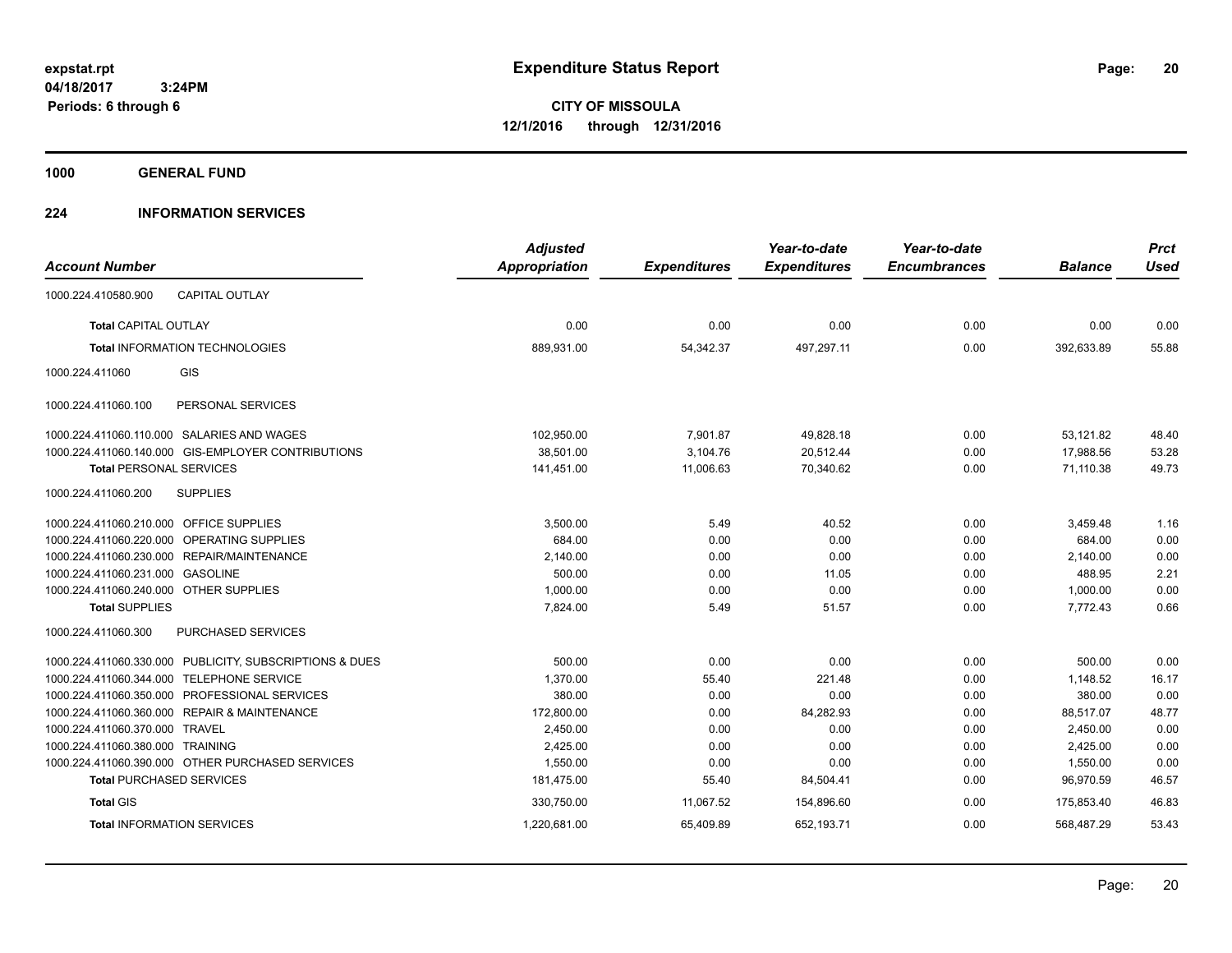# Expenditure Status Report

**CITY OF MISSOULA**
**12/1/2016 through 12/31/2016**

expstat.rpt
04/18/2017 3:24PM
Periods: 6 through 6

## 1000 GENERAL FUND

## 224 INFORMATION SERVICES

| Account Number | | Adjusted Appropriation | Expenditures | Year-to-date Expenditures | Year-to-date Encumbrances | Balance | Prct Used |
|---|---|---|---|---|---|---|---|
| 1000.224.410580.900 | CAPITAL OUTLAY | | | | | | |
| **Total** CAPITAL OUTLAY | | 0.00 | 0.00 | 0.00 | 0.00 | 0.00 | 0.00 |
| **Total** INFORMATION TECHNOLOGIES | | 889,931.00 | 54,342.37 | 497,297.11 | 0.00 | 392,633.89 | 55.88 |
| 1000.224.411060 | GIS | | | | | | |
| 1000.224.411060.100 | PERSONAL SERVICES | | | | | | |
| 1000.224.411060.110.000 | SALARIES AND WAGES | 102,950.00 | 7,901.87 | 49,828.18 | 0.00 | 53,121.82 | 48.40 |
| 1000.224.411060.140.000 | GIS-EMPLOYER CONTRIBUTIONS | 38,501.00 | 3,104.76 | 20,512.44 | 0.00 | 17,988.56 | 53.28 |
| **Total** PERSONAL SERVICES | | 141,451.00 | 11,006.63 | 70,340.62 | 0.00 | 71,110.38 | 49.73 |
| 1000.224.411060.200 | SUPPLIES | | | | | | |
| 1000.224.411060.210.000 | OFFICE SUPPLIES | 3,500.00 | 5.49 | 40.52 | 0.00 | 3,459.48 | 1.16 |
| 1000.224.411060.220.000 | OPERATING SUPPLIES | 684.00 | 0.00 | 0.00 | 0.00 | 684.00 | 0.00 |
| 1000.224.411060.230.000 | REPAIR/MAINTENANCE | 2,140.00 | 0.00 | 0.00 | 0.00 | 2,140.00 | 0.00 |
| 1000.224.411060.231.000 | GASOLINE | 500.00 | 0.00 | 11.05 | 0.00 | 488.95 | 2.21 |
| 1000.224.411060.240.000 | OTHER SUPPLIES | 1,000.00 | 0.00 | 0.00 | 0.00 | 1,000.00 | 0.00 |
| **Total** SUPPLIES | | 7,824.00 | 5.49 | 51.57 | 0.00 | 7,772.43 | 0.66 |
| 1000.224.411060.300 | PURCHASED SERVICES | | | | | | |
| 1000.224.411060.330.000 | PUBLICITY, SUBSCRIPTIONS & DUES | 500.00 | 0.00 | 0.00 | 0.00 | 500.00 | 0.00 |
| 1000.224.411060.344.000 | TELEPHONE SERVICE | 1,370.00 | 55.40 | 221.48 | 0.00 | 1,148.52 | 16.17 |
| 1000.224.411060.350.000 | PROFESSIONAL SERVICES | 380.00 | 0.00 | 0.00 | 0.00 | 380.00 | 0.00 |
| 1000.224.411060.360.000 | REPAIR & MAINTENANCE | 172,800.00 | 0.00 | 84,282.93 | 0.00 | 88,517.07 | 48.77 |
| 1000.224.411060.370.000 | TRAVEL | 2,450.00 | 0.00 | 0.00 | 0.00 | 2,450.00 | 0.00 |
| 1000.224.411060.380.000 | TRAINING | 2,425.00 | 0.00 | 0.00 | 0.00 | 2,425.00 | 0.00 |
| 1000.224.411060.390.000 | OTHER PURCHASED SERVICES | 1,550.00 | 0.00 | 0.00 | 0.00 | 1,550.00 | 0.00 |
| **Total** PURCHASED SERVICES | | 181,475.00 | 55.40 | 84,504.41 | 0.00 | 96,970.59 | 46.57 |
| **Total** GIS | | 330,750.00 | 11,067.52 | 154,896.60 | 0.00 | 175,853.40 | 46.83 |
| **Total** INFORMATION SERVICES | | 1,220,681.00 | 65,409.89 | 652,193.71 | 0.00 | 568,487.29 | 53.43 |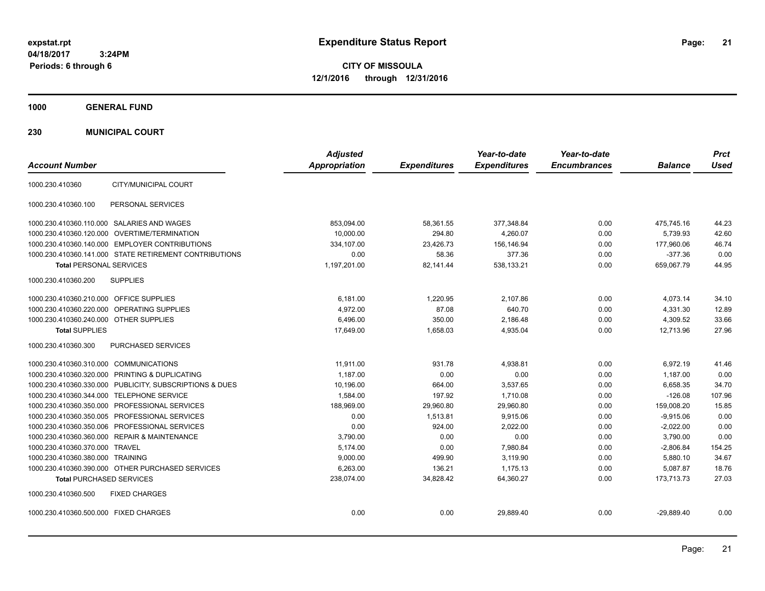expstat.rpt
04/18/2017 3:24PM
Periods: 6 through 6

# Expenditure Status Report

**CITY OF MISSOULA**
**12/1/2016 through 12/31/2016**

## 1000 GENERAL FUND

## 230 MUNICIPAL COURT

| Account Number | | Adjusted Appropriation | Expenditures | Year-to-date Expenditures | Year-to-date Encumbrances | Balance | Prct Used |
|---|---|---|---|---|---|---|---|
| 1000.230.410360 | CITY/MUNICIPAL COURT | | | | | | |
| 1000.230.410360.100 | PERSONAL SERVICES | | | | | | |
| 1000.230.410360.110.000 | SALARIES AND WAGES | 853,094.00 | 58,361.55 | 377,348.84 | 0.00 | 475,745.16 | 44.23 |
| 1000.230.410360.120.000 | OVERTIME/TERMINATION | 10,000.00 | 294.80 | 4,260.07 | 0.00 | 5,739.93 | 42.60 |
| 1000.230.410360.140.000 | EMPLOYER CONTRIBUTIONS | 334,107.00 | 23,426.73 | 156,146.94 | 0.00 | 177,960.06 | 46.74 |
| 1000.230.410360.141.000 | STATE RETIREMENT CONTRIBUTIONS | 0.00 | 58.36 | 377.36 | 0.00 | -377.36 | 0.00 |
| **Total** PERSONAL SERVICES | | 1,197,201.00 | 82,141.44 | 538,133.21 | 0.00 | 659,067.79 | 44.95 |
| 1000.230.410360.200 | SUPPLIES | | | | | | |
| 1000.230.410360.210.000 | OFFICE SUPPLIES | 6,181.00 | 1,220.95 | 2,107.86 | 0.00 | 4,073.14 | 34.10 |
| 1000.230.410360.220.000 | OPERATING SUPPLIES | 4,972.00 | 87.08 | 640.70 | 0.00 | 4,331.30 | 12.89 |
| 1000.230.410360.240.000 | OTHER SUPPLIES | 6,496.00 | 350.00 | 2,186.48 | 0.00 | 4,309.52 | 33.66 |
| **Total** SUPPLIES | | 17,649.00 | 1,658.03 | 4,935.04 | 0.00 | 12,713.96 | 27.96 |
| 1000.230.410360.300 | PURCHASED SERVICES | | | | | | |
| 1000.230.410360.310.000 | COMMUNICATIONS | 11,911.00 | 931.78 | 4,938.81 | 0.00 | 6,972.19 | 41.46 |
| 1000.230.410360.320.000 | PRINTING & DUPLICATING | 1,187.00 | 0.00 | 0.00 | 0.00 | 1,187.00 | 0.00 |
| 1000.230.410360.330.000 | PUBLICITY, SUBSCRIPTIONS & DUES | 10,196.00 | 664.00 | 3,537.65 | 0.00 | 6,658.35 | 34.70 |
| 1000.230.410360.344.000 | TELEPHONE SERVICE | 1,584.00 | 197.92 | 1,710.08 | 0.00 | -126.08 | 107.96 |
| 1000.230.410360.350.000 | PROFESSIONAL SERVICES | 188,969.00 | 29,960.80 | 29,960.80 | 0.00 | 159,008.20 | 15.85 |
| 1000.230.410360.350.005 | PROFESSIONAL SERVICES | 0.00 | 1,513.81 | 9,915.06 | 0.00 | -9,915.06 | 0.00 |
| 1000.230.410360.350.006 | PROFESSIONAL SERVICES | 0.00 | 924.00 | 2,022.00 | 0.00 | -2,022.00 | 0.00 |
| 1000.230.410360.360.000 | REPAIR & MAINTENANCE | 3,790.00 | 0.00 | 0.00 | 0.00 | 3,790.00 | 0.00 |
| 1000.230.410360.370.000 | TRAVEL | 5,174.00 | 0.00 | 7,980.84 | 0.00 | -2,806.84 | 154.25 |
| 1000.230.410360.380.000 | TRAINING | 9,000.00 | 499.90 | 3,119.90 | 0.00 | 5,880.10 | 34.67 |
| 1000.230.410360.390.000 | OTHER PURCHASED SERVICES | 6,263.00 | 136.21 | 1,175.13 | 0.00 | 5,087.87 | 18.76 |
| **Total** PURCHASED SERVICES | | 238,074.00 | 34,828.42 | 64,360.27 | 0.00 | 173,713.73 | 27.03 |
| 1000.230.410360.500 | FIXED CHARGES | | | | | | |
| 1000.230.410360.500.000 | FIXED CHARGES | 0.00 | 0.00 | 29,889.40 | 0.00 | -29,889.40 | 0.00 |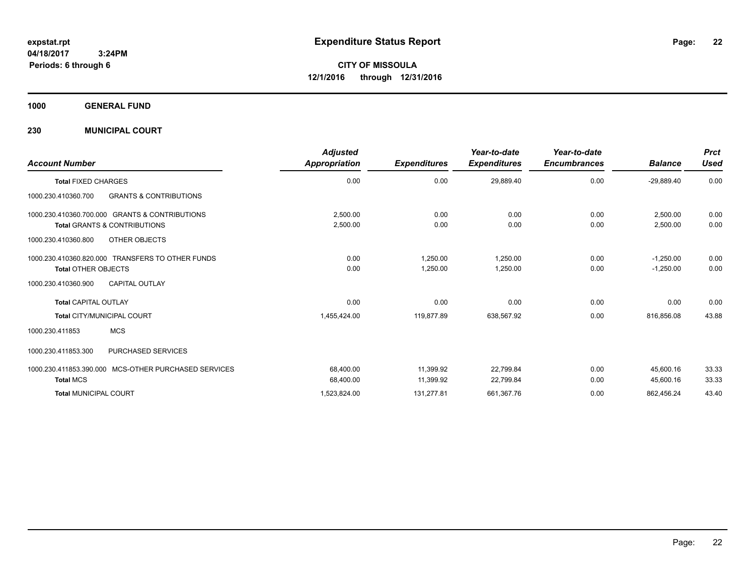expstat.rpt
04/18/2017 3:24PM
Periods: 6 through 6

# Expenditure Status Report

**CITY OF MISSOULA**
**12/1/2016 through 12/31/2016**

**1000 GENERAL FUND**

**230 MUNICIPAL COURT**

| Account Number | Adjusted Appropriation | Expenditures | Year-to-date Expenditures | Year-to-date Encumbrances | Balance | Prct Used |
|---|---|---|---|---|---|---|
| **Total FIXED CHARGES** | 0.00 | 0.00 | 29,889.40 | 0.00 | -29,889.40 | 0.00 |
| 1000.230.410360.700 GRANTS & CONTRIBUTIONS | | | | | | |
| 1000.230.410360.700.000 GRANTS & CONTRIBUTIONS | 2,500.00 | 0.00 | 0.00 | 0.00 | 2,500.00 | 0.00 |
| **Total GRANTS & CONTRIBUTIONS** | 2,500.00 | 0.00 | 0.00 | 0.00 | 2,500.00 | 0.00 |
| 1000.230.410360.800 OTHER OBJECTS | | | | | | |
| 1000.230.410360.820.000 TRANSFERS TO OTHER FUNDS | 0.00 | 1,250.00 | 1,250.00 | 0.00 | -1,250.00 | 0.00 |
| **Total OTHER OBJECTS** | 0.00 | 1,250.00 | 1,250.00 | 0.00 | -1,250.00 | 0.00 |
| 1000.230.410360.900 CAPITAL OUTLAY | | | | | | |
| **Total CAPITAL OUTLAY** | 0.00 | 0.00 | 0.00 | 0.00 | 0.00 | 0.00 |
| **Total CITY/MUNICIPAL COURT** | 1,455,424.00 | 119,877.89 | 638,567.92 | 0.00 | 816,856.08 | 43.88 |
| 1000.230.411853 MCS | | | | | | |
| 1000.230.411853.300 PURCHASED SERVICES | | | | | | |
| 1000.230.411853.390.000 MCS-OTHER PURCHASED SERVICES | 68,400.00 | 11,399.92 | 22,799.84 | 0.00 | 45,600.16 | 33.33 |
| **Total MCS** | 68,400.00 | 11,399.92 | 22,799.84 | 0.00 | 45,600.16 | 33.33 |
| **Total MUNICIPAL COURT** | 1,523,824.00 | 131,277.81 | 661,367.76 | 0.00 | 862,456.24 | 43.40 |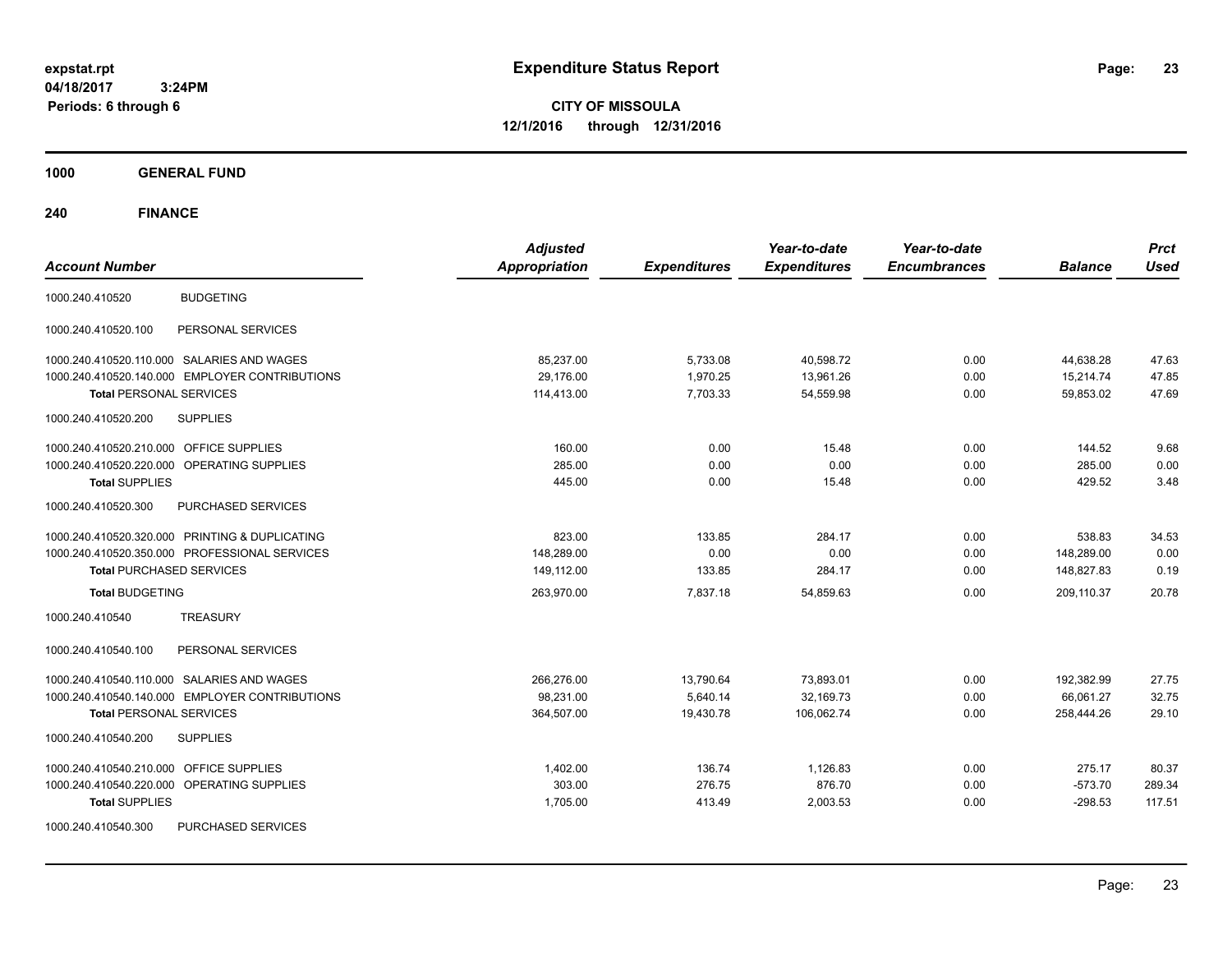expstat.rpt
04/18/2017 3:24PM
Periods: 6 through 6

# Expenditure Status Report

**CITY OF MISSOULA**
**12/1/2016 through 12/31/2016**

## 1000 GENERAL FUND

## 240 FINANCE

| Account Number | | Adjusted Appropriation | Expenditures | Year-to-date Expenditures | Year-to-date Encumbrances | Balance | Prct Used |
|---|---|---|---|---|---|---|---|
| 1000.240.410520 | BUDGETING | | | | | | |
| 1000.240.410520.100 | PERSONAL SERVICES | | | | | | |
| 1000.240.410520.110.000 | SALARIES AND WAGES | 85,237.00 | 5,733.08 | 40,598.72 | 0.00 | 44,638.28 | 47.63 |
| 1000.240.410520.140.000 | EMPLOYER CONTRIBUTIONS | 29,176.00 | 1,970.25 | 13,961.26 | 0.00 | 15,214.74 | 47.85 |
| **Total** PERSONAL SERVICES | | 114,413.00 | 7,703.33 | 54,559.98 | 0.00 | 59,853.02 | 47.69 |
| 1000.240.410520.200 | SUPPLIES | | | | | | |
| 1000.240.410520.210.000 | OFFICE SUPPLIES | 160.00 | 0.00 | 15.48 | 0.00 | 144.52 | 9.68 |
| 1000.240.410520.220.000 | OPERATING SUPPLIES | 285.00 | 0.00 | 0.00 | 0.00 | 285.00 | 0.00 |
| **Total** SUPPLIES | | 445.00 | 0.00 | 15.48 | 0.00 | 429.52 | 3.48 |
| 1000.240.410520.300 | PURCHASED SERVICES | | | | | | |
| 1000.240.410520.320.000 | PRINTING & DUPLICATING | 823.00 | 133.85 | 284.17 | 0.00 | 538.83 | 34.53 |
| 1000.240.410520.350.000 | PROFESSIONAL SERVICES | 148,289.00 | 0.00 | 0.00 | 0.00 | 148,289.00 | 0.00 |
| **Total** PURCHASED SERVICES | | 149,112.00 | 133.85 | 284.17 | 0.00 | 148,827.83 | 0.19 |
| **Total** BUDGETING | | 263,970.00 | 7,837.18 | 54,859.63 | 0.00 | 209,110.37 | 20.78 |
| 1000.240.410540 | TREASURY | | | | | | |
| 1000.240.410540.100 | PERSONAL SERVICES | | | | | | |
| 1000.240.410540.110.000 | SALARIES AND WAGES | 266,276.00 | 13,790.64 | 73,893.01 | 0.00 | 192,382.99 | 27.75 |
| 1000.240.410540.140.000 | EMPLOYER CONTRIBUTIONS | 98,231.00 | 5,640.14 | 32,169.73 | 0.00 | 66,061.27 | 32.75 |
| **Total** PERSONAL SERVICES | | 364,507.00 | 19,430.78 | 106,062.74 | 0.00 | 258,444.26 | 29.10 |
| 1000.240.410540.200 | SUPPLIES | | | | | | |
| 1000.240.410540.210.000 | OFFICE SUPPLIES | 1,402.00 | 136.74 | 1,126.83 | 0.00 | 275.17 | 80.37 |
| 1000.240.410540.220.000 | OPERATING SUPPLIES | 303.00 | 276.75 | 876.70 | 0.00 | -573.70 | 289.34 |
| **Total** SUPPLIES | | 1,705.00 | 413.49 | 2,003.53 | 0.00 | -298.53 | 117.51 |
| 1000.240.410540.300 | PURCHASED SERVICES | | | | | | |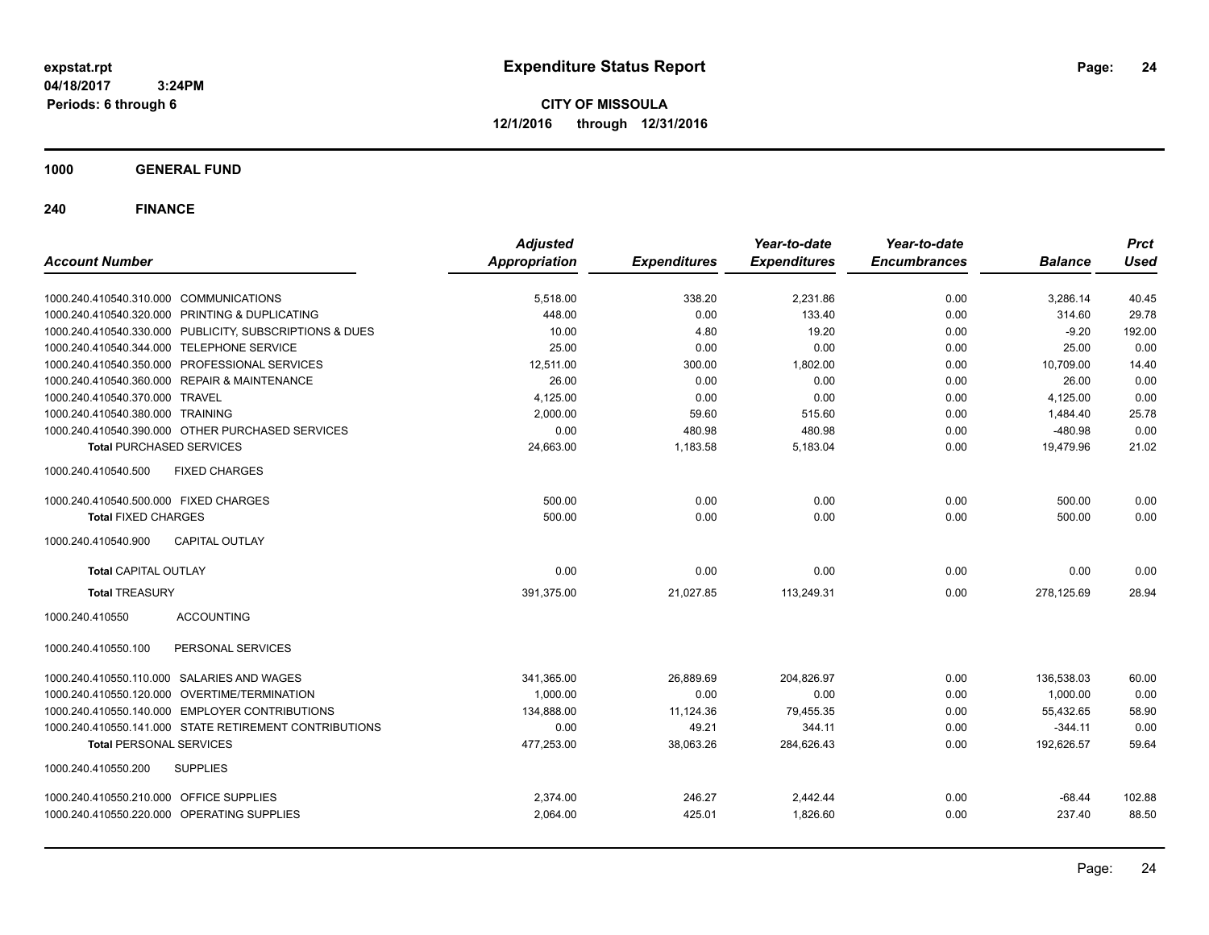# Expenditure Status Report

**CITY OF MISSOULA**
**12/1/2016 through 12/31/2016**

expstat.rpt
04/18/2017 3:24PM
Periods: 6 through 6

## 1000 GENERAL FUND

### 240 FINANCE

| Account Number | Adjusted Appropriation | Expenditures | Year-to-date Expenditures | Year-to-date Encumbrances | Balance | Prct Used |
|---|---|---|---|---|---|---|
| 1000.240.410540.310.000 COMMUNICATIONS | 5,518.00 | 338.20 | 2,231.86 | 0.00 | 3,286.14 | 40.45 |
| 1000.240.410540.320.000 PRINTING & DUPLICATING | 448.00 | 0.00 | 133.40 | 0.00 | 314.60 | 29.78 |
| 1000.240.410540.330.000 PUBLICITY, SUBSCRIPTIONS & DUES | 10.00 | 4.80 | 19.20 | 0.00 | -9.20 | 192.00 |
| 1000.240.410540.344.000 TELEPHONE SERVICE | 25.00 | 0.00 | 0.00 | 0.00 | 25.00 | 0.00 |
| 1000.240.410540.350.000 PROFESSIONAL SERVICES | 12,511.00 | 300.00 | 1,802.00 | 0.00 | 10,709.00 | 14.40 |
| 1000.240.410540.360.000 REPAIR & MAINTENANCE | 26.00 | 0.00 | 0.00 | 0.00 | 26.00 | 0.00 |
| 1000.240.410540.370.000 TRAVEL | 4,125.00 | 0.00 | 0.00 | 0.00 | 4,125.00 | 0.00 |
| 1000.240.410540.380.000 TRAINING | 2,000.00 | 59.60 | 515.60 | 0.00 | 1,484.40 | 25.78 |
| 1000.240.410540.390.000 OTHER PURCHASED SERVICES | 0.00 | 480.98 | 480.98 | 0.00 | -480.98 | 0.00 |
| **Total** PURCHASED SERVICES | 24,663.00 | 1,183.58 | 5,183.04 | 0.00 | 19,479.96 | 21.02 |
| 1000.240.410540.500 FIXED CHARGES | | | | | | |
| 1000.240.410540.500.000 FIXED CHARGES | 500.00 | 0.00 | 0.00 | 0.00 | 500.00 | 0.00 |
| **Total** FIXED CHARGES | 500.00 | 0.00 | 0.00 | 0.00 | 500.00 | 0.00 |
| 1000.240.410540.900 CAPITAL OUTLAY | | | | | | |
| **Total** CAPITAL OUTLAY | 0.00 | 0.00 | 0.00 | 0.00 | 0.00 | 0.00 |
| **Total** TREASURY | 391,375.00 | 21,027.85 | 113,249.31 | 0.00 | 278,125.69 | 28.94 |
| 1000.240.410550 ACCOUNTING | | | | | | |
| 1000.240.410550.100 PERSONAL SERVICES | | | | | | |
| 1000.240.410550.110.000 SALARIES AND WAGES | 341,365.00 | 26,889.69 | 204,826.97 | 0.00 | 136,538.03 | 60.00 |
| 1000.240.410550.120.000 OVERTIME/TERMINATION | 1,000.00 | 0.00 | 0.00 | 0.00 | 1,000.00 | 0.00 |
| 1000.240.410550.140.000 EMPLOYER CONTRIBUTIONS | 134,888.00 | 11,124.36 | 79,455.35 | 0.00 | 55,432.65 | 58.90 |
| 1000.240.410550.141.000 STATE RETIREMENT CONTRIBUTIONS | 0.00 | 49.21 | 344.11 | 0.00 | -344.11 | 0.00 |
| **Total** PERSONAL SERVICES | 477,253.00 | 38,063.26 | 284,626.43 | 0.00 | 192,626.57 | 59.64 |
| 1000.240.410550.200 SUPPLIES | | | | | | |
| 1000.240.410550.210.000 OFFICE SUPPLIES | 2,374.00 | 246.27 | 2,442.44 | 0.00 | -68.44 | 102.88 |
| 1000.240.410550.220.000 OPERATING SUPPLIES | 2,064.00 | 425.01 | 1,826.60 | 0.00 | 237.40 | 88.50 |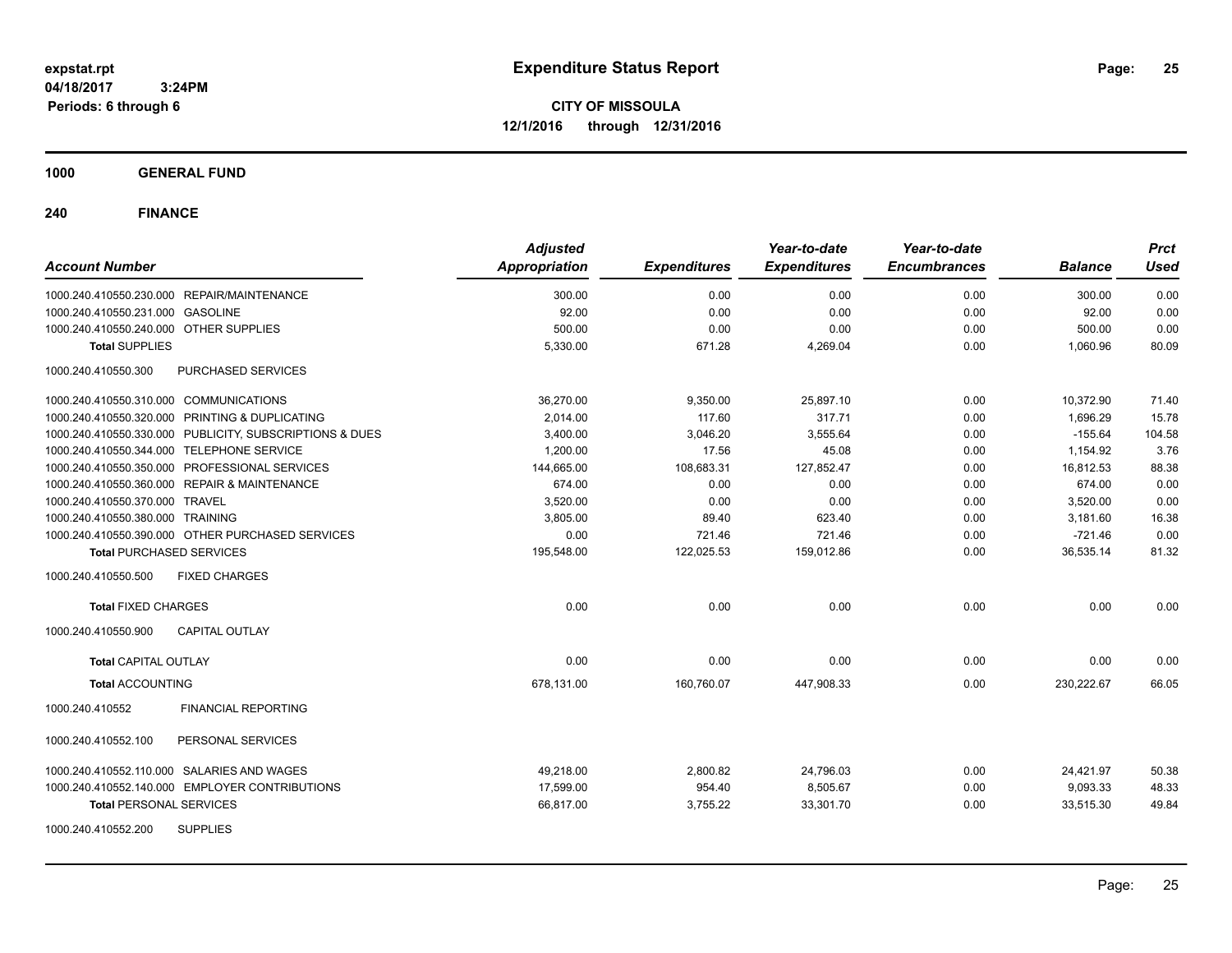# Expenditure Status Report

**CITY OF MISSOULA**

**12/1/2016 through 12/31/2016**

expstat.rpt
04/18/2017 3:24PM
Periods: 6 through 6

**1000 GENERAL FUND**

**240 FINANCE**

| Account Number | | Adjusted Appropriation | Expenditures | Year-to-date Expenditures | Year-to-date Encumbrances | Balance | Prct Used |
|---|---|---|---|---|---|---|---|
| 1000.240.410550.230.000 | REPAIR/MAINTENANCE | 300.00 | 0.00 | 0.00 | 0.00 | 300.00 | 0.00 |
| 1000.240.410550.231.000 | GASOLINE | 92.00 | 0.00 | 0.00 | 0.00 | 92.00 | 0.00 |
| 1000.240.410550.240.000 | OTHER SUPPLIES | 500.00 | 0.00 | 0.00 | 0.00 | 500.00 | 0.00 |
| **Total SUPPLIES** | | 5,330.00 | 671.28 | 4,269.04 | 0.00 | 1,060.96 | 80.09 |
| 1000.240.410550.300 | PURCHASED SERVICES | | | | | | |
| 1000.240.410550.310.000 | COMMUNICATIONS | 36,270.00 | 9,350.00 | 25,897.10 | 0.00 | 10,372.90 | 71.40 |
| 1000.240.410550.320.000 | PRINTING & DUPLICATING | 2,014.00 | 117.60 | 317.71 | 0.00 | 1,696.29 | 15.78 |
| 1000.240.410550.330.000 | PUBLICITY, SUBSCRIPTIONS & DUES | 3,400.00 | 3,046.20 | 3,555.64 | 0.00 | -155.64 | 104.58 |
| 1000.240.410550.344.000 | TELEPHONE SERVICE | 1,200.00 | 17.56 | 45.08 | 0.00 | 1,154.92 | 3.76 |
| 1000.240.410550.350.000 | PROFESSIONAL SERVICES | 144,665.00 | 108,683.31 | 127,852.47 | 0.00 | 16,812.53 | 88.38 |
| 1000.240.410550.360.000 | REPAIR & MAINTENANCE | 674.00 | 0.00 | 0.00 | 0.00 | 674.00 | 0.00 |
| 1000.240.410550.370.000 | TRAVEL | 3,520.00 | 0.00 | 0.00 | 0.00 | 3,520.00 | 0.00 |
| 1000.240.410550.380.000 | TRAINING | 3,805.00 | 89.40 | 623.40 | 0.00 | 3,181.60 | 16.38 |
| 1000.240.410550.390.000 | OTHER PURCHASED SERVICES | 0.00 | 721.46 | 721.46 | 0.00 | -721.46 | 0.00 |
| **Total PURCHASED SERVICES** | | 195,548.00 | 122,025.53 | 159,012.86 | 0.00 | 36,535.14 | 81.32 |
| 1000.240.410550.500 | FIXED CHARGES | | | | | | |
| **Total FIXED CHARGES** | | 0.00 | 0.00 | 0.00 | 0.00 | 0.00 | 0.00 |
| 1000.240.410550.900 | CAPITAL OUTLAY | | | | | | |
| **Total CAPITAL OUTLAY** | | 0.00 | 0.00 | 0.00 | 0.00 | 0.00 | 0.00 |
| **Total ACCOUNTING** | | 678,131.00 | 160,760.07 | 447,908.33 | 0.00 | 230,222.67 | 66.05 |
| 1000.240.410552 | FINANCIAL REPORTING | | | | | | |
| 1000.240.410552.100 | PERSONAL SERVICES | | | | | | |
| 1000.240.410552.110.000 | SALARIES AND WAGES | 49,218.00 | 2,800.82 | 24,796.03 | 0.00 | 24,421.97 | 50.38 |
| 1000.240.410552.140.000 | EMPLOYER CONTRIBUTIONS | 17,599.00 | 954.40 | 8,505.67 | 0.00 | 9,093.33 | 48.33 |
| **Total PERSONAL SERVICES** | | 66,817.00 | 3,755.22 | 33,301.70 | 0.00 | 33,515.30 | 49.84 |
| 1000.240.410552.200 | SUPPLIES | | | | | | |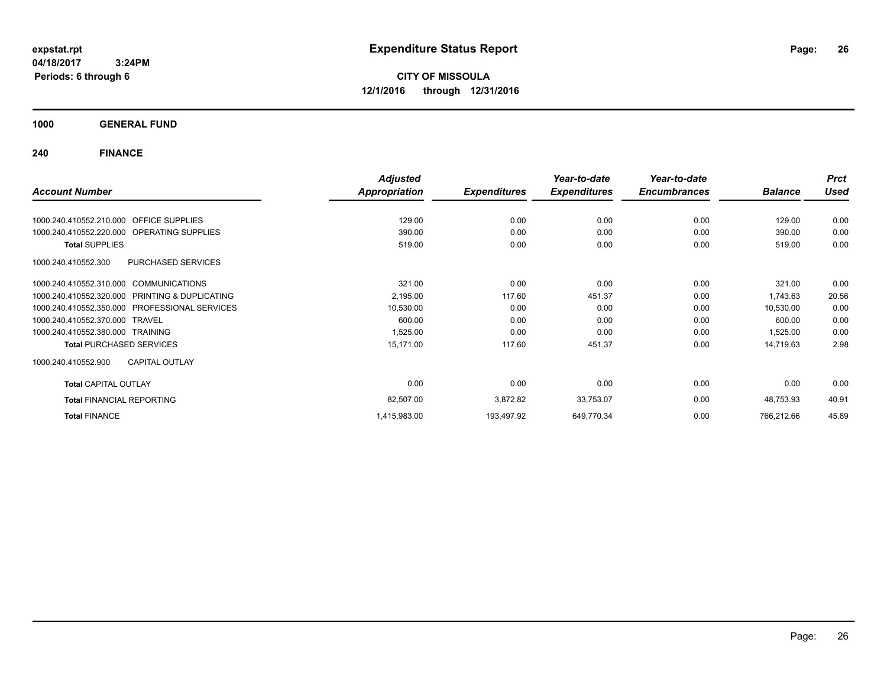**expstat.rpt**
**04/18/2017 3:24PM**
**Periods: 6 through 6**

# Expenditure Status Report

**CITY OF MISSOULA**
**12/1/2016 through 12/31/2016**

## 1000 GENERAL FUND

## 240 FINANCE

| Account Number | | Adjusted Appropriation | Expenditures | Year-to-date Expenditures | Year-to-date Encumbrances | Balance | Prct Used |
|---|---|---|---|---|---|---|---|
| 1000.240.410552.210.000 | OFFICE SUPPLIES | 129.00 | 0.00 | 0.00 | 0.00 | 129.00 | 0.00 |
| 1000.240.410552.220.000 | OPERATING SUPPLIES | 390.00 | 0.00 | 0.00 | 0.00 | 390.00 | 0.00 |
| **Total SUPPLIES** | | 519.00 | 0.00 | 0.00 | 0.00 | 519.00 | 0.00 |
| 1000.240.410552.300 | PURCHASED SERVICES | | | | | | |
| 1000.240.410552.310.000 | COMMUNICATIONS | 321.00 | 0.00 | 0.00 | 0.00 | 321.00 | 0.00 |
| 1000.240.410552.320.000 | PRINTING & DUPLICATING | 2,195.00 | 117.60 | 451.37 | 0.00 | 1,743.63 | 20.56 |
| 1000.240.410552.350.000 | PROFESSIONAL SERVICES | 10,530.00 | 0.00 | 0.00 | 0.00 | 10,530.00 | 0.00 |
| 1000.240.410552.370.000 | TRAVEL | 600.00 | 0.00 | 0.00 | 0.00 | 600.00 | 0.00 |
| 1000.240.410552.380.000 | TRAINING | 1,525.00 | 0.00 | 0.00 | 0.00 | 1,525.00 | 0.00 |
| **Total PURCHASED SERVICES** | | 15,171.00 | 117.60 | 451.37 | 0.00 | 14,719.63 | 2.98 |
| 1000.240.410552.900 | CAPITAL OUTLAY | | | | | | |
| **Total CAPITAL OUTLAY** | | 0.00 | 0.00 | 0.00 | 0.00 | 0.00 | 0.00 |
| **Total FINANCIAL REPORTING** | | 82,507.00 | 3,872.82 | 33,753.07 | 0.00 | 48,753.93 | 40.91 |
| **Total FINANCE** | | 1,415,983.00 | 193,497.92 | 649,770.34 | 0.00 | 766,212.66 | 45.89 |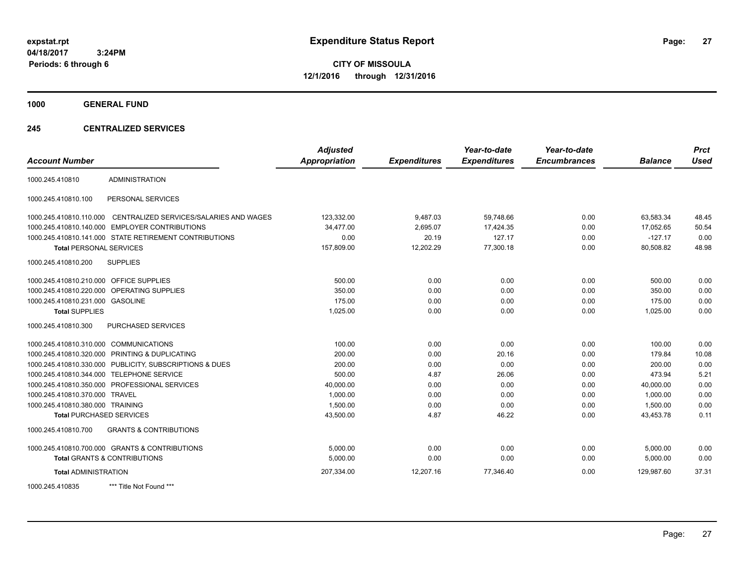**expstat.rpt**
**04/18/2017 3:24PM**
**Periods: 6 through 6**

# Expenditure Status Report

**CITY OF MISSOULA**
**12/1/2016 through 12/31/2016**

## 1000 GENERAL FUND

## 245 CENTRALIZED SERVICES

| Account Number | | Adjusted Appropriation | Expenditures | Year-to-date Expenditures | Year-to-date Encumbrances | Balance | Prct Used |
|---|---|---|---|---|---|---|---|
| 1000.245.410810 | ADMINISTRATION | | | | | | |
| 1000.245.410810.100 | PERSONAL SERVICES | | | | | | |
| 1000.245.410810.110.000 | CENTRALIZED SERVICES/SALARIES AND WAGES | 123,332.00 | 9,487.03 | 59,748.66 | 0.00 | 63,583.34 | 48.45 |
| 1000.245.410810.140.000 | EMPLOYER CONTRIBUTIONS | 34,477.00 | 2,695.07 | 17,424.35 | 0.00 | 17,052.65 | 50.54 |
| 1000.245.410810.141.000 | STATE RETIREMENT CONTRIBUTIONS | 0.00 | 20.19 | 127.17 | 0.00 | -127.17 | 0.00 |
| **Total** PERSONAL SERVICES | | 157,809.00 | 12,202.29 | 77,300.18 | 0.00 | 80,508.82 | 48.98 |
| 1000.245.410810.200 | SUPPLIES | | | | | | |
| 1000.245.410810.210.000 | OFFICE SUPPLIES | 500.00 | 0.00 | 0.00 | 0.00 | 500.00 | 0.00 |
| 1000.245.410810.220.000 | OPERATING SUPPLIES | 350.00 | 0.00 | 0.00 | 0.00 | 350.00 | 0.00 |
| 1000.245.410810.231.000 | GASOLINE | 175.00 | 0.00 | 0.00 | 0.00 | 175.00 | 0.00 |
| **Total** SUPPLIES | | 1,025.00 | 0.00 | 0.00 | 0.00 | 1,025.00 | 0.00 |
| 1000.245.410810.300 | PURCHASED SERVICES | | | | | | |
| 1000.245.410810.310.000 | COMMUNICATIONS | 100.00 | 0.00 | 0.00 | 0.00 | 100.00 | 0.00 |
| 1000.245.410810.320.000 | PRINTING & DUPLICATING | 200.00 | 0.00 | 20.16 | 0.00 | 179.84 | 10.08 |
| 1000.245.410810.330.000 | PUBLICITY, SUBSCRIPTIONS & DUES | 200.00 | 0.00 | 0.00 | 0.00 | 200.00 | 0.00 |
| 1000.245.410810.344.000 | TELEPHONE SERVICE | 500.00 | 4.87 | 26.06 | 0.00 | 473.94 | 5.21 |
| 1000.245.410810.350.000 | PROFESSIONAL SERVICES | 40,000.00 | 0.00 | 0.00 | 0.00 | 40,000.00 | 0.00 |
| 1000.245.410810.370.000 | TRAVEL | 1,000.00 | 0.00 | 0.00 | 0.00 | 1,000.00 | 0.00 |
| 1000.245.410810.380.000 | TRAINING | 1,500.00 | 0.00 | 0.00 | 0.00 | 1,500.00 | 0.00 |
| **Total** PURCHASED SERVICES | | 43,500.00 | 4.87 | 46.22 | 0.00 | 43,453.78 | 0.11 |
| 1000.245.410810.700 | GRANTS & CONTRIBUTIONS | | | | | | |
| 1000.245.410810.700.000 | GRANTS & CONTRIBUTIONS | 5,000.00 | 0.00 | 0.00 | 0.00 | 5,000.00 | 0.00 |
| **Total** GRANTS & CONTRIBUTIONS | | 5,000.00 | 0.00 | 0.00 | 0.00 | 5,000.00 | 0.00 |
| **Total** ADMINISTRATION | | 207,334.00 | 12,207.16 | 77,346.40 | 0.00 | 129,987.60 | 37.31 |
| 1000.245.410835 | *** Title Not Found *** | | | | | | |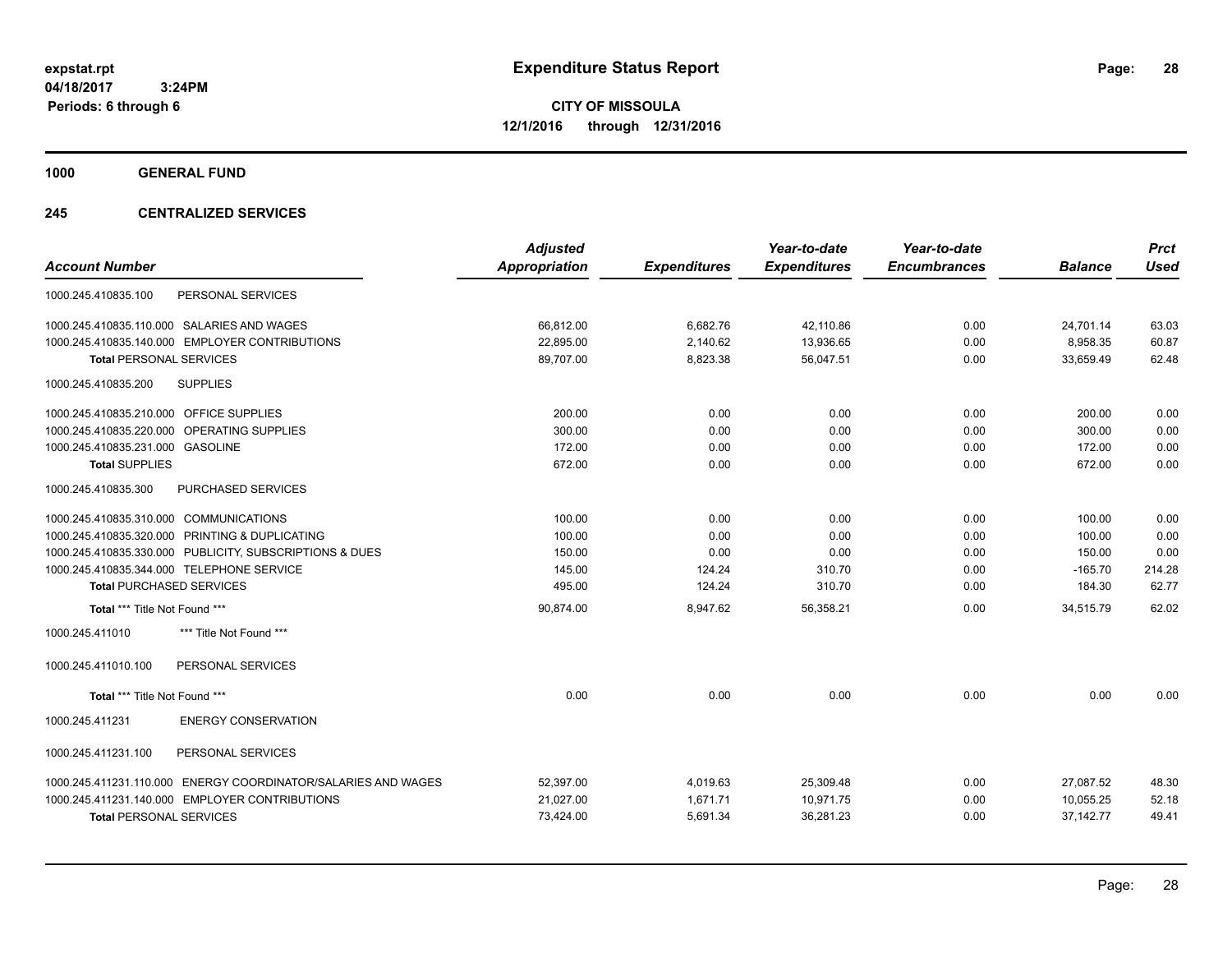**expstat.rpt**
**04/18/2017 3:24PM**
**Periods: 6 through 6**

# Expenditure Status Report

**CITY OF MISSOULA**
**12/1/2016 through 12/31/2016**

## 1000 GENERAL FUND

### 245 CENTRALIZED SERVICES

| Account Number | Adjusted Appropriation | Expenditures | Year-to-date Expenditures | Year-to-date Encumbrances | Balance | Prct Used |
|---|---|---|---|---|---|---|
| 1000.245.410835.100 PERSONAL SERVICES | | | | | | |
| 1000.245.410835.110.000 SALARIES AND WAGES | 66,812.00 | 6,682.76 | 42,110.86 | 0.00 | 24,701.14 | 63.03 |
| 1000.245.410835.140.000 EMPLOYER CONTRIBUTIONS | 22,895.00 | 2,140.62 | 13,936.65 | 0.00 | 8,958.35 | 60.87 |
| **Total** PERSONAL SERVICES | 89,707.00 | 8,823.38 | 56,047.51 | 0.00 | 33,659.49 | 62.48 |
| 1000.245.410835.200 SUPPLIES | | | | | | |
| 1000.245.410835.210.000 OFFICE SUPPLIES | 200.00 | 0.00 | 0.00 | 0.00 | 200.00 | 0.00 |
| 1000.245.410835.220.000 OPERATING SUPPLIES | 300.00 | 0.00 | 0.00 | 0.00 | 300.00 | 0.00 |
| 1000.245.410835.231.000 GASOLINE | 172.00 | 0.00 | 0.00 | 0.00 | 172.00 | 0.00 |
| **Total** SUPPLIES | 672.00 | 0.00 | 0.00 | 0.00 | 672.00 | 0.00 |
| 1000.245.410835.300 PURCHASED SERVICES | | | | | | |
| 1000.245.410835.310.000 COMMUNICATIONS | 100.00 | 0.00 | 0.00 | 0.00 | 100.00 | 0.00 |
| 1000.245.410835.320.000 PRINTING & DUPLICATING | 100.00 | 0.00 | 0.00 | 0.00 | 100.00 | 0.00 |
| 1000.245.410835.330.000 PUBLICITY, SUBSCRIPTIONS & DUES | 150.00 | 0.00 | 0.00 | 0.00 | 150.00 | 0.00 |
| 1000.245.410835.344.000 TELEPHONE SERVICE | 145.00 | 124.24 | 310.70 | 0.00 | -165.70 | 214.28 |
| **Total** PURCHASED SERVICES | 495.00 | 124.24 | 310.70 | 0.00 | 184.30 | 62.77 |
| **Total** *** Title Not Found *** | 90,874.00 | 8,947.62 | 56,358.21 | 0.00 | 34,515.79 | 62.02 |
| 1000.245.411010 *** Title Not Found *** | | | | | | |
| 1000.245.411010.100 PERSONAL SERVICES | | | | | | |
| **Total** *** Title Not Found *** | 0.00 | 0.00 | 0.00 | 0.00 | 0.00 | 0.00 |
| 1000.245.411231 ENERGY CONSERVATION | | | | | | |
| 1000.245.411231.100 PERSONAL SERVICES | | | | | | |
| 1000.245.411231.110.000 ENERGY COORDINATOR/SALARIES AND WAGES | 52,397.00 | 4,019.63 | 25,309.48 | 0.00 | 27,087.52 | 48.30 |
| 1000.245.411231.140.000 EMPLOYER CONTRIBUTIONS | 21,027.00 | 1,671.71 | 10,971.75 | 0.00 | 10,055.25 | 52.18 |
| **Total** PERSONAL SERVICES | 73,424.00 | 5,691.34 | 36,281.23 | 0.00 | 37,142.77 | 49.41 |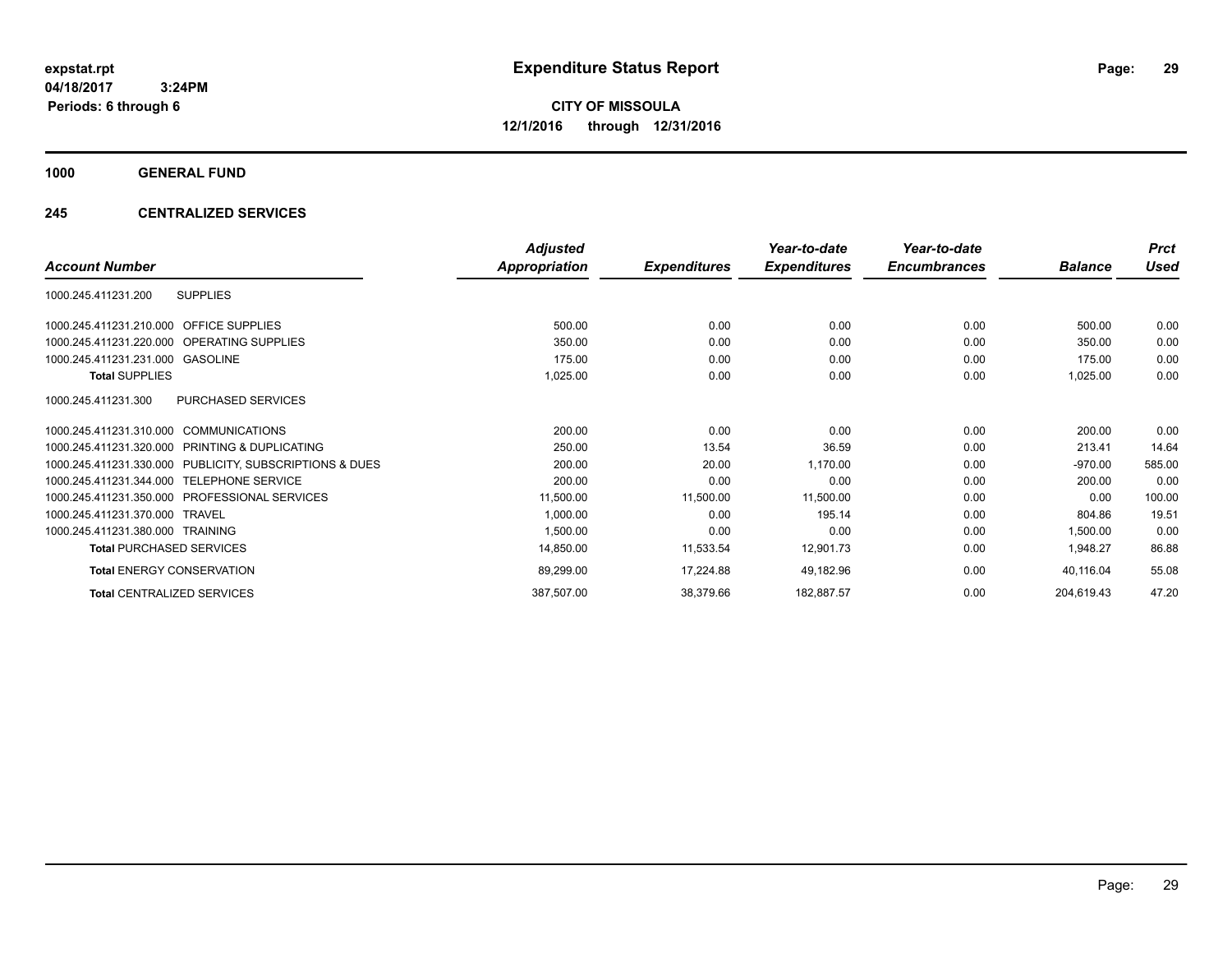**expstat.rpt**
**04/18/2017 3:24PM**
**Periods: 6 through 6**

# Expenditure Status Report

**CITY OF MISSOULA**
**12/1/2016 through 12/31/2016**

## 1000 GENERAL FUND

### 245 CENTRALIZED SERVICES

| Account Number | Adjusted Appropriation | Expenditures | Year-to-date Expenditures | Year-to-date Encumbrances | Balance | Prct Used |
|---|---|---|---|---|---|---|
| 1000.245.411231.200 SUPPLIES | | | | | | |
| 1000.245.411231.210.000 OFFICE SUPPLIES | 500.00 | 0.00 | 0.00 | 0.00 | 500.00 | 0.00 |
| 1000.245.411231.220.000 OPERATING SUPPLIES | 350.00 | 0.00 | 0.00 | 0.00 | 350.00 | 0.00 |
| 1000.245.411231.231.000 GASOLINE | 175.00 | 0.00 | 0.00 | 0.00 | 175.00 | 0.00 |
| **Total SUPPLIES** | 1,025.00 | 0.00 | 0.00 | 0.00 | 1,025.00 | 0.00 |
| 1000.245.411231.300 PURCHASED SERVICES | | | | | | |
| 1000.245.411231.310.000 COMMUNICATIONS | 200.00 | 0.00 | 0.00 | 0.00 | 200.00 | 0.00 |
| 1000.245.411231.320.000 PRINTING & DUPLICATING | 250.00 | 13.54 | 36.59 | 0.00 | 213.41 | 14.64 |
| 1000.245.411231.330.000 PUBLICITY, SUBSCRIPTIONS & DUES | 200.00 | 20.00 | 1,170.00 | 0.00 | -970.00 | 585.00 |
| 1000.245.411231.344.000 TELEPHONE SERVICE | 200.00 | 0.00 | 0.00 | 0.00 | 200.00 | 0.00 |
| 1000.245.411231.350.000 PROFESSIONAL SERVICES | 11,500.00 | 11,500.00 | 11,500.00 | 0.00 | 0.00 | 100.00 |
| 1000.245.411231.370.000 TRAVEL | 1,000.00 | 0.00 | 195.14 | 0.00 | 804.86 | 19.51 |
| 1000.245.411231.380.000 TRAINING | 1,500.00 | 0.00 | 0.00 | 0.00 | 1,500.00 | 0.00 |
| **Total PURCHASED SERVICES** | 14,850.00 | 11,533.54 | 12,901.73 | 0.00 | 1,948.27 | 86.88 |
| **Total ENERGY CONSERVATION** | 89,299.00 | 17,224.88 | 49,182.96 | 0.00 | 40,116.04 | 55.08 |
| **Total CENTRALIZED SERVICES** | 387,507.00 | 38,379.66 | 182,887.57 | 0.00 | 204,619.43 | 47.20 |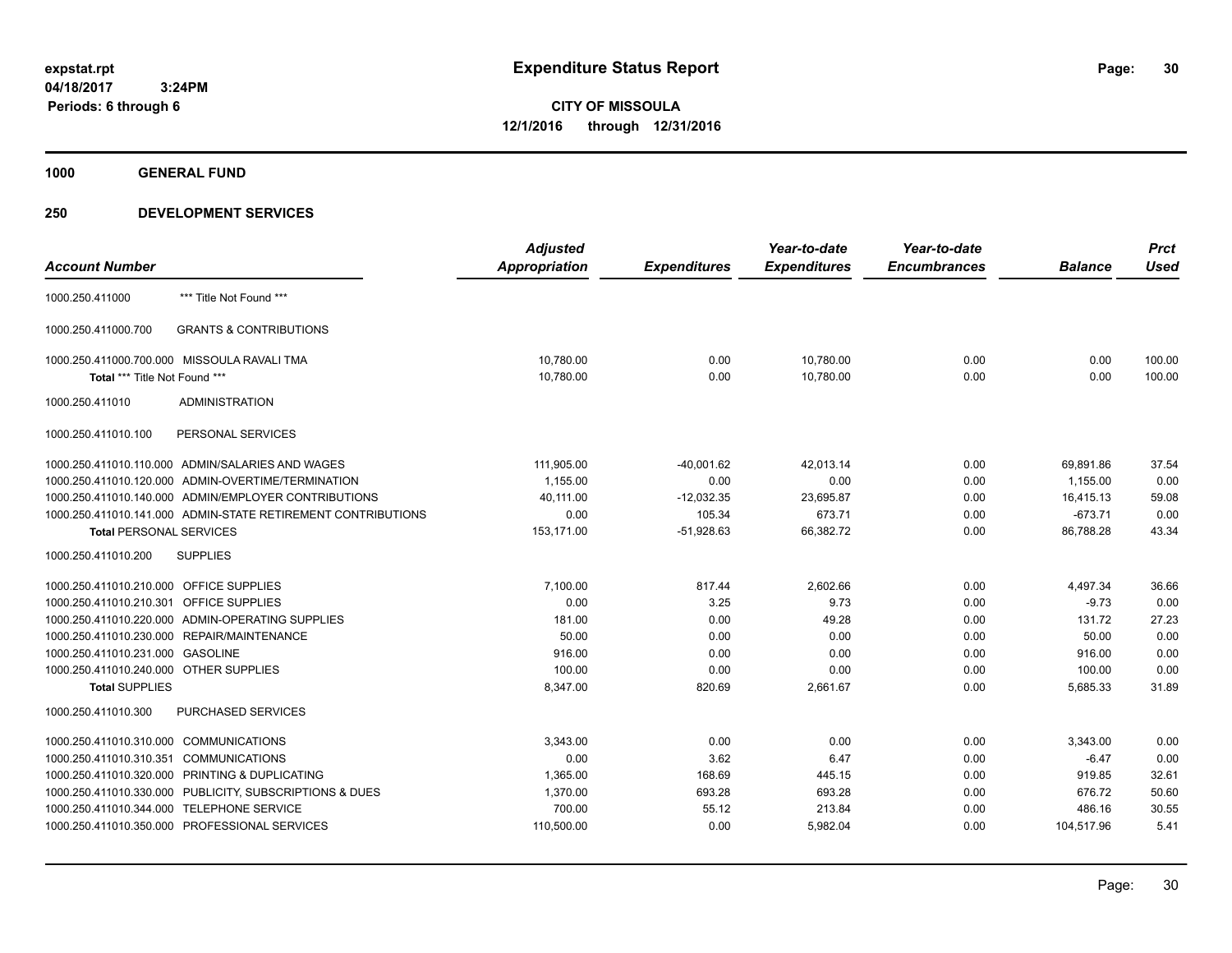expstat.rpt
04/18/2017 3:24PM
Periods: 6 through 6

# Expenditure Status Report

**CITY OF MISSOULA**
**12/1/2016 through 12/31/2016**

## 1000 GENERAL FUND

## 250 DEVELOPMENT SERVICES

| Account Number | | Adjusted Appropriation | Expenditures | Year-to-date Expenditures | Year-to-date Encumbrances | Balance | Prct Used |
|---|---|---|---|---|---|---|---|
| 1000.250.411000 | *** Title Not Found *** | | | | | | |
| 1000.250.411000.700 | GRANTS & CONTRIBUTIONS | | | | | | |
| 1000.250.411000.700.000 | MISSOULA RAVALI TMA | 10,780.00 | 0.00 | 10,780.00 | 0.00 | 0.00 | 100.00 |
| **Total** *** Title Not Found *** | | 10,780.00 | 0.00 | 10,780.00 | 0.00 | 0.00 | 100.00 |
| 1000.250.411010 | ADMINISTRATION | | | | | | |
| 1000.250.411010.100 | PERSONAL SERVICES | | | | | | |
| 1000.250.411010.110.000 | ADMIN/SALARIES AND WAGES | 111,905.00 | -40,001.62 | 42,013.14 | 0.00 | 69,891.86 | 37.54 |
| 1000.250.411010.120.000 | ADMIN-OVERTIME/TERMINATION | 1,155.00 | 0.00 | 0.00 | 0.00 | 1,155.00 | 0.00 |
| 1000.250.411010.140.000 | ADMIN/EMPLOYER CONTRIBUTIONS | 40,111.00 | -12,032.35 | 23,695.87 | 0.00 | 16,415.13 | 59.08 |
| 1000.250.411010.141.000 | ADMIN-STATE RETIREMENT CONTRIBUTIONS | 0.00 | 105.34 | 673.71 | 0.00 | -673.71 | 0.00 |
| **Total PERSONAL SERVICES** | | 153,171.00 | -51,928.63 | 66,382.72 | 0.00 | 86,788.28 | 43.34 |
| 1000.250.411010.200 | SUPPLIES | | | | | | |
| 1000.250.411010.210.000 | OFFICE SUPPLIES | 7,100.00 | 817.44 | 2,602.66 | 0.00 | 4,497.34 | 36.66 |
| 1000.250.411010.210.301 | OFFICE SUPPLIES | 0.00 | 3.25 | 9.73 | 0.00 | -9.73 | 0.00 |
| 1000.250.411010.220.000 | ADMIN-OPERATING SUPPLIES | 181.00 | 0.00 | 49.28 | 0.00 | 131.72 | 27.23 |
| 1000.250.411010.230.000 | REPAIR/MAINTENANCE | 50.00 | 0.00 | 0.00 | 0.00 | 50.00 | 0.00 |
| 1000.250.411010.231.000 | GASOLINE | 916.00 | 0.00 | 0.00 | 0.00 | 916.00 | 0.00 |
| 1000.250.411010.240.000 | OTHER SUPPLIES | 100.00 | 0.00 | 0.00 | 0.00 | 100.00 | 0.00 |
| **Total SUPPLIES** | | 8,347.00 | 820.69 | 2,661.67 | 0.00 | 5,685.33 | 31.89 |
| 1000.250.411010.300 | PURCHASED SERVICES | | | | | | |
| 1000.250.411010.310.000 | COMMUNICATIONS | 3,343.00 | 0.00 | 0.00 | 0.00 | 3,343.00 | 0.00 |
| 1000.250.411010.310.351 | COMMUNICATIONS | 0.00 | 3.62 | 6.47 | 0.00 | -6.47 | 0.00 |
| 1000.250.411010.320.000 | PRINTING & DUPLICATING | 1,365.00 | 168.69 | 445.15 | 0.00 | 919.85 | 32.61 |
| 1000.250.411010.330.000 | PUBLICITY, SUBSCRIPTIONS & DUES | 1,370.00 | 693.28 | 693.28 | 0.00 | 676.72 | 50.60 |
| 1000.250.411010.344.000 | TELEPHONE SERVICE | 700.00 | 55.12 | 213.84 | 0.00 | 486.16 | 30.55 |
| 1000.250.411010.350.000 | PROFESSIONAL SERVICES | 110,500.00 | 0.00 | 5,982.04 | 0.00 | 104,517.96 | 5.41 |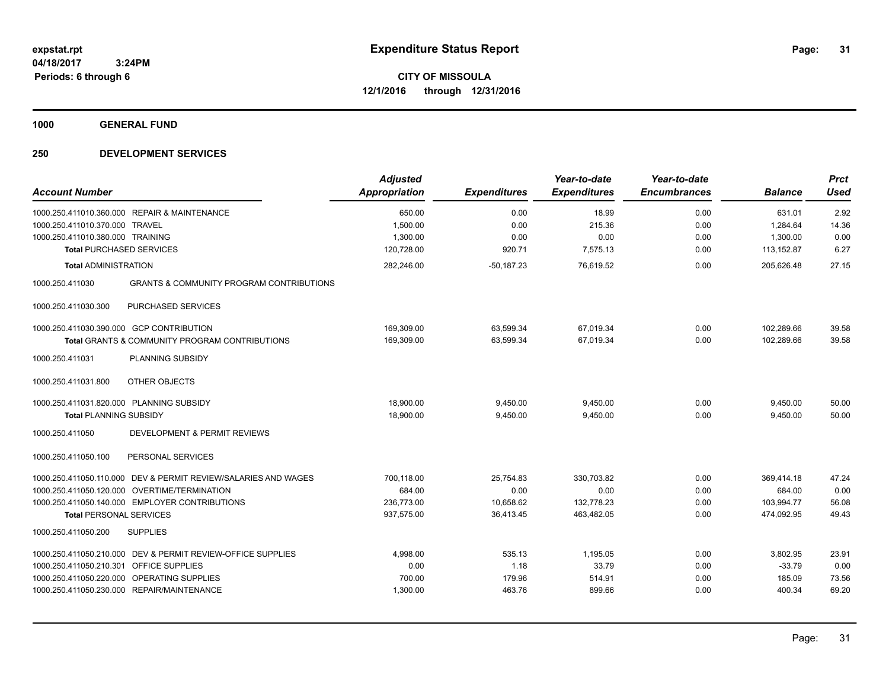# Expenditure Status Report

expstat.rpt
04/18/2017 3:24PM
Periods: 6 through 6

**CITY OF MISSOULA**
**12/1/2016 through 12/31/2016**

**1000 GENERAL FUND**

**250 DEVELOPMENT SERVICES**

| Account Number | Adjusted Appropriation | Expenditures | Year-to-date Expenditures | Year-to-date Encumbrances | Balance | Prct Used |
|---|---|---|---|---|---|---|
| 1000.250.411010.360.000 REPAIR & MAINTENANCE | 650.00 | 0.00 | 18.99 | 0.00 | 631.01 | 2.92 |
| 1000.250.411010.370.000 TRAVEL | 1,500.00 | 0.00 | 215.36 | 0.00 | 1,284.64 | 14.36 |
| 1000.250.411010.380.000 TRAINING | 1,300.00 | 0.00 | 0.00 | 0.00 | 1,300.00 | 0.00 |
| **Total** PURCHASED SERVICES | 120,728.00 | 920.71 | 7,575.13 | 0.00 | 113,152.87 | 6.27 |
| **Total** ADMINISTRATION | 282,246.00 | -50,187.23 | 76,619.52 | 0.00 | 205,626.48 | 27.15 |
| 1000.250.411030 GRANTS & COMMUNITY PROGRAM CONTRIBUTIONS | | | | | | |
| 1000.250.411030.300 PURCHASED SERVICES | | | | | | |
| 1000.250.411030.390.000 GCP CONTRIBUTION | 169,309.00 | 63,599.34 | 67,019.34 | 0.00 | 102,289.66 | 39.58 |
| **Total** GRANTS & COMMUNITY PROGRAM CONTRIBUTIONS | 169,309.00 | 63,599.34 | 67,019.34 | 0.00 | 102,289.66 | 39.58 |
| 1000.250.411031 PLANNING SUBSIDY | | | | | | |
| 1000.250.411031.800 OTHER OBJECTS | | | | | | |
| 1000.250.411031.820.000 PLANNING SUBSIDY | 18,900.00 | 9,450.00 | 9,450.00 | 0.00 | 9,450.00 | 50.00 |
| **Total** PLANNING SUBSIDY | 18,900.00 | 9,450.00 | 9,450.00 | 0.00 | 9,450.00 | 50.00 |
| 1000.250.411050 DEVELOPMENT & PERMIT REVIEWS | | | | | | |
| 1000.250.411050.100 PERSONAL SERVICES | | | | | | |
| 1000.250.411050.110.000 DEV & PERMIT REVIEW/SALARIES AND WAGES | 700,118.00 | 25,754.83 | 330,703.82 | 0.00 | 369,414.18 | 47.24 |
| 1000.250.411050.120.000 OVERTIME/TERMINATION | 684.00 | 0.00 | 0.00 | 0.00 | 684.00 | 0.00 |
| 1000.250.411050.140.000 EMPLOYER CONTRIBUTIONS | 236,773.00 | 10,658.62 | 132,778.23 | 0.00 | 103,994.77 | 56.08 |
| **Total** PERSONAL SERVICES | 937,575.00 | 36,413.45 | 463,482.05 | 0.00 | 474,092.95 | 49.43 |
| 1000.250.411050.200 SUPPLIES | | | | | | |
| 1000.250.411050.210.000 DEV & PERMIT REVIEW-OFFICE SUPPLIES | 4,998.00 | 535.13 | 1,195.05 | 0.00 | 3,802.95 | 23.91 |
| 1000.250.411050.210.301 OFFICE SUPPLIES | 0.00 | 1.18 | 33.79 | 0.00 | -33.79 | 0.00 |
| 1000.250.411050.220.000 OPERATING SUPPLIES | 700.00 | 179.96 | 514.91 | 0.00 | 185.09 | 73.56 |
| 1000.250.411050.230.000 REPAIR/MAINTENANCE | 1,300.00 | 463.76 | 899.66 | 0.00 | 400.34 | 69.20 |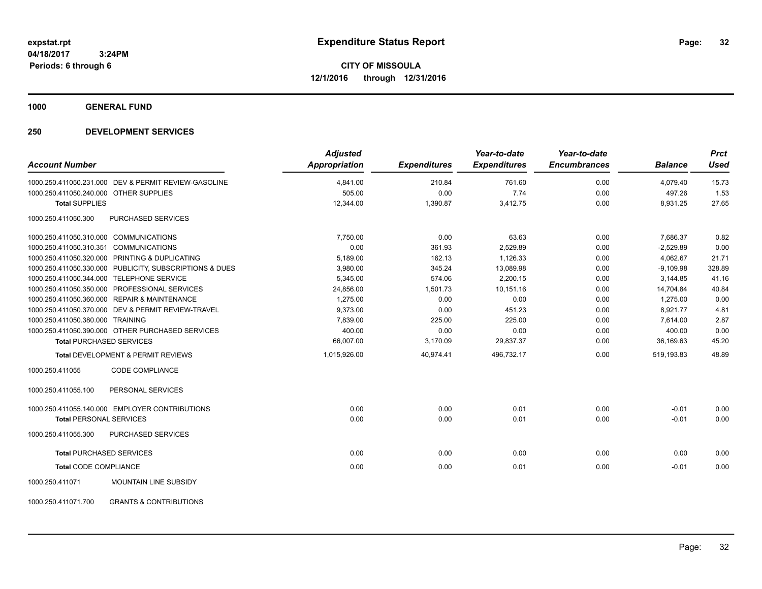**expstat.rpt**
**04/18/2017 3:24PM**
**Periods: 6 through 6**

# Expenditure Status Report

**CITY OF MISSOULA**
**12/1/2016 through 12/31/2016**

## 1000 GENERAL FUND

## 250 DEVELOPMENT SERVICES

| Account Number | | Adjusted Appropriation | Expenditures | Year-to-date Expenditures | Year-to-date Encumbrances | Balance | Prct Used |
|---|---|---|---|---|---|---|---|
| 1000.250.411050.231.000 | DEV & PERMIT REVIEW-GASOLINE | 4,841.00 | 210.84 | 761.60 | 0.00 | 4,079.40 | 15.73 |
| 1000.250.411050.240.000 | OTHER SUPPLIES | 505.00 | 0.00 | 7.74 | 0.00 | 497.26 | 1.53 |
| **Total** SUPPLIES | | 12,344.00 | 1,390.87 | 3,412.75 | 0.00 | 8,931.25 | 27.65 |
| 1000.250.411050.300 | PURCHASED SERVICES | | | | | | |
| 1000.250.411050.310.000 | COMMUNICATIONS | 7,750.00 | 0.00 | 63.63 | 0.00 | 7,686.37 | 0.82 |
| 1000.250.411050.310.351 | COMMUNICATIONS | 0.00 | 361.93 | 2,529.89 | 0.00 | -2,529.89 | 0.00 |
| 1000.250.411050.320.000 | PRINTING & DUPLICATING | 5,189.00 | 162.13 | 1,126.33 | 0.00 | 4,062.67 | 21.71 |
| 1000.250.411050.330.000 | PUBLICITY, SUBSCRIPTIONS & DUES | 3,980.00 | 345.24 | 13,089.98 | 0.00 | -9,109.98 | 328.89 |
| 1000.250.411050.344.000 | TELEPHONE SERVICE | 5,345.00 | 574.06 | 2,200.15 | 0.00 | 3,144.85 | 41.16 |
| 1000.250.411050.350.000 | PROFESSIONAL SERVICES | 24,856.00 | 1,501.73 | 10,151.16 | 0.00 | 14,704.84 | 40.84 |
| 1000.250.411050.360.000 | REPAIR & MAINTENANCE | 1,275.00 | 0.00 | 0.00 | 0.00 | 1,275.00 | 0.00 |
| 1000.250.411050.370.000 | DEV & PERMIT REVIEW-TRAVEL | 9,373.00 | 0.00 | 451.23 | 0.00 | 8,921.77 | 4.81 |
| 1000.250.411050.380.000 | TRAINING | 7,839.00 | 225.00 | 225.00 | 0.00 | 7,614.00 | 2.87 |
| 1000.250.411050.390.000 | OTHER PURCHASED SERVICES | 400.00 | 0.00 | 0.00 | 0.00 | 400.00 | 0.00 |
| **Total** PURCHASED SERVICES | | 66,007.00 | 3,170.09 | 29,837.37 | 0.00 | 36,169.63 | 45.20 |
| **Total** DEVELOPMENT & PERMIT REVIEWS | | 1,015,926.00 | 40,974.41 | 496,732.17 | 0.00 | 519,193.83 | 48.89 |
| 1000.250.411055 | CODE COMPLIANCE | | | | | | |
| 1000.250.411055.100 | PERSONAL SERVICES | | | | | | |
| 1000.250.411055.140.000 | EMPLOYER CONTRIBUTIONS | 0.00 | 0.00 | 0.01 | 0.00 | -0.01 | 0.00 |
| **Total** PERSONAL SERVICES | | 0.00 | 0.00 | 0.01 | 0.00 | -0.01 | 0.00 |
| 1000.250.411055.300 | PURCHASED SERVICES | | | | | | |
| **Total** PURCHASED SERVICES | | 0.00 | 0.00 | 0.00 | 0.00 | 0.00 | 0.00 |
| **Total** CODE COMPLIANCE | | 0.00 | 0.00 | 0.01 | 0.00 | -0.01 | 0.00 |
| 1000.250.411071 | MOUNTAIN LINE SUBSIDY | | | | | | |
| 1000.250.411071.700 | GRANTS & CONTRIBUTIONS | | | | | | |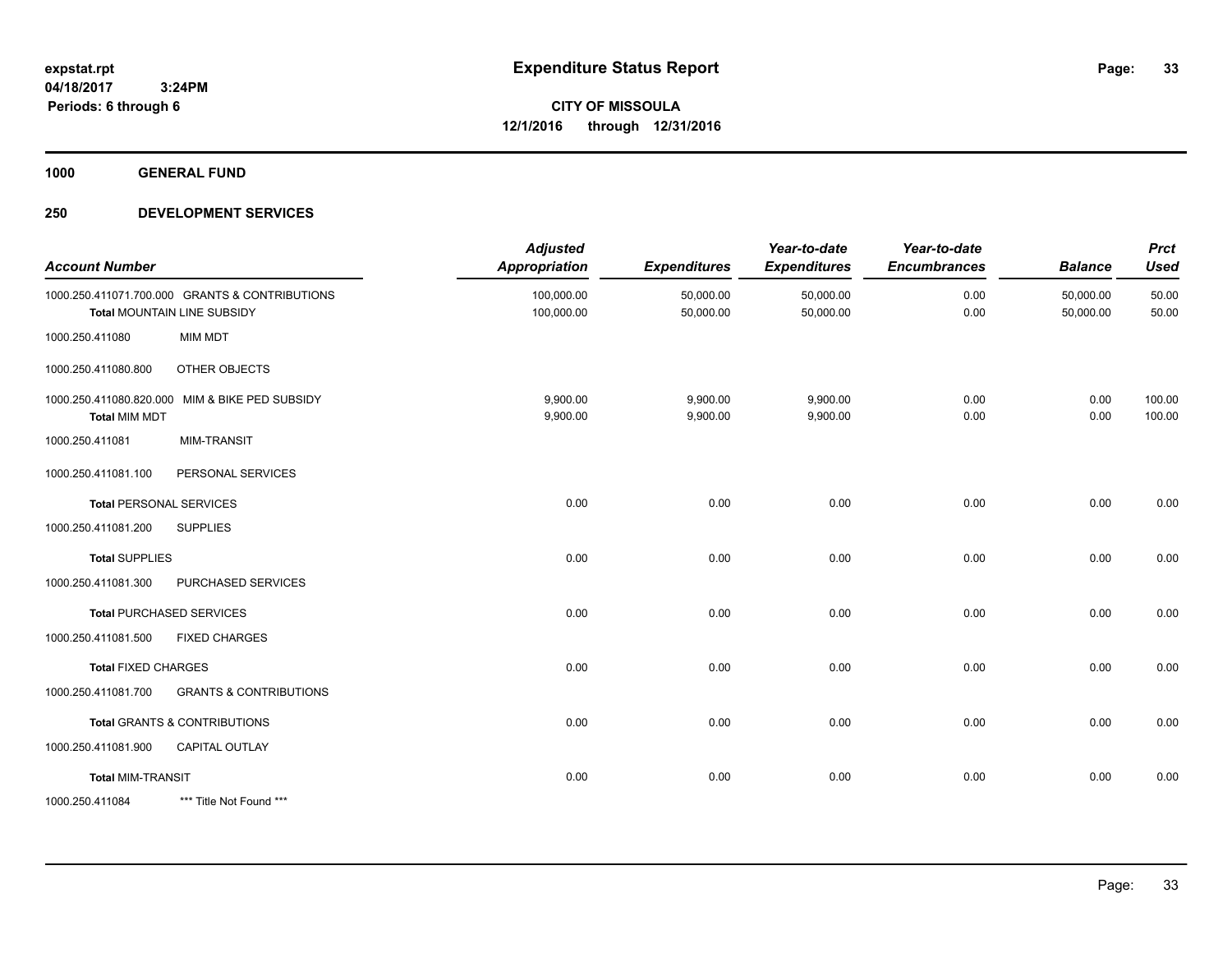**expstat.rpt**
**04/18/2017 3:24PM**
**Periods: 6 through 6**

# Expenditure Status Report

**CITY OF MISSOULA**
**12/1/2016 through 12/31/2016**

## 1000 GENERAL FUND

### 250 DEVELOPMENT SERVICES

| Account Number | | Adjusted Appropriation | Expenditures | Year-to-date Expenditures | Year-to-date Encumbrances | Balance | Prct Used |
|---|---|---|---|---|---|---|---|
| 1000.250.411071.700.000 | GRANTS & CONTRIBUTIONS | 100,000.00 | 50,000.00 | 50,000.00 | 0.00 | 50,000.00 | 50.00 |
| **Total** MOUNTAIN LINE SUBSIDY | | 100,000.00 | 50,000.00 | 50,000.00 | 0.00 | 50,000.00 | 50.00 |
| 1000.250.411080 | MIM MDT | | | | | | |
| 1000.250.411080.800 | OTHER OBJECTS | | | | | | |
| 1000.250.411080.820.000 | MIM & BIKE PED SUBSIDY | 9,900.00 | 9,900.00 | 9,900.00 | 0.00 | 0.00 | 100.00 |
| **Total** MIM MDT | | 9,900.00 | 9,900.00 | 9,900.00 | 0.00 | 0.00 | 100.00 |
| 1000.250.411081 | MIM-TRANSIT | | | | | | |
| 1000.250.411081.100 | PERSONAL SERVICES | | | | | | |
| **Total** PERSONAL SERVICES | | 0.00 | 0.00 | 0.00 | 0.00 | 0.00 | 0.00 |
| 1000.250.411081.200 | SUPPLIES | | | | | | |
| **Total** SUPPLIES | | 0.00 | 0.00 | 0.00 | 0.00 | 0.00 | 0.00 |
| 1000.250.411081.300 | PURCHASED SERVICES | | | | | | |
| **Total** PURCHASED SERVICES | | 0.00 | 0.00 | 0.00 | 0.00 | 0.00 | 0.00 |
| 1000.250.411081.500 | FIXED CHARGES | | | | | | |
| **Total** FIXED CHARGES | | 0.00 | 0.00 | 0.00 | 0.00 | 0.00 | 0.00 |
| 1000.250.411081.700 | GRANTS & CONTRIBUTIONS | | | | | | |
| **Total** GRANTS & CONTRIBUTIONS | | 0.00 | 0.00 | 0.00 | 0.00 | 0.00 | 0.00 |
| 1000.250.411081.900 | CAPITAL OUTLAY | | | | | | |
| **Total** MIM-TRANSIT | | 0.00 | 0.00 | 0.00 | 0.00 | 0.00 | 0.00 |
| 1000.250.411084 | *** Title Not Found *** | | | | | | |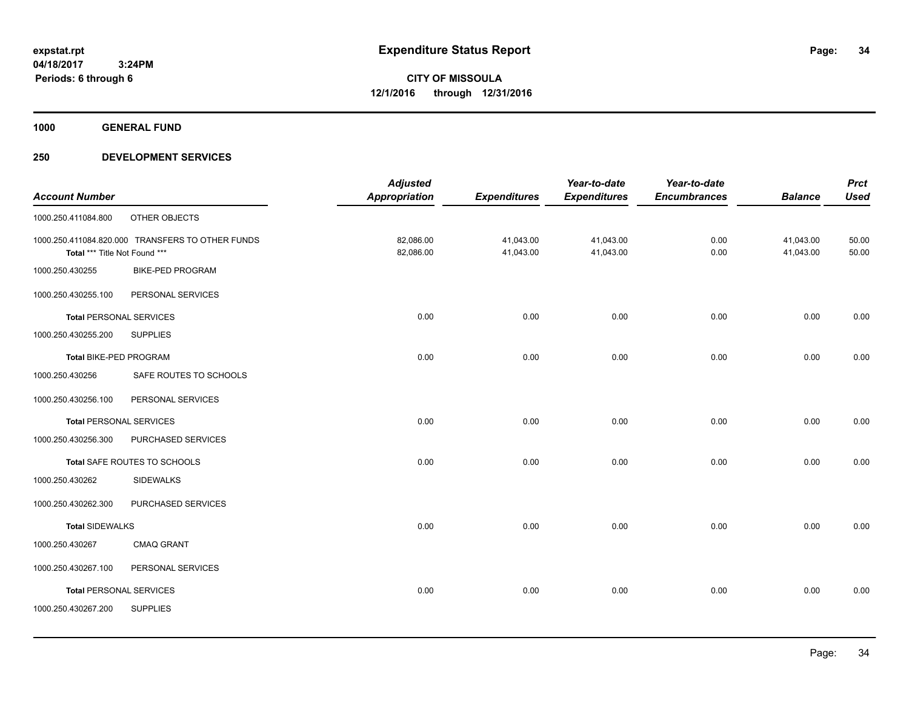**expstat.rpt**
**04/18/2017 3:24PM**
**Periods: 6 through 6**

# Expenditure Status Report

**CITY OF MISSOULA**
**12/1/2016 through 12/31/2016**

## 1000 GENERAL FUND

## 250 DEVELOPMENT SERVICES

| Account Number | | Adjusted Appropriation | Expenditures | Year-to-date Expenditures | Year-to-date Encumbrances | Balance | Prct Used |
|---|---|---|---|---|---|---|---|
| 1000.250.411084.800 | OTHER OBJECTS | | | | | | |
| 1000.250.411084.820.000 | TRANSFERS TO OTHER FUNDS | 82,086.00 | 41,043.00 | 41,043.00 | 0.00 | 41,043.00 | 50.00 |
| Total *** Title Not Found *** | | 82,086.00 | 41,043.00 | 41,043.00 | 0.00 | 41,043.00 | 50.00 |
| 1000.250.430255 | BIKE-PED PROGRAM | | | | | | |
| 1000.250.430255.100 | PERSONAL SERVICES | | | | | | |
| **Total** PERSONAL SERVICES | | 0.00 | 0.00 | 0.00 | 0.00 | 0.00 | 0.00 |
| 1000.250.430255.200 | SUPPLIES | | | | | | |
| **Total** BIKE-PED PROGRAM | | 0.00 | 0.00 | 0.00 | 0.00 | 0.00 | 0.00 |
| 1000.250.430256 | SAFE ROUTES TO SCHOOLS | | | | | | |
| 1000.250.430256.100 | PERSONAL SERVICES | | | | | | |
| **Total** PERSONAL SERVICES | | 0.00 | 0.00 | 0.00 | 0.00 | 0.00 | 0.00 |
| 1000.250.430256.300 | PURCHASED SERVICES | | | | | | |
| **Total** SAFE ROUTES TO SCHOOLS | | 0.00 | 0.00 | 0.00 | 0.00 | 0.00 | 0.00 |
| 1000.250.430262 | SIDEWALKS | | | | | | |
| 1000.250.430262.300 | PURCHASED SERVICES | | | | | | |
| **Total** SIDEWALKS | | 0.00 | 0.00 | 0.00 | 0.00 | 0.00 | 0.00 |
| 1000.250.430267 | CMAQ GRANT | | | | | | |
| 1000.250.430267.100 | PERSONAL SERVICES | | | | | | |
| **Total** PERSONAL SERVICES | | 0.00 | 0.00 | 0.00 | 0.00 | 0.00 | 0.00 |
| 1000.250.430267.200 | SUPPLIES | | | | | | |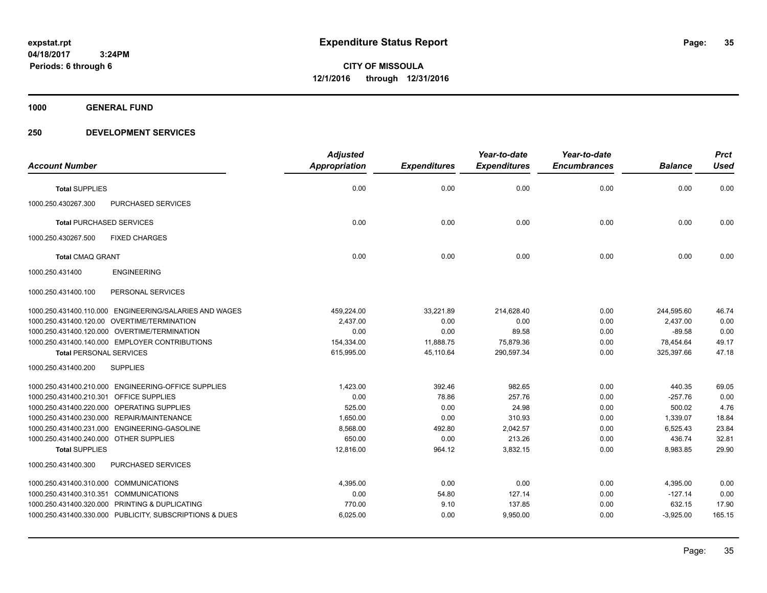**expstat.rpt**
**04/18/2017 3:24PM**
**Periods: 6 through 6**

# Expenditure Status Report

**CITY OF MISSOULA**
**12/1/2016 through 12/31/2016**

## 1000 GENERAL FUND

### 250 DEVELOPMENT SERVICES

| Account Number | | Adjusted Appropriation | Expenditures | Year-to-date Expenditures | Year-to-date Encumbrances | Balance | Prct Used |
|---|---|---|---|---|---|---|---|
| **Total** SUPPLIES | | 0.00 | 0.00 | 0.00 | 0.00 | 0.00 | 0.00 |
| 1000.250.430267.300 | PURCHASED SERVICES | | | | | | |
| **Total** PURCHASED SERVICES | | 0.00 | 0.00 | 0.00 | 0.00 | 0.00 | 0.00 |
| 1000.250.430267.500 | FIXED CHARGES | | | | | | |
| **Total** CMAQ GRANT | | 0.00 | 0.00 | 0.00 | 0.00 | 0.00 | 0.00 |
| 1000.250.431400 | ENGINEERING | | | | | | |
| 1000.250.431400.100 | PERSONAL SERVICES | | | | | | |
| 1000.250.431400.110.000 | ENGINEERING/SALARIES AND WAGES | 459,224.00 | 33,221.89 | 214,628.40 | 0.00 | 244,595.60 | 46.74 |
| 1000.250.431400.120.00 | OVERTIME/TERMINATION | 2,437.00 | 0.00 | 0.00 | 0.00 | 2,437.00 | 0.00 |
| 1000.250.431400.120.000 | OVERTIME/TERMINATION | 0.00 | 0.00 | 89.58 | 0.00 | -89.58 | 0.00 |
| 1000.250.431400.140.000 | EMPLOYER CONTRIBUTIONS | 154,334.00 | 11,888.75 | 75,879.36 | 0.00 | 78,454.64 | 49.17 |
| **Total** PERSONAL SERVICES | | 615,995.00 | 45,110.64 | 290,597.34 | 0.00 | 325,397.66 | 47.18 |
| 1000.250.431400.200 | SUPPLIES | | | | | | |
| 1000.250.431400.210.000 | ENGINEERING-OFFICE SUPPLIES | 1,423.00 | 392.46 | 982.65 | 0.00 | 440.35 | 69.05 |
| 1000.250.431400.210.301 | OFFICE SUPPLIES | 0.00 | 78.86 | 257.76 | 0.00 | -257.76 | 0.00 |
| 1000.250.431400.220.000 | OPERATING SUPPLIES | 525.00 | 0.00 | 24.98 | 0.00 | 500.02 | 4.76 |
| 1000.250.431400.230.000 | REPAIR/MAINTENANCE | 1,650.00 | 0.00 | 310.93 | 0.00 | 1,339.07 | 18.84 |
| 1000.250.431400.231.000 | ENGINEERING-GASOLINE | 8,568.00 | 492.80 | 2,042.57 | 0.00 | 6,525.43 | 23.84 |
| 1000.250.431400.240.000 | OTHER SUPPLIES | 650.00 | 0.00 | 213.26 | 0.00 | 436.74 | 32.81 |
| **Total** SUPPLIES | | 12,816.00 | 964.12 | 3,832.15 | 0.00 | 8,983.85 | 29.90 |
| 1000.250.431400.300 | PURCHASED SERVICES | | | | | | |
| 1000.250.431400.310.000 | COMMUNICATIONS | 4,395.00 | 0.00 | 0.00 | 0.00 | 4,395.00 | 0.00 |
| 1000.250.431400.310.351 | COMMUNICATIONS | 0.00 | 54.80 | 127.14 | 0.00 | -127.14 | 0.00 |
| 1000.250.431400.320.000 | PRINTING & DUPLICATING | 770.00 | 9.10 | 137.85 | 0.00 | 632.15 | 17.90 |
| 1000.250.431400.330.000 | PUBLICITY, SUBSCRIPTIONS & DUES | 6,025.00 | 0.00 | 9,950.00 | 0.00 | -3,925.00 | 165.15 |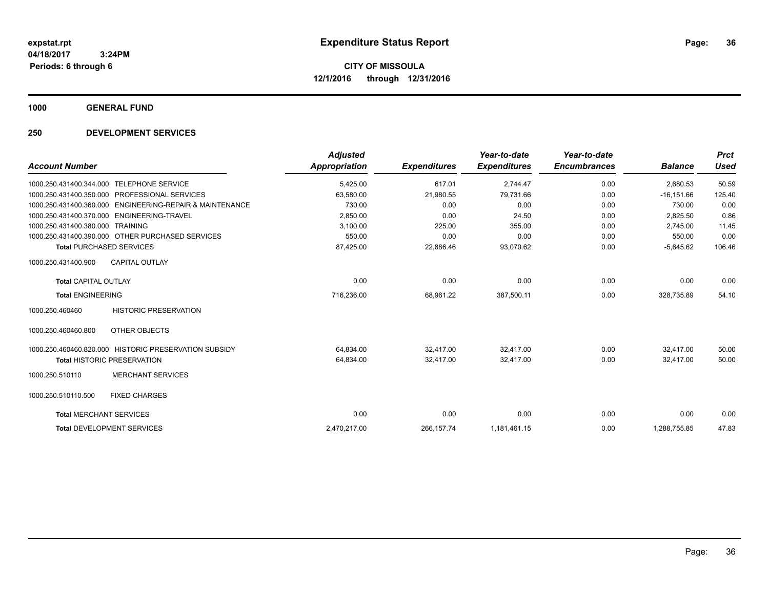**expstat.rpt**
**04/18/2017 3:24PM**
**Periods: 6 through 6**

# Expenditure Status Report

**CITY OF MISSOULA**
**12/1/2016 through 12/31/2016**

## 1000 GENERAL FUND

## 250 DEVELOPMENT SERVICES

| Account Number | Adjusted Appropriation | Expenditures | Year-to-date Expenditures | Year-to-date Encumbrances | Balance | Prct Used |
|---|---|---|---|---|---|---|
| 1000.250.431400.344.000 TELEPHONE SERVICE | 5,425.00 | 617.01 | 2,744.47 | 0.00 | 2,680.53 | 50.59 |
| 1000.250.431400.350.000 PROFESSIONAL SERVICES | 63,580.00 | 21,980.55 | 79,731.66 | 0.00 | -16,151.66 | 125.40 |
| 1000.250.431400.360.000 ENGINEERING-REPAIR & MAINTENANCE | 730.00 | 0.00 | 0.00 | 0.00 | 730.00 | 0.00 |
| 1000.250.431400.370.000 ENGINEERING-TRAVEL | 2,850.00 | 0.00 | 24.50 | 0.00 | 2,825.50 | 0.86 |
| 1000.250.431400.380.000 TRAINING | 3,100.00 | 225.00 | 355.00 | 0.00 | 2,745.00 | 11.45 |
| 1000.250.431400.390.000 OTHER PURCHASED SERVICES | 550.00 | 0.00 | 0.00 | 0.00 | 550.00 | 0.00 |
| **Total** PURCHASED SERVICES | 87,425.00 | 22,886.46 | 93,070.62 | 0.00 | -5,645.62 | 106.46 |
| 1000.250.431400.900 CAPITAL OUTLAY | | | | | | |
| **Total** CAPITAL OUTLAY | 0.00 | 0.00 | 0.00 | 0.00 | 0.00 | 0.00 |
| **Total** ENGINEERING | 716,236.00 | 68,961.22 | 387,500.11 | 0.00 | 328,735.89 | 54.10 |
| 1000.250.460460 HISTORIC PRESERVATION | | | | | | |
| 1000.250.460460.800 OTHER OBJECTS | | | | | | |
| 1000.250.460460.820.000 HISTORIC PRESERVATION SUBSIDY | 64,834.00 | 32,417.00 | 32,417.00 | 0.00 | 32,417.00 | 50.00 |
| **Total** HISTORIC PRESERVATION | 64,834.00 | 32,417.00 | 32,417.00 | 0.00 | 32,417.00 | 50.00 |
| 1000.250.510110 MERCHANT SERVICES | | | | | | |
| 1000.250.510110.500 FIXED CHARGES | | | | | | |
| **Total** MERCHANT SERVICES | 0.00 | 0.00 | 0.00 | 0.00 | 0.00 | 0.00 |
| **Total** DEVELOPMENT SERVICES | 2,470,217.00 | 266,157.74 | 1,181,461.15 | 0.00 | 1,288,755.85 | 47.83 |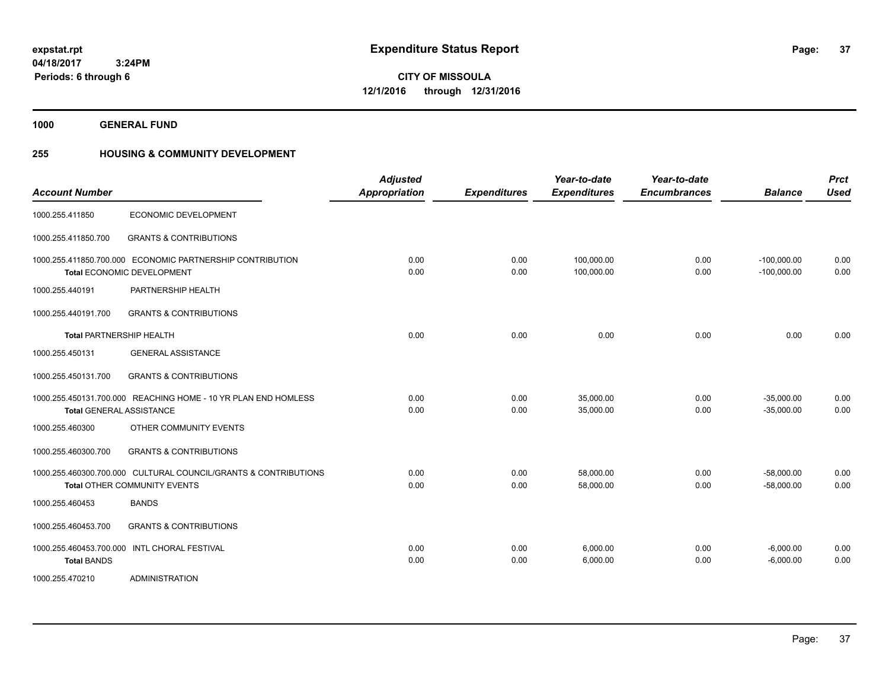**expstat.rpt**
**04/18/2017 3:24PM**
**Periods: 6 through 6**

# Expenditure Status Report

**CITY OF MISSOULA**
**12/1/2016 through 12/31/2016**

## 1000 GENERAL FUND

## 255 HOUSING & COMMUNITY DEVELOPMENT

| Account Number | | Adjusted Appropriation | Expenditures | Year-to-date Expenditures | Year-to-date Encumbrances | Balance | Prct Used |
|---|---|---|---|---|---|---|---|
| 1000.255.411850 | ECONOMIC DEVELOPMENT | | | | | | |
| 1000.255.411850.700 | GRANTS & CONTRIBUTIONS | | | | | | |
| 1000.255.411850.700.000 | ECONOMIC PARTNERSHIP CONTRIBUTION | 0.00 | 0.00 | 100,000.00 | 0.00 | -100,000.00 | 0.00 |
| **Total** ECONOMIC DEVELOPMENT | | 0.00 | 0.00 | 100,000.00 | 0.00 | -100,000.00 | 0.00 |
| 1000.255.440191 | PARTNERSHIP HEALTH | | | | | | |
| 1000.255.440191.700 | GRANTS & CONTRIBUTIONS | | | | | | |
| **Total** PARTNERSHIP HEALTH | | 0.00 | 0.00 | 0.00 | 0.00 | 0.00 | 0.00 |
| 1000.255.450131 | GENERAL ASSISTANCE | | | | | | |
| 1000.255.450131.700 | GRANTS & CONTRIBUTIONS | | | | | | |
| 1000.255.450131.700.000 | REACHING HOME - 10 YR PLAN END HOMLESS | 0.00 | 0.00 | 35,000.00 | 0.00 | -35,000.00 | 0.00 |
| **Total** GENERAL ASSISTANCE | | 0.00 | 0.00 | 35,000.00 | 0.00 | -35,000.00 | 0.00 |
| 1000.255.460300 | OTHER COMMUNITY EVENTS | | | | | | |
| 1000.255.460300.700 | GRANTS & CONTRIBUTIONS | | | | | | |
| 1000.255.460300.700.000 | CULTURAL COUNCIL/GRANTS & CONTRIBUTIONS | 0.00 | 0.00 | 58,000.00 | 0.00 | -58,000.00 | 0.00 |
| **Total** OTHER COMMUNITY EVENTS | | 0.00 | 0.00 | 58,000.00 | 0.00 | -58,000.00 | 0.00 |
| 1000.255.460453 | BANDS | | | | | | |
| 1000.255.460453.700 | GRANTS & CONTRIBUTIONS | | | | | | |
| 1000.255.460453.700.000 | INTL CHORAL FESTIVAL | 0.00 | 0.00 | 6,000.00 | 0.00 | -6,000.00 | 0.00 |
| **Total** BANDS | | 0.00 | 0.00 | 6,000.00 | 0.00 | -6,000.00 | 0.00 |
| 1000.255.470210 | ADMINISTRATION | | | | | | |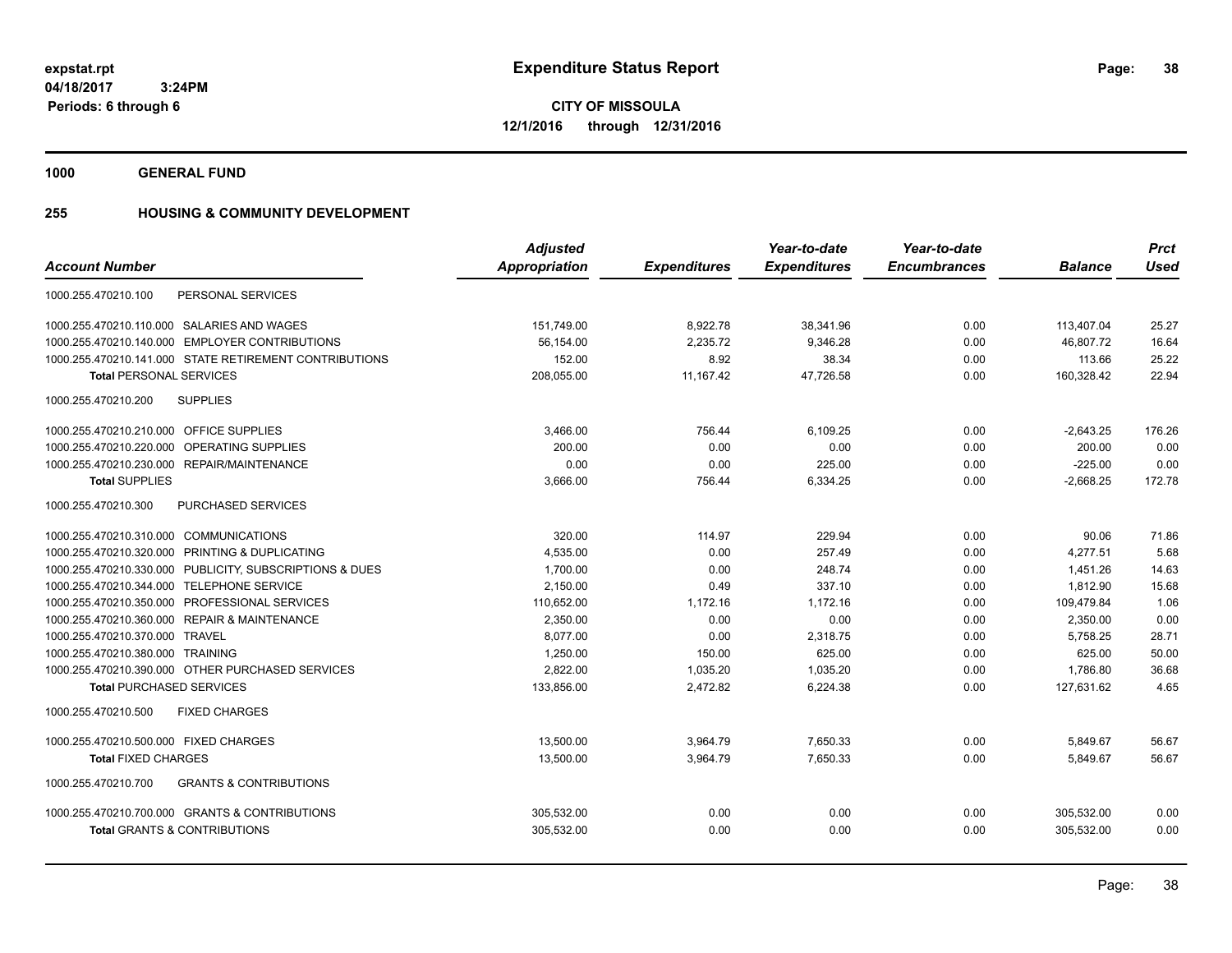# Expenditure Status Report

expstat.rpt
04/18/2017 3:24PM
Periods: 6 through 6

**CITY OF MISSOULA**
**12/1/2016 through 12/31/2016**

## 1000 GENERAL FUND

## 255 HOUSING & COMMUNITY DEVELOPMENT

| Account Number | Adjusted Appropriation | Expenditures | Year-to-date Expenditures | Year-to-date Encumbrances | Balance | Prct Used |
|---|---|---|---|---|---|---|
| 1000.255.470210.100 PERSONAL SERVICES | | | | | | |
| 1000.255.470210.110.000 SALARIES AND WAGES | 151,749.00 | 8,922.78 | 38,341.96 | 0.00 | 113,407.04 | 25.27 |
| 1000.255.470210.140.000 EMPLOYER CONTRIBUTIONS | 56,154.00 | 2,235.72 | 9,346.28 | 0.00 | 46,807.72 | 16.64 |
| 1000.255.470210.141.000 STATE RETIREMENT CONTRIBUTIONS | 152.00 | 8.92 | 38.34 | 0.00 | 113.66 | 25.22 |
| **Total PERSONAL SERVICES** | 208,055.00 | 11,167.42 | 47,726.58 | 0.00 | 160,328.42 | 22.94 |
| 1000.255.470210.200 SUPPLIES | | | | | | |
| 1000.255.470210.210.000 OFFICE SUPPLIES | 3,466.00 | 756.44 | 6,109.25 | 0.00 | -2,643.25 | 176.26 |
| 1000.255.470210.220.000 OPERATING SUPPLIES | 200.00 | 0.00 | 0.00 | 0.00 | 200.00 | 0.00 |
| 1000.255.470210.230.000 REPAIR/MAINTENANCE | 0.00 | 0.00 | 225.00 | 0.00 | -225.00 | 0.00 |
| **Total SUPPLIES** | 3,666.00 | 756.44 | 6,334.25 | 0.00 | -2,668.25 | 172.78 |
| 1000.255.470210.300 PURCHASED SERVICES | | | | | | |
| 1000.255.470210.310.000 COMMUNICATIONS | 320.00 | 114.97 | 229.94 | 0.00 | 90.06 | 71.86 |
| 1000.255.470210.320.000 PRINTING & DUPLICATING | 4,535.00 | 0.00 | 257.49 | 0.00 | 4,277.51 | 5.68 |
| 1000.255.470210.330.000 PUBLICITY, SUBSCRIPTIONS & DUES | 1,700.00 | 0.00 | 248.74 | 0.00 | 1,451.26 | 14.63 |
| 1000.255.470210.344.000 TELEPHONE SERVICE | 2,150.00 | 0.49 | 337.10 | 0.00 | 1,812.90 | 15.68 |
| 1000.255.470210.350.000 PROFESSIONAL SERVICES | 110,652.00 | 1,172.16 | 1,172.16 | 0.00 | 109,479.84 | 1.06 |
| 1000.255.470210.360.000 REPAIR & MAINTENANCE | 2,350.00 | 0.00 | 0.00 | 0.00 | 2,350.00 | 0.00 |
| 1000.255.470210.370.000 TRAVEL | 8,077.00 | 0.00 | 2,318.75 | 0.00 | 5,758.25 | 28.71 |
| 1000.255.470210.380.000 TRAINING | 1,250.00 | 150.00 | 625.00 | 0.00 | 625.00 | 50.00 |
| 1000.255.470210.390.000 OTHER PURCHASED SERVICES | 2,822.00 | 1,035.20 | 1,035.20 | 0.00 | 1,786.80 | 36.68 |
| **Total PURCHASED SERVICES** | 133,856.00 | 2,472.82 | 6,224.38 | 0.00 | 127,631.62 | 4.65 |
| 1000.255.470210.500 FIXED CHARGES | | | | | | |
| 1000.255.470210.500.000 FIXED CHARGES | 13,500.00 | 3,964.79 | 7,650.33 | 0.00 | 5,849.67 | 56.67 |
| **Total FIXED CHARGES** | 13,500.00 | 3,964.79 | 7,650.33 | 0.00 | 5,849.67 | 56.67 |
| 1000.255.470210.700 GRANTS & CONTRIBUTIONS | | | | | | |
| 1000.255.470210.700.000 GRANTS & CONTRIBUTIONS | 305,532.00 | 0.00 | 0.00 | 0.00 | 305,532.00 | 0.00 |
| **Total GRANTS & CONTRIBUTIONS** | 305,532.00 | 0.00 | 0.00 | 0.00 | 305,532.00 | 0.00 |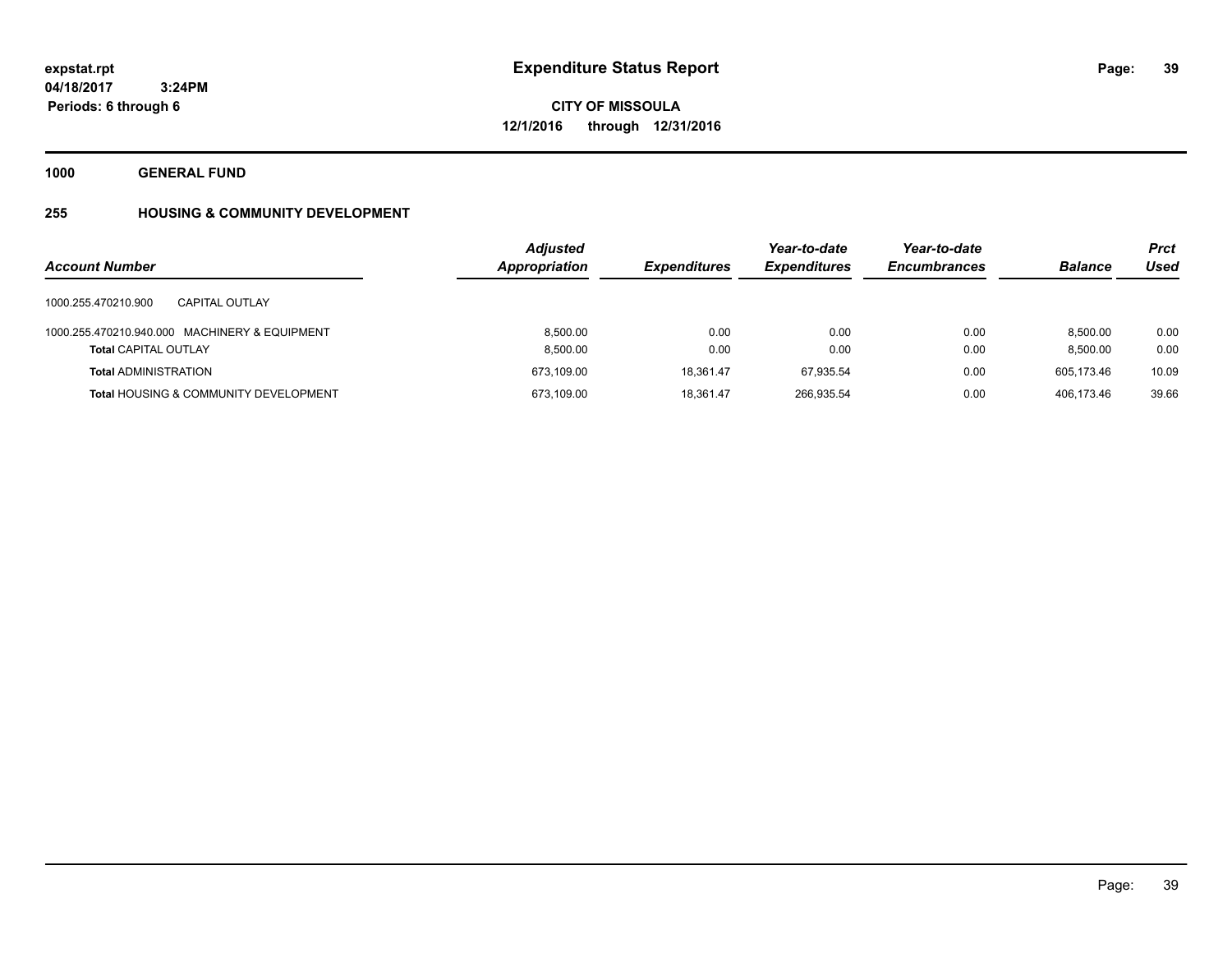**expstat.rpt**
**04/18/2017 3:24PM**
**Periods: 6 through 6**

# Expenditure Status Report

**CITY OF MISSOULA**
**12/1/2016 through 12/31/2016**

**1000 GENERAL FUND**

**255 HOUSING & COMMUNITY DEVELOPMENT**

| Account Number | Adjusted Appropriation | Expenditures | Year-to-date Expenditures | Year-to-date Encumbrances | Balance | Prct Used |
|---|---|---|---|---|---|---|
| 1000.255.470210.900 CAPITAL OUTLAY | | | | | | |
| 1000.255.470210.940.000 MACHINERY & EQUIPMENT | 8,500.00 | 0.00 | 0.00 | 0.00 | 8,500.00 | 0.00 |
| **Total** CAPITAL OUTLAY | 8,500.00 | 0.00 | 0.00 | 0.00 | 8,500.00 | 0.00 |
| **Total** ADMINISTRATION | 673,109.00 | 18,361.47 | 67,935.54 | 0.00 | 605,173.46 | 10.09 |
| **Total** HOUSING & COMMUNITY DEVELOPMENT | 673,109.00 | 18,361.47 | 266,935.54 | 0.00 | 406,173.46 | 39.66 |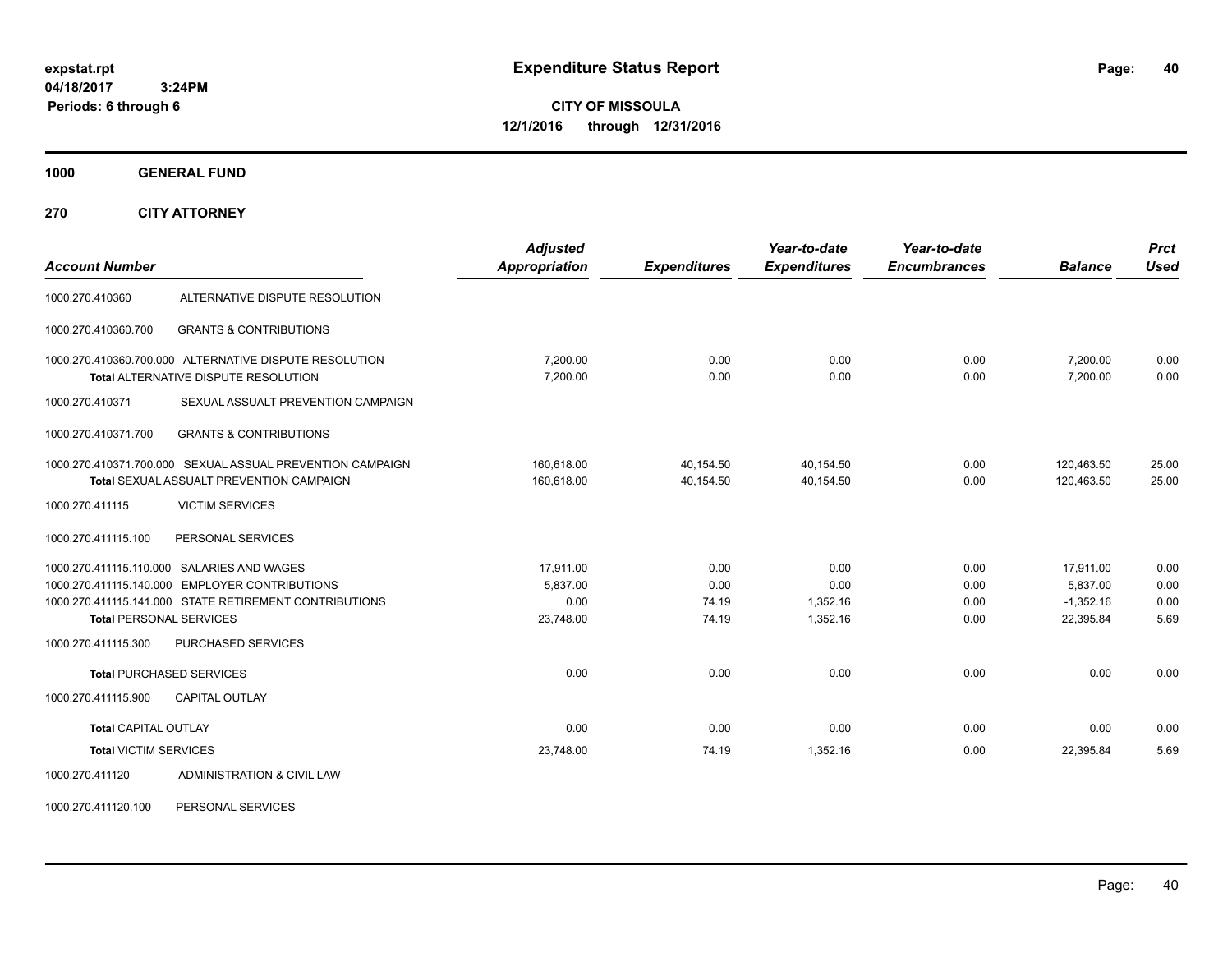**expstat.rpt**
**04/18/2017 3:24PM**
**Periods: 6 through 6**

# Expenditure Status Report

**CITY OF MISSOULA**
**12/1/2016 through 12/31/2016**

**1000 GENERAL FUND**

**270 CITY ATTORNEY**

| Account Number | | Adjusted Appropriation | Expenditures | Year-to-date Expenditures | Year-to-date Encumbrances | Balance | Prct Used |
|---|---|---|---|---|---|---|---|
| 1000.270.410360 | ALTERNATIVE DISPUTE RESOLUTION | | | | | | |
| 1000.270.410360.700 | GRANTS & CONTRIBUTIONS | | | | | | |
| 1000.270.410360.700.000 | ALTERNATIVE DISPUTE RESOLUTION | 7,200.00 | 0.00 | 0.00 | 0.00 | 7,200.00 | 0.00 |
| **Total** ALTERNATIVE DISPUTE RESOLUTION | | 7,200.00 | 0.00 | 0.00 | 0.00 | 7,200.00 | 0.00 |
| 1000.270.410371 | SEXUAL ASSAULT PREVENTION CAMPAIGN | | | | | | |
| 1000.270.410371.700 | GRANTS & CONTRIBUTIONS | | | | | | |
| 1000.270.410371.700.000 | SEXUAL ASSUAL PREVENTION CAMPAIGN | 160,618.00 | 40,154.50 | 40,154.50 | 0.00 | 120,463.50 | 25.00 |
| **Total** SEXUAL ASSUALT PREVENTION CAMPAIGN | | 160,618.00 | 40,154.50 | 40,154.50 | 0.00 | 120,463.50 | 25.00 |
| 1000.270.411115 | VICTIM SERVICES | | | | | | |
| 1000.270.411115.100 | PERSONAL SERVICES | | | | | | |
| 1000.270.411115.110.000 | SALARIES AND WAGES | 17,911.00 | 0.00 | 0.00 | 0.00 | 17,911.00 | 0.00 |
| 1000.270.411115.140.000 | EMPLOYER CONTRIBUTIONS | 5,837.00 | 0.00 | 0.00 | 0.00 | 5,837.00 | 0.00 |
| 1000.270.411115.141.000 | STATE RETIREMENT CONTRIBUTIONS | 0.00 | 74.19 | 1,352.16 | 0.00 | -1,352.16 | 0.00 |
| **Total** PERSONAL SERVICES | | 23,748.00 | 74.19 | 1,352.16 | 0.00 | 22,395.84 | 5.69 |
| 1000.270.411115.300 | PURCHASED SERVICES | | | | | | |
| **Total** PURCHASED SERVICES | | 0.00 | 0.00 | 0.00 | 0.00 | 0.00 | 0.00 |
| 1000.270.411115.900 | CAPITAL OUTLAY | | | | | | |
| **Total** CAPITAL OUTLAY | | 0.00 | 0.00 | 0.00 | 0.00 | 0.00 | 0.00 |
| **Total** VICTIM SERVICES | | 23,748.00 | 74.19 | 1,352.16 | 0.00 | 22,395.84 | 5.69 |
| 1000.270.411120 | ADMINISTRATION & CIVIL LAW | | | | | | |
| 1000.270.411120.100 | PERSONAL SERVICES | | | | | | |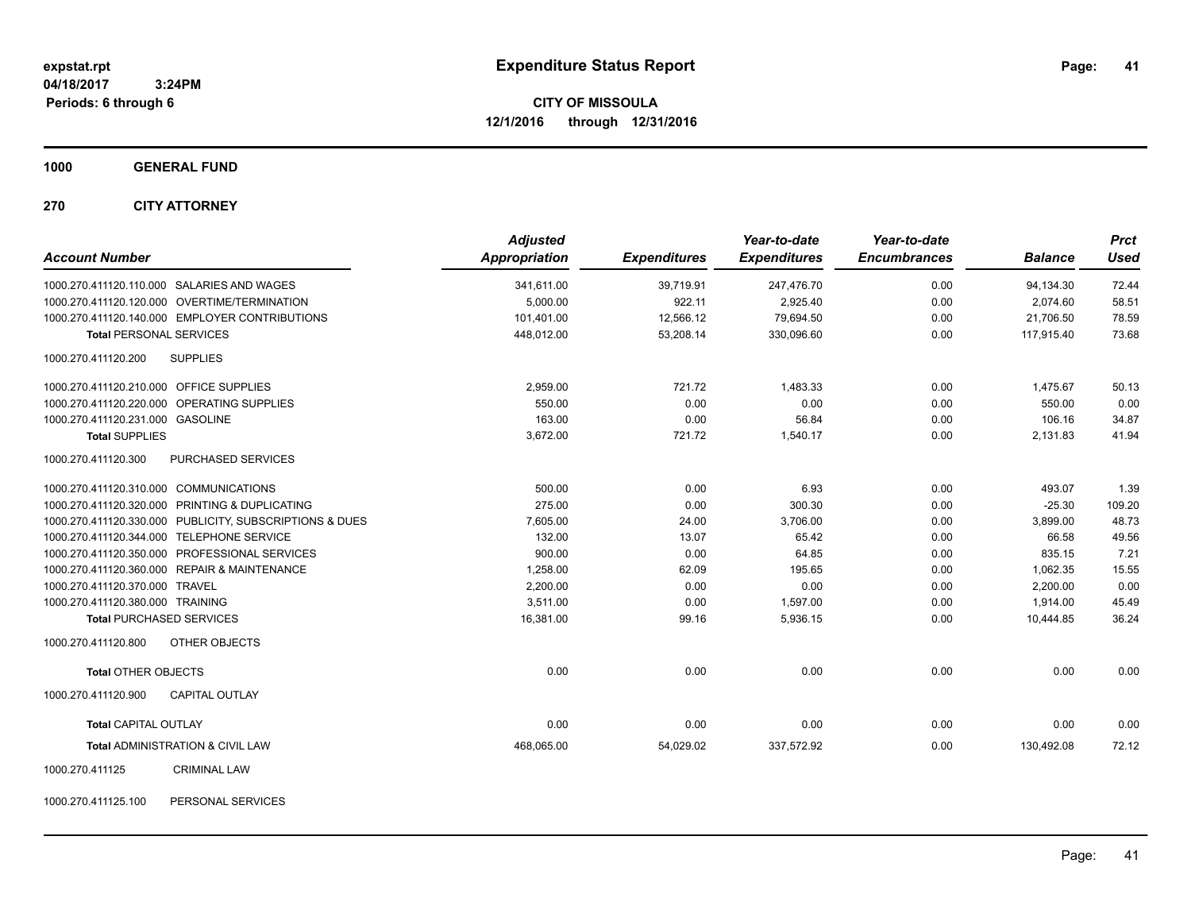# Expenditure Status Report

expstat.rpt
04/18/2017 3:24PM
Periods: 6 through 6

**CITY OF MISSOULA**
**12/1/2016 through 12/31/2016**

## 1000 GENERAL FUND

## 270 CITY ATTORNEY

| Account Number | Adjusted Appropriation | Expenditures | Year-to-date Expenditures | Year-to-date Encumbrances | Balance | Prct Used |
|---|---|---|---|---|---|---|
| 1000.270.411120.110.000 SALARIES AND WAGES | 341,611.00 | 39,719.91 | 247,476.70 | 0.00 | 94,134.30 | 72.44 |
| 1000.270.411120.120.000 OVERTIME/TERMINATION | 5,000.00 | 922.11 | 2,925.40 | 0.00 | 2,074.60 | 58.51 |
| 1000.270.411120.140.000 EMPLOYER CONTRIBUTIONS | 101,401.00 | 12,566.12 | 79,694.50 | 0.00 | 21,706.50 | 78.59 |
| **Total** PERSONAL SERVICES | 448,012.00 | 53,208.14 | 330,096.60 | 0.00 | 117,915.40 | 73.68 |
| 1000.270.411120.200 SUPPLIES | | | | | | |
| 1000.270.411120.210.000 OFFICE SUPPLIES | 2,959.00 | 721.72 | 1,483.33 | 0.00 | 1,475.67 | 50.13 |
| 1000.270.411120.220.000 OPERATING SUPPLIES | 550.00 | 0.00 | 0.00 | 0.00 | 550.00 | 0.00 |
| 1000.270.411120.231.000 GASOLINE | 163.00 | 0.00 | 56.84 | 0.00 | 106.16 | 34.87 |
| **Total** SUPPLIES | 3,672.00 | 721.72 | 1,540.17 | 0.00 | 2,131.83 | 41.94 |
| 1000.270.411120.300 PURCHASED SERVICES | | | | | | |
| 1000.270.411120.310.000 COMMUNICATIONS | 500.00 | 0.00 | 6.93 | 0.00 | 493.07 | 1.39 |
| 1000.270.411120.320.000 PRINTING & DUPLICATING | 275.00 | 0.00 | 300.30 | 0.00 | -25.30 | 109.20 |
| 1000.270.411120.330.000 PUBLICITY, SUBSCRIPTIONS & DUES | 7,605.00 | 24.00 | 3,706.00 | 0.00 | 3,899.00 | 48.73 |
| 1000.270.411120.344.000 TELEPHONE SERVICE | 132.00 | 13.07 | 65.42 | 0.00 | 66.58 | 49.56 |
| 1000.270.411120.350.000 PROFESSIONAL SERVICES | 900.00 | 0.00 | 64.85 | 0.00 | 835.15 | 7.21 |
| 1000.270.411120.360.000 REPAIR & MAINTENANCE | 1,258.00 | 62.09 | 195.65 | 0.00 | 1,062.35 | 15.55 |
| 1000.270.411120.370.000 TRAVEL | 2,200.00 | 0.00 | 0.00 | 0.00 | 2,200.00 | 0.00 |
| 1000.270.411120.380.000 TRAINING | 3,511.00 | 0.00 | 1,597.00 | 0.00 | 1,914.00 | 45.49 |
| **Total** PURCHASED SERVICES | 16,381.00 | 99.16 | 5,936.15 | 0.00 | 10,444.85 | 36.24 |
| 1000.270.411120.800 OTHER OBJECTS | | | | | | |
| **Total** OTHER OBJECTS | 0.00 | 0.00 | 0.00 | 0.00 | 0.00 | 0.00 |
| 1000.270.411120.900 CAPITAL OUTLAY | | | | | | |
| **Total** CAPITAL OUTLAY | 0.00 | 0.00 | 0.00 | 0.00 | 0.00 | 0.00 |
| **Total** ADMINISTRATION & CIVIL LAW | 468,065.00 | 54,029.02 | 337,572.92 | 0.00 | 130,492.08 | 72.12 |

1000.270.411125 CRIMINAL LAW

1000.270.411125.100 PERSONAL SERVICES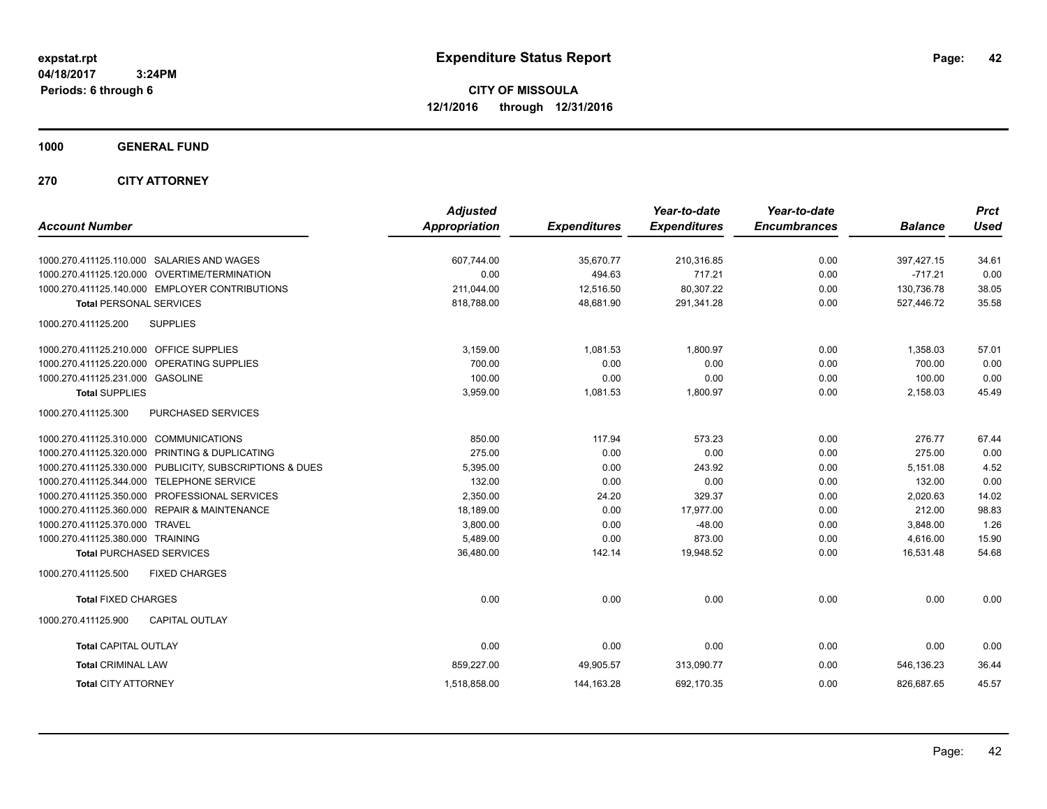**expstat.rpt**
**04/18/2017 3:24PM**
**Periods: 6 through 6**

# Expenditure Status Report

**CITY OF MISSOULA**
**12/1/2016 through 12/31/2016**

## 1000 GENERAL FUND

## 270 CITY ATTORNEY

| Account Number | Adjusted Appropriation | Expenditures | Year-to-date Expenditures | Year-to-date Encumbrances | Balance | Prct Used |
|---|---|---|---|---|---|---|
| 1000.270.411125.110.000 SALARIES AND WAGES | 607,744.00 | 35,670.77 | 210,316.85 | 0.00 | 397,427.15 | 34.61 |
| 1000.270.411125.120.000 OVERTIME/TERMINATION | 0.00 | 494.63 | 717.21 | 0.00 | -717.21 | 0.00 |
| 1000.270.411125.140.000 EMPLOYER CONTRIBUTIONS | 211,044.00 | 12,516.50 | 80,307.22 | 0.00 | 130,736.78 | 38.05 |
| **Total** PERSONAL SERVICES | 818,788.00 | 48,681.90 | 291,341.28 | 0.00 | 527,446.72 | 35.58 |
| 1000.270.411125.200 SUPPLIES | | | | | | |
| 1000.270.411125.210.000 OFFICE SUPPLIES | 3,159.00 | 1,081.53 | 1,800.97 | 0.00 | 1,358.03 | 57.01 |
| 1000.270.411125.220.000 OPERATING SUPPLIES | 700.00 | 0.00 | 0.00 | 0.00 | 700.00 | 0.00 |
| 1000.270.411125.231.000 GASOLINE | 100.00 | 0.00 | 0.00 | 0.00 | 100.00 | 0.00 |
| **Total** SUPPLIES | 3,959.00 | 1,081.53 | 1,800.97 | 0.00 | 2,158.03 | 45.49 |
| 1000.270.411125.300 PURCHASED SERVICES | | | | | | |
| 1000.270.411125.310.000 COMMUNICATIONS | 850.00 | 117.94 | 573.23 | 0.00 | 276.77 | 67.44 |
| 1000.270.411125.320.000 PRINTING & DUPLICATING | 275.00 | 0.00 | 0.00 | 0.00 | 275.00 | 0.00 |
| 1000.270.411125.330.000 PUBLICITY, SUBSCRIPTIONS & DUES | 5,395.00 | 0.00 | 243.92 | 0.00 | 5,151.08 | 4.52 |
| 1000.270.411125.344.000 TELEPHONE SERVICE | 132.00 | 0.00 | 0.00 | 0.00 | 132.00 | 0.00 |
| 1000.270.411125.350.000 PROFESSIONAL SERVICES | 2,350.00 | 24.20 | 329.37 | 0.00 | 2,020.63 | 14.02 |
| 1000.270.411125.360.000 REPAIR & MAINTENANCE | 18,189.00 | 0.00 | 17,977.00 | 0.00 | 212.00 | 98.83 |
| 1000.270.411125.370.000 TRAVEL | 3,800.00 | 0.00 | -48.00 | 0.00 | 3,848.00 | 1.26 |
| 1000.270.411125.380.000 TRAINING | 5,489.00 | 0.00 | 873.00 | 0.00 | 4,616.00 | 15.90 |
| **Total** PURCHASED SERVICES | 36,480.00 | 142.14 | 19,948.52 | 0.00 | 16,531.48 | 54.68 |
| 1000.270.411125.500 FIXED CHARGES | | | | | | |
| **Total** FIXED CHARGES | 0.00 | 0.00 | 0.00 | 0.00 | 0.00 | 0.00 |
| 1000.270.411125.900 CAPITAL OUTLAY | | | | | | |
| **Total** CAPITAL OUTLAY | 0.00 | 0.00 | 0.00 | 0.00 | 0.00 | 0.00 |
| **Total** CRIMINAL LAW | 859,227.00 | 49,905.57 | 313,090.77 | 0.00 | 546,136.23 | 36.44 |
| **Total** CITY ATTORNEY | 1,518,858.00 | 144,163.28 | 692,170.35 | 0.00 | 826,687.65 | 45.57 |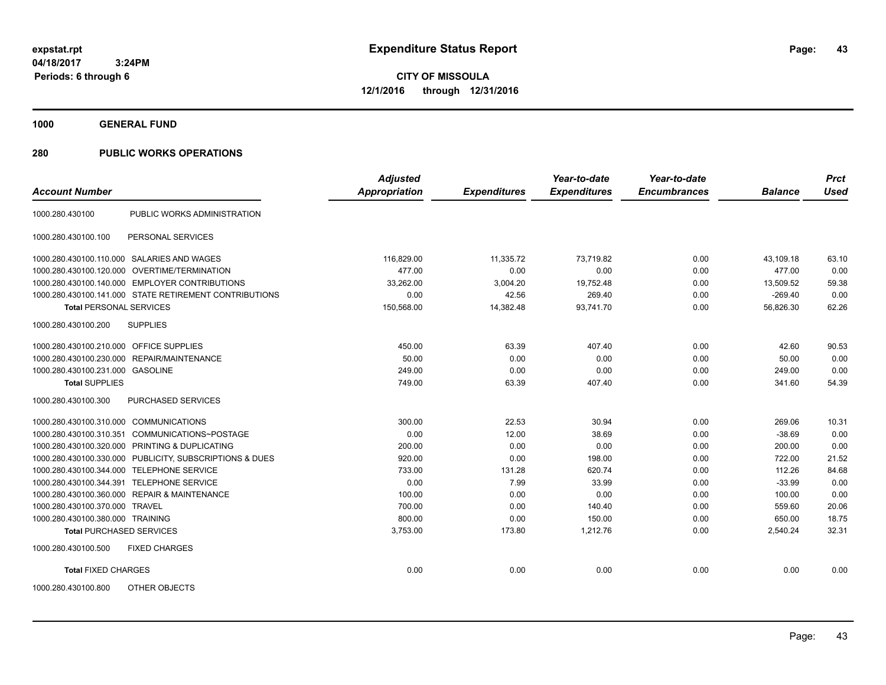# Expenditure Status Report

**CITY OF MISSOULA**

**12/1/2016 through 12/31/2016**

expstat.rpt
04/18/2017 3:24PM
Periods: 6 through 6

**1000 GENERAL FUND**

**280 PUBLIC WORKS OPERATIONS**

| Account Number | | Adjusted Appropriation | Expenditures | Year-to-date Expenditures | Year-to-date Encumbrances | Balance | Prct Used |
|---|---|---|---|---|---|---|---|
| 1000.280.430100 | PUBLIC WORKS ADMINISTRATION | | | | | | |
| 1000.280.430100.100 | PERSONAL SERVICES | | | | | | |
| 1000.280.430100.110.000 | SALARIES AND WAGES | 116,829.00 | 11,335.72 | 73,719.82 | 0.00 | 43,109.18 | 63.10 |
| 1000.280.430100.120.000 | OVERTIME/TERMINATION | 477.00 | 0.00 | 0.00 | 0.00 | 477.00 | 0.00 |
| 1000.280.430100.140.000 | EMPLOYER CONTRIBUTIONS | 33,262.00 | 3,004.20 | 19,752.48 | 0.00 | 13,509.52 | 59.38 |
| 1000.280.430100.141.000 | STATE RETIREMENT CONTRIBUTIONS | 0.00 | 42.56 | 269.40 | 0.00 | -269.40 | 0.00 |
| **Total** PERSONAL SERVICES | | 150,568.00 | 14,382.48 | 93,741.70 | 0.00 | 56,826.30 | 62.26 |
| 1000.280.430100.200 | SUPPLIES | | | | | | |
| 1000.280.430100.210.000 | OFFICE SUPPLIES | 450.00 | 63.39 | 407.40 | 0.00 | 42.60 | 90.53 |
| 1000.280.430100.230.000 | REPAIR/MAINTENANCE | 50.00 | 0.00 | 0.00 | 0.00 | 50.00 | 0.00 |
| 1000.280.430100.231.000 | GASOLINE | 249.00 | 0.00 | 0.00 | 0.00 | 249.00 | 0.00 |
| **Total** SUPPLIES | | 749.00 | 63.39 | 407.40 | 0.00 | 341.60 | 54.39 |
| 1000.280.430100.300 | PURCHASED SERVICES | | | | | | |
| 1000.280.430100.310.000 | COMMUNICATIONS | 300.00 | 22.53 | 30.94 | 0.00 | 269.06 | 10.31 |
| 1000.280.430100.310.351 | COMMUNICATIONS~POSTAGE | 0.00 | 12.00 | 38.69 | 0.00 | -38.69 | 0.00 |
| 1000.280.430100.320.000 | PRINTING & DUPLICATING | 200.00 | 0.00 | 0.00 | 0.00 | 200.00 | 0.00 |
| 1000.280.430100.330.000 | PUBLICITY, SUBSCRIPTIONS & DUES | 920.00 | 0.00 | 198.00 | 0.00 | 722.00 | 21.52 |
| 1000.280.430100.344.000 | TELEPHONE SERVICE | 733.00 | 131.28 | 620.74 | 0.00 | 112.26 | 84.68 |
| 1000.280.430100.344.391 | TELEPHONE SERVICE | 0.00 | 7.99 | 33.99 | 0.00 | -33.99 | 0.00 |
| 1000.280.430100.360.000 | REPAIR & MAINTENANCE | 100.00 | 0.00 | 0.00 | 0.00 | 100.00 | 0.00 |
| 1000.280.430100.370.000 | TRAVEL | 700.00 | 0.00 | 140.40 | 0.00 | 559.60 | 20.06 |
| 1000.280.430100.380.000 | TRAINING | 800.00 | 0.00 | 150.00 | 0.00 | 650.00 | 18.75 |
| **Total** PURCHASED SERVICES | | 3,753.00 | 173.80 | 1,212.76 | 0.00 | 2,540.24 | 32.31 |
| 1000.280.430100.500 | FIXED CHARGES | | | | | | |
| **Total** FIXED CHARGES | | 0.00 | 0.00 | 0.00 | 0.00 | 0.00 | 0.00 |
| 1000.280.430100.800 | OTHER OBJECTS | | | | | | |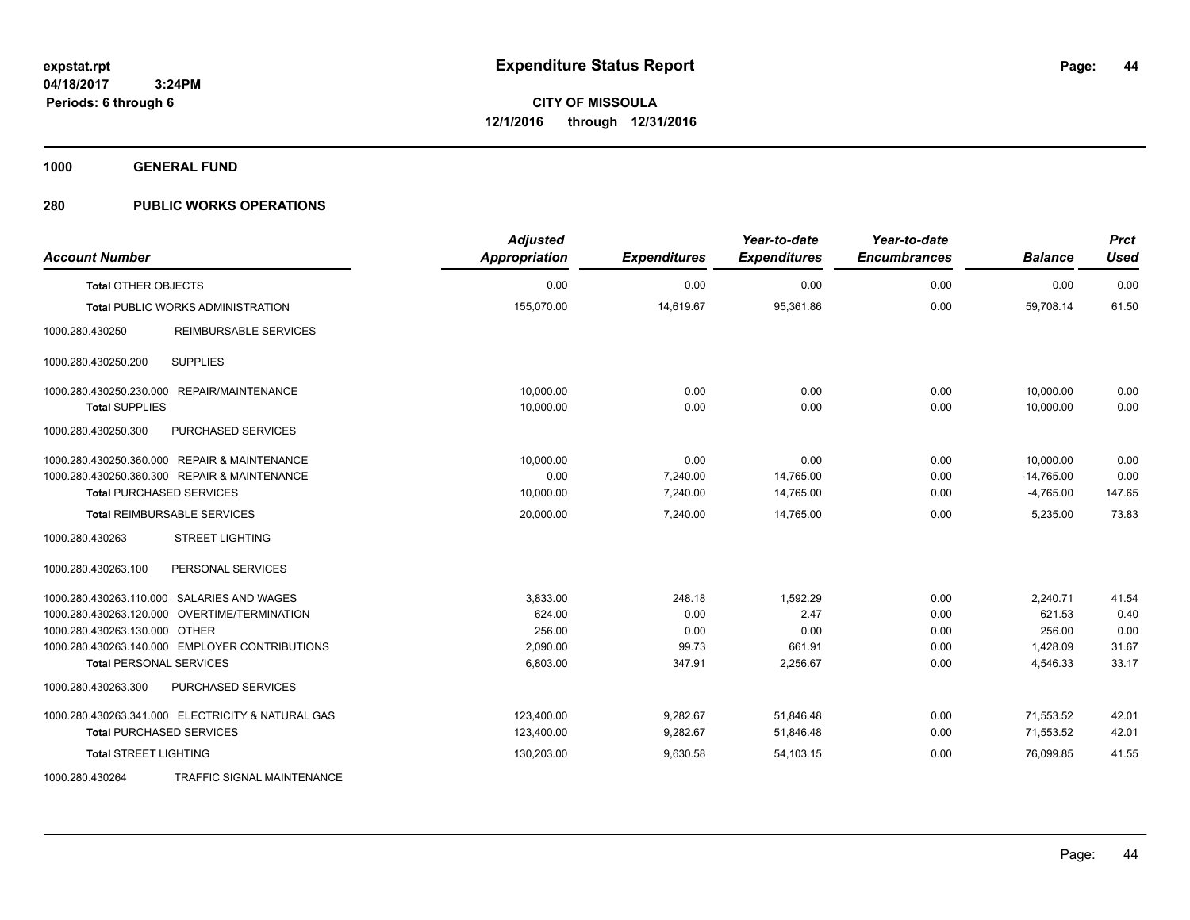expstat.rpt
04/18/2017 3:24PM
Periods: 6 through 6

# Expenditure Status Report

**CITY OF MISSOULA**
**12/1/2016 through 12/31/2016**

**1000 GENERAL FUND**

**280 PUBLIC WORKS OPERATIONS**

| Account Number | | Adjusted Appropriation | Expenditures | Year-to-date Expenditures | Year-to-date Encumbrances | Balance | Prct Used |
|---|---|---|---|---|---|---|---|
| **Total** OTHER OBJECTS | | 0.00 | 0.00 | 0.00 | 0.00 | 0.00 | 0.00 |
| **Total** PUBLIC WORKS ADMINISTRATION | | 155,070.00 | 14,619.67 | 95,361.86 | 0.00 | 59,708.14 | 61.50 |
| 1000.280.430250 | REIMBURSABLE SERVICES | | | | | | |
| 1000.280.430250.200 | SUPPLIES | | | | | | |
| 1000.280.430250.230.000 | REPAIR/MAINTENANCE | 10,000.00 | 0.00 | 0.00 | 0.00 | 10,000.00 | 0.00 |
| **Total SUPPLIES** | | 10,000.00 | 0.00 | 0.00 | 0.00 | 10,000.00 | 0.00 |
| 1000.280.430250.300 | PURCHASED SERVICES | | | | | | |
| 1000.280.430250.360.000 | REPAIR & MAINTENANCE | 10,000.00 | 0.00 | 0.00 | 0.00 | 10,000.00 | 0.00 |
| 1000.280.430250.360.300 | REPAIR & MAINTENANCE | 0.00 | 7,240.00 | 14,765.00 | 0.00 | -14,765.00 | 0.00 |
| **Total** PURCHASED SERVICES | | 10,000.00 | 7,240.00 | 14,765.00 | 0.00 | -4,765.00 | 147.65 |
| **Total** REIMBURSABLE SERVICES | | 20,000.00 | 7,240.00 | 14,765.00 | 0.00 | 5,235.00 | 73.83 |
| 1000.280.430263 | STREET LIGHTING | | | | | | |
| 1000.280.430263.100 | PERSONAL SERVICES | | | | | | |
| 1000.280.430263.110.000 | SALARIES AND WAGES | 3,833.00 | 248.18 | 1,592.29 | 0.00 | 2,240.71 | 41.54 |
| 1000.280.430263.120.000 | OVERTIME/TERMINATION | 624.00 | 0.00 | 2.47 | 0.00 | 621.53 | 0.40 |
| 1000.280.430263.130.000 | OTHER | 256.00 | 0.00 | 0.00 | 0.00 | 256.00 | 0.00 |
| 1000.280.430263.140.000 | EMPLOYER CONTRIBUTIONS | 2,090.00 | 99.73 | 661.91 | 0.00 | 1,428.09 | 31.67 |
| **Total** PERSONAL SERVICES | | 6,803.00 | 347.91 | 2,256.67 | 0.00 | 4,546.33 | 33.17 |
| 1000.280.430263.300 | PURCHASED SERVICES | | | | | | |
| 1000.280.430263.341.000 | ELECTRICITY & NATURAL GAS | 123,400.00 | 9,282.67 | 51,846.48 | 0.00 | 71,553.52 | 42.01 |
| **Total** PURCHASED SERVICES | | 123,400.00 | 9,282.67 | 51,846.48 | 0.00 | 71,553.52 | 42.01 |
| **Total** STREET LIGHTING | | 130,203.00 | 9,630.58 | 54,103.15 | 0.00 | 76,099.85 | 41.55 |
| 1000.280.430264 | TRAFFIC SIGNAL MAINTENANCE | | | | | | |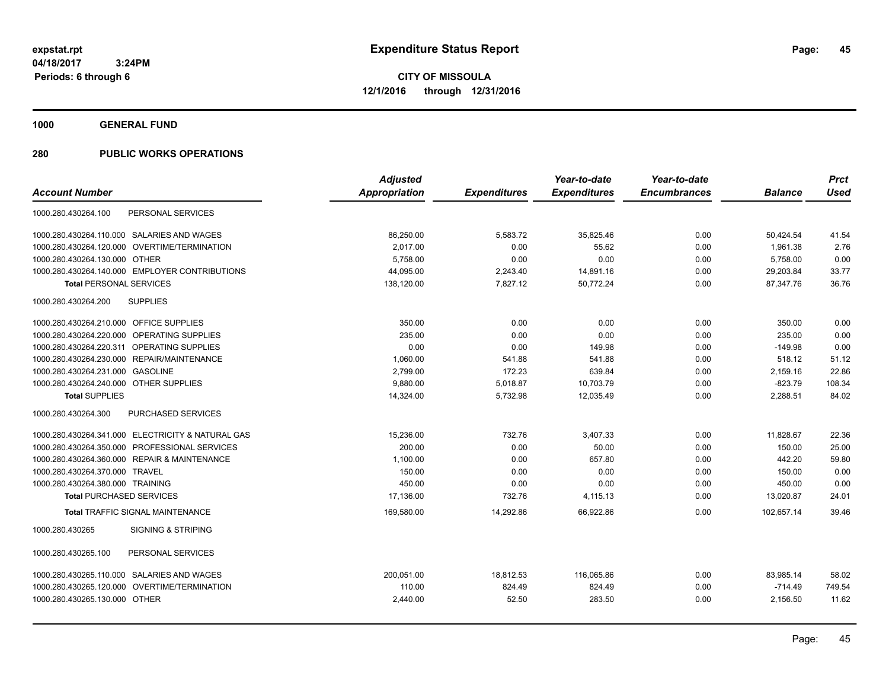# Expenditure Status Report

expstat.rpt
04/18/2017 3:24PM
Periods: 6 through 6

**CITY OF MISSOULA**
**12/1/2016 through 12/31/2016**

**1000 GENERAL FUND**

**280 PUBLIC WORKS OPERATIONS**

| Account Number | Adjusted Appropriation | Expenditures | Year-to-date Expenditures | Year-to-date Encumbrances | Balance | Prct Used |
|---|---|---|---|---|---|---|
| 1000.280.430264.100 PERSONAL SERVICES | | | | | | |
| 1000.280.430264.110.000 SALARIES AND WAGES | 86,250.00 | 5,583.72 | 35,825.46 | 0.00 | 50,424.54 | 41.54 |
| 1000.280.430264.120.000 OVERTIME/TERMINATION | 2,017.00 | 0.00 | 55.62 | 0.00 | 1,961.38 | 2.76 |
| 1000.280.430264.130.000 OTHER | 5,758.00 | 0.00 | 0.00 | 0.00 | 5,758.00 | 0.00 |
| 1000.280.430264.140.000 EMPLOYER CONTRIBUTIONS | 44,095.00 | 2,243.40 | 14,891.16 | 0.00 | 29,203.84 | 33.77 |
| **Total** PERSONAL SERVICES | 138,120.00 | 7,827.12 | 50,772.24 | 0.00 | 87,347.76 | 36.76 |
| 1000.280.430264.200 SUPPLIES | | | | | | |
| 1000.280.430264.210.000 OFFICE SUPPLIES | 350.00 | 0.00 | 0.00 | 0.00 | 350.00 | 0.00 |
| 1000.280.430264.220.000 OPERATING SUPPLIES | 235.00 | 0.00 | 0.00 | 0.00 | 235.00 | 0.00 |
| 1000.280.430264.220.311 OPERATING SUPPLIES | 0.00 | 0.00 | 149.98 | 0.00 | -149.98 | 0.00 |
| 1000.280.430264.230.000 REPAIR/MAINTENANCE | 1,060.00 | 541.88 | 541.88 | 0.00 | 518.12 | 51.12 |
| 1000.280.430264.231.000 GASOLINE | 2,799.00 | 172.23 | 639.84 | 0.00 | 2,159.16 | 22.86 |
| 1000.280.430264.240.000 OTHER SUPPLIES | 9,880.00 | 5,018.87 | 10,703.79 | 0.00 | -823.79 | 108.34 |
| **Total** SUPPLIES | 14,324.00 | 5,732.98 | 12,035.49 | 0.00 | 2,288.51 | 84.02 |
| 1000.280.430264.300 PURCHASED SERVICES | | | | | | |
| 1000.280.430264.341.000 ELECTRICITY & NATURAL GAS | 15,236.00 | 732.76 | 3,407.33 | 0.00 | 11,828.67 | 22.36 |
| 1000.280.430264.350.000 PROFESSIONAL SERVICES | 200.00 | 0.00 | 50.00 | 0.00 | 150.00 | 25.00 |
| 1000.280.430264.360.000 REPAIR & MAINTENANCE | 1,100.00 | 0.00 | 657.80 | 0.00 | 442.20 | 59.80 |
| 1000.280.430264.370.000 TRAVEL | 150.00 | 0.00 | 0.00 | 0.00 | 150.00 | 0.00 |
| 1000.280.430264.380.000 TRAINING | 450.00 | 0.00 | 0.00 | 0.00 | 450.00 | 0.00 |
| **Total** PURCHASED SERVICES | 17,136.00 | 732.76 | 4,115.13 | 0.00 | 13,020.87 | 24.01 |
| **Total** TRAFFIC SIGNAL MAINTENANCE | 169,580.00 | 14,292.86 | 66,922.86 | 0.00 | 102,657.14 | 39.46 |
| 1000.280.430265 SIGNING & STRIPING | | | | | | |
| 1000.280.430265.100 PERSONAL SERVICES | | | | | | |
| 1000.280.430265.110.000 SALARIES AND WAGES | 200,051.00 | 18,812.53 | 116,065.86 | 0.00 | 83,985.14 | 58.02 |
| 1000.280.430265.120.000 OVERTIME/TERMINATION | 110.00 | 824.49 | 824.49 | 0.00 | -714.49 | 749.54 |
| 1000.280.430265.130.000 OTHER | 2,440.00 | 52.50 | 283.50 | 0.00 | 2,156.50 | 11.62 |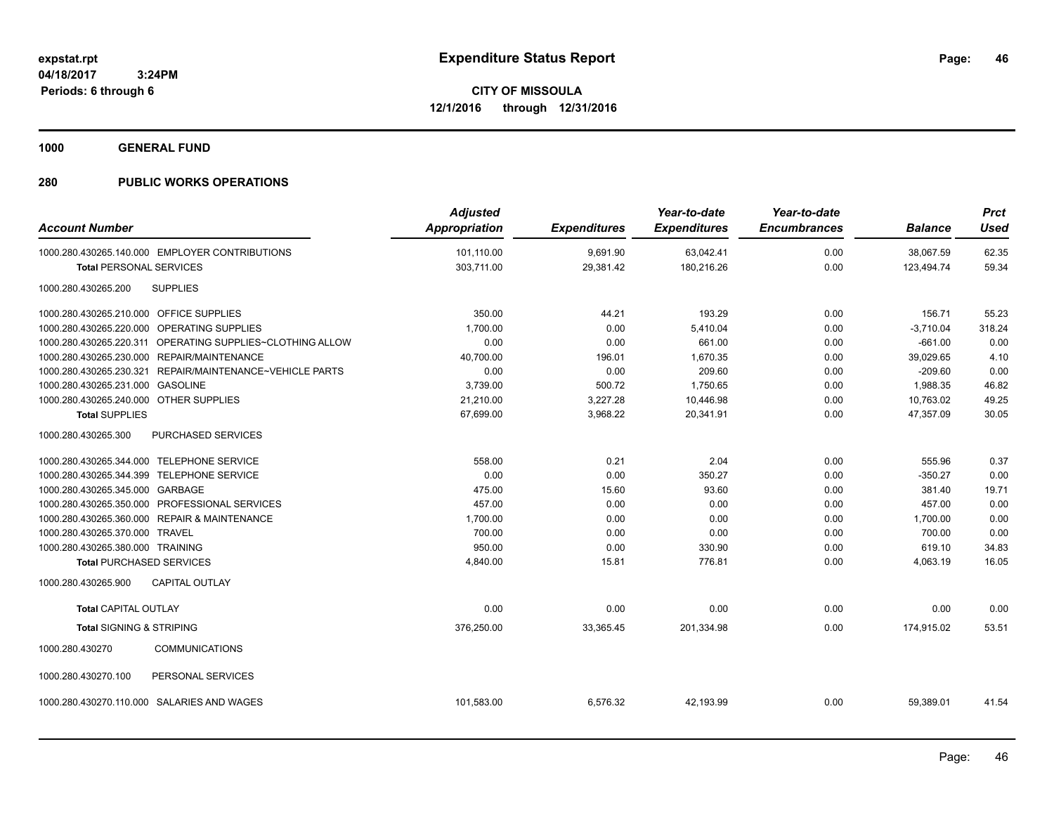**Expenditure Status Report**

**CITY OF MISSOULA**
**12/1/2016 through 12/31/2016**

expstat.rpt
04/18/2017 3:24PM
Periods: 6 through 6

**1000 GENERAL FUND**

**280 PUBLIC WORKS OPERATIONS**

| Account Number | Adjusted Appropriation | Expenditures | Year-to-date Expenditures | Year-to-date Encumbrances | Balance | Prct Used |
|---|---|---|---|---|---|---|
| 1000.280.430265.140.000 EMPLOYER CONTRIBUTIONS | 101,110.00 | 9,691.90 | 63,042.41 | 0.00 | 38,067.59 | 62.35 |
| **Total** PERSONAL SERVICES | 303,711.00 | 29,381.42 | 180,216.26 | 0.00 | 123,494.74 | 59.34 |
| 1000.280.430265.200 SUPPLIES | | | | | | |
| 1000.280.430265.210.000 OFFICE SUPPLIES | 350.00 | 44.21 | 193.29 | 0.00 | 156.71 | 55.23 |
| 1000.280.430265.220.000 OPERATING SUPPLIES | 1,700.00 | 0.00 | 5,410.04 | 0.00 | -3,710.04 | 318.24 |
| 1000.280.430265.220.311 OPERATING SUPPLIES~CLOTHING ALLOW | 0.00 | 0.00 | 661.00 | 0.00 | -661.00 | 0.00 |
| 1000.280.430265.230.000 REPAIR/MAINTENANCE | 40,700.00 | 196.01 | 1,670.35 | 0.00 | 39,029.65 | 4.10 |
| 1000.280.430265.230.321 REPAIR/MAINTENANCE~VEHICLE PARTS | 0.00 | 0.00 | 209.60 | 0.00 | -209.60 | 0.00 |
| 1000.280.430265.231.000 GASOLINE | 3,739.00 | 500.72 | 1,750.65 | 0.00 | 1,988.35 | 46.82 |
| 1000.280.430265.240.000 OTHER SUPPLIES | 21,210.00 | 3,227.28 | 10,446.98 | 0.00 | 10,763.02 | 49.25 |
| **Total** SUPPLIES | 67,699.00 | 3,968.22 | 20,341.91 | 0.00 | 47,357.09 | 30.05 |
| 1000.280.430265.300 PURCHASED SERVICES | | | | | | |
| 1000.280.430265.344.000 TELEPHONE SERVICE | 558.00 | 0.21 | 2.04 | 0.00 | 555.96 | 0.37 |
| 1000.280.430265.344.399 TELEPHONE SERVICE | 0.00 | 0.00 | 350.27 | 0.00 | -350.27 | 0.00 |
| 1000.280.430265.345.000 GARBAGE | 475.00 | 15.60 | 93.60 | 0.00 | 381.40 | 19.71 |
| 1000.280.430265.350.000 PROFESSIONAL SERVICES | 457.00 | 0.00 | 0.00 | 0.00 | 457.00 | 0.00 |
| 1000.280.430265.360.000 REPAIR & MAINTENANCE | 1,700.00 | 0.00 | 0.00 | 0.00 | 1,700.00 | 0.00 |
| 1000.280.430265.370.000 TRAVEL | 700.00 | 0.00 | 0.00 | 0.00 | 700.00 | 0.00 |
| 1000.280.430265.380.000 TRAINING | 950.00 | 0.00 | 330.90 | 0.00 | 619.10 | 34.83 |
| **Total** PURCHASED SERVICES | 4,840.00 | 15.81 | 776.81 | 0.00 | 4,063.19 | 16.05 |
| 1000.280.430265.900 CAPITAL OUTLAY | | | | | | |
| **Total** CAPITAL OUTLAY | 0.00 | 0.00 | 0.00 | 0.00 | 0.00 | 0.00 |
| **Total** SIGNING & STRIPING | 376,250.00 | 33,365.45 | 201,334.98 | 0.00 | 174,915.02 | 53.51 |
| 1000.280.430270 COMMUNICATIONS | | | | | | |
| 1000.280.430270.100 PERSONAL SERVICES | | | | | | |
| 1000.280.430270.110.000 SALARIES AND WAGES | 101,583.00 | 6,576.32 | 42,193.99 | 0.00 | 59,389.01 | 41.54 |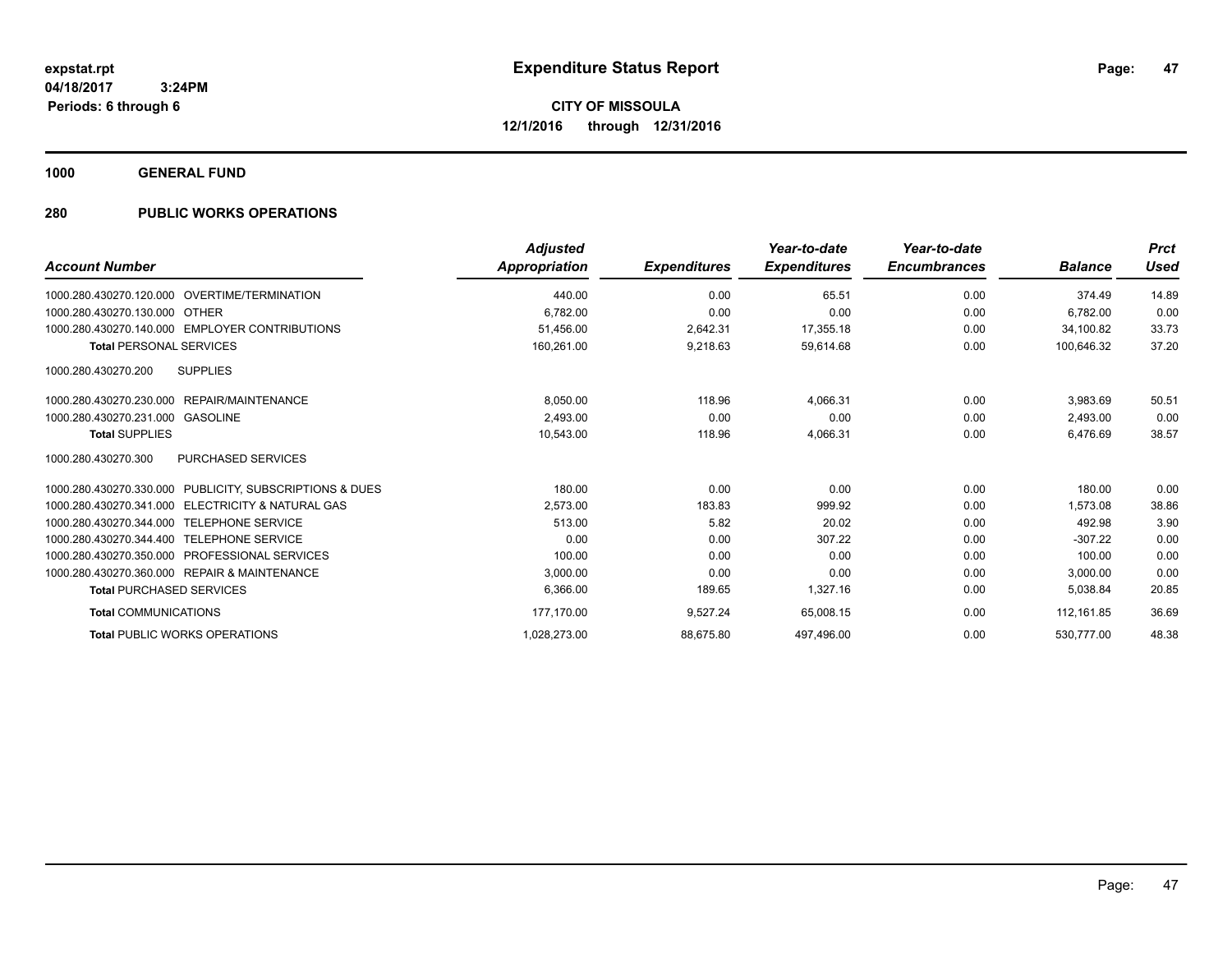# Expenditure Status Report

**expstat.rpt**
**04/18/2017 3:24PM**
**Periods: 6 through 6**

**CITY OF MISSOULA**
**12/1/2016 through 12/31/2016**

**1000 GENERAL FUND**

**280 PUBLIC WORKS OPERATIONS**

| Account Number | Adjusted Appropriation | Expenditures | Year-to-date Expenditures | Year-to-date Encumbrances | Balance | Prct Used |
|---|---|---|---|---|---|---|
| 1000.280.430270.120.000 OVERTIME/TERMINATION | 440.00 | 0.00 | 65.51 | 0.00 | 374.49 | 14.89 |
| 1000.280.430270.130.000 OTHER | 6,782.00 | 0.00 | 0.00 | 0.00 | 6,782.00 | 0.00 |
| 1000.280.430270.140.000 EMPLOYER CONTRIBUTIONS | 51,456.00 | 2,642.31 | 17,355.18 | 0.00 | 34,100.82 | 33.73 |
| **Total** PERSONAL SERVICES | 160,261.00 | 9,218.63 | 59,614.68 | 0.00 | 100,646.32 | 37.20 |
| 1000.280.430270.200 SUPPLIES | | | | | | |
| 1000.280.430270.230.000 REPAIR/MAINTENANCE | 8,050.00 | 118.96 | 4,066.31 | 0.00 | 3,983.69 | 50.51 |
| 1000.280.430270.231.000 GASOLINE | 2,493.00 | 0.00 | 0.00 | 0.00 | 2,493.00 | 0.00 |
| **Total** SUPPLIES | 10,543.00 | 118.96 | 4,066.31 | 0.00 | 6,476.69 | 38.57 |
| 1000.280.430270.300 PURCHASED SERVICES | | | | | | |
| 1000.280.430270.330.000 PUBLICITY, SUBSCRIPTIONS & DUES | 180.00 | 0.00 | 0.00 | 0.00 | 180.00 | 0.00 |
| 1000.280.430270.341.000 ELECTRICITY & NATURAL GAS | 2,573.00 | 183.83 | 999.92 | 0.00 | 1,573.08 | 38.86 |
| 1000.280.430270.344.000 TELEPHONE SERVICE | 513.00 | 5.82 | 20.02 | 0.00 | 492.98 | 3.90 |
| 1000.280.430270.344.400 TELEPHONE SERVICE | 0.00 | 0.00 | 307.22 | 0.00 | -307.22 | 0.00 |
| 1000.280.430270.350.000 PROFESSIONAL SERVICES | 100.00 | 0.00 | 0.00 | 0.00 | 100.00 | 0.00 |
| 1000.280.430270.360.000 REPAIR & MAINTENANCE | 3,000.00 | 0.00 | 0.00 | 0.00 | 3,000.00 | 0.00 |
| **Total** PURCHASED SERVICES | 6,366.00 | 189.65 | 1,327.16 | 0.00 | 5,038.84 | 20.85 |
| **Total** COMMUNICATIONS | 177,170.00 | 9,527.24 | 65,008.15 | 0.00 | 112,161.85 | 36.69 |
| **Total** PUBLIC WORKS OPERATIONS | 1,028,273.00 | 88,675.80 | 497,496.00 | 0.00 | 530,777.00 | 48.38 |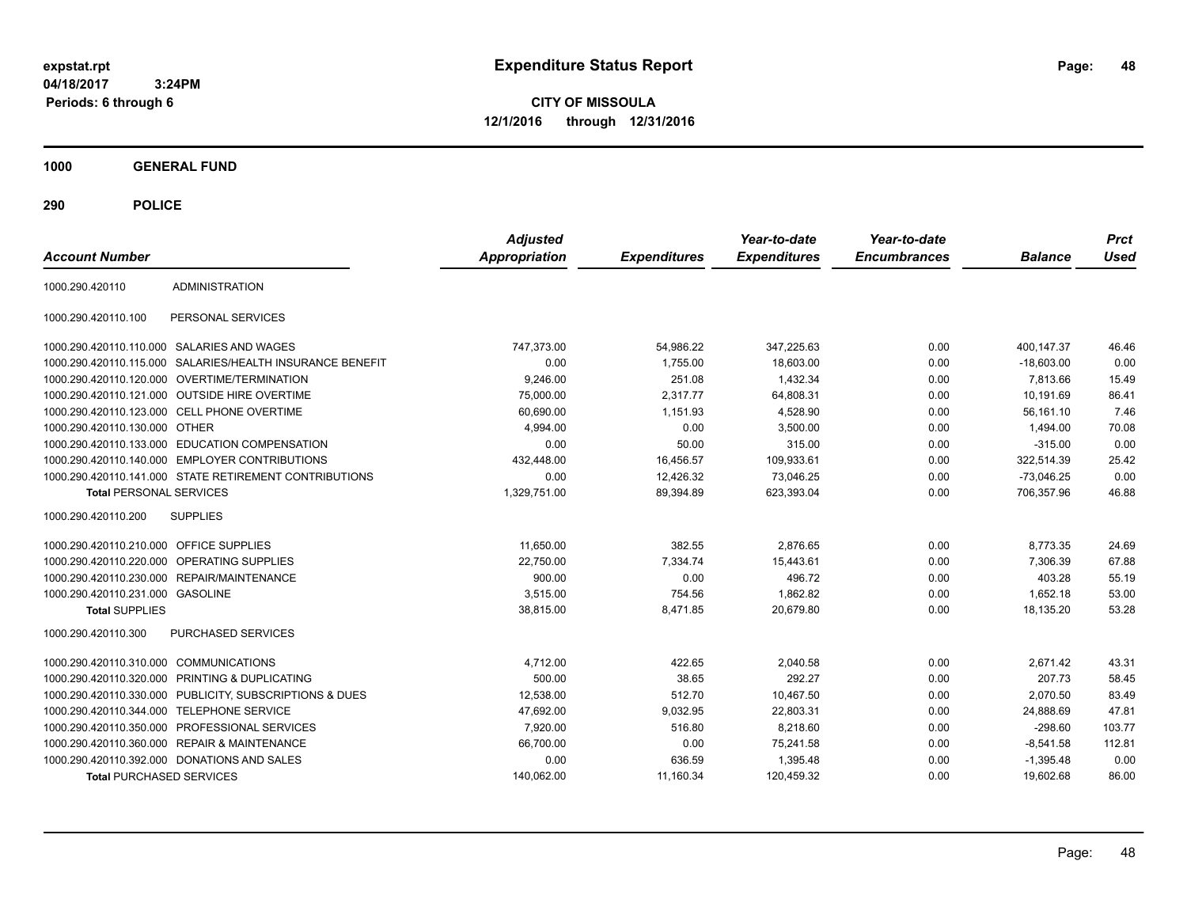**expstat.rpt**
**04/18/2017 3:24PM**
**Periods: 6 through 6**

# Expenditure Status Report

**CITY OF MISSOULA**
**12/1/2016 through 12/31/2016**

## 1000 GENERAL FUND

## 290 POLICE

| Account Number | | Adjusted Appropriation | Expenditures | Year-to-date Expenditures | Year-to-date Encumbrances | Balance | Prct Used |
|---|---|---|---|---|---|---|---|
| 1000.290.420110 | ADMINISTRATION | | | | | | |
| 1000.290.420110.100 | PERSONAL SERVICES | | | | | | |
| 1000.290.420110.110.000 | SALARIES AND WAGES | 747,373.00 | 54,986.22 | 347,225.63 | 0.00 | 400,147.37 | 46.46 |
| 1000.290.420110.115.000 | SALARIES/HEALTH INSURANCE BENEFIT | 0.00 | 1,755.00 | 18,603.00 | 0.00 | -18,603.00 | 0.00 |
| 1000.290.420110.120.000 | OVERTIME/TERMINATION | 9,246.00 | 251.08 | 1,432.34 | 0.00 | 7,813.66 | 15.49 |
| 1000.290.420110.121.000 | OUTSIDE HIRE OVERTIME | 75,000.00 | 2,317.77 | 64,808.31 | 0.00 | 10,191.69 | 86.41 |
| 1000.290.420110.123.000 | CELL PHONE OVERTIME | 60,690.00 | 1,151.93 | 4,528.90 | 0.00 | 56,161.10 | 7.46 |
| 1000.290.420110.130.000 | OTHER | 4,994.00 | 0.00 | 3,500.00 | 0.00 | 1,494.00 | 70.08 |
| 1000.290.420110.133.000 | EDUCATION COMPENSATION | 0.00 | 50.00 | 315.00 | 0.00 | -315.00 | 0.00 |
| 1000.290.420110.140.000 | EMPLOYER CONTRIBUTIONS | 432,448.00 | 16,456.57 | 109,933.61 | 0.00 | 322,514.39 | 25.42 |
| 1000.290.420110.141.000 | STATE RETIREMENT CONTRIBUTIONS | 0.00 | 12,426.32 | 73,046.25 | 0.00 | -73,046.25 | 0.00 |
| **Total** PERSONAL SERVICES | | 1,329,751.00 | 89,394.89 | 623,393.04 | 0.00 | 706,357.96 | 46.88 |
| 1000.290.420110.200 | SUPPLIES | | | | | | |
| 1000.290.420110.210.000 | OFFICE SUPPLIES | 11,650.00 | 382.55 | 2,876.65 | 0.00 | 8,773.35 | 24.69 |
| 1000.290.420110.220.000 | OPERATING SUPPLIES | 22,750.00 | 7,334.74 | 15,443.61 | 0.00 | 7,306.39 | 67.88 |
| 1000.290.420110.230.000 | REPAIR/MAINTENANCE | 900.00 | 0.00 | 496.72 | 0.00 | 403.28 | 55.19 |
| 1000.290.420110.231.000 | GASOLINE | 3,515.00 | 754.56 | 1,862.82 | 0.00 | 1,652.18 | 53.00 |
| **Total** SUPPLIES | | 38,815.00 | 8,471.85 | 20,679.80 | 0.00 | 18,135.20 | 53.28 |
| 1000.290.420110.300 | PURCHASED SERVICES | | | | | | |
| 1000.290.420110.310.000 | COMMUNICATIONS | 4,712.00 | 422.65 | 2,040.58 | 0.00 | 2,671.42 | 43.31 |
| 1000.290.420110.320.000 | PRINTING & DUPLICATING | 500.00 | 38.65 | 292.27 | 0.00 | 207.73 | 58.45 |
| 1000.290.420110.330.000 | PUBLICITY, SUBSCRIPTIONS & DUES | 12,538.00 | 512.70 | 10,467.50 | 0.00 | 2,070.50 | 83.49 |
| 1000.290.420110.344.000 | TELEPHONE SERVICE | 47,692.00 | 9,032.95 | 22,803.31 | 0.00 | 24,888.69 | 47.81 |
| 1000.290.420110.350.000 | PROFESSIONAL SERVICES | 7,920.00 | 516.80 | 8,218.60 | 0.00 | -298.60 | 103.77 |
| 1000.290.420110.360.000 | REPAIR & MAINTENANCE | 66,700.00 | 0.00 | 75,241.58 | 0.00 | -8,541.58 | 112.81 |
| 1000.290.420110.392.000 | DONATIONS AND SALES | 0.00 | 636.59 | 1,395.48 | 0.00 | -1,395.48 | 0.00 |
| **Total** PURCHASED SERVICES | | 140,062.00 | 11,160.34 | 120,459.32 | 0.00 | 19,602.68 | 86.00 |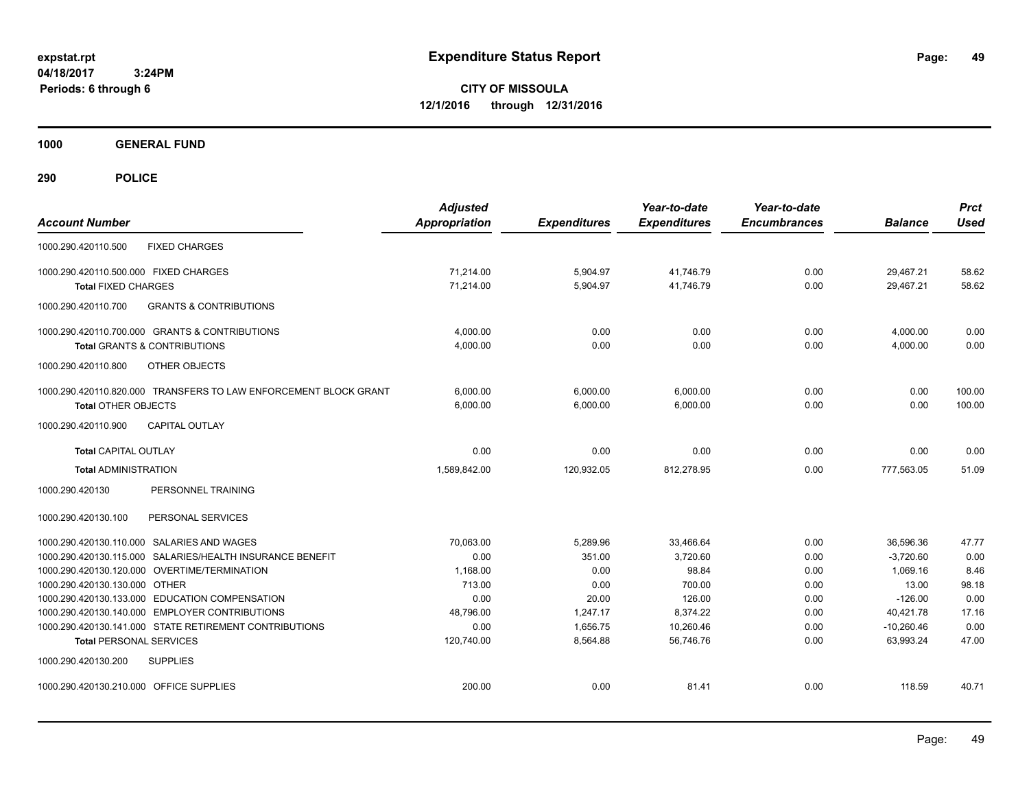# Expenditure Status Report

expstat.rpt
04/18/2017 3:24PM
Periods: 6 through 6

**CITY OF MISSOULA**
**12/1/2016 through 12/31/2016**

**1000 GENERAL FUND**

**290 POLICE**

| Account Number | Adjusted Appropriation | Expenditures | Year-to-date Expenditures | Year-to-date Encumbrances | Balance | Prct Used |
|---|---|---|---|---|---|---|
| 1000.290.420110.500 FIXED CHARGES | | | | | | |
| 1000.290.420110.500.000 FIXED CHARGES | 71,214.00 | 5,904.97 | 41,746.79 | 0.00 | 29,467.21 | 58.62 |
| **Total** FIXED CHARGES | 71,214.00 | 5,904.97 | 41,746.79 | 0.00 | 29,467.21 | 58.62 |
| 1000.290.420110.700 GRANTS & CONTRIBUTIONS | | | | | | |
| 1000.290.420110.700.000 GRANTS & CONTRIBUTIONS | 4,000.00 | 0.00 | 0.00 | 0.00 | 4,000.00 | 0.00 |
| **Total** GRANTS & CONTRIBUTIONS | 4,000.00 | 0.00 | 0.00 | 0.00 | 4,000.00 | 0.00 |
| 1000.290.420110.800 OTHER OBJECTS | | | | | | |
| 1000.290.420110.820.000 TRANSFERS TO LAW ENFORCEMENT BLOCK GRANT | 6,000.00 | 6,000.00 | 6,000.00 | 0.00 | 0.00 | 100.00 |
| **Total** OTHER OBJECTS | 6,000.00 | 6,000.00 | 6,000.00 | 0.00 | 0.00 | 100.00 |
| 1000.290.420110.900 CAPITAL OUTLAY | | | | | | |
| **Total** CAPITAL OUTLAY | 0.00 | 0.00 | 0.00 | 0.00 | 0.00 | 0.00 |
| **Total** ADMINISTRATION | 1,589,842.00 | 120,932.05 | 812,278.95 | 0.00 | 777,563.05 | 51.09 |
| 1000.290.420130 PERSONNEL TRAINING | | | | | | |
| 1000.290.420130.100 PERSONAL SERVICES | | | | | | |
| 1000.290.420130.110.000 SALARIES AND WAGES | 70,063.00 | 5,289.96 | 33,466.64 | 0.00 | 36,596.36 | 47.77 |
| 1000.290.420130.115.000 SALARIES/HEALTH INSURANCE BENEFIT | 0.00 | 351.00 | 3,720.60 | 0.00 | -3,720.60 | 0.00 |
| 1000.290.420130.120.000 OVERTIME/TERMINATION | 1,168.00 | 0.00 | 98.84 | 0.00 | 1,069.16 | 8.46 |
| 1000.290.420130.130.000 OTHER | 713.00 | 0.00 | 700.00 | 0.00 | 13.00 | 98.18 |
| 1000.290.420130.133.000 EDUCATION COMPENSATION | 0.00 | 20.00 | 126.00 | 0.00 | -126.00 | 0.00 |
| 1000.290.420130.140.000 EMPLOYER CONTRIBUTIONS | 48,796.00 | 1,247.17 | 8,374.22 | 0.00 | 40,421.78 | 17.16 |
| 1000.290.420130.141.000 STATE RETIREMENT CONTRIBUTIONS | 0.00 | 1,656.75 | 10,260.46 | 0.00 | -10,260.46 | 0.00 |
| **Total** PERSONAL SERVICES | 120,740.00 | 8,564.88 | 56,746.76 | 0.00 | 63,993.24 | 47.00 |
| 1000.290.420130.200 SUPPLIES | | | | | | |
| 1000.290.420130.210.000 OFFICE SUPPLIES | 200.00 | 0.00 | 81.41 | 0.00 | 118.59 | 40.71 |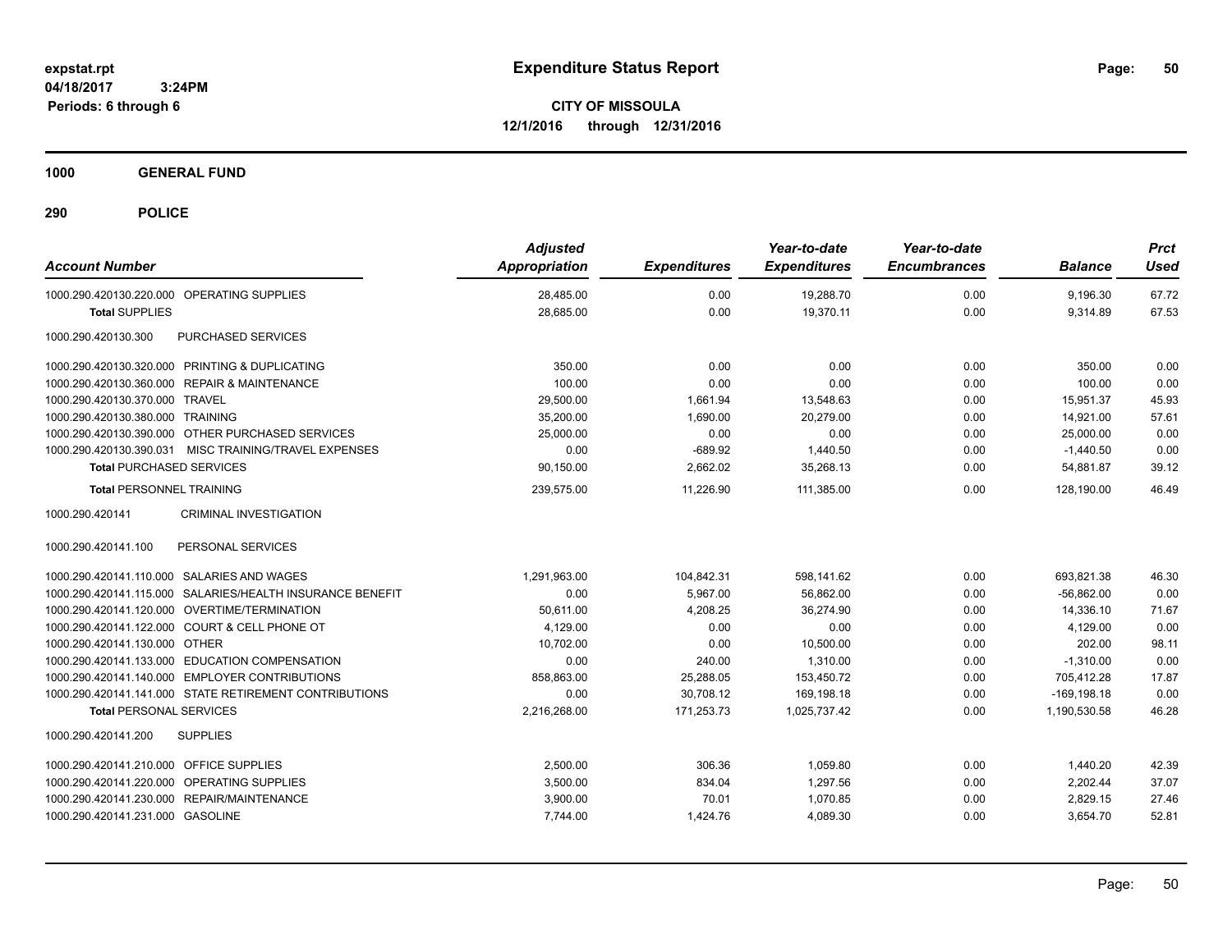**expstat.rpt**
**04/18/2017 3:24PM**
**Periods: 6 through 6**

# Expenditure Status Report

**CITY OF MISSOULA**
**12/1/2016 through 12/31/2016**

## 1000 GENERAL FUND

## 290 POLICE

| Account Number | Adjusted Appropriation | Expenditures | Year-to-date Expenditures | Year-to-date Encumbrances | Balance | Prct Used |
|---|---|---|---|---|---|---|
| 1000.290.420130.220.000 OPERATING SUPPLIES | 28,485.00 | 0.00 | 19,288.70 | 0.00 | 9,196.30 | 67.72 |
| **Total** SUPPLIES | 28,685.00 | 0.00 | 19,370.11 | 0.00 | 9,314.89 | 67.53 |
| 1000.290.420130.300 PURCHASED SERVICES | | | | | | |
| 1000.290.420130.320.000 PRINTING & DUPLICATING | 350.00 | 0.00 | 0.00 | 0.00 | 350.00 | 0.00 |
| 1000.290.420130.360.000 REPAIR & MAINTENANCE | 100.00 | 0.00 | 0.00 | 0.00 | 100.00 | 0.00 |
| 1000.290.420130.370.000 TRAVEL | 29,500.00 | 1,661.94 | 13,548.63 | 0.00 | 15,951.37 | 45.93 |
| 1000.290.420130.380.000 TRAINING | 35,200.00 | 1,690.00 | 20,279.00 | 0.00 | 14,921.00 | 57.61 |
| 1000.290.420130.390.000 OTHER PURCHASED SERVICES | 25,000.00 | 0.00 | 0.00 | 0.00 | 25,000.00 | 0.00 |
| 1000.290.420130.390.031 MISC TRAINING/TRAVEL EXPENSES | 0.00 | -689.92 | 1,440.50 | 0.00 | -1,440.50 | 0.00 |
| **Total** PURCHASED SERVICES | 90,150.00 | 2,662.02 | 35,268.13 | 0.00 | 54,881.87 | 39.12 |
| **Total** PERSONNEL TRAINING | 239,575.00 | 11,226.90 | 111,385.00 | 0.00 | 128,190.00 | 46.49 |
| 1000.290.420141 CRIMINAL INVESTIGATION | | | | | | |
| 1000.290.420141.100 PERSONAL SERVICES | | | | | | |
| 1000.290.420141.110.000 SALARIES AND WAGES | 1,291,963.00 | 104,842.31 | 598,141.62 | 0.00 | 693,821.38 | 46.30 |
| 1000.290.420141.115.000 SALARIES/HEALTH INSURANCE BENEFIT | 0.00 | 5,967.00 | 56,862.00 | 0.00 | -56,862.00 | 0.00 |
| 1000.290.420141.120.000 OVERTIME/TERMINATION | 50,611.00 | 4,208.25 | 36,274.90 | 0.00 | 14,336.10 | 71.67 |
| 1000.290.420141.122.000 COURT & CELL PHONE OT | 4,129.00 | 0.00 | 0.00 | 0.00 | 4,129.00 | 0.00 |
| 1000.290.420141.130.000 OTHER | 10,702.00 | 0.00 | 10,500.00 | 0.00 | 202.00 | 98.11 |
| 1000.290.420141.133.000 EDUCATION COMPENSATION | 0.00 | 240.00 | 1,310.00 | 0.00 | -1,310.00 | 0.00 |
| 1000.290.420141.140.000 EMPLOYER CONTRIBUTIONS | 858,863.00 | 25,288.05 | 153,450.72 | 0.00 | 705,412.28 | 17.87 |
| 1000.290.420141.141.000 STATE RETIREMENT CONTRIBUTIONS | 0.00 | 30,708.12 | 169,198.18 | 0.00 | -169,198.18 | 0.00 |
| **Total** PERSONAL SERVICES | 2,216,268.00 | 171,253.73 | 1,025,737.42 | 0.00 | 1,190,530.58 | 46.28 |
| 1000.290.420141.200 SUPPLIES | | | | | | |
| 1000.290.420141.210.000 OFFICE SUPPLIES | 2,500.00 | 306.36 | 1,059.80 | 0.00 | 1,440.20 | 42.39 |
| 1000.290.420141.220.000 OPERATING SUPPLIES | 3,500.00 | 834.04 | 1,297.56 | 0.00 | 2,202.44 | 37.07 |
| 1000.290.420141.230.000 REPAIR/MAINTENANCE | 3,900.00 | 70.01 | 1,070.85 | 0.00 | 2,829.15 | 27.46 |
| 1000.290.420141.231.000 GASOLINE | 7,744.00 | 1,424.76 | 4,089.30 | 0.00 | 3,654.70 | 52.81 |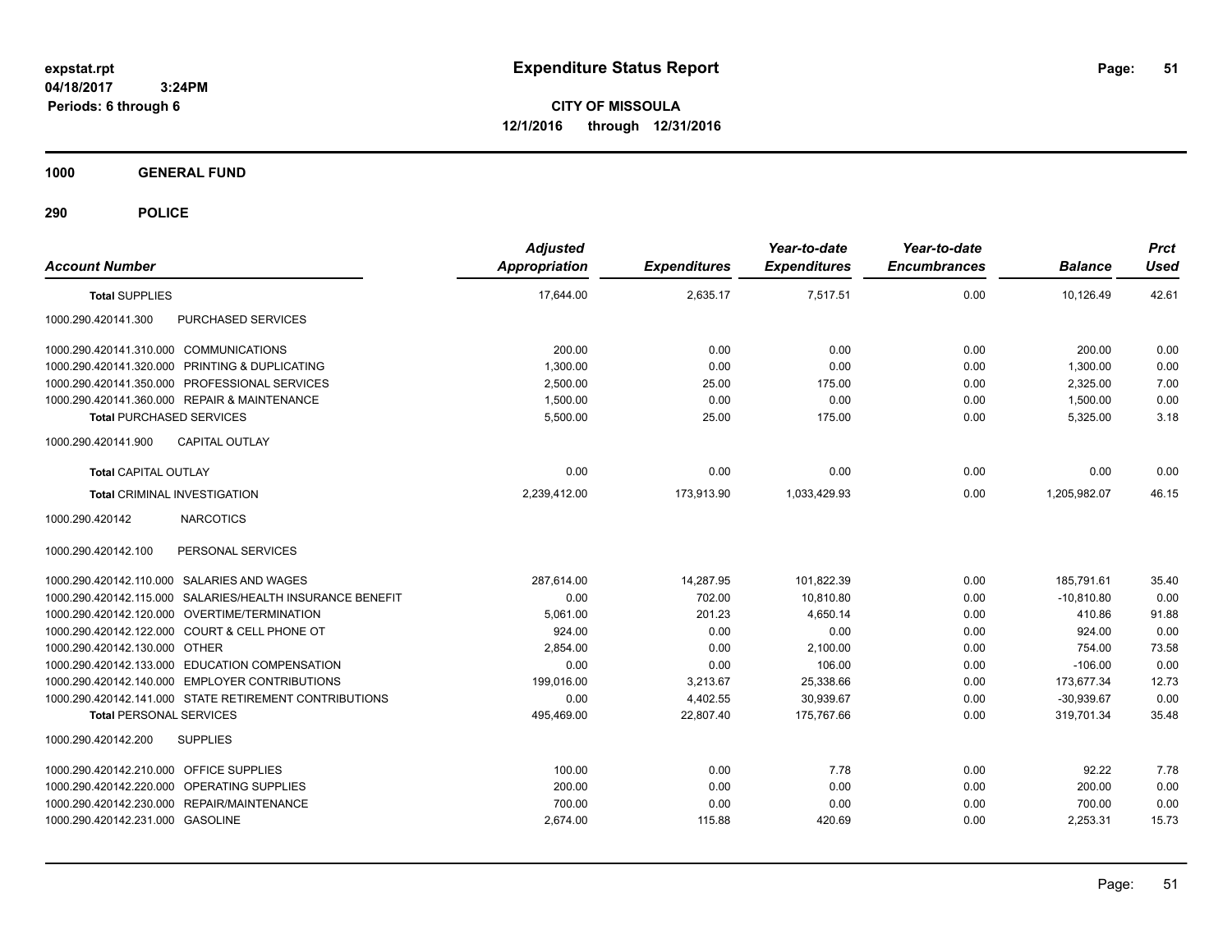**expstat.rpt**
**04/18/2017 3:24PM**
**Periods: 6 through 6**

# Expenditure Status Report

**CITY OF MISSOULA**
**12/1/2016 through 12/31/2016**

## 1000 GENERAL FUND

## 290 POLICE

| Account Number | Adjusted Appropriation | Expenditures | Year-to-date Expenditures | Year-to-date Encumbrances | Balance | Prct Used |
|---|---|---|---|---|---|---|
| **Total SUPPLIES** | 17,644.00 | 2,635.17 | 7,517.51 | 0.00 | 10,126.49 | 42.61 |
| 1000.290.420141.300 PURCHASED SERVICES | | | | | | |
| 1000.290.420141.310.000 COMMUNICATIONS | 200.00 | 0.00 | 0.00 | 0.00 | 200.00 | 0.00 |
| 1000.290.420141.320.000 PRINTING & DUPLICATING | 1,300.00 | 0.00 | 0.00 | 0.00 | 1,300.00 | 0.00 |
| 1000.290.420141.350.000 PROFESSIONAL SERVICES | 2,500.00 | 25.00 | 175.00 | 0.00 | 2,325.00 | 7.00 |
| 1000.290.420141.360.000 REPAIR & MAINTENANCE | 1,500.00 | 0.00 | 0.00 | 0.00 | 1,500.00 | 0.00 |
| **Total PURCHASED SERVICES** | 5,500.00 | 25.00 | 175.00 | 0.00 | 5,325.00 | 3.18 |
| 1000.290.420141.900 CAPITAL OUTLAY | | | | | | |
| **Total CAPITAL OUTLAY** | 0.00 | 0.00 | 0.00 | 0.00 | 0.00 | 0.00 |
| **Total CRIMINAL INVESTIGATION** | 2,239,412.00 | 173,913.90 | 1,033,429.93 | 0.00 | 1,205,982.07 | 46.15 |
| 1000.290.420142 NARCOTICS | | | | | | |
| 1000.290.420142.100 PERSONAL SERVICES | | | | | | |
| 1000.290.420142.110.000 SALARIES AND WAGES | 287,614.00 | 14,287.95 | 101,822.39 | 0.00 | 185,791.61 | 35.40 |
| 1000.290.420142.115.000 SALARIES/HEALTH INSURANCE BENEFIT | 0.00 | 702.00 | 10,810.80 | 0.00 | -10,810.80 | 0.00 |
| 1000.290.420142.120.000 OVERTIME/TERMINATION | 5,061.00 | 201.23 | 4,650.14 | 0.00 | 410.86 | 91.88 |
| 1000.290.420142.122.000 COURT & CELL PHONE OT | 924.00 | 0.00 | 0.00 | 0.00 | 924.00 | 0.00 |
| 1000.290.420142.130.000 OTHER | 2,854.00 | 0.00 | 2,100.00 | 0.00 | 754.00 | 73.58 |
| 1000.290.420142.133.000 EDUCATION COMPENSATION | 0.00 | 0.00 | 106.00 | 0.00 | -106.00 | 0.00 |
| 1000.290.420142.140.000 EMPLOYER CONTRIBUTIONS | 199,016.00 | 3,213.67 | 25,338.66 | 0.00 | 173,677.34 | 12.73 |
| 1000.290.420142.141.000 STATE RETIREMENT CONTRIBUTIONS | 0.00 | 4,402.55 | 30,939.67 | 0.00 | -30,939.67 | 0.00 |
| **Total PERSONAL SERVICES** | 495,469.00 | 22,807.40 | 175,767.66 | 0.00 | 319,701.34 | 35.48 |
| 1000.290.420142.200 SUPPLIES | | | | | | |
| 1000.290.420142.210.000 OFFICE SUPPLIES | 100.00 | 0.00 | 7.78 | 0.00 | 92.22 | 7.78 |
| 1000.290.420142.220.000 OPERATING SUPPLIES | 200.00 | 0.00 | 0.00 | 0.00 | 200.00 | 0.00 |
| 1000.290.420142.230.000 REPAIR/MAINTENANCE | 700.00 | 0.00 | 0.00 | 0.00 | 700.00 | 0.00 |
| 1000.290.420142.231.000 GASOLINE | 2,674.00 | 115.88 | 420.69 | 0.00 | 2,253.31 | 15.73 |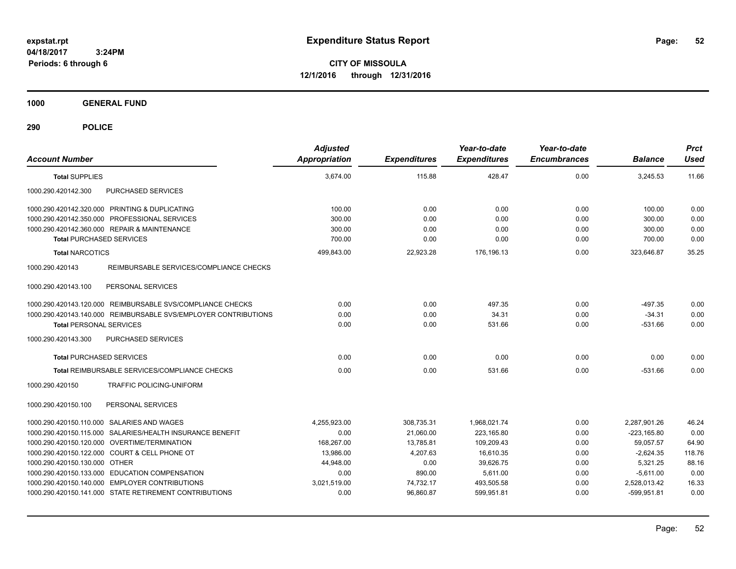**expstat.rpt**
**04/18/2017 3:24PM**
**Periods: 6 through 6**

# Expenditure Status Report

**CITY OF MISSOULA**
**12/1/2016 through 12/31/2016**

## 1000 GENERAL FUND

## 290 POLICE

| Account Number | Adjusted Appropriation | Expenditures | Year-to-date Expenditures | Year-to-date Encumbrances | Balance | Prct Used |
|---|---|---|---|---|---|---|
| **Total SUPPLIES** | 3,674.00 | 115.88 | 428.47 | 0.00 | 3,245.53 | 11.66 |
| 1000.290.420142.300 PURCHASED SERVICES | | | | | | |
| 1000.290.420142.320.000 PRINTING & DUPLICATING | 100.00 | 0.00 | 0.00 | 0.00 | 100.00 | 0.00 |
| 1000.290.420142.350.000 PROFESSIONAL SERVICES | 300.00 | 0.00 | 0.00 | 0.00 | 300.00 | 0.00 |
| 1000.290.420142.360.000 REPAIR & MAINTENANCE | 300.00 | 0.00 | 0.00 | 0.00 | 300.00 | 0.00 |
| **Total PURCHASED SERVICES** | 700.00 | 0.00 | 0.00 | 0.00 | 700.00 | 0.00 |
| **Total NARCOTICS** | 499,843.00 | 22,923.28 | 176,196.13 | 0.00 | 323,646.87 | 35.25 |
| 1000.290.420143 REIMBURSABLE SERVICES/COMPLIANCE CHECKS | | | | | | |
| 1000.290.420143.100 PERSONAL SERVICES | | | | | | |
| 1000.290.420143.120.000 REIMBURSABLE SVS/COMPLIANCE CHECKS | 0.00 | 0.00 | 497.35 | 0.00 | -497.35 | 0.00 |
| 1000.290.420143.140.000 REIMBURSABLE SVS/EMPLOYER CONTRIBUTIONS | 0.00 | 0.00 | 34.31 | 0.00 | -34.31 | 0.00 |
| **Total PERSONAL SERVICES** | 0.00 | 0.00 | 531.66 | 0.00 | -531.66 | 0.00 |
| 1000.290.420143.300 PURCHASED SERVICES | | | | | | |
| **Total PURCHASED SERVICES** | 0.00 | 0.00 | 0.00 | 0.00 | 0.00 | 0.00 |
| **Total REIMBURSABLE SERVICES/COMPLIANCE CHECKS** | 0.00 | 0.00 | 531.66 | 0.00 | -531.66 | 0.00 |
| 1000.290.420150 TRAFFIC POLICING-UNIFORM | | | | | | |
| 1000.290.420150.100 PERSONAL SERVICES | | | | | | |
| 1000.290.420150.110.000 SALARIES AND WAGES | 4,255,923.00 | 308,735.31 | 1,968,021.74 | 0.00 | 2,287,901.26 | 46.24 |
| 1000.290.420150.115.000 SALARIES/HEALTH INSURANCE BENEFIT | 0.00 | 21,060.00 | 223,165.80 | 0.00 | -223,165.80 | 0.00 |
| 1000.290.420150.120.000 OVERTIME/TERMINATION | 168,267.00 | 13,785.81 | 109,209.43 | 0.00 | 59,057.57 | 64.90 |
| 1000.290.420150.122.000 COURT & CELL PHONE OT | 13,986.00 | 4,207.63 | 16,610.35 | 0.00 | -2,624.35 | 118.76 |
| 1000.290.420150.130.000 OTHER | 44,948.00 | 0.00 | 39,626.75 | 0.00 | 5,321.25 | 88.16 |
| 1000.290.420150.133.000 EDUCATION COMPENSATION | 0.00 | 890.00 | 5,611.00 | 0.00 | -5,611.00 | 0.00 |
| 1000.290.420150.140.000 EMPLOYER CONTRIBUTIONS | 3,021,519.00 | 74,732.17 | 493,505.58 | 0.00 | 2,528,013.42 | 16.33 |
| 1000.290.420150.141.000 STATE RETIREMENT CONTRIBUTIONS | 0.00 | 96,860.87 | 599,951.81 | 0.00 | -599,951.81 | 0.00 |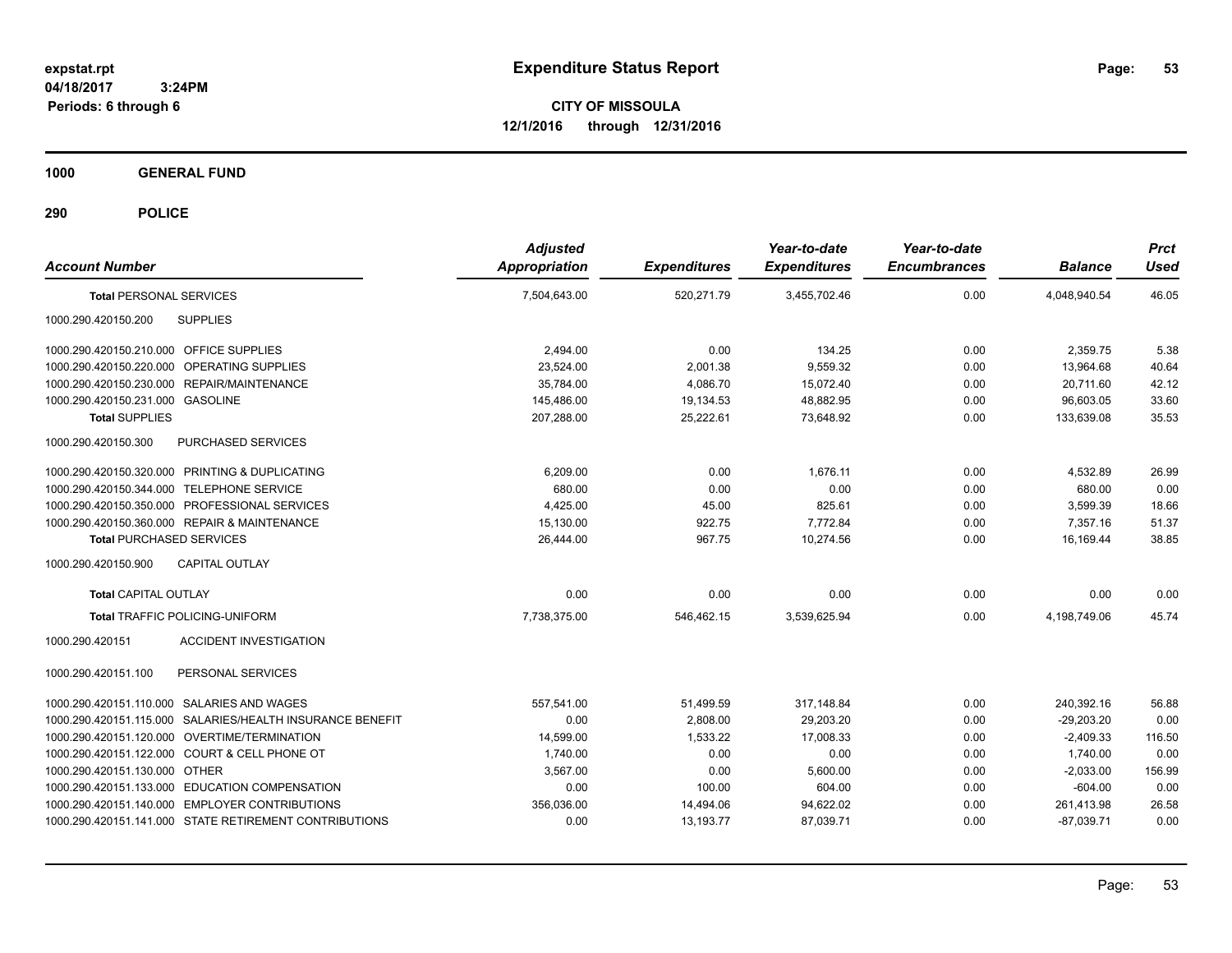# Expenditure Status Report

**CITY OF MISSOULA**
**12/1/2016 through 12/31/2016**

expstat.rpt
04/18/2017 3:24PM
Periods: 6 through 6

**1000 GENERAL FUND**

**290 POLICE**

| Account Number | Adjusted Appropriation | Expenditures | Year-to-date Expenditures | Year-to-date Encumbrances | Balance | Prct Used |
|---|---|---|---|---|---|---|
| **Total** PERSONAL SERVICES | 7,504,643.00 | 520,271.79 | 3,455,702.46 | 0.00 | 4,048,940.54 | 46.05 |
| 1000.290.420150.200 SUPPLIES | | | | | | |
| 1000.290.420150.210.000 OFFICE SUPPLIES | 2,494.00 | 0.00 | 134.25 | 0.00 | 2,359.75 | 5.38 |
| 1000.290.420150.220.000 OPERATING SUPPLIES | 23,524.00 | 2,001.38 | 9,559.32 | 0.00 | 13,964.68 | 40.64 |
| 1000.290.420150.230.000 REPAIR/MAINTENANCE | 35,784.00 | 4,086.70 | 15,072.40 | 0.00 | 20,711.60 | 42.12 |
| 1000.290.420150.231.000 GASOLINE | 145,486.00 | 19,134.53 | 48,882.95 | 0.00 | 96,603.05 | 33.60 |
| **Total SUPPLIES** | 207,288.00 | 25,222.61 | 73,648.92 | 0.00 | 133,639.08 | 35.53 |
| 1000.290.420150.300 PURCHASED SERVICES | | | | | | |
| 1000.290.420150.320.000 PRINTING & DUPLICATING | 6,209.00 | 0.00 | 1,676.11 | 0.00 | 4,532.89 | 26.99 |
| 1000.290.420150.344.000 TELEPHONE SERVICE | 680.00 | 0.00 | 0.00 | 0.00 | 680.00 | 0.00 |
| 1000.290.420150.350.000 PROFESSIONAL SERVICES | 4,425.00 | 45.00 | 825.61 | 0.00 | 3,599.39 | 18.66 |
| 1000.290.420150.360.000 REPAIR & MAINTENANCE | 15,130.00 | 922.75 | 7,772.84 | 0.00 | 7,357.16 | 51.37 |
| **Total** PURCHASED SERVICES | 26,444.00 | 967.75 | 10,274.56 | 0.00 | 16,169.44 | 38.85 |
| 1000.290.420150.900 CAPITAL OUTLAY | | | | | | |
| **Total** CAPITAL OUTLAY | 0.00 | 0.00 | 0.00 | 0.00 | 0.00 | 0.00 |
| **Total** TRAFFIC POLICING-UNIFORM | 7,738,375.00 | 546,462.15 | 3,539,625.94 | 0.00 | 4,198,749.06 | 45.74 |
| 1000.290.420151 ACCIDENT INVESTIGATION | | | | | | |
| 1000.290.420151.100 PERSONAL SERVICES | | | | | | |
| 1000.290.420151.110.000 SALARIES AND WAGES | 557,541.00 | 51,499.59 | 317,148.84 | 0.00 | 240,392.16 | 56.88 |
| 1000.290.420151.115.000 SALARIES/HEALTH INSURANCE BENEFIT | 0.00 | 2,808.00 | 29,203.20 | 0.00 | -29,203.20 | 0.00 |
| 1000.290.420151.120.000 OVERTIME/TERMINATION | 14,599.00 | 1,533.22 | 17,008.33 | 0.00 | -2,409.33 | 116.50 |
| 1000.290.420151.122.000 COURT & CELL PHONE OT | 1,740.00 | 0.00 | 0.00 | 0.00 | 1,740.00 | 0.00 |
| 1000.290.420151.130.000 OTHER | 3,567.00 | 0.00 | 5,600.00 | 0.00 | -2,033.00 | 156.99 |
| 1000.290.420151.133.000 EDUCATION COMPENSATION | 0.00 | 100.00 | 604.00 | 0.00 | -604.00 | 0.00 |
| 1000.290.420151.140.000 EMPLOYER CONTRIBUTIONS | 356,036.00 | 14,494.06 | 94,622.02 | 0.00 | 261,413.98 | 26.58 |
| 1000.290.420151.141.000 STATE RETIREMENT CONTRIBUTIONS | 0.00 | 13,193.77 | 87,039.71 | 0.00 | -87,039.71 | 0.00 |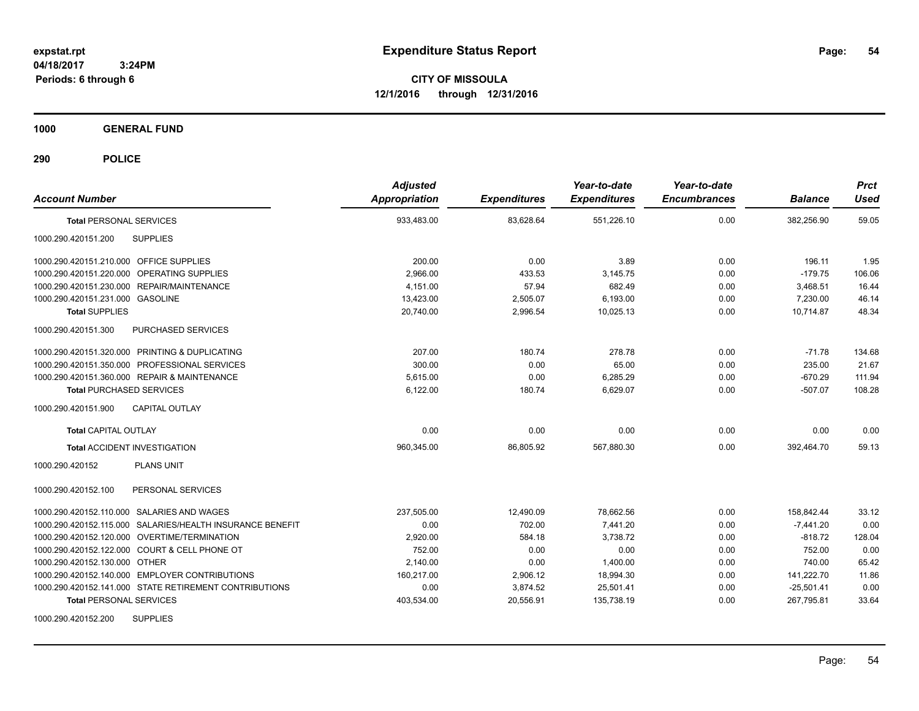# Expenditure Status Report

**CITY OF MISSOULA**
**12/1/2016 through 12/31/2016**

expstat.rpt
04/18/2017 3:24PM
Periods: 6 through 6

## 1000 GENERAL FUND

## 290 POLICE

| Account Number | | Adjusted Appropriation | Expenditures | Year-to-date Expenditures | Year-to-date Encumbrances | Balance | Prct Used |
|---|---|---|---|---|---|---|---|
| **Total** PERSONAL SERVICES | | 933,483.00 | 83,628.64 | 551,226.10 | 0.00 | 382,256.90 | 59.05 |
| 1000.290.420151.200 | SUPPLIES | | | | | | |
| 1000.290.420151.210.000 | OFFICE SUPPLIES | 200.00 | 0.00 | 3.89 | 0.00 | 196.11 | 1.95 |
| 1000.290.420151.220.000 | OPERATING SUPPLIES | 2,966.00 | 433.53 | 3,145.75 | 0.00 | -179.75 | 106.06 |
| 1000.290.420151.230.000 | REPAIR/MAINTENANCE | 4,151.00 | 57.94 | 682.49 | 0.00 | 3,468.51 | 16.44 |
| 1000.290.420151.231.000 | GASOLINE | 13,423.00 | 2,505.07 | 6,193.00 | 0.00 | 7,230.00 | 46.14 |
| **Total** SUPPLIES | | 20,740.00 | 2,996.54 | 10,025.13 | 0.00 | 10,714.87 | 48.34 |
| 1000.290.420151.300 | PURCHASED SERVICES | | | | | | |
| 1000.290.420151.320.000 | PRINTING & DUPLICATING | 207.00 | 180.74 | 278.78 | 0.00 | -71.78 | 134.68 |
| 1000.290.420151.350.000 | PROFESSIONAL SERVICES | 300.00 | 0.00 | 65.00 | 0.00 | 235.00 | 21.67 |
| 1000.290.420151.360.000 | REPAIR & MAINTENANCE | 5,615.00 | 0.00 | 6,285.29 | 0.00 | -670.29 | 111.94 |
| **Total** PURCHASED SERVICES | | 6,122.00 | 180.74 | 6,629.07 | 0.00 | -507.07 | 108.28 |
| 1000.290.420151.900 | CAPITAL OUTLAY | | | | | | |
| **Total** CAPITAL OUTLAY | | 0.00 | 0.00 | 0.00 | 0.00 | 0.00 | 0.00 |
| **Total** ACCIDENT INVESTIGATION | | 960,345.00 | 86,805.92 | 567,880.30 | 0.00 | 392,464.70 | 59.13 |
| 1000.290.420152 | PLANS UNIT | | | | | | |
| 1000.290.420152.100 | PERSONAL SERVICES | | | | | | |
| 1000.290.420152.110.000 | SALARIES AND WAGES | 237,505.00 | 12,490.09 | 78,662.56 | 0.00 | 158,842.44 | 33.12 |
| 1000.290.420152.115.000 | SALARIES/HEALTH INSURANCE BENEFIT | 0.00 | 702.00 | 7,441.20 | 0.00 | -7,441.20 | 0.00 |
| 1000.290.420152.120.000 | OVERTIME/TERMINATION | 2,920.00 | 584.18 | 3,738.72 | 0.00 | -818.72 | 128.04 |
| 1000.290.420152.122.000 | COURT & CELL PHONE OT | 752.00 | 0.00 | 0.00 | 0.00 | 752.00 | 0.00 |
| 1000.290.420152.130.000 | OTHER | 2,140.00 | 0.00 | 1,400.00 | 0.00 | 740.00 | 65.42 |
| 1000.290.420152.140.000 | EMPLOYER CONTRIBUTIONS | 160,217.00 | 2,906.12 | 18,994.30 | 0.00 | 141,222.70 | 11.86 |
| 1000.290.420152.141.000 | STATE RETIREMENT CONTRIBUTIONS | 0.00 | 3,874.52 | 25,501.41 | 0.00 | -25,501.41 | 0.00 |
| **Total** PERSONAL SERVICES | | 403,534.00 | 20,556.91 | 135,738.19 | 0.00 | 267,795.81 | 33.64 |
| 1000.290.420152.200 | SUPPLIES | | | | | | |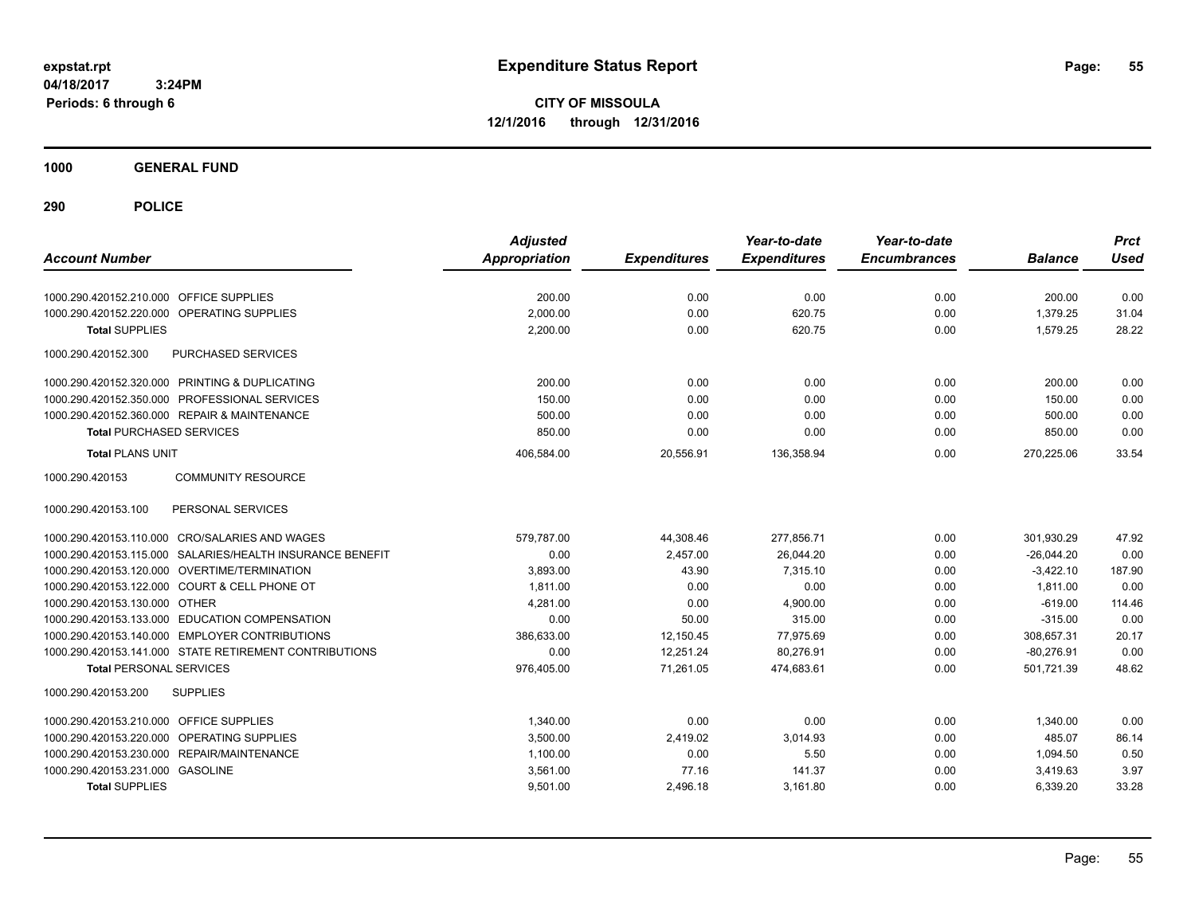expstat.rpt
04/18/2017 3:24PM
Periods: 6 through 6

# Expenditure Status Report

**CITY OF MISSOULA**
**12/1/2016 through 12/31/2016**

**1000 GENERAL FUND**

**290 POLICE**

| Account Number | Adjusted Appropriation | Expenditures | Year-to-date Expenditures | Year-to-date Encumbrances | Balance | Prct Used |
|---|---|---|---|---|---|---|
| 1000.290.420152.210.000 OFFICE SUPPLIES | 200.00 | 0.00 | 0.00 | 0.00 | 200.00 | 0.00 |
| 1000.290.420152.220.000 OPERATING SUPPLIES | 2,000.00 | 0.00 | 620.75 | 0.00 | 1,379.25 | 31.04 |
| **Total** SUPPLIES | 2,200.00 | 0.00 | 620.75 | 0.00 | 1,579.25 | 28.22 |
| 1000.290.420152.300 PURCHASED SERVICES | | | | | | |
| 1000.290.420152.320.000 PRINTING & DUPLICATING | 200.00 | 0.00 | 0.00 | 0.00 | 200.00 | 0.00 |
| 1000.290.420152.350.000 PROFESSIONAL SERVICES | 150.00 | 0.00 | 0.00 | 0.00 | 150.00 | 0.00 |
| 1000.290.420152.360.000 REPAIR & MAINTENANCE | 500.00 | 0.00 | 0.00 | 0.00 | 500.00 | 0.00 |
| **Total** PURCHASED SERVICES | 850.00 | 0.00 | 0.00 | 0.00 | 850.00 | 0.00 |
| **Total** PLANS UNIT | 406,584.00 | 20,556.91 | 136,358.94 | 0.00 | 270,225.06 | 33.54 |
| 1000.290.420153 COMMUNITY RESOURCE | | | | | | |
| 1000.290.420153.100 PERSONAL SERVICES | | | | | | |
| 1000.290.420153.110.000 CRO/SALARIES AND WAGES | 579,787.00 | 44,308.46 | 277,856.71 | 0.00 | 301,930.29 | 47.92 |
| 1000.290.420153.115.000 SALARIES/HEALTH INSURANCE BENEFIT | 0.00 | 2,457.00 | 26,044.20 | 0.00 | -26,044.20 | 0.00 |
| 1000.290.420153.120.000 OVERTIME/TERMINATION | 3,893.00 | 43.90 | 7,315.10 | 0.00 | -3,422.10 | 187.90 |
| 1000.290.420153.122.000 COURT & CELL PHONE OT | 1,811.00 | 0.00 | 0.00 | 0.00 | 1,811.00 | 0.00 |
| 1000.290.420153.130.000 OTHER | 4,281.00 | 0.00 | 4,900.00 | 0.00 | -619.00 | 114.46 |
| 1000.290.420153.133.000 EDUCATION COMPENSATION | 0.00 | 50.00 | 315.00 | 0.00 | -315.00 | 0.00 |
| 1000.290.420153.140.000 EMPLOYER CONTRIBUTIONS | 386,633.00 | 12,150.45 | 77,975.69 | 0.00 | 308,657.31 | 20.17 |
| 1000.290.420153.141.000 STATE RETIREMENT CONTRIBUTIONS | 0.00 | 12,251.24 | 80,276.91 | 0.00 | -80,276.91 | 0.00 |
| **Total** PERSONAL SERVICES | 976,405.00 | 71,261.05 | 474,683.61 | 0.00 | 501,721.39 | 48.62 |
| 1000.290.420153.200 SUPPLIES | | | | | | |
| 1000.290.420153.210.000 OFFICE SUPPLIES | 1,340.00 | 0.00 | 0.00 | 0.00 | 1,340.00 | 0.00 |
| 1000.290.420153.220.000 OPERATING SUPPLIES | 3,500.00 | 2,419.02 | 3,014.93 | 0.00 | 485.07 | 86.14 |
| 1000.290.420153.230.000 REPAIR/MAINTENANCE | 1,100.00 | 0.00 | 5.50 | 0.00 | 1,094.50 | 0.50 |
| 1000.290.420153.231.000 GASOLINE | 3,561.00 | 77.16 | 141.37 | 0.00 | 3,419.63 | 3.97 |
| **Total** SUPPLIES | 9,501.00 | 2,496.18 | 3,161.80 | 0.00 | 6,339.20 | 33.28 |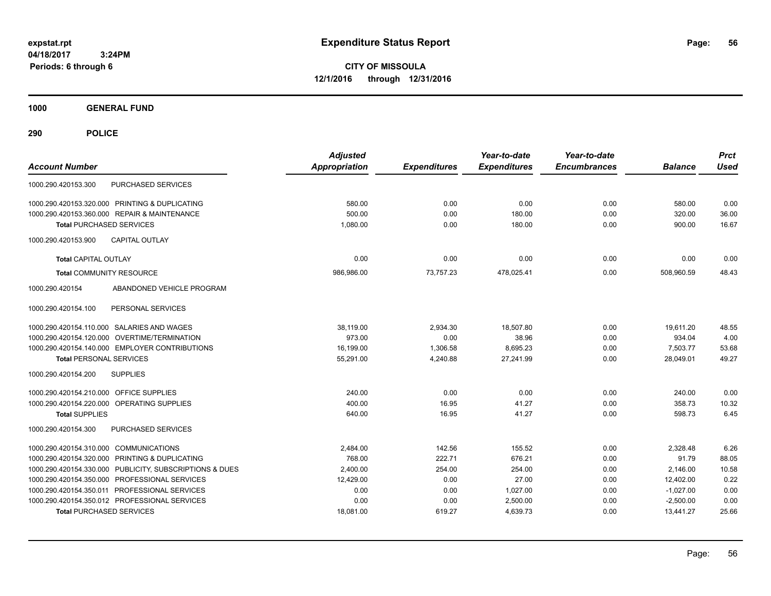# Expenditure Status Report

expstat.rpt
04/18/2017 3:24PM
Periods: 6 through 6

**CITY OF MISSOULA**
**12/1/2016 through 12/31/2016**

**1000 GENERAL FUND**

**290 POLICE**

| Account Number | | Adjusted Appropriation | Expenditures | Year-to-date Expenditures | Year-to-date Encumbrances | Balance | Prct Used |
|---|---|---|---|---|---|---|---|
| 1000.290.420153.300 | PURCHASED SERVICES | | | | | | |
| 1000.290.420153.320.000 | PRINTING & DUPLICATING | 580.00 | 0.00 | 0.00 | 0.00 | 580.00 | 0.00 |
| 1000.290.420153.360.000 | REPAIR & MAINTENANCE | 500.00 | 0.00 | 180.00 | 0.00 | 320.00 | 36.00 |
| **Total** PURCHASED SERVICES | | 1,080.00 | 0.00 | 180.00 | 0.00 | 900.00 | 16.67 |
| 1000.290.420153.900 | CAPITAL OUTLAY | | | | | | |
| **Total** CAPITAL OUTLAY | | 0.00 | 0.00 | 0.00 | 0.00 | 0.00 | 0.00 |
| **Total** COMMUNITY RESOURCE | | 986,986.00 | 73,757.23 | 478,025.41 | 0.00 | 508,960.59 | 48.43 |
| 1000.290.420154 | ABANDONED VEHICLE PROGRAM | | | | | | |
| 1000.290.420154.100 | PERSONAL SERVICES | | | | | | |
| 1000.290.420154.110.000 | SALARIES AND WAGES | 38,119.00 | 2,934.30 | 18,507.80 | 0.00 | 19,611.20 | 48.55 |
| 1000.290.420154.120.000 | OVERTIME/TERMINATION | 973.00 | 0.00 | 38.96 | 0.00 | 934.04 | 4.00 |
| 1000.290.420154.140.000 | EMPLOYER CONTRIBUTIONS | 16,199.00 | 1,306.58 | 8,695.23 | 0.00 | 7,503.77 | 53.68 |
| **Total** PERSONAL SERVICES | | 55,291.00 | 4,240.88 | 27,241.99 | 0.00 | 28,049.01 | 49.27 |
| 1000.290.420154.200 | SUPPLIES | | | | | | |
| 1000.290.420154.210.000 | OFFICE SUPPLIES | 240.00 | 0.00 | 0.00 | 0.00 | 240.00 | 0.00 |
| 1000.290.420154.220.000 | OPERATING SUPPLIES | 400.00 | 16.95 | 41.27 | 0.00 | 358.73 | 10.32 |
| **Total** SUPPLIES | | 640.00 | 16.95 | 41.27 | 0.00 | 598.73 | 6.45 |
| 1000.290.420154.300 | PURCHASED SERVICES | | | | | | |
| 1000.290.420154.310.000 | COMMUNICATIONS | 2,484.00 | 142.56 | 155.52 | 0.00 | 2,328.48 | 6.26 |
| 1000.290.420154.320.000 | PRINTING & DUPLICATING | 768.00 | 222.71 | 676.21 | 0.00 | 91.79 | 88.05 |
| 1000.290.420154.330.000 | PUBLICITY, SUBSCRIPTIONS & DUES | 2,400.00 | 254.00 | 254.00 | 0.00 | 2,146.00 | 10.58 |
| 1000.290.420154.350.000 | PROFESSIONAL SERVICES | 12,429.00 | 0.00 | 27.00 | 0.00 | 12,402.00 | 0.22 |
| 1000.290.420154.350.011 | PROFESSIONAL SERVICES | 0.00 | 0.00 | 1,027.00 | 0.00 | -1,027.00 | 0.00 |
| 1000.290.420154.350.012 | PROFESSIONAL SERVICES | 0.00 | 0.00 | 2,500.00 | 0.00 | -2,500.00 | 0.00 |
| **Total** PURCHASED SERVICES | | 18,081.00 | 619.27 | 4,639.73 | 0.00 | 13,441.27 | 25.66 |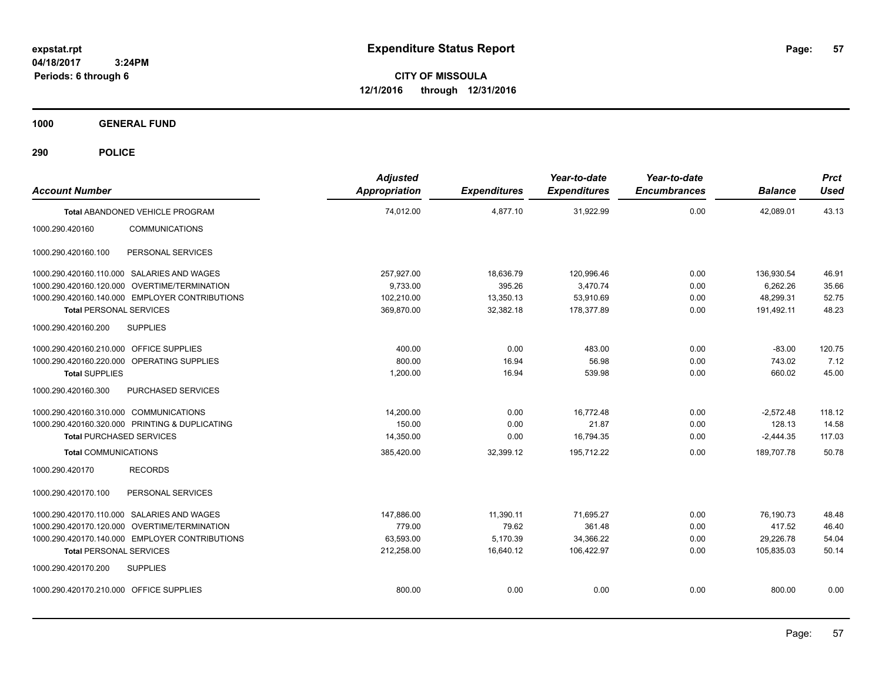**expstat.rpt**
**04/18/2017 3:24PM**
**Periods: 6 through 6**

# Expenditure Status Report

**CITY OF MISSOULA**
**12/1/2016 through 12/31/2016**

## 1000 GENERAL FUND

## 290 POLICE

| Account Number | | Adjusted Appropriation | Expenditures | Year-to-date Expenditures | Year-to-date Encumbrances | Balance | Prct Used |
|---|---|---|---|---|---|---|---|
| **Total** ABANDONED VEHICLE PROGRAM | | 74,012.00 | 4,877.10 | 31,922.99 | 0.00 | 42,089.01 | 43.13 |
| 1000.290.420160 | COMMUNICATIONS | | | | | | |
| 1000.290.420160.100 | PERSONAL SERVICES | | | | | | |
| 1000.290.420160.110.000 | SALARIES AND WAGES | 257,927.00 | 18,636.79 | 120,996.46 | 0.00 | 136,930.54 | 46.91 |
| 1000.290.420160.120.000 | OVERTIME/TERMINATION | 9,733.00 | 395.26 | 3,470.74 | 0.00 | 6,262.26 | 35.66 |
| 1000.290.420160.140.000 | EMPLOYER CONTRIBUTIONS | 102,210.00 | 13,350.13 | 53,910.69 | 0.00 | 48,299.31 | 52.75 |
| **Total** PERSONAL SERVICES | | 369,870.00 | 32,382.18 | 178,377.89 | 0.00 | 191,492.11 | 48.23 |
| 1000.290.420160.200 | SUPPLIES | | | | | | |
| 1000.290.420160.210.000 | OFFICE SUPPLIES | 400.00 | 0.00 | 483.00 | 0.00 | -83.00 | 120.75 |
| 1000.290.420160.220.000 | OPERATING SUPPLIES | 800.00 | 16.94 | 56.98 | 0.00 | 743.02 | 7.12 |
| **Total** SUPPLIES | | 1,200.00 | 16.94 | 539.98 | 0.00 | 660.02 | 45.00 |
| 1000.290.420160.300 | PURCHASED SERVICES | | | | | | |
| 1000.290.420160.310.000 | COMMUNICATIONS | 14,200.00 | 0.00 | 16,772.48 | 0.00 | -2,572.48 | 118.12 |
| 1000.290.420160.320.000 | PRINTING & DUPLICATING | 150.00 | 0.00 | 21.87 | 0.00 | 128.13 | 14.58 |
| **Total** PURCHASED SERVICES | | 14,350.00 | 0.00 | 16,794.35 | 0.00 | -2,444.35 | 117.03 |
| **Total** COMMUNICATIONS | | 385,420.00 | 32,399.12 | 195,712.22 | 0.00 | 189,707.78 | 50.78 |
| 1000.290.420170 | RECORDS | | | | | | |
| 1000.290.420170.100 | PERSONAL SERVICES | | | | | | |
| 1000.290.420170.110.000 | SALARIES AND WAGES | 147,886.00 | 11,390.11 | 71,695.27 | 0.00 | 76,190.73 | 48.48 |
| 1000.290.420170.120.000 | OVERTIME/TERMINATION | 779.00 | 79.62 | 361.48 | 0.00 | 417.52 | 46.40 |
| 1000.290.420170.140.000 | EMPLOYER CONTRIBUTIONS | 63,593.00 | 5,170.39 | 34,366.22 | 0.00 | 29,226.78 | 54.04 |
| **Total** PERSONAL SERVICES | | 212,258.00 | 16,640.12 | 106,422.97 | 0.00 | 105,835.03 | 50.14 |
| 1000.290.420170.200 | SUPPLIES | | | | | | |
| 1000.290.420170.210.000 | OFFICE SUPPLIES | 800.00 | 0.00 | 0.00 | 0.00 | 800.00 | 0.00 |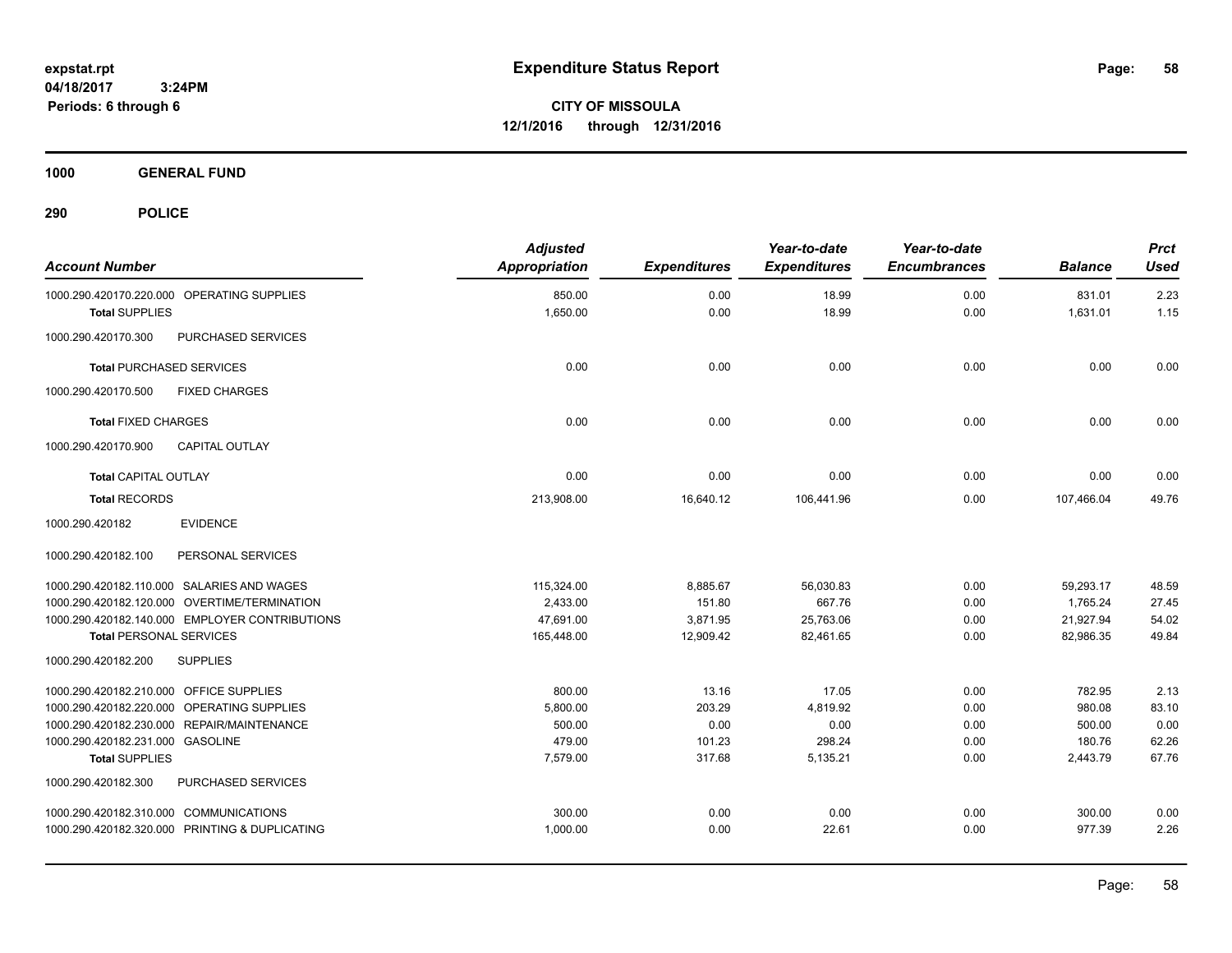**expstat.rpt**
**04/18/2017 3:24PM**
**Periods: 6 through 6**

# Expenditure Status Report

**CITY OF MISSOULA**
**12/1/2016 through 12/31/2016**

## 1000 GENERAL FUND

## 290 POLICE

| Account Number | Adjusted Appropriation | Expenditures | Year-to-date Expenditures | Year-to-date Encumbrances | Balance | Prct Used |
|---|---|---|---|---|---|---|
| 1000.290.420170.220.000 OPERATING SUPPLIES | 850.00 | 0.00 | 18.99 | 0.00 | 831.01 | 2.23 |
| **Total** SUPPLIES | 1,650.00 | 0.00 | 18.99 | 0.00 | 1,631.01 | 1.15 |
| 1000.290.420170.300 PURCHASED SERVICES | | | | | | |
| **Total** PURCHASED SERVICES | 0.00 | 0.00 | 0.00 | 0.00 | 0.00 | 0.00 |
| 1000.290.420170.500 FIXED CHARGES | | | | | | |
| **Total** FIXED CHARGES | 0.00 | 0.00 | 0.00 | 0.00 | 0.00 | 0.00 |
| 1000.290.420170.900 CAPITAL OUTLAY | | | | | | |
| **Total** CAPITAL OUTLAY | 0.00 | 0.00 | 0.00 | 0.00 | 0.00 | 0.00 |
| **Total** RECORDS | 213,908.00 | 16,640.12 | 106,441.96 | 0.00 | 107,466.04 | 49.76 |
| 1000.290.420182 EVIDENCE | | | | | | |
| 1000.290.420182.100 PERSONAL SERVICES | | | | | | |
| 1000.290.420182.110.000 SALARIES AND WAGES | 115,324.00 | 8,885.67 | 56,030.83 | 0.00 | 59,293.17 | 48.59 |
| 1000.290.420182.120.000 OVERTIME/TERMINATION | 2,433.00 | 151.80 | 667.76 | 0.00 | 1,765.24 | 27.45 |
| 1000.290.420182.140.000 EMPLOYER CONTRIBUTIONS | 47,691.00 | 3,871.95 | 25,763.06 | 0.00 | 21,927.94 | 54.02 |
| **Total** PERSONAL SERVICES | 165,448.00 | 12,909.42 | 82,461.65 | 0.00 | 82,986.35 | 49.84 |
| 1000.290.420182.200 SUPPLIES | | | | | | |
| 1000.290.420182.210.000 OFFICE SUPPLIES | 800.00 | 13.16 | 17.05 | 0.00 | 782.95 | 2.13 |
| 1000.290.420182.220.000 OPERATING SUPPLIES | 5,800.00 | 203.29 | 4,819.92 | 0.00 | 980.08 | 83.10 |
| 1000.290.420182.230.000 REPAIR/MAINTENANCE | 500.00 | 0.00 | 0.00 | 0.00 | 500.00 | 0.00 |
| 1000.290.420182.231.000 GASOLINE | 479.00 | 101.23 | 298.24 | 0.00 | 180.76 | 62.26 |
| **Total** SUPPLIES | 7,579.00 | 317.68 | 5,135.21 | 0.00 | 2,443.79 | 67.76 |
| 1000.290.420182.300 PURCHASED SERVICES | | | | | | |
| 1000.290.420182.310.000 COMMUNICATIONS | 300.00 | 0.00 | 0.00 | 0.00 | 300.00 | 0.00 |
| 1000.290.420182.320.000 PRINTING & DUPLICATING | 1,000.00 | 0.00 | 22.61 | 0.00 | 977.39 | 2.26 |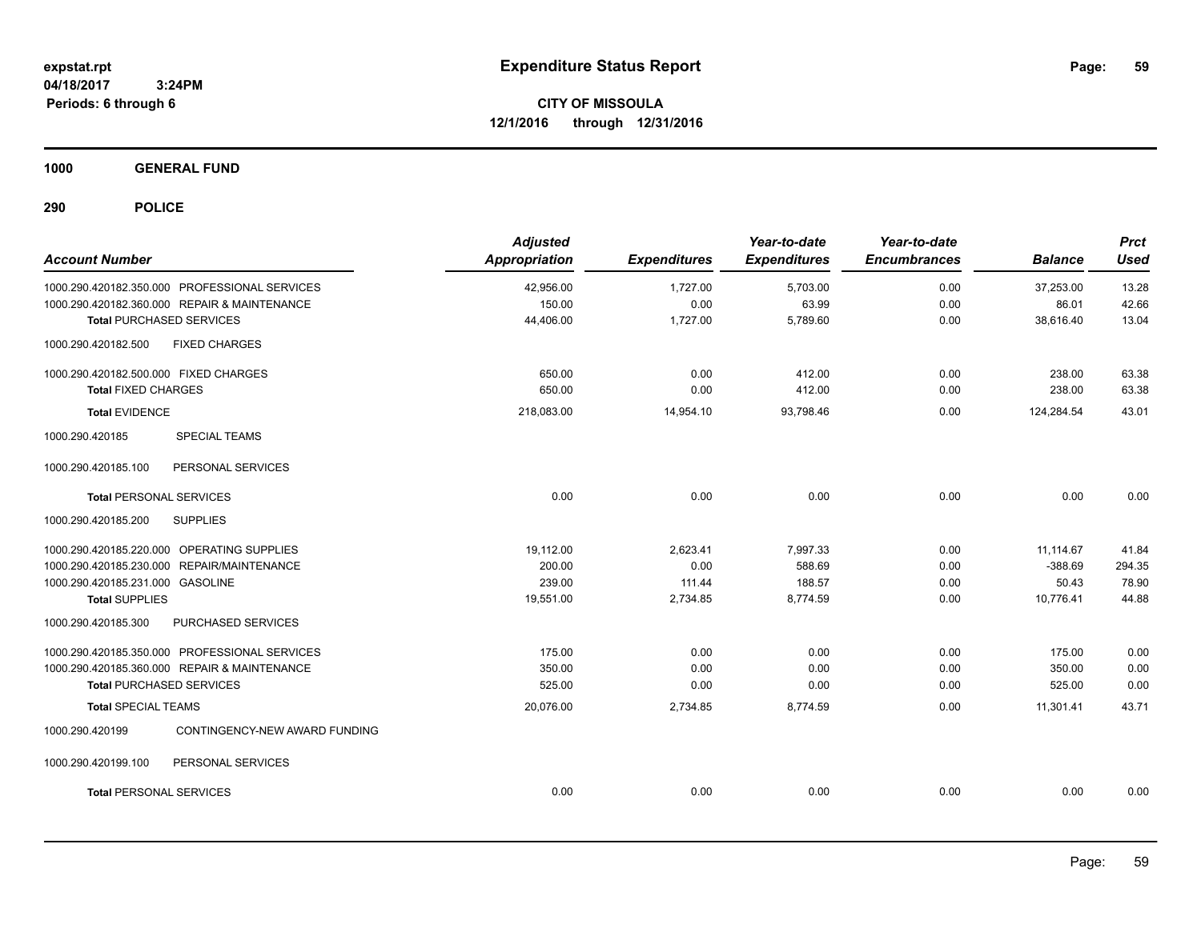# Expenditure Status Report

expstat.rpt
04/18/2017 3:24PM
Periods: 6 through 6

**CITY OF MISSOULA**
**12/1/2016 through 12/31/2016**

**1000 GENERAL FUND**

**290 POLICE**

| Account Number | | Adjusted Appropriation | Expenditures | Year-to-date Expenditures | Year-to-date Encumbrances | Balance | Prct Used |
|---|---|---|---|---|---|---|---|
| 1000.290.420182.350.000 | PROFESSIONAL SERVICES | 42,956.00 | 1,727.00 | 5,703.00 | 0.00 | 37,253.00 | 13.28 |
| 1000.290.420182.360.000 | REPAIR & MAINTENANCE | 150.00 | 0.00 | 63.99 | 0.00 | 86.01 | 42.66 |
| **Total** PURCHASED SERVICES | | 44,406.00 | 1,727.00 | 5,789.60 | 0.00 | 38,616.40 | 13.04 |
| 1000.290.420182.500 | FIXED CHARGES | | | | | | |
| 1000.290.420182.500.000 | FIXED CHARGES | 650.00 | 0.00 | 412.00 | 0.00 | 238.00 | 63.38 |
| **Total** FIXED CHARGES | | 650.00 | 0.00 | 412.00 | 0.00 | 238.00 | 63.38 |
| **Total** EVIDENCE | | 218,083.00 | 14,954.10 | 93,798.46 | 0.00 | 124,284.54 | 43.01 |
| 1000.290.420185 | SPECIAL TEAMS | | | | | | |
| 1000.290.420185.100 | PERSONAL SERVICES | | | | | | |
| **Total** PERSONAL SERVICES | | 0.00 | 0.00 | 0.00 | 0.00 | 0.00 | 0.00 |
| 1000.290.420185.200 | SUPPLIES | | | | | | |
| 1000.290.420185.220.000 | OPERATING SUPPLIES | 19,112.00 | 2,623.41 | 7,997.33 | 0.00 | 11,114.67 | 41.84 |
| 1000.290.420185.230.000 | REPAIR/MAINTENANCE | 200.00 | 0.00 | 588.69 | 0.00 | -388.69 | 294.35 |
| 1000.290.420185.231.000 | GASOLINE | 239.00 | 111.44 | 188.57 | 0.00 | 50.43 | 78.90 |
| **Total** SUPPLIES | | 19,551.00 | 2,734.85 | 8,774.59 | 0.00 | 10,776.41 | 44.88 |
| 1000.290.420185.300 | PURCHASED SERVICES | | | | | | |
| 1000.290.420185.350.000 | PROFESSIONAL SERVICES | 175.00 | 0.00 | 0.00 | 0.00 | 175.00 | 0.00 |
| 1000.290.420185.360.000 | REPAIR & MAINTENANCE | 350.00 | 0.00 | 0.00 | 0.00 | 350.00 | 0.00 |
| **Total** PURCHASED SERVICES | | 525.00 | 0.00 | 0.00 | 0.00 | 525.00 | 0.00 |
| **Total** SPECIAL TEAMS | | 20,076.00 | 2,734.85 | 8,774.59 | 0.00 | 11,301.41 | 43.71 |
| 1000.290.420199 | CONTINGENCY-NEW AWARD FUNDING | | | | | | |
| 1000.290.420199.100 | PERSONAL SERVICES | | | | | | |
| **Total** PERSONAL SERVICES | | 0.00 | 0.00 | 0.00 | 0.00 | 0.00 | 0.00 |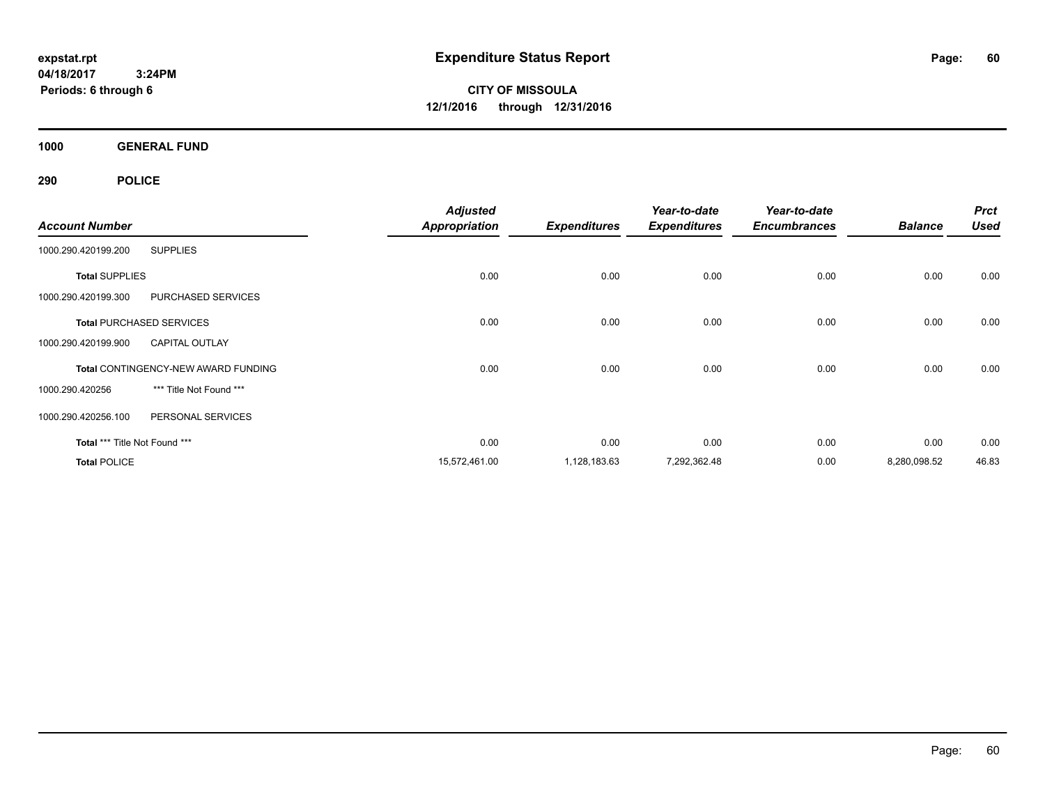# Expenditure Status Report

expstat.rpt
04/18/2017 3:24PM
Periods: 6 through 6

**CITY OF MISSOULA**
**12/1/2016 through 12/31/2016**

**1000 GENERAL FUND**

**290 POLICE**

| Account Number | | Adjusted Appropriation | Expenditures | Year-to-date Expenditures | Year-to-date Encumbrances | Balance | Prct Used |
|---|---|---|---|---|---|---|---|
| 1000.290.420199.200 | SUPPLIES | | | | | | |
| **Total** SUPPLIES | | 0.00 | 0.00 | 0.00 | 0.00 | 0.00 | 0.00 |
| 1000.290.420199.300 | PURCHASED SERVICES | | | | | | |
| **Total** PURCHASED SERVICES | | 0.00 | 0.00 | 0.00 | 0.00 | 0.00 | 0.00 |
| 1000.290.420199.900 | CAPITAL OUTLAY | | | | | | |
| **Total** CONTINGENCY-NEW AWARD FUNDING | | 0.00 | 0.00 | 0.00 | 0.00 | 0.00 | 0.00 |
| 1000.290.420256 | *** Title Not Found *** | | | | | | |
| 1000.290.420256.100 | PERSONAL SERVICES | | | | | | |
| **Total** *** Title Not Found *** | | 0.00 | 0.00 | 0.00 | 0.00 | 0.00 | 0.00 |
| **Total** POLICE | | 15,572,461.00 | 1,128,183.63 | 7,292,362.48 | 0.00 | 8,280,098.52 | 46.83 |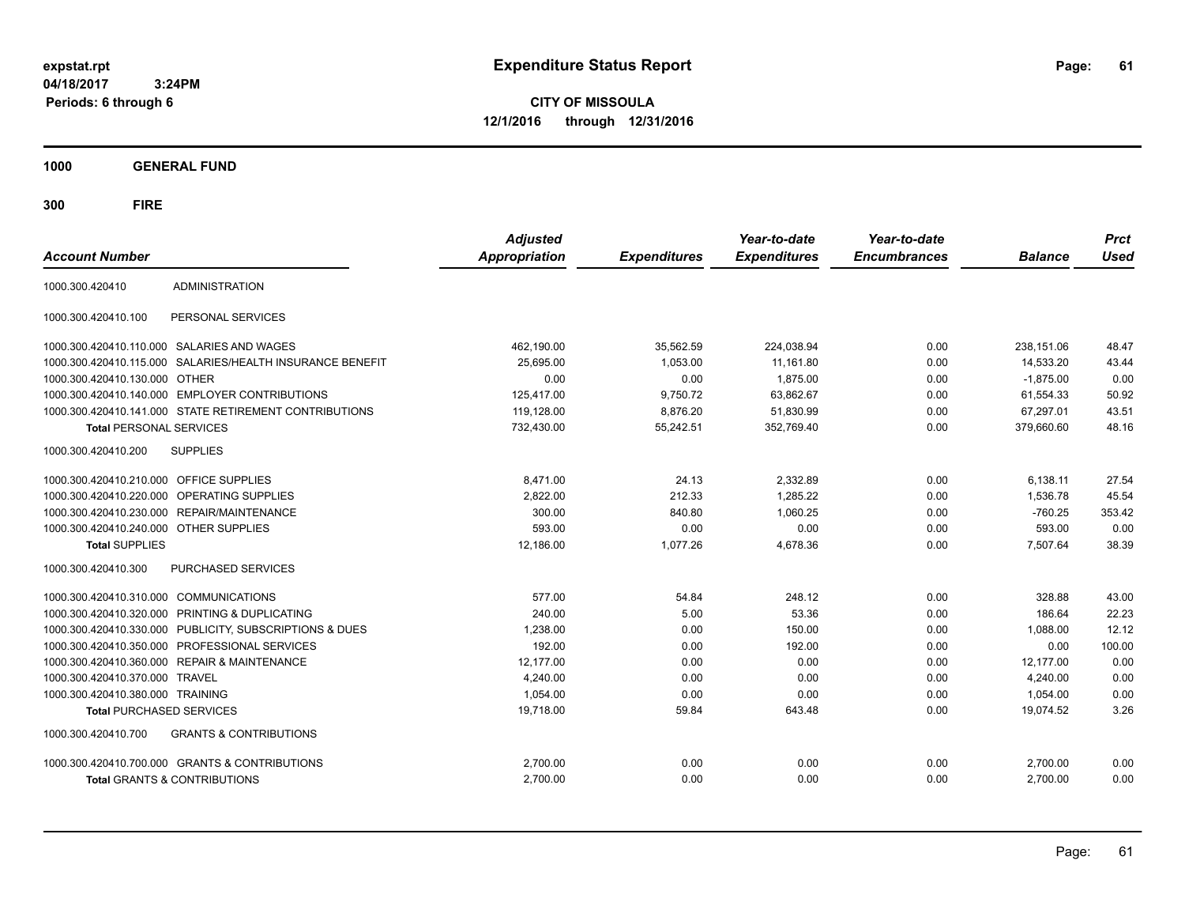expstat.rpt
04/18/2017 3:24PM
Periods: 6 through 6

# Expenditure Status Report

**CITY OF MISSOULA**
**12/1/2016 through 12/31/2016**

**1000 GENERAL FUND**

**300 FIRE**

| Account Number | | Adjusted Appropriation | Expenditures | Year-to-date Expenditures | Year-to-date Encumbrances | Balance | Prct Used |
|---|---|---|---|---|---|---|---|
| 1000.300.420410 | ADMINISTRATION | | | | | | |
| 1000.300.420410.100 | PERSONAL SERVICES | | | | | | |
| 1000.300.420410.110.000 | SALARIES AND WAGES | 462,190.00 | 35,562.59 | 224,038.94 | 0.00 | 238,151.06 | 48.47 |
| 1000.300.420410.115.000 | SALARIES/HEALTH INSURANCE BENEFIT | 25,695.00 | 1,053.00 | 11,161.80 | 0.00 | 14,533.20 | 43.44 |
| 1000.300.420410.130.000 | OTHER | 0.00 | 0.00 | 1,875.00 | 0.00 | -1,875.00 | 0.00 |
| 1000.300.420410.140.000 | EMPLOYER CONTRIBUTIONS | 125,417.00 | 9,750.72 | 63,862.67 | 0.00 | 61,554.33 | 50.92 |
| 1000.300.420410.141.000 | STATE RETIREMENT CONTRIBUTIONS | 119,128.00 | 8,876.20 | 51,830.99 | 0.00 | 67,297.01 | 43.51 |
| **Total** PERSONAL SERVICES | | 732,430.00 | 55,242.51 | 352,769.40 | 0.00 | 379,660.60 | 48.16 |
| 1000.300.420410.200 | SUPPLIES | | | | | | |
| 1000.300.420410.210.000 | OFFICE SUPPLIES | 8,471.00 | 24.13 | 2,332.89 | 0.00 | 6,138.11 | 27.54 |
| 1000.300.420410.220.000 | OPERATING SUPPLIES | 2,822.00 | 212.33 | 1,285.22 | 0.00 | 1,536.78 | 45.54 |
| 1000.300.420410.230.000 | REPAIR/MAINTENANCE | 300.00 | 840.80 | 1,060.25 | 0.00 | -760.25 | 353.42 |
| 1000.300.420410.240.000 | OTHER SUPPLIES | 593.00 | 0.00 | 0.00 | 0.00 | 593.00 | 0.00 |
| **Total** SUPPLIES | | 12,186.00 | 1,077.26 | 4,678.36 | 0.00 | 7,507.64 | 38.39 |
| 1000.300.420410.300 | PURCHASED SERVICES | | | | | | |
| 1000.300.420410.310.000 | COMMUNICATIONS | 577.00 | 54.84 | 248.12 | 0.00 | 328.88 | 43.00 |
| 1000.300.420410.320.000 | PRINTING & DUPLICATING | 240.00 | 5.00 | 53.36 | 0.00 | 186.64 | 22.23 |
| 1000.300.420410.330.000 | PUBLICITY, SUBSCRIPTIONS & DUES | 1,238.00 | 0.00 | 150.00 | 0.00 | 1,088.00 | 12.12 |
| 1000.300.420410.350.000 | PROFESSIONAL SERVICES | 192.00 | 0.00 | 192.00 | 0.00 | 0.00 | 100.00 |
| 1000.300.420410.360.000 | REPAIR & MAINTENANCE | 12,177.00 | 0.00 | 0.00 | 0.00 | 12,177.00 | 0.00 |
| 1000.300.420410.370.000 | TRAVEL | 4,240.00 | 0.00 | 0.00 | 0.00 | 4,240.00 | 0.00 |
| 1000.300.420410.380.000 | TRAINING | 1,054.00 | 0.00 | 0.00 | 0.00 | 1,054.00 | 0.00 |
| **Total** PURCHASED SERVICES | | 19,718.00 | 59.84 | 643.48 | 0.00 | 19,074.52 | 3.26 |
| 1000.300.420410.700 | GRANTS & CONTRIBUTIONS | | | | | | |
| 1000.300.420410.700.000 | GRANTS & CONTRIBUTIONS | 2,700.00 | 0.00 | 0.00 | 0.00 | 2,700.00 | 0.00 |
| **Total** GRANTS & CONTRIBUTIONS | | 2,700.00 | 0.00 | 0.00 | 0.00 | 2,700.00 | 0.00 |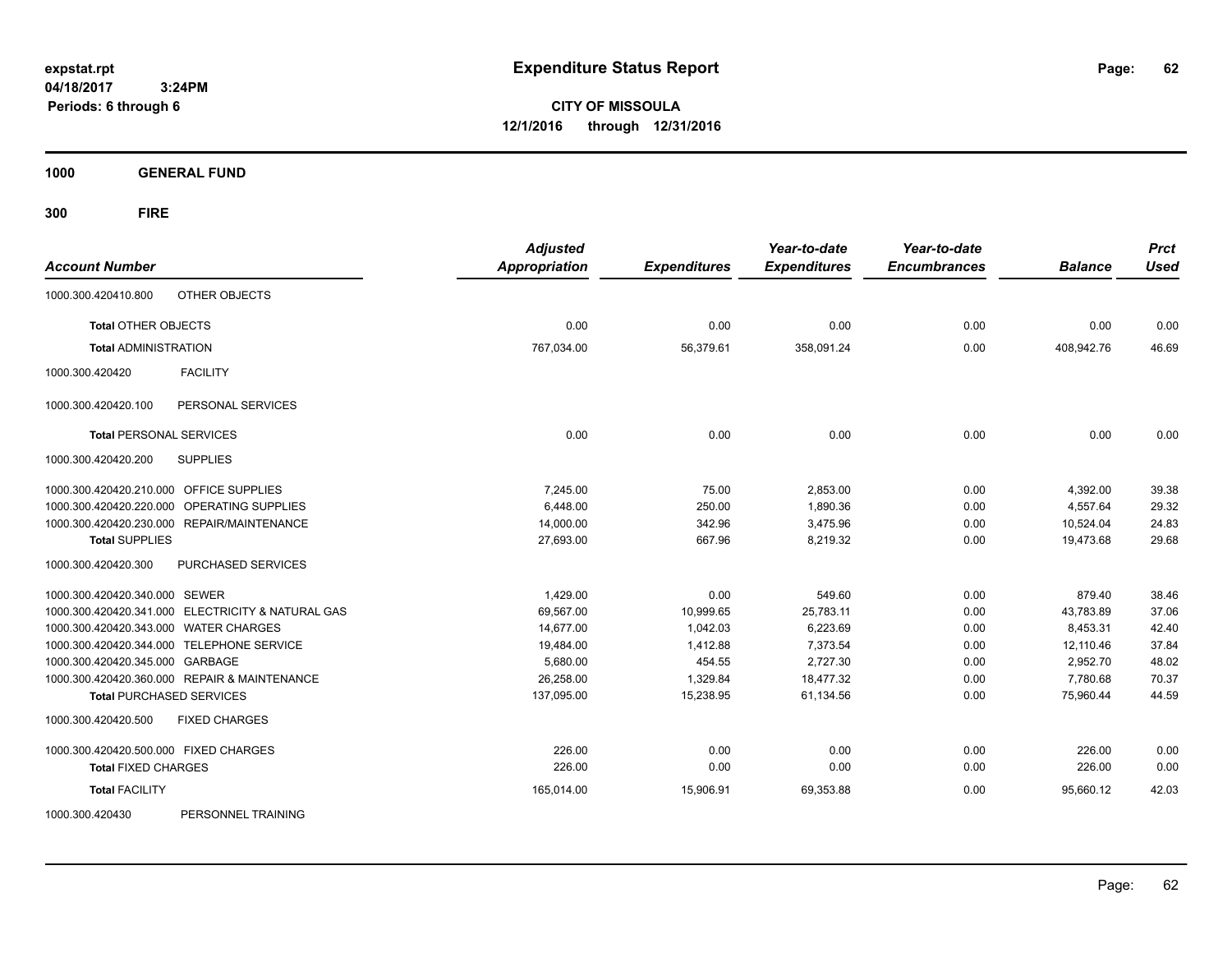expstat.rpt
04/18/2017 3:24PM
Periods: 6 through 6

# Expenditure Status Report

**CITY OF MISSOULA**
**12/1/2016 through 12/31/2016**

**1000 GENERAL FUND**

**300 FIRE**

| Account Number | | Adjusted Appropriation | Expenditures | Year-to-date Expenditures | Year-to-date Encumbrances | Balance | Prct Used |
|---|---|---|---|---|---|---|---|
| 1000.300.420410.800 | OTHER OBJECTS | | | | | | |
| **Total OTHER OBJECTS** | | 0.00 | 0.00 | 0.00 | 0.00 | 0.00 | 0.00 |
| **Total ADMINISTRATION** | | 767,034.00 | 56,379.61 | 358,091.24 | 0.00 | 408,942.76 | 46.69 |
| 1000.300.420420 | FACILITY | | | | | | |
| 1000.300.420420.100 | PERSONAL SERVICES | | | | | | |
| **Total PERSONAL SERVICES** | | 0.00 | 0.00 | 0.00 | 0.00 | 0.00 | 0.00 |
| 1000.300.420420.200 | SUPPLIES | | | | | | |
| 1000.300.420420.210.000 | OFFICE SUPPLIES | 7,245.00 | 75.00 | 2,853.00 | 0.00 | 4,392.00 | 39.38 |
| 1000.300.420420.220.000 | OPERATING SUPPLIES | 6,448.00 | 250.00 | 1,890.36 | 0.00 | 4,557.64 | 29.32 |
| 1000.300.420420.230.000 | REPAIR/MAINTENANCE | 14,000.00 | 342.96 | 3,475.96 | 0.00 | 10,524.04 | 24.83 |
| **Total SUPPLIES** | | 27,693.00 | 667.96 | 8,219.32 | 0.00 | 19,473.68 | 29.68 |
| 1000.300.420420.300 | PURCHASED SERVICES | | | | | | |
| 1000.300.420420.340.000 | SEWER | 1,429.00 | 0.00 | 549.60 | 0.00 | 879.40 | 38.46 |
| 1000.300.420420.341.000 | ELECTRICITY & NATURAL GAS | 69,567.00 | 10,999.65 | 25,783.11 | 0.00 | 43,783.89 | 37.06 |
| 1000.300.420420.343.000 | WATER CHARGES | 14,677.00 | 1,042.03 | 6,223.69 | 0.00 | 8,453.31 | 42.40 |
| 1000.300.420420.344.000 | TELEPHONE SERVICE | 19,484.00 | 1,412.88 | 7,373.54 | 0.00 | 12,110.46 | 37.84 |
| 1000.300.420420.345.000 | GARBAGE | 5,680.00 | 454.55 | 2,727.30 | 0.00 | 2,952.70 | 48.02 |
| 1000.300.420420.360.000 | REPAIR & MAINTENANCE | 26,258.00 | 1,329.84 | 18,477.32 | 0.00 | 7,780.68 | 70.37 |
| **Total PURCHASED SERVICES** | | 137,095.00 | 15,238.95 | 61,134.56 | 0.00 | 75,960.44 | 44.59 |
| 1000.300.420420.500 | FIXED CHARGES | | | | | | |
| 1000.300.420420.500.000 | FIXED CHARGES | 226.00 | 0.00 | 0.00 | 0.00 | 226.00 | 0.00 |
| **Total FIXED CHARGES** | | 226.00 | 0.00 | 0.00 | 0.00 | 226.00 | 0.00 |
| **Total FACILITY** | | 165,014.00 | 15,906.91 | 69,353.88 | 0.00 | 95,660.12 | 42.03 |
| 1000.300.420430 | PERSONNEL TRAINING | | | | | | |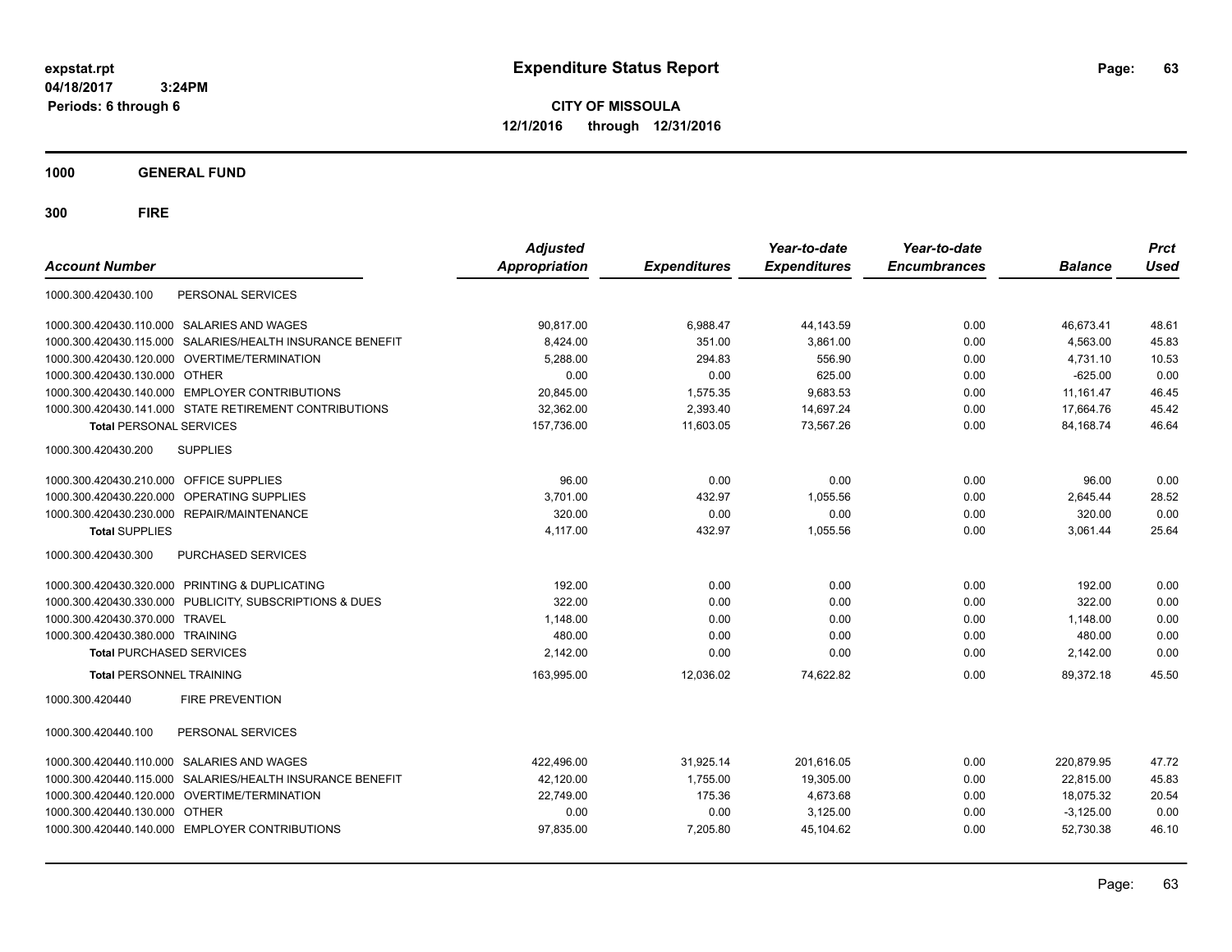expstat.rpt
04/18/2017 3:24PM
Periods: 6 through 6

# Expenditure Status Report

**CITY OF MISSOULA**
**12/1/2016 through 12/31/2016**

## 1000 GENERAL FUND

## 300 FIRE

| Account Number | Adjusted Appropriation | Expenditures | Year-to-date Expenditures | Year-to-date Encumbrances | Balance | Prct Used |
|---|---|---|---|---|---|---|
| 1000.300.420430.100 PERSONAL SERVICES | | | | | | |
| 1000.300.420430.110.000 SALARIES AND WAGES | 90,817.00 | 6,988.47 | 44,143.59 | 0.00 | 46,673.41 | 48.61 |
| 1000.300.420430.115.000 SALARIES/HEALTH INSURANCE BENEFIT | 8,424.00 | 351.00 | 3,861.00 | 0.00 | 4,563.00 | 45.83 |
| 1000.300.420430.120.000 OVERTIME/TERMINATION | 5,288.00 | 294.83 | 556.90 | 0.00 | 4,731.10 | 10.53 |
| 1000.300.420430.130.000 OTHER | 0.00 | 0.00 | 625.00 | 0.00 | -625.00 | 0.00 |
| 1000.300.420430.140.000 EMPLOYER CONTRIBUTIONS | 20,845.00 | 1,575.35 | 9,683.53 | 0.00 | 11,161.47 | 46.45 |
| 1000.300.420430.141.000 STATE RETIREMENT CONTRIBUTIONS | 32,362.00 | 2,393.40 | 14,697.24 | 0.00 | 17,664.76 | 45.42 |
| **Total** PERSONAL SERVICES | 157,736.00 | 11,603.05 | 73,567.26 | 0.00 | 84,168.74 | 46.64 |
| 1000.300.420430.200 SUPPLIES | | | | | | |
| 1000.300.420430.210.000 OFFICE SUPPLIES | 96.00 | 0.00 | 0.00 | 0.00 | 96.00 | 0.00 |
| 1000.300.420430.220.000 OPERATING SUPPLIES | 3,701.00 | 432.97 | 1,055.56 | 0.00 | 2,645.44 | 28.52 |
| 1000.300.420430.230.000 REPAIR/MAINTENANCE | 320.00 | 0.00 | 0.00 | 0.00 | 320.00 | 0.00 |
| **Total** SUPPLIES | 4,117.00 | 432.97 | 1,055.56 | 0.00 | 3,061.44 | 25.64 |
| 1000.300.420430.300 PURCHASED SERVICES | | | | | | |
| 1000.300.420430.320.000 PRINTING & DUPLICATING | 192.00 | 0.00 | 0.00 | 0.00 | 192.00 | 0.00 |
| 1000.300.420430.330.000 PUBLICITY, SUBSCRIPTIONS & DUES | 322.00 | 0.00 | 0.00 | 0.00 | 322.00 | 0.00 |
| 1000.300.420430.370.000 TRAVEL | 1,148.00 | 0.00 | 0.00 | 0.00 | 1,148.00 | 0.00 |
| 1000.300.420430.380.000 TRAINING | 480.00 | 0.00 | 0.00 | 0.00 | 480.00 | 0.00 |
| **Total** PURCHASED SERVICES | 2,142.00 | 0.00 | 0.00 | 0.00 | 2,142.00 | 0.00 |
| **Total** PERSONNEL TRAINING | 163,995.00 | 12,036.02 | 74,622.82 | 0.00 | 89,372.18 | 45.50 |
| 1000.300.420440 FIRE PREVENTION | | | | | | |
| 1000.300.420440.100 PERSONAL SERVICES | | | | | | |
| 1000.300.420440.110.000 SALARIES AND WAGES | 422,496.00 | 31,925.14 | 201,616.05 | 0.00 | 220,879.95 | 47.72 |
| 1000.300.420440.115.000 SALARIES/HEALTH INSURANCE BENEFIT | 42,120.00 | 1,755.00 | 19,305.00 | 0.00 | 22,815.00 | 45.83 |
| 1000.300.420440.120.000 OVERTIME/TERMINATION | 22,749.00 | 175.36 | 4,673.68 | 0.00 | 18,075.32 | 20.54 |
| 1000.300.420440.130.000 OTHER | 0.00 | 0.00 | 3,125.00 | 0.00 | -3,125.00 | 0.00 |
| 1000.300.420440.140.000 EMPLOYER CONTRIBUTIONS | 97,835.00 | 7,205.80 | 45,104.62 | 0.00 | 52,730.38 | 46.10 |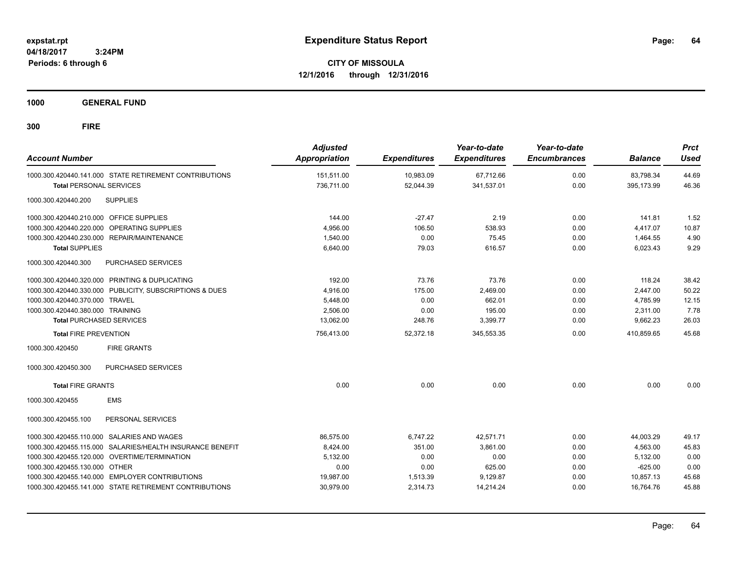**expstat.rpt**
**04/18/2017 3:24PM**
**Periods: 6 through 6**

# Expenditure Status Report

**CITY OF MISSOULA**
**12/1/2016 through 12/31/2016**

## 1000 GENERAL FUND

## 300 FIRE

| Account Number | Adjusted Appropriation | Expenditures | Year-to-date Expenditures | Year-to-date Encumbrances | Balance | Prct Used |
|---|---|---|---|---|---|---|
| 1000.300.420440.141.000 STATE RETIREMENT CONTRIBUTIONS | 151,511.00 | 10,983.09 | 67,712.66 | 0.00 | 83,798.34 | 44.69 |
| **Total** PERSONAL SERVICES | 736,711.00 | 52,044.39 | 341,537.01 | 0.00 | 395,173.99 | 46.36 |
| 1000.300.420440.200 SUPPLIES | | | | | | |
| 1000.300.420440.210.000 OFFICE SUPPLIES | 144.00 | -27.47 | 2.19 | 0.00 | 141.81 | 1.52 |
| 1000.300.420440.220.000 OPERATING SUPPLIES | 4,956.00 | 106.50 | 538.93 | 0.00 | 4,417.07 | 10.87 |
| 1000.300.420440.230.000 REPAIR/MAINTENANCE | 1,540.00 | 0.00 | 75.45 | 0.00 | 1,464.55 | 4.90 |
| **Total** SUPPLIES | 6,640.00 | 79.03 | 616.57 | 0.00 | 6,023.43 | 9.29 |
| 1000.300.420440.300 PURCHASED SERVICES | | | | | | |
| 1000.300.420440.320.000 PRINTING & DUPLICATING | 192.00 | 73.76 | 73.76 | 0.00 | 118.24 | 38.42 |
| 1000.300.420440.330.000 PUBLICITY, SUBSCRIPTIONS & DUES | 4,916.00 | 175.00 | 2,469.00 | 0.00 | 2,447.00 | 50.22 |
| 1000.300.420440.370.000 TRAVEL | 5,448.00 | 0.00 | 662.01 | 0.00 | 4,785.99 | 12.15 |
| 1000.300.420440.380.000 TRAINING | 2,506.00 | 0.00 | 195.00 | 0.00 | 2,311.00 | 7.78 |
| **Total** PURCHASED SERVICES | 13,062.00 | 248.76 | 3,399.77 | 0.00 | 9,662.23 | 26.03 |
| **Total** FIRE PREVENTION | 756,413.00 | 52,372.18 | 345,553.35 | 0.00 | 410,859.65 | 45.68 |
| 1000.300.420450 FIRE GRANTS | | | | | | |
| 1000.300.420450.300 PURCHASED SERVICES | | | | | | |
| **Total** FIRE GRANTS | 0.00 | 0.00 | 0.00 | 0.00 | 0.00 | 0.00 |
| 1000.300.420455 EMS | | | | | | |
| 1000.300.420455.100 PERSONAL SERVICES | | | | | | |
| 1000.300.420455.110.000 SALARIES AND WAGES | 86,575.00 | 6,747.22 | 42,571.71 | 0.00 | 44,003.29 | 49.17 |
| 1000.300.420455.115.000 SALARIES/HEALTH INSURANCE BENEFIT | 8,424.00 | 351.00 | 3,861.00 | 0.00 | 4,563.00 | 45.83 |
| 1000.300.420455.120.000 OVERTIME/TERMINATION | 5,132.00 | 0.00 | 0.00 | 0.00 | 5,132.00 | 0.00 |
| 1000.300.420455.130.000 OTHER | 0.00 | 0.00 | 625.00 | 0.00 | -625.00 | 0.00 |
| 1000.300.420455.140.000 EMPLOYER CONTRIBUTIONS | 19,987.00 | 1,513.39 | 9,129.87 | 0.00 | 10,857.13 | 45.68 |
| 1000.300.420455.141.000 STATE RETIREMENT CONTRIBUTIONS | 30,979.00 | 2,314.73 | 14,214.24 | 0.00 | 16,764.76 | 45.88 |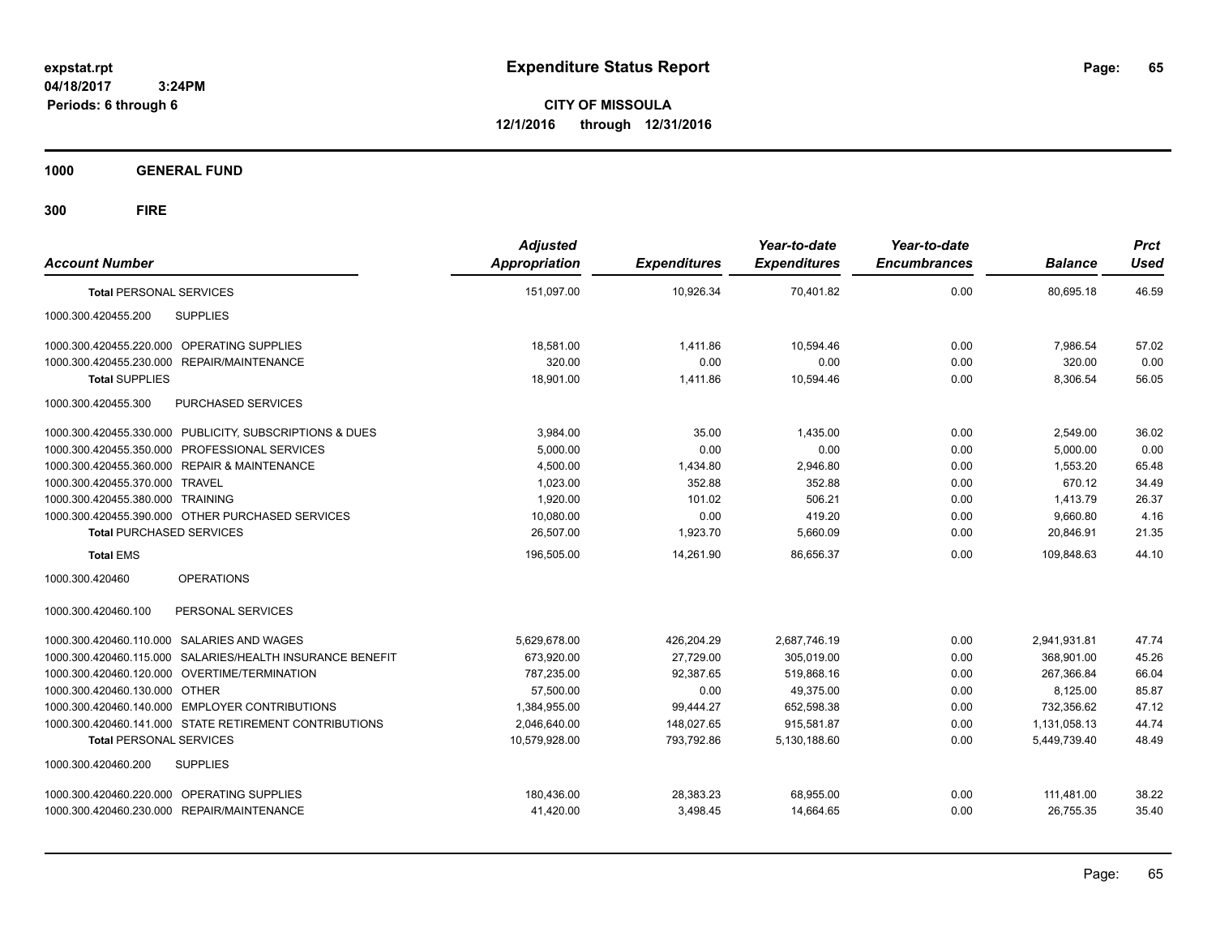**expstat.rpt**
**04/18/2017 3:24PM**
**Periods: 6 through 6**

# Expenditure Status Report

**CITY OF MISSOULA**
**12/1/2016 through 12/31/2016**

**1000 GENERAL FUND**

**300 FIRE**

| Account Number | Adjusted Appropriation | Expenditures | Year-to-date Expenditures | Year-to-date Encumbrances | Balance | Prct Used |
|---|---|---|---|---|---|---|
| **Total** PERSONAL SERVICES | 151,097.00 | 10,926.34 | 70,401.82 | 0.00 | 80,695.18 | 46.59 |
| 1000.300.420455.200 SUPPLIES | | | | | | |
| 1000.300.420455.220.000 OPERATING SUPPLIES | 18,581.00 | 1,411.86 | 10,594.46 | 0.00 | 7,986.54 | 57.02 |
| 1000.300.420455.230.000 REPAIR/MAINTENANCE | 320.00 | 0.00 | 0.00 | 0.00 | 320.00 | 0.00 |
| **Total** SUPPLIES | 18,901.00 | 1,411.86 | 10,594.46 | 0.00 | 8,306.54 | 56.05 |
| 1000.300.420455.300 PURCHASED SERVICES | | | | | | |
| 1000.300.420455.330.000 PUBLICITY, SUBSCRIPTIONS & DUES | 3,984.00 | 35.00 | 1,435.00 | 0.00 | 2,549.00 | 36.02 |
| 1000.300.420455.350.000 PROFESSIONAL SERVICES | 5,000.00 | 0.00 | 0.00 | 0.00 | 5,000.00 | 0.00 |
| 1000.300.420455.360.000 REPAIR & MAINTENANCE | 4,500.00 | 1,434.80 | 2,946.80 | 0.00 | 1,553.20 | 65.48 |
| 1000.300.420455.370.000 TRAVEL | 1,023.00 | 352.88 | 352.88 | 0.00 | 670.12 | 34.49 |
| 1000.300.420455.380.000 TRAINING | 1,920.00 | 101.02 | 506.21 | 0.00 | 1,413.79 | 26.37 |
| 1000.300.420455.390.000 OTHER PURCHASED SERVICES | 10,080.00 | 0.00 | 419.20 | 0.00 | 9,660.80 | 4.16 |
| **Total** PURCHASED SERVICES | 26,507.00 | 1,923.70 | 5,660.09 | 0.00 | 20,846.91 | 21.35 |
| **Total** EMS | 196,505.00 | 14,261.90 | 86,656.37 | 0.00 | 109,848.63 | 44.10 |
| 1000.300.420460 OPERATIONS | | | | | | |
| 1000.300.420460.100 PERSONAL SERVICES | | | | | | |
| 1000.300.420460.110.000 SALARIES AND WAGES | 5,629,678.00 | 426,204.29 | 2,687,746.19 | 0.00 | 2,941,931.81 | 47.74 |
| 1000.300.420460.115.000 SALARIES/HEALTH INSURANCE BENEFIT | 673,920.00 | 27,729.00 | 305,019.00 | 0.00 | 368,901.00 | 45.26 |
| 1000.300.420460.120.000 OVERTIME/TERMINATION | 787,235.00 | 92,387.65 | 519,868.16 | 0.00 | 267,366.84 | 66.04 |
| 1000.300.420460.130.000 OTHER | 57,500.00 | 0.00 | 49,375.00 | 0.00 | 8,125.00 | 85.87 |
| 1000.300.420460.140.000 EMPLOYER CONTRIBUTIONS | 1,384,955.00 | 99,444.27 | 652,598.38 | 0.00 | 732,356.62 | 47.12 |
| 1000.300.420460.141.000 STATE RETIREMENT CONTRIBUTIONS | 2,046,640.00 | 148,027.65 | 915,581.87 | 0.00 | 1,131,058.13 | 44.74 |
| **Total** PERSONAL SERVICES | 10,579,928.00 | 793,792.86 | 5,130,188.60 | 0.00 | 5,449,739.40 | 48.49 |
| 1000.300.420460.200 SUPPLIES | | | | | | |
| 1000.300.420460.220.000 OPERATING SUPPLIES | 180,436.00 | 28,383.23 | 68,955.00 | 0.00 | 111,481.00 | 38.22 |
| 1000.300.420460.230.000 REPAIR/MAINTENANCE | 41,420.00 | 3,498.45 | 14,664.65 | 0.00 | 26,755.35 | 35.40 |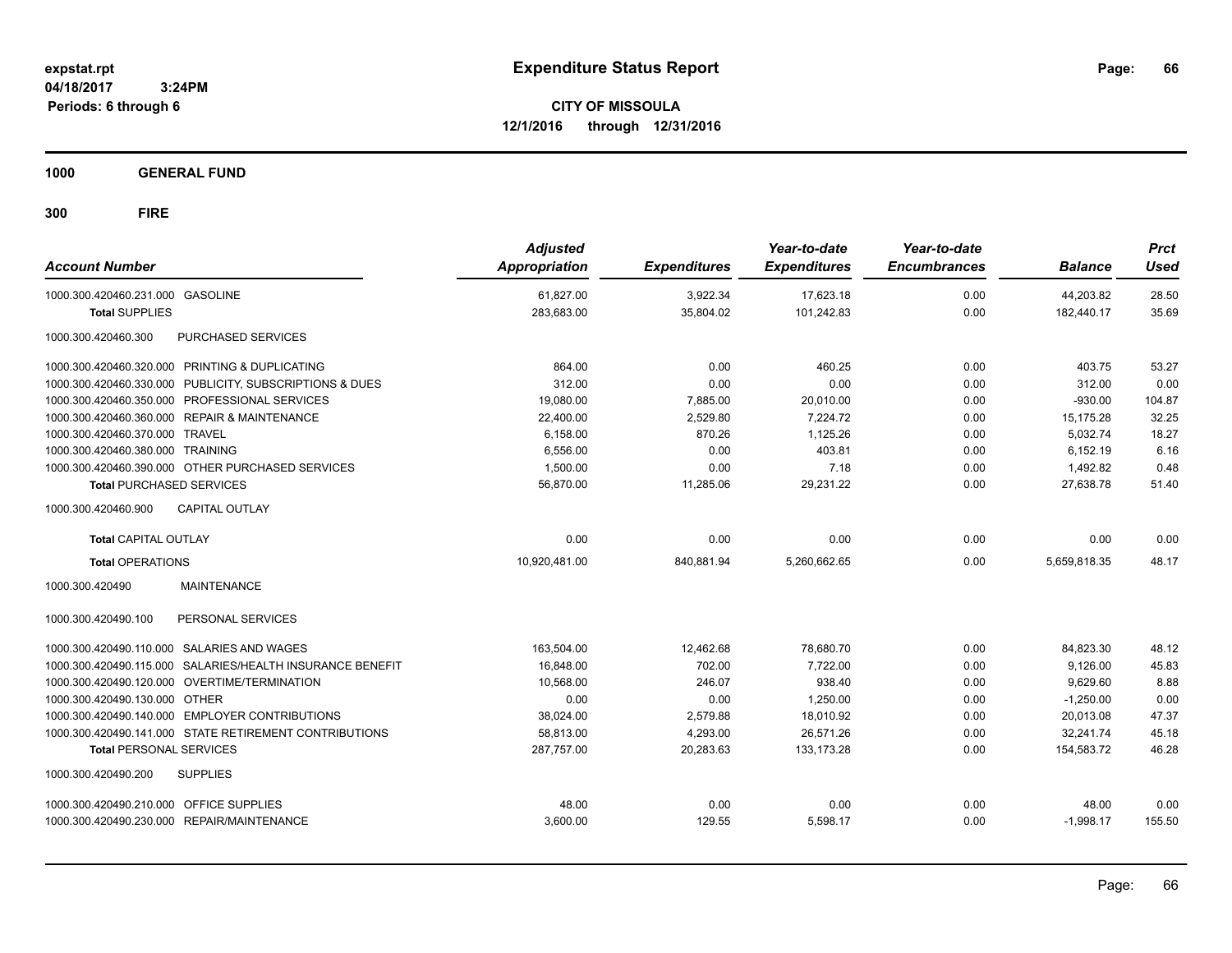expstat.rpt
04/18/2017 3:24PM
Periods: 6 through 6

# Expenditure Status Report

**CITY OF MISSOULA**
**12/1/2016 through 12/31/2016**

## 1000 GENERAL FUND

## 300 FIRE

| Account Number | | Adjusted Appropriation | Expenditures | Year-to-date Expenditures | Year-to-date Encumbrances | Balance | Prct Used |
|---|---|---|---|---|---|---|---|
| 1000.300.420460.231.000 | GASOLINE | 61,827.00 | 3,922.34 | 17,623.18 | 0.00 | 44,203.82 | 28.50 |
| **Total** SUPPLIES | | 283,683.00 | 35,804.02 | 101,242.83 | 0.00 | 182,440.17 | 35.69 |
| 1000.300.420460.300 | PURCHASED SERVICES | | | | | | |
| 1000.300.420460.320.000 | PRINTING & DUPLICATING | 864.00 | 0.00 | 460.25 | 0.00 | 403.75 | 53.27 |
| 1000.300.420460.330.000 | PUBLICITY, SUBSCRIPTIONS & DUES | 312.00 | 0.00 | 0.00 | 0.00 | 312.00 | 0.00 |
| 1000.300.420460.350.000 | PROFESSIONAL SERVICES | 19,080.00 | 7,885.00 | 20,010.00 | 0.00 | -930.00 | 104.87 |
| 1000.300.420460.360.000 | REPAIR & MAINTENANCE | 22,400.00 | 2,529.80 | 7,224.72 | 0.00 | 15,175.28 | 32.25 |
| 1000.300.420460.370.000 | TRAVEL | 6,158.00 | 870.26 | 1,125.26 | 0.00 | 5,032.74 | 18.27 |
| 1000.300.420460.380.000 | TRAINING | 6,556.00 | 0.00 | 403.81 | 0.00 | 6,152.19 | 6.16 |
| 1000.300.420460.390.000 | OTHER PURCHASED SERVICES | 1,500.00 | 0.00 | 7.18 | 0.00 | 1,492.82 | 0.48 |
| **Total** PURCHASED SERVICES | | 56,870.00 | 11,285.06 | 29,231.22 | 0.00 | 27,638.78 | 51.40 |
| 1000.300.420460.900 | CAPITAL OUTLAY | | | | | | |
| **Total** CAPITAL OUTLAY | | 0.00 | 0.00 | 0.00 | 0.00 | 0.00 | 0.00 |
| **Total** OPERATIONS | | 10,920,481.00 | 840,881.94 | 5,260,662.65 | 0.00 | 5,659,818.35 | 48.17 |
| 1000.300.420490 | MAINTENANCE | | | | | | |
| 1000.300.420490.100 | PERSONAL SERVICES | | | | | | |
| 1000.300.420490.110.000 | SALARIES AND WAGES | 163,504.00 | 12,462.68 | 78,680.70 | 0.00 | 84,823.30 | 48.12 |
| 1000.300.420490.115.000 | SALARIES/HEALTH INSURANCE BENEFIT | 16,848.00 | 702.00 | 7,722.00 | 0.00 | 9,126.00 | 45.83 |
| 1000.300.420490.120.000 | OVERTIME/TERMINATION | 10,568.00 | 246.07 | 938.40 | 0.00 | 9,629.60 | 8.88 |
| 1000.300.420490.130.000 | OTHER | 0.00 | 0.00 | 1,250.00 | 0.00 | -1,250.00 | 0.00 |
| 1000.300.420490.140.000 | EMPLOYER CONTRIBUTIONS | 38,024.00 | 2,579.88 | 18,010.92 | 0.00 | 20,013.08 | 47.37 |
| 1000.300.420490.141.000 | STATE RETIREMENT CONTRIBUTIONS | 58,813.00 | 4,293.00 | 26,571.26 | 0.00 | 32,241.74 | 45.18 |
| **Total** PERSONAL SERVICES | | 287,757.00 | 20,283.63 | 133,173.28 | 0.00 | 154,583.72 | 46.28 |
| 1000.300.420490.200 | SUPPLIES | | | | | | |
| 1000.300.420490.210.000 | OFFICE SUPPLIES | 48.00 | 0.00 | 0.00 | 0.00 | 48.00 | 0.00 |
| 1000.300.420490.230.000 | REPAIR/MAINTENANCE | 3,600.00 | 129.55 | 5,598.17 | 0.00 | -1,998.17 | 155.50 |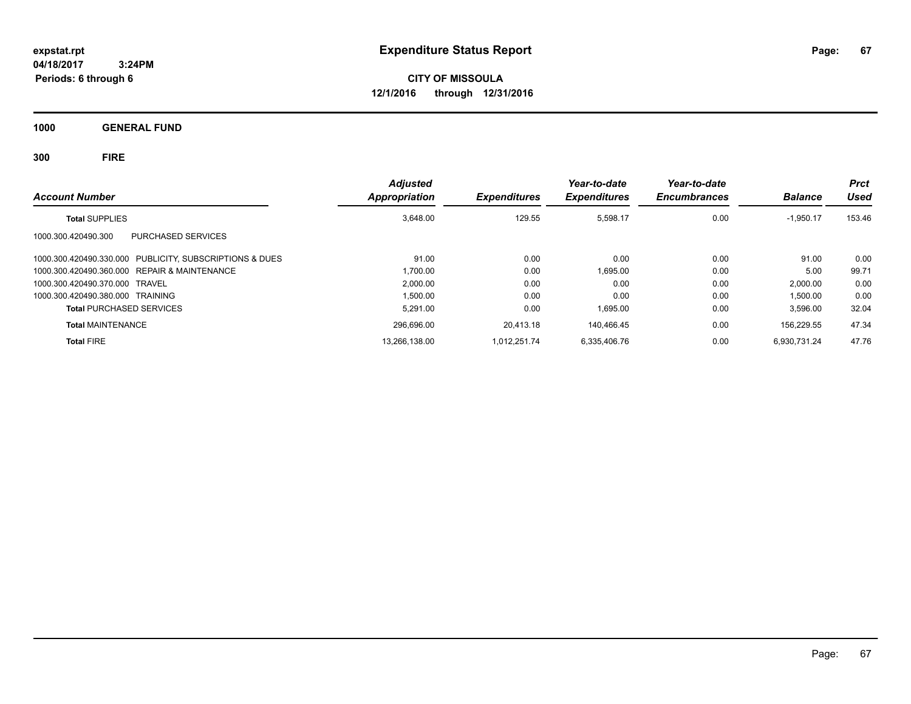expstat.rpt
04/18/2017 3:24PM
Periods: 6 through 6

# Expenditure Status Report

**CITY OF MISSOULA**
**12/1/2016 through 12/31/2016**

## 1000 GENERAL FUND

## 300 FIRE

| Account Number | Adjusted Appropriation | Expenditures | Year-to-date Expenditures | Year-to-date Encumbrances | Balance | Prct Used |
|---|---|---|---|---|---|---|
| **Total** SUPPLIES | 3,648.00 | 129.55 | 5,598.17 | 0.00 | -1,950.17 | 153.46 |
| 1000.300.420490.300 PURCHASED SERVICES | | | | | | |
| 1000.300.420490.330.000 PUBLICITY, SUBSCRIPTIONS & DUES | 91.00 | 0.00 | 0.00 | 0.00 | 91.00 | 0.00 |
| 1000.300.420490.360.000 REPAIR & MAINTENANCE | 1,700.00 | 0.00 | 1,695.00 | 0.00 | 5.00 | 99.71 |
| 1000.300.420490.370.000 TRAVEL | 2,000.00 | 0.00 | 0.00 | 0.00 | 2,000.00 | 0.00 |
| 1000.300.420490.380.000 TRAINING | 1,500.00 | 0.00 | 0.00 | 0.00 | 1,500.00 | 0.00 |
| **Total** PURCHASED SERVICES | 5,291.00 | 0.00 | 1,695.00 | 0.00 | 3,596.00 | 32.04 |
| **Total** MAINTENANCE | 296,696.00 | 20,413.18 | 140,466.45 | 0.00 | 156,229.55 | 47.34 |
| **Total** FIRE | 13,266,138.00 | 1,012,251.74 | 6,335,406.76 | 0.00 | 6,930,731.24 | 47.76 |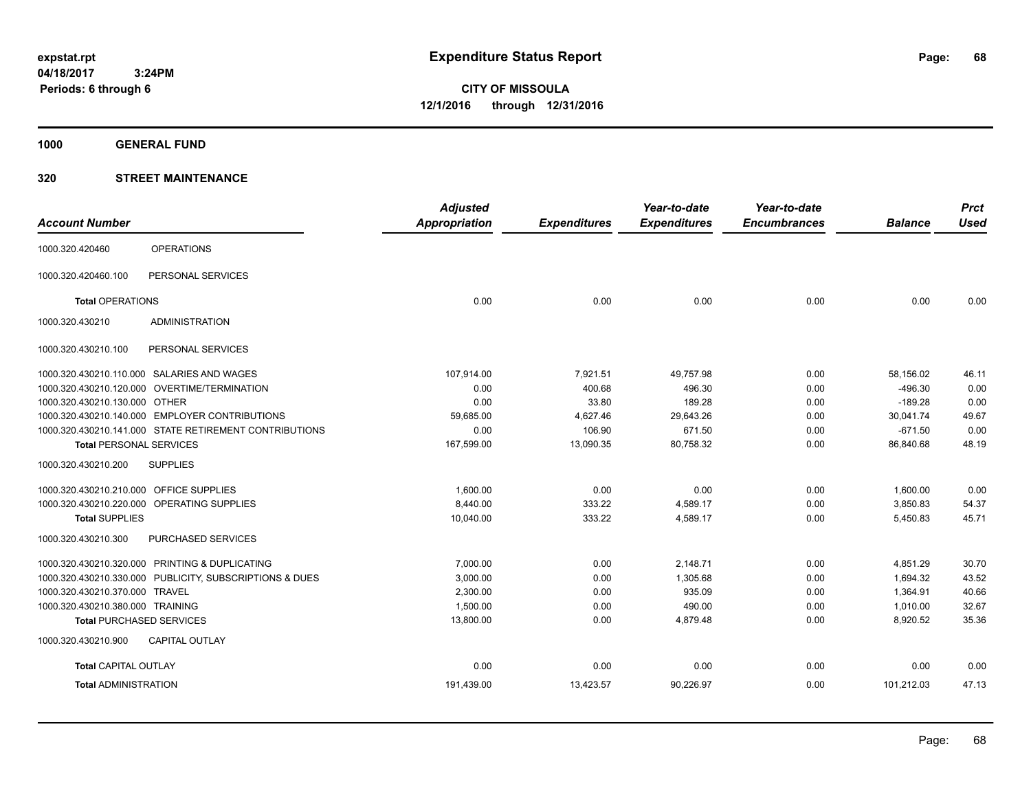**expstat.rpt**
**04/18/2017 3:24PM**
**Periods: 6 through 6**

# Expenditure Status Report

**CITY OF MISSOULA**
**12/1/2016 through 12/31/2016**

## 1000 GENERAL FUND

## 320 STREET MAINTENANCE

| Account Number | | Adjusted Appropriation | Expenditures | Year-to-date Expenditures | Year-to-date Encumbrances | Balance | Prct Used |
|---|---|---|---|---|---|---|---|
| 1000.320.420460 | OPERATIONS | | | | | | |
| 1000.320.420460.100 | PERSONAL SERVICES | | | | | | |
| **Total** OPERATIONS | | 0.00 | 0.00 | 0.00 | 0.00 | 0.00 | 0.00 |
| 1000.320.430210 | ADMINISTRATION | | | | | | |
| 1000.320.430210.100 | PERSONAL SERVICES | | | | | | |
| 1000.320.430210.110.000 | SALARIES AND WAGES | 107,914.00 | 7,921.51 | 49,757.98 | 0.00 | 58,156.02 | 46.11 |
| 1000.320.430210.120.000 | OVERTIME/TERMINATION | 0.00 | 400.68 | 496.30 | 0.00 | -496.30 | 0.00 |
| 1000.320.430210.130.000 | OTHER | 0.00 | 33.80 | 189.28 | 0.00 | -189.28 | 0.00 |
| 1000.320.430210.140.000 | EMPLOYER CONTRIBUTIONS | 59,685.00 | 4,627.46 | 29,643.26 | 0.00 | 30,041.74 | 49.67 |
| 1000.320.430210.141.000 | STATE RETIREMENT CONTRIBUTIONS | 0.00 | 106.90 | 671.50 | 0.00 | -671.50 | 0.00 |
| **Total** PERSONAL SERVICES | | 167,599.00 | 13,090.35 | 80,758.32 | 0.00 | 86,840.68 | 48.19 |
| 1000.320.430210.200 | SUPPLIES | | | | | | |
| 1000.320.430210.210.000 | OFFICE SUPPLIES | 1,600.00 | 0.00 | 0.00 | 0.00 | 1,600.00 | 0.00 |
| 1000.320.430210.220.000 | OPERATING SUPPLIES | 8,440.00 | 333.22 | 4,589.17 | 0.00 | 3,850.83 | 54.37 |
| **Total** SUPPLIES | | 10,040.00 | 333.22 | 4,589.17 | 0.00 | 5,450.83 | 45.71 |
| 1000.320.430210.300 | PURCHASED SERVICES | | | | | | |
| 1000.320.430210.320.000 | PRINTING & DUPLICATING | 7,000.00 | 0.00 | 2,148.71 | 0.00 | 4,851.29 | 30.70 |
| 1000.320.430210.330.000 | PUBLICITY, SUBSCRIPTIONS & DUES | 3,000.00 | 0.00 | 1,305.68 | 0.00 | 1,694.32 | 43.52 |
| 1000.320.430210.370.000 | TRAVEL | 2,300.00 | 0.00 | 935.09 | 0.00 | 1,364.91 | 40.66 |
| 1000.320.430210.380.000 | TRAINING | 1,500.00 | 0.00 | 490.00 | 0.00 | 1,010.00 | 32.67 |
| **Total** PURCHASED SERVICES | | 13,800.00 | 0.00 | 4,879.48 | 0.00 | 8,920.52 | 35.36 |
| 1000.320.430210.900 | CAPITAL OUTLAY | | | | | | |
| **Total** CAPITAL OUTLAY | | 0.00 | 0.00 | 0.00 | 0.00 | 0.00 | 0.00 |
| **Total** ADMINISTRATION | | 191,439.00 | 13,423.57 | 90,226.97 | 0.00 | 101,212.03 | 47.13 |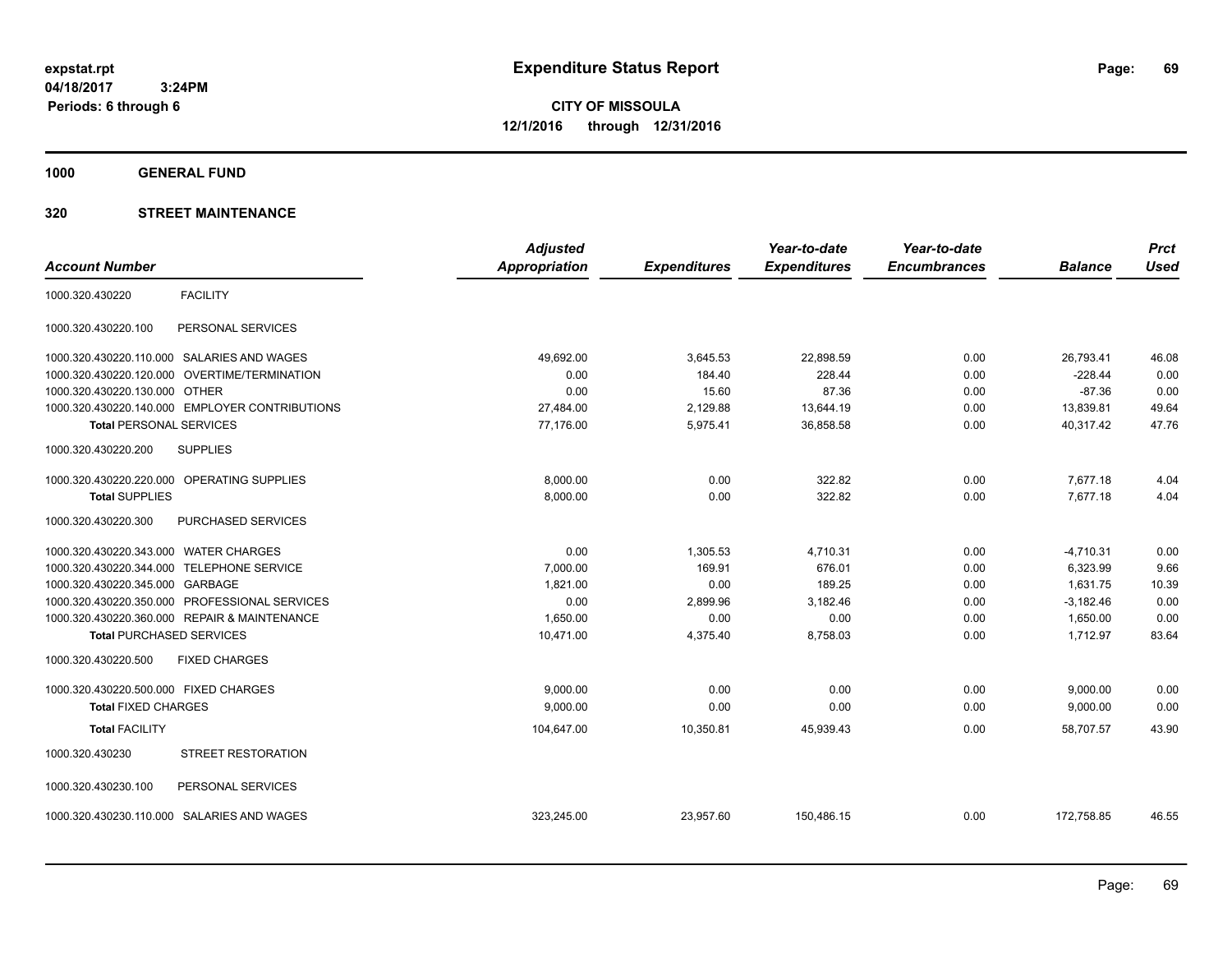expstat.rpt
04/18/2017 3:24PM
Periods: 6 through 6

# Expenditure Status Report

**CITY OF MISSOULA**
**12/1/2016 through 12/31/2016**

## 1000 GENERAL FUND

## 320 STREET MAINTENANCE

| Account Number | | Adjusted Appropriation | Expenditures | Year-to-date Expenditures | Year-to-date Encumbrances | Balance | Prct Used |
|---|---|---|---|---|---|---|---|
| 1000.320.430220 | FACILITY | | | | | | |
| 1000.320.430220.100 | PERSONAL SERVICES | | | | | | |
| 1000.320.430220.110.000 | SALARIES AND WAGES | 49,692.00 | 3,645.53 | 22,898.59 | 0.00 | 26,793.41 | 46.08 |
| 1000.320.430220.120.000 | OVERTIME/TERMINATION | 0.00 | 184.40 | 228.44 | 0.00 | -228.44 | 0.00 |
| 1000.320.430220.130.000 | OTHER | 0.00 | 15.60 | 87.36 | 0.00 | -87.36 | 0.00 |
| 1000.320.430220.140.000 | EMPLOYER CONTRIBUTIONS | 27,484.00 | 2,129.88 | 13,644.19 | 0.00 | 13,839.81 | 49.64 |
| **Total** PERSONAL SERVICES | | 77,176.00 | 5,975.41 | 36,858.58 | 0.00 | 40,317.42 | 47.76 |
| 1000.320.430220.200 | SUPPLIES | | | | | | |
| 1000.320.430220.220.000 | OPERATING SUPPLIES | 8,000.00 | 0.00 | 322.82 | 0.00 | 7,677.18 | 4.04 |
| **Total** SUPPLIES | | 8,000.00 | 0.00 | 322.82 | 0.00 | 7,677.18 | 4.04 |
| 1000.320.430220.300 | PURCHASED SERVICES | | | | | | |
| 1000.320.430220.343.000 | WATER CHARGES | 0.00 | 1,305.53 | 4,710.31 | 0.00 | -4,710.31 | 0.00 |
| 1000.320.430220.344.000 | TELEPHONE SERVICE | 7,000.00 | 169.91 | 676.01 | 0.00 | 6,323.99 | 9.66 |
| 1000.320.430220.345.000 | GARBAGE | 1,821.00 | 0.00 | 189.25 | 0.00 | 1,631.75 | 10.39 |
| 1000.320.430220.350.000 | PROFESSIONAL SERVICES | 0.00 | 2,899.96 | 3,182.46 | 0.00 | -3,182.46 | 0.00 |
| 1000.320.430220.360.000 | REPAIR & MAINTENANCE | 1,650.00 | 0.00 | 0.00 | 0.00 | 1,650.00 | 0.00 |
| **Total** PURCHASED SERVICES | | 10,471.00 | 4,375.40 | 8,758.03 | 0.00 | 1,712.97 | 83.64 |
| 1000.320.430220.500 | FIXED CHARGES | | | | | | |
| 1000.320.430220.500.000 | FIXED CHARGES | 9,000.00 | 0.00 | 0.00 | 0.00 | 9,000.00 | 0.00 |
| **Total** FIXED CHARGES | | 9,000.00 | 0.00 | 0.00 | 0.00 | 9,000.00 | 0.00 |
| **Total** FACILITY | | 104,647.00 | 10,350.81 | 45,939.43 | 0.00 | 58,707.57 | 43.90 |
| 1000.320.430230 | STREET RESTORATION | | | | | | |
| 1000.320.430230.100 | PERSONAL SERVICES | | | | | | |
| 1000.320.430230.110.000 | SALARIES AND WAGES | 323,245.00 | 23,957.60 | 150,486.15 | 0.00 | 172,758.85 | 46.55 |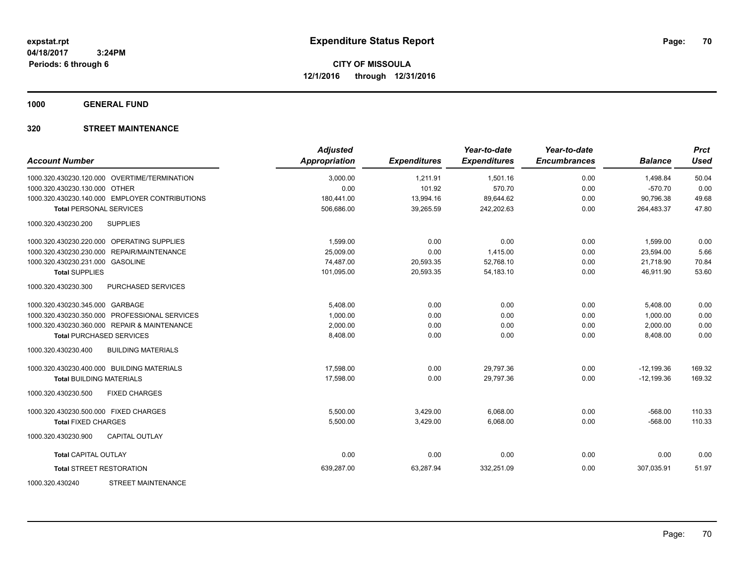# Expenditure Status Report

**CITY OF MISSOULA**
**12/1/2016 through 12/31/2016**

expstat.rpt
04/18/2017 3:24PM
Periods: 6 through 6

**1000 GENERAL FUND**

**320 STREET MAINTENANCE**

| Account Number | Adjusted Appropriation | Expenditures | Year-to-date Expenditures | Year-to-date Encumbrances | Balance | Prct Used |
|---|---|---|---|---|---|---|
| 1000.320.430230.120.000 OVERTIME/TERMINATION | 3,000.00 | 1,211.91 | 1,501.16 | 0.00 | 1,498.84 | 50.04 |
| 1000.320.430230.130.000 OTHER | 0.00 | 101.92 | 570.70 | 0.00 | -570.70 | 0.00 |
| 1000.320.430230.140.000 EMPLOYER CONTRIBUTIONS | 180,441.00 | 13,994.16 | 89,644.62 | 0.00 | 90,796.38 | 49.68 |
| **Total** PERSONAL SERVICES | 506,686.00 | 39,265.59 | 242,202.63 | 0.00 | 264,483.37 | 47.80 |
| 1000.320.430230.200 SUPPLIES | | | | | | |
| 1000.320.430230.220.000 OPERATING SUPPLIES | 1,599.00 | 0.00 | 0.00 | 0.00 | 1,599.00 | 0.00 |
| 1000.320.430230.230.000 REPAIR/MAINTENANCE | 25,009.00 | 0.00 | 1,415.00 | 0.00 | 23,594.00 | 5.66 |
| 1000.320.430230.231.000 GASOLINE | 74,487.00 | 20,593.35 | 52,768.10 | 0.00 | 21,718.90 | 70.84 |
| **Total** SUPPLIES | 101,095.00 | 20,593.35 | 54,183.10 | 0.00 | 46,911.90 | 53.60 |
| 1000.320.430230.300 PURCHASED SERVICES | | | | | | |
| 1000.320.430230.345.000 GARBAGE | 5,408.00 | 0.00 | 0.00 | 0.00 | 5,408.00 | 0.00 |
| 1000.320.430230.350.000 PROFESSIONAL SERVICES | 1,000.00 | 0.00 | 0.00 | 0.00 | 1,000.00 | 0.00 |
| 1000.320.430230.360.000 REPAIR & MAINTENANCE | 2,000.00 | 0.00 | 0.00 | 0.00 | 2,000.00 | 0.00 |
| **Total** PURCHASED SERVICES | 8,408.00 | 0.00 | 0.00 | 0.00 | 8,408.00 | 0.00 |
| 1000.320.430230.400 BUILDING MATERIALS | | | | | | |
| 1000.320.430230.400.000 BUILDING MATERIALS | 17,598.00 | 0.00 | 29,797.36 | 0.00 | -12,199.36 | 169.32 |
| **Total** BUILDING MATERIALS | 17,598.00 | 0.00 | 29,797.36 | 0.00 | -12,199.36 | 169.32 |
| 1000.320.430230.500 FIXED CHARGES | | | | | | |
| 1000.320.430230.500.000 FIXED CHARGES | 5,500.00 | 3,429.00 | 6,068.00 | 0.00 | -568.00 | 110.33 |
| **Total** FIXED CHARGES | 5,500.00 | 3,429.00 | 6,068.00 | 0.00 | -568.00 | 110.33 |
| 1000.320.430230.900 CAPITAL OUTLAY | | | | | | |
| **Total** CAPITAL OUTLAY | 0.00 | 0.00 | 0.00 | 0.00 | 0.00 | 0.00 |
| **Total** STREET RESTORATION | 639,287.00 | 63,287.94 | 332,251.09 | 0.00 | 307,035.91 | 51.97 |
| 1000.320.430240 STREET MAINTENANCE | | | | | | |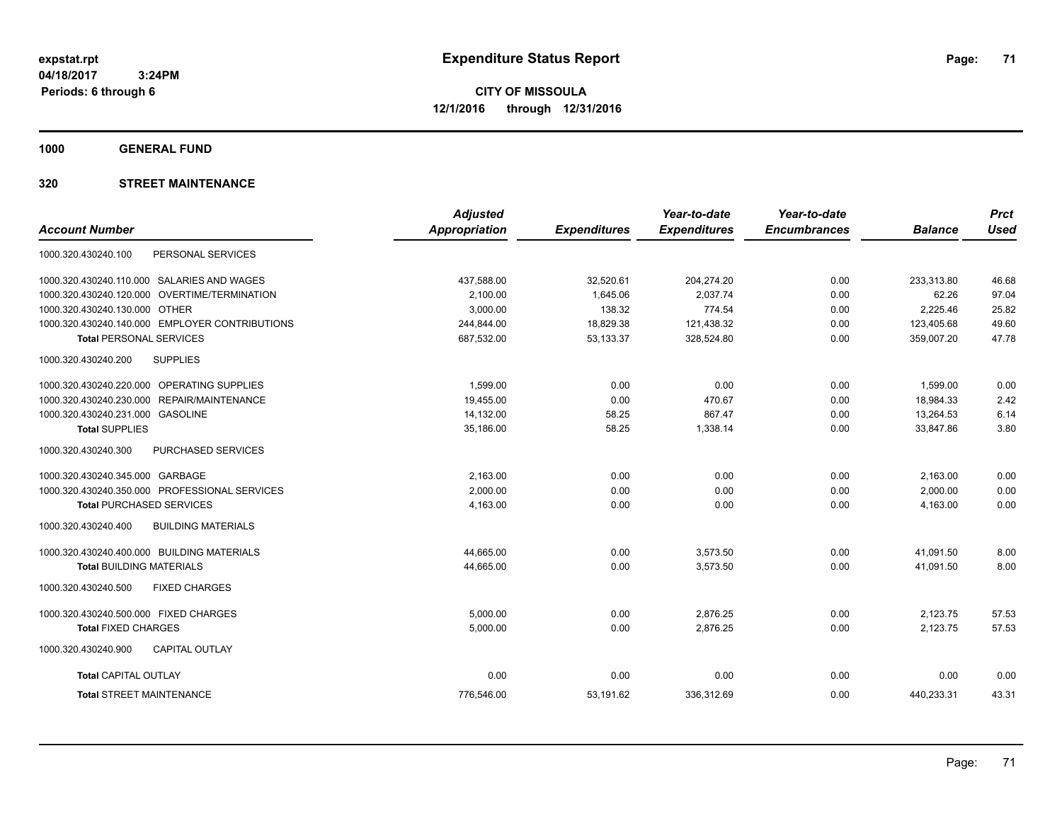**expstat.rpt**
**04/18/2017 3:24PM**
**Periods: 6 through 6**

# Expenditure Status Report

**CITY OF MISSOULA**
**12/1/2016 through 12/31/2016**

## 1000 GENERAL FUND

## 320 STREET MAINTENANCE

| Account Number | Adjusted Appropriation | Expenditures | Year-to-date Expenditures | Year-to-date Encumbrances | Balance | Prct Used |
|---|---|---|---|---|---|---|
| 1000.320.430240.100 PERSONAL SERVICES | | | | | | |
| 1000.320.430240.110.000 SALARIES AND WAGES | 437,588.00 | 32,520.61 | 204,274.20 | 0.00 | 233,313.80 | 46.68 |
| 1000.320.430240.120.000 OVERTIME/TERMINATION | 2,100.00 | 1,645.06 | 2,037.74 | 0.00 | 62.26 | 97.04 |
| 1000.320.430240.130.000 OTHER | 3,000.00 | 138.32 | 774.54 | 0.00 | 2,225.46 | 25.82 |
| 1000.320.430240.140.000 EMPLOYER CONTRIBUTIONS | 244,844.00 | 18,829.38 | 121,438.32 | 0.00 | 123,405.68 | 49.60 |
| **Total** PERSONAL SERVICES | 687,532.00 | 53,133.37 | 328,524.80 | 0.00 | 359,007.20 | 47.78 |
| 1000.320.430240.200 SUPPLIES | | | | | | |
| 1000.320.430240.220.000 OPERATING SUPPLIES | 1,599.00 | 0.00 | 0.00 | 0.00 | 1,599.00 | 0.00 |
| 1000.320.430240.230.000 REPAIR/MAINTENANCE | 19,455.00 | 0.00 | 470.67 | 0.00 | 18,984.33 | 2.42 |
| 1000.320.430240.231.000 GASOLINE | 14,132.00 | 58.25 | 867.47 | 0.00 | 13,264.53 | 6.14 |
| **Total** SUPPLIES | 35,186.00 | 58.25 | 1,338.14 | 0.00 | 33,847.86 | 3.80 |
| 1000.320.430240.300 PURCHASED SERVICES | | | | | | |
| 1000.320.430240.345.000 GARBAGE | 2,163.00 | 0.00 | 0.00 | 0.00 | 2,163.00 | 0.00 |
| 1000.320.430240.350.000 PROFESSIONAL SERVICES | 2,000.00 | 0.00 | 0.00 | 0.00 | 2,000.00 | 0.00 |
| **Total** PURCHASED SERVICES | 4,163.00 | 0.00 | 0.00 | 0.00 | 4,163.00 | 0.00 |
| 1000.320.430240.400 BUILDING MATERIALS | | | | | | |
| 1000.320.430240.400.000 BUILDING MATERIALS | 44,665.00 | 0.00 | 3,573.50 | 0.00 | 41,091.50 | 8.00 |
| **Total** BUILDING MATERIALS | 44,665.00 | 0.00 | 3,573.50 | 0.00 | 41,091.50 | 8.00 |
| 1000.320.430240.500 FIXED CHARGES | | | | | | |
| 1000.320.430240.500.000 FIXED CHARGES | 5,000.00 | 0.00 | 2,876.25 | 0.00 | 2,123.75 | 57.53 |
| **Total** FIXED CHARGES | 5,000.00 | 0.00 | 2,876.25 | 0.00 | 2,123.75 | 57.53 |
| 1000.320.430240.900 CAPITAL OUTLAY | | | | | | |
| **Total** CAPITAL OUTLAY | 0.00 | 0.00 | 0.00 | 0.00 | 0.00 | 0.00 |
| **Total** STREET MAINTENANCE | 776,546.00 | 53,191.62 | 336,312.69 | 0.00 | 440,233.31 | 43.31 |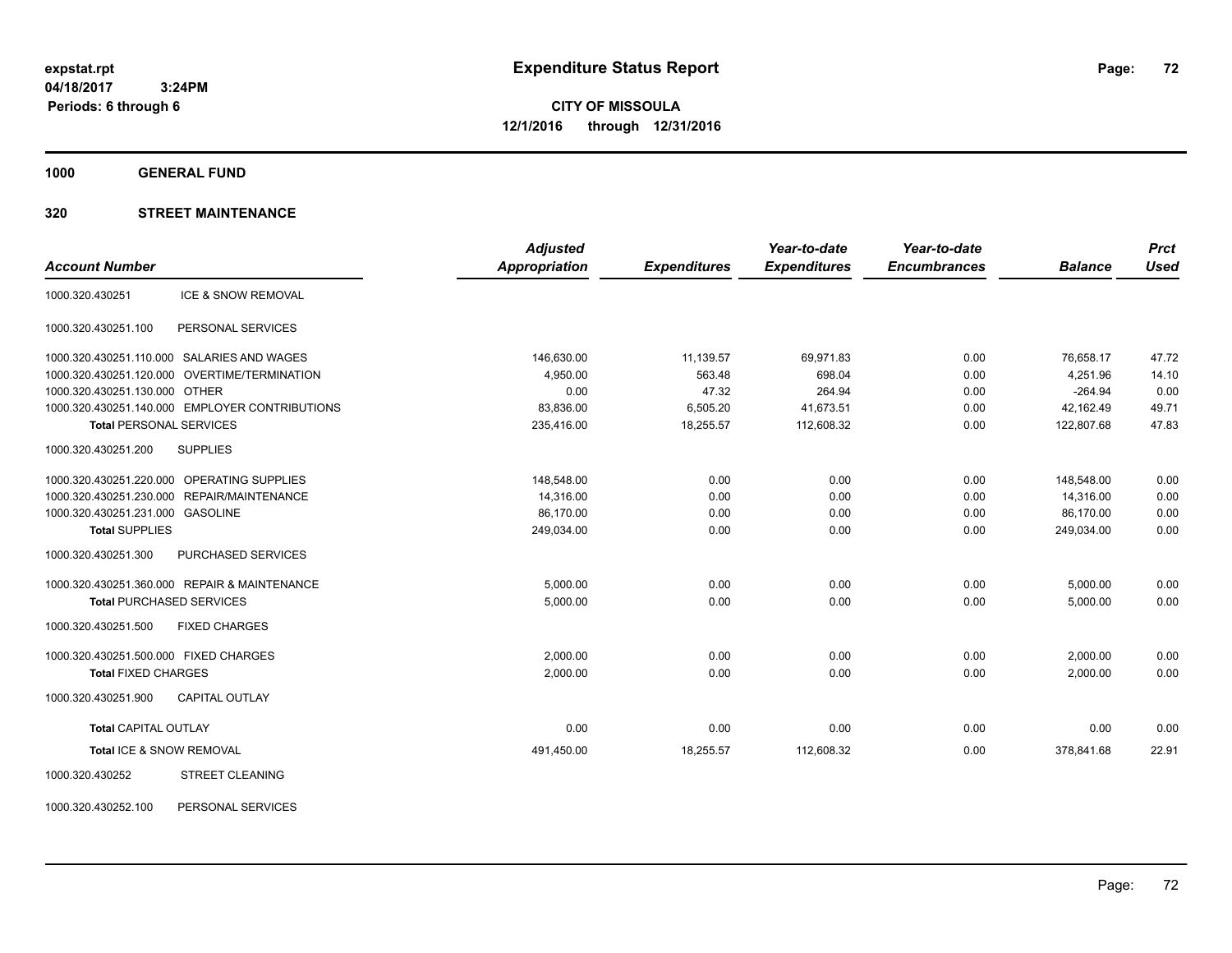**expstat.rpt**
**04/18/2017 3:24PM**
**Periods: 6 through 6**

# Expenditure Status Report

**CITY OF MISSOULA**
**12/1/2016 through 12/31/2016**

## 1000 GENERAL FUND

## 320 STREET MAINTENANCE

| Account Number | | Adjusted Appropriation | Expenditures | Year-to-date Expenditures | Year-to-date Encumbrances | Balance | Prct Used |
|---|---|---|---|---|---|---|---|
| 1000.320.430251 | ICE & SNOW REMOVAL | | | | | | |
| 1000.320.430251.100 | PERSONAL SERVICES | | | | | | |
| 1000.320.430251.110.000 | SALARIES AND WAGES | 146,630.00 | 11,139.57 | 69,971.83 | 0.00 | 76,658.17 | 47.72 |
| 1000.320.430251.120.000 | OVERTIME/TERMINATION | 4,950.00 | 563.48 | 698.04 | 0.00 | 4,251.96 | 14.10 |
| 1000.320.430251.130.000 | OTHER | 0.00 | 47.32 | 264.94 | 0.00 | -264.94 | 0.00 |
| 1000.320.430251.140.000 | EMPLOYER CONTRIBUTIONS | 83,836.00 | 6,505.20 | 41,673.51 | 0.00 | 42,162.49 | 49.71 |
| **Total** PERSONAL SERVICES | | 235,416.00 | 18,255.57 | 112,608.32 | 0.00 | 122,807.68 | 47.83 |
| 1000.320.430251.200 | SUPPLIES | | | | | | |
| 1000.320.430251.220.000 | OPERATING SUPPLIES | 148,548.00 | 0.00 | 0.00 | 0.00 | 148,548.00 | 0.00 |
| 1000.320.430251.230.000 | REPAIR/MAINTENANCE | 14,316.00 | 0.00 | 0.00 | 0.00 | 14,316.00 | 0.00 |
| 1000.320.430251.231.000 | GASOLINE | 86,170.00 | 0.00 | 0.00 | 0.00 | 86,170.00 | 0.00 |
| **Total** SUPPLIES | | 249,034.00 | 0.00 | 0.00 | 0.00 | 249,034.00 | 0.00 |
| 1000.320.430251.300 | PURCHASED SERVICES | | | | | | |
| 1000.320.430251.360.000 | REPAIR & MAINTENANCE | 5,000.00 | 0.00 | 0.00 | 0.00 | 5,000.00 | 0.00 |
| **Total** PURCHASED SERVICES | | 5,000.00 | 0.00 | 0.00 | 0.00 | 5,000.00 | 0.00 |
| 1000.320.430251.500 | FIXED CHARGES | | | | | | |
| 1000.320.430251.500.000 | FIXED CHARGES | 2,000.00 | 0.00 | 0.00 | 0.00 | 2,000.00 | 0.00 |
| **Total** FIXED CHARGES | | 2,000.00 | 0.00 | 0.00 | 0.00 | 2,000.00 | 0.00 |
| 1000.320.430251.900 | CAPITAL OUTLAY | | | | | | |
| **Total** CAPITAL OUTLAY | | 0.00 | 0.00 | 0.00 | 0.00 | 0.00 | 0.00 |
| **Total** ICE & SNOW REMOVAL | | 491,450.00 | 18,255.57 | 112,608.32 | 0.00 | 378,841.68 | 22.91 |
| 1000.320.430252 | STREET CLEANING | | | | | | |
| 1000.320.430252.100 | PERSONAL SERVICES | | | | | | |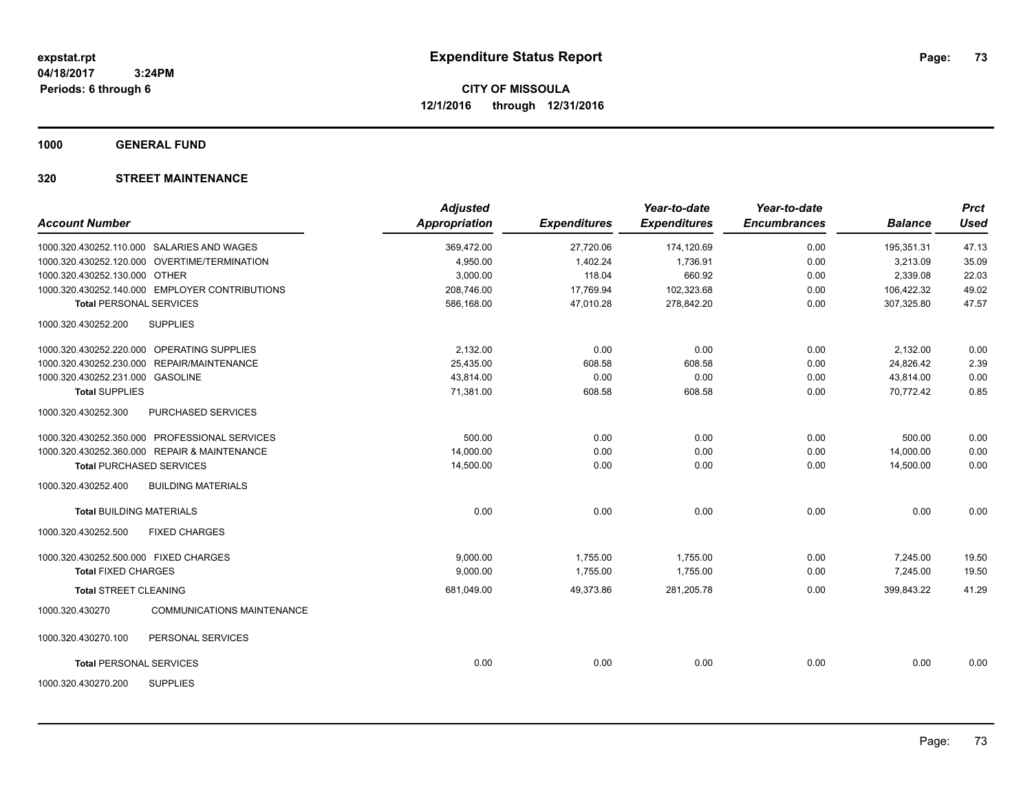**expstat.rpt**
**04/18/2017 3:24PM**
**Periods: 6 through 6**

# Expenditure Status Report

**CITY OF MISSOULA**
**12/1/2016 through 12/31/2016**

## 1000 GENERAL FUND

## 320 STREET MAINTENANCE

| Account Number | Adjusted Appropriation | Expenditures | Year-to-date Expenditures | Year-to-date Encumbrances | Balance | Prct Used |
|---|---|---|---|---|---|---|
| 1000.320.430252.110.000 SALARIES AND WAGES | 369,472.00 | 27,720.06 | 174,120.69 | 0.00 | 195,351.31 | 47.13 |
| 1000.320.430252.120.000 OVERTIME/TERMINATION | 4,950.00 | 1,402.24 | 1,736.91 | 0.00 | 3,213.09 | 35.09 |
| 1000.320.430252.130.000 OTHER | 3,000.00 | 118.04 | 660.92 | 0.00 | 2,339.08 | 22.03 |
| 1000.320.430252.140.000 EMPLOYER CONTRIBUTIONS | 208,746.00 | 17,769.94 | 102,323.68 | 0.00 | 106,422.32 | 49.02 |
| **Total** PERSONAL SERVICES | 586,168.00 | 47,010.28 | 278,842.20 | 0.00 | 307,325.80 | 47.57 |
| 1000.320.430252.200 SUPPLIES | | | | | | |
| 1000.320.430252.220.000 OPERATING SUPPLIES | 2,132.00 | 0.00 | 0.00 | 0.00 | 2,132.00 | 0.00 |
| 1000.320.430252.230.000 REPAIR/MAINTENANCE | 25,435.00 | 608.58 | 608.58 | 0.00 | 24,826.42 | 2.39 |
| 1000.320.430252.231.000 GASOLINE | 43,814.00 | 0.00 | 0.00 | 0.00 | 43,814.00 | 0.00 |
| **Total** SUPPLIES | 71,381.00 | 608.58 | 608.58 | 0.00 | 70,772.42 | 0.85 |
| 1000.320.430252.300 PURCHASED SERVICES | | | | | | |
| 1000.320.430252.350.000 PROFESSIONAL SERVICES | 500.00 | 0.00 | 0.00 | 0.00 | 500.00 | 0.00 |
| 1000.320.430252.360.000 REPAIR & MAINTENANCE | 14,000.00 | 0.00 | 0.00 | 0.00 | 14,000.00 | 0.00 |
| **Total** PURCHASED SERVICES | 14,500.00 | 0.00 | 0.00 | 0.00 | 14,500.00 | 0.00 |
| 1000.320.430252.400 BUILDING MATERIALS | | | | | | |
| **Total** BUILDING MATERIALS | 0.00 | 0.00 | 0.00 | 0.00 | 0.00 | 0.00 |
| 1000.320.430252.500 FIXED CHARGES | | | | | | |
| 1000.320.430252.500.000 FIXED CHARGES | 9,000.00 | 1,755.00 | 1,755.00 | 0.00 | 7,245.00 | 19.50 |
| **Total** FIXED CHARGES | 9,000.00 | 1,755.00 | 1,755.00 | 0.00 | 7,245.00 | 19.50 |
| **Total** STREET CLEANING | 681,049.00 | 49,373.86 | 281,205.78 | 0.00 | 399,843.22 | 41.29 |
| 1000.320.430270 COMMUNICATIONS MAINTENANCE | | | | | | |
| 1000.320.430270.100 PERSONAL SERVICES | | | | | | |
| **Total** PERSONAL SERVICES | 0.00 | 0.00 | 0.00 | 0.00 | 0.00 | 0.00 |
| 1000.320.430270.200 SUPPLIES | | | | | | |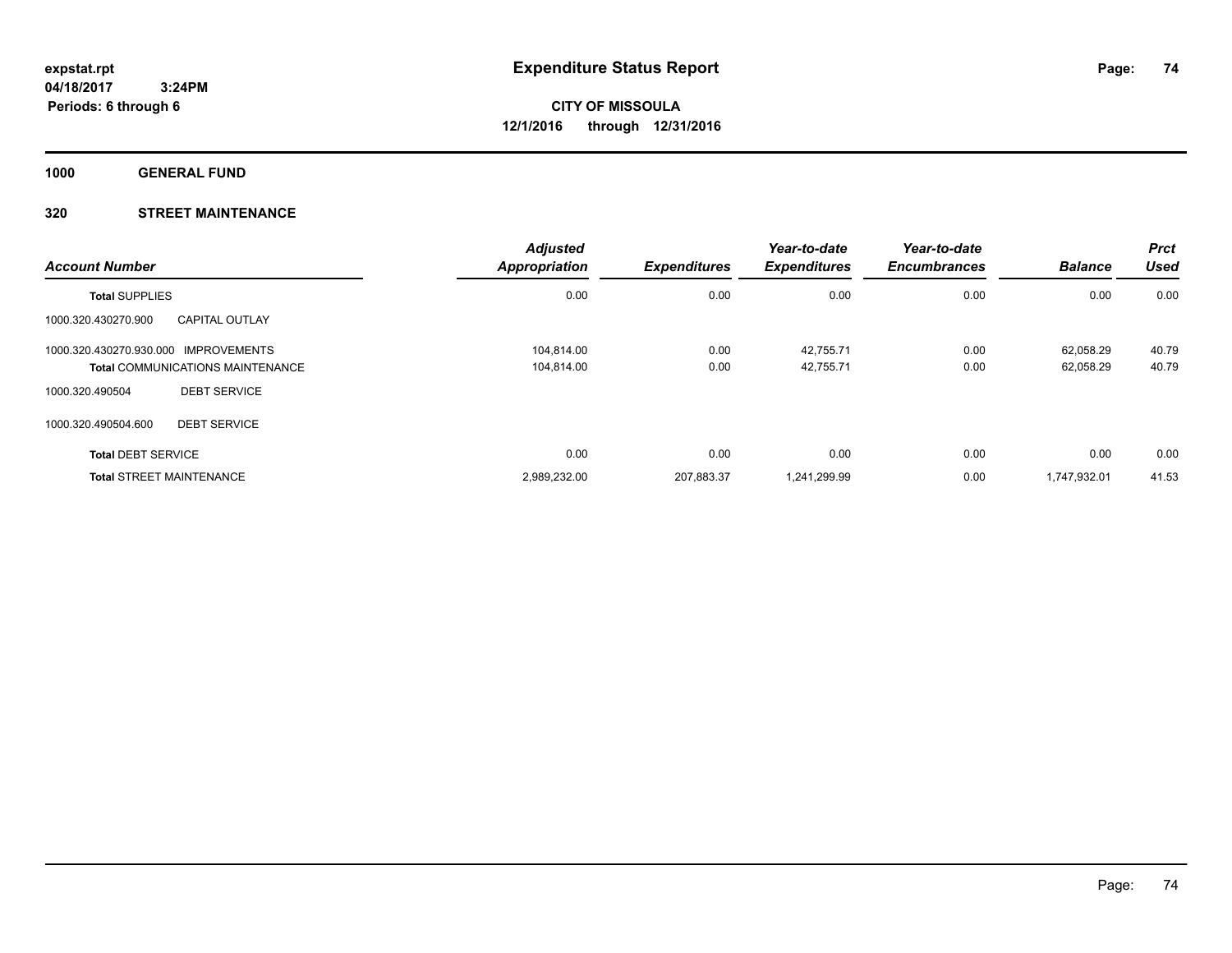**expstat.rpt**
**04/18/2017 3:24PM**
**Periods: 6 through 6**

# Expenditure Status Report

**CITY OF MISSOULA**
**12/1/2016 through 12/31/2016**

**1000 GENERAL FUND**

**320 STREET MAINTENANCE**

| Account Number | | Adjusted Appropriation | Expenditures | Year-to-date Expenditures | Year-to-date Encumbrances | Balance | Prct Used |
|---|---|---|---|---|---|---|---|
| **Total** SUPPLIES | | 0.00 | 0.00 | 0.00 | 0.00 | 0.00 | 0.00 |
| 1000.320.430270.900 | CAPITAL OUTLAY | | | | | | |
| 1000.320.430270.930.000 | IMPROVEMENTS | 104,814.00 | 0.00 | 42,755.71 | 0.00 | 62,058.29 | 40.79 |
| **Total** COMMUNICATIONS MAINTENANCE | | 104,814.00 | 0.00 | 42,755.71 | 0.00 | 62,058.29 | 40.79 |
| 1000.320.490504 | DEBT SERVICE | | | | | | |
| 1000.320.490504.600 | DEBT SERVICE | | | | | | |
| **Total** DEBT SERVICE | | 0.00 | 0.00 | 0.00 | 0.00 | 0.00 | 0.00 |
| **Total** STREET MAINTENANCE | | 2,989,232.00 | 207,883.37 | 1,241,299.99 | 0.00 | 1,747,932.01 | 41.53 |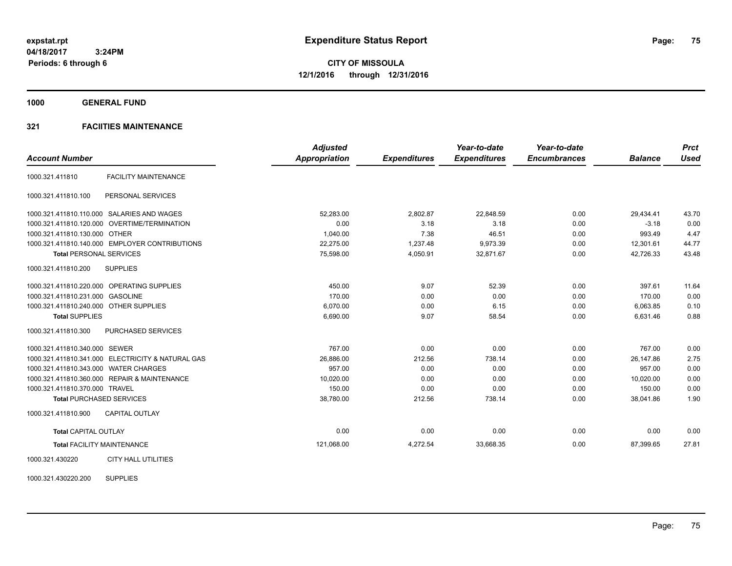expstat.rpt
04/18/2017 3:24PM
Periods: 6 through 6

# Expenditure Status Report

**CITY OF MISSOULA**
**12/1/2016 through 12/31/2016**

**1000 GENERAL FUND**

**321 FACIITIES MAINTENANCE**

| Account Number | | Adjusted Appropriation | Expenditures | Year-to-date Expenditures | Year-to-date Encumbrances | Balance | Prct Used |
|---|---|---|---|---|---|---|---|
| 1000.321.411810 | FACILITY MAINTENANCE | | | | | | |
| 1000.321.411810.100 | PERSONAL SERVICES | | | | | | |
| 1000.321.411810.110.000 | SALARIES AND WAGES | 52,283.00 | 2,802.87 | 22,848.59 | 0.00 | 29,434.41 | 43.70 |
| 1000.321.411810.120.000 | OVERTIME/TERMINATION | 0.00 | 3.18 | 3.18 | 0.00 | -3.18 | 0.00 |
| 1000.321.411810.130.000 | OTHER | 1,040.00 | 7.38 | 46.51 | 0.00 | 993.49 | 4.47 |
| 1000.321.411810.140.000 | EMPLOYER CONTRIBUTIONS | 22,275.00 | 1,237.48 | 9,973.39 | 0.00 | 12,301.61 | 44.77 |
| **Total** PERSONAL SERVICES | | 75,598.00 | 4,050.91 | 32,871.67 | 0.00 | 42,726.33 | 43.48 |
| 1000.321.411810.200 | SUPPLIES | | | | | | |
| 1000.321.411810.220.000 | OPERATING SUPPLIES | 450.00 | 9.07 | 52.39 | 0.00 | 397.61 | 11.64 |
| 1000.321.411810.231.000 | GASOLINE | 170.00 | 0.00 | 0.00 | 0.00 | 170.00 | 0.00 |
| 1000.321.411810.240.000 | OTHER SUPPLIES | 6,070.00 | 0.00 | 6.15 | 0.00 | 6,063.85 | 0.10 |
| **Total** SUPPLIES | | 6,690.00 | 9.07 | 58.54 | 0.00 | 6,631.46 | 0.88 |
| 1000.321.411810.300 | PURCHASED SERVICES | | | | | | |
| 1000.321.411810.340.000 | SEWER | 767.00 | 0.00 | 0.00 | 0.00 | 767.00 | 0.00 |
| 1000.321.411810.341.000 | ELECTRICITY & NATURAL GAS | 26,886.00 | 212.56 | 738.14 | 0.00 | 26,147.86 | 2.75 |
| 1000.321.411810.343.000 | WATER CHARGES | 957.00 | 0.00 | 0.00 | 0.00 | 957.00 | 0.00 |
| 1000.321.411810.360.000 | REPAIR & MAINTENANCE | 10,020.00 | 0.00 | 0.00 | 0.00 | 10,020.00 | 0.00 |
| 1000.321.411810.370.000 | TRAVEL | 150.00 | 0.00 | 0.00 | 0.00 | 150.00 | 0.00 |
| **Total** PURCHASED SERVICES | | 38,780.00 | 212.56 | 738.14 | 0.00 | 38,041.86 | 1.90 |
| 1000.321.411810.900 | CAPITAL OUTLAY | | | | | | |
| **Total** CAPITAL OUTLAY | | 0.00 | 0.00 | 0.00 | 0.00 | 0.00 | 0.00 |
| **Total** FACILITY MAINTENANCE | | 121,068.00 | 4,272.54 | 33,668.35 | 0.00 | 87,399.65 | 27.81 |
| 1000.321.430220 | CITY HALL UTILITIES | | | | | | |
| 1000.321.430220.200 | SUPPLIES | | | | | | |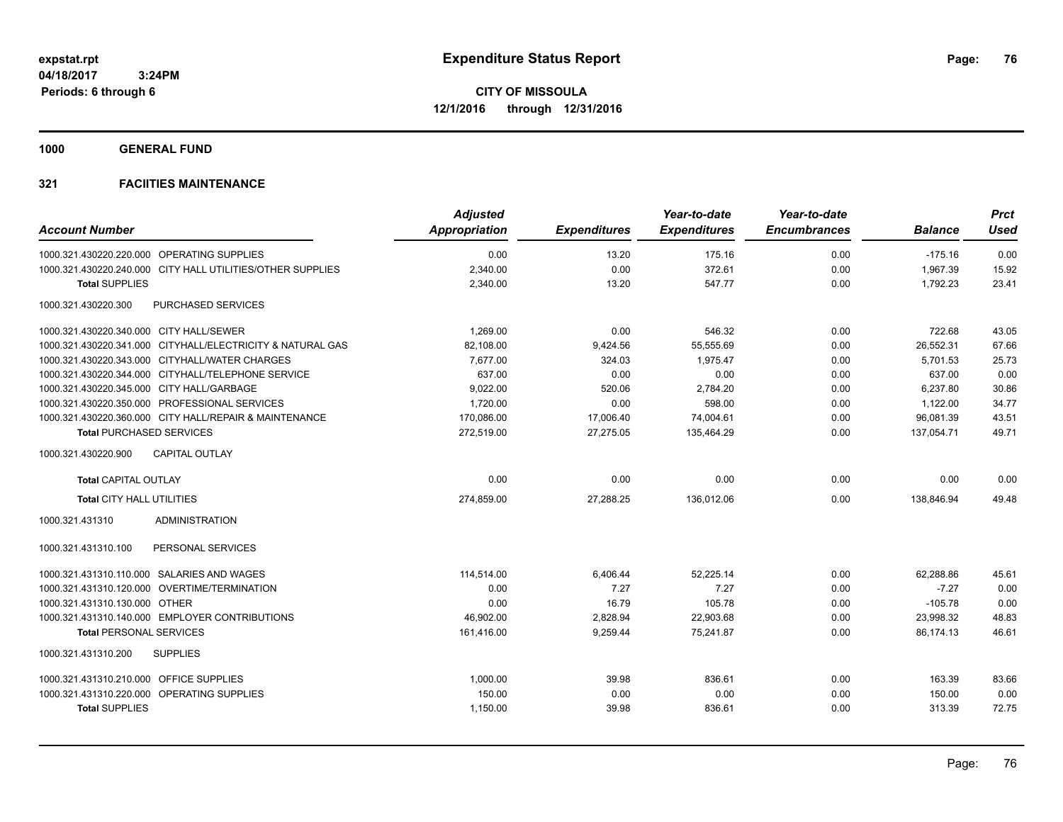**expstat.rpt**
**04/18/2017 3:24PM**
**Periods: 6 through 6**

# Expenditure Status Report

**CITY OF MISSOULA**
**12/1/2016 through 12/31/2016**

## 1000 GENERAL FUND

### 321 FACIITIES MAINTENANCE

| Account Number | | Adjusted Appropriation | Expenditures | Year-to-date Expenditures | Year-to-date Encumbrances | Balance | Prct Used |
|---|---|---|---|---|---|---|---|
| 1000.321.430220.220.000 | OPERATING SUPPLIES | 0.00 | 13.20 | 175.16 | 0.00 | -175.16 | 0.00 |
| 1000.321.430220.240.000 | CITY HALL UTILITIES/OTHER SUPPLIES | 2,340.00 | 0.00 | 372.61 | 0.00 | 1,967.39 | 15.92 |
| **Total** SUPPLIES | | 2,340.00 | 13.20 | 547.77 | 0.00 | 1,792.23 | 23.41 |
| 1000.321.430220.300 | PURCHASED SERVICES | | | | | | |
| 1000.321.430220.340.000 | CITY HALL/SEWER | 1,269.00 | 0.00 | 546.32 | 0.00 | 722.68 | 43.05 |
| 1000.321.430220.341.000 | CITYHALL/ELECTRICITY & NATURAL GAS | 82,108.00 | 9,424.56 | 55,555.69 | 0.00 | 26,552.31 | 67.66 |
| 1000.321.430220.343.000 | CITYHALL/WATER CHARGES | 7,677.00 | 324.03 | 1,975.47 | 0.00 | 5,701.53 | 25.73 |
| 1000.321.430220.344.000 | CITYHALL/TELEPHONE SERVICE | 637.00 | 0.00 | 0.00 | 0.00 | 637.00 | 0.00 |
| 1000.321.430220.345.000 | CITY HALL/GARBAGE | 9,022.00 | 520.06 | 2,784.20 | 0.00 | 6,237.80 | 30.86 |
| 1000.321.430220.350.000 | PROFESSIONAL SERVICES | 1,720.00 | 0.00 | 598.00 | 0.00 | 1,122.00 | 34.77 |
| 1000.321.430220.360.000 | CITY HALL/REPAIR & MAINTENANCE | 170,086.00 | 17,006.40 | 74,004.61 | 0.00 | 96,081.39 | 43.51 |
| **Total** PURCHASED SERVICES | | 272,519.00 | 27,275.05 | 135,464.29 | 0.00 | 137,054.71 | 49.71 |
| 1000.321.430220.900 | CAPITAL OUTLAY | | | | | | |
| **Total** CAPITAL OUTLAY | | 0.00 | 0.00 | 0.00 | 0.00 | 0.00 | 0.00 |
| **Total** CITY HALL UTILITIES | | 274,859.00 | 27,288.25 | 136,012.06 | 0.00 | 138,846.94 | 49.48 |
| 1000.321.431310 | ADMINISTRATION | | | | | | |
| 1000.321.431310.100 | PERSONAL SERVICES | | | | | | |
| 1000.321.431310.110.000 | SALARIES AND WAGES | 114,514.00 | 6,406.44 | 52,225.14 | 0.00 | 62,288.86 | 45.61 |
| 1000.321.431310.120.000 | OVERTIME/TERMINATION | 0.00 | 7.27 | 7.27 | 0.00 | -7.27 | 0.00 |
| 1000.321.431310.130.000 | OTHER | 0.00 | 16.79 | 105.78 | 0.00 | -105.78 | 0.00 |
| 1000.321.431310.140.000 | EMPLOYER CONTRIBUTIONS | 46,902.00 | 2,828.94 | 22,903.68 | 0.00 | 23,998.32 | 48.83 |
| **Total** PERSONAL SERVICES | | 161,416.00 | 9,259.44 | 75,241.87 | 0.00 | 86,174.13 | 46.61 |
| 1000.321.431310.200 | SUPPLIES | | | | | | |
| 1000.321.431310.210.000 | OFFICE SUPPLIES | 1,000.00 | 39.98 | 836.61 | 0.00 | 163.39 | 83.66 |
| 1000.321.431310.220.000 | OPERATING SUPPLIES | 150.00 | 0.00 | 0.00 | 0.00 | 150.00 | 0.00 |
| **Total** SUPPLIES | | 1,150.00 | 39.98 | 836.61 | 0.00 | 313.39 | 72.75 |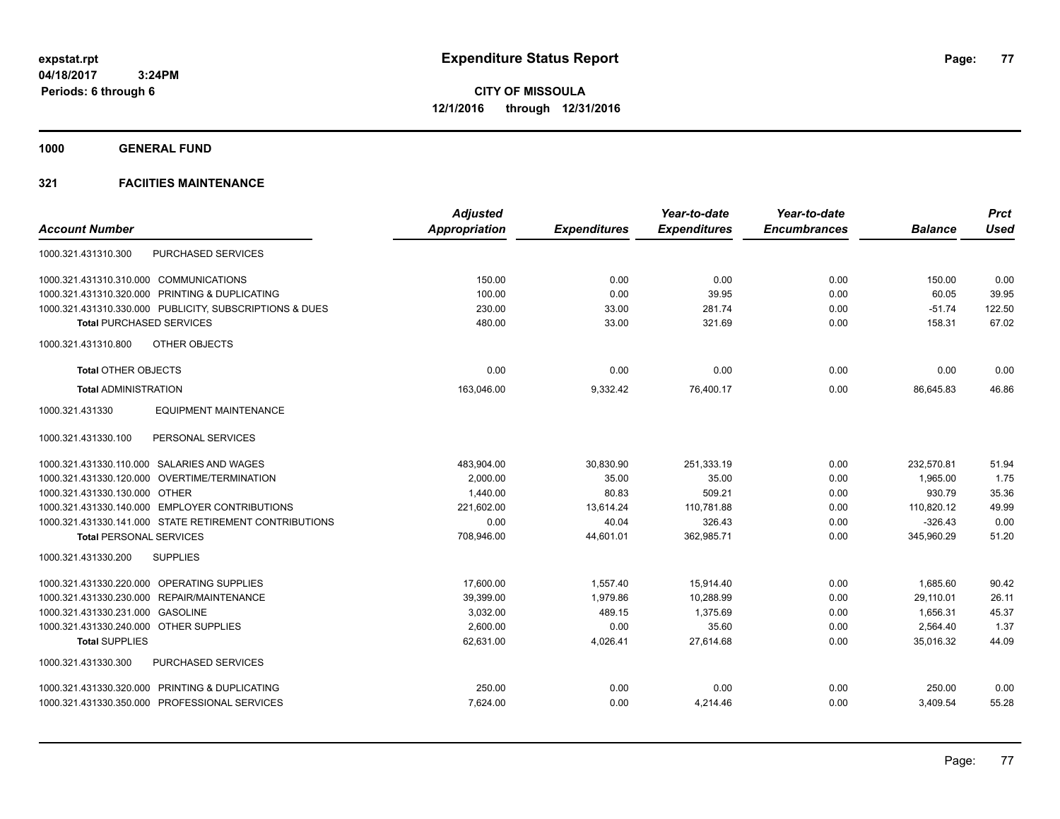# Expenditure Status Report

expstat.rpt
04/18/2017 3:24PM
Periods: 6 through 6

**CITY OF MISSOULA**
**12/1/2016 through 12/31/2016**

**1000 GENERAL FUND**

**321 FACIITIES MAINTENANCE**

| Account Number | | Adjusted Appropriation | Expenditures | Year-to-date Expenditures | Year-to-date Encumbrances | Balance | Prct Used |
|---|---|---|---|---|---|---|---|
| 1000.321.431310.300 | PURCHASED SERVICES | | | | | | |
| 1000.321.431310.310.000 | COMMUNICATIONS | 150.00 | 0.00 | 0.00 | 0.00 | 150.00 | 0.00 |
| 1000.321.431310.320.000 | PRINTING & DUPLICATING | 100.00 | 0.00 | 39.95 | 0.00 | 60.05 | 39.95 |
| 1000.321.431310.330.000 | PUBLICITY, SUBSCRIPTIONS & DUES | 230.00 | 33.00 | 281.74 | 0.00 | -51.74 | 122.50 |
| **Total** PURCHASED SERVICES | | 480.00 | 33.00 | 321.69 | 0.00 | 158.31 | 67.02 |
| 1000.321.431310.800 | OTHER OBJECTS | | | | | | |
| **Total** OTHER OBJECTS | | 0.00 | 0.00 | 0.00 | 0.00 | 0.00 | 0.00 |
| **Total** ADMINISTRATION | | 163,046.00 | 9,332.42 | 76,400.17 | 0.00 | 86,645.83 | 46.86 |
| 1000.321.431330 | EQUIPMENT MAINTENANCE | | | | | | |
| 1000.321.431330.100 | PERSONAL SERVICES | | | | | | |
| 1000.321.431330.110.000 | SALARIES AND WAGES | 483,904.00 | 30,830.90 | 251,333.19 | 0.00 | 232,570.81 | 51.94 |
| 1000.321.431330.120.000 | OVERTIME/TERMINATION | 2,000.00 | 35.00 | 35.00 | 0.00 | 1,965.00 | 1.75 |
| 1000.321.431330.130.000 | OTHER | 1,440.00 | 80.83 | 509.21 | 0.00 | 930.79 | 35.36 |
| 1000.321.431330.140.000 | EMPLOYER CONTRIBUTIONS | 221,602.00 | 13,614.24 | 110,781.88 | 0.00 | 110,820.12 | 49.99 |
| 1000.321.431330.141.000 | STATE RETIREMENT CONTRIBUTIONS | 0.00 | 40.04 | 326.43 | 0.00 | -326.43 | 0.00 |
| **Total** PERSONAL SERVICES | | 708,946.00 | 44,601.01 | 362,985.71 | 0.00 | 345,960.29 | 51.20 |
| 1000.321.431330.200 | SUPPLIES | | | | | | |
| 1000.321.431330.220.000 | OPERATING SUPPLIES | 17,600.00 | 1,557.40 | 15,914.40 | 0.00 | 1,685.60 | 90.42 |
| 1000.321.431330.230.000 | REPAIR/MAINTENANCE | 39,399.00 | 1,979.86 | 10,288.99 | 0.00 | 29,110.01 | 26.11 |
| 1000.321.431330.231.000 | GASOLINE | 3,032.00 | 489.15 | 1,375.69 | 0.00 | 1,656.31 | 45.37 |
| 1000.321.431330.240.000 | OTHER SUPPLIES | 2,600.00 | 0.00 | 35.60 | 0.00 | 2,564.40 | 1.37 |
| **Total** SUPPLIES | | 62,631.00 | 4,026.41 | 27,614.68 | 0.00 | 35,016.32 | 44.09 |
| 1000.321.431330.300 | PURCHASED SERVICES | | | | | | |
| 1000.321.431330.320.000 | PRINTING & DUPLICATING | 250.00 | 0.00 | 0.00 | 0.00 | 250.00 | 0.00 |
| 1000.321.431330.350.000 | PROFESSIONAL SERVICES | 7,624.00 | 0.00 | 4,214.46 | 0.00 | 3,409.54 | 55.28 |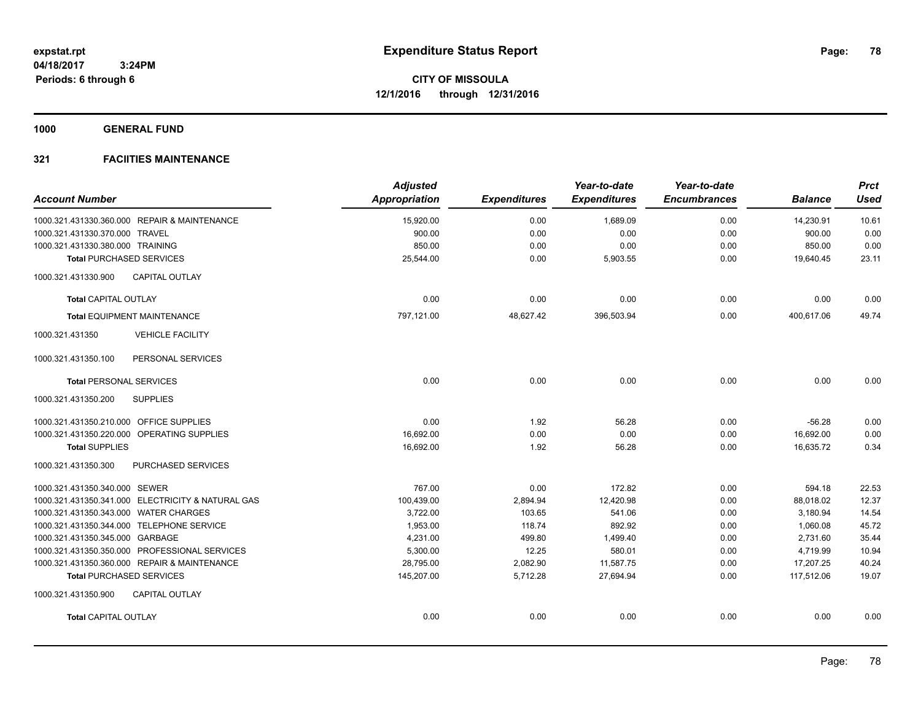# Expenditure Status Report

**CITY OF MISSOULA**
**12/1/2016 through 12/31/2016**

expstat.rpt
04/18/2017 3:24PM
Periods: 6 through 6

## 1000 GENERAL FUND

## 321 FACIITIES MAINTENANCE

| Account Number | Adjusted Appropriation | Expenditures | Year-to-date Expenditures | Year-to-date Encumbrances | Balance | Prct Used |
|---|---|---|---|---|---|---|
| 1000.321.431330.360.000 REPAIR & MAINTENANCE | 15,920.00 | 0.00 | 1,689.09 | 0.00 | 14,230.91 | 10.61 |
| 1000.321.431330.370.000 TRAVEL | 900.00 | 0.00 | 0.00 | 0.00 | 900.00 | 0.00 |
| 1000.321.431330.380.000 TRAINING | 850.00 | 0.00 | 0.00 | 0.00 | 850.00 | 0.00 |
| **Total** PURCHASED SERVICES | 25,544.00 | 0.00 | 5,903.55 | 0.00 | 19,640.45 | 23.11 |
| 1000.321.431330.900 CAPITAL OUTLAY | | | | | | |
| **Total** CAPITAL OUTLAY | 0.00 | 0.00 | 0.00 | 0.00 | 0.00 | 0.00 |
| **Total** EQUIPMENT MAINTENANCE | 797,121.00 | 48,627.42 | 396,503.94 | 0.00 | 400,617.06 | 49.74 |
| 1000.321.431350 VEHICLE FACILITY | | | | | | |
| 1000.321.431350.100 PERSONAL SERVICES | | | | | | |
| **Total** PERSONAL SERVICES | 0.00 | 0.00 | 0.00 | 0.00 | 0.00 | 0.00 |
| 1000.321.431350.200 SUPPLIES | | | | | | |
| 1000.321.431350.210.000 OFFICE SUPPLIES | 0.00 | 1.92 | 56.28 | 0.00 | -56.28 | 0.00 |
| 1000.321.431350.220.000 OPERATING SUPPLIES | 16,692.00 | 0.00 | 0.00 | 0.00 | 16,692.00 | 0.00 |
| **Total** SUPPLIES | 16,692.00 | 1.92 | 56.28 | 0.00 | 16,635.72 | 0.34 |
| 1000.321.431350.300 PURCHASED SERVICES | | | | | | |
| 1000.321.431350.340.000 SEWER | 767.00 | 0.00 | 172.82 | 0.00 | 594.18 | 22.53 |
| 1000.321.431350.341.000 ELECTRICITY & NATURAL GAS | 100,439.00 | 2,894.94 | 12,420.98 | 0.00 | 88,018.02 | 12.37 |
| 1000.321.431350.343.000 WATER CHARGES | 3,722.00 | 103.65 | 541.06 | 0.00 | 3,180.94 | 14.54 |
| 1000.321.431350.344.000 TELEPHONE SERVICE | 1,953.00 | 118.74 | 892.92 | 0.00 | 1,060.08 | 45.72 |
| 1000.321.431350.345.000 GARBAGE | 4,231.00 | 499.80 | 1,499.40 | 0.00 | 2,731.60 | 35.44 |
| 1000.321.431350.350.000 PROFESSIONAL SERVICES | 5,300.00 | 12.25 | 580.01 | 0.00 | 4,719.99 | 10.94 |
| 1000.321.431350.360.000 REPAIR & MAINTENANCE | 28,795.00 | 2,082.90 | 11,587.75 | 0.00 | 17,207.25 | 40.24 |
| **Total** PURCHASED SERVICES | 145,207.00 | 5,712.28 | 27,694.94 | 0.00 | 117,512.06 | 19.07 |
| 1000.321.431350.900 CAPITAL OUTLAY | | | | | | |
| **Total** CAPITAL OUTLAY | 0.00 | 0.00 | 0.00 | 0.00 | 0.00 | 0.00 |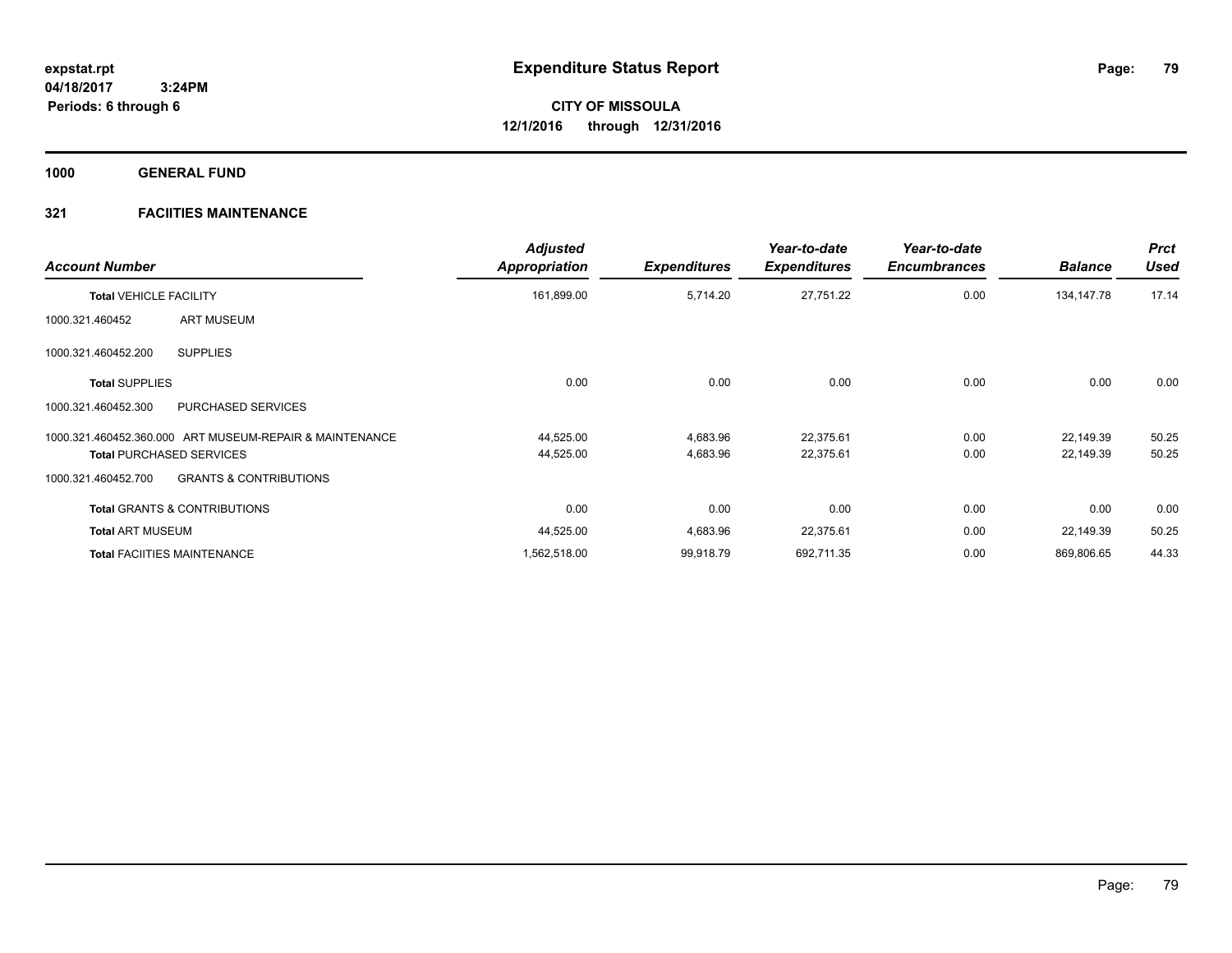# Expenditure Status Report

**expstat.rpt**
**04/18/2017 3:24PM**
**Periods: 6 through 6**

**CITY OF MISSOULA**
**12/1/2016 through 12/31/2016**

**1000 GENERAL FUND**

**321 FACIITIES MAINTENANCE**

| Account Number | | Adjusted Appropriation | Expenditures | Year-to-date Expenditures | Year-to-date Encumbrances | Balance | Prct Used |
|---|---|---|---|---|---|---|---|
| **Total** VEHICLE FACILITY | | 161,899.00 | 5,714.20 | 27,751.22 | 0.00 | 134,147.78 | 17.14 |
| 1000.321.460452 | ART MUSEUM | | | | | | |
| 1000.321.460452.200 | SUPPLIES | | | | | | |
| **Total** SUPPLIES | | 0.00 | 0.00 | 0.00 | 0.00 | 0.00 | 0.00 |
| 1000.321.460452.300 | PURCHASED SERVICES | | | | | | |
| 1000.321.460452.360.000 | ART MUSEUM-REPAIR & MAINTENANCE | 44,525.00 | 4,683.96 | 22,375.61 | 0.00 | 22,149.39 | 50.25 |
| **Total** PURCHASED SERVICES | | 44,525.00 | 4,683.96 | 22,375.61 | 0.00 | 22,149.39 | 50.25 |
| 1000.321.460452.700 | GRANTS & CONTRIBUTIONS | | | | | | |
| **Total** GRANTS & CONTRIBUTIONS | | 0.00 | 0.00 | 0.00 | 0.00 | 0.00 | 0.00 |
| **Total** ART MUSEUM | | 44,525.00 | 4,683.96 | 22,375.61 | 0.00 | 22,149.39 | 50.25 |
| **Total** FACIITIES MAINTENANCE | | 1,562,518.00 | 99,918.79 | 692,711.35 | 0.00 | 869,806.65 | 44.33 |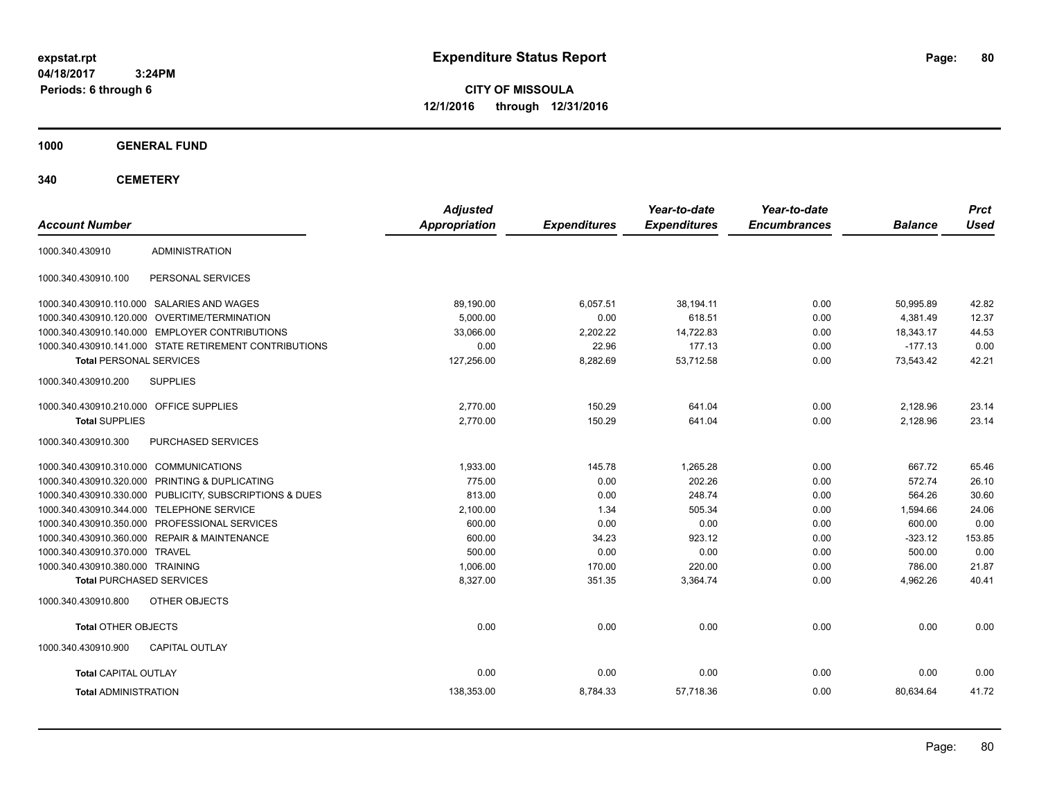expstat.rpt
04/18/2017 3:24PM
Periods: 6 through 6

# Expenditure Status Report

**CITY OF MISSOULA**
**12/1/2016 through 12/31/2016**

**1000 GENERAL FUND**

**340 CEMETERY**

| Account Number | | Adjusted Appropriation | Expenditures | Year-to-date Expenditures | Year-to-date Encumbrances | Balance | Prct Used |
|---|---|---|---|---|---|---|---|
| 1000.340.430910 | ADMINISTRATION | | | | | | |
| 1000.340.430910.100 | PERSONAL SERVICES | | | | | | |
| 1000.340.430910.110.000 | SALARIES AND WAGES | 89,190.00 | 6,057.51 | 38,194.11 | 0.00 | 50,995.89 | 42.82 |
| 1000.340.430910.120.000 | OVERTIME/TERMINATION | 5,000.00 | 0.00 | 618.51 | 0.00 | 4,381.49 | 12.37 |
| 1000.340.430910.140.000 | EMPLOYER CONTRIBUTIONS | 33,066.00 | 2,202.22 | 14,722.83 | 0.00 | 18,343.17 | 44.53 |
| 1000.340.430910.141.000 | STATE RETIREMENT CONTRIBUTIONS | 0.00 | 22.96 | 177.13 | 0.00 | -177.13 | 0.00 |
| **Total** PERSONAL SERVICES | | 127,256.00 | 8,282.69 | 53,712.58 | 0.00 | 73,543.42 | 42.21 |
| 1000.340.430910.200 | SUPPLIES | | | | | | |
| 1000.340.430910.210.000 | OFFICE SUPPLIES | 2,770.00 | 150.29 | 641.04 | 0.00 | 2,128.96 | 23.14 |
| **Total** SUPPLIES | | 2,770.00 | 150.29 | 641.04 | 0.00 | 2,128.96 | 23.14 |
| 1000.340.430910.300 | PURCHASED SERVICES | | | | | | |
| 1000.340.430910.310.000 | COMMUNICATIONS | 1,933.00 | 145.78 | 1,265.28 | 0.00 | 667.72 | 65.46 |
| 1000.340.430910.320.000 | PRINTING & DUPLICATING | 775.00 | 0.00 | 202.26 | 0.00 | 572.74 | 26.10 |
| 1000.340.430910.330.000 | PUBLICITY, SUBSCRIPTIONS & DUES | 813.00 | 0.00 | 248.74 | 0.00 | 564.26 | 30.60 |
| 1000.340.430910.344.000 | TELEPHONE SERVICE | 2,100.00 | 1.34 | 505.34 | 0.00 | 1,594.66 | 24.06 |
| 1000.340.430910.350.000 | PROFESSIONAL SERVICES | 600.00 | 0.00 | 0.00 | 0.00 | 600.00 | 0.00 |
| 1000.340.430910.360.000 | REPAIR & MAINTENANCE | 600.00 | 34.23 | 923.12 | 0.00 | -323.12 | 153.85 |
| 1000.340.430910.370.000 | TRAVEL | 500.00 | 0.00 | 0.00 | 0.00 | 500.00 | 0.00 |
| 1000.340.430910.380.000 | TRAINING | 1,006.00 | 170.00 | 220.00 | 0.00 | 786.00 | 21.87 |
| **Total** PURCHASED SERVICES | | 8,327.00 | 351.35 | 3,364.74 | 0.00 | 4,962.26 | 40.41 |
| 1000.340.430910.800 | OTHER OBJECTS | | | | | | |
| **Total** OTHER OBJECTS | | 0.00 | 0.00 | 0.00 | 0.00 | 0.00 | 0.00 |
| 1000.340.430910.900 | CAPITAL OUTLAY | | | | | | |
| **Total** CAPITAL OUTLAY | | 0.00 | 0.00 | 0.00 | 0.00 | 0.00 | 0.00 |
| **Total** ADMINISTRATION | | 138,353.00 | 8,784.33 | 57,718.36 | 0.00 | 80,634.64 | 41.72 |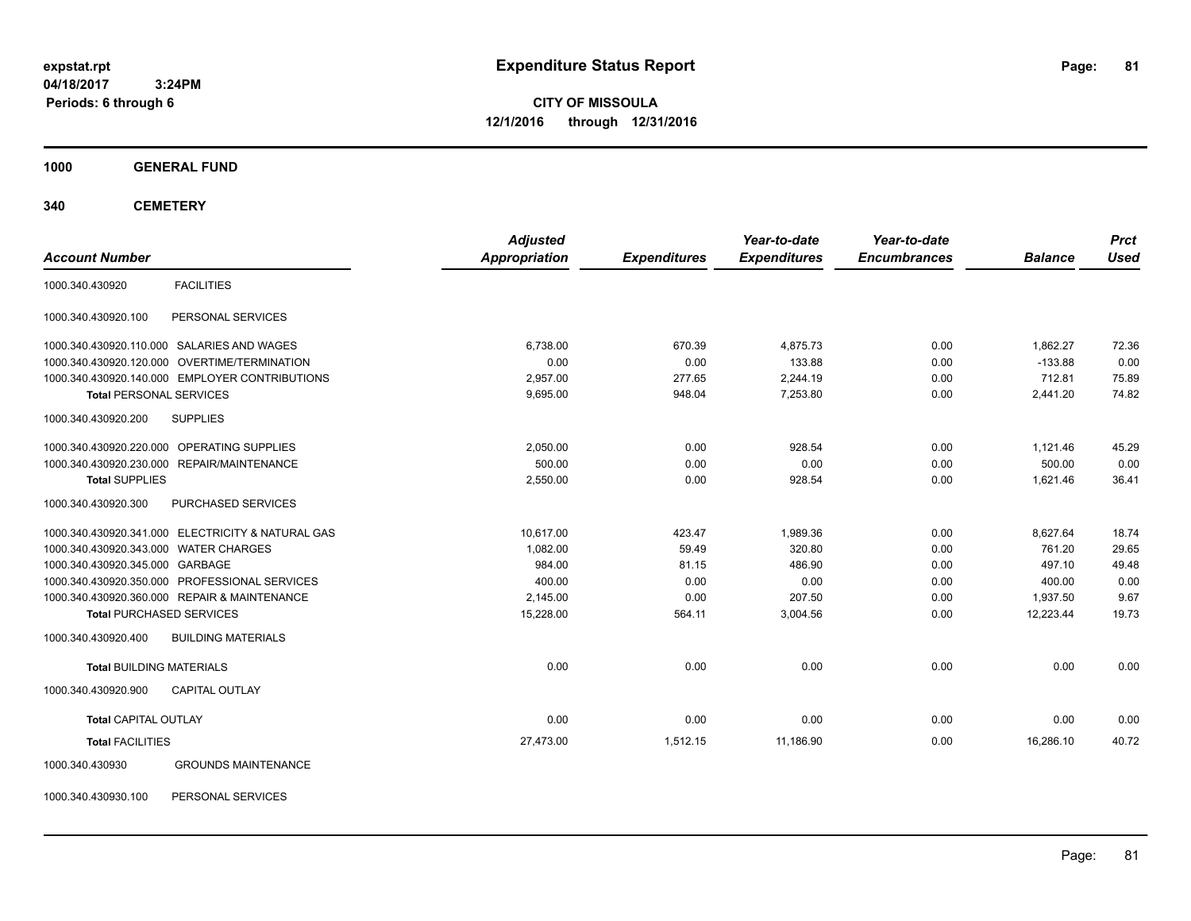expstat.rpt
04/18/2017 3:24PM
Periods: 6 through 6

# Expenditure Status Report

**CITY OF MISSOULA**
**12/1/2016 through 12/31/2016**

**1000 GENERAL FUND**

**340 CEMETERY**

| Account Number | | Adjusted Appropriation | Expenditures | Year-to-date Expenditures | Year-to-date Encumbrances | Balance | Prct Used |
|---|---|---|---|---|---|---|---|
| 1000.340.430920 | FACILITIES | | | | | | |
| 1000.340.430920.100 | PERSONAL SERVICES | | | | | | |
| 1000.340.430920.110.000 | SALARIES AND WAGES | 6,738.00 | 670.39 | 4,875.73 | 0.00 | 1,862.27 | 72.36 |
| 1000.340.430920.120.000 | OVERTIME/TERMINATION | 0.00 | 0.00 | 133.88 | 0.00 | -133.88 | 0.00 |
| 1000.340.430920.140.000 | EMPLOYER CONTRIBUTIONS | 2,957.00 | 277.65 | 2,244.19 | 0.00 | 712.81 | 75.89 |
| **Total** PERSONAL SERVICES | | 9,695.00 | 948.04 | 7,253.80 | 0.00 | 2,441.20 | 74.82 |
| 1000.340.430920.200 | SUPPLIES | | | | | | |
| 1000.340.430920.220.000 | OPERATING SUPPLIES | 2,050.00 | 0.00 | 928.54 | 0.00 | 1,121.46 | 45.29 |
| 1000.340.430920.230.000 | REPAIR/MAINTENANCE | 500.00 | 0.00 | 0.00 | 0.00 | 500.00 | 0.00 |
| **Total** SUPPLIES | | 2,550.00 | 0.00 | 928.54 | 0.00 | 1,621.46 | 36.41 |
| 1000.340.430920.300 | PURCHASED SERVICES | | | | | | |
| 1000.340.430920.341.000 | ELECTRICITY & NATURAL GAS | 10,617.00 | 423.47 | 1,989.36 | 0.00 | 8,627.64 | 18.74 |
| 1000.340.430920.343.000 | WATER CHARGES | 1,082.00 | 59.49 | 320.80 | 0.00 | 761.20 | 29.65 |
| 1000.340.430920.345.000 | GARBAGE | 984.00 | 81.15 | 486.90 | 0.00 | 497.10 | 49.48 |
| 1000.340.430920.350.000 | PROFESSIONAL SERVICES | 400.00 | 0.00 | 0.00 | 0.00 | 400.00 | 0.00 |
| 1000.340.430920.360.000 | REPAIR & MAINTENANCE | 2,145.00 | 0.00 | 207.50 | 0.00 | 1,937.50 | 9.67 |
| **Total** PURCHASED SERVICES | | 15,228.00 | 564.11 | 3,004.56 | 0.00 | 12,223.44 | 19.73 |
| 1000.340.430920.400 | BUILDING MATERIALS | | | | | | |
| **Total** BUILDING MATERIALS | | 0.00 | 0.00 | 0.00 | 0.00 | 0.00 | 0.00 |
| 1000.340.430920.900 | CAPITAL OUTLAY | | | | | | |
| **Total** CAPITAL OUTLAY | | 0.00 | 0.00 | 0.00 | 0.00 | 0.00 | 0.00 |
| **Total** FACILITIES | | 27,473.00 | 1,512.15 | 11,186.90 | 0.00 | 16,286.10 | 40.72 |
| 1000.340.430930 | GROUNDS MAINTENANCE | | | | | | |
| 1000.340.430930.100 | PERSONAL SERVICES | | | | | | |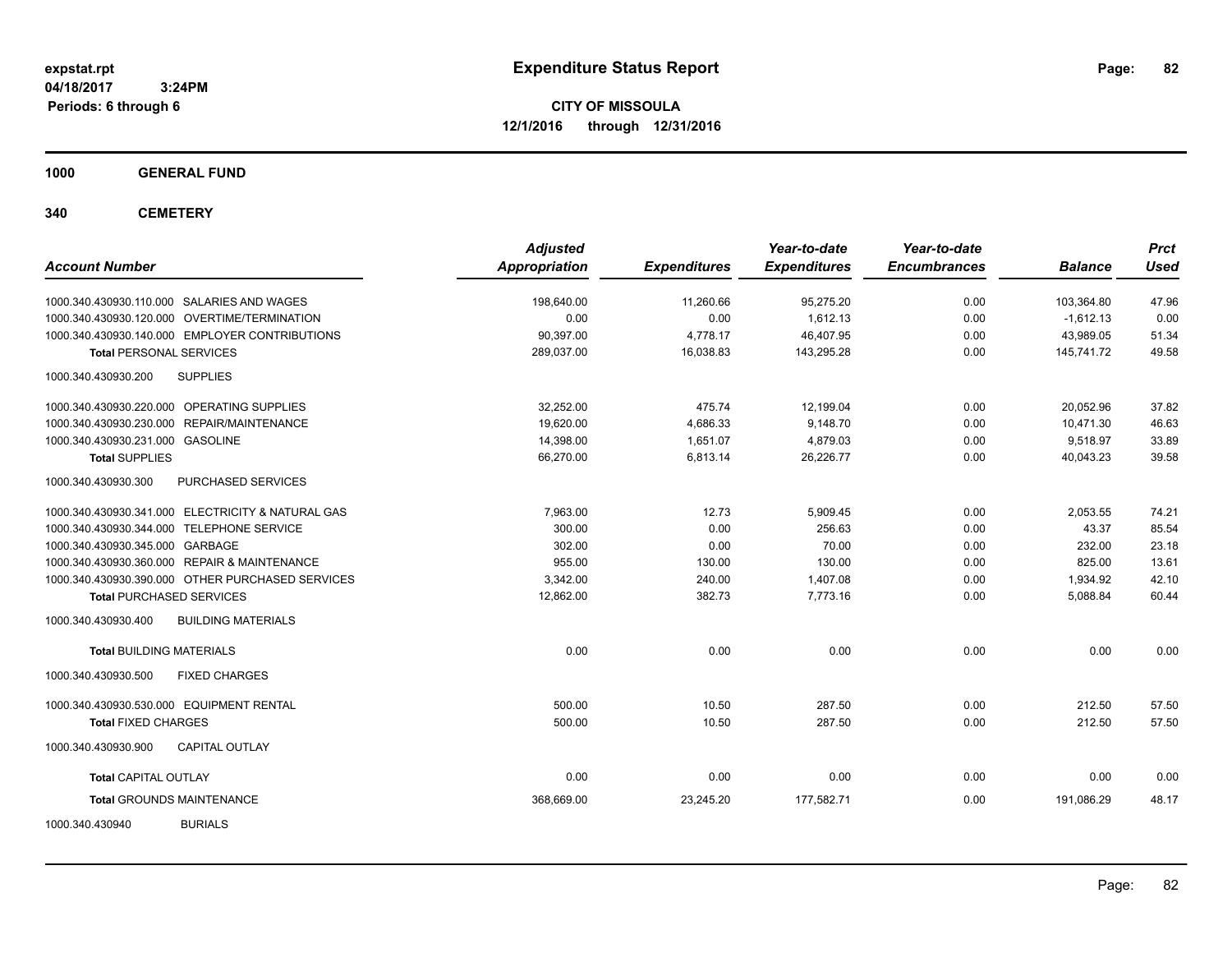**expstat.rpt**
**04/18/2017 3:24PM**
**Periods: 6 through 6**

# Expenditure Status Report

**CITY OF MISSOULA**
**12/1/2016 through 12/31/2016**

## 1000 GENERAL FUND

## 340 CEMETERY

| Account Number | Adjusted Appropriation | Expenditures | Year-to-date Expenditures | Year-to-date Encumbrances | Balance | Prct Used |
|---|---|---|---|---|---|---|
| 1000.340.430930.110.000 SALARIES AND WAGES | 198,640.00 | 11,260.66 | 95,275.20 | 0.00 | 103,364.80 | 47.96 |
| 1000.340.430930.120.000 OVERTIME/TERMINATION | 0.00 | 0.00 | 1,612.13 | 0.00 | -1,612.13 | 0.00 |
| 1000.340.430930.140.000 EMPLOYER CONTRIBUTIONS | 90,397.00 | 4,778.17 | 46,407.95 | 0.00 | 43,989.05 | 51.34 |
| **Total** PERSONAL SERVICES | 289,037.00 | 16,038.83 | 143,295.28 | 0.00 | 145,741.72 | 49.58 |
| 1000.340.430930.200 SUPPLIES | | | | | | |
| 1000.340.430930.220.000 OPERATING SUPPLIES | 32,252.00 | 475.74 | 12,199.04 | 0.00 | 20,052.96 | 37.82 |
| 1000.340.430930.230.000 REPAIR/MAINTENANCE | 19,620.00 | 4,686.33 | 9,148.70 | 0.00 | 10,471.30 | 46.63 |
| 1000.340.430930.231.000 GASOLINE | 14,398.00 | 1,651.07 | 4,879.03 | 0.00 | 9,518.97 | 33.89 |
| **Total** SUPPLIES | 66,270.00 | 6,813.14 | 26,226.77 | 0.00 | 40,043.23 | 39.58 |
| 1000.340.430930.300 PURCHASED SERVICES | | | | | | |
| 1000.340.430930.341.000 ELECTRICITY & NATURAL GAS | 7,963.00 | 12.73 | 5,909.45 | 0.00 | 2,053.55 | 74.21 |
| 1000.340.430930.344.000 TELEPHONE SERVICE | 300.00 | 0.00 | 256.63 | 0.00 | 43.37 | 85.54 |
| 1000.340.430930.345.000 GARBAGE | 302.00 | 0.00 | 70.00 | 0.00 | 232.00 | 23.18 |
| 1000.340.430930.360.000 REPAIR & MAINTENANCE | 955.00 | 130.00 | 130.00 | 0.00 | 825.00 | 13.61 |
| 1000.340.430930.390.000 OTHER PURCHASED SERVICES | 3,342.00 | 240.00 | 1,407.08 | 0.00 | 1,934.92 | 42.10 |
| **Total** PURCHASED SERVICES | 12,862.00 | 382.73 | 7,773.16 | 0.00 | 5,088.84 | 60.44 |
| 1000.340.430930.400 BUILDING MATERIALS | | | | | | |
| **Total** BUILDING MATERIALS | 0.00 | 0.00 | 0.00 | 0.00 | 0.00 | 0.00 |
| 1000.340.430930.500 FIXED CHARGES | | | | | | |
| 1000.340.430930.530.000 EQUIPMENT RENTAL | 500.00 | 10.50 | 287.50 | 0.00 | 212.50 | 57.50 |
| **Total** FIXED CHARGES | 500.00 | 10.50 | 287.50 | 0.00 | 212.50 | 57.50 |
| 1000.340.430930.900 CAPITAL OUTLAY | | | | | | |
| **Total** CAPITAL OUTLAY | 0.00 | 0.00 | 0.00 | 0.00 | 0.00 | 0.00 |
| **Total** GROUNDS MAINTENANCE | 368,669.00 | 23,245.20 | 177,582.71 | 0.00 | 191,086.29 | 48.17 |
| 1000.340.430940 BURIALS | | | | | | |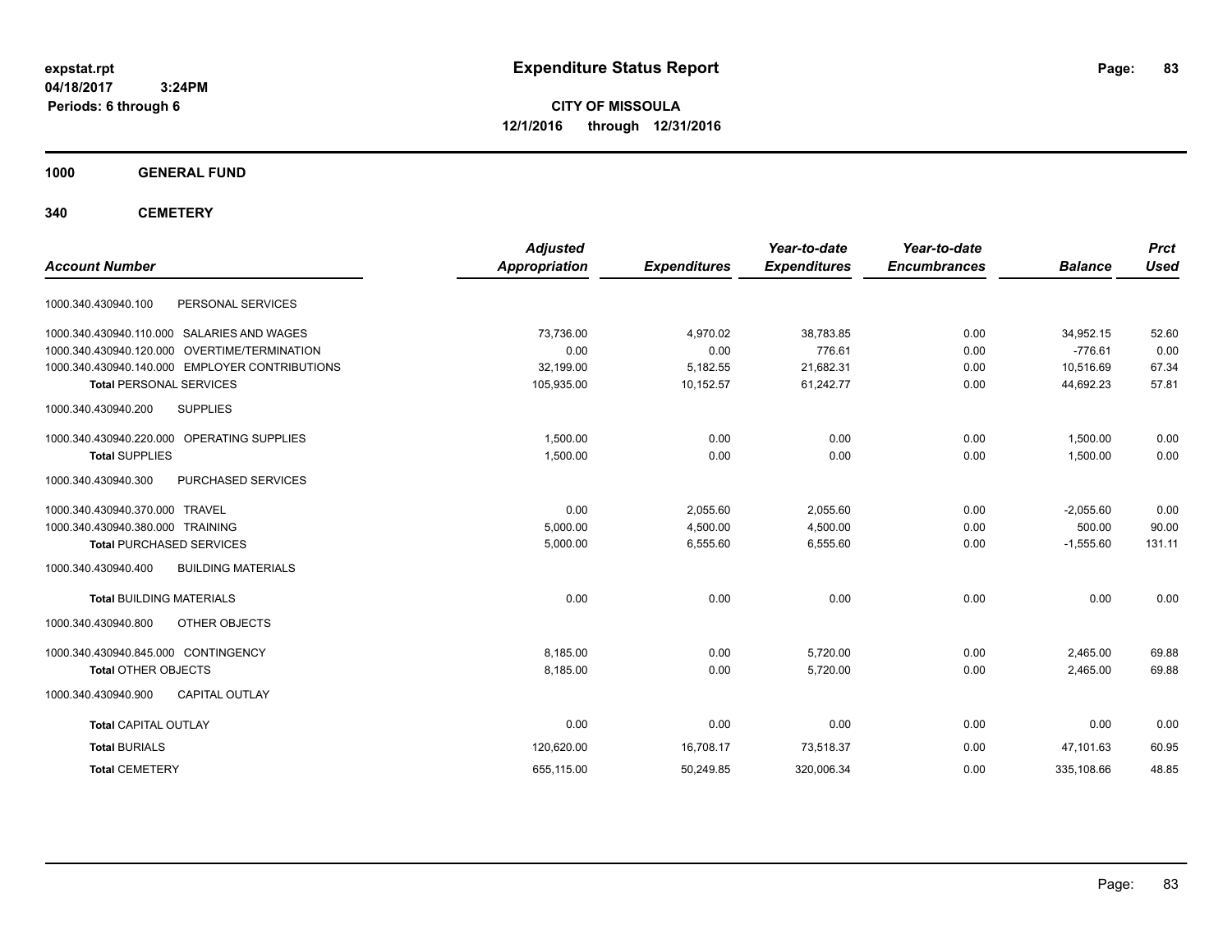# Expenditure Status Report

expstat.rpt
04/18/2017 3:24PM
Periods: 6 through 6

**CITY OF MISSOULA**
**12/1/2016 through 12/31/2016**

## 1000 GENERAL FUND

### 340 CEMETERY

| Account Number | | Adjusted Appropriation | Expenditures | Year-to-date Expenditures | Year-to-date Encumbrances | Balance | Prct Used |
|---|---|---|---|---|---|---|---|
| 1000.340.430940.100 | PERSONAL SERVICES | | | | | | |
| 1000.340.430940.110.000 | SALARIES AND WAGES | 73,736.00 | 4,970.02 | 38,783.85 | 0.00 | 34,952.15 | 52.60 |
| 1000.340.430940.120.000 | OVERTIME/TERMINATION | 0.00 | 0.00 | 776.61 | 0.00 | -776.61 | 0.00 |
| 1000.340.430940.140.000 | EMPLOYER CONTRIBUTIONS | 32,199.00 | 5,182.55 | 21,682.31 | 0.00 | 10,516.69 | 67.34 |
| **Total** PERSONAL SERVICES | | 105,935.00 | 10,152.57 | 61,242.77 | 0.00 | 44,692.23 | 57.81 |
| 1000.340.430940.200 | SUPPLIES | | | | | | |
| 1000.340.430940.220.000 | OPERATING SUPPLIES | 1,500.00 | 0.00 | 0.00 | 0.00 | 1,500.00 | 0.00 |
| **Total** SUPPLIES | | 1,500.00 | 0.00 | 0.00 | 0.00 | 1,500.00 | 0.00 |
| 1000.340.430940.300 | PURCHASED SERVICES | | | | | | |
| 1000.340.430940.370.000 | TRAVEL | 0.00 | 2,055.60 | 2,055.60 | 0.00 | -2,055.60 | 0.00 |
| 1000.340.430940.380.000 | TRAINING | 5,000.00 | 4,500.00 | 4,500.00 | 0.00 | 500.00 | 90.00 |
| **Total** PURCHASED SERVICES | | 5,000.00 | 6,555.60 | 6,555.60 | 0.00 | -1,555.60 | 131.11 |
| 1000.340.430940.400 | BUILDING MATERIALS | | | | | | |
| **Total** BUILDING MATERIALS | | 0.00 | 0.00 | 0.00 | 0.00 | 0.00 | 0.00 |
| 1000.340.430940.800 | OTHER OBJECTS | | | | | | |
| 1000.340.430940.845.000 | CONTINGENCY | 8,185.00 | 0.00 | 5,720.00 | 0.00 | 2,465.00 | 69.88 |
| **Total** OTHER OBJECTS | | 8,185.00 | 0.00 | 5,720.00 | 0.00 | 2,465.00 | 69.88 |
| 1000.340.430940.900 | CAPITAL OUTLAY | | | | | | |
| **Total** CAPITAL OUTLAY | | 0.00 | 0.00 | 0.00 | 0.00 | 0.00 | 0.00 |
| **Total** BURIALS | | 120,620.00 | 16,708.17 | 73,518.37 | 0.00 | 47,101.63 | 60.95 |
| **Total** CEMETERY | | 655,115.00 | 50,249.85 | 320,006.34 | 0.00 | 335,108.66 | 48.85 |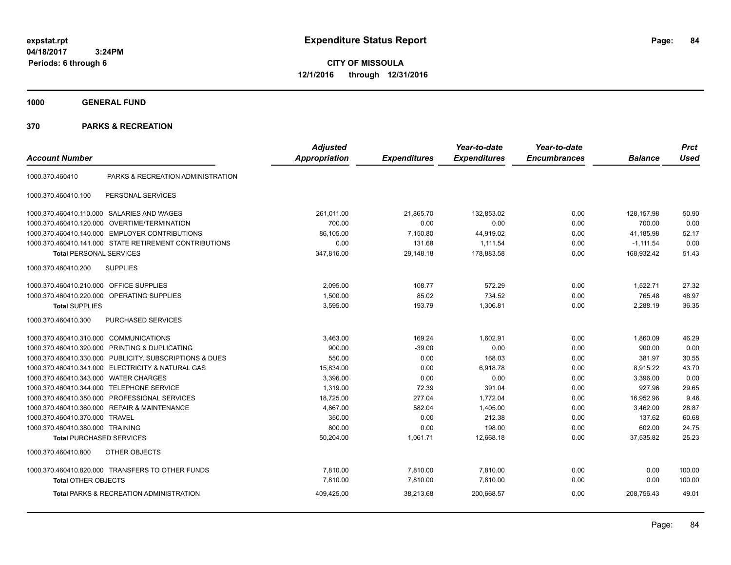**expstat.rpt**
**04/18/2017 3:24PM**
**Periods: 6 through 6**

# Expenditure Status Report

**CITY OF MISSOULA**
**12/1/2016 through 12/31/2016**

## 1000 GENERAL FUND

## 370 PARKS & RECREATION

| Account Number | | Adjusted Appropriation | Expenditures | Year-to-date Expenditures | Year-to-date Encumbrances | Balance | Prct Used |
|---|---|---|---|---|---|---|---|
| 1000.370.460410 | PARKS & RECREATION ADMINISTRATION | | | | | | |
| 1000.370.460410.100 | PERSONAL SERVICES | | | | | | |
| 1000.370.460410.110.000 | SALARIES AND WAGES | 261,011.00 | 21,865.70 | 132,853.02 | 0.00 | 128,157.98 | 50.90 |
| 1000.370.460410.120.000 | OVERTIME/TERMINATION | 700.00 | 0.00 | 0.00 | 0.00 | 700.00 | 0.00 |
| 1000.370.460410.140.000 | EMPLOYER CONTRIBUTIONS | 86,105.00 | 7,150.80 | 44,919.02 | 0.00 | 41,185.98 | 52.17 |
| 1000.370.460410.141.000 | STATE RETIREMENT CONTRIBUTIONS | 0.00 | 131.68 | 1,111.54 | 0.00 | -1,111.54 | 0.00 |
| **Total** PERSONAL SERVICES | | 347,816.00 | 29,148.18 | 178,883.58 | 0.00 | 168,932.42 | 51.43 |
| 1000.370.460410.200 | SUPPLIES | | | | | | |
| 1000.370.460410.210.000 | OFFICE SUPPLIES | 2,095.00 | 108.77 | 572.29 | 0.00 | 1,522.71 | 27.32 |
| 1000.370.460410.220.000 | OPERATING SUPPLIES | 1,500.00 | 85.02 | 734.52 | 0.00 | 765.48 | 48.97 |
| **Total** SUPPLIES | | 3,595.00 | 193.79 | 1,306.81 | 0.00 | 2,288.19 | 36.35 |
| 1000.370.460410.300 | PURCHASED SERVICES | | | | | | |
| 1000.370.460410.310.000 | COMMUNICATIONS | 3,463.00 | 169.24 | 1,602.91 | 0.00 | 1,860.09 | 46.29 |
| 1000.370.460410.320.000 | PRINTING & DUPLICATING | 900.00 | -39.00 | 0.00 | 0.00 | 900.00 | 0.00 |
| 1000.370.460410.330.000 | PUBLICITY, SUBSCRIPTIONS & DUES | 550.00 | 0.00 | 168.03 | 0.00 | 381.97 | 30.55 |
| 1000.370.460410.341.000 | ELECTRICITY & NATURAL GAS | 15,834.00 | 0.00 | 6,918.78 | 0.00 | 8,915.22 | 43.70 |
| 1000.370.460410.343.000 | WATER CHARGES | 3,396.00 | 0.00 | 0.00 | 0.00 | 3,396.00 | 0.00 |
| 1000.370.460410.344.000 | TELEPHONE SERVICE | 1,319.00 | 72.39 | 391.04 | 0.00 | 927.96 | 29.65 |
| 1000.370.460410.350.000 | PROFESSIONAL SERVICES | 18,725.00 | 277.04 | 1,772.04 | 0.00 | 16,952.96 | 9.46 |
| 1000.370.460410.360.000 | REPAIR & MAINTENANCE | 4,867.00 | 582.04 | 1,405.00 | 0.00 | 3,462.00 | 28.87 |
| 1000.370.460410.370.000 | TRAVEL | 350.00 | 0.00 | 212.38 | 0.00 | 137.62 | 60.68 |
| 1000.370.460410.380.000 | TRAINING | 800.00 | 0.00 | 198.00 | 0.00 | 602.00 | 24.75 |
| **Total** PURCHASED SERVICES | | 50,204.00 | 1,061.71 | 12,668.18 | 0.00 | 37,535.82 | 25.23 |
| 1000.370.460410.800 | OTHER OBJECTS | | | | | | |
| 1000.370.460410.820.000 | TRANSFERS TO OTHER FUNDS | 7,810.00 | 7,810.00 | 7,810.00 | 0.00 | 0.00 | 100.00 |
| **Total** OTHER OBJECTS | | 7,810.00 | 7,810.00 | 7,810.00 | 0.00 | 0.00 | 100.00 |
| **Total** PARKS & RECREATION ADMINISTRATION | | 409,425.00 | 38,213.68 | 200,668.57 | 0.00 | 208,756.43 | 49.01 |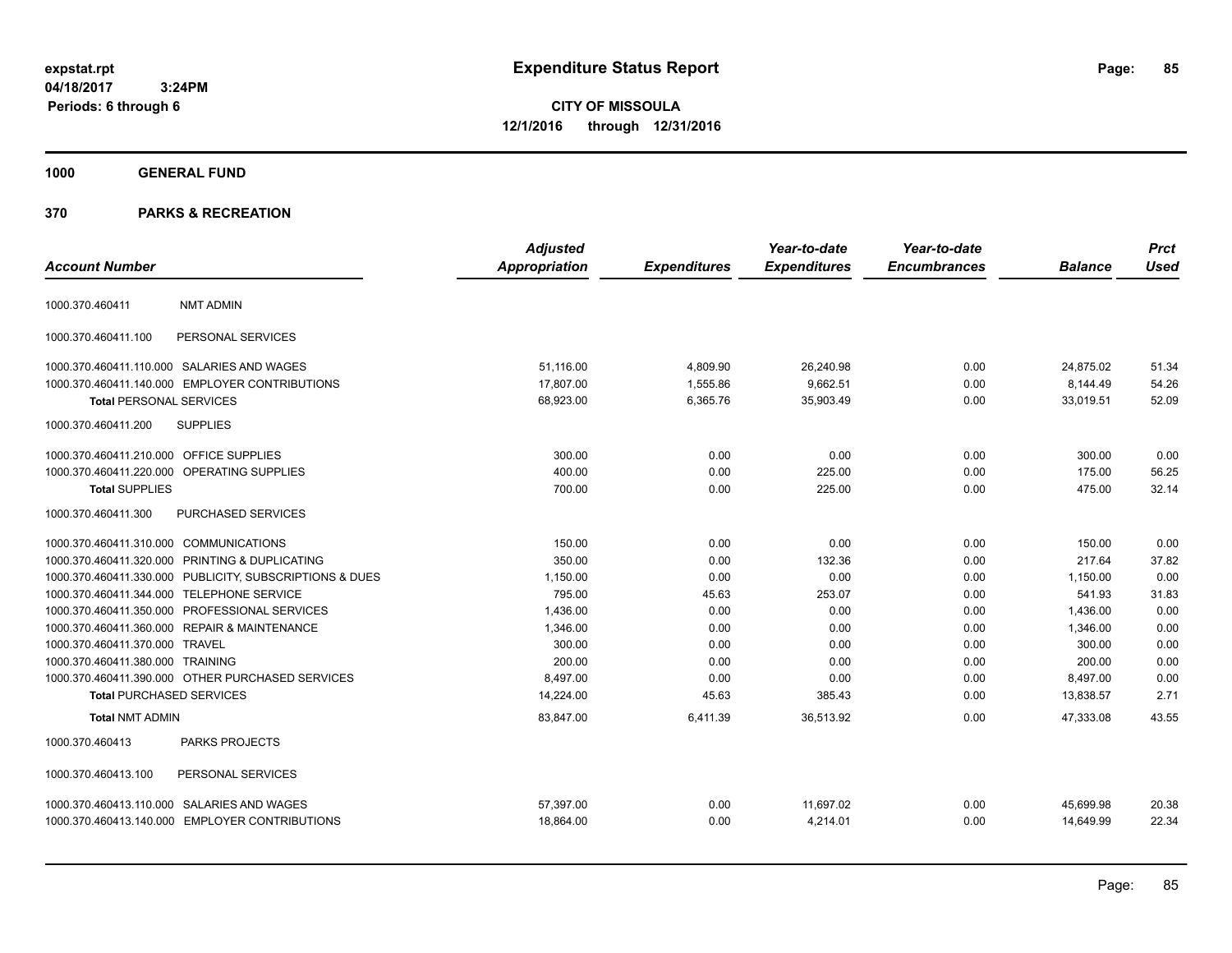**expstat.rpt**
**04/18/2017 3:24PM**
**Periods: 6 through 6**

# Expenditure Status Report

**CITY OF MISSOULA**
**12/1/2016 through 12/31/2016**

## 1000 GENERAL FUND

## 370 PARKS & RECREATION

| Account Number | Adjusted Appropriation | Expenditures | Year-to-date Expenditures | Year-to-date Encumbrances | Balance | Prct Used |
|---|---|---|---|---|---|---|
| 1000.370.460411 NMT ADMIN | | | | | | |
| 1000.370.460411.100 PERSONAL SERVICES | | | | | | |
| 1000.370.460411.110.000 SALARIES AND WAGES | 51,116.00 | 4,809.90 | 26,240.98 | 0.00 | 24,875.02 | 51.34 |
| 1000.370.460411.140.000 EMPLOYER CONTRIBUTIONS | 17,807.00 | 1,555.86 | 9,662.51 | 0.00 | 8,144.49 | 54.26 |
| **Total** PERSONAL SERVICES | 68,923.00 | 6,365.76 | 35,903.49 | 0.00 | 33,019.51 | 52.09 |
| 1000.370.460411.200 SUPPLIES | | | | | | |
| 1000.370.460411.210.000 OFFICE SUPPLIES | 300.00 | 0.00 | 0.00 | 0.00 | 300.00 | 0.00 |
| 1000.370.460411.220.000 OPERATING SUPPLIES | 400.00 | 0.00 | 225.00 | 0.00 | 175.00 | 56.25 |
| **Total SUPPLIES** | 700.00 | 0.00 | 225.00 | 0.00 | 475.00 | 32.14 |
| 1000.370.460411.300 PURCHASED SERVICES | | | | | | |
| 1000.370.460411.310.000 COMMUNICATIONS | 150.00 | 0.00 | 0.00 | 0.00 | 150.00 | 0.00 |
| 1000.370.460411.320.000 PRINTING & DUPLICATING | 350.00 | 0.00 | 132.36 | 0.00 | 217.64 | 37.82 |
| 1000.370.460411.330.000 PUBLICITY, SUBSCRIPTIONS & DUES | 1,150.00 | 0.00 | 0.00 | 0.00 | 1,150.00 | 0.00 |
| 1000.370.460411.344.000 TELEPHONE SERVICE | 795.00 | 45.63 | 253.07 | 0.00 | 541.93 | 31.83 |
| 1000.370.460411.350.000 PROFESSIONAL SERVICES | 1,436.00 | 0.00 | 0.00 | 0.00 | 1,436.00 | 0.00 |
| 1000.370.460411.360.000 REPAIR & MAINTENANCE | 1,346.00 | 0.00 | 0.00 | 0.00 | 1,346.00 | 0.00 |
| 1000.370.460411.370.000 TRAVEL | 300.00 | 0.00 | 0.00 | 0.00 | 300.00 | 0.00 |
| 1000.370.460411.380.000 TRAINING | 200.00 | 0.00 | 0.00 | 0.00 | 200.00 | 0.00 |
| 1000.370.460411.390.000 OTHER PURCHASED SERVICES | 8,497.00 | 0.00 | 0.00 | 0.00 | 8,497.00 | 0.00 |
| **Total PURCHASED SERVICES** | 14,224.00 | 45.63 | 385.43 | 0.00 | 13,838.57 | 2.71 |
| **Total NMT ADMIN** | 83,847.00 | 6,411.39 | 36,513.92 | 0.00 | 47,333.08 | 43.55 |
| 1000.370.460413 PARKS PROJECTS | | | | | | |
| 1000.370.460413.100 PERSONAL SERVICES | | | | | | |
| 1000.370.460413.110.000 SALARIES AND WAGES | 57,397.00 | 0.00 | 11,697.02 | 0.00 | 45,699.98 | 20.38 |
| 1000.370.460413.140.000 EMPLOYER CONTRIBUTIONS | 18,864.00 | 0.00 | 4,214.01 | 0.00 | 14,649.99 | 22.34 |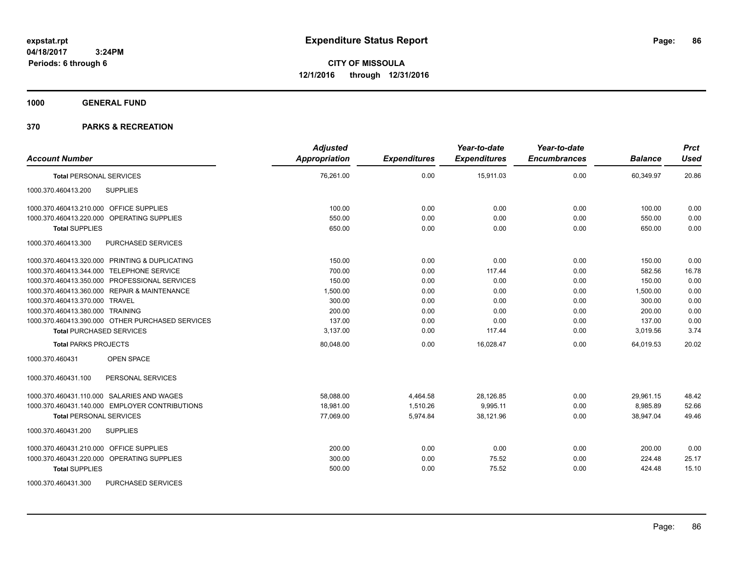# Expenditure Status Report

**CITY OF MISSOULA**
**12/1/2016 through 12/31/2016**

expstat.rpt
04/18/2017 3:24PM
Periods: 6 through 6

**1000 GENERAL FUND**

**370 PARKS & RECREATION**

| Account Number | Adjusted Appropriation | Expenditures | Year-to-date Expenditures | Year-to-date Encumbrances | Balance | Prct Used |
|---|---|---|---|---|---|---|
| **Total** PERSONAL SERVICES | 76,261.00 | 0.00 | 15,911.03 | 0.00 | 60,349.97 | 20.86 |
| 1000.370.460413.200 SUPPLIES | | | | | | |
| 1000.370.460413.210.000 OFFICE SUPPLIES | 100.00 | 0.00 | 0.00 | 0.00 | 100.00 | 0.00 |
| 1000.370.460413.220.000 OPERATING SUPPLIES | 550.00 | 0.00 | 0.00 | 0.00 | 550.00 | 0.00 |
| **Total** SUPPLIES | 650.00 | 0.00 | 0.00 | 0.00 | 650.00 | 0.00 |
| 1000.370.460413.300 PURCHASED SERVICES | | | | | | |
| 1000.370.460413.320.000 PRINTING & DUPLICATING | 150.00 | 0.00 | 0.00 | 0.00 | 150.00 | 0.00 |
| 1000.370.460413.344.000 TELEPHONE SERVICE | 700.00 | 0.00 | 117.44 | 0.00 | 582.56 | 16.78 |
| 1000.370.460413.350.000 PROFESSIONAL SERVICES | 150.00 | 0.00 | 0.00 | 0.00 | 150.00 | 0.00 |
| 1000.370.460413.360.000 REPAIR & MAINTENANCE | 1,500.00 | 0.00 | 0.00 | 0.00 | 1,500.00 | 0.00 |
| 1000.370.460413.370.000 TRAVEL | 300.00 | 0.00 | 0.00 | 0.00 | 300.00 | 0.00 |
| 1000.370.460413.380.000 TRAINING | 200.00 | 0.00 | 0.00 | 0.00 | 200.00 | 0.00 |
| 1000.370.460413.390.000 OTHER PURCHASED SERVICES | 137.00 | 0.00 | 0.00 | 0.00 | 137.00 | 0.00 |
| **Total** PURCHASED SERVICES | 3,137.00 | 0.00 | 117.44 | 0.00 | 3,019.56 | 3.74 |
| **Total** PARKS PROJECTS | 80,048.00 | 0.00 | 16,028.47 | 0.00 | 64,019.53 | 20.02 |
| 1000.370.460431 OPEN SPACE | | | | | | |
| 1000.370.460431.100 PERSONAL SERVICES | | | | | | |
| 1000.370.460431.110.000 SALARIES AND WAGES | 58,088.00 | 4,464.58 | 28,126.85 | 0.00 | 29,961.15 | 48.42 |
| 1000.370.460431.140.000 EMPLOYER CONTRIBUTIONS | 18,981.00 | 1,510.26 | 9,995.11 | 0.00 | 8,985.89 | 52.66 |
| **Total** PERSONAL SERVICES | 77,069.00 | 5,974.84 | 38,121.96 | 0.00 | 38,947.04 | 49.46 |
| 1000.370.460431.200 SUPPLIES | | | | | | |
| 1000.370.460431.210.000 OFFICE SUPPLIES | 200.00 | 0.00 | 0.00 | 0.00 | 200.00 | 0.00 |
| 1000.370.460431.220.000 OPERATING SUPPLIES | 300.00 | 0.00 | 75.52 | 0.00 | 224.48 | 25.17 |
| **Total** SUPPLIES | 500.00 | 0.00 | 75.52 | 0.00 | 424.48 | 15.10 |
| 1000.370.460431.300 PURCHASED SERVICES | | | | | | |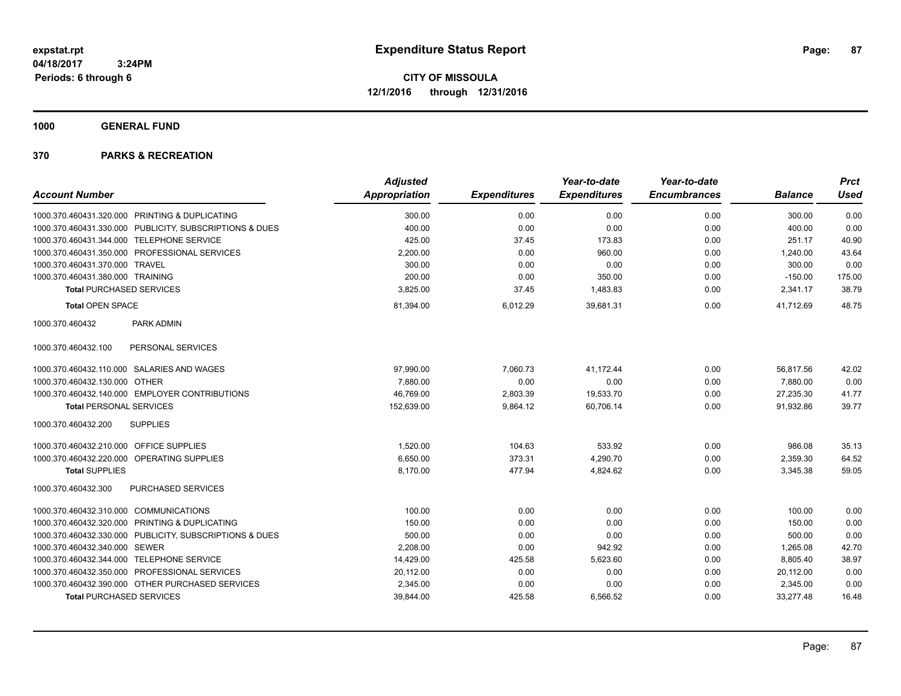**expstat.rpt**
**04/18/2017 3:24PM**
**Periods: 6 through 6**

# Expenditure Status Report

**CITY OF MISSOULA**
**12/1/2016 through 12/31/2016**

## 1000 GENERAL FUND

## 370 PARKS & RECREATION

| Account Number | | Adjusted Appropriation | Expenditures | Year-to-date Expenditures | Year-to-date Encumbrances | Balance | Prct Used |
|---|---|---|---|---|---|---|---|
| 1000.370.460431.320.000 | PRINTING & DUPLICATING | 300.00 | 0.00 | 0.00 | 0.00 | 300.00 | 0.00 |
| 1000.370.460431.330.000 | PUBLICITY, SUBSCRIPTIONS & DUES | 400.00 | 0.00 | 0.00 | 0.00 | 400.00 | 0.00 |
| 1000.370.460431.344.000 | TELEPHONE SERVICE | 425.00 | 37.45 | 173.83 | 0.00 | 251.17 | 40.90 |
| 1000.370.460431.350.000 | PROFESSIONAL SERVICES | 2,200.00 | 0.00 | 960.00 | 0.00 | 1,240.00 | 43.64 |
| 1000.370.460431.370.000 | TRAVEL | 300.00 | 0.00 | 0.00 | 0.00 | 300.00 | 0.00 |
| 1000.370.460431.380.000 | TRAINING | 200.00 | 0.00 | 350.00 | 0.00 | -150.00 | 175.00 |
| **Total** PURCHASED SERVICES | | 3,825.00 | 37.45 | 1,483.83 | 0.00 | 2,341.17 | 38.79 |
| **Total** OPEN SPACE | | 81,394.00 | 6,012.29 | 39,681.31 | 0.00 | 41,712.69 | 48.75 |
| 1000.370.460432 | PARK ADMIN | | | | | | |
| 1000.370.460432.100 | PERSONAL SERVICES | | | | | | |
| 1000.370.460432.110.000 | SALARIES AND WAGES | 97,990.00 | 7,060.73 | 41,172.44 | 0.00 | 56,817.56 | 42.02 |
| 1000.370.460432.130.000 | OTHER | 7,880.00 | 0.00 | 0.00 | 0.00 | 7,880.00 | 0.00 |
| 1000.370.460432.140.000 | EMPLOYER CONTRIBUTIONS | 46,769.00 | 2,803.39 | 19,533.70 | 0.00 | 27,235.30 | 41.77 |
| **Total** PERSONAL SERVICES | | 152,639.00 | 9,864.12 | 60,706.14 | 0.00 | 91,932.86 | 39.77 |
| 1000.370.460432.200 | SUPPLIES | | | | | | |
| 1000.370.460432.210.000 | OFFICE SUPPLIES | 1,520.00 | 104.63 | 533.92 | 0.00 | 986.08 | 35.13 |
| 1000.370.460432.220.000 | OPERATING SUPPLIES | 6,650.00 | 373.31 | 4,290.70 | 0.00 | 2,359.30 | 64.52 |
| **Total** SUPPLIES | | 8,170.00 | 477.94 | 4,824.62 | 0.00 | 3,345.38 | 59.05 |
| 1000.370.460432.300 | PURCHASED SERVICES | | | | | | |
| 1000.370.460432.310.000 | COMMUNICATIONS | 100.00 | 0.00 | 0.00 | 0.00 | 100.00 | 0.00 |
| 1000.370.460432.320.000 | PRINTING & DUPLICATING | 150.00 | 0.00 | 0.00 | 0.00 | 150.00 | 0.00 |
| 1000.370.460432.330.000 | PUBLICITY, SUBSCRIPTIONS & DUES | 500.00 | 0.00 | 0.00 | 0.00 | 500.00 | 0.00 |
| 1000.370.460432.340.000 | SEWER | 2,208.00 | 0.00 | 942.92 | 0.00 | 1,265.08 | 42.70 |
| 1000.370.460432.344.000 | TELEPHONE SERVICE | 14,429.00 | 425.58 | 5,623.60 | 0.00 | 8,805.40 | 38.97 |
| 1000.370.460432.350.000 | PROFESSIONAL SERVICES | 20,112.00 | 0.00 | 0.00 | 0.00 | 20,112.00 | 0.00 |
| 1000.370.460432.390.000 | OTHER PURCHASED SERVICES | 2,345.00 | 0.00 | 0.00 | 0.00 | 2,345.00 | 0.00 |
| **Total** PURCHASED SERVICES | | 39,844.00 | 425.58 | 6,566.52 | 0.00 | 33,277.48 | 16.48 |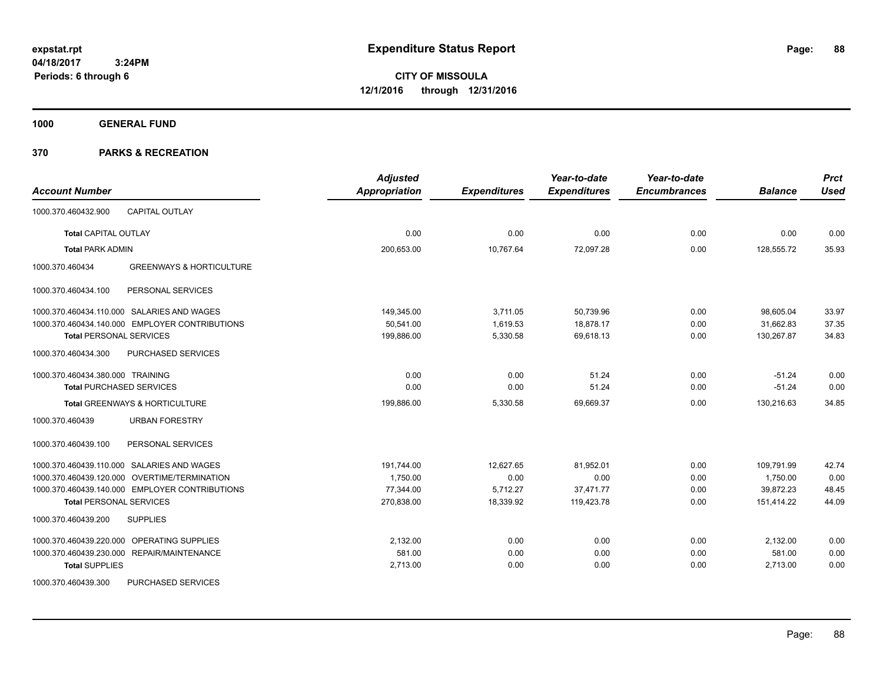**expstat.rpt**
**04/18/2017 3:24PM**
**Periods: 6 through 6**

# Expenditure Status Report

**CITY OF MISSOULA**
**12/1/2016 through 12/31/2016**

**1000 GENERAL FUND**

**370 PARKS & RECREATION**

| Account Number | | Adjusted Appropriation | Expenditures | Year-to-date Expenditures | Year-to-date Encumbrances | Balance | Prct Used |
|---|---|---|---|---|---|---|---|
| 1000.370.460432.900 | CAPITAL OUTLAY | | | | | | |
| **Total** CAPITAL OUTLAY | | 0.00 | 0.00 | 0.00 | 0.00 | 0.00 | 0.00 |
| **Total** PARK ADMIN | | 200,653.00 | 10,767.64 | 72,097.28 | 0.00 | 128,555.72 | 35.93 |
| 1000.370.460434 | GREENWAYS & HORTICULTURE | | | | | | |
| 1000.370.460434.100 | PERSONAL SERVICES | | | | | | |
| 1000.370.460434.110.000 | SALARIES AND WAGES | 149,345.00 | 3,711.05 | 50,739.96 | 0.00 | 98,605.04 | 33.97 |
| 1000.370.460434.140.000 | EMPLOYER CONTRIBUTIONS | 50,541.00 | 1,619.53 | 18,878.17 | 0.00 | 31,662.83 | 37.35 |
| **Total** PERSONAL SERVICES | | 199,886.00 | 5,330.58 | 69,618.13 | 0.00 | 130,267.87 | 34.83 |
| 1000.370.460434.300 | PURCHASED SERVICES | | | | | | |
| 1000.370.460434.380.000 | TRAINING | 0.00 | 0.00 | 51.24 | 0.00 | -51.24 | 0.00 |
| **Total** PURCHASED SERVICES | | 0.00 | 0.00 | 51.24 | 0.00 | -51.24 | 0.00 |
| **Total** GREENWAYS & HORTICULTURE | | 199,886.00 | 5,330.58 | 69,669.37 | 0.00 | 130,216.63 | 34.85 |
| 1000.370.460439 | URBAN FORESTRY | | | | | | |
| 1000.370.460439.100 | PERSONAL SERVICES | | | | | | |
| 1000.370.460439.110.000 | SALARIES AND WAGES | 191,744.00 | 12,627.65 | 81,952.01 | 0.00 | 109,791.99 | 42.74 |
| 1000.370.460439.120.000 | OVERTIME/TERMINATION | 1,750.00 | 0.00 | 0.00 | 0.00 | 1,750.00 | 0.00 |
| 1000.370.460439.140.000 | EMPLOYER CONTRIBUTIONS | 77,344.00 | 5,712.27 | 37,471.77 | 0.00 | 39,872.23 | 48.45 |
| **Total** PERSONAL SERVICES | | 270,838.00 | 18,339.92 | 119,423.78 | 0.00 | 151,414.22 | 44.09 |
| 1000.370.460439.200 | SUPPLIES | | | | | | |
| 1000.370.460439.220.000 | OPERATING SUPPLIES | 2,132.00 | 0.00 | 0.00 | 0.00 | 2,132.00 | 0.00 |
| 1000.370.460439.230.000 | REPAIR/MAINTENANCE | 581.00 | 0.00 | 0.00 | 0.00 | 581.00 | 0.00 |
| **Total** SUPPLIES | | 2,713.00 | 0.00 | 0.00 | 0.00 | 2,713.00 | 0.00 |
| 1000.370.460439.300 | PURCHASED SERVICES | | | | | | |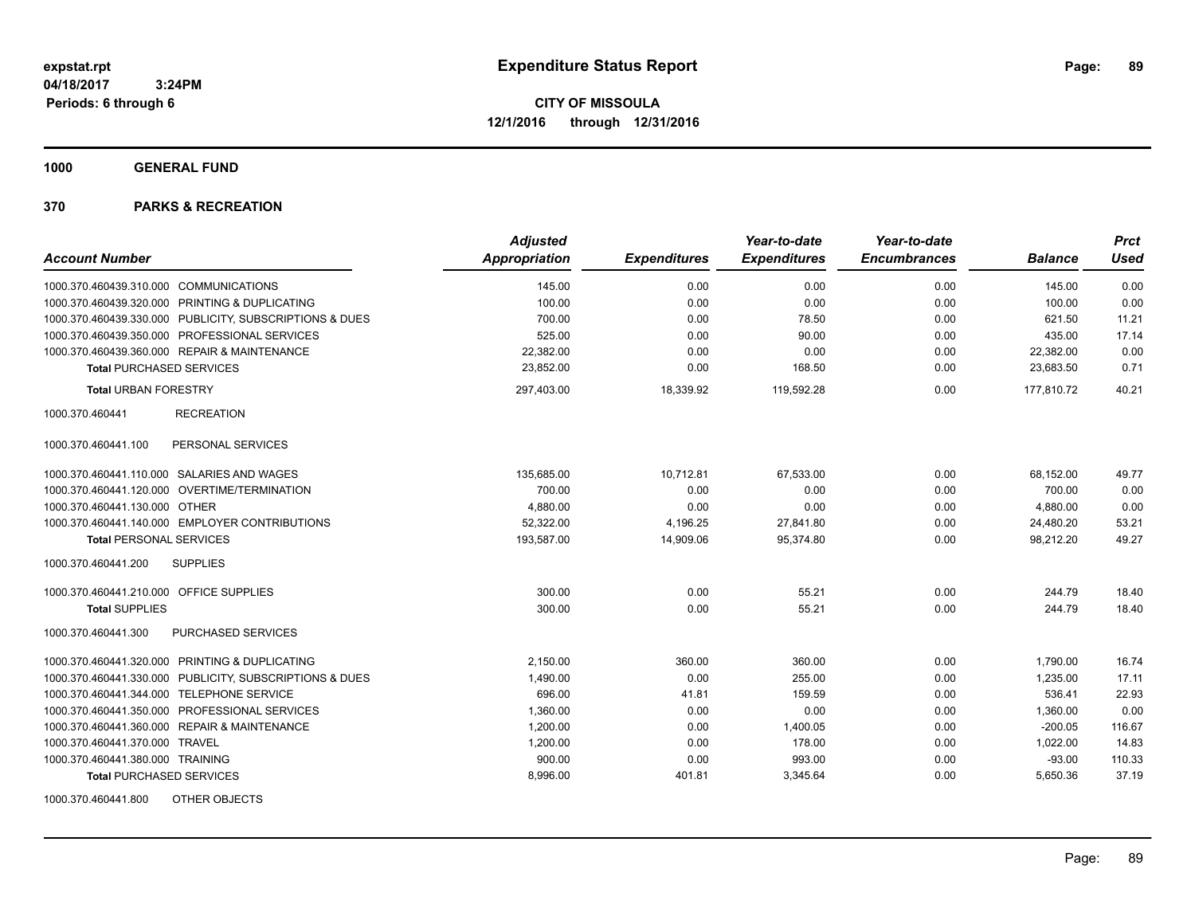# Expenditure Status Report

**CITY OF MISSOULA**
**12/1/2016 through 12/31/2016**

expstat.rpt
04/18/2017 3:24PM
Periods: 6 through 6

## 1000 GENERAL FUND

## 370 PARKS & RECREATION

| Account Number | Adjusted Appropriation | Expenditures | Year-to-date Expenditures | Year-to-date Encumbrances | Balance | Prct Used |
|---|---|---|---|---|---|---|
| 1000.370.460439.310.000 COMMUNICATIONS | 145.00 | 0.00 | 0.00 | 0.00 | 145.00 | 0.00 |
| 1000.370.460439.320.000 PRINTING & DUPLICATING | 100.00 | 0.00 | 0.00 | 0.00 | 100.00 | 0.00 |
| 1000.370.460439.330.000 PUBLICITY, SUBSCRIPTIONS & DUES | 700.00 | 0.00 | 78.50 | 0.00 | 621.50 | 11.21 |
| 1000.370.460439.350.000 PROFESSIONAL SERVICES | 525.00 | 0.00 | 90.00 | 0.00 | 435.00 | 17.14 |
| 1000.370.460439.360.000 REPAIR & MAINTENANCE | 22,382.00 | 0.00 | 0.00 | 0.00 | 22,382.00 | 0.00 |
| **Total** PURCHASED SERVICES | 23,852.00 | 0.00 | 168.50 | 0.00 | 23,683.50 | 0.71 |
| **Total** URBAN FORESTRY | 297,403.00 | 18,339.92 | 119,592.28 | 0.00 | 177,810.72 | 40.21 |
| 1000.370.460441 RECREATION | | | | | | |
| 1000.370.460441.100 PERSONAL SERVICES | | | | | | |
| 1000.370.460441.110.000 SALARIES AND WAGES | 135,685.00 | 10,712.81 | 67,533.00 | 0.00 | 68,152.00 | 49.77 |
| 1000.370.460441.120.000 OVERTIME/TERMINATION | 700.00 | 0.00 | 0.00 | 0.00 | 700.00 | 0.00 |
| 1000.370.460441.130.000 OTHER | 4,880.00 | 0.00 | 0.00 | 0.00 | 4,880.00 | 0.00 |
| 1000.370.460441.140.000 EMPLOYER CONTRIBUTIONS | 52,322.00 | 4,196.25 | 27,841.80 | 0.00 | 24,480.20 | 53.21 |
| **Total** PERSONAL SERVICES | 193,587.00 | 14,909.06 | 95,374.80 | 0.00 | 98,212.20 | 49.27 |
| 1000.370.460441.200 SUPPLIES | | | | | | |
| 1000.370.460441.210.000 OFFICE SUPPLIES | 300.00 | 0.00 | 55.21 | 0.00 | 244.79 | 18.40 |
| **Total** SUPPLIES | 300.00 | 0.00 | 55.21 | 0.00 | 244.79 | 18.40 |
| 1000.370.460441.300 PURCHASED SERVICES | | | | | | |
| 1000.370.460441.320.000 PRINTING & DUPLICATING | 2,150.00 | 360.00 | 360.00 | 0.00 | 1,790.00 | 16.74 |
| 1000.370.460441.330.000 PUBLICITY, SUBSCRIPTIONS & DUES | 1,490.00 | 0.00 | 255.00 | 0.00 | 1,235.00 | 17.11 |
| 1000.370.460441.344.000 TELEPHONE SERVICE | 696.00 | 41.81 | 159.59 | 0.00 | 536.41 | 22.93 |
| 1000.370.460441.350.000 PROFESSIONAL SERVICES | 1,360.00 | 0.00 | 0.00 | 0.00 | 1,360.00 | 0.00 |
| 1000.370.460441.360.000 REPAIR & MAINTENANCE | 1,200.00 | 0.00 | 1,400.05 | 0.00 | -200.05 | 116.67 |
| 1000.370.460441.370.000 TRAVEL | 1,200.00 | 0.00 | 178.00 | 0.00 | 1,022.00 | 14.83 |
| 1000.370.460441.380.000 TRAINING | 900.00 | 0.00 | 993.00 | 0.00 | -93.00 | 110.33 |
| **Total** PURCHASED SERVICES | 8,996.00 | 401.81 | 3,345.64 | 0.00 | 5,650.36 | 37.19 |
| 1000.370.460441.800 OTHER OBJECTS | | | | | | |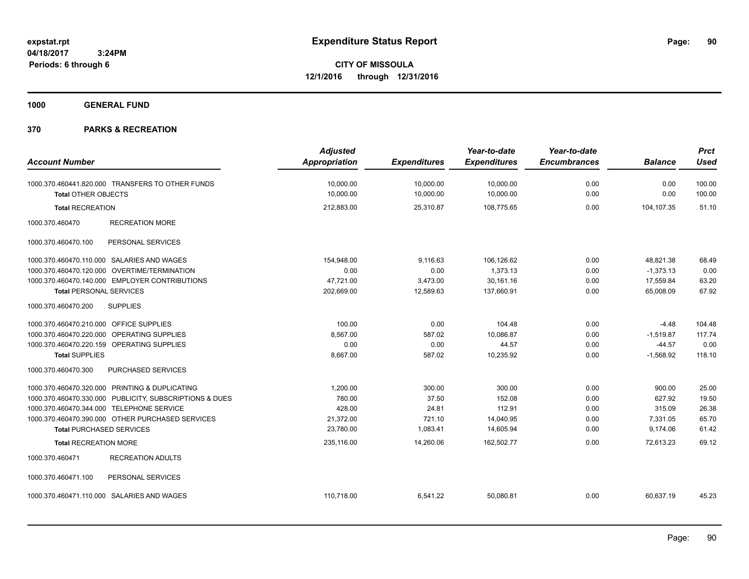# Expenditure Status Report

**CITY OF MISSOULA**

**12/1/2016 through 12/31/2016**

expstat.rpt
04/18/2017 3:24PM
Periods: 6 through 6

## 1000 GENERAL FUND

## 370 PARKS & RECREATION

| Account Number | Adjusted Appropriation | Expenditures | Year-to-date Expenditures | Year-to-date Encumbrances | Balance | Prct Used |
|---|---|---|---|---|---|---|
| 1000.370.460441.820.000 TRANSFERS TO OTHER FUNDS | 10,000.00 | 10,000.00 | 10,000.00 | 0.00 | 0.00 | 100.00 |
| **Total** OTHER OBJECTS | 10,000.00 | 10,000.00 | 10,000.00 | 0.00 | 0.00 | 100.00 |
| **Total** RECREATION | 212,883.00 | 25,310.87 | 108,775.65 | 0.00 | 104,107.35 | 51.10 |
| 1000.370.460470 RECREATION MORE | | | | | | |
| 1000.370.460470.100 PERSONAL SERVICES | | | | | | |
| 1000.370.460470.110.000 SALARIES AND WAGES | 154,948.00 | 9,116.63 | 106,126.62 | 0.00 | 48,821.38 | 68.49 |
| 1000.370.460470.120.000 OVERTIME/TERMINATION | 0.00 | 0.00 | 1,373.13 | 0.00 | -1,373.13 | 0.00 |
| 1000.370.460470.140.000 EMPLOYER CONTRIBUTIONS | 47,721.00 | 3,473.00 | 30,161.16 | 0.00 | 17,559.84 | 63.20 |
| **Total** PERSONAL SERVICES | 202,669.00 | 12,589.63 | 137,660.91 | 0.00 | 65,008.09 | 67.92 |
| 1000.370.460470.200 SUPPLIES | | | | | | |
| 1000.370.460470.210.000 OFFICE SUPPLIES | 100.00 | 0.00 | 104.48 | 0.00 | -4.48 | 104.48 |
| 1000.370.460470.220.000 OPERATING SUPPLIES | 8,567.00 | 587.02 | 10,086.87 | 0.00 | -1,519.87 | 117.74 |
| 1000.370.460470.220.159 OPERATING SUPPLIES | 0.00 | 0.00 | 44.57 | 0.00 | -44.57 | 0.00 |
| **Total** SUPPLIES | 8,667.00 | 587.02 | 10,235.92 | 0.00 | -1,568.92 | 118.10 |
| 1000.370.460470.300 PURCHASED SERVICES | | | | | | |
| 1000.370.460470.320.000 PRINTING & DUPLICATING | 1,200.00 | 300.00 | 300.00 | 0.00 | 900.00 | 25.00 |
| 1000.370.460470.330.000 PUBLICITY, SUBSCRIPTIONS & DUES | 780.00 | 37.50 | 152.08 | 0.00 | 627.92 | 19.50 |
| 1000.370.460470.344.000 TELEPHONE SERVICE | 428.00 | 24.81 | 112.91 | 0.00 | 315.09 | 26.38 |
| 1000.370.460470.390.000 OTHER PURCHASED SERVICES | 21,372.00 | 721.10 | 14,040.95 | 0.00 | 7,331.05 | 65.70 |
| **Total** PURCHASED SERVICES | 23,780.00 | 1,083.41 | 14,605.94 | 0.00 | 9,174.06 | 61.42 |
| **Total** RECREATION MORE | 235,116.00 | 14,260.06 | 162,502.77 | 0.00 | 72,613.23 | 69.12 |
| 1000.370.460471 RECREATION ADULTS | | | | | | |
| 1000.370.460471.100 PERSONAL SERVICES | | | | | | |
| 1000.370.460471.110.000 SALARIES AND WAGES | 110,718.00 | 6,541.22 | 50,080.81 | 0.00 | 60,637.19 | 45.23 |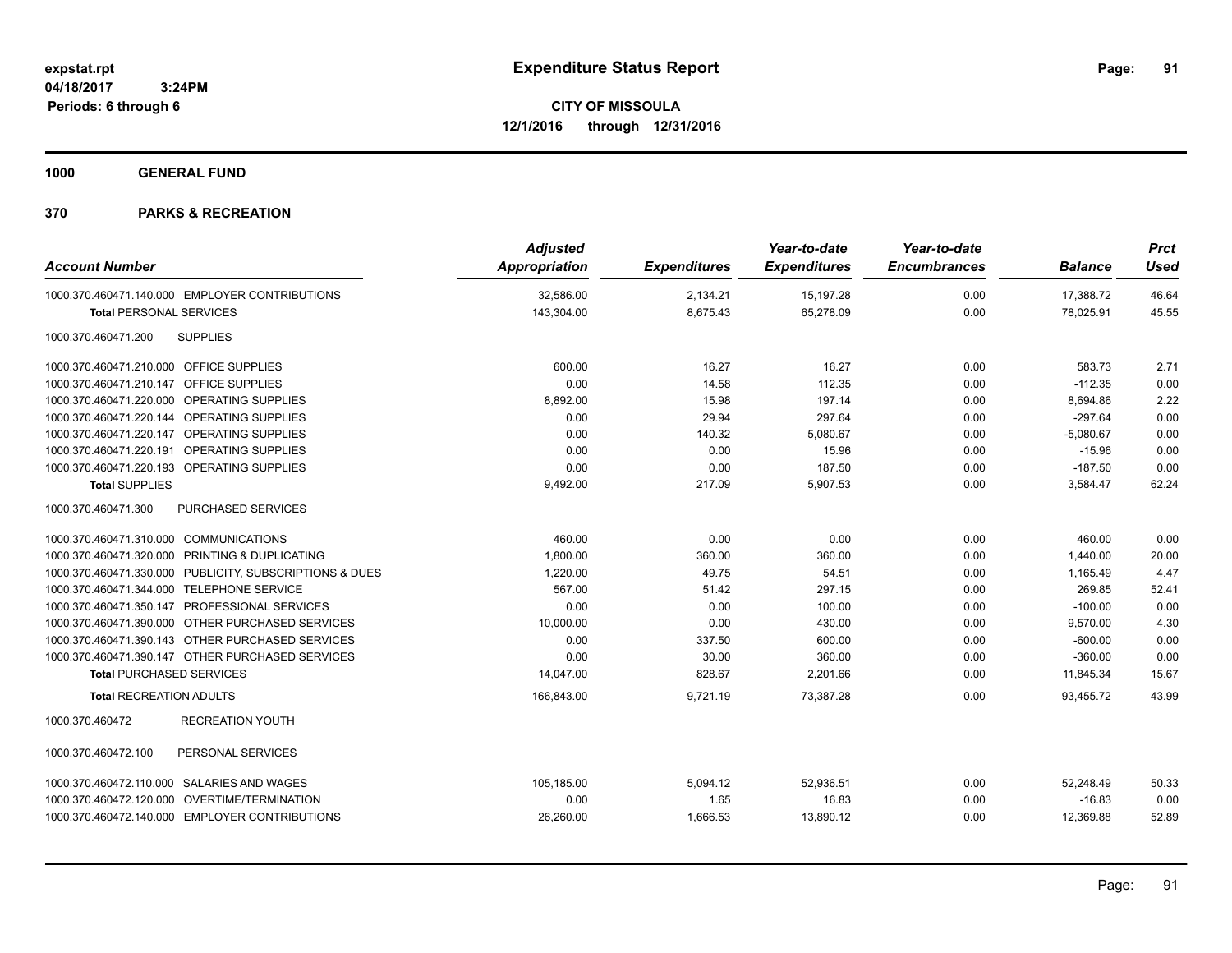**expstat.rpt**
**04/18/2017 3:24PM**
**Periods: 6 through 6**

# Expenditure Status Report

**CITY OF MISSOULA**
**12/1/2016 through 12/31/2016**

## 1000 GENERAL FUND

## 370 PARKS & RECREATION

| Account Number | Adjusted Appropriation | Expenditures | Year-to-date Expenditures | Year-to-date Encumbrances | Balance | Prct Used |
|---|---|---|---|---|---|---|
| 1000.370.460471.140.000 EMPLOYER CONTRIBUTIONS | 32,586.00 | 2,134.21 | 15,197.28 | 0.00 | 17,388.72 | 46.64 |
| **Total** PERSONAL SERVICES | 143,304.00 | 8,675.43 | 65,278.09 | 0.00 | 78,025.91 | 45.55 |
| 1000.370.460471.200 SUPPLIES | | | | | | |
| 1000.370.460471.210.000 OFFICE SUPPLIES | 600.00 | 16.27 | 16.27 | 0.00 | 583.73 | 2.71 |
| 1000.370.460471.210.147 OFFICE SUPPLIES | 0.00 | 14.58 | 112.35 | 0.00 | -112.35 | 0.00 |
| 1000.370.460471.220.000 OPERATING SUPPLIES | 8,892.00 | 15.98 | 197.14 | 0.00 | 8,694.86 | 2.22 |
| 1000.370.460471.220.144 OPERATING SUPPLIES | 0.00 | 29.94 | 297.64 | 0.00 | -297.64 | 0.00 |
| 1000.370.460471.220.147 OPERATING SUPPLIES | 0.00 | 140.32 | 5,080.67 | 0.00 | -5,080.67 | 0.00 |
| 1000.370.460471.220.191 OPERATING SUPPLIES | 0.00 | 0.00 | 15.96 | 0.00 | -15.96 | 0.00 |
| 1000.370.460471.220.193 OPERATING SUPPLIES | 0.00 | 0.00 | 187.50 | 0.00 | -187.50 | 0.00 |
| **Total** SUPPLIES | 9,492.00 | 217.09 | 5,907.53 | 0.00 | 3,584.47 | 62.24 |
| 1000.370.460471.300 PURCHASED SERVICES | | | | | | |
| 1000.370.460471.310.000 COMMUNICATIONS | 460.00 | 0.00 | 0.00 | 0.00 | 460.00 | 0.00 |
| 1000.370.460471.320.000 PRINTING & DUPLICATING | 1,800.00 | 360.00 | 360.00 | 0.00 | 1,440.00 | 20.00 |
| 1000.370.460471.330.000 PUBLICITY, SUBSCRIPTIONS & DUES | 1,220.00 | 49.75 | 54.51 | 0.00 | 1,165.49 | 4.47 |
| 1000.370.460471.344.000 TELEPHONE SERVICE | 567.00 | 51.42 | 297.15 | 0.00 | 269.85 | 52.41 |
| 1000.370.460471.350.147 PROFESSIONAL SERVICES | 0.00 | 0.00 | 100.00 | 0.00 | -100.00 | 0.00 |
| 1000.370.460471.390.000 OTHER PURCHASED SERVICES | 10,000.00 | 0.00 | 430.00 | 0.00 | 9,570.00 | 4.30 |
| 1000.370.460471.390.143 OTHER PURCHASED SERVICES | 0.00 | 337.50 | 600.00 | 0.00 | -600.00 | 0.00 |
| 1000.370.460471.390.147 OTHER PURCHASED SERVICES | 0.00 | 30.00 | 360.00 | 0.00 | -360.00 | 0.00 |
| **Total** PURCHASED SERVICES | 14,047.00 | 828.67 | 2,201.66 | 0.00 | 11,845.34 | 15.67 |
| **Total** RECREATION ADULTS | 166,843.00 | 9,721.19 | 73,387.28 | 0.00 | 93,455.72 | 43.99 |
| 1000.370.460472 RECREATION YOUTH | | | | | | |
| 1000.370.460472.100 PERSONAL SERVICES | | | | | | |
| 1000.370.460472.110.000 SALARIES AND WAGES | 105,185.00 | 5,094.12 | 52,936.51 | 0.00 | 52,248.49 | 50.33 |
| 1000.370.460472.120.000 OVERTIME/TERMINATION | 0.00 | 1.65 | 16.83 | 0.00 | -16.83 | 0.00 |
| 1000.370.460472.140.000 EMPLOYER CONTRIBUTIONS | 26,260.00 | 1,666.53 | 13,890.12 | 0.00 | 12,369.88 | 52.89 |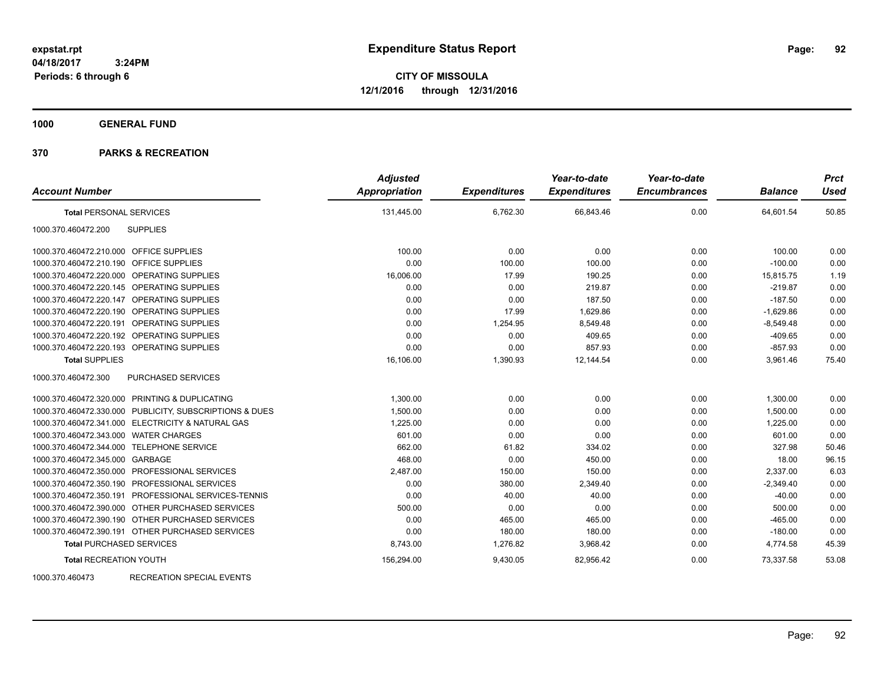expstat.rpt
04/18/2017 3:24PM
Periods: 6 through 6

# Expenditure Status Report

**CITY OF MISSOULA**
**12/1/2016 through 12/31/2016**

## 1000 GENERAL FUND

## 370 PARKS & RECREATION

| Account Number | | Adjusted Appropriation | Expenditures | Year-to-date Expenditures | Year-to-date Encumbrances | Balance | Prct Used |
|---|---|---|---|---|---|---|---|
| **Total** PERSONAL SERVICES | | 131,445.00 | 6,762.30 | 66,843.46 | 0.00 | 64,601.54 | 50.85 |
| 1000.370.460472.200 | SUPPLIES | | | | | | |
| 1000.370.460472.210.000 | OFFICE SUPPLIES | 100.00 | 0.00 | 0.00 | 0.00 | 100.00 | 0.00 |
| 1000.370.460472.210.190 | OFFICE SUPPLIES | 0.00 | 100.00 | 100.00 | 0.00 | -100.00 | 0.00 |
| 1000.370.460472.220.000 | OPERATING SUPPLIES | 16,006.00 | 17.99 | 190.25 | 0.00 | 15,815.75 | 1.19 |
| 1000.370.460472.220.145 | OPERATING SUPPLIES | 0.00 | 0.00 | 219.87 | 0.00 | -219.87 | 0.00 |
| 1000.370.460472.220.147 | OPERATING SUPPLIES | 0.00 | 0.00 | 187.50 | 0.00 | -187.50 | 0.00 |
| 1000.370.460472.220.190 | OPERATING SUPPLIES | 0.00 | 17.99 | 1,629.86 | 0.00 | -1,629.86 | 0.00 |
| 1000.370.460472.220.191 | OPERATING SUPPLIES | 0.00 | 1,254.95 | 8,549.48 | 0.00 | -8,549.48 | 0.00 |
| 1000.370.460472.220.192 | OPERATING SUPPLIES | 0.00 | 0.00 | 409.65 | 0.00 | -409.65 | 0.00 |
| 1000.370.460472.220.193 | OPERATING SUPPLIES | 0.00 | 0.00 | 857.93 | 0.00 | -857.93 | 0.00 |
| **Total** SUPPLIES | | 16,106.00 | 1,390.93 | 12,144.54 | 0.00 | 3,961.46 | 75.40 |
| 1000.370.460472.300 | PURCHASED SERVICES | | | | | | |
| 1000.370.460472.320.000 | PRINTING & DUPLICATING | 1,300.00 | 0.00 | 0.00 | 0.00 | 1,300.00 | 0.00 |
| 1000.370.460472.330.000 | PUBLICITY, SUBSCRIPTIONS & DUES | 1,500.00 | 0.00 | 0.00 | 0.00 | 1,500.00 | 0.00 |
| 1000.370.460472.341.000 | ELECTRICITY & NATURAL GAS | 1,225.00 | 0.00 | 0.00 | 0.00 | 1,225.00 | 0.00 |
| 1000.370.460472.343.000 | WATER CHARGES | 601.00 | 0.00 | 0.00 | 0.00 | 601.00 | 0.00 |
| 1000.370.460472.344.000 | TELEPHONE SERVICE | 662.00 | 61.82 | 334.02 | 0.00 | 327.98 | 50.46 |
| 1000.370.460472.345.000 | GARBAGE | 468.00 | 0.00 | 450.00 | 0.00 | 18.00 | 96.15 |
| 1000.370.460472.350.000 | PROFESSIONAL SERVICES | 2,487.00 | 150.00 | 150.00 | 0.00 | 2,337.00 | 6.03 |
| 1000.370.460472.350.190 | PROFESSIONAL SERVICES | 0.00 | 380.00 | 2,349.40 | 0.00 | -2,349.40 | 0.00 |
| 1000.370.460472.350.191 | PROFESSIONAL SERVICES-TENNIS | 0.00 | 40.00 | 40.00 | 0.00 | -40.00 | 0.00 |
| 1000.370.460472.390.000 | OTHER PURCHASED SERVICES | 500.00 | 0.00 | 0.00 | 0.00 | 500.00 | 0.00 |
| 1000.370.460472.390.190 | OTHER PURCHASED SERVICES | 0.00 | 465.00 | 465.00 | 0.00 | -465.00 | 0.00 |
| 1000.370.460472.390.191 | OTHER PURCHASED SERVICES | 0.00 | 180.00 | 180.00 | 0.00 | -180.00 | 0.00 |
| **Total** PURCHASED SERVICES | | 8,743.00 | 1,276.82 | 3,968.42 | 0.00 | 4,774.58 | 45.39 |
| **Total** RECREATION YOUTH | | 156,294.00 | 9,430.05 | 82,956.42 | 0.00 | 73,337.58 | 53.08 |
| 1000.370.460473 | RECREATION SPECIAL EVENTS | | | | | | |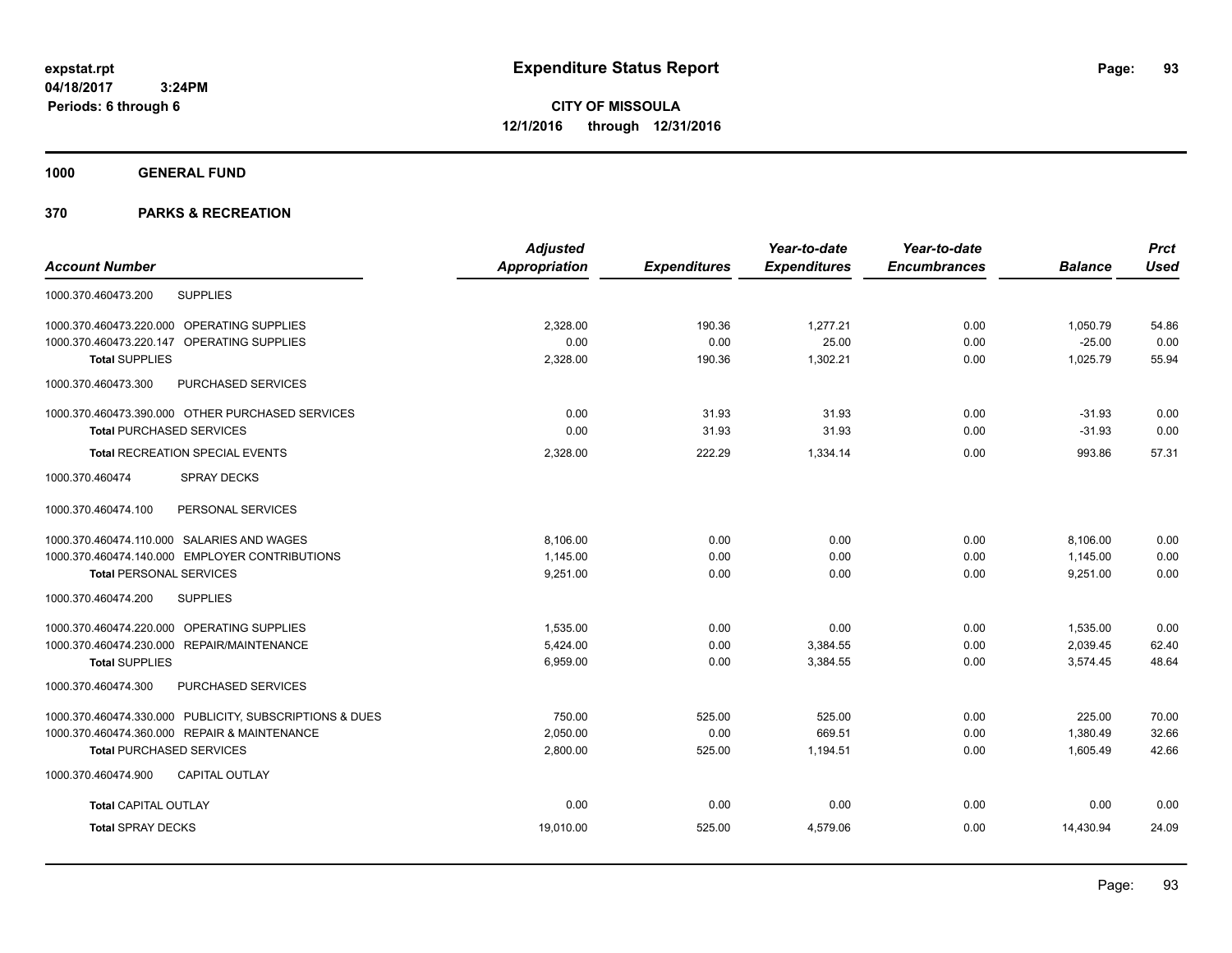**expstat.rpt**
**04/18/2017 3:24PM**
**Periods: 6 through 6**

# Expenditure Status Report

**CITY OF MISSOULA**
**12/1/2016 through 12/31/2016**

## 1000 GENERAL FUND

## 370 PARKS & RECREATION

| Account Number | | Adjusted Appropriation | Expenditures | Year-to-date Expenditures | Year-to-date Encumbrances | Balance | Prct Used |
|---|---|---|---|---|---|---|---|
| 1000.370.460473.200 | SUPPLIES | | | | | | |
| 1000.370.460473.220.000 | OPERATING SUPPLIES | 2,328.00 | 190.36 | 1,277.21 | 0.00 | 1,050.79 | 54.86 |
| 1000.370.460473.220.147 | OPERATING SUPPLIES | 0.00 | 0.00 | 25.00 | 0.00 | -25.00 | 0.00 |
| **Total** SUPPLIES | | 2,328.00 | 190.36 | 1,302.21 | 0.00 | 1,025.79 | 55.94 |
| 1000.370.460473.300 | PURCHASED SERVICES | | | | | | |
| 1000.370.460473.390.000 | OTHER PURCHASED SERVICES | 0.00 | 31.93 | 31.93 | 0.00 | -31.93 | 0.00 |
| **Total** PURCHASED SERVICES | | 0.00 | 31.93 | 31.93 | 0.00 | -31.93 | 0.00 |
| **Total** RECREATION SPECIAL EVENTS | | 2,328.00 | 222.29 | 1,334.14 | 0.00 | 993.86 | 57.31 |
| 1000.370.460474 | SPRAY DECKS | | | | | | |
| 1000.370.460474.100 | PERSONAL SERVICES | | | | | | |
| 1000.370.460474.110.000 | SALARIES AND WAGES | 8,106.00 | 0.00 | 0.00 | 0.00 | 8,106.00 | 0.00 |
| 1000.370.460474.140.000 | EMPLOYER CONTRIBUTIONS | 1,145.00 | 0.00 | 0.00 | 0.00 | 1,145.00 | 0.00 |
| **Total** PERSONAL SERVICES | | 9,251.00 | 0.00 | 0.00 | 0.00 | 9,251.00 | 0.00 |
| 1000.370.460474.200 | SUPPLIES | | | | | | |
| 1000.370.460474.220.000 | OPERATING SUPPLIES | 1,535.00 | 0.00 | 0.00 | 0.00 | 1,535.00 | 0.00 |
| 1000.370.460474.230.000 | REPAIR/MAINTENANCE | 5,424.00 | 0.00 | 3,384.55 | 0.00 | 2,039.45 | 62.40 |
| **Total** SUPPLIES | | 6,959.00 | 0.00 | 3,384.55 | 0.00 | 3,574.45 | 48.64 |
| 1000.370.460474.300 | PURCHASED SERVICES | | | | | | |
| 1000.370.460474.330.000 | PUBLICITY, SUBSCRIPTIONS & DUES | 750.00 | 525.00 | 525.00 | 0.00 | 225.00 | 70.00 |
| 1000.370.460474.360.000 | REPAIR & MAINTENANCE | 2,050.00 | 0.00 | 669.51 | 0.00 | 1,380.49 | 32.66 |
| **Total** PURCHASED SERVICES | | 2,800.00 | 525.00 | 1,194.51 | 0.00 | 1,605.49 | 42.66 |
| 1000.370.460474.900 | CAPITAL OUTLAY | | | | | | |
| **Total** CAPITAL OUTLAY | | 0.00 | 0.00 | 0.00 | 0.00 | 0.00 | 0.00 |
| **Total** SPRAY DECKS | | 19,010.00 | 525.00 | 4,579.06 | 0.00 | 14,430.94 | 24.09 |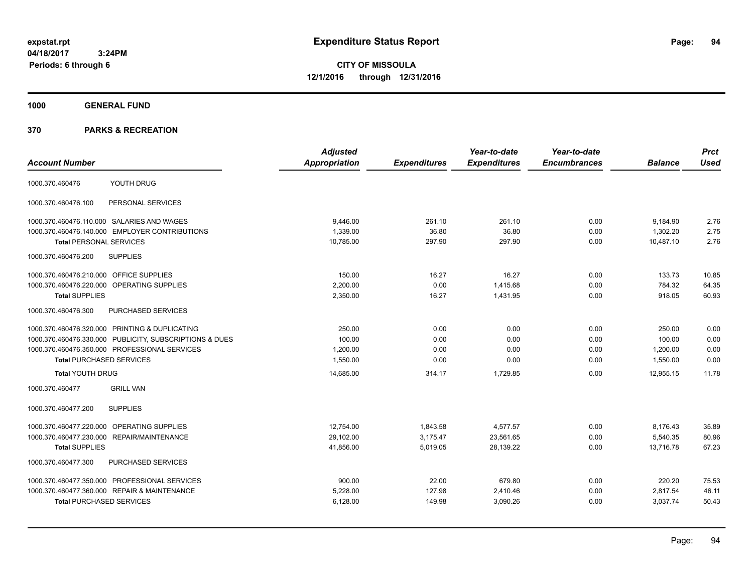**expstat.rpt**
**04/18/2017 3:24PM**
**Periods: 6 through 6**

# Expenditure Status Report

**CITY OF MISSOULA**
**12/1/2016 through 12/31/2016**

**1000 GENERAL FUND**

**370 PARKS & RECREATION**

| Account Number | | Adjusted Appropriation | Expenditures | Year-to-date Expenditures | Year-to-date Encumbrances | Balance | Prct Used |
|---|---|---|---|---|---|---|---|
| 1000.370.460476 | YOUTH DRUG | | | | | | |
| 1000.370.460476.100 | PERSONAL SERVICES | | | | | | |
| 1000.370.460476.110.000 | SALARIES AND WAGES | 9,446.00 | 261.10 | 261.10 | 0.00 | 9,184.90 | 2.76 |
| 1000.370.460476.140.000 | EMPLOYER CONTRIBUTIONS | 1,339.00 | 36.80 | 36.80 | 0.00 | 1,302.20 | 2.75 |
| **Total** PERSONAL SERVICES | | 10,785.00 | 297.90 | 297.90 | 0.00 | 10,487.10 | 2.76 |
| 1000.370.460476.200 | SUPPLIES | | | | | | |
| 1000.370.460476.210.000 | OFFICE SUPPLIES | 150.00 | 16.27 | 16.27 | 0.00 | 133.73 | 10.85 |
| 1000.370.460476.220.000 | OPERATING SUPPLIES | 2,200.00 | 0.00 | 1,415.68 | 0.00 | 784.32 | 64.35 |
| **Total** SUPPLIES | | 2,350.00 | 16.27 | 1,431.95 | 0.00 | 918.05 | 60.93 |
| 1000.370.460476.300 | PURCHASED SERVICES | | | | | | |
| 1000.370.460476.320.000 | PRINTING & DUPLICATING | 250.00 | 0.00 | 0.00 | 0.00 | 250.00 | 0.00 |
| 1000.370.460476.330.000 | PUBLICITY, SUBSCRIPTIONS & DUES | 100.00 | 0.00 | 0.00 | 0.00 | 100.00 | 0.00 |
| 1000.370.460476.350.000 | PROFESSIONAL SERVICES | 1,200.00 | 0.00 | 0.00 | 0.00 | 1,200.00 | 0.00 |
| **Total** PURCHASED SERVICES | | 1,550.00 | 0.00 | 0.00 | 0.00 | 1,550.00 | 0.00 |
| **Total** YOUTH DRUG | | 14,685.00 | 314.17 | 1,729.85 | 0.00 | 12,955.15 | 11.78 |
| 1000.370.460477 | GRILL VAN | | | | | | |
| 1000.370.460477.200 | SUPPLIES | | | | | | |
| 1000.370.460477.220.000 | OPERATING SUPPLIES | 12,754.00 | 1,843.58 | 4,577.57 | 0.00 | 8,176.43 | 35.89 |
| 1000.370.460477.230.000 | REPAIR/MAINTENANCE | 29,102.00 | 3,175.47 | 23,561.65 | 0.00 | 5,540.35 | 80.96 |
| **Total** SUPPLIES | | 41,856.00 | 5,019.05 | 28,139.22 | 0.00 | 13,716.78 | 67.23 |
| 1000.370.460477.300 | PURCHASED SERVICES | | | | | | |
| 1000.370.460477.350.000 | PROFESSIONAL SERVICES | 900.00 | 22.00 | 679.80 | 0.00 | 220.20 | 75.53 |
| 1000.370.460477.360.000 | REPAIR & MAINTENANCE | 5,228.00 | 127.98 | 2,410.46 | 0.00 | 2,817.54 | 46.11 |
| **Total** PURCHASED SERVICES | | 6,128.00 | 149.98 | 3,090.26 | 0.00 | 3,037.74 | 50.43 |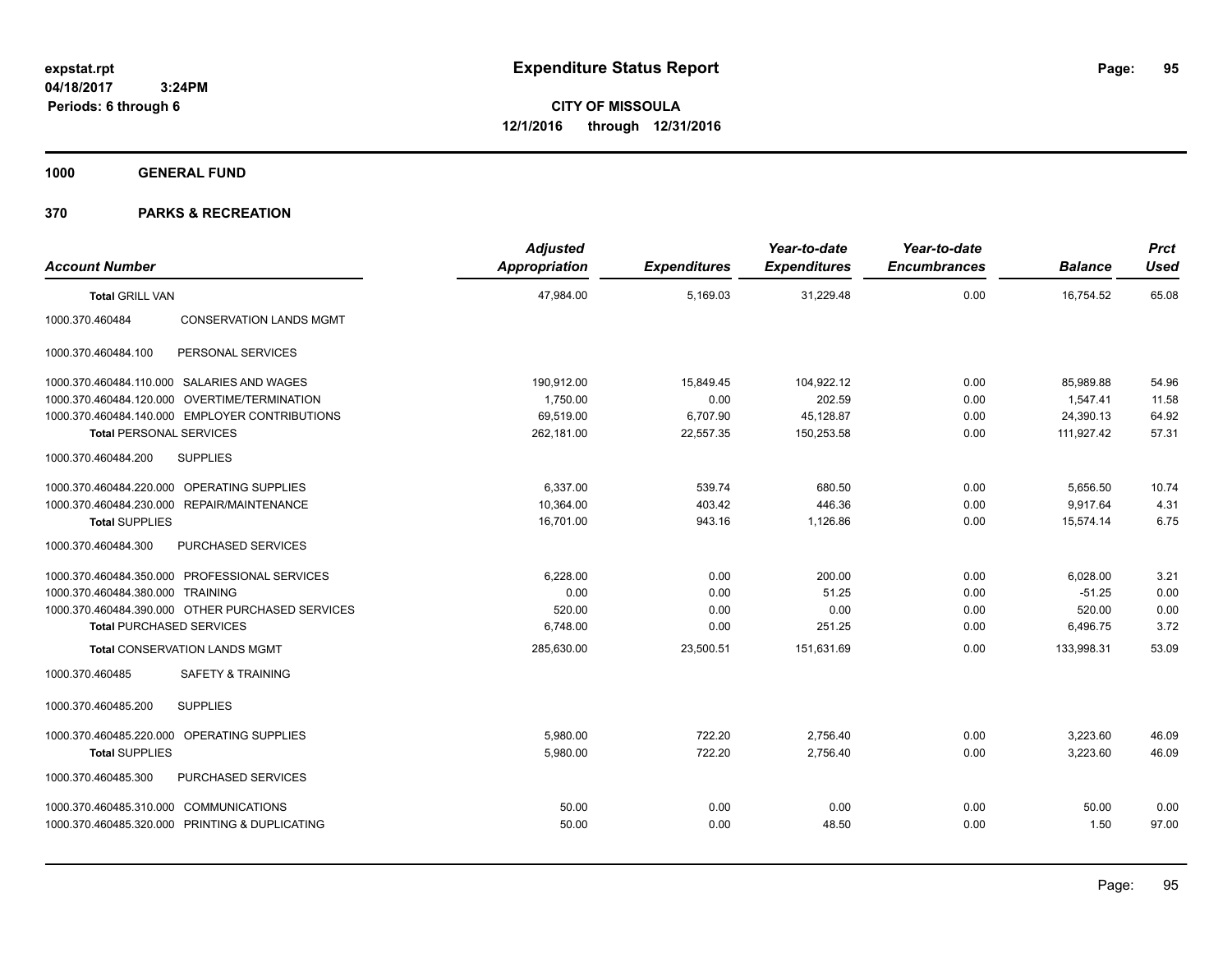**expstat.rpt**
**04/18/2017 3:24PM**
**Periods: 6 through 6**

# Expenditure Status Report

**CITY OF MISSOULA**
**12/1/2016 through 12/31/2016**

## 1000 GENERAL FUND

## 370 PARKS & RECREATION

| Account Number | | Adjusted Appropriation | Expenditures | Year-to-date Expenditures | Year-to-date Encumbrances | Balance | Prct Used |
|---|---|---|---|---|---|---|---|
| **Total** GRILL VAN | | 47,984.00 | 5,169.03 | 31,229.48 | 0.00 | 16,754.52 | 65.08 |
| 1000.370.460484 | CONSERVATION LANDS MGMT | | | | | | |
| 1000.370.460484.100 | PERSONAL SERVICES | | | | | | |
| 1000.370.460484.110.000 | SALARIES AND WAGES | 190,912.00 | 15,849.45 | 104,922.12 | 0.00 | 85,989.88 | 54.96 |
| 1000.370.460484.120.000 | OVERTIME/TERMINATION | 1,750.00 | 0.00 | 202.59 | 0.00 | 1,547.41 | 11.58 |
| 1000.370.460484.140.000 | EMPLOYER CONTRIBUTIONS | 69,519.00 | 6,707.90 | 45,128.87 | 0.00 | 24,390.13 | 64.92 |
| **Total** PERSONAL SERVICES | | 262,181.00 | 22,557.35 | 150,253.58 | 0.00 | 111,927.42 | 57.31 |
| 1000.370.460484.200 | SUPPLIES | | | | | | |
| 1000.370.460484.220.000 | OPERATING SUPPLIES | 6,337.00 | 539.74 | 680.50 | 0.00 | 5,656.50 | 10.74 |
| 1000.370.460484.230.000 | REPAIR/MAINTENANCE | 10,364.00 | 403.42 | 446.36 | 0.00 | 9,917.64 | 4.31 |
| **Total** SUPPLIES | | 16,701.00 | 943.16 | 1,126.86 | 0.00 | 15,574.14 | 6.75 |
| 1000.370.460484.300 | PURCHASED SERVICES | | | | | | |
| 1000.370.460484.350.000 | PROFESSIONAL SERVICES | 6,228.00 | 0.00 | 200.00 | 0.00 | 6,028.00 | 3.21 |
| 1000.370.460484.380.000 | TRAINING | 0.00 | 0.00 | 51.25 | 0.00 | -51.25 | 0.00 |
| 1000.370.460484.390.000 | OTHER PURCHASED SERVICES | 520.00 | 0.00 | 0.00 | 0.00 | 520.00 | 0.00 |
| **Total** PURCHASED SERVICES | | 6,748.00 | 0.00 | 251.25 | 0.00 | 6,496.75 | 3.72 |
| **Total** CONSERVATION LANDS MGMT | | 285,630.00 | 23,500.51 | 151,631.69 | 0.00 | 133,998.31 | 53.09 |
| 1000.370.460485 | SAFETY & TRAINING | | | | | | |
| 1000.370.460485.200 | SUPPLIES | | | | | | |
| 1000.370.460485.220.000 | OPERATING SUPPLIES | 5,980.00 | 722.20 | 2,756.40 | 0.00 | 3,223.60 | 46.09 |
| **Total** SUPPLIES | | 5,980.00 | 722.20 | 2,756.40 | 0.00 | 3,223.60 | 46.09 |
| 1000.370.460485.300 | PURCHASED SERVICES | | | | | | |
| 1000.370.460485.310.000 | COMMUNICATIONS | 50.00 | 0.00 | 0.00 | 0.00 | 50.00 | 0.00 |
| 1000.370.460485.320.000 | PRINTING & DUPLICATING | 50.00 | 0.00 | 48.50 | 0.00 | 1.50 | 97.00 |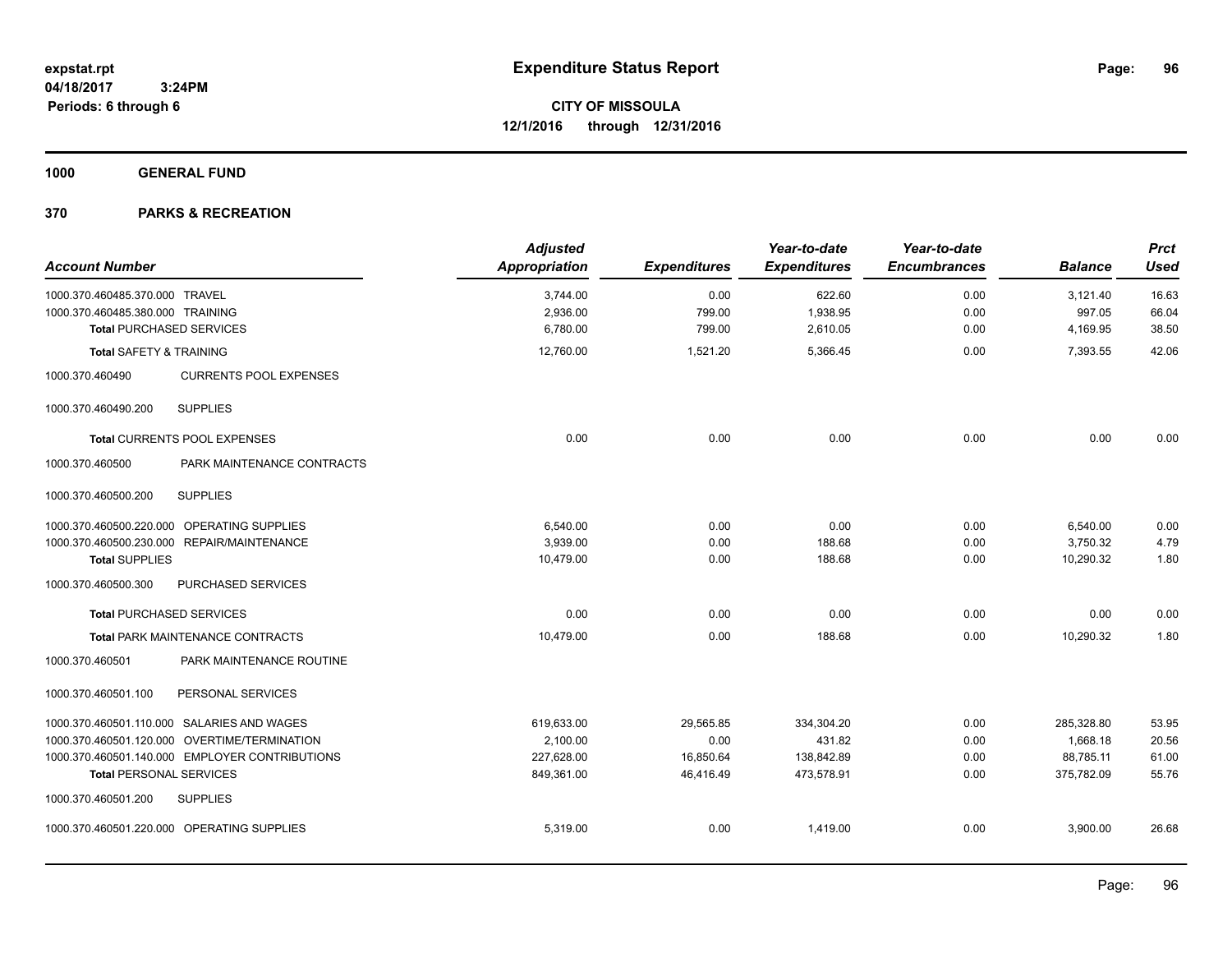**expstat.rpt**
**04/18/2017 3:24PM**
**Periods: 6 through 6**

# Expenditure Status Report

**CITY OF MISSOULA**
**12/1/2016 through 12/31/2016**

**1000 GENERAL FUND**

**370 PARKS & RECREATION**

| Account Number | | Adjusted Appropriation | Expenditures | Year-to-date Expenditures | Year-to-date Encumbrances | Balance | Prct Used |
|---|---|---|---|---|---|---|---|
| 1000.370.460485.370.000 | TRAVEL | 3,744.00 | 0.00 | 622.60 | 0.00 | 3,121.40 | 16.63 |
| 1000.370.460485.380.000 | TRAINING | 2,936.00 | 799.00 | 1,938.95 | 0.00 | 997.05 | 66.04 |
| **Total** PURCHASED SERVICES | | 6,780.00 | 799.00 | 2,610.05 | 0.00 | 4,169.95 | 38.50 |
| **Total** SAFETY & TRAINING | | 12,760.00 | 1,521.20 | 5,366.45 | 0.00 | 7,393.55 | 42.06 |
| 1000.370.460490 | CURRENTS POOL EXPENSES | | | | | | |
| 1000.370.460490.200 | SUPPLIES | | | | | | |
| **Total** CURRENTS POOL EXPENSES | | 0.00 | 0.00 | 0.00 | 0.00 | 0.00 | 0.00 |
| 1000.370.460500 | PARK MAINTENANCE CONTRACTS | | | | | | |
| 1000.370.460500.200 | SUPPLIES | | | | | | |
| 1000.370.460500.220.000 | OPERATING SUPPLIES | 6,540.00 | 0.00 | 0.00 | 0.00 | 6,540.00 | 0.00 |
| 1000.370.460500.230.000 | REPAIR/MAINTENANCE | 3,939.00 | 0.00 | 188.68 | 0.00 | 3,750.32 | 4.79 |
| **Total** SUPPLIES | | 10,479.00 | 0.00 | 188.68 | 0.00 | 10,290.32 | 1.80 |
| 1000.370.460500.300 | PURCHASED SERVICES | | | | | | |
| **Total** PURCHASED SERVICES | | 0.00 | 0.00 | 0.00 | 0.00 | 0.00 | 0.00 |
| **Total** PARK MAINTENANCE CONTRACTS | | 10,479.00 | 0.00 | 188.68 | 0.00 | 10,290.32 | 1.80 |
| 1000.370.460501 | PARK MAINTENANCE ROUTINE | | | | | | |
| 1000.370.460501.100 | PERSONAL SERVICES | | | | | | |
| 1000.370.460501.110.000 | SALARIES AND WAGES | 619,633.00 | 29,565.85 | 334,304.20 | 0.00 | 285,328.80 | 53.95 |
| 1000.370.460501.120.000 | OVERTIME/TERMINATION | 2,100.00 | 0.00 | 431.82 | 0.00 | 1,668.18 | 20.56 |
| 1000.370.460501.140.000 | EMPLOYER CONTRIBUTIONS | 227,628.00 | 16,850.64 | 138,842.89 | 0.00 | 88,785.11 | 61.00 |
| **Total** PERSONAL SERVICES | | 849,361.00 | 46,416.49 | 473,578.91 | 0.00 | 375,782.09 | 55.76 |
| 1000.370.460501.200 | SUPPLIES | | | | | | |
| 1000.370.460501.220.000 | OPERATING SUPPLIES | 5,319.00 | 0.00 | 1,419.00 | 0.00 | 3,900.00 | 26.68 |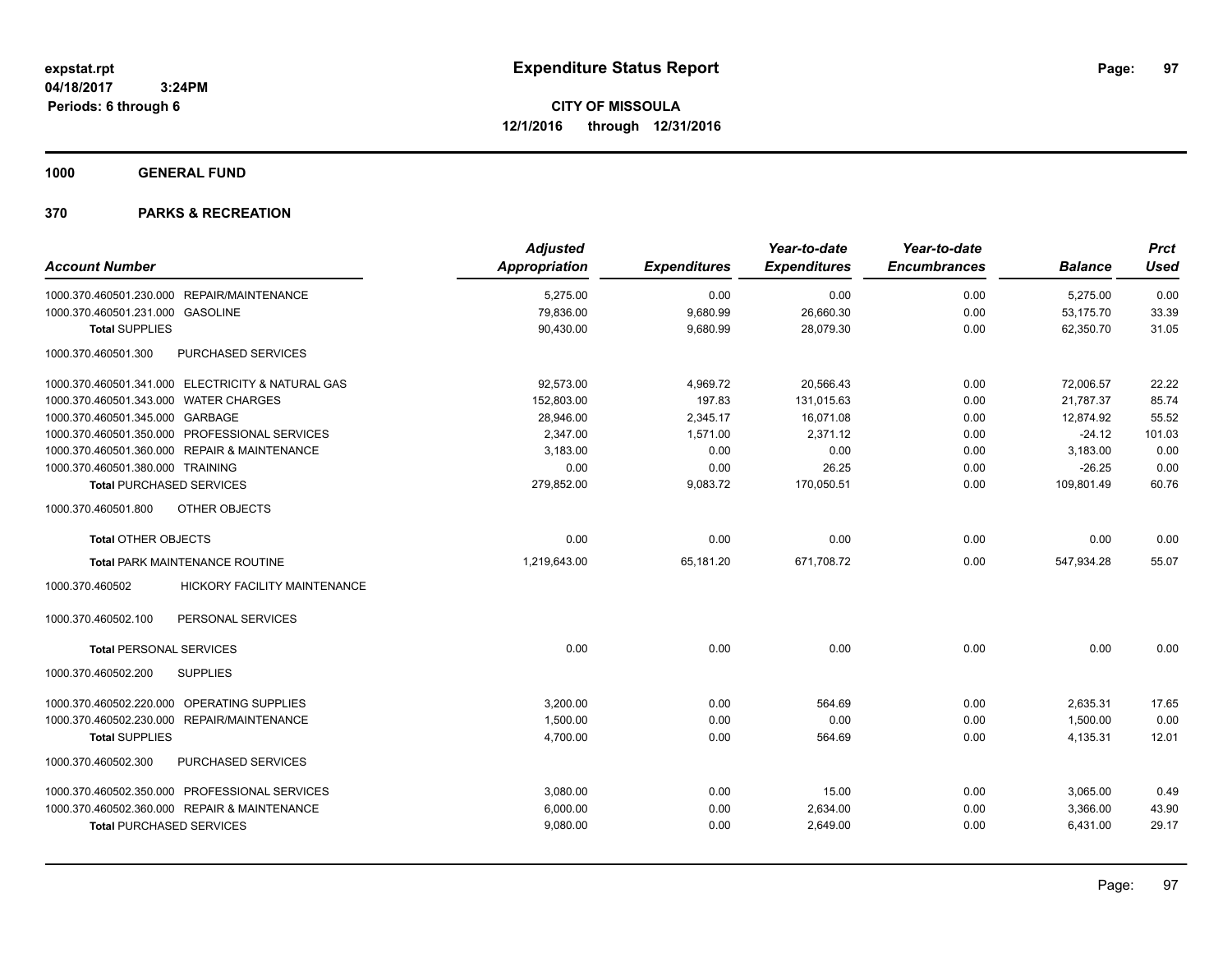**expstat.rpt**
**04/18/2017 3:24PM**
**Periods: 6 through 6**

# Expenditure Status Report

**CITY OF MISSOULA**
**12/1/2016 through 12/31/2016**

## 1000 GENERAL FUND

## 370 PARKS & RECREATION

| Account Number | Adjusted Appropriation | Expenditures | Year-to-date Expenditures | Year-to-date Encumbrances | Balance | Prct Used |
|---|---|---|---|---|---|---|
| 1000.370.460501.230.000 REPAIR/MAINTENANCE | 5,275.00 | 0.00 | 0.00 | 0.00 | 5,275.00 | 0.00 |
| 1000.370.460501.231.000 GASOLINE | 79,836.00 | 9,680.99 | 26,660.30 | 0.00 | 53,175.70 | 33.39 |
| **Total SUPPLIES** | 90,430.00 | 9,680.99 | 28,079.30 | 0.00 | 62,350.70 | 31.05 |
| 1000.370.460501.300 PURCHASED SERVICES | | | | | | |
| 1000.370.460501.341.000 ELECTRICITY & NATURAL GAS | 92,573.00 | 4,969.72 | 20,566.43 | 0.00 | 72,006.57 | 22.22 |
| 1000.370.460501.343.000 WATER CHARGES | 152,803.00 | 197.83 | 131,015.63 | 0.00 | 21,787.37 | 85.74 |
| 1000.370.460501.345.000 GARBAGE | 28,946.00 | 2,345.17 | 16,071.08 | 0.00 | 12,874.92 | 55.52 |
| 1000.370.460501.350.000 PROFESSIONAL SERVICES | 2,347.00 | 1,571.00 | 2,371.12 | 0.00 | -24.12 | 101.03 |
| 1000.370.460501.360.000 REPAIR & MAINTENANCE | 3,183.00 | 0.00 | 0.00 | 0.00 | 3,183.00 | 0.00 |
| 1000.370.460501.380.000 TRAINING | 0.00 | 0.00 | 26.25 | 0.00 | -26.25 | 0.00 |
| **Total PURCHASED SERVICES** | 279,852.00 | 9,083.72 | 170,050.51 | 0.00 | 109,801.49 | 60.76 |
| 1000.370.460501.800 OTHER OBJECTS | | | | | | |
| **Total OTHER OBJECTS** | 0.00 | 0.00 | 0.00 | 0.00 | 0.00 | 0.00 |
| **Total PARK MAINTENANCE ROUTINE** | 1,219,643.00 | 65,181.20 | 671,708.72 | 0.00 | 547,934.28 | 55.07 |
| 1000.370.460502 HICKORY FACILITY MAINTENANCE | | | | | | |
| 1000.370.460502.100 PERSONAL SERVICES | | | | | | |
| **Total PERSONAL SERVICES** | 0.00 | 0.00 | 0.00 | 0.00 | 0.00 | 0.00 |
| 1000.370.460502.200 SUPPLIES | | | | | | |
| 1000.370.460502.220.000 OPERATING SUPPLIES | 3,200.00 | 0.00 | 564.69 | 0.00 | 2,635.31 | 17.65 |
| 1000.370.460502.230.000 REPAIR/MAINTENANCE | 1,500.00 | 0.00 | 0.00 | 0.00 | 1,500.00 | 0.00 |
| **Total SUPPLIES** | 4,700.00 | 0.00 | 564.69 | 0.00 | 4,135.31 | 12.01 |
| 1000.370.460502.300 PURCHASED SERVICES | | | | | | |
| 1000.370.460502.350.000 PROFESSIONAL SERVICES | 3,080.00 | 0.00 | 15.00 | 0.00 | 3,065.00 | 0.49 |
| 1000.370.460502.360.000 REPAIR & MAINTENANCE | 6,000.00 | 0.00 | 2,634.00 | 0.00 | 3,366.00 | 43.90 |
| **Total PURCHASED SERVICES** | 9,080.00 | 0.00 | 2,649.00 | 0.00 | 6,431.00 | 29.17 |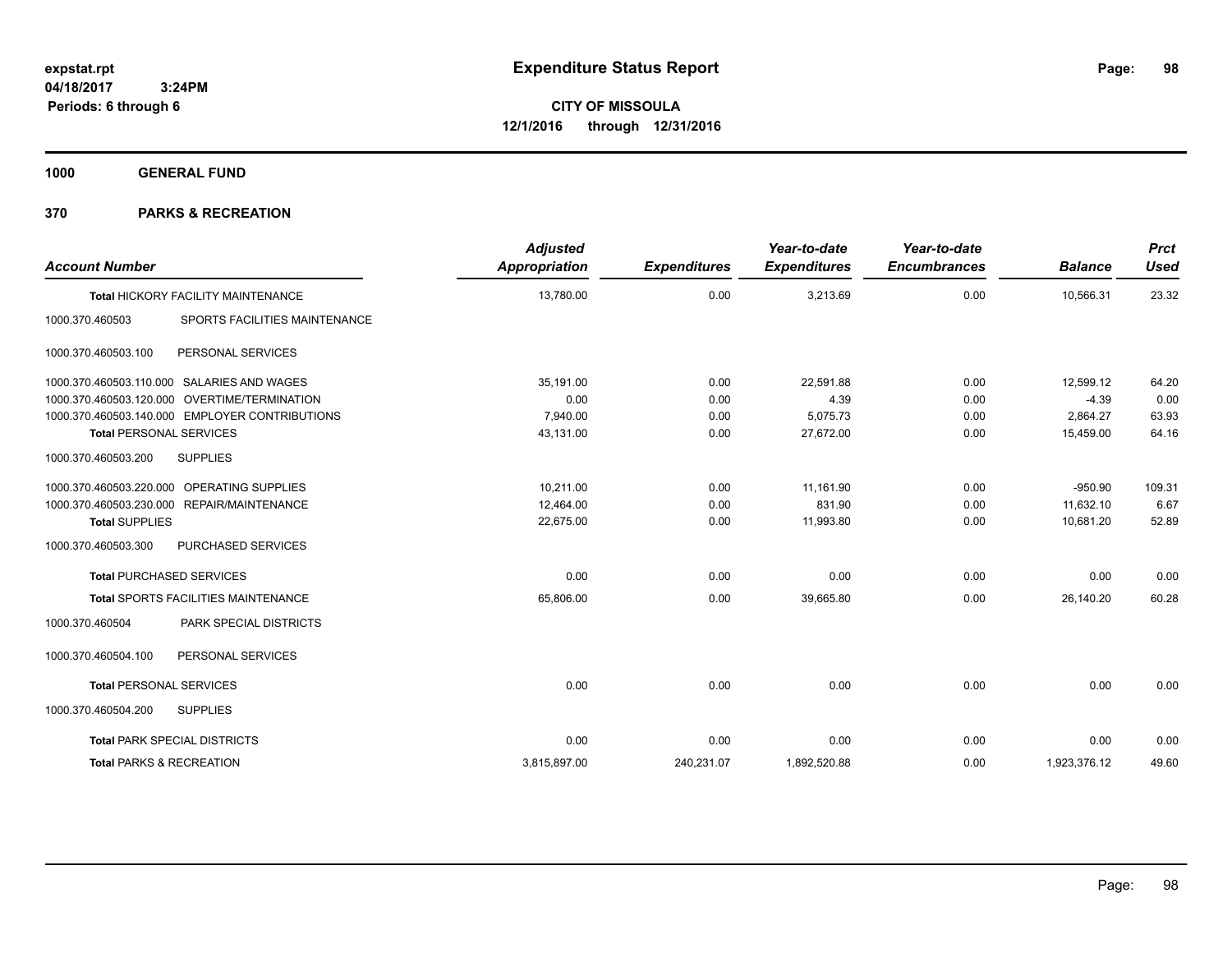# Expenditure Status Report

expstat.rpt
04/18/2017 3:24PM
Periods: 6 through 6

**CITY OF MISSOULA**
**12/1/2016 through 12/31/2016**

## 1000 GENERAL FUND

## 370 PARKS & RECREATION

| Account Number | | Adjusted Appropriation | Expenditures | Year-to-date Expenditures | Year-to-date Encumbrances | Balance | Prct Used |
|---|---|---|---|---|---|---|---|
| Total HICKORY FACILITY MAINTENANCE | | 13,780.00 | 0.00 | 3,213.69 | 0.00 | 10,566.31 | 23.32 |
| 1000.370.460503 | SPORTS FACILITIES MAINTENANCE | | | | | | |
| 1000.370.460503.100 | PERSONAL SERVICES | | | | | | |
| 1000.370.460503.110.000 | SALARIES AND WAGES | 35,191.00 | 0.00 | 22,591.88 | 0.00 | 12,599.12 | 64.20 |
| 1000.370.460503.120.000 | OVERTIME/TERMINATION | 0.00 | 0.00 | 4.39 | 0.00 | -4.39 | 0.00 |
| 1000.370.460503.140.000 | EMPLOYER CONTRIBUTIONS | 7,940.00 | 0.00 | 5,075.73 | 0.00 | 2,864.27 | 63.93 |
| Total PERSONAL SERVICES | | 43,131.00 | 0.00 | 27,672.00 | 0.00 | 15,459.00 | 64.16 |
| 1000.370.460503.200 | SUPPLIES | | | | | | |
| 1000.370.460503.220.000 | OPERATING SUPPLIES | 10,211.00 | 0.00 | 11,161.90 | 0.00 | -950.90 | 109.31 |
| 1000.370.460503.230.000 | REPAIR/MAINTENANCE | 12,464.00 | 0.00 | 831.90 | 0.00 | 11,632.10 | 6.67 |
| Total SUPPLIES | | 22,675.00 | 0.00 | 11,993.80 | 0.00 | 10,681.20 | 52.89 |
| 1000.370.460503.300 | PURCHASED SERVICES | | | | | | |
| Total PURCHASED SERVICES | | 0.00 | 0.00 | 0.00 | 0.00 | 0.00 | 0.00 |
| Total SPORTS FACILITIES MAINTENANCE | | 65,806.00 | 0.00 | 39,665.80 | 0.00 | 26,140.20 | 60.28 |
| 1000.370.460504 | PARK SPECIAL DISTRICTS | | | | | | |
| 1000.370.460504.100 | PERSONAL SERVICES | | | | | | |
| Total PERSONAL SERVICES | | 0.00 | 0.00 | 0.00 | 0.00 | 0.00 | 0.00 |
| 1000.370.460504.200 | SUPPLIES | | | | | | |
| Total PARK SPECIAL DISTRICTS | | 0.00 | 0.00 | 0.00 | 0.00 | 0.00 | 0.00 |
| Total PARKS & RECREATION | | 3,815,897.00 | 240,231.07 | 1,892,520.88 | 0.00 | 1,923,376.12 | 49.60 |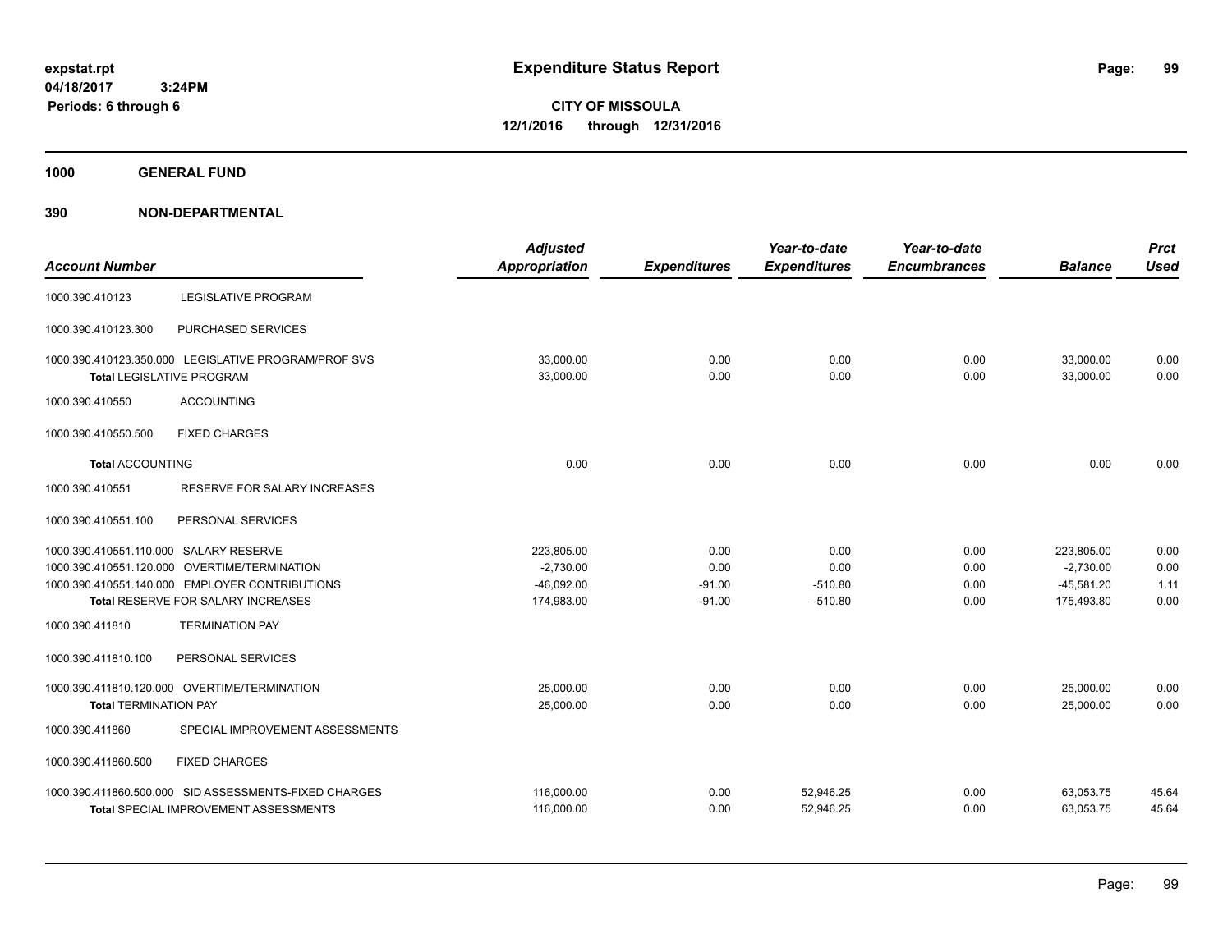# Expenditure Status Report

**CITY OF MISSOULA**
**12/1/2016 through 12/31/2016**

expstat.rpt
04/18/2017 3:24PM
Periods: 6 through 6

**1000 GENERAL FUND**

**390 NON-DEPARTMENTAL**

| Account Number | | Adjusted Appropriation | Expenditures | Year-to-date Expenditures | Year-to-date Encumbrances | Balance | Prct Used |
|---|---|---|---|---|---|---|---|
| 1000.390.410123 | LEGISLATIVE PROGRAM | | | | | | |
| 1000.390.410123.300 | PURCHASED SERVICES | | | | | | |
| 1000.390.410123.350.000 | LEGISLATIVE PROGRAM/PROF SVS | 33,000.00 | 0.00 | 0.00 | 0.00 | 33,000.00 | 0.00 |
| **Total** LEGISLATIVE PROGRAM | | 33,000.00 | 0.00 | 0.00 | 0.00 | 33,000.00 | 0.00 |
| 1000.390.410550 | ACCOUNTING | | | | | | |
| 1000.390.410550.500 | FIXED CHARGES | | | | | | |
| **Total** ACCOUNTING | | 0.00 | 0.00 | 0.00 | 0.00 | 0.00 | 0.00 |
| 1000.390.410551 | RESERVE FOR SALARY INCREASES | | | | | | |
| 1000.390.410551.100 | PERSONAL SERVICES | | | | | | |
| 1000.390.410551.110.000 | SALARY RESERVE | 223,805.00 | 0.00 | 0.00 | 0.00 | 223,805.00 | 0.00 |
| 1000.390.410551.120.000 | OVERTIME/TERMINATION | -2,730.00 | 0.00 | 0.00 | 0.00 | -2,730.00 | 0.00 |
| 1000.390.410551.140.000 | EMPLOYER CONTRIBUTIONS | -46,092.00 | -91.00 | -510.80 | 0.00 | -45,581.20 | 1.11 |
| **Total** RESERVE FOR SALARY INCREASES | | 174,983.00 | -91.00 | -510.80 | 0.00 | 175,493.80 | 0.00 |
| 1000.390.411810 | TERMINATION PAY | | | | | | |
| 1000.390.411810.100 | PERSONAL SERVICES | | | | | | |
| 1000.390.411810.120.000 | OVERTIME/TERMINATION | 25,000.00 | 0.00 | 0.00 | 0.00 | 25,000.00 | 0.00 |
| **Total** TERMINATION PAY | | 25,000.00 | 0.00 | 0.00 | 0.00 | 25,000.00 | 0.00 |
| 1000.390.411860 | SPECIAL IMPROVEMENT ASSESSMENTS | | | | | | |
| 1000.390.411860.500 | FIXED CHARGES | | | | | | |
| 1000.390.411860.500.000 | SID ASSESSMENTS-FIXED CHARGES | 116,000.00 | 0.00 | 52,946.25 | 0.00 | 63,053.75 | 45.64 |
| **Total** SPECIAL IMPROVEMENT ASSESSMENTS | | 116,000.00 | 0.00 | 52,946.25 | 0.00 | 63,053.75 | 45.64 |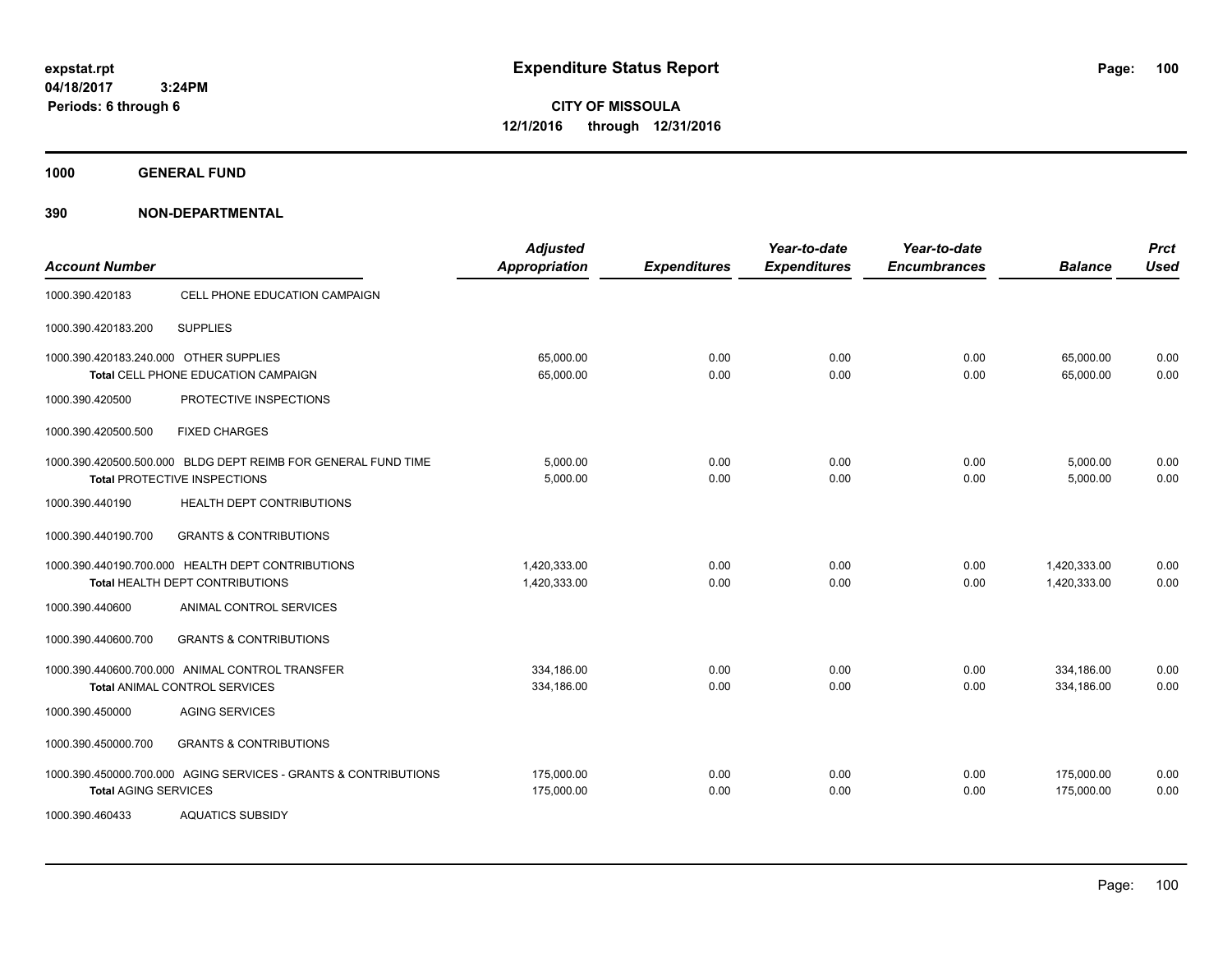# Expenditure Status Report

**expstat.rpt**
**04/18/2017 3:24PM**
**Periods: 6 through 6**

**CITY OF MISSOULA**
**12/1/2016 through 12/31/2016**

**1000 GENERAL FUND**

**390 NON-DEPARTMENTAL**

| Account Number | | Adjusted Appropriation | Expenditures | Year-to-date Expenditures | Year-to-date Encumbrances | Balance | Prct Used |
|---|---|---|---|---|---|---|---|
| 1000.390.420183 | CELL PHONE EDUCATION CAMPAIGN | | | | | | |
| 1000.390.420183.200 | SUPPLIES | | | | | | |
| 1000.390.420183.240.000 | OTHER SUPPLIES | 65,000.00 | 0.00 | 0.00 | 0.00 | 65,000.00 | 0.00 |
| | Total CELL PHONE EDUCATION CAMPAIGN | 65,000.00 | 0.00 | 0.00 | 0.00 | 65,000.00 | 0.00 |
| 1000.390.420500 | PROTECTIVE INSPECTIONS | | | | | | |
| 1000.390.420500.500 | FIXED CHARGES | | | | | | |
| 1000.390.420500.500.000 | BLDG DEPT REIMB FOR GENERAL FUND TIME | 5,000.00 | 0.00 | 0.00 | 0.00 | 5,000.00 | 0.00 |
| | **Total** PROTECTIVE INSPECTIONS | 5,000.00 | 0.00 | 0.00 | 0.00 | 5,000.00 | 0.00 |
| 1000.390.440190 | HEALTH DEPT CONTRIBUTIONS | | | | | | |
| 1000.390.440190.700 | GRANTS & CONTRIBUTIONS | | | | | | |
| 1000.390.440190.700.000 | HEALTH DEPT CONTRIBUTIONS | 1,420,333.00 | 0.00 | 0.00 | 0.00 | 1,420,333.00 | 0.00 |
| | **Total** HEALTH DEPT CONTRIBUTIONS | 1,420,333.00 | 0.00 | 0.00 | 0.00 | 1,420,333.00 | 0.00 |
| 1000.390.440600 | ANIMAL CONTROL SERVICES | | | | | | |
| 1000.390.440600.700 | GRANTS & CONTRIBUTIONS | | | | | | |
| 1000.390.440600.700.000 | ANIMAL CONTROL TRANSFER | 334,186.00 | 0.00 | 0.00 | 0.00 | 334,186.00 | 0.00 |
| | **Total** ANIMAL CONTROL SERVICES | 334,186.00 | 0.00 | 0.00 | 0.00 | 334,186.00 | 0.00 |
| 1000.390.450000 | AGING SERVICES | | | | | | |
| 1000.390.450000.700 | GRANTS & CONTRIBUTIONS | | | | | | |
| 1000.390.450000.700.000 | AGING SERVICES - GRANTS & CONTRIBUTIONS | 175,000.00 | 0.00 | 0.00 | 0.00 | 175,000.00 | 0.00 |
| **Total** AGING SERVICES | | 175,000.00 | 0.00 | 0.00 | 0.00 | 175,000.00 | 0.00 |
| 1000.390.460433 | AQUATICS SUBSIDY | | | | | | |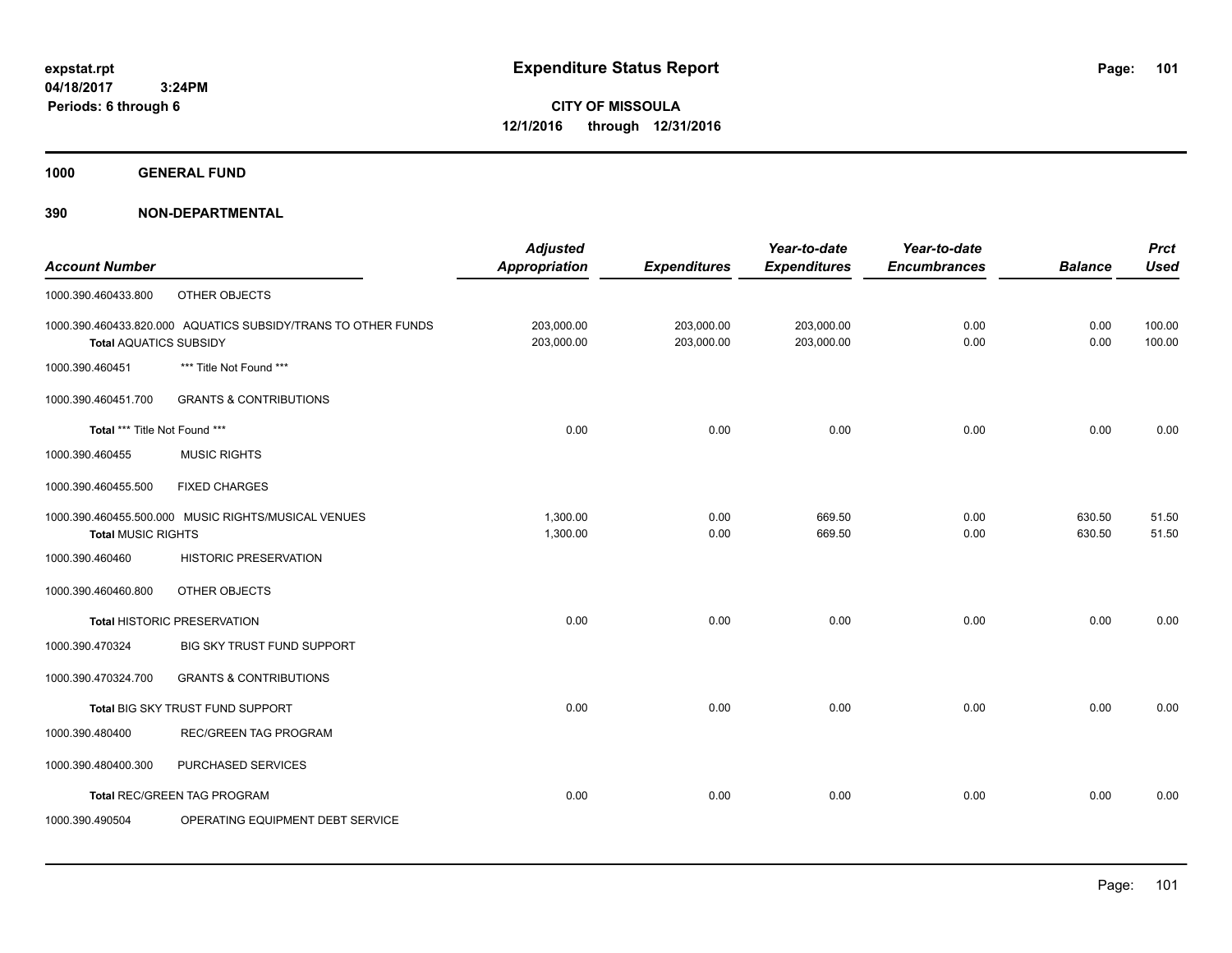# Expenditure Status Report

expstat.rpt
04/18/2017 3:24PM
Periods: 6 through 6

**CITY OF MISSOULA**
**12/1/2016 through 12/31/2016**

## 1000 GENERAL FUND

## 390 NON-DEPARTMENTAL

| Account Number | | Adjusted Appropriation | Expenditures | Year-to-date Expenditures | Year-to-date Encumbrances | Balance | Prct Used |
|---|---|---|---|---|---|---|---|
| 1000.390.460433.800 | OTHER OBJECTS | | | | | | |
| 1000.390.460433.820.000 | AQUATICS SUBSIDY/TRANS TO OTHER FUNDS | 203,000.00 | 203,000.00 | 203,000.00 | 0.00 | 0.00 | 100.00 |
| **Total** AQUATICS SUBSIDY | | 203,000.00 | 203,000.00 | 203,000.00 | 0.00 | 0.00 | 100.00 |
| 1000.390.460451 | *** Title Not Found *** | | | | | | |
| 1000.390.460451.700 | GRANTS & CONTRIBUTIONS | | | | | | |
| **Total** *** Title Not Found *** | | 0.00 | 0.00 | 0.00 | 0.00 | 0.00 | 0.00 |
| 1000.390.460455 | MUSIC RIGHTS | | | | | | |
| 1000.390.460455.500 | FIXED CHARGES | | | | | | |
| 1000.390.460455.500.000 | MUSIC RIGHTS/MUSICAL VENUES | 1,300.00 | 0.00 | 669.50 | 0.00 | 630.50 | 51.50 |
| **Total** MUSIC RIGHTS | | 1,300.00 | 0.00 | 669.50 | 0.00 | 630.50 | 51.50 |
| 1000.390.460460 | HISTORIC PRESERVATION | | | | | | |
| 1000.390.460460.800 | OTHER OBJECTS | | | | | | |
| **Total** HISTORIC PRESERVATION | | 0.00 | 0.00 | 0.00 | 0.00 | 0.00 | 0.00 |
| 1000.390.470324 | BIG SKY TRUST FUND SUPPORT | | | | | | |
| 1000.390.470324.700 | GRANTS & CONTRIBUTIONS | | | | | | |
| **Total** BIG SKY TRUST FUND SUPPORT | | 0.00 | 0.00 | 0.00 | 0.00 | 0.00 | 0.00 |
| 1000.390.480400 | REC/GREEN TAG PROGRAM | | | | | | |
| 1000.390.480400.300 | PURCHASED SERVICES | | | | | | |
| **Total** REC/GREEN TAG PROGRAM | | 0.00 | 0.00 | 0.00 | 0.00 | 0.00 | 0.00 |
| 1000.390.490504 | OPERATING EQUIPMENT DEBT SERVICE | | | | | | |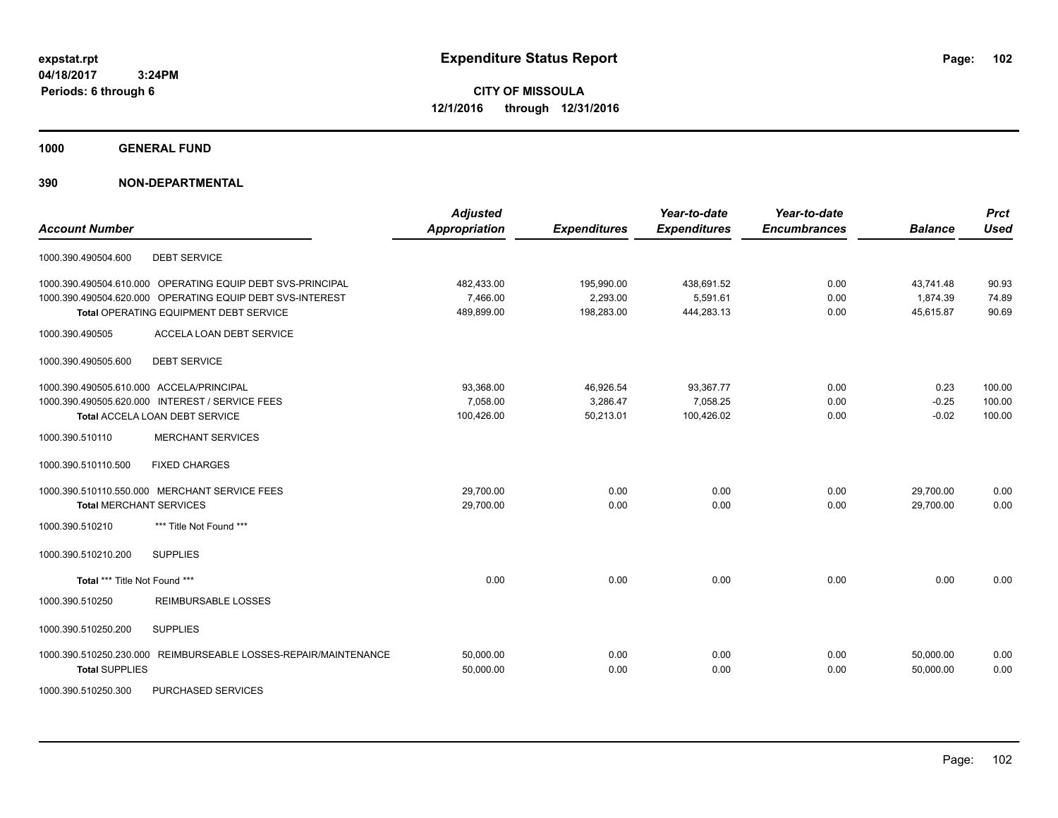**expstat.rpt**
**04/18/2017 3:24PM**
**Periods: 6 through 6**

# Expenditure Status Report

**CITY OF MISSOULA**
**12/1/2016 through 12/31/2016**

## 1000 GENERAL FUND

## 390 NON-DEPARTMENTAL

| Account Number | | Adjusted Appropriation | Expenditures | Year-to-date Expenditures | Year-to-date Encumbrances | Balance | Prct Used |
|---|---|---|---|---|---|---|---|
| 1000.390.490504.600 | DEBT SERVICE | | | | | | |
| 1000.390.490504.610.000 | OPERATING EQUIP DEBT SVS-PRINCIPAL | 482,433.00 | 195,990.00 | 438,691.52 | 0.00 | 43,741.48 | 90.93 |
| 1000.390.490504.620.000 | OPERATING EQUIP DEBT SVS-INTEREST | 7,466.00 | 2,293.00 | 5,591.61 | 0.00 | 1,874.39 | 74.89 |
| **Total** OPERATING EQUIPMENT DEBT SERVICE | | 489,899.00 | 198,283.00 | 444,283.13 | 0.00 | 45,615.87 | 90.69 |
| 1000.390.490505 | ACCELA LOAN DEBT SERVICE | | | | | | |
| 1000.390.490505.600 | DEBT SERVICE | | | | | | |
| 1000.390.490505.610.000 | ACCELA/PRINCIPAL | 93,368.00 | 46,926.54 | 93,367.77 | 0.00 | 0.23 | 100.00 |
| 1000.390.490505.620.000 | INTEREST / SERVICE FEES | 7,058.00 | 3,286.47 | 7,058.25 | 0.00 | -0.25 | 100.00 |
| **Total** ACCELA LOAN DEBT SERVICE | | 100,426.00 | 50,213.01 | 100,426.02 | 0.00 | -0.02 | 100.00 |
| 1000.390.510110 | MERCHANT SERVICES | | | | | | |
| 1000.390.510110.500 | FIXED CHARGES | | | | | | |
| 1000.390.510110.550.000 | MERCHANT SERVICE FEES | 29,700.00 | 0.00 | 0.00 | 0.00 | 29,700.00 | 0.00 |
| **Total** MERCHANT SERVICES | | 29,700.00 | 0.00 | 0.00 | 0.00 | 29,700.00 | 0.00 |
| 1000.390.510210 | *** Title Not Found *** | | | | | | |
| 1000.390.510210.200 | SUPPLIES | | | | | | |
| **Total** *** Title Not Found *** | | 0.00 | 0.00 | 0.00 | 0.00 | 0.00 | 0.00 |
| 1000.390.510250 | REIMBURSABLE LOSSES | | | | | | |
| 1000.390.510250.200 | SUPPLIES | | | | | | |
| 1000.390.510250.230.000 | REIMBURSEABLE LOSSES-REPAIR/MAINTENANCE | 50,000.00 | 0.00 | 0.00 | 0.00 | 50,000.00 | 0.00 |
| **Total** SUPPLIES | | 50,000.00 | 0.00 | 0.00 | 0.00 | 50,000.00 | 0.00 |
| 1000.390.510250.300 | PURCHASED SERVICES | | | | | | |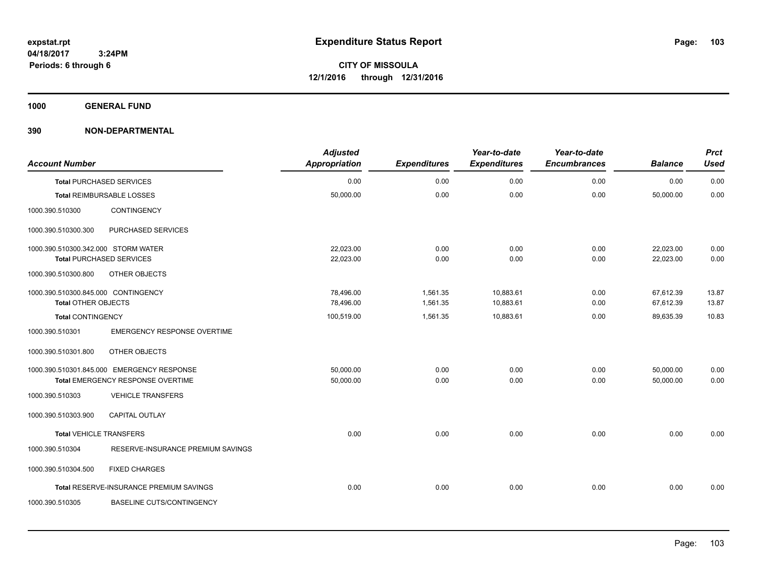**expstat.rpt**
**04/18/2017 3:24PM**
**Periods: 6 through 6**

# Expenditure Status Report

**CITY OF MISSOULA**
**12/1/2016 through 12/31/2016**

## 1000 GENERAL FUND

## 390 NON-DEPARTMENTAL

| Account Number | | Adjusted Appropriation | Expenditures | Year-to-date Expenditures | Year-to-date Encumbrances | Balance | Prct Used |
|---|---|---|---|---|---|---|---|
| **Total** PURCHASED SERVICES | | 0.00 | 0.00 | 0.00 | 0.00 | 0.00 | 0.00 |
| **Total** REIMBURSABLE LOSSES | | 50,000.00 | 0.00 | 0.00 | 0.00 | 50,000.00 | 0.00 |
| 1000.390.510300 | CONTINGENCY | | | | | | |
| 1000.390.510300.300 | PURCHASED SERVICES | | | | | | |
| 1000.390.510300.342.000 | STORM WATER | 22,023.00 | 0.00 | 0.00 | 0.00 | 22,023.00 | 0.00 |
| **Total** PURCHASED SERVICES | | 22,023.00 | 0.00 | 0.00 | 0.00 | 22,023.00 | 0.00 |
| 1000.390.510300.800 | OTHER OBJECTS | | | | | | |
| 1000.390.510300.845.000 | CONTINGENCY | 78,496.00 | 1,561.35 | 10,883.61 | 0.00 | 67,612.39 | 13.87 |
| **Total** OTHER OBJECTS | | 78,496.00 | 1,561.35 | 10,883.61 | 0.00 | 67,612.39 | 13.87 |
| **Total** CONTINGENCY | | 100,519.00 | 1,561.35 | 10,883.61 | 0.00 | 89,635.39 | 10.83 |
| 1000.390.510301 | EMERGENCY RESPONSE OVERTIME | | | | | | |
| 1000.390.510301.800 | OTHER OBJECTS | | | | | | |
| 1000.390.510301.845.000 | EMERGENCY RESPONSE | 50,000.00 | 0.00 | 0.00 | 0.00 | 50,000.00 | 0.00 |
| **Total** EMERGENCY RESPONSE OVERTIME | | 50,000.00 | 0.00 | 0.00 | 0.00 | 50,000.00 | 0.00 |
| 1000.390.510303 | VEHICLE TRANSFERS | | | | | | |
| 1000.390.510303.900 | CAPITAL OUTLAY | | | | | | |
| **Total** VEHICLE TRANSFERS | | 0.00 | 0.00 | 0.00 | 0.00 | 0.00 | 0.00 |
| 1000.390.510304 | RESERVE-INSURANCE PREMIUM SAVINGS | | | | | | |
| 1000.390.510304.500 | FIXED CHARGES | | | | | | |
| **Total** RESERVE-INSURANCE PREMIUM SAVINGS | | 0.00 | 0.00 | 0.00 | 0.00 | 0.00 | 0.00 |
| 1000.390.510305 | BASELINE CUTS/CONTINGENCY | | | | | | |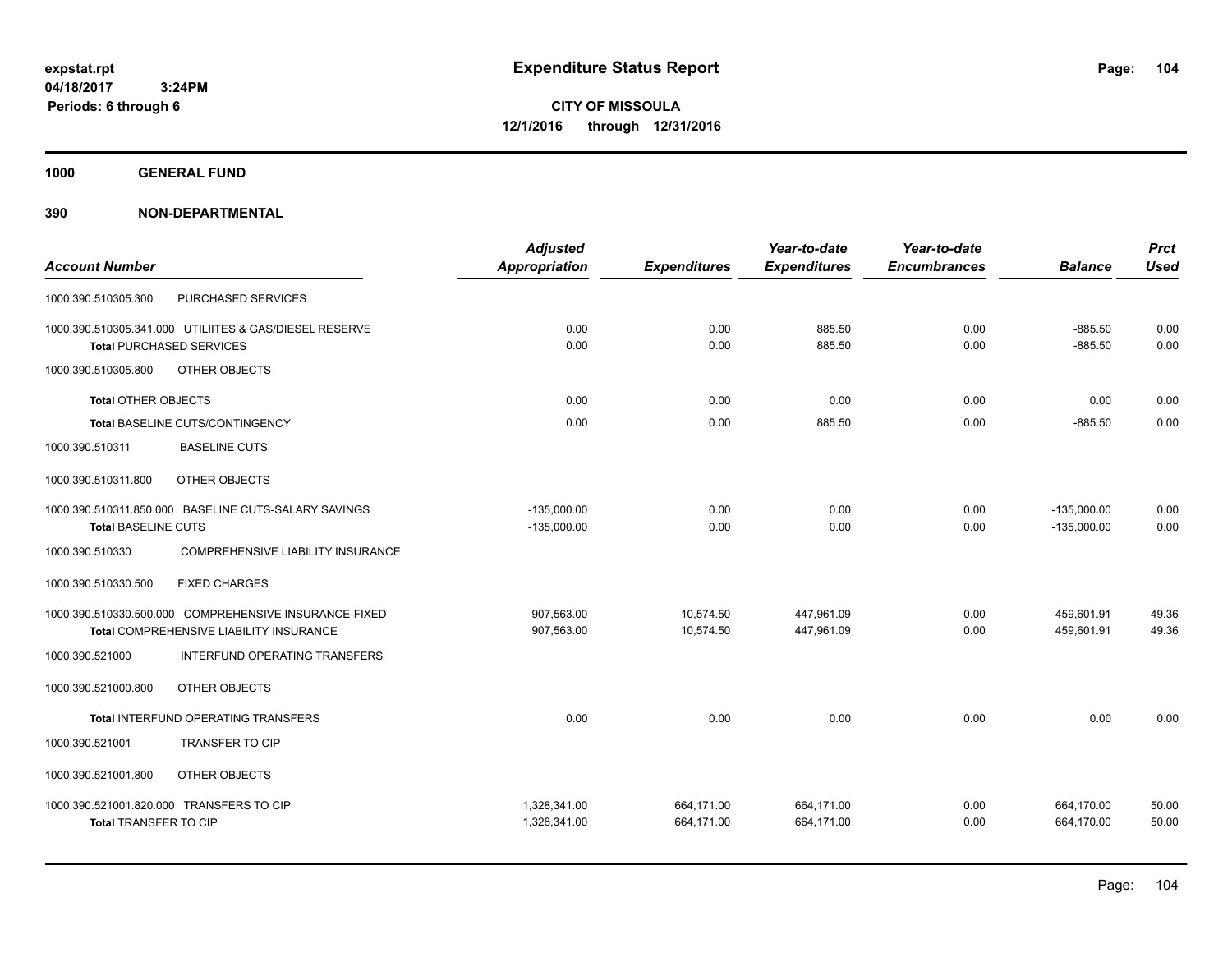# Expenditure Status Report

expstat.rpt
04/18/2017 3:24PM
Periods: 6 through 6

**CITY OF MISSOULA**
**12/1/2016 through 12/31/2016**

**1000 GENERAL FUND**

**390 NON-DEPARTMENTAL**

| Account Number | Adjusted Appropriation | Expenditures | Year-to-date Expenditures | Year-to-date Encumbrances | Balance | Prct Used |
|---|---|---|---|---|---|---|
| 1000.390.510305.300 PURCHASED SERVICES | | | | | | |
| 1000.390.510305.341.000 UTILIITES & GAS/DIESEL RESERVE | 0.00 | 0.00 | 885.50 | 0.00 | -885.50 | 0.00 |
| **Total** PURCHASED SERVICES | 0.00 | 0.00 | 885.50 | 0.00 | -885.50 | 0.00 |
| 1000.390.510305.800 OTHER OBJECTS | | | | | | |
| **Total** OTHER OBJECTS | 0.00 | 0.00 | 0.00 | 0.00 | 0.00 | 0.00 |
| **Total** BASELINE CUTS/CONTINGENCY | 0.00 | 0.00 | 885.50 | 0.00 | -885.50 | 0.00 |
| 1000.390.510311 BASELINE CUTS | | | | | | |
| 1000.390.510311.800 OTHER OBJECTS | | | | | | |
| 1000.390.510311.850.000 BASELINE CUTS-SALARY SAVINGS | -135,000.00 | 0.00 | 0.00 | 0.00 | -135,000.00 | 0.00 |
| **Total** BASELINE CUTS | -135,000.00 | 0.00 | 0.00 | 0.00 | -135,000.00 | 0.00 |
| 1000.390.510330 COMPREHENSIVE LIABILITY INSURANCE | | | | | | |
| 1000.390.510330.500 FIXED CHARGES | | | | | | |
| 1000.390.510330.500.000 COMPREHENSIVE INSURANCE-FIXED | 907,563.00 | 10,574.50 | 447,961.09 | 0.00 | 459,601.91 | 49.36 |
| **Total** COMPREHENSIVE LIABILITY INSURANCE | 907,563.00 | 10,574.50 | 447,961.09 | 0.00 | 459,601.91 | 49.36 |
| 1000.390.521000 INTERFUND OPERATING TRANSFERS | | | | | | |
| 1000.390.521000.800 OTHER OBJECTS | | | | | | |
| **Total** INTERFUND OPERATING TRANSFERS | 0.00 | 0.00 | 0.00 | 0.00 | 0.00 | 0.00 |
| 1000.390.521001 TRANSFER TO CIP | | | | | | |
| 1000.390.521001.800 OTHER OBJECTS | | | | | | |
| 1000.390.521001.820.000 TRANSFERS TO CIP | 1,328,341.00 | 664,171.00 | 664,171.00 | 0.00 | 664,170.00 | 50.00 |
| **Total** TRANSFER TO CIP | 1,328,341.00 | 664,171.00 | 664,171.00 | 0.00 | 664,170.00 | 50.00 |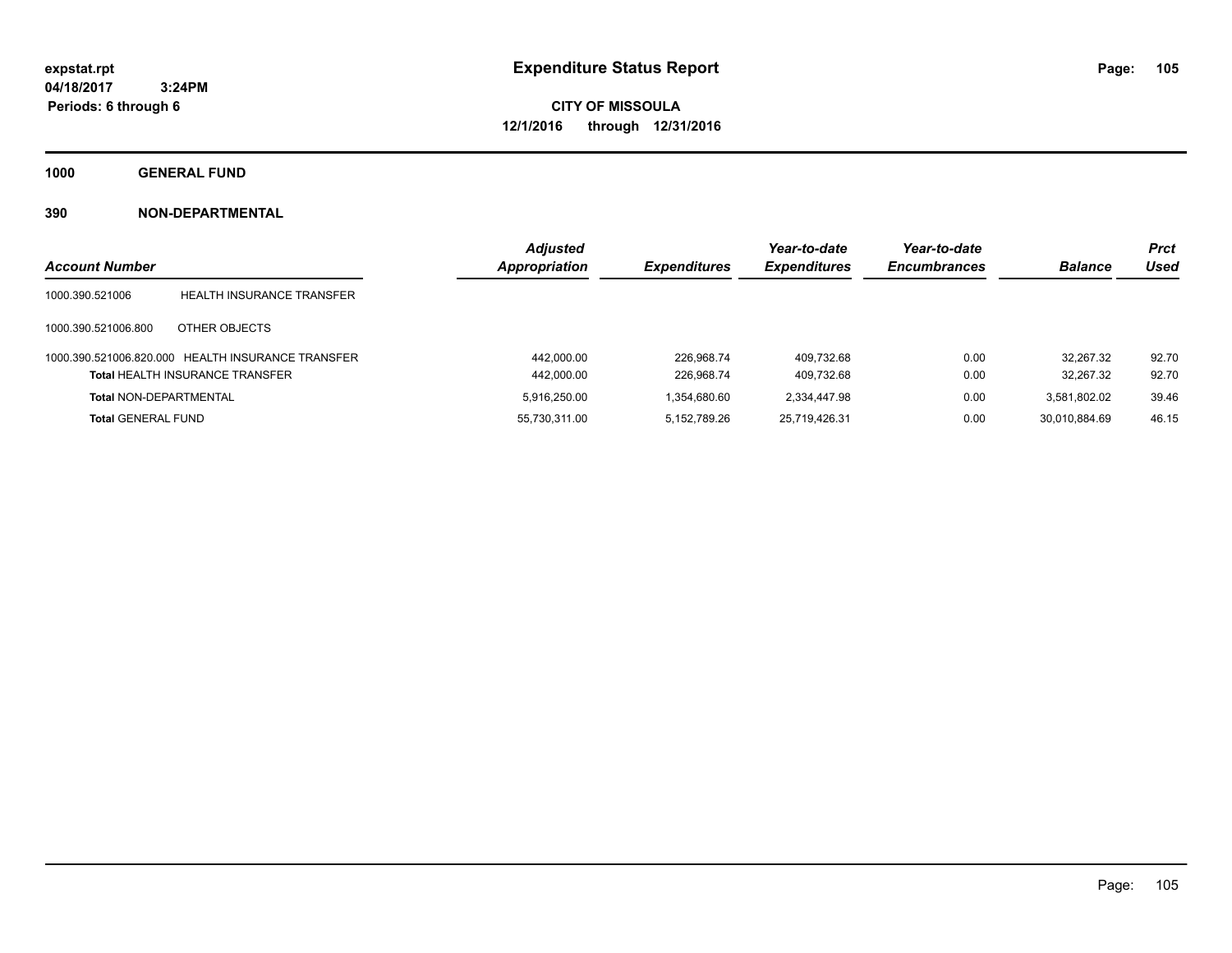# Expenditure Status Report

expstat.rpt
04/18/2017 3:24PM
Periods: 6 through 6

**CITY OF MISSOULA**
**12/1/2016 through 12/31/2016**

## 1000 GENERAL FUND

### 390 NON-DEPARTMENTAL

| Account Number | | Adjusted Appropriation | Expenditures | Year-to-date Expenditures | Year-to-date Encumbrances | Balance | Prct Used |
|---|---|---|---|---|---|---|---|
| 1000.390.521006 | HEALTH INSURANCE TRANSFER | | | | | | |
| 1000.390.521006.800 | OTHER OBJECTS | | | | | | |
| 1000.390.521006.820.000 | HEALTH INSURANCE TRANSFER | 442,000.00 | 226,968.74 | 409,732.68 | 0.00 | 32,267.32 | 92.70 |
| **Total** HEALTH INSURANCE TRANSFER | | 442,000.00 | 226,968.74 | 409,732.68 | 0.00 | 32,267.32 | 92.70 |
| **Total** NON-DEPARTMENTAL | | 5,916,250.00 | 1,354,680.60 | 2,334,447.98 | 0.00 | 3,581,802.02 | 39.46 |
| **Total** GENERAL FUND | | 55,730,311.00 | 5,152,789.26 | 25,719,426.31 | 0.00 | 30,010,884.69 | 46.15 |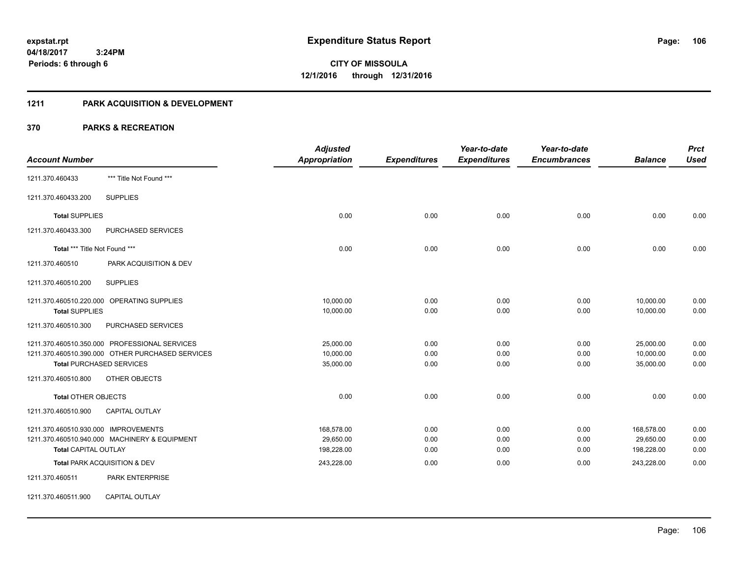**expstat.rpt**
**04/18/2017 3:24PM**
**Periods: 6 through 6**

# Expenditure Status Report

**CITY OF MISSOULA**
**12/1/2016 through 12/31/2016**

## 1211 PARK ACQUISITION & DEVELOPMENT

## 370 PARKS & RECREATION

| Account Number | | Adjusted Appropriation | Expenditures | Year-to-date Expenditures | Year-to-date Encumbrances | Balance | Prct Used |
|---|---|---|---|---|---|---|---|
| 1211.370.460433 | *** Title Not Found *** | | | | | | |
| 1211.370.460433.200 | SUPPLIES | | | | | | |
| **Total** SUPPLIES | | 0.00 | 0.00 | 0.00 | 0.00 | 0.00 | 0.00 |
| 1211.370.460433.300 | PURCHASED SERVICES | | | | | | |
| **Total** *** Title Not Found *** | | 0.00 | 0.00 | 0.00 | 0.00 | 0.00 | 0.00 |
| 1211.370.460510 | PARK ACQUISITION & DEV | | | | | | |
| 1211.370.460510.200 | SUPPLIES | | | | | | |
| 1211.370.460510.220.000 | OPERATING SUPPLIES | 10,000.00 | 0.00 | 0.00 | 0.00 | 10,000.00 | 0.00 |
| **Total** SUPPLIES | | 10,000.00 | 0.00 | 0.00 | 0.00 | 10,000.00 | 0.00 |
| 1211.370.460510.300 | PURCHASED SERVICES | | | | | | |
| 1211.370.460510.350.000 | PROFESSIONAL SERVICES | 25,000.00 | 0.00 | 0.00 | 0.00 | 25,000.00 | 0.00 |
| 1211.370.460510.390.000 | OTHER PURCHASED SERVICES | 10,000.00 | 0.00 | 0.00 | 0.00 | 10,000.00 | 0.00 |
| **Total** PURCHASED SERVICES | | 35,000.00 | 0.00 | 0.00 | 0.00 | 35,000.00 | 0.00 |
| 1211.370.460510.800 | OTHER OBJECTS | | | | | | |
| **Total** OTHER OBJECTS | | 0.00 | 0.00 | 0.00 | 0.00 | 0.00 | 0.00 |
| 1211.370.460510.900 | CAPITAL OUTLAY | | | | | | |
| 1211.370.460510.930.000 | IMPROVEMENTS | 168,578.00 | 0.00 | 0.00 | 0.00 | 168,578.00 | 0.00 |
| 1211.370.460510.940.000 | MACHINERY & EQUIPMENT | 29,650.00 | 0.00 | 0.00 | 0.00 | 29,650.00 | 0.00 |
| **Total** CAPITAL OUTLAY | | 198,228.00 | 0.00 | 0.00 | 0.00 | 198,228.00 | 0.00 |
| **Total** PARK ACQUISITION & DEV | | 243,228.00 | 0.00 | 0.00 | 0.00 | 243,228.00 | 0.00 |
| 1211.370.460511 | PARK ENTERPRISE | | | | | | |
| 1211.370.460511.900 | CAPITAL OUTLAY | | | | | | |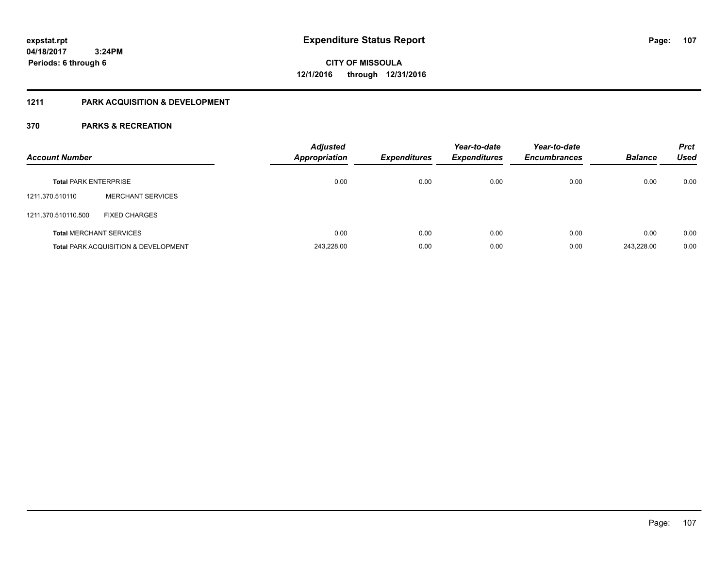# Expenditure Status Report

expstat.rpt
04/18/2017 3:24PM
Periods: 6 through 6

**CITY OF MISSOULA**
**12/1/2016 through 12/31/2016**

## 1211 PARK ACQUISITION & DEVELOPMENT

### 370 PARKS & RECREATION

| Account Number | | Adjusted Appropriation | Expenditures | Year-to-date Expenditures | Year-to-date Encumbrances | Balance | Prct Used |
|---|---|---|---|---|---|---|---|
| **Total** PARK ENTERPRISE | | 0.00 | 0.00 | 0.00 | 0.00 | 0.00 | 0.00 |
| 1211.370.510110 | MERCHANT SERVICES | | | | | | |
| 1211.370.510110.500 | FIXED CHARGES | | | | | | |
| **Total** MERCHANT SERVICES | | 0.00 | 0.00 | 0.00 | 0.00 | 0.00 | 0.00 |
| **Total** PARK ACQUISITION & DEVELOPMENT | | 243,228.00 | 0.00 | 0.00 | 0.00 | 243,228.00 | 0.00 |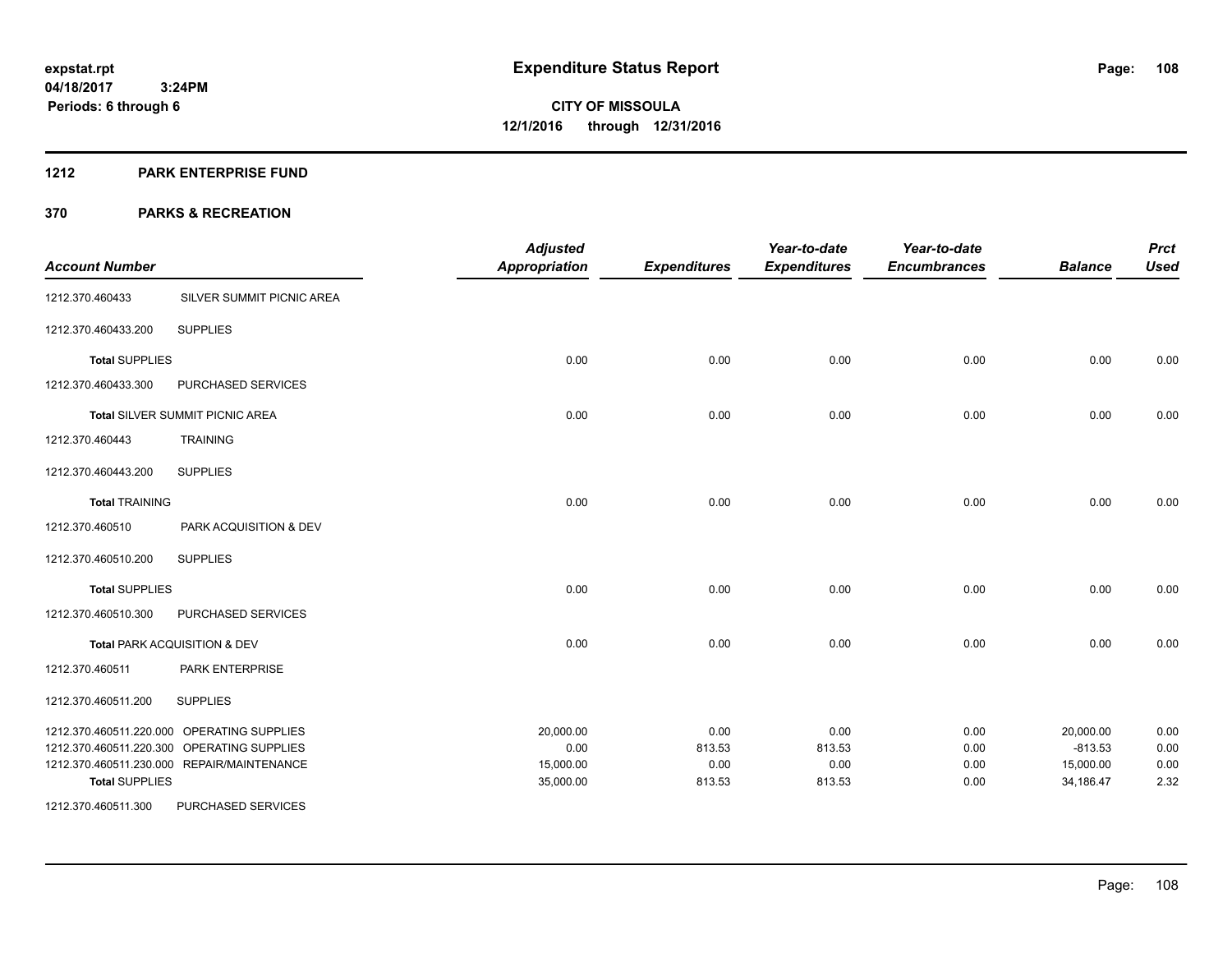expstat.rpt
04/18/2017 3:24PM
Periods: 6 through 6

# Expenditure Status Report

**CITY OF MISSOULA**
**12/1/2016 through 12/31/2016**

## 1212 PARK ENTERPRISE FUND

## 370 PARKS & RECREATION

| Account Number | | Adjusted Appropriation | Expenditures | Year-to-date Expenditures | Year-to-date Encumbrances | Balance | Prct Used |
|---|---|---|---|---|---|---|---|
| 1212.370.460433 | SILVER SUMMIT PICNIC AREA | | | | | | |
| 1212.370.460433.200 | SUPPLIES | | | | | | |
| **Total** SUPPLIES | | 0.00 | 0.00 | 0.00 | 0.00 | 0.00 | 0.00 |
| 1212.370.460433.300 | PURCHASED SERVICES | | | | | | |
| **Total** SILVER SUMMIT PICNIC AREA | | 0.00 | 0.00 | 0.00 | 0.00 | 0.00 | 0.00 |
| 1212.370.460443 | TRAINING | | | | | | |
| 1212.370.460443.200 | SUPPLIES | | | | | | |
| **Total** TRAINING | | 0.00 | 0.00 | 0.00 | 0.00 | 0.00 | 0.00 |
| 1212.370.460510 | PARK ACQUISITION & DEV | | | | | | |
| 1212.370.460510.200 | SUPPLIES | | | | | | |
| **Total** SUPPLIES | | 0.00 | 0.00 | 0.00 | 0.00 | 0.00 | 0.00 |
| 1212.370.460510.300 | PURCHASED SERVICES | | | | | | |
| **Total** PARK ACQUISITION & DEV | | 0.00 | 0.00 | 0.00 | 0.00 | 0.00 | 0.00 |
| 1212.370.460511 | PARK ENTERPRISE | | | | | | |
| 1212.370.460511.200 | SUPPLIES | | | | | | |
| 1212.370.460511.220.000 | OPERATING SUPPLIES | 20,000.00 | 0.00 | 0.00 | 0.00 | 20,000.00 | 0.00 |
| 1212.370.460511.220.300 | OPERATING SUPPLIES | 0.00 | 813.53 | 813.53 | 0.00 | -813.53 | 0.00 |
| 1212.370.460511.230.000 | REPAIR/MAINTENANCE | 15,000.00 | 0.00 | 0.00 | 0.00 | 15,000.00 | 0.00 |
| **Total** SUPPLIES | | 35,000.00 | 813.53 | 813.53 | 0.00 | 34,186.47 | 2.32 |
| 1212.370.460511.300 | PURCHASED SERVICES | | | | | | |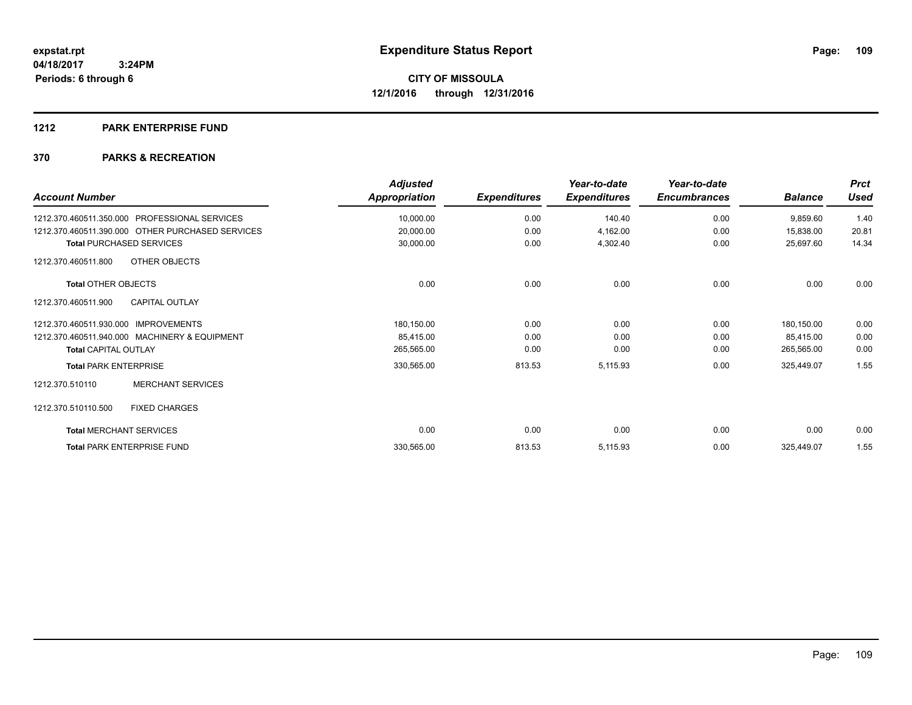**expstat.rpt**
**04/18/2017 3:24PM**
**Periods: 6 through 6**

# Expenditure Status Report

**CITY OF MISSOULA**
**12/1/2016 through 12/31/2016**

## 1212 PARK ENTERPRISE FUND

## 370 PARKS & RECREATION

| Account Number | Adjusted Appropriation | Expenditures | Year-to-date Expenditures | Year-to-date Encumbrances | Balance | Prct Used |
|---|---|---|---|---|---|---|
| 1212.370.460511.350.000 PROFESSIONAL SERVICES | 10,000.00 | 0.00 | 140.40 | 0.00 | 9,859.60 | 1.40 |
| 1212.370.460511.390.000 OTHER PURCHASED SERVICES | 20,000.00 | 0.00 | 4,162.00 | 0.00 | 15,838.00 | 20.81 |
| **Total** PURCHASED SERVICES | 30,000.00 | 0.00 | 4,302.40 | 0.00 | 25,697.60 | 14.34 |
| 1212.370.460511.800 OTHER OBJECTS | | | | | | |
| **Total** OTHER OBJECTS | 0.00 | 0.00 | 0.00 | 0.00 | 0.00 | 0.00 |
| 1212.370.460511.900 CAPITAL OUTLAY | | | | | | |
| 1212.370.460511.930.000 IMPROVEMENTS | 180,150.00 | 0.00 | 0.00 | 0.00 | 180,150.00 | 0.00 |
| 1212.370.460511.940.000 MACHINERY & EQUIPMENT | 85,415.00 | 0.00 | 0.00 | 0.00 | 85,415.00 | 0.00 |
| **Total** CAPITAL OUTLAY | 265,565.00 | 0.00 | 0.00 | 0.00 | 265,565.00 | 0.00 |
| **Total** PARK ENTERPRISE | 330,565.00 | 813.53 | 5,115.93 | 0.00 | 325,449.07 | 1.55 |
| 1212.370.510110 MERCHANT SERVICES | | | | | | |
| 1212.370.510110.500 FIXED CHARGES | | | | | | |
| **Total** MERCHANT SERVICES | 0.00 | 0.00 | 0.00 | 0.00 | 0.00 | 0.00 |
| **Total** PARK ENTERPRISE FUND | 330,565.00 | 813.53 | 5,115.93 | 0.00 | 325,449.07 | 1.55 |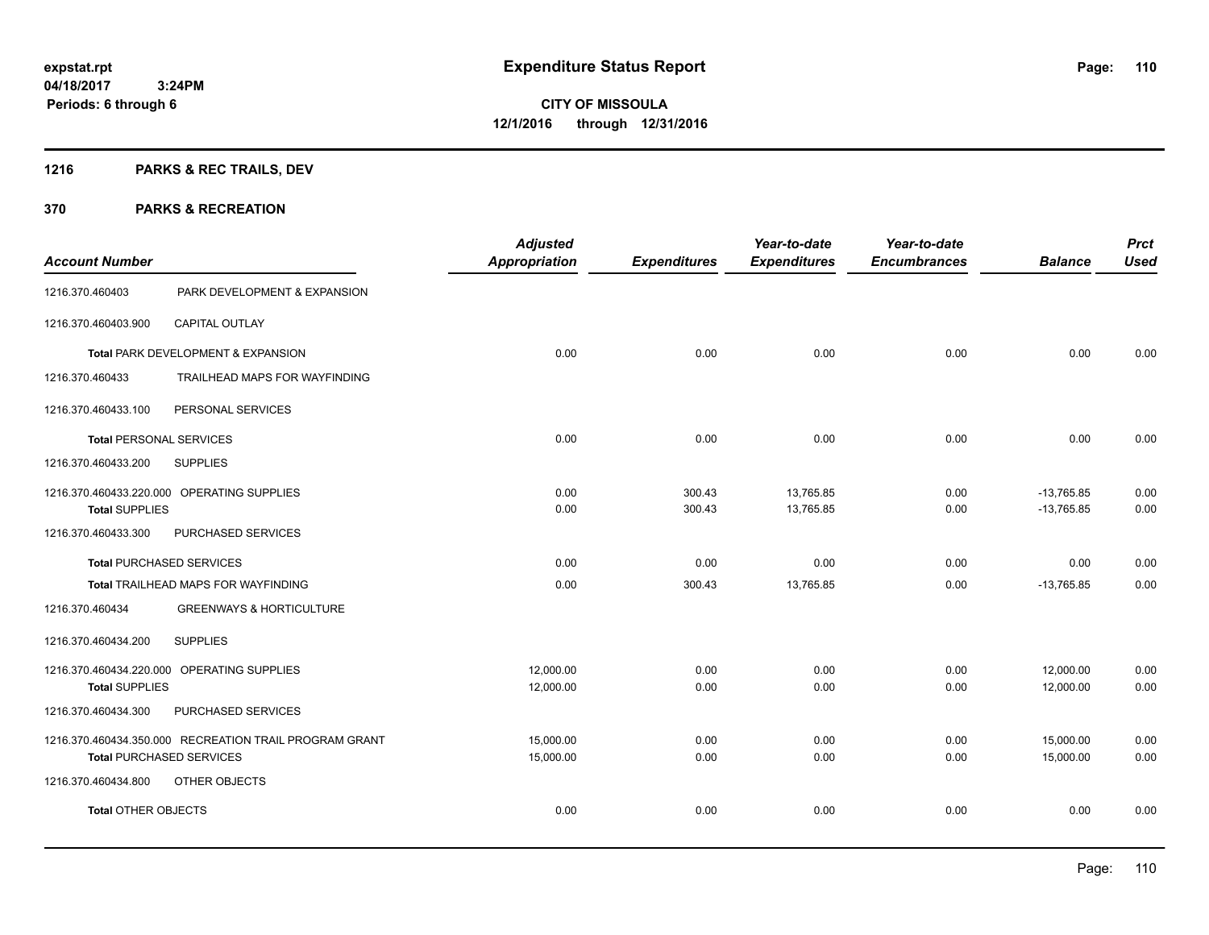**expstat.rpt**
**04/18/2017 3:24PM**
**Periods: 6 through 6**

# Expenditure Status Report

**CITY OF MISSOULA**
**12/1/2016 through 12/31/2016**

## 1216 PARKS & REC TRAILS, DEV

## 370 PARKS & RECREATION

| Account Number | | Adjusted Appropriation | Expenditures | Year-to-date Expenditures | Year-to-date Encumbrances | Balance | Prct Used |
|---|---|---|---|---|---|---|---|
| 1216.370.460403 | PARK DEVELOPMENT & EXPANSION | | | | | | |
| 1216.370.460403.900 | CAPITAL OUTLAY | | | | | | |
| **Total** PARK DEVELOPMENT & EXPANSION | | 0.00 | 0.00 | 0.00 | 0.00 | 0.00 | 0.00 |
| 1216.370.460433 | TRAILHEAD MAPS FOR WAYFINDING | | | | | | |
| 1216.370.460433.100 | PERSONAL SERVICES | | | | | | |
| **Total** PERSONAL SERVICES | | 0.00 | 0.00 | 0.00 | 0.00 | 0.00 | 0.00 |
| 1216.370.460433.200 | SUPPLIES | | | | | | |
| 1216.370.460433.220.000 | OPERATING SUPPLIES | 0.00 | 300.43 | 13,765.85 | 0.00 | -13,765.85 | 0.00 |
| **Total** SUPPLIES | | 0.00 | 300.43 | 13,765.85 | 0.00 | -13,765.85 | 0.00 |
| 1216.370.460433.300 | PURCHASED SERVICES | | | | | | |
| **Total** PURCHASED SERVICES | | 0.00 | 0.00 | 0.00 | 0.00 | 0.00 | 0.00 |
| **Total** TRAILHEAD MAPS FOR WAYFINDING | | 0.00 | 300.43 | 13,765.85 | 0.00 | -13,765.85 | 0.00 |
| 1216.370.460434 | GREENWAYS & HORTICULTURE | | | | | | |
| 1216.370.460434.200 | SUPPLIES | | | | | | |
| 1216.370.460434.220.000 | OPERATING SUPPLIES | 12,000.00 | 0.00 | 0.00 | 0.00 | 12,000.00 | 0.00 |
| **Total** SUPPLIES | | 12,000.00 | 0.00 | 0.00 | 0.00 | 12,000.00 | 0.00 |
| 1216.370.460434.300 | PURCHASED SERVICES | | | | | | |
| 1216.370.460434.350.000 | RECREATION TRAIL PROGRAM GRANT | 15,000.00 | 0.00 | 0.00 | 0.00 | 15,000.00 | 0.00 |
| **Total** PURCHASED SERVICES | | 15,000.00 | 0.00 | 0.00 | 0.00 | 15,000.00 | 0.00 |
| 1216.370.460434.800 | OTHER OBJECTS | | | | | | |
| **Total** OTHER OBJECTS | | 0.00 | 0.00 | 0.00 | 0.00 | 0.00 | 0.00 |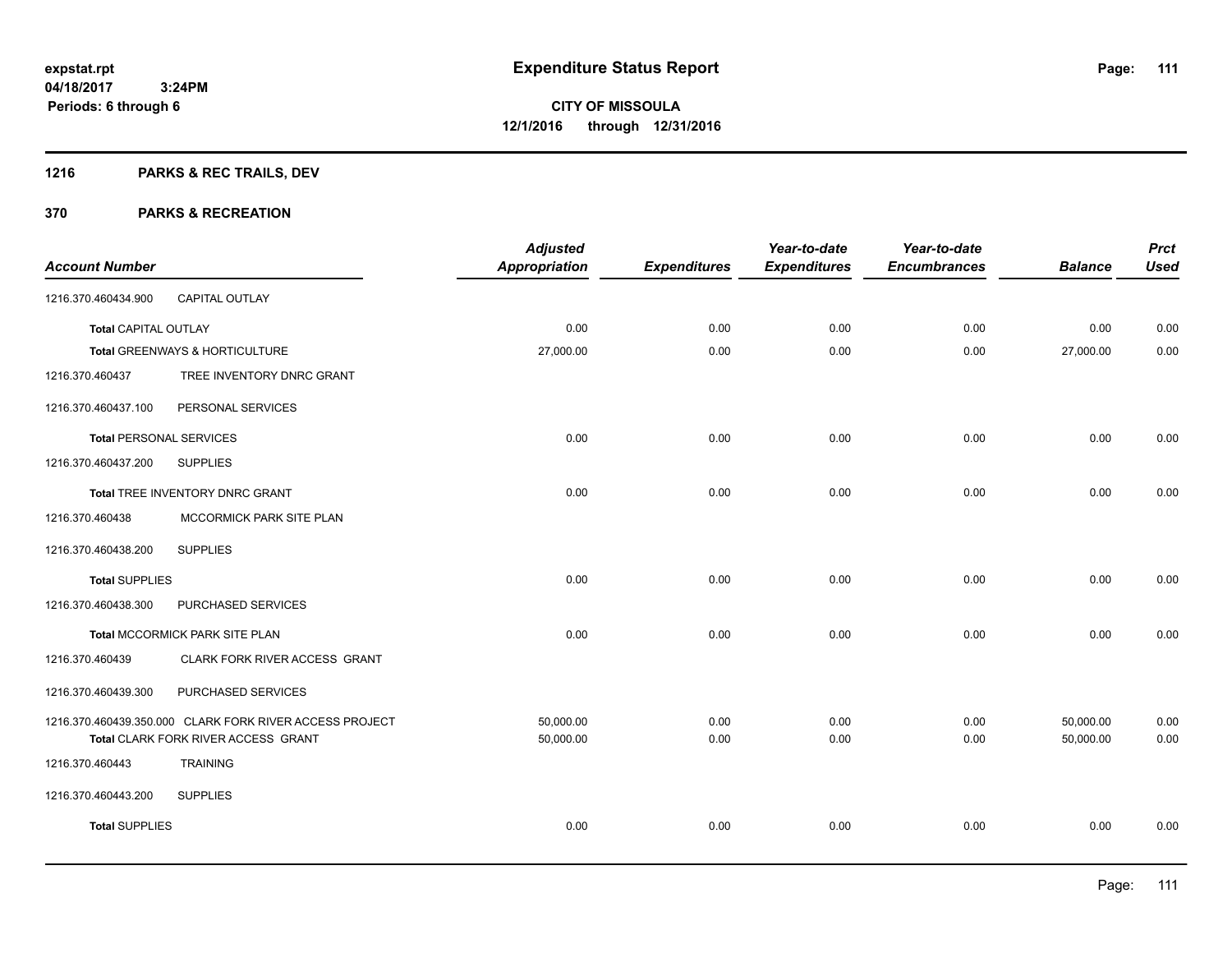expstat.rpt
04/18/2017 3:24PM
Periods: 6 through 6

# Expenditure Status Report

**CITY OF MISSOULA**
**12/1/2016 through 12/31/2016**

## 1216 PARKS & REC TRAILS, DEV

## 370 PARKS & RECREATION

| Account Number | | Adjusted Appropriation | Expenditures | Year-to-date Expenditures | Year-to-date Encumbrances | Balance | Prct Used |
|---|---|---|---|---|---|---|---|
| 1216.370.460434.900 | CAPITAL OUTLAY | | | | | | |
| Total CAPITAL OUTLAY | | 0.00 | 0.00 | 0.00 | 0.00 | 0.00 | 0.00 |
| Total GREENWAYS & HORTICULTURE | | 27,000.00 | 0.00 | 0.00 | 0.00 | 27,000.00 | 0.00 |
| 1216.370.460437 | TREE INVENTORY DNRC GRANT | | | | | | |
| 1216.370.460437.100 | PERSONAL SERVICES | | | | | | |
| Total PERSONAL SERVICES | | 0.00 | 0.00 | 0.00 | 0.00 | 0.00 | 0.00 |
| 1216.370.460437.200 | SUPPLIES | | | | | | |
| Total TREE INVENTORY DNRC GRANT | | 0.00 | 0.00 | 0.00 | 0.00 | 0.00 | 0.00 |
| 1216.370.460438 | MCCORMICK PARK SITE PLAN | | | | | | |
| 1216.370.460438.200 | SUPPLIES | | | | | | |
| Total SUPPLIES | | 0.00 | 0.00 | 0.00 | 0.00 | 0.00 | 0.00 |
| 1216.370.460438.300 | PURCHASED SERVICES | | | | | | |
| Total MCCORMICK PARK SITE PLAN | | 0.00 | 0.00 | 0.00 | 0.00 | 0.00 | 0.00 |
| 1216.370.460439 | CLARK FORK RIVER ACCESS GRANT | | | | | | |
| 1216.370.460439.300 | PURCHASED SERVICES | | | | | | |
| 1216.370.460439.350.000 | CLARK FORK RIVER ACCESS PROJECT | 50,000.00 | 0.00 | 0.00 | 0.00 | 50,000.00 | 0.00 |
| Total CLARK FORK RIVER ACCESS GRANT | | 50,000.00 | 0.00 | 0.00 | 0.00 | 50,000.00 | 0.00 |
| 1216.370.460443 | TRAINING | | | | | | |
| 1216.370.460443.200 | SUPPLIES | | | | | | |
| Total SUPPLIES | | 0.00 | 0.00 | 0.00 | 0.00 | 0.00 | 0.00 |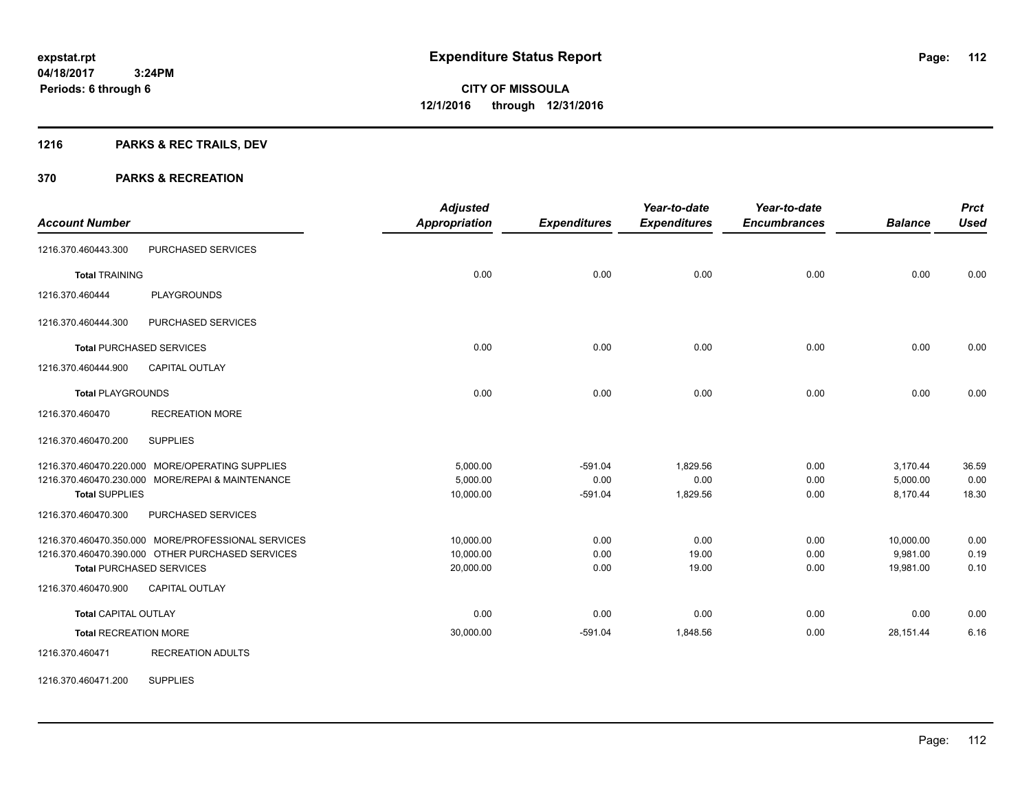# Expenditure Status Report

expstat.rpt
04/18/2017 3:24PM
Periods: 6 through 6

**CITY OF MISSOULA**
**12/1/2016 through 12/31/2016**

## 1216 PARKS & REC TRAILS, DEV

## 370 PARKS & RECREATION

| Account Number | | Adjusted Appropriation | Expenditures | Year-to-date Expenditures | Year-to-date Encumbrances | Balance | Prct Used |
|---|---|---|---|---|---|---|---|
| 1216.370.460443.300 | PURCHASED SERVICES | | | | | | |
| **Total** TRAINING | | 0.00 | 0.00 | 0.00 | 0.00 | 0.00 | 0.00 |
| 1216.370.460444 | PLAYGROUNDS | | | | | | |
| 1216.370.460444.300 | PURCHASED SERVICES | | | | | | |
| **Total** PURCHASED SERVICES | | 0.00 | 0.00 | 0.00 | 0.00 | 0.00 | 0.00 |
| 1216.370.460444.900 | CAPITAL OUTLAY | | | | | | |
| **Total** PLAYGROUNDS | | 0.00 | 0.00 | 0.00 | 0.00 | 0.00 | 0.00 |
| 1216.370.460470 | RECREATION MORE | | | | | | |
| 1216.370.460470.200 | SUPPLIES | | | | | | |
| 1216.370.460470.220.000 | MORE/OPERATING SUPPLIES | 5,000.00 | -591.04 | 1,829.56 | 0.00 | 3,170.44 | 36.59 |
| 1216.370.460470.230.000 | MORE/REPAI & MAINTENANCE | 5,000.00 | 0.00 | 0.00 | 0.00 | 5,000.00 | 0.00 |
| **Total** SUPPLIES | | 10,000.00 | -591.04 | 1,829.56 | 0.00 | 8,170.44 | 18.30 |
| 1216.370.460470.300 | PURCHASED SERVICES | | | | | | |
| 1216.370.460470.350.000 | MORE/PROFESSIONAL SERVICES | 10,000.00 | 0.00 | 0.00 | 0.00 | 10,000.00 | 0.00 |
| 1216.370.460470.390.000 | OTHER PURCHASED SERVICES | 10,000.00 | 0.00 | 19.00 | 0.00 | 9,981.00 | 0.19 |
| **Total** PURCHASED SERVICES | | 20,000.00 | 0.00 | 19.00 | 0.00 | 19,981.00 | 0.10 |
| 1216.370.460470.900 | CAPITAL OUTLAY | | | | | | |
| **Total** CAPITAL OUTLAY | | 0.00 | 0.00 | 0.00 | 0.00 | 0.00 | 0.00 |
| **Total** RECREATION MORE | | 30,000.00 | -591.04 | 1,848.56 | 0.00 | 28,151.44 | 6.16 |
| 1216.370.460471 | RECREATION ADULTS | | | | | | |
| 1216.370.460471.200 | SUPPLIES | | | | | | |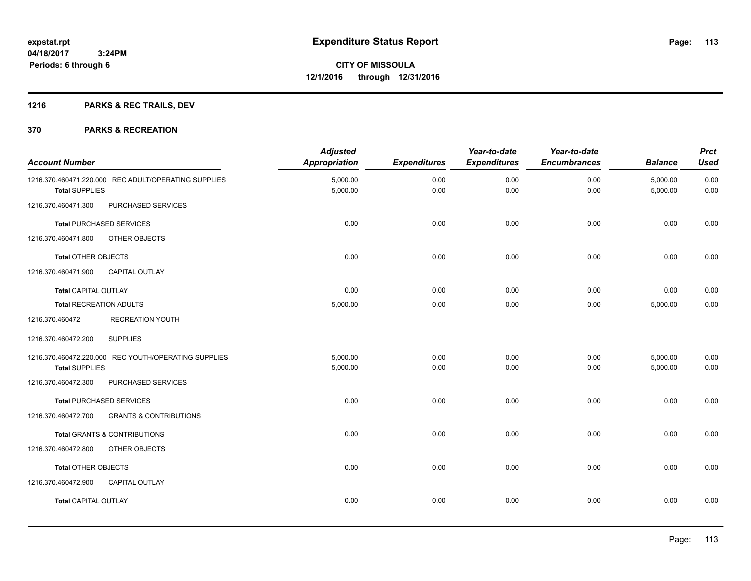expstat.rpt
04/18/2017 3:24PM
Periods: 6 through 6

# Expenditure Status Report

**CITY OF MISSOULA**
**12/1/2016 through 12/31/2016**

## 1216 PARKS & REC TRAILS, DEV

## 370 PARKS & RECREATION

| Account Number | Adjusted Appropriation | Expenditures | Year-to-date Expenditures | Year-to-date Encumbrances | Balance | Prct Used |
|---|---|---|---|---|---|---|
| 1216.370.460471.220.000 REC ADULT/OPERATING SUPPLIES | 5,000.00 | 0.00 | 0.00 | 0.00 | 5,000.00 | 0.00 |
| **Total** SUPPLIES | 5,000.00 | 0.00 | 0.00 | 0.00 | 5,000.00 | 0.00 |
| 1216.370.460471.300 PURCHASED SERVICES | | | | | | |
| **Total** PURCHASED SERVICES | 0.00 | 0.00 | 0.00 | 0.00 | 0.00 | 0.00 |
| 1216.370.460471.800 OTHER OBJECTS | | | | | | |
| **Total** OTHER OBJECTS | 0.00 | 0.00 | 0.00 | 0.00 | 0.00 | 0.00 |
| 1216.370.460471.900 CAPITAL OUTLAY | | | | | | |
| **Total** CAPITAL OUTLAY | 0.00 | 0.00 | 0.00 | 0.00 | 0.00 | 0.00 |
| **Total** RECREATION ADULTS | 5,000.00 | 0.00 | 0.00 | 0.00 | 5,000.00 | 0.00 |
| 1216.370.460472 RECREATION YOUTH | | | | | | |
| 1216.370.460472.200 SUPPLIES | | | | | | |
| 1216.370.460472.220.000 REC YOUTH/OPERATING SUPPLIES | 5,000.00 | 0.00 | 0.00 | 0.00 | 5,000.00 | 0.00 |
| **Total** SUPPLIES | 5,000.00 | 0.00 | 0.00 | 0.00 | 5,000.00 | 0.00 |
| 1216.370.460472.300 PURCHASED SERVICES | | | | | | |
| **Total** PURCHASED SERVICES | 0.00 | 0.00 | 0.00 | 0.00 | 0.00 | 0.00 |
| 1216.370.460472.700 GRANTS & CONTRIBUTIONS | | | | | | |
| **Total** GRANTS & CONTRIBUTIONS | 0.00 | 0.00 | 0.00 | 0.00 | 0.00 | 0.00 |
| 1216.370.460472.800 OTHER OBJECTS | | | | | | |
| **Total** OTHER OBJECTS | 0.00 | 0.00 | 0.00 | 0.00 | 0.00 | 0.00 |
| 1216.370.460472.900 CAPITAL OUTLAY | | | | | | |
| **Total** CAPITAL OUTLAY | 0.00 | 0.00 | 0.00 | 0.00 | 0.00 | 0.00 |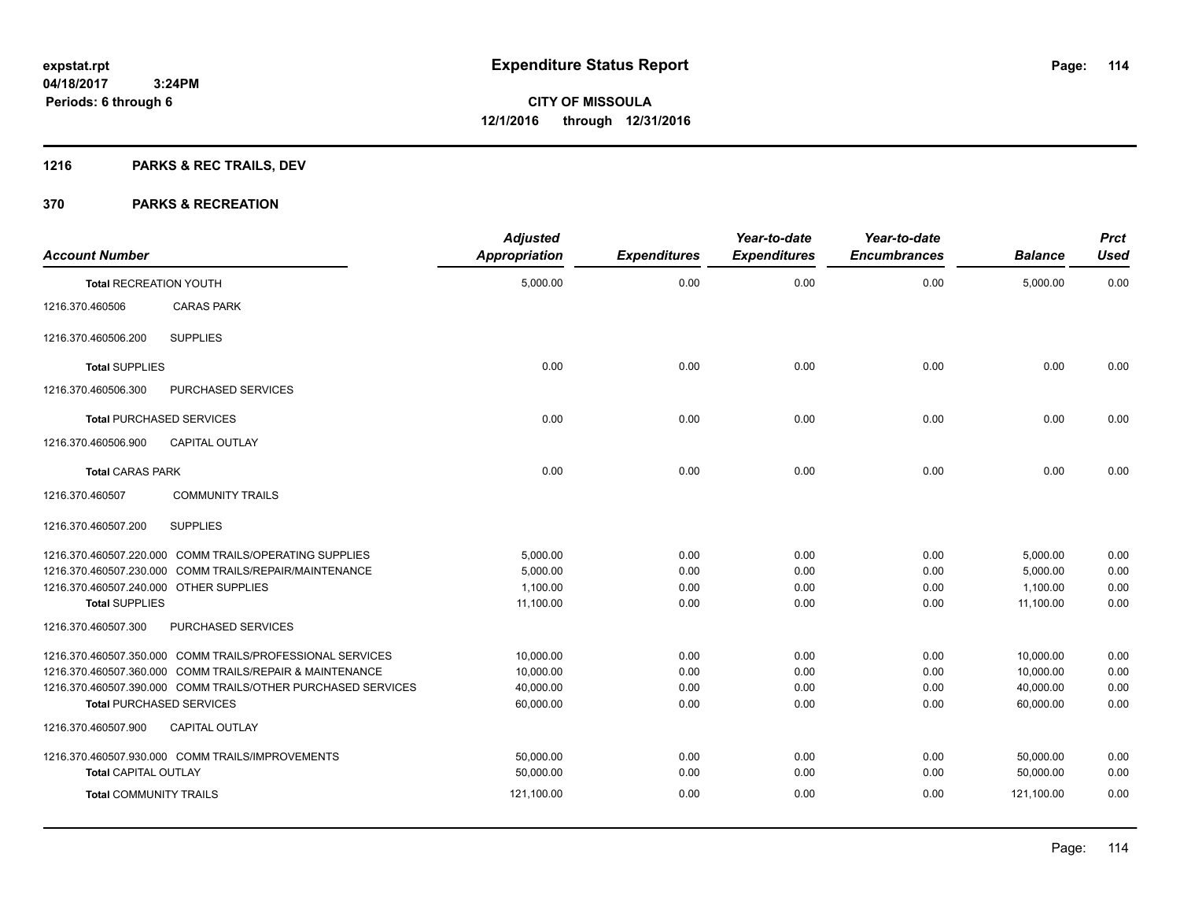# Expenditure Status Report

expstat.rpt
04/18/2017 3:24PM
Periods: 6 through 6

**CITY OF MISSOULA**
**12/1/2016 through 12/31/2016**

## 1216 PARKS & REC TRAILS, DEV

## 370 PARKS & RECREATION

| Account Number | | Adjusted Appropriation | Expenditures | Year-to-date Expenditures | Year-to-date Encumbrances | Balance | Prct Used |
|---|---|---|---|---|---|---|---|
| **Total** RECREATION YOUTH | | 5,000.00 | 0.00 | 0.00 | 0.00 | 5,000.00 | 0.00 |
| 1216.370.460506 | CARAS PARK | | | | | | |
| 1216.370.460506.200 | SUPPLIES | | | | | | |
| **Total** SUPPLIES | | 0.00 | 0.00 | 0.00 | 0.00 | 0.00 | 0.00 |
| 1216.370.460506.300 | PURCHASED SERVICES | | | | | | |
| **Total** PURCHASED SERVICES | | 0.00 | 0.00 | 0.00 | 0.00 | 0.00 | 0.00 |
| 1216.370.460506.900 | CAPITAL OUTLAY | | | | | | |
| **Total** CARAS PARK | | 0.00 | 0.00 | 0.00 | 0.00 | 0.00 | 0.00 |
| 1216.370.460507 | COMMUNITY TRAILS | | | | | | |
| 1216.370.460507.200 | SUPPLIES | | | | | | |
| 1216.370.460507.220.000 | COMM TRAILS/OPERATING SUPPLIES | 5,000.00 | 0.00 | 0.00 | 0.00 | 5,000.00 | 0.00 |
| 1216.370.460507.230.000 | COMM TRAILS/REPAIR/MAINTENANCE | 5,000.00 | 0.00 | 0.00 | 0.00 | 5,000.00 | 0.00 |
| 1216.370.460507.240.000 | OTHER SUPPLIES | 1,100.00 | 0.00 | 0.00 | 0.00 | 1,100.00 | 0.00 |
| **Total** SUPPLIES | | 11,100.00 | 0.00 | 0.00 | 0.00 | 11,100.00 | 0.00 |
| 1216.370.460507.300 | PURCHASED SERVICES | | | | | | |
| 1216.370.460507.350.000 | COMM TRAILS/PROFESSIONAL SERVICES | 10,000.00 | 0.00 | 0.00 | 0.00 | 10,000.00 | 0.00 |
| 1216.370.460507.360.000 | COMM TRAILS/REPAIR & MAINTENANCE | 10,000.00 | 0.00 | 0.00 | 0.00 | 10,000.00 | 0.00 |
| 1216.370.460507.390.000 | COMM TRAILS/OTHER PURCHASED SERVICES | 40,000.00 | 0.00 | 0.00 | 0.00 | 40,000.00 | 0.00 |
| **Total** PURCHASED SERVICES | | 60,000.00 | 0.00 | 0.00 | 0.00 | 60,000.00 | 0.00 |
| 1216.370.460507.900 | CAPITAL OUTLAY | | | | | | |
| 1216.370.460507.930.000 | COMM TRAILS/IMPROVEMENTS | 50,000.00 | 0.00 | 0.00 | 0.00 | 50,000.00 | 0.00 |
| **Total** CAPITAL OUTLAY | | 50,000.00 | 0.00 | 0.00 | 0.00 | 50,000.00 | 0.00 |
| **Total** COMMUNITY TRAILS | | 121,100.00 | 0.00 | 0.00 | 0.00 | 121,100.00 | 0.00 |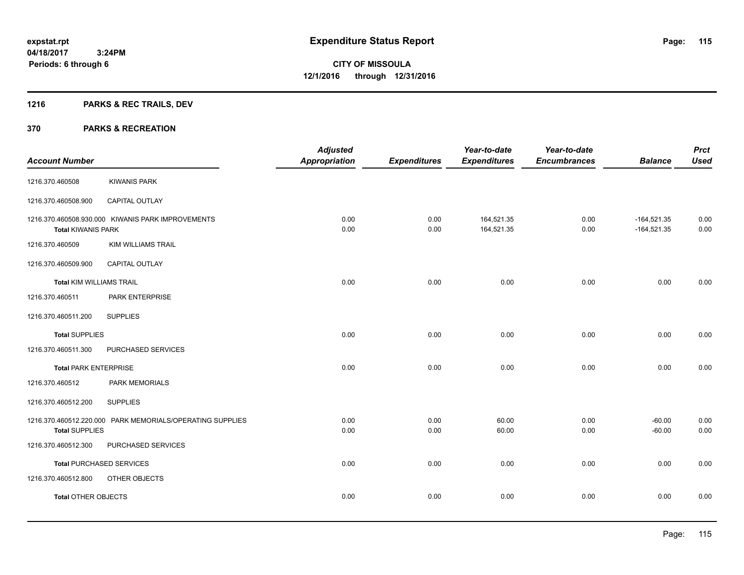**expstat.rpt**
**04/18/2017 3:24PM**
**Periods: 6 through 6**

# Expenditure Status Report

**CITY OF MISSOULA**
**12/1/2016 through 12/31/2016**

## 1216 PARKS & REC TRAILS, DEV

## 370 PARKS & RECREATION

| Account Number | | Adjusted Appropriation | Expenditures | Year-to-date Expenditures | Year-to-date Encumbrances | Balance | Prct Used |
|---|---|---|---|---|---|---|---|
| 1216.370.460508 | KIWANIS PARK | | | | | | |
| 1216.370.460508.900 | CAPITAL OUTLAY | | | | | | |
| 1216.370.460508.930.000 | KIWANIS PARK IMPROVEMENTS | 0.00 | 0.00 | 164,521.35 | 0.00 | -164,521.35 | 0.00 |
| **Total** KIWANIS PARK | | 0.00 | 0.00 | 164,521.35 | 0.00 | -164,521.35 | 0.00 |
| 1216.370.460509 | KIM WILLIAMS TRAIL | | | | | | |
| 1216.370.460509.900 | CAPITAL OUTLAY | | | | | | |
| **Total** KIM WILLIAMS TRAIL | | 0.00 | 0.00 | 0.00 | 0.00 | 0.00 | 0.00 |
| 1216.370.460511 | PARK ENTERPRISE | | | | | | |
| 1216.370.460511.200 | SUPPLIES | | | | | | |
| **Total** SUPPLIES | | 0.00 | 0.00 | 0.00 | 0.00 | 0.00 | 0.00 |
| 1216.370.460511.300 | PURCHASED SERVICES | | | | | | |
| **Total** PARK ENTERPRISE | | 0.00 | 0.00 | 0.00 | 0.00 | 0.00 | 0.00 |
| 1216.370.460512 | PARK MEMORIALS | | | | | | |
| 1216.370.460512.200 | SUPPLIES | | | | | | |
| 1216.370.460512.220.000 | PARK MEMORIALS/OPERATING SUPPLIES | 0.00 | 0.00 | 60.00 | 0.00 | -60.00 | 0.00 |
| **Total** SUPPLIES | | 0.00 | 0.00 | 60.00 | 0.00 | -60.00 | 0.00 |
| 1216.370.460512.300 | PURCHASED SERVICES | | | | | | |
| **Total** PURCHASED SERVICES | | 0.00 | 0.00 | 0.00 | 0.00 | 0.00 | 0.00 |
| 1216.370.460512.800 | OTHER OBJECTS | | | | | | |
| **Total** OTHER OBJECTS | | 0.00 | 0.00 | 0.00 | 0.00 | 0.00 | 0.00 |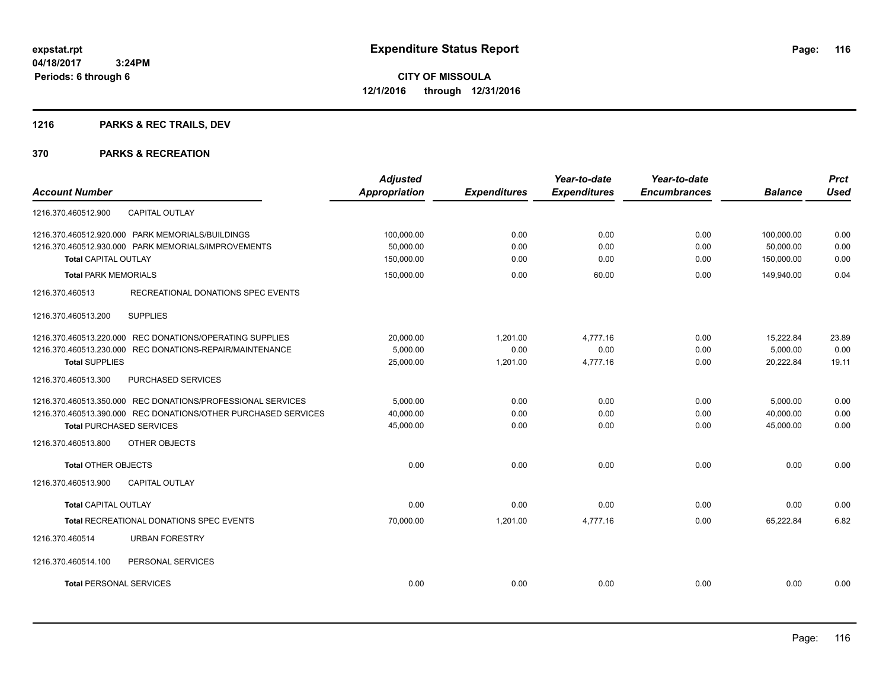**expstat.rpt**
**04/18/2017 3:24PM**
**Periods: 6 through 6**

# Expenditure Status Report

**CITY OF MISSOULA**
**12/1/2016 through 12/31/2016**

## 1216 PARKS & REC TRAILS, DEV

## 370 PARKS & RECREATION

| Account Number | Adjusted Appropriation | Expenditures | Year-to-date Expenditures | Year-to-date Encumbrances | Balance | Prct Used |
|---|---|---|---|---|---|---|
| 1216.370.460512.900 CAPITAL OUTLAY | | | | | | |
| 1216.370.460512.920.000 PARK MEMORIALS/BUILDINGS | 100,000.00 | 0.00 | 0.00 | 0.00 | 100,000.00 | 0.00 |
| 1216.370.460512.930.000 PARK MEMORIALS/IMPROVEMENTS | 50,000.00 | 0.00 | 0.00 | 0.00 | 50,000.00 | 0.00 |
| **Total** CAPITAL OUTLAY | 150,000.00 | 0.00 | 0.00 | 0.00 | 150,000.00 | 0.00 |
| **Total** PARK MEMORIALS | 150,000.00 | 0.00 | 60.00 | 0.00 | 149,940.00 | 0.04 |
| 1216.370.460513 RECREATIONAL DONATIONS SPEC EVENTS | | | | | | |
| 1216.370.460513.200 SUPPLIES | | | | | | |
| 1216.370.460513.220.000 REC DONATIONS/OPERATING SUPPLIES | 20,000.00 | 1,201.00 | 4,777.16 | 0.00 | 15,222.84 | 23.89 |
| 1216.370.460513.230.000 REC DONATIONS-REPAIR/MAINTENANCE | 5,000.00 | 0.00 | 0.00 | 0.00 | 5,000.00 | 0.00 |
| **Total** SUPPLIES | 25,000.00 | 1,201.00 | 4,777.16 | 0.00 | 20,222.84 | 19.11 |
| 1216.370.460513.300 PURCHASED SERVICES | | | | | | |
| 1216.370.460513.350.000 REC DONATIONS/PROFESSIONAL SERVICES | 5,000.00 | 0.00 | 0.00 | 0.00 | 5,000.00 | 0.00 |
| 1216.370.460513.390.000 REC DONATIONS/OTHER PURCHASED SERVICES | 40,000.00 | 0.00 | 0.00 | 0.00 | 40,000.00 | 0.00 |
| **Total** PURCHASED SERVICES | 45,000.00 | 0.00 | 0.00 | 0.00 | 45,000.00 | 0.00 |
| 1216.370.460513.800 OTHER OBJECTS | | | | | | |
| **Total** OTHER OBJECTS | 0.00 | 0.00 | 0.00 | 0.00 | 0.00 | 0.00 |
| 1216.370.460513.900 CAPITAL OUTLAY | | | | | | |
| **Total** CAPITAL OUTLAY | 0.00 | 0.00 | 0.00 | 0.00 | 0.00 | 0.00 |
| **Total** RECREATIONAL DONATIONS SPEC EVENTS | 70,000.00 | 1,201.00 | 4,777.16 | 0.00 | 65,222.84 | 6.82 |
| 1216.370.460514 URBAN FORESTRY | | | | | | |
| 1216.370.460514.100 PERSONAL SERVICES | | | | | | |
| **Total** PERSONAL SERVICES | 0.00 | 0.00 | 0.00 | 0.00 | 0.00 | 0.00 |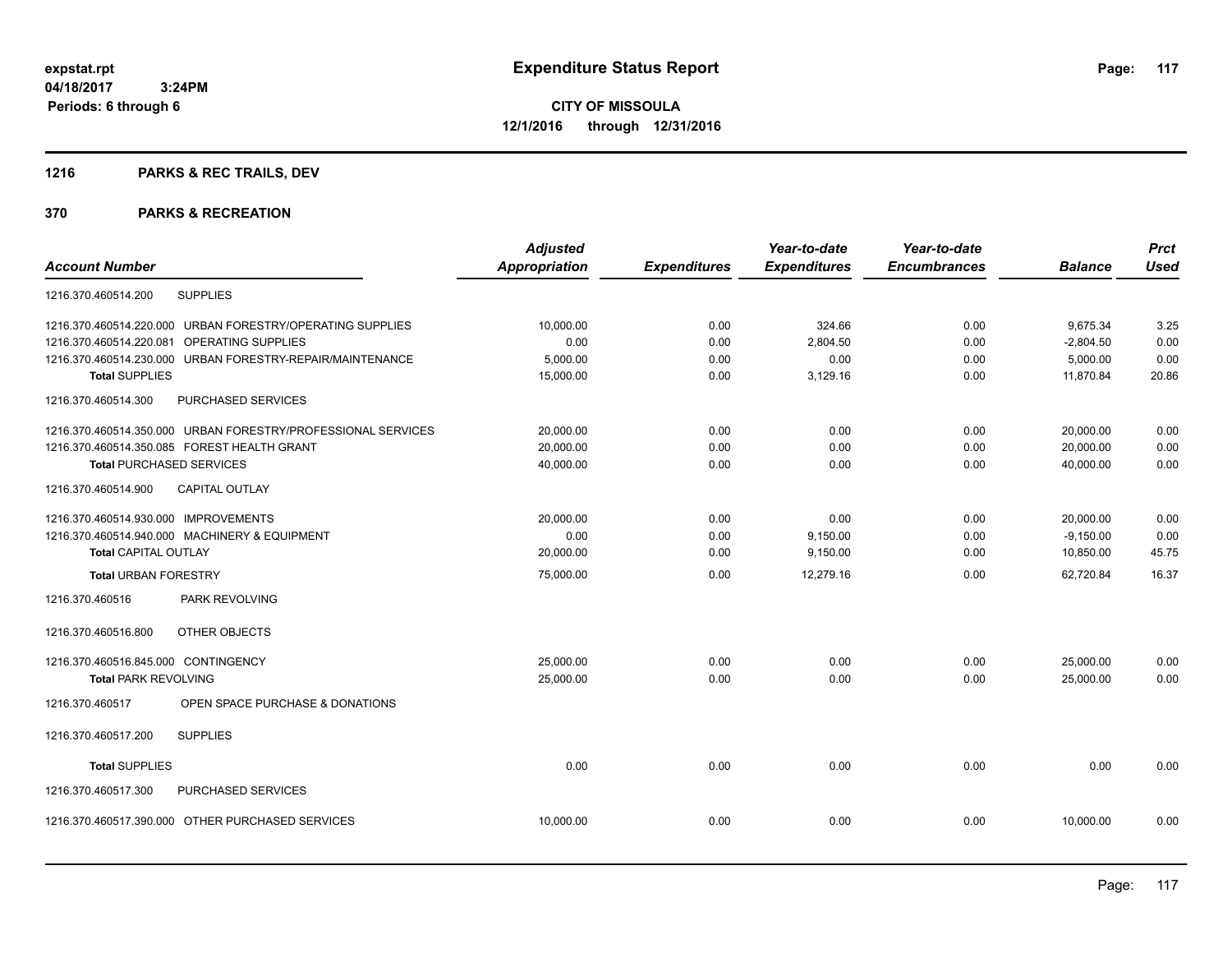**expstat.rpt**
**04/18/2017 3:24PM**
**Periods: 6 through 6**

# Expenditure Status Report

**CITY OF MISSOULA**
**12/1/2016 through 12/31/2016**

## 1216 PARKS & REC TRAILS, DEV

## 370 PARKS & RECREATION

| Account Number | | Adjusted Appropriation | Expenditures | Year-to-date Expenditures | Year-to-date Encumbrances | Balance | Prct Used |
|---|---|---|---|---|---|---|---|
| 1216.370.460514.200 | SUPPLIES | | | | | | |
| 1216.370.460514.220.000 | URBAN FORESTRY/OPERATING SUPPLIES | 10,000.00 | 0.00 | 324.66 | 0.00 | 9,675.34 | 3.25 |
| 1216.370.460514.220.081 | OPERATING SUPPLIES | 0.00 | 0.00 | 2,804.50 | 0.00 | -2,804.50 | 0.00 |
| 1216.370.460514.230.000 | URBAN FORESTRY-REPAIR/MAINTENANCE | 5,000.00 | 0.00 | 0.00 | 0.00 | 5,000.00 | 0.00 |
| **Total** SUPPLIES | | 15,000.00 | 0.00 | 3,129.16 | 0.00 | 11,870.84 | 20.86 |
| 1216.370.460514.300 | PURCHASED SERVICES | | | | | | |
| 1216.370.460514.350.000 | URBAN FORESTRY/PROFESSIONAL SERVICES | 20,000.00 | 0.00 | 0.00 | 0.00 | 20,000.00 | 0.00 |
| 1216.370.460514.350.085 | FOREST HEALTH GRANT | 20,000.00 | 0.00 | 0.00 | 0.00 | 20,000.00 | 0.00 |
| **Total** PURCHASED SERVICES | | 40,000.00 | 0.00 | 0.00 | 0.00 | 40,000.00 | 0.00 |
| 1216.370.460514.900 | CAPITAL OUTLAY | | | | | | |
| 1216.370.460514.930.000 | IMPROVEMENTS | 20,000.00 | 0.00 | 0.00 | 0.00 | 20,000.00 | 0.00 |
| 1216.370.460514.940.000 | MACHINERY & EQUIPMENT | 0.00 | 0.00 | 9,150.00 | 0.00 | -9,150.00 | 0.00 |
| **Total** CAPITAL OUTLAY | | 20,000.00 | 0.00 | 9,150.00 | 0.00 | 10,850.00 | 45.75 |
| **Total** URBAN FORESTRY | | 75,000.00 | 0.00 | 12,279.16 | 0.00 | 62,720.84 | 16.37 |
| 1216.370.460516 | PARK REVOLVING | | | | | | |
| 1216.370.460516.800 | OTHER OBJECTS | | | | | | |
| 1216.370.460516.845.000 | CONTINGENCY | 25,000.00 | 0.00 | 0.00 | 0.00 | 25,000.00 | 0.00 |
| **Total** PARK REVOLVING | | 25,000.00 | 0.00 | 0.00 | 0.00 | 25,000.00 | 0.00 |
| 1216.370.460517 | OPEN SPACE PURCHASE & DONATIONS | | | | | | |
| 1216.370.460517.200 | SUPPLIES | | | | | | |
| **Total** SUPPLIES | | 0.00 | 0.00 | 0.00 | 0.00 | 0.00 | 0.00 |
| 1216.370.460517.300 | PURCHASED SERVICES | | | | | | |
| 1216.370.460517.390.000 | OTHER PURCHASED SERVICES | 10,000.00 | 0.00 | 0.00 | 0.00 | 10,000.00 | 0.00 |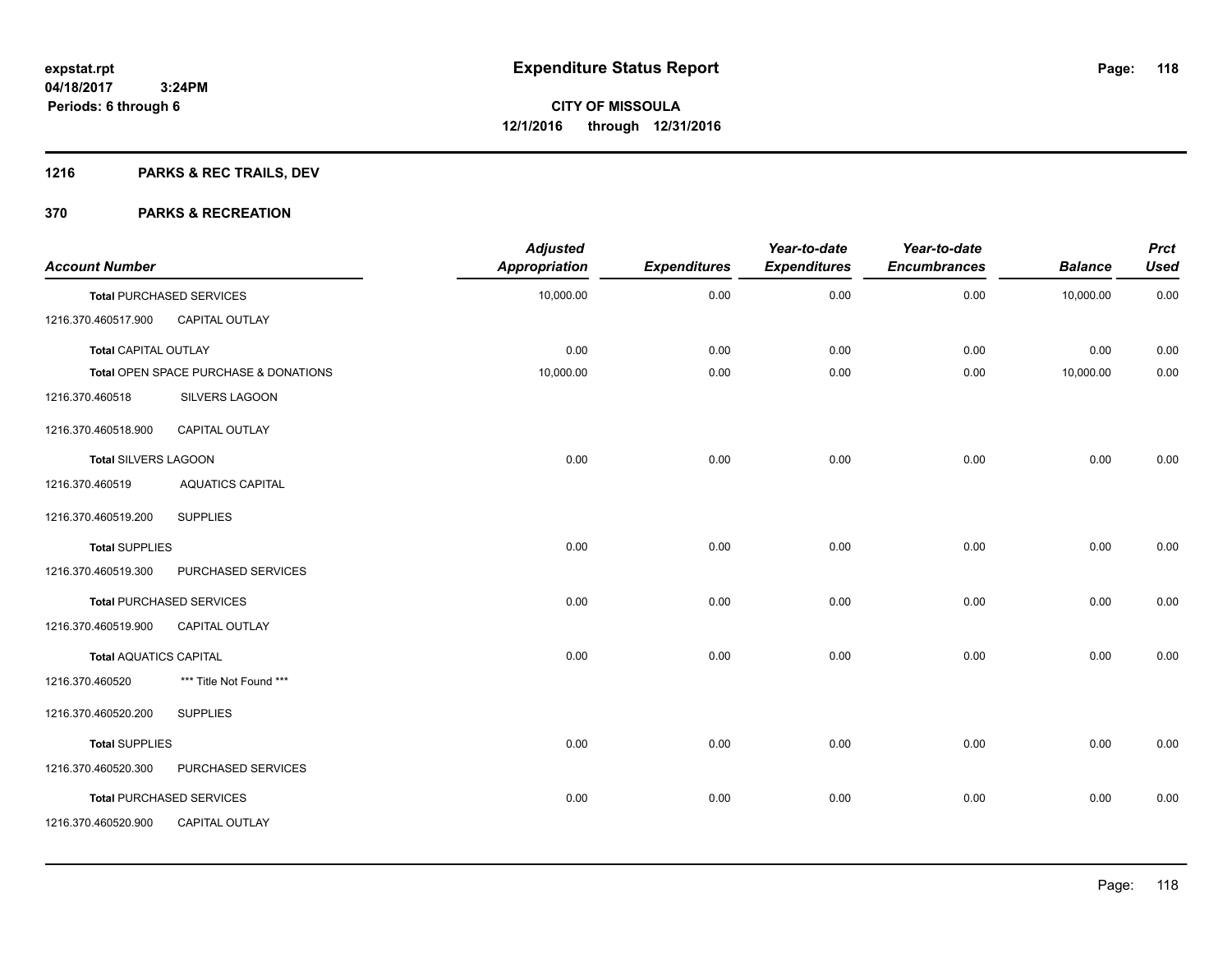expstat.rpt
04/18/2017 3:24PM
Periods: 6 through 6

# Expenditure Status Report

**CITY OF MISSOULA**
**12/1/2016 through 12/31/2016**

## 1216 PARKS & REC TRAILS, DEV

## 370 PARKS & RECREATION

| Account Number | | Adjusted Appropriation | Expenditures | Year-to-date Expenditures | Year-to-date Encumbrances | Balance | Prct Used |
|---|---|---|---|---|---|---|---|
| **Total** PURCHASED SERVICES | | 10,000.00 | 0.00 | 0.00 | 0.00 | 10,000.00 | 0.00 |
| 1216.370.460517.900 | CAPITAL OUTLAY | | | | | | |
| **Total** CAPITAL OUTLAY | | 0.00 | 0.00 | 0.00 | 0.00 | 0.00 | 0.00 |
| **Total** OPEN SPACE PURCHASE & DONATIONS | | 10,000.00 | 0.00 | 0.00 | 0.00 | 10,000.00 | 0.00 |
| 1216.370.460518 | SILVERS LAGOON | | | | | | |
| 1216.370.460518.900 | CAPITAL OUTLAY | | | | | | |
| **Total** SILVERS LAGOON | | 0.00 | 0.00 | 0.00 | 0.00 | 0.00 | 0.00 |
| 1216.370.460519 | AQUATICS CAPITAL | | | | | | |
| 1216.370.460519.200 | SUPPLIES | | | | | | |
| **Total** SUPPLIES | | 0.00 | 0.00 | 0.00 | 0.00 | 0.00 | 0.00 |
| 1216.370.460519.300 | PURCHASED SERVICES | | | | | | |
| **Total** PURCHASED SERVICES | | 0.00 | 0.00 | 0.00 | 0.00 | 0.00 | 0.00 |
| 1216.370.460519.900 | CAPITAL OUTLAY | | | | | | |
| **Total** AQUATICS CAPITAL | | 0.00 | 0.00 | 0.00 | 0.00 | 0.00 | 0.00 |
| 1216.370.460520 | *** Title Not Found *** | | | | | | |
| 1216.370.460520.200 | SUPPLIES | | | | | | |
| **Total** SUPPLIES | | 0.00 | 0.00 | 0.00 | 0.00 | 0.00 | 0.00 |
| 1216.370.460520.300 | PURCHASED SERVICES | | | | | | |
| **Total** PURCHASED SERVICES | | 0.00 | 0.00 | 0.00 | 0.00 | 0.00 | 0.00 |
| 1216.370.460520.900 | CAPITAL OUTLAY | | | | | | |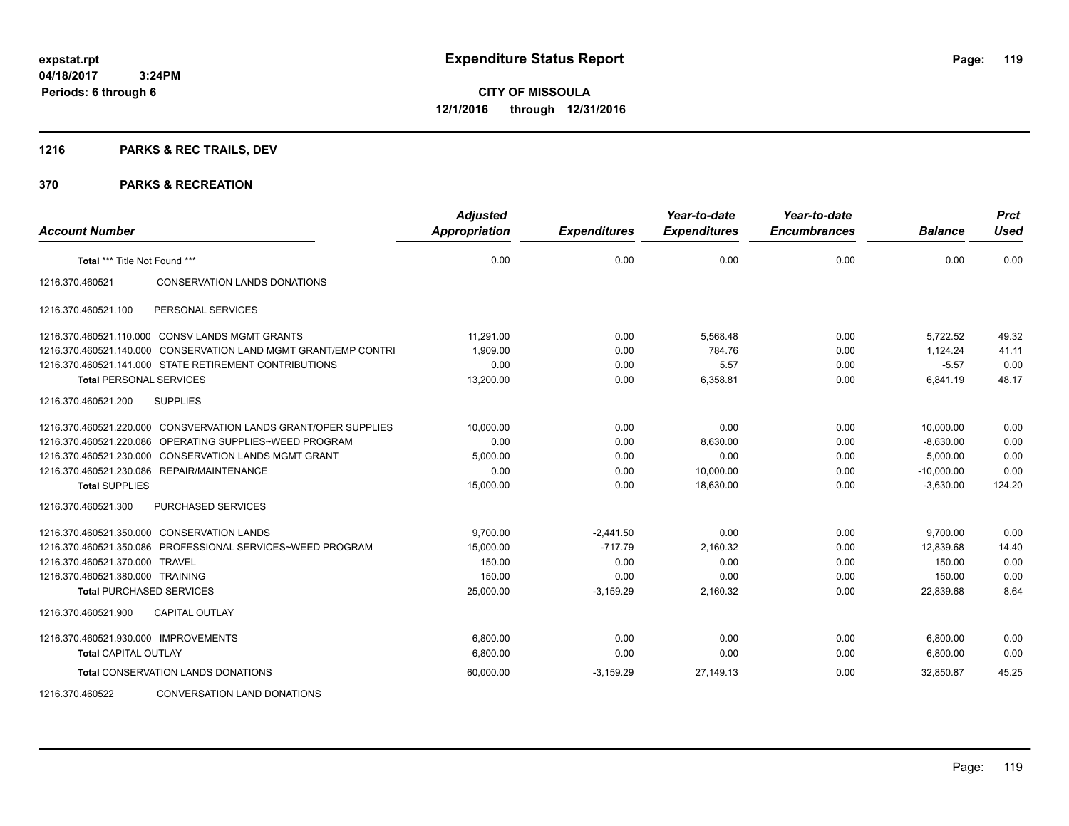**expstat.rpt**
**04/18/2017 3:24PM**
**Periods: 6 through 6**

# Expenditure Status Report

**CITY OF MISSOULA**
**12/1/2016 through 12/31/2016**

## 1216 PARKS & REC TRAILS, DEV

## 370 PARKS & RECREATION

| Account Number | | Adjusted Appropriation | Expenditures | Year-to-date Expenditures | Year-to-date Encumbrances | Balance | Prct Used |
|---|---|---|---|---|---|---|---|
| **Total \*\*\* Title Not Found \*\*\*** | | 0.00 | 0.00 | 0.00 | 0.00 | 0.00 | 0.00 |
| 1216.370.460521 | CONSERVATION LANDS DONATIONS | | | | | | |
| 1216.370.460521.100 | PERSONAL SERVICES | | | | | | |
| 1216.370.460521.110.000 | CONSV LANDS MGMT GRANTS | 11,291.00 | 0.00 | 5,568.48 | 0.00 | 5,722.52 | 49.32 |
| 1216.370.460521.140.000 | CONSERVATION LAND MGMT GRANT/EMP CONTRI | 1,909.00 | 0.00 | 784.76 | 0.00 | 1,124.24 | 41.11 |
| 1216.370.460521.141.000 | STATE RETIREMENT CONTRIBUTIONS | 0.00 | 0.00 | 5.57 | 0.00 | -5.57 | 0.00 |
| **Total PERSONAL SERVICES** | | 13,200.00 | 0.00 | 6,358.81 | 0.00 | 6,841.19 | 48.17 |
| 1216.370.460521.200 | SUPPLIES | | | | | | |
| 1216.370.460521.220.000 | CONSVERVATION LANDS GRANT/OPER SUPPLIES | 10,000.00 | 0.00 | 0.00 | 0.00 | 10,000.00 | 0.00 |
| 1216.370.460521.220.086 | OPERATING SUPPLIES~WEED PROGRAM | 0.00 | 0.00 | 8,630.00 | 0.00 | -8,630.00 | 0.00 |
| 1216.370.460521.230.000 | CONSERVATION LANDS MGMT GRANT | 5,000.00 | 0.00 | 0.00 | 0.00 | 5,000.00 | 0.00 |
| 1216.370.460521.230.086 | REPAIR/MAINTENANCE | 0.00 | 0.00 | 10,000.00 | 0.00 | -10,000.00 | 0.00 |
| **Total SUPPLIES** | | 15,000.00 | 0.00 | 18,630.00 | 0.00 | -3,630.00 | 124.20 |
| 1216.370.460521.300 | PURCHASED SERVICES | | | | | | |
| 1216.370.460521.350.000 | CONSERVATION LANDS | 9,700.00 | -2,441.50 | 0.00 | 0.00 | 9,700.00 | 0.00 |
| 1216.370.460521.350.086 | PROFESSIONAL SERVICES~WEED PROGRAM | 15,000.00 | -717.79 | 2,160.32 | 0.00 | 12,839.68 | 14.40 |
| 1216.370.460521.370.000 | TRAVEL | 150.00 | 0.00 | 0.00 | 0.00 | 150.00 | 0.00 |
| 1216.370.460521.380.000 | TRAINING | 150.00 | 0.00 | 0.00 | 0.00 | 150.00 | 0.00 |
| **Total PURCHASED SERVICES** | | 25,000.00 | -3,159.29 | 2,160.32 | 0.00 | 22,839.68 | 8.64 |
| 1216.370.460521.900 | CAPITAL OUTLAY | | | | | | |
| 1216.370.460521.930.000 | IMPROVEMENTS | 6,800.00 | 0.00 | 0.00 | 0.00 | 6,800.00 | 0.00 |
| **Total CAPITAL OUTLAY** | | 6,800.00 | 0.00 | 0.00 | 0.00 | 6,800.00 | 0.00 |
| **Total CONSERVATION LANDS DONATIONS** | | 60,000.00 | -3,159.29 | 27,149.13 | 0.00 | 32,850.87 | 45.25 |
| 1216.370.460522 | CONVERSATION LAND DONATIONS | | | | | | |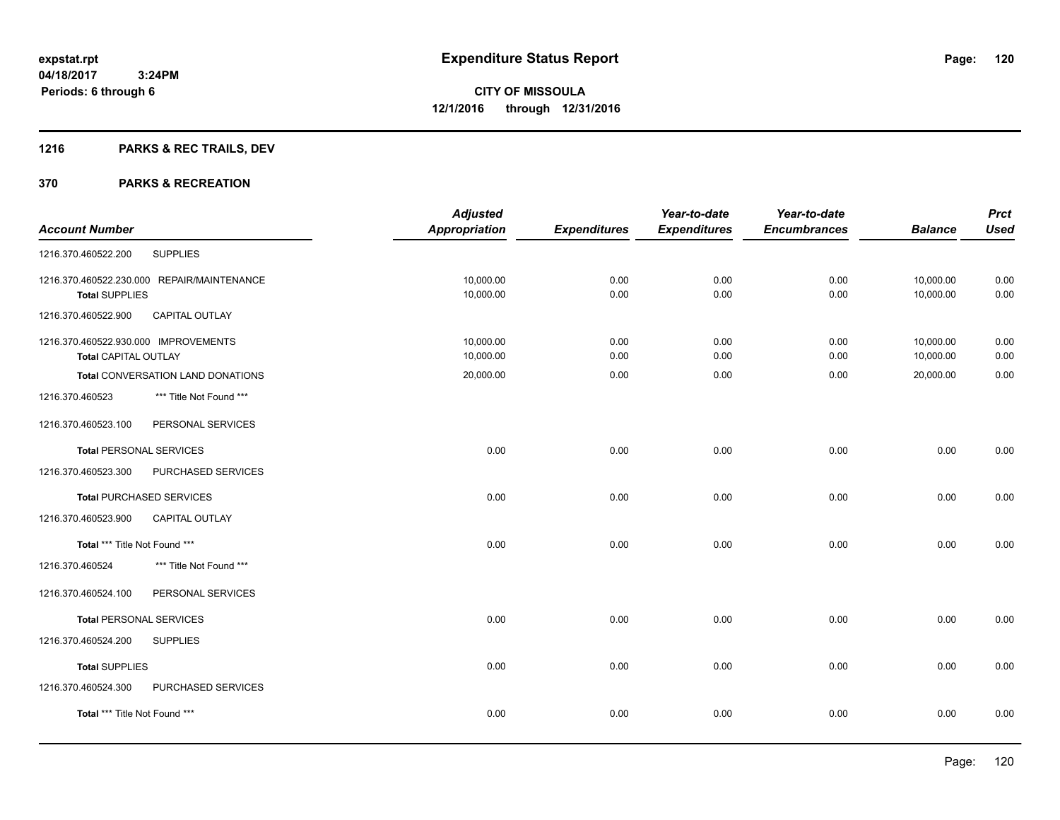# Expenditure Status Report

**CITY OF MISSOULA**
**12/1/2016 through 12/31/2016**

expstat.rpt
04/18/2017 3:24PM
Periods: 6 through 6

## 1216 PARKS & REC TRAILS, DEV

### 370 PARKS & RECREATION

| Account Number | | Adjusted Appropriation | Expenditures | Year-to-date Expenditures | Year-to-date Encumbrances | Balance | Prct Used |
|---|---|---|---|---|---|---|---|
| 1216.370.460522.200 | SUPPLIES | | | | | | |
| 1216.370.460522.230.000 | REPAIR/MAINTENANCE | 10,000.00 | 0.00 | 0.00 | 0.00 | 10,000.00 | 0.00 |
| **Total** SUPPLIES | | 10,000.00 | 0.00 | 0.00 | 0.00 | 10,000.00 | 0.00 |
| 1216.370.460522.900 | CAPITAL OUTLAY | | | | | | |
| 1216.370.460522.930.000 | IMPROVEMENTS | 10,000.00 | 0.00 | 0.00 | 0.00 | 10,000.00 | 0.00 |
| **Total** CAPITAL OUTLAY | | 10,000.00 | 0.00 | 0.00 | 0.00 | 10,000.00 | 0.00 |
| **Total** CONVERSATION LAND DONATIONS | | 20,000.00 | 0.00 | 0.00 | 0.00 | 20,000.00 | 0.00 |
| 1216.370.460523 | *** Title Not Found *** | | | | | | |
| 1216.370.460523.100 | PERSONAL SERVICES | | | | | | |
| **Total** PERSONAL SERVICES | | 0.00 | 0.00 | 0.00 | 0.00 | 0.00 | 0.00 |
| 1216.370.460523.300 | PURCHASED SERVICES | | | | | | |
| **Total** PURCHASED SERVICES | | 0.00 | 0.00 | 0.00 | 0.00 | 0.00 | 0.00 |
| 1216.370.460523.900 | CAPITAL OUTLAY | | | | | | |
| **Total** *** Title Not Found *** | | 0.00 | 0.00 | 0.00 | 0.00 | 0.00 | 0.00 |
| 1216.370.460524 | *** Title Not Found *** | | | | | | |
| 1216.370.460524.100 | PERSONAL SERVICES | | | | | | |
| **Total** PERSONAL SERVICES | | 0.00 | 0.00 | 0.00 | 0.00 | 0.00 | 0.00 |
| 1216.370.460524.200 | SUPPLIES | | | | | | |
| **Total** SUPPLIES | | 0.00 | 0.00 | 0.00 | 0.00 | 0.00 | 0.00 |
| 1216.370.460524.300 | PURCHASED SERVICES | | | | | | |
| **Total** *** Title Not Found *** | | 0.00 | 0.00 | 0.00 | 0.00 | 0.00 | 0.00 |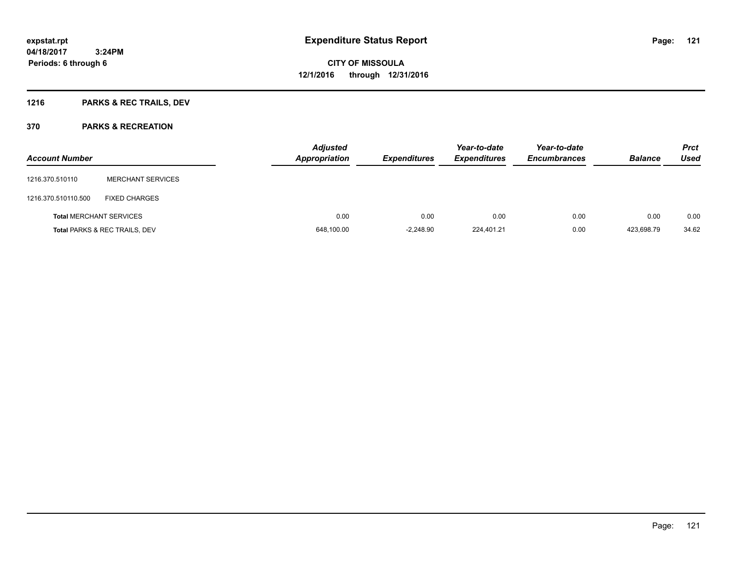expstat.rpt
04/18/2017 3:24PM
Periods: 6 through 6

# Expenditure Status Report

**CITY OF MISSOULA**
**12/1/2016 through 12/31/2016**

## 1216 PARKS & REC TRAILS, DEV

### 370 PARKS & RECREATION

| Account Number | | Adjusted Appropriation | Expenditures | Year-to-date Expenditures | Year-to-date Encumbrances | Balance | Prct Used |
|---|---|---|---|---|---|---|---|
| 1216.370.510110 | MERCHANT SERVICES | | | | | | |
| 1216.370.510110.500 | FIXED CHARGES | | | | | | |
| **Total** MERCHANT SERVICES | | 0.00 | 0.00 | 0.00 | 0.00 | 0.00 | 0.00 |
| **Total** PARKS & REC TRAILS, DEV | | 648,100.00 | -2,248.90 | 224,401.21 | 0.00 | 423,698.79 | 34.62 |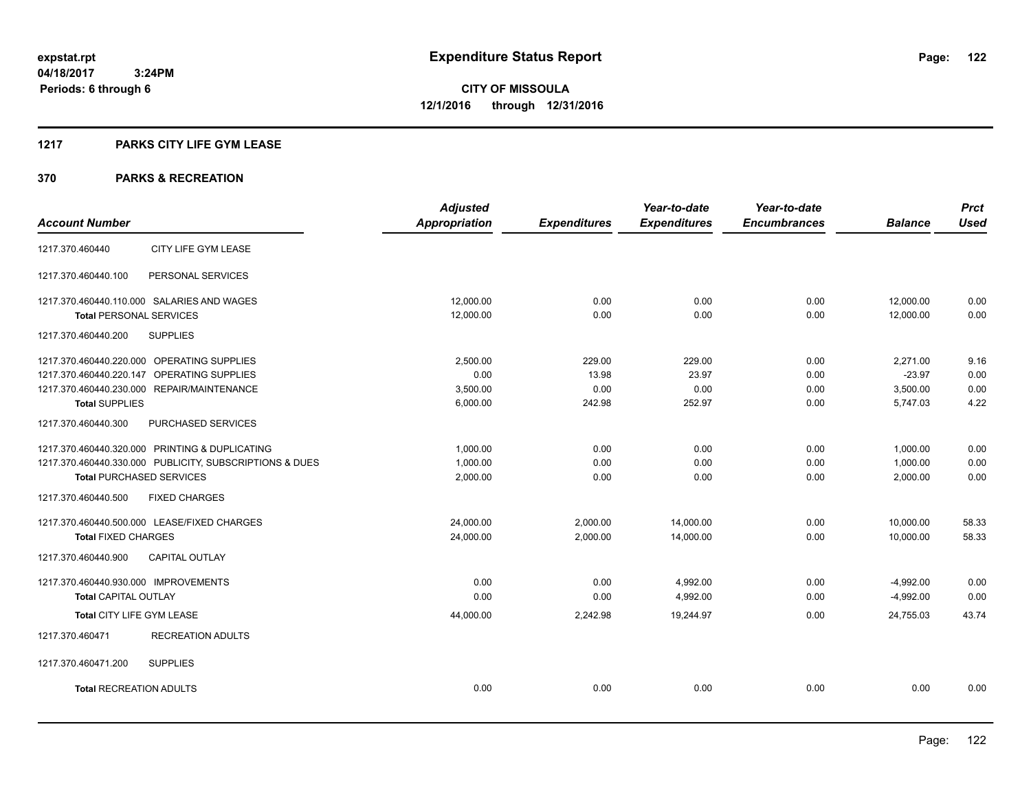expstat.rpt
04/18/2017 3:24PM
Periods: 6 through 6

# Expenditure Status Report

**CITY OF MISSOULA**
**12/1/2016 through 12/31/2016**

## 1217 PARKS CITY LIFE GYM LEASE

## 370 PARKS & RECREATION

| Account Number | | Adjusted Appropriation | Expenditures | Year-to-date Expenditures | Year-to-date Encumbrances | Balance | Prct Used |
|---|---|---|---|---|---|---|---|
| 1217.370.460440 | CITY LIFE GYM LEASE | | | | | | |
| 1217.370.460440.100 | PERSONAL SERVICES | | | | | | |
| 1217.370.460440.110.000 | SALARIES AND WAGES | 12,000.00 | 0.00 | 0.00 | 0.00 | 12,000.00 | 0.00 |
| **Total** PERSONAL SERVICES | | 12,000.00 | 0.00 | 0.00 | 0.00 | 12,000.00 | 0.00 |
| 1217.370.460440.200 | SUPPLIES | | | | | | |
| 1217.370.460440.220.000 | OPERATING SUPPLIES | 2,500.00 | 229.00 | 229.00 | 0.00 | 2,271.00 | 9.16 |
| 1217.370.460440.220.147 | OPERATING SUPPLIES | 0.00 | 13.98 | 23.97 | 0.00 | -23.97 | 0.00 |
| 1217.370.460440.230.000 | REPAIR/MAINTENANCE | 3,500.00 | 0.00 | 0.00 | 0.00 | 3,500.00 | 0.00 |
| **Total** SUPPLIES | | 6,000.00 | 242.98 | 252.97 | 0.00 | 5,747.03 | 4.22 |
| 1217.370.460440.300 | PURCHASED SERVICES | | | | | | |
| 1217.370.460440.320.000 | PRINTING & DUPLICATING | 1,000.00 | 0.00 | 0.00 | 0.00 | 1,000.00 | 0.00 |
| 1217.370.460440.330.000 | PUBLICITY, SUBSCRIPTIONS & DUES | 1,000.00 | 0.00 | 0.00 | 0.00 | 1,000.00 | 0.00 |
| **Total** PURCHASED SERVICES | | 2,000.00 | 0.00 | 0.00 | 0.00 | 2,000.00 | 0.00 |
| 1217.370.460440.500 | FIXED CHARGES | | | | | | |
| 1217.370.460440.500.000 | LEASE/FIXED CHARGES | 24,000.00 | 2,000.00 | 14,000.00 | 0.00 | 10,000.00 | 58.33 |
| **Total** FIXED CHARGES | | 24,000.00 | 2,000.00 | 14,000.00 | 0.00 | 10,000.00 | 58.33 |
| 1217.370.460440.900 | CAPITAL OUTLAY | | | | | | |
| 1217.370.460440.930.000 | IMPROVEMENTS | 0.00 | 0.00 | 4,992.00 | 0.00 | -4,992.00 | 0.00 |
| **Total** CAPITAL OUTLAY | | 0.00 | 0.00 | 4,992.00 | 0.00 | -4,992.00 | 0.00 |
| **Total** CITY LIFE GYM LEASE | | 44,000.00 | 2,242.98 | 19,244.97 | 0.00 | 24,755.03 | 43.74 |
| 1217.370.460471 | RECREATION ADULTS | | | | | | |
| 1217.370.460471.200 | SUPPLIES | | | | | | |
| **Total** RECREATION ADULTS | | 0.00 | 0.00 | 0.00 | 0.00 | 0.00 | 0.00 |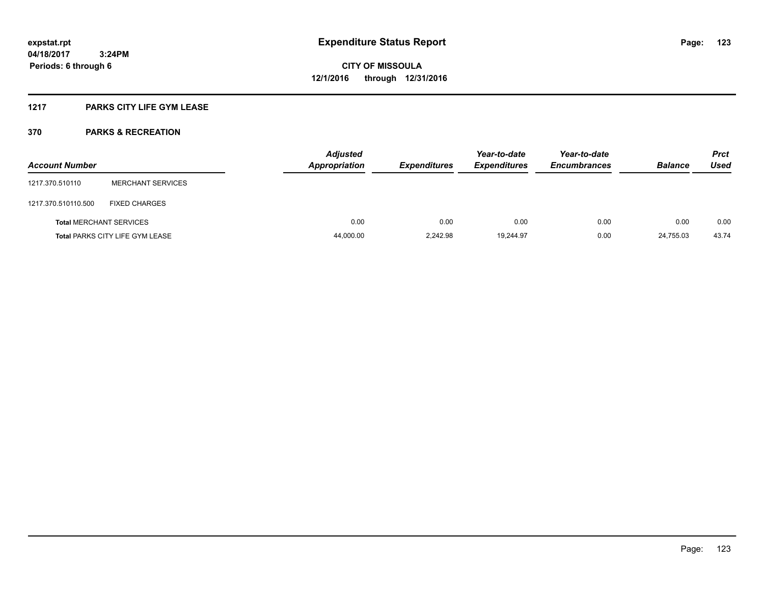**expstat.rpt**
**04/18/2017 3:24PM**
**Periods: 6 through 6**

# Expenditure Status Report

**CITY OF MISSOULA**
**12/1/2016 through 12/31/2016**

## 1217 PARKS CITY LIFE GYM LEASE

### 370 PARKS & RECREATION

| Account Number | | Adjusted Appropriation | Expenditures | Year-to-date Expenditures | Year-to-date Encumbrances | Balance | Prct Used |
|---|---|---|---|---|---|---|---|
| 1217.370.510110 | MERCHANT SERVICES | | | | | | |
| 1217.370.510110.500 | FIXED CHARGES | | | | | | |
| **Total** MERCHANT SERVICES | | 0.00 | 0.00 | 0.00 | 0.00 | 0.00 | 0.00 |
| **Total** PARKS CITY LIFE GYM LEASE | | 44,000.00 | 2,242.98 | 19,244.97 | 0.00 | 24,755.03 | 43.74 |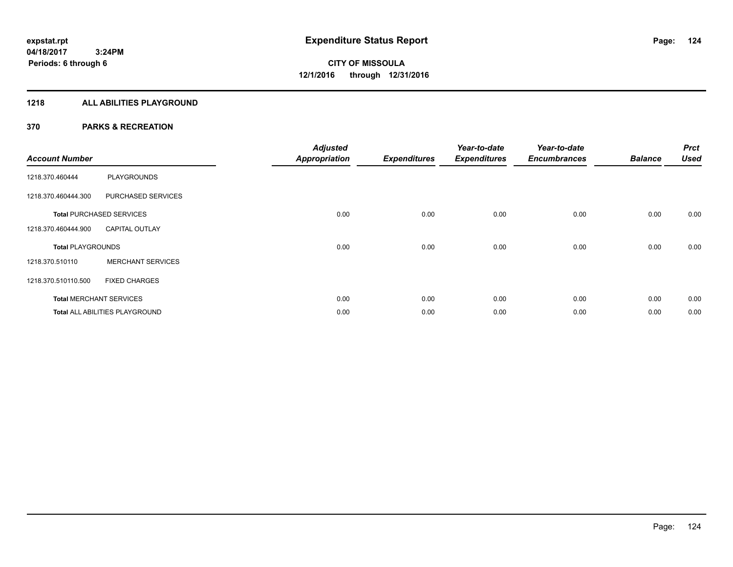# Expenditure Status Report

**CITY OF MISSOULA**
**12/1/2016 through 12/31/2016**

expstat.rpt
04/18/2017 3:24PM
Periods: 6 through 6

## 1218 ALL ABILITIES PLAYGROUND

## 370 PARKS & RECREATION

| Account Number | | Adjusted Appropriation | Expenditures | Year-to-date Expenditures | Year-to-date Encumbrances | Balance | Prct Used |
|---|---|---|---|---|---|---|---|
| 1218.370.460444 | PLAYGROUNDS | | | | | | |
| 1218.370.460444.300 | PURCHASED SERVICES | | | | | | |
| **Total** PURCHASED SERVICES | | 0.00 | 0.00 | 0.00 | 0.00 | 0.00 | 0.00 |
| 1218.370.460444.900 | CAPITAL OUTLAY | | | | | | |
| **Total** PLAYGROUNDS | | 0.00 | 0.00 | 0.00 | 0.00 | 0.00 | 0.00 |
| 1218.370.510110 | MERCHANT SERVICES | | | | | | |
| 1218.370.510110.500 | FIXED CHARGES | | | | | | |
| **Total** MERCHANT SERVICES | | 0.00 | 0.00 | 0.00 | 0.00 | 0.00 | 0.00 |
| **Total** ALL ABILITIES PLAYGROUND | | 0.00 | 0.00 | 0.00 | 0.00 | 0.00 | 0.00 |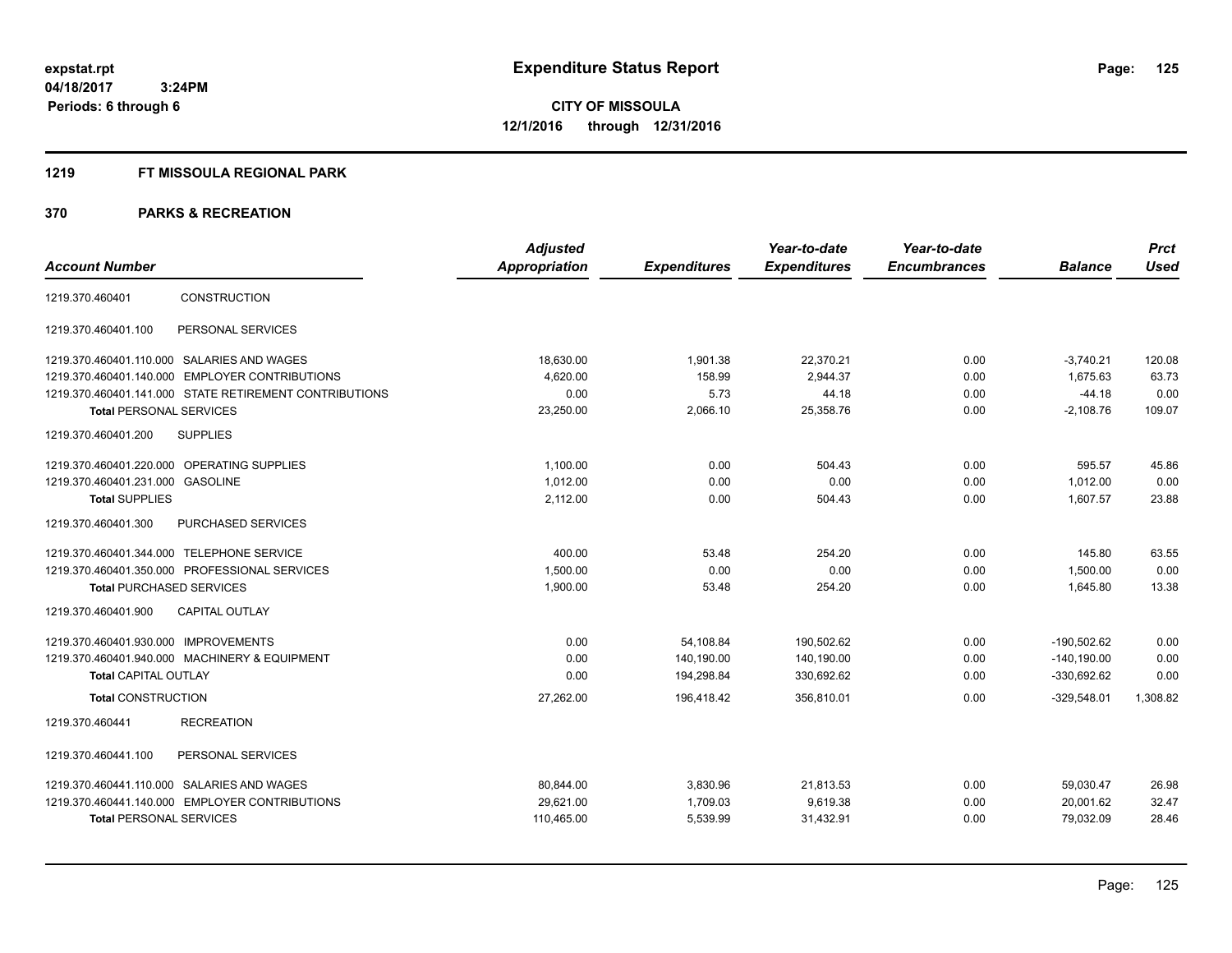**expstat.rpt**
**04/18/2017 3:24PM**
**Periods: 6 through 6**

# Expenditure Status Report

**CITY OF MISSOULA**
**12/1/2016 through 12/31/2016**

## 1219 FT MISSOULA REGIONAL PARK

## 370 PARKS & RECREATION

| Account Number | | Adjusted Appropriation | Expenditures | Year-to-date Expenditures | Year-to-date Encumbrances | Balance | Prct Used |
|---|---|---|---|---|---|---|---|
| 1219.370.460401 | CONSTRUCTION | | | | | | |
| 1219.370.460401.100 | PERSONAL SERVICES | | | | | | |
| 1219.370.460401.110.000 | SALARIES AND WAGES | 18,630.00 | 1,901.38 | 22,370.21 | 0.00 | -3,740.21 | 120.08 |
| 1219.370.460401.140.000 | EMPLOYER CONTRIBUTIONS | 4,620.00 | 158.99 | 2,944.37 | 0.00 | 1,675.63 | 63.73 |
| 1219.370.460401.141.000 | STATE RETIREMENT CONTRIBUTIONS | 0.00 | 5.73 | 44.18 | 0.00 | -44.18 | 0.00 |
| **Total** PERSONAL SERVICES | | 23,250.00 | 2,066.10 | 25,358.76 | 0.00 | -2,108.76 | 109.07 |
| 1219.370.460401.200 | SUPPLIES | | | | | | |
| 1219.370.460401.220.000 | OPERATING SUPPLIES | 1,100.00 | 0.00 | 504.43 | 0.00 | 595.57 | 45.86 |
| 1219.370.460401.231.000 | GASOLINE | 1,012.00 | 0.00 | 0.00 | 0.00 | 1,012.00 | 0.00 |
| **Total** SUPPLIES | | 2,112.00 | 0.00 | 504.43 | 0.00 | 1,607.57 | 23.88 |
| 1219.370.460401.300 | PURCHASED SERVICES | | | | | | |
| 1219.370.460401.344.000 | TELEPHONE SERVICE | 400.00 | 53.48 | 254.20 | 0.00 | 145.80 | 63.55 |
| 1219.370.460401.350.000 | PROFESSIONAL SERVICES | 1,500.00 | 0.00 | 0.00 | 0.00 | 1,500.00 | 0.00 |
| **Total** PURCHASED SERVICES | | 1,900.00 | 53.48 | 254.20 | 0.00 | 1,645.80 | 13.38 |
| 1219.370.460401.900 | CAPITAL OUTLAY | | | | | | |
| 1219.370.460401.930.000 | IMPROVEMENTS | 0.00 | 54,108.84 | 190,502.62 | 0.00 | -190,502.62 | 0.00 |
| 1219.370.460401.940.000 | MACHINERY & EQUIPMENT | 0.00 | 140,190.00 | 140,190.00 | 0.00 | -140,190.00 | 0.00 |
| **Total** CAPITAL OUTLAY | | 0.00 | 194,298.84 | 330,692.62 | 0.00 | -330,692.62 | 0.00 |
| **Total** CONSTRUCTION | | 27,262.00 | 196,418.42 | 356,810.01 | 0.00 | -329,548.01 | 1,308.82 |
| 1219.370.460441 | RECREATION | | | | | | |
| 1219.370.460441.100 | PERSONAL SERVICES | | | | | | |
| 1219.370.460441.110.000 | SALARIES AND WAGES | 80,844.00 | 3,830.96 | 21,813.53 | 0.00 | 59,030.47 | 26.98 |
| 1219.370.460441.140.000 | EMPLOYER CONTRIBUTIONS | 29,621.00 | 1,709.03 | 9,619.38 | 0.00 | 20,001.62 | 32.47 |
| **Total** PERSONAL SERVICES | | 110,465.00 | 5,539.99 | 31,432.91 | 0.00 | 79,032.09 | 28.46 |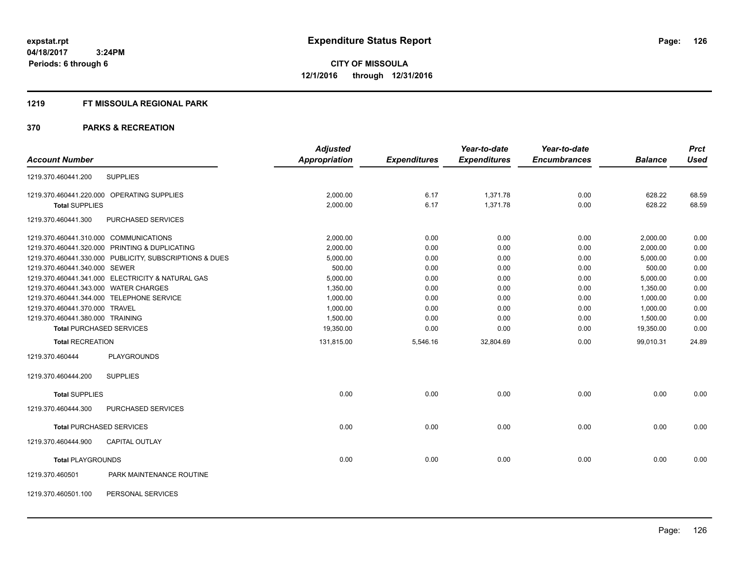# Expenditure Status Report

expstat.rpt
04/18/2017 3:24PM
Periods: 6 through 6

**CITY OF MISSOULA**
**12/1/2016 through 12/31/2016**

## 1219 FT MISSOULA REGIONAL PARK

## 370 PARKS & RECREATION

| Account Number | | Adjusted Appropriation | Expenditures | Year-to-date Expenditures | Year-to-date Encumbrances | Balance | Prct Used |
|---|---|---|---|---|---|---|---|
| 1219.370.460441.200 | SUPPLIES | | | | | | |
| 1219.370.460441.220.000 | OPERATING SUPPLIES | 2,000.00 | 6.17 | 1,371.78 | 0.00 | 628.22 | 68.59 |
| **Total** SUPPLIES | | 2,000.00 | 6.17 | 1,371.78 | 0.00 | 628.22 | 68.59 |
| 1219.370.460441.300 | PURCHASED SERVICES | | | | | | |
| 1219.370.460441.310.000 | COMMUNICATIONS | 2,000.00 | 0.00 | 0.00 | 0.00 | 2,000.00 | 0.00 |
| 1219.370.460441.320.000 | PRINTING & DUPLICATING | 2,000.00 | 0.00 | 0.00 | 0.00 | 2,000.00 | 0.00 |
| 1219.370.460441.330.000 | PUBLICITY, SUBSCRIPTIONS & DUES | 5,000.00 | 0.00 | 0.00 | 0.00 | 5,000.00 | 0.00 |
| 1219.370.460441.340.000 | SEWER | 500.00 | 0.00 | 0.00 | 0.00 | 500.00 | 0.00 |
| 1219.370.460441.341.000 | ELECTRICITY & NATURAL GAS | 5,000.00 | 0.00 | 0.00 | 0.00 | 5,000.00 | 0.00 |
| 1219.370.460441.343.000 | WATER CHARGES | 1,350.00 | 0.00 | 0.00 | 0.00 | 1,350.00 | 0.00 |
| 1219.370.460441.344.000 | TELEPHONE SERVICE | 1,000.00 | 0.00 | 0.00 | 0.00 | 1,000.00 | 0.00 |
| 1219.370.460441.370.000 | TRAVEL | 1,000.00 | 0.00 | 0.00 | 0.00 | 1,000.00 | 0.00 |
| 1219.370.460441.380.000 | TRAINING | 1,500.00 | 0.00 | 0.00 | 0.00 | 1,500.00 | 0.00 |
| **Total** PURCHASED SERVICES | | 19,350.00 | 0.00 | 0.00 | 0.00 | 19,350.00 | 0.00 |
| **Total** RECREATION | | 131,815.00 | 5,546.16 | 32,804.69 | 0.00 | 99,010.31 | 24.89 |
| 1219.370.460444 | PLAYGROUNDS | | | | | | |
| 1219.370.460444.200 | SUPPLIES | | | | | | |
| **Total** SUPPLIES | | 0.00 | 0.00 | 0.00 | 0.00 | 0.00 | 0.00 |
| 1219.370.460444.300 | PURCHASED SERVICES | | | | | | |
| **Total** PURCHASED SERVICES | | 0.00 | 0.00 | 0.00 | 0.00 | 0.00 | 0.00 |
| 1219.370.460444.900 | CAPITAL OUTLAY | | | | | | |
| **Total** PLAYGROUNDS | | 0.00 | 0.00 | 0.00 | 0.00 | 0.00 | 0.00 |
| 1219.370.460501 | PARK MAINTENANCE ROUTINE | | | | | | |
| 1219.370.460501.100 | PERSONAL SERVICES | | | | | | |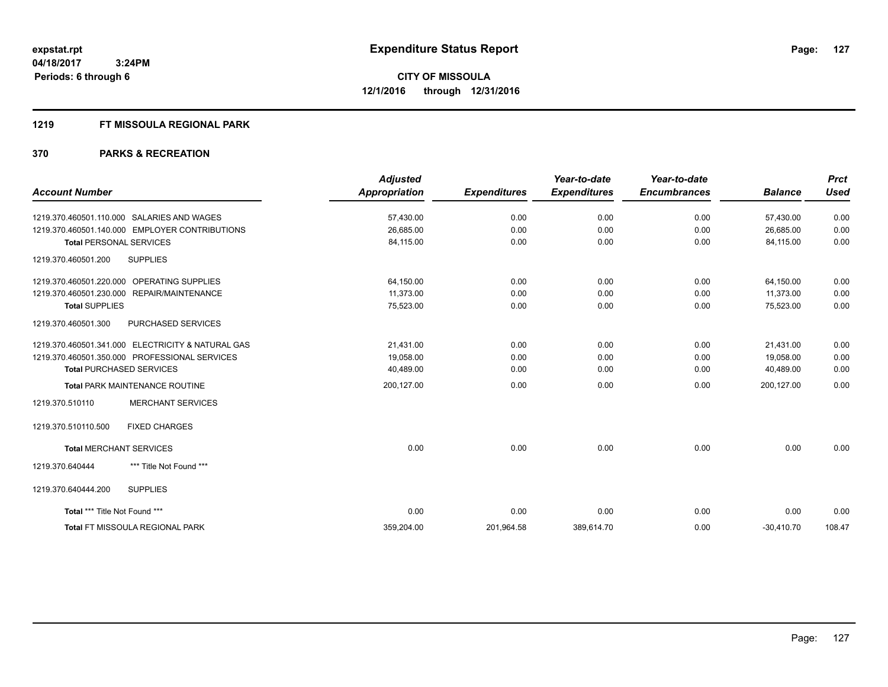# Expenditure Status Report

expstat.rpt
04/18/2017 3:24PM
Periods: 6 through 6

**CITY OF MISSOULA**
**12/1/2016 through 12/31/2016**

## 1219 FT MISSOULA REGIONAL PARK

## 370 PARKS & RECREATION

| Account Number | Adjusted Appropriation | Expenditures | Year-to-date Expenditures | Year-to-date Encumbrances | Balance | Prct Used |
|---|---|---|---|---|---|---|
| 1219.370.460501.110.000 SALARIES AND WAGES | 57,430.00 | 0.00 | 0.00 | 0.00 | 57,430.00 | 0.00 |
| 1219.370.460501.140.000 EMPLOYER CONTRIBUTIONS | 26,685.00 | 0.00 | 0.00 | 0.00 | 26,685.00 | 0.00 |
| **Total** PERSONAL SERVICES | 84,115.00 | 0.00 | 0.00 | 0.00 | 84,115.00 | 0.00 |
| 1219.370.460501.200 SUPPLIES | | | | | | |
| 1219.370.460501.220.000 OPERATING SUPPLIES | 64,150.00 | 0.00 | 0.00 | 0.00 | 64,150.00 | 0.00 |
| 1219.370.460501.230.000 REPAIR/MAINTENANCE | 11,373.00 | 0.00 | 0.00 | 0.00 | 11,373.00 | 0.00 |
| **Total** SUPPLIES | 75,523.00 | 0.00 | 0.00 | 0.00 | 75,523.00 | 0.00 |
| 1219.370.460501.300 PURCHASED SERVICES | | | | | | |
| 1219.370.460501.341.000 ELECTRICITY & NATURAL GAS | 21,431.00 | 0.00 | 0.00 | 0.00 | 21,431.00 | 0.00 |
| 1219.370.460501.350.000 PROFESSIONAL SERVICES | 19,058.00 | 0.00 | 0.00 | 0.00 | 19,058.00 | 0.00 |
| **Total** PURCHASED SERVICES | 40,489.00 | 0.00 | 0.00 | 0.00 | 40,489.00 | 0.00 |
| **Total** PARK MAINTENANCE ROUTINE | 200,127.00 | 0.00 | 0.00 | 0.00 | 200,127.00 | 0.00 |
| 1219.370.510110 MERCHANT SERVICES | | | | | | |
| 1219.370.510110.500 FIXED CHARGES | | | | | | |
| **Total** MERCHANT SERVICES | 0.00 | 0.00 | 0.00 | 0.00 | 0.00 | 0.00 |
| 1219.370.640444 *** Title Not Found *** | | | | | | |
| 1219.370.640444.200 SUPPLIES | | | | | | |
| **Total** *** Title Not Found *** | 0.00 | 0.00 | 0.00 | 0.00 | 0.00 | 0.00 |
| **Total** FT MISSOULA REGIONAL PARK | 359,204.00 | 201,964.58 | 389,614.70 | 0.00 | -30,410.70 | 108.47 |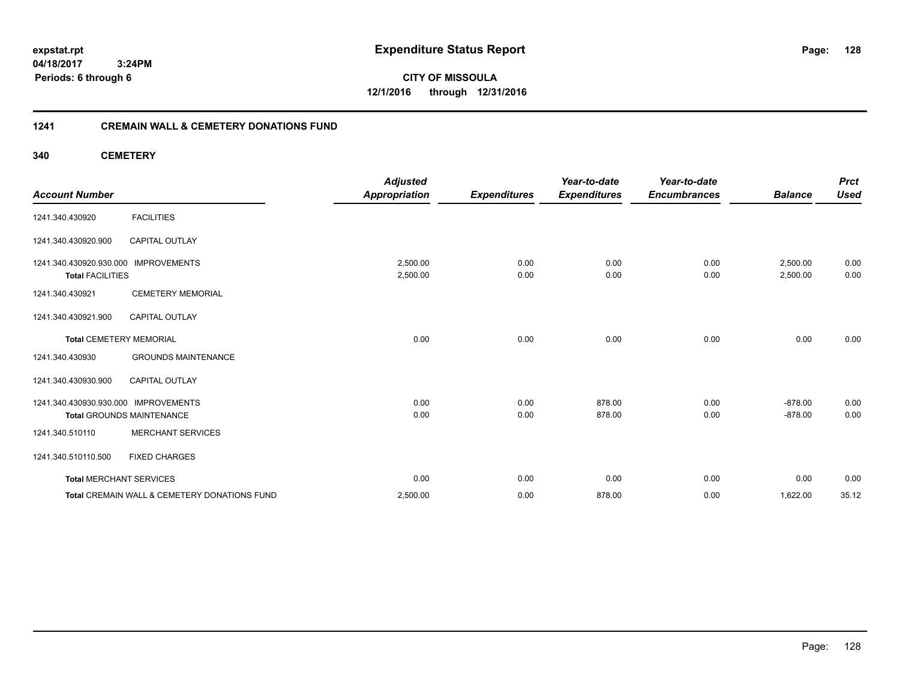expstat.rpt
04/18/2017 3:24PM
Periods: 6 through 6

# Expenditure Status Report

**CITY OF MISSOULA**
**12/1/2016 through 12/31/2016**

## 1241 CREMAIN WALL & CEMETERY DONATIONS FUND

### 340 CEMETERY

| Account Number | | Adjusted Appropriation | Expenditures | Year-to-date Expenditures | Year-to-date Encumbrances | Balance | Prct Used |
|---|---|---|---|---|---|---|---|
| 1241.340.430920 | FACILITIES | | | | | | |
| 1241.340.430920.900 | CAPITAL OUTLAY | | | | | | |
| 1241.340.430920.930.000 | IMPROVEMENTS | 2,500.00 | 0.00 | 0.00 | 0.00 | 2,500.00 | 0.00 |
| **Total** FACILITIES | | 2,500.00 | 0.00 | 0.00 | 0.00 | 2,500.00 | 0.00 |
| 1241.340.430921 | CEMETERY MEMORIAL | | | | | | |
| 1241.340.430921.900 | CAPITAL OUTLAY | | | | | | |
| **Total** CEMETERY MEMORIAL | | 0.00 | 0.00 | 0.00 | 0.00 | 0.00 | 0.00 |
| 1241.340.430930 | GROUNDS MAINTENANCE | | | | | | |
| 1241.340.430930.900 | CAPITAL OUTLAY | | | | | | |
| 1241.340.430930.930.000 | IMPROVEMENTS | 0.00 | 0.00 | 878.00 | 0.00 | -878.00 | 0.00 |
| **Total** GROUNDS MAINTENANCE | | 0.00 | 0.00 | 878.00 | 0.00 | -878.00 | 0.00 |
| 1241.340.510110 | MERCHANT SERVICES | | | | | | |
| 1241.340.510110.500 | FIXED CHARGES | | | | | | |
| **Total** MERCHANT SERVICES | | 0.00 | 0.00 | 0.00 | 0.00 | 0.00 | 0.00 |
| **Total** CREMAIN WALL & CEMETERY DONATIONS FUND | | 2,500.00 | 0.00 | 878.00 | 0.00 | 1,622.00 | 35.12 |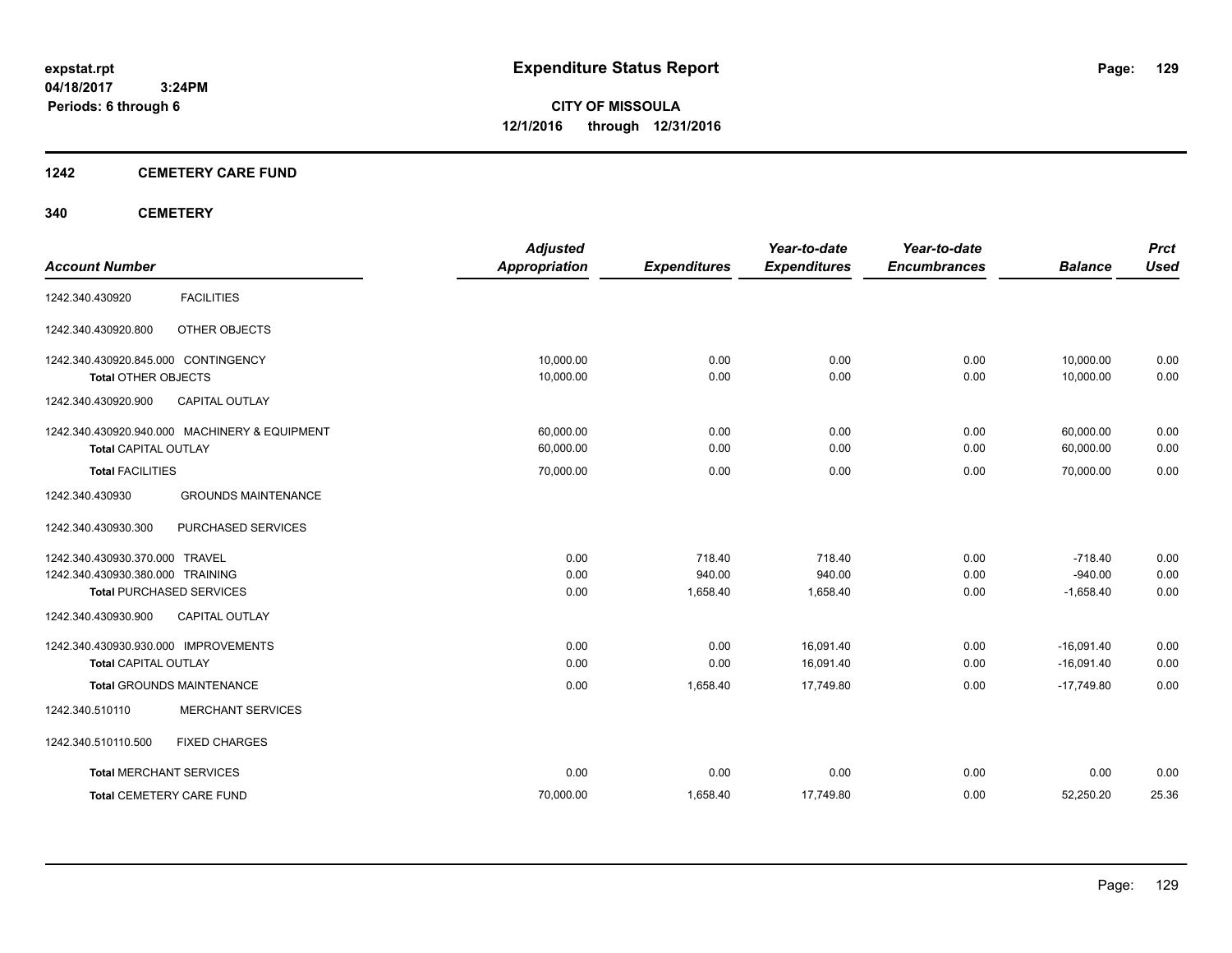expstat.rpt
04/18/2017 3:24PM
Periods: 6 through 6

# Expenditure Status Report

**CITY OF MISSOULA**
**12/1/2016 through 12/31/2016**

## 1242 CEMETERY CARE FUND

## 340 CEMETERY

| Account Number | | Adjusted Appropriation | Expenditures | Year-to-date Expenditures | Year-to-date Encumbrances | Balance | Prct Used |
|---|---|---|---|---|---|---|---|
| 1242.340.430920 | FACILITIES | | | | | | |
| 1242.340.430920.800 | OTHER OBJECTS | | | | | | |
| 1242.340.430920.845.000 CONTINGENCY | | 10,000.00 | 0.00 | 0.00 | 0.00 | 10,000.00 | 0.00 |
| **Total** OTHER OBJECTS | | 10,000.00 | 0.00 | 0.00 | 0.00 | 10,000.00 | 0.00 |
| 1242.340.430920.900 | CAPITAL OUTLAY | | | | | | |
| 1242.340.430920.940.000 MACHINERY & EQUIPMENT | | 60,000.00 | 0.00 | 0.00 | 0.00 | 60,000.00 | 0.00 |
| **Total** CAPITAL OUTLAY | | 60,000.00 | 0.00 | 0.00 | 0.00 | 60,000.00 | 0.00 |
| **Total** FACILITIES | | 70,000.00 | 0.00 | 0.00 | 0.00 | 70,000.00 | 0.00 |
| 1242.340.430930 | GROUNDS MAINTENANCE | | | | | | |
| 1242.340.430930.300 | PURCHASED SERVICES | | | | | | |
| 1242.340.430930.370.000 TRAVEL | | 0.00 | 718.40 | 718.40 | 0.00 | -718.40 | 0.00 |
| 1242.340.430930.380.000 TRAINING | | 0.00 | 940.00 | 940.00 | 0.00 | -940.00 | 0.00 |
| **Total** PURCHASED SERVICES | | 0.00 | 1,658.40 | 1,658.40 | 0.00 | -1,658.40 | 0.00 |
| 1242.340.430930.900 | CAPITAL OUTLAY | | | | | | |
| 1242.340.430930.930.000 IMPROVEMENTS | | 0.00 | 0.00 | 16,091.40 | 0.00 | -16,091.40 | 0.00 |
| **Total** CAPITAL OUTLAY | | 0.00 | 0.00 | 16,091.40 | 0.00 | -16,091.40 | 0.00 |
| **Total** GROUNDS MAINTENANCE | | 0.00 | 1,658.40 | 17,749.80 | 0.00 | -17,749.80 | 0.00 |
| 1242.340.510110 | MERCHANT SERVICES | | | | | | |
| 1242.340.510110.500 | FIXED CHARGES | | | | | | |
| **Total** MERCHANT SERVICES | | 0.00 | 0.00 | 0.00 | 0.00 | 0.00 | 0.00 |
| **Total** CEMETERY CARE FUND | | 70,000.00 | 1,658.40 | 17,749.80 | 0.00 | 52,250.20 | 25.36 |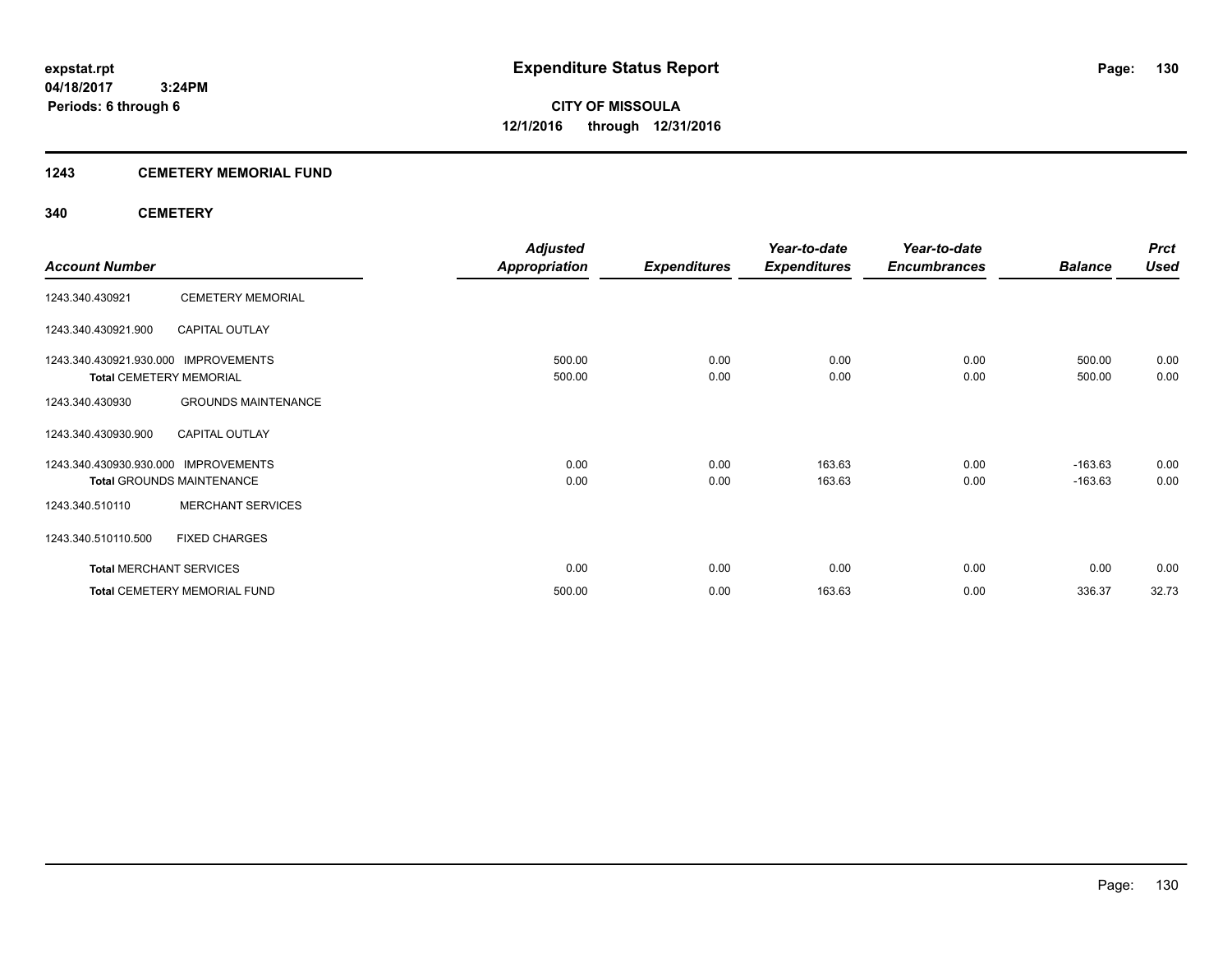# Expenditure Status Report

expstat.rpt
04/18/2017 3:24PM
Periods: 6 through 6

**CITY OF MISSOULA**
**12/1/2016 through 12/31/2016**

## 1243 CEMETERY MEMORIAL FUND

### 340 CEMETERY

| Account Number | | Adjusted Appropriation | Expenditures | Year-to-date Expenditures | Year-to-date Encumbrances | Balance | Prct Used |
|---|---|---|---|---|---|---|---|
| 1243.340.430921 | CEMETERY MEMORIAL | | | | | | |
| 1243.340.430921.900 | CAPITAL OUTLAY | | | | | | |
| 1243.340.430921.930.000 | IMPROVEMENTS | 500.00 | 0.00 | 0.00 | 0.00 | 500.00 | 0.00 |
| **Total** CEMETERY MEMORIAL | | 500.00 | 0.00 | 0.00 | 0.00 | 500.00 | 0.00 |
| 1243.340.430930 | GROUNDS MAINTENANCE | | | | | | |
| 1243.340.430930.900 | CAPITAL OUTLAY | | | | | | |
| 1243.340.430930.930.000 | IMPROVEMENTS | 0.00 | 0.00 | 163.63 | 0.00 | -163.63 | 0.00 |
| **Total** GROUNDS MAINTENANCE | | 0.00 | 0.00 | 163.63 | 0.00 | -163.63 | 0.00 |
| 1243.340.510110 | MERCHANT SERVICES | | | | | | |
| 1243.340.510110.500 | FIXED CHARGES | | | | | | |
| **Total** MERCHANT SERVICES | | 0.00 | 0.00 | 0.00 | 0.00 | 0.00 | 0.00 |
| **Total** CEMETERY MEMORIAL FUND | | 500.00 | 0.00 | 163.63 | 0.00 | 336.37 | 32.73 |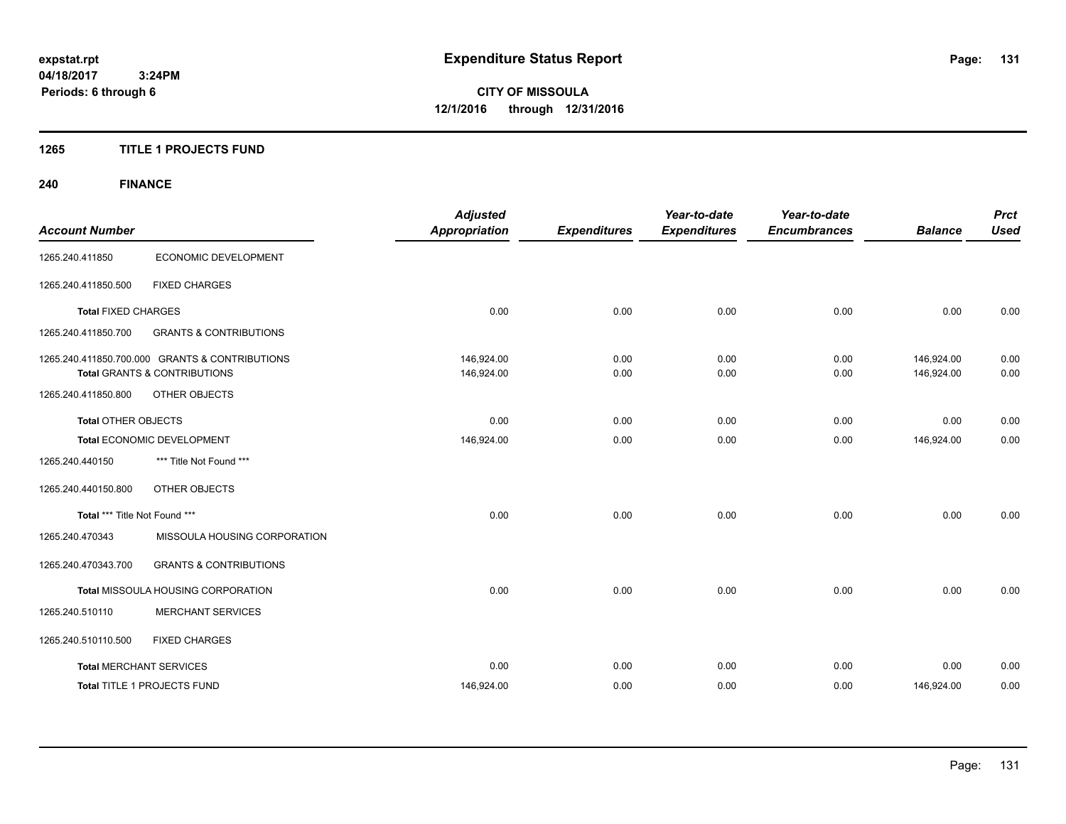expstat.rpt
04/18/2017 3:24PM
Periods: 6 through 6

# Expenditure Status Report

**CITY OF MISSOULA**
**12/1/2016 through 12/31/2016**

## 1265 TITLE 1 PROJECTS FUND

## 240 FINANCE

| Account Number | | Adjusted Appropriation | Expenditures | Year-to-date Expenditures | Year-to-date Encumbrances | Balance | Prct Used |
|---|---|---|---|---|---|---|---|
| 1265.240.411850 | ECONOMIC DEVELOPMENT | | | | | | |
| 1265.240.411850.500 | FIXED CHARGES | | | | | | |
| **Total** FIXED CHARGES | | 0.00 | 0.00 | 0.00 | 0.00 | 0.00 | 0.00 |
| 1265.240.411850.700 | GRANTS & CONTRIBUTIONS | | | | | | |
| 1265.240.411850.700.000 | GRANTS & CONTRIBUTIONS | 146,924.00 | 0.00 | 0.00 | 0.00 | 146,924.00 | 0.00 |
| **Total** GRANTS & CONTRIBUTIONS | | 146,924.00 | 0.00 | 0.00 | 0.00 | 146,924.00 | 0.00 |
| 1265.240.411850.800 | OTHER OBJECTS | | | | | | |
| **Total** OTHER OBJECTS | | 0.00 | 0.00 | 0.00 | 0.00 | 0.00 | 0.00 |
| **Total** ECONOMIC DEVELOPMENT | | 146,924.00 | 0.00 | 0.00 | 0.00 | 146,924.00 | 0.00 |
| 1265.240.440150 | *** Title Not Found *** | | | | | | |
| 1265.240.440150.800 | OTHER OBJECTS | | | | | | |
| **Total** *** Title Not Found *** | | 0.00 | 0.00 | 0.00 | 0.00 | 0.00 | 0.00 |
| 1265.240.470343 | MISSOULA HOUSING CORPORATION | | | | | | |
| 1265.240.470343.700 | GRANTS & CONTRIBUTIONS | | | | | | |
| **Total** MISSOULA HOUSING CORPORATION | | 0.00 | 0.00 | 0.00 | 0.00 | 0.00 | 0.00 |
| 1265.240.510110 | MERCHANT SERVICES | | | | | | |
| 1265.240.510110.500 | FIXED CHARGES | | | | | | |
| **Total** MERCHANT SERVICES | | 0.00 | 0.00 | 0.00 | 0.00 | 0.00 | 0.00 |
| **Total** TITLE 1 PROJECTS FUND | | 146,924.00 | 0.00 | 0.00 | 0.00 | 146,924.00 | 0.00 |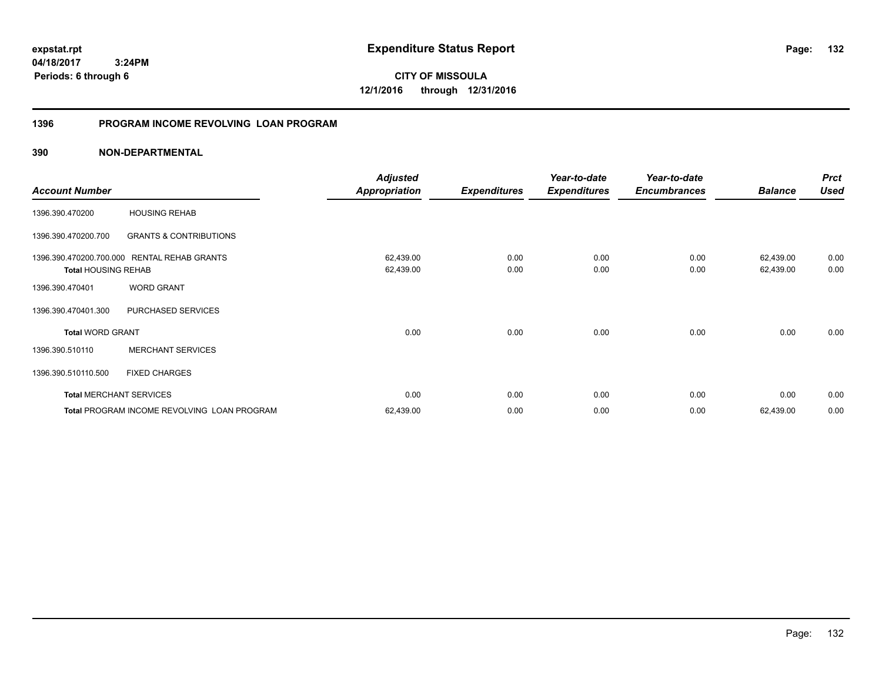expstat.rpt
04/18/2017 3:24PM
Periods: 6 through 6

# Expenditure Status Report

CITY OF MISSOULA
12/1/2016 through 12/31/2016

## 1396 PROGRAM INCOME REVOLVING LOAN PROGRAM

### 390 NON-DEPARTMENTAL

| Account Number | | Adjusted Appropriation | Expenditures | Year-to-date Expenditures | Year-to-date Encumbrances | Balance | Prct Used |
|---|---|---|---|---|---|---|---|
| 1396.390.470200 | HOUSING REHAB | | | | | | |
| 1396.390.470200.700 | GRANTS & CONTRIBUTIONS | | | | | | |
| 1396.390.470200.700.000 | RENTAL REHAB GRANTS | 62,439.00 | 0.00 | 0.00 | 0.00 | 62,439.00 | 0.00 |
| **Total** HOUSING REHAB | | 62,439.00 | 0.00 | 0.00 | 0.00 | 62,439.00 | 0.00 |
| 1396.390.470401 | WORD GRANT | | | | | | |
| 1396.390.470401.300 | PURCHASED SERVICES | | | | | | |
| **Total** WORD GRANT | | 0.00 | 0.00 | 0.00 | 0.00 | 0.00 | 0.00 |
| 1396.390.510110 | MERCHANT SERVICES | | | | | | |
| 1396.390.510110.500 | FIXED CHARGES | | | | | | |
| **Total** MERCHANT SERVICES | | 0.00 | 0.00 | 0.00 | 0.00 | 0.00 | 0.00 |
| **Total** PROGRAM INCOME REVOLVING LOAN PROGRAM | | 62,439.00 | 0.00 | 0.00 | 0.00 | 62,439.00 | 0.00 |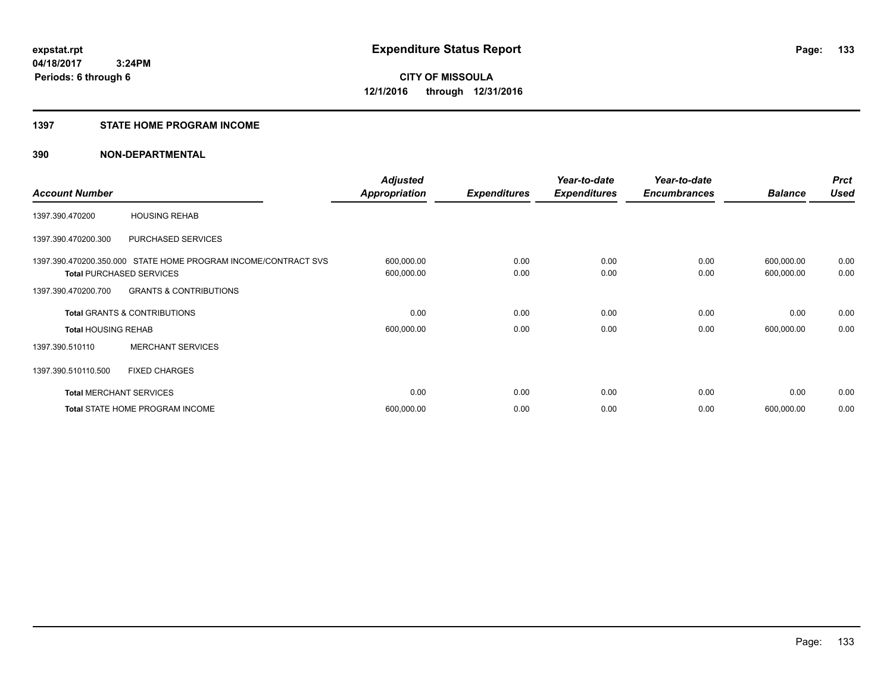expstat.rpt
04/18/2017 3:24PM
Periods: 6 through 6

# Expenditure Status Report

**CITY OF MISSOULA**
**12/1/2016 through 12/31/2016**

## 1397 STATE HOME PROGRAM INCOME

## 390 NON-DEPARTMENTAL

| Account Number | | Adjusted Appropriation | Expenditures | Year-to-date Expenditures | Year-to-date Encumbrances | Balance | Prct Used |
|---|---|---|---|---|---|---|---|
| 1397.390.470200 | HOUSING REHAB | | | | | | |
| 1397.390.470200.300 | PURCHASED SERVICES | | | | | | |
| 1397.390.470200.350.000 | STATE HOME PROGRAM INCOME/CONTRACT SVS | 600,000.00 | 0.00 | 0.00 | 0.00 | 600,000.00 | 0.00 |
| **Total** PURCHASED SERVICES | | 600,000.00 | 0.00 | 0.00 | 0.00 | 600,000.00 | 0.00 |
| 1397.390.470200.700 | GRANTS & CONTRIBUTIONS | | | | | | |
| **Total** GRANTS & CONTRIBUTIONS | | 0.00 | 0.00 | 0.00 | 0.00 | 0.00 | 0.00 |
| **Total** HOUSING REHAB | | 600,000.00 | 0.00 | 0.00 | 0.00 | 600,000.00 | 0.00 |
| 1397.390.510110 | MERCHANT SERVICES | | | | | | |
| 1397.390.510110.500 | FIXED CHARGES | | | | | | |
| **Total** MERCHANT SERVICES | | 0.00 | 0.00 | 0.00 | 0.00 | 0.00 | 0.00 |
| **Total** STATE HOME PROGRAM INCOME | | 600,000.00 | 0.00 | 0.00 | 0.00 | 600,000.00 | 0.00 |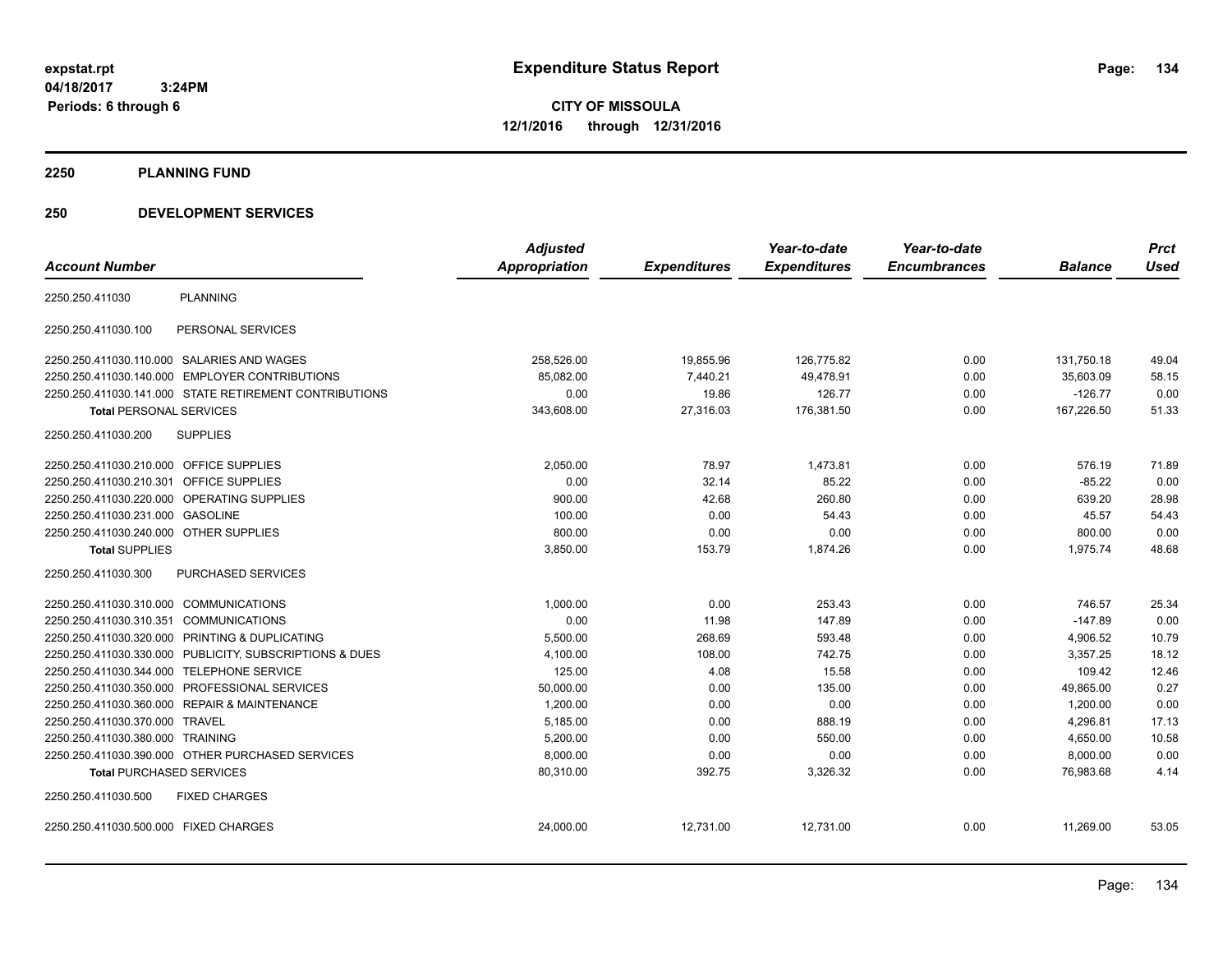**Expenditure Status Report**

expstat.rpt
04/18/2017 3:24PM
Periods: 6 through 6

**CITY OF MISSOULA**
**12/1/2016 through 12/31/2016**

## 2250 PLANNING FUND

## 250 DEVELOPMENT SERVICES

| Account Number | | Adjusted Appropriation | Expenditures | Year-to-date Expenditures | Year-to-date Encumbrances | Balance | Prct Used |
|---|---|---|---|---|---|---|---|
| 2250.250.411030 | PLANNING | | | | | | |
| 2250.250.411030.100 | PERSONAL SERVICES | | | | | | |
| 2250.250.411030.110.000 | SALARIES AND WAGES | 258,526.00 | 19,855.96 | 126,775.82 | 0.00 | 131,750.18 | 49.04 |
| 2250.250.411030.140.000 | EMPLOYER CONTRIBUTIONS | 85,082.00 | 7,440.21 | 49,478.91 | 0.00 | 35,603.09 | 58.15 |
| 2250.250.411030.141.000 | STATE RETIREMENT CONTRIBUTIONS | 0.00 | 19.86 | 126.77 | 0.00 | -126.77 | 0.00 |
| **Total** PERSONAL SERVICES | | 343,608.00 | 27,316.03 | 176,381.50 | 0.00 | 167,226.50 | 51.33 |
| 2250.250.411030.200 | SUPPLIES | | | | | | |
| 2250.250.411030.210.000 | OFFICE SUPPLIES | 2,050.00 | 78.97 | 1,473.81 | 0.00 | 576.19 | 71.89 |
| 2250.250.411030.210.301 | OFFICE SUPPLIES | 0.00 | 32.14 | 85.22 | 0.00 | -85.22 | 0.00 |
| 2250.250.411030.220.000 | OPERATING SUPPLIES | 900.00 | 42.68 | 260.80 | 0.00 | 639.20 | 28.98 |
| 2250.250.411030.231.000 | GASOLINE | 100.00 | 0.00 | 54.43 | 0.00 | 45.57 | 54.43 |
| 2250.250.411030.240.000 | OTHER SUPPLIES | 800.00 | 0.00 | 0.00 | 0.00 | 800.00 | 0.00 |
| **Total** SUPPLIES | | 3,850.00 | 153.79 | 1,874.26 | 0.00 | 1,975.74 | 48.68 |
| 2250.250.411030.300 | PURCHASED SERVICES | | | | | | |
| 2250.250.411030.310.000 | COMMUNICATIONS | 1,000.00 | 0.00 | 253.43 | 0.00 | 746.57 | 25.34 |
| 2250.250.411030.310.351 | COMMUNICATIONS | 0.00 | 11.98 | 147.89 | 0.00 | -147.89 | 0.00 |
| 2250.250.411030.320.000 | PRINTING & DUPLICATING | 5,500.00 | 268.69 | 593.48 | 0.00 | 4,906.52 | 10.79 |
| 2250.250.411030.330.000 | PUBLICITY, SUBSCRIPTIONS & DUES | 4,100.00 | 108.00 | 742.75 | 0.00 | 3,357.25 | 18.12 |
| 2250.250.411030.344.000 | TELEPHONE SERVICE | 125.00 | 4.08 | 15.58 | 0.00 | 109.42 | 12.46 |
| 2250.250.411030.350.000 | PROFESSIONAL SERVICES | 50,000.00 | 0.00 | 135.00 | 0.00 | 49,865.00 | 0.27 |
| 2250.250.411030.360.000 | REPAIR & MAINTENANCE | 1,200.00 | 0.00 | 0.00 | 0.00 | 1,200.00 | 0.00 |
| 2250.250.411030.370.000 | TRAVEL | 5,185.00 | 0.00 | 888.19 | 0.00 | 4,296.81 | 17.13 |
| 2250.250.411030.380.000 | TRAINING | 5,200.00 | 0.00 | 550.00 | 0.00 | 4,650.00 | 10.58 |
| 2250.250.411030.390.000 | OTHER PURCHASED SERVICES | 8,000.00 | 0.00 | 0.00 | 0.00 | 8,000.00 | 0.00 |
| **Total** PURCHASED SERVICES | | 80,310.00 | 392.75 | 3,326.32 | 0.00 | 76,983.68 | 4.14 |
| 2250.250.411030.500 | FIXED CHARGES | | | | | | |
| 2250.250.411030.500.000 | FIXED CHARGES | 24,000.00 | 12,731.00 | 12,731.00 | 0.00 | 11,269.00 | 53.05 |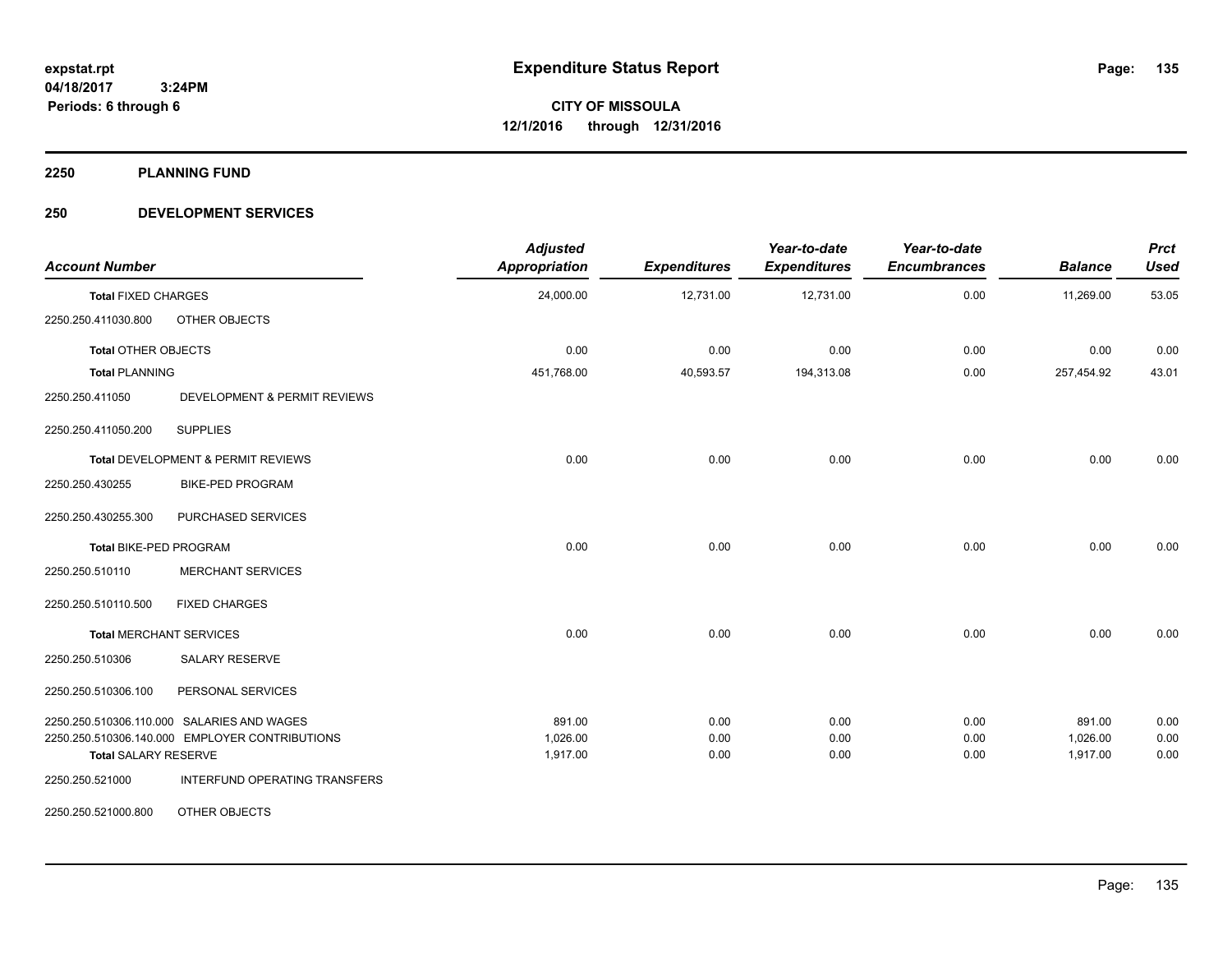**expstat.rpt**
**04/18/2017 3:24PM**
**Periods: 6 through 6**

# Expenditure Status Report

**CITY OF MISSOULA**
**12/1/2016 through 12/31/2016**

## 2250 PLANNING FUND

## 250 DEVELOPMENT SERVICES

| Account Number | | Adjusted Appropriation | Expenditures | Year-to-date Expenditures | Year-to-date Encumbrances | Balance | Prct Used |
|---|---|---|---|---|---|---|---|
| **Total** FIXED CHARGES | | 24,000.00 | 12,731.00 | 12,731.00 | 0.00 | 11,269.00 | 53.05 |
| 2250.250.411030.800 | OTHER OBJECTS | | | | | | |
| **Total OTHER OBJECTS** | | 0.00 | 0.00 | 0.00 | 0.00 | 0.00 | 0.00 |
| **Total PLANNING** | | 451,768.00 | 40,593.57 | 194,313.08 | 0.00 | 257,454.92 | 43.01 |
| 2250.250.411050 | DEVELOPMENT & PERMIT REVIEWS | | | | | | |
| 2250.250.411050.200 | SUPPLIES | | | | | | |
| **Total** DEVELOPMENT & PERMIT REVIEWS | | 0.00 | 0.00 | 0.00 | 0.00 | 0.00 | 0.00 |
| 2250.250.430255 | BIKE-PED PROGRAM | | | | | | |
| 2250.250.430255.300 | PURCHASED SERVICES | | | | | | |
| **Total** BIKE-PED PROGRAM | | 0.00 | 0.00 | 0.00 | 0.00 | 0.00 | 0.00 |
| 2250.250.510110 | MERCHANT SERVICES | | | | | | |
| 2250.250.510110.500 | FIXED CHARGES | | | | | | |
| **Total** MERCHANT SERVICES | | 0.00 | 0.00 | 0.00 | 0.00 | 0.00 | 0.00 |
| 2250.250.510306 | SALARY RESERVE | | | | | | |
| 2250.250.510306.100 | PERSONAL SERVICES | | | | | | |
| 2250.250.510306.110.000 | SALARIES AND WAGES | 891.00 | 0.00 | 0.00 | 0.00 | 891.00 | 0.00 |
| 2250.250.510306.140.000 | EMPLOYER CONTRIBUTIONS | 1,026.00 | 0.00 | 0.00 | 0.00 | 1,026.00 | 0.00 |
| **Total SALARY RESERVE** | | 1,917.00 | 0.00 | 0.00 | 0.00 | 1,917.00 | 0.00 |
| 2250.250.521000 | INTERFUND OPERATING TRANSFERS | | | | | | |
| 2250.250.521000.800 | OTHER OBJECTS | | | | | | |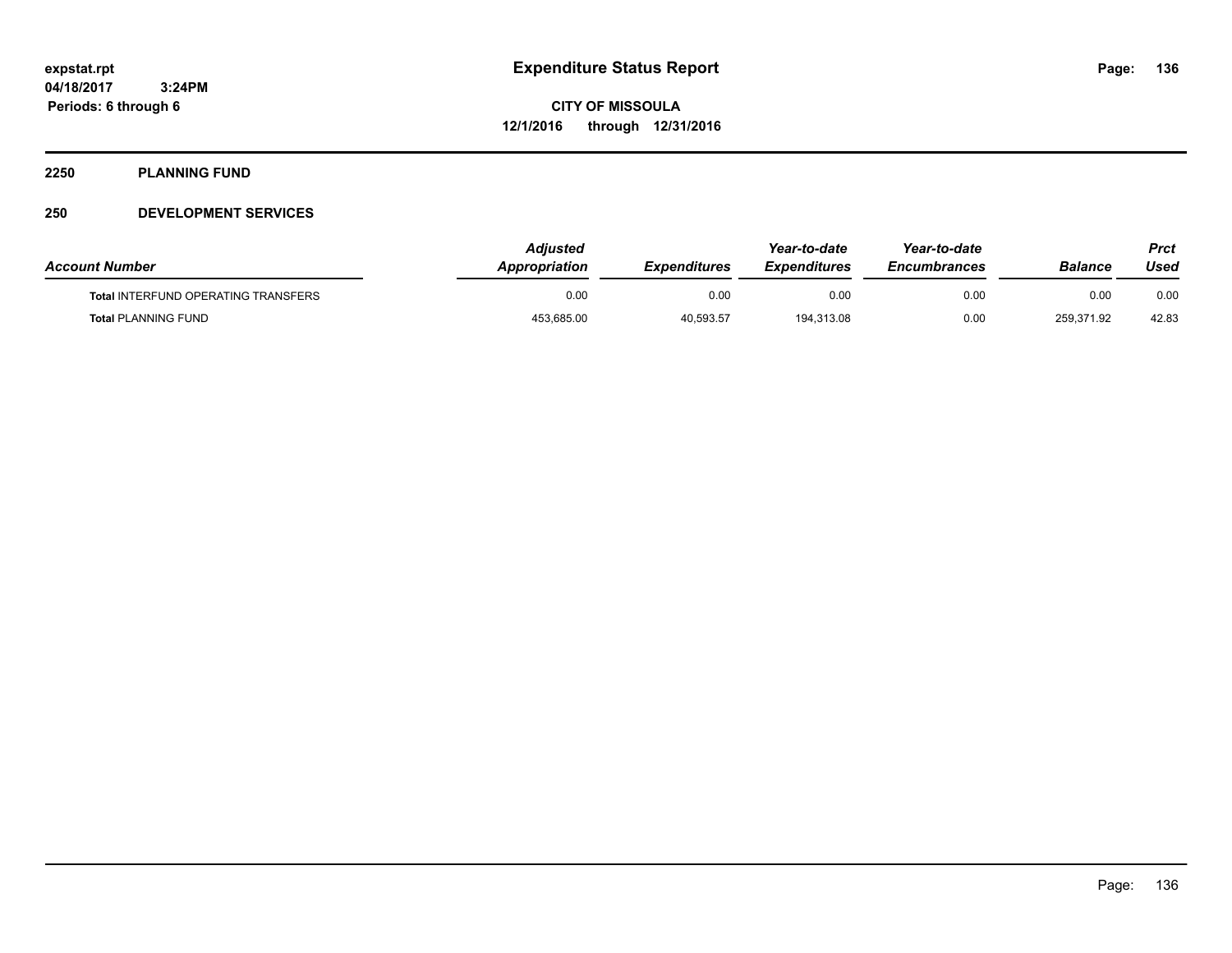# Expenditure Status Report

**CITY OF MISSOULA**

**12/1/2016 through 12/31/2016**

expstat.rpt
04/18/2017 3:24PM
Periods: 6 through 6

## 2250 PLANNING FUND

## 250 DEVELOPMENT SERVICES

| Account Number | Adjusted Appropriation | Expenditures | Year-to-date Expenditures | Year-to-date Encumbrances | Balance | Prct Used |
|---|---|---|---|---|---|---|
| **Total** INTERFUND OPERATING TRANSFERS | 0.00 | 0.00 | 0.00 | 0.00 | 0.00 | 0.00 |
| **Total** PLANNING FUND | 453,685.00 | 40,593.57 | 194,313.08 | 0.00 | 259,371.92 | 42.83 |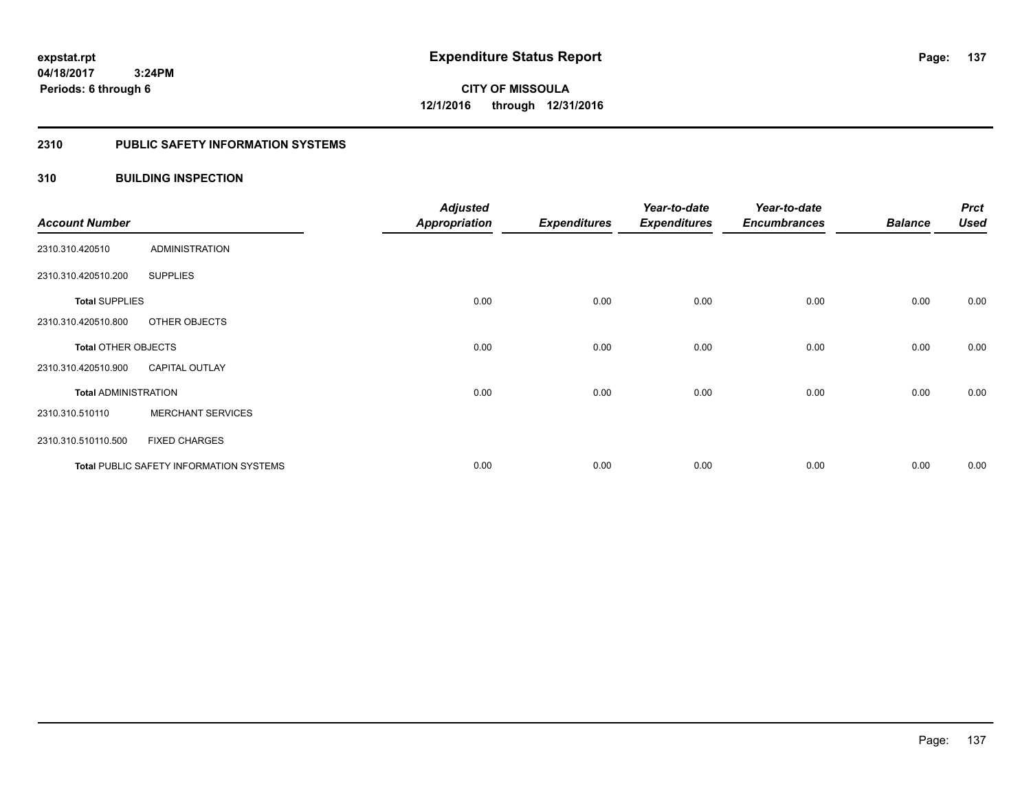# Expenditure Status Report

expstat.rpt
04/18/2017 3:24PM
Periods: 6 through 6

**CITY OF MISSOULA**
**12/1/2016 through 12/31/2016**

## 2310 PUBLIC SAFETY INFORMATION SYSTEMS

## 310 BUILDING INSPECTION

| Account Number | | Adjusted Appropriation | Expenditures | Year-to-date Expenditures | Year-to-date Encumbrances | Balance | Prct Used |
|---|---|---|---|---|---|---|---|
| 2310.310.420510 | ADMINISTRATION | | | | | | |
| 2310.310.420510.200 | SUPPLIES | | | | | | |
| **Total** SUPPLIES | | 0.00 | 0.00 | 0.00 | 0.00 | 0.00 | 0.00 |
| 2310.310.420510.800 | OTHER OBJECTS | | | | | | |
| **Total** OTHER OBJECTS | | 0.00 | 0.00 | 0.00 | 0.00 | 0.00 | 0.00 |
| 2310.310.420510.900 | CAPITAL OUTLAY | | | | | | |
| **Total** ADMINISTRATION | | 0.00 | 0.00 | 0.00 | 0.00 | 0.00 | 0.00 |
| 2310.310.510110 | MERCHANT SERVICES | | | | | | |
| 2310.310.510110.500 | FIXED CHARGES | | | | | | |
| **Total** PUBLIC SAFETY INFORMATION SYSTEMS | | 0.00 | 0.00 | 0.00 | 0.00 | 0.00 | 0.00 |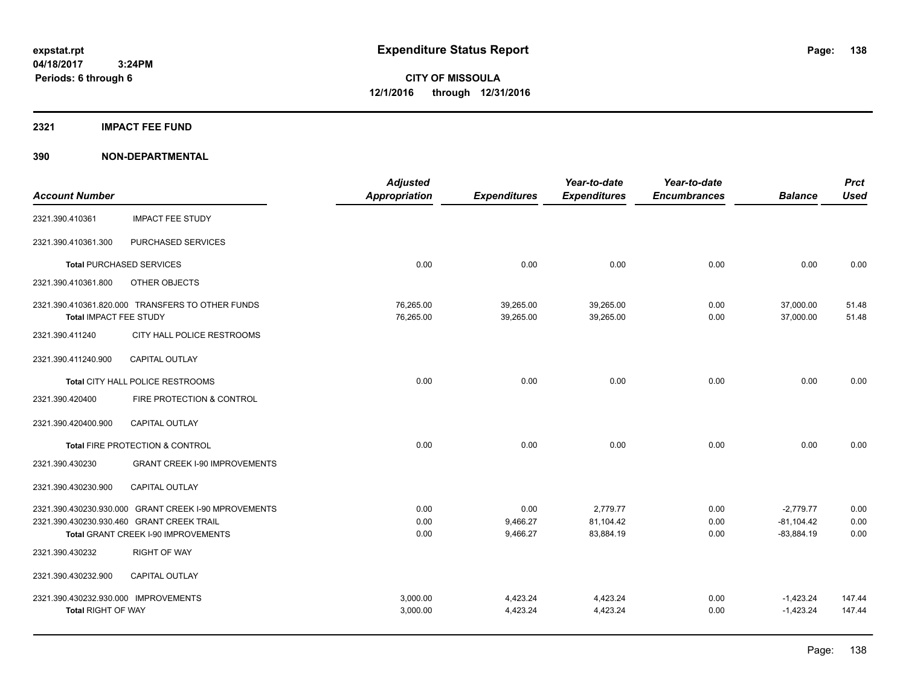expstat.rpt
04/18/2017 3:24PM
Periods: 6 through 6

# Expenditure Status Report

**CITY OF MISSOULA**
**12/1/2016 through 12/31/2016**

## 2321 IMPACT FEE FUND

## 390 NON-DEPARTMENTAL

| Account Number | | Adjusted Appropriation | Expenditures | Year-to-date Expenditures | Year-to-date Encumbrances | Balance | Prct Used |
|---|---|---|---|---|---|---|---|
| 2321.390.410361 | IMPACT FEE STUDY | | | | | | |
| 2321.390.410361.300 | PURCHASED SERVICES | | | | | | |
| Total PURCHASED SERVICES | | 0.00 | 0.00 | 0.00 | 0.00 | 0.00 | 0.00 |
| 2321.390.410361.800 | OTHER OBJECTS | | | | | | |
| 2321.390.410361.820.000 | TRANSFERS TO OTHER FUNDS | 76,265.00 | 39,265.00 | 39,265.00 | 0.00 | 37,000.00 | 51.48 |
| Total IMPACT FEE STUDY | | 76,265.00 | 39,265.00 | 39,265.00 | 0.00 | 37,000.00 | 51.48 |
| 2321.390.411240 | CITY HALL POLICE RESTROOMS | | | | | | |
| 2321.390.411240.900 | CAPITAL OUTLAY | | | | | | |
| Total CITY HALL POLICE RESTROOMS | | 0.00 | 0.00 | 0.00 | 0.00 | 0.00 | 0.00 |
| 2321.390.420400 | FIRE PROTECTION & CONTROL | | | | | | |
| 2321.390.420400.900 | CAPITAL OUTLAY | | | | | | |
| Total FIRE PROTECTION & CONTROL | | 0.00 | 0.00 | 0.00 | 0.00 | 0.00 | 0.00 |
| 2321.390.430230 | GRANT CREEK I-90 IMPROVEMENTS | | | | | | |
| 2321.390.430230.900 | CAPITAL OUTLAY | | | | | | |
| 2321.390.430230.930.000 | GRANT CREEK I-90 MPROVEMENTS | 0.00 | 0.00 | 2,779.77 | 0.00 | -2,779.77 | 0.00 |
| 2321.390.430230.930.460 | GRANT CREEK TRAIL | 0.00 | 9,466.27 | 81,104.42 | 0.00 | -81,104.42 | 0.00 |
| Total GRANT CREEK I-90 IMPROVEMENTS | | 0.00 | 9,466.27 | 83,884.19 | 0.00 | -83,884.19 | 0.00 |
| 2321.390.430232 | RIGHT OF WAY | | | | | | |
| 2321.390.430232.900 | CAPITAL OUTLAY | | | | | | |
| 2321.390.430232.930.000 | IMPROVEMENTS | 3,000.00 | 4,423.24 | 4,423.24 | 0.00 | -1,423.24 | 147.44 |
| Total RIGHT OF WAY | | 3,000.00 | 4,423.24 | 4,423.24 | 0.00 | -1,423.24 | 147.44 |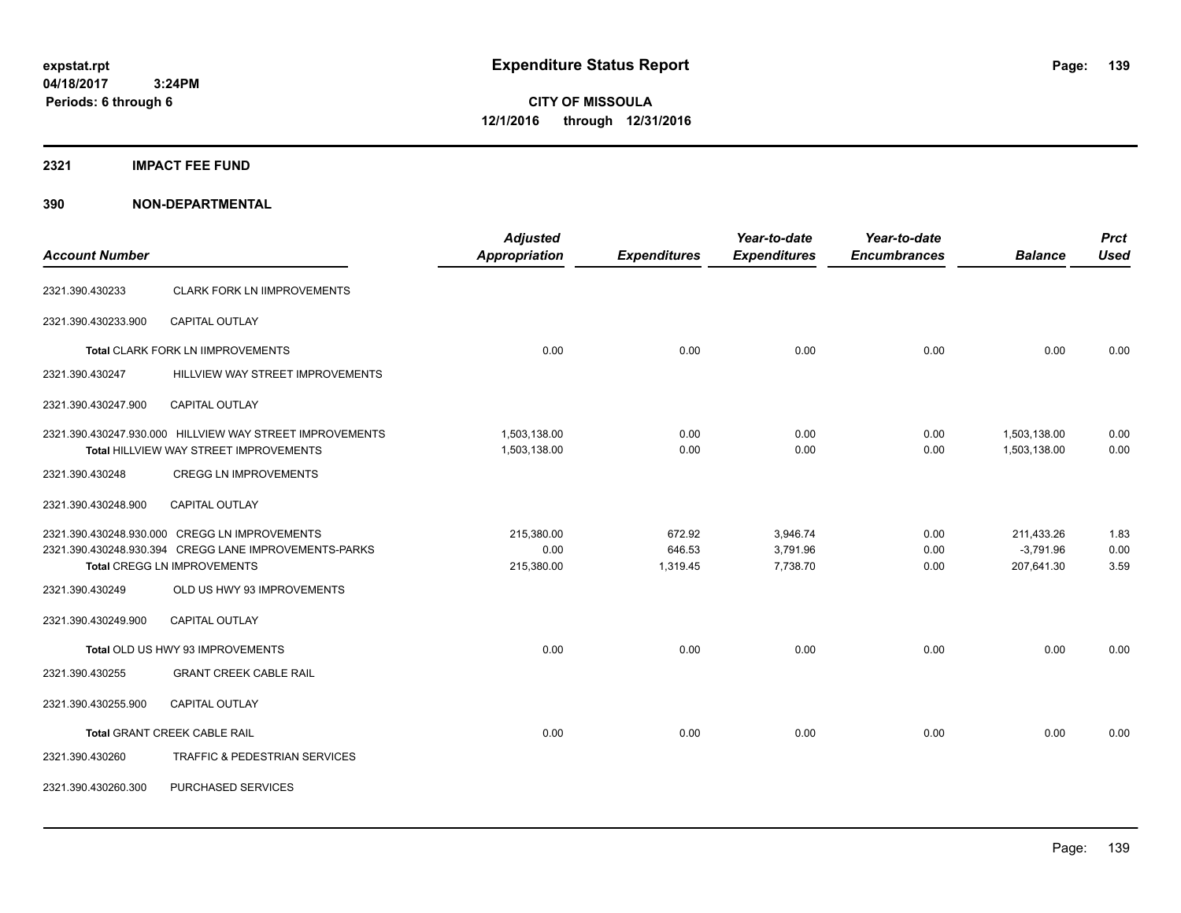**expstat.rpt**
**04/18/2017 3:24PM**
**Periods: 6 through 6**

# Expenditure Status Report

**CITY OF MISSOULA**
**12/1/2016 through 12/31/2016**

## 2321 IMPACT FEE FUND

## 390 NON-DEPARTMENTAL

| Account Number | | Adjusted Appropriation | Expenditures | Year-to-date Expenditures | Year-to-date Encumbrances | Balance | Prct Used |
|---|---|---|---|---|---|---|---|
| 2321.390.430233 | CLARK FORK LN IIMPROVEMENTS | | | | | | |
| 2321.390.430233.900 | CAPITAL OUTLAY | | | | | | |
| **Total** CLARK FORK LN IIMPROVEMENTS | | 0.00 | 0.00 | 0.00 | 0.00 | 0.00 | 0.00 |
| 2321.390.430247 | HILLVIEW WAY STREET IMPROVEMENTS | | | | | | |
| 2321.390.430247.900 | CAPITAL OUTLAY | | | | | | |
| 2321.390.430247.930.000 | HILLVIEW WAY STREET IMPROVEMENTS | 1,503,138.00 | 0.00 | 0.00 | 0.00 | 1,503,138.00 | 0.00 |
| **Total** HILLVIEW WAY STREET IMPROVEMENTS | | 1,503,138.00 | 0.00 | 0.00 | 0.00 | 1,503,138.00 | 0.00 |
| 2321.390.430248 | CREGG LN IMPROVEMENTS | | | | | | |
| 2321.390.430248.900 | CAPITAL OUTLAY | | | | | | |
| 2321.390.430248.930.000 | CREGG LN IMPROVEMENTS | 215,380.00 | 672.92 | 3,946.74 | 0.00 | 211,433.26 | 1.83 |
| 2321.390.430248.930.394 | CREGG LANE IMPROVEMENTS-PARKS | 0.00 | 646.53 | 3,791.96 | 0.00 | -3,791.96 | 0.00 |
| **Total** CREGG LN IMPROVEMENTS | | 215,380.00 | 1,319.45 | 7,738.70 | 0.00 | 207,641.30 | 3.59 |
| 2321.390.430249 | OLD US HWY 93 IMPROVEMENTS | | | | | | |
| 2321.390.430249.900 | CAPITAL OUTLAY | | | | | | |
| **Total** OLD US HWY 93 IMPROVEMENTS | | 0.00 | 0.00 | 0.00 | 0.00 | 0.00 | 0.00 |
| 2321.390.430255 | GRANT CREEK CABLE RAIL | | | | | | |
| 2321.390.430255.900 | CAPITAL OUTLAY | | | | | | |
| **Total** GRANT CREEK CABLE RAIL | | 0.00 | 0.00 | 0.00 | 0.00 | 0.00 | 0.00 |
| 2321.390.430260 | TRAFFIC & PEDESTRIAN SERVICES | | | | | | |
| 2321.390.430260.300 | PURCHASED SERVICES | | | | | | |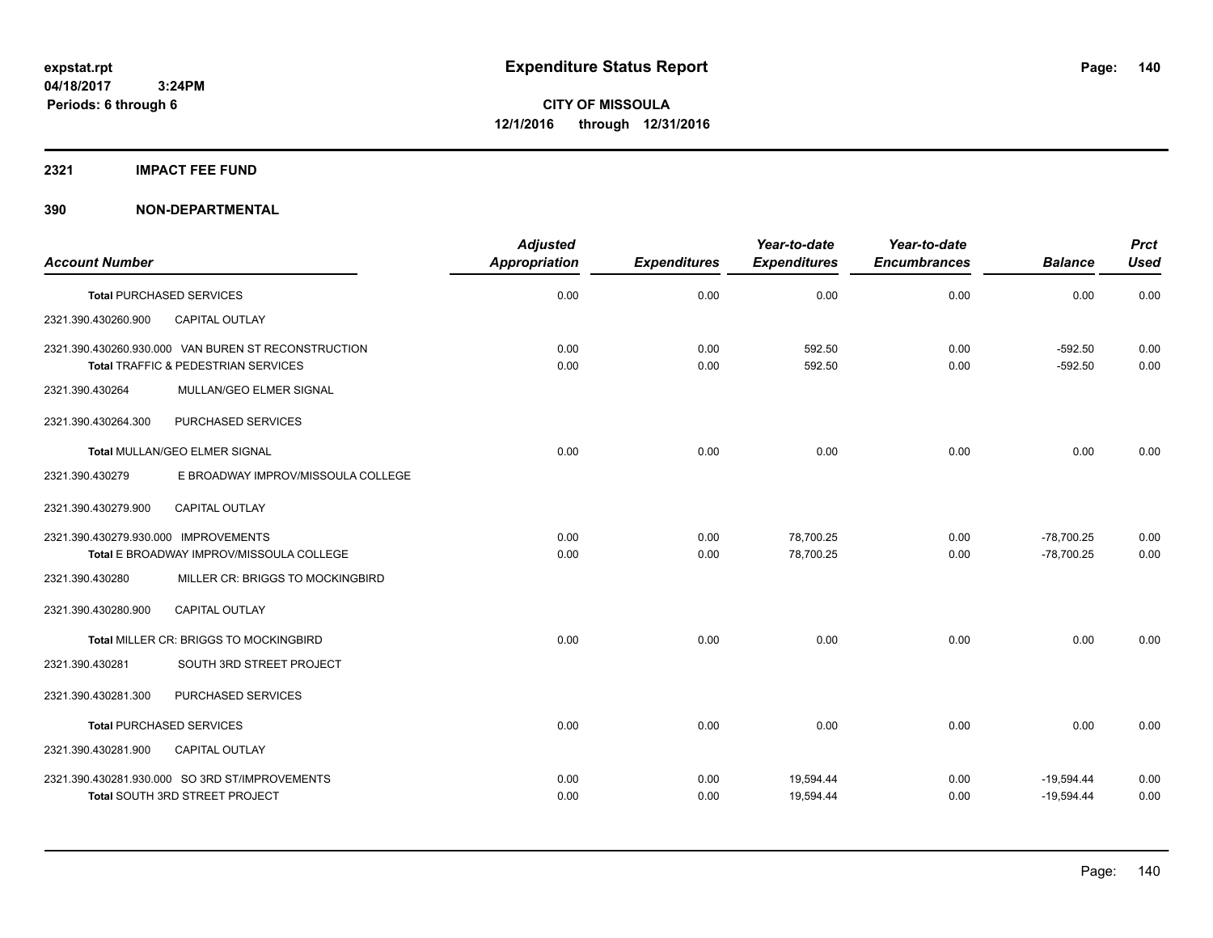# Expenditure Status Report

**CITY OF MISSOULA**
**12/1/2016 through 12/31/2016**

expstat.rpt
04/18/2017 3:24PM
Periods: 6 through 6

## 2321 IMPACT FEE FUND

## 390 NON-DEPARTMENTAL

| Account Number | | Adjusted Appropriation | Expenditures | Year-to-date Expenditures | Year-to-date Encumbrances | Balance | Prct Used |
|---|---|---|---|---|---|---|---|
| **Total** PURCHASED SERVICES | | 0.00 | 0.00 | 0.00 | 0.00 | 0.00 | 0.00 |
| 2321.390.430260.900 | CAPITAL OUTLAY | | | | | | |
| 2321.390.430260.930.000 VAN BUREN ST RECONSTRUCTION | | 0.00 | 0.00 | 592.50 | 0.00 | -592.50 | 0.00 |
| **Total** TRAFFIC & PEDESTRIAN SERVICES | | 0.00 | 0.00 | 592.50 | 0.00 | -592.50 | 0.00 |
| 2321.390.430264 | MULLAN/GEO ELMER SIGNAL | | | | | | |
| 2321.390.430264.300 | PURCHASED SERVICES | | | | | | |
| **Total** MULLAN/GEO ELMER SIGNAL | | 0.00 | 0.00 | 0.00 | 0.00 | 0.00 | 0.00 |
| 2321.390.430279 | E BROADWAY IMPROV/MISSOULA COLLEGE | | | | | | |
| 2321.390.430279.900 | CAPITAL OUTLAY | | | | | | |
| 2321.390.430279.930.000 IMPROVEMENTS | | 0.00 | 0.00 | 78,700.25 | 0.00 | -78,700.25 | 0.00 |
| **Total** E BROADWAY IMPROV/MISSOULA COLLEGE | | 0.00 | 0.00 | 78,700.25 | 0.00 | -78,700.25 | 0.00 |
| 2321.390.430280 | MILLER CR: BRIGGS TO MOCKINGBIRD | | | | | | |
| 2321.390.430280.900 | CAPITAL OUTLAY | | | | | | |
| **Total** MILLER CR: BRIGGS TO MOCKINGBIRD | | 0.00 | 0.00 | 0.00 | 0.00 | 0.00 | 0.00 |
| 2321.390.430281 | SOUTH 3RD STREET PROJECT | | | | | | |
| 2321.390.430281.300 | PURCHASED SERVICES | | | | | | |
| **Total** PURCHASED SERVICES | | 0.00 | 0.00 | 0.00 | 0.00 | 0.00 | 0.00 |
| 2321.390.430281.900 | CAPITAL OUTLAY | | | | | | |
| 2321.390.430281.930.000 SO 3RD ST/IMPROVEMENTS | | 0.00 | 0.00 | 19,594.44 | 0.00 | -19,594.44 | 0.00 |
| **Total** SOUTH 3RD STREET PROJECT | | 0.00 | 0.00 | 19,594.44 | 0.00 | -19,594.44 | 0.00 |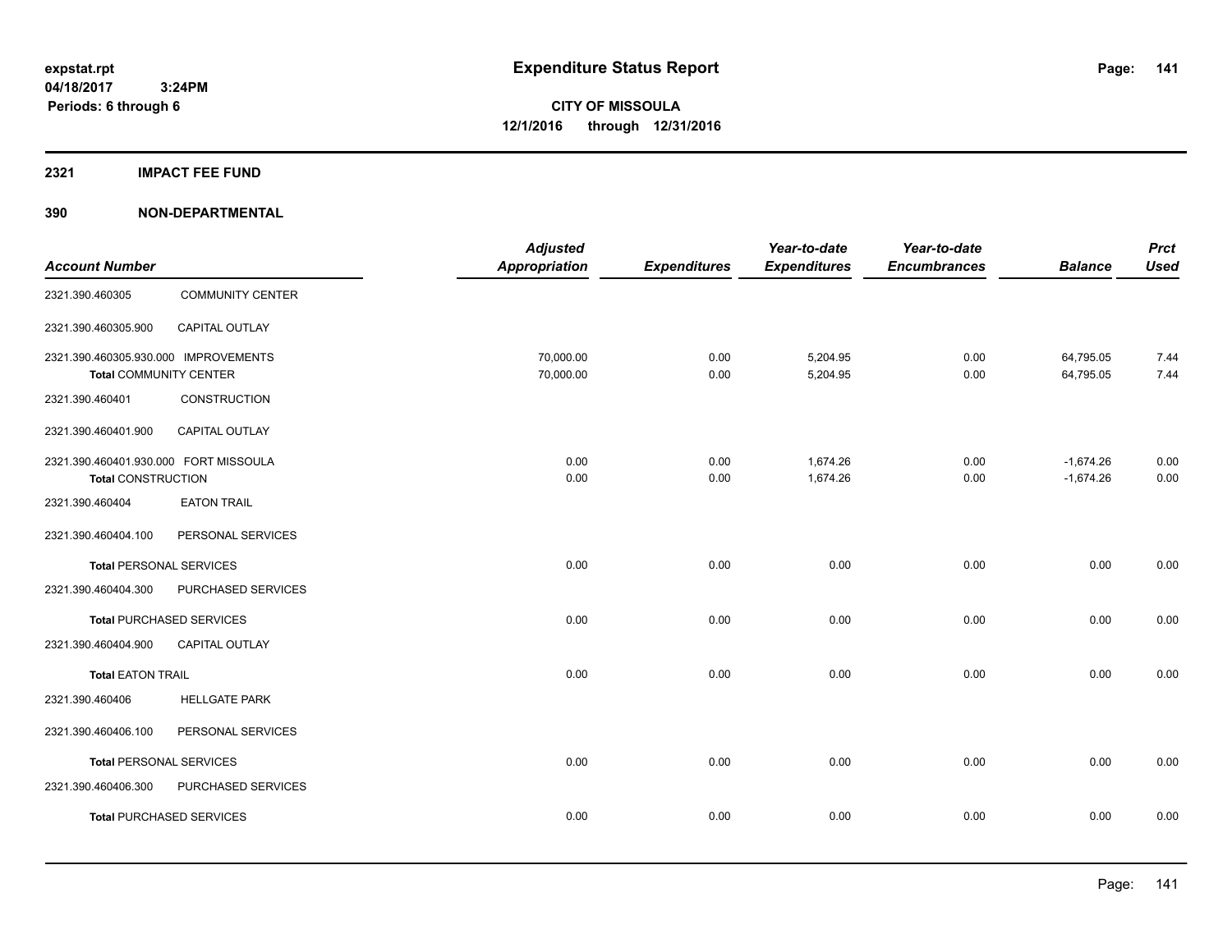# Expenditure Status Report

expstat.rpt
04/18/2017 3:24PM
Periods: 6 through 6

**CITY OF MISSOULA**
**12/1/2016 through 12/31/2016**

## 2321 IMPACT FEE FUND

### 390 NON-DEPARTMENTAL

| Account Number | | Adjusted Appropriation | Expenditures | Year-to-date Expenditures | Year-to-date Encumbrances | Balance | Prct Used |
|---|---|---|---|---|---|---|---|
| 2321.390.460305 | COMMUNITY CENTER | | | | | | |
| 2321.390.460305.900 | CAPITAL OUTLAY | | | | | | |
| 2321.390.460305.930.000 | IMPROVEMENTS | 70,000.00 | 0.00 | 5,204.95 | 0.00 | 64,795.05 | 7.44 |
| **Total** COMMUNITY CENTER | | 70,000.00 | 0.00 | 5,204.95 | 0.00 | 64,795.05 | 7.44 |
| 2321.390.460401 | CONSTRUCTION | | | | | | |
| 2321.390.460401.900 | CAPITAL OUTLAY | | | | | | |
| 2321.390.460401.930.000 | FORT MISSOULA | 0.00 | 0.00 | 1,674.26 | 0.00 | -1,674.26 | 0.00 |
| **Total** CONSTRUCTION | | 0.00 | 0.00 | 1,674.26 | 0.00 | -1,674.26 | 0.00 |
| 2321.390.460404 | EATON TRAIL | | | | | | |
| 2321.390.460404.100 | PERSONAL SERVICES | | | | | | |
| **Total** PERSONAL SERVICES | | 0.00 | 0.00 | 0.00 | 0.00 | 0.00 | 0.00 |
| 2321.390.460404.300 | PURCHASED SERVICES | | | | | | |
| **Total** PURCHASED SERVICES | | 0.00 | 0.00 | 0.00 | 0.00 | 0.00 | 0.00 |
| 2321.390.460404.900 | CAPITAL OUTLAY | | | | | | |
| **Total** EATON TRAIL | | 0.00 | 0.00 | 0.00 | 0.00 | 0.00 | 0.00 |
| 2321.390.460406 | HELLGATE PARK | | | | | | |
| 2321.390.460406.100 | PERSONAL SERVICES | | | | | | |
| **Total** PERSONAL SERVICES | | 0.00 | 0.00 | 0.00 | 0.00 | 0.00 | 0.00 |
| 2321.390.460406.300 | PURCHASED SERVICES | | | | | | |
| **Total** PURCHASED SERVICES | | 0.00 | 0.00 | 0.00 | 0.00 | 0.00 | 0.00 |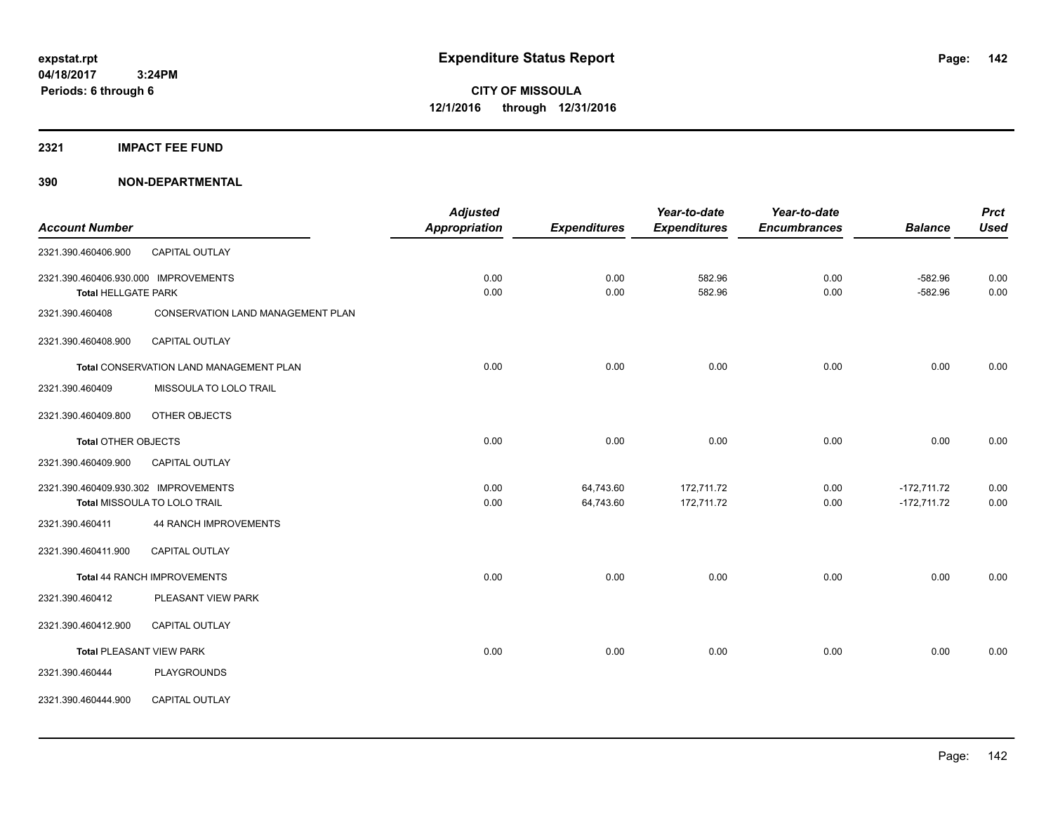**expstat.rpt**
**04/18/2017 3:24PM**
**Periods: 6 through 6**

# Expenditure Status Report

**CITY OF MISSOULA**
**12/1/2016 through 12/31/2016**

## 2321 IMPACT FEE FUND

## 390 NON-DEPARTMENTAL

| Account Number | | Adjusted Appropriation | Expenditures | Year-to-date Expenditures | Year-to-date Encumbrances | Balance | Prct Used |
|---|---|---|---|---|---|---|---|
| 2321.390.460406.900 | CAPITAL OUTLAY | | | | | | |
| 2321.390.460406.930.000 | IMPROVEMENTS | 0.00 | 0.00 | 582.96 | 0.00 | -582.96 | 0.00 |
| **Total** HELLGATE PARK | | 0.00 | 0.00 | 582.96 | 0.00 | -582.96 | 0.00 |
| 2321.390.460408 | CONSERVATION LAND MANAGEMENT PLAN | | | | | | |
| 2321.390.460408.900 | CAPITAL OUTLAY | | | | | | |
| **Total** CONSERVATION LAND MANAGEMENT PLAN | | 0.00 | 0.00 | 0.00 | 0.00 | 0.00 | 0.00 |
| 2321.390.460409 | MISSOULA TO LOLO TRAIL | | | | | | |
| 2321.390.460409.800 | OTHER OBJECTS | | | | | | |
| **Total** OTHER OBJECTS | | 0.00 | 0.00 | 0.00 | 0.00 | 0.00 | 0.00 |
| 2321.390.460409.900 | CAPITAL OUTLAY | | | | | | |
| 2321.390.460409.930.302 | IMPROVEMENTS | 0.00 | 64,743.60 | 172,711.72 | 0.00 | -172,711.72 | 0.00 |
| **Total** MISSOULA TO LOLO TRAIL | | 0.00 | 64,743.60 | 172,711.72 | 0.00 | -172,711.72 | 0.00 |
| 2321.390.460411 | 44 RANCH IMPROVEMENTS | | | | | | |
| 2321.390.460411.900 | CAPITAL OUTLAY | | | | | | |
| **Total** 44 RANCH IMPROVEMENTS | | 0.00 | 0.00 | 0.00 | 0.00 | 0.00 | 0.00 |
| 2321.390.460412 | PLEASANT VIEW PARK | | | | | | |
| 2321.390.460412.900 | CAPITAL OUTLAY | | | | | | |
| **Total** PLEASANT VIEW PARK | | 0.00 | 0.00 | 0.00 | 0.00 | 0.00 | 0.00 |
| 2321.390.460444 | PLAYGROUNDS | | | | | | |
| 2321.390.460444.900 | CAPITAL OUTLAY | | | | | | |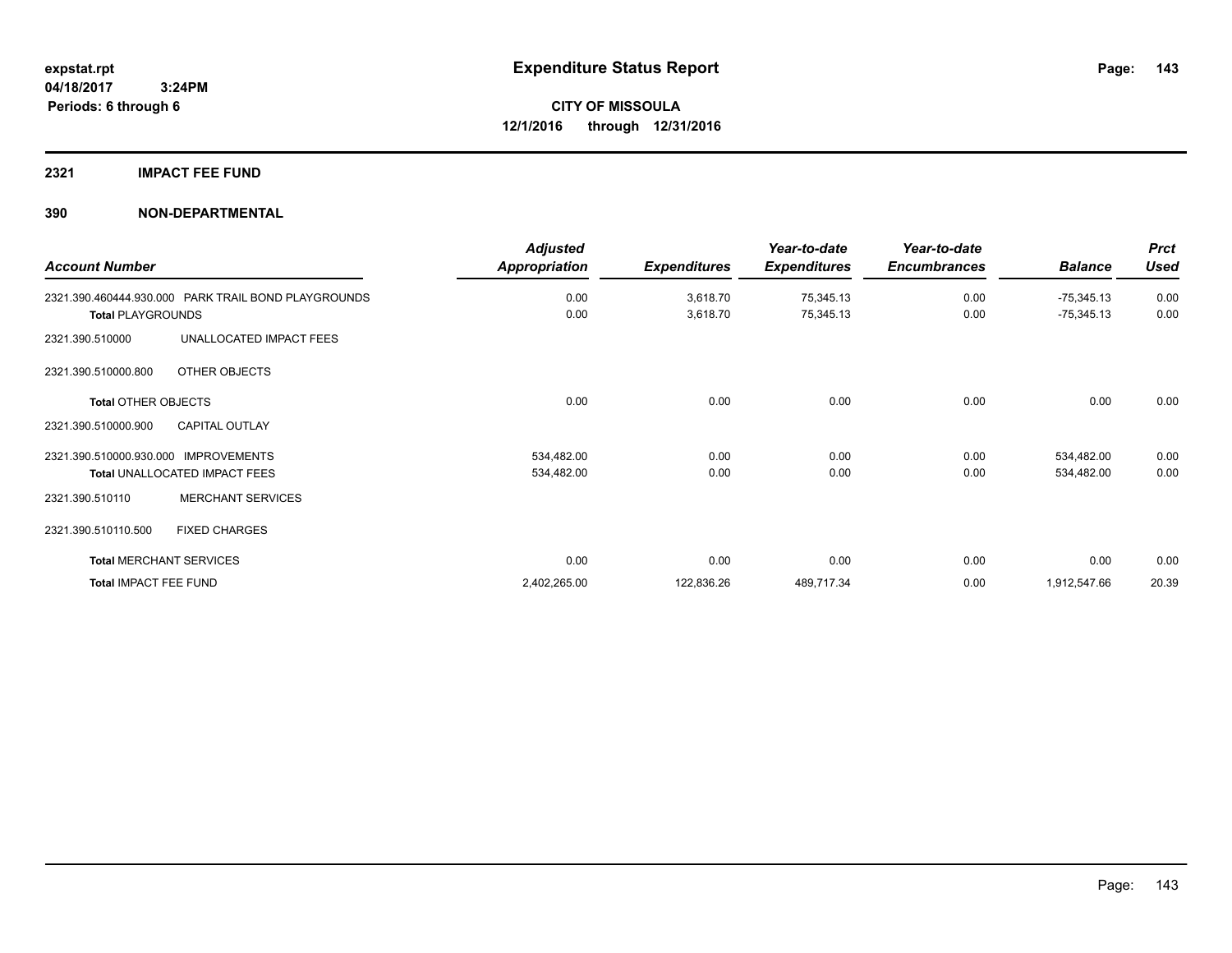**expstat.rpt**
**04/18/2017 3:24PM**
**Periods: 6 through 6**

# Expenditure Status Report

**CITY OF MISSOULA**
**12/1/2016 through 12/31/2016**

## 2321 IMPACT FEE FUND

## 390 NON-DEPARTMENTAL

| Account Number | | Adjusted Appropriation | Expenditures | Year-to-date Expenditures | Year-to-date Encumbrances | Balance | Prct Used |
|---|---|---|---|---|---|---|---|
| 2321.390.460444.930.000 | PARK TRAIL BOND PLAYGROUNDS | 0.00 | 3,618.70 | 75,345.13 | 0.00 | -75,345.13 | 0.00 |
| **Total** PLAYGROUNDS | | 0.00 | 3,618.70 | 75,345.13 | 0.00 | -75,345.13 | 0.00 |
| 2321.390.510000 | UNALLOCATED IMPACT FEES | | | | | | |
| 2321.390.510000.800 | OTHER OBJECTS | | | | | | |
| **Total** OTHER OBJECTS | | 0.00 | 0.00 | 0.00 | 0.00 | 0.00 | 0.00 |
| 2321.390.510000.900 | CAPITAL OUTLAY | | | | | | |
| 2321.390.510000.930.000 | IMPROVEMENTS | 534,482.00 | 0.00 | 0.00 | 0.00 | 534,482.00 | 0.00 |
| **Total** UNALLOCATED IMPACT FEES | | 534,482.00 | 0.00 | 0.00 | 0.00 | 534,482.00 | 0.00 |
| 2321.390.510110 | MERCHANT SERVICES | | | | | | |
| 2321.390.510110.500 | FIXED CHARGES | | | | | | |
| **Total** MERCHANT SERVICES | | 0.00 | 0.00 | 0.00 | 0.00 | 0.00 | 0.00 |
| **Total** IMPACT FEE FUND | | 2,402,265.00 | 122,836.26 | 489,717.34 | 0.00 | 1,912,547.66 | 20.39 |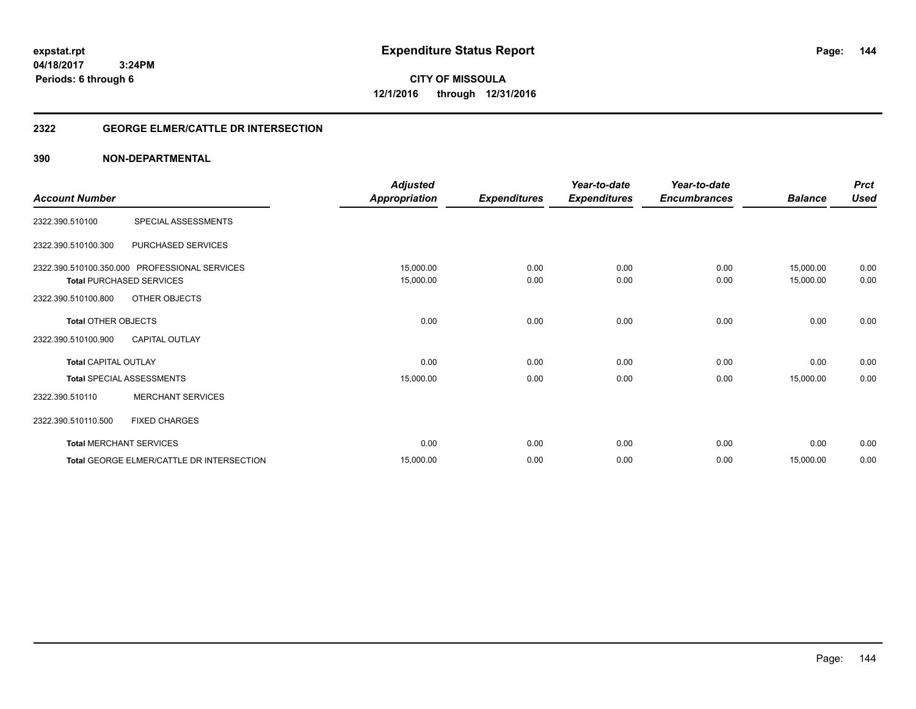**expstat.rpt**
**04/18/2017 3:24PM**
**Periods: 6 through 6**

# Expenditure Status Report

**CITY OF MISSOULA**
**12/1/2016 through 12/31/2016**

## 2322 GEORGE ELMER/CATTLE DR INTERSECTION

## 390 NON-DEPARTMENTAL

| Account Number | | Adjusted Appropriation | Expenditures | Year-to-date Expenditures | Year-to-date Encumbrances | Balance | Prct Used |
|---|---|---|---|---|---|---|---|
| 2322.390.510100 | SPECIAL ASSESSMENTS | | | | | | |
| 2322.390.510100.300 | PURCHASED SERVICES | | | | | | |
| 2322.390.510100.350.000 | PROFESSIONAL SERVICES | 15,000.00 | 0.00 | 0.00 | 0.00 | 15,000.00 | 0.00 |
| **Total** PURCHASED SERVICES | | 15,000.00 | 0.00 | 0.00 | 0.00 | 15,000.00 | 0.00 |
| 2322.390.510100.800 | OTHER OBJECTS | | | | | | |
| **Total** OTHER OBJECTS | | 0.00 | 0.00 | 0.00 | 0.00 | 0.00 | 0.00 |
| 2322.390.510100.900 | CAPITAL OUTLAY | | | | | | |
| **Total** CAPITAL OUTLAY | | 0.00 | 0.00 | 0.00 | 0.00 | 0.00 | 0.00 |
| **Total** SPECIAL ASSESSMENTS | | 15,000.00 | 0.00 | 0.00 | 0.00 | 15,000.00 | 0.00 |
| 2322.390.510110 | MERCHANT SERVICES | | | | | | |
| 2322.390.510110.500 | FIXED CHARGES | | | | | | |
| **Total** MERCHANT SERVICES | | 0.00 | 0.00 | 0.00 | 0.00 | 0.00 | 0.00 |
| **Total** GEORGE ELMER/CATTLE DR INTERSECTION | | 15,000.00 | 0.00 | 0.00 | 0.00 | 15,000.00 | 0.00 |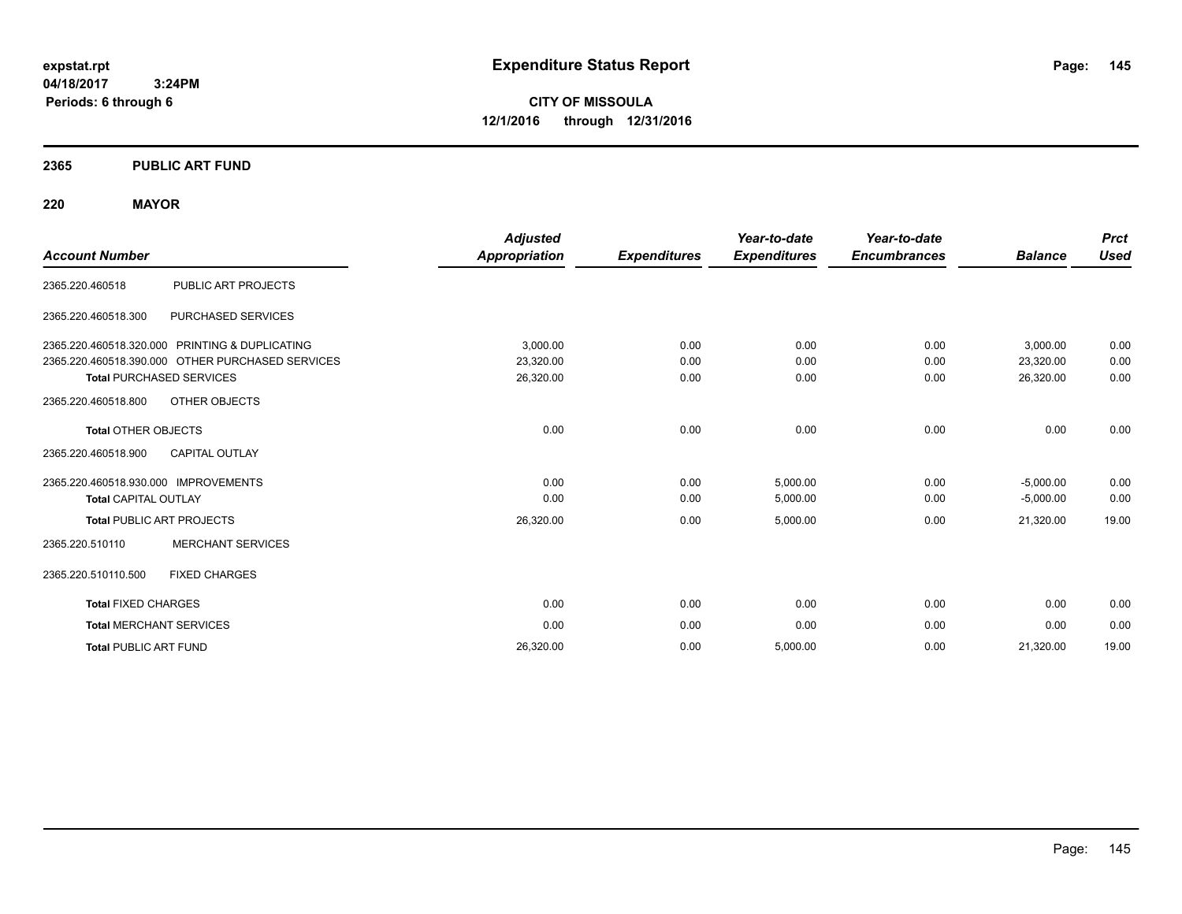**expstat.rpt**
**04/18/2017 3:24PM**
**Periods: 6 through 6**

# Expenditure Status Report

**CITY OF MISSOULA**
**12/1/2016 through 12/31/2016**

## 2365 PUBLIC ART FUND

## 220 MAYOR

| Account Number | | Adjusted Appropriation | Expenditures | Year-to-date Expenditures | Year-to-date Encumbrances | Balance | Prct Used |
|---|---|---|---|---|---|---|---|
| 2365.220.460518 | PUBLIC ART PROJECTS | | | | | | |
| 2365.220.460518.300 | PURCHASED SERVICES | | | | | | |
| 2365.220.460518.320.000 | PRINTING & DUPLICATING | 3,000.00 | 0.00 | 0.00 | 0.00 | 3,000.00 | 0.00 |
| 2365.220.460518.390.000 | OTHER PURCHASED SERVICES | 23,320.00 | 0.00 | 0.00 | 0.00 | 23,320.00 | 0.00 |
| **Total** PURCHASED SERVICES | | 26,320.00 | 0.00 | 0.00 | 0.00 | 26,320.00 | 0.00 |
| 2365.220.460518.800 | OTHER OBJECTS | | | | | | |
| **Total** OTHER OBJECTS | | 0.00 | 0.00 | 0.00 | 0.00 | 0.00 | 0.00 |
| 2365.220.460518.900 | CAPITAL OUTLAY | | | | | | |
| 2365.220.460518.930.000 | IMPROVEMENTS | 0.00 | 0.00 | 5,000.00 | 0.00 | -5,000.00 | 0.00 |
| **Total** CAPITAL OUTLAY | | 0.00 | 0.00 | 5,000.00 | 0.00 | -5,000.00 | 0.00 |
| **Total** PUBLIC ART PROJECTS | | 26,320.00 | 0.00 | 5,000.00 | 0.00 | 21,320.00 | 19.00 |
| 2365.220.510110 | MERCHANT SERVICES | | | | | | |
| 2365.220.510110.500 | FIXED CHARGES | | | | | | |
| **Total** FIXED CHARGES | | 0.00 | 0.00 | 0.00 | 0.00 | 0.00 | 0.00 |
| **Total** MERCHANT SERVICES | | 0.00 | 0.00 | 0.00 | 0.00 | 0.00 | 0.00 |
| **Total** PUBLIC ART FUND | | 26,320.00 | 0.00 | 5,000.00 | 0.00 | 21,320.00 | 19.00 |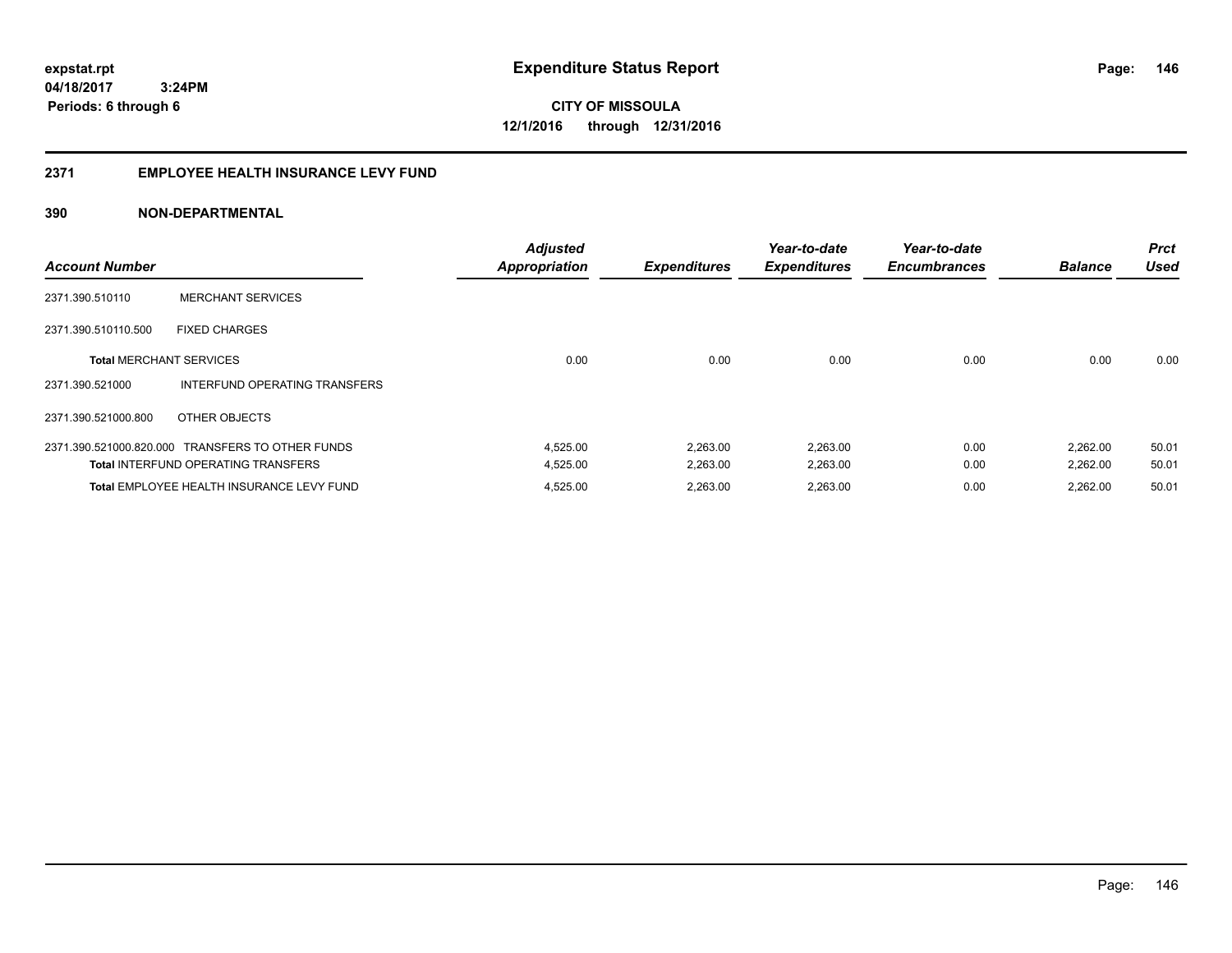**expstat.rpt**
**04/18/2017 3:24PM**
**Periods: 6 through 6**

# Expenditure Status Report

**CITY OF MISSOULA**
**12/1/2016 through 12/31/2016**

## 2371 EMPLOYEE HEALTH INSURANCE LEVY FUND

### 390 NON-DEPARTMENTAL

| Account Number | | Adjusted Appropriation | Expenditures | Year-to-date Expenditures | Year-to-date Encumbrances | Balance | Prct Used |
|---|---|---|---|---|---|---|---|
| 2371.390.510110 | MERCHANT SERVICES | | | | | | |
| 2371.390.510110.500 | FIXED CHARGES | | | | | | |
| **Total** MERCHANT SERVICES | | 0.00 | 0.00 | 0.00 | 0.00 | 0.00 | 0.00 |
| 2371.390.521000 | INTERFUND OPERATING TRANSFERS | | | | | | |
| 2371.390.521000.800 | OTHER OBJECTS | | | | | | |
| 2371.390.521000.820.000 | TRANSFERS TO OTHER FUNDS | 4,525.00 | 2,263.00 | 2,263.00 | 0.00 | 2,262.00 | 50.01 |
| **Total** INTERFUND OPERATING TRANSFERS | | 4,525.00 | 2,263.00 | 2,263.00 | 0.00 | 2,262.00 | 50.01 |
| **Total** EMPLOYEE HEALTH INSURANCE LEVY FUND | | 4,525.00 | 2,263.00 | 2,263.00 | 0.00 | 2,262.00 | 50.01 |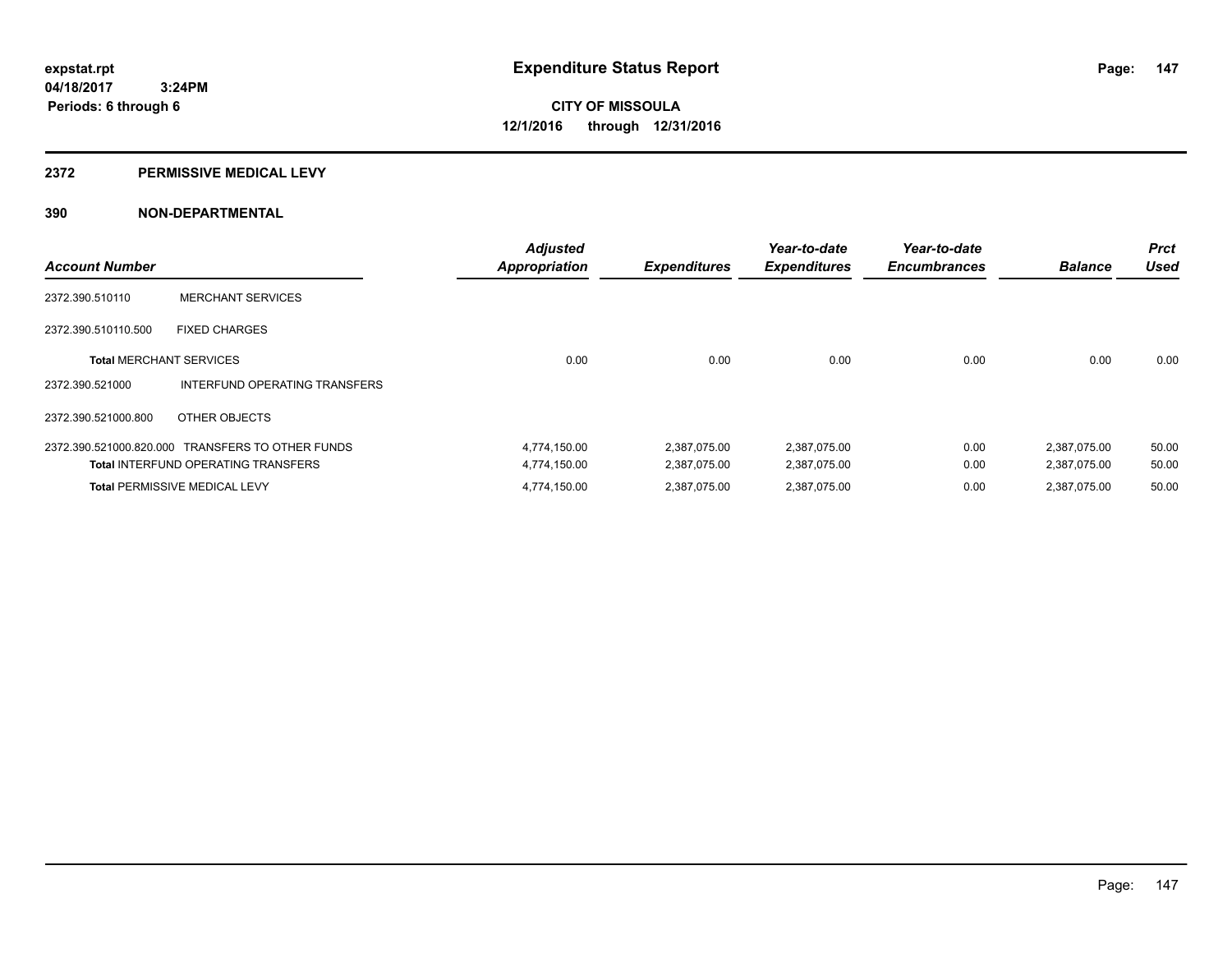**expstat.rpt**
**04/18/2017 3:24PM**
**Periods: 6 through 6**

# Expenditure Status Report

**CITY OF MISSOULA**
**12/1/2016 through 12/31/2016**

## 2372 PERMISSIVE MEDICAL LEVY

## 390 NON-DEPARTMENTAL

| Account Number | | Adjusted Appropriation | Expenditures | Year-to-date Expenditures | Year-to-date Encumbrances | Balance | Prct Used |
|---|---|---|---|---|---|---|---|
| 2372.390.510110 | MERCHANT SERVICES | | | | | | |
| 2372.390.510110.500 | FIXED CHARGES | | | | | | |
| **Total** MERCHANT SERVICES | | 0.00 | 0.00 | 0.00 | 0.00 | 0.00 | 0.00 |
| 2372.390.521000 | INTERFUND OPERATING TRANSFERS | | | | | | |
| 2372.390.521000.800 | OTHER OBJECTS | | | | | | |
| 2372.390.521000.820.000 | TRANSFERS TO OTHER FUNDS | 4,774,150.00 | 2,387,075.00 | 2,387,075.00 | 0.00 | 2,387,075.00 | 50.00 |
| **Total** INTERFUND OPERATING TRANSFERS | | 4,774,150.00 | 2,387,075.00 | 2,387,075.00 | 0.00 | 2,387,075.00 | 50.00 |
| **Total** PERMISSIVE MEDICAL LEVY | | 4,774,150.00 | 2,387,075.00 | 2,387,075.00 | 0.00 | 2,387,075.00 | 50.00 |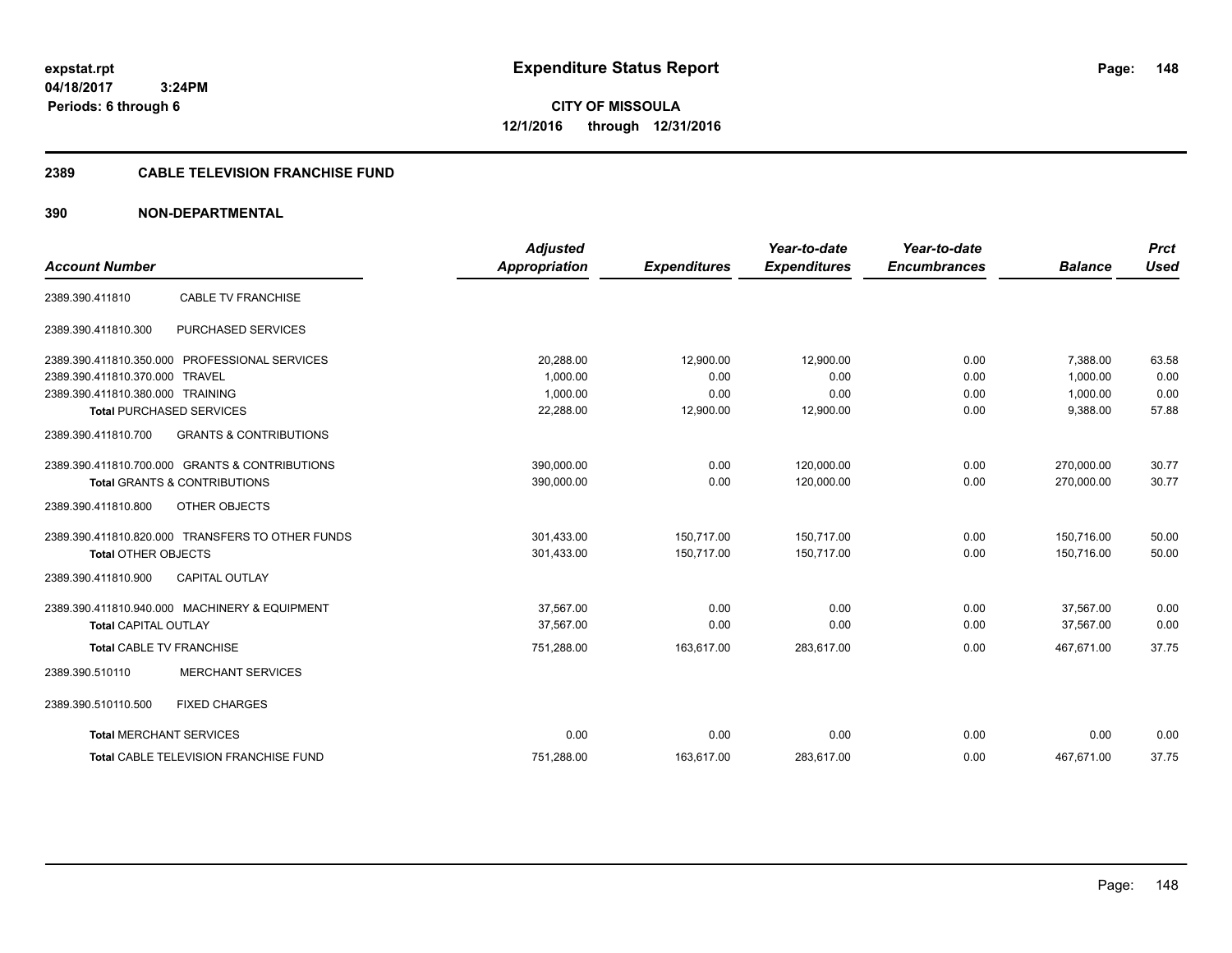**expstat.rpt**
**04/18/2017 3:24PM**
**Periods: 6 through 6**

# Expenditure Status Report

**CITY OF MISSOULA**
**12/1/2016 through 12/31/2016**

## 2389 CABLE TELEVISION FRANCHISE FUND

## 390 NON-DEPARTMENTAL

| Account Number | | Adjusted Appropriation | Expenditures | Year-to-date Expenditures | Year-to-date Encumbrances | Balance | Prct Used |
|---|---|---|---|---|---|---|---|
| 2389.390.411810 | CABLE TV FRANCHISE | | | | | | |
| 2389.390.411810.300 | PURCHASED SERVICES | | | | | | |
| 2389.390.411810.350.000 | PROFESSIONAL SERVICES | 20,288.00 | 12,900.00 | 12,900.00 | 0.00 | 7,388.00 | 63.58 |
| 2389.390.411810.370.000 | TRAVEL | 1,000.00 | 0.00 | 0.00 | 0.00 | 1,000.00 | 0.00 |
| 2389.390.411810.380.000 | TRAINING | 1,000.00 | 0.00 | 0.00 | 0.00 | 1,000.00 | 0.00 |
| **Total** PURCHASED SERVICES | | 22,288.00 | 12,900.00 | 12,900.00 | 0.00 | 9,388.00 | 57.88 |
| 2389.390.411810.700 | GRANTS & CONTRIBUTIONS | | | | | | |
| 2389.390.411810.700.000 | GRANTS & CONTRIBUTIONS | 390,000.00 | 0.00 | 120,000.00 | 0.00 | 270,000.00 | 30.77 |
| **Total** GRANTS & CONTRIBUTIONS | | 390,000.00 | 0.00 | 120,000.00 | 0.00 | 270,000.00 | 30.77 |
| 2389.390.411810.800 | OTHER OBJECTS | | | | | | |
| 2389.390.411810.820.000 | TRANSFERS TO OTHER FUNDS | 301,433.00 | 150,717.00 | 150,717.00 | 0.00 | 150,716.00 | 50.00 |
| **Total** OTHER OBJECTS | | 301,433.00 | 150,717.00 | 150,717.00 | 0.00 | 150,716.00 | 50.00 |
| 2389.390.411810.900 | CAPITAL OUTLAY | | | | | | |
| 2389.390.411810.940.000 | MACHINERY & EQUIPMENT | 37,567.00 | 0.00 | 0.00 | 0.00 | 37,567.00 | 0.00 |
| **Total** CAPITAL OUTLAY | | 37,567.00 | 0.00 | 0.00 | 0.00 | 37,567.00 | 0.00 |
| **Total** CABLE TV FRANCHISE | | 751,288.00 | 163,617.00 | 283,617.00 | 0.00 | 467,671.00 | 37.75 |
| 2389.390.510110 | MERCHANT SERVICES | | | | | | |
| 2389.390.510110.500 | FIXED CHARGES | | | | | | |
| **Total** MERCHANT SERVICES | | 0.00 | 0.00 | 0.00 | 0.00 | 0.00 | 0.00 |
| **Total** CABLE TELEVISION FRANCHISE FUND | | 751,288.00 | 163,617.00 | 283,617.00 | 0.00 | 467,671.00 | 37.75 |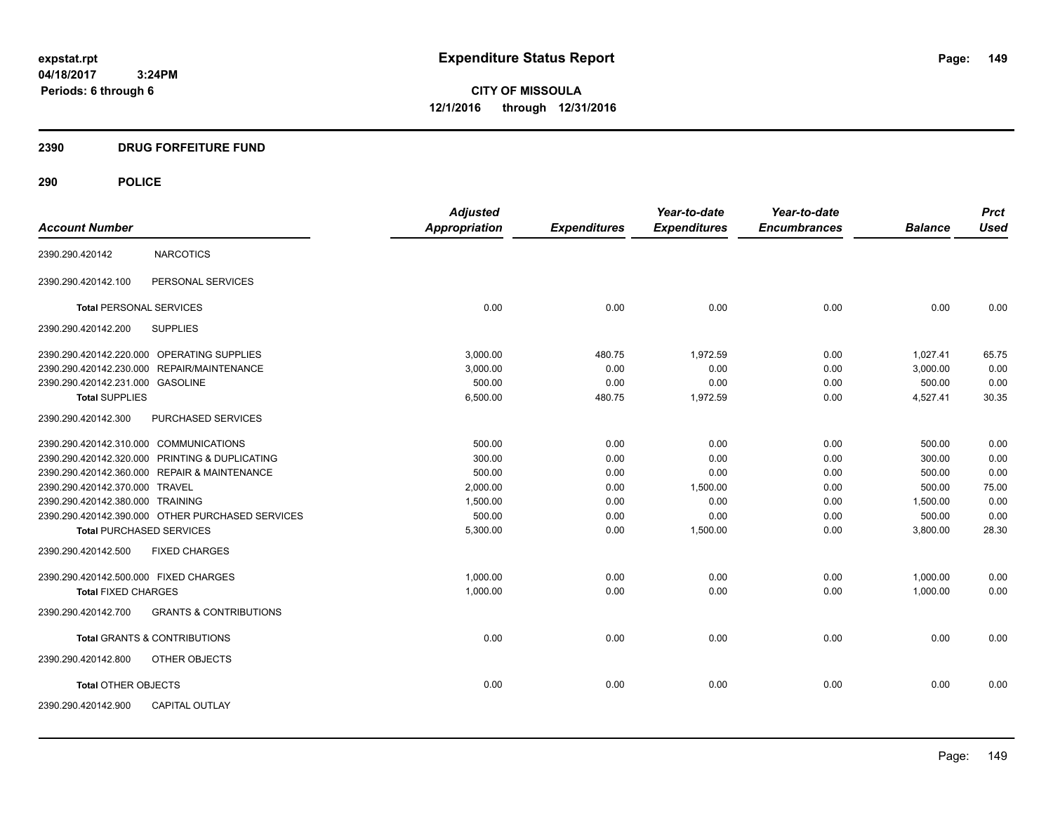# Expenditure Status Report

**CITY OF MISSOULA**
**12/1/2016 through 12/31/2016**

expstat.rpt
04/18/2017 3:24PM
Periods: 6 through 6

## 2390 DRUG FORFEITURE FUND

## 290 POLICE

| Account Number | | Adjusted Appropriation | Expenditures | Year-to-date Expenditures | Year-to-date Encumbrances | Balance | Prct Used |
|---|---|---|---|---|---|---|---|
| 2390.290.420142 | NARCOTICS | | | | | | |
| 2390.290.420142.100 | PERSONAL SERVICES | | | | | | |
| **Total** PERSONAL SERVICES | | 0.00 | 0.00 | 0.00 | 0.00 | 0.00 | 0.00 |
| 2390.290.420142.200 | SUPPLIES | | | | | | |
| 2390.290.420142.220.000 | OPERATING SUPPLIES | 3,000.00 | 480.75 | 1,972.59 | 0.00 | 1,027.41 | 65.75 |
| 2390.290.420142.230.000 | REPAIR/MAINTENANCE | 3,000.00 | 0.00 | 0.00 | 0.00 | 3,000.00 | 0.00 |
| 2390.290.420142.231.000 | GASOLINE | 500.00 | 0.00 | 0.00 | 0.00 | 500.00 | 0.00 |
| **Total SUPPLIES** | | 6,500.00 | 480.75 | 1,972.59 | 0.00 | 4,527.41 | 30.35 |
| 2390.290.420142.300 | PURCHASED SERVICES | | | | | | |
| 2390.290.420142.310.000 | COMMUNICATIONS | 500.00 | 0.00 | 0.00 | 0.00 | 500.00 | 0.00 |
| 2390.290.420142.320.000 | PRINTING & DUPLICATING | 300.00 | 0.00 | 0.00 | 0.00 | 300.00 | 0.00 |
| 2390.290.420142.360.000 | REPAIR & MAINTENANCE | 500.00 | 0.00 | 0.00 | 0.00 | 500.00 | 0.00 |
| 2390.290.420142.370.000 | TRAVEL | 2,000.00 | 0.00 | 1,500.00 | 0.00 | 500.00 | 75.00 |
| 2390.290.420142.380.000 | TRAINING | 1,500.00 | 0.00 | 0.00 | 0.00 | 1,500.00 | 0.00 |
| 2390.290.420142.390.000 | OTHER PURCHASED SERVICES | 500.00 | 0.00 | 0.00 | 0.00 | 500.00 | 0.00 |
| **Total PURCHASED SERVICES** | | 5,300.00 | 0.00 | 1,500.00 | 0.00 | 3,800.00 | 28.30 |
| 2390.290.420142.500 | FIXED CHARGES | | | | | | |
| 2390.290.420142.500.000 | FIXED CHARGES | 1,000.00 | 0.00 | 0.00 | 0.00 | 1,000.00 | 0.00 |
| **Total FIXED CHARGES** | | 1,000.00 | 0.00 | 0.00 | 0.00 | 1,000.00 | 0.00 |
| 2390.290.420142.700 | GRANTS & CONTRIBUTIONS | | | | | | |
| **Total** GRANTS & CONTRIBUTIONS | | 0.00 | 0.00 | 0.00 | 0.00 | 0.00 | 0.00 |
| 2390.290.420142.800 | OTHER OBJECTS | | | | | | |
| **Total** OTHER OBJECTS | | 0.00 | 0.00 | 0.00 | 0.00 | 0.00 | 0.00 |
| 2390.290.420142.900 | CAPITAL OUTLAY | | | | | | |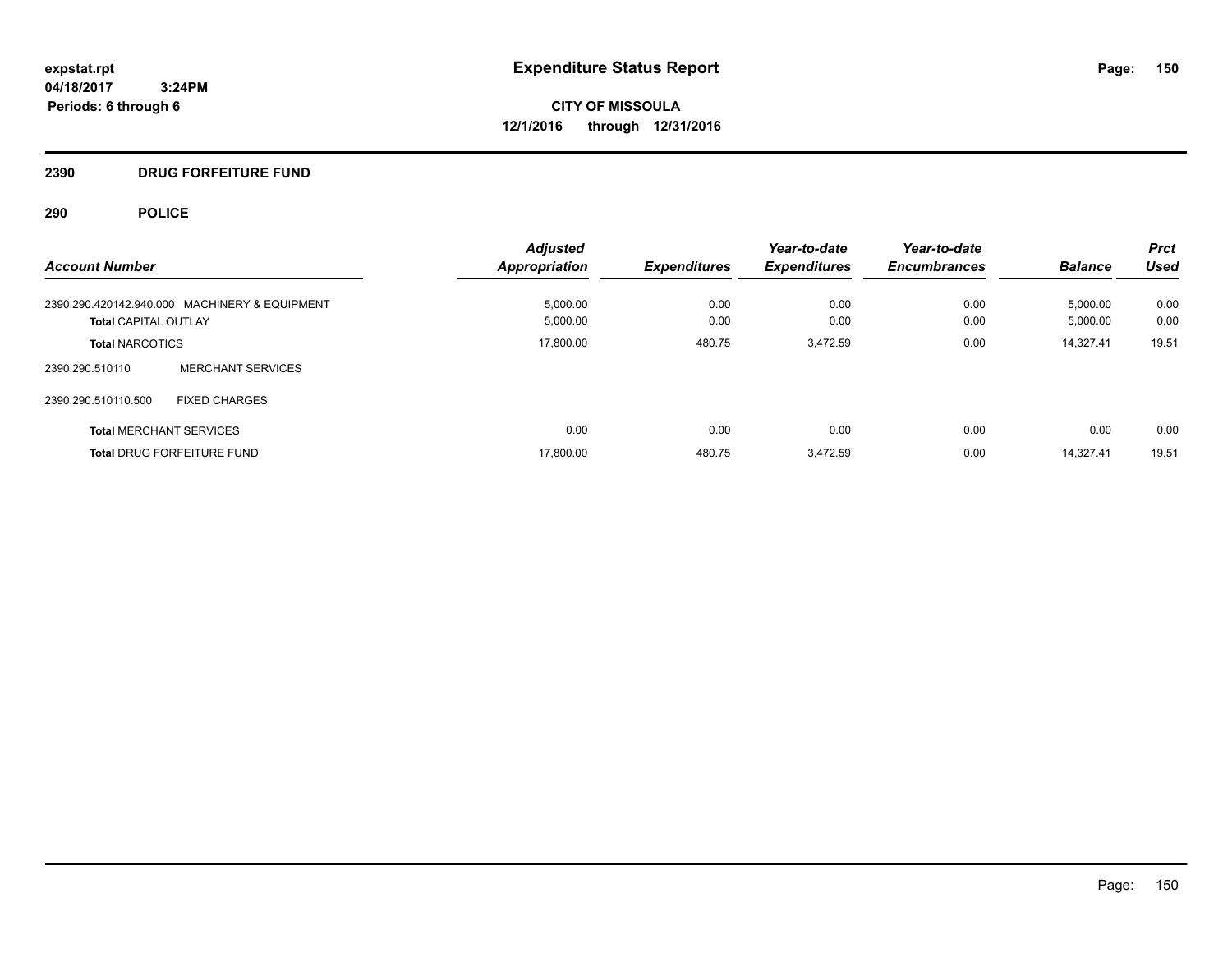# Expenditure Status Report

**CITY OF MISSOULA**

**12/1/2016 through 12/31/2016**

expstat.rpt
04/18/2017 3:24PM
Periods: 6 through 6

## 2390 DRUG FORFEITURE FUND

## 290 POLICE

| Account Number | | Adjusted Appropriation | Expenditures | Year-to-date Expenditures | Year-to-date Encumbrances | Balance | Prct Used |
|---|---|---|---|---|---|---|---|
| 2390.290.420142.940.000 | MACHINERY & EQUIPMENT | 5,000.00 | 0.00 | 0.00 | 0.00 | 5,000.00 | 0.00 |
| **Total** CAPITAL OUTLAY | | 5,000.00 | 0.00 | 0.00 | 0.00 | 5,000.00 | 0.00 |
| **Total** NARCOTICS | | 17,800.00 | 480.75 | 3,472.59 | 0.00 | 14,327.41 | 19.51 |
| 2390.290.510110 | MERCHANT SERVICES | | | | | | |
| 2390.290.510110.500 | FIXED CHARGES | | | | | | |
| **Total** MERCHANT SERVICES | | 0.00 | 0.00 | 0.00 | 0.00 | 0.00 | 0.00 |
| **Total** DRUG FORFEITURE FUND | | 17,800.00 | 480.75 | 3,472.59 | 0.00 | 14,327.41 | 19.51 |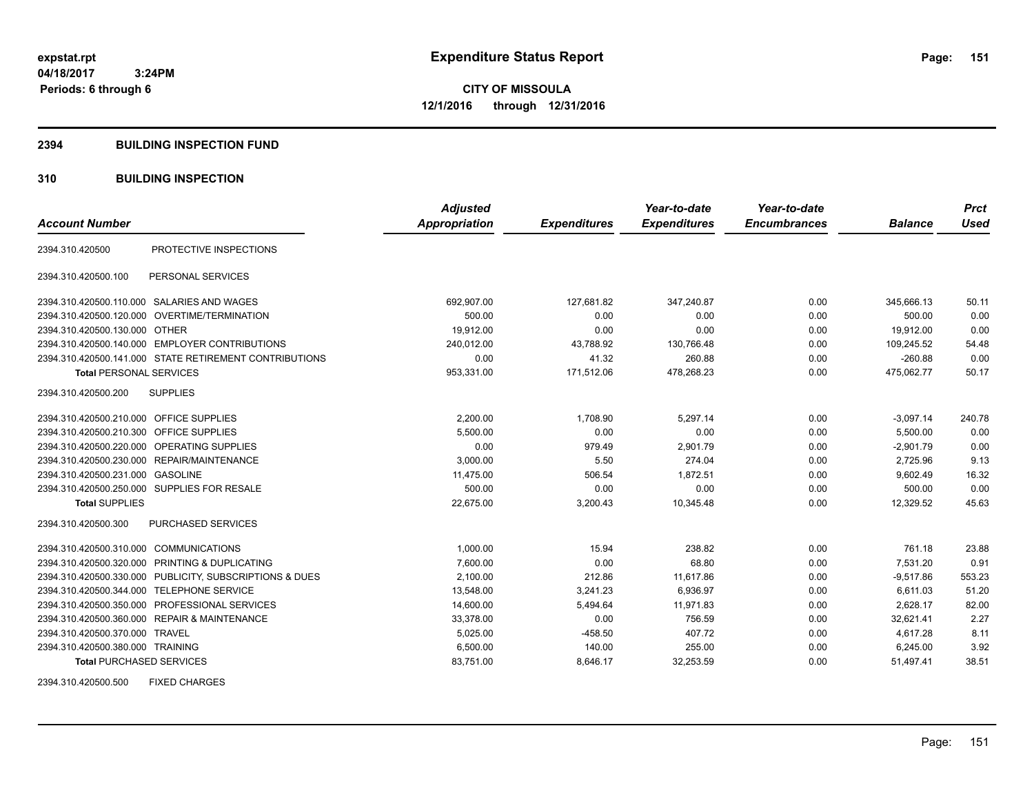**expstat.rpt**
**04/18/2017 3:24PM**
**Periods: 6 through 6**

# Expenditure Status Report

**CITY OF MISSOULA**
**12/1/2016 through 12/31/2016**

## 2394 BUILDING INSPECTION FUND

### 310 BUILDING INSPECTION

| Account Number | | Adjusted Appropriation | Expenditures | Year-to-date Expenditures | Year-to-date Encumbrances | Balance | Prct Used |
|---|---|---|---|---|---|---|---|
| 2394.310.420500 | PROTECTIVE INSPECTIONS | | | | | | |
| 2394.310.420500.100 | PERSONAL SERVICES | | | | | | |
| 2394.310.420500.110.000 | SALARIES AND WAGES | 692,907.00 | 127,681.82 | 347,240.87 | 0.00 | 345,666.13 | 50.11 |
| 2394.310.420500.120.000 | OVERTIME/TERMINATION | 500.00 | 0.00 | 0.00 | 0.00 | 500.00 | 0.00 |
| 2394.310.420500.130.000 | OTHER | 19,912.00 | 0.00 | 0.00 | 0.00 | 19,912.00 | 0.00 |
| 2394.310.420500.140.000 | EMPLOYER CONTRIBUTIONS | 240,012.00 | 43,788.92 | 130,766.48 | 0.00 | 109,245.52 | 54.48 |
| 2394.310.420500.141.000 | STATE RETIREMENT CONTRIBUTIONS | 0.00 | 41.32 | 260.88 | 0.00 | -260.88 | 0.00 |
| **Total** PERSONAL SERVICES | | 953,331.00 | 171,512.06 | 478,268.23 | 0.00 | 475,062.77 | 50.17 |
| 2394.310.420500.200 | SUPPLIES | | | | | | |
| 2394.310.420500.210.000 | OFFICE SUPPLIES | 2,200.00 | 1,708.90 | 5,297.14 | 0.00 | -3,097.14 | 240.78 |
| 2394.310.420500.210.300 | OFFICE SUPPLIES | 5,500.00 | 0.00 | 0.00 | 0.00 | 5,500.00 | 0.00 |
| 2394.310.420500.220.000 | OPERATING SUPPLIES | 0.00 | 979.49 | 2,901.79 | 0.00 | -2,901.79 | 0.00 |
| 2394.310.420500.230.000 | REPAIR/MAINTENANCE | 3,000.00 | 5.50 | 274.04 | 0.00 | 2,725.96 | 9.13 |
| 2394.310.420500.231.000 | GASOLINE | 11,475.00 | 506.54 | 1,872.51 | 0.00 | 9,602.49 | 16.32 |
| 2394.310.420500.250.000 | SUPPLIES FOR RESALE | 500.00 | 0.00 | 0.00 | 0.00 | 500.00 | 0.00 |
| **Total** SUPPLIES | | 22,675.00 | 3,200.43 | 10,345.48 | 0.00 | 12,329.52 | 45.63 |
| 2394.310.420500.300 | PURCHASED SERVICES | | | | | | |
| 2394.310.420500.310.000 | COMMUNICATIONS | 1,000.00 | 15.94 | 238.82 | 0.00 | 761.18 | 23.88 |
| 2394.310.420500.320.000 | PRINTING & DUPLICATING | 7,600.00 | 0.00 | 68.80 | 0.00 | 7,531.20 | 0.91 |
| 2394.310.420500.330.000 | PUBLICITY, SUBSCRIPTIONS & DUES | 2,100.00 | 212.86 | 11,617.86 | 0.00 | -9,517.86 | 553.23 |
| 2394.310.420500.344.000 | TELEPHONE SERVICE | 13,548.00 | 3,241.23 | 6,936.97 | 0.00 | 6,611.03 | 51.20 |
| 2394.310.420500.350.000 | PROFESSIONAL SERVICES | 14,600.00 | 5,494.64 | 11,971.83 | 0.00 | 2,628.17 | 82.00 |
| 2394.310.420500.360.000 | REPAIR & MAINTENANCE | 33,378.00 | 0.00 | 756.59 | 0.00 | 32,621.41 | 2.27 |
| 2394.310.420500.370.000 | TRAVEL | 5,025.00 | -458.50 | 407.72 | 0.00 | 4,617.28 | 8.11 |
| 2394.310.420500.380.000 | TRAINING | 6,500.00 | 140.00 | 255.00 | 0.00 | 6,245.00 | 3.92 |
| **Total** PURCHASED SERVICES | | 83,751.00 | 8,646.17 | 32,253.59 | 0.00 | 51,497.41 | 38.51 |
| 2394.310.420500.500 | FIXED CHARGES | | | | | | |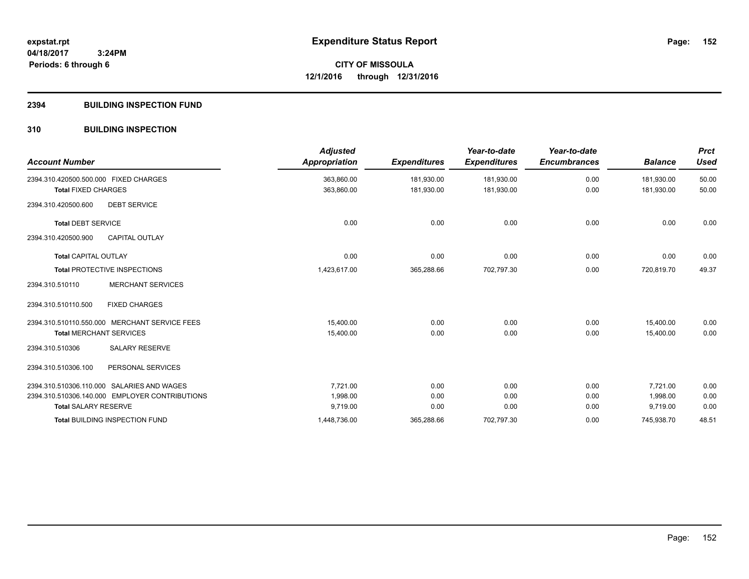# Expenditure Status Report

**CITY OF MISSOULA**
**12/1/2016 through 12/31/2016**

expstat.rpt
04/18/2017 3:24PM
Periods: 6 through 6

## 2394 BUILDING INSPECTION FUND

## 310 BUILDING INSPECTION

| Account Number | Adjusted Appropriation | Expenditures | Year-to-date Expenditures | Year-to-date Encumbrances | Balance | Prct Used |
|---|---|---|---|---|---|---|
| 2394.310.420500.500.000 FIXED CHARGES | 363,860.00 | 181,930.00 | 181,930.00 | 0.00 | 181,930.00 | 50.00 |
| **Total** FIXED CHARGES | 363,860.00 | 181,930.00 | 181,930.00 | 0.00 | 181,930.00 | 50.00 |
| 2394.310.420500.600 DEBT SERVICE | | | | | | |
| **Total** DEBT SERVICE | 0.00 | 0.00 | 0.00 | 0.00 | 0.00 | 0.00 |
| 2394.310.420500.900 CAPITAL OUTLAY | | | | | | |
| **Total** CAPITAL OUTLAY | 0.00 | 0.00 | 0.00 | 0.00 | 0.00 | 0.00 |
| **Total** PROTECTIVE INSPECTIONS | 1,423,617.00 | 365,288.66 | 702,797.30 | 0.00 | 720,819.70 | 49.37 |
| 2394.310.510110 MERCHANT SERVICES | | | | | | |
| 2394.310.510110.500 FIXED CHARGES | | | | | | |
| 2394.310.510110.550.000 MERCHANT SERVICE FEES | 15,400.00 | 0.00 | 0.00 | 0.00 | 15,400.00 | 0.00 |
| **Total** MERCHANT SERVICES | 15,400.00 | 0.00 | 0.00 | 0.00 | 15,400.00 | 0.00 |
| 2394.310.510306 SALARY RESERVE | | | | | | |
| 2394.310.510306.100 PERSONAL SERVICES | | | | | | |
| 2394.310.510306.110.000 SALARIES AND WAGES | 7,721.00 | 0.00 | 0.00 | 0.00 | 7,721.00 | 0.00 |
| 2394.310.510306.140.000 EMPLOYER CONTRIBUTIONS | 1,998.00 | 0.00 | 0.00 | 0.00 | 1,998.00 | 0.00 |
| **Total** SALARY RESERVE | 9,719.00 | 0.00 | 0.00 | 0.00 | 9,719.00 | 0.00 |
| **Total** BUILDING INSPECTION FUND | 1,448,736.00 | 365,288.66 | 702,797.30 | 0.00 | 745,938.70 | 48.51 |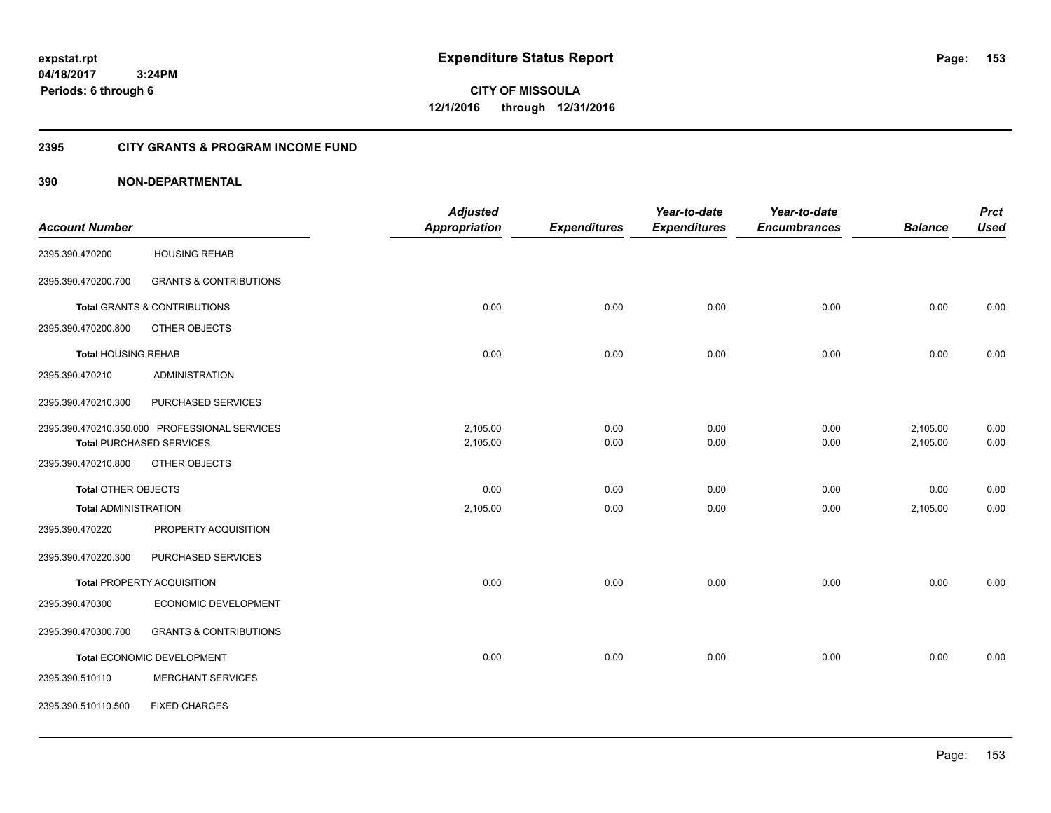expstat.rpt
04/18/2017 3:24PM
Periods: 6 through 6

# Expenditure Status Report

**CITY OF MISSOULA**
**12/1/2016 through 12/31/2016**

## 2395 CITY GRANTS & PROGRAM INCOME FUND

## 390 NON-DEPARTMENTAL

| Account Number | | Adjusted Appropriation | Expenditures | Year-to-date Expenditures | Year-to-date Encumbrances | Balance | Prct Used |
|---|---|---|---|---|---|---|---|
| 2395.390.470200 | HOUSING REHAB | | | | | | |
| 2395.390.470200.700 | GRANTS & CONTRIBUTIONS | | | | | | |
| **Total** GRANTS & CONTRIBUTIONS | | 0.00 | 0.00 | 0.00 | 0.00 | 0.00 | 0.00 |
| 2395.390.470200.800 | OTHER OBJECTS | | | | | | |
| **Total** HOUSING REHAB | | 0.00 | 0.00 | 0.00 | 0.00 | 0.00 | 0.00 |
| 2395.390.470210 | ADMINISTRATION | | | | | | |
| 2395.390.470210.300 | PURCHASED SERVICES | | | | | | |
| 2395.390.470210.350.000 | PROFESSIONAL SERVICES | 2,105.00 | 0.00 | 0.00 | 0.00 | 2,105.00 | 0.00 |
| **Total** PURCHASED SERVICES | | 2,105.00 | 0.00 | 0.00 | 0.00 | 2,105.00 | 0.00 |
| 2395.390.470210.800 | OTHER OBJECTS | | | | | | |
| **Total** OTHER OBJECTS | | 0.00 | 0.00 | 0.00 | 0.00 | 0.00 | 0.00 |
| **Total** ADMINISTRATION | | 2,105.00 | 0.00 | 0.00 | 0.00 | 2,105.00 | 0.00 |
| 2395.390.470220 | PROPERTY ACQUISITION | | | | | | |
| 2395.390.470220.300 | PURCHASED SERVICES | | | | | | |
| **Total** PROPERTY ACQUISITION | | 0.00 | 0.00 | 0.00 | 0.00 | 0.00 | 0.00 |
| 2395.390.470300 | ECONOMIC DEVELOPMENT | | | | | | |
| 2395.390.470300.700 | GRANTS & CONTRIBUTIONS | | | | | | |
| **Total** ECONOMIC DEVELOPMENT | | 0.00 | 0.00 | 0.00 | 0.00 | 0.00 | 0.00 |
| 2395.390.510110 | MERCHANT SERVICES | | | | | | |
| 2395.390.510110.500 | FIXED CHARGES | | | | | | |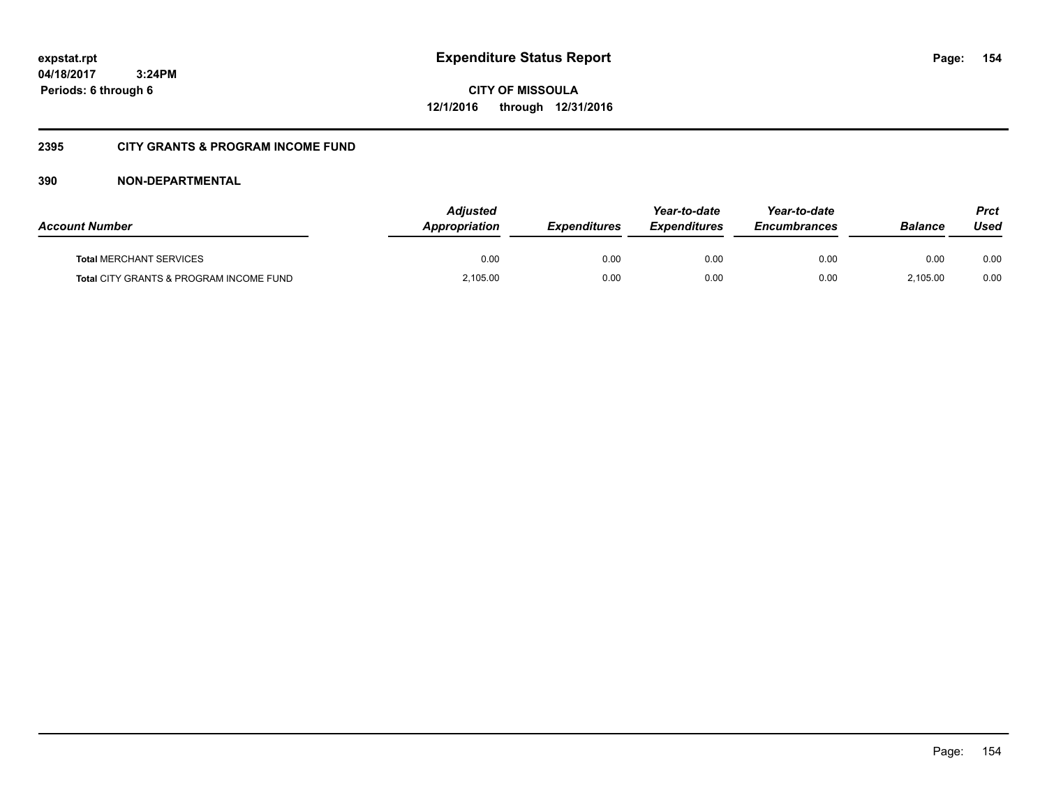**expstat.rpt**
**04/18/2017 3:24PM**
**Periods: 6 through 6**

# Expenditure Status Report

**CITY OF MISSOULA**
**12/1/2016 through 12/31/2016**

## 2395 CITY GRANTS & PROGRAM INCOME FUND

## 390 NON-DEPARTMENTAL

| Account Number | Adjusted Appropriation | Expenditures | Year-to-date Expenditures | Year-to-date Encumbrances | Balance | Prct Used |
|---|---|---|---|---|---|---|
| **Total** MERCHANT SERVICES | 0.00 | 0.00 | 0.00 | 0.00 | 0.00 | 0.00 |
| **Total** CITY GRANTS & PROGRAM INCOME FUND | 2,105.00 | 0.00 | 0.00 | 0.00 | 2,105.00 | 0.00 |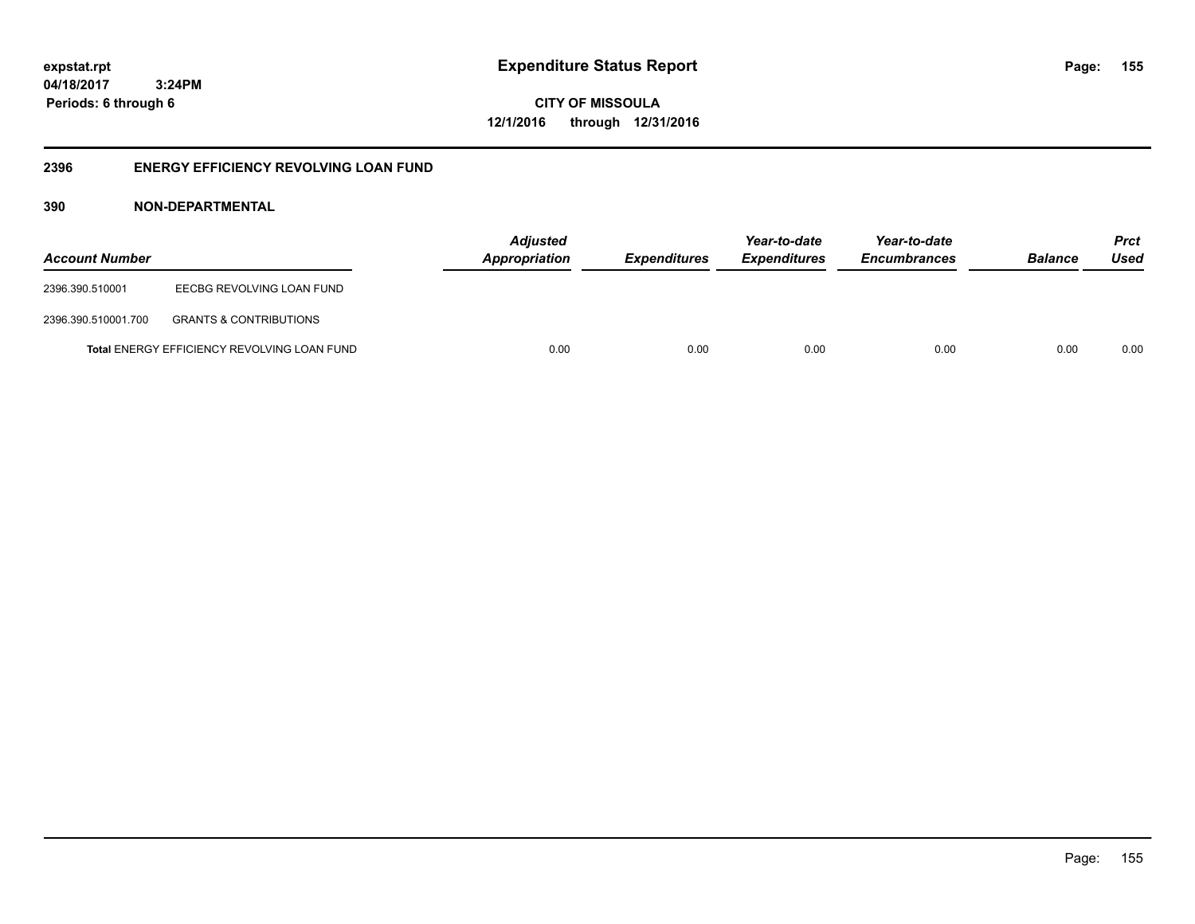**expstat.rpt**
**04/18/2017 3:24PM**
**Periods: 6 through 6**

# Expenditure Status Report

**CITY OF MISSOULA**
**12/1/2016 through 12/31/2016**

## 2396 ENERGY EFFICIENCY REVOLVING LOAN FUND

### 390 NON-DEPARTMENTAL

| Account Number | | Adjusted Appropriation | Expenditures | Year-to-date Expenditures | Year-to-date Encumbrances | Balance | Prct Used |
|---|---|---|---|---|---|---|---|
| 2396.390.510001 | EECBG REVOLVING LOAN FUND | | | | | | |
| 2396.390.510001.700 | GRANTS & CONTRIBUTIONS | | | | | | |
| | **Total** ENERGY EFFICIENCY REVOLVING LOAN FUND | 0.00 | 0.00 | 0.00 | 0.00 | 0.00 | 0.00 |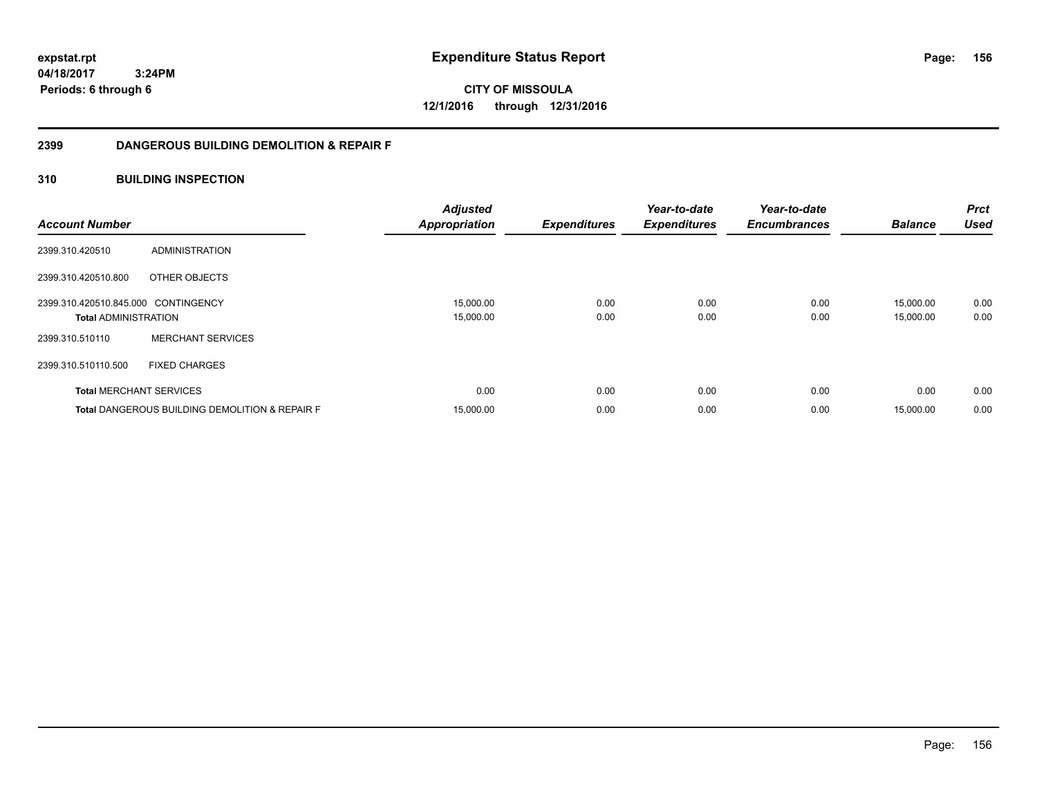**expstat.rpt**
**04/18/2017 3:24PM**
**Periods: 6 through 6**

# Expenditure Status Report

**CITY OF MISSOULA**
**12/1/2016 through 12/31/2016**

## 2399 DANGEROUS BUILDING DEMOLITION & REPAIR F

## 310 BUILDING INSPECTION

| Account Number | | Adjusted Appropriation | Expenditures | Year-to-date Expenditures | Year-to-date Encumbrances | Balance | Prct Used |
|---|---|---|---|---|---|---|---|
| 2399.310.420510 | ADMINISTRATION | | | | | | |
| 2399.310.420510.800 | OTHER OBJECTS | | | | | | |
| 2399.310.420510.845.000 | CONTINGENCY | 15,000.00 | 0.00 | 0.00 | 0.00 | 15,000.00 | 0.00 |
| **Total** ADMINISTRATION | | 15,000.00 | 0.00 | 0.00 | 0.00 | 15,000.00 | 0.00 |
| 2399.310.510110 | MERCHANT SERVICES | | | | | | |
| 2399.310.510110.500 | FIXED CHARGES | | | | | | |
| **Total** MERCHANT SERVICES | | 0.00 | 0.00 | 0.00 | 0.00 | 0.00 | 0.00 |
| **Total** DANGEROUS BUILDING DEMOLITION & REPAIR F | | 15,000.00 | 0.00 | 0.00 | 0.00 | 15,000.00 | 0.00 |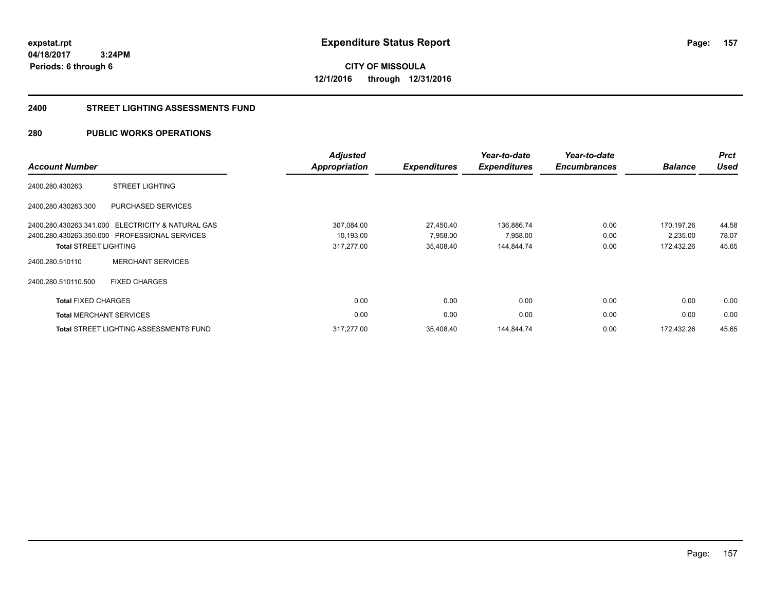**expstat.rpt**
**04/18/2017 3:24PM**
**Periods: 6 through 6**

# Expenditure Status Report

**CITY OF MISSOULA**
**12/1/2016 through 12/31/2016**

## 2400 STREET LIGHTING ASSESSMENTS FUND

## 280 PUBLIC WORKS OPERATIONS

| Account Number | | Adjusted Appropriation | Expenditures | Year-to-date Expenditures | Year-to-date Encumbrances | Balance | Prct Used |
|---|---|---|---|---|---|---|---|
| 2400.280.430263 | STREET LIGHTING | | | | | | |
| 2400.280.430263.300 | PURCHASED SERVICES | | | | | | |
| 2400.280.430263.341.000 | ELECTRICITY & NATURAL GAS | 307,084.00 | 27,450.40 | 136,886.74 | 0.00 | 170,197.26 | 44.58 |
| 2400.280.430263.350.000 | PROFESSIONAL SERVICES | 10,193.00 | 7,958.00 | 7,958.00 | 0.00 | 2,235.00 | 78.07 |
| **Total** STREET LIGHTING | | 317,277.00 | 35,408.40 | 144,844.74 | 0.00 | 172,432.26 | 45.65 |
| 2400.280.510110 | MERCHANT SERVICES | | | | | | |
| 2400.280.510110.500 | FIXED CHARGES | | | | | | |
| **Total** FIXED CHARGES | | 0.00 | 0.00 | 0.00 | 0.00 | 0.00 | 0.00 |
| **Total** MERCHANT SERVICES | | 0.00 | 0.00 | 0.00 | 0.00 | 0.00 | 0.00 |
| **Total** STREET LIGHTING ASSESSMENTS FUND | | 317,277.00 | 35,408.40 | 144,844.74 | 0.00 | 172,432.26 | 45.65 |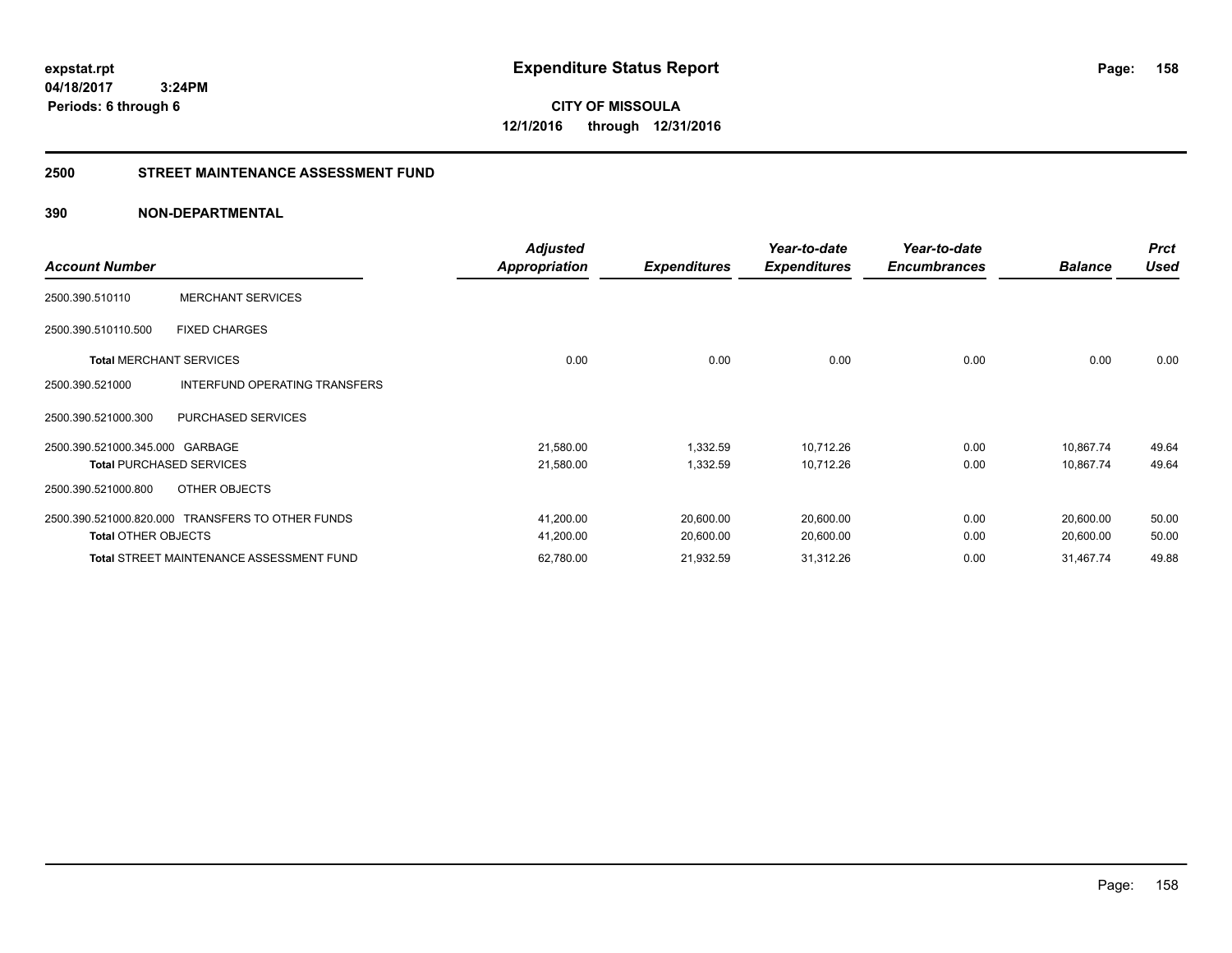**expstat.rpt**
**04/18/2017 3:24PM**
**Periods: 6 through 6**

# Expenditure Status Report

**CITY OF MISSOULA**
**12/1/2016 through 12/31/2016**

## 2500 STREET MAINTENANCE ASSESSMENT FUND

### 390 NON-DEPARTMENTAL

| Account Number | | Adjusted Appropriation | Expenditures | Year-to-date Expenditures | Year-to-date Encumbrances | Balance | Prct Used |
|---|---|---|---|---|---|---|---|
| 2500.390.510110 | MERCHANT SERVICES | | | | | | |
| 2500.390.510110.500 | FIXED CHARGES | | | | | | |
| **Total** MERCHANT SERVICES | | 0.00 | 0.00 | 0.00 | 0.00 | 0.00 | 0.00 |
| 2500.390.521000 | INTERFUND OPERATING TRANSFERS | | | | | | |
| 2500.390.521000.300 | PURCHASED SERVICES | | | | | | |
| 2500.390.521000.345.000 | GARBAGE | 21,580.00 | 1,332.59 | 10,712.26 | 0.00 | 10,867.74 | 49.64 |
| **Total** PURCHASED SERVICES | | 21,580.00 | 1,332.59 | 10,712.26 | 0.00 | 10,867.74 | 49.64 |
| 2500.390.521000.800 | OTHER OBJECTS | | | | | | |
| 2500.390.521000.820.000 | TRANSFERS TO OTHER FUNDS | 41,200.00 | 20,600.00 | 20,600.00 | 0.00 | 20,600.00 | 50.00 |
| **Total** OTHER OBJECTS | | 41,200.00 | 20,600.00 | 20,600.00 | 0.00 | 20,600.00 | 50.00 |
| **Total** STREET MAINTENANCE ASSESSMENT FUND | | 62,780.00 | 21,932.59 | 31,312.26 | 0.00 | 31,467.74 | 49.88 |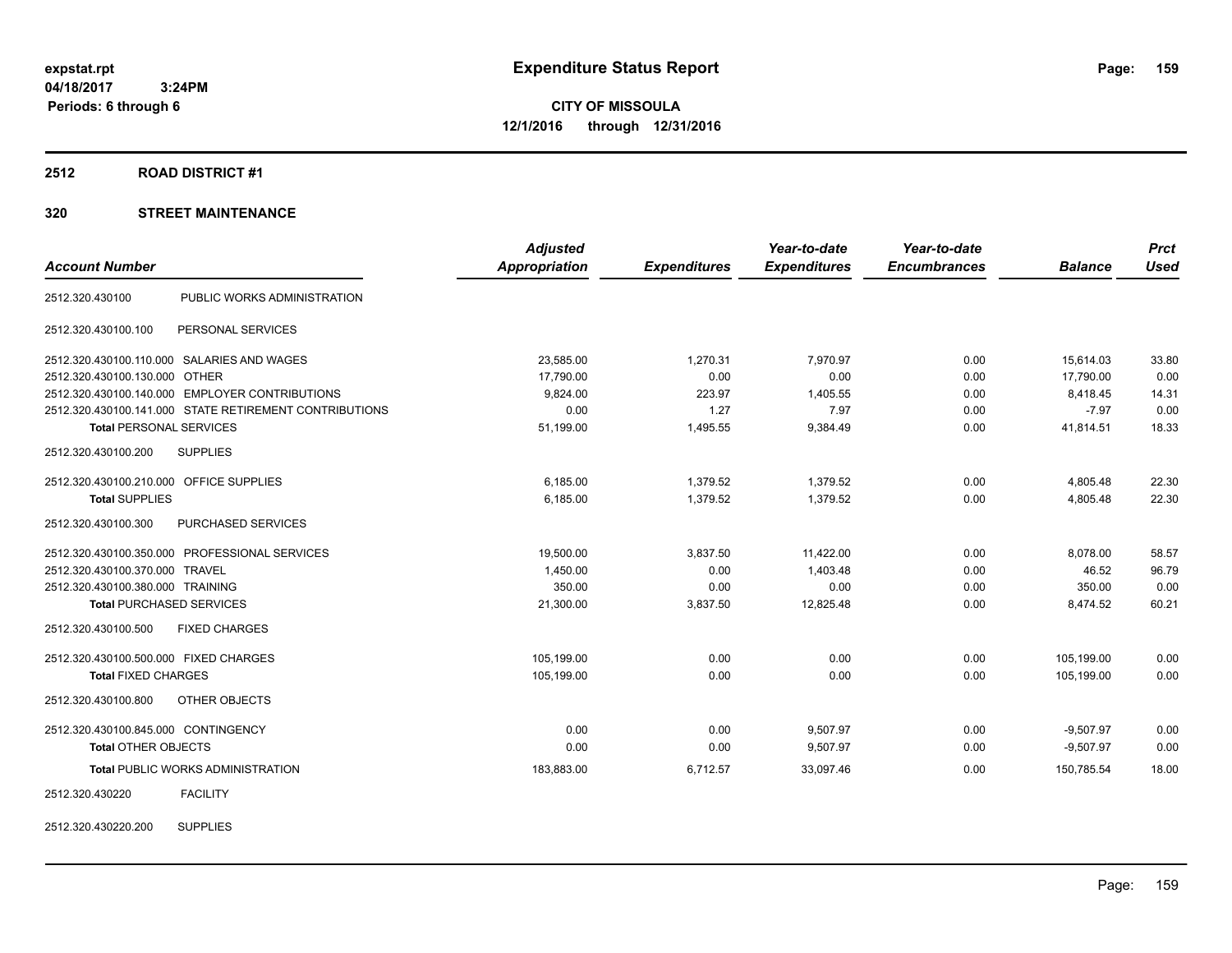# Expenditure Status Report

expstat.rpt
04/18/2017 3:24PM
Periods: 6 through 6

**CITY OF MISSOULA**
**12/1/2016 through 12/31/2016**

## 2512 ROAD DISTRICT #1

## 320 STREET MAINTENANCE

| Account Number | | Adjusted Appropriation | Expenditures | Year-to-date Expenditures | Year-to-date Encumbrances | Balance | Prct Used |
|---|---|---|---|---|---|---|---|
| 2512.320.430100 | PUBLIC WORKS ADMINISTRATION | | | | | | |
| 2512.320.430100.100 | PERSONAL SERVICES | | | | | | |
| 2512.320.430100.110.000 | SALARIES AND WAGES | 23,585.00 | 1,270.31 | 7,970.97 | 0.00 | 15,614.03 | 33.80 |
| 2512.320.430100.130.000 | OTHER | 17,790.00 | 0.00 | 0.00 | 0.00 | 17,790.00 | 0.00 |
| 2512.320.430100.140.000 | EMPLOYER CONTRIBUTIONS | 9,824.00 | 223.97 | 1,405.55 | 0.00 | 8,418.45 | 14.31 |
| 2512.320.430100.141.000 | STATE RETIREMENT CONTRIBUTIONS | 0.00 | 1.27 | 7.97 | 0.00 | -7.97 | 0.00 |
| **Total** PERSONAL SERVICES | | 51,199.00 | 1,495.55 | 9,384.49 | 0.00 | 41,814.51 | 18.33 |
| 2512.320.430100.200 | SUPPLIES | | | | | | |
| 2512.320.430100.210.000 | OFFICE SUPPLIES | 6,185.00 | 1,379.52 | 1,379.52 | 0.00 | 4,805.48 | 22.30 |
| **Total** SUPPLIES | | 6,185.00 | 1,379.52 | 1,379.52 | 0.00 | 4,805.48 | 22.30 |
| 2512.320.430100.300 | PURCHASED SERVICES | | | | | | |
| 2512.320.430100.350.000 | PROFESSIONAL SERVICES | 19,500.00 | 3,837.50 | 11,422.00 | 0.00 | 8,078.00 | 58.57 |
| 2512.320.430100.370.000 | TRAVEL | 1,450.00 | 0.00 | 1,403.48 | 0.00 | 46.52 | 96.79 |
| 2512.320.430100.380.000 | TRAINING | 350.00 | 0.00 | 0.00 | 0.00 | 350.00 | 0.00 |
| **Total** PURCHASED SERVICES | | 21,300.00 | 3,837.50 | 12,825.48 | 0.00 | 8,474.52 | 60.21 |
| 2512.320.430100.500 | FIXED CHARGES | | | | | | |
| 2512.320.430100.500.000 | FIXED CHARGES | 105,199.00 | 0.00 | 0.00 | 0.00 | 105,199.00 | 0.00 |
| **Total** FIXED CHARGES | | 105,199.00 | 0.00 | 0.00 | 0.00 | 105,199.00 | 0.00 |
| 2512.320.430100.800 | OTHER OBJECTS | | | | | | |
| 2512.320.430100.845.000 | CONTINGENCY | 0.00 | 0.00 | 9,507.97 | 0.00 | -9,507.97 | 0.00 |
| **Total** OTHER OBJECTS | | 0.00 | 0.00 | 9,507.97 | 0.00 | -9,507.97 | 0.00 |
| **Total** PUBLIC WORKS ADMINISTRATION | | 183,883.00 | 6,712.57 | 33,097.46 | 0.00 | 150,785.54 | 18.00 |
| 2512.320.430220 | FACILITY | | | | | | |
| 2512.320.430220.200 | SUPPLIES | | | | | | |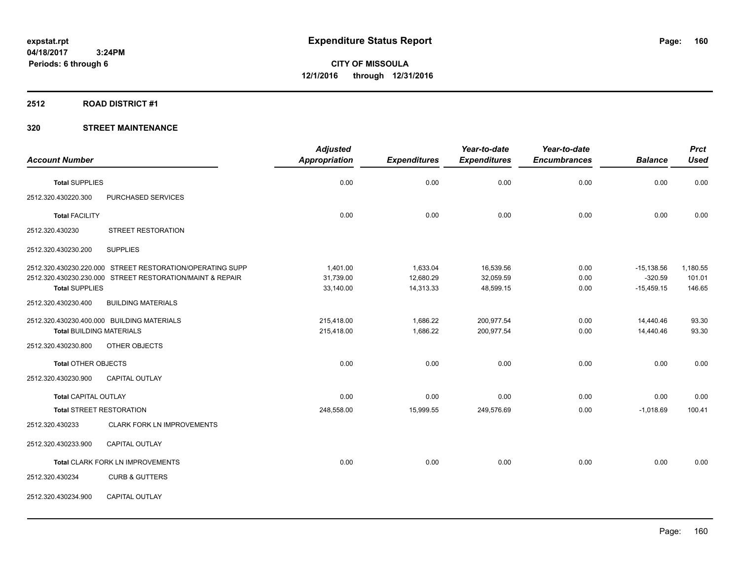**Expenditure Status Report**

**CITY OF MISSOULA**
**12/1/2016 through 12/31/2016**

expstat.rpt
04/18/2017 3:24PM
Periods: 6 through 6

## 2512 ROAD DISTRICT #1

## 320 STREET MAINTENANCE

| Account Number | | Adjusted Appropriation | Expenditures | Year-to-date Expenditures | Year-to-date Encumbrances | Balance | Prct Used |
|---|---|---|---|---|---|---|---|
| **Total** SUPPLIES | | 0.00 | 0.00 | 0.00 | 0.00 | 0.00 | 0.00 |
| 2512.320.430220.300 | PURCHASED SERVICES | | | | | | |
| **Total** FACILITY | | 0.00 | 0.00 | 0.00 | 0.00 | 0.00 | 0.00 |
| 2512.320.430230 | STREET RESTORATION | | | | | | |
| 2512.320.430230.200 | SUPPLIES | | | | | | |
| 2512.320.430230.220.000 | STREET RESTORATION/OPERATING SUPP | 1,401.00 | 1,633.04 | 16,539.56 | 0.00 | -15,138.56 | 1,180.55 |
| 2512.320.430230.230.000 | STREET RESTORATION/MAINT & REPAIR | 31,739.00 | 12,680.29 | 32,059.59 | 0.00 | -320.59 | 101.01 |
| **Total** SUPPLIES | | 33,140.00 | 14,313.33 | 48,599.15 | 0.00 | -15,459.15 | 146.65 |
| 2512.320.430230.400 | BUILDING MATERIALS | | | | | | |
| 2512.320.430230.400.000 | BUILDING MATERIALS | 215,418.00 | 1,686.22 | 200,977.54 | 0.00 | 14,440.46 | 93.30 |
| **Total** BUILDING MATERIALS | | 215,418.00 | 1,686.22 | 200,977.54 | 0.00 | 14,440.46 | 93.30 |
| 2512.320.430230.800 | OTHER OBJECTS | | | | | | |
| **Total** OTHER OBJECTS | | 0.00 | 0.00 | 0.00 | 0.00 | 0.00 | 0.00 |
| 2512.320.430230.900 | CAPITAL OUTLAY | | | | | | |
| **Total** CAPITAL OUTLAY | | 0.00 | 0.00 | 0.00 | 0.00 | 0.00 | 0.00 |
| **Total** STREET RESTORATION | | 248,558.00 | 15,999.55 | 249,576.69 | 0.00 | -1,018.69 | 100.41 |
| 2512.320.430233 | CLARK FORK LN IMPROVEMENTS | | | | | | |
| 2512.320.430233.900 | CAPITAL OUTLAY | | | | | | |
| **Total** CLARK FORK LN IMPROVEMENTS | | 0.00 | 0.00 | 0.00 | 0.00 | 0.00 | 0.00 |
| 2512.320.430234 | CURB & GUTTERS | | | | | | |
| 2512.320.430234.900 | CAPITAL OUTLAY | | | | | | |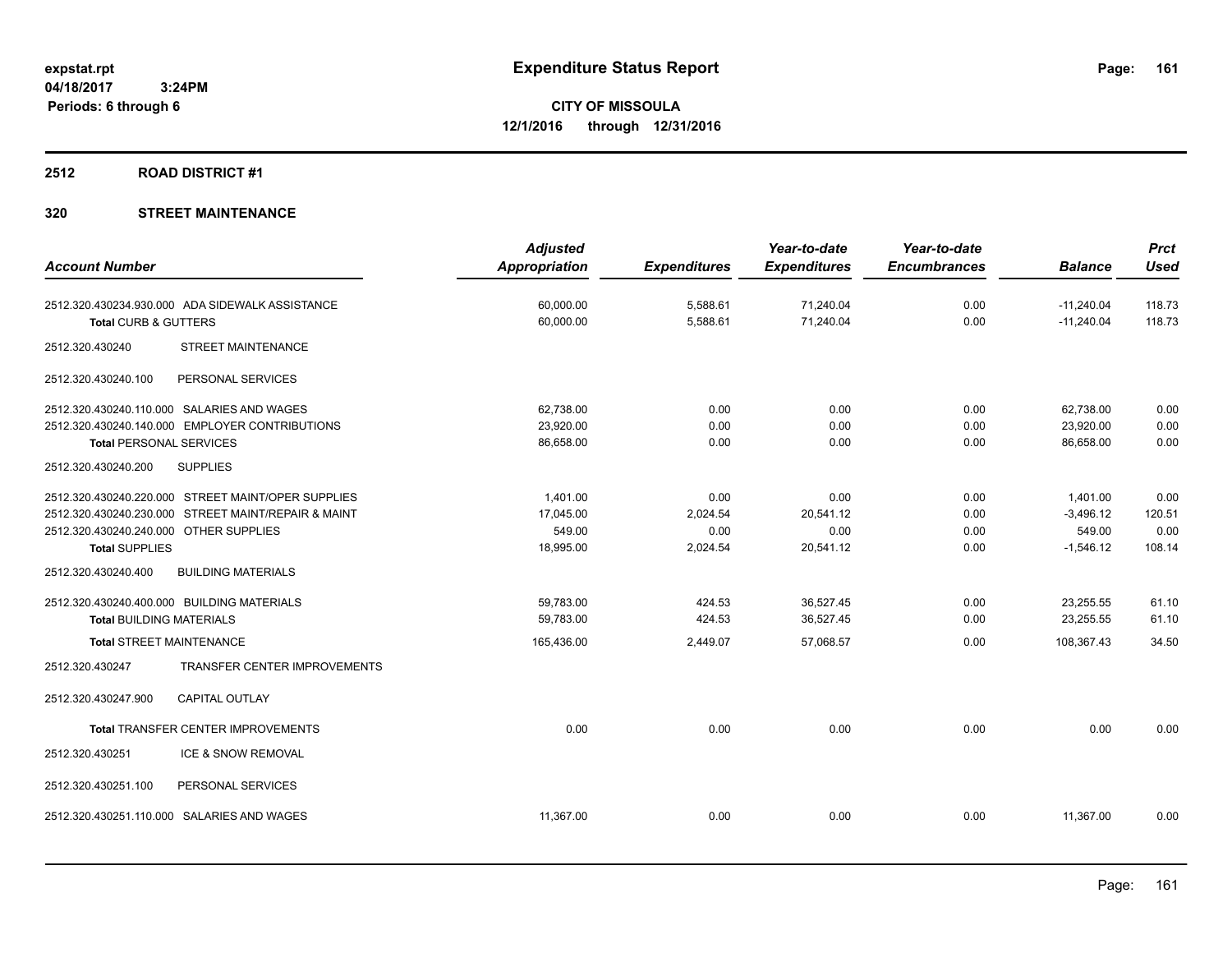# Expenditure Status Report

**CITY OF MISSOULA**
**12/1/2016 through 12/31/2016**

expstat.rpt
04/18/2017 3:24PM
Periods: 6 through 6

## 2512 ROAD DISTRICT #1

### 320 STREET MAINTENANCE

| Account Number | Adjusted Appropriation | Expenditures | Year-to-date Expenditures | Year-to-date Encumbrances | Balance | Prct Used |
|---|---|---|---|---|---|---|
| 2512.320.430234.930.000 ADA SIDEWALK ASSISTANCE | 60,000.00 | 5,588.61 | 71,240.04 | 0.00 | -11,240.04 | 118.73 |
| **Total** CURB & GUTTERS | 60,000.00 | 5,588.61 | 71,240.04 | 0.00 | -11,240.04 | 118.73 |
| 2512.320.430240 STREET MAINTENANCE | | | | | | |
| 2512.320.430240.100 PERSONAL SERVICES | | | | | | |
| 2512.320.430240.110.000 SALARIES AND WAGES | 62,738.00 | 0.00 | 0.00 | 0.00 | 62,738.00 | 0.00 |
| 2512.320.430240.140.000 EMPLOYER CONTRIBUTIONS | 23,920.00 | 0.00 | 0.00 | 0.00 | 23,920.00 | 0.00 |
| **Total** PERSONAL SERVICES | 86,658.00 | 0.00 | 0.00 | 0.00 | 86,658.00 | 0.00 |
| 2512.320.430240.200 SUPPLIES | | | | | | |
| 2512.320.430240.220.000 STREET MAINT/OPER SUPPLIES | 1,401.00 | 0.00 | 0.00 | 0.00 | 1,401.00 | 0.00 |
| 2512.320.430240.230.000 STREET MAINT/REPAIR & MAINT | 17,045.00 | 2,024.54 | 20,541.12 | 0.00 | -3,496.12 | 120.51 |
| 2512.320.430240.240.000 OTHER SUPPLIES | 549.00 | 0.00 | 0.00 | 0.00 | 549.00 | 0.00 |
| **Total** SUPPLIES | 18,995.00 | 2,024.54 | 20,541.12 | 0.00 | -1,546.12 | 108.14 |
| 2512.320.430240.400 BUILDING MATERIALS | | | | | | |
| 2512.320.430240.400.000 BUILDING MATERIALS | 59,783.00 | 424.53 | 36,527.45 | 0.00 | 23,255.55 | 61.10 |
| **Total** BUILDING MATERIALS | 59,783.00 | 424.53 | 36,527.45 | 0.00 | 23,255.55 | 61.10 |
| **Total** STREET MAINTENANCE | 165,436.00 | 2,449.07 | 57,068.57 | 0.00 | 108,367.43 | 34.50 |
| 2512.320.430247 TRANSFER CENTER IMPROVEMENTS | | | | | | |
| 2512.320.430247.900 CAPITAL OUTLAY | | | | | | |
| **Total** TRANSFER CENTER IMPROVEMENTS | 0.00 | 0.00 | 0.00 | 0.00 | 0.00 | 0.00 |
| 2512.320.430251 ICE & SNOW REMOVAL | | | | | | |
| 2512.320.430251.100 PERSONAL SERVICES | | | | | | |
| 2512.320.430251.110.000 SALARIES AND WAGES | 11,367.00 | 0.00 | 0.00 | 0.00 | 11,367.00 | 0.00 |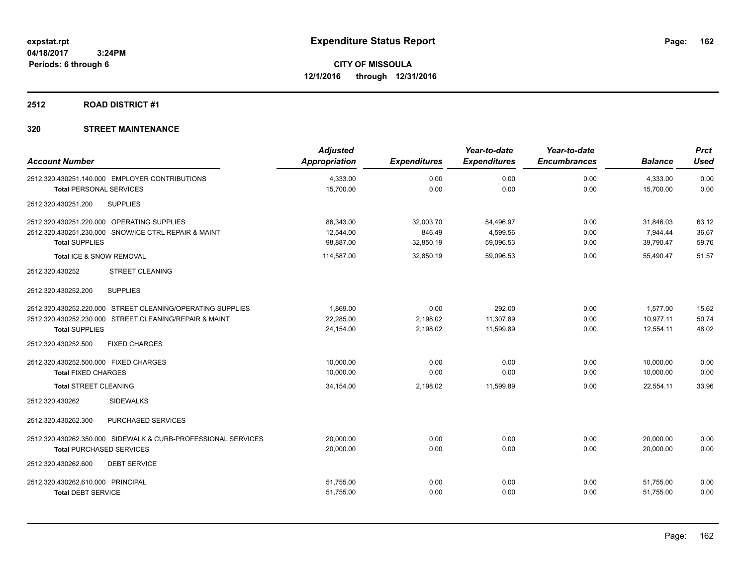# Expenditure Status Report

expstat.rpt
04/18/2017 3:24PM
Periods: 6 through 6

**CITY OF MISSOULA**
**12/1/2016 through 12/31/2016**

## 2512 ROAD DISTRICT #1

## 320 STREET MAINTENANCE

| Account Number | Adjusted Appropriation | Expenditures | Year-to-date Expenditures | Year-to-date Encumbrances | Balance | Prct Used |
|---|---|---|---|---|---|---|
| 2512.320.430251.140.000 EMPLOYER CONTRIBUTIONS | 4,333.00 | 0.00 | 0.00 | 0.00 | 4,333.00 | 0.00 |
| **Total** PERSONAL SERVICES | 15,700.00 | 0.00 | 0.00 | 0.00 | 15,700.00 | 0.00 |
| 2512.320.430251.200 SUPPLIES | | | | | | |
| 2512.320.430251.220.000 OPERATING SUPPLIES | 86,343.00 | 32,003.70 | 54,496.97 | 0.00 | 31,846.03 | 63.12 |
| 2512.320.430251.230.000 SNOW/ICE CTRL REPAIR & MAINT | 12,544.00 | 846.49 | 4,599.56 | 0.00 | 7,944.44 | 36.67 |
| **Total** SUPPLIES | 98,887.00 | 32,850.19 | 59,096.53 | 0.00 | 39,790.47 | 59.76 |
| **Total** ICE & SNOW REMOVAL | 114,587.00 | 32,850.19 | 59,096.53 | 0.00 | 55,490.47 | 51.57 |
| 2512.320.430252 STREET CLEANING | | | | | | |
| 2512.320.430252.200 SUPPLIES | | | | | | |
| 2512.320.430252.220.000 STREET CLEANING/OPERATING SUPPLIES | 1,869.00 | 0.00 | 292.00 | 0.00 | 1,577.00 | 15.62 |
| 2512.320.430252.230.000 STREET CLEANING/REPAIR & MAINT | 22,285.00 | 2,198.02 | 11,307.89 | 0.00 | 10,977.11 | 50.74 |
| **Total** SUPPLIES | 24,154.00 | 2,198.02 | 11,599.89 | 0.00 | 12,554.11 | 48.02 |
| 2512.320.430252.500 FIXED CHARGES | | | | | | |
| 2512.320.430252.500.000 FIXED CHARGES | 10,000.00 | 0.00 | 0.00 | 0.00 | 10,000.00 | 0.00 |
| **Total** FIXED CHARGES | 10,000.00 | 0.00 | 0.00 | 0.00 | 10,000.00 | 0.00 |
| **Total** STREET CLEANING | 34,154.00 | 2,198.02 | 11,599.89 | 0.00 | 22,554.11 | 33.96 |
| 2512.320.430262 SIDEWALKS | | | | | | |
| 2512.320.430262.300 PURCHASED SERVICES | | | | | | |
| 2512.320.430262.350.000 SIDEWALK & CURB-PROFESSIONAL SERVICES | 20,000.00 | 0.00 | 0.00 | 0.00 | 20,000.00 | 0.00 |
| **Total** PURCHASED SERVICES | 20,000.00 | 0.00 | 0.00 | 0.00 | 20,000.00 | 0.00 |
| 2512.320.430262.600 DEBT SERVICE | | | | | | |
| 2512.320.430262.610.000 PRINCIPAL | 51,755.00 | 0.00 | 0.00 | 0.00 | 51,755.00 | 0.00 |
| **Total** DEBT SERVICE | 51,755.00 | 0.00 | 0.00 | 0.00 | 51,755.00 | 0.00 |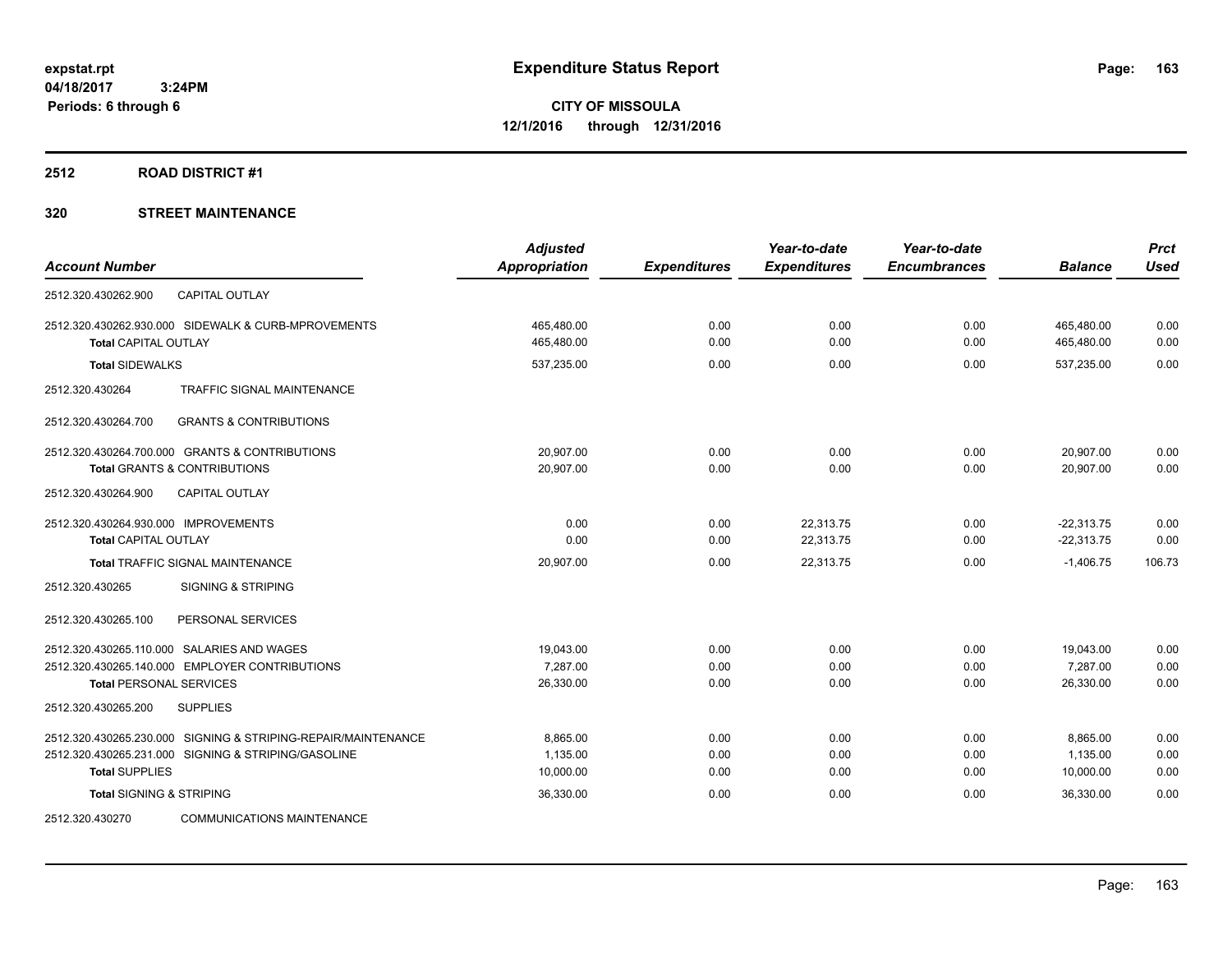**expstat.rpt**
**04/18/2017 3:24PM**
**Periods: 6 through 6**

# Expenditure Status Report

**CITY OF MISSOULA**
**12/1/2016 through 12/31/2016**

## 2512 ROAD DISTRICT #1

## 320 STREET MAINTENANCE

| Account Number | Adjusted Appropriation | Expenditures | Year-to-date Expenditures | Year-to-date Encumbrances | Balance | Prct Used |
|---|---|---|---|---|---|---|
| 2512.320.430262.900 CAPITAL OUTLAY | | | | | | |
| 2512.320.430262.930.000 SIDEWALK & CURB-MPROVEMENTS | 465,480.00 | 0.00 | 0.00 | 0.00 | 465,480.00 | 0.00 |
| **Total** CAPITAL OUTLAY | 465,480.00 | 0.00 | 0.00 | 0.00 | 465,480.00 | 0.00 |
| **Total** SIDEWALKS | 537,235.00 | 0.00 | 0.00 | 0.00 | 537,235.00 | 0.00 |
| 2512.320.430264 TRAFFIC SIGNAL MAINTENANCE | | | | | | |
| 2512.320.430264.700 GRANTS & CONTRIBUTIONS | | | | | | |
| 2512.320.430264.700.000 GRANTS & CONTRIBUTIONS | 20,907.00 | 0.00 | 0.00 | 0.00 | 20,907.00 | 0.00 |
| **Total** GRANTS & CONTRIBUTIONS | 20,907.00 | 0.00 | 0.00 | 0.00 | 20,907.00 | 0.00 |
| 2512.320.430264.900 CAPITAL OUTLAY | | | | | | |
| 2512.320.430264.930.000 IMPROVEMENTS | 0.00 | 0.00 | 22,313.75 | 0.00 | -22,313.75 | 0.00 |
| **Total** CAPITAL OUTLAY | 0.00 | 0.00 | 22,313.75 | 0.00 | -22,313.75 | 0.00 |
| **Total** TRAFFIC SIGNAL MAINTENANCE | 20,907.00 | 0.00 | 22,313.75 | 0.00 | -1,406.75 | 106.73 |
| 2512.320.430265 SIGNING & STRIPING | | | | | | |
| 2512.320.430265.100 PERSONAL SERVICES | | | | | | |
| 2512.320.430265.110.000 SALARIES AND WAGES | 19,043.00 | 0.00 | 0.00 | 0.00 | 19,043.00 | 0.00 |
| 2512.320.430265.140.000 EMPLOYER CONTRIBUTIONS | 7,287.00 | 0.00 | 0.00 | 0.00 | 7,287.00 | 0.00 |
| **Total** PERSONAL SERVICES | 26,330.00 | 0.00 | 0.00 | 0.00 | 26,330.00 | 0.00 |
| 2512.320.430265.200 SUPPLIES | | | | | | |
| 2512.320.430265.230.000 SIGNING & STRIPING-REPAIR/MAINTENANCE | 8,865.00 | 0.00 | 0.00 | 0.00 | 8,865.00 | 0.00 |
| 2512.320.430265.231.000 SIGNING & STRIPING/GASOLINE | 1,135.00 | 0.00 | 0.00 | 0.00 | 1,135.00 | 0.00 |
| **Total** SUPPLIES | 10,000.00 | 0.00 | 0.00 | 0.00 | 10,000.00 | 0.00 |
| **Total** SIGNING & STRIPING | 36,330.00 | 0.00 | 0.00 | 0.00 | 36,330.00 | 0.00 |
| 2512.320.430270 COMMUNICATIONS MAINTENANCE | | | | | | |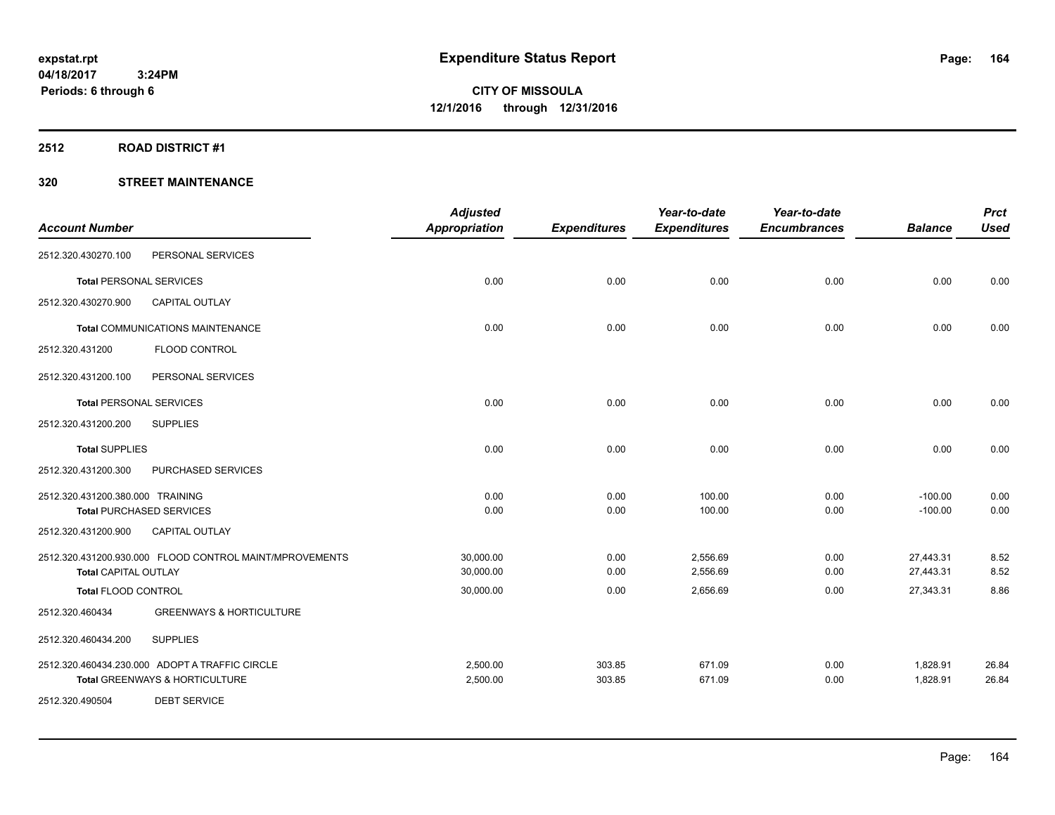# Expenditure Status Report

**CITY OF MISSOULA**
**12/1/2016 through 12/31/2016**

expstat.rpt
04/18/2017 3:24PM
Periods: 6 through 6

## 2512 ROAD DISTRICT #1

### 320 STREET MAINTENANCE

| Account Number | | Adjusted Appropriation | Expenditures | Year-to-date Expenditures | Year-to-date Encumbrances | Balance | Prct Used |
|---|---|---|---|---|---|---|---|
| 2512.320.430270.100 | PERSONAL SERVICES | | | | | | |
| **Total** PERSONAL SERVICES | | 0.00 | 0.00 | 0.00 | 0.00 | 0.00 | 0.00 |
| 2512.320.430270.900 | CAPITAL OUTLAY | | | | | | |
| **Total** COMMUNICATIONS MAINTENANCE | | 0.00 | 0.00 | 0.00 | 0.00 | 0.00 | 0.00 |
| 2512.320.431200 | FLOOD CONTROL | | | | | | |
| 2512.320.431200.100 | PERSONAL SERVICES | | | | | | |
| **Total** PERSONAL SERVICES | | 0.00 | 0.00 | 0.00 | 0.00 | 0.00 | 0.00 |
| 2512.320.431200.200 | SUPPLIES | | | | | | |
| **Total** SUPPLIES | | 0.00 | 0.00 | 0.00 | 0.00 | 0.00 | 0.00 |
| 2512.320.431200.300 | PURCHASED SERVICES | | | | | | |
| 2512.320.431200.380.000 | TRAINING | 0.00 | 0.00 | 100.00 | 0.00 | -100.00 | 0.00 |
| **Total** PURCHASED SERVICES | | 0.00 | 0.00 | 100.00 | 0.00 | -100.00 | 0.00 |
| 2512.320.431200.900 | CAPITAL OUTLAY | | | | | | |
| 2512.320.431200.930.000 | FLOOD CONTROL MAINT/MPROVEMENTS | 30,000.00 | 0.00 | 2,556.69 | 0.00 | 27,443.31 | 8.52 |
| **Total** CAPITAL OUTLAY | | 30,000.00 | 0.00 | 2,556.69 | 0.00 | 27,443.31 | 8.52 |
| **Total** FLOOD CONTROL | | 30,000.00 | 0.00 | 2,656.69 | 0.00 | 27,343.31 | 8.86 |
| 2512.320.460434 | GREENWAYS & HORTICULTURE | | | | | | |
| 2512.320.460434.200 | SUPPLIES | | | | | | |
| 2512.320.460434.230.000 | ADOPT A TRAFFIC CIRCLE | 2,500.00 | 303.85 | 671.09 | 0.00 | 1,828.91 | 26.84 |
| **Total** GREENWAYS & HORTICULTURE | | 2,500.00 | 303.85 | 671.09 | 0.00 | 1,828.91 | 26.84 |
| 2512.320.490504 | DEBT SERVICE | | | | | | |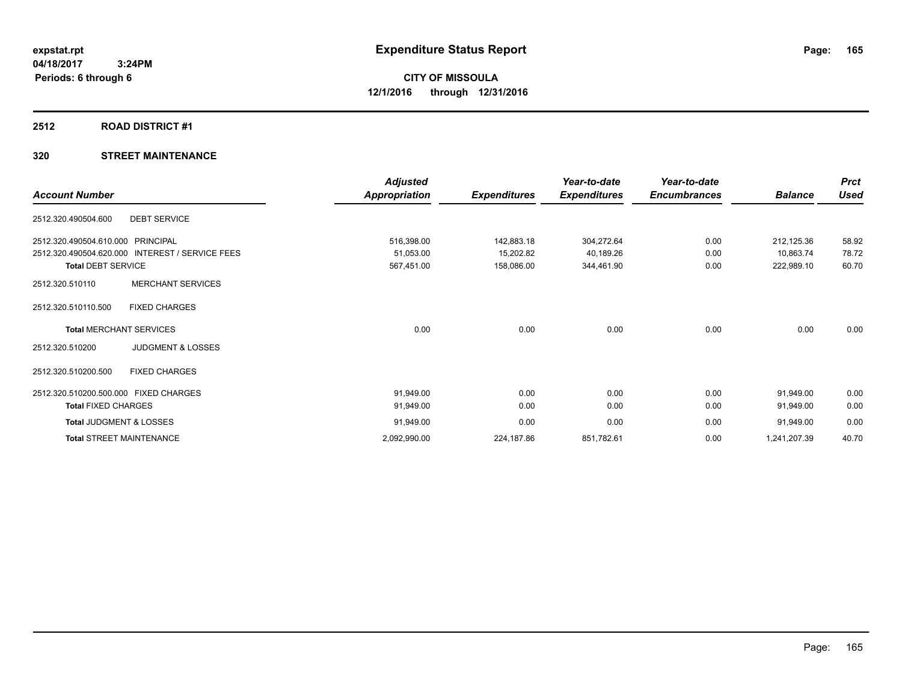# Expenditure Status Report

**CITY OF MISSOULA**

**12/1/2016 through 12/31/2016**

expstat.rpt
04/18/2017 3:24PM
Periods: 6 through 6

## 2512 ROAD DISTRICT #1

## 320 STREET MAINTENANCE

| Account Number | | Adjusted Appropriation | Expenditures | Year-to-date Expenditures | Year-to-date Encumbrances | Balance | Prct Used |
|---|---|---|---|---|---|---|---|
| 2512.320.490504.600 | DEBT SERVICE | | | | | | |
| 2512.320.490504.610.000 | PRINCIPAL | 516,398.00 | 142,883.18 | 304,272.64 | 0.00 | 212,125.36 | 58.92 |
| 2512.320.490504.620.000 | INTEREST / SERVICE FEES | 51,053.00 | 15,202.82 | 40,189.26 | 0.00 | 10,863.74 | 78.72 |
| **Total** DEBT SERVICE | | 567,451.00 | 158,086.00 | 344,461.90 | 0.00 | 222,989.10 | 60.70 |
| 2512.320.510110 | MERCHANT SERVICES | | | | | | |
| 2512.320.510110.500 | FIXED CHARGES | | | | | | |
| **Total** MERCHANT SERVICES | | 0.00 | 0.00 | 0.00 | 0.00 | 0.00 | 0.00 |
| 2512.320.510200 | JUDGMENT & LOSSES | | | | | | |
| 2512.320.510200.500 | FIXED CHARGES | | | | | | |
| 2512.320.510200.500.000 | FIXED CHARGES | 91,949.00 | 0.00 | 0.00 | 0.00 | 91,949.00 | 0.00 |
| **Total** FIXED CHARGES | | 91,949.00 | 0.00 | 0.00 | 0.00 | 91,949.00 | 0.00 |
| **Total** JUDGMENT & LOSSES | | 91,949.00 | 0.00 | 0.00 | 0.00 | 91,949.00 | 0.00 |
| **Total** STREET MAINTENANCE | | 2,092,990.00 | 224,187.86 | 851,782.61 | 0.00 | 1,241,207.39 | 40.70 |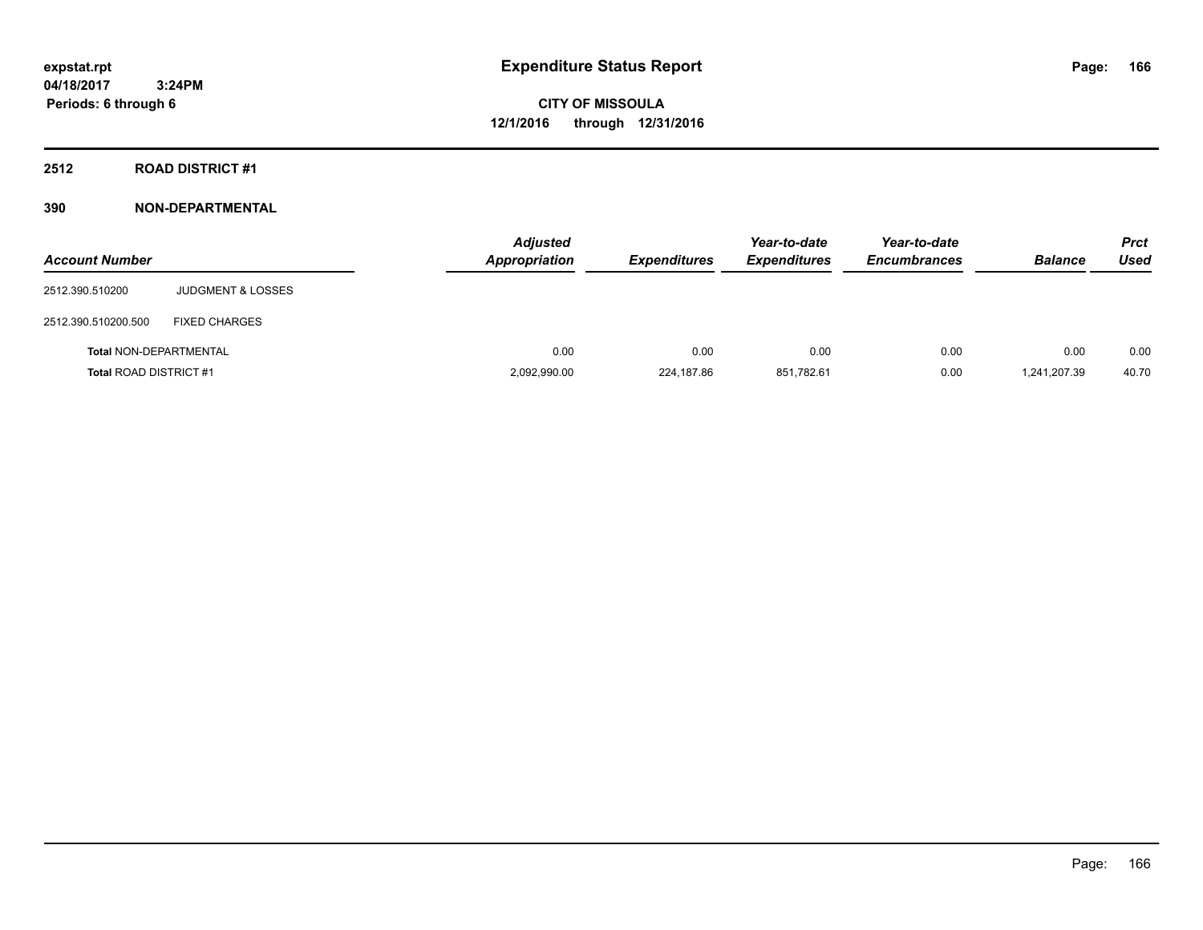# Expenditure Status Report

**CITY OF MISSOULA**
**12/1/2016 through 12/31/2016**

expstat.rpt
04/18/2017 3:24PM
Periods: 6 through 6

## 2512 ROAD DISTRICT #1

## 390 NON-DEPARTMENTAL

| Account Number | | Adjusted Appropriation | Expenditures | Year-to-date Expenditures | Year-to-date Encumbrances | Balance | Prct Used |
|---|---|---|---|---|---|---|---|
| 2512.390.510200 | JUDGMENT & LOSSES | | | | | | |
| 2512.390.510200.500 | FIXED CHARGES | | | | | | |
| **Total** NON-DEPARTMENTAL | | 0.00 | 0.00 | 0.00 | 0.00 | 0.00 | 0.00 |
| **Total** ROAD DISTRICT #1 | | 2,092,990.00 | 224,187.86 | 851,782.61 | 0.00 | 1,241,207.39 | 40.70 |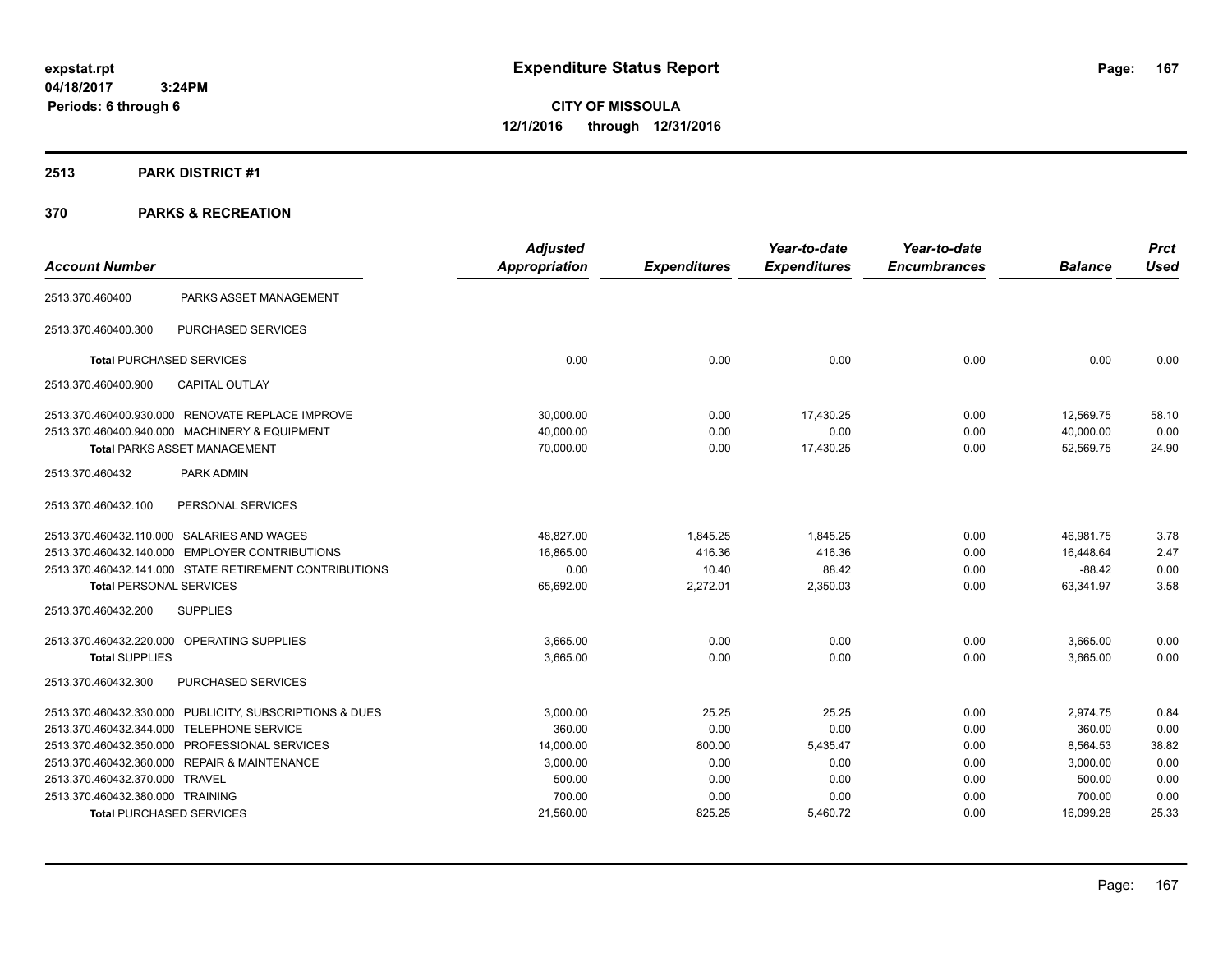expstat.rpt
04/18/2017 3:24PM
Periods: 6 through 6

# Expenditure Status Report

**CITY OF MISSOULA**
**12/1/2016 through 12/31/2016**

## 2513 PARK DISTRICT #1

## 370 PARKS & RECREATION

| Account Number | | Adjusted Appropriation | Expenditures | Year-to-date Expenditures | Year-to-date Encumbrances | Balance | Prct Used |
|---|---|---|---|---|---|---|---|
| 2513.370.460400 | PARKS ASSET MANAGEMENT | | | | | | |
| 2513.370.460400.300 | PURCHASED SERVICES | | | | | | |
| **Total** PURCHASED SERVICES | | 0.00 | 0.00 | 0.00 | 0.00 | 0.00 | 0.00 |
| 2513.370.460400.900 | CAPITAL OUTLAY | | | | | | |
| 2513.370.460400.930.000 | RENOVATE REPLACE IMPROVE | 30,000.00 | 0.00 | 17,430.25 | 0.00 | 12,569.75 | 58.10 |
| 2513.370.460400.940.000 | MACHINERY & EQUIPMENT | 40,000.00 | 0.00 | 0.00 | 0.00 | 40,000.00 | 0.00 |
| **Total** PARKS ASSET MANAGEMENT | | 70,000.00 | 0.00 | 17,430.25 | 0.00 | 52,569.75 | 24.90 |
| 2513.370.460432 | PARK ADMIN | | | | | | |
| 2513.370.460432.100 | PERSONAL SERVICES | | | | | | |
| 2513.370.460432.110.000 | SALARIES AND WAGES | 48,827.00 | 1,845.25 | 1,845.25 | 0.00 | 46,981.75 | 3.78 |
| 2513.370.460432.140.000 | EMPLOYER CONTRIBUTIONS | 16,865.00 | 416.36 | 416.36 | 0.00 | 16,448.64 | 2.47 |
| 2513.370.460432.141.000 | STATE RETIREMENT CONTRIBUTIONS | 0.00 | 10.40 | 88.42 | 0.00 | -88.42 | 0.00 |
| **Total** PERSONAL SERVICES | | 65,692.00 | 2,272.01 | 2,350.03 | 0.00 | 63,341.97 | 3.58 |
| 2513.370.460432.200 | SUPPLIES | | | | | | |
| 2513.370.460432.220.000 | OPERATING SUPPLIES | 3,665.00 | 0.00 | 0.00 | 0.00 | 3,665.00 | 0.00 |
| **Total** SUPPLIES | | 3,665.00 | 0.00 | 0.00 | 0.00 | 3,665.00 | 0.00 |
| 2513.370.460432.300 | PURCHASED SERVICES | | | | | | |
| 2513.370.460432.330.000 | PUBLICITY, SUBSCRIPTIONS & DUES | 3,000.00 | 25.25 | 25.25 | 0.00 | 2,974.75 | 0.84 |
| 2513.370.460432.344.000 | TELEPHONE SERVICE | 360.00 | 0.00 | 0.00 | 0.00 | 360.00 | 0.00 |
| 2513.370.460432.350.000 | PROFESSIONAL SERVICES | 14,000.00 | 800.00 | 5,435.47 | 0.00 | 8,564.53 | 38.82 |
| 2513.370.460432.360.000 | REPAIR & MAINTENANCE | 3,000.00 | 0.00 | 0.00 | 0.00 | 3,000.00 | 0.00 |
| 2513.370.460432.370.000 | TRAVEL | 500.00 | 0.00 | 0.00 | 0.00 | 500.00 | 0.00 |
| 2513.370.460432.380.000 | TRAINING | 700.00 | 0.00 | 0.00 | 0.00 | 700.00 | 0.00 |
| **Total** PURCHASED SERVICES | | 21,560.00 | 825.25 | 5,460.72 | 0.00 | 16,099.28 | 25.33 |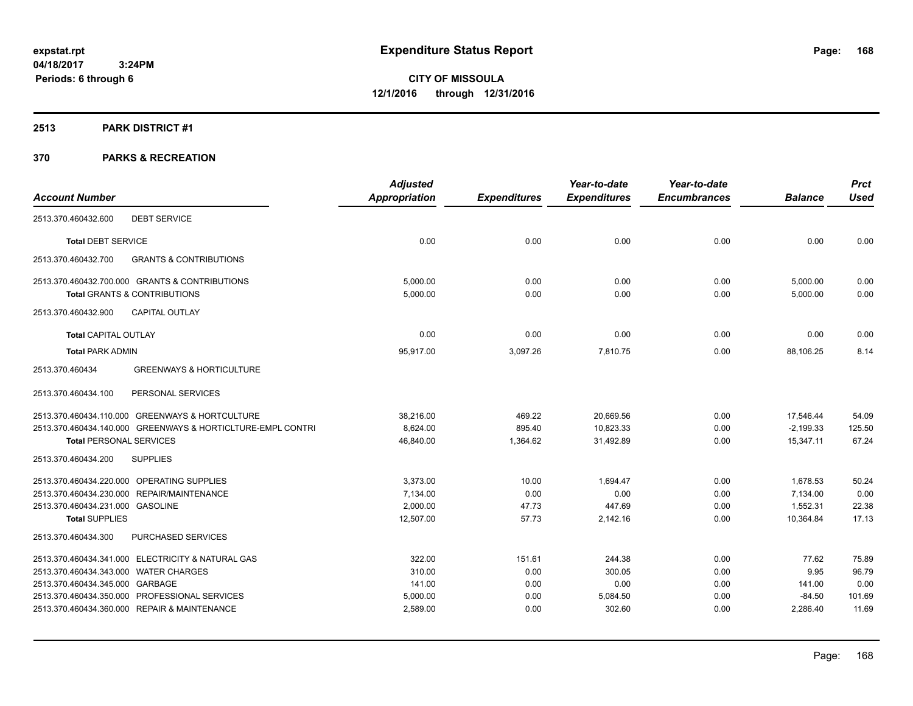# Expenditure Status Report

**CITY OF MISSOULA**
**12/1/2016 through 12/31/2016**

expstat.rpt
04/18/2017 3:24PM
Periods: 6 through 6

## 2513 PARK DISTRICT #1

## 370 PARKS & RECREATION

| Account Number | Adjusted Appropriation | Expenditures | Year-to-date Expenditures | Year-to-date Encumbrances | Balance | Prct Used |
|---|---|---|---|---|---|---|
| 2513.370.460432.600 DEBT SERVICE | | | | | | |
| **Total** DEBT SERVICE | 0.00 | 0.00 | 0.00 | 0.00 | 0.00 | 0.00 |
| 2513.370.460432.700 GRANTS & CONTRIBUTIONS | | | | | | |
| 2513.370.460432.700.000 GRANTS & CONTRIBUTIONS | 5,000.00 | 0.00 | 0.00 | 0.00 | 5,000.00 | 0.00 |
| **Total** GRANTS & CONTRIBUTIONS | 5,000.00 | 0.00 | 0.00 | 0.00 | 5,000.00 | 0.00 |
| 2513.370.460432.900 CAPITAL OUTLAY | | | | | | |
| **Total** CAPITAL OUTLAY | 0.00 | 0.00 | 0.00 | 0.00 | 0.00 | 0.00 |
| **Total** PARK ADMIN | 95,917.00 | 3,097.26 | 7,810.75 | 0.00 | 88,106.25 | 8.14 |
| 2513.370.460434 GREENWAYS & HORTICULTURE | | | | | | |
| 2513.370.460434.100 PERSONAL SERVICES | | | | | | |
| 2513.370.460434.110.000 GREENWAYS & HORTCULTURE | 38,216.00 | 469.22 | 20,669.56 | 0.00 | 17,546.44 | 54.09 |
| 2513.370.460434.140.000 GREENWAYS & HORTICLTURE-EMPL CONTRI | 8,624.00 | 895.40 | 10,823.33 | 0.00 | -2,199.33 | 125.50 |
| **Total** PERSONAL SERVICES | 46,840.00 | 1,364.62 | 31,492.89 | 0.00 | 15,347.11 | 67.24 |
| 2513.370.460434.200 SUPPLIES | | | | | | |
| 2513.370.460434.220.000 OPERATING SUPPLIES | 3,373.00 | 10.00 | 1,694.47 | 0.00 | 1,678.53 | 50.24 |
| 2513.370.460434.230.000 REPAIR/MAINTENANCE | 7,134.00 | 0.00 | 0.00 | 0.00 | 7,134.00 | 0.00 |
| 2513.370.460434.231.000 GASOLINE | 2,000.00 | 47.73 | 447.69 | 0.00 | 1,552.31 | 22.38 |
| **Total** SUPPLIES | 12,507.00 | 57.73 | 2,142.16 | 0.00 | 10,364.84 | 17.13 |
| 2513.370.460434.300 PURCHASED SERVICES | | | | | | |
| 2513.370.460434.341.000 ELECTRICITY & NATURAL GAS | 322.00 | 151.61 | 244.38 | 0.00 | 77.62 | 75.89 |
| 2513.370.460434.343.000 WATER CHARGES | 310.00 | 0.00 | 300.05 | 0.00 | 9.95 | 96.79 |
| 2513.370.460434.345.000 GARBAGE | 141.00 | 0.00 | 0.00 | 0.00 | 141.00 | 0.00 |
| 2513.370.460434.350.000 PROFESSIONAL SERVICES | 5,000.00 | 0.00 | 5,084.50 | 0.00 | -84.50 | 101.69 |
| 2513.370.460434.360.000 REPAIR & MAINTENANCE | 2,589.00 | 0.00 | 302.60 | 0.00 | 2,286.40 | 11.69 |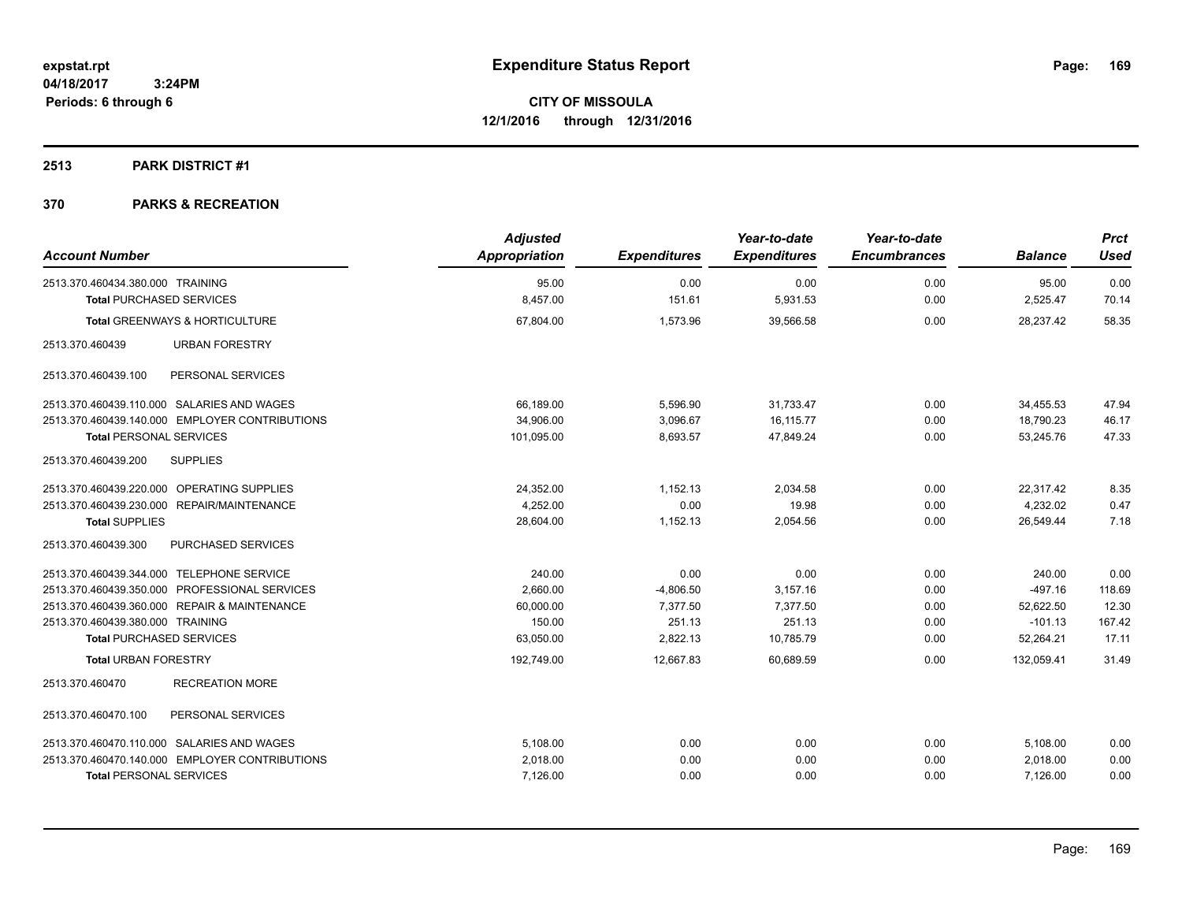# Expenditure Status Report

expstat.rpt
04/18/2017 3:24PM
Periods: 6 through 6

**CITY OF MISSOULA**
**12/1/2016 through 12/31/2016**

## 2513 PARK DISTRICT #1

## 370 PARKS & RECREATION

| Account Number | Adjusted Appropriation | Expenditures | Year-to-date Expenditures | Year-to-date Encumbrances | Balance | Prct Used |
|---|---|---|---|---|---|---|
| 2513.370.460434.380.000 TRAINING | 95.00 | 0.00 | 0.00 | 0.00 | 95.00 | 0.00 |
| **Total** PURCHASED SERVICES | 8,457.00 | 151.61 | 5,931.53 | 0.00 | 2,525.47 | 70.14 |
| **Total** GREENWAYS & HORTICULTURE | 67,804.00 | 1,573.96 | 39,566.58 | 0.00 | 28,237.42 | 58.35 |
| 2513.370.460439 URBAN FORESTRY | | | | | | |
| 2513.370.460439.100 PERSONAL SERVICES | | | | | | |
| 2513.370.460439.110.000 SALARIES AND WAGES | 66,189.00 | 5,596.90 | 31,733.47 | 0.00 | 34,455.53 | 47.94 |
| 2513.370.460439.140.000 EMPLOYER CONTRIBUTIONS | 34,906.00 | 3,096.67 | 16,115.77 | 0.00 | 18,790.23 | 46.17 |
| **Total** PERSONAL SERVICES | 101,095.00 | 8,693.57 | 47,849.24 | 0.00 | 53,245.76 | 47.33 |
| 2513.370.460439.200 SUPPLIES | | | | | | |
| 2513.370.460439.220.000 OPERATING SUPPLIES | 24,352.00 | 1,152.13 | 2,034.58 | 0.00 | 22,317.42 | 8.35 |
| 2513.370.460439.230.000 REPAIR/MAINTENANCE | 4,252.00 | 0.00 | 19.98 | 0.00 | 4,232.02 | 0.47 |
| **Total** SUPPLIES | 28,604.00 | 1,152.13 | 2,054.56 | 0.00 | 26,549.44 | 7.18 |
| 2513.370.460439.300 PURCHASED SERVICES | | | | | | |
| 2513.370.460439.344.000 TELEPHONE SERVICE | 240.00 | 0.00 | 0.00 | 0.00 | 240.00 | 0.00 |
| 2513.370.460439.350.000 PROFESSIONAL SERVICES | 2,660.00 | -4,806.50 | 3,157.16 | 0.00 | -497.16 | 118.69 |
| 2513.370.460439.360.000 REPAIR & MAINTENANCE | 60,000.00 | 7,377.50 | 7,377.50 | 0.00 | 52,622.50 | 12.30 |
| 2513.370.460439.380.000 TRAINING | 150.00 | 251.13 | 251.13 | 0.00 | -101.13 | 167.42 |
| **Total** PURCHASED SERVICES | 63,050.00 | 2,822.13 | 10,785.79 | 0.00 | 52,264.21 | 17.11 |
| **Total** URBAN FORESTRY | 192,749.00 | 12,667.83 | 60,689.59 | 0.00 | 132,059.41 | 31.49 |
| 2513.370.460470 RECREATION MORE | | | | | | |
| 2513.370.460470.100 PERSONAL SERVICES | | | | | | |
| 2513.370.460470.110.000 SALARIES AND WAGES | 5,108.00 | 0.00 | 0.00 | 0.00 | 5,108.00 | 0.00 |
| 2513.370.460470.140.000 EMPLOYER CONTRIBUTIONS | 2,018.00 | 0.00 | 0.00 | 0.00 | 2,018.00 | 0.00 |
| **Total** PERSONAL SERVICES | 7,126.00 | 0.00 | 0.00 | 0.00 | 7,126.00 | 0.00 |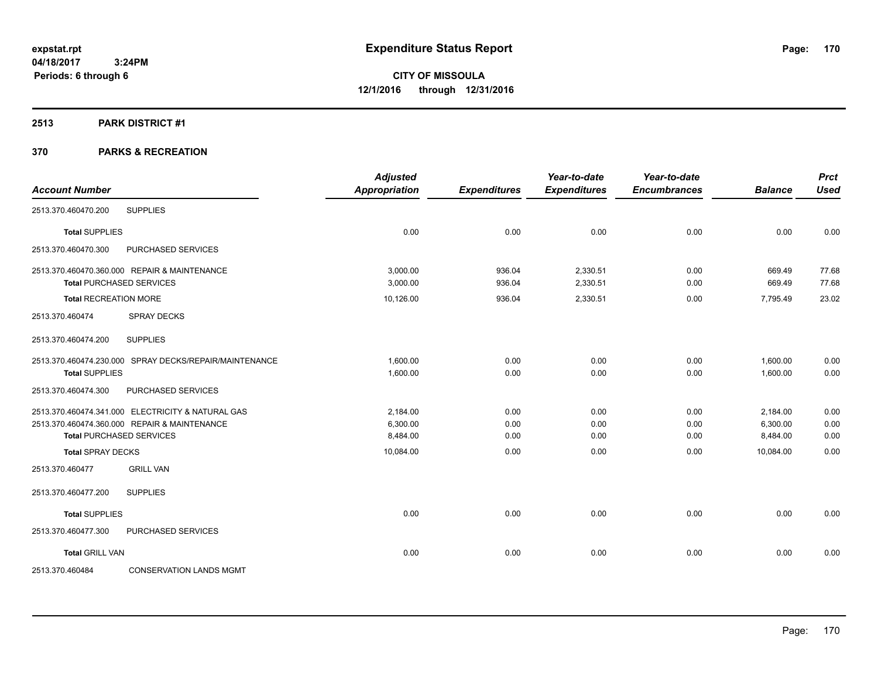expstat.rpt
04/18/2017 3:24PM
Periods: 6 through 6

# Expenditure Status Report

**CITY OF MISSOULA**
**12/1/2016 through 12/31/2016**

## 2513 PARK DISTRICT #1

## 370 PARKS & RECREATION

| Account Number | Adjusted Appropriation | Expenditures | Year-to-date Expenditures | Year-to-date Encumbrances | Balance | Prct Used |
|---|---|---|---|---|---|---|
| 2513.370.460470.200 SUPPLIES | | | | | | |
| **Total** SUPPLIES | 0.00 | 0.00 | 0.00 | 0.00 | 0.00 | 0.00 |
| 2513.370.460470.300 PURCHASED SERVICES | | | | | | |
| 2513.370.460470.360.000 REPAIR & MAINTENANCE | 3,000.00 | 936.04 | 2,330.51 | 0.00 | 669.49 | 77.68 |
| **Total** PURCHASED SERVICES | 3,000.00 | 936.04 | 2,330.51 | 0.00 | 669.49 | 77.68 |
| **Total** RECREATION MORE | 10,126.00 | 936.04 | 2,330.51 | 0.00 | 7,795.49 | 23.02 |
| 2513.370.460474 SPRAY DECKS | | | | | | |
| 2513.370.460474.200 SUPPLIES | | | | | | |
| 2513.370.460474.230.000 SPRAY DECKS/REPAIR/MAINTENANCE | 1,600.00 | 0.00 | 0.00 | 0.00 | 1,600.00 | 0.00 |
| **Total** SUPPLIES | 1,600.00 | 0.00 | 0.00 | 0.00 | 1,600.00 | 0.00 |
| 2513.370.460474.300 PURCHASED SERVICES | | | | | | |
| 2513.370.460474.341.000 ELECTRICITY & NATURAL GAS | 2,184.00 | 0.00 | 0.00 | 0.00 | 2,184.00 | 0.00 |
| 2513.370.460474.360.000 REPAIR & MAINTENANCE | 6,300.00 | 0.00 | 0.00 | 0.00 | 6,300.00 | 0.00 |
| **Total** PURCHASED SERVICES | 8,484.00 | 0.00 | 0.00 | 0.00 | 8,484.00 | 0.00 |
| **Total** SPRAY DECKS | 10,084.00 | 0.00 | 0.00 | 0.00 | 10,084.00 | 0.00 |
| 2513.370.460477 GRILL VAN | | | | | | |
| 2513.370.460477.200 SUPPLIES | | | | | | |
| **Total** SUPPLIES | 0.00 | 0.00 | 0.00 | 0.00 | 0.00 | 0.00 |
| 2513.370.460477.300 PURCHASED SERVICES | | | | | | |
| **Total** GRILL VAN | 0.00 | 0.00 | 0.00 | 0.00 | 0.00 | 0.00 |
| 2513.370.460484 CONSERVATION LANDS MGMT | | | | | | |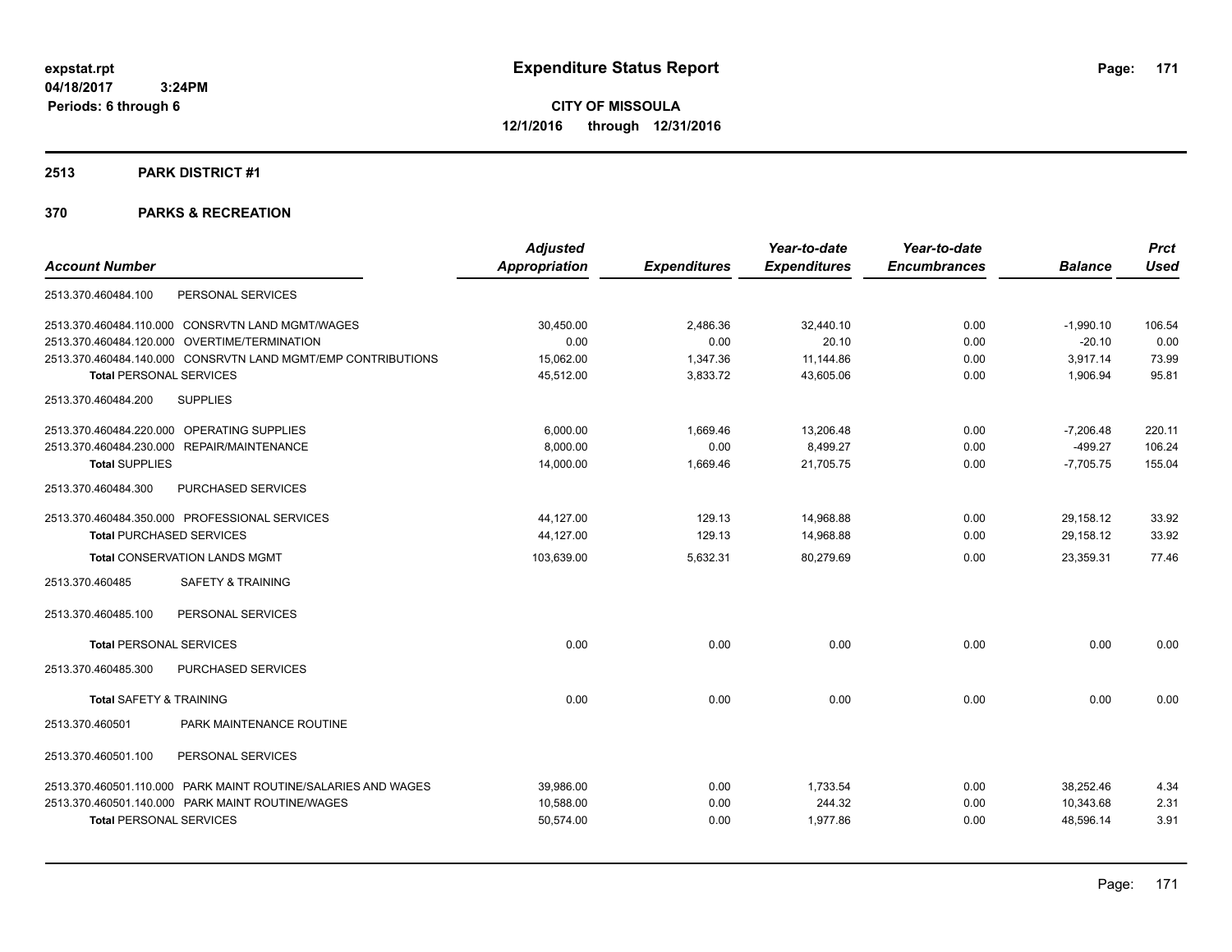expstat.rpt
04/18/2017 3:24PM
Periods: 6 through 6

# Expenditure Status Report

**CITY OF MISSOULA**
**12/1/2016 through 12/31/2016**

## 2513 PARK DISTRICT #1

## 370 PARKS & RECREATION

| Account Number | Adjusted Appropriation | Expenditures | Year-to-date Expenditures | Year-to-date Encumbrances | Balance | Prct Used |
|---|---|---|---|---|---|---|
| 2513.370.460484.100 PERSONAL SERVICES | | | | | | |
| 2513.370.460484.110.000 CONSRVTN LAND MGMT/WAGES | 30,450.00 | 2,486.36 | 32,440.10 | 0.00 | -1,990.10 | 106.54 |
| 2513.370.460484.120.000 OVERTIME/TERMINATION | 0.00 | 0.00 | 20.10 | 0.00 | -20.10 | 0.00 |
| 2513.370.460484.140.000 CONSRVTN LAND MGMT/EMP CONTRIBUTIONS | 15,062.00 | 1,347.36 | 11,144.86 | 0.00 | 3,917.14 | 73.99 |
| **Total** PERSONAL SERVICES | 45,512.00 | 3,833.72 | 43,605.06 | 0.00 | 1,906.94 | 95.81 |
| 2513.370.460484.200 SUPPLIES | | | | | | |
| 2513.370.460484.220.000 OPERATING SUPPLIES | 6,000.00 | 1,669.46 | 13,206.48 | 0.00 | -7,206.48 | 220.11 |
| 2513.370.460484.230.000 REPAIR/MAINTENANCE | 8,000.00 | 0.00 | 8,499.27 | 0.00 | -499.27 | 106.24 |
| **Total** SUPPLIES | 14,000.00 | 1,669.46 | 21,705.75 | 0.00 | -7,705.75 | 155.04 |
| 2513.370.460484.300 PURCHASED SERVICES | | | | | | |
| 2513.370.460484.350.000 PROFESSIONAL SERVICES | 44,127.00 | 129.13 | 14,968.88 | 0.00 | 29,158.12 | 33.92 |
| **Total** PURCHASED SERVICES | 44,127.00 | 129.13 | 14,968.88 | 0.00 | 29,158.12 | 33.92 |
| **Total** CONSERVATION LANDS MGMT | 103,639.00 | 5,632.31 | 80,279.69 | 0.00 | 23,359.31 | 77.46 |
| 2513.370.460485 SAFETY & TRAINING | | | | | | |
| 2513.370.460485.100 PERSONAL SERVICES | | | | | | |
| **Total** PERSONAL SERVICES | 0.00 | 0.00 | 0.00 | 0.00 | 0.00 | 0.00 |
| 2513.370.460485.300 PURCHASED SERVICES | | | | | | |
| **Total** SAFETY & TRAINING | 0.00 | 0.00 | 0.00 | 0.00 | 0.00 | 0.00 |
| 2513.370.460501 PARK MAINTENANCE ROUTINE | | | | | | |
| 2513.370.460501.100 PERSONAL SERVICES | | | | | | |
| 2513.370.460501.110.000 PARK MAINT ROUTINE/SALARIES AND WAGES | 39,986.00 | 0.00 | 1,733.54 | 0.00 | 38,252.46 | 4.34 |
| 2513.370.460501.140.000 PARK MAINT ROUTINE/WAGES | 10,588.00 | 0.00 | 244.32 | 0.00 | 10,343.68 | 2.31 |
| **Total** PERSONAL SERVICES | 50,574.00 | 0.00 | 1,977.86 | 0.00 | 48,596.14 | 3.91 |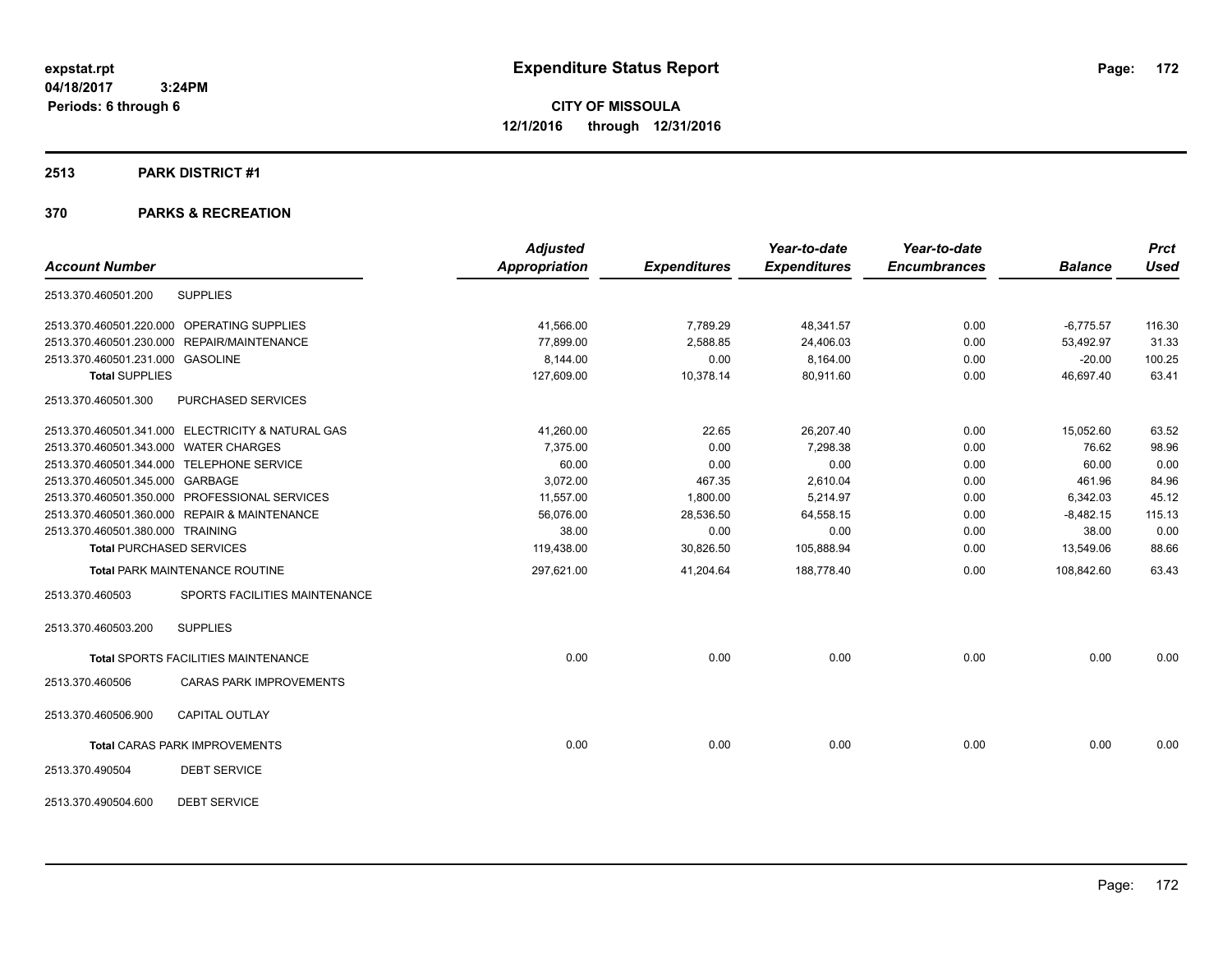**Expenditure Status Report**

**CITY OF MISSOULA**
**12/1/2016 through 12/31/2016**

expstat.rpt
04/18/2017 3:24PM
Periods: 6 through 6

## 2513 PARK DISTRICT #1

## 370 PARKS & RECREATION

| Account Number | | Adjusted Appropriation | Expenditures | Year-to-date Expenditures | Year-to-date Encumbrances | Balance | Prct Used |
|---|---|---|---|---|---|---|---|
| 2513.370.460501.200 | SUPPLIES | | | | | | |
| 2513.370.460501.220.000 | OPERATING SUPPLIES | 41,566.00 | 7,789.29 | 48,341.57 | 0.00 | -6,775.57 | 116.30 |
| 2513.370.460501.230.000 | REPAIR/MAINTENANCE | 77,899.00 | 2,588.85 | 24,406.03 | 0.00 | 53,492.97 | 31.33 |
| 2513.370.460501.231.000 | GASOLINE | 8,144.00 | 0.00 | 8,164.00 | 0.00 | -20.00 | 100.25 |
| **Total SUPPLIES** | | 127,609.00 | 10,378.14 | 80,911.60 | 0.00 | 46,697.40 | 63.41 |
| 2513.370.460501.300 | PURCHASED SERVICES | | | | | | |
| 2513.370.460501.341.000 | ELECTRICITY & NATURAL GAS | 41,260.00 | 22.65 | 26,207.40 | 0.00 | 15,052.60 | 63.52 |
| 2513.370.460501.343.000 | WATER CHARGES | 7,375.00 | 0.00 | 7,298.38 | 0.00 | 76.62 | 98.96 |
| 2513.370.460501.344.000 | TELEPHONE SERVICE | 60.00 | 0.00 | 0.00 | 0.00 | 60.00 | 0.00 |
| 2513.370.460501.345.000 | GARBAGE | 3,072.00 | 467.35 | 2,610.04 | 0.00 | 461.96 | 84.96 |
| 2513.370.460501.350.000 | PROFESSIONAL SERVICES | 11,557.00 | 1,800.00 | 5,214.97 | 0.00 | 6,342.03 | 45.12 |
| 2513.370.460501.360.000 | REPAIR & MAINTENANCE | 56,076.00 | 28,536.50 | 64,558.15 | 0.00 | -8,482.15 | 115.13 |
| 2513.370.460501.380.000 | TRAINING | 38.00 | 0.00 | 0.00 | 0.00 | 38.00 | 0.00 |
| **Total PURCHASED SERVICES** | | 119,438.00 | 30,826.50 | 105,888.94 | 0.00 | 13,549.06 | 88.66 |
| **Total PARK MAINTENANCE ROUTINE** | | 297,621.00 | 41,204.64 | 188,778.40 | 0.00 | 108,842.60 | 63.43 |
| 2513.370.460503 | SPORTS FACILITIES MAINTENANCE | | | | | | |
| 2513.370.460503.200 | SUPPLIES | | | | | | |
| **Total SPORTS FACILITIES MAINTENANCE** | | 0.00 | 0.00 | 0.00 | 0.00 | 0.00 | 0.00 |
| 2513.370.460506 | CARAS PARK IMPROVEMENTS | | | | | | |
| 2513.370.460506.900 | CAPITAL OUTLAY | | | | | | |
| **Total CARAS PARK IMPROVEMENTS** | | 0.00 | 0.00 | 0.00 | 0.00 | 0.00 | 0.00 |
| 2513.370.490504 | DEBT SERVICE | | | | | | |
| 2513.370.490504.600 | DEBT SERVICE | | | | | | |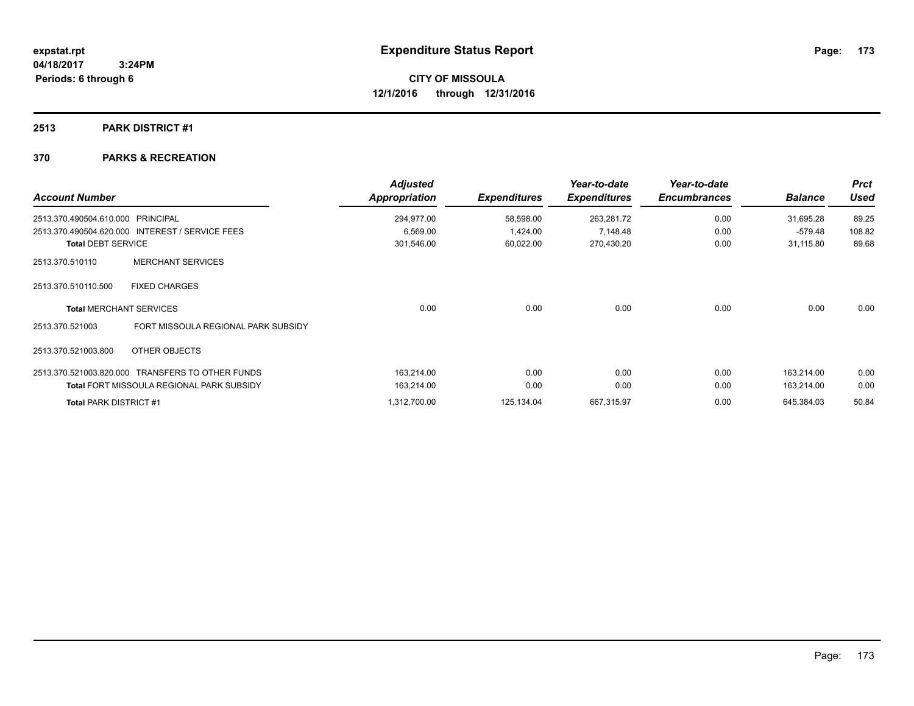# Expenditure Status Report

**CITY OF MISSOULA**
**12/1/2016 through 12/31/2016**

expstat.rpt
04/18/2017 3:24PM
Periods: 6 through 6

## 2513 PARK DISTRICT #1

## 370 PARKS & RECREATION

| Account Number | | Adjusted Appropriation | Expenditures | Year-to-date Expenditures | Year-to-date Encumbrances | Balance | Prct Used |
|---|---|---|---|---|---|---|---|
| 2513.370.490504.610.000 | PRINCIPAL | 294,977.00 | 58,598.00 | 263,281.72 | 0.00 | 31,695.28 | 89.25 |
| 2513.370.490504.620.000 | INTEREST / SERVICE FEES | 6,569.00 | 1,424.00 | 7,148.48 | 0.00 | -579.48 | 108.82 |
| **Total** DEBT SERVICE | | 301,546.00 | 60,022.00 | 270,430.20 | 0.00 | 31,115.80 | 89.68 |
| 2513.370.510110 | MERCHANT SERVICES | | | | | | |
| 2513.370.510110.500 | FIXED CHARGES | | | | | | |
| **Total** MERCHANT SERVICES | | 0.00 | 0.00 | 0.00 | 0.00 | 0.00 | 0.00 |
| 2513.370.521003 | FORT MISSOULA REGIONAL PARK SUBSIDY | | | | | | |
| 2513.370.521003.800 | OTHER OBJECTS | | | | | | |
| 2513.370.521003.820.000 | TRANSFERS TO OTHER FUNDS | 163,214.00 | 0.00 | 0.00 | 0.00 | 163,214.00 | 0.00 |
| **Total** FORT MISSOULA REGIONAL PARK SUBSIDY | | 163,214.00 | 0.00 | 0.00 | 0.00 | 163,214.00 | 0.00 |
| **Total** PARK DISTRICT #1 | | 1,312,700.00 | 125,134.04 | 667,315.97 | 0.00 | 645,384.03 | 50.84 |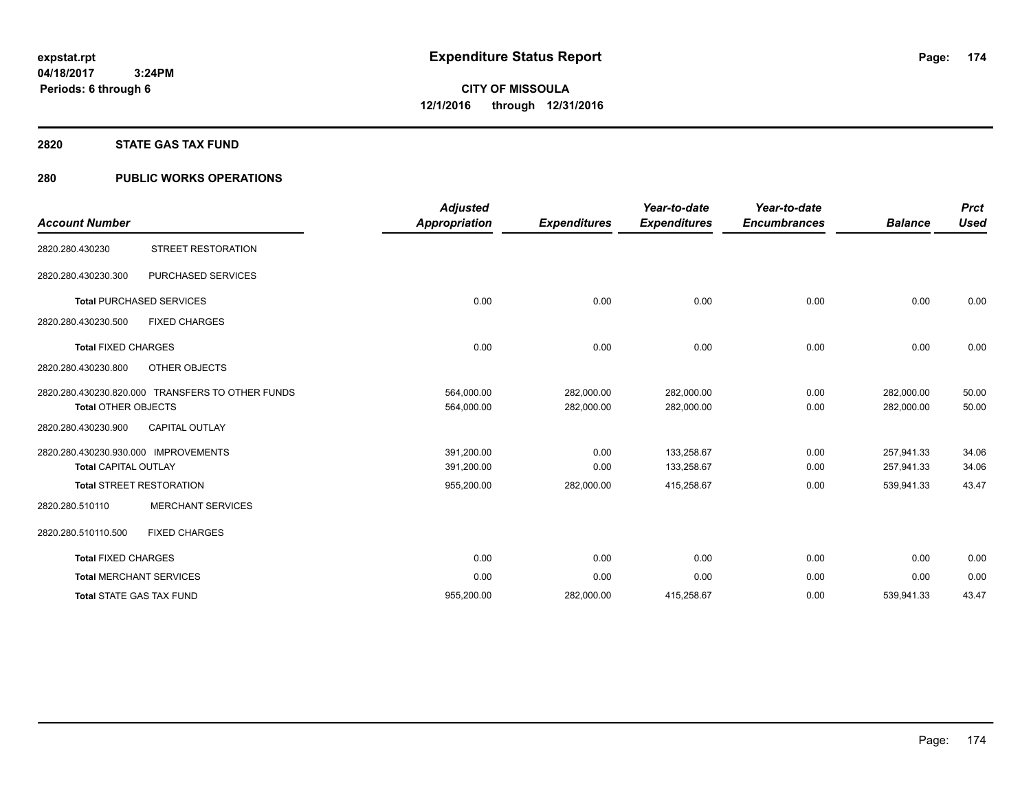expstat.rpt
04/18/2017 3:24PM
Periods: 6 through 6

# Expenditure Status Report

**CITY OF MISSOULA**
**12/1/2016 through 12/31/2016**

## 2820 STATE GAS TAX FUND

## 280 PUBLIC WORKS OPERATIONS

| Account Number | | Adjusted Appropriation | Expenditures | Year-to-date Expenditures | Year-to-date Encumbrances | Balance | Prct Used |
|---|---|---|---|---|---|---|---|
| 2820.280.430230 | STREET RESTORATION | | | | | | |
| 2820.280.430230.300 | PURCHASED SERVICES | | | | | | |
| **Total** PURCHASED SERVICES | | 0.00 | 0.00 | 0.00 | 0.00 | 0.00 | 0.00 |
| 2820.280.430230.500 | FIXED CHARGES | | | | | | |
| **Total** FIXED CHARGES | | 0.00 | 0.00 | 0.00 | 0.00 | 0.00 | 0.00 |
| 2820.280.430230.800 | OTHER OBJECTS | | | | | | |
| 2820.280.430230.820.000 | TRANSFERS TO OTHER FUNDS | 564,000.00 | 282,000.00 | 282,000.00 | 0.00 | 282,000.00 | 50.00 |
| **Total** OTHER OBJECTS | | 564,000.00 | 282,000.00 | 282,000.00 | 0.00 | 282,000.00 | 50.00 |
| 2820.280.430230.900 | CAPITAL OUTLAY | | | | | | |
| 2820.280.430230.930.000 | IMPROVEMENTS | 391,200.00 | 0.00 | 133,258.67 | 0.00 | 257,941.33 | 34.06 |
| **Total** CAPITAL OUTLAY | | 391,200.00 | 0.00 | 133,258.67 | 0.00 | 257,941.33 | 34.06 |
| **Total** STREET RESTORATION | | 955,200.00 | 282,000.00 | 415,258.67 | 0.00 | 539,941.33 | 43.47 |
| 2820.280.510110 | MERCHANT SERVICES | | | | | | |
| 2820.280.510110.500 | FIXED CHARGES | | | | | | |
| **Total** FIXED CHARGES | | 0.00 | 0.00 | 0.00 | 0.00 | 0.00 | 0.00 |
| **Total** MERCHANT SERVICES | | 0.00 | 0.00 | 0.00 | 0.00 | 0.00 | 0.00 |
| **Total** STATE GAS TAX FUND | | 955,200.00 | 282,000.00 | 415,258.67 | 0.00 | 539,941.33 | 43.47 |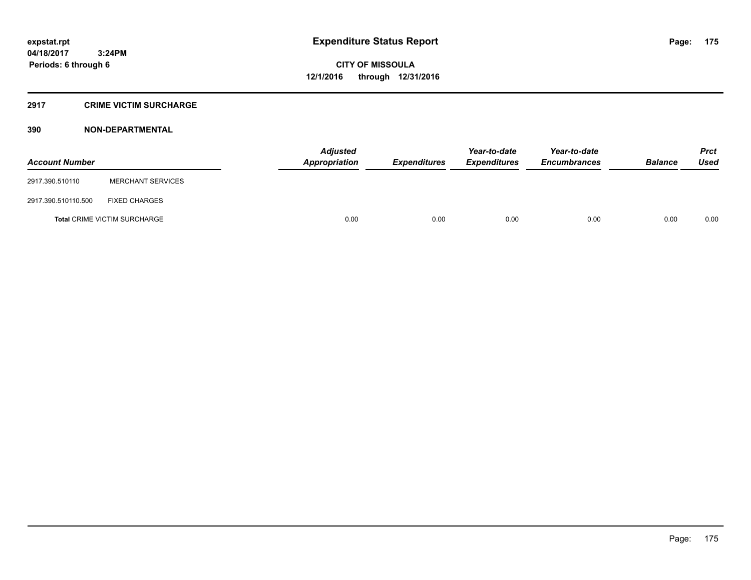expstat.rpt
04/18/2017 3:24PM
Periods: 6 through 6

# Expenditure Status Report

**CITY OF MISSOULA**
**12/1/2016 through 12/31/2016**

## 2917 CRIME VICTIM SURCHARGE

### 390 NON-DEPARTMENTAL

| Account Number | | Adjusted Appropriation | Expenditures | Year-to-date Expenditures | Year-to-date Encumbrances | Balance | Prct Used |
|---|---|---|---|---|---|---|---|
| 2917.390.510110 | MERCHANT SERVICES | | | | | | |
| 2917.390.510110.500 | FIXED CHARGES | | | | | | |
| **Total** CRIME VICTIM SURCHARGE | | 0.00 | 0.00 | 0.00 | 0.00 | 0.00 | 0.00 |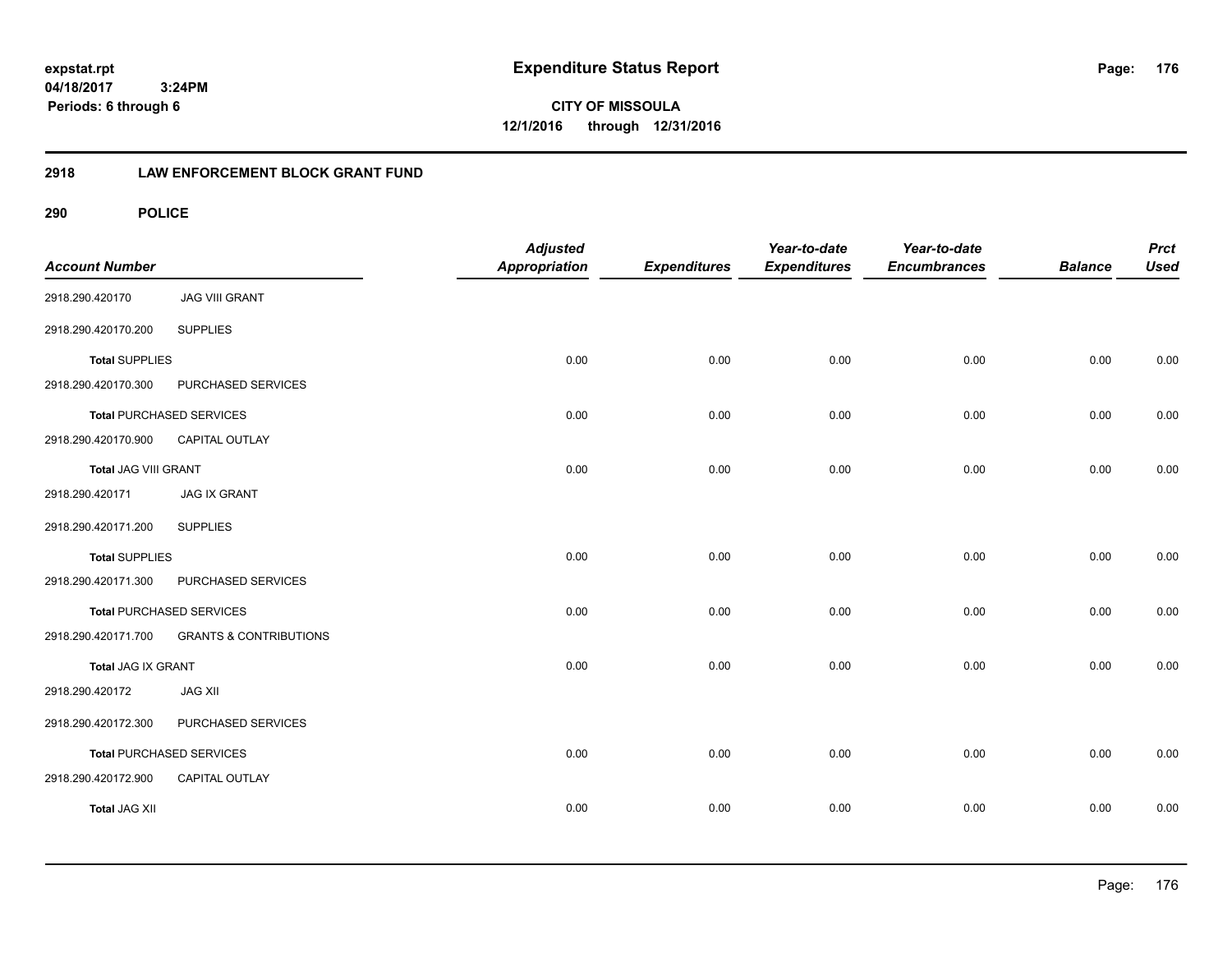expstat.rpt
04/18/2017 3:24PM
Periods: 6 through 6

# Expenditure Status Report

**CITY OF MISSOULA**
**12/1/2016 through 12/31/2016**

## 2918 LAW ENFORCEMENT BLOCK GRANT FUND

### 290 POLICE

| Account Number | | Adjusted Appropriation | Expenditures | Year-to-date Expenditures | Year-to-date Encumbrances | Balance | Prct Used |
|---|---|---|---|---|---|---|---|
| 2918.290.420170 | JAG VIII GRANT | | | | | | |
| 2918.290.420170.200 | SUPPLIES | | | | | | |
| **Total** SUPPLIES | | 0.00 | 0.00 | 0.00 | 0.00 | 0.00 | 0.00 |
| 2918.290.420170.300 | PURCHASED SERVICES | | | | | | |
| **Total** PURCHASED SERVICES | | 0.00 | 0.00 | 0.00 | 0.00 | 0.00 | 0.00 |
| 2918.290.420170.900 | CAPITAL OUTLAY | | | | | | |
| **Total** JAG VIII GRANT | | 0.00 | 0.00 | 0.00 | 0.00 | 0.00 | 0.00 |
| 2918.290.420171 | JAG IX GRANT | | | | | | |
| 2918.290.420171.200 | SUPPLIES | | | | | | |
| **Total** SUPPLIES | | 0.00 | 0.00 | 0.00 | 0.00 | 0.00 | 0.00 |
| 2918.290.420171.300 | PURCHASED SERVICES | | | | | | |
| **Total** PURCHASED SERVICES | | 0.00 | 0.00 | 0.00 | 0.00 | 0.00 | 0.00 |
| 2918.290.420171.700 | GRANTS & CONTRIBUTIONS | | | | | | |
| **Total** JAG IX GRANT | | 0.00 | 0.00 | 0.00 | 0.00 | 0.00 | 0.00 |
| 2918.290.420172 | JAG XII | | | | | | |
| 2918.290.420172.300 | PURCHASED SERVICES | | | | | | |
| **Total** PURCHASED SERVICES | | 0.00 | 0.00 | 0.00 | 0.00 | 0.00 | 0.00 |
| 2918.290.420172.900 | CAPITAL OUTLAY | | | | | | |
| **Total** JAG XII | | 0.00 | 0.00 | 0.00 | 0.00 | 0.00 | 0.00 |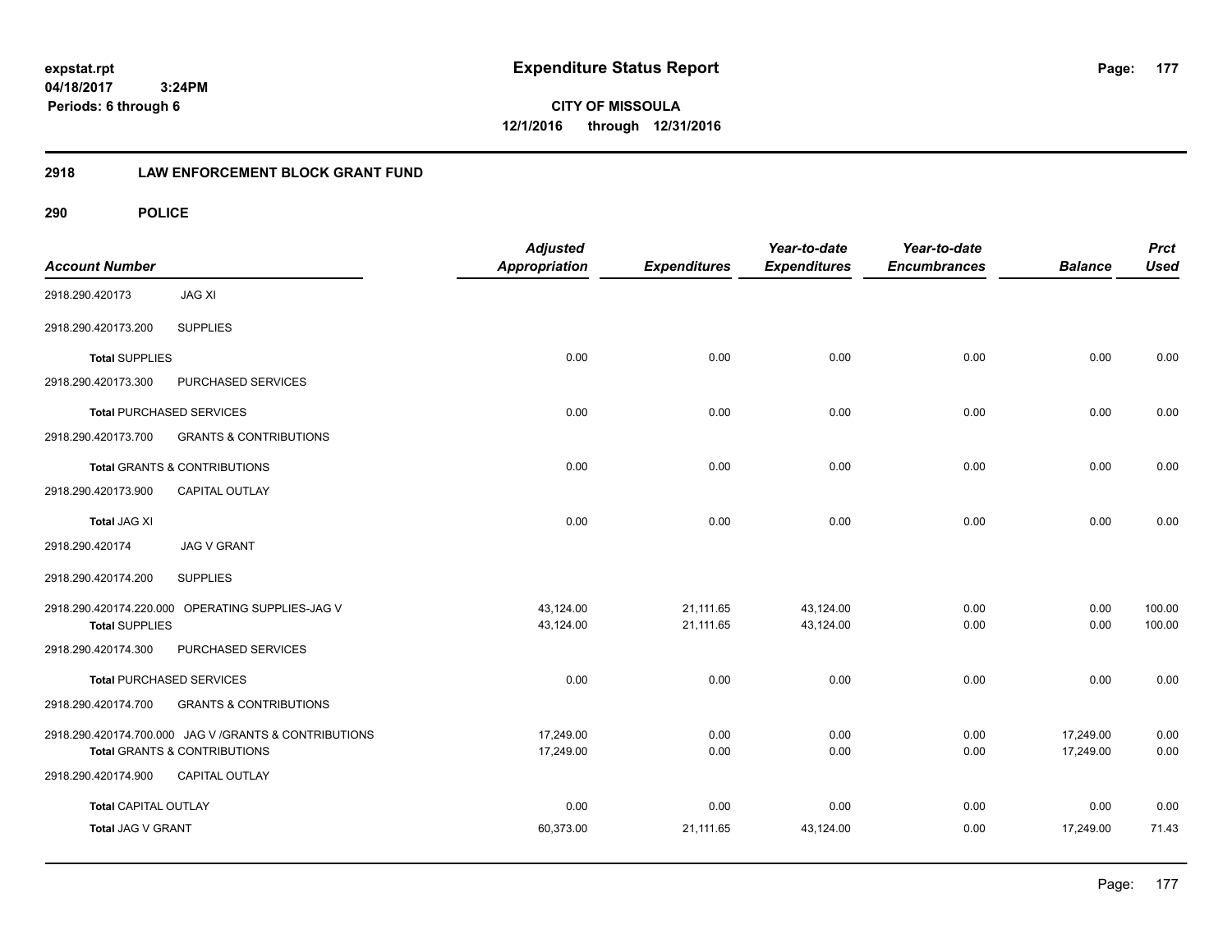**expstat.rpt**
**04/18/2017 3:24PM**
**Periods: 6 through 6**

# Expenditure Status Report

**CITY OF MISSOULA**
**12/1/2016 through 12/31/2016**

## 2918 LAW ENFORCEMENT BLOCK GRANT FUND

## 290 POLICE

| Account Number | | Adjusted Appropriation | Expenditures | Year-to-date Expenditures | Year-to-date Encumbrances | Balance | Prct Used |
|---|---|---|---|---|---|---|---|
| 2918.290.420173 | JAG XI | | | | | | |
| 2918.290.420173.200 | SUPPLIES | | | | | | |
| **Total** SUPPLIES | | 0.00 | 0.00 | 0.00 | 0.00 | 0.00 | 0.00 |
| 2918.290.420173.300 | PURCHASED SERVICES | | | | | | |
| **Total** PURCHASED SERVICES | | 0.00 | 0.00 | 0.00 | 0.00 | 0.00 | 0.00 |
| 2918.290.420173.700 | GRANTS & CONTRIBUTIONS | | | | | | |
| **Total** GRANTS & CONTRIBUTIONS | | 0.00 | 0.00 | 0.00 | 0.00 | 0.00 | 0.00 |
| 2918.290.420173.900 | CAPITAL OUTLAY | | | | | | |
| **Total** JAG XI | | 0.00 | 0.00 | 0.00 | 0.00 | 0.00 | 0.00 |
| 2918.290.420174 | JAG V GRANT | | | | | | |
| 2918.290.420174.200 | SUPPLIES | | | | | | |
| 2918.290.420174.220.000 | OPERATING SUPPLIES-JAG V | 43,124.00 | 21,111.65 | 43,124.00 | 0.00 | 0.00 | 100.00 |
| **Total** SUPPLIES | | 43,124.00 | 21,111.65 | 43,124.00 | 0.00 | 0.00 | 100.00 |
| 2918.290.420174.300 | PURCHASED SERVICES | | | | | | |
| **Total** PURCHASED SERVICES | | 0.00 | 0.00 | 0.00 | 0.00 | 0.00 | 0.00 |
| 2918.290.420174.700 | GRANTS & CONTRIBUTIONS | | | | | | |
| 2918.290.420174.700.000 | JAG V /GRANTS & CONTRIBUTIONS | 17,249.00 | 0.00 | 0.00 | 0.00 | 17,249.00 | 0.00 |
| **Total** GRANTS & CONTRIBUTIONS | | 17,249.00 | 0.00 | 0.00 | 0.00 | 17,249.00 | 0.00 |
| 2918.290.420174.900 | CAPITAL OUTLAY | | | | | | |
| **Total** CAPITAL OUTLAY | | 0.00 | 0.00 | 0.00 | 0.00 | 0.00 | 0.00 |
| **Total** JAG V GRANT | | 60,373.00 | 21,111.65 | 43,124.00 | 0.00 | 17,249.00 | 71.43 |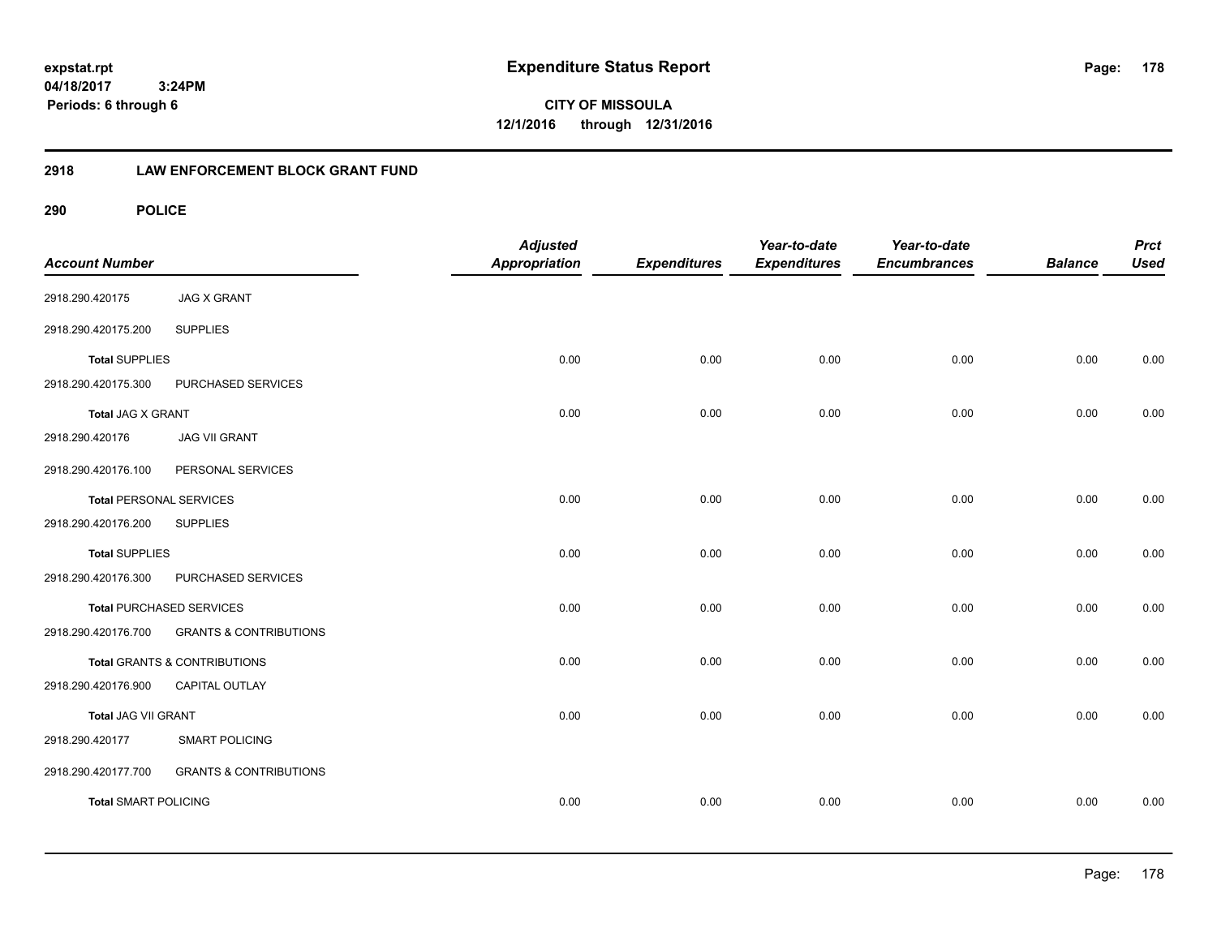# Expenditure Status Report

expstat.rpt
04/18/2017 3:24PM
Periods: 6 through 6

**CITY OF MISSOULA**
**12/1/2016 through 12/31/2016**

## 2918 LAW ENFORCEMENT BLOCK GRANT FUND

### 290 POLICE

| Account Number | | Adjusted Appropriation | Expenditures | Year-to-date Expenditures | Year-to-date Encumbrances | Balance | Prct Used |
|---|---|---|---|---|---|---|---|
| 2918.290.420175 | JAG X GRANT | | | | | | |
| 2918.290.420175.200 | SUPPLIES | | | | | | |
| **Total** SUPPLIES | | 0.00 | 0.00 | 0.00 | 0.00 | 0.00 | 0.00 |
| 2918.290.420175.300 | PURCHASED SERVICES | | | | | | |
| **Total** JAG X GRANT | | 0.00 | 0.00 | 0.00 | 0.00 | 0.00 | 0.00 |
| 2918.290.420176 | JAG VII GRANT | | | | | | |
| 2918.290.420176.100 | PERSONAL SERVICES | | | | | | |
| **Total** PERSONAL SERVICES | | 0.00 | 0.00 | 0.00 | 0.00 | 0.00 | 0.00 |
| 2918.290.420176.200 | SUPPLIES | | | | | | |
| **Total** SUPPLIES | | 0.00 | 0.00 | 0.00 | 0.00 | 0.00 | 0.00 |
| 2918.290.420176.300 | PURCHASED SERVICES | | | | | | |
| **Total** PURCHASED SERVICES | | 0.00 | 0.00 | 0.00 | 0.00 | 0.00 | 0.00 |
| 2918.290.420176.700 | GRANTS & CONTRIBUTIONS | | | | | | |
| **Total** GRANTS & CONTRIBUTIONS | | 0.00 | 0.00 | 0.00 | 0.00 | 0.00 | 0.00 |
| 2918.290.420176.900 | CAPITAL OUTLAY | | | | | | |
| **Total** JAG VII GRANT | | 0.00 | 0.00 | 0.00 | 0.00 | 0.00 | 0.00 |
| 2918.290.420177 | SMART POLICING | | | | | | |
| 2918.290.420177.700 | GRANTS & CONTRIBUTIONS | | | | | | |
| **Total** SMART POLICING | | 0.00 | 0.00 | 0.00 | 0.00 | 0.00 | 0.00 |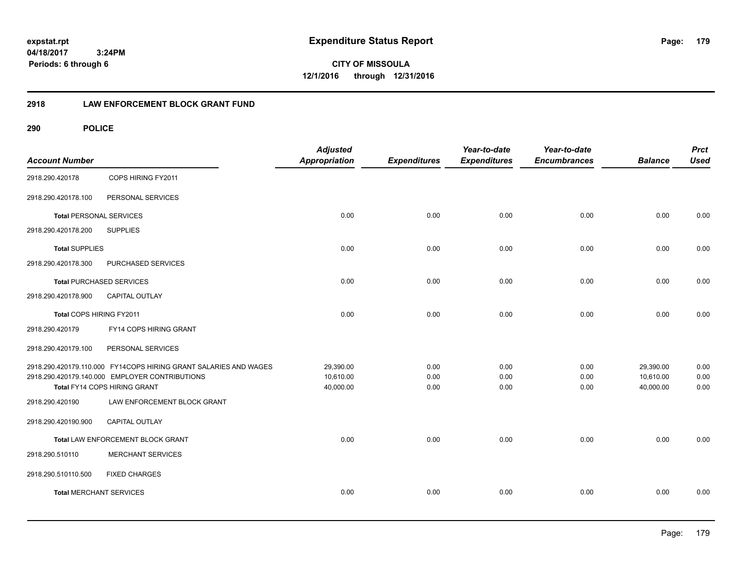# Expenditure Status Report

**expstat.rpt**
**04/18/2017 3:24PM**
**Periods: 6 through 6**

**CITY OF MISSOULA**
**12/1/2016 through 12/31/2016**

## 2918 LAW ENFORCEMENT BLOCK GRANT FUND

## 290 POLICE

| Account Number | | Adjusted Appropriation | Expenditures | Year-to-date Expenditures | Year-to-date Encumbrances | Balance | Prct Used |
|---|---|---|---|---|---|---|---|
| 2918.290.420178 | COPS HIRING FY2011 | | | | | | |
| 2918.290.420178.100 | PERSONAL SERVICES | | | | | | |
| **Total** PERSONAL SERVICES | | 0.00 | 0.00 | 0.00 | 0.00 | 0.00 | 0.00 |
| 2918.290.420178.200 | SUPPLIES | | | | | | |
| **Total** SUPPLIES | | 0.00 | 0.00 | 0.00 | 0.00 | 0.00 | 0.00 |
| 2918.290.420178.300 | PURCHASED SERVICES | | | | | | |
| **Total** PURCHASED SERVICES | | 0.00 | 0.00 | 0.00 | 0.00 | 0.00 | 0.00 |
| 2918.290.420178.900 | CAPITAL OUTLAY | | | | | | |
| Total COPS HIRING FY2011 | | 0.00 | 0.00 | 0.00 | 0.00 | 0.00 | 0.00 |
| 2918.290.420179 | FY14 COPS HIRING GRANT | | | | | | |
| 2918.290.420179.100 | PERSONAL SERVICES | | | | | | |
| 2918.290.420179.110.000 | FY14COPS HIRING GRANT SALARIES AND WAGES | 29,390.00 | 0.00 | 0.00 | 0.00 | 29,390.00 | 0.00 |
| 2918.290.420179.140.000 | EMPLOYER CONTRIBUTIONS | 10,610.00 | 0.00 | 0.00 | 0.00 | 10,610.00 | 0.00 |
| Total FY14 COPS HIRING GRANT | | 40,000.00 | 0.00 | 0.00 | 0.00 | 40,000.00 | 0.00 |
| 2918.290.420190 | LAW ENFORCEMENT BLOCK GRANT | | | | | | |
| 2918.290.420190.900 | CAPITAL OUTLAY | | | | | | |
| Total LAW ENFORCEMENT BLOCK GRANT | | 0.00 | 0.00 | 0.00 | 0.00 | 0.00 | 0.00 |
| 2918.290.510110 | MERCHANT SERVICES | | | | | | |
| 2918.290.510110.500 | FIXED CHARGES | | | | | | |
| **Total** MERCHANT SERVICES | | 0.00 | 0.00 | 0.00 | 0.00 | 0.00 | 0.00 |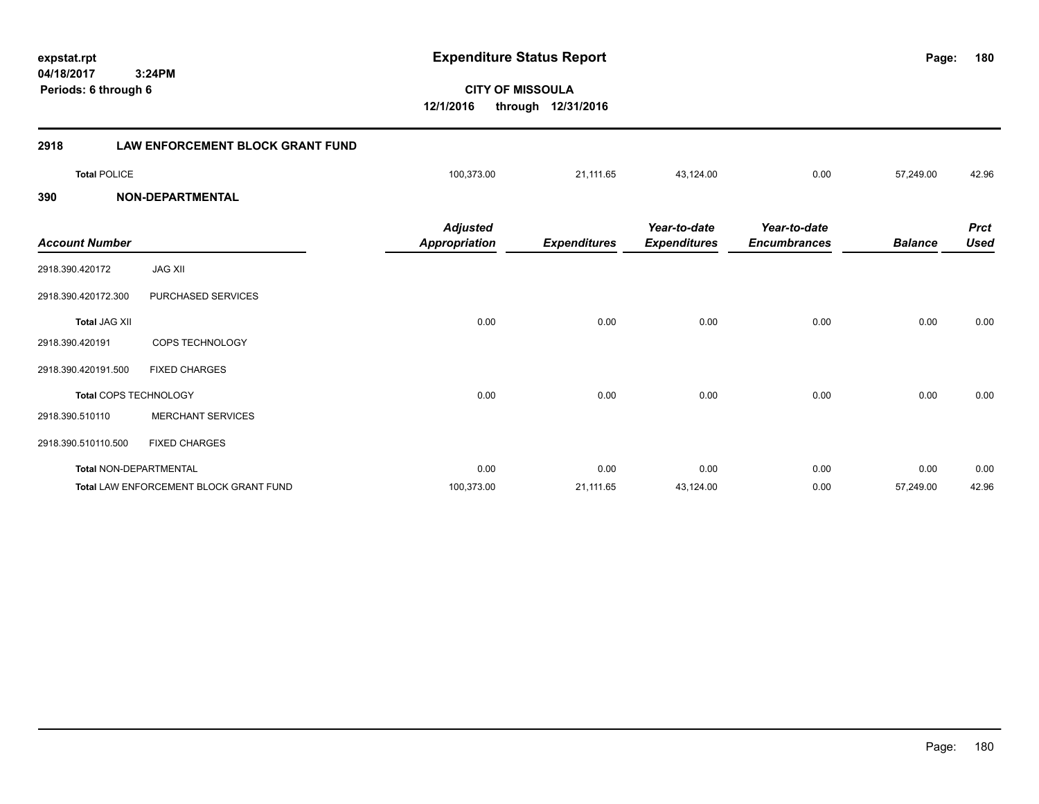**expstat.rpt**
**04/18/2017 3:24PM**
**Periods: 6 through 6**

# Expenditure Status Report

**CITY OF MISSOULA**
**12/1/2016 through 12/31/2016**

## 2918 LAW ENFORCEMENT BLOCK GRANT FUND

| | | Adjusted Appropriation | Expenditures | Year-to-date Expenditures | Year-to-date Encumbrances | Balance | Prct Used |
|---|---|---|---|---|---|---|---|
| **Total** POLICE | | 100,373.00 | 21,111.65 | 43,124.00 | 0.00 | 57,249.00 | 42.96 |

## 390 NON-DEPARTMENTAL

| Account Number | | Adjusted Appropriation | Expenditures | Year-to-date Expenditures | Year-to-date Encumbrances | Balance | Prct Used |
|---|---|---|---|---|---|---|---|
| 2918.390.420172 | JAG XII | | | | | | |
| 2918.390.420172.300 | PURCHASED SERVICES | | | | | | |
| **Total** JAG XII | | 0.00 | 0.00 | 0.00 | 0.00 | 0.00 | 0.00 |
| 2918.390.420191 | COPS TECHNOLOGY | | | | | | |
| 2918.390.420191.500 | FIXED CHARGES | | | | | | |
| **Total** COPS TECHNOLOGY | | 0.00 | 0.00 | 0.00 | 0.00 | 0.00 | 0.00 |
| 2918.390.510110 | MERCHANT SERVICES | | | | | | |
| 2918.390.510110.500 | FIXED CHARGES | | | | | | |
| **Total** NON-DEPARTMENTAL | | 0.00 | 0.00 | 0.00 | 0.00 | 0.00 | 0.00 |
| **Total** LAW ENFORCEMENT BLOCK GRANT FUND | | 100,373.00 | 21,111.65 | 43,124.00 | 0.00 | 57,249.00 | 42.96 |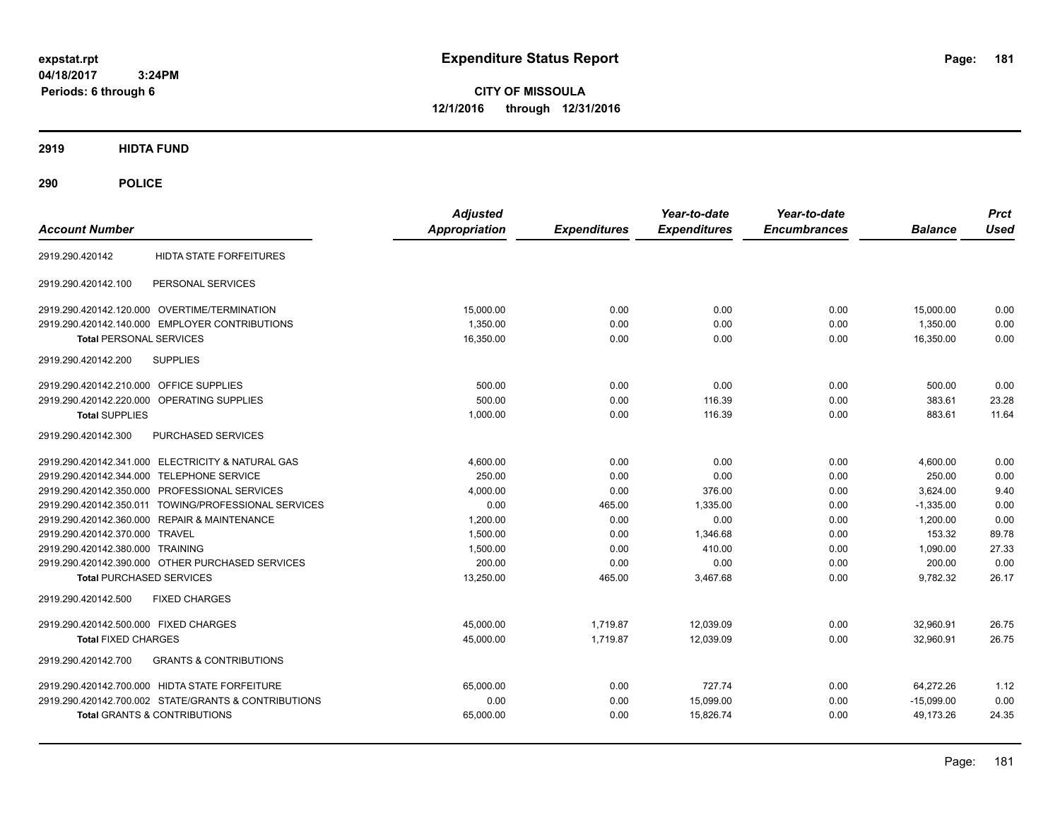expstat.rpt
04/18/2017 3:24PM
Periods: 6 through 6

# Expenditure Status Report

**CITY OF MISSOULA**
**12/1/2016 through 12/31/2016**

## 2919 HIDTA FUND

## 290 POLICE

| Account Number | | Adjusted Appropriation | Expenditures | Year-to-date Expenditures | Year-to-date Encumbrances | Balance | Prct Used |
|---|---|---|---|---|---|---|---|
| 2919.290.420142 | HIDTA STATE FORFEITURES | | | | | | |
| 2919.290.420142.100 | PERSONAL SERVICES | | | | | | |
| 2919.290.420142.120.000 | OVERTIME/TERMINATION | 15,000.00 | 0.00 | 0.00 | 0.00 | 15,000.00 | 0.00 |
| 2919.290.420142.140.000 | EMPLOYER CONTRIBUTIONS | 1,350.00 | 0.00 | 0.00 | 0.00 | 1,350.00 | 0.00 |
| **Total** PERSONAL SERVICES | | 16,350.00 | 0.00 | 0.00 | 0.00 | 16,350.00 | 0.00 |
| 2919.290.420142.200 | SUPPLIES | | | | | | |
| 2919.290.420142.210.000 | OFFICE SUPPLIES | 500.00 | 0.00 | 0.00 | 0.00 | 500.00 | 0.00 |
| 2919.290.420142.220.000 | OPERATING SUPPLIES | 500.00 | 0.00 | 116.39 | 0.00 | 383.61 | 23.28 |
| **Total** SUPPLIES | | 1,000.00 | 0.00 | 116.39 | 0.00 | 883.61 | 11.64 |
| 2919.290.420142.300 | PURCHASED SERVICES | | | | | | |
| 2919.290.420142.341.000 | ELECTRICITY & NATURAL GAS | 4,600.00 | 0.00 | 0.00 | 0.00 | 4,600.00 | 0.00 |
| 2919.290.420142.344.000 | TELEPHONE SERVICE | 250.00 | 0.00 | 0.00 | 0.00 | 250.00 | 0.00 |
| 2919.290.420142.350.000 | PROFESSIONAL SERVICES | 4,000.00 | 0.00 | 376.00 | 0.00 | 3,624.00 | 9.40 |
| 2919.290.420142.350.011 | TOWING/PROFESSIONAL SERVICES | 0.00 | 465.00 | 1,335.00 | 0.00 | -1,335.00 | 0.00 |
| 2919.290.420142.360.000 | REPAIR & MAINTENANCE | 1,200.00 | 0.00 | 0.00 | 0.00 | 1,200.00 | 0.00 |
| 2919.290.420142.370.000 | TRAVEL | 1,500.00 | 0.00 | 1,346.68 | 0.00 | 153.32 | 89.78 |
| 2919.290.420142.380.000 | TRAINING | 1,500.00 | 0.00 | 410.00 | 0.00 | 1,090.00 | 27.33 |
| 2919.290.420142.390.000 | OTHER PURCHASED SERVICES | 200.00 | 0.00 | 0.00 | 0.00 | 200.00 | 0.00 |
| **Total** PURCHASED SERVICES | | 13,250.00 | 465.00 | 3,467.68 | 0.00 | 9,782.32 | 26.17 |
| 2919.290.420142.500 | FIXED CHARGES | | | | | | |
| 2919.290.420142.500.000 | FIXED CHARGES | 45,000.00 | 1,719.87 | 12,039.09 | 0.00 | 32,960.91 | 26.75 |
| **Total** FIXED CHARGES | | 45,000.00 | 1,719.87 | 12,039.09 | 0.00 | 32,960.91 | 26.75 |
| 2919.290.420142.700 | GRANTS & CONTRIBUTIONS | | | | | | |
| 2919.290.420142.700.000 | HIDTA STATE FORFEITURE | 65,000.00 | 0.00 | 727.74 | 0.00 | 64,272.26 | 1.12 |
| 2919.290.420142.700.002 | STATE/GRANTS & CONTRIBUTIONS | 0.00 | 0.00 | 15,099.00 | 0.00 | -15,099.00 | 0.00 |
| **Total** GRANTS & CONTRIBUTIONS | | 65,000.00 | 0.00 | 15,826.74 | 0.00 | 49,173.26 | 24.35 |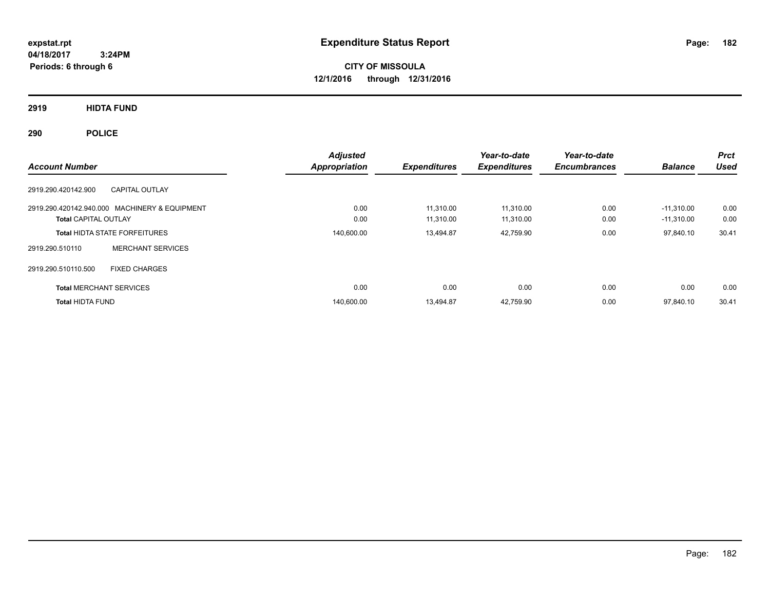# Expenditure Status Report

expstat.rpt
04/18/2017 3:24PM
Periods: 6 through 6

**CITY OF MISSOULA**
**12/1/2016 through 12/31/2016**

## 2919 HIDTA FUND

## 290 POLICE

| Account Number | | Adjusted Appropriation | Expenditures | Year-to-date Expenditures | Year-to-date Encumbrances | Balance | Prct Used |
|---|---|---|---|---|---|---|---|
| 2919.290.420142.900 | CAPITAL OUTLAY | | | | | | |
| 2919.290.420142.940.000 | MACHINERY & EQUIPMENT | 0.00 | 11,310.00 | 11,310.00 | 0.00 | -11,310.00 | 0.00 |
| **Total** CAPITAL OUTLAY | | 0.00 | 11,310.00 | 11,310.00 | 0.00 | -11,310.00 | 0.00 |
| **Total** HIDTA STATE FORFEITURES | | 140,600.00 | 13,494.87 | 42,759.90 | 0.00 | 97,840.10 | 30.41 |
| 2919.290.510110 | MERCHANT SERVICES | | | | | | |
| 2919.290.510110.500 | FIXED CHARGES | | | | | | |
| **Total** MERCHANT SERVICES | | 0.00 | 0.00 | 0.00 | 0.00 | 0.00 | 0.00 |
| **Total** HIDTA FUND | | 140,600.00 | 13,494.87 | 42,759.90 | 0.00 | 97,840.10 | 30.41 |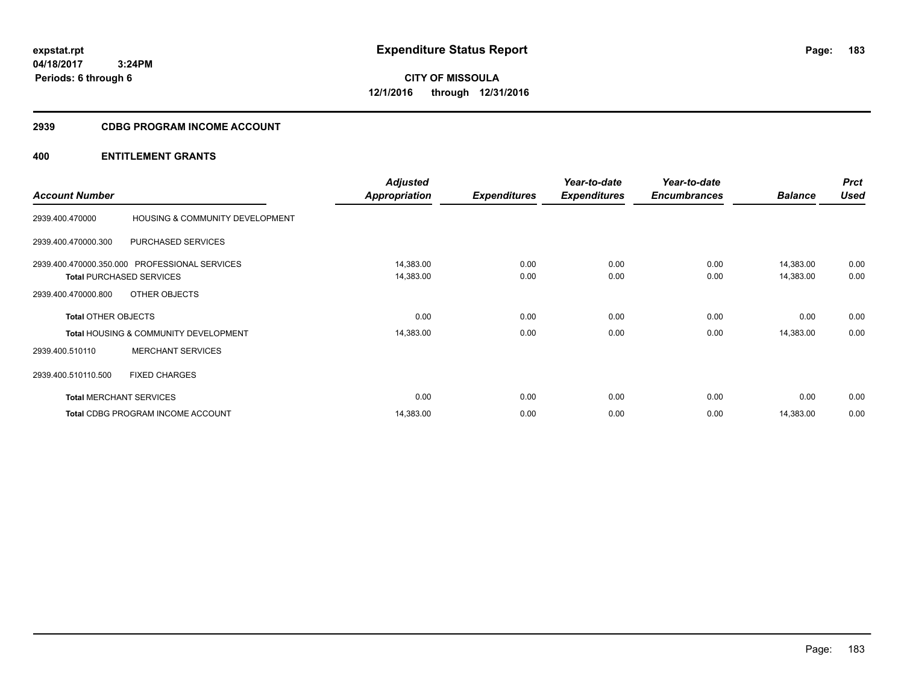**expstat.rpt**
**04/18/2017 3:24PM**
**Periods: 6 through 6**

# Expenditure Status Report

**CITY OF MISSOULA**
**12/1/2016 through 12/31/2016**

## 2939 CDBG PROGRAM INCOME ACCOUNT

## 400 ENTITLEMENT GRANTS

| Account Number | | Adjusted Appropriation | Expenditures | Year-to-date Expenditures | Year-to-date Encumbrances | Balance | Prct Used |
|---|---|---|---|---|---|---|---|
| 2939.400.470000 | HOUSING & COMMUNITY DEVELOPMENT | | | | | | |
| 2939.400.470000.300 | PURCHASED SERVICES | | | | | | |
| 2939.400.470000.350.000 | PROFESSIONAL SERVICES | 14,383.00 | 0.00 | 0.00 | 0.00 | 14,383.00 | 0.00 |
| **Total** PURCHASED SERVICES | | 14,383.00 | 0.00 | 0.00 | 0.00 | 14,383.00 | 0.00 |
| 2939.400.470000.800 | OTHER OBJECTS | | | | | | |
| **Total** OTHER OBJECTS | | 0.00 | 0.00 | 0.00 | 0.00 | 0.00 | 0.00 |
| **Total** HOUSING & COMMUNITY DEVELOPMENT | | 14,383.00 | 0.00 | 0.00 | 0.00 | 14,383.00 | 0.00 |
| 2939.400.510110 | MERCHANT SERVICES | | | | | | |
| 2939.400.510110.500 | FIXED CHARGES | | | | | | |
| **Total** MERCHANT SERVICES | | 0.00 | 0.00 | 0.00 | 0.00 | 0.00 | 0.00 |
| **Total** CDBG PROGRAM INCOME ACCOUNT | | 14,383.00 | 0.00 | 0.00 | 0.00 | 14,383.00 | 0.00 |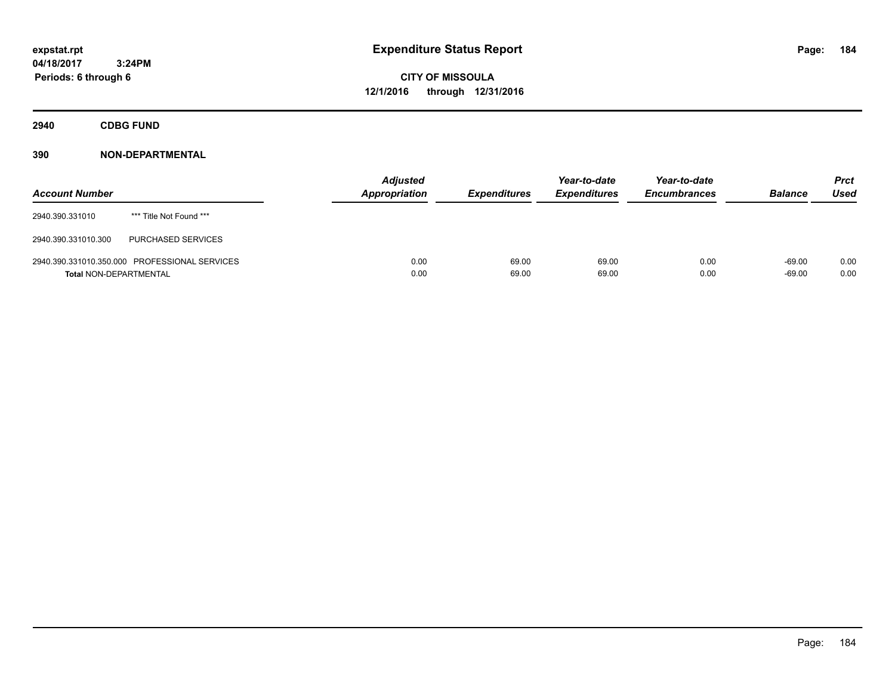**expstat.rpt**
**04/18/2017 3:24PM**
**Periods: 6 through 6**

# Expenditure Status Report

**CITY OF MISSOULA**
**12/1/2016 through 12/31/2016**

## 2940 CDBG FUND

### 390 NON-DEPARTMENTAL

| Account Number | | Adjusted Appropriation | Expenditures | Year-to-date Expenditures | Year-to-date Encumbrances | Balance | Prct Used |
|---|---|---|---|---|---|---|---|
| 2940.390.331010 | *** Title Not Found *** | | | | | | |
| 2940.390.331010.300 | PURCHASED SERVICES | | | | | | |
| 2940.390.331010.350.000 | PROFESSIONAL SERVICES | 0.00 | 69.00 | 69.00 | 0.00 | -69.00 | 0.00 |
| **Total** NON-DEPARTMENTAL | | 0.00 | 69.00 | 69.00 | 0.00 | -69.00 | 0.00 |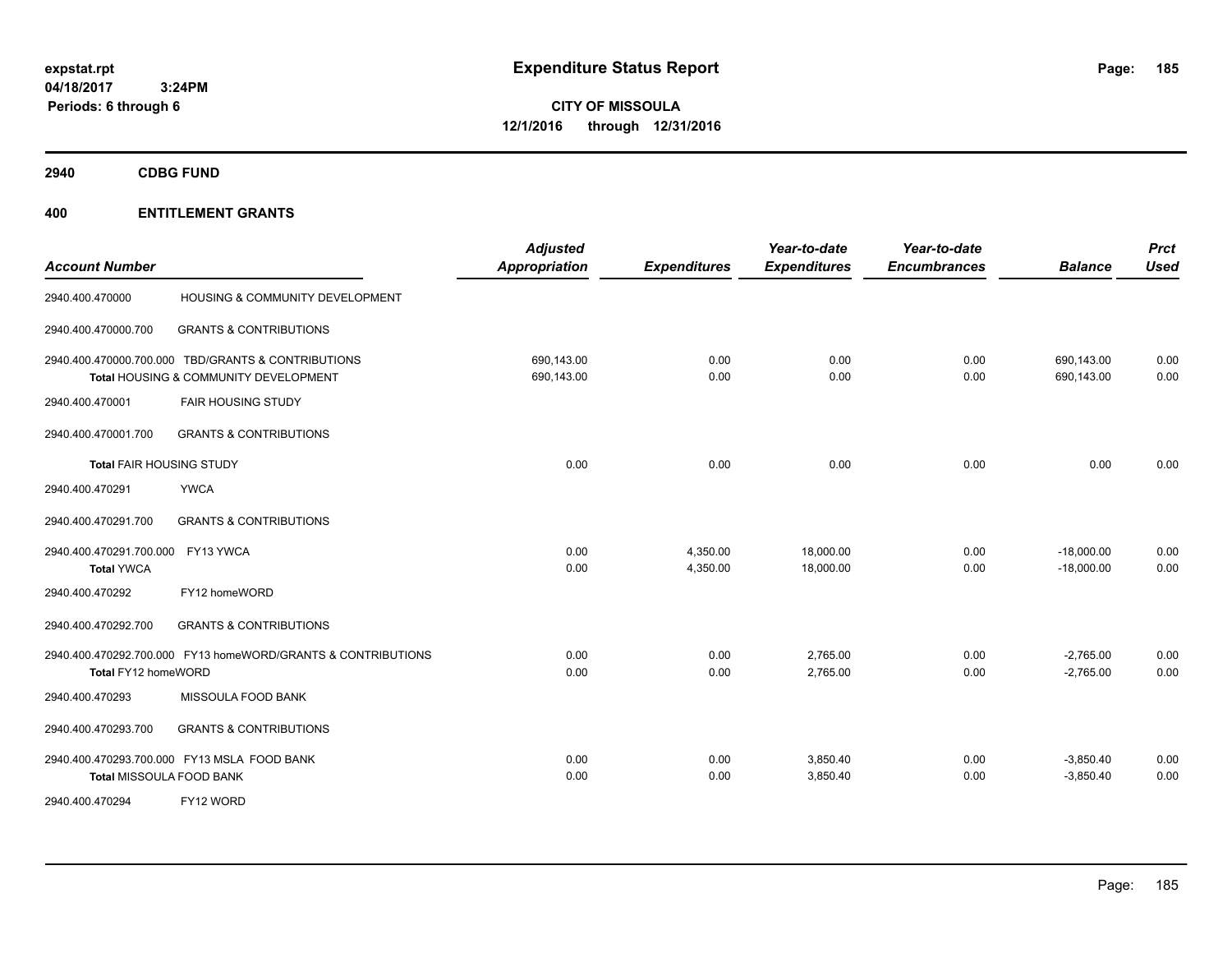# Expenditure Status Report

expstat.rpt
04/18/2017 3:24PM
Periods: 6 through 6

**CITY OF MISSOULA**
**12/1/2016 through 12/31/2016**

## 2940 CDBG FUND

## 400 ENTITLEMENT GRANTS

| Account Number | | Adjusted Appropriation | Expenditures | Year-to-date Expenditures | Year-to-date Encumbrances | Balance | Prct Used |
|---|---|---|---|---|---|---|---|
| 2940.400.470000 | HOUSING & COMMUNITY DEVELOPMENT | | | | | | |
| 2940.400.470000.700 | GRANTS & CONTRIBUTIONS | | | | | | |
| 2940.400.470000.700.000 | TBD/GRANTS & CONTRIBUTIONS | 690,143.00 | 0.00 | 0.00 | 0.00 | 690,143.00 | 0.00 |
| | **Total** HOUSING & COMMUNITY DEVELOPMENT | 690,143.00 | 0.00 | 0.00 | 0.00 | 690,143.00 | 0.00 |
| 2940.400.470001 | FAIR HOUSING STUDY | | | | | | |
| 2940.400.470001.700 | GRANTS & CONTRIBUTIONS | | | | | | |
| | **Total** FAIR HOUSING STUDY | 0.00 | 0.00 | 0.00 | 0.00 | 0.00 | 0.00 |
| 2940.400.470291 | YWCA | | | | | | |
| 2940.400.470291.700 | GRANTS & CONTRIBUTIONS | | | | | | |
| 2940.400.470291.700.000 | FY13 YWCA | 0.00 | 4,350.00 | 18,000.00 | 0.00 | -18,000.00 | 0.00 |
| | **Total** YWCA | 0.00 | 4,350.00 | 18,000.00 | 0.00 | -18,000.00 | 0.00 |
| 2940.400.470292 | FY12 homeWORD | | | | | | |
| 2940.400.470292.700 | GRANTS & CONTRIBUTIONS | | | | | | |
| 2940.400.470292.700.000 | FY13 homeWORD/GRANTS & CONTRIBUTIONS | 0.00 | 0.00 | 2,765.00 | 0.00 | -2,765.00 | 0.00 |
| | **Total** FY12 homeWORD | 0.00 | 0.00 | 2,765.00 | 0.00 | -2,765.00 | 0.00 |
| 2940.400.470293 | MISSOULA FOOD BANK | | | | | | |
| 2940.400.470293.700 | GRANTS & CONTRIBUTIONS | | | | | | |
| 2940.400.470293.700.000 | FY13 MSLA FOOD BANK | 0.00 | 0.00 | 3,850.40 | 0.00 | -3,850.40 | 0.00 |
| | **Total** MISSOULA FOOD BANK | 0.00 | 0.00 | 3,850.40 | 0.00 | -3,850.40 | 0.00 |
| 2940.400.470294 | FY12 WORD | | | | | | |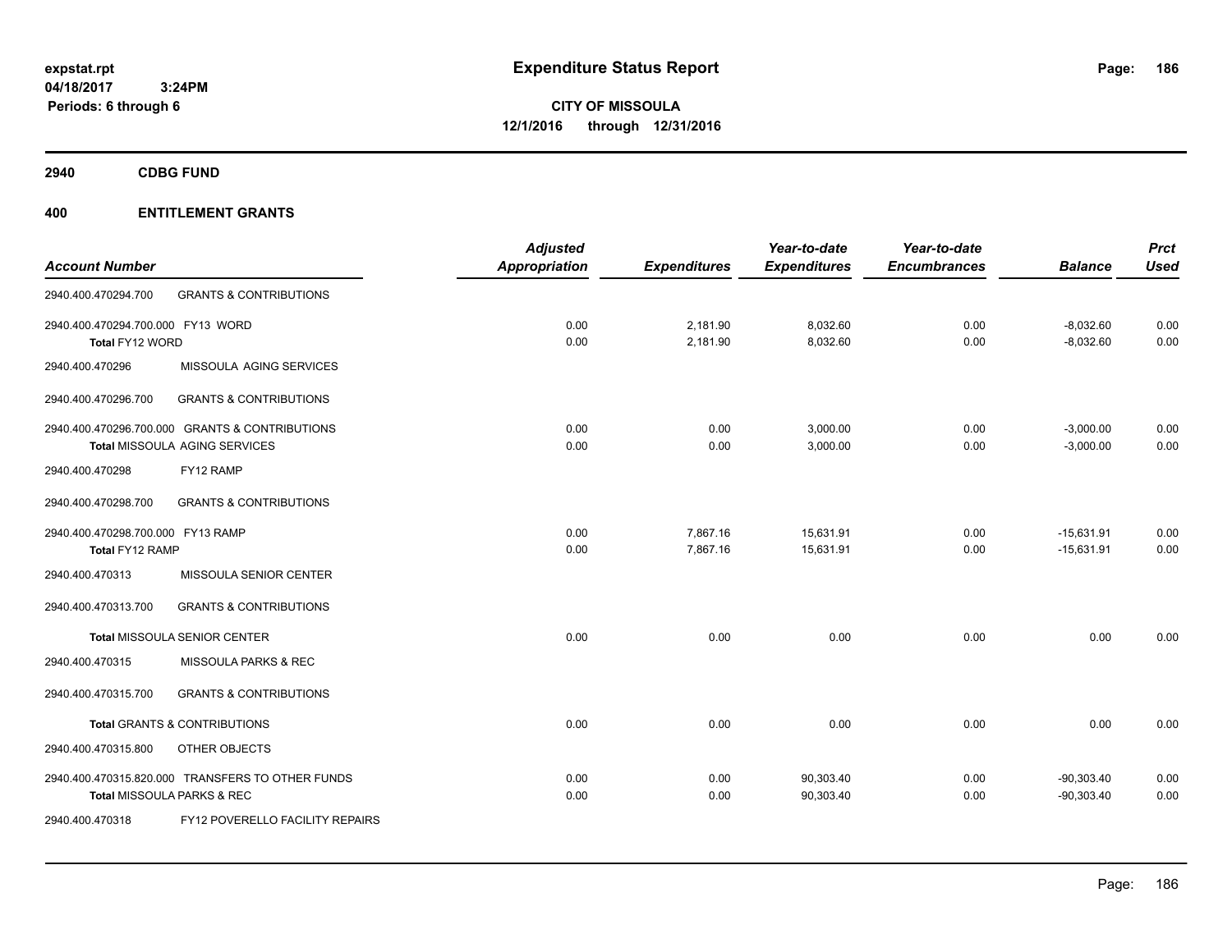**expstat.rpt**
**04/18/2017 3:24PM**
**Periods: 6 through 6**

# Expenditure Status Report

**CITY OF MISSOULA**
**12/1/2016 through 12/31/2016**

## 2940 CDBG FUND

## 400 ENTITLEMENT GRANTS

| Account Number | | Adjusted Appropriation | Expenditures | Year-to-date Expenditures | Year-to-date Encumbrances | Balance | Prct Used |
|---|---|---|---|---|---|---|---|
| 2940.400.470294.700 | GRANTS & CONTRIBUTIONS | | | | | | |
| 2940.400.470294.700.000 FY13 WORD | | 0.00 | 2,181.90 | 8,032.60 | 0.00 | -8,032.60 | 0.00 |
| **Total** FY12 WORD | | 0.00 | 2,181.90 | 8,032.60 | 0.00 | -8,032.60 | 0.00 |
| 2940.400.470296 | MISSOULA AGING SERVICES | | | | | | |
| 2940.400.470296.700 | GRANTS & CONTRIBUTIONS | | | | | | |
| 2940.400.470296.700.000 GRANTS & CONTRIBUTIONS | | 0.00 | 0.00 | 3,000.00 | 0.00 | -3,000.00 | 0.00 |
| **Total** MISSOULA AGING SERVICES | | 0.00 | 0.00 | 3,000.00 | 0.00 | -3,000.00 | 0.00 |
| 2940.400.470298 | FY12 RAMP | | | | | | |
| 2940.400.470298.700 | GRANTS & CONTRIBUTIONS | | | | | | |
| 2940.400.470298.700.000 FY13 RAMP | | 0.00 | 7,867.16 | 15,631.91 | 0.00 | -15,631.91 | 0.00 |
| **Total** FY12 RAMP | | 0.00 | 7,867.16 | 15,631.91 | 0.00 | -15,631.91 | 0.00 |
| 2940.400.470313 | MISSOULA SENIOR CENTER | | | | | | |
| 2940.400.470313.700 | GRANTS & CONTRIBUTIONS | | | | | | |
| **Total** MISSOULA SENIOR CENTER | | 0.00 | 0.00 | 0.00 | 0.00 | 0.00 | 0.00 |
| 2940.400.470315 | MISSOULA PARKS & REC | | | | | | |
| 2940.400.470315.700 | GRANTS & CONTRIBUTIONS | | | | | | |
| **Total** GRANTS & CONTRIBUTIONS | | 0.00 | 0.00 | 0.00 | 0.00 | 0.00 | 0.00 |
| 2940.400.470315.800 | OTHER OBJECTS | | | | | | |
| 2940.400.470315.820.000 TRANSFERS TO OTHER FUNDS | | 0.00 | 0.00 | 90,303.40 | 0.00 | -90,303.40 | 0.00 |
| **Total** MISSOULA PARKS & REC | | 0.00 | 0.00 | 90,303.40 | 0.00 | -90,303.40 | 0.00 |
| 2940.400.470318 | FY12 POVERELLO FACILITY REPAIRS | | | | | | |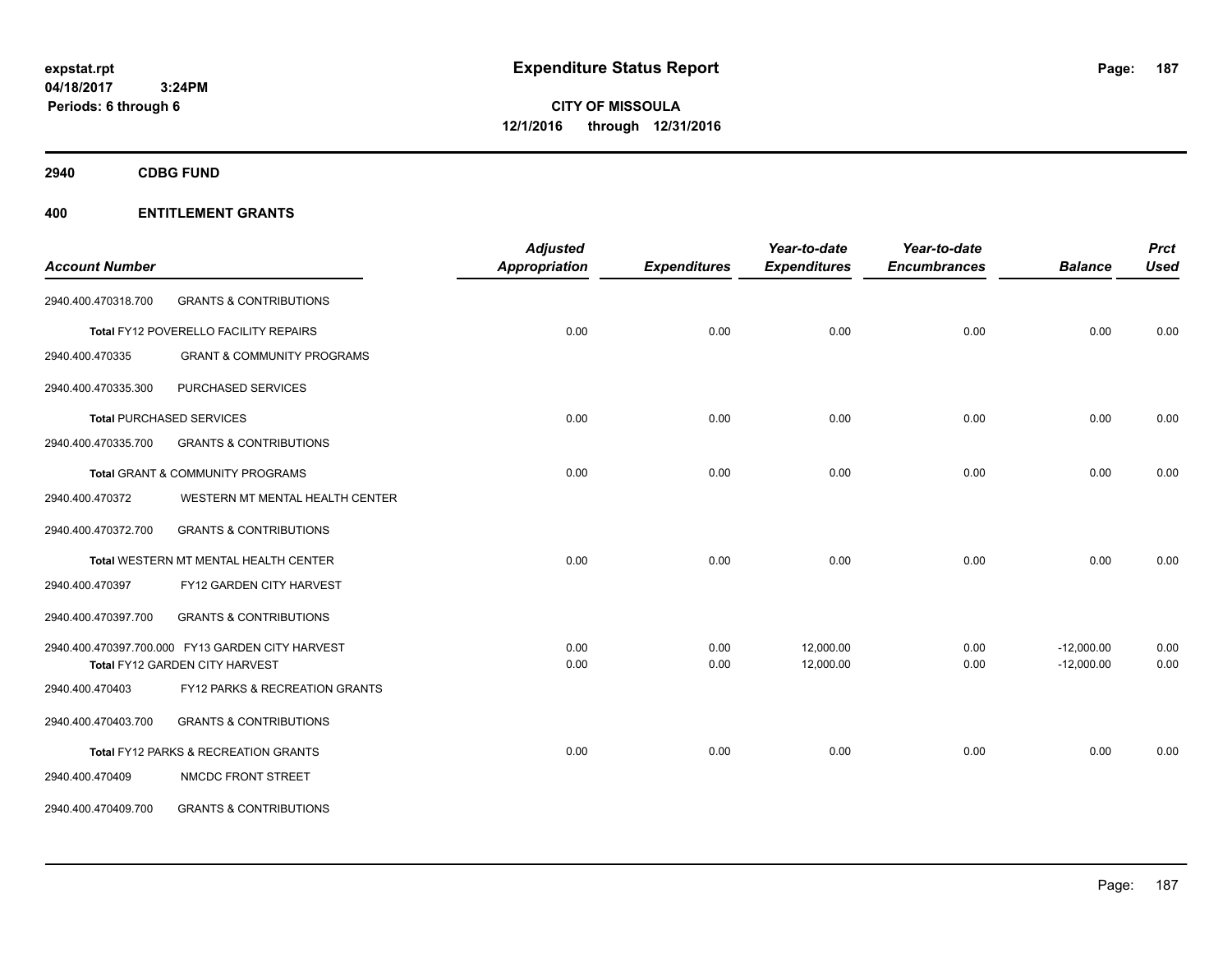**expstat.rpt**
**04/18/2017 3:24PM**
**Periods: 6 through 6**

# Expenditure Status Report

**CITY OF MISSOULA**
**12/1/2016 through 12/31/2016**

## 2940 CDBG FUND

## 400 ENTITLEMENT GRANTS

| Account Number | | Adjusted Appropriation | Expenditures | Year-to-date Expenditures | Year-to-date Encumbrances | Balance | Prct Used |
|---|---|---|---|---|---|---|---|
| 2940.400.470318.700 | GRANTS & CONTRIBUTIONS | | | | | | |
| | **Total** FY12 POVERELLO FACILITY REPAIRS | 0.00 | 0.00 | 0.00 | 0.00 | 0.00 | 0.00 |
| 2940.400.470335 | GRANT & COMMUNITY PROGRAMS | | | | | | |
| 2940.400.470335.300 | PURCHASED SERVICES | | | | | | |
| | **Total** PURCHASED SERVICES | 0.00 | 0.00 | 0.00 | 0.00 | 0.00 | 0.00 |
| 2940.400.470335.700 | GRANTS & CONTRIBUTIONS | | | | | | |
| | **Total** GRANT & COMMUNITY PROGRAMS | 0.00 | 0.00 | 0.00 | 0.00 | 0.00 | 0.00 |
| 2940.400.470372 | WESTERN MT MENTAL HEALTH CENTER | | | | | | |
| 2940.400.470372.700 | GRANTS & CONTRIBUTIONS | | | | | | |
| | **Total** WESTERN MT MENTAL HEALTH CENTER | 0.00 | 0.00 | 0.00 | 0.00 | 0.00 | 0.00 |
| 2940.400.470397 | FY12 GARDEN CITY HARVEST | | | | | | |
| 2940.400.470397.700 | GRANTS & CONTRIBUTIONS | | | | | | |
| 2940.400.470397.700.000 | FY13 GARDEN CITY HARVEST | 0.00 | 0.00 | 12,000.00 | 0.00 | -12,000.00 | 0.00 |
| | **Total** FY12 GARDEN CITY HARVEST | 0.00 | 0.00 | 12,000.00 | 0.00 | -12,000.00 | 0.00 |
| 2940.400.470403 | FY12 PARKS & RECREATION GRANTS | | | | | | |
| 2940.400.470403.700 | GRANTS & CONTRIBUTIONS | | | | | | |
| | **Total** FY12 PARKS & RECREATION GRANTS | 0.00 | 0.00 | 0.00 | 0.00 | 0.00 | 0.00 |
| 2940.400.470409 | NMCDC FRONT STREET | | | | | | |
| 2940.400.470409.700 | GRANTS & CONTRIBUTIONS | | | | | | |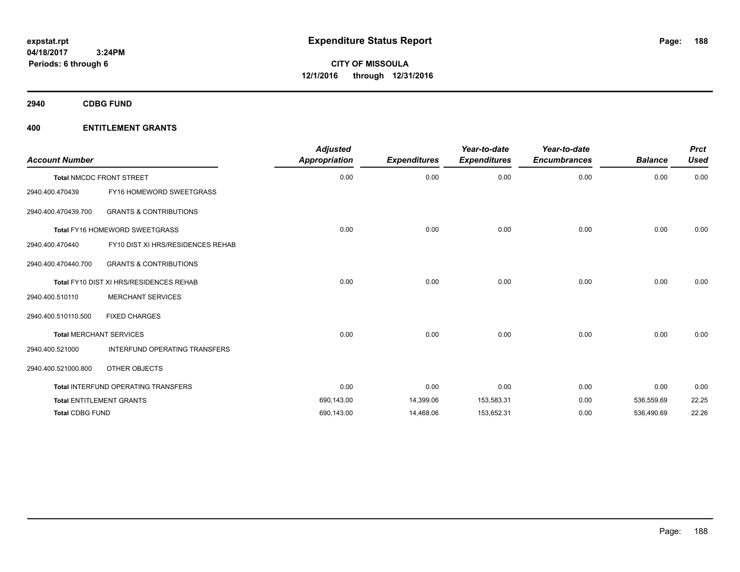**expstat.rpt**
**04/18/2017 3:24PM**
**Periods: 6 through 6**

# Expenditure Status Report

**CITY OF MISSOULA**
**12/1/2016 through 12/31/2016**

## 2940 CDBG FUND

## 400 ENTITLEMENT GRANTS

| Account Number | | Adjusted Appropriation | Expenditures | Year-to-date Expenditures | Year-to-date Encumbrances | Balance | Prct Used |
|---|---|---|---|---|---|---|---|
| Total NMCDC FRONT STREET | | 0.00 | 0.00 | 0.00 | 0.00 | 0.00 | 0.00 |
| 2940.400.470439 | FY16 HOMEWORD SWEETGRASS | | | | | | |
| 2940.400.470439.700 | GRANTS & CONTRIBUTIONS | | | | | | |
| Total FY16 HOMEWORD SWEETGRASS | | 0.00 | 0.00 | 0.00 | 0.00 | 0.00 | 0.00 |
| 2940.400.470440 | FY10 DIST XI HRS/RESIDENCES REHAB | | | | | | |
| 2940.400.470440.700 | GRANTS & CONTRIBUTIONS | | | | | | |
| Total FY10 DIST XI HRS/RESIDENCES REHAB | | 0.00 | 0.00 | 0.00 | 0.00 | 0.00 | 0.00 |
| 2940.400.510110 | MERCHANT SERVICES | | | | | | |
| 2940.400.510110.500 | FIXED CHARGES | | | | | | |
| Total MERCHANT SERVICES | | 0.00 | 0.00 | 0.00 | 0.00 | 0.00 | 0.00 |
| 2940.400.521000 | INTERFUND OPERATING TRANSFERS | | | | | | |
| 2940.400.521000.800 | OTHER OBJECTS | | | | | | |
| Total INTERFUND OPERATING TRANSFERS | | 0.00 | 0.00 | 0.00 | 0.00 | 0.00 | 0.00 |
| Total ENTITLEMENT GRANTS | | 690,143.00 | 14,399.06 | 153,583.31 | 0.00 | 536,559.69 | 22.25 |
| Total CDBG FUND | | 690,143.00 | 14,468.06 | 153,652.31 | 0.00 | 536,490.69 | 22.26 |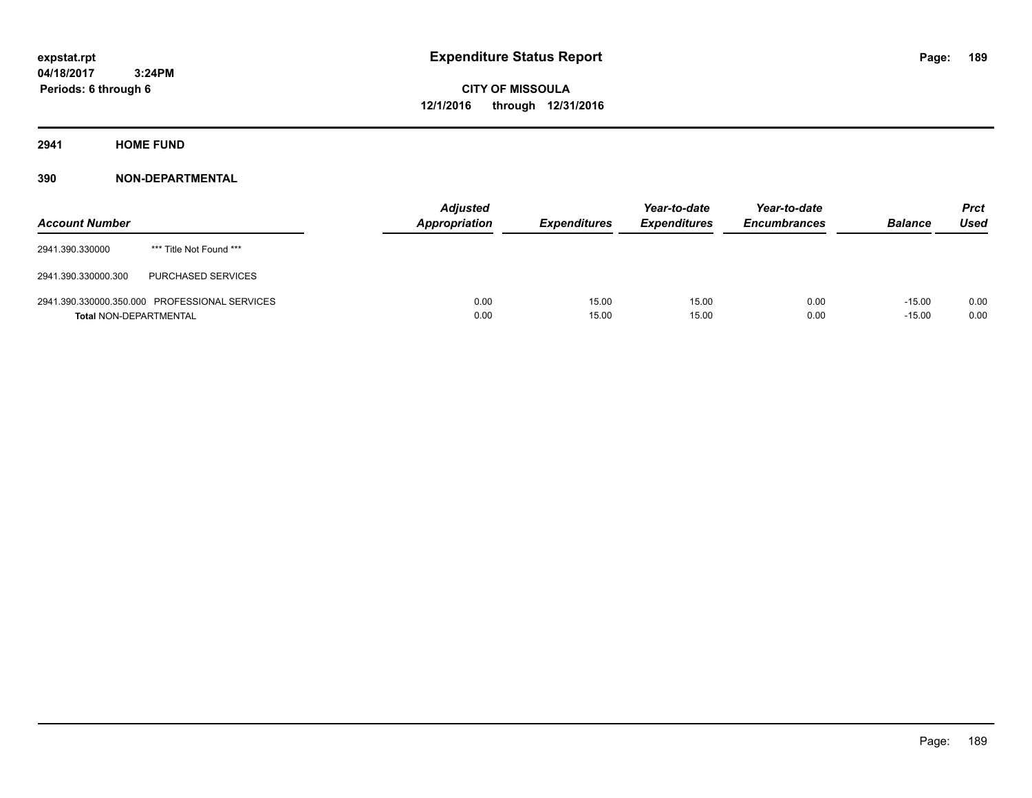expstat.rpt
04/18/2017 3:24PM
Periods: 6 through 6

# Expenditure Status Report

**CITY OF MISSOULA**
**12/1/2016 through 12/31/2016**

## 2941 HOME FUND

### 390 NON-DEPARTMENTAL

| Account Number | | Adjusted Appropriation | Expenditures | Year-to-date Expenditures | Year-to-date Encumbrances | Balance | Prct Used |
|---|---|---|---|---|---|---|---|
| 2941.390.330000 | *** Title Not Found *** | | | | | | |
| 2941.390.330000.300 | PURCHASED SERVICES | | | | | | |
| 2941.390.330000.350.000 | PROFESSIONAL SERVICES | 0.00 | 15.00 | 15.00 | 0.00 | -15.00 | 0.00 |
| Total NON-DEPARTMENTAL | | 0.00 | 15.00 | 15.00 | 0.00 | -15.00 | 0.00 |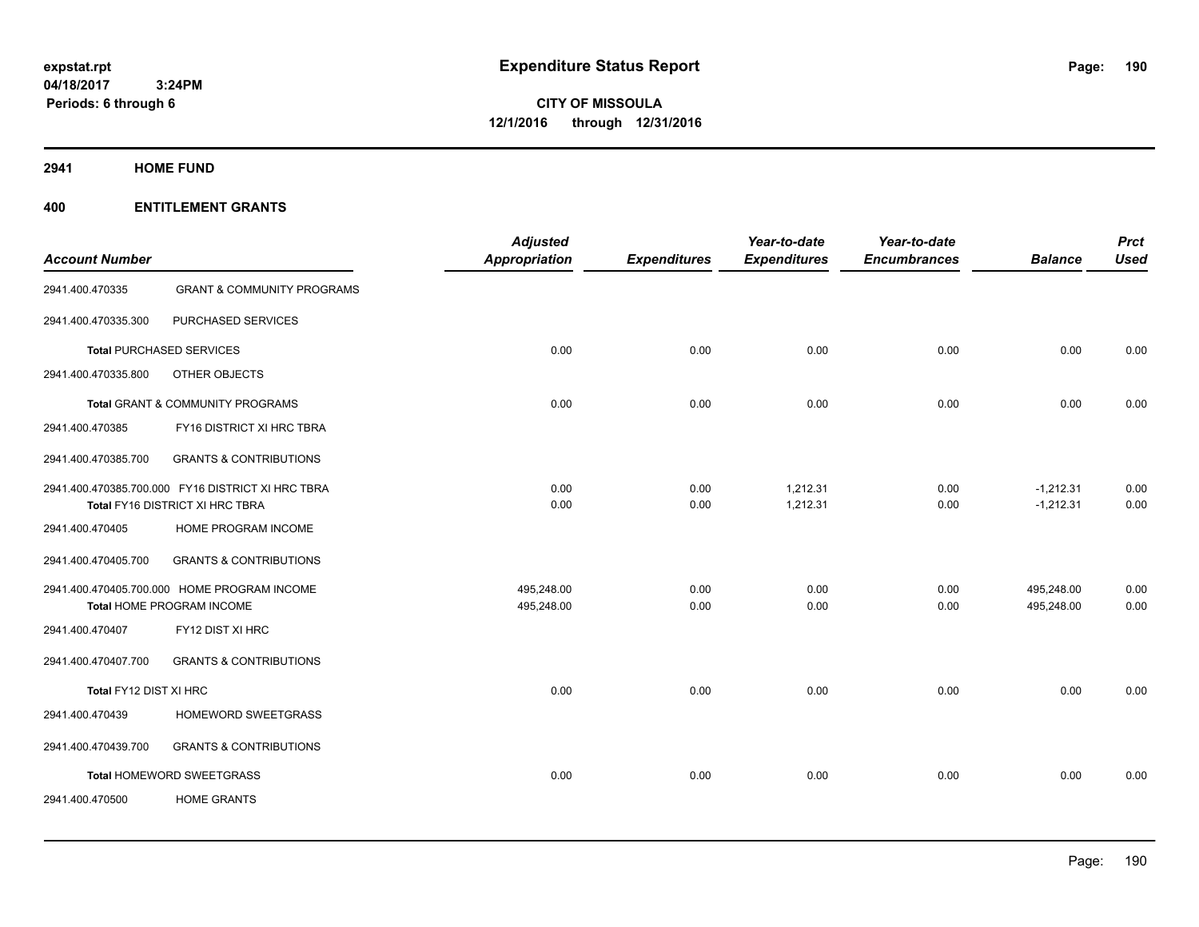**expstat.rpt**
**04/18/2017 3:24PM**
**Periods: 6 through 6**

# Expenditure Status Report

**CITY OF MISSOULA**
**12/1/2016 through 12/31/2016**

## 2941 HOME FUND

## 400 ENTITLEMENT GRANTS

| Account Number | | Adjusted Appropriation | Expenditures | Year-to-date Expenditures | Year-to-date Encumbrances | Balance | Prct Used |
|---|---|---|---|---|---|---|---|
| 2941.400.470335 | GRANT & COMMUNITY PROGRAMS | | | | | | |
| 2941.400.470335.300 | PURCHASED SERVICES | | | | | | |
| Total PURCHASED SERVICES | | 0.00 | 0.00 | 0.00 | 0.00 | 0.00 | 0.00 |
| 2941.400.470335.800 | OTHER OBJECTS | | | | | | |
| Total GRANT & COMMUNITY PROGRAMS | | 0.00 | 0.00 | 0.00 | 0.00 | 0.00 | 0.00 |
| 2941.400.470385 | FY16 DISTRICT XI HRC TBRA | | | | | | |
| 2941.400.470385.700 | GRANTS & CONTRIBUTIONS | | | | | | |
| 2941.400.470385.700.000 | FY16 DISTRICT XI HRC TBRA | 0.00 | 0.00 | 1,212.31 | 0.00 | -1,212.31 | 0.00 |
| Total FY16 DISTRICT XI HRC TBRA | | 0.00 | 0.00 | 1,212.31 | 0.00 | -1,212.31 | 0.00 |
| 2941.400.470405 | HOME PROGRAM INCOME | | | | | | |
| 2941.400.470405.700 | GRANTS & CONTRIBUTIONS | | | | | | |
| 2941.400.470405.700.000 | HOME PROGRAM INCOME | 495,248.00 | 0.00 | 0.00 | 0.00 | 495,248.00 | 0.00 |
| Total HOME PROGRAM INCOME | | 495,248.00 | 0.00 | 0.00 | 0.00 | 495,248.00 | 0.00 |
| 2941.400.470407 | FY12 DIST XI HRC | | | | | | |
| 2941.400.470407.700 | GRANTS & CONTRIBUTIONS | | | | | | |
| Total FY12 DIST XI HRC | | 0.00 | 0.00 | 0.00 | 0.00 | 0.00 | 0.00 |
| 2941.400.470439 | HOMEWORD SWEETGRASS | | | | | | |
| 2941.400.470439.700 | GRANTS & CONTRIBUTIONS | | | | | | |
| Total HOMEWORD SWEETGRASS | | 0.00 | 0.00 | 0.00 | 0.00 | 0.00 | 0.00 |
| 2941.400.470500 | HOME GRANTS | | | | | | |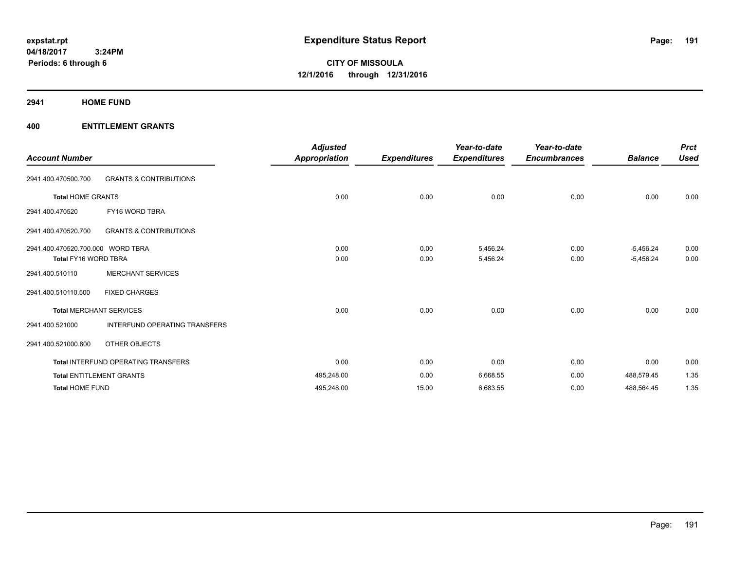**expstat.rpt**
**04/18/2017 3:24PM**
**Periods: 6 through 6**

# Expenditure Status Report

**CITY OF MISSOULA**
**12/1/2016 through 12/31/2016**

## 2941 HOME FUND

## 400 ENTITLEMENT GRANTS

| Account Number | | Adjusted Appropriation | Expenditures | Year-to-date Expenditures | Year-to-date Encumbrances | Balance | Prct Used |
|---|---|---|---|---|---|---|---|
| 2941.400.470500.700 | GRANTS & CONTRIBUTIONS | | | | | | |
| **Total** HOME GRANTS | | 0.00 | 0.00 | 0.00 | 0.00 | 0.00 | 0.00 |
| 2941.400.470520 | FY16 WORD TBRA | | | | | | |
| 2941.400.470520.700 | GRANTS & CONTRIBUTIONS | | | | | | |
| 2941.400.470520.700.000 | WORD TBRA | 0.00 | 0.00 | 5,456.24 | 0.00 | -5,456.24 | 0.00 |
| **Total** FY16 WORD TBRA | | 0.00 | 0.00 | 5,456.24 | 0.00 | -5,456.24 | 0.00 |
| 2941.400.510110 | MERCHANT SERVICES | | | | | | |
| 2941.400.510110.500 | FIXED CHARGES | | | | | | |
| **Total** MERCHANT SERVICES | | 0.00 | 0.00 | 0.00 | 0.00 | 0.00 | 0.00 |
| 2941.400.521000 | INTERFUND OPERATING TRANSFERS | | | | | | |
| 2941.400.521000.800 | OTHER OBJECTS | | | | | | |
| **Total** INTERFUND OPERATING TRANSFERS | | 0.00 | 0.00 | 0.00 | 0.00 | 0.00 | 0.00 |
| **Total** ENTITLEMENT GRANTS | | 495,248.00 | 0.00 | 6,668.55 | 0.00 | 488,579.45 | 1.35 |
| **Total** HOME FUND | | 495,248.00 | 15.00 | 6,683.55 | 0.00 | 488,564.45 | 1.35 |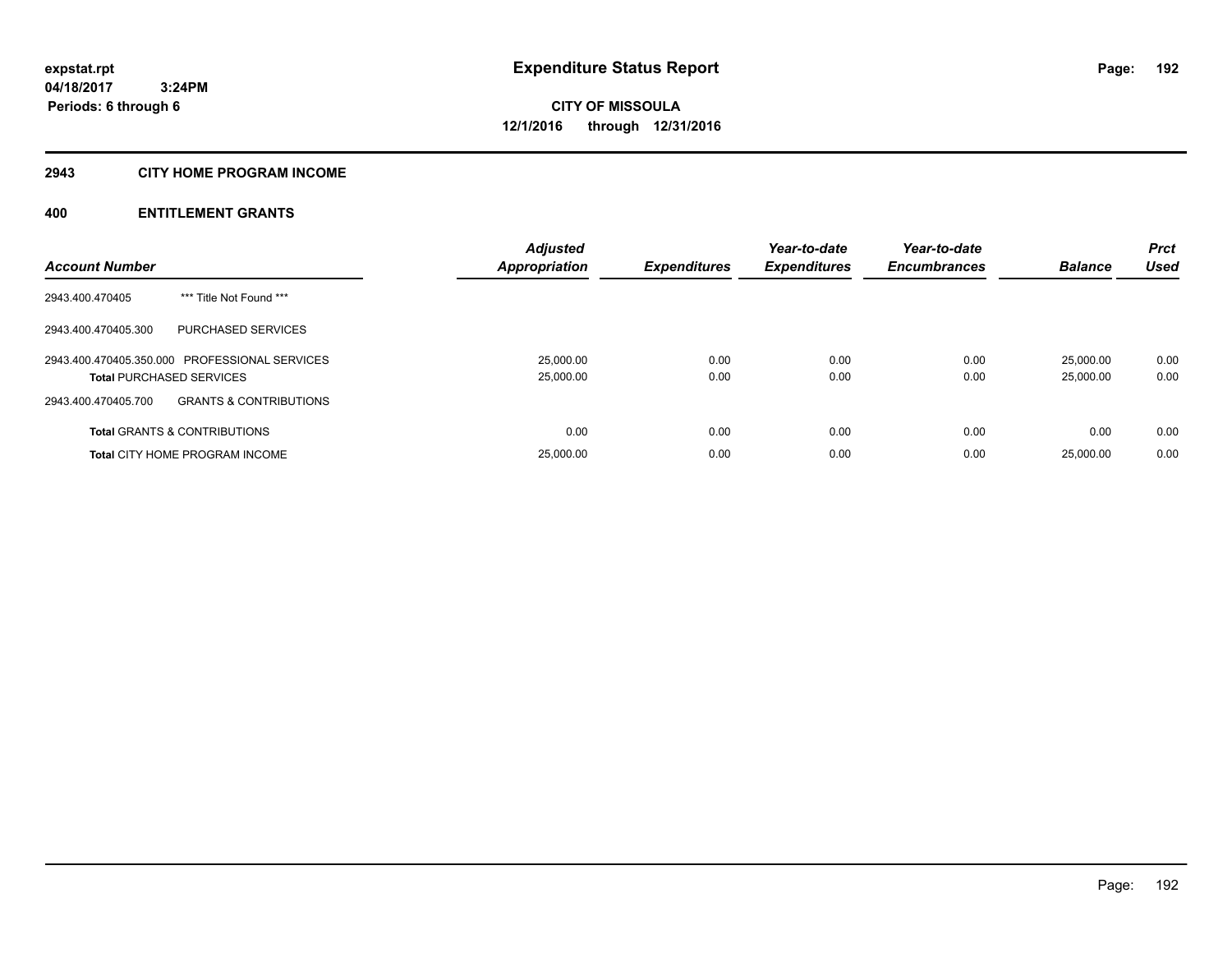# Expenditure Status Report

expstat.rpt
04/18/2017 3:24PM
Periods: 6 through 6

**CITY OF MISSOULA**
**12/1/2016 through 12/31/2016**

## 2943 CITY HOME PROGRAM INCOME

## 400 ENTITLEMENT GRANTS

| Account Number | | Adjusted Appropriation | Expenditures | Year-to-date Expenditures | Year-to-date Encumbrances | Balance | Prct Used |
|---|---|---|---|---|---|---|---|
| 2943.400.470405 | *** Title Not Found *** | | | | | | |
| 2943.400.470405.300 | PURCHASED SERVICES | | | | | | |
| 2943.400.470405.350.000 | PROFESSIONAL SERVICES | 25,000.00 | 0.00 | 0.00 | 0.00 | 25,000.00 | 0.00 |
| **Total** PURCHASED SERVICES | | 25,000.00 | 0.00 | 0.00 | 0.00 | 25,000.00 | 0.00 |
| 2943.400.470405.700 | GRANTS & CONTRIBUTIONS | | | | | | |
| **Total** GRANTS & CONTRIBUTIONS | | 0.00 | 0.00 | 0.00 | 0.00 | 0.00 | 0.00 |
| **Total** CITY HOME PROGRAM INCOME | | 25,000.00 | 0.00 | 0.00 | 0.00 | 25,000.00 | 0.00 |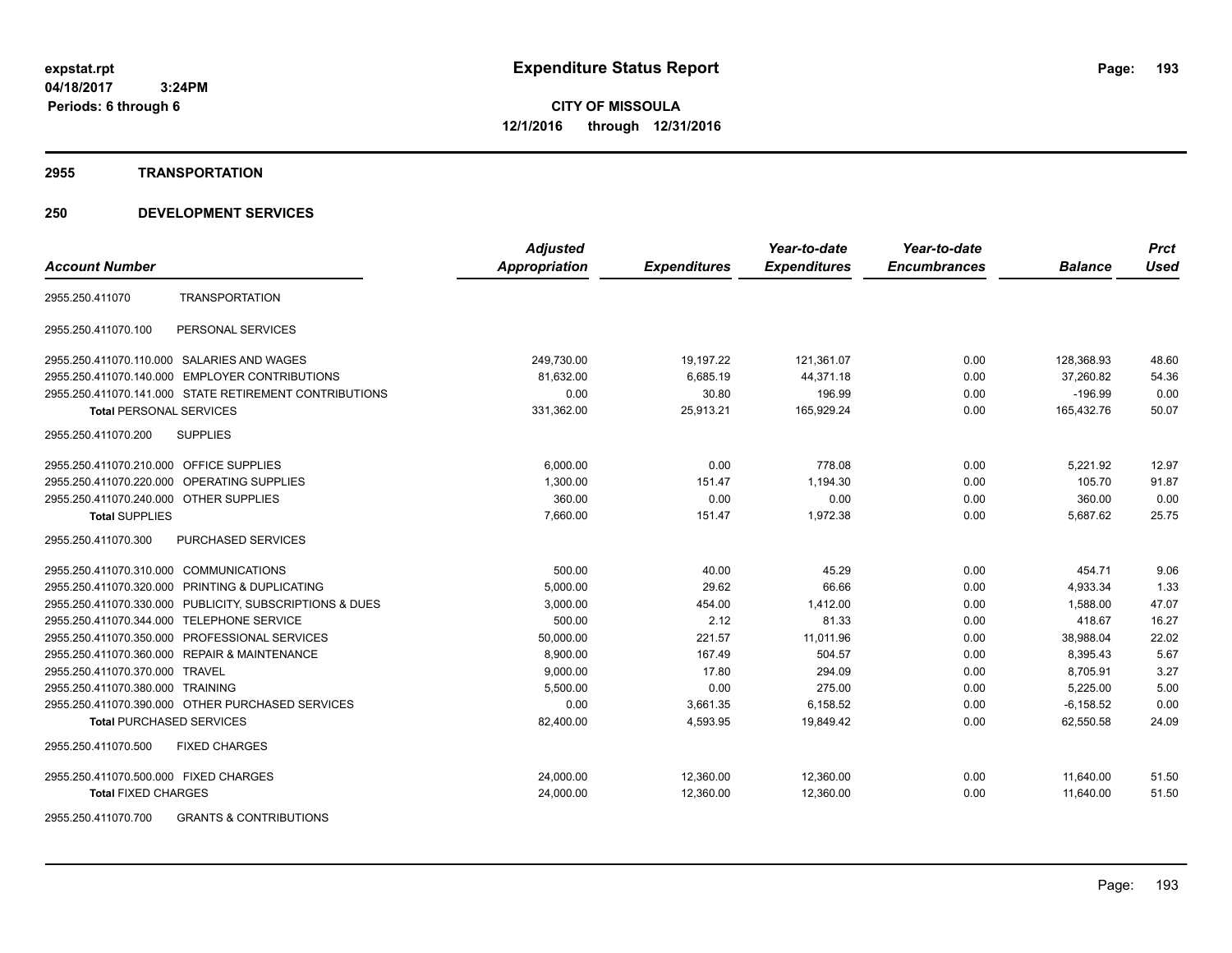**expstat.rpt**
**04/18/2017 3:24PM**
**Periods: 6 through 6**

# Expenditure Status Report

**CITY OF MISSOULA**
**12/1/2016 through 12/31/2016**

## 2955 TRANSPORTATION

## 250 DEVELOPMENT SERVICES

| Account Number | | Adjusted Appropriation | Expenditures | Year-to-date Expenditures | Year-to-date Encumbrances | Balance | Prct Used |
|---|---|---|---|---|---|---|---|
| 2955.250.411070 | TRANSPORTATION | | | | | | |
| 2955.250.411070.100 | PERSONAL SERVICES | | | | | | |
| 2955.250.411070.110.000 | SALARIES AND WAGES | 249,730.00 | 19,197.22 | 121,361.07 | 0.00 | 128,368.93 | 48.60 |
| 2955.250.411070.140.000 | EMPLOYER CONTRIBUTIONS | 81,632.00 | 6,685.19 | 44,371.18 | 0.00 | 37,260.82 | 54.36 |
| 2955.250.411070.141.000 | STATE RETIREMENT CONTRIBUTIONS | 0.00 | 30.80 | 196.99 | 0.00 | -196.99 | 0.00 |
| **Total** PERSONAL SERVICES | | 331,362.00 | 25,913.21 | 165,929.24 | 0.00 | 165,432.76 | 50.07 |
| 2955.250.411070.200 | SUPPLIES | | | | | | |
| 2955.250.411070.210.000 | OFFICE SUPPLIES | 6,000.00 | 0.00 | 778.08 | 0.00 | 5,221.92 | 12.97 |
| 2955.250.411070.220.000 | OPERATING SUPPLIES | 1,300.00 | 151.47 | 1,194.30 | 0.00 | 105.70 | 91.87 |
| 2955.250.411070.240.000 | OTHER SUPPLIES | 360.00 | 0.00 | 0.00 | 0.00 | 360.00 | 0.00 |
| **Total** SUPPLIES | | 7,660.00 | 151.47 | 1,972.38 | 0.00 | 5,687.62 | 25.75 |
| 2955.250.411070.300 | PURCHASED SERVICES | | | | | | |
| 2955.250.411070.310.000 | COMMUNICATIONS | 500.00 | 40.00 | 45.29 | 0.00 | 454.71 | 9.06 |
| 2955.250.411070.320.000 | PRINTING & DUPLICATING | 5,000.00 | 29.62 | 66.66 | 0.00 | 4,933.34 | 1.33 |
| 2955.250.411070.330.000 | PUBLICITY, SUBSCRIPTIONS & DUES | 3,000.00 | 454.00 | 1,412.00 | 0.00 | 1,588.00 | 47.07 |
| 2955.250.411070.344.000 | TELEPHONE SERVICE | 500.00 | 2.12 | 81.33 | 0.00 | 418.67 | 16.27 |
| 2955.250.411070.350.000 | PROFESSIONAL SERVICES | 50,000.00 | 221.57 | 11,011.96 | 0.00 | 38,988.04 | 22.02 |
| 2955.250.411070.360.000 | REPAIR & MAINTENANCE | 8,900.00 | 167.49 | 504.57 | 0.00 | 8,395.43 | 5.67 |
| 2955.250.411070.370.000 | TRAVEL | 9,000.00 | 17.80 | 294.09 | 0.00 | 8,705.91 | 3.27 |
| 2955.250.411070.380.000 | TRAINING | 5,500.00 | 0.00 | 275.00 | 0.00 | 5,225.00 | 5.00 |
| 2955.250.411070.390.000 | OTHER PURCHASED SERVICES | 0.00 | 3,661.35 | 6,158.52 | 0.00 | -6,158.52 | 0.00 |
| **Total** PURCHASED SERVICES | | 82,400.00 | 4,593.95 | 19,849.42 | 0.00 | 62,550.58 | 24.09 |
| 2955.250.411070.500 | FIXED CHARGES | | | | | | |
| 2955.250.411070.500.000 | FIXED CHARGES | 24,000.00 | 12,360.00 | 12,360.00 | 0.00 | 11,640.00 | 51.50 |
| **Total** FIXED CHARGES | | 24,000.00 | 12,360.00 | 12,360.00 | 0.00 | 11,640.00 | 51.50 |
| 2955.250.411070.700 | GRANTS & CONTRIBUTIONS | | | | | | |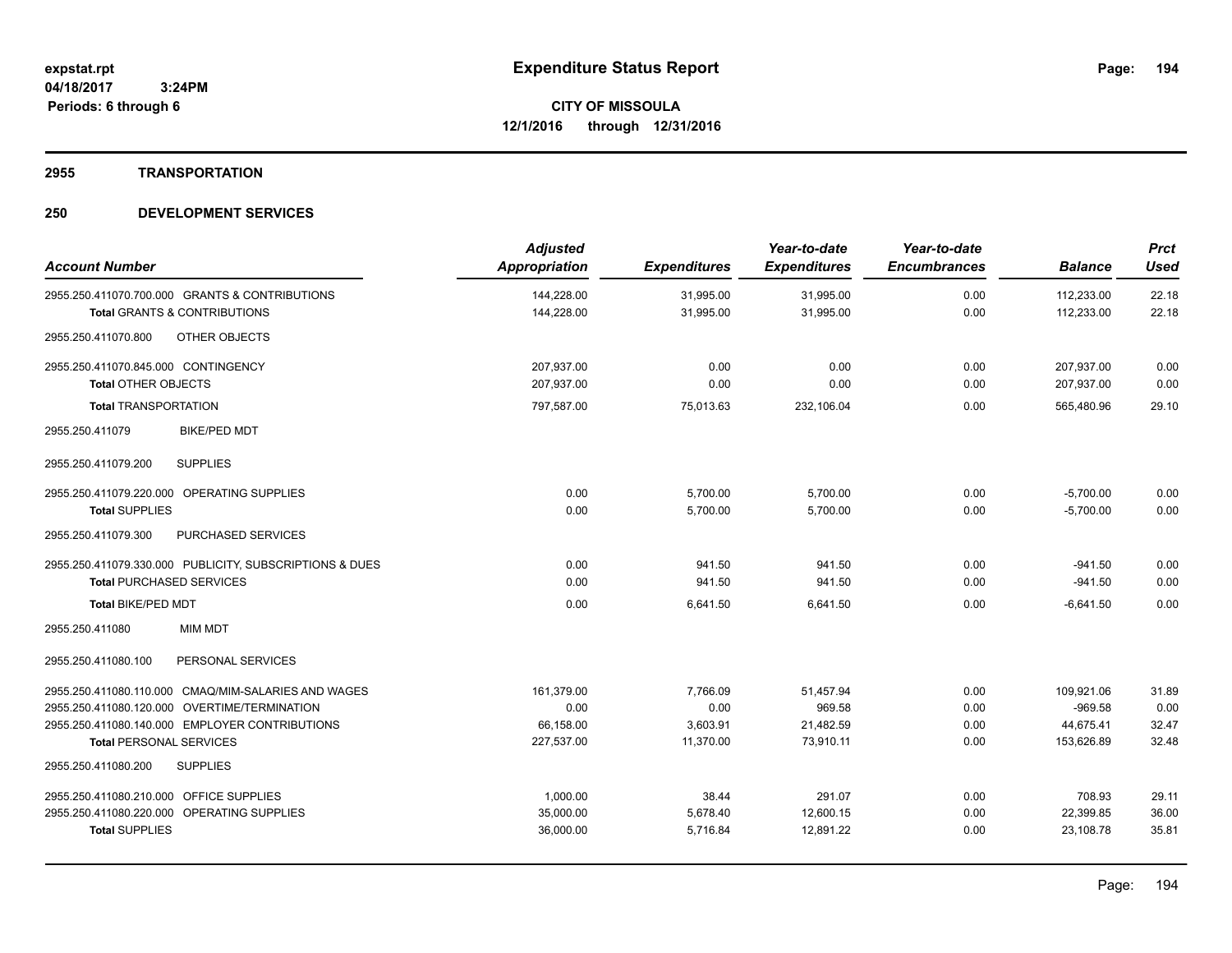**expstat.rpt**
**04/18/2017 3:24PM**
**Periods: 6 through 6**

# Expenditure Status Report

**CITY OF MISSOULA**
**12/1/2016 through 12/31/2016**

## 2955 TRANSPORTATION

## 250 DEVELOPMENT SERVICES

| Account Number | Adjusted Appropriation | Expenditures | Year-to-date Expenditures | Year-to-date Encumbrances | Balance | Prct Used |
|---|---|---|---|---|---|---|
| 2955.250.411070.700.000 GRANTS & CONTRIBUTIONS | 144,228.00 | 31,995.00 | 31,995.00 | 0.00 | 112,233.00 | 22.18 |
| **Total** GRANTS & CONTRIBUTIONS | 144,228.00 | 31,995.00 | 31,995.00 | 0.00 | 112,233.00 | 22.18 |
| 2955.250.411070.800 OTHER OBJECTS | | | | | | |
| 2955.250.411070.845.000 CONTINGENCY | 207,937.00 | 0.00 | 0.00 | 0.00 | 207,937.00 | 0.00 |
| **Total** OTHER OBJECTS | 207,937.00 | 0.00 | 0.00 | 0.00 | 207,937.00 | 0.00 |
| **Total** TRANSPORTATION | 797,587.00 | 75,013.63 | 232,106.04 | 0.00 | 565,480.96 | 29.10 |
| 2955.250.411079 BIKE/PED MDT | | | | | | |
| 2955.250.411079.200 SUPPLIES | | | | | | |
| 2955.250.411079.220.000 OPERATING SUPPLIES | 0.00 | 5,700.00 | 5,700.00 | 0.00 | -5,700.00 | 0.00 |
| **Total** SUPPLIES | 0.00 | 5,700.00 | 5,700.00 | 0.00 | -5,700.00 | 0.00 |
| 2955.250.411079.300 PURCHASED SERVICES | | | | | | |
| 2955.250.411079.330.000 PUBLICITY, SUBSCRIPTIONS & DUES | 0.00 | 941.50 | 941.50 | 0.00 | -941.50 | 0.00 |
| **Total** PURCHASED SERVICES | 0.00 | 941.50 | 941.50 | 0.00 | -941.50 | 0.00 |
| **Total** BIKE/PED MDT | 0.00 | 6,641.50 | 6,641.50 | 0.00 | -6,641.50 | 0.00 |
| 2955.250.411080 MIM MDT | | | | | | |
| 2955.250.411080.100 PERSONAL SERVICES | | | | | | |
| 2955.250.411080.110.000 CMAQ/MIM-SALARIES AND WAGES | 161,379.00 | 7,766.09 | 51,457.94 | 0.00 | 109,921.06 | 31.89 |
| 2955.250.411080.120.000 OVERTIME/TERMINATION | 0.00 | 0.00 | 969.58 | 0.00 | -969.58 | 0.00 |
| 2955.250.411080.140.000 EMPLOYER CONTRIBUTIONS | 66,158.00 | 3,603.91 | 21,482.59 | 0.00 | 44,675.41 | 32.47 |
| **Total** PERSONAL SERVICES | 227,537.00 | 11,370.00 | 73,910.11 | 0.00 | 153,626.89 | 32.48 |
| 2955.250.411080.200 SUPPLIES | | | | | | |
| 2955.250.411080.210.000 OFFICE SUPPLIES | 1,000.00 | 38.44 | 291.07 | 0.00 | 708.93 | 29.11 |
| 2955.250.411080.220.000 OPERATING SUPPLIES | 35,000.00 | 5,678.40 | 12,600.15 | 0.00 | 22,399.85 | 36.00 |
| **Total** SUPPLIES | 36,000.00 | 5,716.84 | 12,891.22 | 0.00 | 23,108.78 | 35.81 |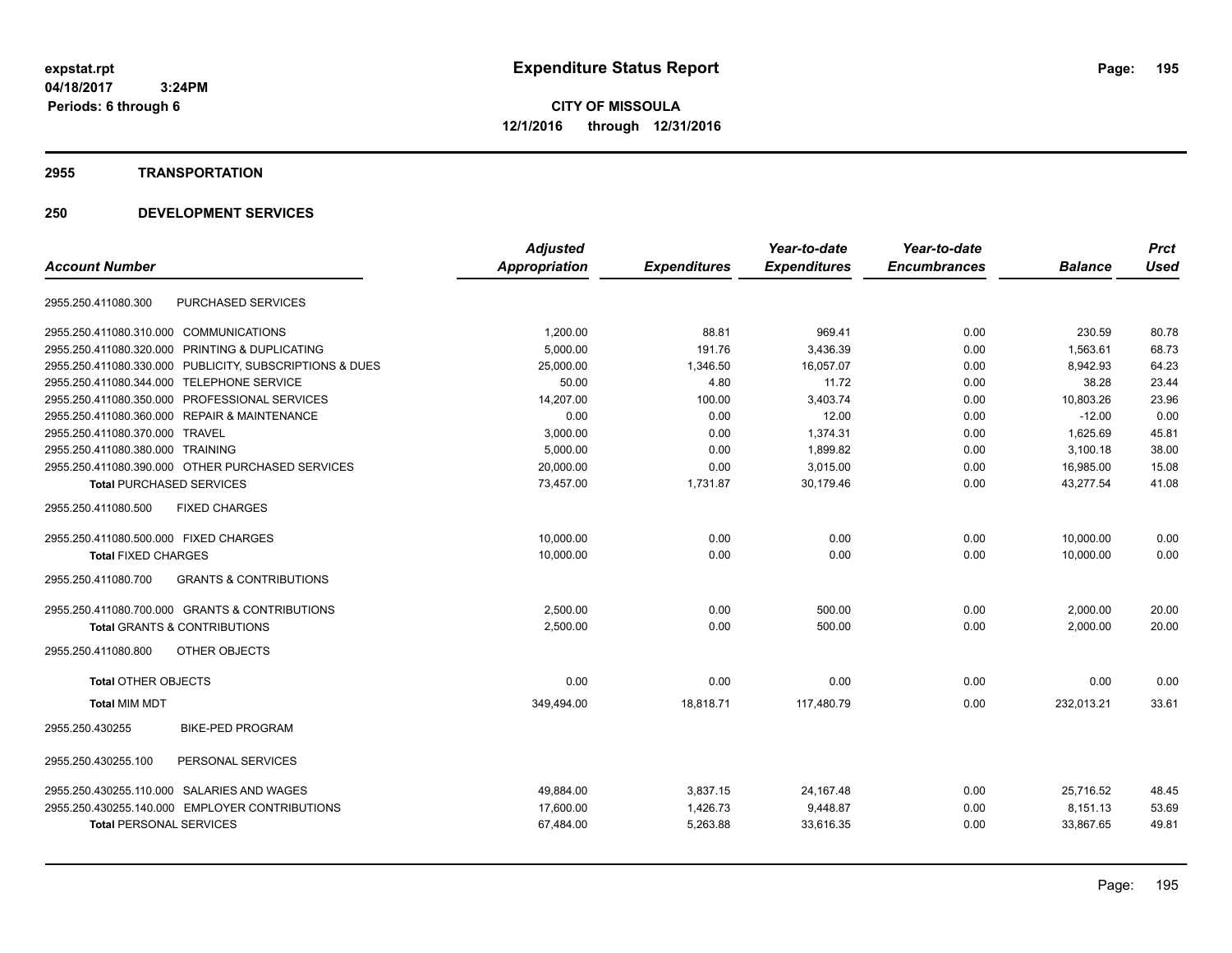expstat.rpt
04/18/2017 3:24PM
Periods: 6 through 6

# Expenditure Status Report

**CITY OF MISSOULA**
**12/1/2016 through 12/31/2016**

## 2955 TRANSPORTATION

## 250 DEVELOPMENT SERVICES

| Account Number | | Adjusted Appropriation | Expenditures | Year-to-date Expenditures | Year-to-date Encumbrances | Balance | Prct Used |
|---|---|---|---|---|---|---|---|
| 2955.250.411080.300 | PURCHASED SERVICES | | | | | | |
| 2955.250.411080.310.000 | COMMUNICATIONS | 1,200.00 | 88.81 | 969.41 | 0.00 | 230.59 | 80.78 |
| 2955.250.411080.320.000 | PRINTING & DUPLICATING | 5,000.00 | 191.76 | 3,436.39 | 0.00 | 1,563.61 | 68.73 |
| 2955.250.411080.330.000 | PUBLICITY, SUBSCRIPTIONS & DUES | 25,000.00 | 1,346.50 | 16,057.07 | 0.00 | 8,942.93 | 64.23 |
| 2955.250.411080.344.000 | TELEPHONE SERVICE | 50.00 | 4.80 | 11.72 | 0.00 | 38.28 | 23.44 |
| 2955.250.411080.350.000 | PROFESSIONAL SERVICES | 14,207.00 | 100.00 | 3,403.74 | 0.00 | 10,803.26 | 23.96 |
| 2955.250.411080.360.000 | REPAIR & MAINTENANCE | 0.00 | 0.00 | 12.00 | 0.00 | -12.00 | 0.00 |
| 2955.250.411080.370.000 | TRAVEL | 3,000.00 | 0.00 | 1,374.31 | 0.00 | 1,625.69 | 45.81 |
| 2955.250.411080.380.000 | TRAINING | 5,000.00 | 0.00 | 1,899.82 | 0.00 | 3,100.18 | 38.00 |
| 2955.250.411080.390.000 | OTHER PURCHASED SERVICES | 20,000.00 | 0.00 | 3,015.00 | 0.00 | 16,985.00 | 15.08 |
| **Total** PURCHASED SERVICES | | 73,457.00 | 1,731.87 | 30,179.46 | 0.00 | 43,277.54 | 41.08 |
| 2955.250.411080.500 | FIXED CHARGES | | | | | | |
| 2955.250.411080.500.000 | FIXED CHARGES | 10,000.00 | 0.00 | 0.00 | 0.00 | 10,000.00 | 0.00 |
| **Total** FIXED CHARGES | | 10,000.00 | 0.00 | 0.00 | 0.00 | 10,000.00 | 0.00 |
| 2955.250.411080.700 | GRANTS & CONTRIBUTIONS | | | | | | |
| 2955.250.411080.700.000 | GRANTS & CONTRIBUTIONS | 2,500.00 | 0.00 | 500.00 | 0.00 | 2,000.00 | 20.00 |
| **Total** GRANTS & CONTRIBUTIONS | | 2,500.00 | 0.00 | 500.00 | 0.00 | 2,000.00 | 20.00 |
| 2955.250.411080.800 | OTHER OBJECTS | | | | | | |
| **Total** OTHER OBJECTS | | 0.00 | 0.00 | 0.00 | 0.00 | 0.00 | 0.00 |
| **Total** MIM MDT | | 349,494.00 | 18,818.71 | 117,480.79 | 0.00 | 232,013.21 | 33.61 |
| 2955.250.430255 | BIKE-PED PROGRAM | | | | | | |
| 2955.250.430255.100 | PERSONAL SERVICES | | | | | | |
| 2955.250.430255.110.000 | SALARIES AND WAGES | 49,884.00 | 3,837.15 | 24,167.48 | 0.00 | 25,716.52 | 48.45 |
| 2955.250.430255.140.000 | EMPLOYER CONTRIBUTIONS | 17,600.00 | 1,426.73 | 9,448.87 | 0.00 | 8,151.13 | 53.69 |
| **Total** PERSONAL SERVICES | | 67,484.00 | 5,263.88 | 33,616.35 | 0.00 | 33,867.65 | 49.81 |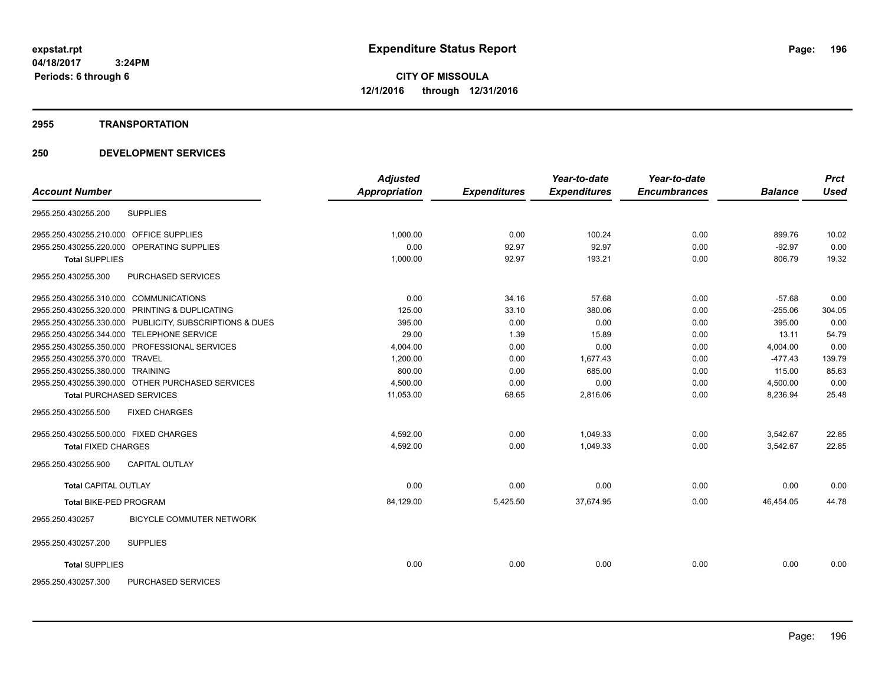**expstat.rpt**
**04/18/2017 3:24PM**
**Periods: 6 through 6**

# Expenditure Status Report

**CITY OF MISSOULA**
**12/1/2016 through 12/31/2016**

## 2955 TRANSPORTATION

## 250 DEVELOPMENT SERVICES

| Account Number | | Adjusted Appropriation | Expenditures | Year-to-date Expenditures | Year-to-date Encumbrances | Balance | Prct Used |
|---|---|---|---|---|---|---|---|
| 2955.250.430255.200 | SUPPLIES | | | | | | |
| 2955.250.430255.210.000 | OFFICE SUPPLIES | 1,000.00 | 0.00 | 100.24 | 0.00 | 899.76 | 10.02 |
| 2955.250.430255.220.000 | OPERATING SUPPLIES | 0.00 | 92.97 | 92.97 | 0.00 | -92.97 | 0.00 |
| **Total** SUPPLIES | | 1,000.00 | 92.97 | 193.21 | 0.00 | 806.79 | 19.32 |
| 2955.250.430255.300 | PURCHASED SERVICES | | | | | | |
| 2955.250.430255.310.000 | COMMUNICATIONS | 0.00 | 34.16 | 57.68 | 0.00 | -57.68 | 0.00 |
| 2955.250.430255.320.000 | PRINTING & DUPLICATING | 125.00 | 33.10 | 380.06 | 0.00 | -255.06 | 304.05 |
| 2955.250.430255.330.000 | PUBLICITY, SUBSCRIPTIONS & DUES | 395.00 | 0.00 | 0.00 | 0.00 | 395.00 | 0.00 |
| 2955.250.430255.344.000 | TELEPHONE SERVICE | 29.00 | 1.39 | 15.89 | 0.00 | 13.11 | 54.79 |
| 2955.250.430255.350.000 | PROFESSIONAL SERVICES | 4,004.00 | 0.00 | 0.00 | 0.00 | 4,004.00 | 0.00 |
| 2955.250.430255.370.000 | TRAVEL | 1,200.00 | 0.00 | 1,677.43 | 0.00 | -477.43 | 139.79 |
| 2955.250.430255.380.000 | TRAINING | 800.00 | 0.00 | 685.00 | 0.00 | 115.00 | 85.63 |
| 2955.250.430255.390.000 | OTHER PURCHASED SERVICES | 4,500.00 | 0.00 | 0.00 | 0.00 | 4,500.00 | 0.00 |
| **Total** PURCHASED SERVICES | | 11,053.00 | 68.65 | 2,816.06 | 0.00 | 8,236.94 | 25.48 |
| 2955.250.430255.500 | FIXED CHARGES | | | | | | |
| 2955.250.430255.500.000 | FIXED CHARGES | 4,592.00 | 0.00 | 1,049.33 | 0.00 | 3,542.67 | 22.85 |
| **Total** FIXED CHARGES | | 4,592.00 | 0.00 | 1,049.33 | 0.00 | 3,542.67 | 22.85 |
| 2955.250.430255.900 | CAPITAL OUTLAY | | | | | | |
| **Total** CAPITAL OUTLAY | | 0.00 | 0.00 | 0.00 | 0.00 | 0.00 | 0.00 |
| **Total** BIKE-PED PROGRAM | | 84,129.00 | 5,425.50 | 37,674.95 | 0.00 | 46,454.05 | 44.78 |
| 2955.250.430257 | BICYCLE COMMUTER NETWORK | | | | | | |
| 2955.250.430257.200 | SUPPLIES | | | | | | |
| **Total** SUPPLIES | | 0.00 | 0.00 | 0.00 | 0.00 | 0.00 | 0.00 |
| 2955.250.430257.300 | PURCHASED SERVICES | | | | | | |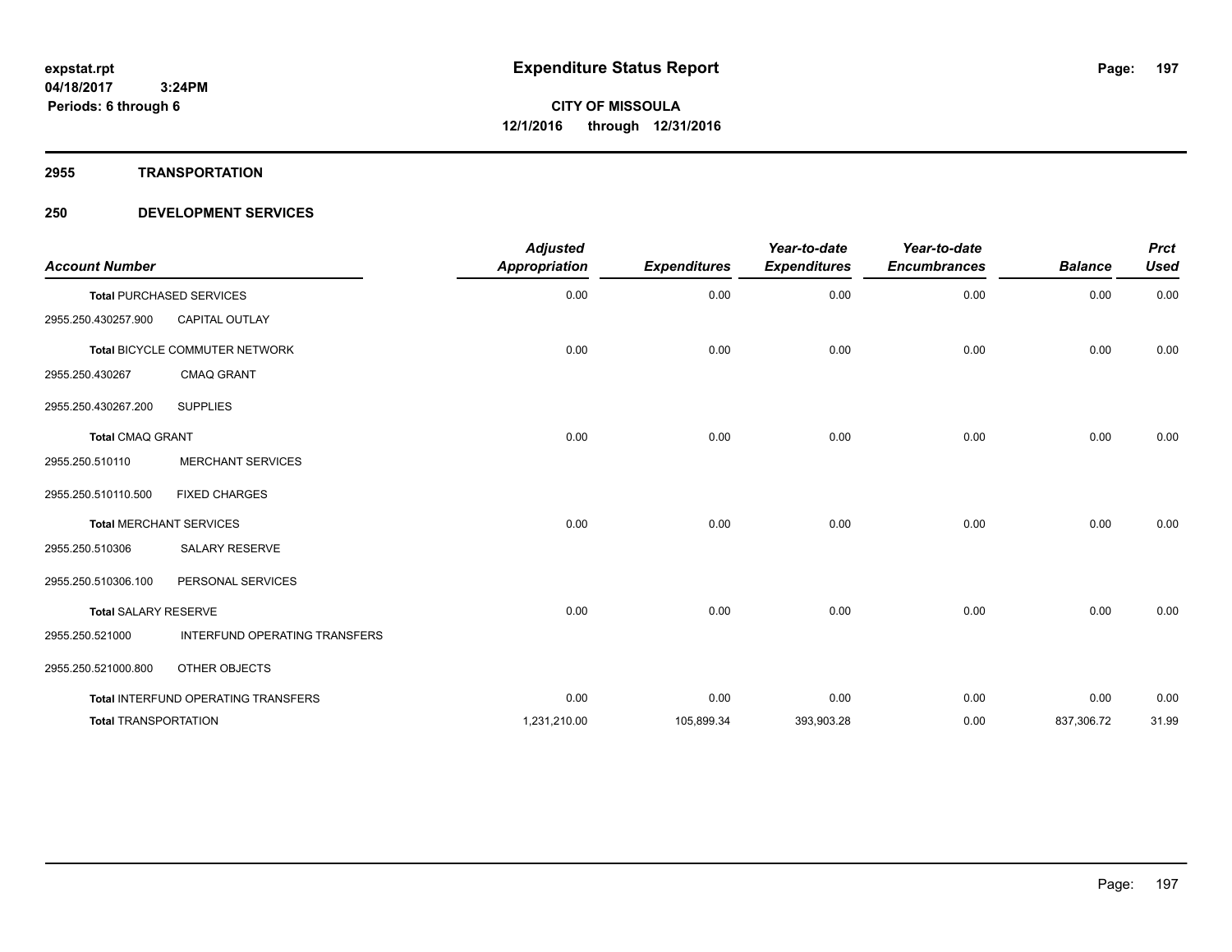**expstat.rpt**
**04/18/2017 3:24PM**
**Periods: 6 through 6**

# Expenditure Status Report

**CITY OF MISSOULA**
**12/1/2016 through 12/31/2016**

## 2955 TRANSPORTATION

## 250 DEVELOPMENT SERVICES

| Account Number | | Adjusted Appropriation | Expenditures | Year-to-date Expenditures | Year-to-date Encumbrances | Balance | Prct Used |
|---|---|---|---|---|---|---|---|
| **Total** PURCHASED SERVICES | | 0.00 | 0.00 | 0.00 | 0.00 | 0.00 | 0.00 |
| 2955.250.430257.900 | CAPITAL OUTLAY | | | | | | |
| **Total** BICYCLE COMMUTER NETWORK | | 0.00 | 0.00 | 0.00 | 0.00 | 0.00 | 0.00 |
| 2955.250.430267 | CMAQ GRANT | | | | | | |
| 2955.250.430267.200 | SUPPLIES | | | | | | |
| **Total** CMAQ GRANT | | 0.00 | 0.00 | 0.00 | 0.00 | 0.00 | 0.00 |
| 2955.250.510110 | MERCHANT SERVICES | | | | | | |
| 2955.250.510110.500 | FIXED CHARGES | | | | | | |
| **Total** MERCHANT SERVICES | | 0.00 | 0.00 | 0.00 | 0.00 | 0.00 | 0.00 |
| 2955.250.510306 | SALARY RESERVE | | | | | | |
| 2955.250.510306.100 | PERSONAL SERVICES | | | | | | |
| **Total** SALARY RESERVE | | 0.00 | 0.00 | 0.00 | 0.00 | 0.00 | 0.00 |
| 2955.250.521000 | INTERFUND OPERATING TRANSFERS | | | | | | |
| 2955.250.521000.800 | OTHER OBJECTS | | | | | | |
| **Total** INTERFUND OPERATING TRANSFERS | | 0.00 | 0.00 | 0.00 | 0.00 | 0.00 | 0.00 |
| **Total** TRANSPORTATION | | 1,231,210.00 | 105,899.34 | 393,903.28 | 0.00 | 837,306.72 | 31.99 |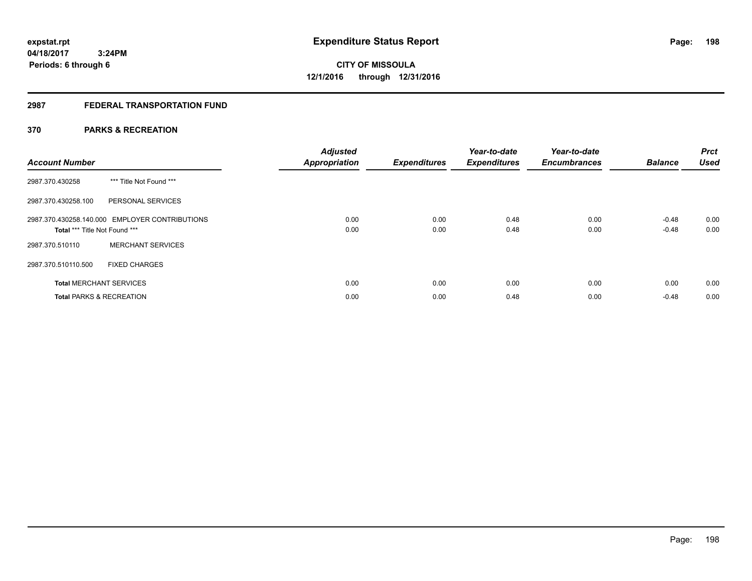# Expenditure Status Report

expstat.rpt
04/18/2017 3:24PM
Periods: 6 through 6

**CITY OF MISSOULA**
**12/1/2016 through 12/31/2016**

## 2987 FEDERAL TRANSPORTATION FUND

### 370 PARKS & RECREATION

| Account Number | | Adjusted Appropriation | Expenditures | Year-to-date Expenditures | Year-to-date Encumbrances | Balance | Prct Used |
|---|---|---|---|---|---|---|---|
| 2987.370.430258 | *** Title Not Found *** | | | | | | |
| 2987.370.430258.100 | PERSONAL SERVICES | | | | | | |
| 2987.370.430258.140.000 | EMPLOYER CONTRIBUTIONS | 0.00 | 0.00 | 0.48 | 0.00 | -0.48 | 0.00 |
| **Total** *** Title Not Found *** | | 0.00 | 0.00 | 0.48 | 0.00 | -0.48 | 0.00 |
| 2987.370.510110 | MERCHANT SERVICES | | | | | | |
| 2987.370.510110.500 | FIXED CHARGES | | | | | | |
| **Total** MERCHANT SERVICES | | 0.00 | 0.00 | 0.00 | 0.00 | 0.00 | 0.00 |
| **Total** PARKS & RECREATION | | 0.00 | 0.00 | 0.48 | 0.00 | -0.48 | 0.00 |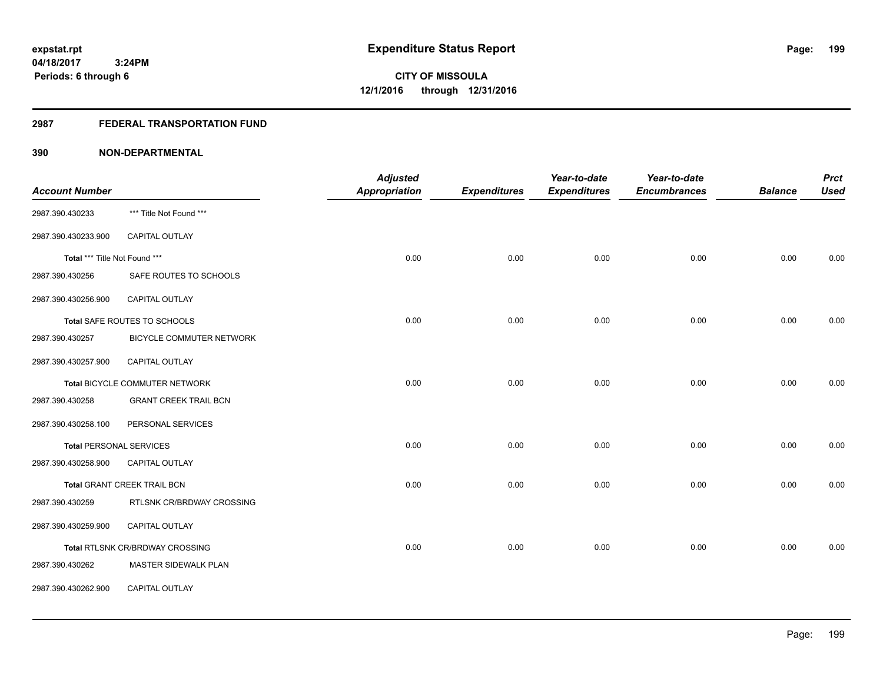expstat.rpt
04/18/2017 3:24PM
Periods: 6 through 6

# Expenditure Status Report

**CITY OF MISSOULA**
**12/1/2016 through 12/31/2016**

## 2987 FEDERAL TRANSPORTATION FUND

## 390 NON-DEPARTMENTAL

| Account Number | | Adjusted Appropriation | Expenditures | Year-to-date Expenditures | Year-to-date Encumbrances | Balance | Prct Used |
|---|---|---|---|---|---|---|---|
| 2987.390.430233 | *** Title Not Found *** | | | | | | |
| 2987.390.430233.900 | CAPITAL OUTLAY | | | | | | |
| Total *** Title Not Found *** | | 0.00 | 0.00 | 0.00 | 0.00 | 0.00 | 0.00 |
| 2987.390.430256 | SAFE ROUTES TO SCHOOLS | | | | | | |
| 2987.390.430256.900 | CAPITAL OUTLAY | | | | | | |
| Total SAFE ROUTES TO SCHOOLS | | 0.00 | 0.00 | 0.00 | 0.00 | 0.00 | 0.00 |
| 2987.390.430257 | BICYCLE COMMUTER NETWORK | | | | | | |
| 2987.390.430257.900 | CAPITAL OUTLAY | | | | | | |
| Total BICYCLE COMMUTER NETWORK | | 0.00 | 0.00 | 0.00 | 0.00 | 0.00 | 0.00 |
| 2987.390.430258 | GRANT CREEK TRAIL BCN | | | | | | |
| 2987.390.430258.100 | PERSONAL SERVICES | | | | | | |
| Total PERSONAL SERVICES | | 0.00 | 0.00 | 0.00 | 0.00 | 0.00 | 0.00 |
| 2987.390.430258.900 | CAPITAL OUTLAY | | | | | | |
| Total GRANT CREEK TRAIL BCN | | 0.00 | 0.00 | 0.00 | 0.00 | 0.00 | 0.00 |
| 2987.390.430259 | RTLSNK CR/BRDWAY CROSSING | | | | | | |
| 2987.390.430259.900 | CAPITAL OUTLAY | | | | | | |
| Total RTLSNK CR/BRDWAY CROSSING | | 0.00 | 0.00 | 0.00 | 0.00 | 0.00 | 0.00 |
| 2987.390.430262 | MASTER SIDEWALK PLAN | | | | | | |
| 2987.390.430262.900 | CAPITAL OUTLAY | | | | | | |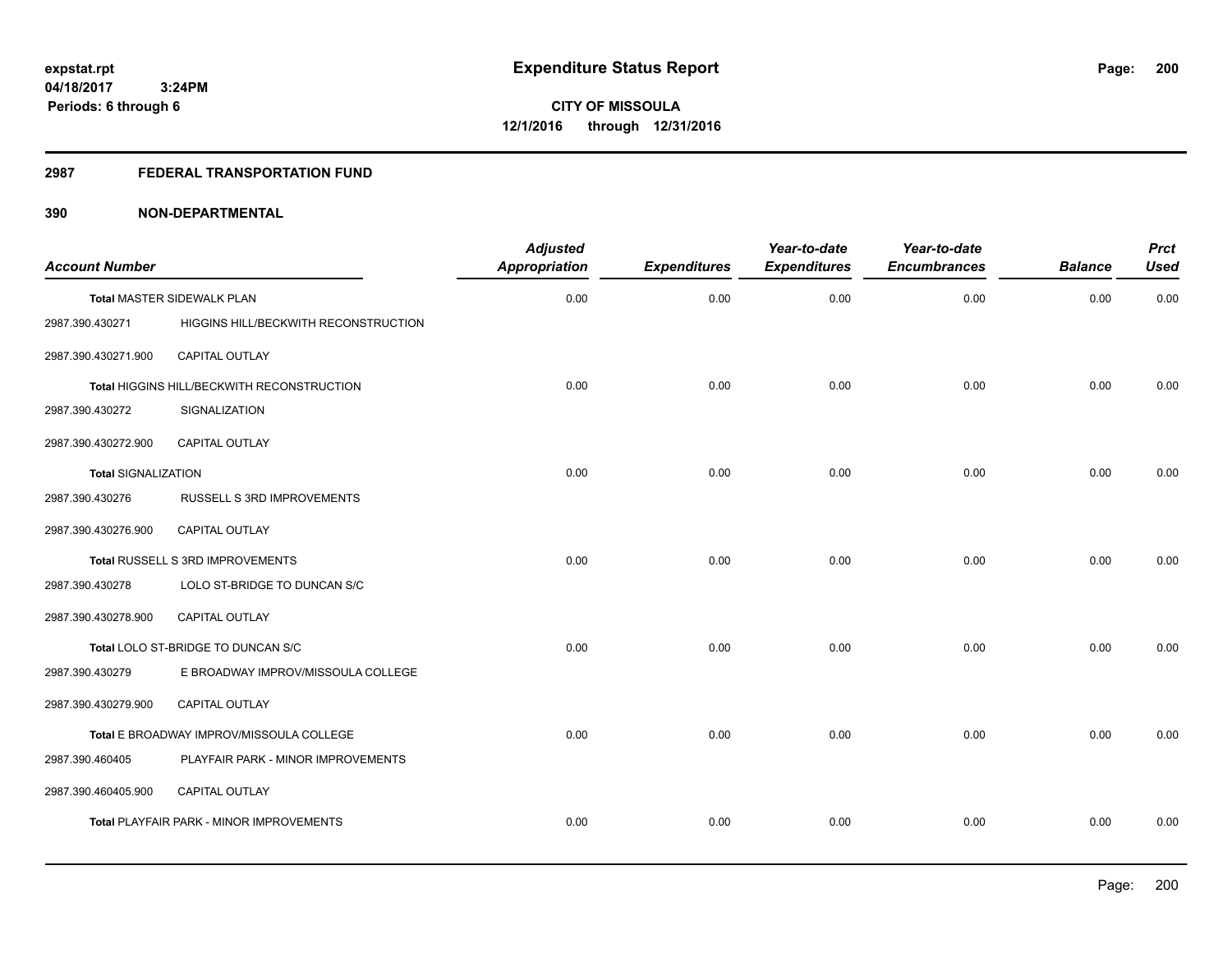# Expenditure Status Report

**CITY OF MISSOULA**
**12/1/2016 through 12/31/2016**

expstat.rpt
04/18/2017 3:24PM
Periods: 6 through 6

## 2987 FEDERAL TRANSPORTATION FUND

### 390 NON-DEPARTMENTAL

| Account Number | | *Adjusted Appropriation* | *Expenditures* | *Year-to-date Expenditures* | *Year-to-date Encumbrances* | *Balance* | *Prct Used* |
|---|---|---|---|---|---|---|---|
| **Total** MASTER SIDEWALK PLAN | | 0.00 | 0.00 | 0.00 | 0.00 | 0.00 | 0.00 |
| 2987.390.430271 | HIGGINS HILL/BECKWITH RECONSTRUCTION | | | | | | |
| 2987.390.430271.900 | CAPITAL OUTLAY | | | | | | |
| **Total** HIGGINS HILL/BECKWITH RECONSTRUCTION | | 0.00 | 0.00 | 0.00 | 0.00 | 0.00 | 0.00 |
| 2987.390.430272 | SIGNALIZATION | | | | | | |
| 2987.390.430272.900 | CAPITAL OUTLAY | | | | | | |
| **Total** SIGNALIZATION | | 0.00 | 0.00 | 0.00 | 0.00 | 0.00 | 0.00 |
| 2987.390.430276 | RUSSELL S 3RD IMPROVEMENTS | | | | | | |
| 2987.390.430276.900 | CAPITAL OUTLAY | | | | | | |
| **Total** RUSSELL S 3RD IMPROVEMENTS | | 0.00 | 0.00 | 0.00 | 0.00 | 0.00 | 0.00 |
| 2987.390.430278 | LOLO ST-BRIDGE TO DUNCAN S/C | | | | | | |
| 2987.390.430278.900 | CAPITAL OUTLAY | | | | | | |
| **Total** LOLO ST-BRIDGE TO DUNCAN S/C | | 0.00 | 0.00 | 0.00 | 0.00 | 0.00 | 0.00 |
| 2987.390.430279 | E BROADWAY IMPROV/MISSOULA COLLEGE | | | | | | |
| 2987.390.430279.900 | CAPITAL OUTLAY | | | | | | |
| **Total** E BROADWAY IMPROV/MISSOULA COLLEGE | | 0.00 | 0.00 | 0.00 | 0.00 | 0.00 | 0.00 |
| 2987.390.460405 | PLAYFAIR PARK - MINOR IMPROVEMENTS | | | | | | |
| 2987.390.460405.900 | CAPITAL OUTLAY | | | | | | |
| **Total** PLAYFAIR PARK - MINOR IMPROVEMENTS | | 0.00 | 0.00 | 0.00 | 0.00 | 0.00 | 0.00 |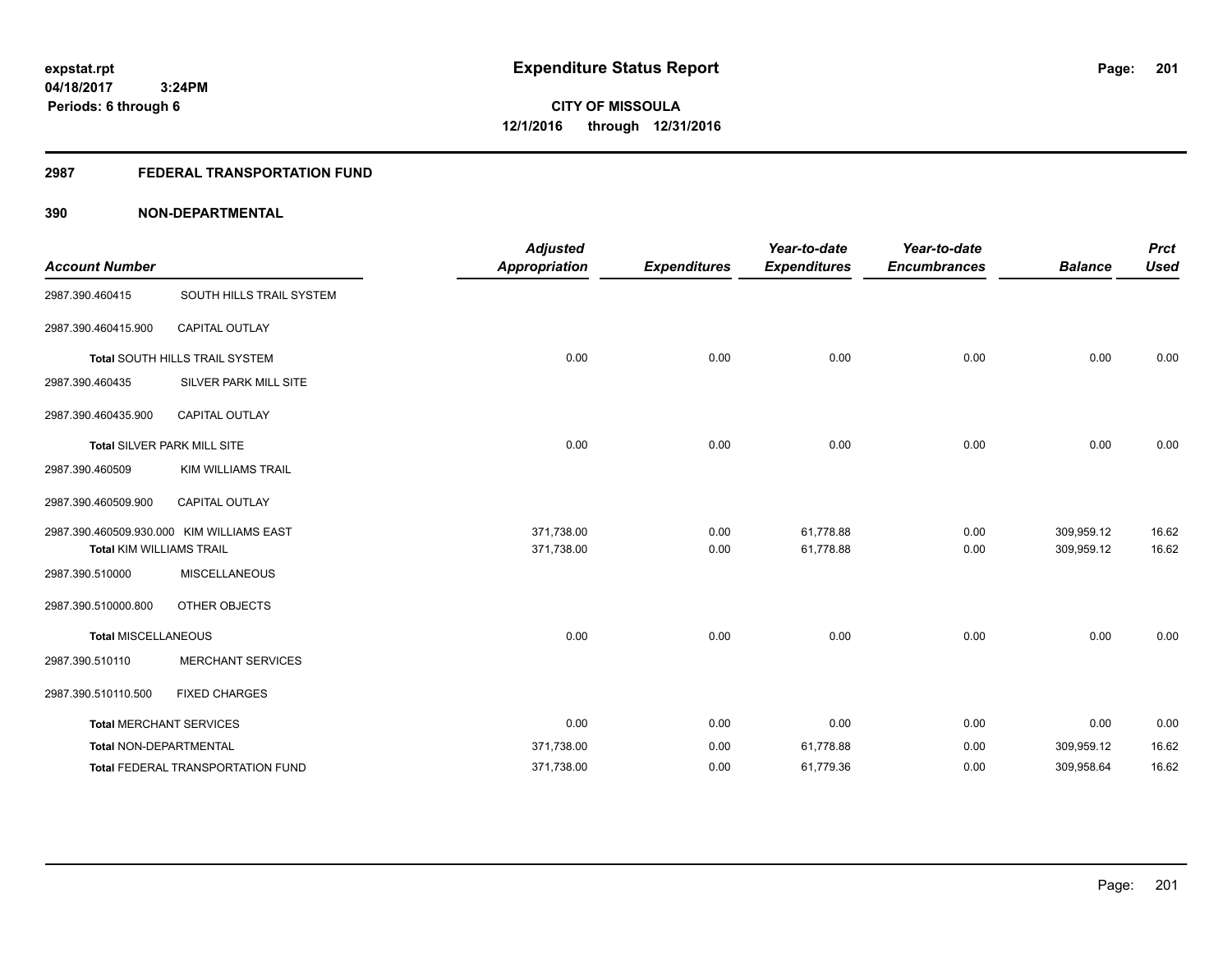# Expenditure Status Report

expstat.rpt
04/18/2017 3:24PM
Periods: 6 through 6

**CITY OF MISSOULA**
**12/1/2016 through 12/31/2016**

## 2987 FEDERAL TRANSPORTATION FUND

### 390 NON-DEPARTMENTAL

| Account Number | | Adjusted Appropriation | Expenditures | Year-to-date Expenditures | Year-to-date Encumbrances | Balance | Prct Used |
|---|---|---|---|---|---|---|---|
| 2987.390.460415 | SOUTH HILLS TRAIL SYSTEM | | | | | | |
| 2987.390.460415.900 | CAPITAL OUTLAY | | | | | | |
| **Total** SOUTH HILLS TRAIL SYSTEM | | 0.00 | 0.00 | 0.00 | 0.00 | 0.00 | 0.00 |
| 2987.390.460435 | SILVER PARK MILL SITE | | | | | | |
| 2987.390.460435.900 | CAPITAL OUTLAY | | | | | | |
| **Total** SILVER PARK MILL SITE | | 0.00 | 0.00 | 0.00 | 0.00 | 0.00 | 0.00 |
| 2987.390.460509 | KIM WILLIAMS TRAIL | | | | | | |
| 2987.390.460509.900 | CAPITAL OUTLAY | | | | | | |
| 2987.390.460509.930.000 | KIM WILLIAMS EAST | 371,738.00 | 0.00 | 61,778.88 | 0.00 | 309,959.12 | 16.62 |
| **Total** KIM WILLIAMS TRAIL | | 371,738.00 | 0.00 | 61,778.88 | 0.00 | 309,959.12 | 16.62 |
| 2987.390.510000 | MISCELLANEOUS | | | | | | |
| 2987.390.510000.800 | OTHER OBJECTS | | | | | | |
| **Total** MISCELLANEOUS | | 0.00 | 0.00 | 0.00 | 0.00 | 0.00 | 0.00 |
| 2987.390.510110 | MERCHANT SERVICES | | | | | | |
| 2987.390.510110.500 | FIXED CHARGES | | | | | | |
| **Total** MERCHANT SERVICES | | 0.00 | 0.00 | 0.00 | 0.00 | 0.00 | 0.00 |
| **Total** NON-DEPARTMENTAL | | 371,738.00 | 0.00 | 61,778.88 | 0.00 | 309,959.12 | 16.62 |
| **Total** FEDERAL TRANSPORTATION FUND | | 371,738.00 | 0.00 | 61,779.36 | 0.00 | 309,958.64 | 16.62 |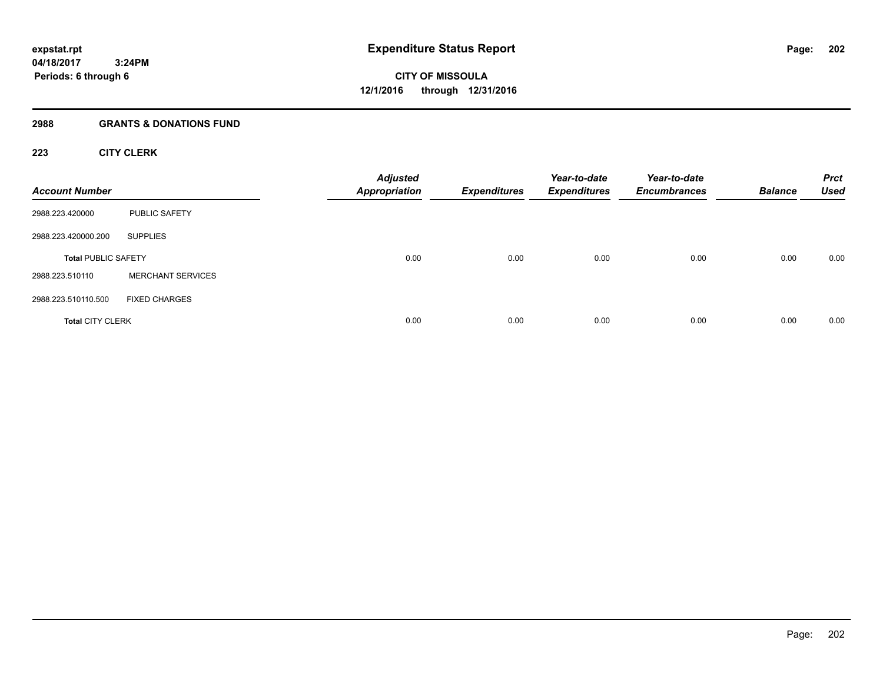**expstat.rpt**
**04/18/2017 3:24PM**
**Periods: 6 through 6**

# Expenditure Status Report

**CITY OF MISSOULA**
**12/1/2016 through 12/31/2016**

## 2988 GRANTS & DONATIONS FUND

### 223 CITY CLERK

| Account Number | | Adjusted Appropriation | Expenditures | Year-to-date Expenditures | Year-to-date Encumbrances | Balance | Prct Used |
|---|---|---|---|---|---|---|---|
| 2988.223.420000 | PUBLIC SAFETY | | | | | | |
| 2988.223.420000.200 | SUPPLIES | | | | | | |
| **Total** PUBLIC SAFETY | | 0.00 | 0.00 | 0.00 | 0.00 | 0.00 | 0.00 |
| 2988.223.510110 | MERCHANT SERVICES | | | | | | |
| 2988.223.510110.500 | FIXED CHARGES | | | | | | |
| **Total** CITY CLERK | | 0.00 | 0.00 | 0.00 | 0.00 | 0.00 | 0.00 |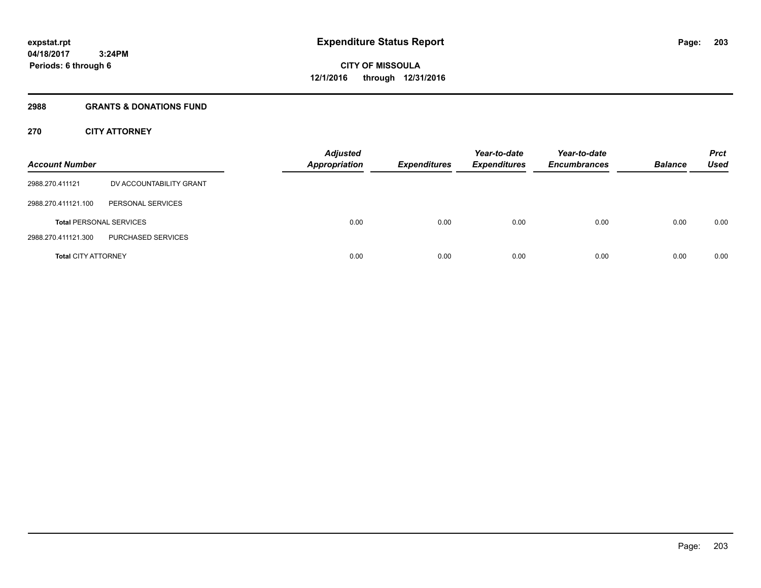expstat.rpt
04/18/2017 3:24PM
Periods: 6 through 6

# Expenditure Status Report

**CITY OF MISSOULA**
**12/1/2016 through 12/31/2016**

## 2988 GRANTS & DONATIONS FUND

### 270 CITY ATTORNEY

| Account Number | | Adjusted Appropriation | Expenditures | Year-to-date Expenditures | Year-to-date Encumbrances | Balance | Prct Used |
|---|---|---|---|---|---|---|---|
| 2988.270.411121 | DV ACCOUNTABILITY GRANT | | | | | | |
| 2988.270.411121.100 | PERSONAL SERVICES | | | | | | |
| **Total** PERSONAL SERVICES | | 0.00 | 0.00 | 0.00 | 0.00 | 0.00 | 0.00 |
| 2988.270.411121.300 | PURCHASED SERVICES | | | | | | |
| **Total** CITY ATTORNEY | | 0.00 | 0.00 | 0.00 | 0.00 | 0.00 | 0.00 |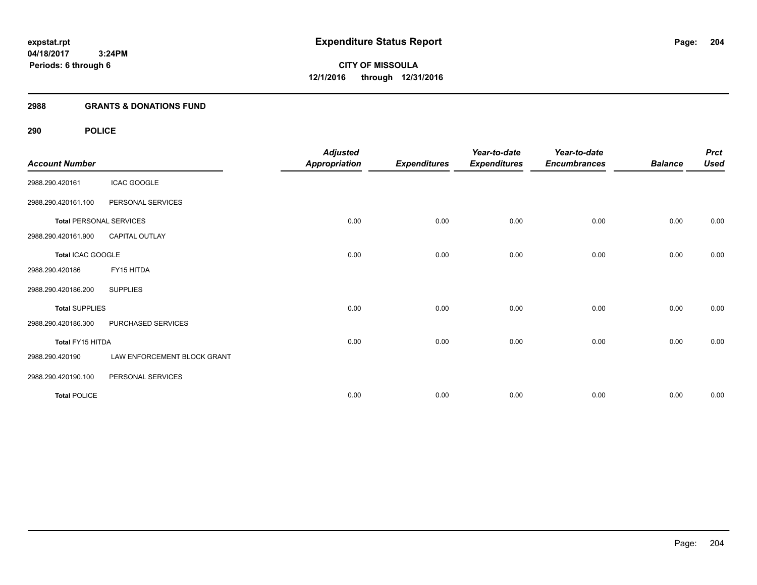expstat.rpt
04/18/2017 3:24PM
Periods: 6 through 6

# Expenditure Status Report

CITY OF MISSOULA
12/1/2016 through 12/31/2016

## 2988 GRANTS & DONATIONS FUND

### 290 POLICE

| Account Number | | Adjusted Appropriation | Expenditures | Year-to-date Expenditures | Year-to-date Encumbrances | Balance | Prct Used |
|---|---|---|---|---|---|---|---|
| 2988.290.420161 | ICAC GOOGLE | | | | | | |
| 2988.290.420161.100 | PERSONAL SERVICES | | | | | | |
| **Total** PERSONAL SERVICES | | 0.00 | 0.00 | 0.00 | 0.00 | 0.00 | 0.00 |
| 2988.290.420161.900 | CAPITAL OUTLAY | | | | | | |
| **Total** ICAC GOOGLE | | 0.00 | 0.00 | 0.00 | 0.00 | 0.00 | 0.00 |
| 2988.290.420186 | FY15 HITDA | | | | | | |
| 2988.290.420186.200 | SUPPLIES | | | | | | |
| **Total** SUPPLIES | | 0.00 | 0.00 | 0.00 | 0.00 | 0.00 | 0.00 |
| 2988.290.420186.300 | PURCHASED SERVICES | | | | | | |
| **Total** FY15 HITDA | | 0.00 | 0.00 | 0.00 | 0.00 | 0.00 | 0.00 |
| 2988.290.420190 | LAW ENFORCEMENT BLOCK GRANT | | | | | | |
| 2988.290.420190.100 | PERSONAL SERVICES | | | | | | |
| **Total** POLICE | | 0.00 | 0.00 | 0.00 | 0.00 | 0.00 | 0.00 |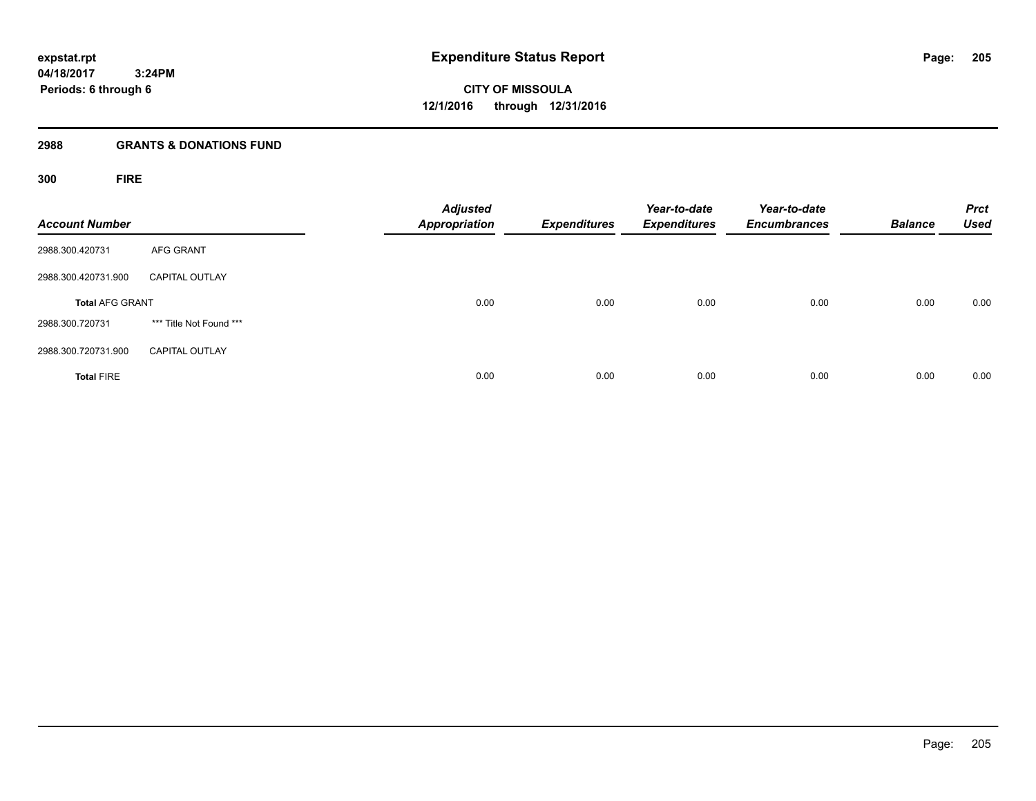**expstat.rpt**
**04/18/2017 3:24PM**
**Periods: 6 through 6**

# Expenditure Status Report

**CITY OF MISSOULA**
**12/1/2016 through 12/31/2016**

## 2988 GRANTS & DONATIONS FUND

### 300 FIRE

| Account Number | | Adjusted Appropriation | Expenditures | Year-to-date Expenditures | Year-to-date Encumbrances | Balance | Prct Used |
|---|---|---|---|---|---|---|---|
| 2988.300.420731 | AFG GRANT | | | | | | |
| 2988.300.420731.900 | CAPITAL OUTLAY | | | | | | |
| **Total** AFG GRANT | | 0.00 | 0.00 | 0.00 | 0.00 | 0.00 | 0.00 |
| 2988.300.720731 | *** Title Not Found *** | | | | | | |
| 2988.300.720731.900 | CAPITAL OUTLAY | | | | | | |
| **Total** FIRE | | 0.00 | 0.00 | 0.00 | 0.00 | 0.00 | 0.00 |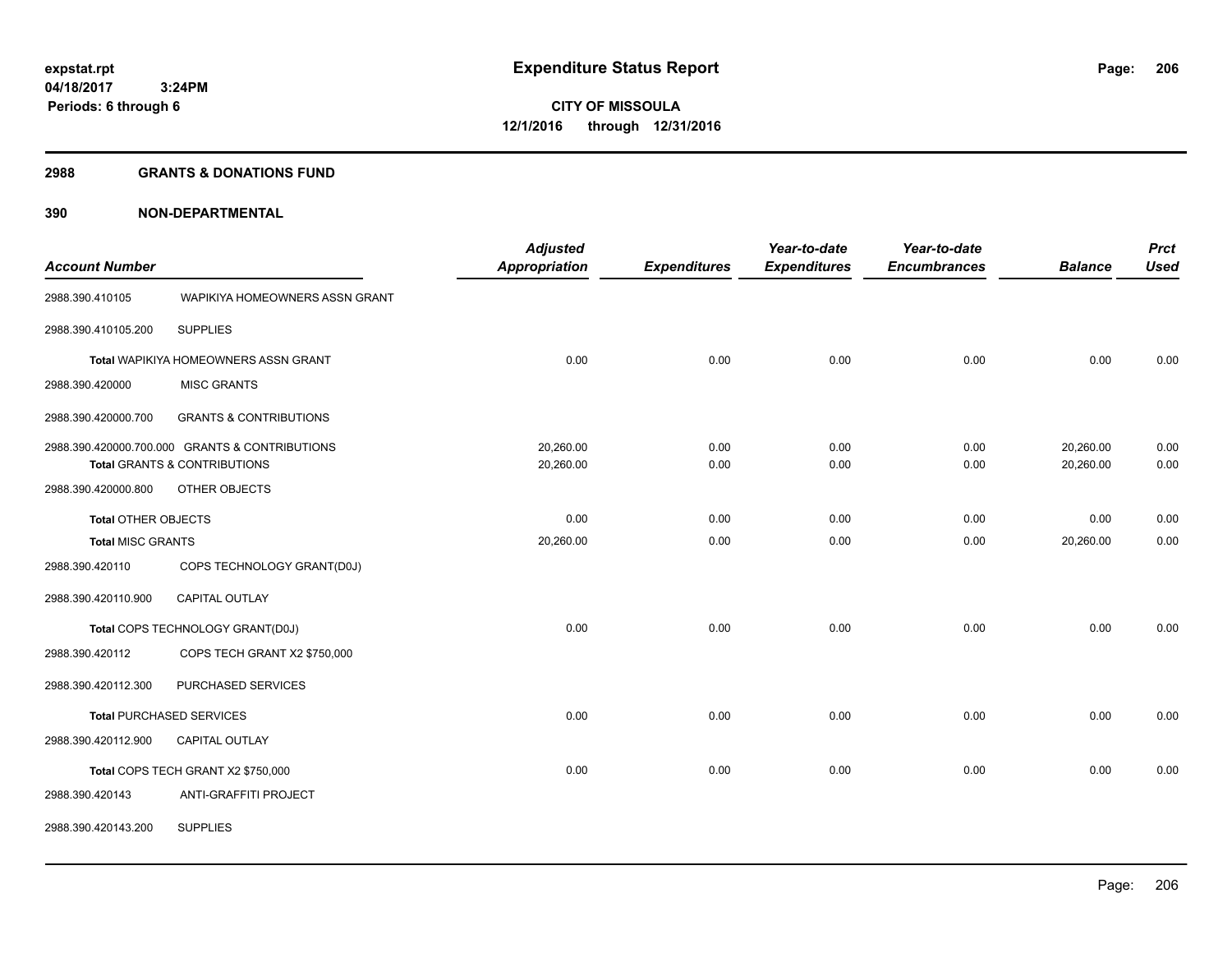expstat.rpt
04/18/2017 3:24PM
Periods: 6 through 6

# Expenditure Status Report

**CITY OF MISSOULA**
**12/1/2016 through 12/31/2016**

## 2988 GRANTS & DONATIONS FUND

## 390 NON-DEPARTMENTAL

| Account Number | | Adjusted Appropriation | Expenditures | Year-to-date Expenditures | Year-to-date Encumbrances | Balance | Prct Used |
|---|---|---|---|---|---|---|---|
| 2988.390.410105 | WAPIKIYA HOMEOWNERS ASSN GRANT | | | | | | |
| 2988.390.410105.200 | SUPPLIES | | | | | | |
| Total WAPIKIYA HOMEOWNERS ASSN GRANT | | 0.00 | 0.00 | 0.00 | 0.00 | 0.00 | 0.00 |
| 2988.390.420000 | MISC GRANTS | | | | | | |
| 2988.390.420000.700 | GRANTS & CONTRIBUTIONS | | | | | | |
| 2988.390.420000.700.000 | GRANTS & CONTRIBUTIONS | 20,260.00 | 0.00 | 0.00 | 0.00 | 20,260.00 | 0.00 |
| Total GRANTS & CONTRIBUTIONS | | 20,260.00 | 0.00 | 0.00 | 0.00 | 20,260.00 | 0.00 |
| 2988.390.420000.800 | OTHER OBJECTS | | | | | | |
| Total OTHER OBJECTS | | 0.00 | 0.00 | 0.00 | 0.00 | 0.00 | 0.00 |
| Total MISC GRANTS | | 20,260.00 | 0.00 | 0.00 | 0.00 | 20,260.00 | 0.00 |
| 2988.390.420110 | COPS TECHNOLOGY GRANT(D0J) | | | | | | |
| 2988.390.420110.900 | CAPITAL OUTLAY | | | | | | |
| Total COPS TECHNOLOGY GRANT(D0J) | | 0.00 | 0.00 | 0.00 | 0.00 | 0.00 | 0.00 |
| 2988.390.420112 | COPS TECH GRANT X2 $750,000 | | | | | | |
| 2988.390.420112.300 | PURCHASED SERVICES | | | | | | |
| Total PURCHASED SERVICES | | 0.00 | 0.00 | 0.00 | 0.00 | 0.00 | 0.00 |
| 2988.390.420112.900 | CAPITAL OUTLAY | | | | | | |
| Total COPS TECH GRANT X2 $750,000 | | 0.00 | 0.00 | 0.00 | 0.00 | 0.00 | 0.00 |
| 2988.390.420143 | ANTI-GRAFFITI PROJECT | | | | | | |
| 2988.390.420143.200 | SUPPLIES | | | | | | |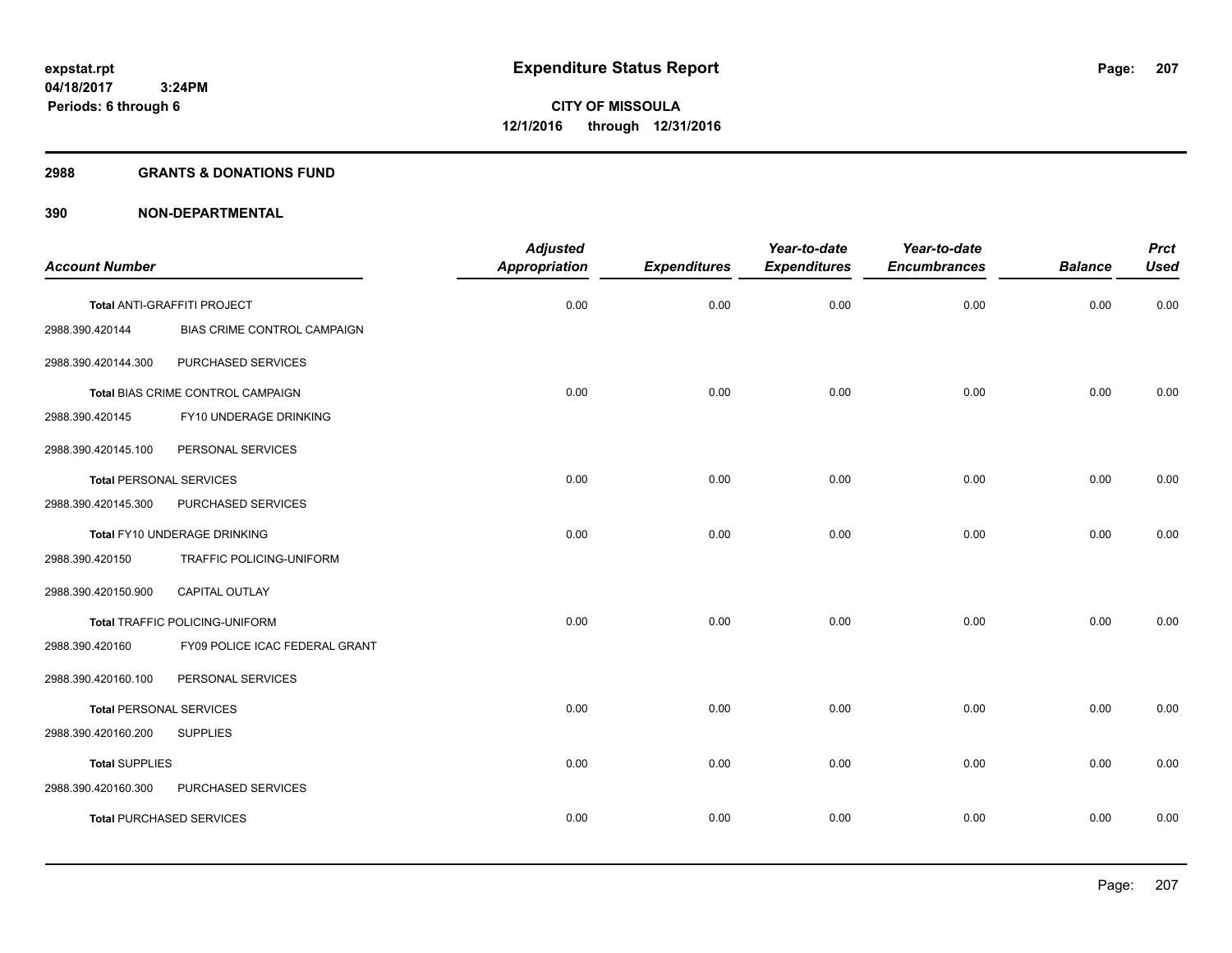expstat.rpt
04/18/2017 3:24PM
Periods: 6 through 6

# Expenditure Status Report

**CITY OF MISSOULA**
**12/1/2016 through 12/31/2016**

## 2988 GRANTS & DONATIONS FUND

## 390 NON-DEPARTMENTAL

| Account Number | | Adjusted Appropriation | Expenditures | Year-to-date Expenditures | Year-to-date Encumbrances | Balance | Prct Used |
|---|---|---|---|---|---|---|---|
| Total ANTI-GRAFFITI PROJECT | | 0.00 | 0.00 | 0.00 | 0.00 | 0.00 | 0.00 |
| 2988.390.420144 | BIAS CRIME CONTROL CAMPAIGN | | | | | | |
| 2988.390.420144.300 | PURCHASED SERVICES | | | | | | |
| Total BIAS CRIME CONTROL CAMPAIGN | | 0.00 | 0.00 | 0.00 | 0.00 | 0.00 | 0.00 |
| 2988.390.420145 | FY10 UNDERAGE DRINKING | | | | | | |
| 2988.390.420145.100 | PERSONAL SERVICES | | | | | | |
| Total PERSONAL SERVICES | | 0.00 | 0.00 | 0.00 | 0.00 | 0.00 | 0.00 |
| 2988.390.420145.300 | PURCHASED SERVICES | | | | | | |
| Total FY10 UNDERAGE DRINKING | | 0.00 | 0.00 | 0.00 | 0.00 | 0.00 | 0.00 |
| 2988.390.420150 | TRAFFIC POLICING-UNIFORM | | | | | | |
| 2988.390.420150.900 | CAPITAL OUTLAY | | | | | | |
| Total TRAFFIC POLICING-UNIFORM | | 0.00 | 0.00 | 0.00 | 0.00 | 0.00 | 0.00 |
| 2988.390.420160 | FY09 POLICE ICAC FEDERAL GRANT | | | | | | |
| 2988.390.420160.100 | PERSONAL SERVICES | | | | | | |
| Total PERSONAL SERVICES | | 0.00 | 0.00 | 0.00 | 0.00 | 0.00 | 0.00 |
| 2988.390.420160.200 | SUPPLIES | | | | | | |
| Total SUPPLIES | | 0.00 | 0.00 | 0.00 | 0.00 | 0.00 | 0.00 |
| 2988.390.420160.300 | PURCHASED SERVICES | | | | | | |
| Total PURCHASED SERVICES | | 0.00 | 0.00 | 0.00 | 0.00 | 0.00 | 0.00 |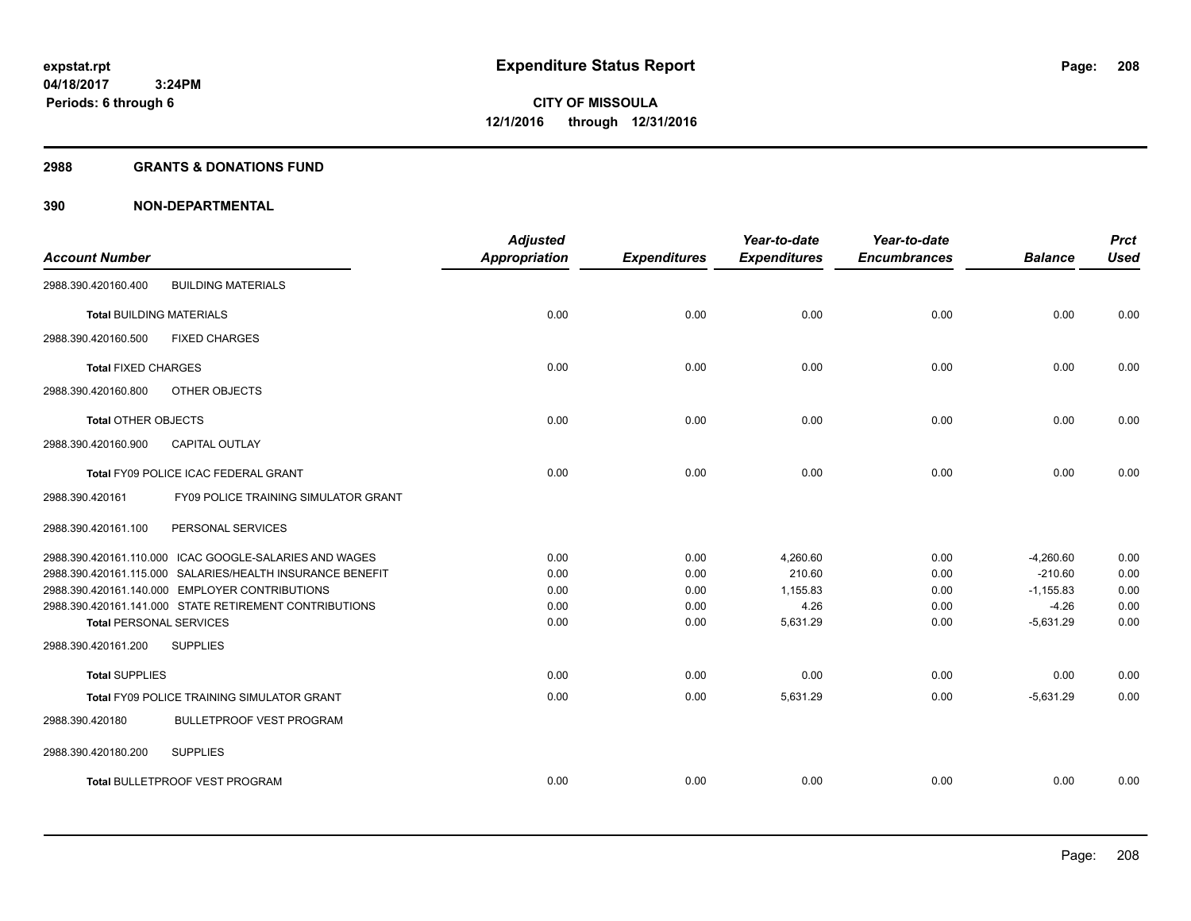expstat.rpt
04/18/2017 3:24PM
Periods: 6 through 6

# Expenditure Status Report

**CITY OF MISSOULA**
**12/1/2016 through 12/31/2016**

## 2988 GRANTS & DONATIONS FUND

## 390 NON-DEPARTMENTAL

| Account Number | Adjusted Appropriation | Expenditures | Year-to-date Expenditures | Year-to-date Encumbrances | Balance | Prct Used |
|---|---|---|---|---|---|---|
| 2988.390.420160.400 BUILDING MATERIALS | | | | | | |
| **Total** BUILDING MATERIALS | 0.00 | 0.00 | 0.00 | 0.00 | 0.00 | 0.00 |
| 2988.390.420160.500 FIXED CHARGES | | | | | | |
| **Total** FIXED CHARGES | 0.00 | 0.00 | 0.00 | 0.00 | 0.00 | 0.00 |
| 2988.390.420160.800 OTHER OBJECTS | | | | | | |
| **Total** OTHER OBJECTS | 0.00 | 0.00 | 0.00 | 0.00 | 0.00 | 0.00 |
| 2988.390.420160.900 CAPITAL OUTLAY | | | | | | |
| **Total** FY09 POLICE ICAC FEDERAL GRANT | 0.00 | 0.00 | 0.00 | 0.00 | 0.00 | 0.00 |
| 2988.390.420161 FY09 POLICE TRAINING SIMULATOR GRANT | | | | | | |
| 2988.390.420161.100 PERSONAL SERVICES | | | | | | |
| 2988.390.420161.110.000 ICAC GOOGLE-SALARIES AND WAGES | 0.00 | 0.00 | 4,260.60 | 0.00 | -4,260.60 | 0.00 |
| 2988.390.420161.115.000 SALARIES/HEALTH INSURANCE BENEFIT | 0.00 | 0.00 | 210.60 | 0.00 | -210.60 | 0.00 |
| 2988.390.420161.140.000 EMPLOYER CONTRIBUTIONS | 0.00 | 0.00 | 1,155.83 | 0.00 | -1,155.83 | 0.00 |
| 2988.390.420161.141.000 STATE RETIREMENT CONTRIBUTIONS | 0.00 | 0.00 | 4.26 | 0.00 | -4.26 | 0.00 |
| **Total** PERSONAL SERVICES | 0.00 | 0.00 | 5,631.29 | 0.00 | -5,631.29 | 0.00 |
| 2988.390.420161.200 SUPPLIES | | | | | | |
| **Total** SUPPLIES | 0.00 | 0.00 | 0.00 | 0.00 | 0.00 | 0.00 |
| **Total** FY09 POLICE TRAINING SIMULATOR GRANT | 0.00 | 0.00 | 5,631.29 | 0.00 | -5,631.29 | 0.00 |
| 2988.390.420180 BULLETPROOF VEST PROGRAM | | | | | | |
| 2988.390.420180.200 SUPPLIES | | | | | | |
| **Total** BULLETPROOF VEST PROGRAM | 0.00 | 0.00 | 0.00 | 0.00 | 0.00 | 0.00 |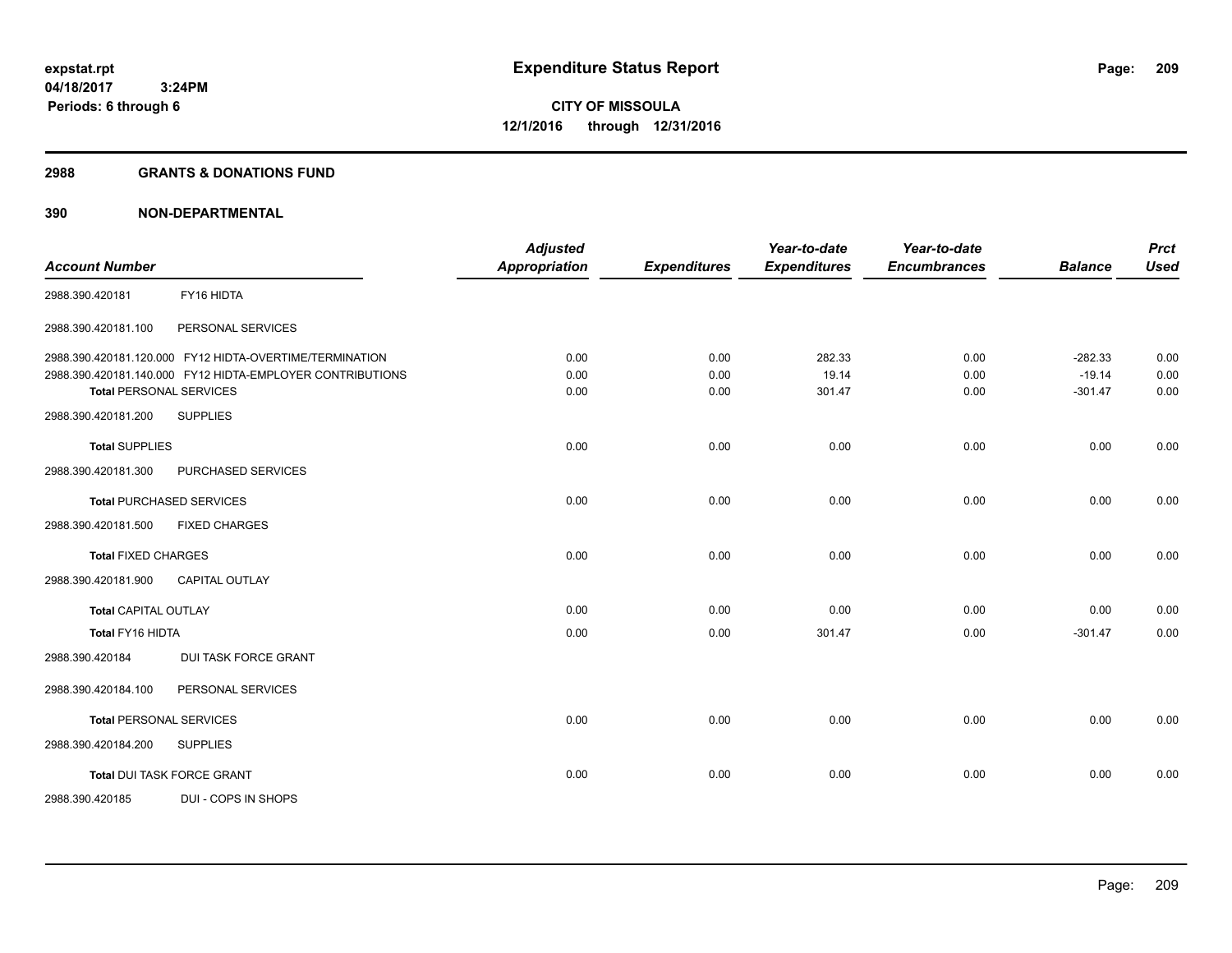expstat.rpt
04/18/2017 3:24PM
Periods: 6 through 6

# Expenditure Status Report

**CITY OF MISSOULA**
**12/1/2016 through 12/31/2016**

## 2988 GRANTS & DONATIONS FUND

## 390 NON-DEPARTMENTAL

| Account Number | | Adjusted Appropriation | Expenditures | Year-to-date Expenditures | Year-to-date Encumbrances | Balance | Prct Used |
|---|---|---|---|---|---|---|---|
| 2988.390.420181 | FY16 HIDTA | | | | | | |
| 2988.390.420181.100 | PERSONAL SERVICES | | | | | | |
| 2988.390.420181.120.000 | FY12 HIDTA-OVERTIME/TERMINATION | 0.00 | 0.00 | 282.33 | 0.00 | -282.33 | 0.00 |
| 2988.390.420181.140.000 | FY12 HIDTA-EMPLOYER CONTRIBUTIONS | 0.00 | 0.00 | 19.14 | 0.00 | -19.14 | 0.00 |
| **Total** PERSONAL SERVICES | | 0.00 | 0.00 | 301.47 | 0.00 | -301.47 | 0.00 |
| 2988.390.420181.200 | SUPPLIES | | | | | | |
| **Total** SUPPLIES | | 0.00 | 0.00 | 0.00 | 0.00 | 0.00 | 0.00 |
| 2988.390.420181.300 | PURCHASED SERVICES | | | | | | |
| **Total** PURCHASED SERVICES | | 0.00 | 0.00 | 0.00 | 0.00 | 0.00 | 0.00 |
| 2988.390.420181.500 | FIXED CHARGES | | | | | | |
| **Total** FIXED CHARGES | | 0.00 | 0.00 | 0.00 | 0.00 | 0.00 | 0.00 |
| 2988.390.420181.900 | CAPITAL OUTLAY | | | | | | |
| **Total** CAPITAL OUTLAY | | 0.00 | 0.00 | 0.00 | 0.00 | 0.00 | 0.00 |
| **Total FY16 HIDTA** | | 0.00 | 0.00 | 301.47 | 0.00 | -301.47 | 0.00 |
| 2988.390.420184 | DUI TASK FORCE GRANT | | | | | | |
| 2988.390.420184.100 | PERSONAL SERVICES | | | | | | |
| **Total** PERSONAL SERVICES | | 0.00 | 0.00 | 0.00 | 0.00 | 0.00 | 0.00 |
| 2988.390.420184.200 | SUPPLIES | | | | | | |
| **Total** DUI TASK FORCE GRANT | | 0.00 | 0.00 | 0.00 | 0.00 | 0.00 | 0.00 |
| 2988.390.420185 | DUI - COPS IN SHOPS | | | | | | |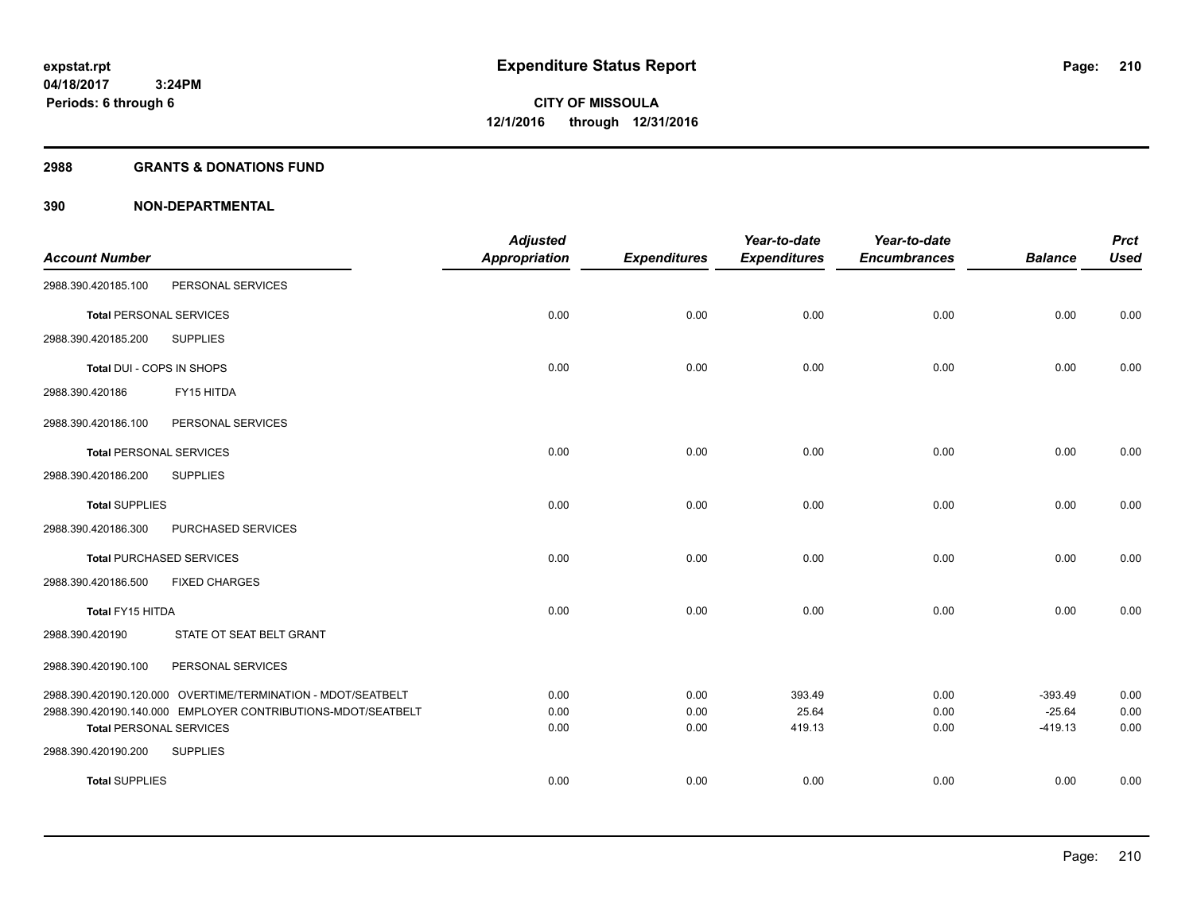# Expenditure Status Report

**CITY OF MISSOULA**
**12/1/2016 through 12/31/2016**

expstat.rpt
04/18/2017 3:24PM
Periods: 6 through 6

## 2988 GRANTS & DONATIONS FUND

### 390 NON-DEPARTMENTAL

| Account Number | Adjusted Appropriation | Expenditures | Year-to-date Expenditures | Year-to-date Encumbrances | Balance | Prct Used |
|---|---|---|---|---|---|---|
| 2988.390.420185.100 PERSONAL SERVICES | | | | | | |
| **Total** PERSONAL SERVICES | 0.00 | 0.00 | 0.00 | 0.00 | 0.00 | 0.00 |
| 2988.390.420185.200 SUPPLIES | | | | | | |
| **Total DUI - COPS IN SHOPS** | 0.00 | 0.00 | 0.00 | 0.00 | 0.00 | 0.00 |
| 2988.390.420186 FY15 HITDA | | | | | | |
| 2988.390.420186.100 PERSONAL SERVICES | | | | | | |
| **Total** PERSONAL SERVICES | 0.00 | 0.00 | 0.00 | 0.00 | 0.00 | 0.00 |
| 2988.390.420186.200 SUPPLIES | | | | | | |
| **Total** SUPPLIES | 0.00 | 0.00 | 0.00 | 0.00 | 0.00 | 0.00 |
| 2988.390.420186.300 PURCHASED SERVICES | | | | | | |
| **Total** PURCHASED SERVICES | 0.00 | 0.00 | 0.00 | 0.00 | 0.00 | 0.00 |
| 2988.390.420186.500 FIXED CHARGES | | | | | | |
| **Total FY15 HITDA** | 0.00 | 0.00 | 0.00 | 0.00 | 0.00 | 0.00 |
| 2988.390.420190 STATE OT SEAT BELT GRANT | | | | | | |
| 2988.390.420190.100 PERSONAL SERVICES | | | | | | |
| 2988.390.420190.120.000 OVERTIME/TERMINATION - MDOT/SEATBELT | 0.00 | 0.00 | 393.49 | 0.00 | -393.49 | 0.00 |
| 2988.390.420190.140.000 EMPLOYER CONTRIBUTIONS-MDOT/SEATBELT | 0.00 | 0.00 | 25.64 | 0.00 | -25.64 | 0.00 |
| **Total** PERSONAL SERVICES | 0.00 | 0.00 | 419.13 | 0.00 | -419.13 | 0.00 |
| 2988.390.420190.200 SUPPLIES | | | | | | |
| **Total** SUPPLIES | 0.00 | 0.00 | 0.00 | 0.00 | 0.00 | 0.00 |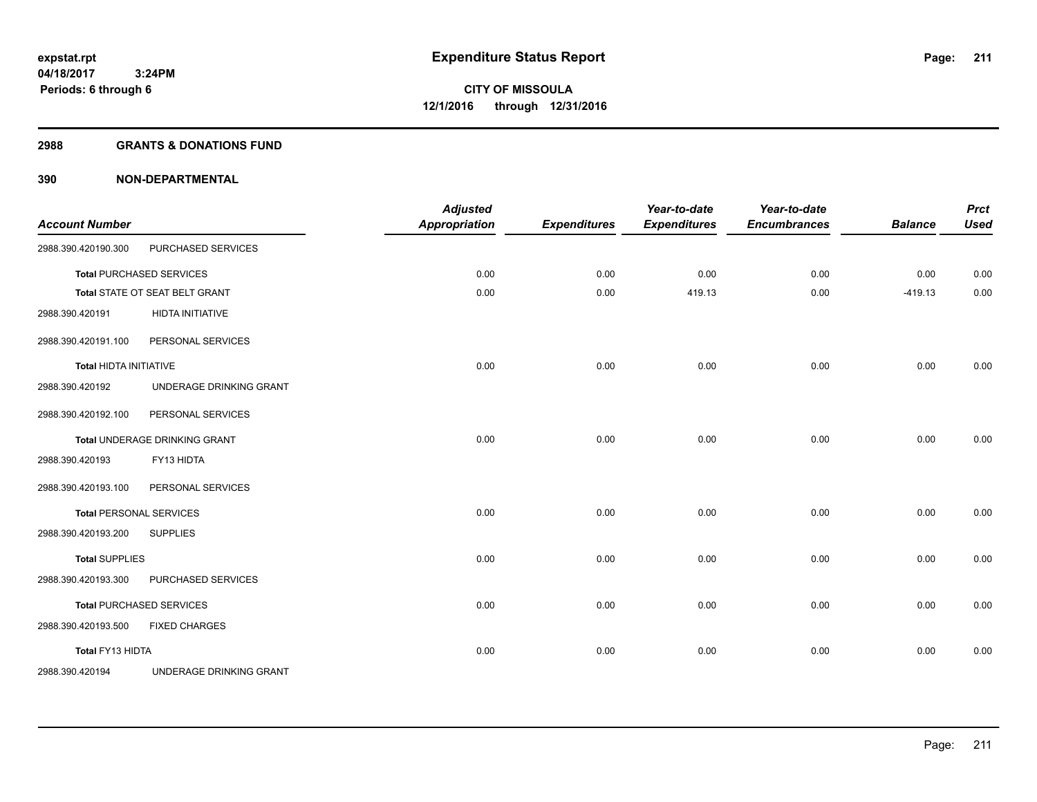# Expenditure Status Report

**CITY OF MISSOULA**
**12/1/2016 through 12/31/2016**

expstat.rpt
04/18/2017 3:24PM
Periods: 6 through 6

## 2988 GRANTS & DONATIONS FUND

### 390 NON-DEPARTMENTAL

| Account Number | | Adjusted Appropriation | Expenditures | Year-to-date Expenditures | Year-to-date Encumbrances | Balance | Prct Used |
|---|---|---|---|---|---|---|---|
| 2988.390.420190.300 | PURCHASED SERVICES | | | | | | |
| **Total** PURCHASED SERVICES | | 0.00 | 0.00 | 0.00 | 0.00 | 0.00 | 0.00 |
| **Total** STATE OT SEAT BELT GRANT | | 0.00 | 0.00 | 419.13 | 0.00 | -419.13 | 0.00 |
| 2988.390.420191 | HIDTA INITIATIVE | | | | | | |
| 2988.390.420191.100 | PERSONAL SERVICES | | | | | | |
| **Total** HIDTA INITIATIVE | | 0.00 | 0.00 | 0.00 | 0.00 | 0.00 | 0.00 |
| 2988.390.420192 | UNDERAGE DRINKING GRANT | | | | | | |
| 2988.390.420192.100 | PERSONAL SERVICES | | | | | | |
| **Total** UNDERAGE DRINKING GRANT | | 0.00 | 0.00 | 0.00 | 0.00 | 0.00 | 0.00 |
| 2988.390.420193 | FY13 HIDTA | | | | | | |
| 2988.390.420193.100 | PERSONAL SERVICES | | | | | | |
| **Total** PERSONAL SERVICES | | 0.00 | 0.00 | 0.00 | 0.00 | 0.00 | 0.00 |
| 2988.390.420193.200 | SUPPLIES | | | | | | |
| **Total** SUPPLIES | | 0.00 | 0.00 | 0.00 | 0.00 | 0.00 | 0.00 |
| 2988.390.420193.300 | PURCHASED SERVICES | | | | | | |
| **Total** PURCHASED SERVICES | | 0.00 | 0.00 | 0.00 | 0.00 | 0.00 | 0.00 |
| 2988.390.420193.500 | FIXED CHARGES | | | | | | |
| **Total** FY13 HIDTA | | 0.00 | 0.00 | 0.00 | 0.00 | 0.00 | 0.00 |
| 2988.390.420194 | UNDERAGE DRINKING GRANT | | | | | | |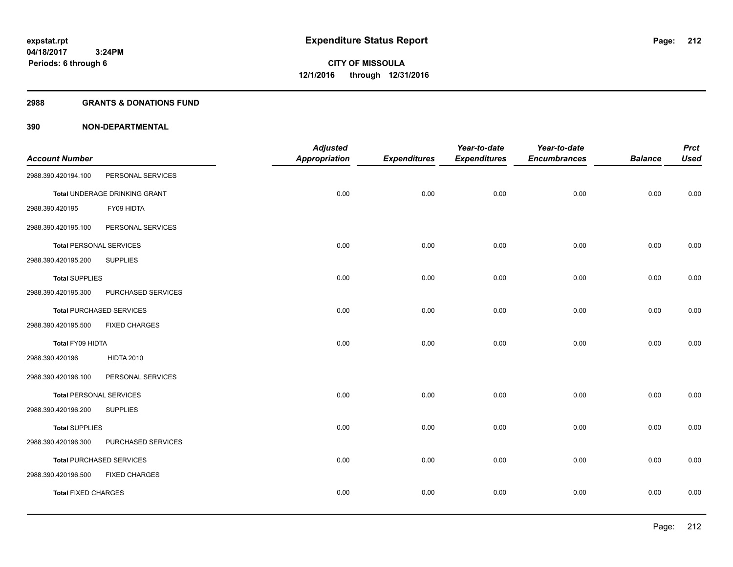# Expenditure Status Report

expstat.rpt
04/18/2017 3:24PM
Periods: 6 through 6

**CITY OF MISSOULA**
**12/1/2016 through 12/31/2016**

## 2988 GRANTS & DONATIONS FUND

### 390 NON-DEPARTMENTAL

| Account Number | | Adjusted Appropriation | Expenditures | Year-to-date Expenditures | Year-to-date Encumbrances | Balance | Prct Used |
|---|---|---|---|---|---|---|---|
| 2988.390.420194.100 | PERSONAL SERVICES | | | | | | |
| **Total** UNDERAGE DRINKING GRANT | | 0.00 | 0.00 | 0.00 | 0.00 | 0.00 | 0.00 |
| 2988.390.420195 | FY09 HIDTA | | | | | | |
| 2988.390.420195.100 | PERSONAL SERVICES | | | | | | |
| **Total** PERSONAL SERVICES | | 0.00 | 0.00 | 0.00 | 0.00 | 0.00 | 0.00 |
| 2988.390.420195.200 | SUPPLIES | | | | | | |
| **Total** SUPPLIES | | 0.00 | 0.00 | 0.00 | 0.00 | 0.00 | 0.00 |
| 2988.390.420195.300 | PURCHASED SERVICES | | | | | | |
| **Total** PURCHASED SERVICES | | 0.00 | 0.00 | 0.00 | 0.00 | 0.00 | 0.00 |
| 2988.390.420195.500 | FIXED CHARGES | | | | | | |
| **Total FY09 HIDTA** | | 0.00 | 0.00 | 0.00 | 0.00 | 0.00 | 0.00 |
| 2988.390.420196 | HIDTA 2010 | | | | | | |
| 2988.390.420196.100 | PERSONAL SERVICES | | | | | | |
| **Total** PERSONAL SERVICES | | 0.00 | 0.00 | 0.00 | 0.00 | 0.00 | 0.00 |
| 2988.390.420196.200 | SUPPLIES | | | | | | |
| **Total** SUPPLIES | | 0.00 | 0.00 | 0.00 | 0.00 | 0.00 | 0.00 |
| 2988.390.420196.300 | PURCHASED SERVICES | | | | | | |
| **Total** PURCHASED SERVICES | | 0.00 | 0.00 | 0.00 | 0.00 | 0.00 | 0.00 |
| 2988.390.420196.500 | FIXED CHARGES | | | | | | |
| **Total** FIXED CHARGES | | 0.00 | 0.00 | 0.00 | 0.00 | 0.00 | 0.00 |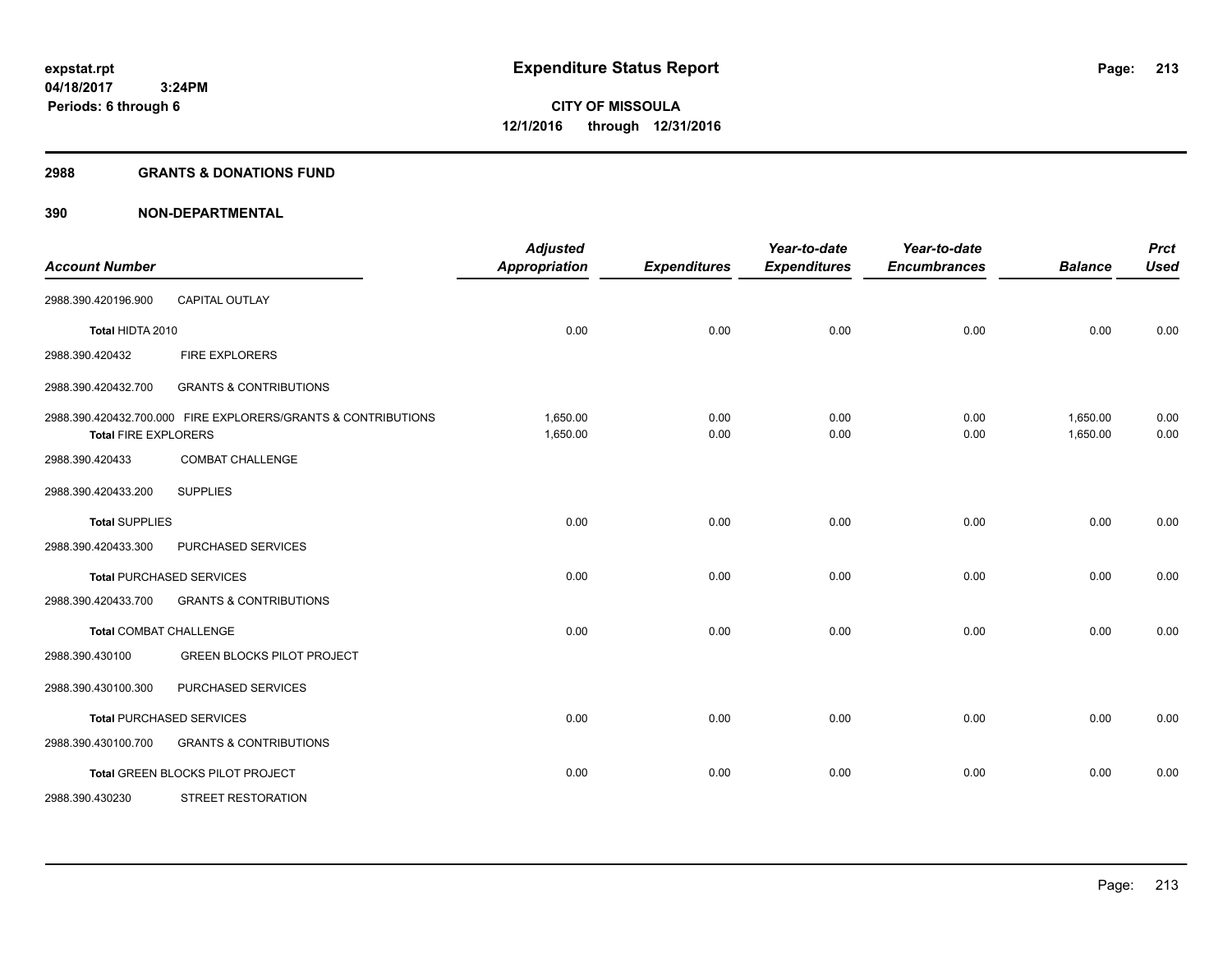# Expenditure Status Report

**CITY OF MISSOULA**
**12/1/2016 through 12/31/2016**

expstat.rpt
04/18/2017 3:24PM
Periods: 6 through 6

## 2988 GRANTS & DONATIONS FUND

## 390 NON-DEPARTMENTAL

| Account Number | | Adjusted Appropriation | Expenditures | Year-to-date Expenditures | Year-to-date Encumbrances | Balance | Prct Used |
|---|---|---|---|---|---|---|---|
| 2988.390.420196.900 | CAPITAL OUTLAY | | | | | | |
| **Total** HIDTA 2010 | | 0.00 | 0.00 | 0.00 | 0.00 | 0.00 | 0.00 |
| 2988.390.420432 | FIRE EXPLORERS | | | | | | |
| 2988.390.420432.700 | GRANTS & CONTRIBUTIONS | | | | | | |
| 2988.390.420432.700.000 | FIRE EXPLORERS/GRANTS & CONTRIBUTIONS | 1,650.00 | 0.00 | 0.00 | 0.00 | 1,650.00 | 0.00 |
| **Total** FIRE EXPLORERS | | 1,650.00 | 0.00 | 0.00 | 0.00 | 1,650.00 | 0.00 |
| 2988.390.420433 | COMBAT CHALLENGE | | | | | | |
| 2988.390.420433.200 | SUPPLIES | | | | | | |
| **Total** SUPPLIES | | 0.00 | 0.00 | 0.00 | 0.00 | 0.00 | 0.00 |
| 2988.390.420433.300 | PURCHASED SERVICES | | | | | | |
| **Total** PURCHASED SERVICES | | 0.00 | 0.00 | 0.00 | 0.00 | 0.00 | 0.00 |
| 2988.390.420433.700 | GRANTS & CONTRIBUTIONS | | | | | | |
| **Total** COMBAT CHALLENGE | | 0.00 | 0.00 | 0.00 | 0.00 | 0.00 | 0.00 |
| 2988.390.430100 | GREEN BLOCKS PILOT PROJECT | | | | | | |
| 2988.390.430100.300 | PURCHASED SERVICES | | | | | | |
| **Total** PURCHASED SERVICES | | 0.00 | 0.00 | 0.00 | 0.00 | 0.00 | 0.00 |
| 2988.390.430100.700 | GRANTS & CONTRIBUTIONS | | | | | | |
| **Total** GREEN BLOCKS PILOT PROJECT | | 0.00 | 0.00 | 0.00 | 0.00 | 0.00 | 0.00 |
| 2988.390.430230 | STREET RESTORATION | | | | | | |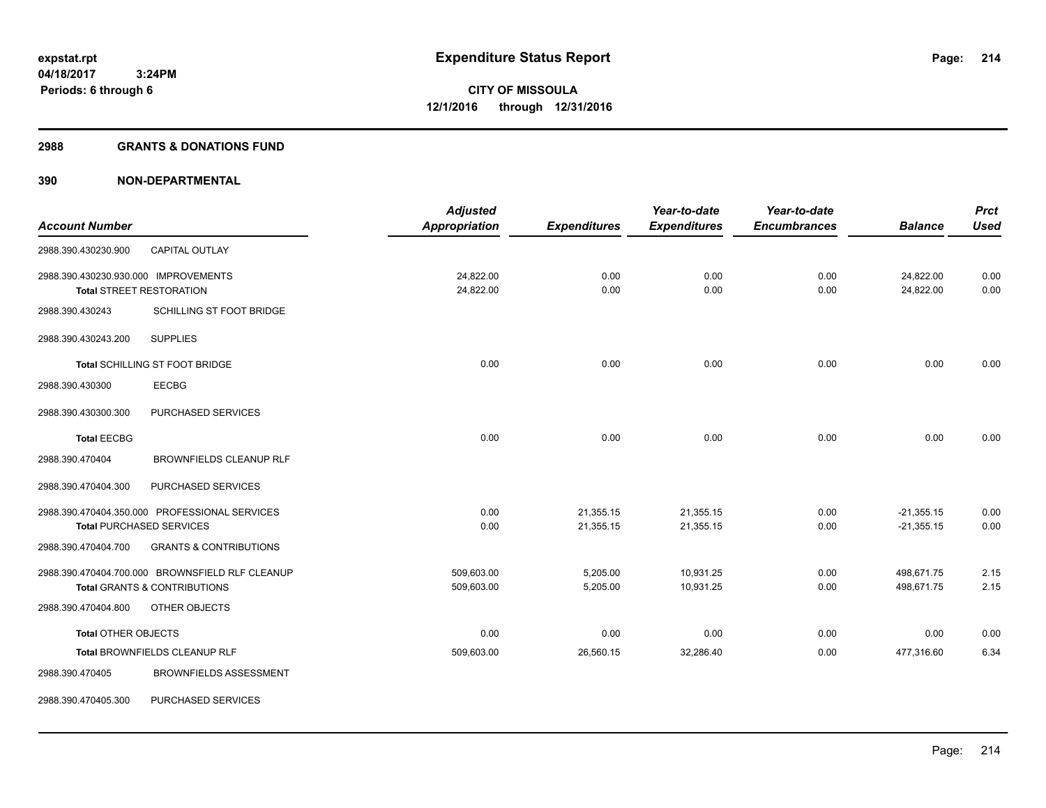expstat.rpt
04/18/2017 3:24PM
Periods: 6 through 6

# Expenditure Status Report

**CITY OF MISSOULA**
**12/1/2016 through 12/31/2016**

## 2988 GRANTS & DONATIONS FUND

## 390 NON-DEPARTMENTAL

| Account Number | | Adjusted Appropriation | Expenditures | Year-to-date Expenditures | Year-to-date Encumbrances | Balance | Prct Used |
|---|---|---|---|---|---|---|---|
| 2988.390.430230.900 | CAPITAL OUTLAY | | | | | | |
| 2988.390.430230.930.000 IMPROVEMENTS | | 24,822.00 | 0.00 | 0.00 | 0.00 | 24,822.00 | 0.00 |
| Total STREET RESTORATION | | 24,822.00 | 0.00 | 0.00 | 0.00 | 24,822.00 | 0.00 |
| 2988.390.430243 | SCHILLING ST FOOT BRIDGE | | | | | | |
| 2988.390.430243.200 | SUPPLIES | | | | | | |
| Total SCHILLING ST FOOT BRIDGE | | 0.00 | 0.00 | 0.00 | 0.00 | 0.00 | 0.00 |
| 2988.390.430300 | EECBG | | | | | | |
| 2988.390.430300.300 | PURCHASED SERVICES | | | | | | |
| Total EECBG | | 0.00 | 0.00 | 0.00 | 0.00 | 0.00 | 0.00 |
| 2988.390.470404 | BROWNFIELDS CLEANUP RLF | | | | | | |
| 2988.390.470404.300 | PURCHASED SERVICES | | | | | | |
| 2988.390.470404.350.000 PROFESSIONAL SERVICES | | 0.00 | 21,355.15 | 21,355.15 | 0.00 | -21,355.15 | 0.00 |
| Total PURCHASED SERVICES | | 0.00 | 21,355.15 | 21,355.15 | 0.00 | -21,355.15 | 0.00 |
| 2988.390.470404.700 | GRANTS & CONTRIBUTIONS | | | | | | |
| 2988.390.470404.700.000 BROWNSFIELD RLF CLEANUP | | 509,603.00 | 5,205.00 | 10,931.25 | 0.00 | 498,671.75 | 2.15 |
| Total GRANTS & CONTRIBUTIONS | | 509,603.00 | 5,205.00 | 10,931.25 | 0.00 | 498,671.75 | 2.15 |
| 2988.390.470404.800 | OTHER OBJECTS | | | | | | |
| Total OTHER OBJECTS | | 0.00 | 0.00 | 0.00 | 0.00 | 0.00 | 0.00 |
| Total BROWNFIELDS CLEANUP RLF | | 509,603.00 | 26,560.15 | 32,286.40 | 0.00 | 477,316.60 | 6.34 |
| 2988.390.470405 | BROWNFIELDS ASSESSMENT | | | | | | |
| 2988.390.470405.300 | PURCHASED SERVICES | | | | | | |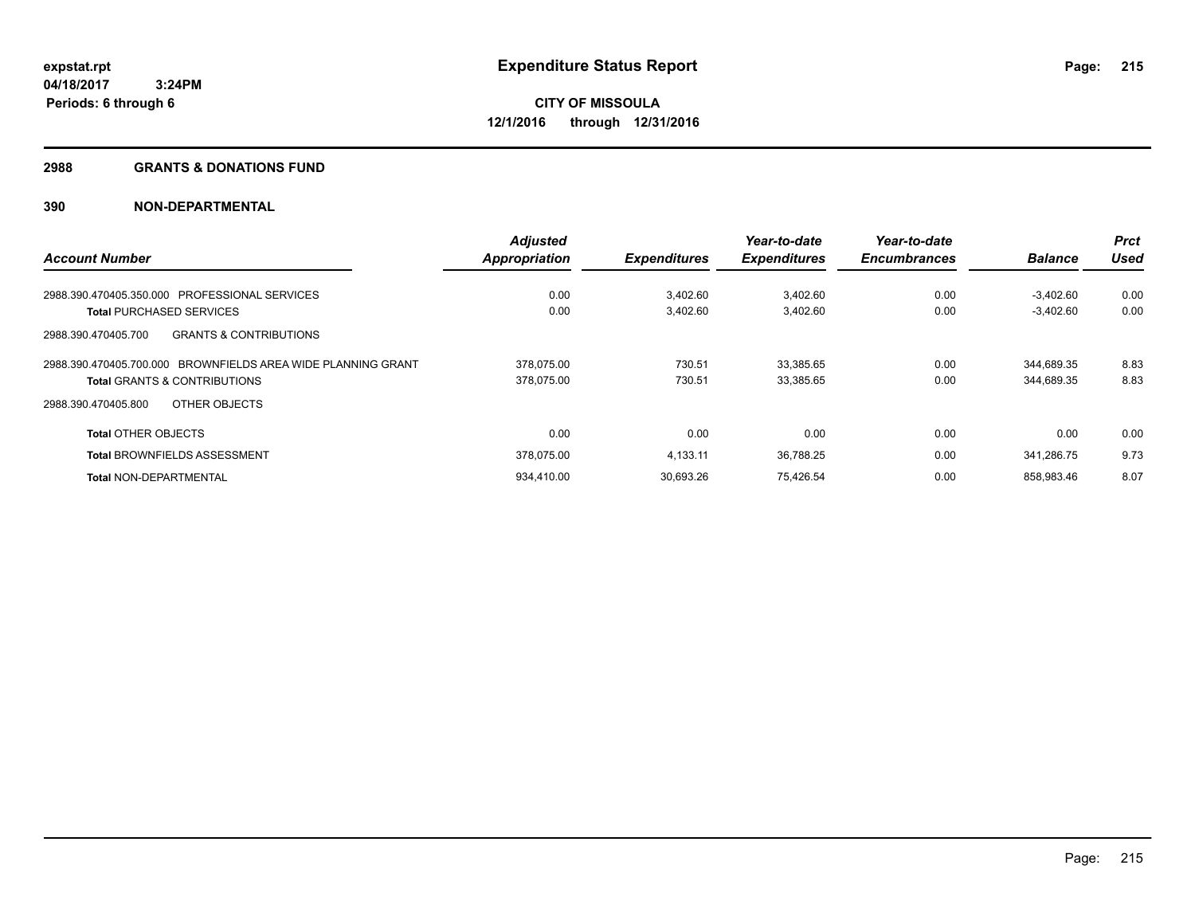**Expenditure Status Report**

**CITY OF MISSOULA**
**12/1/2016 through 12/31/2016**

expstat.rpt
04/18/2017 3:24PM
Periods: 6 through 6

## 2988 GRANTS & DONATIONS FUND

## 390 NON-DEPARTMENTAL

| Account Number | Adjusted Appropriation | Expenditures | Year-to-date Expenditures | Year-to-date Encumbrances | Balance | Prct Used |
|---|---|---|---|---|---|---|
| 2988.390.470405.350.000 PROFESSIONAL SERVICES | 0.00 | 3,402.60 | 3,402.60 | 0.00 | -3,402.60 | 0.00 |
| **Total** PURCHASED SERVICES | 0.00 | 3,402.60 | 3,402.60 | 0.00 | -3,402.60 | 0.00 |
| 2988.390.470405.700 GRANTS & CONTRIBUTIONS | | | | | | |
| 2988.390.470405.700.000 BROWNFIELDS AREA WIDE PLANNING GRANT | 378,075.00 | 730.51 | 33,385.65 | 0.00 | 344,689.35 | 8.83 |
| **Total** GRANTS & CONTRIBUTIONS | 378,075.00 | 730.51 | 33,385.65 | 0.00 | 344,689.35 | 8.83 |
| 2988.390.470405.800 OTHER OBJECTS | | | | | | |
| **Total** OTHER OBJECTS | 0.00 | 0.00 | 0.00 | 0.00 | 0.00 | 0.00 |
| **Total** BROWNFIELDS ASSESSMENT | 378,075.00 | 4,133.11 | 36,788.25 | 0.00 | 341,286.75 | 9.73 |
| **Total** NON-DEPARTMENTAL | 934,410.00 | 30,693.26 | 75,426.54 | 0.00 | 858,983.46 | 8.07 |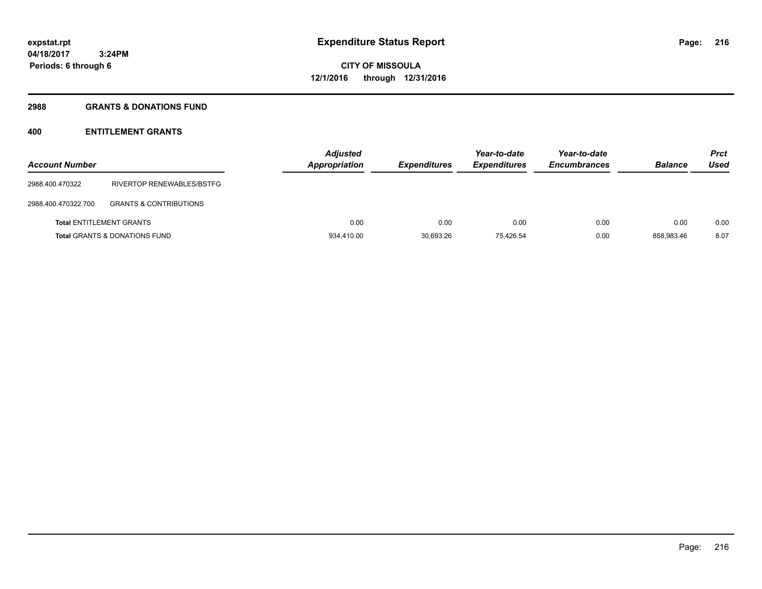# Expenditure Status Report

**expstat.rpt**
**04/18/2017 3:24PM**
**Periods: 6 through 6**

**CITY OF MISSOULA**
**12/1/2016 through 12/31/2016**

## 2988 GRANTS & DONATIONS FUND

### 400 ENTITLEMENT GRANTS

| Account Number | | Adjusted Appropriation | Expenditures | Year-to-date Expenditures | Year-to-date Encumbrances | Balance | Prct Used |
|---|---|---|---|---|---|---|---|
| 2988.400.470322 | RIVERTOP RENEWABLES/BSTFG | | | | | | |
| 2988.400.470322.700 | GRANTS & CONTRIBUTIONS | | | | | | |
| **Total** ENTITLEMENT GRANTS | | 0.00 | 0.00 | 0.00 | 0.00 | 0.00 | 0.00 |
| **Total** GRANTS & DONATIONS FUND | | 934,410.00 | 30,693.26 | 75,426.54 | 0.00 | 858,983.46 | 8.07 |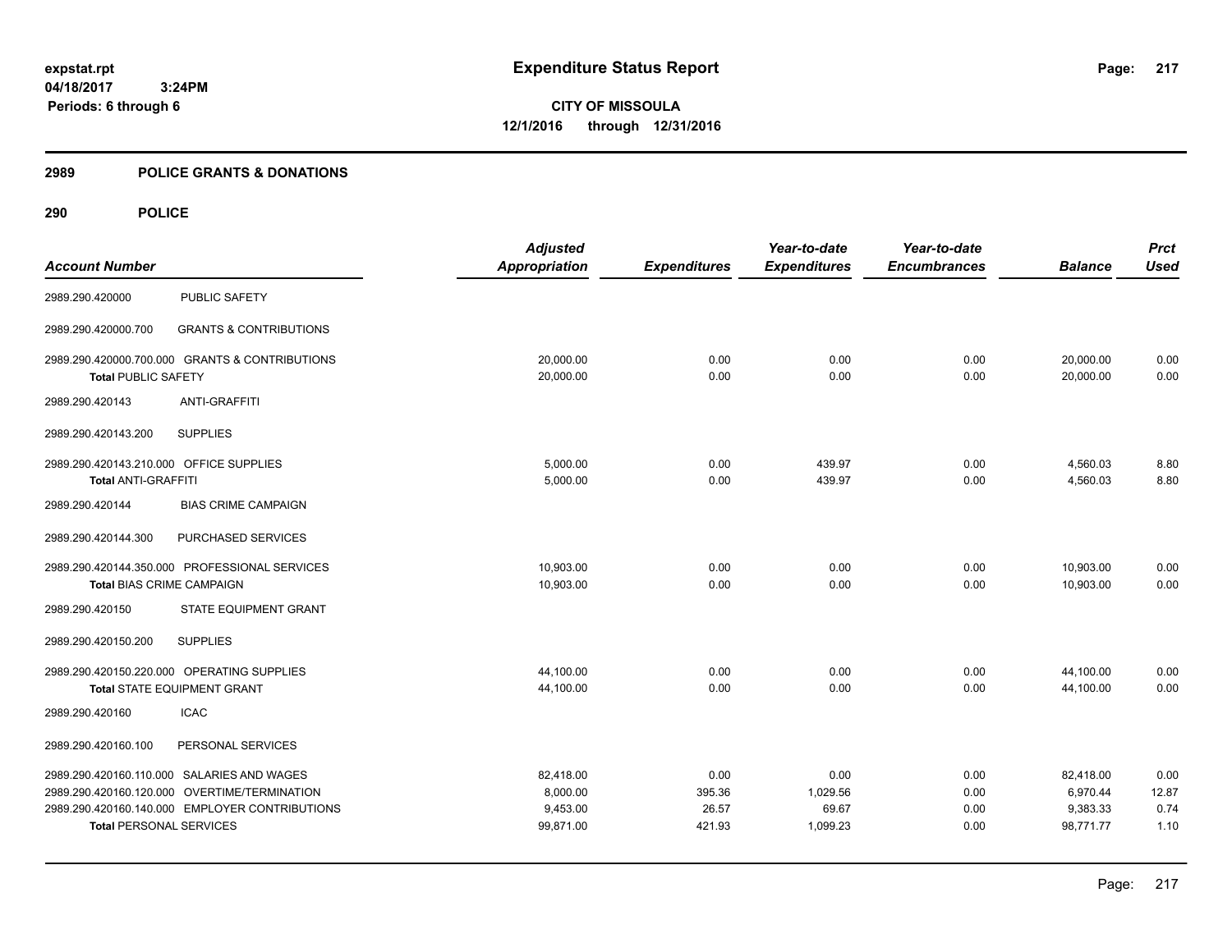expstat.rpt
04/18/2017 3:24PM
Periods: 6 through 6

# Expenditure Status Report

**CITY OF MISSOULA**
**12/1/2016 through 12/31/2016**

## 2989 POLICE GRANTS & DONATIONS

## 290 POLICE

| Account Number | | Adjusted Appropriation | Expenditures | Year-to-date Expenditures | Year-to-date Encumbrances | Balance | Prct Used |
|---|---|---|---|---|---|---|---|
| 2989.290.420000 | PUBLIC SAFETY | | | | | | |
| 2989.290.420000.700 | GRANTS & CONTRIBUTIONS | | | | | | |
| 2989.290.420000.700.000 | GRANTS & CONTRIBUTIONS | 20,000.00 | 0.00 | 0.00 | 0.00 | 20,000.00 | 0.00 |
| Total PUBLIC SAFETY | | 20,000.00 | 0.00 | 0.00 | 0.00 | 20,000.00 | 0.00 |
| 2989.290.420143 | ANTI-GRAFFITI | | | | | | |
| 2989.290.420143.200 | SUPPLIES | | | | | | |
| 2989.290.420143.210.000 | OFFICE SUPPLIES | 5,000.00 | 0.00 | 439.97 | 0.00 | 4,560.03 | 8.80 |
| Total ANTI-GRAFFITI | | 5,000.00 | 0.00 | 439.97 | 0.00 | 4,560.03 | 8.80 |
| 2989.290.420144 | BIAS CRIME CAMPAIGN | | | | | | |
| 2989.290.420144.300 | PURCHASED SERVICES | | | | | | |
| 2989.290.420144.350.000 | PROFESSIONAL SERVICES | 10,903.00 | 0.00 | 0.00 | 0.00 | 10,903.00 | 0.00 |
| Total BIAS CRIME CAMPAIGN | | 10,903.00 | 0.00 | 0.00 | 0.00 | 10,903.00 | 0.00 |
| 2989.290.420150 | STATE EQUIPMENT GRANT | | | | | | |
| 2989.290.420150.200 | SUPPLIES | | | | | | |
| 2989.290.420150.220.000 | OPERATING SUPPLIES | 44,100.00 | 0.00 | 0.00 | 0.00 | 44,100.00 | 0.00 |
| Total STATE EQUIPMENT GRANT | | 44,100.00 | 0.00 | 0.00 | 0.00 | 44,100.00 | 0.00 |
| 2989.290.420160 | ICAC | | | | | | |
| 2989.290.420160.100 | PERSONAL SERVICES | | | | | | |
| 2989.290.420160.110.000 | SALARIES AND WAGES | 82,418.00 | 0.00 | 0.00 | 0.00 | 82,418.00 | 0.00 |
| 2989.290.420160.120.000 | OVERTIME/TERMINATION | 8,000.00 | 395.36 | 1,029.56 | 0.00 | 6,970.44 | 12.87 |
| 2989.290.420160.140.000 | EMPLOYER CONTRIBUTIONS | 9,453.00 | 26.57 | 69.67 | 0.00 | 9,383.33 | 0.74 |
| Total PERSONAL SERVICES | | 99,871.00 | 421.93 | 1,099.23 | 0.00 | 98,771.77 | 1.10 |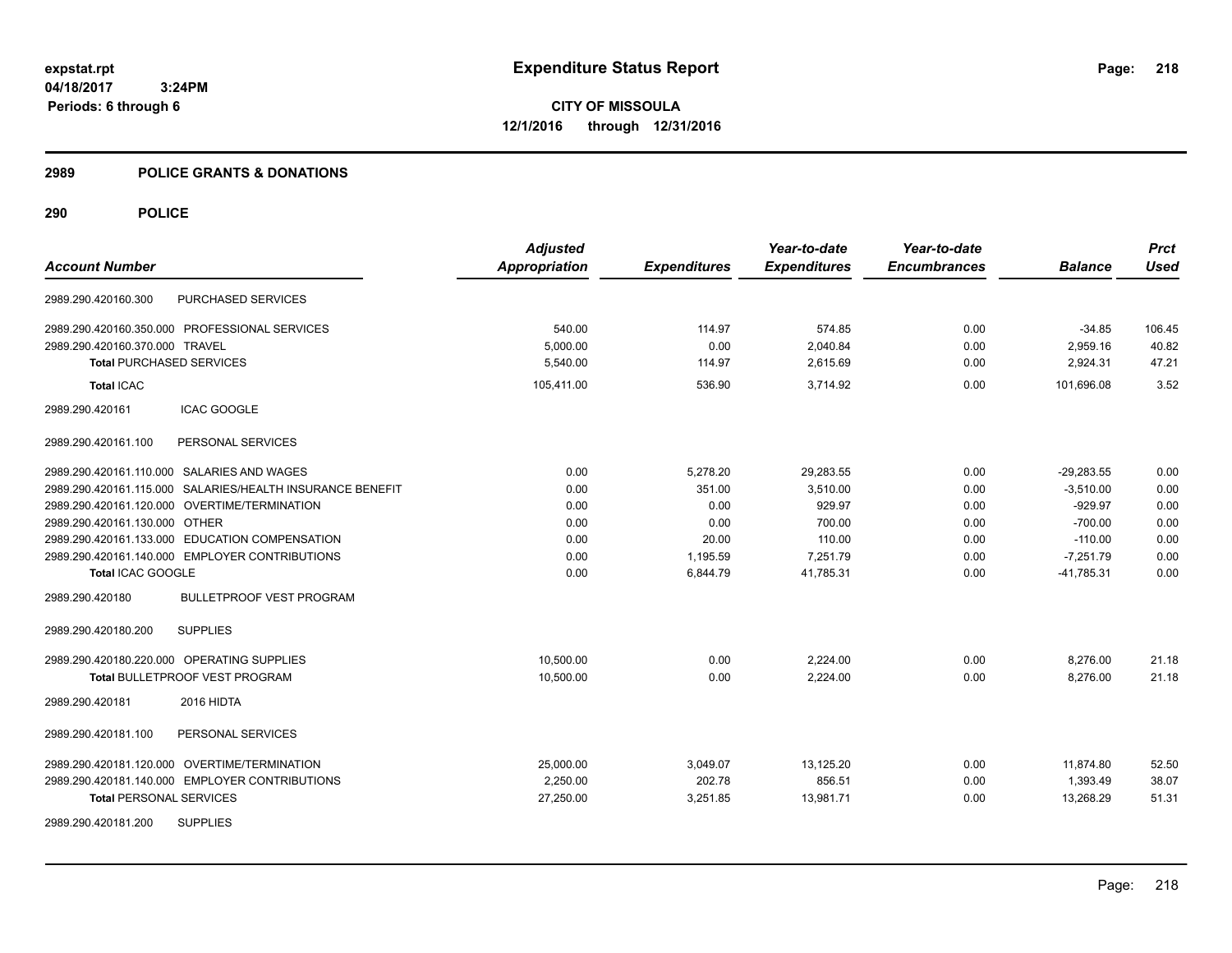**expstat.rpt**
**04/18/2017 3:24PM**
**Periods: 6 through 6**

# Expenditure Status Report

**CITY OF MISSOULA**
**12/1/2016 through 12/31/2016**

## 2989 POLICE GRANTS & DONATIONS

## 290 POLICE

| Account Number | Adjusted Appropriation | Expenditures | Year-to-date Expenditures | Year-to-date Encumbrances | Balance | Prct Used |
|---|---|---|---|---|---|---|
| 2989.290.420160.300 PURCHASED SERVICES | | | | | | |
| 2989.290.420160.350.000 PROFESSIONAL SERVICES | 540.00 | 114.97 | 574.85 | 0.00 | -34.85 | 106.45 |
| 2989.290.420160.370.000 TRAVEL | 5,000.00 | 0.00 | 2,040.84 | 0.00 | 2,959.16 | 40.82 |
| **Total** PURCHASED SERVICES | 5,540.00 | 114.97 | 2,615.69 | 0.00 | 2,924.31 | 47.21 |
| **Total** ICAC | 105,411.00 | 536.90 | 3,714.92 | 0.00 | 101,696.08 | 3.52 |
| 2989.290.420161 ICAC GOOGLE | | | | | | |
| 2989.290.420161.100 PERSONAL SERVICES | | | | | | |
| 2989.290.420161.110.000 SALARIES AND WAGES | 0.00 | 5,278.20 | 29,283.55 | 0.00 | -29,283.55 | 0.00 |
| 2989.290.420161.115.000 SALARIES/HEALTH INSURANCE BENEFIT | 0.00 | 351.00 | 3,510.00 | 0.00 | -3,510.00 | 0.00 |
| 2989.290.420161.120.000 OVERTIME/TERMINATION | 0.00 | 0.00 | 929.97 | 0.00 | -929.97 | 0.00 |
| 2989.290.420161.130.000 OTHER | 0.00 | 0.00 | 700.00 | 0.00 | -700.00 | 0.00 |
| 2989.290.420161.133.000 EDUCATION COMPENSATION | 0.00 | 20.00 | 110.00 | 0.00 | -110.00 | 0.00 |
| 2989.290.420161.140.000 EMPLOYER CONTRIBUTIONS | 0.00 | 1,195.59 | 7,251.79 | 0.00 | -7,251.79 | 0.00 |
| **Total** ICAC GOOGLE | 0.00 | 6,844.79 | 41,785.31 | 0.00 | -41,785.31 | 0.00 |
| 2989.290.420180 BULLETPROOF VEST PROGRAM | | | | | | |
| 2989.290.420180.200 SUPPLIES | | | | | | |
| 2989.290.420180.220.000 OPERATING SUPPLIES | 10,500.00 | 0.00 | 2,224.00 | 0.00 | 8,276.00 | 21.18 |
| **Total** BULLETPROOF VEST PROGRAM | 10,500.00 | 0.00 | 2,224.00 | 0.00 | 8,276.00 | 21.18 |
| 2989.290.420181 2016 HIDTA | | | | | | |
| 2989.290.420181.100 PERSONAL SERVICES | | | | | | |
| 2989.290.420181.120.000 OVERTIME/TERMINATION | 25,000.00 | 3,049.07 | 13,125.20 | 0.00 | 11,874.80 | 52.50 |
| 2989.290.420181.140.000 EMPLOYER CONTRIBUTIONS | 2,250.00 | 202.78 | 856.51 | 0.00 | 1,393.49 | 38.07 |
| **Total** PERSONAL SERVICES | 27,250.00 | 3,251.85 | 13,981.71 | 0.00 | 13,268.29 | 51.31 |
| 2989.290.420181.200 SUPPLIES | | | | | | |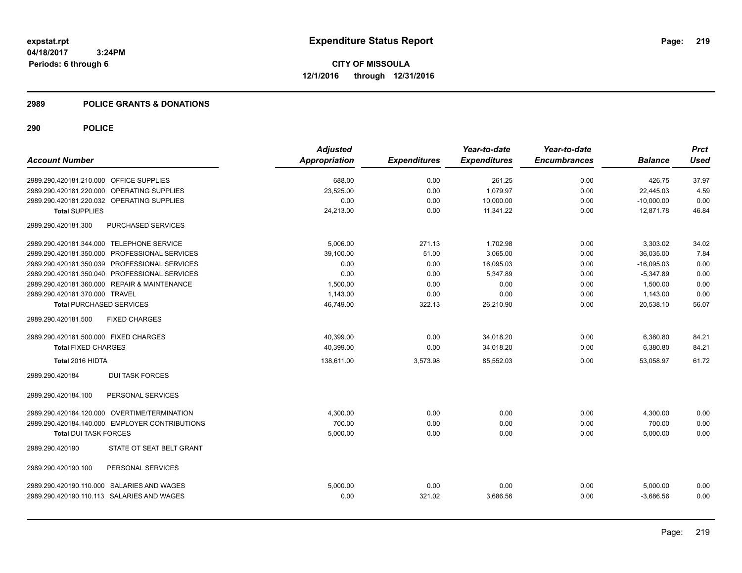# Expenditure Status Report

expstat.rpt
04/18/2017 3:24PM
Periods: 6 through 6

**CITY OF MISSOULA**
**12/1/2016 through 12/31/2016**

## 2989 POLICE GRANTS & DONATIONS

## 290 POLICE

| Account Number | Adjusted Appropriation | Expenditures | Year-to-date Expenditures | Year-to-date Encumbrances | Balance | Prct Used |
|---|---|---|---|---|---|---|
| 2989.290.420181.210.000 OFFICE SUPPLIES | 688.00 | 0.00 | 261.25 | 0.00 | 426.75 | 37.97 |
| 2989.290.420181.220.000 OPERATING SUPPLIES | 23,525.00 | 0.00 | 1,079.97 | 0.00 | 22,445.03 | 4.59 |
| 2989.290.420181.220.032 OPERATING SUPPLIES | 0.00 | 0.00 | 10,000.00 | 0.00 | -10,000.00 | 0.00 |
| **Total** SUPPLIES | 24,213.00 | 0.00 | 11,341.22 | 0.00 | 12,871.78 | 46.84 |
| 2989.290.420181.300 PURCHASED SERVICES | | | | | | |
| 2989.290.420181.344.000 TELEPHONE SERVICE | 5,006.00 | 271.13 | 1,702.98 | 0.00 | 3,303.02 | 34.02 |
| 2989.290.420181.350.000 PROFESSIONAL SERVICES | 39,100.00 | 51.00 | 3,065.00 | 0.00 | 36,035.00 | 7.84 |
| 2989.290.420181.350.039 PROFESSIONAL SERVICES | 0.00 | 0.00 | 16,095.03 | 0.00 | -16,095.03 | 0.00 |
| 2989.290.420181.350.040 PROFESSIONAL SERVICES | 0.00 | 0.00 | 5,347.89 | 0.00 | -5,347.89 | 0.00 |
| 2989.290.420181.360.000 REPAIR & MAINTENANCE | 1,500.00 | 0.00 | 0.00 | 0.00 | 1,500.00 | 0.00 |
| 2989.290.420181.370.000 TRAVEL | 1,143.00 | 0.00 | 0.00 | 0.00 | 1,143.00 | 0.00 |
| **Total** PURCHASED SERVICES | 46,749.00 | 322.13 | 26,210.90 | 0.00 | 20,538.10 | 56.07 |
| 2989.290.420181.500 FIXED CHARGES | | | | | | |
| 2989.290.420181.500.000 FIXED CHARGES | 40,399.00 | 0.00 | 34,018.20 | 0.00 | 6,380.80 | 84.21 |
| **Total** FIXED CHARGES | 40,399.00 | 0.00 | 34,018.20 | 0.00 | 6,380.80 | 84.21 |
| **Total** 2016 HIDTA | 138,611.00 | 3,573.98 | 85,552.03 | 0.00 | 53,058.97 | 61.72 |
| 2989.290.420184 DUI TASK FORCES | | | | | | |
| 2989.290.420184.100 PERSONAL SERVICES | | | | | | |
| 2989.290.420184.120.000 OVERTIME/TERMINATION | 4,300.00 | 0.00 | 0.00 | 0.00 | 4,300.00 | 0.00 |
| 2989.290.420184.140.000 EMPLOYER CONTRIBUTIONS | 700.00 | 0.00 | 0.00 | 0.00 | 700.00 | 0.00 |
| **Total** DUI TASK FORCES | 5,000.00 | 0.00 | 0.00 | 0.00 | 5,000.00 | 0.00 |
| 2989.290.420190 STATE OT SEAT BELT GRANT | | | | | | |
| 2989.290.420190.100 PERSONAL SERVICES | | | | | | |
| 2989.290.420190.110.000 SALARIES AND WAGES | 5,000.00 | 0.00 | 0.00 | 0.00 | 5,000.00 | 0.00 |
| 2989.290.420190.110.113 SALARIES AND WAGES | 0.00 | 321.02 | 3,686.56 | 0.00 | -3,686.56 | 0.00 |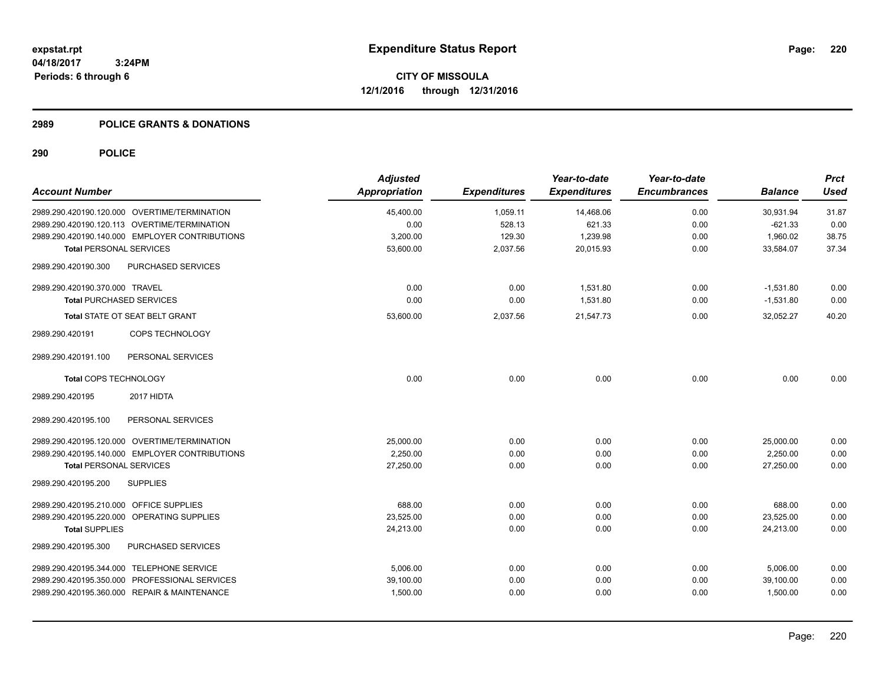**expstat.rpt**
**04/18/2017 3:24PM**
**Periods: 6 through 6**

# Expenditure Status Report

**CITY OF MISSOULA**
**12/1/2016 through 12/31/2016**

## 2989 POLICE GRANTS & DONATIONS

## 290 POLICE

| Account Number | Adjusted Appropriation | Expenditures | Year-to-date Expenditures | Year-to-date Encumbrances | Balance | Prct Used |
|---|---|---|---|---|---|---|
| 2989.290.420190.120.000 OVERTIME/TERMINATION | 45,400.00 | 1,059.11 | 14,468.06 | 0.00 | 30,931.94 | 31.87 |
| 2989.290.420190.120.113 OVERTIME/TERMINATION | 0.00 | 528.13 | 621.33 | 0.00 | -621.33 | 0.00 |
| 2989.290.420190.140.000 EMPLOYER CONTRIBUTIONS | 3,200.00 | 129.30 | 1,239.98 | 0.00 | 1,960.02 | 38.75 |
| **Total** PERSONAL SERVICES | 53,600.00 | 2,037.56 | 20,015.93 | 0.00 | 33,584.07 | 37.34 |
| 2989.290.420190.300 PURCHASED SERVICES | | | | | | |
| 2989.290.420190.370.000 TRAVEL | 0.00 | 0.00 | 1,531.80 | 0.00 | -1,531.80 | 0.00 |
| **Total** PURCHASED SERVICES | 0.00 | 0.00 | 1,531.80 | 0.00 | -1,531.80 | 0.00 |
| **Total** STATE OT SEAT BELT GRANT | 53,600.00 | 2,037.56 | 21,547.73 | 0.00 | 32,052.27 | 40.20 |
| 2989.290.420191 COPS TECHNOLOGY | | | | | | |
| 2989.290.420191.100 PERSONAL SERVICES | | | | | | |
| **Total** COPS TECHNOLOGY | 0.00 | 0.00 | 0.00 | 0.00 | 0.00 | 0.00 |
| 2989.290.420195 2017 HIDTA | | | | | | |
| 2989.290.420195.100 PERSONAL SERVICES | | | | | | |
| 2989.290.420195.120.000 OVERTIME/TERMINATION | 25,000.00 | 0.00 | 0.00 | 0.00 | 25,000.00 | 0.00 |
| 2989.290.420195.140.000 EMPLOYER CONTRIBUTIONS | 2,250.00 | 0.00 | 0.00 | 0.00 | 2,250.00 | 0.00 |
| **Total** PERSONAL SERVICES | 27,250.00 | 0.00 | 0.00 | 0.00 | 27,250.00 | 0.00 |
| 2989.290.420195.200 SUPPLIES | | | | | | |
| 2989.290.420195.210.000 OFFICE SUPPLIES | 688.00 | 0.00 | 0.00 | 0.00 | 688.00 | 0.00 |
| 2989.290.420195.220.000 OPERATING SUPPLIES | 23,525.00 | 0.00 | 0.00 | 0.00 | 23,525.00 | 0.00 |
| **Total** SUPPLIES | 24,213.00 | 0.00 | 0.00 | 0.00 | 24,213.00 | 0.00 |
| 2989.290.420195.300 PURCHASED SERVICES | | | | | | |
| 2989.290.420195.344.000 TELEPHONE SERVICE | 5,006.00 | 0.00 | 0.00 | 0.00 | 5,006.00 | 0.00 |
| 2989.290.420195.350.000 PROFESSIONAL SERVICES | 39,100.00 | 0.00 | 0.00 | 0.00 | 39,100.00 | 0.00 |
| 2989.290.420195.360.000 REPAIR & MAINTENANCE | 1,500.00 | 0.00 | 0.00 | 0.00 | 1,500.00 | 0.00 |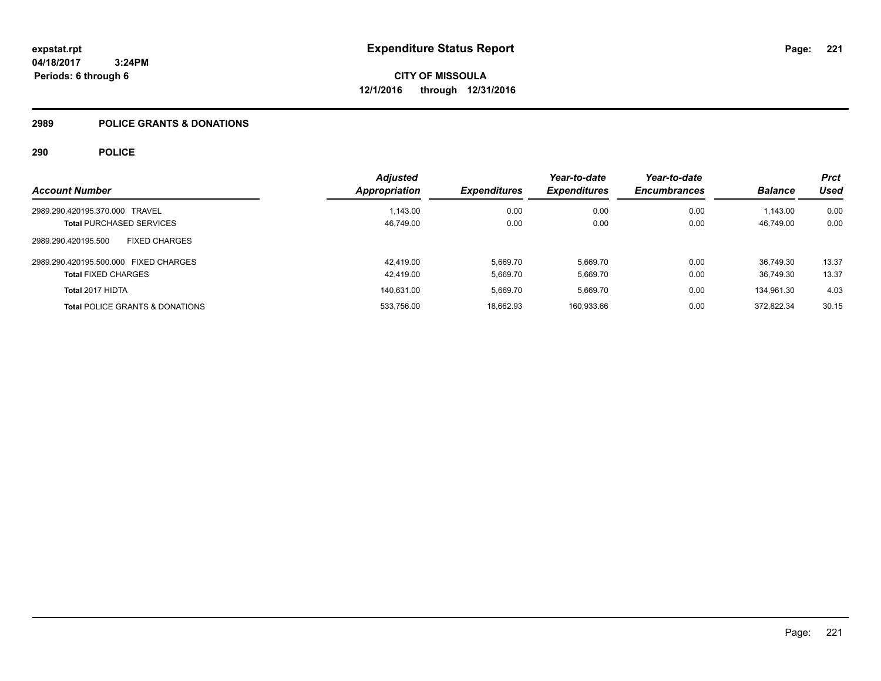# Expenditure Status Report

expstat.rpt
04/18/2017 3:24PM
Periods: 6 through 6

**CITY OF MISSOULA**
**12/1/2016 through 12/31/2016**

## 2989 POLICE GRANTS & DONATIONS

### 290 POLICE

| Account Number | Adjusted Appropriation | Expenditures | Year-to-date Expenditures | Year-to-date Encumbrances | Balance | Prct Used |
|---|---|---|---|---|---|---|
| 2989.290.420195.370.000 TRAVEL | 1,143.00 | 0.00 | 0.00 | 0.00 | 1,143.00 | 0.00 |
| **Total** PURCHASED SERVICES | 46,749.00 | 0.00 | 0.00 | 0.00 | 46,749.00 | 0.00 |
| 2989.290.420195.500 FIXED CHARGES | | | | | | |
| 2989.290.420195.500.000 FIXED CHARGES | 42,419.00 | 5,669.70 | 5,669.70 | 0.00 | 36,749.30 | 13.37 |
| **Total** FIXED CHARGES | 42,419.00 | 5,669.70 | 5,669.70 | 0.00 | 36,749.30 | 13.37 |
| **Total** 2017 HIDTA | 140,631.00 | 5,669.70 | 5,669.70 | 0.00 | 134,961.30 | 4.03 |
| **Total** POLICE GRANTS & DONATIONS | 533,756.00 | 18,662.93 | 160,933.66 | 0.00 | 372,822.34 | 30.15 |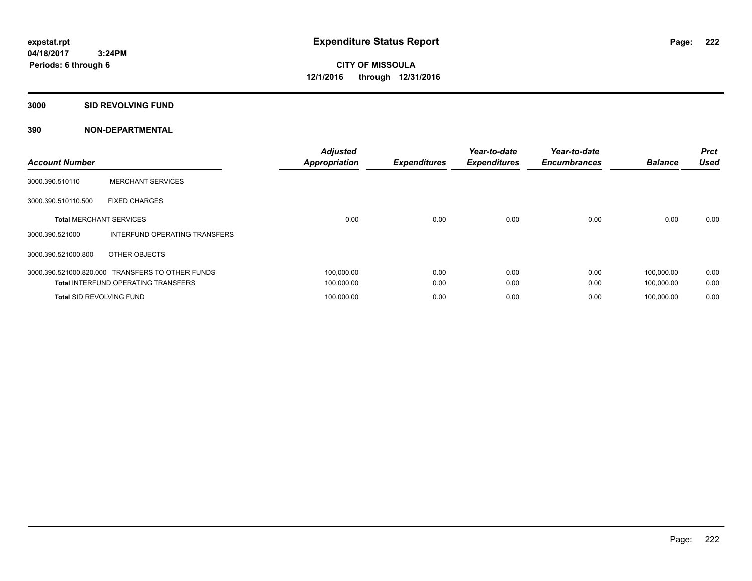**expstat.rpt**
**04/18/2017 3:24PM**
**Periods: 6 through 6**

# Expenditure Status Report

**CITY OF MISSOULA**
**12/1/2016 through 12/31/2016**

## 3000 SID REVOLVING FUND

### 390 NON-DEPARTMENTAL

| Account Number | | Adjusted Appropriation | Expenditures | Year-to-date Expenditures | Year-to-date Encumbrances | Balance | Prct Used |
|---|---|---|---|---|---|---|---|
| 3000.390.510110 | MERCHANT SERVICES | | | | | | |
| 3000.390.510110.500 | FIXED CHARGES | | | | | | |
| **Total** MERCHANT SERVICES | | 0.00 | 0.00 | 0.00 | 0.00 | 0.00 | 0.00 |
| 3000.390.521000 | INTERFUND OPERATING TRANSFERS | | | | | | |
| 3000.390.521000.800 | OTHER OBJECTS | | | | | | |
| 3000.390.521000.820.000 | TRANSFERS TO OTHER FUNDS | 100,000.00 | 0.00 | 0.00 | 0.00 | 100,000.00 | 0.00 |
| **Total** INTERFUND OPERATING TRANSFERS | | 100,000.00 | 0.00 | 0.00 | 0.00 | 100,000.00 | 0.00 |
| **Total** SID REVOLVING FUND | | 100,000.00 | 0.00 | 0.00 | 0.00 | 100,000.00 | 0.00 |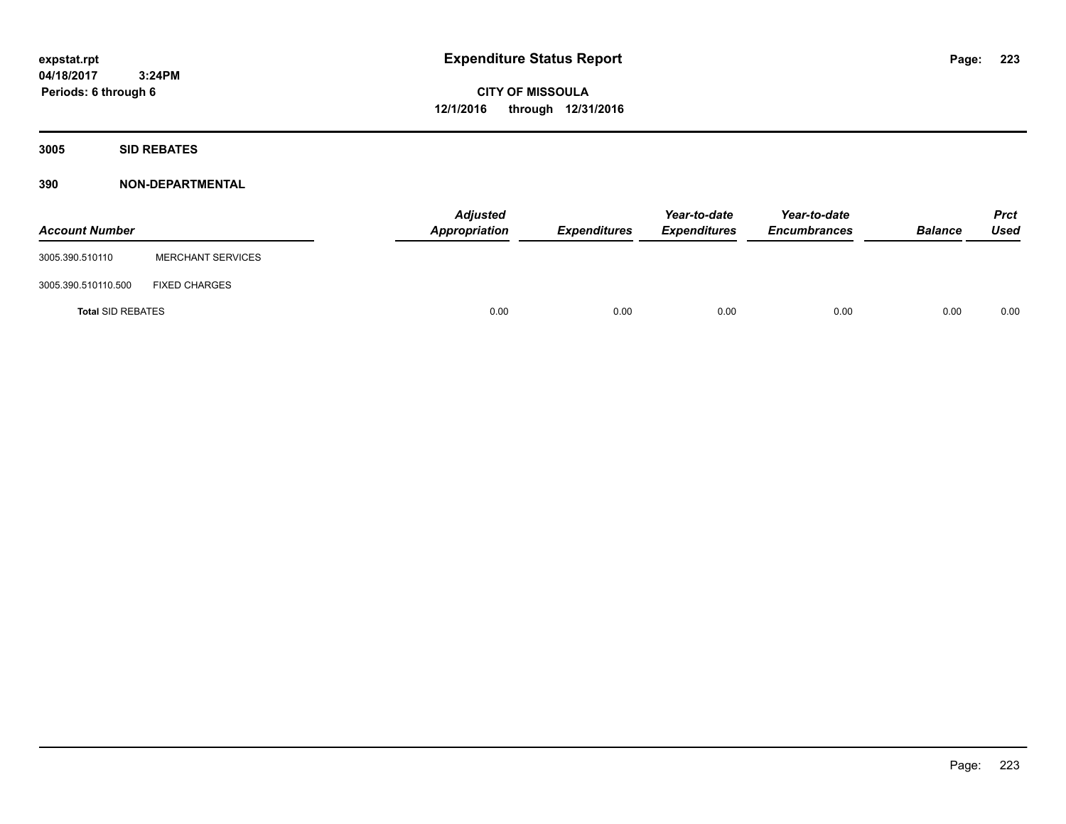# Expenditure Status Report

expstat.rpt
04/18/2017 3:24PM
Periods: 6 through 6

**CITY OF MISSOULA**
**12/1/2016 through 12/31/2016**

## 3005 SID REBATES

### 390 NON-DEPARTMENTAL

| Account Number | | Adjusted Appropriation | Expenditures | Year-to-date Expenditures | Year-to-date Encumbrances | Balance | Prct Used |
|---|---|---|---|---|---|---|---|
| 3005.390.510110 | MERCHANT SERVICES | | | | | | |
| 3005.390.510110.500 | FIXED CHARGES | | | | | | |
| **Total** SID REBATES | | 0.00 | 0.00 | 0.00 | 0.00 | 0.00 | 0.00 |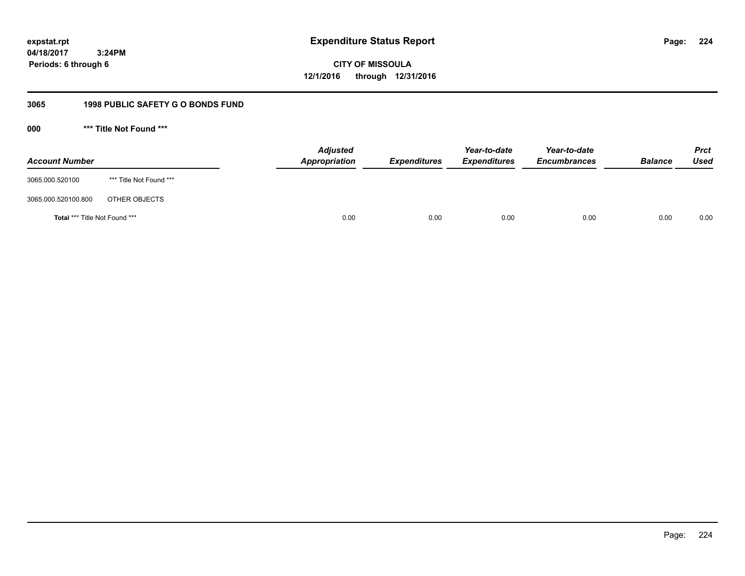# Expenditure Status Report

**CITY OF MISSOULA**

**12/1/2016 through 12/31/2016**

expstat.rpt
04/18/2017 3:24PM
Periods: 6 through 6

## 3065 1998 PUBLIC SAFETY G O BONDS FUND

### 000 *** Title Not Found ***

| Account Number | | Adjusted Appropriation | Expenditures | Year-to-date Expenditures | Year-to-date Encumbrances | Balance | Prct Used |
|---|---|---|---|---|---|---|---|
| 3065.000.520100 | *** Title Not Found *** | | | | | | |
| 3065.000.520100.800 | OTHER OBJECTS | | | | | | |
| **Total** *** Title Not Found *** | | 0.00 | 0.00 | 0.00 | 0.00 | 0.00 | 0.00 |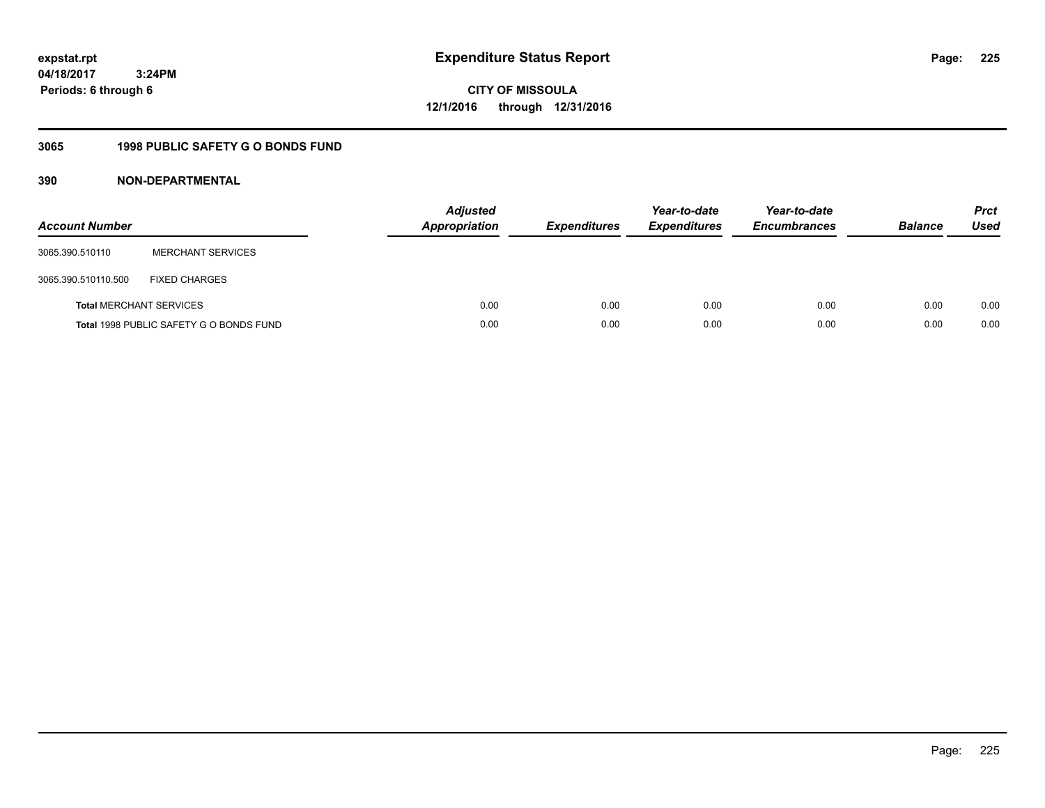**expstat.rpt**
**04/18/2017 3:24PM**
**Periods: 6 through 6**

# Expenditure Status Report

**CITY OF MISSOULA**
**12/1/2016 through 12/31/2016**

## 3065 1998 PUBLIC SAFETY G O BONDS FUND

### 390 NON-DEPARTMENTAL

| Account Number | | Adjusted Appropriation | Expenditures | Year-to-date Expenditures | Year-to-date Encumbrances | Balance | Prct Used |
|---|---|---|---|---|---|---|---|
| 3065.390.510110 | MERCHANT SERVICES | | | | | | |
| 3065.390.510110.500 | FIXED CHARGES | | | | | | |
| **Total** MERCHANT SERVICES | | 0.00 | 0.00 | 0.00 | 0.00 | 0.00 | 0.00 |
| **Total** 1998 PUBLIC SAFETY G O BONDS FUND | | 0.00 | 0.00 | 0.00 | 0.00 | 0.00 | 0.00 |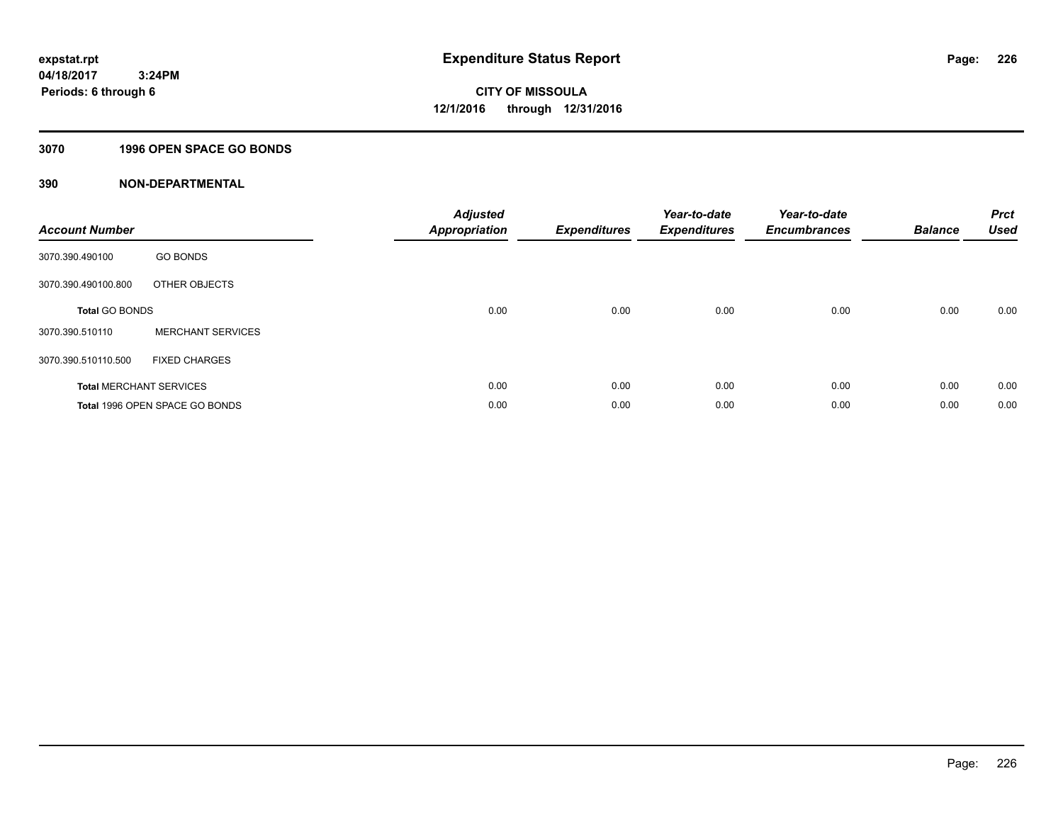# Expenditure Status Report

expstat.rpt
04/18/2017 3:24PM
Periods: 6 through 6

**CITY OF MISSOULA**
**12/1/2016 through 12/31/2016**

## 3070 1996 OPEN SPACE GO BONDS

## 390 NON-DEPARTMENTAL

| Account Number | | Adjusted Appropriation | Expenditures | Year-to-date Expenditures | Year-to-date Encumbrances | Balance | Prct Used |
|---|---|---|---|---|---|---|---|
| 3070.390.490100 | GO BONDS | | | | | | |
| 3070.390.490100.800 | OTHER OBJECTS | | | | | | |
| **Total** GO BONDS | | 0.00 | 0.00 | 0.00 | 0.00 | 0.00 | 0.00 |
| 3070.390.510110 | MERCHANT SERVICES | | | | | | |
| 3070.390.510110.500 | FIXED CHARGES | | | | | | |
| **Total** MERCHANT SERVICES | | 0.00 | 0.00 | 0.00 | 0.00 | 0.00 | 0.00 |
| **Total** 1996 OPEN SPACE GO BONDS | | 0.00 | 0.00 | 0.00 | 0.00 | 0.00 | 0.00 |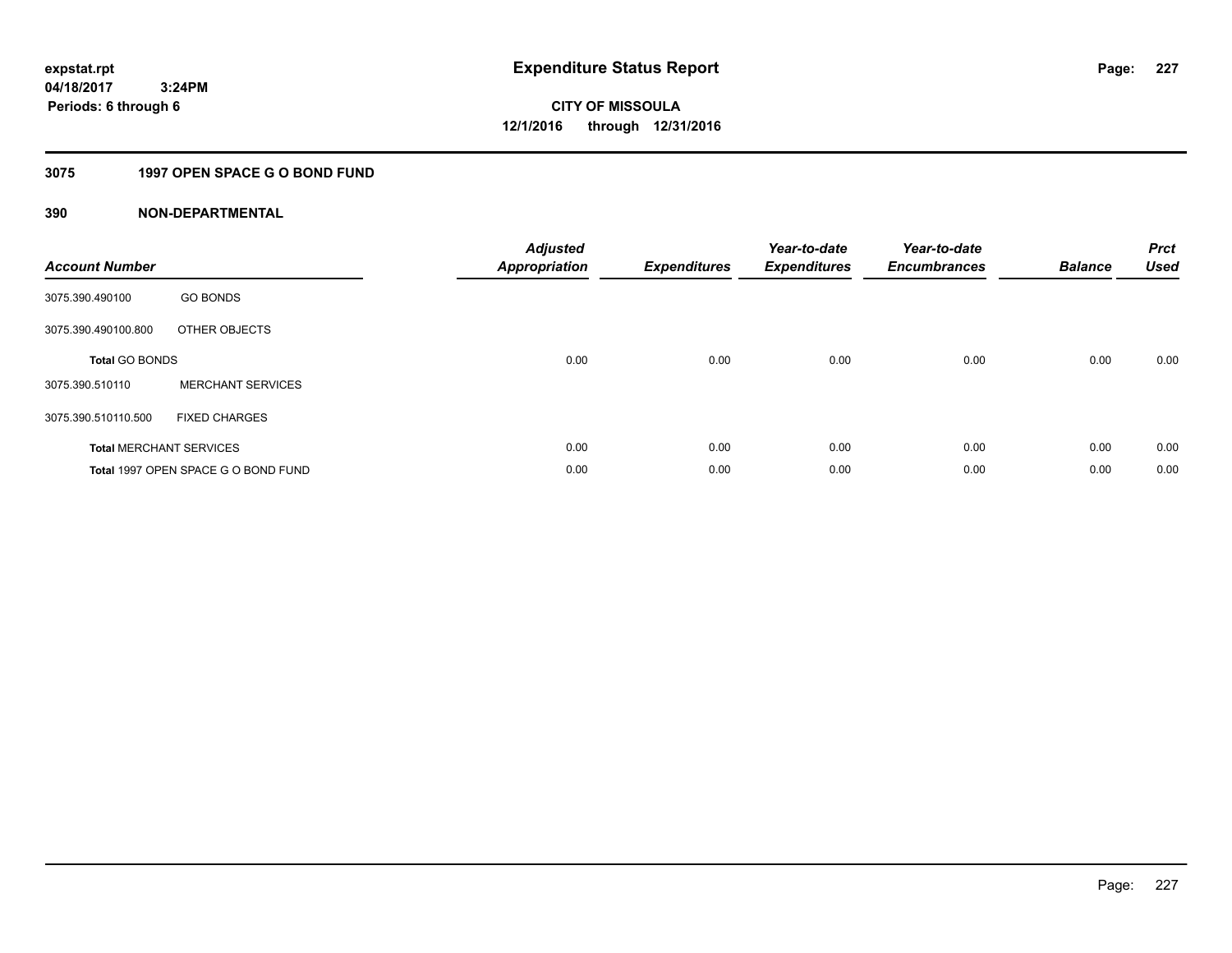# Expenditure Status Report

expstat.rpt
04/18/2017 3:24PM
Periods: 6 through 6

**CITY OF MISSOULA**
**12/1/2016 through 12/31/2016**

## 3075 1997 OPEN SPACE G O BOND FUND

### 390 NON-DEPARTMENTAL

| Account Number | | Adjusted Appropriation | Expenditures | Year-to-date Expenditures | Year-to-date Encumbrances | Balance | Prct Used |
|---|---|---|---|---|---|---|---|
| 3075.390.490100 | GO BONDS | | | | | | |
| 3075.390.490100.800 | OTHER OBJECTS | | | | | | |
| **Total** GO BONDS | | 0.00 | 0.00 | 0.00 | 0.00 | 0.00 | 0.00 |
| 3075.390.510110 | MERCHANT SERVICES | | | | | | |
| 3075.390.510110.500 | FIXED CHARGES | | | | | | |
| **Total** MERCHANT SERVICES | | 0.00 | 0.00 | 0.00 | 0.00 | 0.00 | 0.00 |
| **Total** 1997 OPEN SPACE G O BOND FUND | | 0.00 | 0.00 | 0.00 | 0.00 | 0.00 | 0.00 |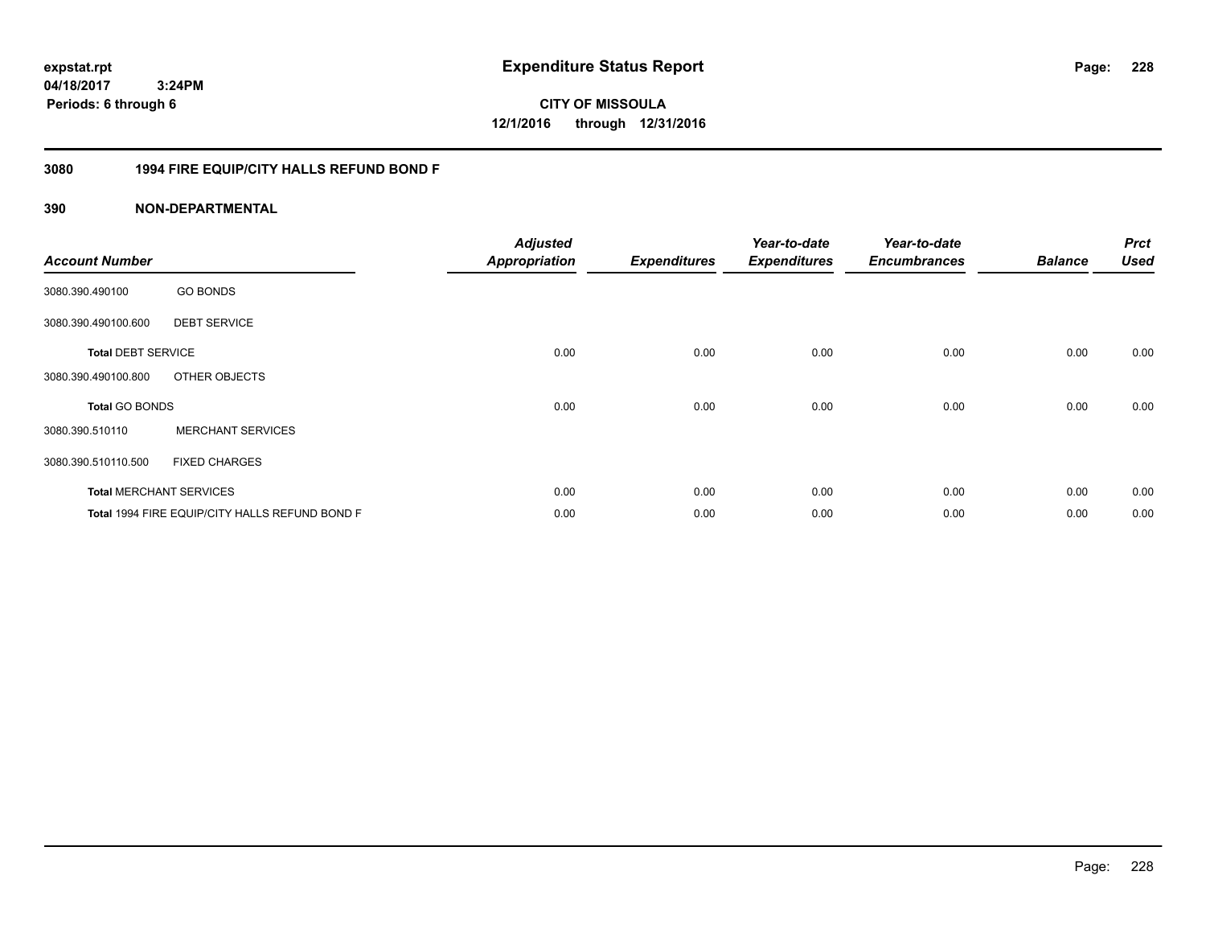expstat.rpt
04/18/2017 3:24PM
Periods: 6 through 6

# Expenditure Status Report

**CITY OF MISSOULA**
**12/1/2016 through 12/31/2016**

## 3080 1994 FIRE EQUIP/CITY HALLS REFUND BOND F

## 390 NON-DEPARTMENTAL

| Account Number | | Adjusted Appropriation | Expenditures | Year-to-date Expenditures | Year-to-date Encumbrances | Balance | Prct Used |
|---|---|---|---|---|---|---|---|
| 3080.390.490100 | GO BONDS | | | | | | |
| 3080.390.490100.600 | DEBT SERVICE | | | | | | |
| **Total** DEBT SERVICE | | 0.00 | 0.00 | 0.00 | 0.00 | 0.00 | 0.00 |
| 3080.390.490100.800 | OTHER OBJECTS | | | | | | |
| **Total** GO BONDS | | 0.00 | 0.00 | 0.00 | 0.00 | 0.00 | 0.00 |
| 3080.390.510110 | MERCHANT SERVICES | | | | | | |
| 3080.390.510110.500 | FIXED CHARGES | | | | | | |
| **Total** MERCHANT SERVICES | | 0.00 | 0.00 | 0.00 | 0.00 | 0.00 | 0.00 |
| **Total** 1994 FIRE EQUIP/CITY HALLS REFUND BOND F | | 0.00 | 0.00 | 0.00 | 0.00 | 0.00 | 0.00 |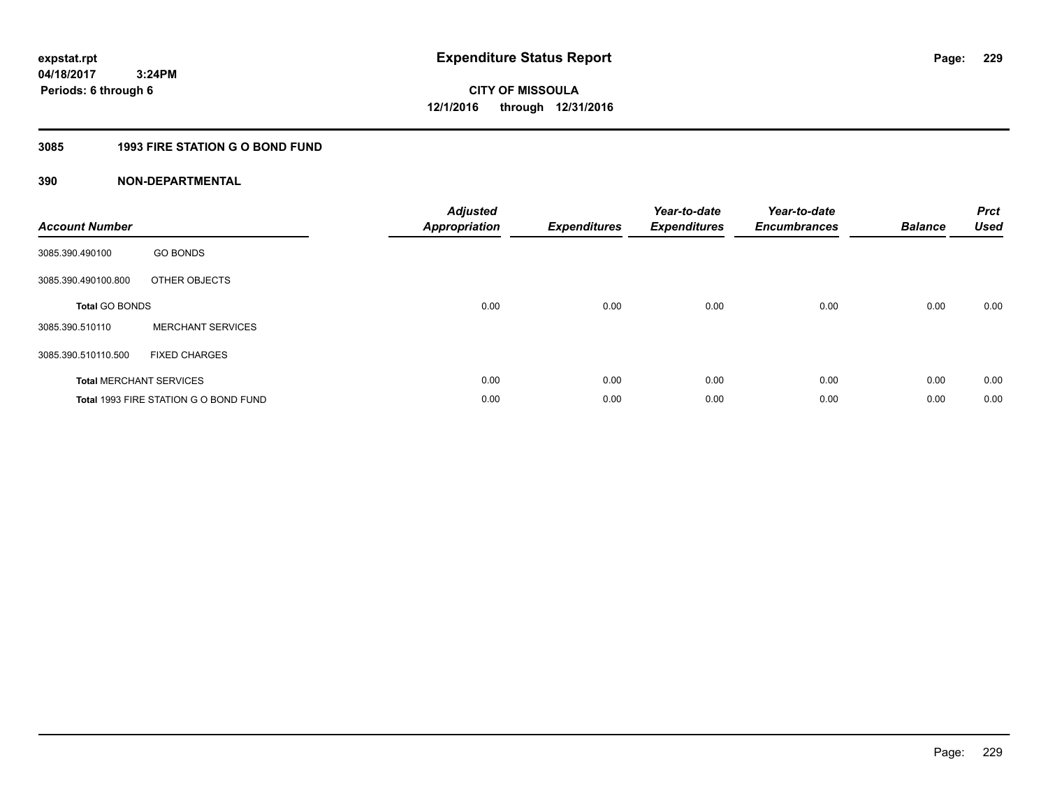**expstat.rpt**
**04/18/2017 3:24PM**
**Periods: 6 through 6**

# Expenditure Status Report

**CITY OF MISSOULA**
**12/1/2016 through 12/31/2016**

## 3085 1993 FIRE STATION G O BOND FUND

### 390 NON-DEPARTMENTAL

| Account Number | | Adjusted Appropriation | Expenditures | Year-to-date Expenditures | Year-to-date Encumbrances | Balance | Prct Used |
|---|---|---|---|---|---|---|---|
| 3085.390.490100 | GO BONDS | | | | | | |
| 3085.390.490100.800 | OTHER OBJECTS | | | | | | |
| **Total** GO BONDS | | 0.00 | 0.00 | 0.00 | 0.00 | 0.00 | 0.00 |
| 3085.390.510110 | MERCHANT SERVICES | | | | | | |
| 3085.390.510110.500 | FIXED CHARGES | | | | | | |
| **Total** MERCHANT SERVICES | | 0.00 | 0.00 | 0.00 | 0.00 | 0.00 | 0.00 |
| **Total** 1993 FIRE STATION G O BOND FUND | | 0.00 | 0.00 | 0.00 | 0.00 | 0.00 | 0.00 |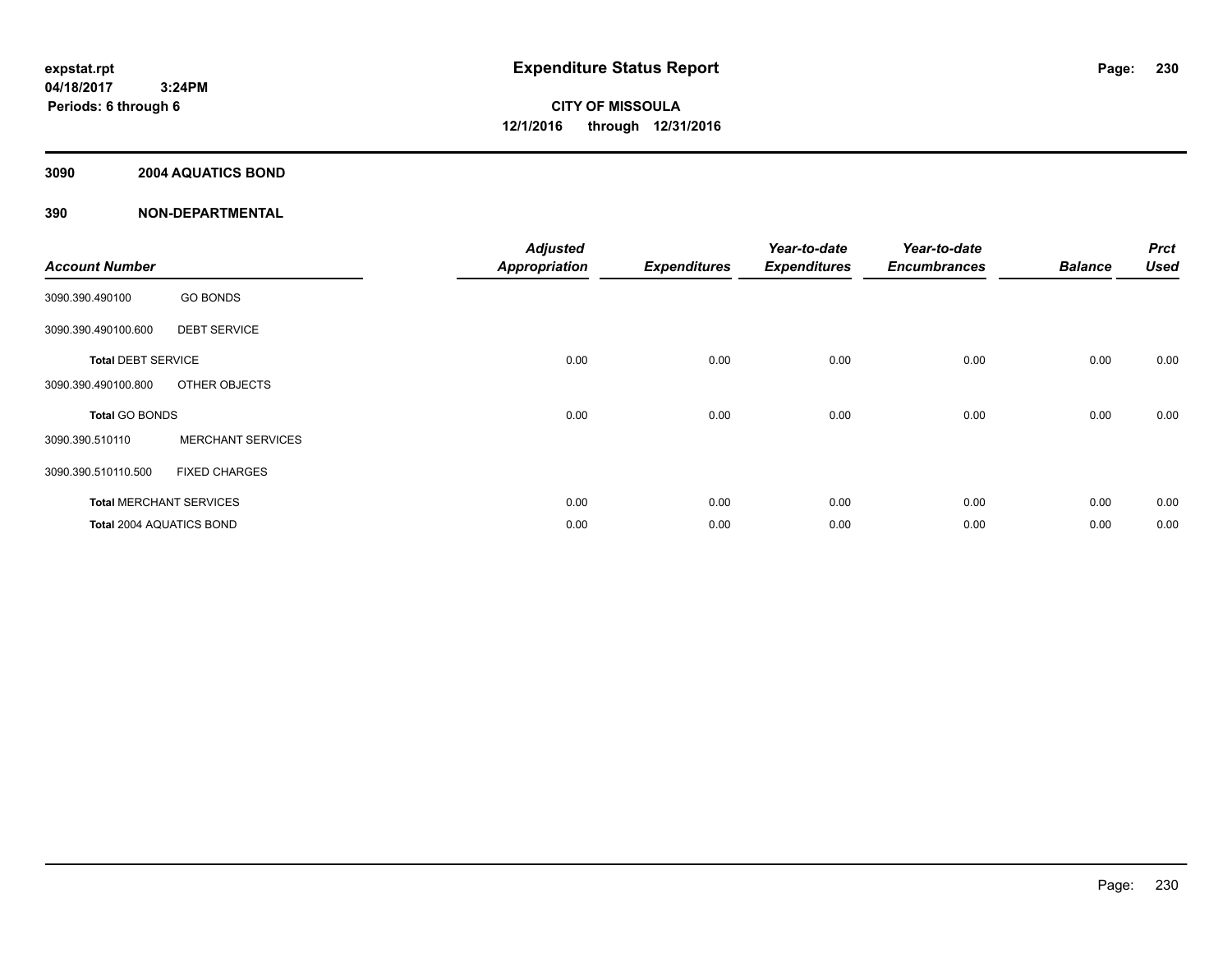**expstat.rpt**
**04/18/2017 3:24PM**
**Periods: 6 through 6**

# Expenditure Status Report

**CITY OF MISSOULA**
**12/1/2016 through 12/31/2016**

## 3090 2004 AQUATICS BOND

## 390 NON-DEPARTMENTAL

| Account Number | | Adjusted Appropriation | Expenditures | Year-to-date Expenditures | Year-to-date Encumbrances | Balance | Prct Used |
|---|---|---|---|---|---|---|---|
| 3090.390.490100 | GO BONDS | | | | | | |
| 3090.390.490100.600 | DEBT SERVICE | | | | | | |
| **Total** DEBT SERVICE | | 0.00 | 0.00 | 0.00 | 0.00 | 0.00 | 0.00 |
| 3090.390.490100.800 | OTHER OBJECTS | | | | | | |
| **Total** GO BONDS | | 0.00 | 0.00 | 0.00 | 0.00 | 0.00 | 0.00 |
| 3090.390.510110 | MERCHANT SERVICES | | | | | | |
| 3090.390.510110.500 | FIXED CHARGES | | | | | | |
| **Total** MERCHANT SERVICES | | 0.00 | 0.00 | 0.00 | 0.00 | 0.00 | 0.00 |
| **Total** 2004 AQUATICS BOND | | 0.00 | 0.00 | 0.00 | 0.00 | 0.00 | 0.00 |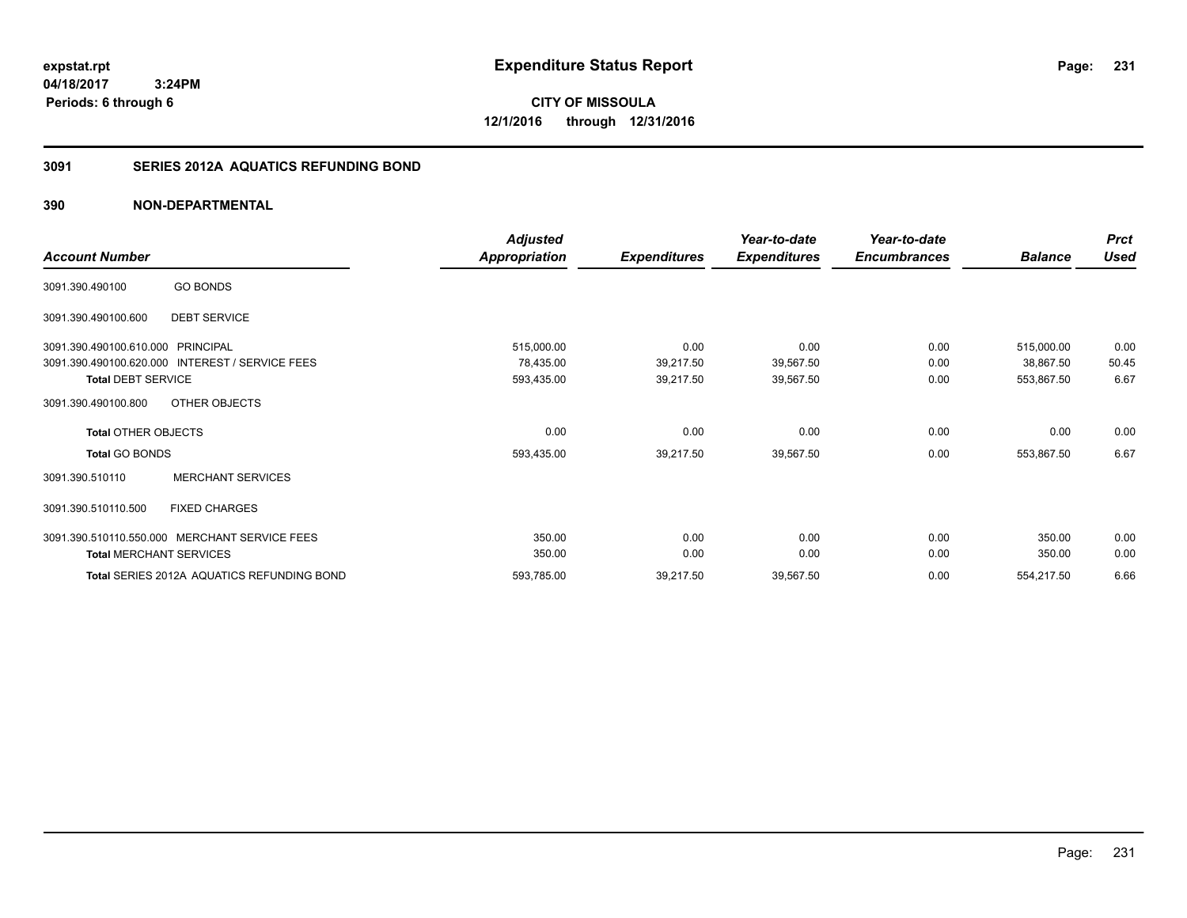expstat.rpt
04/18/2017 3:24PM
Periods: 6 through 6

# Expenditure Status Report

**CITY OF MISSOULA**
**12/1/2016 through 12/31/2016**

## 3091 SERIES 2012A AQUATICS REFUNDING BOND

## 390 NON-DEPARTMENTAL

| Account Number | | Adjusted Appropriation | Expenditures | Year-to-date Expenditures | Year-to-date Encumbrances | Balance | Prct Used |
|---|---|---|---|---|---|---|---|
| 3091.390.490100 | GO BONDS | | | | | | |
| 3091.390.490100.600 | DEBT SERVICE | | | | | | |
| 3091.390.490100.610.000 | PRINCIPAL | 515,000.00 | 0.00 | 0.00 | 0.00 | 515,000.00 | 0.00 |
| 3091.390.490100.620.000 | INTEREST / SERVICE FEES | 78,435.00 | 39,217.50 | 39,567.50 | 0.00 | 38,867.50 | 50.45 |
| **Total** DEBT SERVICE | | 593,435.00 | 39,217.50 | 39,567.50 | 0.00 | 553,867.50 | 6.67 |
| 3091.390.490100.800 | OTHER OBJECTS | | | | | | |
| **Total** OTHER OBJECTS | | 0.00 | 0.00 | 0.00 | 0.00 | 0.00 | 0.00 |
| **Total** GO BONDS | | 593,435.00 | 39,217.50 | 39,567.50 | 0.00 | 553,867.50 | 6.67 |
| 3091.390.510110 | MERCHANT SERVICES | | | | | | |
| 3091.390.510110.500 | FIXED CHARGES | | | | | | |
| 3091.390.510110.550.000 | MERCHANT SERVICE FEES | 350.00 | 0.00 | 0.00 | 0.00 | 350.00 | 0.00 |
| **Total** MERCHANT SERVICES | | 350.00 | 0.00 | 0.00 | 0.00 | 350.00 | 0.00 |
| **Total** SERIES 2012A AQUATICS REFUNDING BOND | | 593,785.00 | 39,217.50 | 39,567.50 | 0.00 | 554,217.50 | 6.66 |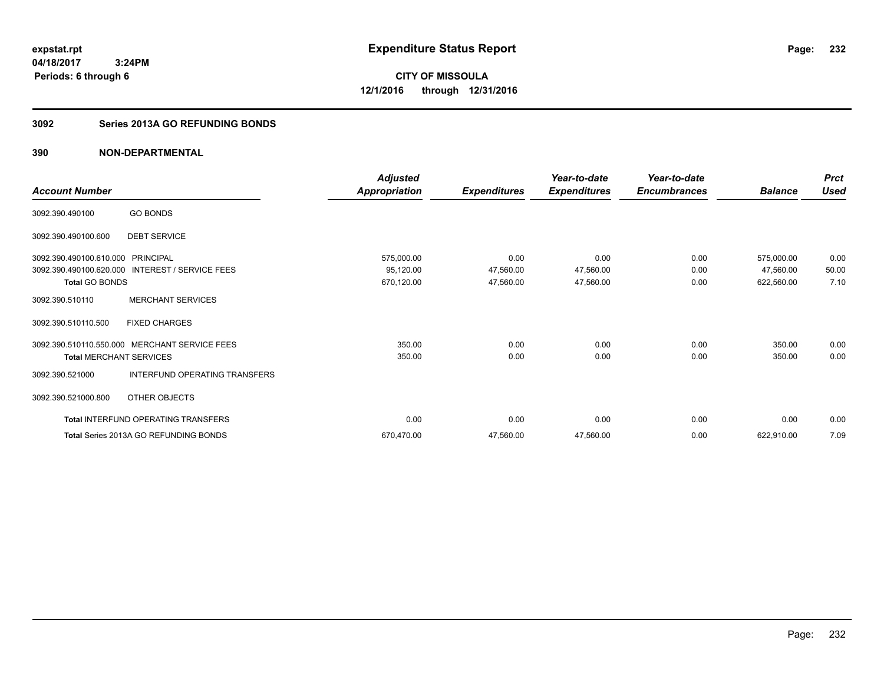expstat.rpt
04/18/2017 3:24PM
Periods: 6 through 6

# Expenditure Status Report

**CITY OF MISSOULA**
**12/1/2016 through 12/31/2016**

## 3092 Series 2013A GO REFUNDING BONDS

## 390 NON-DEPARTMENTAL

| Account Number | | Adjusted Appropriation | Expenditures | Year-to-date Expenditures | Year-to-date Encumbrances | Balance | Prct Used |
|---|---|---|---|---|---|---|---|
| 3092.390.490100 | GO BONDS | | | | | | |
| 3092.390.490100.600 | DEBT SERVICE | | | | | | |
| 3092.390.490100.610.000 | PRINCIPAL | 575,000.00 | 0.00 | 0.00 | 0.00 | 575,000.00 | 0.00 |
| 3092.390.490100.620.000 | INTEREST / SERVICE FEES | 95,120.00 | 47,560.00 | 47,560.00 | 0.00 | 47,560.00 | 50.00 |
| **Total** GO BONDS | | 670,120.00 | 47,560.00 | 47,560.00 | 0.00 | 622,560.00 | 7.10 |
| 3092.390.510110 | MERCHANT SERVICES | | | | | | |
| 3092.390.510110.500 | FIXED CHARGES | | | | | | |
| 3092.390.510110.550.000 | MERCHANT SERVICE FEES | 350.00 | 0.00 | 0.00 | 0.00 | 350.00 | 0.00 |
| **Total** MERCHANT SERVICES | | 350.00 | 0.00 | 0.00 | 0.00 | 350.00 | 0.00 |
| 3092.390.521000 | INTERFUND OPERATING TRANSFERS | | | | | | |
| 3092.390.521000.800 | OTHER OBJECTS | | | | | | |
| **Total** INTERFUND OPERATING TRANSFERS | | 0.00 | 0.00 | 0.00 | 0.00 | 0.00 | 0.00 |
| **Total** Series 2013A GO REFUNDING BONDS | | 670,470.00 | 47,560.00 | 47,560.00 | 0.00 | 622,910.00 | 7.09 |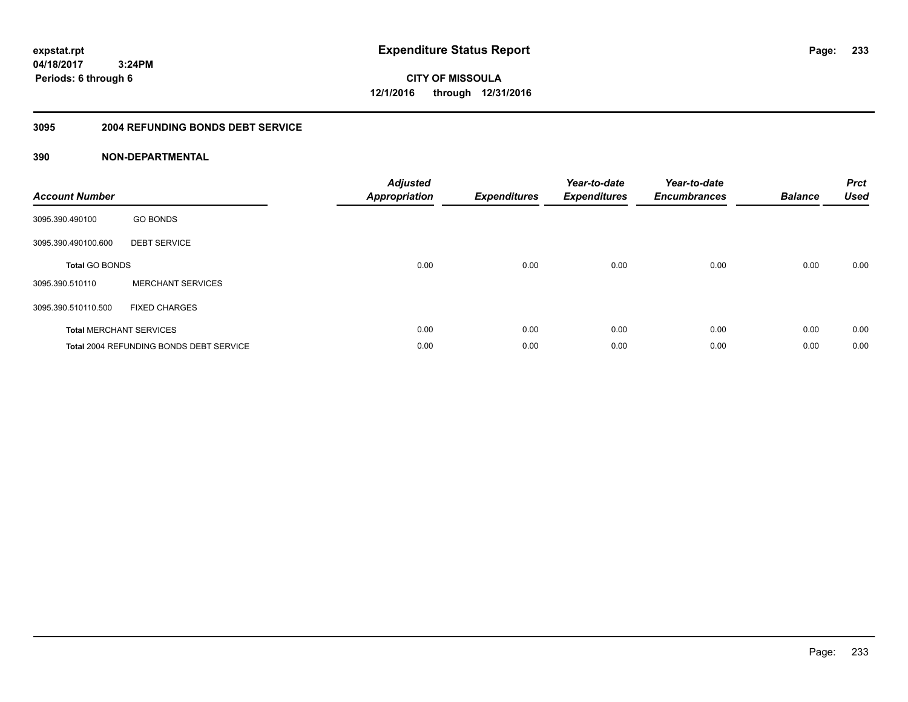expstat.rpt
04/18/2017 3:24PM
Periods: 6 through 6

# Expenditure Status Report

**CITY OF MISSOULA**
**12/1/2016 through 12/31/2016**

## 3095 2004 REFUNDING BONDS DEBT SERVICE

### 390 NON-DEPARTMENTAL

| Account Number | | Adjusted Appropriation | Expenditures | Year-to-date Expenditures | Year-to-date Encumbrances | Balance | Prct Used |
|---|---|---|---|---|---|---|---|
| 3095.390.490100 | GO BONDS | | | | | | |
| 3095.390.490100.600 | DEBT SERVICE | | | | | | |
| **Total** GO BONDS | | 0.00 | 0.00 | 0.00 | 0.00 | 0.00 | 0.00 |
| 3095.390.510110 | MERCHANT SERVICES | | | | | | |
| 3095.390.510110.500 | FIXED CHARGES | | | | | | |
| **Total** MERCHANT SERVICES | | 0.00 | 0.00 | 0.00 | 0.00 | 0.00 | 0.00 |
| **Total** 2004 REFUNDING BONDS DEBT SERVICE | | 0.00 | 0.00 | 0.00 | 0.00 | 0.00 | 0.00 |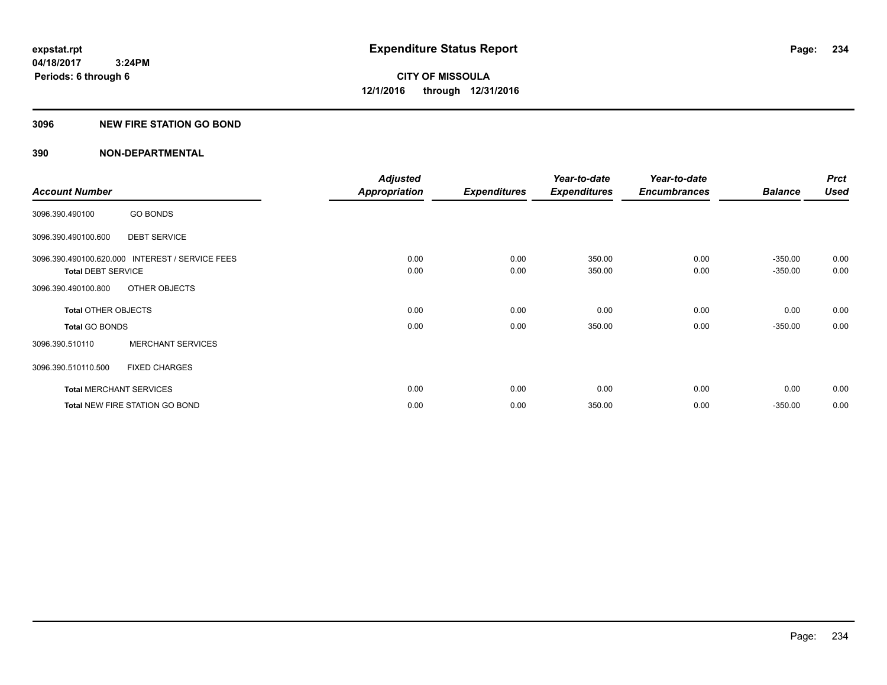expstat.rpt
04/18/2017 3:24PM
Periods: 6 through 6

# Expenditure Status Report

CITY OF MISSOULA
12/1/2016 through 12/31/2016

## 3096 NEW FIRE STATION GO BOND

## 390 NON-DEPARTMENTAL

| Account Number | | Adjusted Appropriation | Expenditures | Year-to-date Expenditures | Year-to-date Encumbrances | Balance | Prct Used |
|---|---|---|---|---|---|---|---|
| 3096.390.490100 | GO BONDS | | | | | | |
| 3096.390.490100.600 | DEBT SERVICE | | | | | | |
| 3096.390.490100.620.000 | INTEREST / SERVICE FEES | 0.00 | 0.00 | 350.00 | 0.00 | -350.00 | 0.00 |
| **Total** DEBT SERVICE | | 0.00 | 0.00 | 350.00 | 0.00 | -350.00 | 0.00 |
| 3096.390.490100.800 | OTHER OBJECTS | | | | | | |
| **Total** OTHER OBJECTS | | 0.00 | 0.00 | 0.00 | 0.00 | 0.00 | 0.00 |
| **Total** GO BONDS | | 0.00 | 0.00 | 350.00 | 0.00 | -350.00 | 0.00 |
| 3096.390.510110 | MERCHANT SERVICES | | | | | | |
| 3096.390.510110.500 | FIXED CHARGES | | | | | | |
| **Total** MERCHANT SERVICES | | 0.00 | 0.00 | 0.00 | 0.00 | 0.00 | 0.00 |
| **Total** NEW FIRE STATION GO BOND | | 0.00 | 0.00 | 350.00 | 0.00 | -350.00 | 0.00 |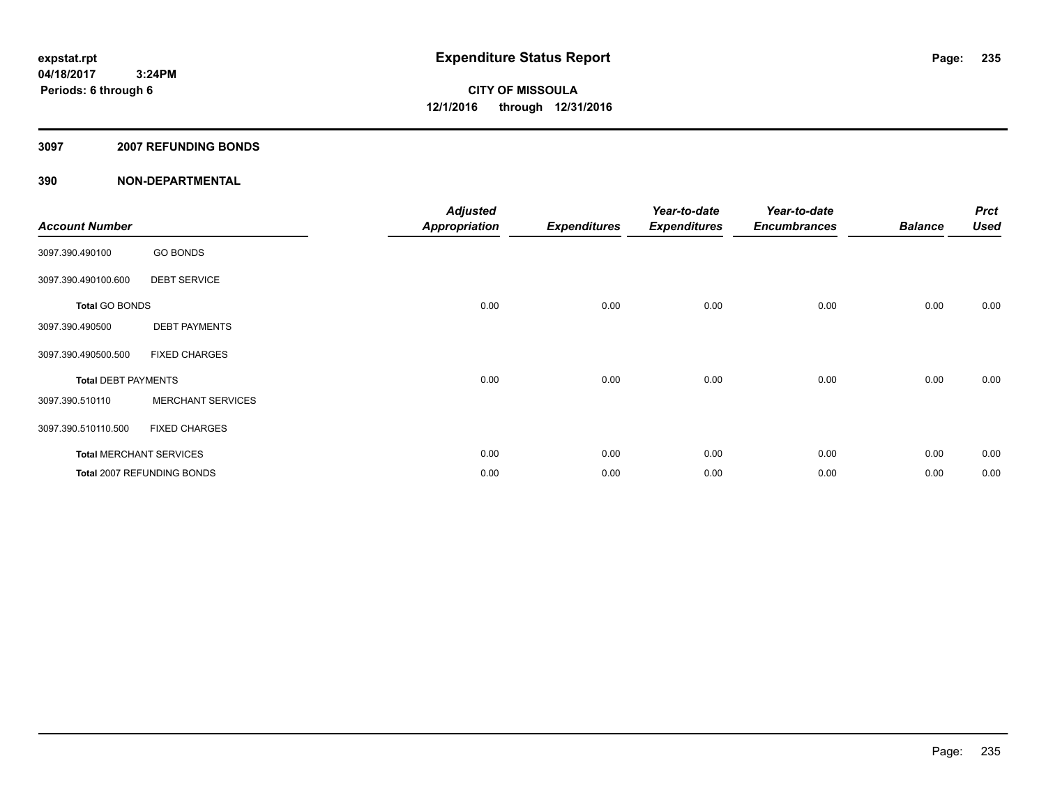# Expenditure Status Report

expstat.rpt
04/18/2017 3:24PM
Periods: 6 through 6

**CITY OF MISSOULA**
**12/1/2016 through 12/31/2016**

## 3097 2007 REFUNDING BONDS

## 390 NON-DEPARTMENTAL

| Account Number | | Adjusted Appropriation | Expenditures | Year-to-date Expenditures | Year-to-date Encumbrances | Balance | Prct Used |
|---|---|---|---|---|---|---|---|
| 3097.390.490100 | GO BONDS | | | | | | |
| 3097.390.490100.600 | DEBT SERVICE | | | | | | |
| **Total** GO BONDS | | 0.00 | 0.00 | 0.00 | 0.00 | 0.00 | 0.00 |
| 3097.390.490500 | DEBT PAYMENTS | | | | | | |
| 3097.390.490500.500 | FIXED CHARGES | | | | | | |
| **Total** DEBT PAYMENTS | | 0.00 | 0.00 | 0.00 | 0.00 | 0.00 | 0.00 |
| 3097.390.510110 | MERCHANT SERVICES | | | | | | |
| 3097.390.510110.500 | FIXED CHARGES | | | | | | |
| **Total** MERCHANT SERVICES | | 0.00 | 0.00 | 0.00 | 0.00 | 0.00 | 0.00 |
| **Total** 2007 REFUNDING BONDS | | 0.00 | 0.00 | 0.00 | 0.00 | 0.00 | 0.00 |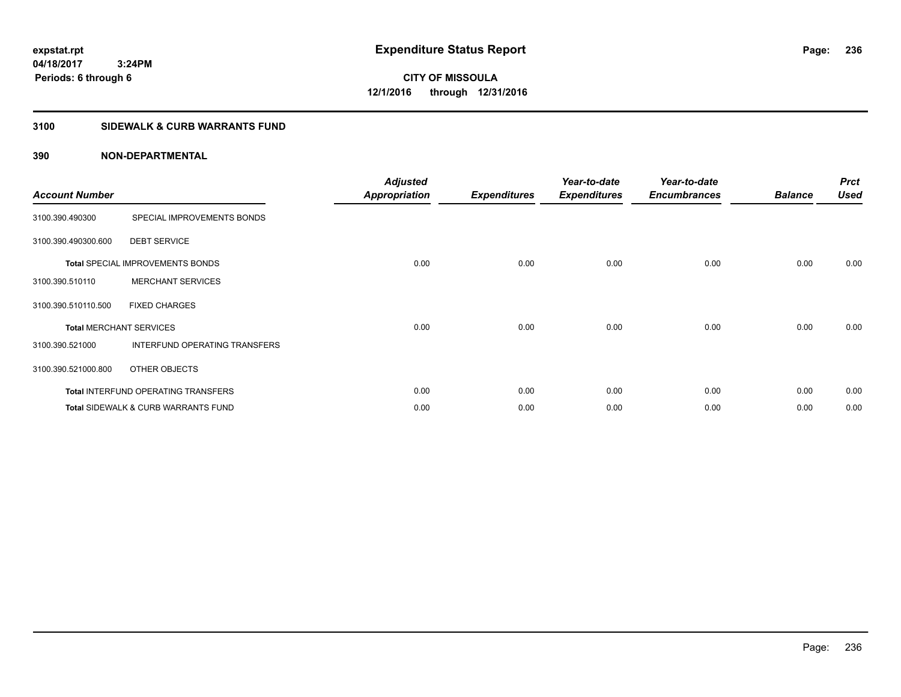expstat.rpt
04/18/2017 3:24PM
Periods: 6 through 6

# Expenditure Status Report

**CITY OF MISSOULA**
**12/1/2016 through 12/31/2016**

## 3100 SIDEWALK & CURB WARRANTS FUND

### 390 NON-DEPARTMENTAL

| Account Number | | Adjusted Appropriation | Expenditures | Year-to-date Expenditures | Year-to-date Encumbrances | Balance | Prct Used |
|---|---|---|---|---|---|---|---|
| 3100.390.490300 | SPECIAL IMPROVEMENTS BONDS | | | | | | |
| 3100.390.490300.600 | DEBT SERVICE | | | | | | |
| **Total** SPECIAL IMPROVEMENTS BONDS | | 0.00 | 0.00 | 0.00 | 0.00 | 0.00 | 0.00 |
| 3100.390.510110 | MERCHANT SERVICES | | | | | | |
| 3100.390.510110.500 | FIXED CHARGES | | | | | | |
| **Total** MERCHANT SERVICES | | 0.00 | 0.00 | 0.00 | 0.00 | 0.00 | 0.00 |
| 3100.390.521000 | INTERFUND OPERATING TRANSFERS | | | | | | |
| 3100.390.521000.800 | OTHER OBJECTS | | | | | | |
| **Total** INTERFUND OPERATING TRANSFERS | | 0.00 | 0.00 | 0.00 | 0.00 | 0.00 | 0.00 |
| **Total** SIDEWALK & CURB WARRANTS FUND | | 0.00 | 0.00 | 0.00 | 0.00 | 0.00 | 0.00 |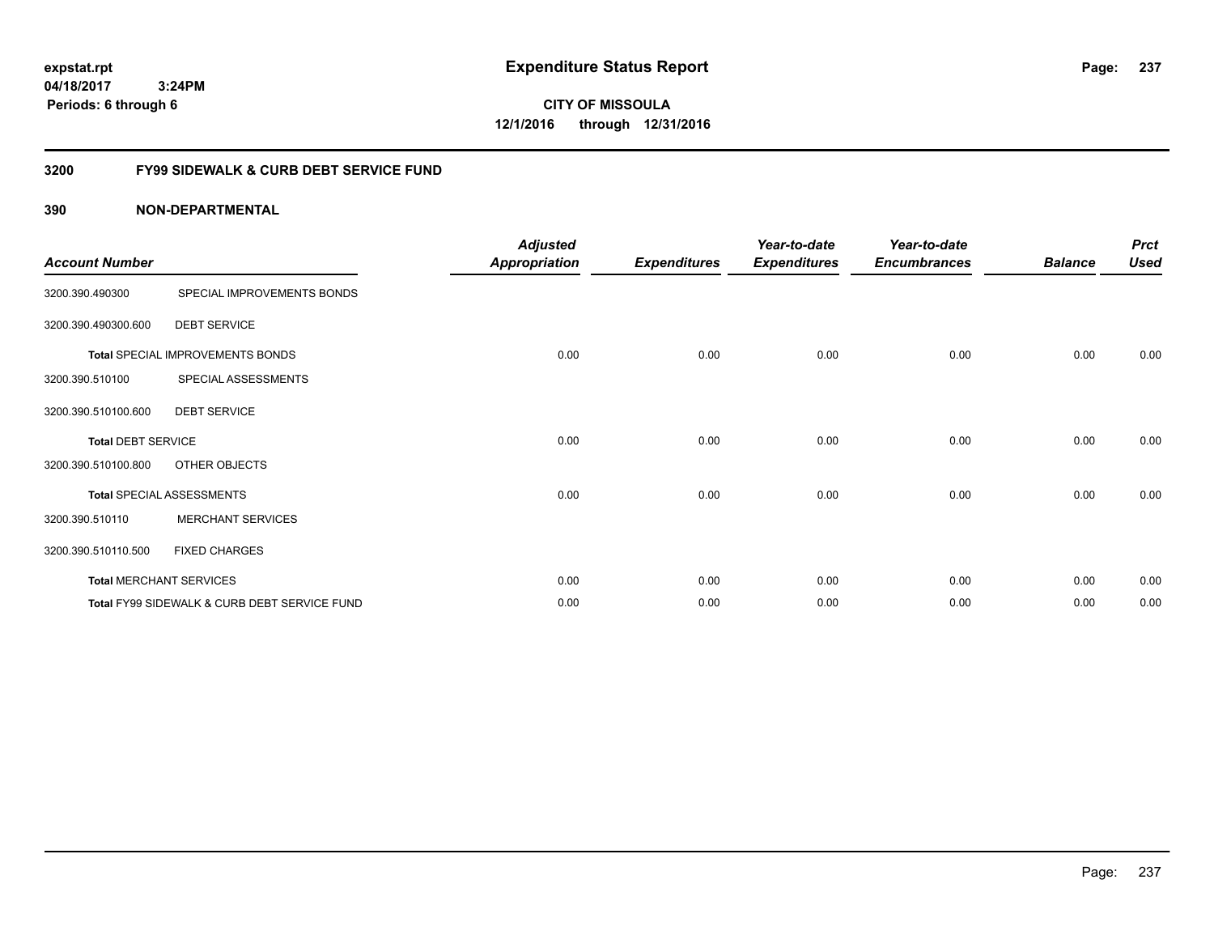expstat.rpt
04/18/2017 3:24PM
Periods: 6 through 6

# Expenditure Status Report

CITY OF MISSOULA
12/1/2016 through 12/31/2016

## 3200 FY99 SIDEWALK & CURB DEBT SERVICE FUND

### 390 NON-DEPARTMENTAL

| Account Number | | Adjusted Appropriation | Expenditures | Year-to-date Expenditures | Year-to-date Encumbrances | Balance | Prct Used |
|---|---|---|---|---|---|---|---|
| 3200.390.490300 | SPECIAL IMPROVEMENTS BONDS | | | | | | |
| 3200.390.490300.600 | DEBT SERVICE | | | | | | |
| **Total** SPECIAL IMPROVEMENTS BONDS | | 0.00 | 0.00 | 0.00 | 0.00 | 0.00 | 0.00 |
| 3200.390.510100 | SPECIAL ASSESSMENTS | | | | | | |
| 3200.390.510100.600 | DEBT SERVICE | | | | | | |
| **Total** DEBT SERVICE | | 0.00 | 0.00 | 0.00 | 0.00 | 0.00 | 0.00 |
| 3200.390.510100.800 | OTHER OBJECTS | | | | | | |
| **Total** SPECIAL ASSESSMENTS | | 0.00 | 0.00 | 0.00 | 0.00 | 0.00 | 0.00 |
| 3200.390.510110 | MERCHANT SERVICES | | | | | | |
| 3200.390.510110.500 | FIXED CHARGES | | | | | | |
| **Total** MERCHANT SERVICES | | 0.00 | 0.00 | 0.00 | 0.00 | 0.00 | 0.00 |
| **Total** FY99 SIDEWALK & CURB DEBT SERVICE FUND | | 0.00 | 0.00 | 0.00 | 0.00 | 0.00 | 0.00 |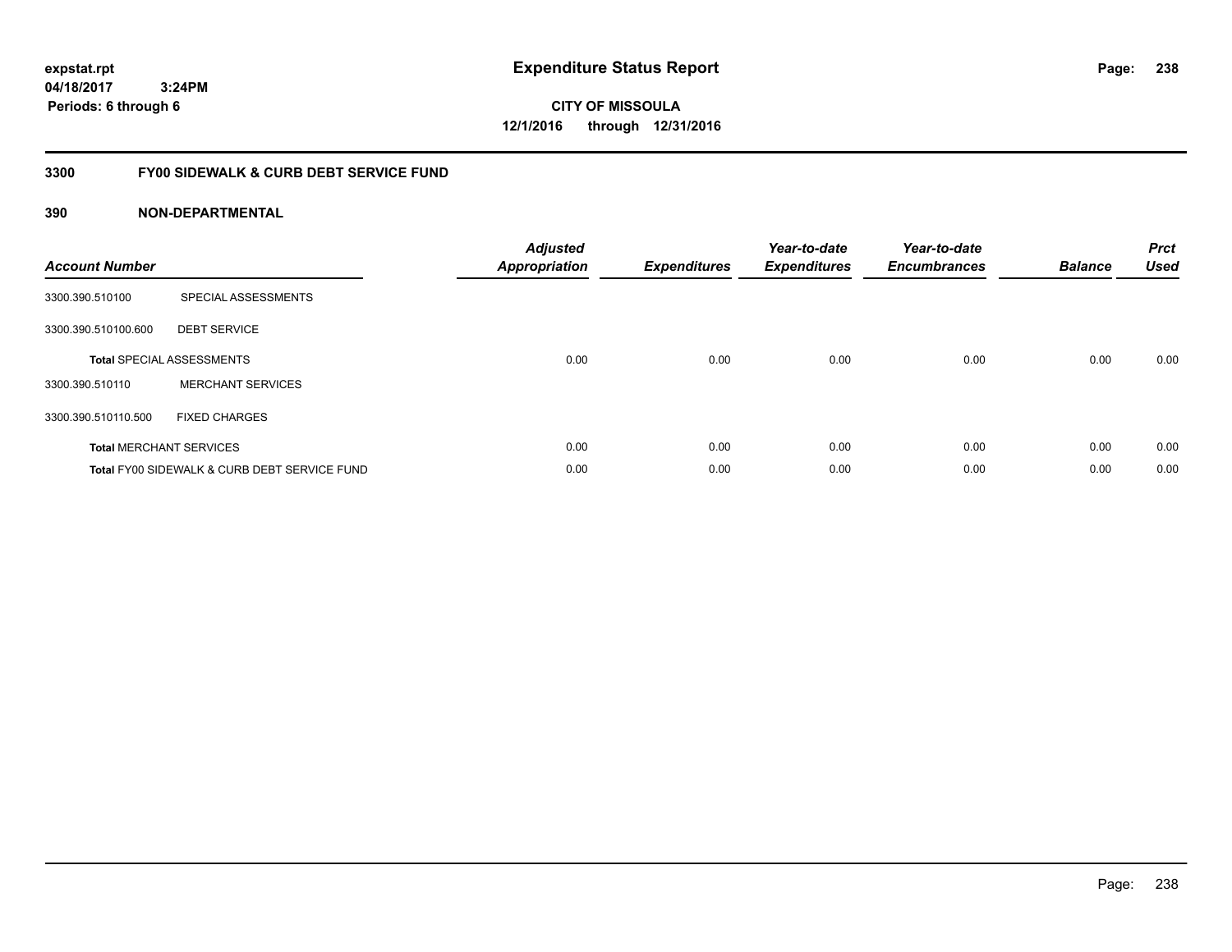**expstat.rpt**
**04/18/2017 3:24PM**
**Periods: 6 through 6**

# Expenditure Status Report

**CITY OF MISSOULA**
**12/1/2016 through 12/31/2016**

## 3300 FY00 SIDEWALK & CURB DEBT SERVICE FUND

### 390 NON-DEPARTMENTAL

| Account Number | | Adjusted Appropriation | Expenditures | Year-to-date Expenditures | Year-to-date Encumbrances | Balance | Prct Used |
|---|---|---|---|---|---|---|---|
| 3300.390.510100 | SPECIAL ASSESSMENTS | | | | | | |
| 3300.390.510100.600 | DEBT SERVICE | | | | | | |
| **Total** SPECIAL ASSESSMENTS | | 0.00 | 0.00 | 0.00 | 0.00 | 0.00 | 0.00 |
| 3300.390.510110 | MERCHANT SERVICES | | | | | | |
| 3300.390.510110.500 | FIXED CHARGES | | | | | | |
| **Total** MERCHANT SERVICES | | 0.00 | 0.00 | 0.00 | 0.00 | 0.00 | 0.00 |
| **Total** FY00 SIDEWALK & CURB DEBT SERVICE FUND | | 0.00 | 0.00 | 0.00 | 0.00 | 0.00 | 0.00 |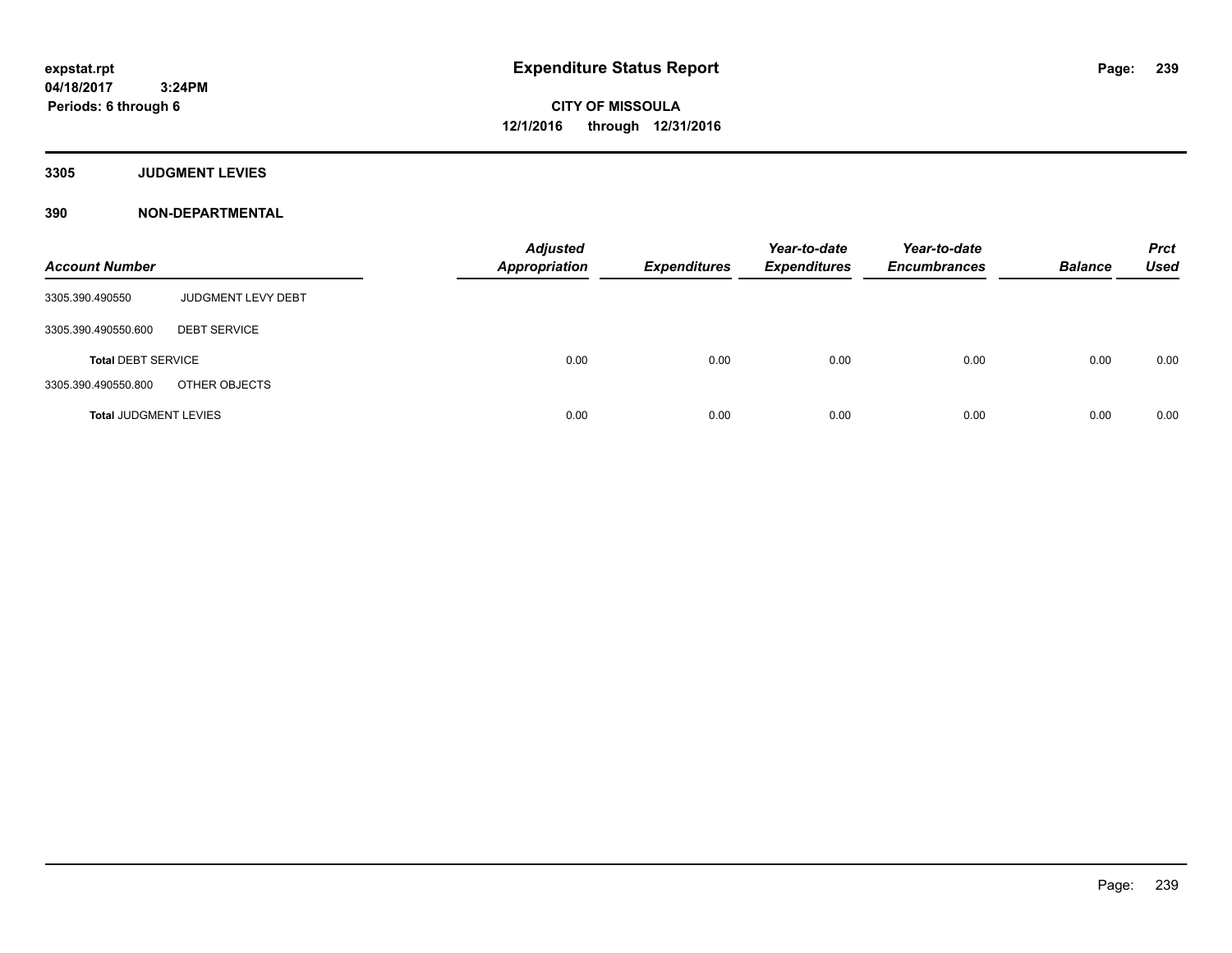# Expenditure Status Report

**CITY OF MISSOULA**
**12/1/2016 through 12/31/2016**

expstat.rpt
04/18/2017 3:24PM
Periods: 6 through 6

## 3305 JUDGMENT LEVIES

## 390 NON-DEPARTMENTAL

| Account Number | | Adjusted Appropriation | Expenditures | Year-to-date Expenditures | Year-to-date Encumbrances | Balance | Prct Used |
|---|---|---|---|---|---|---|---|
| 3305.390.490550 | JUDGMENT LEVY DEBT | | | | | | |
| 3305.390.490550.600 | DEBT SERVICE | | | | | | |
| **Total** DEBT SERVICE | | 0.00 | 0.00 | 0.00 | 0.00 | 0.00 | 0.00 |
| 3305.390.490550.800 | OTHER OBJECTS | | | | | | |
| **Total** JUDGMENT LEVIES | | 0.00 | 0.00 | 0.00 | 0.00 | 0.00 | 0.00 |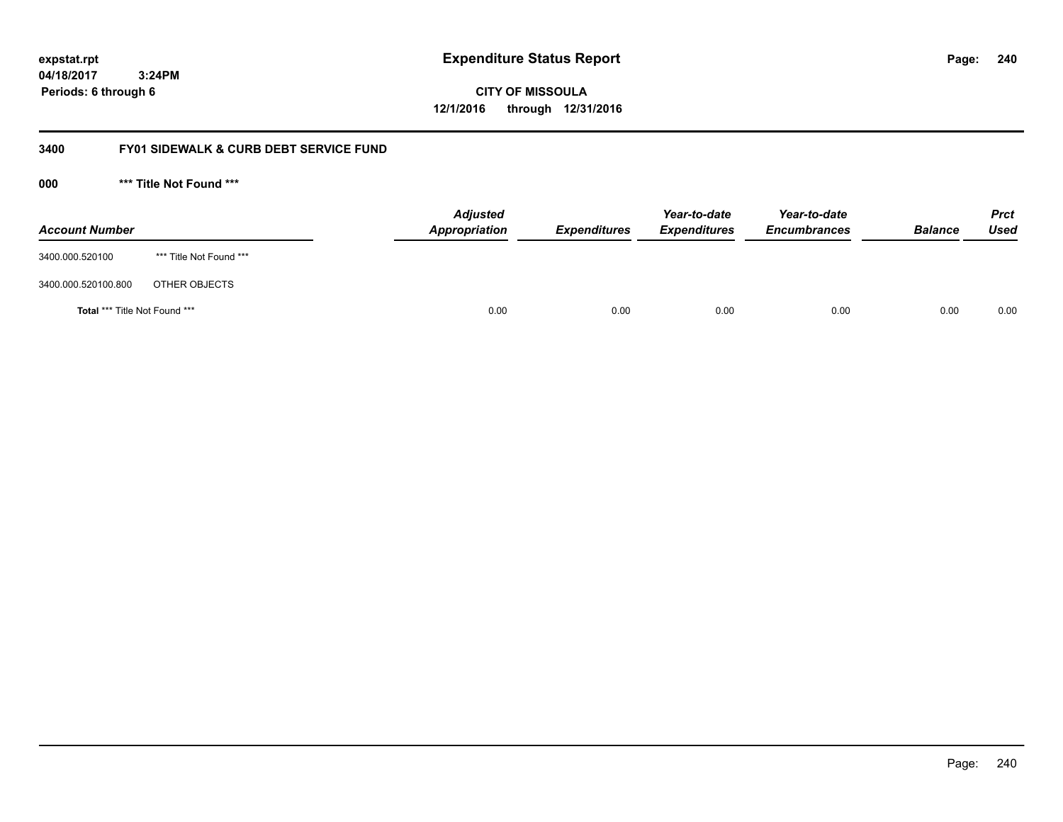**Expenditure Status Report**

**CITY OF MISSOULA**

**12/1/2016 through 12/31/2016**

expstat.rpt
04/18/2017 3:24PM
Periods: 6 through 6

## 3400 FY01 SIDEWALK & CURB DEBT SERVICE FUND

### 000 *** Title Not Found ***

| Account Number | | Adjusted Appropriation | Expenditures | Year-to-date Expenditures | Year-to-date Encumbrances | Balance | Prct Used |
|---|---|---|---|---|---|---|---|
| 3400.000.520100 | *** Title Not Found *** | | | | | | |
| 3400.000.520100.800 | OTHER OBJECTS | | | | | | |
| **Total** *** Title Not Found *** | | 0.00 | 0.00 | 0.00 | 0.00 | 0.00 | 0.00 |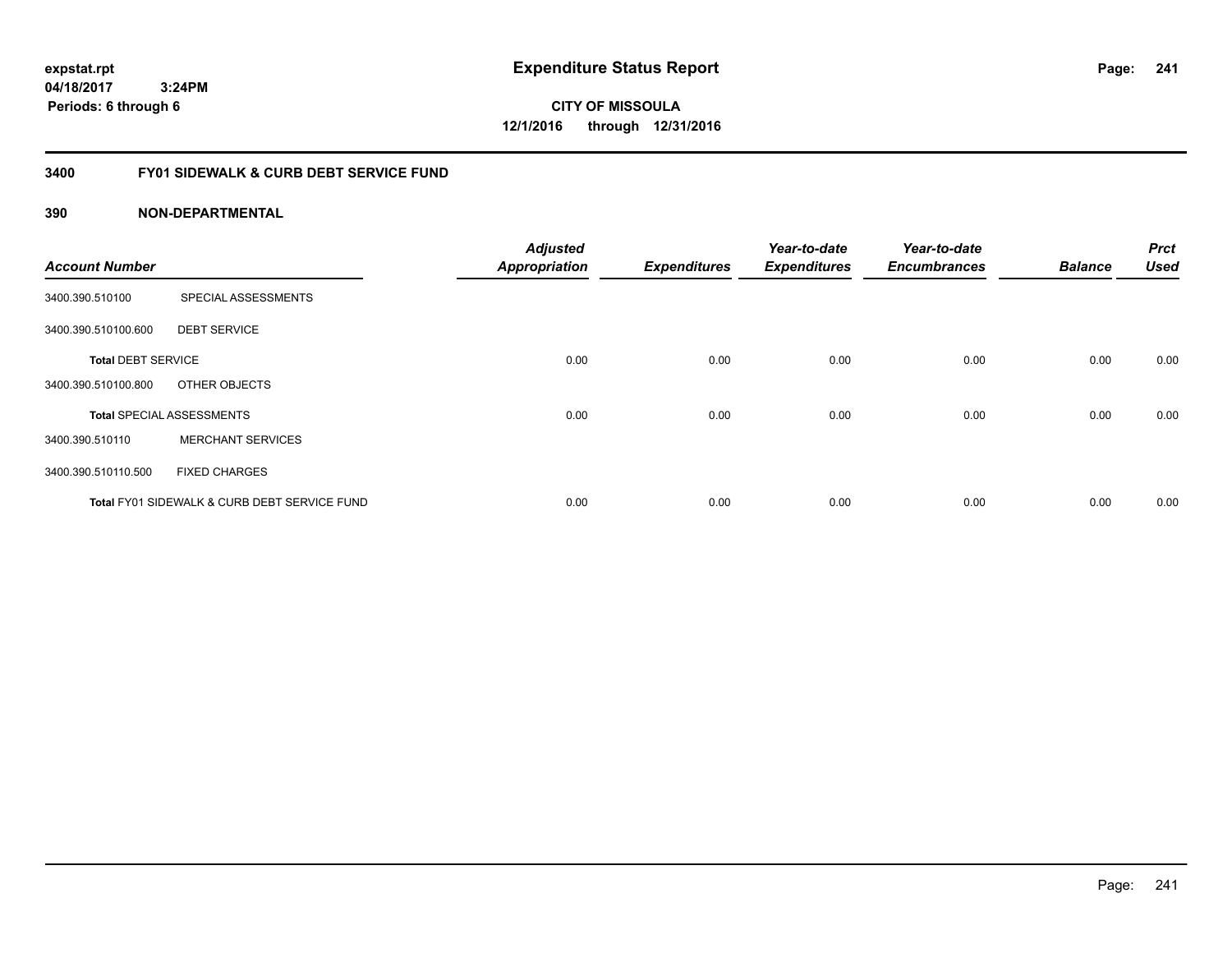**expstat.rpt**
**04/18/2017 3:24PM**
**Periods: 6 through 6**

# Expenditure Status Report

**CITY OF MISSOULA**
**12/1/2016 through 12/31/2016**

## 3400 FY01 SIDEWALK & CURB DEBT SERVICE FUND

### 390 NON-DEPARTMENTAL

| Account Number | | Adjusted Appropriation | Expenditures | Year-to-date Expenditures | Year-to-date Encumbrances | Balance | Prct Used |
|---|---|---|---|---|---|---|---|
| 3400.390.510100 | SPECIAL ASSESSMENTS | | | | | | |
| 3400.390.510100.600 | DEBT SERVICE | | | | | | |
| **Total** DEBT SERVICE | | 0.00 | 0.00 | 0.00 | 0.00 | 0.00 | 0.00 |
| 3400.390.510100.800 | OTHER OBJECTS | | | | | | |
| **Total** SPECIAL ASSESSMENTS | | 0.00 | 0.00 | 0.00 | 0.00 | 0.00 | 0.00 |
| 3400.390.510110 | MERCHANT SERVICES | | | | | | |
| 3400.390.510110.500 | FIXED CHARGES | | | | | | |
| **Total** FY01 SIDEWALK & CURB DEBT SERVICE FUND | | 0.00 | 0.00 | 0.00 | 0.00 | 0.00 | 0.00 |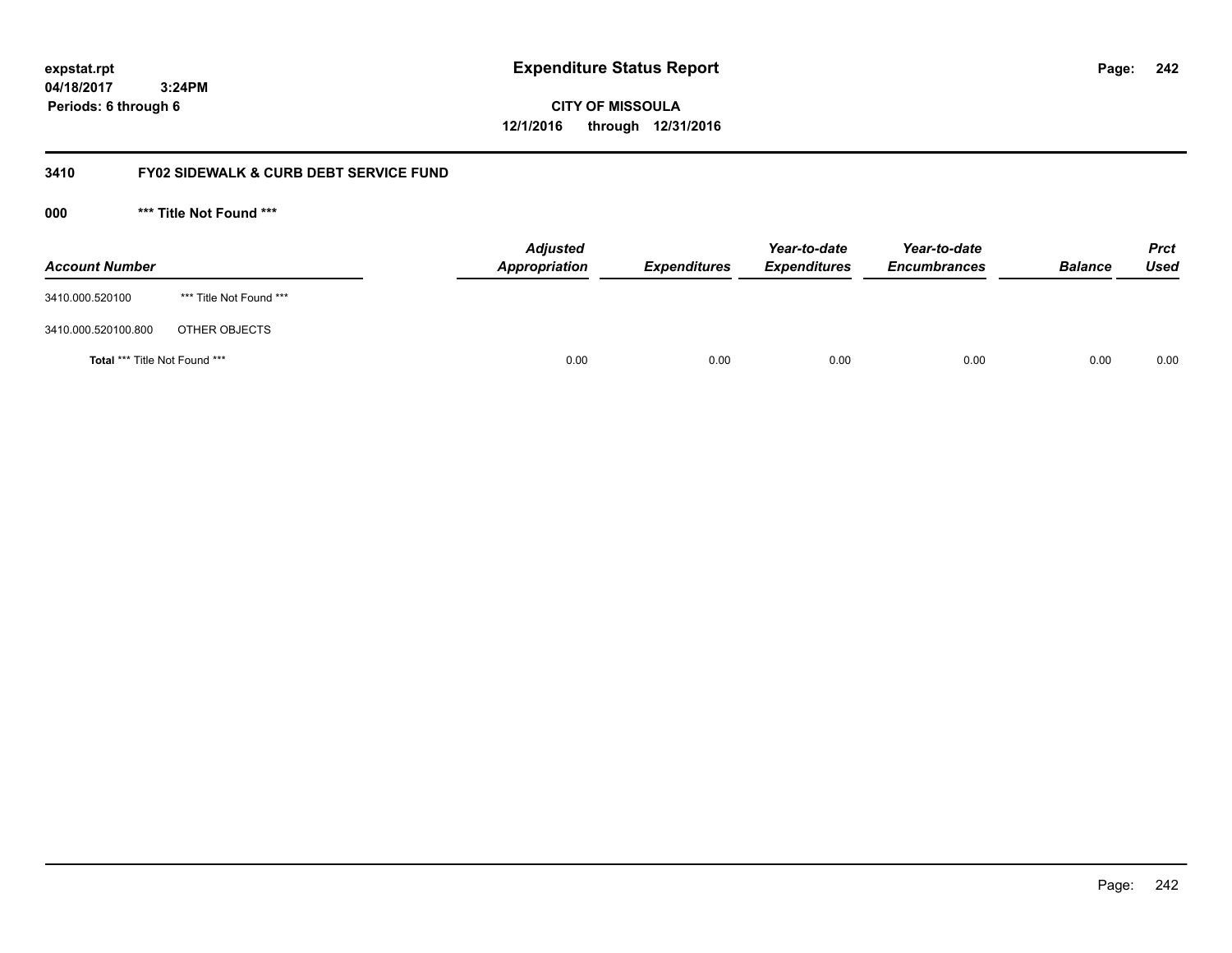expstat.rpt
04/18/2017 3:24PM
Periods: 6 through 6

# Expenditure Status Report

**CITY OF MISSOULA**
**12/1/2016 through 12/31/2016**

## 3410 FY02 SIDEWALK & CURB DEBT SERVICE FUND

### 000 *** Title Not Found ***

| Account Number | | Adjusted Appropriation | Expenditures | Year-to-date Expenditures | Year-to-date Encumbrances | Balance | Prct Used |
|---|---|---|---|---|---|---|---|
| 3410.000.520100 | *** Title Not Found *** | | | | | | |
| 3410.000.520100.800 | OTHER OBJECTS | | | | | | |
| **Total** *** Title Not Found *** | | 0.00 | 0.00 | 0.00 | 0.00 | 0.00 | 0.00 |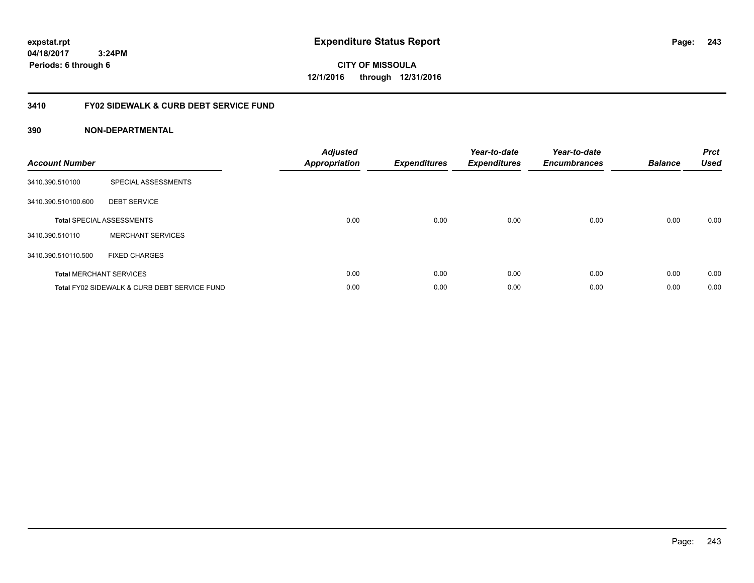**expstat.rpt**
**04/18/2017 3:24PM**
**Periods: 6 through 6**

# Expenditure Status Report

**CITY OF MISSOULA**
**12/1/2016 through 12/31/2016**

## 3410 FY02 SIDEWALK & CURB DEBT SERVICE FUND

### 390 NON-DEPARTMENTAL

| Account Number | | Adjusted Appropriation | Expenditures | Year-to-date Expenditures | Year-to-date Encumbrances | Balance | Prct Used |
|---|---|---|---|---|---|---|---|
| 3410.390.510100 | SPECIAL ASSESSMENTS | | | | | | |
| 3410.390.510100.600 | DEBT SERVICE | | | | | | |
| **Total** SPECIAL ASSESSMENTS | | 0.00 | 0.00 | 0.00 | 0.00 | 0.00 | 0.00 |
| 3410.390.510110 | MERCHANT SERVICES | | | | | | |
| 3410.390.510110.500 | FIXED CHARGES | | | | | | |
| **Total** MERCHANT SERVICES | | 0.00 | 0.00 | 0.00 | 0.00 | 0.00 | 0.00 |
| **Total** FY02 SIDEWALK & CURB DEBT SERVICE FUND | | 0.00 | 0.00 | 0.00 | 0.00 | 0.00 | 0.00 |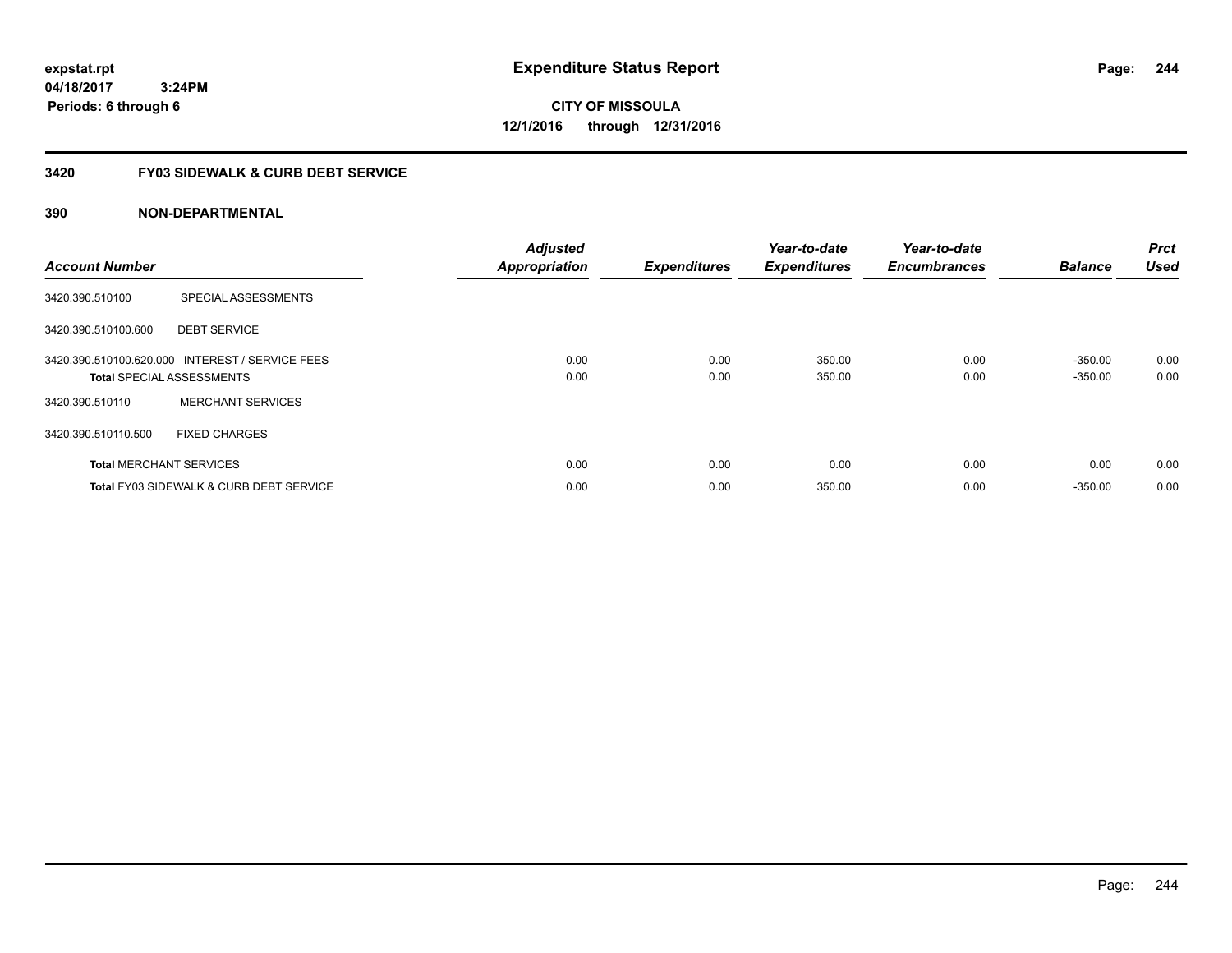**expstat.rpt**
**04/18/2017 3:24PM**
**Periods: 6 through 6**

# Expenditure Status Report

**CITY OF MISSOULA**
**12/1/2016 through 12/31/2016**

## 3420 FY03 SIDEWALK & CURB DEBT SERVICE

### 390 NON-DEPARTMENTAL

| Account Number | | Adjusted Appropriation | Expenditures | Year-to-date Expenditures | Year-to-date Encumbrances | Balance | Prct Used |
|---|---|---|---|---|---|---|---|
| 3420.390.510100 | SPECIAL ASSESSMENTS | | | | | | |
| 3420.390.510100.600 | DEBT SERVICE | | | | | | |
| 3420.390.510100.620.000 | INTEREST / SERVICE FEES | 0.00 | 0.00 | 350.00 | 0.00 | -350.00 | 0.00 |
| **Total** SPECIAL ASSESSMENTS | | 0.00 | 0.00 | 350.00 | 0.00 | -350.00 | 0.00 |
| 3420.390.510110 | MERCHANT SERVICES | | | | | | |
| 3420.390.510110.500 | FIXED CHARGES | | | | | | |
| **Total** MERCHANT SERVICES | | 0.00 | 0.00 | 0.00 | 0.00 | 0.00 | 0.00 |
| **Total** FY03 SIDEWALK & CURB DEBT SERVICE | | 0.00 | 0.00 | 350.00 | 0.00 | -350.00 | 0.00 |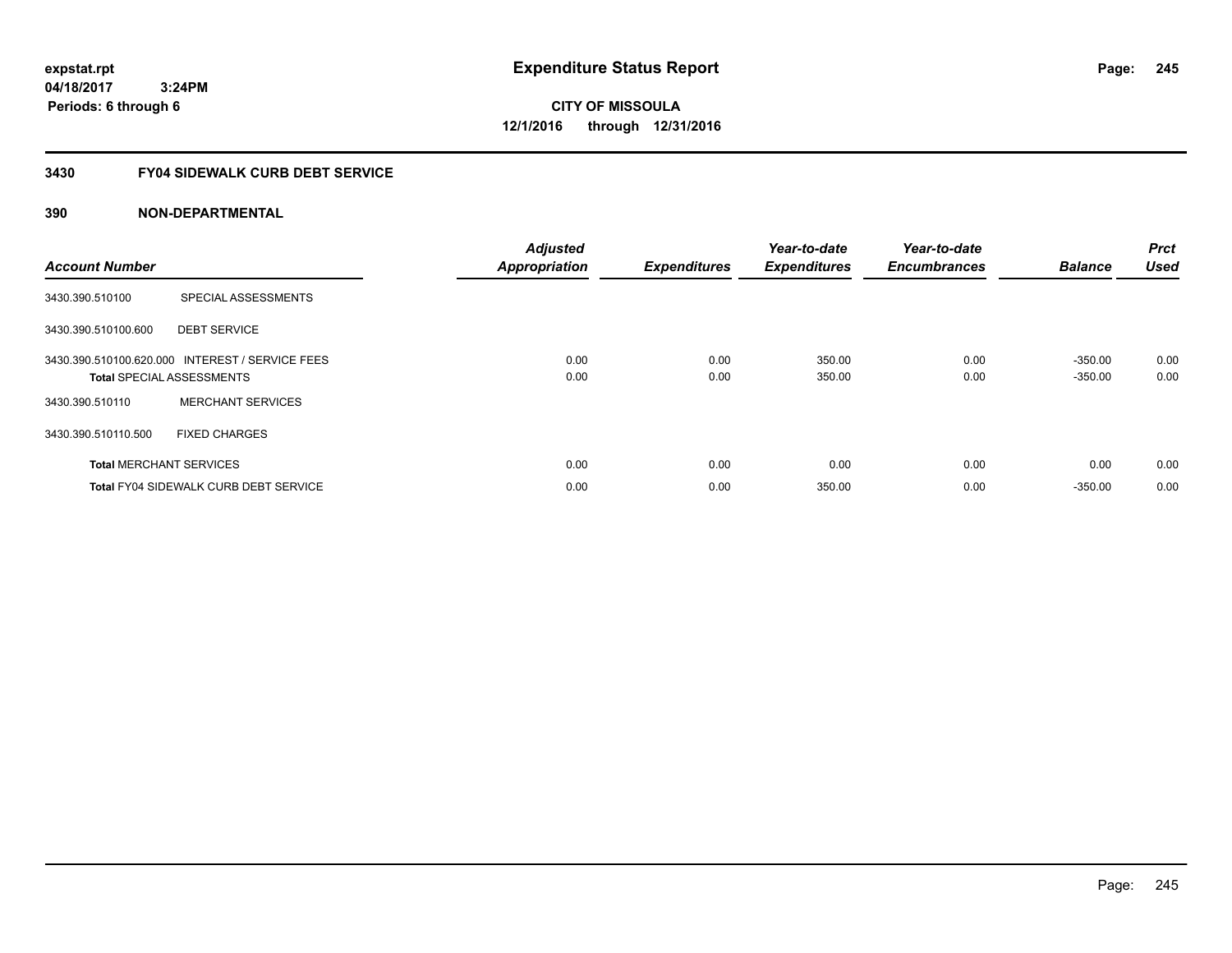expstat.rpt
04/18/2017 3:24PM
Periods: 6 through 6

# Expenditure Status Report

CITY OF MISSOULA
12/1/2016 through 12/31/2016

## 3430 FY04 SIDEWALK CURB DEBT SERVICE

### 390 NON-DEPARTMENTAL

| Account Number | | Adjusted Appropriation | Expenditures | Year-to-date Expenditures | Year-to-date Encumbrances | Balance | Prct Used |
|---|---|---|---|---|---|---|---|
| 3430.390.510100 | SPECIAL ASSESSMENTS | | | | | | |
| 3430.390.510100.600 | DEBT SERVICE | | | | | | |
| 3430.390.510100.620.000 | INTEREST / SERVICE FEES | 0.00 | 0.00 | 350.00 | 0.00 | -350.00 | 0.00 |
| **Total** SPECIAL ASSESSMENTS | | 0.00 | 0.00 | 350.00 | 0.00 | -350.00 | 0.00 |
| 3430.390.510110 | MERCHANT SERVICES | | | | | | |
| 3430.390.510110.500 | FIXED CHARGES | | | | | | |
| **Total** MERCHANT SERVICES | | 0.00 | 0.00 | 0.00 | 0.00 | 0.00 | 0.00 |
| **Total** FY04 SIDEWALK CURB DEBT SERVICE | | 0.00 | 0.00 | 350.00 | 0.00 | -350.00 | 0.00 |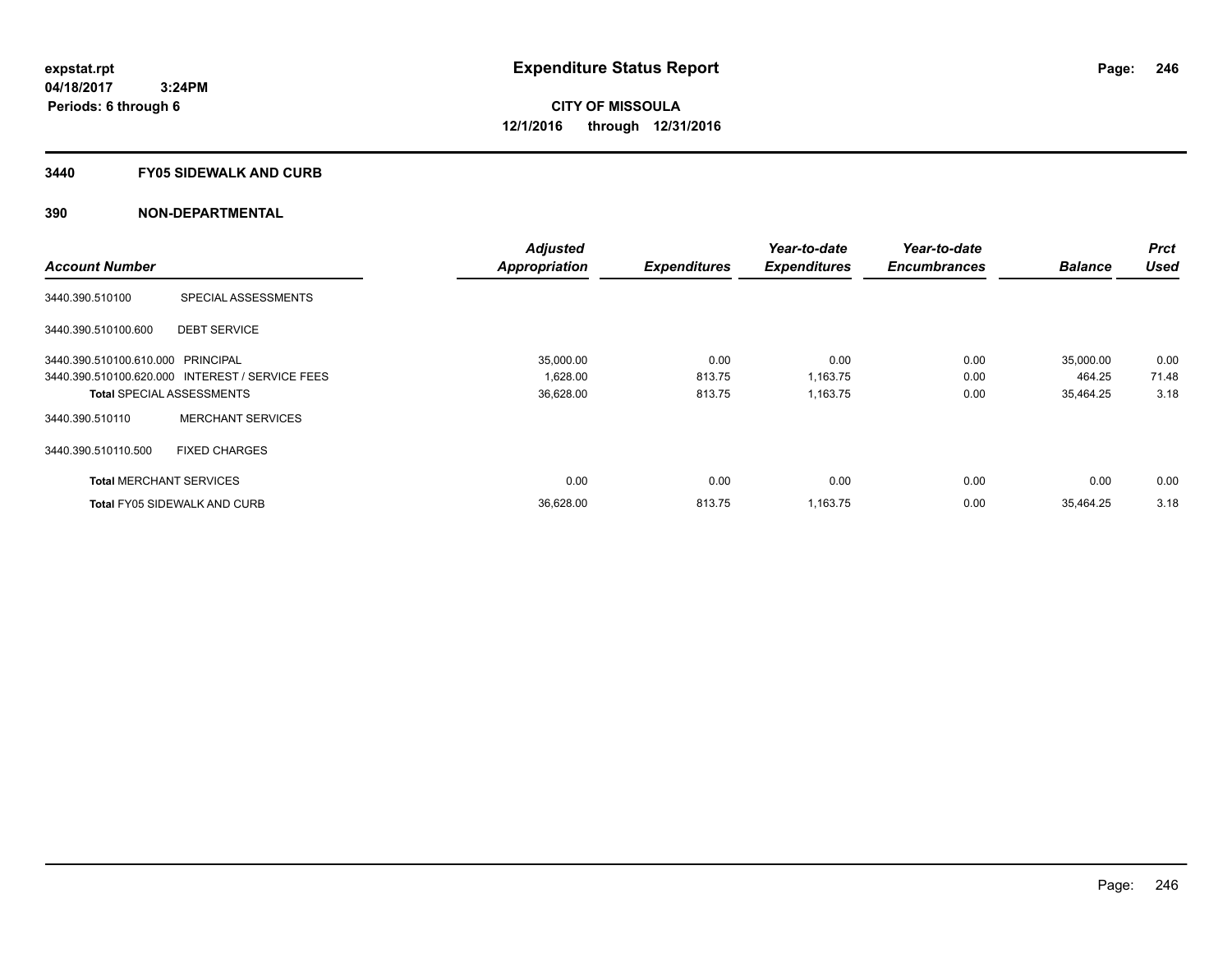**expstat.rpt**
**04/18/2017 3:24PM**
**Periods: 6 through 6**

# Expenditure Status Report

**CITY OF MISSOULA**
**12/1/2016 through 12/31/2016**

## 3440 FY05 SIDEWALK AND CURB

## 390 NON-DEPARTMENTAL

| Account Number | | Adjusted Appropriation | Expenditures | Year-to-date Expenditures | Year-to-date Encumbrances | Balance | Prct Used |
|---|---|---|---|---|---|---|---|
| 3440.390.510100 | SPECIAL ASSESSMENTS | | | | | | |
| 3440.390.510100.600 | DEBT SERVICE | | | | | | |
| 3440.390.510100.610.000 | PRINCIPAL | 35,000.00 | 0.00 | 0.00 | 0.00 | 35,000.00 | 0.00 |
| 3440.390.510100.620.000 | INTEREST / SERVICE FEES | 1,628.00 | 813.75 | 1,163.75 | 0.00 | 464.25 | 71.48 |
| **Total** SPECIAL ASSESSMENTS | | 36,628.00 | 813.75 | 1,163.75 | 0.00 | 35,464.25 | 3.18 |
| 3440.390.510110 | MERCHANT SERVICES | | | | | | |
| 3440.390.510110.500 | FIXED CHARGES | | | | | | |
| **Total** MERCHANT SERVICES | | 0.00 | 0.00 | 0.00 | 0.00 | 0.00 | 0.00 |
| **Total** FY05 SIDEWALK AND CURB | | 36,628.00 | 813.75 | 1,163.75 | 0.00 | 35,464.25 | 3.18 |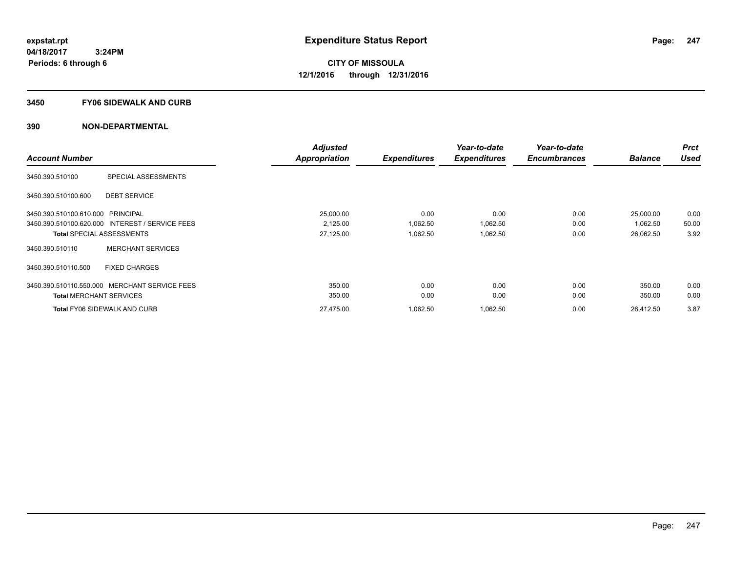expstat.rpt
04/18/2017 3:24PM
Periods: 6 through 6

# Expenditure Status Report

**CITY OF MISSOULA**
**12/1/2016 through 12/31/2016**

## 3450 FY06 SIDEWALK AND CURB

## 390 NON-DEPARTMENTAL

| Account Number | | Adjusted Appropriation | Expenditures | Year-to-date Expenditures | Year-to-date Encumbrances | Balance | Prct Used |
|---|---|---|---|---|---|---|---|
| 3450.390.510100 | SPECIAL ASSESSMENTS | | | | | | |
| 3450.390.510100.600 | DEBT SERVICE | | | | | | |
| 3450.390.510100.610.000 | PRINCIPAL | 25,000.00 | 0.00 | 0.00 | 0.00 | 25,000.00 | 0.00 |
| 3450.390.510100.620.000 | INTEREST / SERVICE FEES | 2,125.00 | 1,062.50 | 1,062.50 | 0.00 | 1,062.50 | 50.00 |
| **Total** SPECIAL ASSESSMENTS | | 27,125.00 | 1,062.50 | 1,062.50 | 0.00 | 26,062.50 | 3.92 |
| 3450.390.510110 | MERCHANT SERVICES | | | | | | |
| 3450.390.510110.500 | FIXED CHARGES | | | | | | |
| 3450.390.510110.550.000 | MERCHANT SERVICE FEES | 350.00 | 0.00 | 0.00 | 0.00 | 350.00 | 0.00 |
| **Total** MERCHANT SERVICES | | 350.00 | 0.00 | 0.00 | 0.00 | 350.00 | 0.00 |
| **Total** FY06 SIDEWALK AND CURB | | 27,475.00 | 1,062.50 | 1,062.50 | 0.00 | 26,412.50 | 3.87 |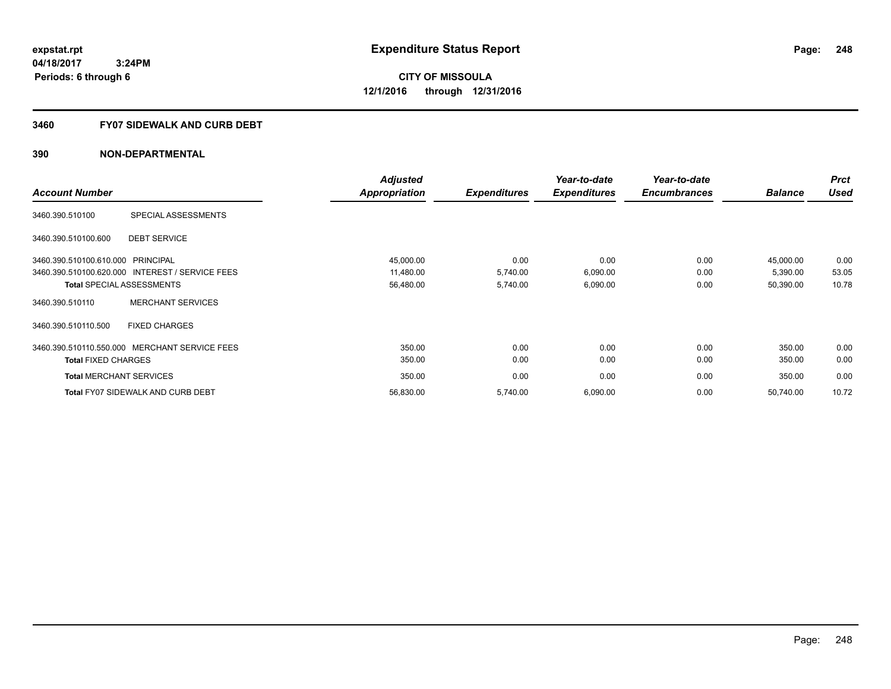**expstat.rpt**
**04/18/2017 3:24PM**
**Periods: 6 through 6**

# Expenditure Status Report

**CITY OF MISSOULA**
**12/1/2016 through 12/31/2016**

## 3460 FY07 SIDEWALK AND CURB DEBT

## 390 NON-DEPARTMENTAL

| Account Number | | Adjusted Appropriation | Expenditures | Year-to-date Expenditures | Year-to-date Encumbrances | Balance | Prct Used |
|---|---|---|---|---|---|---|---|
| 3460.390.510100 | SPECIAL ASSESSMENTS | | | | | | |
| 3460.390.510100.600 | DEBT SERVICE | | | | | | |
| 3460.390.510100.610.000 | PRINCIPAL | 45,000.00 | 0.00 | 0.00 | 0.00 | 45,000.00 | 0.00 |
| 3460.390.510100.620.000 | INTEREST / SERVICE FEES | 11,480.00 | 5,740.00 | 6,090.00 | 0.00 | 5,390.00 | 53.05 |
| **Total** SPECIAL ASSESSMENTS | | 56,480.00 | 5,740.00 | 6,090.00 | 0.00 | 50,390.00 | 10.78 |
| 3460.390.510110 | MERCHANT SERVICES | | | | | | |
| 3460.390.510110.500 | FIXED CHARGES | | | | | | |
| 3460.390.510110.550.000 | MERCHANT SERVICE FEES | 350.00 | 0.00 | 0.00 | 0.00 | 350.00 | 0.00 |
| **Total** FIXED CHARGES | | 350.00 | 0.00 | 0.00 | 0.00 | 350.00 | 0.00 |
| **Total** MERCHANT SERVICES | | 350.00 | 0.00 | 0.00 | 0.00 | 350.00 | 0.00 |
| **Total** FY07 SIDEWALK AND CURB DEBT | | 56,830.00 | 5,740.00 | 6,090.00 | 0.00 | 50,740.00 | 10.72 |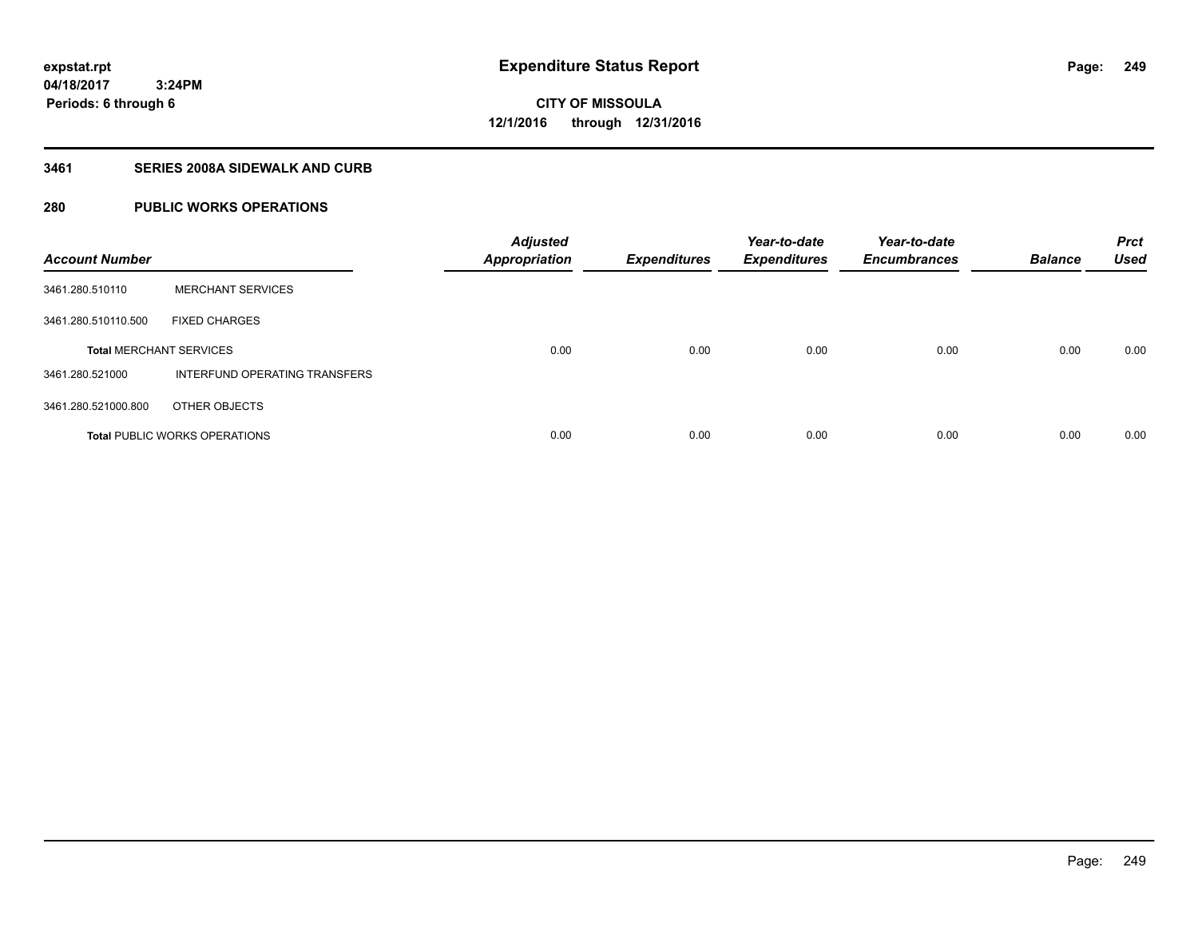**expstat.rpt**
**04/18/2017 3:24PM**
**Periods: 6 through 6**

# Expenditure Status Report

**CITY OF MISSOULA**
**12/1/2016 through 12/31/2016**

## 3461 SERIES 2008A SIDEWALK AND CURB

## 280 PUBLIC WORKS OPERATIONS

| Account Number | | Adjusted Appropriation | Expenditures | Year-to-date Expenditures | Year-to-date Encumbrances | Balance | Prct Used |
|---|---|---|---|---|---|---|---|
| 3461.280.510110 | MERCHANT SERVICES | | | | | | |
| 3461.280.510110.500 | FIXED CHARGES | | | | | | |
| **Total** MERCHANT SERVICES | | 0.00 | 0.00 | 0.00 | 0.00 | 0.00 | 0.00 |
| 3461.280.521000 | INTERFUND OPERATING TRANSFERS | | | | | | |
| 3461.280.521000.800 | OTHER OBJECTS | | | | | | |
| **Total** PUBLIC WORKS OPERATIONS | | 0.00 | 0.00 | 0.00 | 0.00 | 0.00 | 0.00 |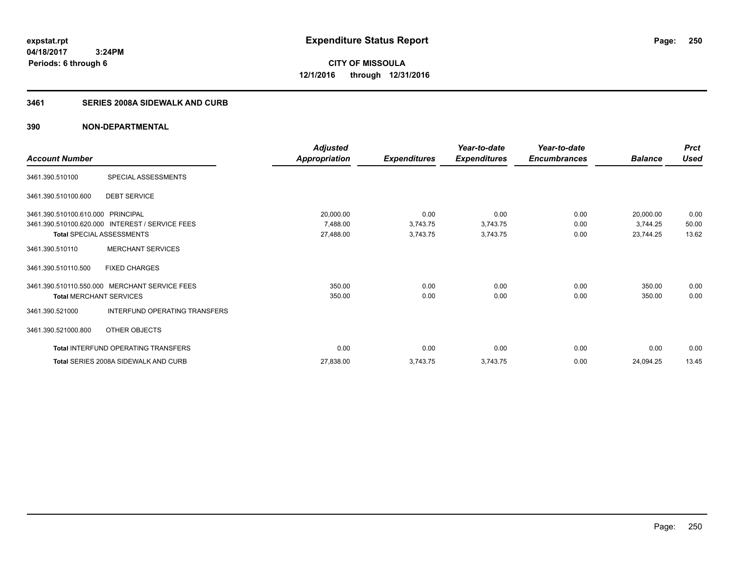expstat.rpt
04/18/2017 3:24PM
Periods: 6 through 6

# Expenditure Status Report

**CITY OF MISSOULA**
**12/1/2016 through 12/31/2016**

## 3461 SERIES 2008A SIDEWALK AND CURB

### 390 NON-DEPARTMENTAL

| Account Number | | Adjusted Appropriation | Expenditures | Year-to-date Expenditures | Year-to-date Encumbrances | Balance | Prct Used |
|---|---|---|---|---|---|---|---|
| 3461.390.510100 | SPECIAL ASSESSMENTS | | | | | | |
| 3461.390.510100.600 | DEBT SERVICE | | | | | | |
| 3461.390.510100.610.000 | PRINCIPAL | 20,000.00 | 0.00 | 0.00 | 0.00 | 20,000.00 | 0.00 |
| 3461.390.510100.620.000 | INTEREST / SERVICE FEES | 7,488.00 | 3,743.75 | 3,743.75 | 0.00 | 3,744.25 | 50.00 |
| Total SPECIAL ASSESSMENTS | | 27,488.00 | 3,743.75 | 3,743.75 | 0.00 | 23,744.25 | 13.62 |
| 3461.390.510110 | MERCHANT SERVICES | | | | | | |
| 3461.390.510110.500 | FIXED CHARGES | | | | | | |
| 3461.390.510110.550.000 | MERCHANT SERVICE FEES | 350.00 | 0.00 | 0.00 | 0.00 | 350.00 | 0.00 |
| Total MERCHANT SERVICES | | 350.00 | 0.00 | 0.00 | 0.00 | 350.00 | 0.00 |
| 3461.390.521000 | INTERFUND OPERATING TRANSFERS | | | | | | |
| 3461.390.521000.800 | OTHER OBJECTS | | | | | | |
| Total INTERFUND OPERATING TRANSFERS | | 0.00 | 0.00 | 0.00 | 0.00 | 0.00 | 0.00 |
| Total SERIES 2008A SIDEWALK AND CURB | | 27,838.00 | 3,743.75 | 3,743.75 | 0.00 | 24,094.25 | 13.45 |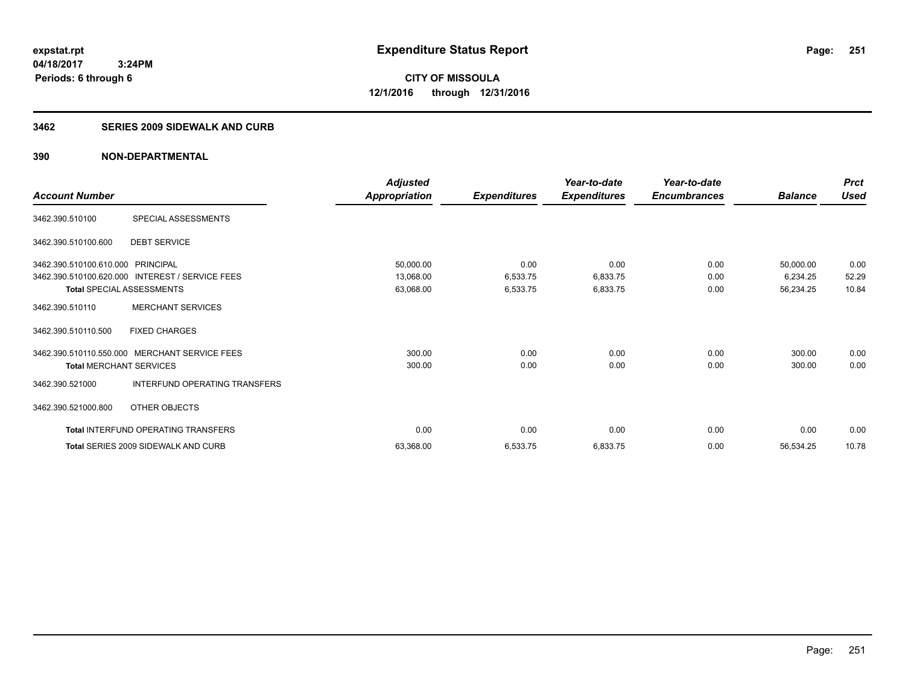**expstat.rpt**
**04/18/2017 3:24PM**
**Periods: 6 through 6**

# Expenditure Status Report

**CITY OF MISSOULA**
**12/1/2016 through 12/31/2016**

## 3462 SERIES 2009 SIDEWALK AND CURB

## 390 NON-DEPARTMENTAL

| Account Number | | Adjusted Appropriation | Expenditures | Year-to-date Expenditures | Year-to-date Encumbrances | Balance | Prct Used |
|---|---|---|---|---|---|---|---|
| 3462.390.510100 | SPECIAL ASSESSMENTS | | | | | | |
| 3462.390.510100.600 | DEBT SERVICE | | | | | | |
| 3462.390.510100.610.000 | PRINCIPAL | 50,000.00 | 0.00 | 0.00 | 0.00 | 50,000.00 | 0.00 |
| 3462.390.510100.620.000 | INTEREST / SERVICE FEES | 13,068.00 | 6,533.75 | 6,833.75 | 0.00 | 6,234.25 | 52.29 |
| **Total** SPECIAL ASSESSMENTS | | 63,068.00 | 6,533.75 | 6,833.75 | 0.00 | 56,234.25 | 10.84 |
| 3462.390.510110 | MERCHANT SERVICES | | | | | | |
| 3462.390.510110.500 | FIXED CHARGES | | | | | | |
| 3462.390.510110.550.000 | MERCHANT SERVICE FEES | 300.00 | 0.00 | 0.00 | 0.00 | 300.00 | 0.00 |
| **Total** MERCHANT SERVICES | | 300.00 | 0.00 | 0.00 | 0.00 | 300.00 | 0.00 |
| 3462.390.521000 | INTERFUND OPERATING TRANSFERS | | | | | | |
| 3462.390.521000.800 | OTHER OBJECTS | | | | | | |
| **Total** INTERFUND OPERATING TRANSFERS | | 0.00 | 0.00 | 0.00 | 0.00 | 0.00 | 0.00 |
| **Total** SERIES 2009 SIDEWALK AND CURB | | 63,368.00 | 6,533.75 | 6,833.75 | 0.00 | 56,534.25 | 10.78 |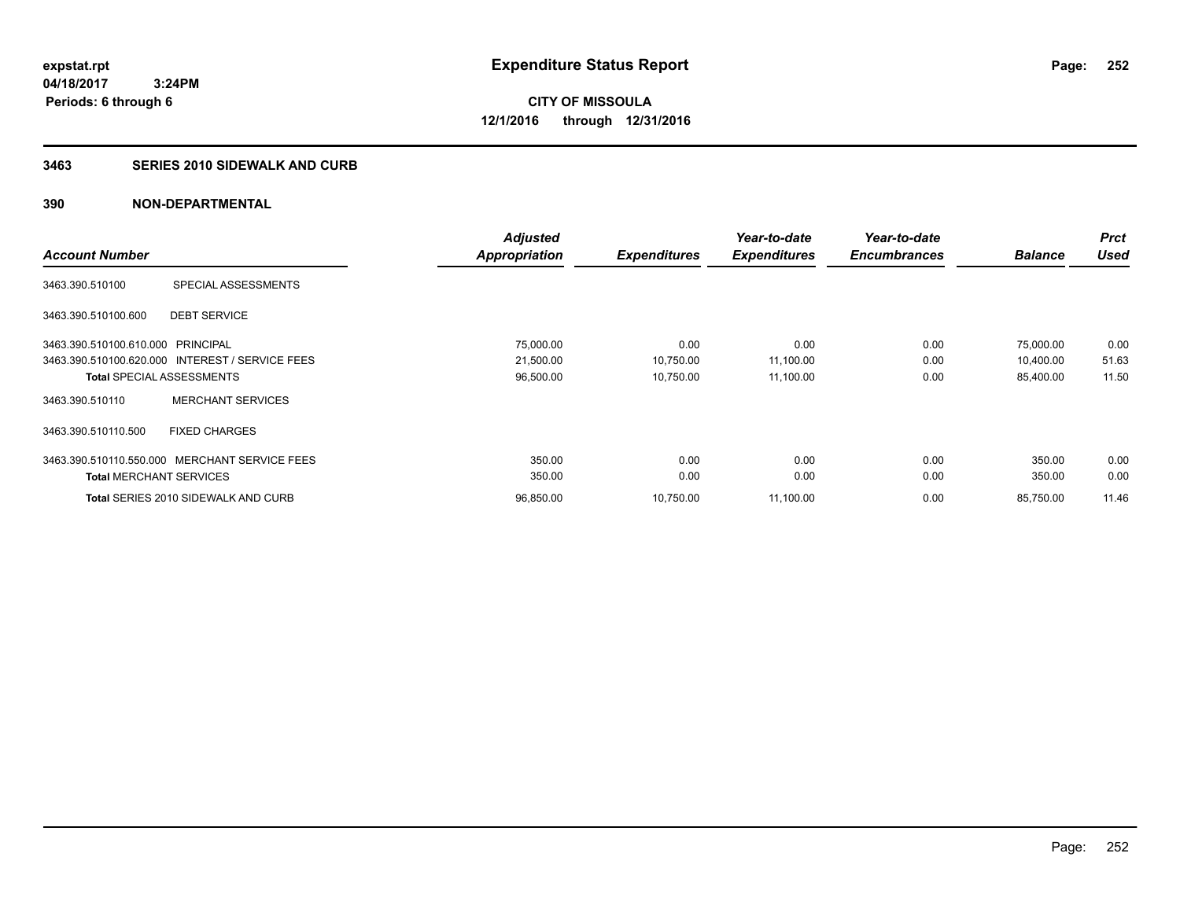# Expenditure Status Report

expstat.rpt
04/18/2017 3:24PM
Periods: 6 through 6

**CITY OF MISSOULA**
**12/1/2016 through 12/31/2016**

## 3463 SERIES 2010 SIDEWALK AND CURB

## 390 NON-DEPARTMENTAL

| Account Number | | Adjusted Appropriation | Expenditures | Year-to-date Expenditures | Year-to-date Encumbrances | Balance | Prct Used |
|---|---|---|---|---|---|---|---|
| 3463.390.510100 | SPECIAL ASSESSMENTS | | | | | | |
| 3463.390.510100.600 | DEBT SERVICE | | | | | | |
| 3463.390.510100.610.000 | PRINCIPAL | 75,000.00 | 0.00 | 0.00 | 0.00 | 75,000.00 | 0.00 |
| 3463.390.510100.620.000 | INTEREST / SERVICE FEES | 21,500.00 | 10,750.00 | 11,100.00 | 0.00 | 10,400.00 | 51.63 |
| **Total** SPECIAL ASSESSMENTS | | 96,500.00 | 10,750.00 | 11,100.00 | 0.00 | 85,400.00 | 11.50 |
| 3463.390.510110 | MERCHANT SERVICES | | | | | | |
| 3463.390.510110.500 | FIXED CHARGES | | | | | | |
| 3463.390.510110.550.000 | MERCHANT SERVICE FEES | 350.00 | 0.00 | 0.00 | 0.00 | 350.00 | 0.00 |
| **Total** MERCHANT SERVICES | | 350.00 | 0.00 | 0.00 | 0.00 | 350.00 | 0.00 |
| **Total** SERIES 2010 SIDEWALK AND CURB | | 96,850.00 | 10,750.00 | 11,100.00 | 0.00 | 85,750.00 | 11.46 |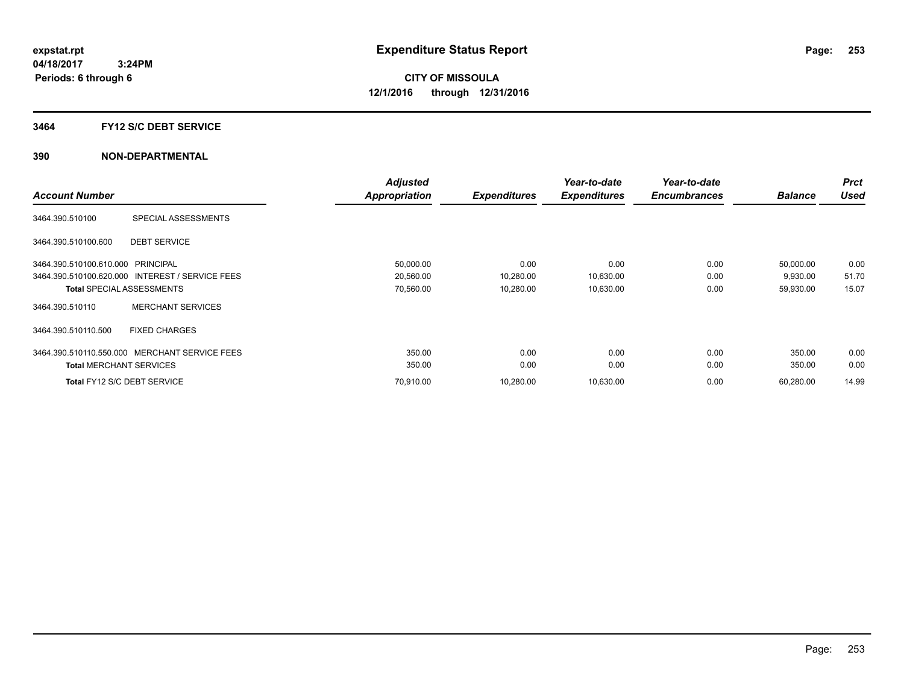# Expenditure Status Report

expstat.rpt
04/18/2017 3:24PM
Periods: 6 through 6

**CITY OF MISSOULA**
**12/1/2016 through 12/31/2016**

## 3464 FY12 S/C DEBT SERVICE

## 390 NON-DEPARTMENTAL

| Account Number | | Adjusted Appropriation | Expenditures | Year-to-date Expenditures | Year-to-date Encumbrances | Balance | Prct Used |
|---|---|---|---|---|---|---|---|
| 3464.390.510100 | SPECIAL ASSESSMENTS | | | | | | |
| 3464.390.510100.600 | DEBT SERVICE | | | | | | |
| 3464.390.510100.610.000 | PRINCIPAL | 50,000.00 | 0.00 | 0.00 | 0.00 | 50,000.00 | 0.00 |
| 3464.390.510100.620.000 | INTEREST / SERVICE FEES | 20,560.00 | 10,280.00 | 10,630.00 | 0.00 | 9,930.00 | 51.70 |
| **Total** SPECIAL ASSESSMENTS | | 70,560.00 | 10,280.00 | 10,630.00 | 0.00 | 59,930.00 | 15.07 |
| 3464.390.510110 | MERCHANT SERVICES | | | | | | |
| 3464.390.510110.500 | FIXED CHARGES | | | | | | |
| 3464.390.510110.550.000 | MERCHANT SERVICE FEES | 350.00 | 0.00 | 0.00 | 0.00 | 350.00 | 0.00 |
| **Total** MERCHANT SERVICES | | 350.00 | 0.00 | 0.00 | 0.00 | 350.00 | 0.00 |
| **Total** FY12 S/C DEBT SERVICE | | 70,910.00 | 10,280.00 | 10,630.00 | 0.00 | 60,280.00 | 14.99 |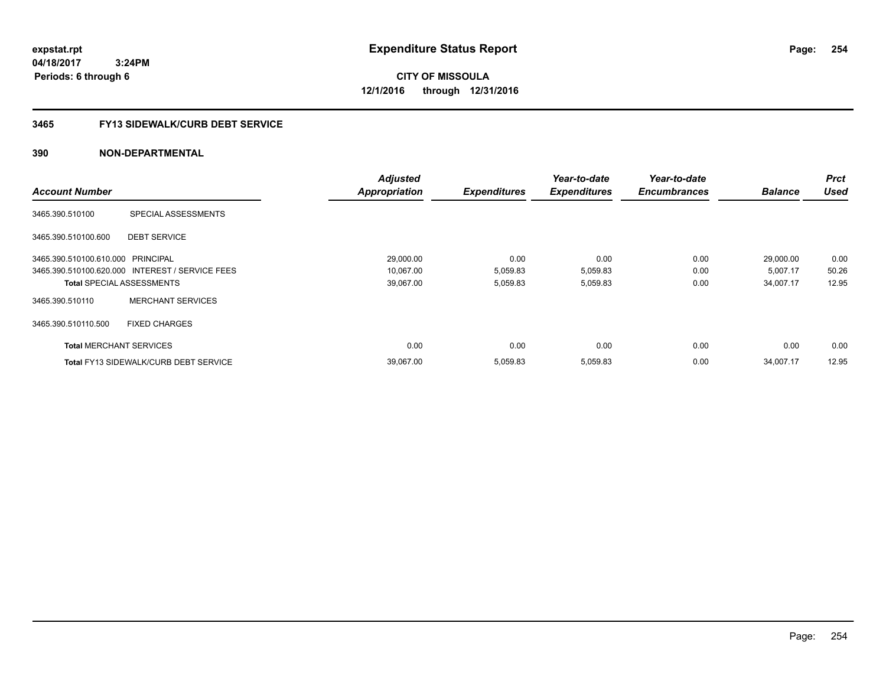**expstat.rpt**
**04/18/2017 3:24PM**
**Periods: 6 through 6**

# Expenditure Status Report

**CITY OF MISSOULA**
**12/1/2016 through 12/31/2016**

## 3465 FY13 SIDEWALK/CURB DEBT SERVICE

## 390 NON-DEPARTMENTAL

| Account Number | | Adjusted Appropriation | Expenditures | Year-to-date Expenditures | Year-to-date Encumbrances | Balance | Prct Used |
|---|---|---|---|---|---|---|---|
| 3465.390.510100 | SPECIAL ASSESSMENTS | | | | | | |
| 3465.390.510100.600 | DEBT SERVICE | | | | | | |
| 3465.390.510100.610.000 | PRINCIPAL | 29,000.00 | 0.00 | 0.00 | 0.00 | 29,000.00 | 0.00 |
| 3465.390.510100.620.000 | INTEREST / SERVICE FEES | 10,067.00 | 5,059.83 | 5,059.83 | 0.00 | 5,007.17 | 50.26 |
| **Total** SPECIAL ASSESSMENTS | | 39,067.00 | 5,059.83 | 5,059.83 | 0.00 | 34,007.17 | 12.95 |
| 3465.390.510110 | MERCHANT SERVICES | | | | | | |
| 3465.390.510110.500 | FIXED CHARGES | | | | | | |
| **Total** MERCHANT SERVICES | | 0.00 | 0.00 | 0.00 | 0.00 | 0.00 | 0.00 |
| **Total** FY13 SIDEWALK/CURB DEBT SERVICE | | 39,067.00 | 5,059.83 | 5,059.83 | 0.00 | 34,007.17 | 12.95 |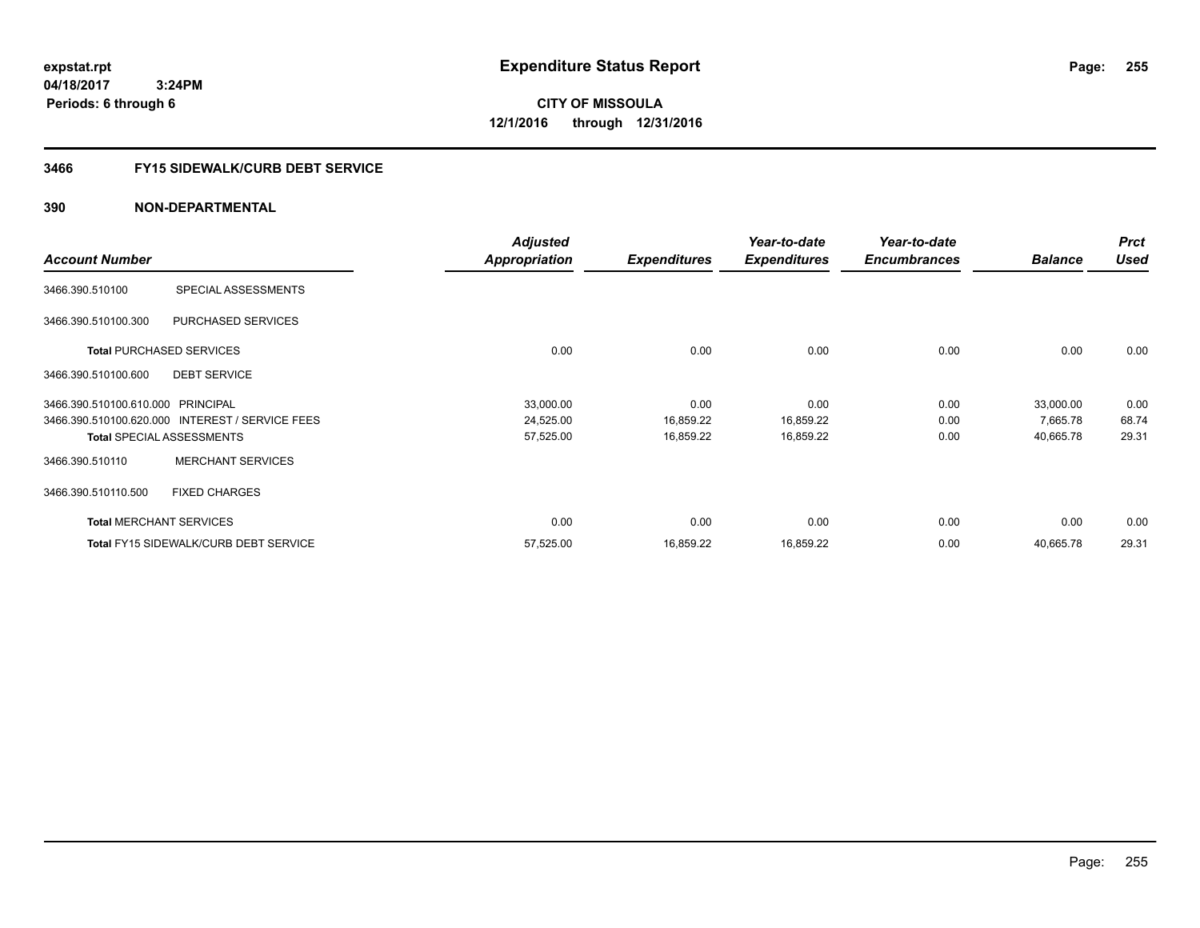expstat.rpt
04/18/2017 3:24PM
Periods: 6 through 6

# Expenditure Status Report

**CITY OF MISSOULA**
**12/1/2016 through 12/31/2016**

## 3466 FY15 SIDEWALK/CURB DEBT SERVICE

## 390 NON-DEPARTMENTAL

| Account Number | | Adjusted Appropriation | Expenditures | Year-to-date Expenditures | Year-to-date Encumbrances | Balance | Prct Used |
|---|---|---|---|---|---|---|---|
| 3466.390.510100 | SPECIAL ASSESSMENTS | | | | | | |
| 3466.390.510100.300 | PURCHASED SERVICES | | | | | | |
| **Total** PURCHASED SERVICES | | 0.00 | 0.00 | 0.00 | 0.00 | 0.00 | 0.00 |
| 3466.390.510100.600 | DEBT SERVICE | | | | | | |
| 3466.390.510100.610.000 | PRINCIPAL | 33,000.00 | 0.00 | 0.00 | 0.00 | 33,000.00 | 0.00 |
| 3466.390.510100.620.000 | INTEREST / SERVICE FEES | 24,525.00 | 16,859.22 | 16,859.22 | 0.00 | 7,665.78 | 68.74 |
| **Total** SPECIAL ASSESSMENTS | | 57,525.00 | 16,859.22 | 16,859.22 | 0.00 | 40,665.78 | 29.31 |
| 3466.390.510110 | MERCHANT SERVICES | | | | | | |
| 3466.390.510110.500 | FIXED CHARGES | | | | | | |
| **Total** MERCHANT SERVICES | | 0.00 | 0.00 | 0.00 | 0.00 | 0.00 | 0.00 |
| **Total** FY15 SIDEWALK/CURB DEBT SERVICE | | 57,525.00 | 16,859.22 | 16,859.22 | 0.00 | 40,665.78 | 29.31 |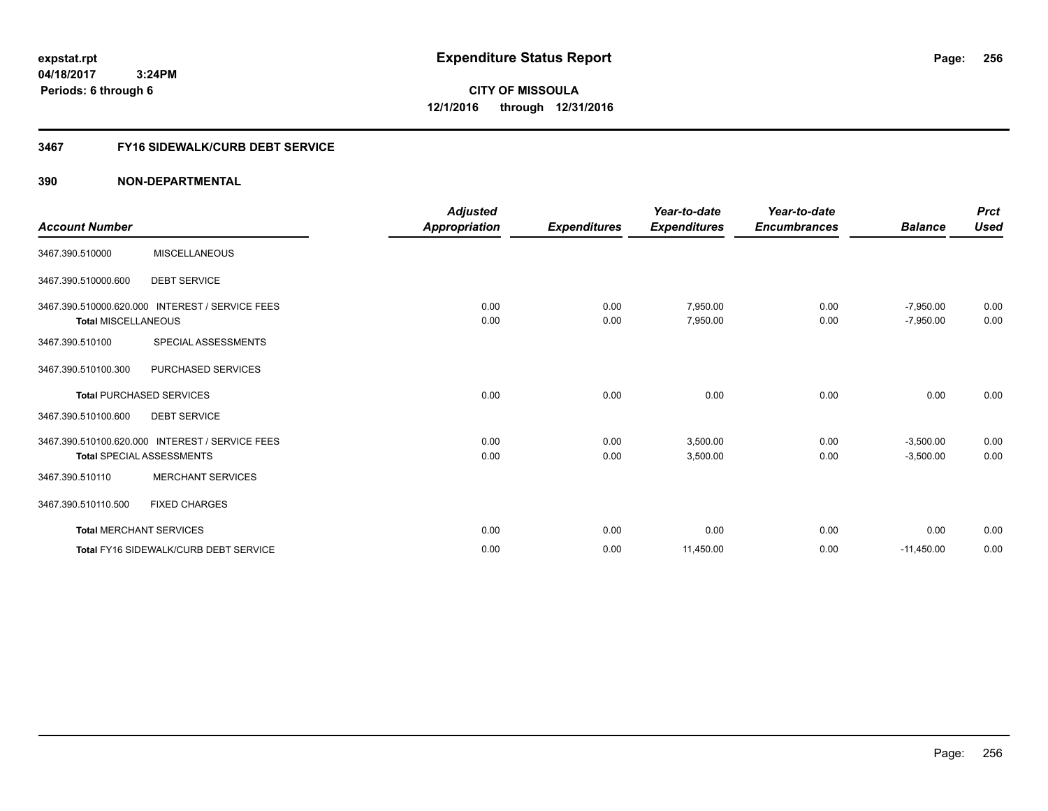**expstat.rpt**
**04/18/2017 3:24PM**
**Periods: 6 through 6**

# Expenditure Status Report

**CITY OF MISSOULA**
**12/1/2016 through 12/31/2016**

## 3467 FY16 SIDEWALK/CURB DEBT SERVICE

### 390 NON-DEPARTMENTAL

| Account Number | | Adjusted Appropriation | Expenditures | Year-to-date Expenditures | Year-to-date Encumbrances | Balance | Prct Used |
|---|---|---|---|---|---|---|---|
| 3467.390.510000 | MISCELLANEOUS | | | | | | |
| 3467.390.510000.600 | DEBT SERVICE | | | | | | |
| 3467.390.510000.620.000 | INTEREST / SERVICE FEES | 0.00 | 0.00 | 7,950.00 | 0.00 | -7,950.00 | 0.00 |
| **Total** MISCELLANEOUS | | 0.00 | 0.00 | 7,950.00 | 0.00 | -7,950.00 | 0.00 |
| 3467.390.510100 | SPECIAL ASSESSMENTS | | | | | | |
| 3467.390.510100.300 | PURCHASED SERVICES | | | | | | |
| **Total** PURCHASED SERVICES | | 0.00 | 0.00 | 0.00 | 0.00 | 0.00 | 0.00 |
| 3467.390.510100.600 | DEBT SERVICE | | | | | | |
| 3467.390.510100.620.000 | INTEREST / SERVICE FEES | 0.00 | 0.00 | 3,500.00 | 0.00 | -3,500.00 | 0.00 |
| **Total** SPECIAL ASSESSMENTS | | 0.00 | 0.00 | 3,500.00 | 0.00 | -3,500.00 | 0.00 |
| 3467.390.510110 | MERCHANT SERVICES | | | | | | |
| 3467.390.510110.500 | FIXED CHARGES | | | | | | |
| **Total** MERCHANT SERVICES | | 0.00 | 0.00 | 0.00 | 0.00 | 0.00 | 0.00 |
| **Total** FY16 SIDEWALK/CURB DEBT SERVICE | | 0.00 | 0.00 | 11,450.00 | 0.00 | -11,450.00 | 0.00 |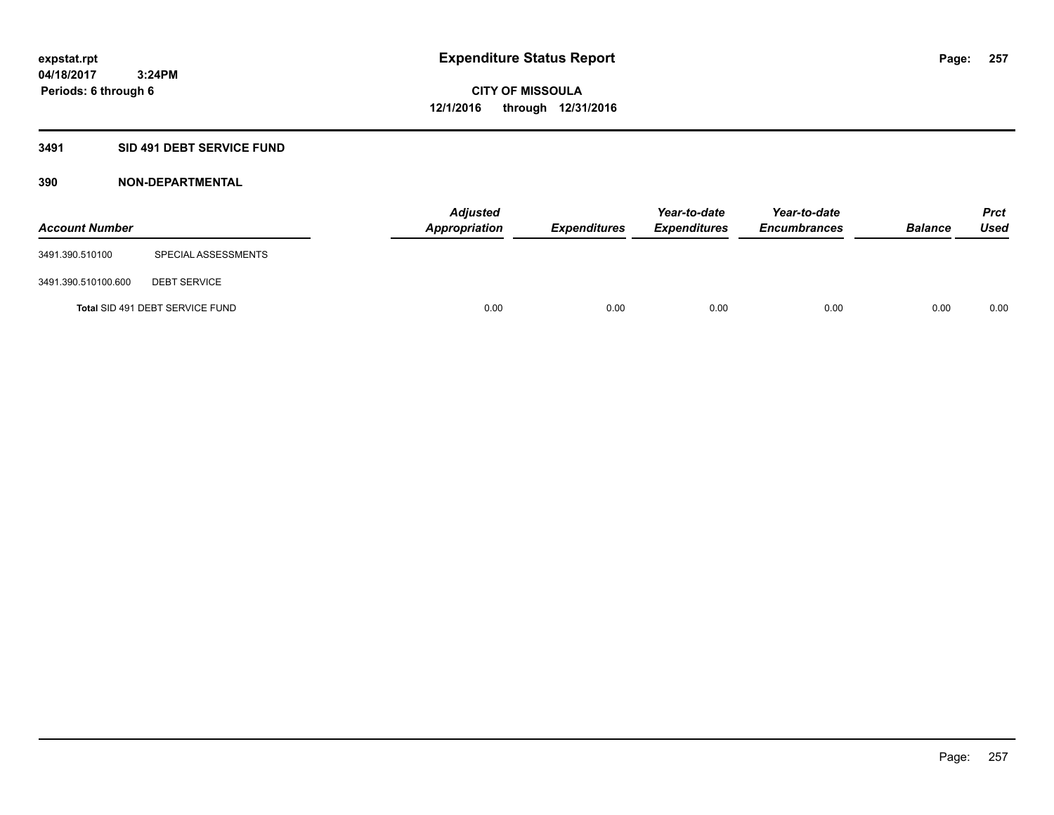# Expenditure Status Report

**CITY OF MISSOULA**
**12/1/2016 through 12/31/2016**

expstat.rpt
04/18/2017 3:24PM
Periods: 6 through 6

## 3491 SID 491 DEBT SERVICE FUND

### 390 NON-DEPARTMENTAL

| Account Number | | Adjusted Appropriation | Expenditures | Year-to-date Expenditures | Year-to-date Encumbrances | Balance | Prct Used |
|---|---|---|---|---|---|---|---|
| 3491.390.510100 | SPECIAL ASSESSMENTS | | | | | | |
| 3491.390.510100.600 | DEBT SERVICE | | | | | | |
| **Total** SID 491 DEBT SERVICE FUND | | 0.00 | 0.00 | 0.00 | 0.00 | 0.00 | 0.00 |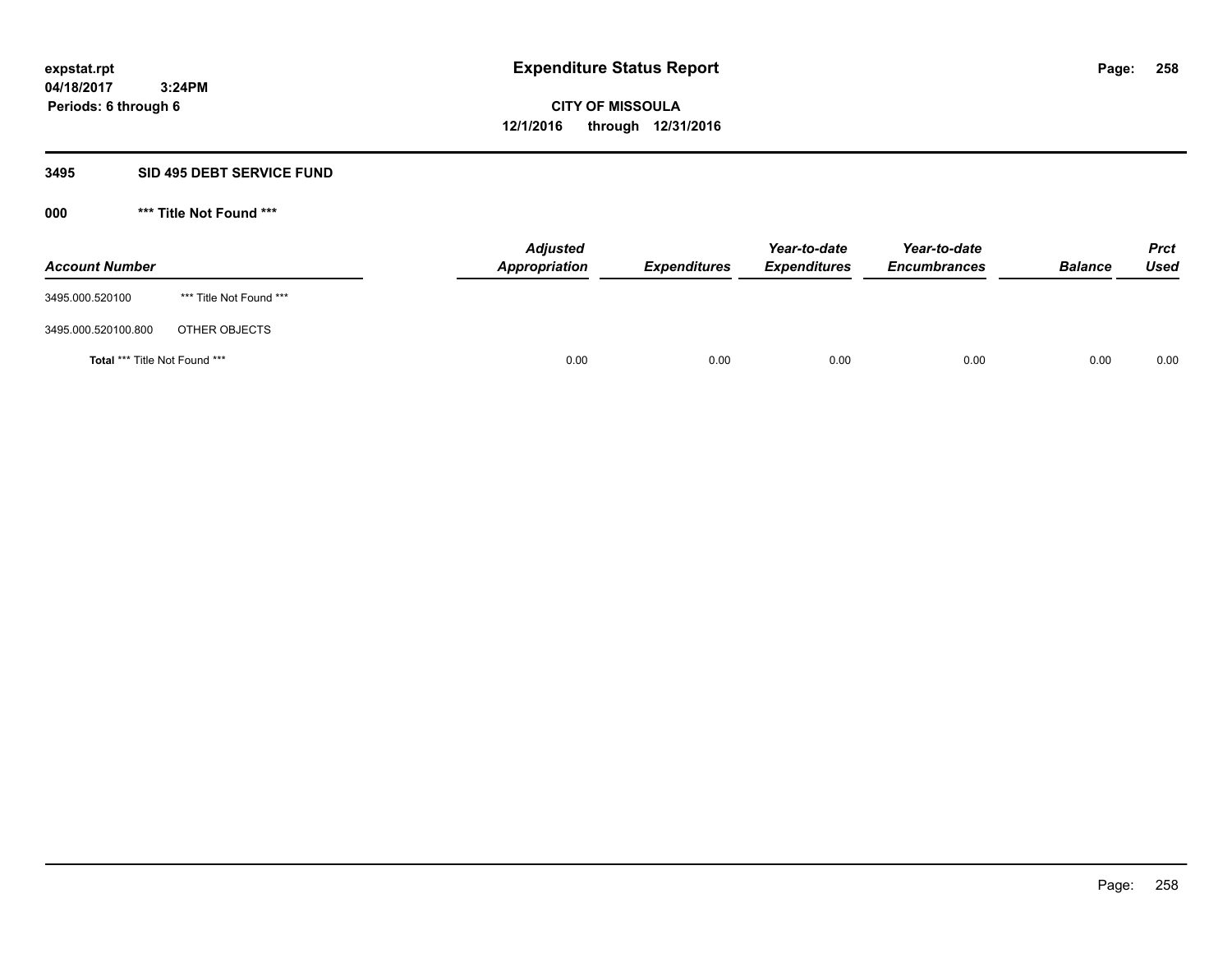expstat.rpt
04/18/2017 3:24PM
Periods: 6 through 6

# Expenditure Status Report

**CITY OF MISSOULA**
**12/1/2016 through 12/31/2016**

## 3495 SID 495 DEBT SERVICE FUND

### 000 *** Title Not Found ***

| Account Number | | Adjusted Appropriation | Expenditures | Year-to-date Expenditures | Year-to-date Encumbrances | Balance | Prct Used |
|---|---|---|---|---|---|---|---|
| 3495.000.520100 | *** Title Not Found *** | | | | | | |
| 3495.000.520100.800 | OTHER OBJECTS | | | | | | |
| **Total** *** Title Not Found *** | | 0.00 | 0.00 | 0.00 | 0.00 | 0.00 | 0.00 |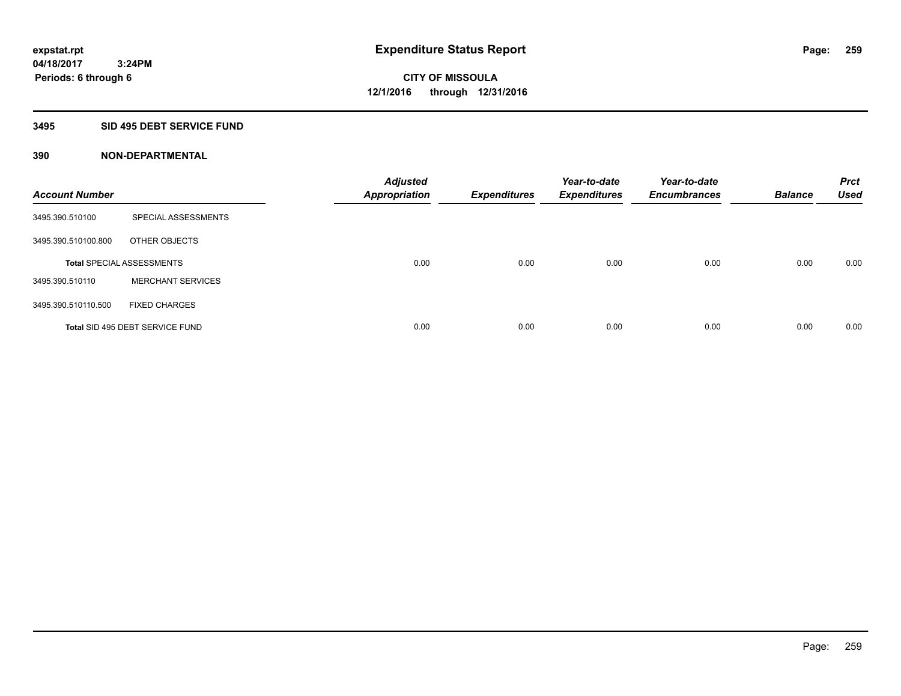expstat.rpt
04/18/2017 3:24PM
Periods: 6 through 6

# Expenditure Status Report

CITY OF MISSOULA
12/1/2016 through 12/31/2016

## 3495 SID 495 DEBT SERVICE FUND

## 390 NON-DEPARTMENTAL

| Account Number | | Adjusted Appropriation | Expenditures | Year-to-date Expenditures | Year-to-date Encumbrances | Balance | Prct Used |
|---|---|---|---|---|---|---|---|
| 3495.390.510100 | SPECIAL ASSESSMENTS | | | | | | |
| 3495.390.510100.800 | OTHER OBJECTS | | | | | | |
| Total SPECIAL ASSESSMENTS | | 0.00 | 0.00 | 0.00 | 0.00 | 0.00 | 0.00 |
| 3495.390.510110 | MERCHANT SERVICES | | | | | | |
| 3495.390.510110.500 | FIXED CHARGES | | | | | | |
| Total SID 495 DEBT SERVICE FUND | | 0.00 | 0.00 | 0.00 | 0.00 | 0.00 | 0.00 |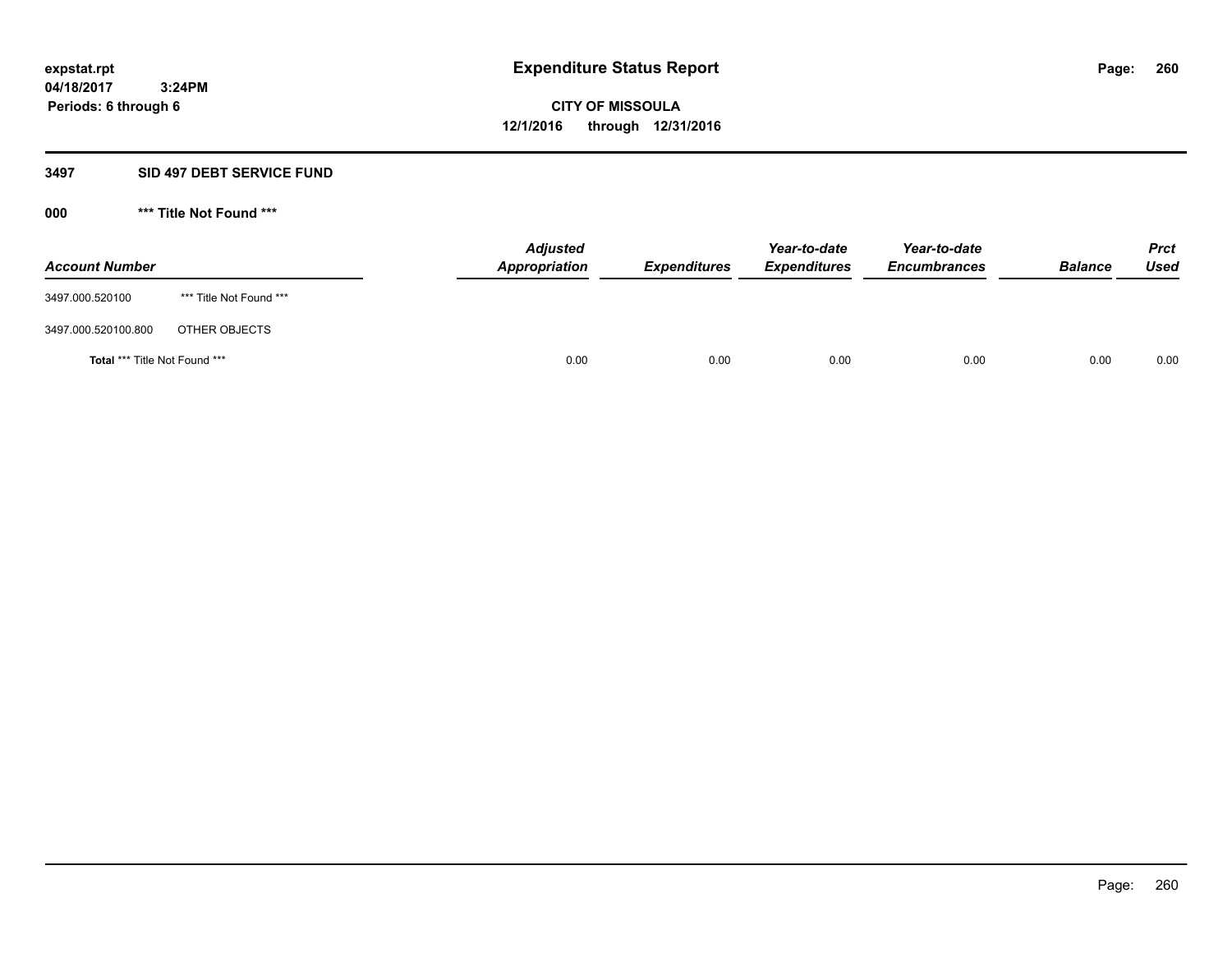**expstat.rpt**
**04/18/2017 3:24PM**
**Periods: 6 through 6**

# Expenditure Status Report

**CITY OF MISSOULA**
**12/1/2016 through 12/31/2016**

## 3497 SID 497 DEBT SERVICE FUND

### 000 *** Title Not Found ***

| Account Number | | Adjusted Appropriation | Expenditures | Year-to-date Expenditures | Year-to-date Encumbrances | Balance | Prct Used |
|---|---|---|---|---|---|---|---|
| 3497.000.520100 | *** Title Not Found *** | | | | | | |
| 3497.000.520100.800 | OTHER OBJECTS | | | | | | |
| **Total** *** Title Not Found *** | | 0.00 | 0.00 | 0.00 | 0.00 | 0.00 | 0.00 |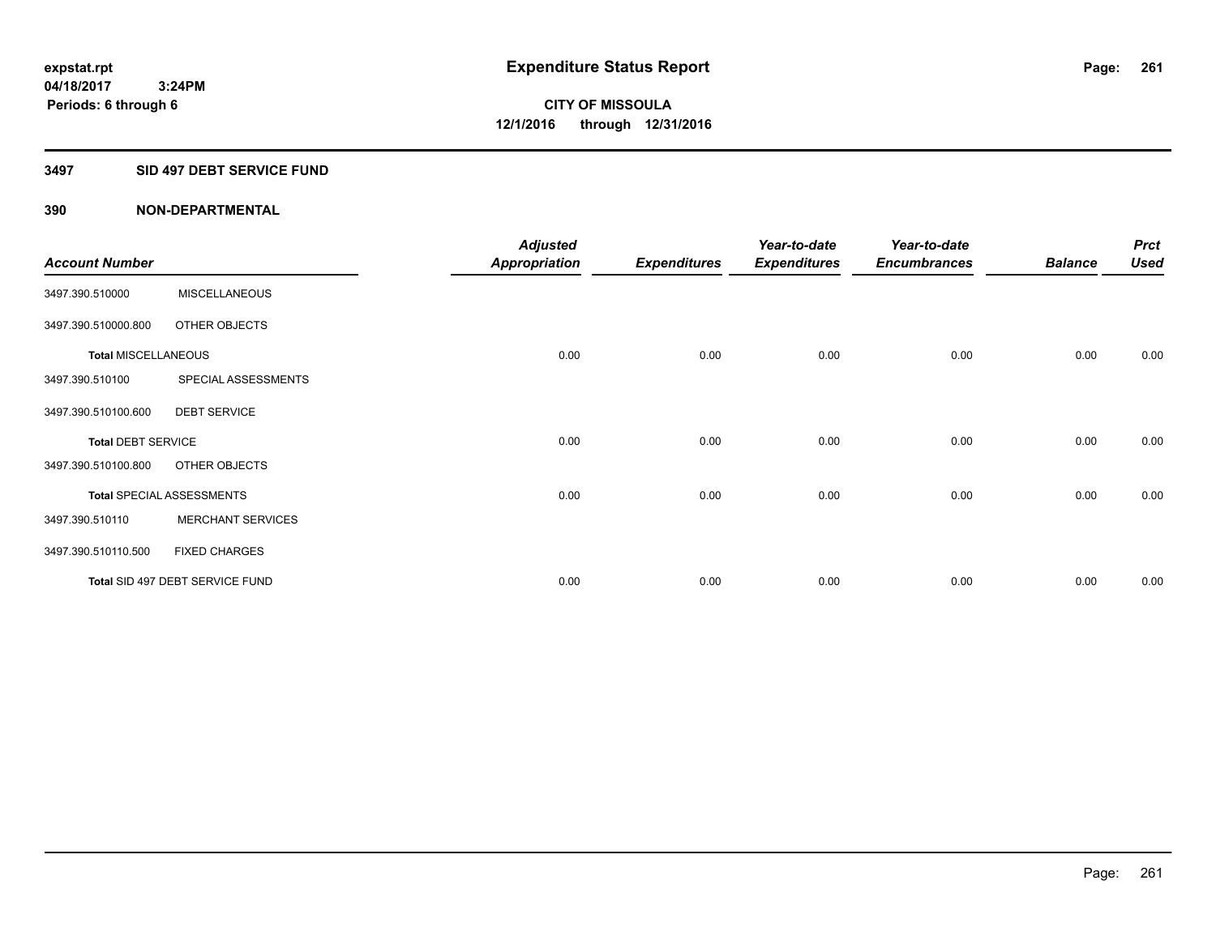expstat.rpt
04/18/2017 3:24PM
Periods: 6 through 6

# Expenditure Status Report

**CITY OF MISSOULA**
**12/1/2016 through 12/31/2016**

## 3497 SID 497 DEBT SERVICE FUND

### 390 NON-DEPARTMENTAL

| Account Number | | Adjusted Appropriation | Expenditures | Year-to-date Expenditures | Year-to-date Encumbrances | Balance | Prct Used |
|---|---|---|---|---|---|---|---|
| 3497.390.510000 | MISCELLANEOUS | | | | | | |
| 3497.390.510000.800 | OTHER OBJECTS | | | | | | |
| Total MISCELLANEOUS | | 0.00 | 0.00 | 0.00 | 0.00 | 0.00 | 0.00 |
| 3497.390.510100 | SPECIAL ASSESSMENTS | | | | | | |
| 3497.390.510100.600 | DEBT SERVICE | | | | | | |
| Total DEBT SERVICE | | 0.00 | 0.00 | 0.00 | 0.00 | 0.00 | 0.00 |
| 3497.390.510100.800 | OTHER OBJECTS | | | | | | |
| Total SPECIAL ASSESSMENTS | | 0.00 | 0.00 | 0.00 | 0.00 | 0.00 | 0.00 |
| 3497.390.510110 | MERCHANT SERVICES | | | | | | |
| 3497.390.510110.500 | FIXED CHARGES | | | | | | |
| Total SID 497 DEBT SERVICE FUND | | 0.00 | 0.00 | 0.00 | 0.00 | 0.00 | 0.00 |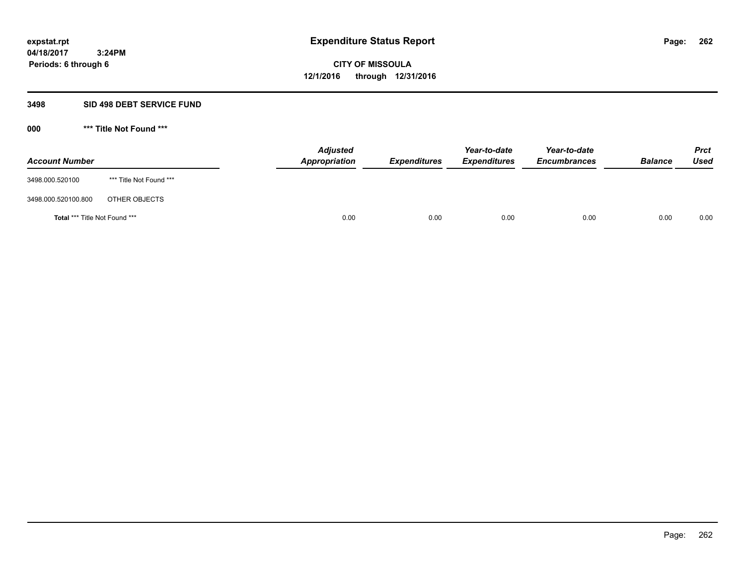**Expenditure Status Report**

**CITY OF MISSOULA**

**12/1/2016 through 12/31/2016**

expstat.rpt
04/18/2017 3:24PM
Periods: 6 through 6

## 3498 SID 498 DEBT SERVICE FUND

### 000 *** Title Not Found ***

| Account Number | | Adjusted Appropriation | Expenditures | Year-to-date Expenditures | Year-to-date Encumbrances | Balance | Prct Used |
|---|---|---|---|---|---|---|---|
| 3498.000.520100 | *** Title Not Found *** | | | | | | |
| 3498.000.520100.800 | OTHER OBJECTS | | | | | | |
| **Total** *** Title Not Found *** | | 0.00 | 0.00 | 0.00 | 0.00 | 0.00 | 0.00 |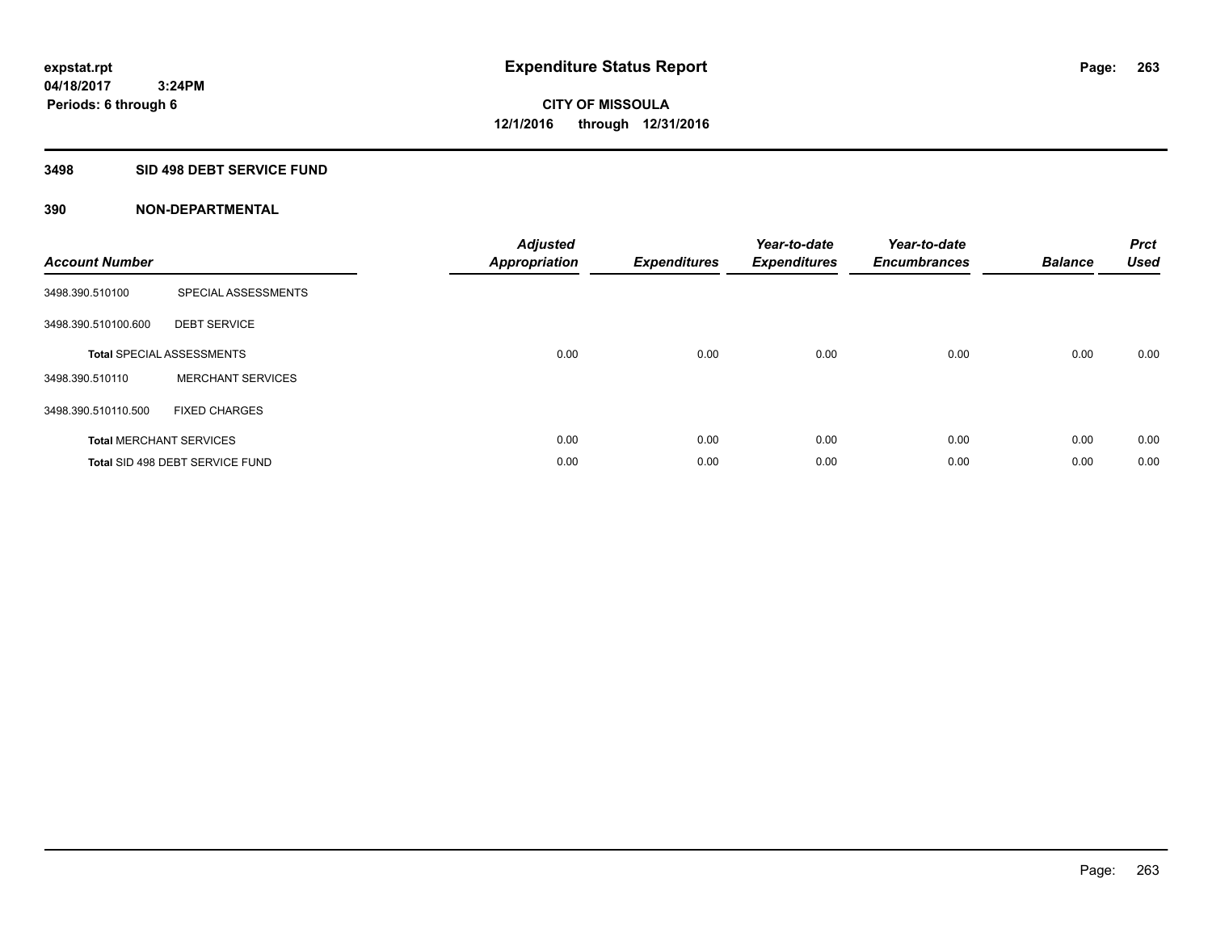expstat.rpt
04/18/2017 3:24PM
Periods: 6 through 6

# Expenditure Status Report

**CITY OF MISSOULA**
**12/1/2016 through 12/31/2016**

## 3498 SID 498 DEBT SERVICE FUND

### 390 NON-DEPARTMENTAL

| Account Number | | Adjusted Appropriation | Expenditures | Year-to-date Expenditures | Year-to-date Encumbrances | Balance | Prct Used |
|---|---|---|---|---|---|---|---|
| 3498.390.510100 | SPECIAL ASSESSMENTS | | | | | | |
| 3498.390.510100.600 | DEBT SERVICE | | | | | | |
| **Total** SPECIAL ASSESSMENTS | | 0.00 | 0.00 | 0.00 | 0.00 | 0.00 | 0.00 |
| 3498.390.510110 | MERCHANT SERVICES | | | | | | |
| 3498.390.510110.500 | FIXED CHARGES | | | | | | |
| **Total** MERCHANT SERVICES | | 0.00 | 0.00 | 0.00 | 0.00 | 0.00 | 0.00 |
| **Total** SID 498 DEBT SERVICE FUND | | 0.00 | 0.00 | 0.00 | 0.00 | 0.00 | 0.00 |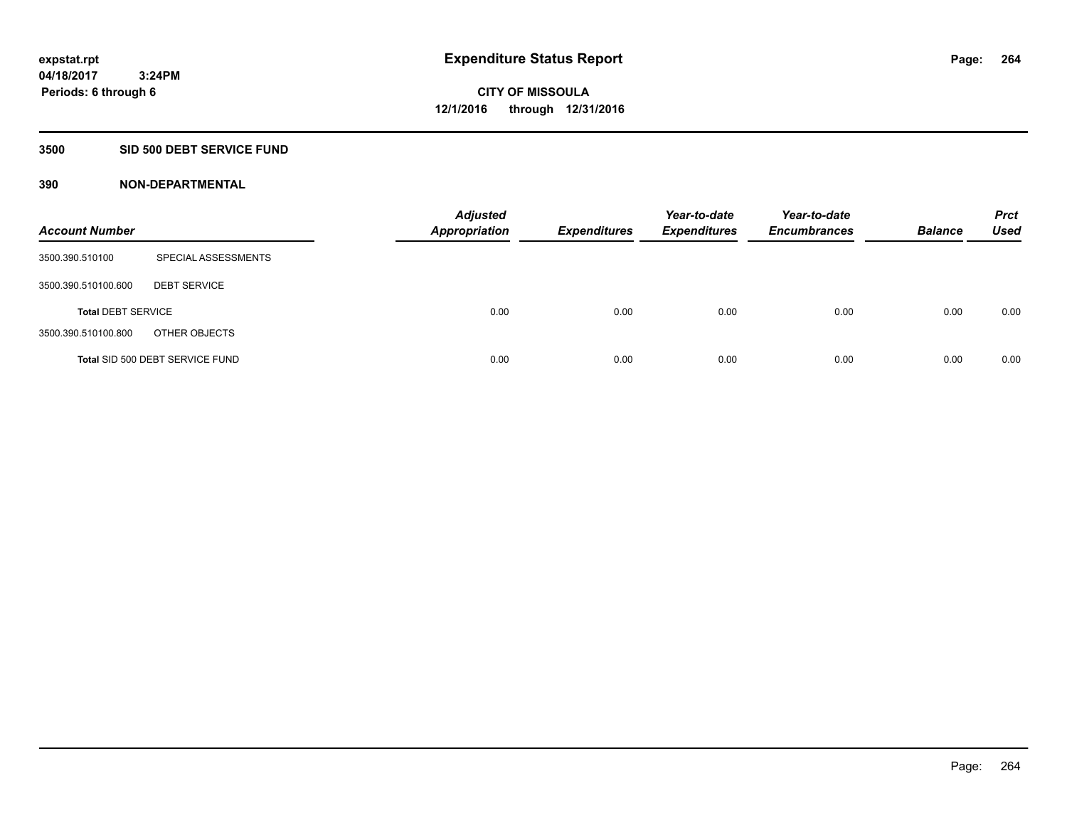expstat.rpt
04/18/2017 3:24PM
Periods: 6 through 6

# Expenditure Status Report

**CITY OF MISSOULA**
**12/1/2016 through 12/31/2016**

## 3500 SID 500 DEBT SERVICE FUND

### 390 NON-DEPARTMENTAL

| Account Number | | Adjusted Appropriation | Expenditures | Year-to-date Expenditures | Year-to-date Encumbrances | Balance | Prct Used |
|---|---|---|---|---|---|---|---|
| 3500.390.510100 | SPECIAL ASSESSMENTS | | | | | | |
| 3500.390.510100.600 | DEBT SERVICE | | | | | | |
| **Total** DEBT SERVICE | | 0.00 | 0.00 | 0.00 | 0.00 | 0.00 | 0.00 |
| 3500.390.510100.800 | OTHER OBJECTS | | | | | | |
| **Total** SID 500 DEBT SERVICE FUND | | 0.00 | 0.00 | 0.00 | 0.00 | 0.00 | 0.00 |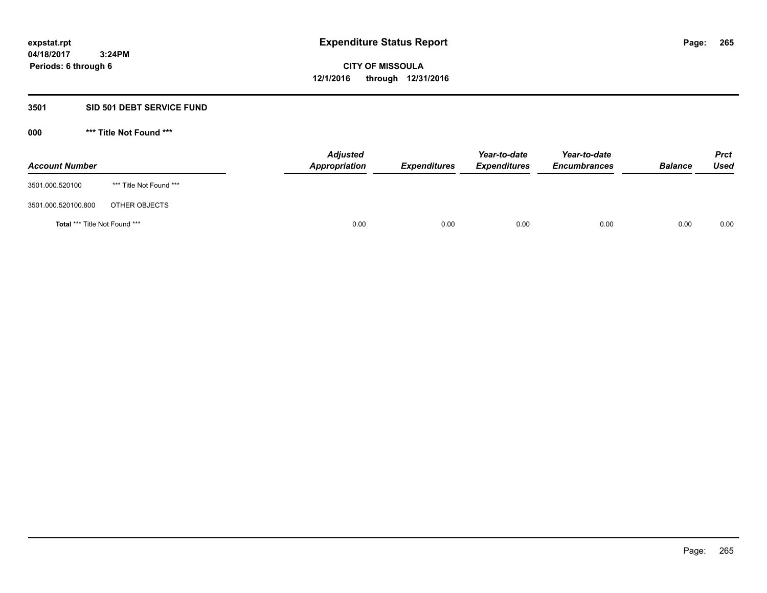**expstat.rpt**
**04/18/2017 3:24PM**
**Periods: 6 through 6**

# Expenditure Status Report

**CITY OF MISSOULA**
**12/1/2016 through 12/31/2016**

## 3501 SID 501 DEBT SERVICE FUND

### 000 *** Title Not Found ***

| Account Number | | Adjusted Appropriation | Expenditures | Year-to-date Expenditures | Year-to-date Encumbrances | Balance | Prct Used |
|---|---|---|---|---|---|---|---|
| 3501.000.520100 | *** Title Not Found *** | | | | | | |
| 3501.000.520100.800 | OTHER OBJECTS | | | | | | |
| **Total** *** Title Not Found *** | | 0.00 | 0.00 | 0.00 | 0.00 | 0.00 | 0.00 |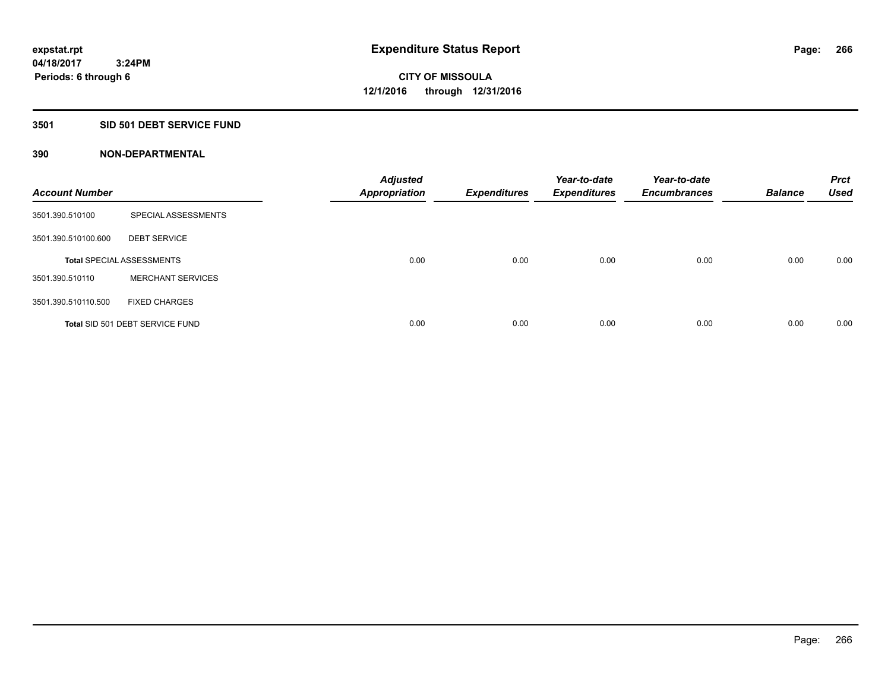# Expenditure Status Report

expstat.rpt
04/18/2017 3:24PM
Periods: 6 through 6

**CITY OF MISSOULA**
**12/1/2016 through 12/31/2016**

## 3501 SID 501 DEBT SERVICE FUND

### 390 NON-DEPARTMENTAL

| Account Number | | Adjusted Appropriation | Expenditures | Year-to-date Expenditures | Year-to-date Encumbrances | Balance | Prct Used |
|---|---|---|---|---|---|---|---|
| 3501.390.510100 | SPECIAL ASSESSMENTS | | | | | | |
| 3501.390.510100.600 | DEBT SERVICE | | | | | | |
| **Total** SPECIAL ASSESSMENTS | | 0.00 | 0.00 | 0.00 | 0.00 | 0.00 | 0.00 |
| 3501.390.510110 | MERCHANT SERVICES | | | | | | |
| 3501.390.510110.500 | FIXED CHARGES | | | | | | |
| **Total** SID 501 DEBT SERVICE FUND | | 0.00 | 0.00 | 0.00 | 0.00 | 0.00 | 0.00 |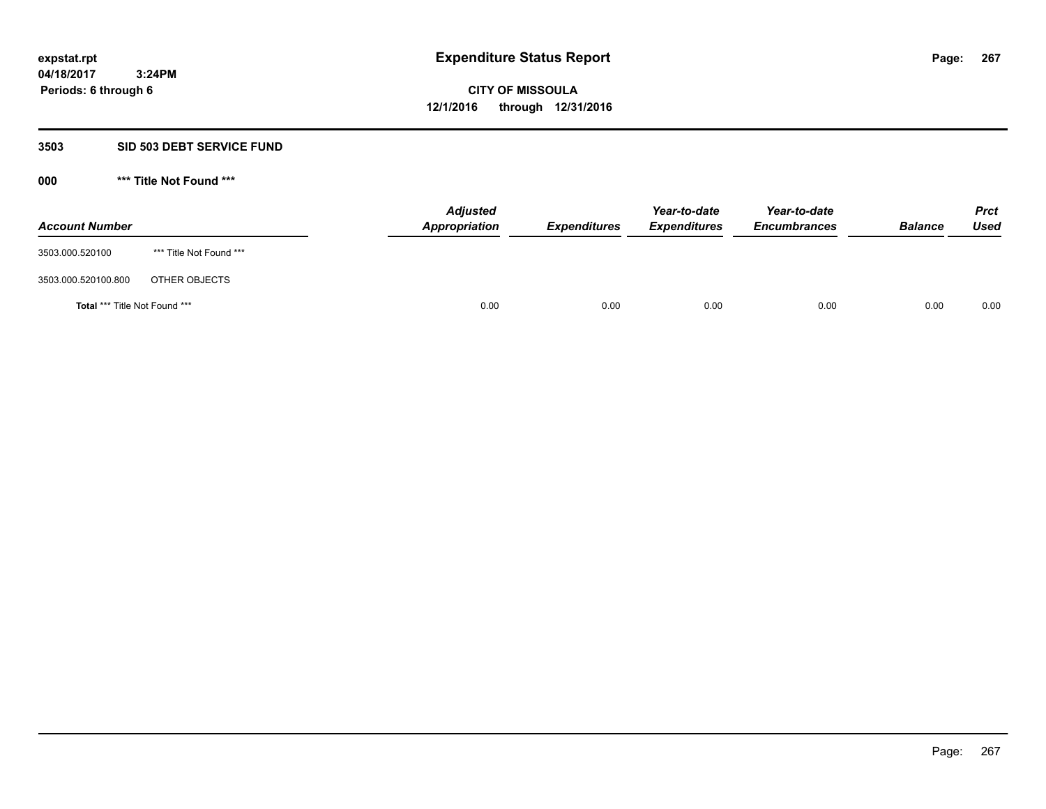# Expenditure Status Report

expstat.rpt
04/18/2017 3:24PM
Periods: 6 through 6

**CITY OF MISSOULA**
**12/1/2016 through 12/31/2016**

## 3503 SID 503 DEBT SERVICE FUND

### 000 *** Title Not Found ***

| Account Number | | Adjusted Appropriation | Expenditures | Year-to-date Expenditures | Year-to-date Encumbrances | Balance | Prct Used |
|---|---|---|---|---|---|---|---|
| 3503.000.520100 | *** Title Not Found *** | | | | | | |
| 3503.000.520100.800 | OTHER OBJECTS | | | | | | |
| **Total** *** Title Not Found *** | | 0.00 | 0.00 | 0.00 | 0.00 | 0.00 | 0.00 |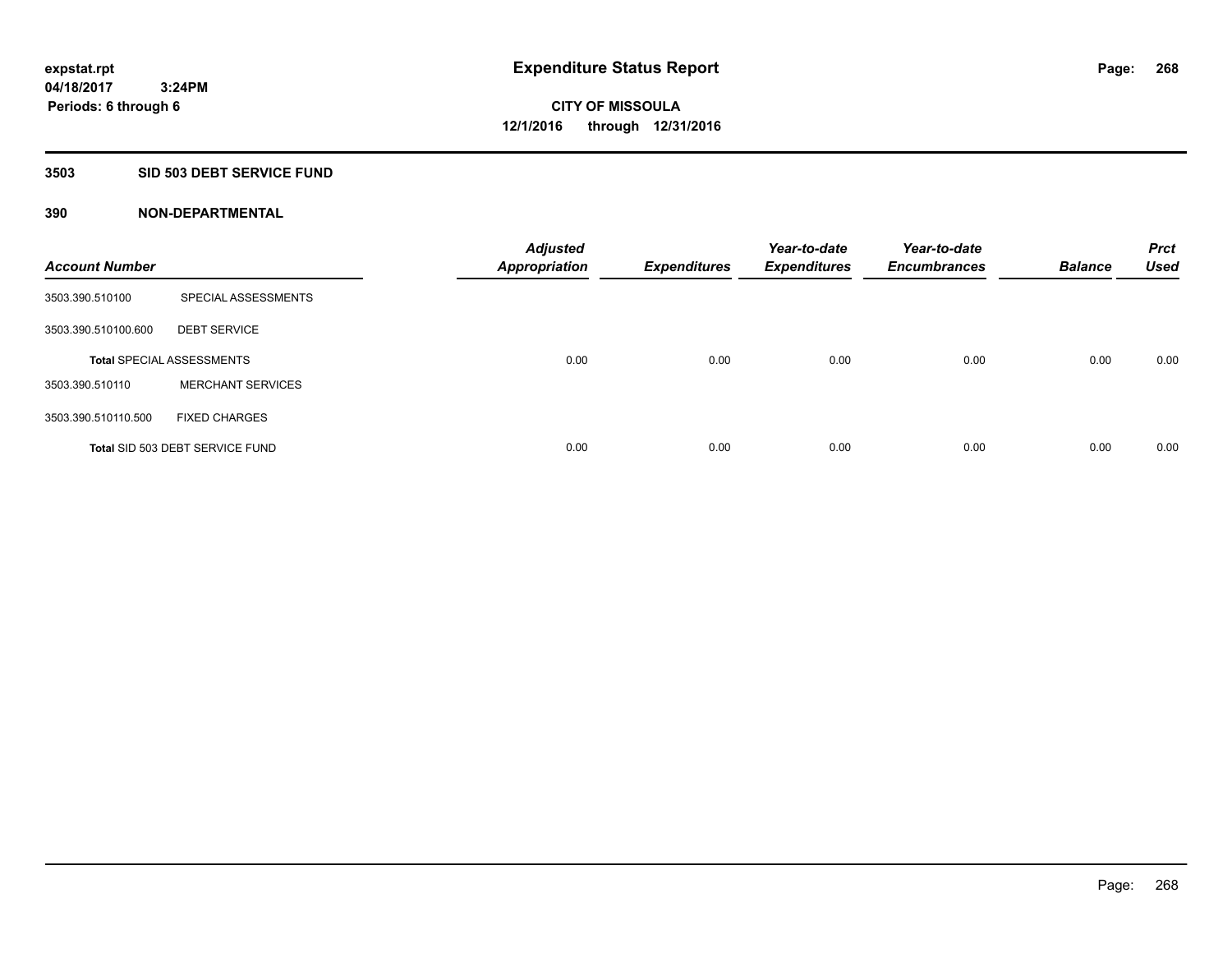# Expenditure Status Report

**CITY OF MISSOULA**
**12/1/2016 through 12/31/2016**

expstat.rpt
04/18/2017 3:24PM
Periods: 6 through 6

## 3503 SID 503 DEBT SERVICE FUND

### 390 NON-DEPARTMENTAL

| Account Number | | Adjusted Appropriation | Expenditures | Year-to-date Expenditures | Year-to-date Encumbrances | Balance | Prct Used |
|---|---|---|---|---|---|---|---|
| 3503.390.510100 | SPECIAL ASSESSMENTS | | | | | | |
| 3503.390.510100.600 | DEBT SERVICE | | | | | | |
| **Total** SPECIAL ASSESSMENTS | | 0.00 | 0.00 | 0.00 | 0.00 | 0.00 | 0.00 |
| 3503.390.510110 | MERCHANT SERVICES | | | | | | |
| 3503.390.510110.500 | FIXED CHARGES | | | | | | |
| **Total** SID 503 DEBT SERVICE FUND | | 0.00 | 0.00 | 0.00 | 0.00 | 0.00 | 0.00 |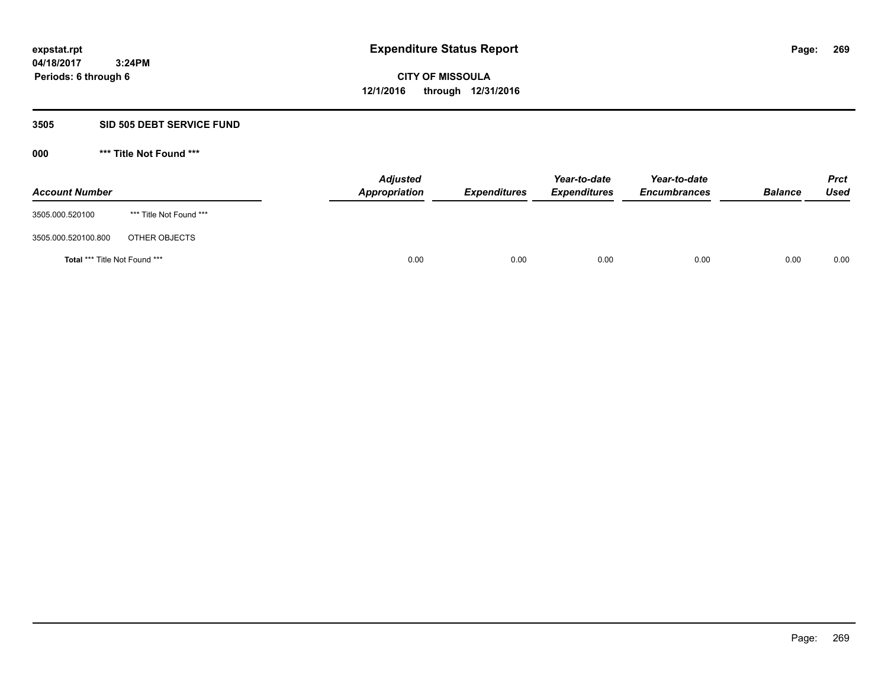# Expenditure Status Report

expstat.rpt
04/18/2017 3:24PM
Periods: 6 through 6

**CITY OF MISSOULA**
**12/1/2016 through 12/31/2016**

## 3505 SID 505 DEBT SERVICE FUND

### 000 *** Title Not Found ***

| Account Number | | Adjusted Appropriation | Expenditures | Year-to-date Expenditures | Year-to-date Encumbrances | Balance | Prct Used |
|---|---|---|---|---|---|---|---|
| 3505.000.520100 | *** Title Not Found *** | | | | | | |
| 3505.000.520100.800 | OTHER OBJECTS | | | | | | |
| **Total** *** Title Not Found *** | | 0.00 | 0.00 | 0.00 | 0.00 | 0.00 | 0.00 |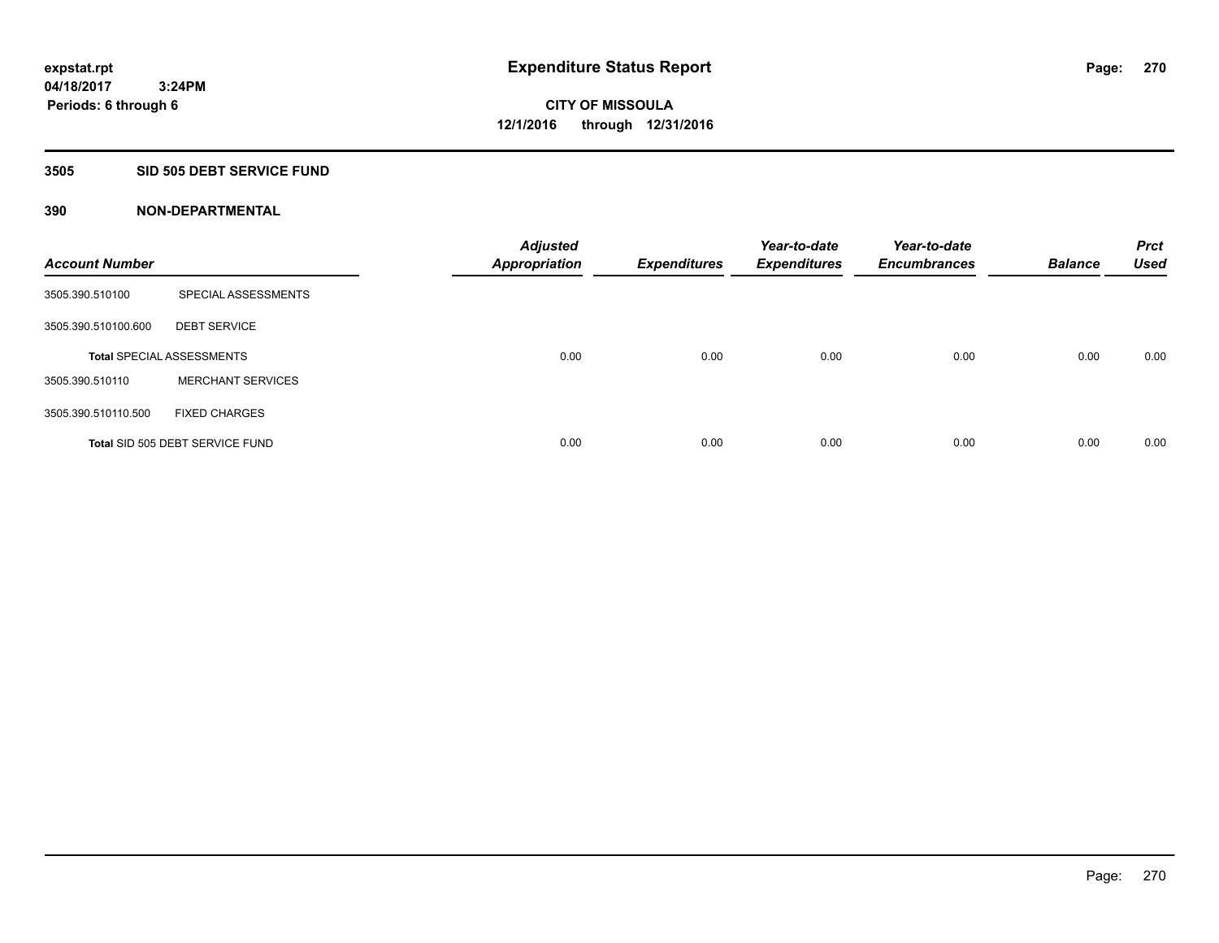**expstat.rpt**
**04/18/2017 3:24PM**
**Periods: 6 through 6**

# Expenditure Status Report

**CITY OF MISSOULA**
**12/1/2016 through 12/31/2016**

## 3505 SID 505 DEBT SERVICE FUND

### 390 NON-DEPARTMENTAL

| Account Number | | Adjusted Appropriation | Expenditures | Year-to-date Expenditures | Year-to-date Encumbrances | Balance | Prct Used |
|---|---|---|---|---|---|---|---|
| 3505.390.510100 | SPECIAL ASSESSMENTS | | | | | | |
| 3505.390.510100.600 | DEBT SERVICE | | | | | | |
| **Total** SPECIAL ASSESSMENTS | | 0.00 | 0.00 | 0.00 | 0.00 | 0.00 | 0.00 |
| 3505.390.510110 | MERCHANT SERVICES | | | | | | |
| 3505.390.510110.500 | FIXED CHARGES | | | | | | |
| **Total** SID 505 DEBT SERVICE FUND | | 0.00 | 0.00 | 0.00 | 0.00 | 0.00 | 0.00 |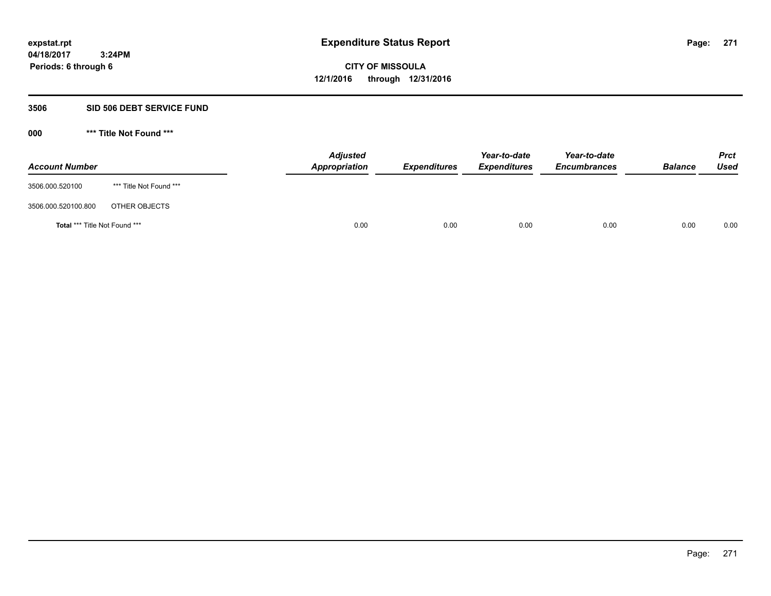**expstat.rpt**
**04/18/2017 3:24PM**
**Periods: 6 through 6**

# Expenditure Status Report

**CITY OF MISSOULA**
**12/1/2016 through 12/31/2016**

## 3506 SID 506 DEBT SERVICE FUND

### 000 *** Title Not Found ***

| Account Number | | Adjusted Appropriation | Expenditures | Year-to-date Expenditures | Year-to-date Encumbrances | Balance | Prct Used |
|---|---|---|---|---|---|---|---|
| 3506.000.520100 | *** Title Not Found *** | | | | | | |
| 3506.000.520100.800 | OTHER OBJECTS | | | | | | |
| **Total** *** Title Not Found *** | | 0.00 | 0.00 | 0.00 | 0.00 | 0.00 | 0.00 |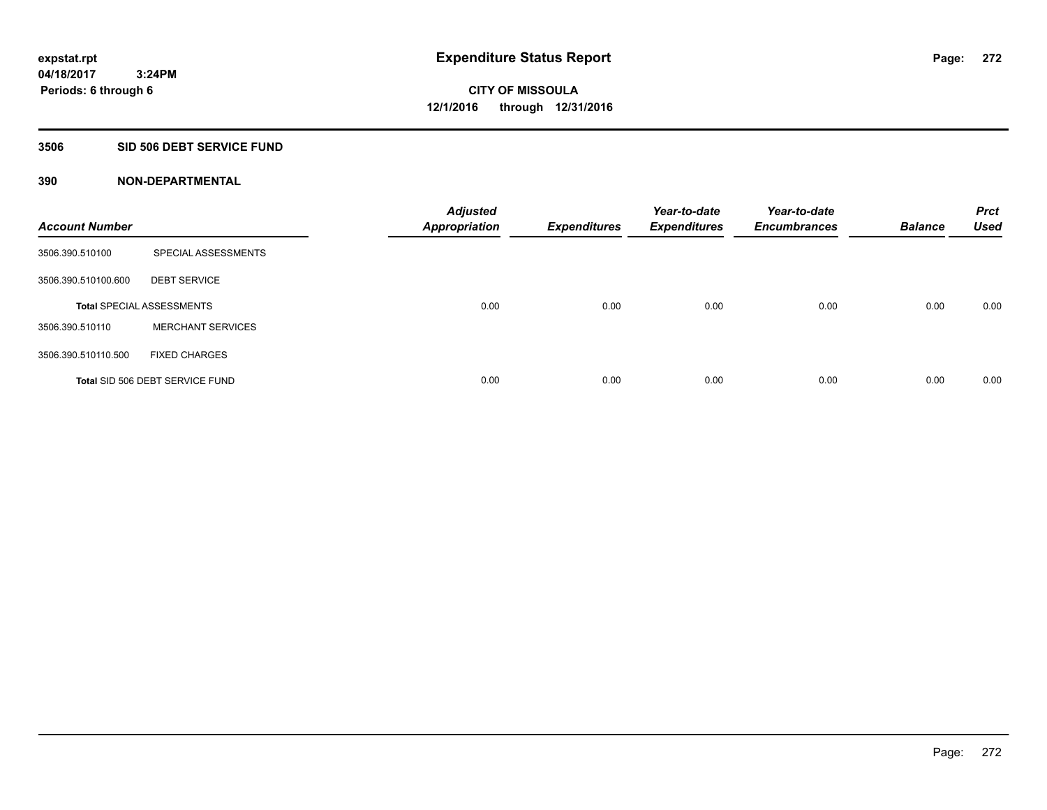# Expenditure Status Report

expstat.rpt
04/18/2017 3:24PM
Periods: 6 through 6

**CITY OF MISSOULA**
**12/1/2016 through 12/31/2016**

## 3506 SID 506 DEBT SERVICE FUND

## 390 NON-DEPARTMENTAL

| Account Number | | Adjusted Appropriation | Expenditures | Year-to-date Expenditures | Year-to-date Encumbrances | Balance | Prct Used |
|---|---|---|---|---|---|---|---|
| 3506.390.510100 | SPECIAL ASSESSMENTS | | | | | | |
| 3506.390.510100.600 | DEBT SERVICE | | | | | | |
| Total SPECIAL ASSESSMENTS | | 0.00 | 0.00 | 0.00 | 0.00 | 0.00 | 0.00 |
| 3506.390.510110 | MERCHANT SERVICES | | | | | | |
| 3506.390.510110.500 | FIXED CHARGES | | | | | | |
| Total SID 506 DEBT SERVICE FUND | | 0.00 | 0.00 | 0.00 | 0.00 | 0.00 | 0.00 |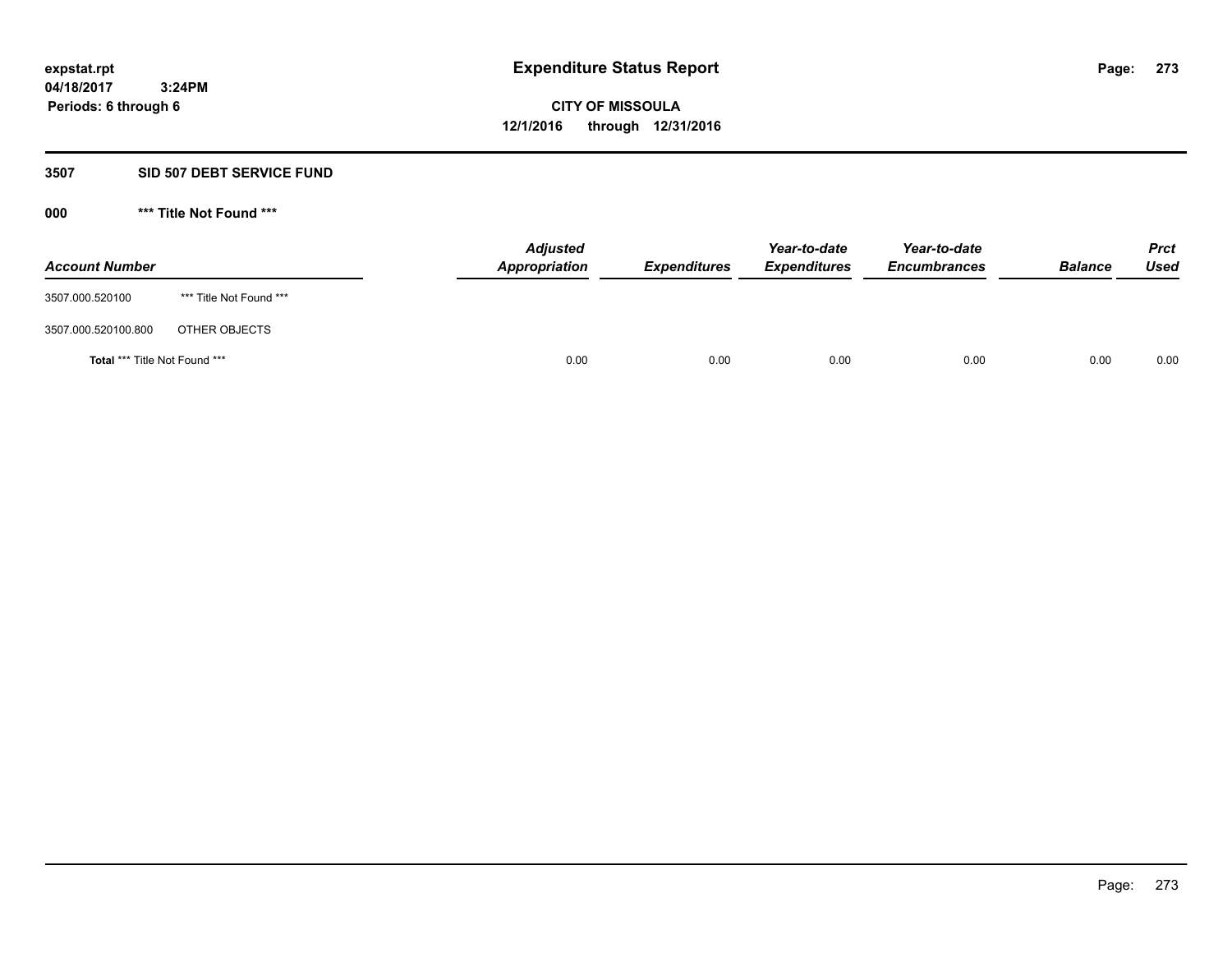expstat.rpt
04/18/2017 3:24PM
Periods: 6 through 6

# Expenditure Status Report

**CITY OF MISSOULA**
**12/1/2016 through 12/31/2016**

## 3507 SID 507 DEBT SERVICE FUND

### 000 *** Title Not Found ***

| Account Number | | Adjusted Appropriation | Expenditures | Year-to-date Expenditures | Year-to-date Encumbrances | Balance | Prct Used |
|---|---|---|---|---|---|---|---|
| 3507.000.520100 | *** Title Not Found *** | | | | | | |
| 3507.000.520100.800 | OTHER OBJECTS | | | | | | |
| **Total** *** Title Not Found *** | | 0.00 | 0.00 | 0.00 | 0.00 | 0.00 | 0.00 |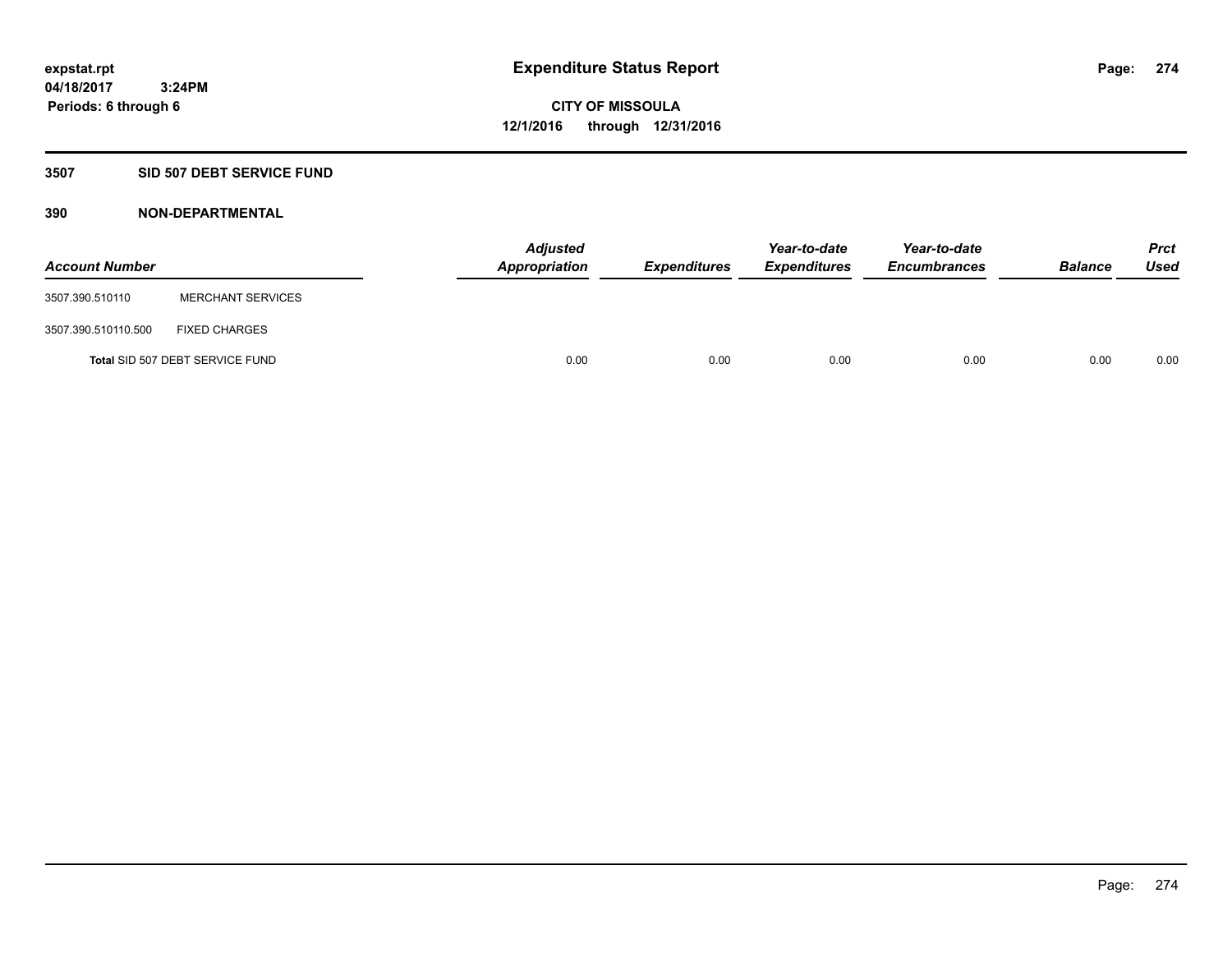expstat.rpt
04/18/2017 3:24PM
Periods: 6 through 6

# Expenditure Status Report

**CITY OF MISSOULA**
**12/1/2016 through 12/31/2016**

## 3507 SID 507 DEBT SERVICE FUND

### 390 NON-DEPARTMENTAL

| Account Number | | Adjusted Appropriation | Expenditures | Year-to-date Expenditures | Year-to-date Encumbrances | Balance | Prct Used |
|---|---|---|---|---|---|---|---|
| 3507.390.510110 | MERCHANT SERVICES | | | | | | |
| 3507.390.510110.500 | FIXED CHARGES | | | | | | |
| Total SID 507 DEBT SERVICE FUND | | 0.00 | 0.00 | 0.00 | 0.00 | 0.00 | 0.00 |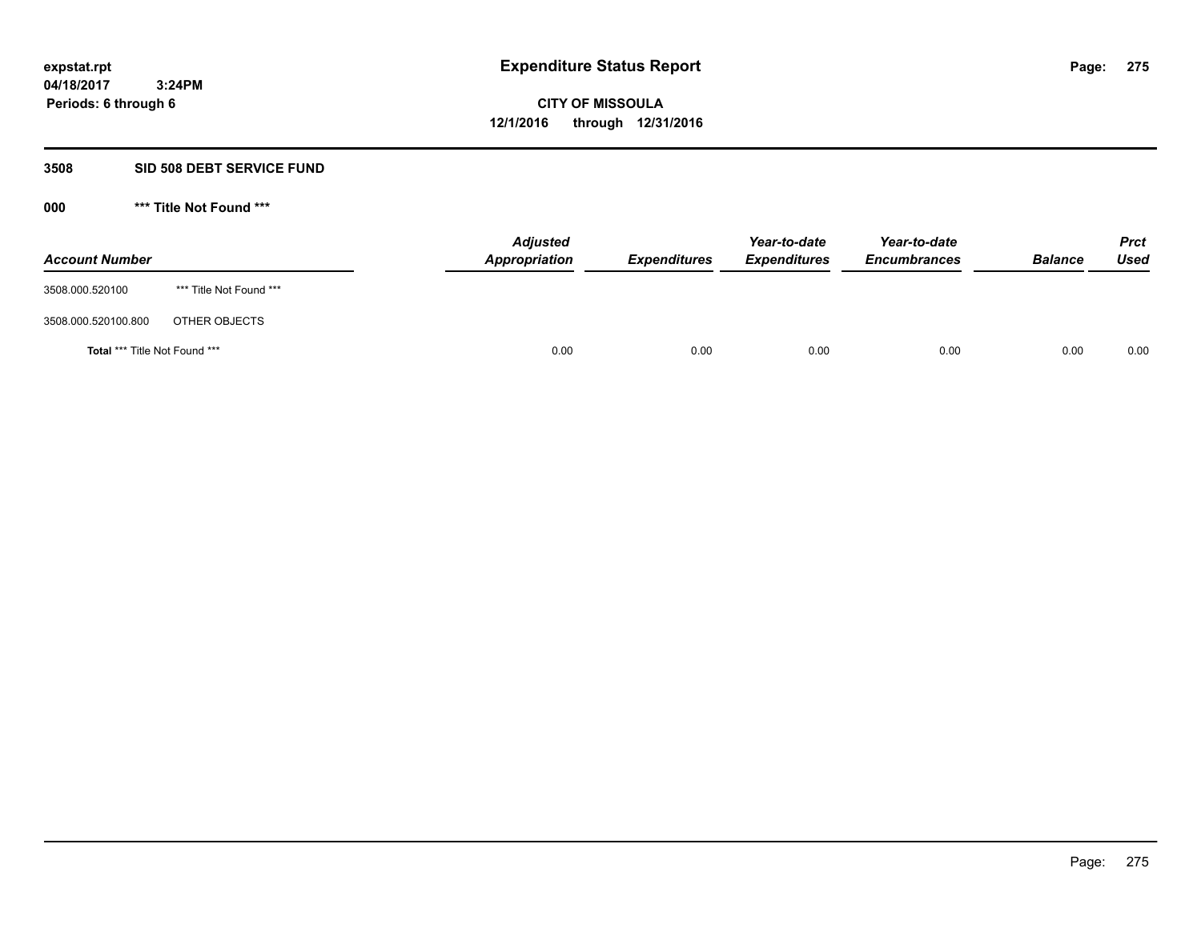# Expenditure Status Report

**expstat.rpt**
**04/18/2017 3:24PM**
**Periods: 6 through 6**

**CITY OF MISSOULA**
**12/1/2016 through 12/31/2016**

## 3508 SID 508 DEBT SERVICE FUND

### 000 *** Title Not Found ***

| Account Number | | Adjusted Appropriation | Expenditures | Year-to-date Expenditures | Year-to-date Encumbrances | Balance | Prct Used |
|---|---|---|---|---|---|---|---|
| 3508.000.520100 | *** Title Not Found *** | | | | | | |
| 3508.000.520100.800 | OTHER OBJECTS | | | | | | |
| **Total** *** Title Not Found *** | | 0.00 | 0.00 | 0.00 | 0.00 | 0.00 | 0.00 |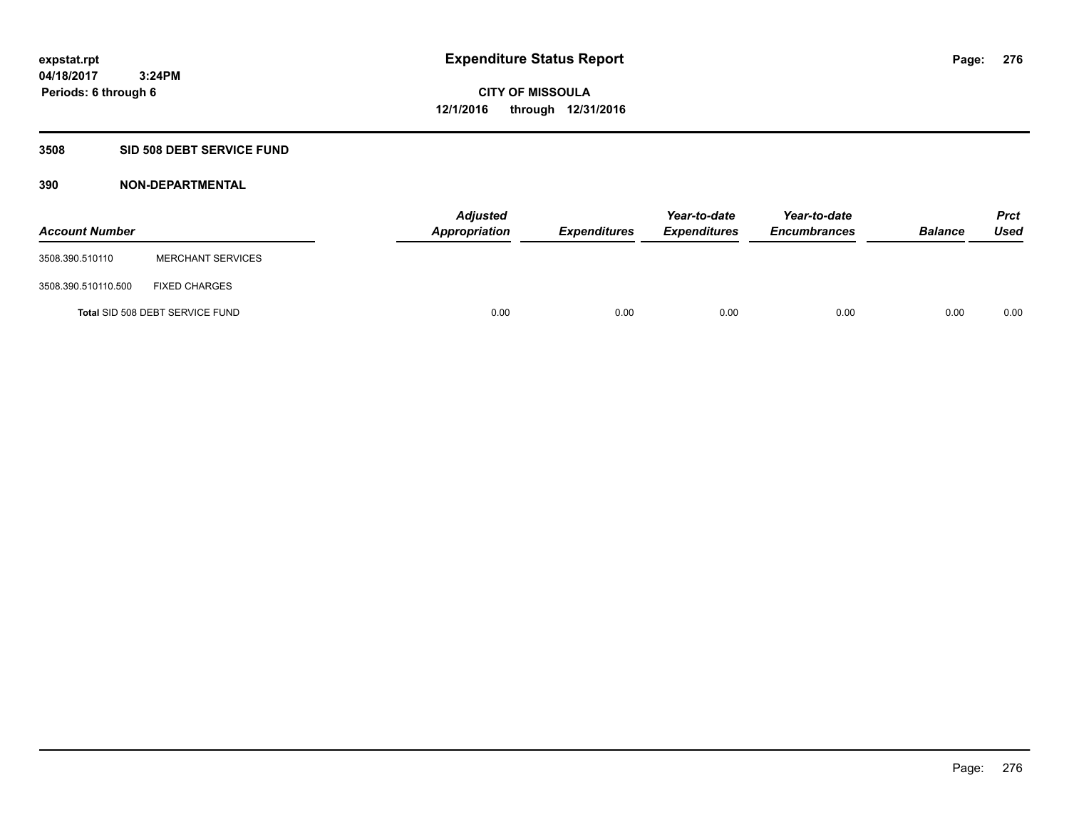**Expenditure Status Report**

**CITY OF MISSOULA**
**12/1/2016 through 12/31/2016**

expstat.rpt
04/18/2017 3:24PM
Periods: 6 through 6

### 3508 SID 508 DEBT SERVICE FUND

### 390 NON-DEPARTMENTAL

| Account Number | | Adjusted Appropriation | Expenditures | Year-to-date Expenditures | Year-to-date Encumbrances | Balance | Prct Used |
|---|---|---|---|---|---|---|---|
| 3508.390.510110 | MERCHANT SERVICES | | | | | | |
| 3508.390.510110.500 | FIXED CHARGES | | | | | | |
| Total SID 508 DEBT SERVICE FUND | | 0.00 | 0.00 | 0.00 | 0.00 | 0.00 | 0.00 |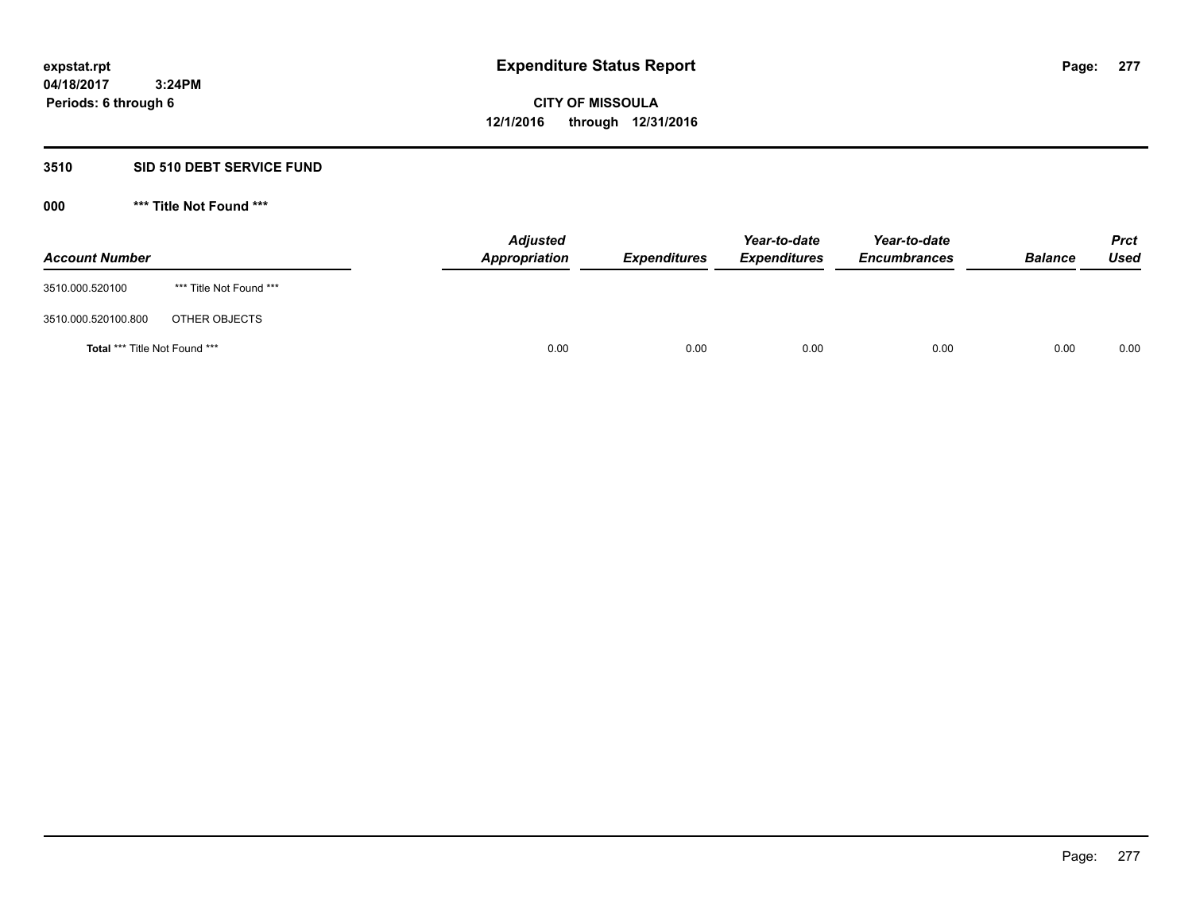**expstat.rpt**
**04/18/2017 3:24PM**
**Periods: 6 through 6**

# Expenditure Status Report

**CITY OF MISSOULA**
**12/1/2016 through 12/31/2016**

## 3510 SID 510 DEBT SERVICE FUND

### 000 *** Title Not Found ***

| Account Number | | Adjusted Appropriation | Expenditures | Year-to-date Expenditures | Year-to-date Encumbrances | Balance | Prct Used |
|---|---|---|---|---|---|---|---|
| 3510.000.520100 | *** Title Not Found *** | | | | | | |
| 3510.000.520100.800 | OTHER OBJECTS | | | | | | |
| **Total** *** Title Not Found *** | | 0.00 | 0.00 | 0.00 | 0.00 | 0.00 | 0.00 |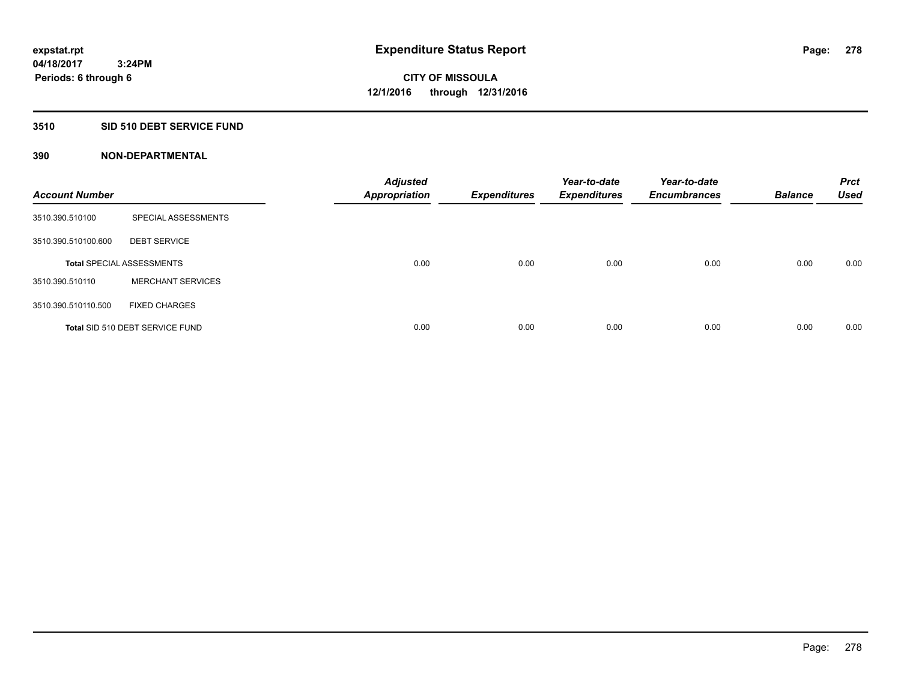**expstat.rpt**
**04/18/2017 3:24PM**
**Periods: 6 through 6**

# Expenditure Status Report

**CITY OF MISSOULA**
**12/1/2016 through 12/31/2016**

## 3510 SID 510 DEBT SERVICE FUND

### 390 NON-DEPARTMENTAL

| Account Number | | Adjusted Appropriation | Expenditures | Year-to-date Expenditures | Year-to-date Encumbrances | Balance | Prct Used |
|---|---|---|---|---|---|---|---|
| 3510.390.510100 | SPECIAL ASSESSMENTS | | | | | | |
| 3510.390.510100.600 | DEBT SERVICE | | | | | | |
| **Total** SPECIAL ASSESSMENTS | | 0.00 | 0.00 | 0.00 | 0.00 | 0.00 | 0.00 |
| 3510.390.510110 | MERCHANT SERVICES | | | | | | |
| 3510.390.510110.500 | FIXED CHARGES | | | | | | |
| **Total** SID 510 DEBT SERVICE FUND | | 0.00 | 0.00 | 0.00 | 0.00 | 0.00 | 0.00 |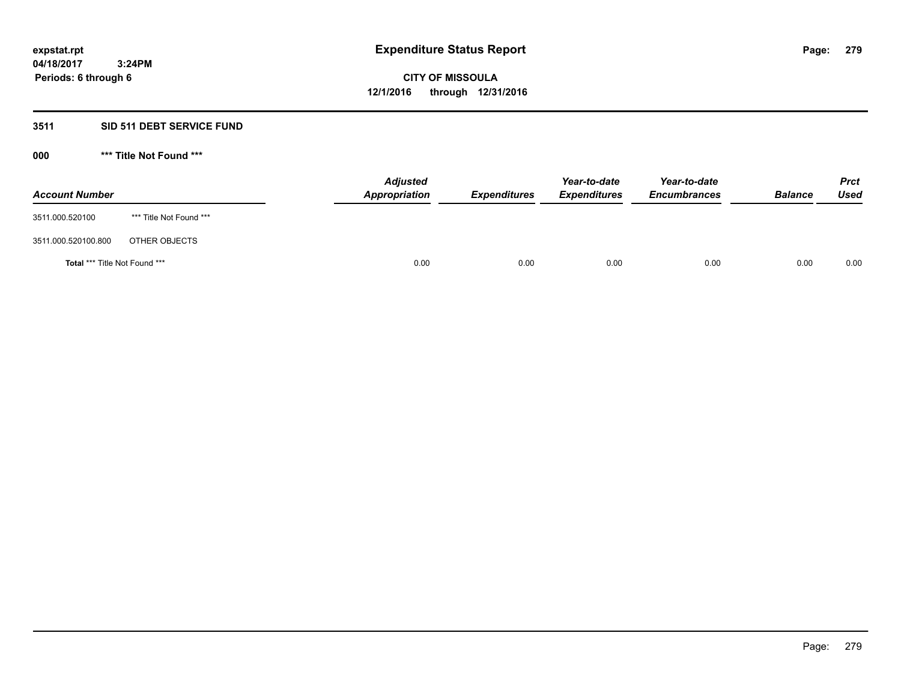expstat.rpt
04/18/2017 3:24PM
Periods: 6 through 6

# Expenditure Status Report

**CITY OF MISSOULA**
**12/1/2016 through 12/31/2016**

## 3511 SID 511 DEBT SERVICE FUND

### 000 *** Title Not Found ***

| Account Number | | Adjusted Appropriation | Expenditures | Year-to-date Expenditures | Year-to-date Encumbrances | Balance | Prct Used |
|---|---|---|---|---|---|---|---|
| 3511.000.520100 | *** Title Not Found *** | | | | | | |
| 3511.000.520100.800 | OTHER OBJECTS | | | | | | |
| **Total** *** Title Not Found *** | | 0.00 | 0.00 | 0.00 | 0.00 | 0.00 | 0.00 |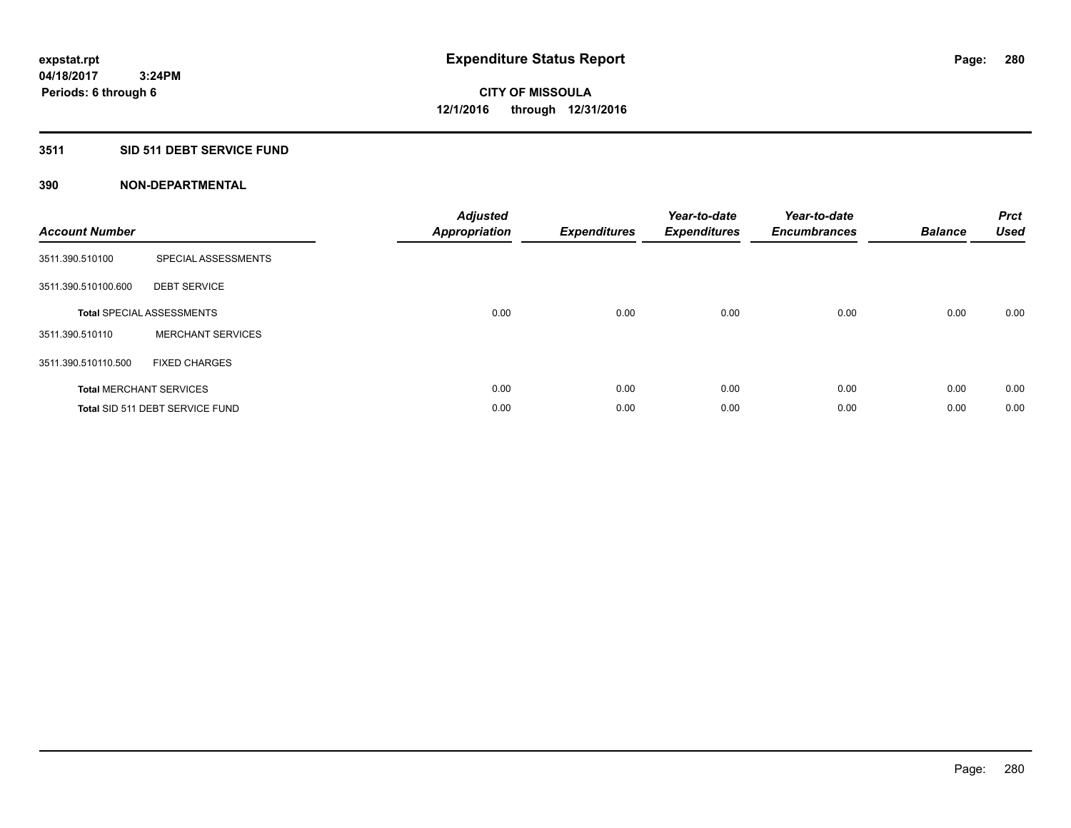# Expenditure Status Report

expstat.rpt
04/18/2017 3:24PM
Periods: 6 through 6

**CITY OF MISSOULA**
**12/1/2016 through 12/31/2016**

## 3511 SID 511 DEBT SERVICE FUND

### 390 NON-DEPARTMENTAL

| Account Number | | Adjusted Appropriation | Expenditures | Year-to-date Expenditures | Year-to-date Encumbrances | Balance | Prct Used |
|---|---|---|---|---|---|---|---|
| 3511.390.510100 | SPECIAL ASSESSMENTS | | | | | | |
| 3511.390.510100.600 | DEBT SERVICE | | | | | | |
| **Total** SPECIAL ASSESSMENTS | | 0.00 | 0.00 | 0.00 | 0.00 | 0.00 | 0.00 |
| 3511.390.510110 | MERCHANT SERVICES | | | | | | |
| 3511.390.510110.500 | FIXED CHARGES | | | | | | |
| **Total** MERCHANT SERVICES | | 0.00 | 0.00 | 0.00 | 0.00 | 0.00 | 0.00 |
| **Total** SID 511 DEBT SERVICE FUND | | 0.00 | 0.00 | 0.00 | 0.00 | 0.00 | 0.00 |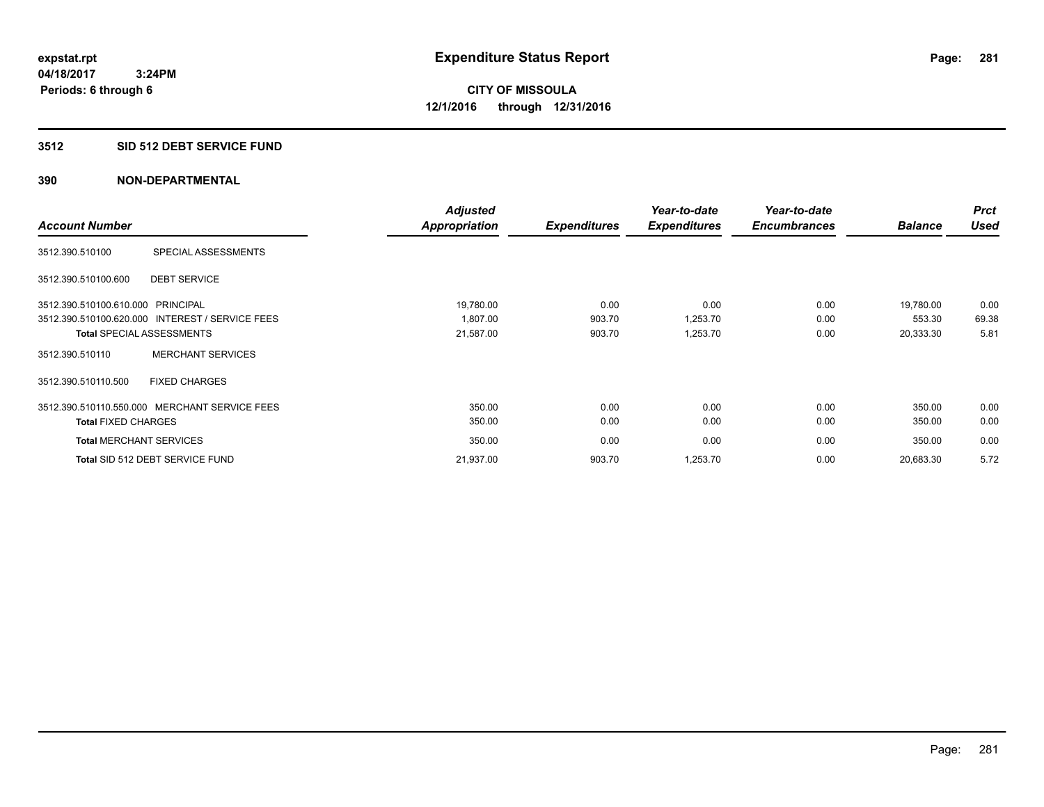expstat.rpt
04/18/2017 3:24PM
Periods: 6 through 6

# Expenditure Status Report

**CITY OF MISSOULA**
**12/1/2016 through 12/31/2016**

## 3512 SID 512 DEBT SERVICE FUND

### 390 NON-DEPARTMENTAL

| Account Number | | Adjusted Appropriation | Expenditures | Year-to-date Expenditures | Year-to-date Encumbrances | Balance | Prct Used |
|---|---|---|---|---|---|---|---|
| 3512.390.510100 | SPECIAL ASSESSMENTS | | | | | | |
| 3512.390.510100.600 | DEBT SERVICE | | | | | | |
| 3512.390.510100.610.000 | PRINCIPAL | 19,780.00 | 0.00 | 0.00 | 0.00 | 19,780.00 | 0.00 |
| 3512.390.510100.620.000 | INTEREST / SERVICE FEES | 1,807.00 | 903.70 | 1,253.70 | 0.00 | 553.30 | 69.38 |
| **Total** SPECIAL ASSESSMENTS | | 21,587.00 | 903.70 | 1,253.70 | 0.00 | 20,333.30 | 5.81 |
| 3512.390.510110 | MERCHANT SERVICES | | | | | | |
| 3512.390.510110.500 | FIXED CHARGES | | | | | | |
| 3512.390.510110.550.000 | MERCHANT SERVICE FEES | 350.00 | 0.00 | 0.00 | 0.00 | 350.00 | 0.00 |
| **Total** FIXED CHARGES | | 350.00 | 0.00 | 0.00 | 0.00 | 350.00 | 0.00 |
| **Total** MERCHANT SERVICES | | 350.00 | 0.00 | 0.00 | 0.00 | 350.00 | 0.00 |
| **Total** SID 512 DEBT SERVICE FUND | | 21,937.00 | 903.70 | 1,253.70 | 0.00 | 20,683.30 | 5.72 |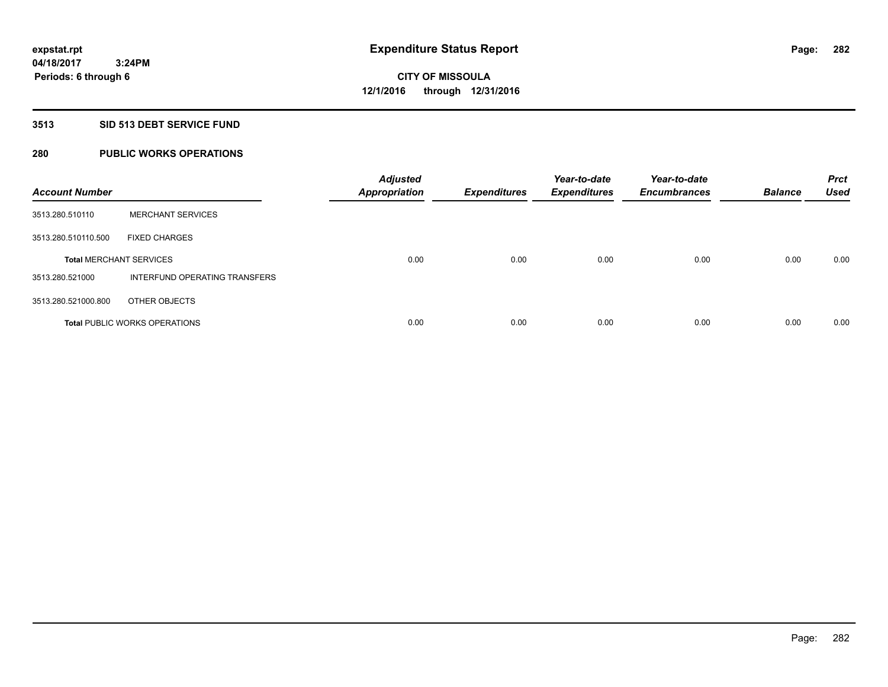**expstat.rpt**
**04/18/2017 3:24PM**
**Periods: 6 through 6**

# Expenditure Status Report

**CITY OF MISSOULA**
**12/1/2016 through 12/31/2016**

## 3513 SID 513 DEBT SERVICE FUND

## 280 PUBLIC WORKS OPERATIONS

| Account Number | | Adjusted Appropriation | Expenditures | Year-to-date Expenditures | Year-to-date Encumbrances | Balance | Prct Used |
|---|---|---|---|---|---|---|---|
| 3513.280.510110 | MERCHANT SERVICES | | | | | | |
| 3513.280.510110.500 | FIXED CHARGES | | | | | | |
| **Total** MERCHANT SERVICES | | 0.00 | 0.00 | 0.00 | 0.00 | 0.00 | 0.00 |
| 3513.280.521000 | INTERFUND OPERATING TRANSFERS | | | | | | |
| 3513.280.521000.800 | OTHER OBJECTS | | | | | | |
| **Total** PUBLIC WORKS OPERATIONS | | 0.00 | 0.00 | 0.00 | 0.00 | 0.00 | 0.00 |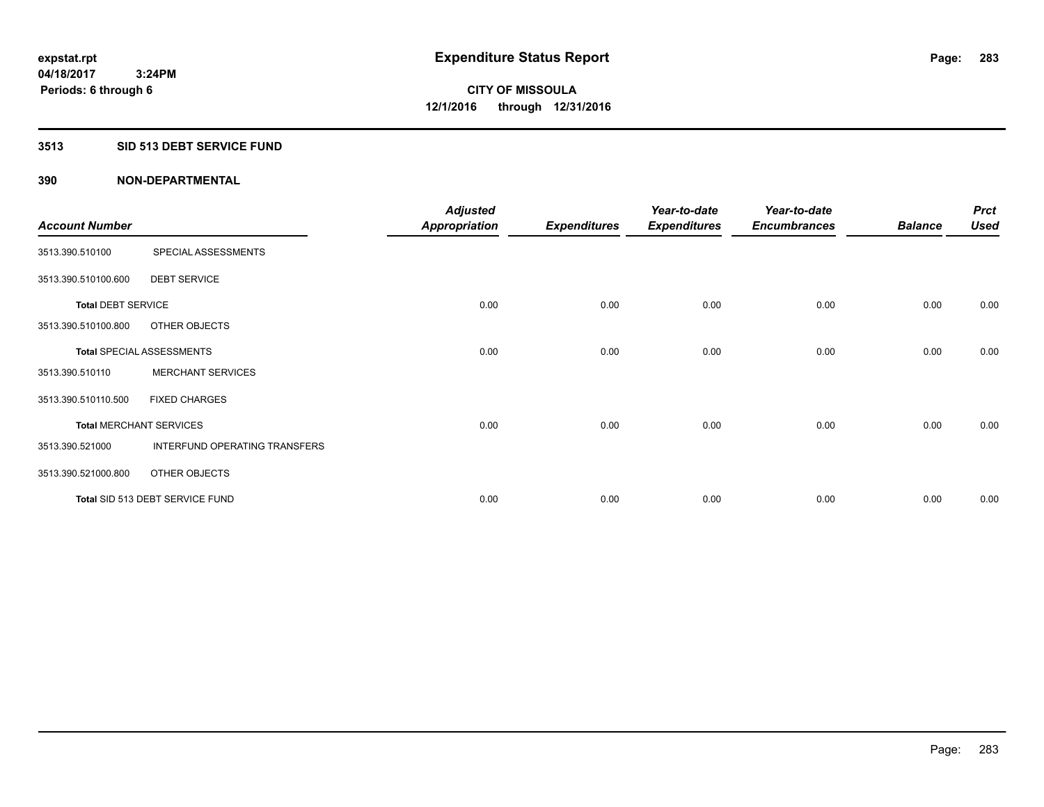# Expenditure Status Report

expstat.rpt
04/18/2017 3:24PM
Periods: 6 through 6

**CITY OF MISSOULA**
**12/1/2016 through 12/31/2016**

## 3513 SID 513 DEBT SERVICE FUND

### 390 NON-DEPARTMENTAL

| Account Number | | Adjusted Appropriation | Expenditures | Year-to-date Expenditures | Year-to-date Encumbrances | Balance | Prct Used |
|---|---|---|---|---|---|---|---|
| 3513.390.510100 | SPECIAL ASSESSMENTS | | | | | | |
| 3513.390.510100.600 | DEBT SERVICE | | | | | | |
| **Total** DEBT SERVICE | | 0.00 | 0.00 | 0.00 | 0.00 | 0.00 | 0.00 |
| 3513.390.510100.800 | OTHER OBJECTS | | | | | | |
| **Total** SPECIAL ASSESSMENTS | | 0.00 | 0.00 | 0.00 | 0.00 | 0.00 | 0.00 |
| 3513.390.510110 | MERCHANT SERVICES | | | | | | |
| 3513.390.510110.500 | FIXED CHARGES | | | | | | |
| **Total** MERCHANT SERVICES | | 0.00 | 0.00 | 0.00 | 0.00 | 0.00 | 0.00 |
| 3513.390.521000 | INTERFUND OPERATING TRANSFERS | | | | | | |
| 3513.390.521000.800 | OTHER OBJECTS | | | | | | |
| **Total** SID 513 DEBT SERVICE FUND | | 0.00 | 0.00 | 0.00 | 0.00 | 0.00 | 0.00 |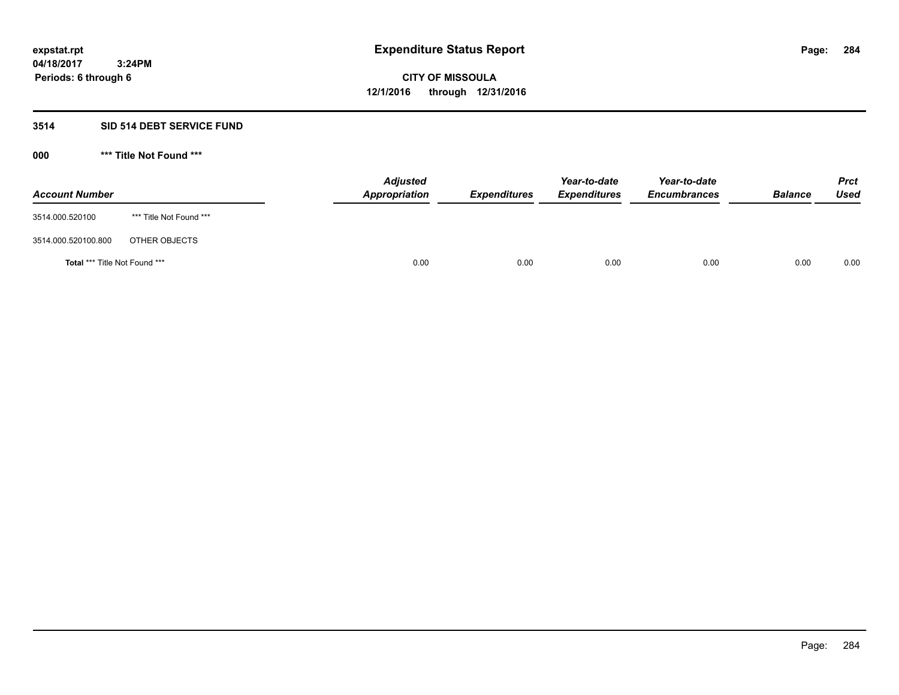**expstat.rpt**
**04/18/2017 3:24PM**
**Periods: 6 through 6**

# Expenditure Status Report

**CITY OF MISSOULA**
**12/1/2016 through 12/31/2016**

## 3514 SID 514 DEBT SERVICE FUND

### 000 *** Title Not Found ***

| Account Number | | Adjusted Appropriation | Expenditures | Year-to-date Expenditures | Year-to-date Encumbrances | Balance | Prct Used |
|---|---|---|---|---|---|---|---|
| 3514.000.520100 | *** Title Not Found *** | | | | | | |
| 3514.000.520100.800 | OTHER OBJECTS | | | | | | |
| **Total** *** Title Not Found *** | | 0.00 | 0.00 | 0.00 | 0.00 | 0.00 | 0.00 |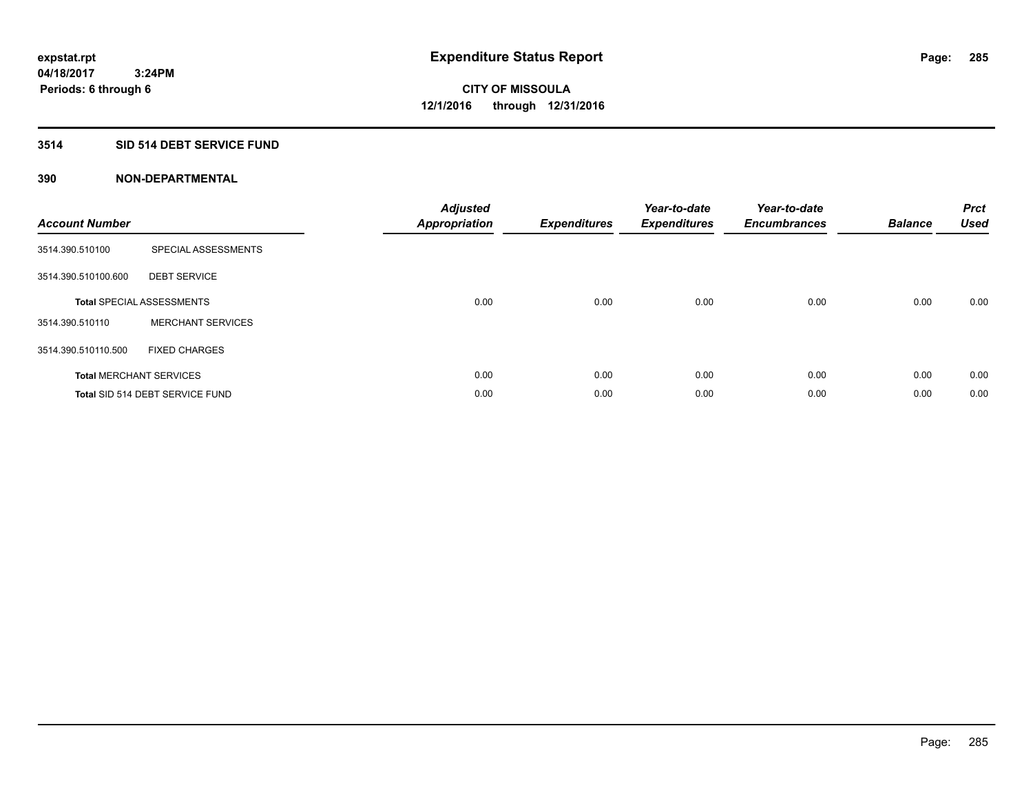**expstat.rpt**
**04/18/2017 3:24PM**
**Periods: 6 through 6**

# Expenditure Status Report

**CITY OF MISSOULA**
**12/1/2016 through 12/31/2016**

## 3514 SID 514 DEBT SERVICE FUND

### 390 NON-DEPARTMENTAL

| Account Number | | Adjusted Appropriation | Expenditures | Year-to-date Expenditures | Year-to-date Encumbrances | Balance | Prct Used |
|---|---|---|---|---|---|---|---|
| 3514.390.510100 | SPECIAL ASSESSMENTS | | | | | | |
| 3514.390.510100.600 | DEBT SERVICE | | | | | | |
| **Total** SPECIAL ASSESSMENTS | | 0.00 | 0.00 | 0.00 | 0.00 | 0.00 | 0.00 |
| 3514.390.510110 | MERCHANT SERVICES | | | | | | |
| 3514.390.510110.500 | FIXED CHARGES | | | | | | |
| **Total** MERCHANT SERVICES | | 0.00 | 0.00 | 0.00 | 0.00 | 0.00 | 0.00 |
| **Total** SID 514 DEBT SERVICE FUND | | 0.00 | 0.00 | 0.00 | 0.00 | 0.00 | 0.00 |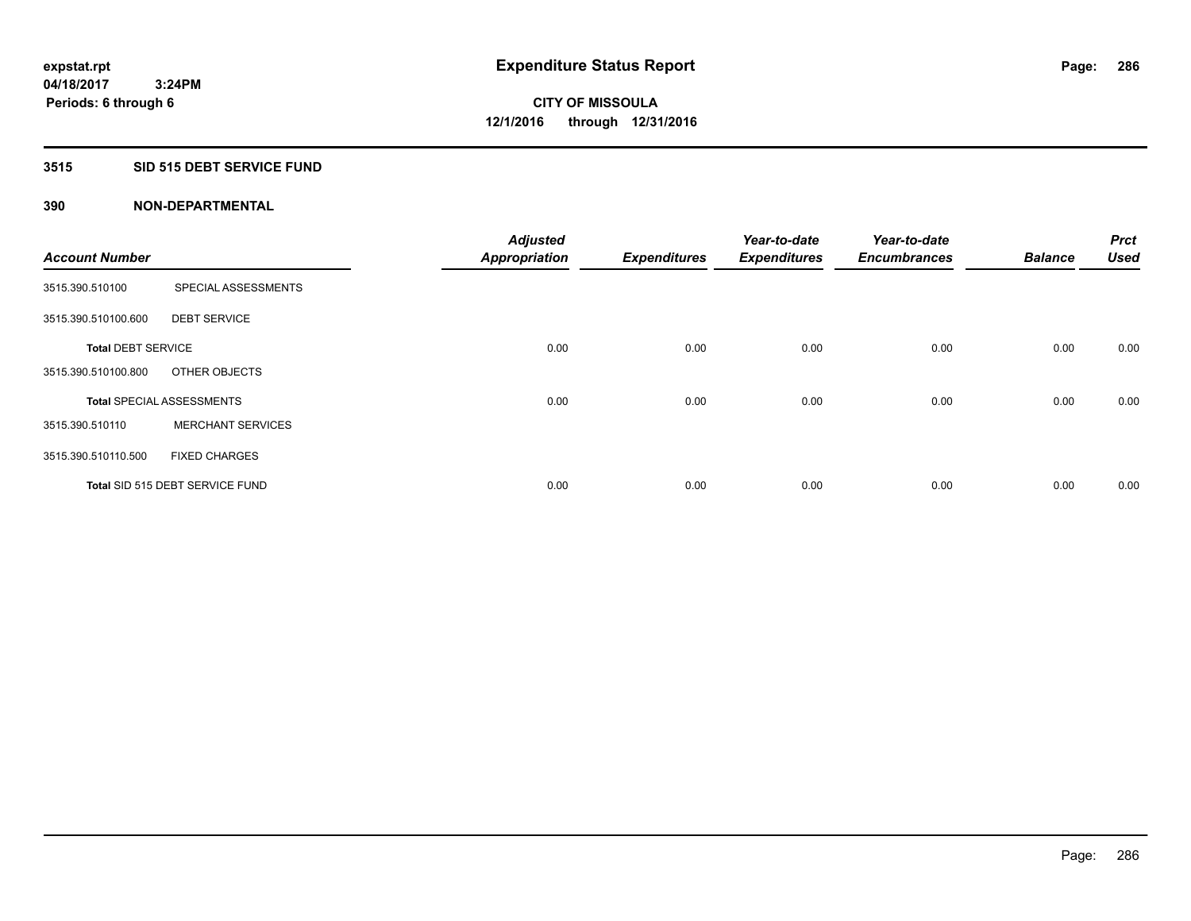**expstat.rpt**
**04/18/2017 3:24PM**
**Periods: 6 through 6**

# Expenditure Status Report

**CITY OF MISSOULA**
**12/1/2016 through 12/31/2016**

## 3515 SID 515 DEBT SERVICE FUND

### 390 NON-DEPARTMENTAL

| Account Number | | Adjusted Appropriation | Expenditures | Year-to-date Expenditures | Year-to-date Encumbrances | Balance | Prct Used |
|---|---|---|---|---|---|---|---|
| 3515.390.510100 | SPECIAL ASSESSMENTS | | | | | | |
| 3515.390.510100.600 | DEBT SERVICE | | | | | | |
| **Total** DEBT SERVICE | | 0.00 | 0.00 | 0.00 | 0.00 | 0.00 | 0.00 |
| 3515.390.510100.800 | OTHER OBJECTS | | | | | | |
| **Total** SPECIAL ASSESSMENTS | | 0.00 | 0.00 | 0.00 | 0.00 | 0.00 | 0.00 |
| 3515.390.510110 | MERCHANT SERVICES | | | | | | |
| 3515.390.510110.500 | FIXED CHARGES | | | | | | |
| **Total** SID 515 DEBT SERVICE FUND | | 0.00 | 0.00 | 0.00 | 0.00 | 0.00 | 0.00 |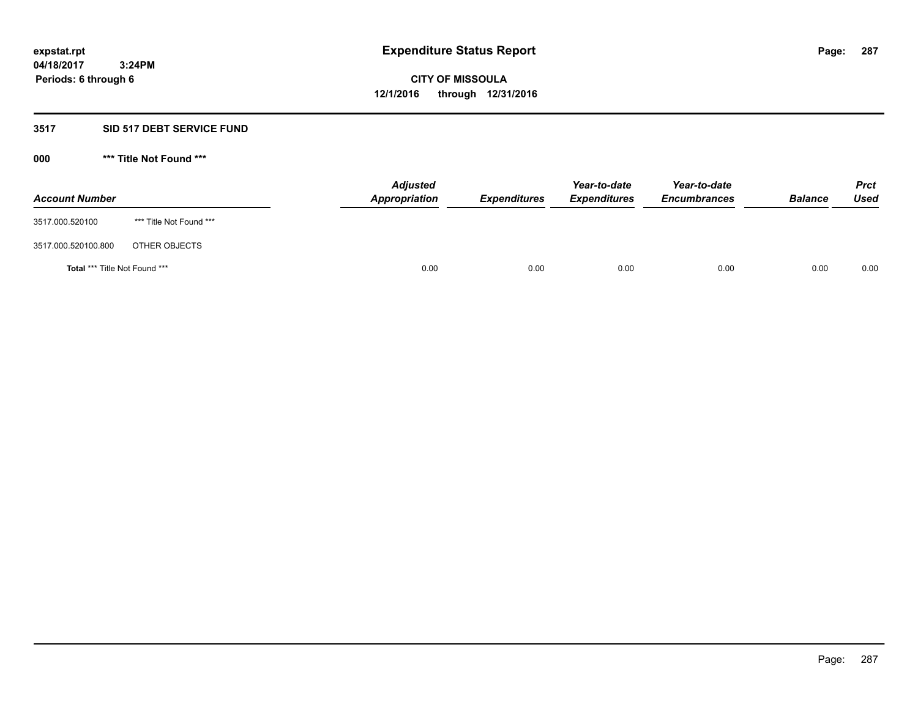# Expenditure Status Report

expstat.rpt
04/18/2017 3:24PM
Periods: 6 through 6

**CITY OF MISSOULA**
**12/1/2016 through 12/31/2016**

## 3517 SID 517 DEBT SERVICE FUND

### 000 *** Title Not Found ***

| Account Number | | Adjusted Appropriation | Expenditures | Year-to-date Expenditures | Year-to-date Encumbrances | Balance | Prct Used |
|---|---|---|---|---|---|---|---|
| 3517.000.520100 | *** Title Not Found *** | | | | | | |
| 3517.000.520100.800 | OTHER OBJECTS | | | | | | |
| **Total** *** Title Not Found *** | | 0.00 | 0.00 | 0.00 | 0.00 | 0.00 | 0.00 |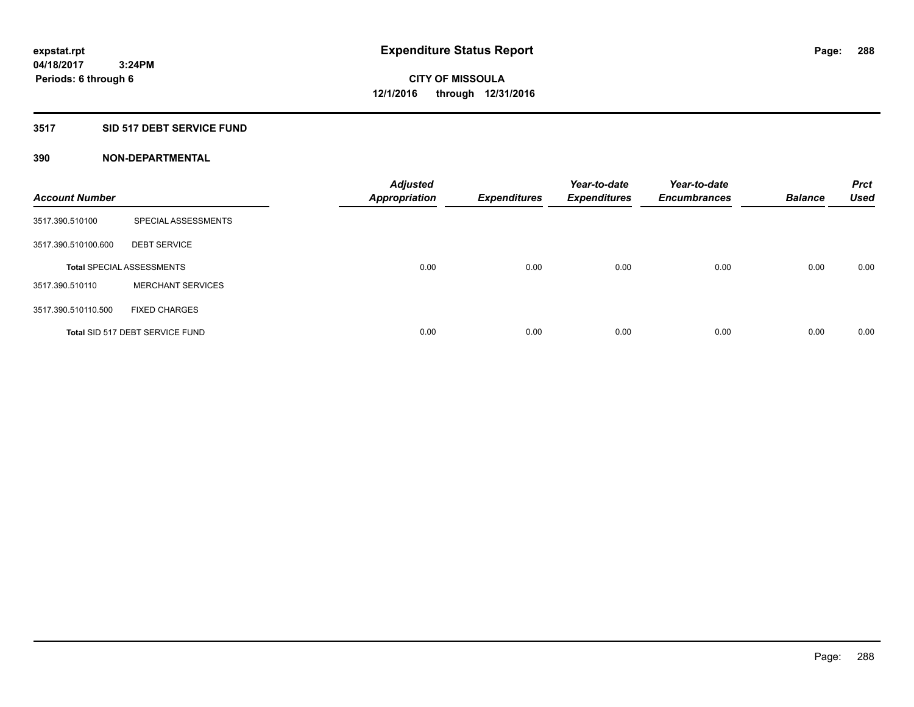# Expenditure Status Report

**expstat.rpt**
**04/18/2017 3:24PM**
**Periods: 6 through 6**

**CITY OF MISSOULA**
**12/1/2016 through 12/31/2016**

## 3517 SID 517 DEBT SERVICE FUND

## 390 NON-DEPARTMENTAL

| Account Number | | Adjusted Appropriation | Expenditures | Year-to-date Expenditures | Year-to-date Encumbrances | Balance | Prct Used |
|---|---|---|---|---|---|---|---|
| 3517.390.510100 | SPECIAL ASSESSMENTS | | | | | | |
| 3517.390.510100.600 | DEBT SERVICE | | | | | | |
| **Total** SPECIAL ASSESSMENTS | | 0.00 | 0.00 | 0.00 | 0.00 | 0.00 | 0.00 |
| 3517.390.510110 | MERCHANT SERVICES | | | | | | |
| 3517.390.510110.500 | FIXED CHARGES | | | | | | |
| **Total** SID 517 DEBT SERVICE FUND | | 0.00 | 0.00 | 0.00 | 0.00 | 0.00 | 0.00 |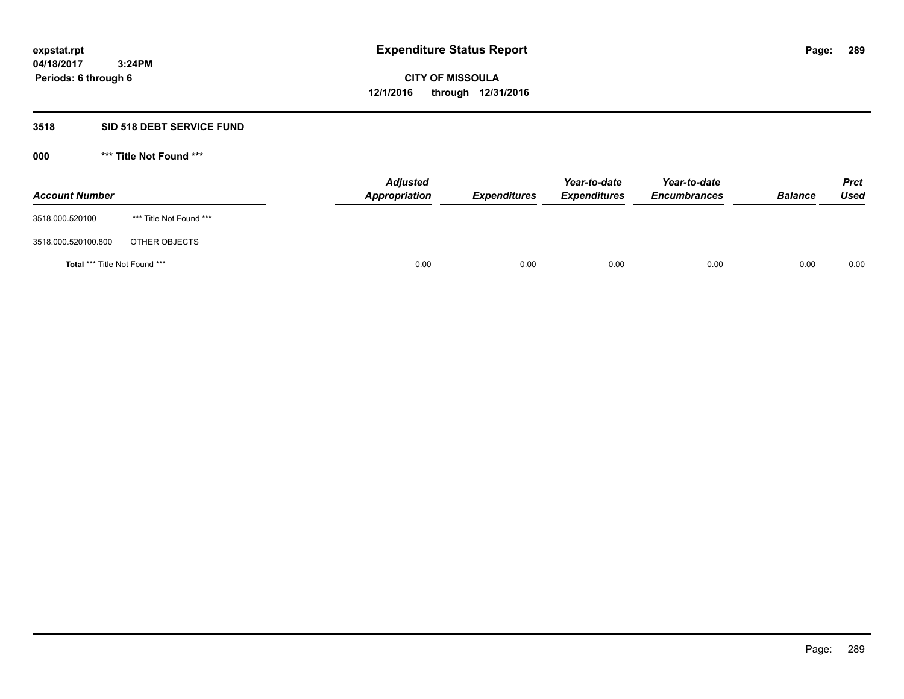expstat.rpt
04/18/2017 3:24PM
Periods: 6 through 6

# Expenditure Status Report

**CITY OF MISSOULA**
**12/1/2016 through 12/31/2016**

## 3518 SID 518 DEBT SERVICE FUND

### 000 *** Title Not Found ***

| Account Number | | Adjusted Appropriation | Expenditures | Year-to-date Expenditures | Year-to-date Encumbrances | Balance | Prct Used |
|---|---|---|---|---|---|---|---|
| 3518.000.520100 | *** Title Not Found *** | | | | | | |
| 3518.000.520100.800 | OTHER OBJECTS | | | | | | |
| **Total** *** Title Not Found *** | | 0.00 | 0.00 | 0.00 | 0.00 | 0.00 | 0.00 |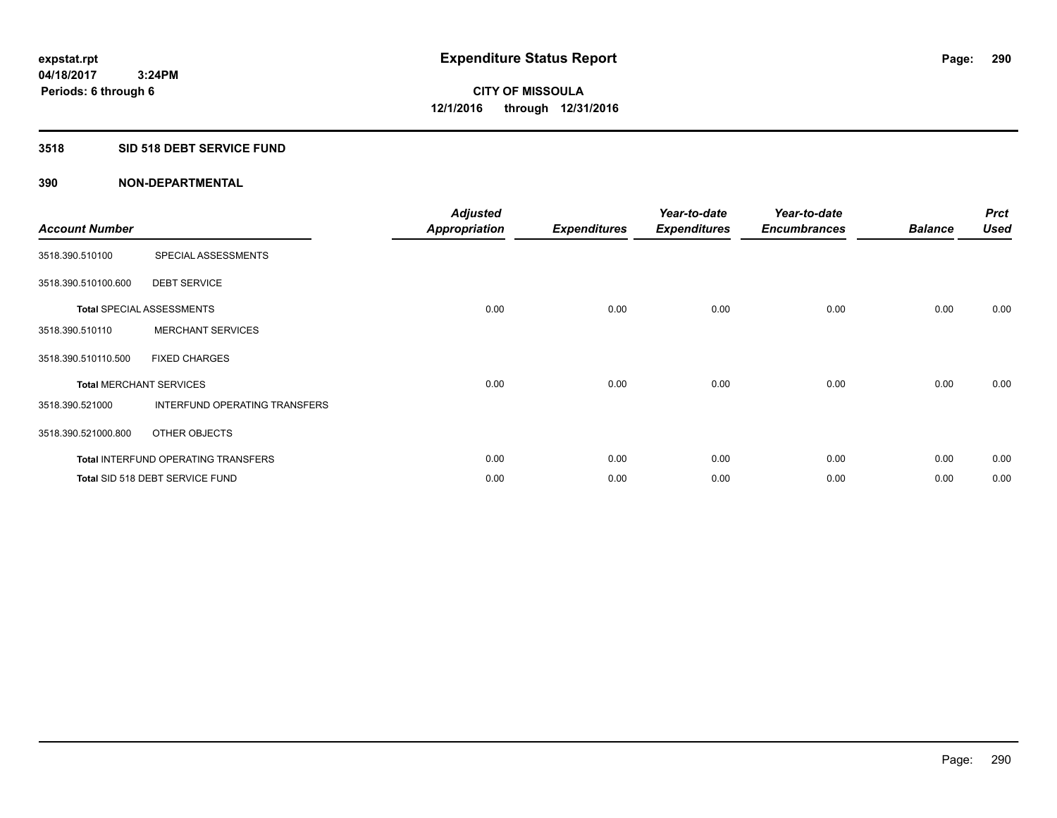**expstat.rpt**
**04/18/2017 3:24PM**
**Periods: 6 through 6**

# Expenditure Status Report

**CITY OF MISSOULA**
**12/1/2016 through 12/31/2016**

## 3518 SID 518 DEBT SERVICE FUND

### 390 NON-DEPARTMENTAL

| Account Number | | Adjusted Appropriation | Expenditures | Year-to-date Expenditures | Year-to-date Encumbrances | Balance | Prct Used |
|---|---|---|---|---|---|---|---|
| 3518.390.510100 | SPECIAL ASSESSMENTS | | | | | | |
| 3518.390.510100.600 | DEBT SERVICE | | | | | | |
| **Total** SPECIAL ASSESSMENTS | | 0.00 | 0.00 | 0.00 | 0.00 | 0.00 | 0.00 |
| 3518.390.510110 | MERCHANT SERVICES | | | | | | |
| 3518.390.510110.500 | FIXED CHARGES | | | | | | |
| **Total** MERCHANT SERVICES | | 0.00 | 0.00 | 0.00 | 0.00 | 0.00 | 0.00 |
| 3518.390.521000 | INTERFUND OPERATING TRANSFERS | | | | | | |
| 3518.390.521000.800 | OTHER OBJECTS | | | | | | |
| **Total** INTERFUND OPERATING TRANSFERS | | 0.00 | 0.00 | 0.00 | 0.00 | 0.00 | 0.00 |
| **Total** SID 518 DEBT SERVICE FUND | | 0.00 | 0.00 | 0.00 | 0.00 | 0.00 | 0.00 |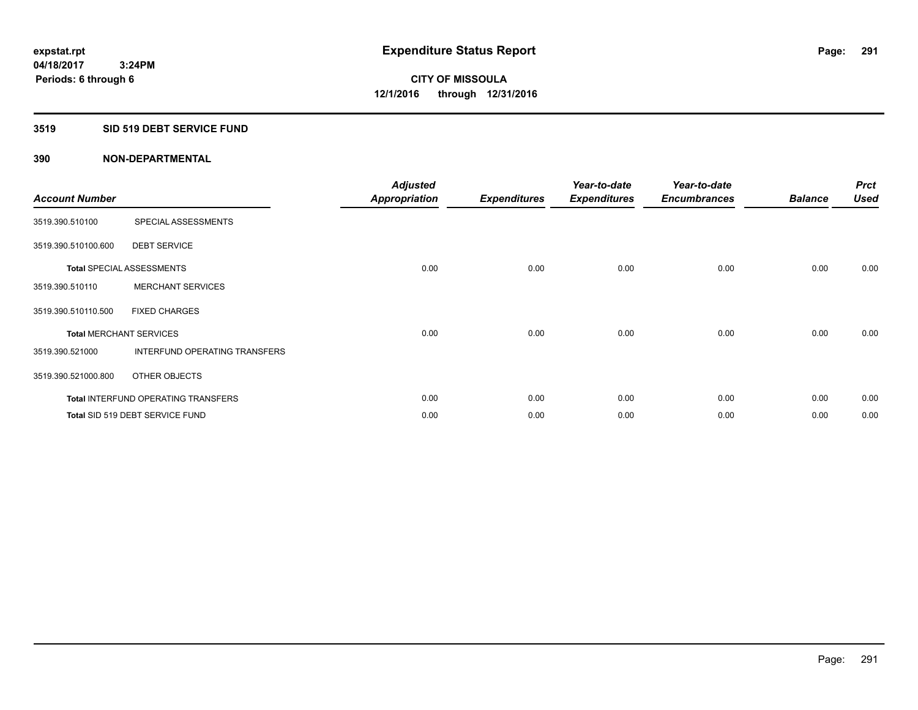# Expenditure Status Report

expstat.rpt
04/18/2017 3:24PM
Periods: 6 through 6

**CITY OF MISSOULA**
**12/1/2016 through 12/31/2016**

## 3519 SID 519 DEBT SERVICE FUND

## 390 NON-DEPARTMENTAL

| Account Number | | Adjusted Appropriation | Expenditures | Year-to-date Expenditures | Year-to-date Encumbrances | Balance | Prct Used |
|---|---|---|---|---|---|---|---|
| 3519.390.510100 | SPECIAL ASSESSMENTS | | | | | | |
| 3519.390.510100.600 | DEBT SERVICE | | | | | | |
| Total SPECIAL ASSESSMENTS | | 0.00 | 0.00 | 0.00 | 0.00 | 0.00 | 0.00 |
| 3519.390.510110 | MERCHANT SERVICES | | | | | | |
| 3519.390.510110.500 | FIXED CHARGES | | | | | | |
| Total MERCHANT SERVICES | | 0.00 | 0.00 | 0.00 | 0.00 | 0.00 | 0.00 |
| 3519.390.521000 | INTERFUND OPERATING TRANSFERS | | | | | | |
| 3519.390.521000.800 | OTHER OBJECTS | | | | | | |
| Total INTERFUND OPERATING TRANSFERS | | 0.00 | 0.00 | 0.00 | 0.00 | 0.00 | 0.00 |
| Total SID 519 DEBT SERVICE FUND | | 0.00 | 0.00 | 0.00 | 0.00 | 0.00 | 0.00 |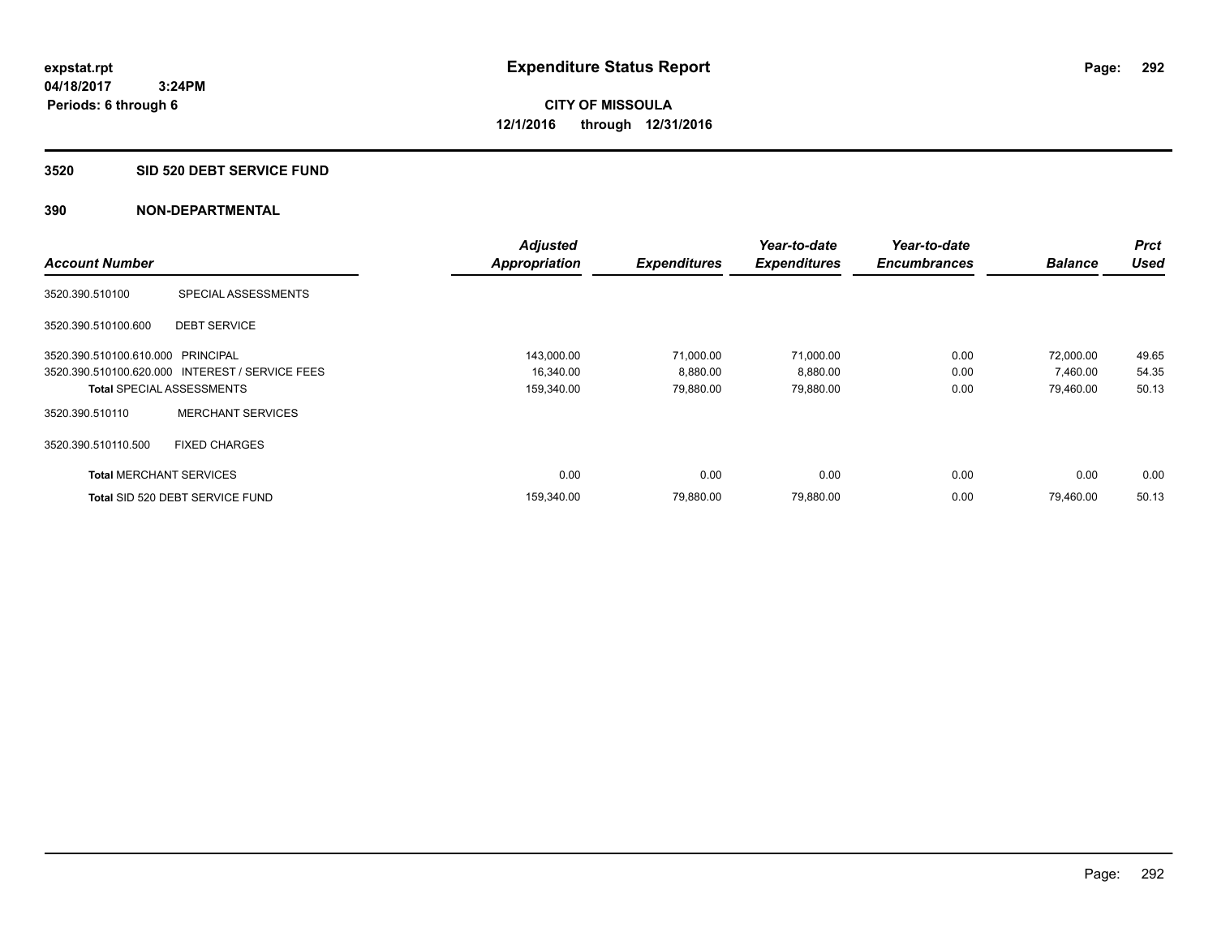expstat.rpt
04/18/2017 3:24PM
Periods: 6 through 6

# Expenditure Status Report

CITY OF MISSOULA
12/1/2016 through 12/31/2016

## 3520 SID 520 DEBT SERVICE FUND

### 390 NON-DEPARTMENTAL

| Account Number | | Adjusted Appropriation | Expenditures | Year-to-date Expenditures | Year-to-date Encumbrances | Balance | Prct Used |
|---|---|---|---|---|---|---|---|
| 3520.390.510100 | SPECIAL ASSESSMENTS | | | | | | |
| 3520.390.510100.600 | DEBT SERVICE | | | | | | |
| 3520.390.510100.610.000 | PRINCIPAL | 143,000.00 | 71,000.00 | 71,000.00 | 0.00 | 72,000.00 | 49.65 |
| 3520.390.510100.620.000 | INTEREST / SERVICE FEES | 16,340.00 | 8,880.00 | 8,880.00 | 0.00 | 7,460.00 | 54.35 |
| **Total** SPECIAL ASSESSMENTS | | 159,340.00 | 79,880.00 | 79,880.00 | 0.00 | 79,460.00 | 50.13 |
| 3520.390.510110 | MERCHANT SERVICES | | | | | | |
| 3520.390.510110.500 | FIXED CHARGES | | | | | | |
| **Total** MERCHANT SERVICES | | 0.00 | 0.00 | 0.00 | 0.00 | 0.00 | 0.00 |
| **Total** SID 520 DEBT SERVICE FUND | | 159,340.00 | 79,880.00 | 79,880.00 | 0.00 | 79,460.00 | 50.13 |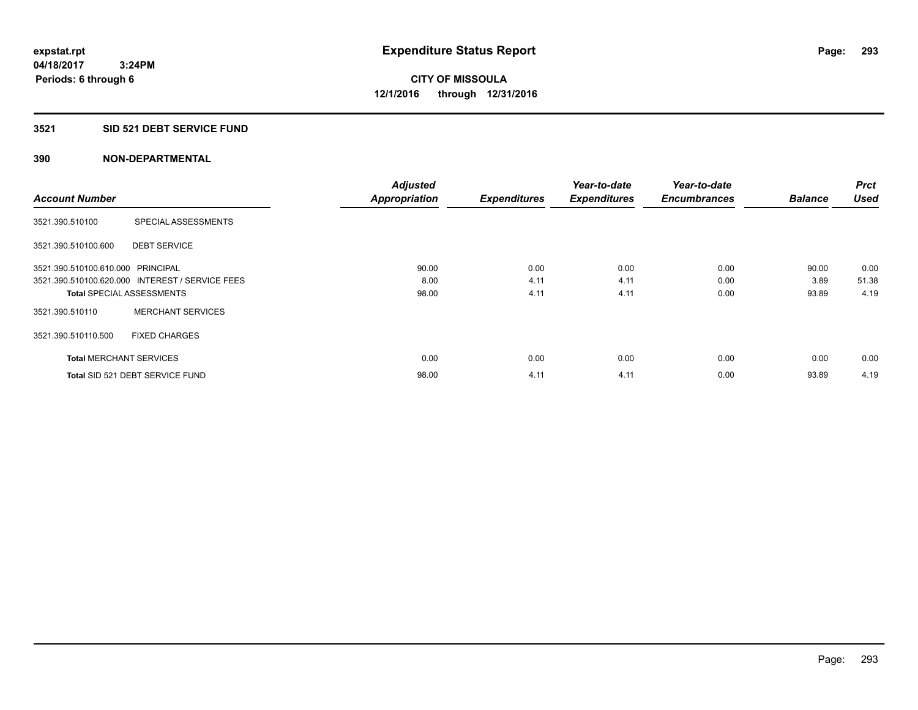expstat.rpt
04/18/2017 3:24PM
Periods: 6 through 6

# Expenditure Status Report

**CITY OF MISSOULA**
**12/1/2016 through 12/31/2016**

## 3521 SID 521 DEBT SERVICE FUND

## 390 NON-DEPARTMENTAL

| Account Number | | Adjusted Appropriation | Expenditures | Year-to-date Expenditures | Year-to-date Encumbrances | Balance | Prct Used |
|---|---|---|---|---|---|---|---|
| 3521.390.510100 | SPECIAL ASSESSMENTS | | | | | | |
| 3521.390.510100.600 | DEBT SERVICE | | | | | | |
| 3521.390.510100.610.000 | PRINCIPAL | 90.00 | 0.00 | 0.00 | 0.00 | 90.00 | 0.00 |
| 3521.390.510100.620.000 | INTEREST / SERVICE FEES | 8.00 | 4.11 | 4.11 | 0.00 | 3.89 | 51.38 |
| **Total** SPECIAL ASSESSMENTS | | 98.00 | 4.11 | 4.11 | 0.00 | 93.89 | 4.19 |
| 3521.390.510110 | MERCHANT SERVICES | | | | | | |
| 3521.390.510110.500 | FIXED CHARGES | | | | | | |
| **Total** MERCHANT SERVICES | | 0.00 | 0.00 | 0.00 | 0.00 | 0.00 | 0.00 |
| **Total** SID 521 DEBT SERVICE FUND | | 98.00 | 4.11 | 4.11 | 0.00 | 93.89 | 4.19 |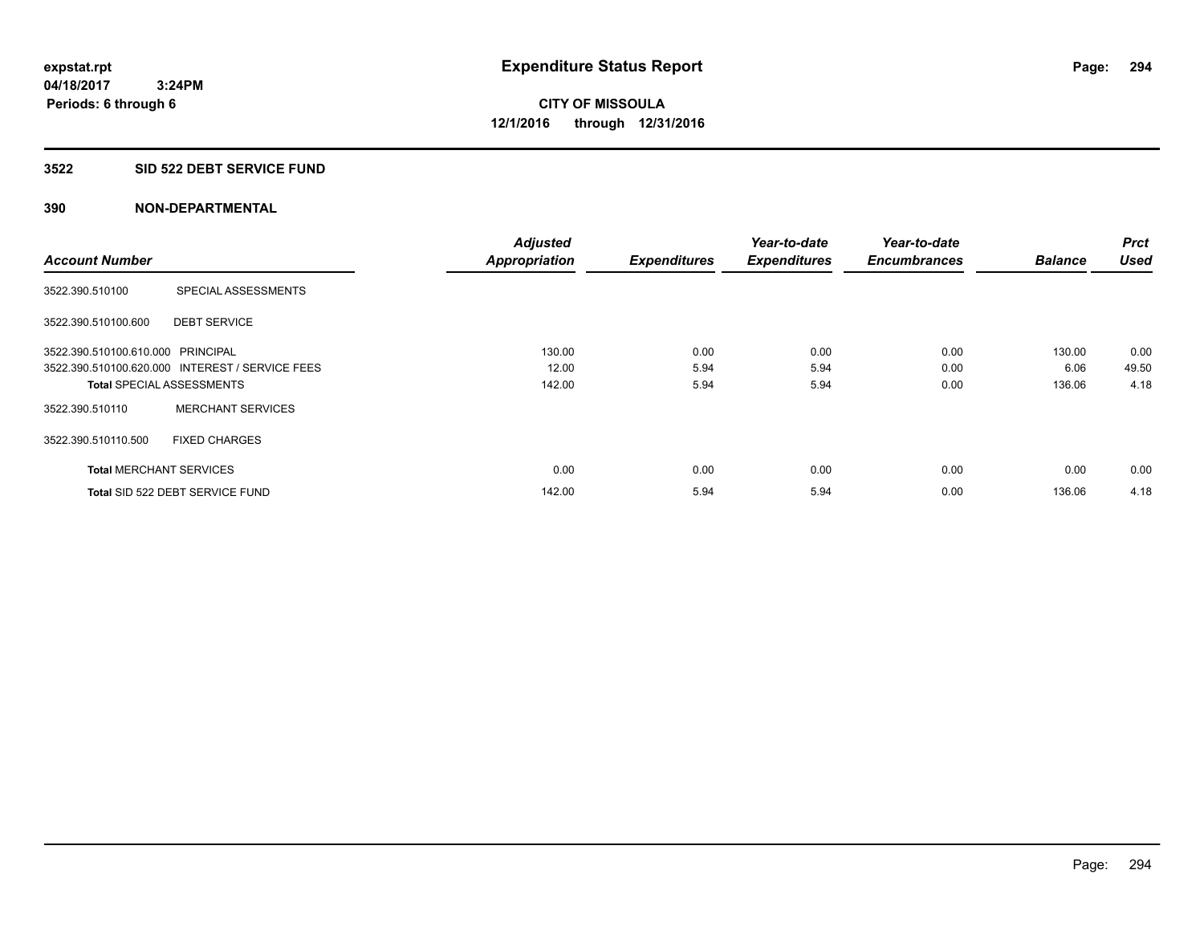**expstat.rpt**
**04/18/2017 3:24PM**
**Periods: 6 through 6**

# Expenditure Status Report

**CITY OF MISSOULA**
**12/1/2016 through 12/31/2016**

## 3522 SID 522 DEBT SERVICE FUND

### 390 NON-DEPARTMENTAL

| Account Number | | Adjusted Appropriation | Expenditures | Year-to-date Expenditures | Year-to-date Encumbrances | Balance | Prct Used |
|---|---|---|---|---|---|---|---|
| 3522.390.510100 | SPECIAL ASSESSMENTS | | | | | | |
| 3522.390.510100.600 | DEBT SERVICE | | | | | | |
| 3522.390.510100.610.000 | PRINCIPAL | 130.00 | 0.00 | 0.00 | 0.00 | 130.00 | 0.00 |
| 3522.390.510100.620.000 | INTEREST / SERVICE FEES | 12.00 | 5.94 | 5.94 | 0.00 | 6.06 | 49.50 |
| **Total** SPECIAL ASSESSMENTS | | 142.00 | 5.94 | 5.94 | 0.00 | 136.06 | 4.18 |
| 3522.390.510110 | MERCHANT SERVICES | | | | | | |
| 3522.390.510110.500 | FIXED CHARGES | | | | | | |
| **Total** MERCHANT SERVICES | | 0.00 | 0.00 | 0.00 | 0.00 | 0.00 | 0.00 |
| **Total** SID 522 DEBT SERVICE FUND | | 142.00 | 5.94 | 5.94 | 0.00 | 136.06 | 4.18 |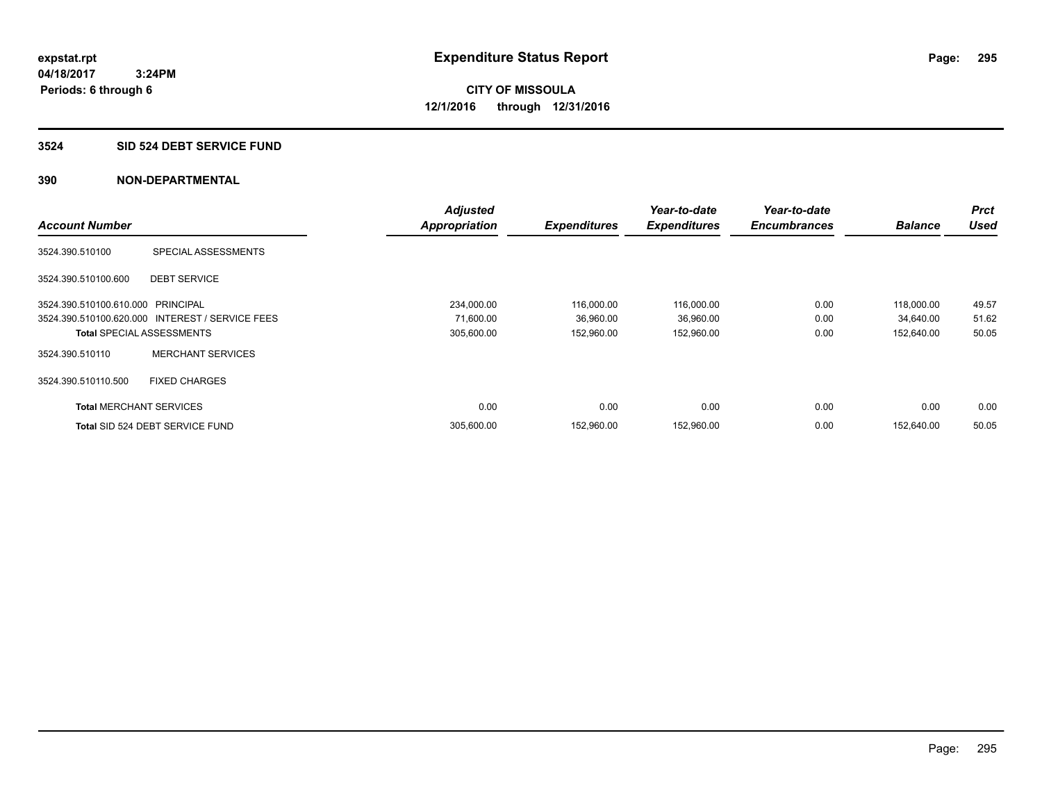expstat.rpt
04/18/2017 3:24PM
Periods: 6 through 6

# Expenditure Status Report

CITY OF MISSOULA
12/1/2016 through 12/31/2016

## 3524 SID 524 DEBT SERVICE FUND

### 390 NON-DEPARTMENTAL

| Account Number | | Adjusted Appropriation | Expenditures | Year-to-date Expenditures | Year-to-date Encumbrances | Balance | Prct Used |
|---|---|---|---|---|---|---|---|
| 3524.390.510100 | SPECIAL ASSESSMENTS | | | | | | |
| 3524.390.510100.600 | DEBT SERVICE | | | | | | |
| 3524.390.510100.610.000 | PRINCIPAL | 234,000.00 | 116,000.00 | 116,000.00 | 0.00 | 118,000.00 | 49.57 |
| 3524.390.510100.620.000 | INTEREST / SERVICE FEES | 71,600.00 | 36,960.00 | 36,960.00 | 0.00 | 34,640.00 | 51.62 |
| **Total** SPECIAL ASSESSMENTS | | 305,600.00 | 152,960.00 | 152,960.00 | 0.00 | 152,640.00 | 50.05 |
| 3524.390.510110 | MERCHANT SERVICES | | | | | | |
| 3524.390.510110.500 | FIXED CHARGES | | | | | | |
| **Total** MERCHANT SERVICES | | 0.00 | 0.00 | 0.00 | 0.00 | 0.00 | 0.00 |
| **Total** SID 524 DEBT SERVICE FUND | | 305,600.00 | 152,960.00 | 152,960.00 | 0.00 | 152,640.00 | 50.05 |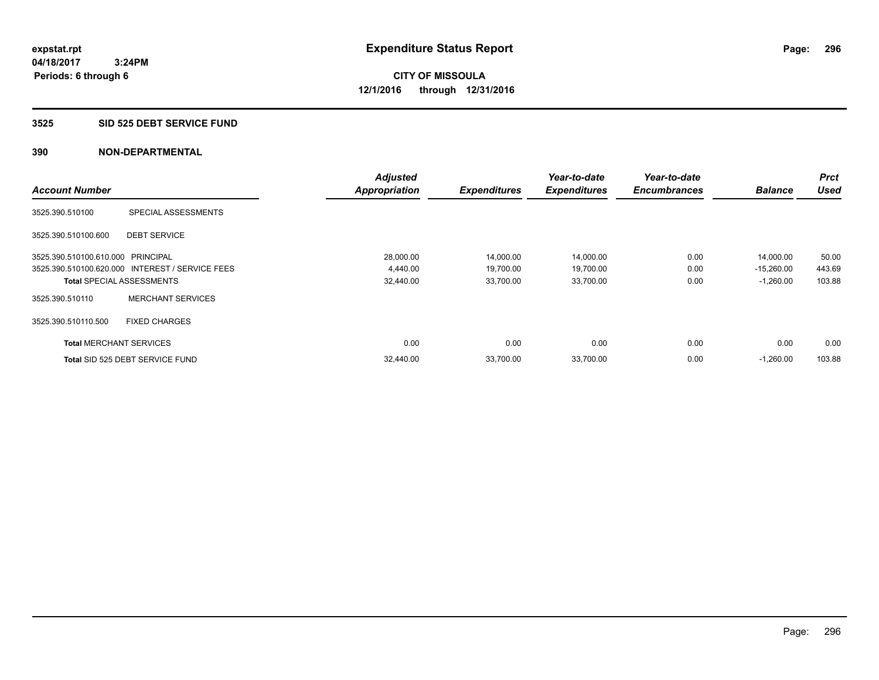**expstat.rpt**
**04/18/2017 3:24PM**
**Periods: 6 through 6**

# Expenditure Status Report

**CITY OF MISSOULA**
**12/1/2016 through 12/31/2016**

## 3525 SID 525 DEBT SERVICE FUND

## 390 NON-DEPARTMENTAL

| Account Number | | Adjusted Appropriation | Expenditures | Year-to-date Expenditures | Year-to-date Encumbrances | Balance | Prct Used |
|---|---|---|---|---|---|---|---|
| 3525.390.510100 | SPECIAL ASSESSMENTS | | | | | | |
| 3525.390.510100.600 | DEBT SERVICE | | | | | | |
| 3525.390.510100.610.000 | PRINCIPAL | 28,000.00 | 14,000.00 | 14,000.00 | 0.00 | 14,000.00 | 50.00 |
| 3525.390.510100.620.000 | INTEREST / SERVICE FEES | 4,440.00 | 19,700.00 | 19,700.00 | 0.00 | -15,260.00 | 443.69 |
| **Total** SPECIAL ASSESSMENTS | | 32,440.00 | 33,700.00 | 33,700.00 | 0.00 | -1,260.00 | 103.88 |
| 3525.390.510110 | MERCHANT SERVICES | | | | | | |
| 3525.390.510110.500 | FIXED CHARGES | | | | | | |
| **Total** MERCHANT SERVICES | | 0.00 | 0.00 | 0.00 | 0.00 | 0.00 | 0.00 |
| **Total** SID 525 DEBT SERVICE FUND | | 32,440.00 | 33,700.00 | 33,700.00 | 0.00 | -1,260.00 | 103.88 |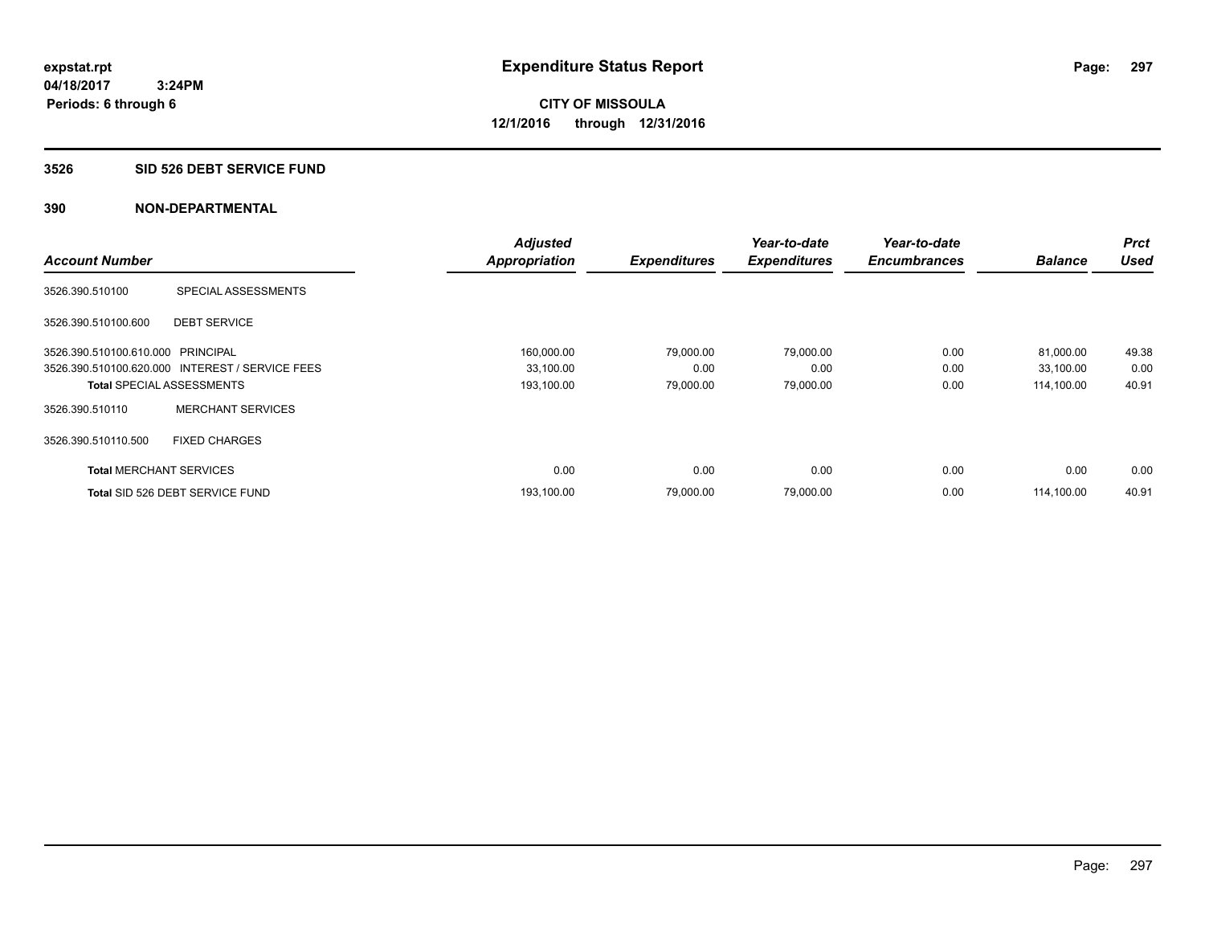**expstat.rpt**
**04/18/2017 3:24PM**
**Periods: 6 through 6**

# Expenditure Status Report

**CITY OF MISSOULA**
**12/1/2016 through 12/31/2016**

## 3526 SID 526 DEBT SERVICE FUND

## 390 NON-DEPARTMENTAL

| Account Number | | Adjusted Appropriation | Expenditures | Year-to-date Expenditures | Year-to-date Encumbrances | Balance | Prct Used |
|---|---|---|---|---|---|---|---|
| 3526.390.510100 | SPECIAL ASSESSMENTS | | | | | | |
| 3526.390.510100.600 | DEBT SERVICE | | | | | | |
| 3526.390.510100.610.000 | PRINCIPAL | 160,000.00 | 79,000.00 | 79,000.00 | 0.00 | 81,000.00 | 49.38 |
| 3526.390.510100.620.000 | INTEREST / SERVICE FEES | 33,100.00 | 0.00 | 0.00 | 0.00 | 33,100.00 | 0.00 |
| **Total** SPECIAL ASSESSMENTS | | 193,100.00 | 79,000.00 | 79,000.00 | 0.00 | 114,100.00 | 40.91 |
| 3526.390.510110 | MERCHANT SERVICES | | | | | | |
| 3526.390.510110.500 | FIXED CHARGES | | | | | | |
| **Total** MERCHANT SERVICES | | 0.00 | 0.00 | 0.00 | 0.00 | 0.00 | 0.00 |
| **Total** SID 526 DEBT SERVICE FUND | | 193,100.00 | 79,000.00 | 79,000.00 | 0.00 | 114,100.00 | 40.91 |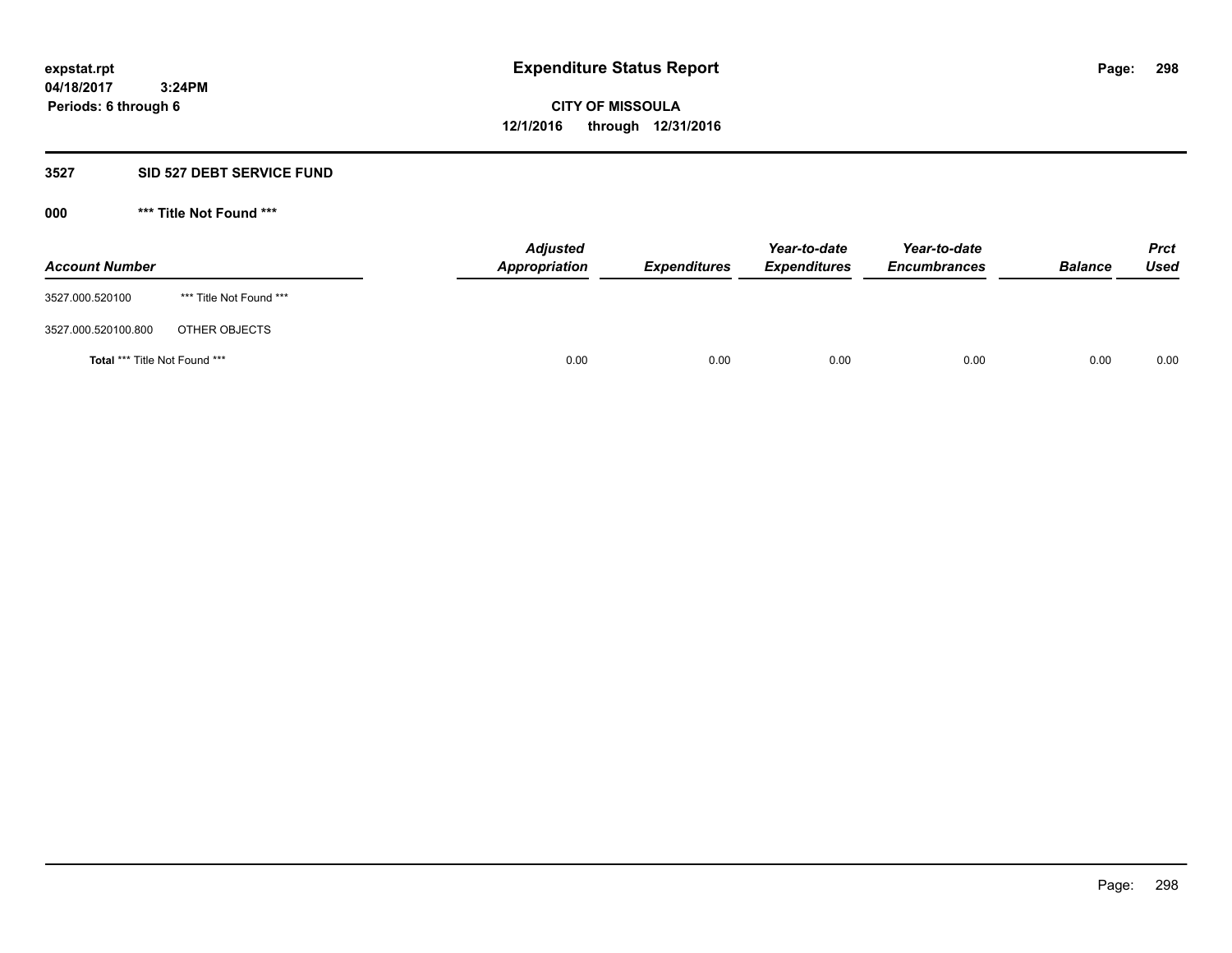expstat.rpt
04/18/2017 3:24PM
Periods: 6 through 6

# Expenditure Status Report

**CITY OF MISSOULA**
**12/1/2016 through 12/31/2016**

## 3527 SID 527 DEBT SERVICE FUND

### 000 *** Title Not Found ***

| Account Number | | Adjusted Appropriation | Expenditures | Year-to-date Expenditures | Year-to-date Encumbrances | Balance | Prct Used |
|---|---|---|---|---|---|---|---|
| 3527.000.520100 | *** Title Not Found *** | | | | | | |
| 3527.000.520100.800 | OTHER OBJECTS | | | | | | |
| **Total** *** Title Not Found *** | | 0.00 | 0.00 | 0.00 | 0.00 | 0.00 | 0.00 |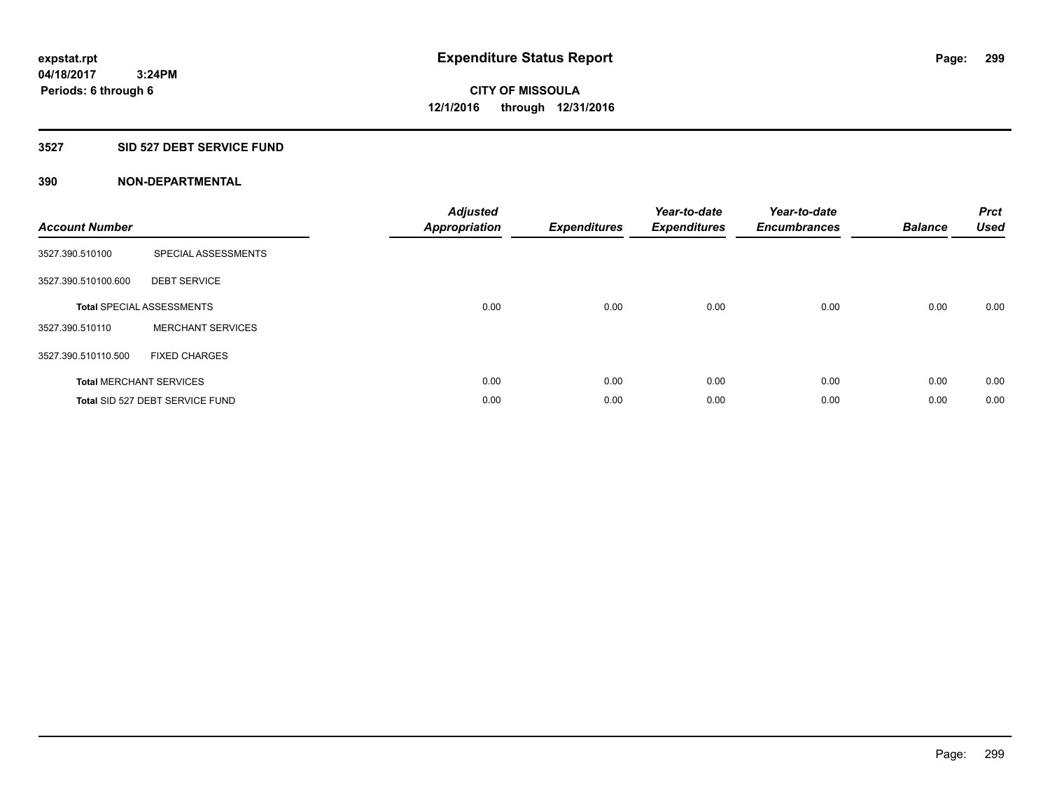expstat.rpt
04/18/2017 3:24PM
Periods: 6 through 6

# Expenditure Status Report

**CITY OF MISSOULA**
**12/1/2016 through 12/31/2016**

## 3527 SID 527 DEBT SERVICE FUND

### 390 NON-DEPARTMENTAL

| Account Number | | Adjusted Appropriation | Expenditures | Year-to-date Expenditures | Year-to-date Encumbrances | Balance | Prct Used |
|---|---|---|---|---|---|---|---|
| 3527.390.510100 | SPECIAL ASSESSMENTS | | | | | | |
| 3527.390.510100.600 | DEBT SERVICE | | | | | | |
| **Total** SPECIAL ASSESSMENTS | | 0.00 | 0.00 | 0.00 | 0.00 | 0.00 | 0.00 |
| 3527.390.510110 | MERCHANT SERVICES | | | | | | |
| 3527.390.510110.500 | FIXED CHARGES | | | | | | |
| **Total** MERCHANT SERVICES | | 0.00 | 0.00 | 0.00 | 0.00 | 0.00 | 0.00 |
| **Total** SID 527 DEBT SERVICE FUND | | 0.00 | 0.00 | 0.00 | 0.00 | 0.00 | 0.00 |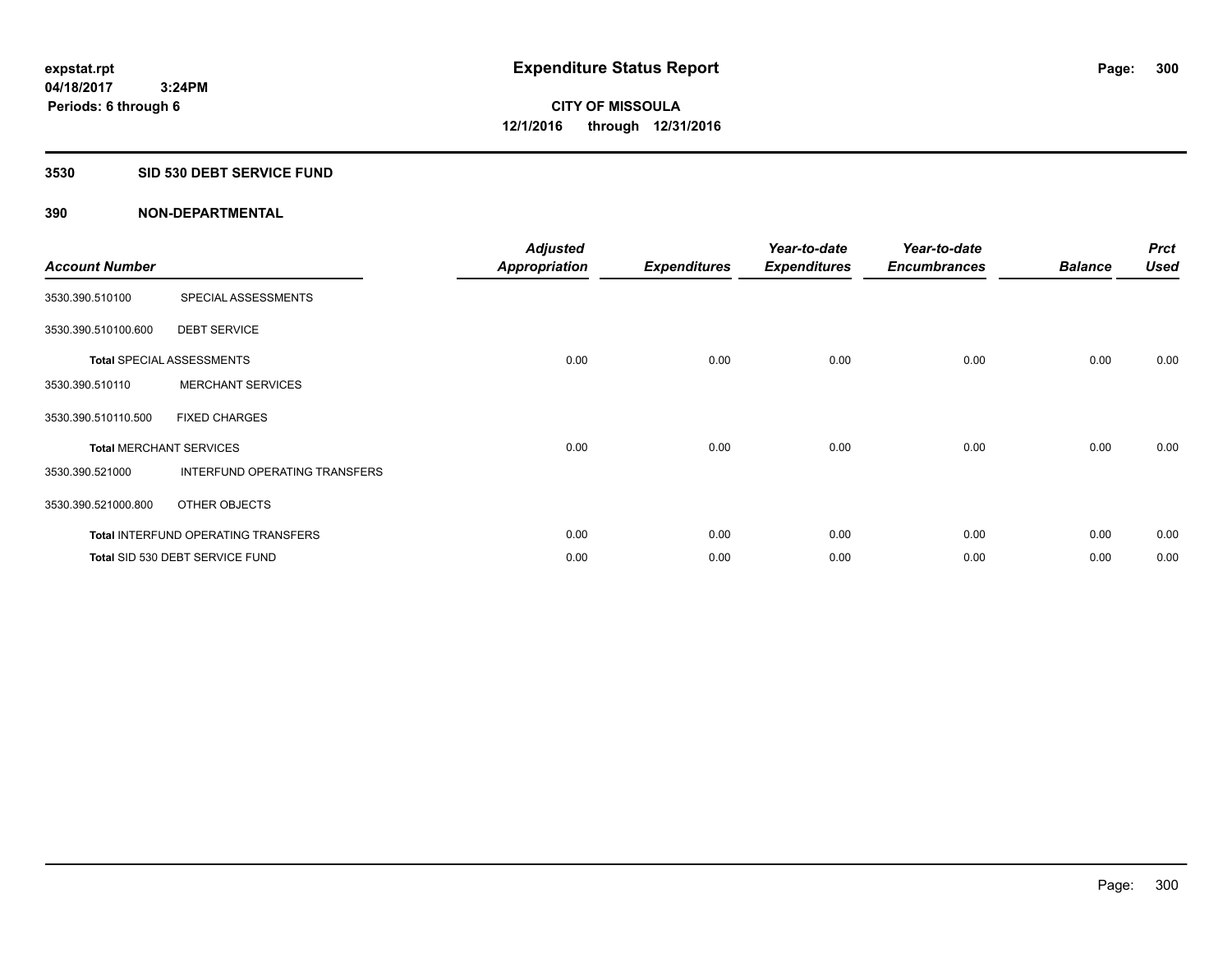# Expenditure Status Report

expstat.rpt
04/18/2017 3:24PM
Periods: 6 through 6

**CITY OF MISSOULA**
**12/1/2016 through 12/31/2016**

## 3530 SID 530 DEBT SERVICE FUND

### 390 NON-DEPARTMENTAL

| Account Number | | Adjusted Appropriation | Expenditures | Year-to-date Expenditures | Year-to-date Encumbrances | Balance | Prct Used |
|---|---|---|---|---|---|---|---|
| 3530.390.510100 | SPECIAL ASSESSMENTS | | | | | | |
| 3530.390.510100.600 | DEBT SERVICE | | | | | | |
| **Total** SPECIAL ASSESSMENTS | | 0.00 | 0.00 | 0.00 | 0.00 | 0.00 | 0.00 |
| 3530.390.510110 | MERCHANT SERVICES | | | | | | |
| 3530.390.510110.500 | FIXED CHARGES | | | | | | |
| **Total** MERCHANT SERVICES | | 0.00 | 0.00 | 0.00 | 0.00 | 0.00 | 0.00 |
| 3530.390.521000 | INTERFUND OPERATING TRANSFERS | | | | | | |
| 3530.390.521000.800 | OTHER OBJECTS | | | | | | |
| **Total** INTERFUND OPERATING TRANSFERS | | 0.00 | 0.00 | 0.00 | 0.00 | 0.00 | 0.00 |
| **Total** SID 530 DEBT SERVICE FUND | | 0.00 | 0.00 | 0.00 | 0.00 | 0.00 | 0.00 |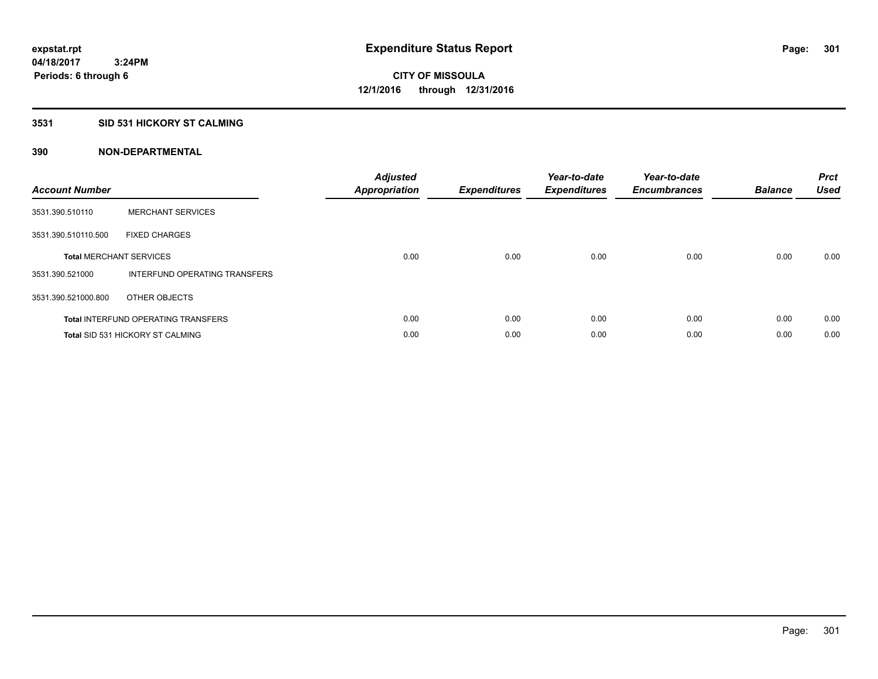# Expenditure Status Report

expstat.rpt
04/18/2017 3:24PM
Periods: 6 through 6

**CITY OF MISSOULA**
**12/1/2016 through 12/31/2016**

## 3531 SID 531 HICKORY ST CALMING

### 390 NON-DEPARTMENTAL

| Account Number | | Adjusted Appropriation | Expenditures | Year-to-date Expenditures | Year-to-date Encumbrances | Balance | Prct Used |
|---|---|---|---|---|---|---|---|
| 3531.390.510110 | MERCHANT SERVICES | | | | | | |
| 3531.390.510110.500 | FIXED CHARGES | | | | | | |
| **Total** MERCHANT SERVICES | | 0.00 | 0.00 | 0.00 | 0.00 | 0.00 | 0.00 |
| 3531.390.521000 | INTERFUND OPERATING TRANSFERS | | | | | | |
| 3531.390.521000.800 | OTHER OBJECTS | | | | | | |
| **Total** INTERFUND OPERATING TRANSFERS | | 0.00 | 0.00 | 0.00 | 0.00 | 0.00 | 0.00 |
| **Total** SID 531 HICKORY ST CALMING | | 0.00 | 0.00 | 0.00 | 0.00 | 0.00 | 0.00 |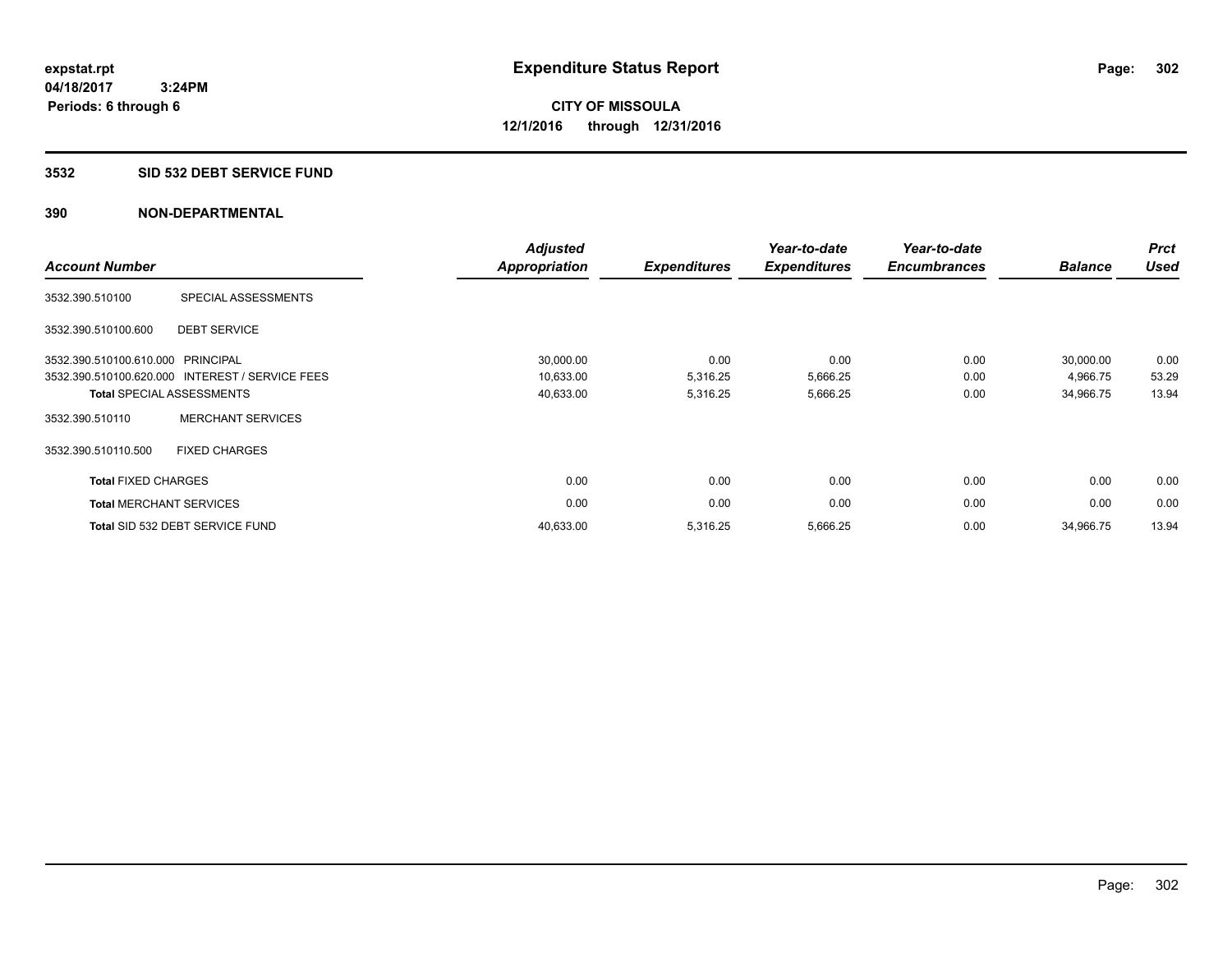**expstat.rpt**
**04/18/2017 3:24PM**
**Periods: 6 through 6**

# Expenditure Status Report

**CITY OF MISSOULA**
**12/1/2016 through 12/31/2016**

## 3532 SID 532 DEBT SERVICE FUND

## 390 NON-DEPARTMENTAL

| Account Number | | Adjusted Appropriation | Expenditures | Year-to-date Expenditures | Year-to-date Encumbrances | Balance | Prct Used |
|---|---|---|---|---|---|---|---|
| 3532.390.510100 | SPECIAL ASSESSMENTS | | | | | | |
| 3532.390.510100.600 | DEBT SERVICE | | | | | | |
| 3532.390.510100.610.000 | PRINCIPAL | 30,000.00 | 0.00 | 0.00 | 0.00 | 30,000.00 | 0.00 |
| 3532.390.510100.620.000 | INTEREST / SERVICE FEES | 10,633.00 | 5,316.25 | 5,666.25 | 0.00 | 4,966.75 | 53.29 |
| **Total** SPECIAL ASSESSMENTS | | 40,633.00 | 5,316.25 | 5,666.25 | 0.00 | 34,966.75 | 13.94 |
| 3532.390.510110 | MERCHANT SERVICES | | | | | | |
| 3532.390.510110.500 | FIXED CHARGES | | | | | | |
| **Total** FIXED CHARGES | | 0.00 | 0.00 | 0.00 | 0.00 | 0.00 | 0.00 |
| **Total** MERCHANT SERVICES | | 0.00 | 0.00 | 0.00 | 0.00 | 0.00 | 0.00 |
| **Total** SID 532 DEBT SERVICE FUND | | 40,633.00 | 5,316.25 | 5,666.25 | 0.00 | 34,966.75 | 13.94 |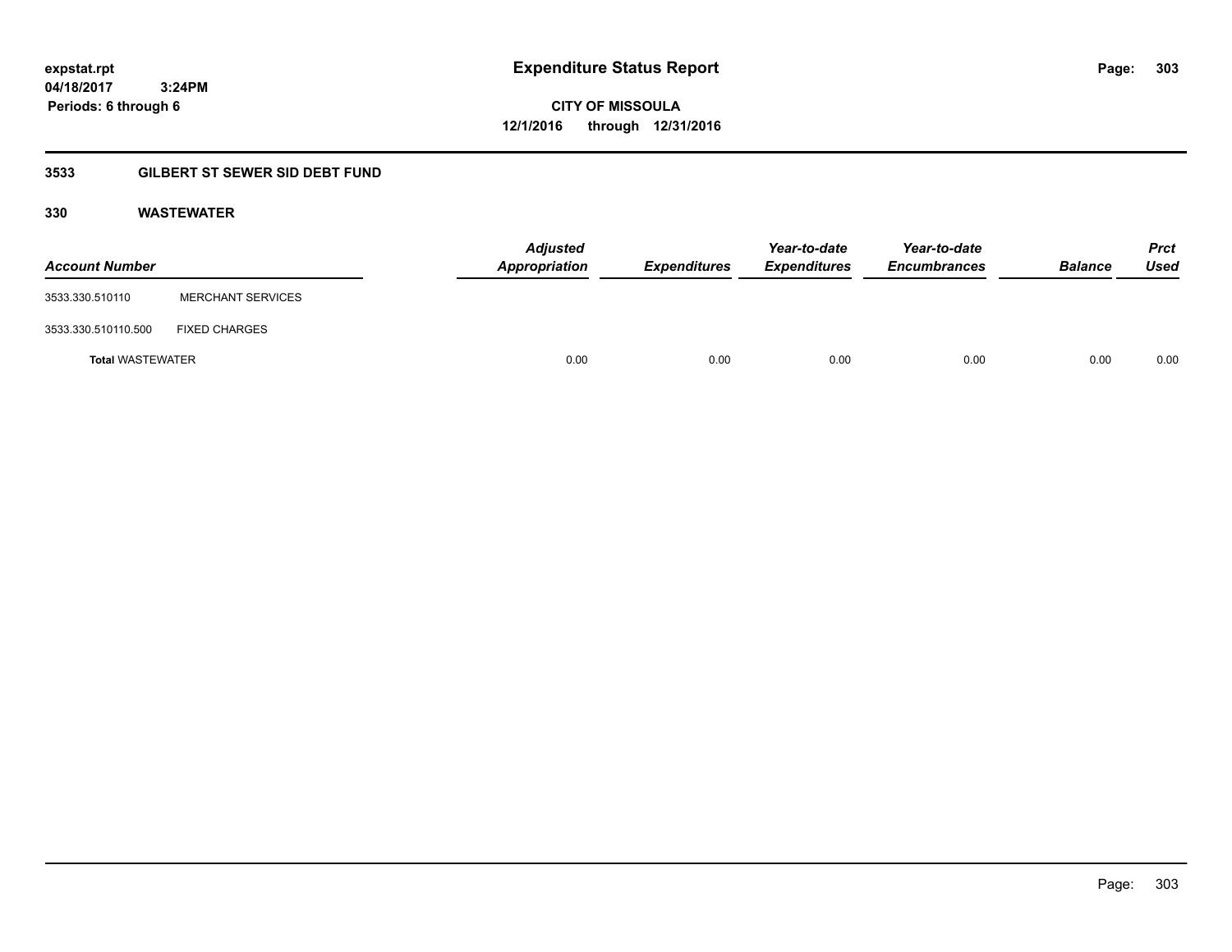# Expenditure Status Report

expstat.rpt
04/18/2017 3:24PM
Periods: 6 through 6

**CITY OF MISSOULA**
**12/1/2016 through 12/31/2016**

## 3533 GILBERT ST SEWER SID DEBT FUND

### 330 WASTEWATER

| Account Number | | Adjusted Appropriation | Expenditures | Year-to-date Expenditures | Year-to-date Encumbrances | Balance | Prct Used |
|---|---|---|---|---|---|---|---|
| 3533.330.510110 | MERCHANT SERVICES | | | | | | |
| 3533.330.510110.500 | FIXED CHARGES | | | | | | |
| **Total** WASTEWATER | | 0.00 | 0.00 | 0.00 | 0.00 | 0.00 | 0.00 |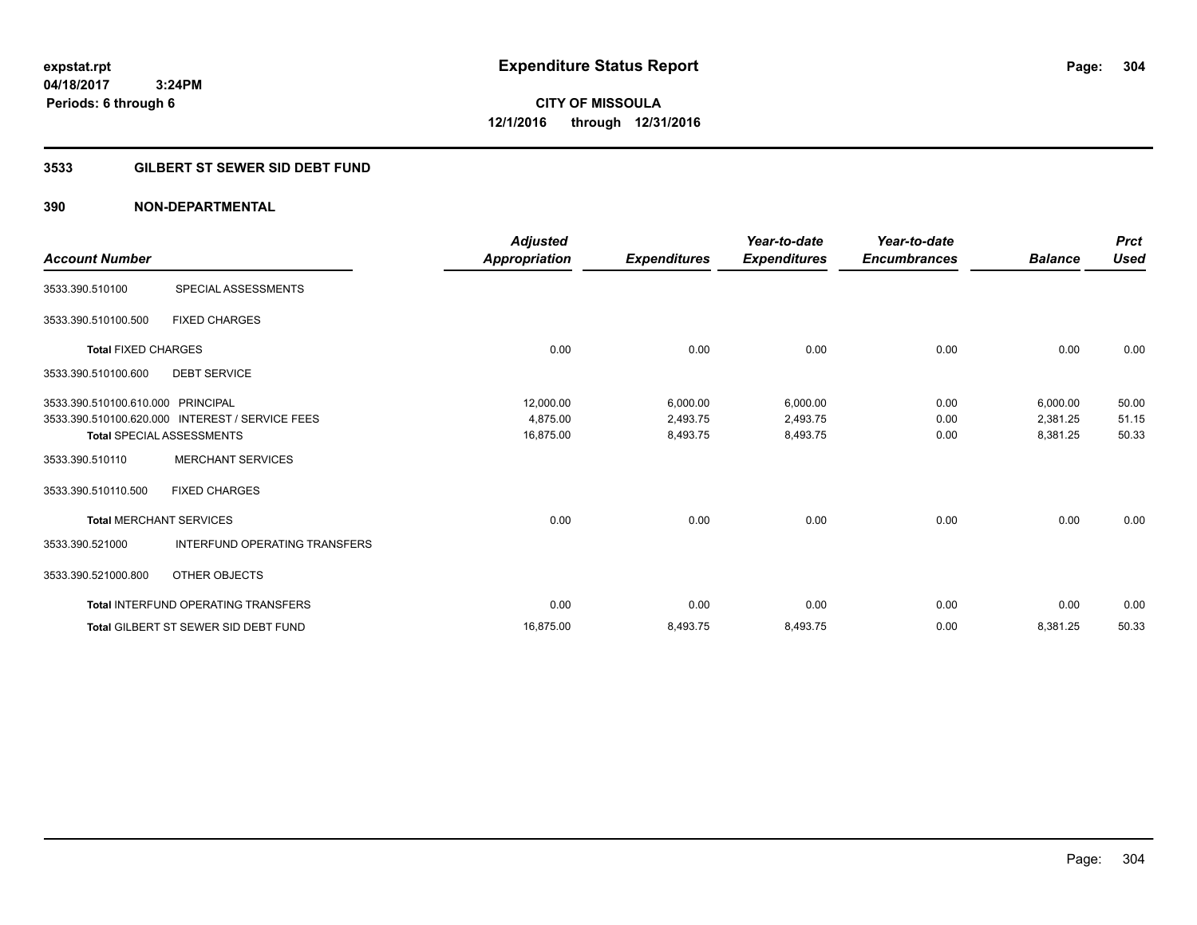expstat.rpt
04/18/2017 3:24PM
Periods: 6 through 6

# Expenditure Status Report

**CITY OF MISSOULA**
**12/1/2016 through 12/31/2016**

## 3533 GILBERT ST SEWER SID DEBT FUND

### 390 NON-DEPARTMENTAL

| Account Number | | Adjusted Appropriation | Expenditures | Year-to-date Expenditures | Year-to-date Encumbrances | Balance | Prct Used |
|---|---|---|---|---|---|---|---|
| 3533.390.510100 | SPECIAL ASSESSMENTS | | | | | | |
| 3533.390.510100.500 | FIXED CHARGES | | | | | | |
| **Total** FIXED CHARGES | | 0.00 | 0.00 | 0.00 | 0.00 | 0.00 | 0.00 |
| 3533.390.510100.600 | DEBT SERVICE | | | | | | |
| 3533.390.510100.610.000 | PRINCIPAL | 12,000.00 | 6,000.00 | 6,000.00 | 0.00 | 6,000.00 | 50.00 |
| 3533.390.510100.620.000 | INTEREST / SERVICE FEES | 4,875.00 | 2,493.75 | 2,493.75 | 0.00 | 2,381.25 | 51.15 |
| **Total** SPECIAL ASSESSMENTS | | 16,875.00 | 8,493.75 | 8,493.75 | 0.00 | 8,381.25 | 50.33 |
| 3533.390.510110 | MERCHANT SERVICES | | | | | | |
| 3533.390.510110.500 | FIXED CHARGES | | | | | | |
| **Total** MERCHANT SERVICES | | 0.00 | 0.00 | 0.00 | 0.00 | 0.00 | 0.00 |
| 3533.390.521000 | INTERFUND OPERATING TRANSFERS | | | | | | |
| 3533.390.521000.800 | OTHER OBJECTS | | | | | | |
| **Total** INTERFUND OPERATING TRANSFERS | | 0.00 | 0.00 | 0.00 | 0.00 | 0.00 | 0.00 |
| **Total** GILBERT ST SEWER SID DEBT FUND | | 16,875.00 | 8,493.75 | 8,493.75 | 0.00 | 8,381.25 | 50.33 |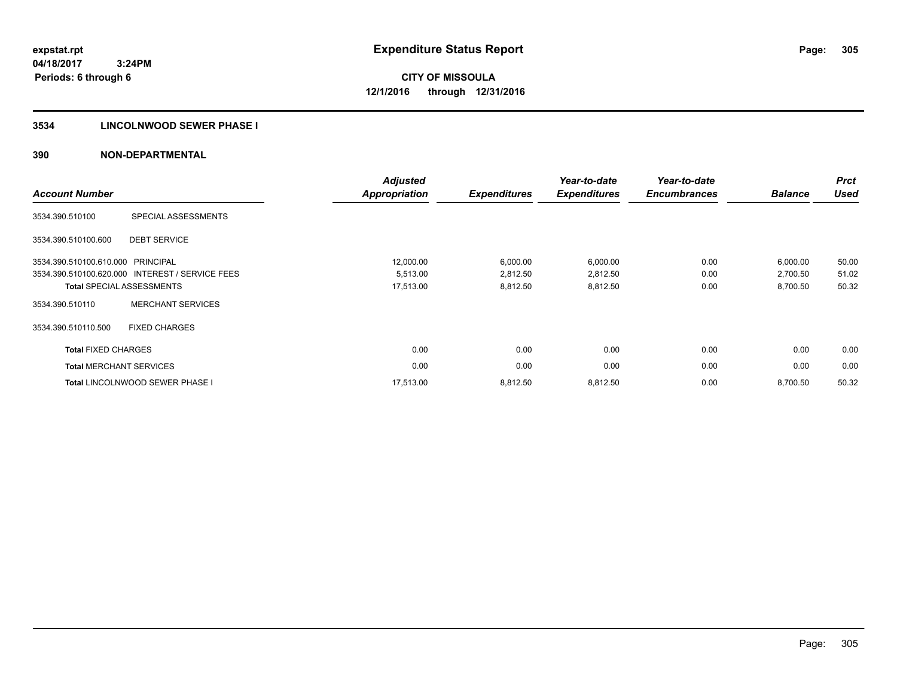expstat.rpt
04/18/2017 3:24PM
Periods: 6 through 6

# Expenditure Status Report

**CITY OF MISSOULA**
**12/1/2016 through 12/31/2016**

## 3534 LINCOLNWOOD SEWER PHASE I

### 390 NON-DEPARTMENTAL

| Account Number | | Adjusted Appropriation | Expenditures | Year-to-date Expenditures | Year-to-date Encumbrances | Balance | Prct Used |
|---|---|---|---|---|---|---|---|
| 3534.390.510100 | SPECIAL ASSESSMENTS | | | | | | |
| 3534.390.510100.600 | DEBT SERVICE | | | | | | |
| 3534.390.510100.610.000 | PRINCIPAL | 12,000.00 | 6,000.00 | 6,000.00 | 0.00 | 6,000.00 | 50.00 |
| 3534.390.510100.620.000 | INTEREST / SERVICE FEES | 5,513.00 | 2,812.50 | 2,812.50 | 0.00 | 2,700.50 | 51.02 |
| **Total** SPECIAL ASSESSMENTS | | 17,513.00 | 8,812.50 | 8,812.50 | 0.00 | 8,700.50 | 50.32 |
| 3534.390.510110 | MERCHANT SERVICES | | | | | | |
| 3534.390.510110.500 | FIXED CHARGES | | | | | | |
| **Total** FIXED CHARGES | | 0.00 | 0.00 | 0.00 | 0.00 | 0.00 | 0.00 |
| **Total** MERCHANT SERVICES | | 0.00 | 0.00 | 0.00 | 0.00 | 0.00 | 0.00 |
| **Total** LINCOLNWOOD SEWER PHASE I | | 17,513.00 | 8,812.50 | 8,812.50 | 0.00 | 8,700.50 | 50.32 |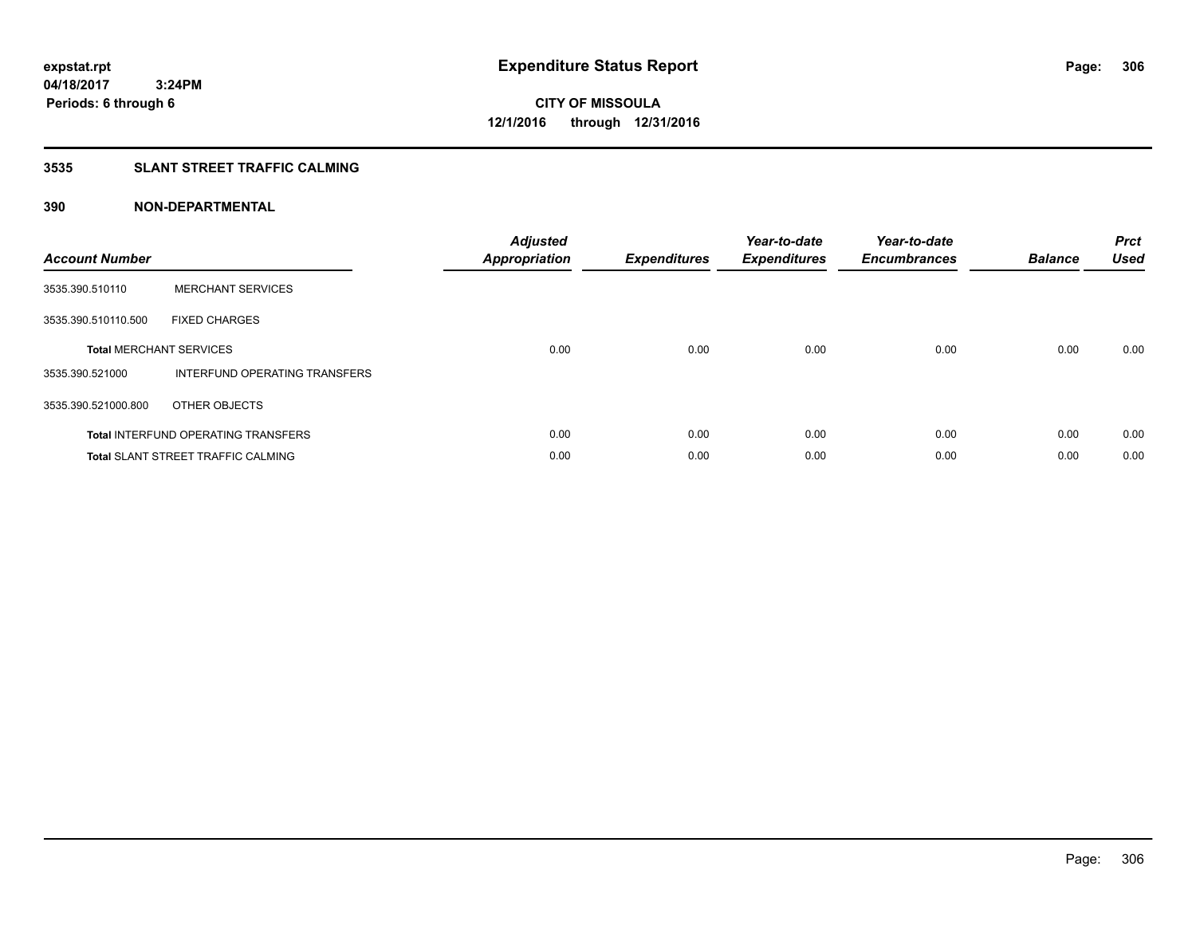# Expenditure Status Report

expstat.rpt
04/18/2017 3:24PM
Periods: 6 through 6

**CITY OF MISSOULA**
**12/1/2016 through 12/31/2016**

## 3535 SLANT STREET TRAFFIC CALMING

## 390 NON-DEPARTMENTAL

| Account Number | | Adjusted Appropriation | Expenditures | Year-to-date Expenditures | Year-to-date Encumbrances | Balance | Prct Used |
|---|---|---|---|---|---|---|---|
| 3535.390.510110 | MERCHANT SERVICES | | | | | | |
| 3535.390.510110.500 | FIXED CHARGES | | | | | | |
| **Total** MERCHANT SERVICES | | 0.00 | 0.00 | 0.00 | 0.00 | 0.00 | 0.00 |
| 3535.390.521000 | INTERFUND OPERATING TRANSFERS | | | | | | |
| 3535.390.521000.800 | OTHER OBJECTS | | | | | | |
| **Total** INTERFUND OPERATING TRANSFERS | | 0.00 | 0.00 | 0.00 | 0.00 | 0.00 | 0.00 |
| **Total** SLANT STREET TRAFFIC CALMING | | 0.00 | 0.00 | 0.00 | 0.00 | 0.00 | 0.00 |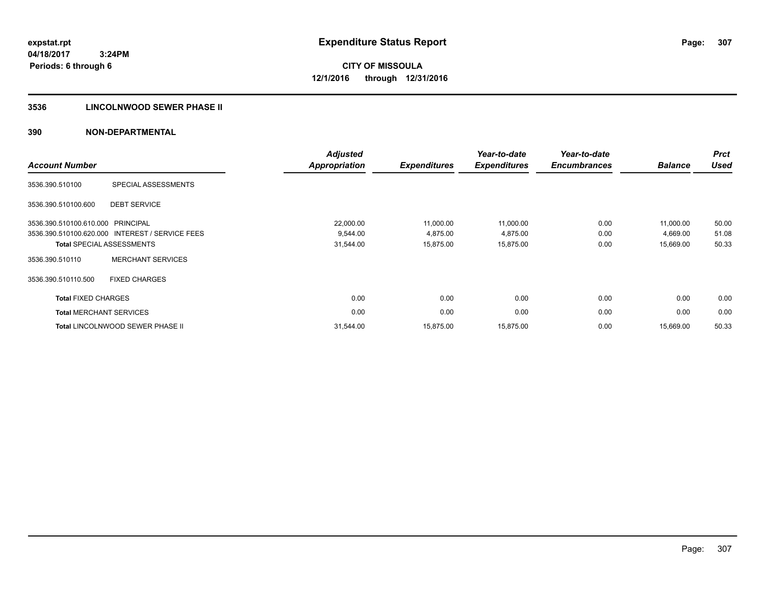expstat.rpt
04/18/2017 3:24PM
Periods: 6 through 6

# Expenditure Status Report

**CITY OF MISSOULA**
**12/1/2016 through 12/31/2016**

## 3536 LINCOLNWOOD SEWER PHASE II

### 390 NON-DEPARTMENTAL

| Account Number | | Adjusted Appropriation | Expenditures | Year-to-date Expenditures | Year-to-date Encumbrances | Balance | Prct Used |
|---|---|---|---|---|---|---|---|
| 3536.390.510100 | SPECIAL ASSESSMENTS | | | | | | |
| 3536.390.510100.600 | DEBT SERVICE | | | | | | |
| 3536.390.510100.610.000 | PRINCIPAL | 22,000.00 | 11,000.00 | 11,000.00 | 0.00 | 11,000.00 | 50.00 |
| 3536.390.510100.620.000 | INTEREST / SERVICE FEES | 9,544.00 | 4,875.00 | 4,875.00 | 0.00 | 4,669.00 | 51.08 |
| **Total** SPECIAL ASSESSMENTS | | 31,544.00 | 15,875.00 | 15,875.00 | 0.00 | 15,669.00 | 50.33 |
| 3536.390.510110 | MERCHANT SERVICES | | | | | | |
| 3536.390.510110.500 | FIXED CHARGES | | | | | | |
| **Total** FIXED CHARGES | | 0.00 | 0.00 | 0.00 | 0.00 | 0.00 | 0.00 |
| **Total** MERCHANT SERVICES | | 0.00 | 0.00 | 0.00 | 0.00 | 0.00 | 0.00 |
| **Total** LINCOLNWOOD SEWER PHASE II | | 31,544.00 | 15,875.00 | 15,875.00 | 0.00 | 15,669.00 | 50.33 |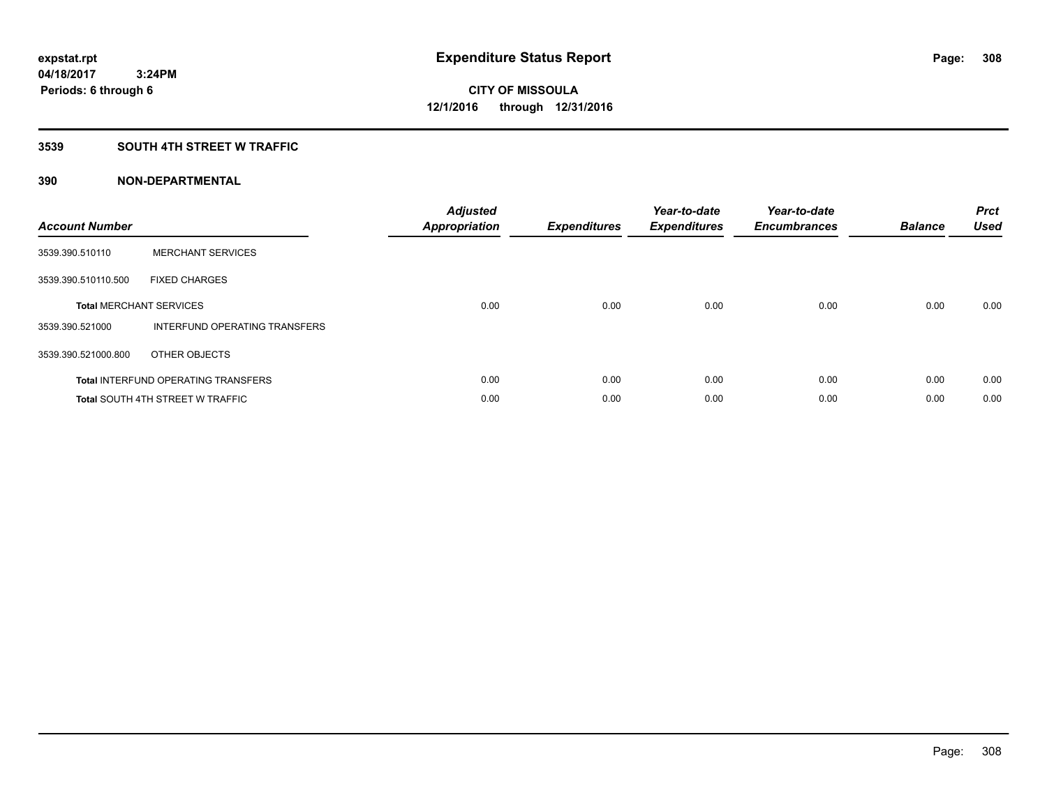# Expenditure Status Report

expstat.rpt
04/18/2017 3:24PM
Periods: 6 through 6

**CITY OF MISSOULA**
**12/1/2016 through 12/31/2016**

## 3539 SOUTH 4TH STREET W TRAFFIC

## 390 NON-DEPARTMENTAL

| Account Number | | Adjusted Appropriation | Expenditures | Year-to-date Expenditures | Year-to-date Encumbrances | Balance | Prct Used |
|---|---|---|---|---|---|---|---|
| 3539.390.510110 | MERCHANT SERVICES | | | | | | |
| 3539.390.510110.500 | FIXED CHARGES | | | | | | |
| **Total** MERCHANT SERVICES | | 0.00 | 0.00 | 0.00 | 0.00 | 0.00 | 0.00 |
| 3539.390.521000 | INTERFUND OPERATING TRANSFERS | | | | | | |
| 3539.390.521000.800 | OTHER OBJECTS | | | | | | |
| **Total** INTERFUND OPERATING TRANSFERS | | 0.00 | 0.00 | 0.00 | 0.00 | 0.00 | 0.00 |
| **Total** SOUTH 4TH STREET W TRAFFIC | | 0.00 | 0.00 | 0.00 | 0.00 | 0.00 | 0.00 |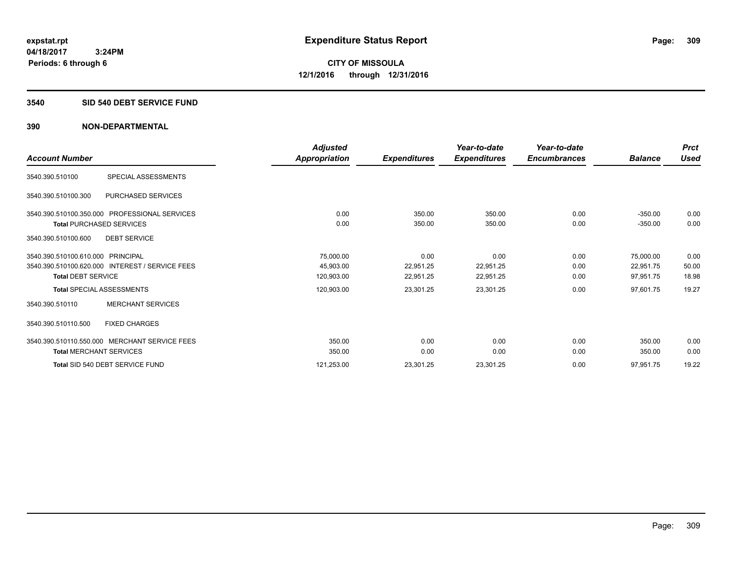# Expenditure Status Report

expstat.rpt
04/18/2017 3:24PM
Periods: 6 through 6

**CITY OF MISSOULA**
**12/1/2016 through 12/31/2016**

## 3540 SID 540 DEBT SERVICE FUND

### 390 NON-DEPARTMENTAL

| Account Number | | Adjusted Appropriation | Expenditures | Year-to-date Expenditures | Year-to-date Encumbrances | Balance | Prct Used |
|---|---|---|---|---|---|---|---|
| 3540.390.510100 | SPECIAL ASSESSMENTS | | | | | | |
| 3540.390.510100.300 | PURCHASED SERVICES | | | | | | |
| 3540.390.510100.350.000 | PROFESSIONAL SERVICES | 0.00 | 350.00 | 350.00 | 0.00 | -350.00 | 0.00 |
| **Total** PURCHASED SERVICES | | 0.00 | 350.00 | 350.00 | 0.00 | -350.00 | 0.00 |
| 3540.390.510100.600 | DEBT SERVICE | | | | | | |
| 3540.390.510100.610.000 | PRINCIPAL | 75,000.00 | 0.00 | 0.00 | 0.00 | 75,000.00 | 0.00 |
| 3540.390.510100.620.000 | INTEREST / SERVICE FEES | 45,903.00 | 22,951.25 | 22,951.25 | 0.00 | 22,951.75 | 50.00 |
| **Total** DEBT SERVICE | | 120,903.00 | 22,951.25 | 22,951.25 | 0.00 | 97,951.75 | 18.98 |
| **Total** SPECIAL ASSESSMENTS | | 120,903.00 | 23,301.25 | 23,301.25 | 0.00 | 97,601.75 | 19.27 |
| 3540.390.510110 | MERCHANT SERVICES | | | | | | |
| 3540.390.510110.500 | FIXED CHARGES | | | | | | |
| 3540.390.510110.550.000 | MERCHANT SERVICE FEES | 350.00 | 0.00 | 0.00 | 0.00 | 350.00 | 0.00 |
| **Total** MERCHANT SERVICES | | 350.00 | 0.00 | 0.00 | 0.00 | 350.00 | 0.00 |
| **Total** SID 540 DEBT SERVICE FUND | | 121,253.00 | 23,301.25 | 23,301.25 | 0.00 | 97,951.75 | 19.22 |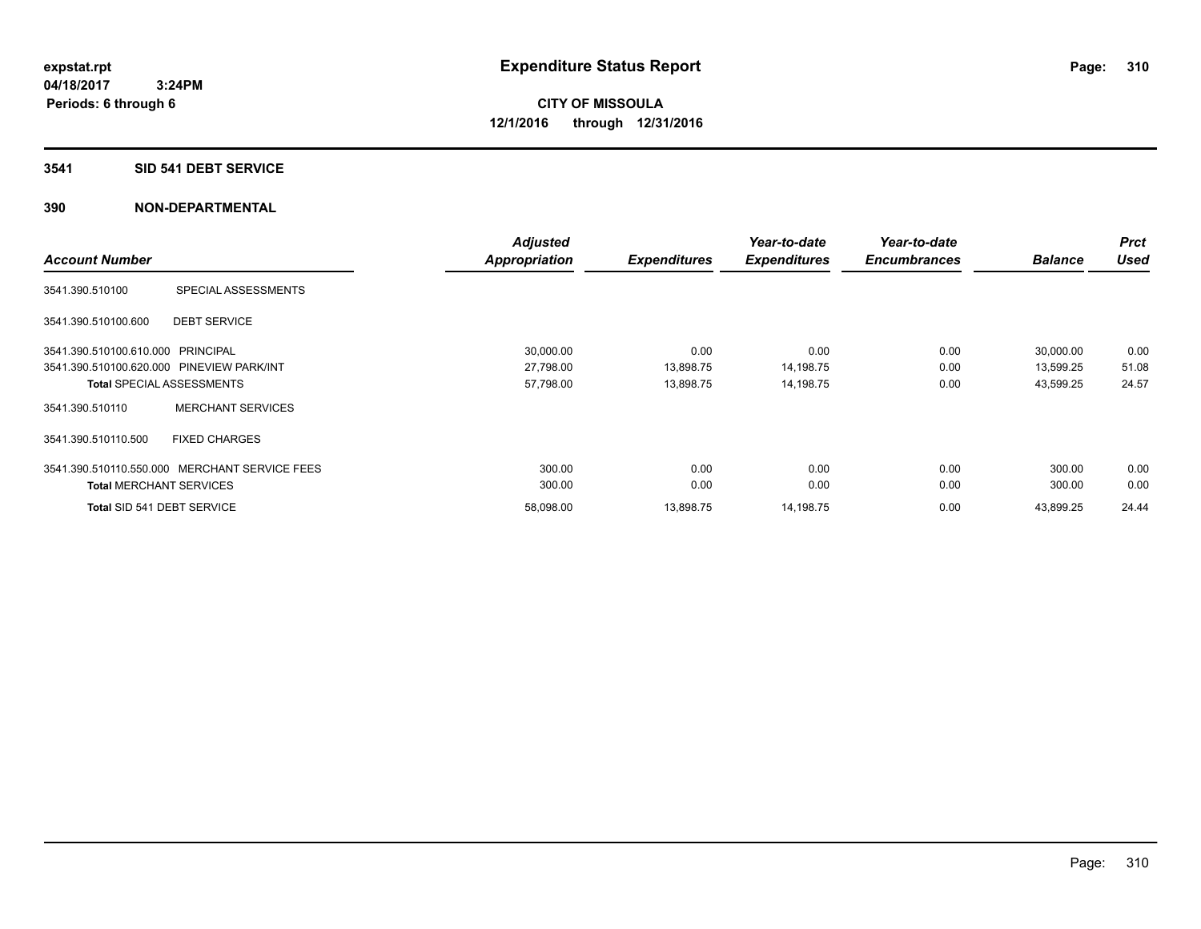**expstat.rpt**
**04/18/2017 3:24PM**
**Periods: 6 through 6**

# Expenditure Status Report

**CITY OF MISSOULA**
**12/1/2016 through 12/31/2016**

## 3541 SID 541 DEBT SERVICE

## 390 NON-DEPARTMENTAL

| Account Number | | Adjusted Appropriation | Expenditures | Year-to-date Expenditures | Year-to-date Encumbrances | Balance | Prct Used |
|---|---|---|---|---|---|---|---|
| 3541.390.510100 | SPECIAL ASSESSMENTS | | | | | | |
| 3541.390.510100.600 | DEBT SERVICE | | | | | | |
| 3541.390.510100.610.000 | PRINCIPAL | 30,000.00 | 0.00 | 0.00 | 0.00 | 30,000.00 | 0.00 |
| 3541.390.510100.620.000 | PINEVIEW PARK/INT | 27,798.00 | 13,898.75 | 14,198.75 | 0.00 | 13,599.25 | 51.08 |
| **Total** SPECIAL ASSESSMENTS | | 57,798.00 | 13,898.75 | 14,198.75 | 0.00 | 43,599.25 | 24.57 |
| 3541.390.510110 | MERCHANT SERVICES | | | | | | |
| 3541.390.510110.500 | FIXED CHARGES | | | | | | |
| 3541.390.510110.550.000 | MERCHANT SERVICE FEES | 300.00 | 0.00 | 0.00 | 0.00 | 300.00 | 0.00 |
| **Total** MERCHANT SERVICES | | 300.00 | 0.00 | 0.00 | 0.00 | 300.00 | 0.00 |
| **Total** SID 541 DEBT SERVICE | | 58,098.00 | 13,898.75 | 14,198.75 | 0.00 | 43,899.25 | 24.44 |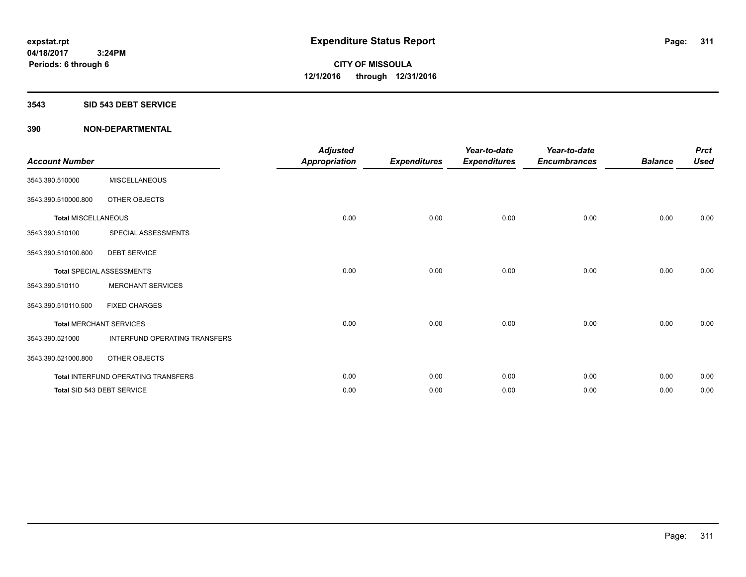expstat.rpt
04/18/2017 3:24PM
Periods: 6 through 6

# Expenditure Status Report

CITY OF MISSOULA
12/1/2016 through 12/31/2016

## 3543 SID 543 DEBT SERVICE

## 390 NON-DEPARTMENTAL

| Account Number | | Adjusted Appropriation | Expenditures | Year-to-date Expenditures | Year-to-date Encumbrances | Balance | Prct Used |
|---|---|---|---|---|---|---|---|
| 3543.390.510000 | MISCELLANEOUS | | | | | | |
| 3543.390.510000.800 | OTHER OBJECTS | | | | | | |
| Total MISCELLANEOUS | | 0.00 | 0.00 | 0.00 | 0.00 | 0.00 | 0.00 |
| 3543.390.510100 | SPECIAL ASSESSMENTS | | | | | | |
| 3543.390.510100.600 | DEBT SERVICE | | | | | | |
| Total SPECIAL ASSESSMENTS | | 0.00 | 0.00 | 0.00 | 0.00 | 0.00 | 0.00 |
| 3543.390.510110 | MERCHANT SERVICES | | | | | | |
| 3543.390.510110.500 | FIXED CHARGES | | | | | | |
| Total MERCHANT SERVICES | | 0.00 | 0.00 | 0.00 | 0.00 | 0.00 | 0.00 |
| 3543.390.521000 | INTERFUND OPERATING TRANSFERS | | | | | | |
| 3543.390.521000.800 | OTHER OBJECTS | | | | | | |
| Total INTERFUND OPERATING TRANSFERS | | 0.00 | 0.00 | 0.00 | 0.00 | 0.00 | 0.00 |
| Total SID 543 DEBT SERVICE | | 0.00 | 0.00 | 0.00 | 0.00 | 0.00 | 0.00 |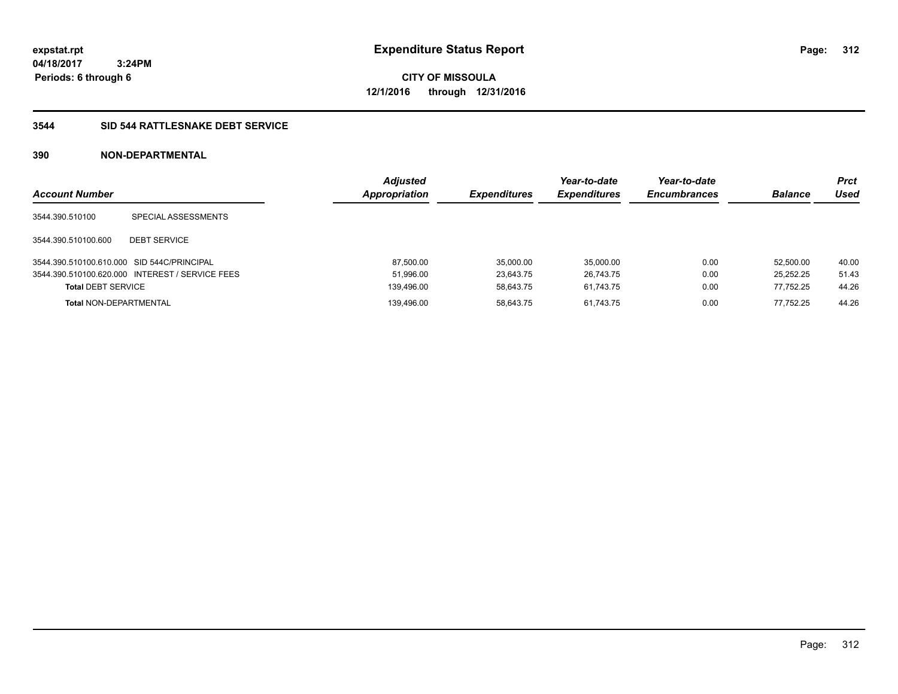expstat.rpt
04/18/2017 3:24PM
Periods: 6 through 6

# Expenditure Status Report

**CITY OF MISSOULA**
**12/1/2016 through 12/31/2016**

## 3544 SID 544 RATTLESNAKE DEBT SERVICE

### 390 NON-DEPARTMENTAL

| Account Number | | Adjusted Appropriation | Expenditures | Year-to-date Expenditures | Year-to-date Encumbrances | Balance | Prct Used |
|---|---|---|---|---|---|---|---|
| 3544.390.510100 | SPECIAL ASSESSMENTS | | | | | | |
| 3544.390.510100.600 | DEBT SERVICE | | | | | | |
| 3544.390.510100.610.000 | SID 544C/PRINCIPAL | 87,500.00 | 35,000.00 | 35,000.00 | 0.00 | 52,500.00 | 40.00 |
| 3544.390.510100.620.000 | INTEREST / SERVICE FEES | 51,996.00 | 23,643.75 | 26,743.75 | 0.00 | 25,252.25 | 51.43 |
| **Total** DEBT SERVICE | | 139,496.00 | 58,643.75 | 61,743.75 | 0.00 | 77,752.25 | 44.26 |
| **Total** NON-DEPARTMENTAL | | 139,496.00 | 58,643.75 | 61,743.75 | 0.00 | 77,752.25 | 44.26 |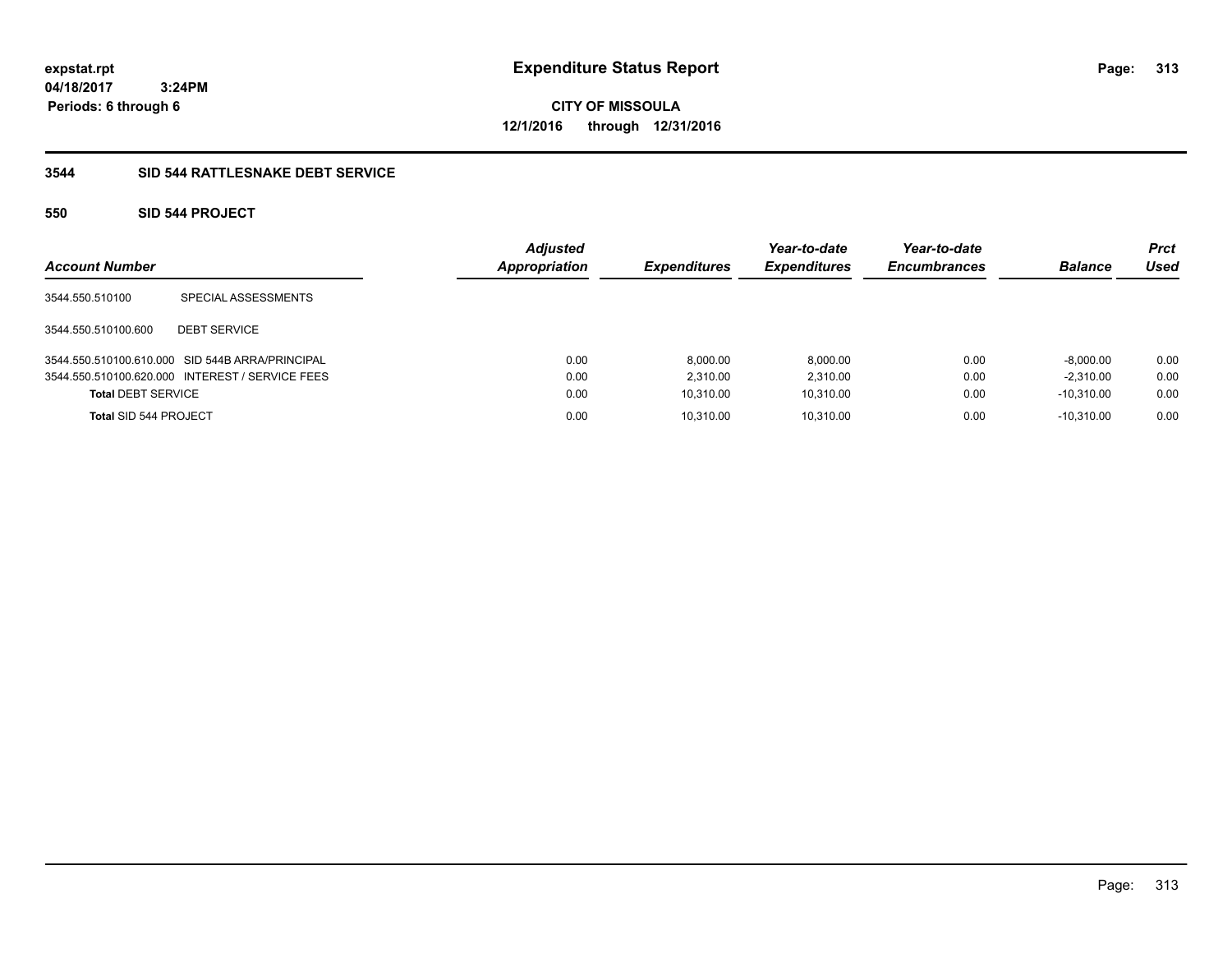# Expenditure Status Report

**CITY OF MISSOULA**
**12/1/2016 through 12/31/2016**

expstat.rpt
04/18/2017 3:24PM
Periods: 6 through 6

## 3544 SID 544 RATTLESNAKE DEBT SERVICE

### 550 SID 544 PROJECT

| Account Number | | Adjusted Appropriation | Expenditures | Year-to-date Expenditures | Year-to-date Encumbrances | Balance | Prct Used |
|---|---|---|---|---|---|---|---|
| 3544.550.510100 | SPECIAL ASSESSMENTS | | | | | | |
| 3544.550.510100.600 | DEBT SERVICE | | | | | | |
| 3544.550.510100.610.000 | SID 544B ARRA/PRINCIPAL | 0.00 | 8,000.00 | 8,000.00 | 0.00 | -8,000.00 | 0.00 |
| 3544.550.510100.620.000 | INTEREST / SERVICE FEES | 0.00 | 2,310.00 | 2,310.00 | 0.00 | -2,310.00 | 0.00 |
| **Total** DEBT SERVICE | | 0.00 | 10,310.00 | 10,310.00 | 0.00 | -10,310.00 | 0.00 |
| **Total** SID 544 PROJECT | | 0.00 | 10,310.00 | 10,310.00 | 0.00 | -10,310.00 | 0.00 |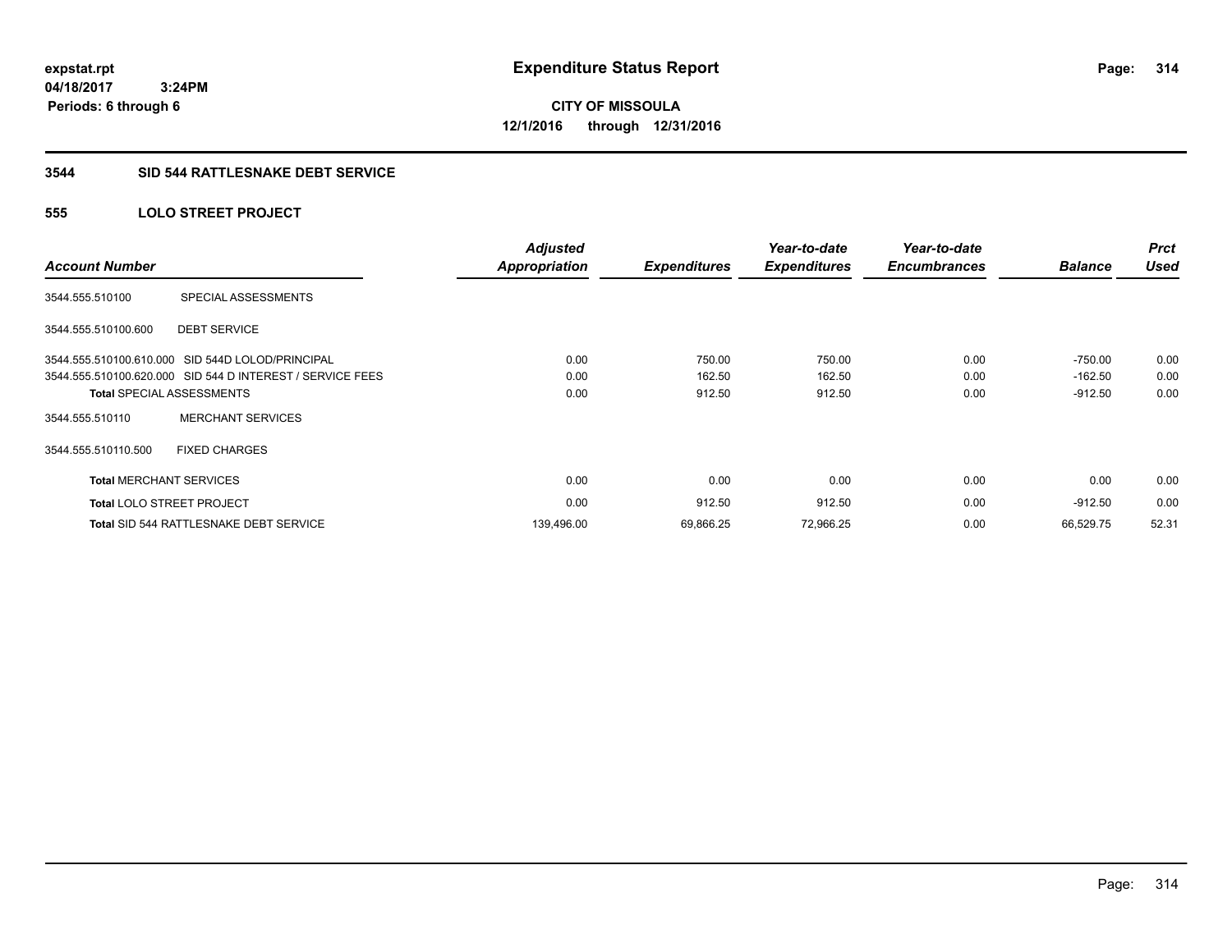expstat.rpt
04/18/2017 3:24PM
Periods: 6 through 6

# Expenditure Status Report

**CITY OF MISSOULA**
**12/1/2016 through 12/31/2016**

## 3544 SID 544 RATTLESNAKE DEBT SERVICE

### 555 LOLO STREET PROJECT

| Account Number | | Adjusted Appropriation | Expenditures | Year-to-date Expenditures | Year-to-date Encumbrances | Balance | Prct Used |
|---|---|---|---|---|---|---|---|
| 3544.555.510100 | SPECIAL ASSESSMENTS | | | | | | |
| 3544.555.510100.600 | DEBT SERVICE | | | | | | |
| 3544.555.510100.610.000 | SID 544D LOLOD/PRINCIPAL | 0.00 | 750.00 | 750.00 | 0.00 | -750.00 | 0.00 |
| 3544.555.510100.620.000 | SID 544 D INTEREST / SERVICE FEES | 0.00 | 162.50 | 162.50 | 0.00 | -162.50 | 0.00 |
| **Total** SPECIAL ASSESSMENTS | | 0.00 | 912.50 | 912.50 | 0.00 | -912.50 | 0.00 |
| 3544.555.510110 | MERCHANT SERVICES | | | | | | |
| 3544.555.510110.500 | FIXED CHARGES | | | | | | |
| **Total** MERCHANT SERVICES | | 0.00 | 0.00 | 0.00 | 0.00 | 0.00 | 0.00 |
| **Total** LOLO STREET PROJECT | | 0.00 | 912.50 | 912.50 | 0.00 | -912.50 | 0.00 |
| **Total** SID 544 RATTLESNAKE DEBT SERVICE | | 139,496.00 | 69,866.25 | 72,966.25 | 0.00 | 66,529.75 | 52.31 |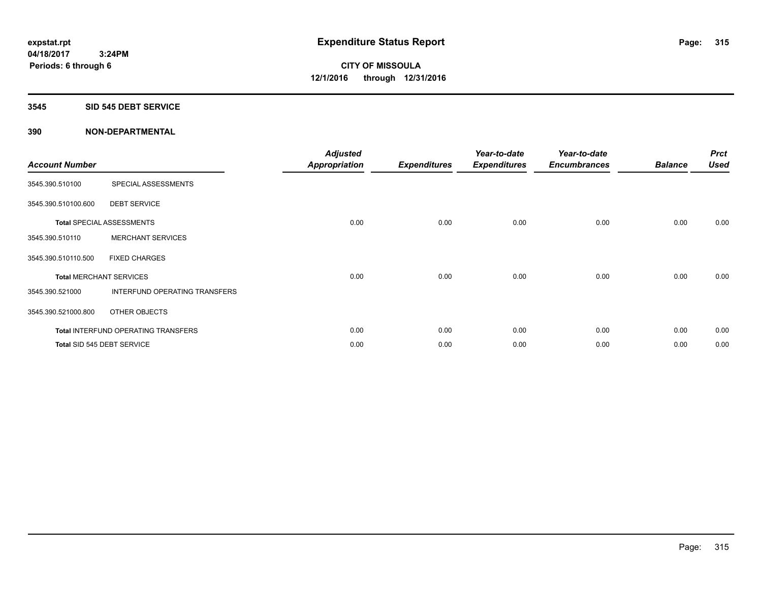# Expenditure Status Report

expstat.rpt
04/18/2017 3:24PM
Periods: 6 through 6

**CITY OF MISSOULA**
**12/1/2016 through 12/31/2016**

## 3545 SID 545 DEBT SERVICE

## 390 NON-DEPARTMENTAL

| Account Number | | Adjusted Appropriation | Expenditures | Year-to-date Expenditures | Year-to-date Encumbrances | Balance | Prct Used |
|---|---|---|---|---|---|---|---|
| 3545.390.510100 | SPECIAL ASSESSMENTS | | | | | | |
| 3545.390.510100.600 | DEBT SERVICE | | | | | | |
| Total SPECIAL ASSESSMENTS | | 0.00 | 0.00 | 0.00 | 0.00 | 0.00 | 0.00 |
| 3545.390.510110 | MERCHANT SERVICES | | | | | | |
| 3545.390.510110.500 | FIXED CHARGES | | | | | | |
| Total MERCHANT SERVICES | | 0.00 | 0.00 | 0.00 | 0.00 | 0.00 | 0.00 |
| 3545.390.521000 | INTERFUND OPERATING TRANSFERS | | | | | | |
| 3545.390.521000.800 | OTHER OBJECTS | | | | | | |
| Total INTERFUND OPERATING TRANSFERS | | 0.00 | 0.00 | 0.00 | 0.00 | 0.00 | 0.00 |
| Total SID 545 DEBT SERVICE | | 0.00 | 0.00 | 0.00 | 0.00 | 0.00 | 0.00 |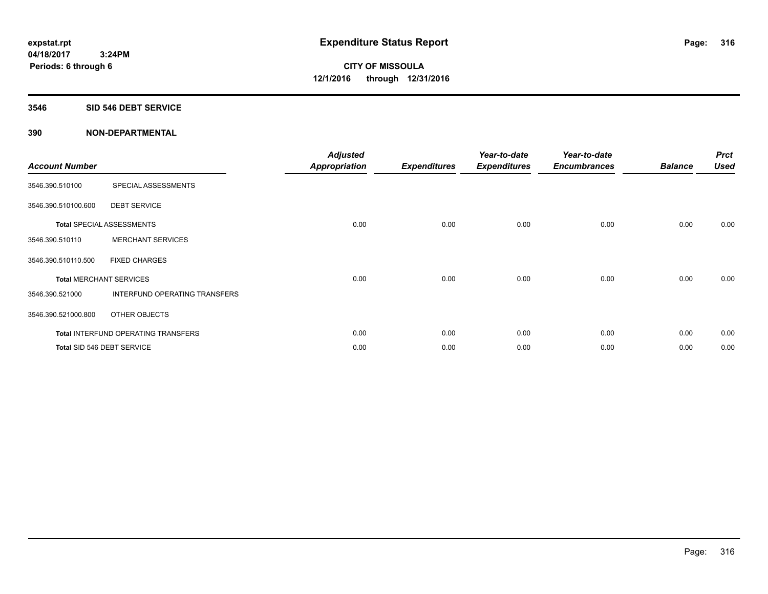**expstat.rpt**
**04/18/2017 3:24PM**
**Periods: 6 through 6**

# Expenditure Status Report

**CITY OF MISSOULA**
**12/1/2016 through 12/31/2016**

## 3546 SID 546 DEBT SERVICE

### 390 NON-DEPARTMENTAL

| Account Number | | Adjusted Appropriation | Expenditures | Year-to-date Expenditures | Year-to-date Encumbrances | Balance | Prct Used |
|---|---|---|---|---|---|---|---|
| 3546.390.510100 | SPECIAL ASSESSMENTS | | | | | | |
| 3546.390.510100.600 | DEBT SERVICE | | | | | | |
| **Total** SPECIAL ASSESSMENTS | | 0.00 | 0.00 | 0.00 | 0.00 | 0.00 | 0.00 |
| 3546.390.510110 | MERCHANT SERVICES | | | | | | |
| 3546.390.510110.500 | FIXED CHARGES | | | | | | |
| **Total** MERCHANT SERVICES | | 0.00 | 0.00 | 0.00 | 0.00 | 0.00 | 0.00 |
| 3546.390.521000 | INTERFUND OPERATING TRANSFERS | | | | | | |
| 3546.390.521000.800 | OTHER OBJECTS | | | | | | |
| **Total** INTERFUND OPERATING TRANSFERS | | 0.00 | 0.00 | 0.00 | 0.00 | 0.00 | 0.00 |
| **Total** SID 546 DEBT SERVICE | | 0.00 | 0.00 | 0.00 | 0.00 | 0.00 | 0.00 |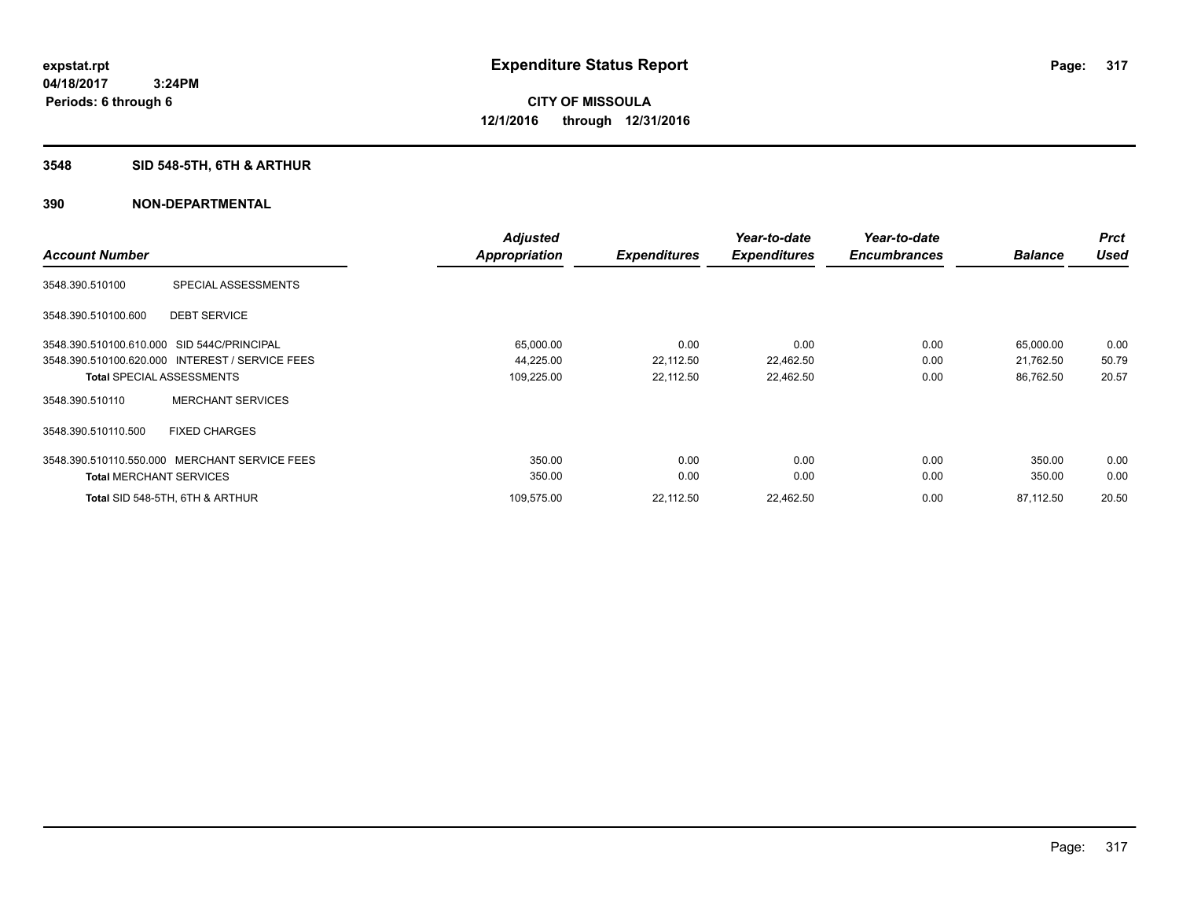# Expenditure Status Report

**CITY OF MISSOULA**

**12/1/2016 through 12/31/2016**

expstat.rpt
04/18/2017 3:24PM
Periods: 6 through 6

## 3548 SID 548-5TH, 6TH & ARTHUR

## 390 NON-DEPARTMENTAL

| Account Number | | Adjusted Appropriation | Expenditures | Year-to-date Expenditures | Year-to-date Encumbrances | Balance | Prct Used |
|---|---|---|---|---|---|---|---|
| 3548.390.510100 | SPECIAL ASSESSMENTS | | | | | | |
| 3548.390.510100.600 | DEBT SERVICE | | | | | | |
| 3548.390.510100.610.000 | SID 544C/PRINCIPAL | 65,000.00 | 0.00 | 0.00 | 0.00 | 65,000.00 | 0.00 |
| 3548.390.510100.620.000 | INTEREST / SERVICE FEES | 44,225.00 | 22,112.50 | 22,462.50 | 0.00 | 21,762.50 | 50.79 |
| **Total** SPECIAL ASSESSMENTS | | 109,225.00 | 22,112.50 | 22,462.50 | 0.00 | 86,762.50 | 20.57 |
| 3548.390.510110 | MERCHANT SERVICES | | | | | | |
| 3548.390.510110.500 | FIXED CHARGES | | | | | | |
| 3548.390.510110.550.000 | MERCHANT SERVICE FEES | 350.00 | 0.00 | 0.00 | 0.00 | 350.00 | 0.00 |
| **Total** MERCHANT SERVICES | | 350.00 | 0.00 | 0.00 | 0.00 | 350.00 | 0.00 |
| **Total** SID 548-5TH, 6TH & ARTHUR | | 109,575.00 | 22,112.50 | 22,462.50 | 0.00 | 87,112.50 | 20.50 |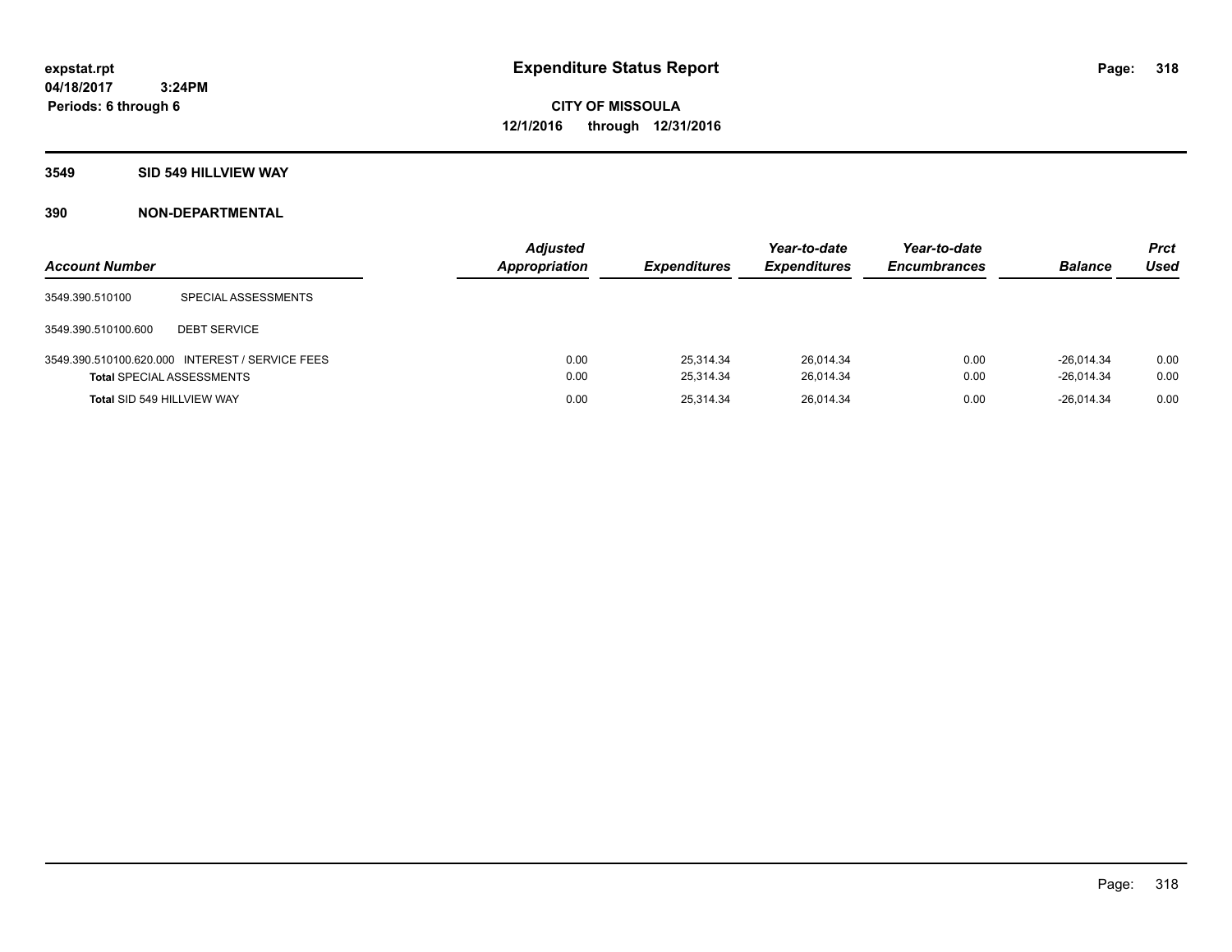# Expenditure Status Report

expstat.rpt
04/18/2017 3:24PM
Periods: 6 through 6

**CITY OF MISSOULA**
**12/1/2016 through 12/31/2016**

## 3549 SID 549 HILLVIEW WAY

## 390 NON-DEPARTMENTAL

| Account Number | | Adjusted Appropriation | Expenditures | Year-to-date Expenditures | Year-to-date Encumbrances | Balance | Prct Used |
|---|---|---|---|---|---|---|---|
| 3549.390.510100 | SPECIAL ASSESSMENTS | | | | | | |
| 3549.390.510100.600 | DEBT SERVICE | | | | | | |
| 3549.390.510100.620.000 | INTEREST / SERVICE FEES | 0.00 | 25,314.34 | 26,014.34 | 0.00 | -26,014.34 | 0.00 |
| **Total** SPECIAL ASSESSMENTS | | 0.00 | 25,314.34 | 26,014.34 | 0.00 | -26,014.34 | 0.00 |
| **Total** SID 549 HILLVIEW WAY | | 0.00 | 25,314.34 | 26,014.34 | 0.00 | -26,014.34 | 0.00 |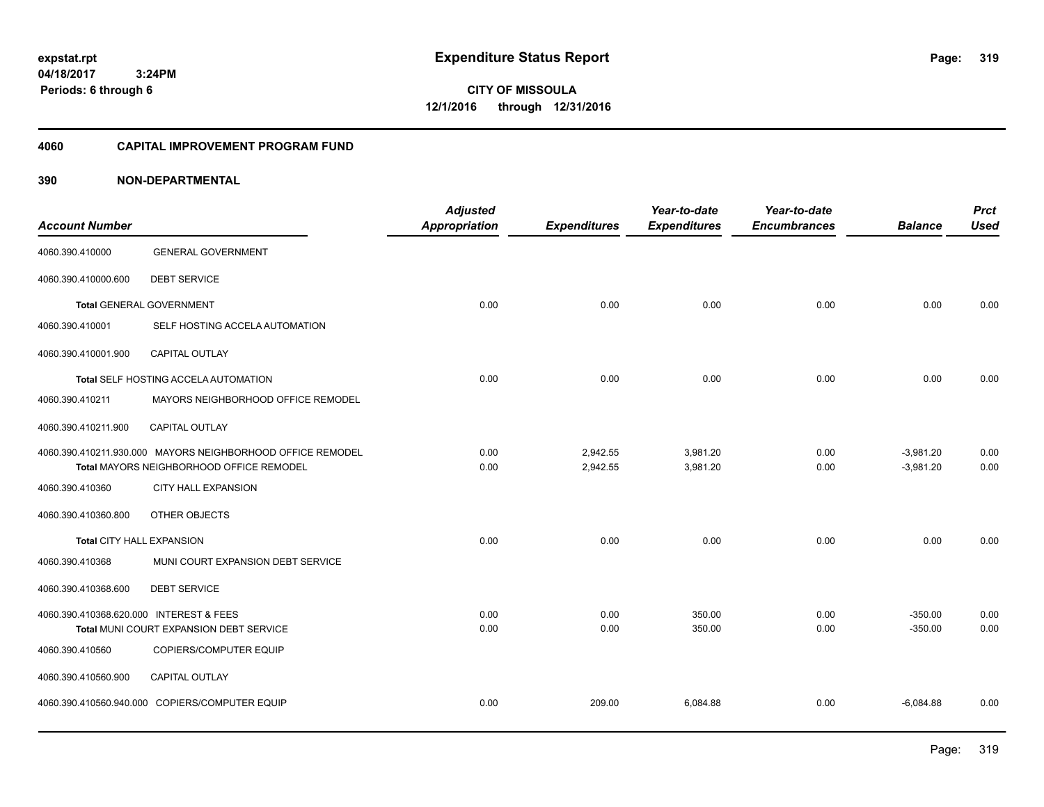expstat.rpt
04/18/2017 3:24PM
Periods: 6 through 6

# Expenditure Status Report

**CITY OF MISSOULA**
**12/1/2016 through 12/31/2016**

## 4060 CAPITAL IMPROVEMENT PROGRAM FUND

## 390 NON-DEPARTMENTAL

| Account Number | | Adjusted Appropriation | Expenditures | Year-to-date Expenditures | Year-to-date Encumbrances | Balance | Prct Used |
|---|---|---|---|---|---|---|---|
| 4060.390.410000 | GENERAL GOVERNMENT | | | | | | |
| 4060.390.410000.600 | DEBT SERVICE | | | | | | |
| Total GENERAL GOVERNMENT | | 0.00 | 0.00 | 0.00 | 0.00 | 0.00 | 0.00 |
| 4060.390.410001 | SELF HOSTING ACCELA AUTOMATION | | | | | | |
| 4060.390.410001.900 | CAPITAL OUTLAY | | | | | | |
| Total SELF HOSTING ACCELA AUTOMATION | | 0.00 | 0.00 | 0.00 | 0.00 | 0.00 | 0.00 |
| 4060.390.410211 | MAYORS NEIGHBORHOOD OFFICE REMODEL | | | | | | |
| 4060.390.410211.900 | CAPITAL OUTLAY | | | | | | |
| 4060.390.410211.930.000 | MAYORS NEIGHBORHOOD OFFICE REMODEL | 0.00 | 2,942.55 | 3,981.20 | 0.00 | -3,981.20 | 0.00 |
| Total MAYORS NEIGHBORHOOD OFFICE REMODEL | | 0.00 | 2,942.55 | 3,981.20 | 0.00 | -3,981.20 | 0.00 |
| 4060.390.410360 | CITY HALL EXPANSION | | | | | | |
| 4060.390.410360.800 | OTHER OBJECTS | | | | | | |
| Total CITY HALL EXPANSION | | 0.00 | 0.00 | 0.00 | 0.00 | 0.00 | 0.00 |
| 4060.390.410368 | MUNI COURT EXPANSION DEBT SERVICE | | | | | | |
| 4060.390.410368.600 | DEBT SERVICE | | | | | | |
| 4060.390.410368.620.000 | INTEREST & FEES | 0.00 | 0.00 | 350.00 | 0.00 | -350.00 | 0.00 |
| Total MUNI COURT EXPANSION DEBT SERVICE | | 0.00 | 0.00 | 350.00 | 0.00 | -350.00 | 0.00 |
| 4060.390.410560 | COPIERS/COMPUTER EQUIP | | | | | | |
| 4060.390.410560.900 | CAPITAL OUTLAY | | | | | | |
| 4060.390.410560.940.000 | COPIERS/COMPUTER EQUIP | 0.00 | 209.00 | 6,084.88 | 0.00 | -6,084.88 | 0.00 |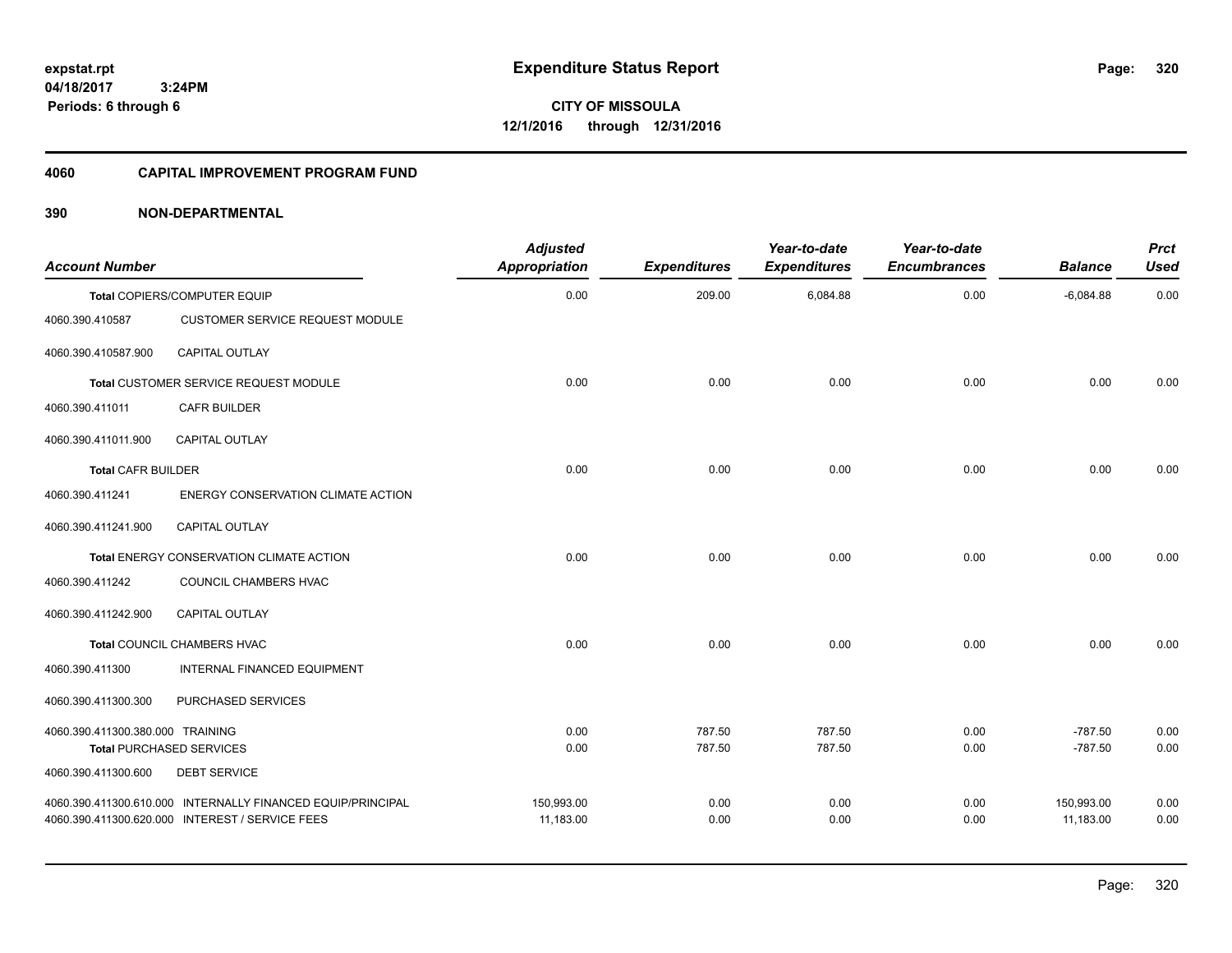# Expenditure Status Report

**CITY OF MISSOULA**

**12/1/2016 through 12/31/2016**

expstat.rpt
04/18/2017 3:24PM
Periods: 6 through 6

## 4060 CAPITAL IMPROVEMENT PROGRAM FUND

### 390 NON-DEPARTMENTAL

| Account Number | | Adjusted Appropriation | Expenditures | Year-to-date Expenditures | Year-to-date Encumbrances | Balance | Prct Used |
|---|---|---|---|---|---|---|---|
| Total COPIERS/COMPUTER EQUIP | | 0.00 | 209.00 | 6,084.88 | 0.00 | -6,084.88 | 0.00 |
| 4060.390.410587 | CUSTOMER SERVICE REQUEST MODULE | | | | | | |
| 4060.390.410587.900 | CAPITAL OUTLAY | | | | | | |
| Total CUSTOMER SERVICE REQUEST MODULE | | 0.00 | 0.00 | 0.00 | 0.00 | 0.00 | 0.00 |
| 4060.390.411011 | CAFR BUILDER | | | | | | |
| 4060.390.411011.900 | CAPITAL OUTLAY | | | | | | |
| Total CAFR BUILDER | | 0.00 | 0.00 | 0.00 | 0.00 | 0.00 | 0.00 |
| 4060.390.411241 | ENERGY CONSERVATION CLIMATE ACTION | | | | | | |
| 4060.390.411241.900 | CAPITAL OUTLAY | | | | | | |
| Total ENERGY CONSERVATION CLIMATE ACTION | | 0.00 | 0.00 | 0.00 | 0.00 | 0.00 | 0.00 |
| 4060.390.411242 | COUNCIL CHAMBERS HVAC | | | | | | |
| 4060.390.411242.900 | CAPITAL OUTLAY | | | | | | |
| Total COUNCIL CHAMBERS HVAC | | 0.00 | 0.00 | 0.00 | 0.00 | 0.00 | 0.00 |
| 4060.390.411300 | INTERNAL FINANCED EQUIPMENT | | | | | | |
| 4060.390.411300.300 | PURCHASED SERVICES | | | | | | |
| 4060.390.411300.380.000 | TRAINING | 0.00 | 787.50 | 787.50 | 0.00 | -787.50 | 0.00 |
| Total PURCHASED SERVICES | | 0.00 | 787.50 | 787.50 | 0.00 | -787.50 | 0.00 |
| 4060.390.411300.600 | DEBT SERVICE | | | | | | |
| 4060.390.411300.610.000 | INTERNALLY FINANCED EQUIP/PRINCIPAL | 150,993.00 | 0.00 | 0.00 | 0.00 | 150,993.00 | 0.00 |
| 4060.390.411300.620.000 | INTEREST / SERVICE FEES | 11,183.00 | 0.00 | 0.00 | 0.00 | 11,183.00 | 0.00 |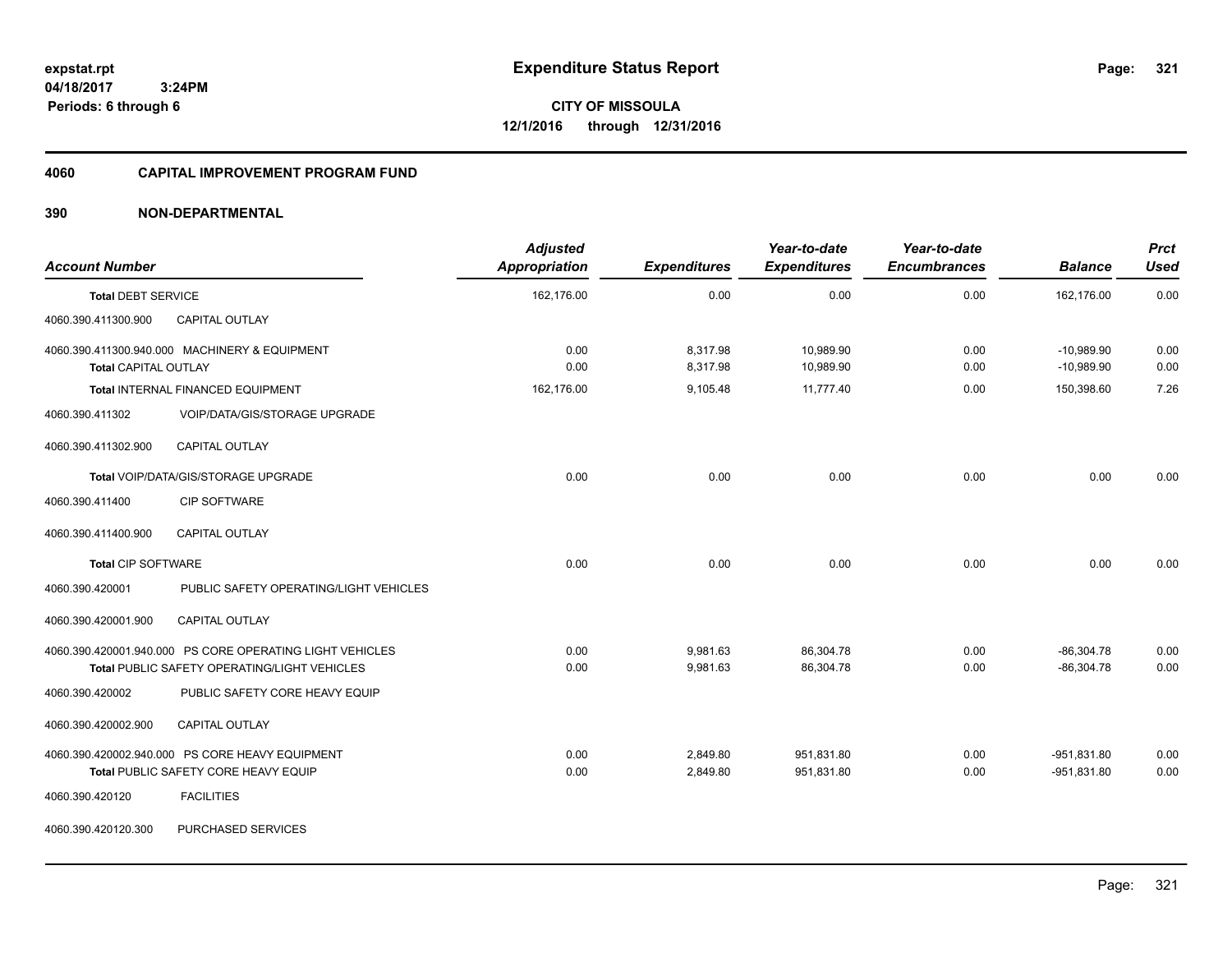expstat.rpt
04/18/2017 3:24PM
Periods: 6 through 6

# Expenditure Status Report

**CITY OF MISSOULA**
**12/1/2016 through 12/31/2016**

## 4060 CAPITAL IMPROVEMENT PROGRAM FUND

## 390 NON-DEPARTMENTAL

| Account Number | | Adjusted Appropriation | Expenditures | Year-to-date Expenditures | Year-to-date Encumbrances | Balance | Prct Used |
|---|---|---|---|---|---|---|---|
| **Total** DEBT SERVICE | | 162,176.00 | 0.00 | 0.00 | 0.00 | 162,176.00 | 0.00 |
| 4060.390.411300.900 | CAPITAL OUTLAY | | | | | | |
| 4060.390.411300.940.000 | MACHINERY & EQUIPMENT | 0.00 | 8,317.98 | 10,989.90 | 0.00 | -10,989.90 | 0.00 |
| **Total** CAPITAL OUTLAY | | 0.00 | 8,317.98 | 10,989.90 | 0.00 | -10,989.90 | 0.00 |
| **Total** INTERNAL FINANCED EQUIPMENT | | 162,176.00 | 9,105.48 | 11,777.40 | 0.00 | 150,398.60 | 7.26 |
| 4060.390.411302 | VOIP/DATA/GIS/STORAGE UPGRADE | | | | | | |
| 4060.390.411302.900 | CAPITAL OUTLAY | | | | | | |
| **Total** VOIP/DATA/GIS/STORAGE UPGRADE | | 0.00 | 0.00 | 0.00 | 0.00 | 0.00 | 0.00 |
| 4060.390.411400 | CIP SOFTWARE | | | | | | |
| 4060.390.411400.900 | CAPITAL OUTLAY | | | | | | |
| **Total** CIP SOFTWARE | | 0.00 | 0.00 | 0.00 | 0.00 | 0.00 | 0.00 |
| 4060.390.420001 | PUBLIC SAFETY OPERATING/LIGHT VEHICLES | | | | | | |
| 4060.390.420001.900 | CAPITAL OUTLAY | | | | | | |
| 4060.390.420001.940.000 | PS CORE OPERATING LIGHT VEHICLES | 0.00 | 9,981.63 | 86,304.78 | 0.00 | -86,304.78 | 0.00 |
| **Total** PUBLIC SAFETY OPERATING/LIGHT VEHICLES | | 0.00 | 9,981.63 | 86,304.78 | 0.00 | -86,304.78 | 0.00 |
| 4060.390.420002 | PUBLIC SAFETY CORE HEAVY EQUIP | | | | | | |
| 4060.390.420002.900 | CAPITAL OUTLAY | | | | | | |
| 4060.390.420002.940.000 | PS CORE HEAVY EQUIPMENT | 0.00 | 2,849.80 | 951,831.80 | 0.00 | -951,831.80 | 0.00 |
| **Total** PUBLIC SAFETY CORE HEAVY EQUIP | | 0.00 | 2,849.80 | 951,831.80 | 0.00 | -951,831.80 | 0.00 |
| 4060.390.420120 | FACILITIES | | | | | | |
| 4060.390.420120.300 | PURCHASED SERVICES | | | | | | |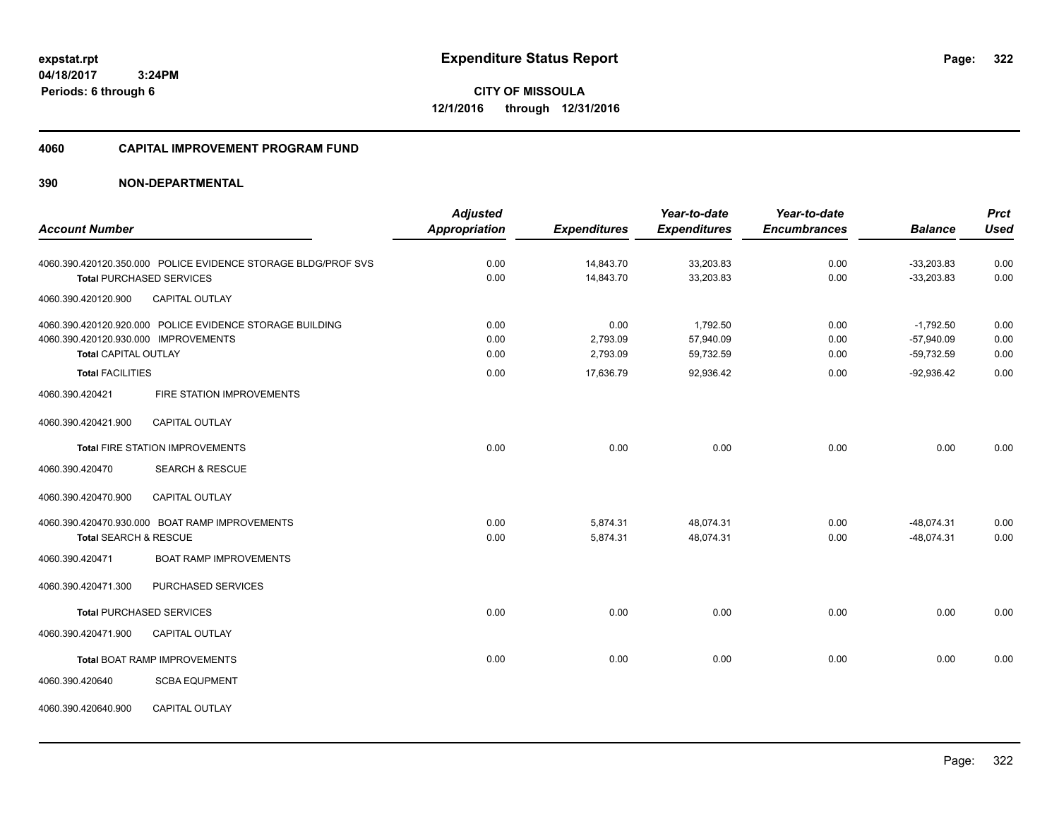**expstat.rpt**
**04/18/2017 3:24PM**
**Periods: 6 through 6**

# Expenditure Status Report

**CITY OF MISSOULA**
**12/1/2016 through 12/31/2016**

## 4060 CAPITAL IMPROVEMENT PROGRAM FUND

## 390 NON-DEPARTMENTAL

| Account Number | Adjusted Appropriation | Expenditures | Year-to-date Expenditures | Year-to-date Encumbrances | Balance | Prct Used |
|---|---|---|---|---|---|---|
| 4060.390.420120.350.000 POLICE EVIDENCE STORAGE BLDG/PROF SVS | 0.00 | 14,843.70 | 33,203.83 | 0.00 | -33,203.83 | 0.00 |
| **Total** PURCHASED SERVICES | 0.00 | 14,843.70 | 33,203.83 | 0.00 | -33,203.83 | 0.00 |
| 4060.390.420120.900 CAPITAL OUTLAY | | | | | | |
| 4060.390.420120.920.000 POLICE EVIDENCE STORAGE BUILDING | 0.00 | 0.00 | 1,792.50 | 0.00 | -1,792.50 | 0.00 |
| 4060.390.420120.930.000 IMPROVEMENTS | 0.00 | 2,793.09 | 57,940.09 | 0.00 | -57,940.09 | 0.00 |
| **Total** CAPITAL OUTLAY | 0.00 | 2,793.09 | 59,732.59 | 0.00 | -59,732.59 | 0.00 |
| **Total** FACILITIES | 0.00 | 17,636.79 | 92,936.42 | 0.00 | -92,936.42 | 0.00 |
| 4060.390.420421 FIRE STATION IMPROVEMENTS | | | | | | |
| 4060.390.420421.900 CAPITAL OUTLAY | | | | | | |
| **Total** FIRE STATION IMPROVEMENTS | 0.00 | 0.00 | 0.00 | 0.00 | 0.00 | 0.00 |
| 4060.390.420470 SEARCH & RESCUE | | | | | | |
| 4060.390.420470.900 CAPITAL OUTLAY | | | | | | |
| 4060.390.420470.930.000 BOAT RAMP IMPROVEMENTS | 0.00 | 5,874.31 | 48,074.31 | 0.00 | -48,074.31 | 0.00 |
| **Total** SEARCH & RESCUE | 0.00 | 5,874.31 | 48,074.31 | 0.00 | -48,074.31 | 0.00 |
| 4060.390.420471 BOAT RAMP IMPROVEMENTS | | | | | | |
| 4060.390.420471.300 PURCHASED SERVICES | | | | | | |
| **Total** PURCHASED SERVICES | 0.00 | 0.00 | 0.00 | 0.00 | 0.00 | 0.00 |
| 4060.390.420471.900 CAPITAL OUTLAY | | | | | | |
| **Total** BOAT RAMP IMPROVEMENTS | 0.00 | 0.00 | 0.00 | 0.00 | 0.00 | 0.00 |
| 4060.390.420640 SCBA EQUPMENT | | | | | | |
| 4060.390.420640.900 CAPITAL OUTLAY | | | | | | |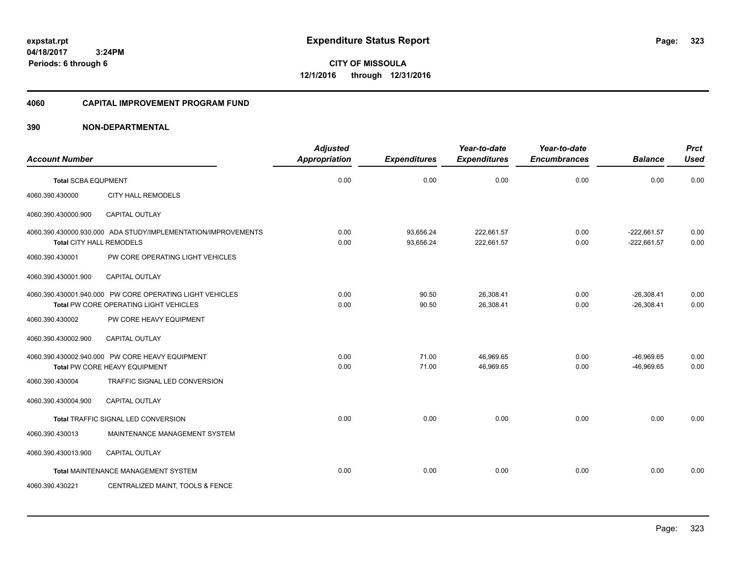**expstat.rpt**
**04/18/2017 3:24PM**
**Periods: 6 through 6**

# Expenditure Status Report

**CITY OF MISSOULA**
**12/1/2016 through 12/31/2016**

## 4060 CAPITAL IMPROVEMENT PROGRAM FUND

## 390 NON-DEPARTMENTAL

| Account Number | | Adjusted Appropriation | Expenditures | Year-to-date Expenditures | Year-to-date Encumbrances | Balance | Prct Used |
|---|---|---|---|---|---|---|---|
| **Total** SCBA EQUPMENT | | 0.00 | 0.00 | 0.00 | 0.00 | 0.00 | 0.00 |
| 4060.390.430000 | CITY HALL REMODELS | | | | | | |
| 4060.390.430000.900 | CAPITAL OUTLAY | | | | | | |
| 4060.390.430000.930.000 | ADA STUDY/IMPLEMENTATION/IMPROVEMENTS | 0.00 | 93,656.24 | 222,661.57 | 0.00 | -222,661.57 | 0.00 |
| **Total** CITY HALL REMODELS | | 0.00 | 93,656.24 | 222,661.57 | 0.00 | -222,661.57 | 0.00 |
| 4060.390.430001 | PW CORE OPERATING LIGHT VEHICLES | | | | | | |
| 4060.390.430001.900 | CAPITAL OUTLAY | | | | | | |
| 4060.390.430001.940.000 | PW CORE OPERATING LIGHT VEHICLES | 0.00 | 90.50 | 26,308.41 | 0.00 | -26,308.41 | 0.00 |
| **Total** PW CORE OPERATING LIGHT VEHICLES | | 0.00 | 90.50 | 26,308.41 | 0.00 | -26,308.41 | 0.00 |
| 4060.390.430002 | PW CORE HEAVY EQUIPMENT | | | | | | |
| 4060.390.430002.900 | CAPITAL OUTLAY | | | | | | |
| 4060.390.430002.940.000 | PW CORE HEAVY EQUIPMENT | 0.00 | 71.00 | 46,969.65 | 0.00 | -46,969.65 | 0.00 |
| **Total** PW CORE HEAVY EQUIPMENT | | 0.00 | 71.00 | 46,969.65 | 0.00 | -46,969.65 | 0.00 |
| 4060.390.430004 | TRAFFIC SIGNAL LED CONVERSION | | | | | | |
| 4060.390.430004.900 | CAPITAL OUTLAY | | | | | | |
| **Total** TRAFFIC SIGNAL LED CONVERSION | | 0.00 | 0.00 | 0.00 | 0.00 | 0.00 | 0.00 |
| 4060.390.430013 | MAINTENANCE MANAGEMENT SYSTEM | | | | | | |
| 4060.390.430013.900 | CAPITAL OUTLAY | | | | | | |
| **Total** MAINTENANCE MANAGEMENT SYSTEM | | 0.00 | 0.00 | 0.00 | 0.00 | 0.00 | 0.00 |
| 4060.390.430221 | CENTRALIZED MAINT, TOOLS & FENCE | | | | | | |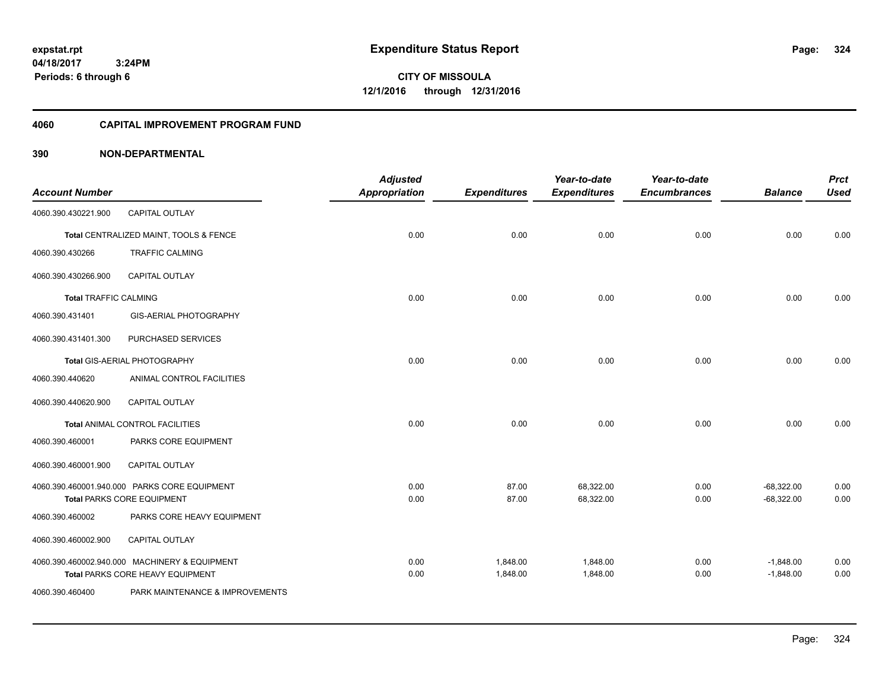**Expenditure Status Report**

**CITY OF MISSOULA**
**12/1/2016 through 12/31/2016**

expstat.rpt
04/18/2017 3:24PM
Periods: 6 through 6

## 4060 CAPITAL IMPROVEMENT PROGRAM FUND

## 390 NON-DEPARTMENTAL

| Account Number | | Adjusted Appropriation | Expenditures | Year-to-date Expenditures | Year-to-date Encumbrances | Balance | Prct Used |
|---|---|---|---|---|---|---|---|
| 4060.390.430221.900 | CAPITAL OUTLAY | | | | | | |
| **Total** CENTRALIZED MAINT, TOOLS & FENCE | | 0.00 | 0.00 | 0.00 | 0.00 | 0.00 | 0.00 |
| 4060.390.430266 | TRAFFIC CALMING | | | | | | |
| 4060.390.430266.900 | CAPITAL OUTLAY | | | | | | |
| **Total** TRAFFIC CALMING | | 0.00 | 0.00 | 0.00 | 0.00 | 0.00 | 0.00 |
| 4060.390.431401 | GIS-AERIAL PHOTOGRAPHY | | | | | | |
| 4060.390.431401.300 | PURCHASED SERVICES | | | | | | |
| **Total** GIS-AERIAL PHOTOGRAPHY | | 0.00 | 0.00 | 0.00 | 0.00 | 0.00 | 0.00 |
| 4060.390.440620 | ANIMAL CONTROL FACILITIES | | | | | | |
| 4060.390.440620.900 | CAPITAL OUTLAY | | | | | | |
| **Total** ANIMAL CONTROL FACILITIES | | 0.00 | 0.00 | 0.00 | 0.00 | 0.00 | 0.00 |
| 4060.390.460001 | PARKS CORE EQUIPMENT | | | | | | |
| 4060.390.460001.900 | CAPITAL OUTLAY | | | | | | |
| 4060.390.460001.940.000 | PARKS CORE EQUIPMENT | 0.00 | 87.00 | 68,322.00 | 0.00 | -68,322.00 | 0.00 |
| **Total** PARKS CORE EQUIPMENT | | 0.00 | 87.00 | 68,322.00 | 0.00 | -68,322.00 | 0.00 |
| 4060.390.460002 | PARKS CORE HEAVY EQUIPMENT | | | | | | |
| 4060.390.460002.900 | CAPITAL OUTLAY | | | | | | |
| 4060.390.460002.940.000 | MACHINERY & EQUIPMENT | 0.00 | 1,848.00 | 1,848.00 | 0.00 | -1,848.00 | 0.00 |
| **Total** PARKS CORE HEAVY EQUIPMENT | | 0.00 | 1,848.00 | 1,848.00 | 0.00 | -1,848.00 | 0.00 |
| 4060.390.460400 | PARK MAINTENANCE & IMPROVEMENTS | | | | | | |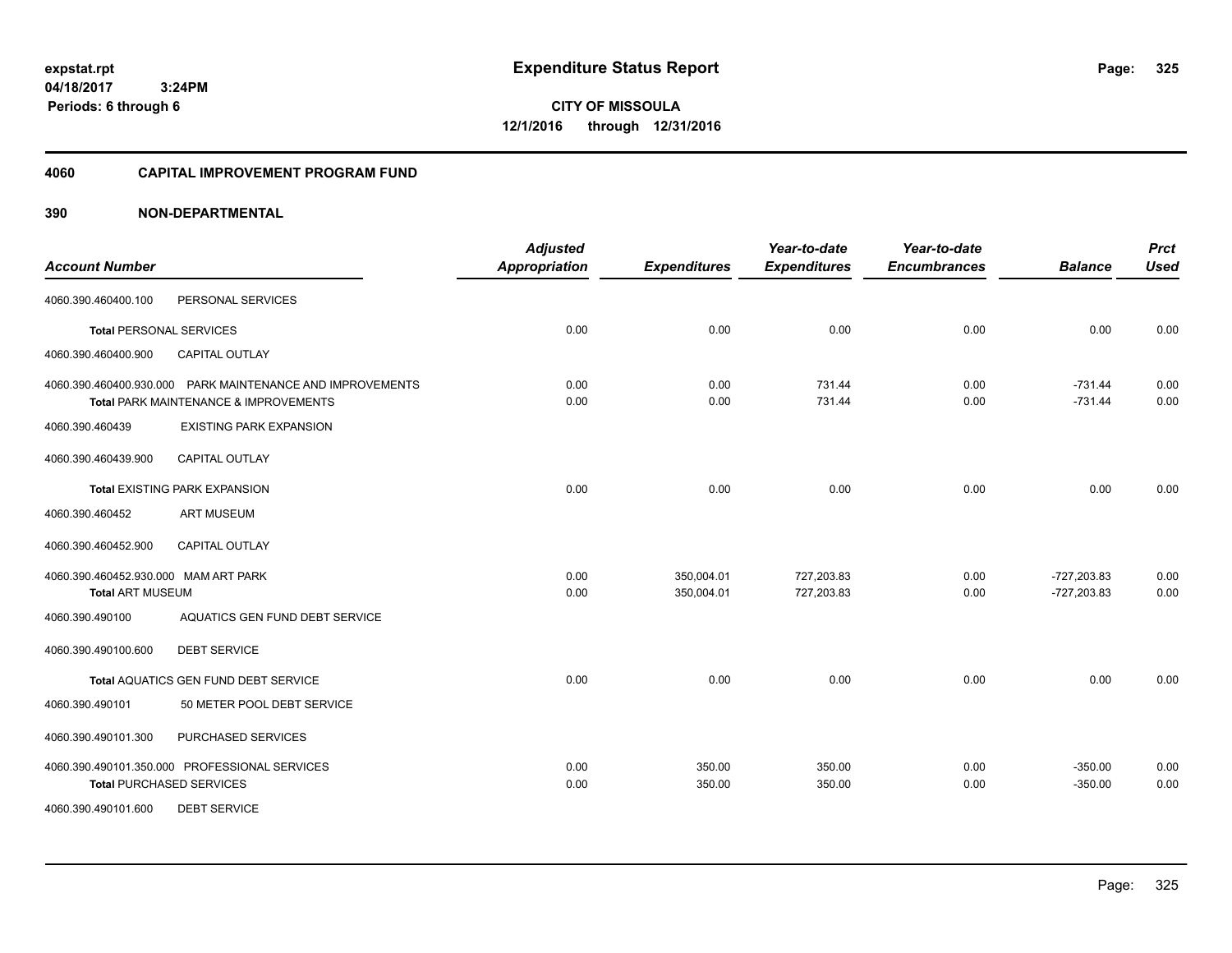**expstat.rpt**
**04/18/2017 3:24PM**
**Periods: 6 through 6**

# Expenditure Status Report

**CITY OF MISSOULA**
**12/1/2016 through 12/31/2016**

## 4060 CAPITAL IMPROVEMENT PROGRAM FUND

### 390 NON-DEPARTMENTAL

| Account Number | | Adjusted Appropriation | Expenditures | Year-to-date Expenditures | Year-to-date Encumbrances | Balance | Prct Used |
|---|---|---|---|---|---|---|---|
| 4060.390.460400.100 | PERSONAL SERVICES | | | | | | |
| **Total** PERSONAL SERVICES | | 0.00 | 0.00 | 0.00 | 0.00 | 0.00 | 0.00 |
| 4060.390.460400.900 | CAPITAL OUTLAY | | | | | | |
| 4060.390.460400.930.000 | PARK MAINTENANCE AND IMPROVEMENTS | 0.00 | 0.00 | 731.44 | 0.00 | -731.44 | 0.00 |
| **Total** PARK MAINTENANCE & IMPROVEMENTS | | 0.00 | 0.00 | 731.44 | 0.00 | -731.44 | 0.00 |
| 4060.390.460439 | EXISTING PARK EXPANSION | | | | | | |
| 4060.390.460439.900 | CAPITAL OUTLAY | | | | | | |
| **Total** EXISTING PARK EXPANSION | | 0.00 | 0.00 | 0.00 | 0.00 | 0.00 | 0.00 |
| 4060.390.460452 | ART MUSEUM | | | | | | |
| 4060.390.460452.900 | CAPITAL OUTLAY | | | | | | |
| 4060.390.460452.930.000 | MAM ART PARK | 0.00 | 350,004.01 | 727,203.83 | 0.00 | -727,203.83 | 0.00 |
| **Total** ART MUSEUM | | 0.00 | 350,004.01 | 727,203.83 | 0.00 | -727,203.83 | 0.00 |
| 4060.390.490100 | AQUATICS GEN FUND DEBT SERVICE | | | | | | |
| 4060.390.490100.600 | DEBT SERVICE | | | | | | |
| **Total** AQUATICS GEN FUND DEBT SERVICE | | 0.00 | 0.00 | 0.00 | 0.00 | 0.00 | 0.00 |
| 4060.390.490101 | 50 METER POOL DEBT SERVICE | | | | | | |
| 4060.390.490101.300 | PURCHASED SERVICES | | | | | | |
| 4060.390.490101.350.000 | PROFESSIONAL SERVICES | 0.00 | 350.00 | 350.00 | 0.00 | -350.00 | 0.00 |
| **Total** PURCHASED SERVICES | | 0.00 | 350.00 | 350.00 | 0.00 | -350.00 | 0.00 |
| 4060.390.490101.600 | DEBT SERVICE | | | | | | |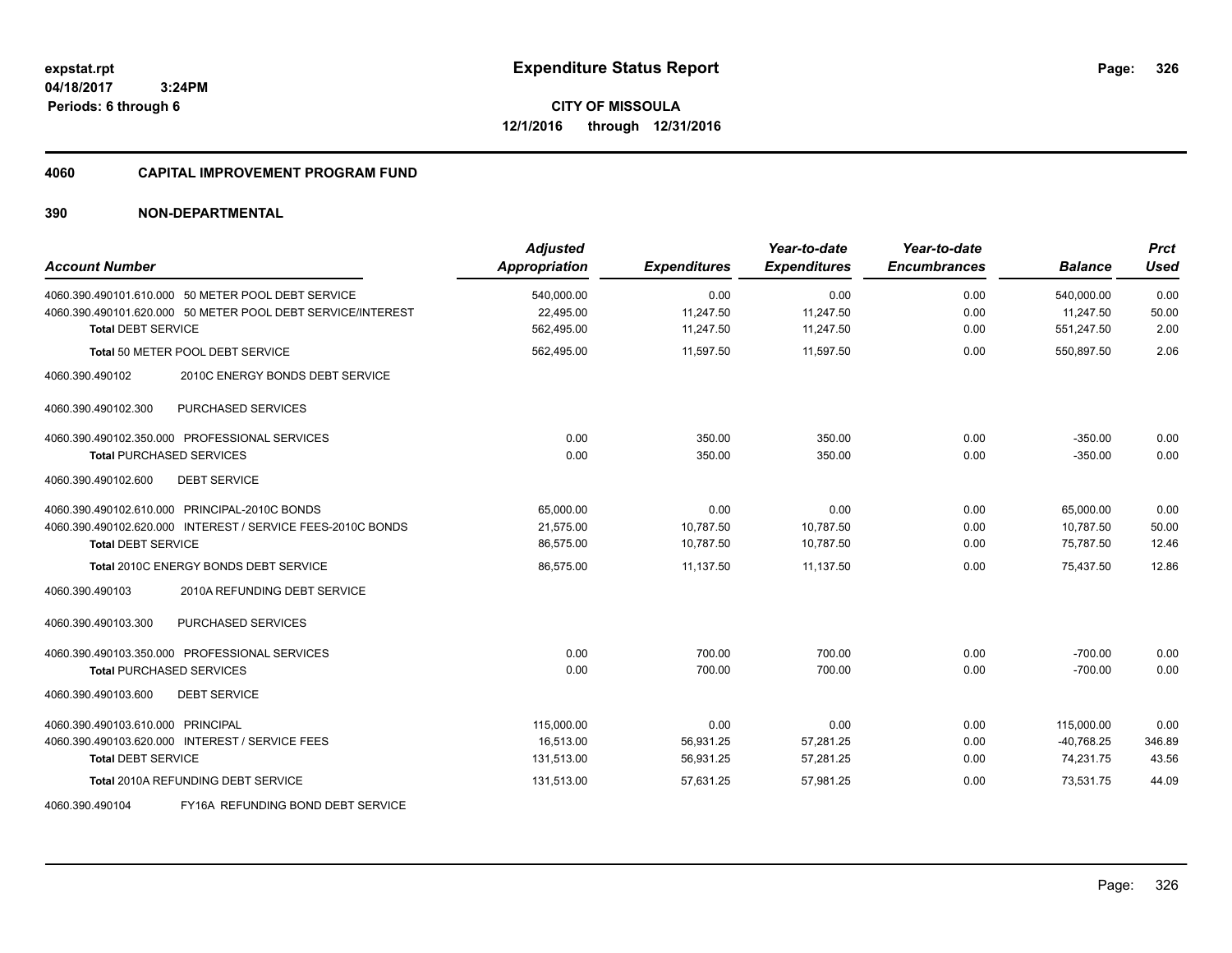**CITY OF MISSOULA**
**12/1/2016 through 12/31/2016**

expstat.rpt
04/18/2017 3:24PM
Periods: 6 through 6

# Expenditure Status Report

## 4060 CAPITAL IMPROVEMENT PROGRAM FUND

### 390 NON-DEPARTMENTAL

| Account Number | Adjusted Appropriation | Expenditures | Year-to-date Expenditures | Year-to-date Encumbrances | Balance | Prct Used |
|---|---|---|---|---|---|---|
| 4060.390.490101.610.000 50 METER POOL DEBT SERVICE | 540,000.00 | 0.00 | 0.00 | 0.00 | 540,000.00 | 0.00 |
| 4060.390.490101.620.000 50 METER POOL DEBT SERVICE/INTEREST | 22,495.00 | 11,247.50 | 11,247.50 | 0.00 | 11,247.50 | 50.00 |
| **Total** DEBT SERVICE | 562,495.00 | 11,247.50 | 11,247.50 | 0.00 | 551,247.50 | 2.00 |
| **Total** 50 METER POOL DEBT SERVICE | 562,495.00 | 11,597.50 | 11,597.50 | 0.00 | 550,897.50 | 2.06 |
| 4060.390.490102 2010C ENERGY BONDS DEBT SERVICE | | | | | | |
| 4060.390.490102.300 PURCHASED SERVICES | | | | | | |
| 4060.390.490102.350.000 PROFESSIONAL SERVICES | 0.00 | 350.00 | 350.00 | 0.00 | -350.00 | 0.00 |
| **Total** PURCHASED SERVICES | 0.00 | 350.00 | 350.00 | 0.00 | -350.00 | 0.00 |
| 4060.390.490102.600 DEBT SERVICE | | | | | | |
| 4060.390.490102.610.000 PRINCIPAL-2010C BONDS | 65,000.00 | 0.00 | 0.00 | 0.00 | 65,000.00 | 0.00 |
| 4060.390.490102.620.000 INTEREST / SERVICE FEES-2010C BONDS | 21,575.00 | 10,787.50 | 10,787.50 | 0.00 | 10,787.50 | 50.00 |
| **Total** DEBT SERVICE | 86,575.00 | 10,787.50 | 10,787.50 | 0.00 | 75,787.50 | 12.46 |
| **Total** 2010C ENERGY BONDS DEBT SERVICE | 86,575.00 | 11,137.50 | 11,137.50 | 0.00 | 75,437.50 | 12.86 |
| 4060.390.490103 2010A REFUNDING DEBT SERVICE | | | | | | |
| 4060.390.490103.300 PURCHASED SERVICES | | | | | | |
| 4060.390.490103.350.000 PROFESSIONAL SERVICES | 0.00 | 700.00 | 700.00 | 0.00 | -700.00 | 0.00 |
| **Total** PURCHASED SERVICES | 0.00 | 700.00 | 700.00 | 0.00 | -700.00 | 0.00 |
| 4060.390.490103.600 DEBT SERVICE | | | | | | |
| 4060.390.490103.610.000 PRINCIPAL | 115,000.00 | 0.00 | 0.00 | 0.00 | 115,000.00 | 0.00 |
| 4060.390.490103.620.000 INTEREST / SERVICE FEES | 16,513.00 | 56,931.25 | 57,281.25 | 0.00 | -40,768.25 | 346.89 |
| **Total** DEBT SERVICE | 131,513.00 | 56,931.25 | 57,281.25 | 0.00 | 74,231.75 | 43.56 |
| **Total** 2010A REFUNDING DEBT SERVICE | 131,513.00 | 57,631.25 | 57,981.25 | 0.00 | 73,531.75 | 44.09 |
| 4060.390.490104 FY16A REFUNDING BOND DEBT SERVICE | | | | | | |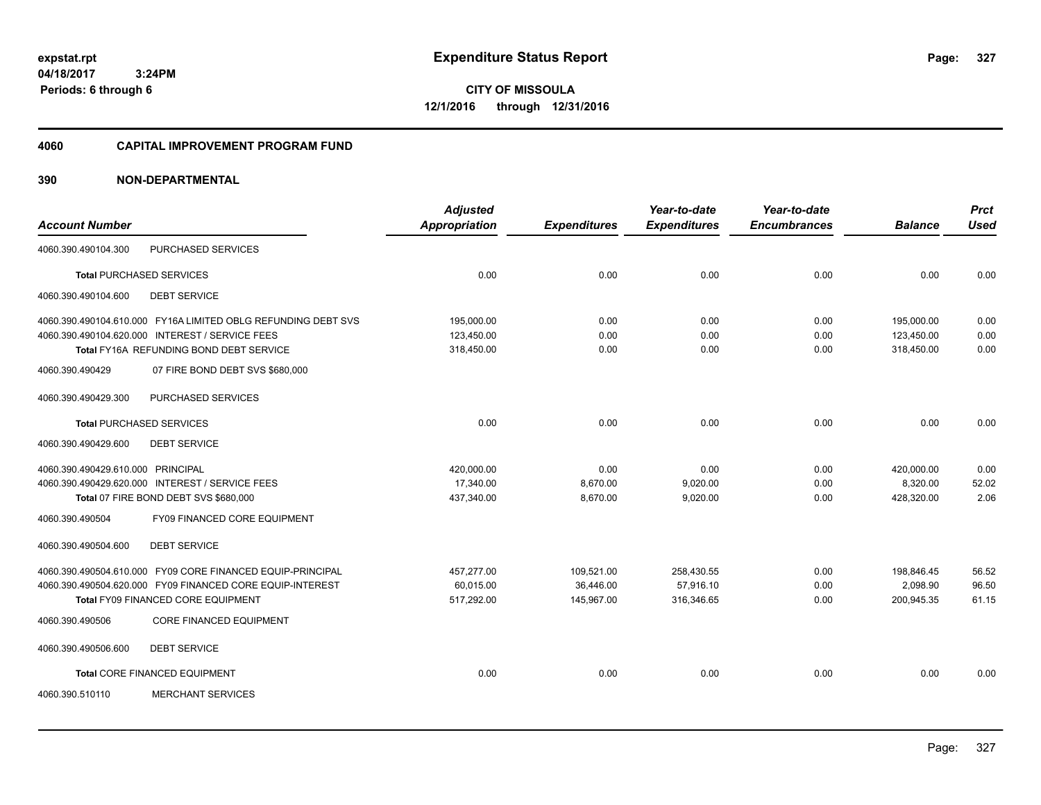**expstat.rpt**
**04/18/2017 3:24PM**
**Periods: 6 through 6**

# Expenditure Status Report

**CITY OF MISSOULA**
**12/1/2016 through 12/31/2016**

## 4060 CAPITAL IMPROVEMENT PROGRAM FUND

## 390 NON-DEPARTMENTAL

| Account Number | | Adjusted Appropriation | Expenditures | Year-to-date Expenditures | Year-to-date Encumbrances | Balance | Prct Used |
|---|---|---|---|---|---|---|---|
| 4060.390.490104.300 | PURCHASED SERVICES | | | | | | |
| **Total** PURCHASED SERVICES | | 0.00 | 0.00 | 0.00 | 0.00 | 0.00 | 0.00 |
| 4060.390.490104.600 | DEBT SERVICE | | | | | | |
| 4060.390.490104.610.000 | FY16A LIMITED OBLG REFUNDING DEBT SVS | 195,000.00 | 0.00 | 0.00 | 0.00 | 195,000.00 | 0.00 |
| 4060.390.490104.620.000 | INTEREST / SERVICE FEES | 123,450.00 | 0.00 | 0.00 | 0.00 | 123,450.00 | 0.00 |
| **Total** FY16A REFUNDING BOND DEBT SERVICE | | 318,450.00 | 0.00 | 0.00 | 0.00 | 318,450.00 | 0.00 |
| 4060.390.490429 | 07 FIRE BOND DEBT SVS $680,000 | | | | | | |
| 4060.390.490429.300 | PURCHASED SERVICES | | | | | | |
| **Total** PURCHASED SERVICES | | 0.00 | 0.00 | 0.00 | 0.00 | 0.00 | 0.00 |
| 4060.390.490429.600 | DEBT SERVICE | | | | | | |
| 4060.390.490429.610.000 | PRINCIPAL | 420,000.00 | 0.00 | 0.00 | 0.00 | 420,000.00 | 0.00 |
| 4060.390.490429.620.000 | INTEREST / SERVICE FEES | 17,340.00 | 8,670.00 | 9,020.00 | 0.00 | 8,320.00 | 52.02 |
| **Total** 07 FIRE BOND DEBT SVS $680,000 | | 437,340.00 | 8,670.00 | 9,020.00 | 0.00 | 428,320.00 | 2.06 |
| 4060.390.490504 | FY09 FINANCED CORE EQUIPMENT | | | | | | |
| 4060.390.490504.600 | DEBT SERVICE | | | | | | |
| 4060.390.490504.610.000 | FY09 CORE FINANCED EQUIP-PRINCIPAL | 457,277.00 | 109,521.00 | 258,430.55 | 0.00 | 198,846.45 | 56.52 |
| 4060.390.490504.620.000 | FY09 FINANCED CORE EQUIP-INTEREST | 60,015.00 | 36,446.00 | 57,916.10 | 0.00 | 2,098.90 | 96.50 |
| **Total** FY09 FINANCED CORE EQUIPMENT | | 517,292.00 | 145,967.00 | 316,346.65 | 0.00 | 200,945.35 | 61.15 |
| 4060.390.490506 | CORE FINANCED EQUIPMENT | | | | | | |
| 4060.390.490506.600 | DEBT SERVICE | | | | | | |
| **Total** CORE FINANCED EQUIPMENT | | 0.00 | 0.00 | 0.00 | 0.00 | 0.00 | 0.00 |
| 4060.390.510110 | MERCHANT SERVICES | | | | | | |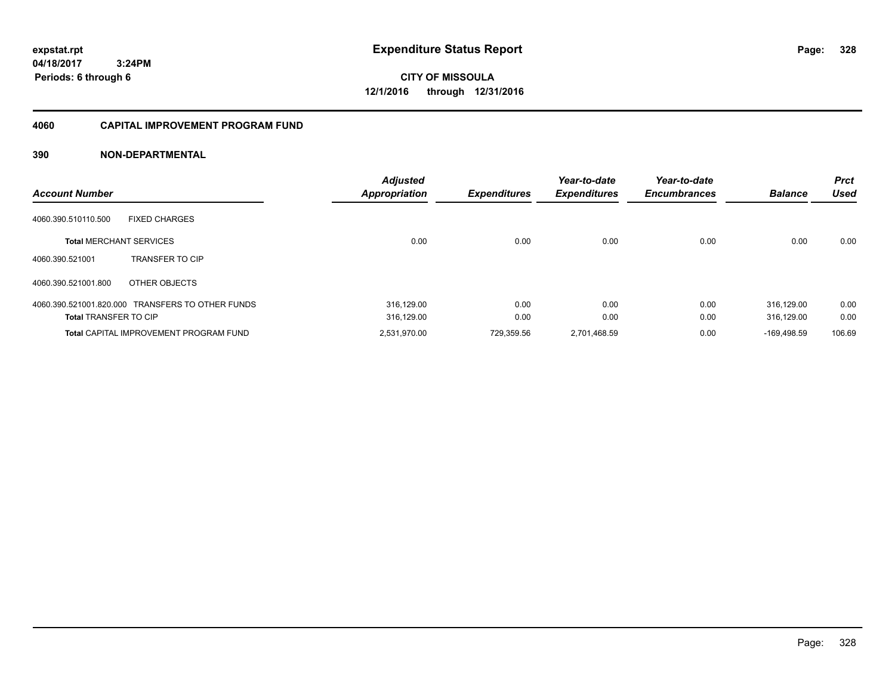**expstat.rpt**
**04/18/2017 3:24PM**
**Periods: 6 through 6**

# Expenditure Status Report

**CITY OF MISSOULA**
**12/1/2016 through 12/31/2016**

## 4060 CAPITAL IMPROVEMENT PROGRAM FUND

## 390 NON-DEPARTMENTAL

| Account Number | | Adjusted Appropriation | Expenditures | Year-to-date Expenditures | Year-to-date Encumbrances | Balance | Prct Used |
|---|---|---|---|---|---|---|---|
| 4060.390.510110.500 | FIXED CHARGES | | | | | | |
| **Total** MERCHANT SERVICES | | 0.00 | 0.00 | 0.00 | 0.00 | 0.00 | 0.00 |
| 4060.390.521001 | TRANSFER TO CIP | | | | | | |
| 4060.390.521001.800 | OTHER OBJECTS | | | | | | |
| 4060.390.521001.820.000 | TRANSFERS TO OTHER FUNDS | 316,129.00 | 0.00 | 0.00 | 0.00 | 316,129.00 | 0.00 |
| **Total** TRANSFER TO CIP | | 316,129.00 | 0.00 | 0.00 | 0.00 | 316,129.00 | 0.00 |
| **Total** CAPITAL IMPROVEMENT PROGRAM FUND | | 2,531,970.00 | 729,359.56 | 2,701,468.59 | 0.00 | -169,498.59 | 106.69 |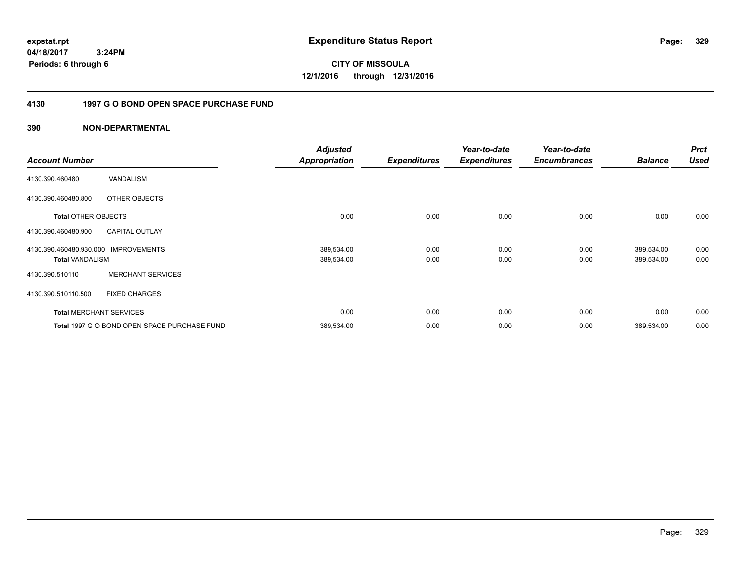**expstat.rpt**
**04/18/2017 3:24PM**
**Periods: 6 through 6**

# Expenditure Status Report

**CITY OF MISSOULA**
**12/1/2016 through 12/31/2016**

## 4130 1997 G O BOND OPEN SPACE PURCHASE FUND

## 390 NON-DEPARTMENTAL

| Account Number | | Adjusted Appropriation | Expenditures | Year-to-date Expenditures | Year-to-date Encumbrances | Balance | Prct Used |
|---|---|---|---|---|---|---|---|
| 4130.390.460480 | VANDALISM | | | | | | |
| 4130.390.460480.800 | OTHER OBJECTS | | | | | | |
| **Total** OTHER OBJECTS | | 0.00 | 0.00 | 0.00 | 0.00 | 0.00 | 0.00 |
| 4130.390.460480.900 | CAPITAL OUTLAY | | | | | | |
| 4130.390.460480.930.000 | IMPROVEMENTS | 389,534.00 | 0.00 | 0.00 | 0.00 | 389,534.00 | 0.00 |
| **Total** VANDALISM | | 389,534.00 | 0.00 | 0.00 | 0.00 | 389,534.00 | 0.00 |
| 4130.390.510110 | MERCHANT SERVICES | | | | | | |
| 4130.390.510110.500 | FIXED CHARGES | | | | | | |
| **Total** MERCHANT SERVICES | | 0.00 | 0.00 | 0.00 | 0.00 | 0.00 | 0.00 |
| **Total** 1997 G O BOND OPEN SPACE PURCHASE FUND | | 389,534.00 | 0.00 | 0.00 | 0.00 | 389,534.00 | 0.00 |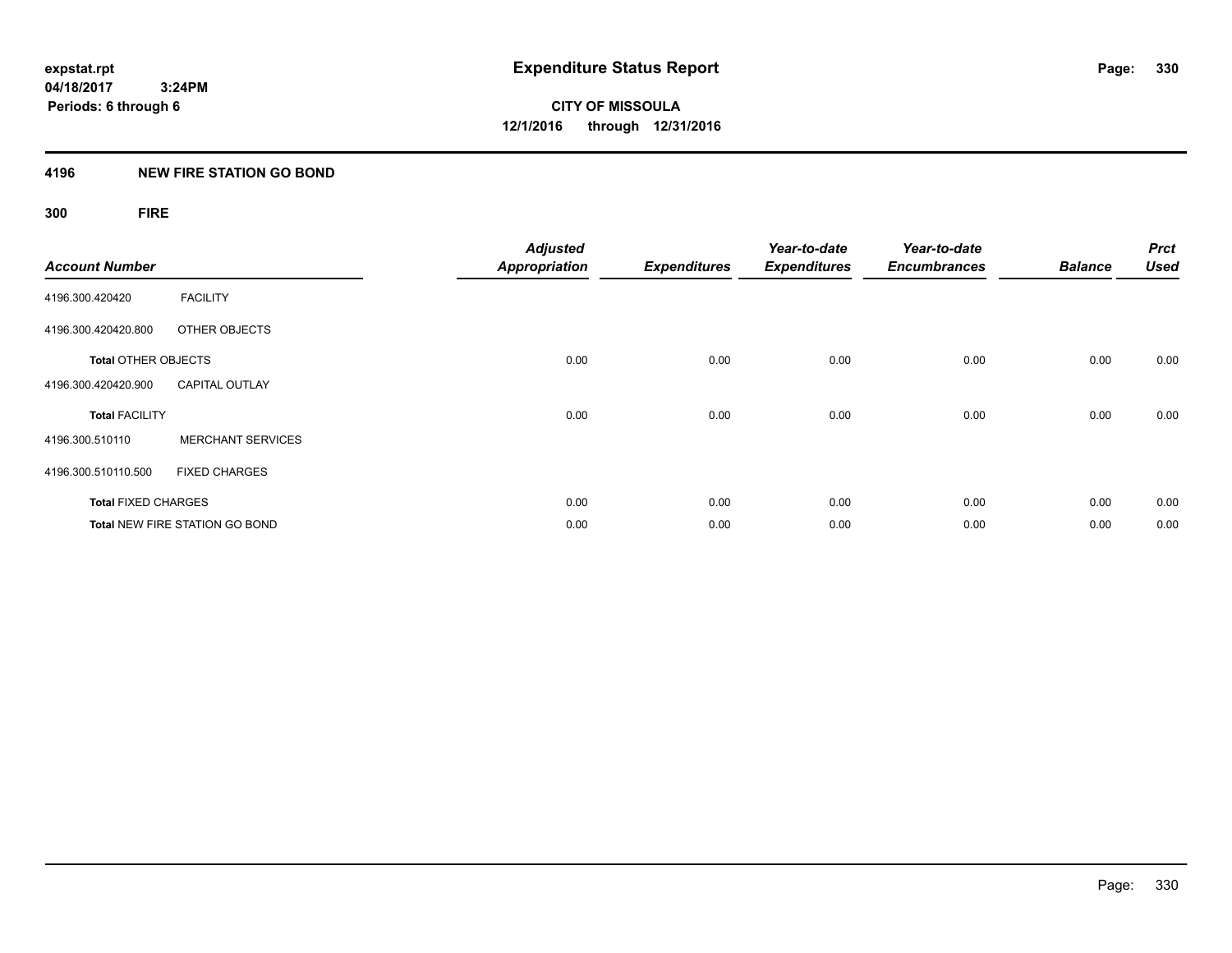**expstat.rpt**
**04/18/2017 3:24PM**
**Periods: 6 through 6**

# Expenditure Status Report

**CITY OF MISSOULA**
**12/1/2016 through 12/31/2016**

## 4196 NEW FIRE STATION GO BOND

### 300 FIRE

| Account Number | | Adjusted Appropriation | Expenditures | Year-to-date Expenditures | Year-to-date Encumbrances | Balance | Prct Used |
|---|---|---|---|---|---|---|---|
| 4196.300.420420 | FACILITY | | | | | | |
| 4196.300.420420.800 | OTHER OBJECTS | | | | | | |
| **Total** OTHER OBJECTS | | 0.00 | 0.00 | 0.00 | 0.00 | 0.00 | 0.00 |
| 4196.300.420420.900 | CAPITAL OUTLAY | | | | | | |
| **Total** FACILITY | | 0.00 | 0.00 | 0.00 | 0.00 | 0.00 | 0.00 |
| 4196.300.510110 | MERCHANT SERVICES | | | | | | |
| 4196.300.510110.500 | FIXED CHARGES | | | | | | |
| **Total** FIXED CHARGES | | 0.00 | 0.00 | 0.00 | 0.00 | 0.00 | 0.00 |
| **Total** NEW FIRE STATION GO BOND | | 0.00 | 0.00 | 0.00 | 0.00 | 0.00 | 0.00 |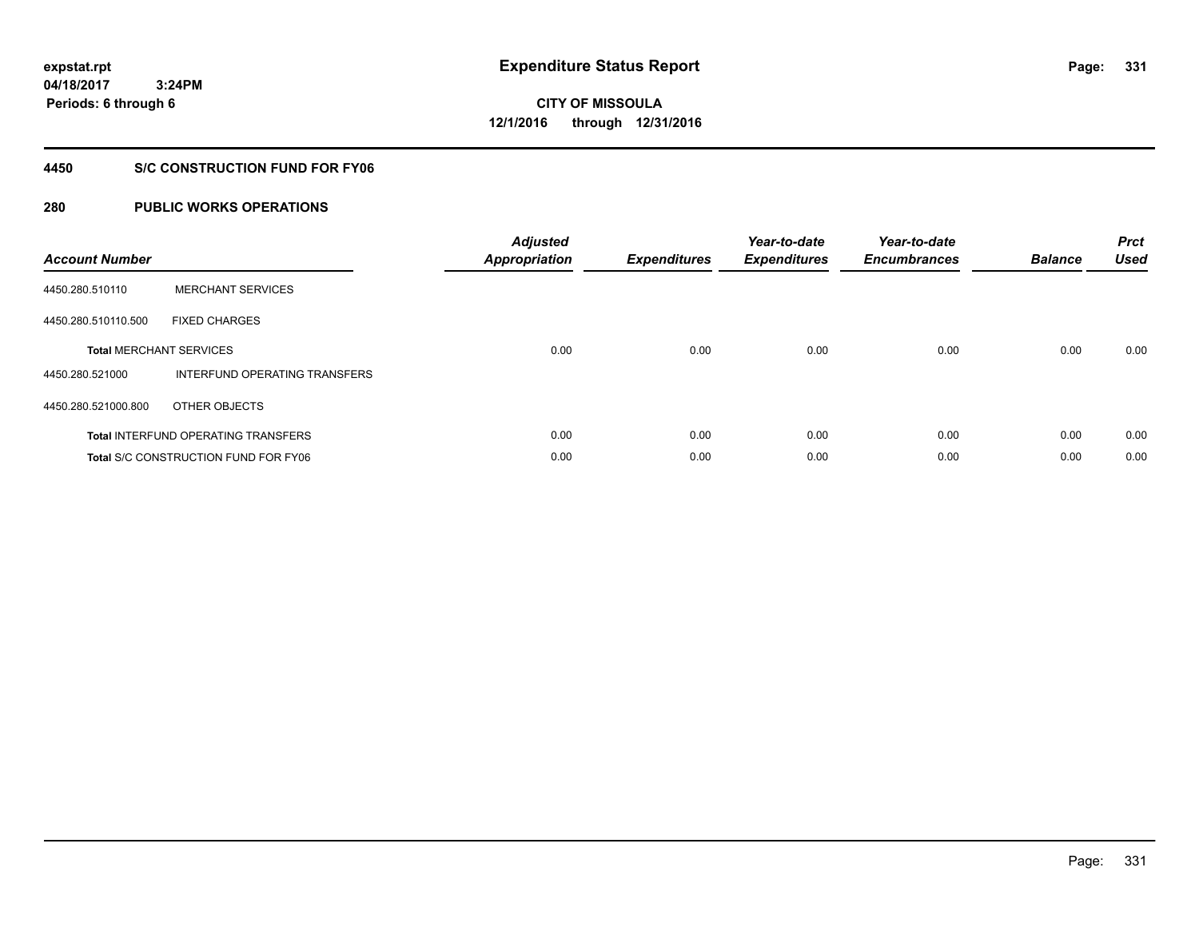expstat.rpt
04/18/2017 3:24PM
Periods: 6 through 6

# Expenditure Status Report

CITY OF MISSOULA
12/1/2016 through 12/31/2016

## 4450 S/C CONSTRUCTION FUND FOR FY06

## 280 PUBLIC WORKS OPERATIONS

| Account Number | | Adjusted Appropriation | Expenditures | Year-to-date Expenditures | Year-to-date Encumbrances | Balance | Prct Used |
|---|---|---|---|---|---|---|---|
| 4450.280.510110 | MERCHANT SERVICES | | | | | | |
| 4450.280.510110.500 | FIXED CHARGES | | | | | | |
| **Total** MERCHANT SERVICES | | 0.00 | 0.00 | 0.00 | 0.00 | 0.00 | 0.00 |
| 4450.280.521000 | INTERFUND OPERATING TRANSFERS | | | | | | |
| 4450.280.521000.800 | OTHER OBJECTS | | | | | | |
| **Total** INTERFUND OPERATING TRANSFERS | | 0.00 | 0.00 | 0.00 | 0.00 | 0.00 | 0.00 |
| **Total** S/C CONSTRUCTION FUND FOR FY06 | | 0.00 | 0.00 | 0.00 | 0.00 | 0.00 | 0.00 |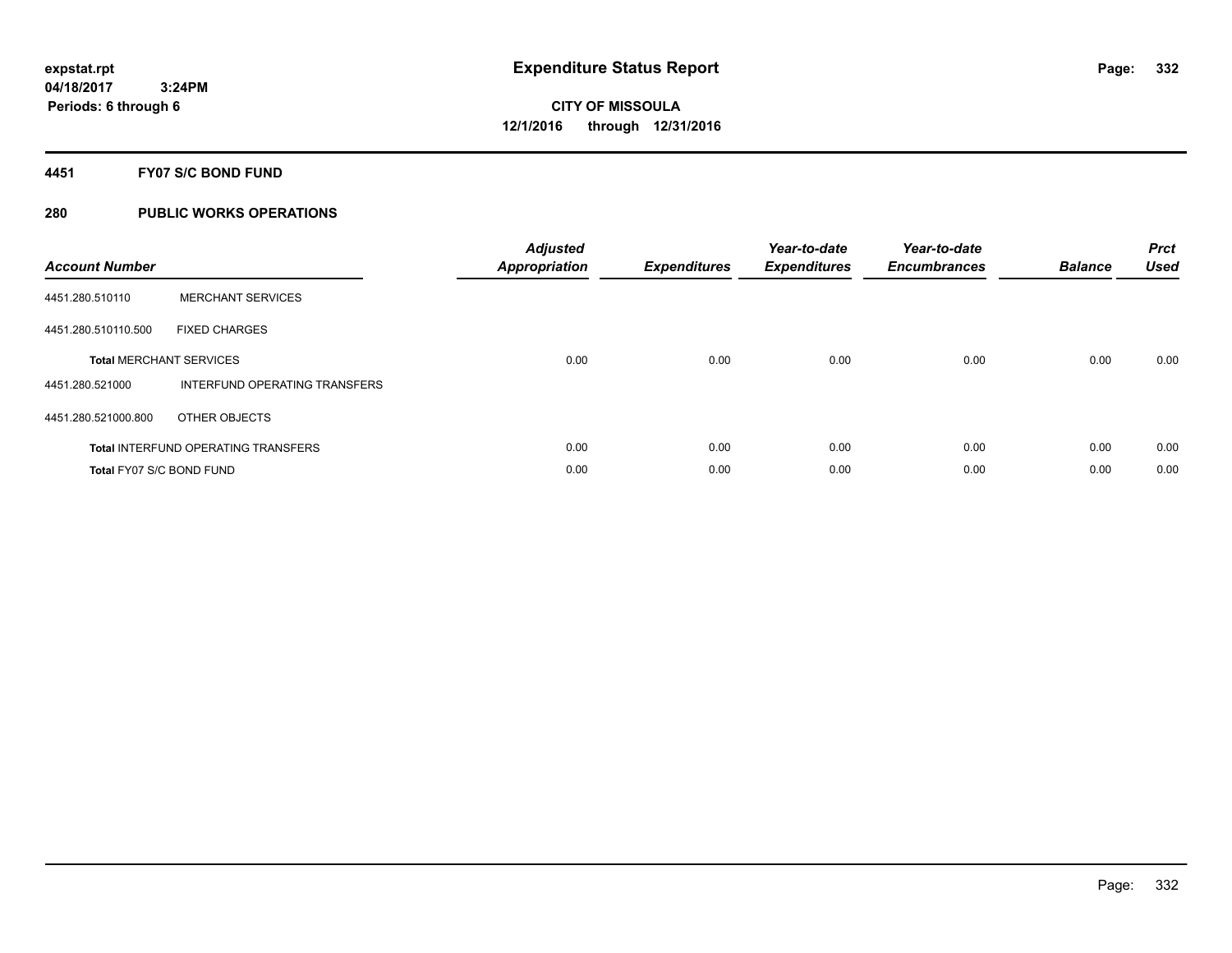expstat.rpt
04/18/2017 3:24PM
Periods: 6 through 6

# Expenditure Status Report

**CITY OF MISSOULA**
**12/1/2016 through 12/31/2016**

## 4451 FY07 S/C BOND FUND

## 280 PUBLIC WORKS OPERATIONS

| Account Number | | Adjusted Appropriation | Expenditures | Year-to-date Expenditures | Year-to-date Encumbrances | Balance | Prct Used |
|---|---|---|---|---|---|---|---|
| 4451.280.510110 | MERCHANT SERVICES | | | | | | |
| 4451.280.510110.500 | FIXED CHARGES | | | | | | |
| **Total** MERCHANT SERVICES | | 0.00 | 0.00 | 0.00 | 0.00 | 0.00 | 0.00 |
| 4451.280.521000 | INTERFUND OPERATING TRANSFERS | | | | | | |
| 4451.280.521000.800 | OTHER OBJECTS | | | | | | |
| **Total** INTERFUND OPERATING TRANSFERS | | 0.00 | 0.00 | 0.00 | 0.00 | 0.00 | 0.00 |
| **Total** FY07 S/C BOND FUND | | 0.00 | 0.00 | 0.00 | 0.00 | 0.00 | 0.00 |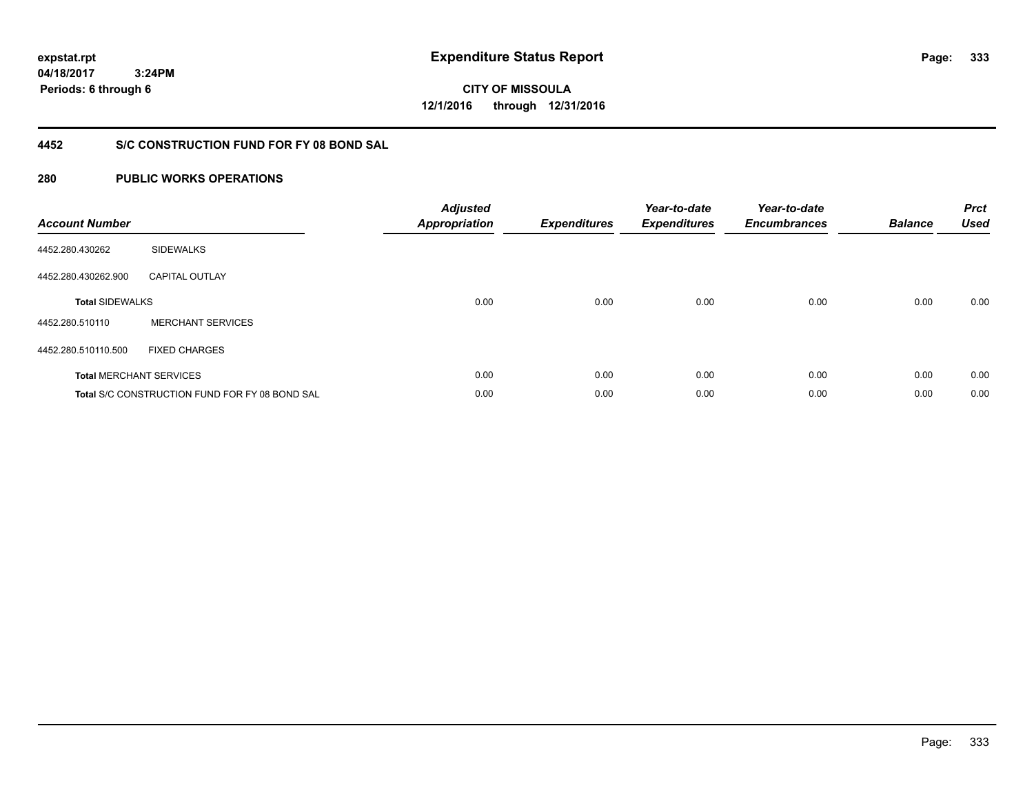**expstat.rpt**
**04/18/2017 3:24PM**
**Periods: 6 through 6**

# Expenditure Status Report

**CITY OF MISSOULA**
**12/1/2016 through 12/31/2016**

## 4452 S/C CONSTRUCTION FUND FOR FY 08 BOND SAL

## 280 PUBLIC WORKS OPERATIONS

| Account Number | | Adjusted Appropriation | Expenditures | Year-to-date Expenditures | Year-to-date Encumbrances | Balance | Prct Used |
|---|---|---|---|---|---|---|---|
| 4452.280.430262 | SIDEWALKS | | | | | | |
| 4452.280.430262.900 | CAPITAL OUTLAY | | | | | | |
| **Total** SIDEWALKS | | 0.00 | 0.00 | 0.00 | 0.00 | 0.00 | 0.00 |
| 4452.280.510110 | MERCHANT SERVICES | | | | | | |
| 4452.280.510110.500 | FIXED CHARGES | | | | | | |
| **Total** MERCHANT SERVICES | | 0.00 | 0.00 | 0.00 | 0.00 | 0.00 | 0.00 |
| **Total** S/C CONSTRUCTION FUND FOR FY 08 BOND SAL | | 0.00 | 0.00 | 0.00 | 0.00 | 0.00 | 0.00 |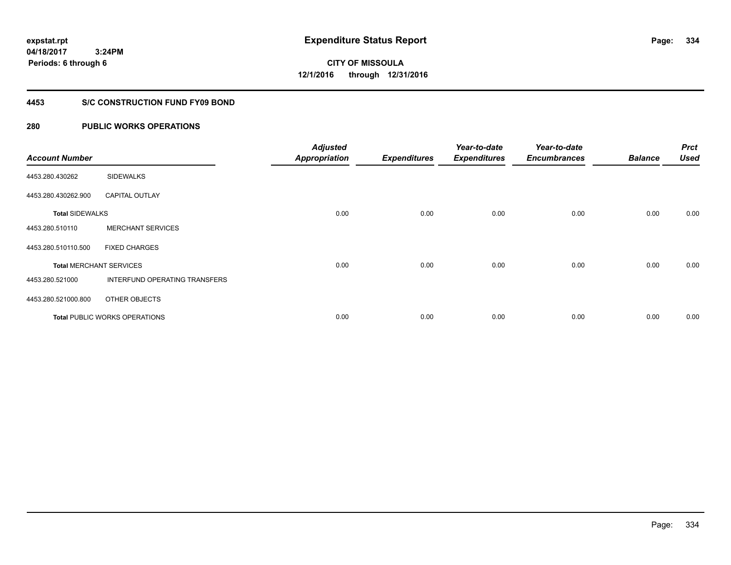**expstat.rpt**
**04/18/2017 3:24PM**
**Periods: 6 through 6**

# Expenditure Status Report

**CITY OF MISSOULA**
**12/1/2016 through 12/31/2016**

## 4453 S/C CONSTRUCTION FUND FY09 BOND

## 280 PUBLIC WORKS OPERATIONS

| Account Number | | Adjusted Appropriation | Expenditures | Year-to-date Expenditures | Year-to-date Encumbrances | Balance | Prct Used |
|---|---|---|---|---|---|---|---|
| 4453.280.430262 | SIDEWALKS | | | | | | |
| 4453.280.430262.900 | CAPITAL OUTLAY | | | | | | |
| **Total** SIDEWALKS | | 0.00 | 0.00 | 0.00 | 0.00 | 0.00 | 0.00 |
| 4453.280.510110 | MERCHANT SERVICES | | | | | | |
| 4453.280.510110.500 | FIXED CHARGES | | | | | | |
| **Total** MERCHANT SERVICES | | 0.00 | 0.00 | 0.00 | 0.00 | 0.00 | 0.00 |
| 4453.280.521000 | INTERFUND OPERATING TRANSFERS | | | | | | |
| 4453.280.521000.800 | OTHER OBJECTS | | | | | | |
| **Total** PUBLIC WORKS OPERATIONS | | 0.00 | 0.00 | 0.00 | 0.00 | 0.00 | 0.00 |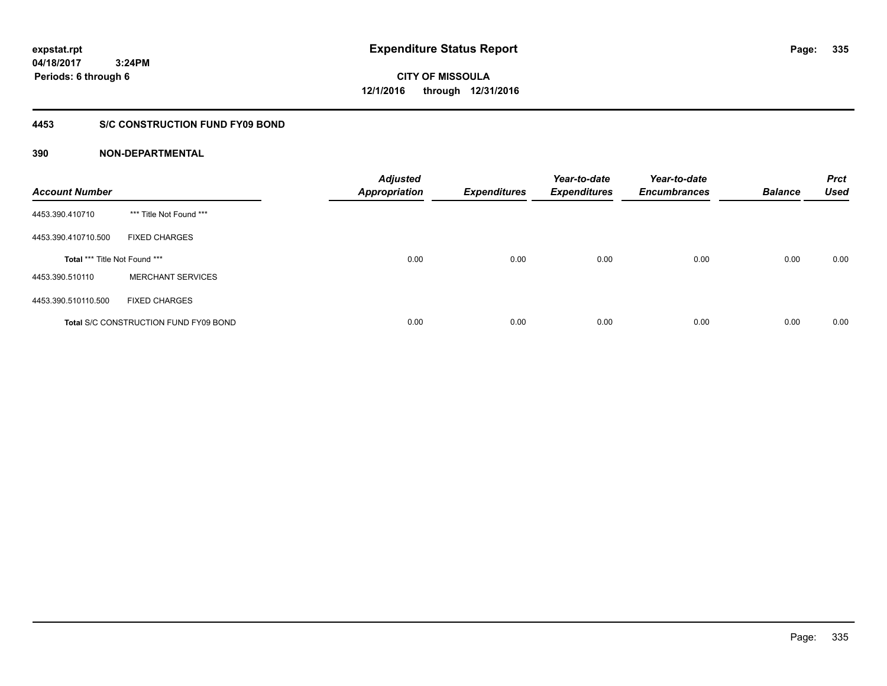expstat.rpt
04/18/2017 3:24PM
Periods: 6 through 6

# Expenditure Status Report

**CITY OF MISSOULA**
**12/1/2016 through 12/31/2016**

## 4453 S/C CONSTRUCTION FUND FY09 BOND

### 390 NON-DEPARTMENTAL

| Account Number | | Adjusted Appropriation | Expenditures | Year-to-date Expenditures | Year-to-date Encumbrances | Balance | Prct Used |
|---|---|---|---|---|---|---|---|
| 4453.390.410710 | *** Title Not Found *** | | | | | | |
| 4453.390.410710.500 | FIXED CHARGES | | | | | | |
| Total *** Title Not Found *** | | 0.00 | 0.00 | 0.00 | 0.00 | 0.00 | 0.00 |
| 4453.390.510110 | MERCHANT SERVICES | | | | | | |
| 4453.390.510110.500 | FIXED CHARGES | | | | | | |
| Total S/C CONSTRUCTION FUND FY09 BOND | | 0.00 | 0.00 | 0.00 | 0.00 | 0.00 | 0.00 |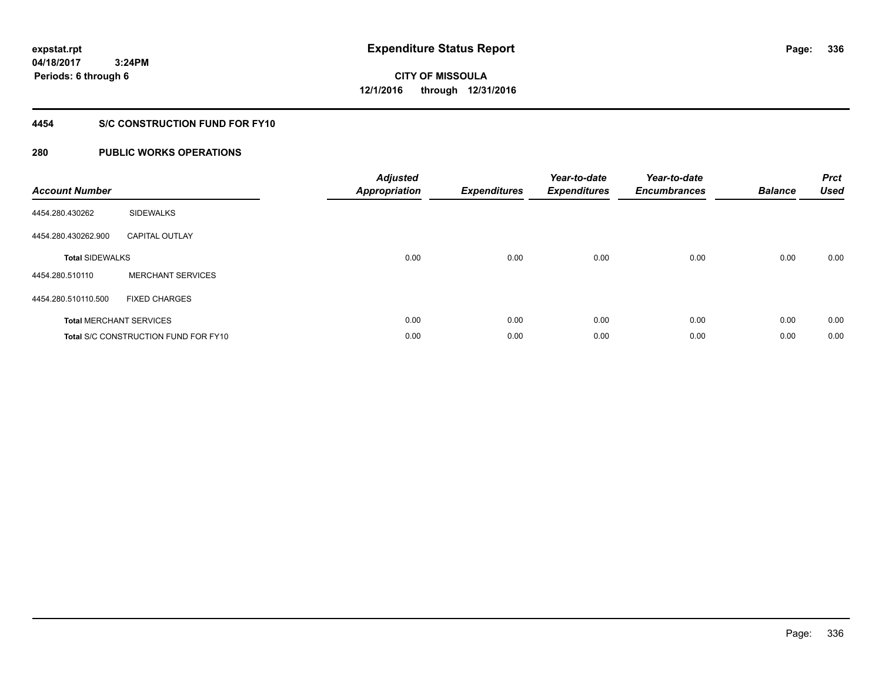**expstat.rpt**
**04/18/2017 3:24PM**
**Periods: 6 through 6**

# Expenditure Status Report

**CITY OF MISSOULA**
**12/1/2016 through 12/31/2016**

## 4454 S/C CONSTRUCTION FUND FOR FY10

## 280 PUBLIC WORKS OPERATIONS

| Account Number | | Adjusted Appropriation | Expenditures | Year-to-date Expenditures | Year-to-date Encumbrances | Balance | Prct Used |
|---|---|---|---|---|---|---|---|
| 4454.280.430262 | SIDEWALKS | | | | | | |
| 4454.280.430262.900 | CAPITAL OUTLAY | | | | | | |
| **Total** SIDEWALKS | | 0.00 | 0.00 | 0.00 | 0.00 | 0.00 | 0.00 |
| 4454.280.510110 | MERCHANT SERVICES | | | | | | |
| 4454.280.510110.500 | FIXED CHARGES | | | | | | |
| **Total** MERCHANT SERVICES | | 0.00 | 0.00 | 0.00 | 0.00 | 0.00 | 0.00 |
| **Total** S/C CONSTRUCTION FUND FOR FY10 | | 0.00 | 0.00 | 0.00 | 0.00 | 0.00 | 0.00 |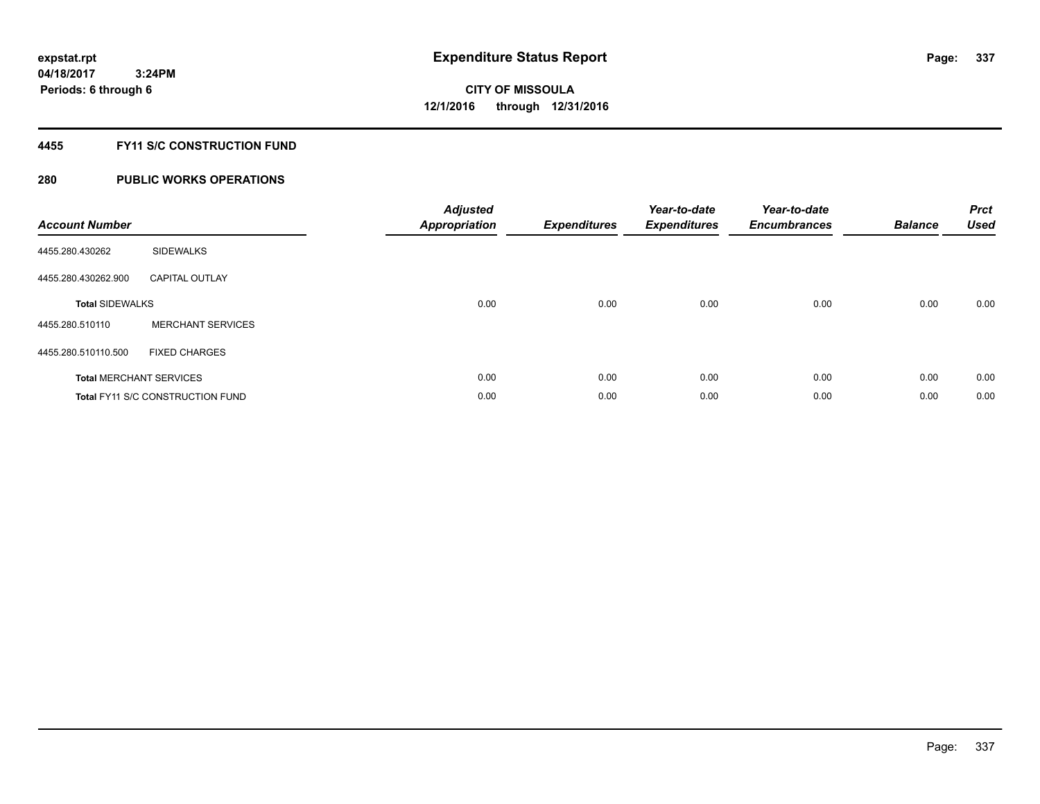**expstat.rpt**
**04/18/2017 3:24PM**
**Periods: 6 through 6**

# Expenditure Status Report

**CITY OF MISSOULA**
**12/1/2016 through 12/31/2016**

## 4455 FY11 S/C CONSTRUCTION FUND

## 280 PUBLIC WORKS OPERATIONS

| Account Number | | Adjusted Appropriation | Expenditures | Year-to-date Expenditures | Year-to-date Encumbrances | Balance | Prct Used |
|---|---|---|---|---|---|---|---|
| 4455.280.430262 | SIDEWALKS | | | | | | |
| 4455.280.430262.900 | CAPITAL OUTLAY | | | | | | |
| **Total** SIDEWALKS | | 0.00 | 0.00 | 0.00 | 0.00 | 0.00 | 0.00 |
| 4455.280.510110 | MERCHANT SERVICES | | | | | | |
| 4455.280.510110.500 | FIXED CHARGES | | | | | | |
| **Total** MERCHANT SERVICES | | 0.00 | 0.00 | 0.00 | 0.00 | 0.00 | 0.00 |
| **Total** FY11 S/C CONSTRUCTION FUND | | 0.00 | 0.00 | 0.00 | 0.00 | 0.00 | 0.00 |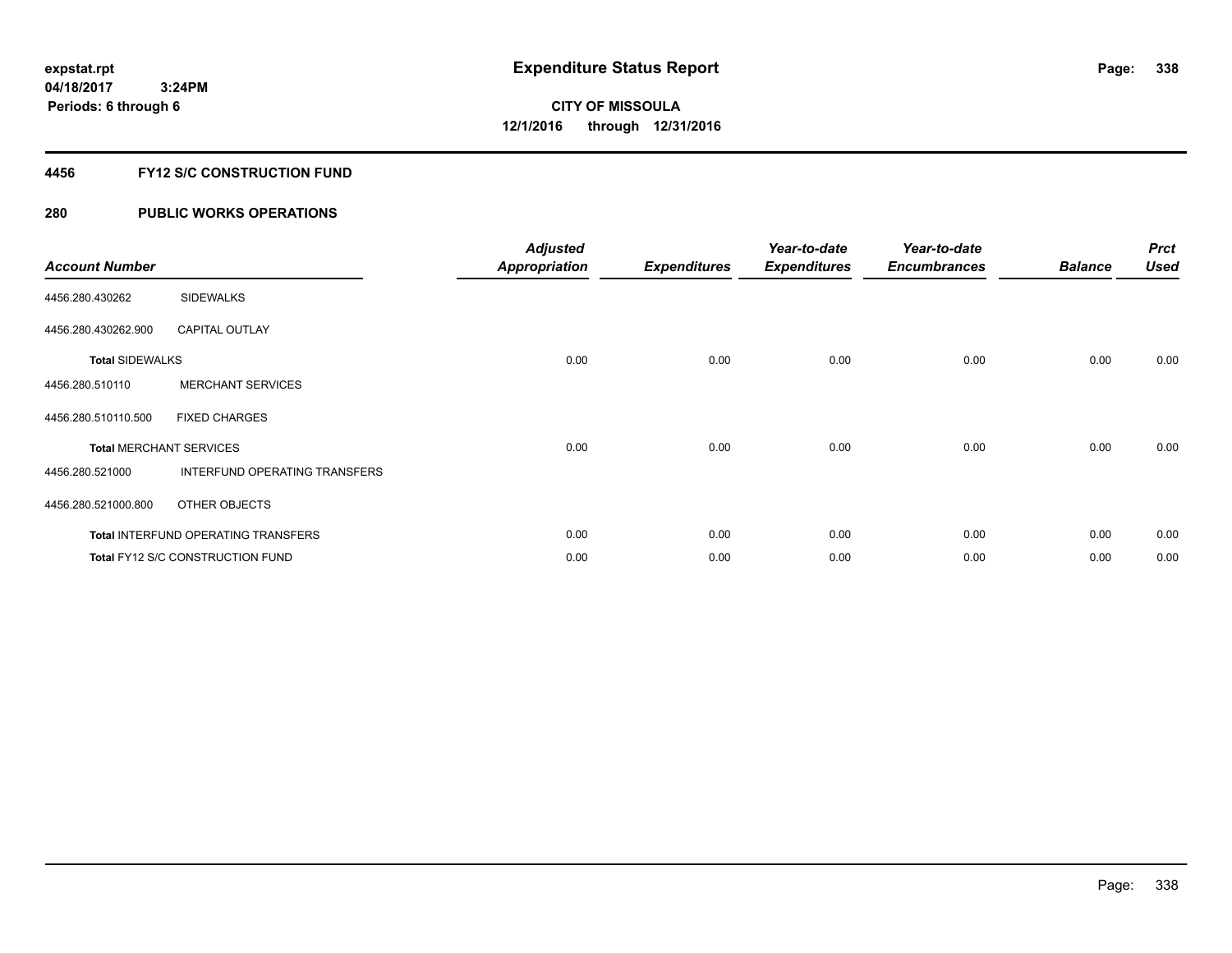expstat.rpt
04/18/2017 3:24PM
Periods: 6 through 6

# Expenditure Status Report

CITY OF MISSOULA
12/1/2016 through 12/31/2016

## 4456 FY12 S/C CONSTRUCTION FUND

## 280 PUBLIC WORKS OPERATIONS

| Account Number | | Adjusted Appropriation | Expenditures | Year-to-date Expenditures | Year-to-date Encumbrances | Balance | Prct Used |
|---|---|---|---|---|---|---|---|
| 4456.280.430262 | SIDEWALKS | | | | | | |
| 4456.280.430262.900 | CAPITAL OUTLAY | | | | | | |
| **Total** SIDEWALKS | | 0.00 | 0.00 | 0.00 | 0.00 | 0.00 | 0.00 |
| 4456.280.510110 | MERCHANT SERVICES | | | | | | |
| 4456.280.510110.500 | FIXED CHARGES | | | | | | |
| **Total** MERCHANT SERVICES | | 0.00 | 0.00 | 0.00 | 0.00 | 0.00 | 0.00 |
| 4456.280.521000 | INTERFUND OPERATING TRANSFERS | | | | | | |
| 4456.280.521000.800 | OTHER OBJECTS | | | | | | |
| **Total** INTERFUND OPERATING TRANSFERS | | 0.00 | 0.00 | 0.00 | 0.00 | 0.00 | 0.00 |
| **Total** FY12 S/C CONSTRUCTION FUND | | 0.00 | 0.00 | 0.00 | 0.00 | 0.00 | 0.00 |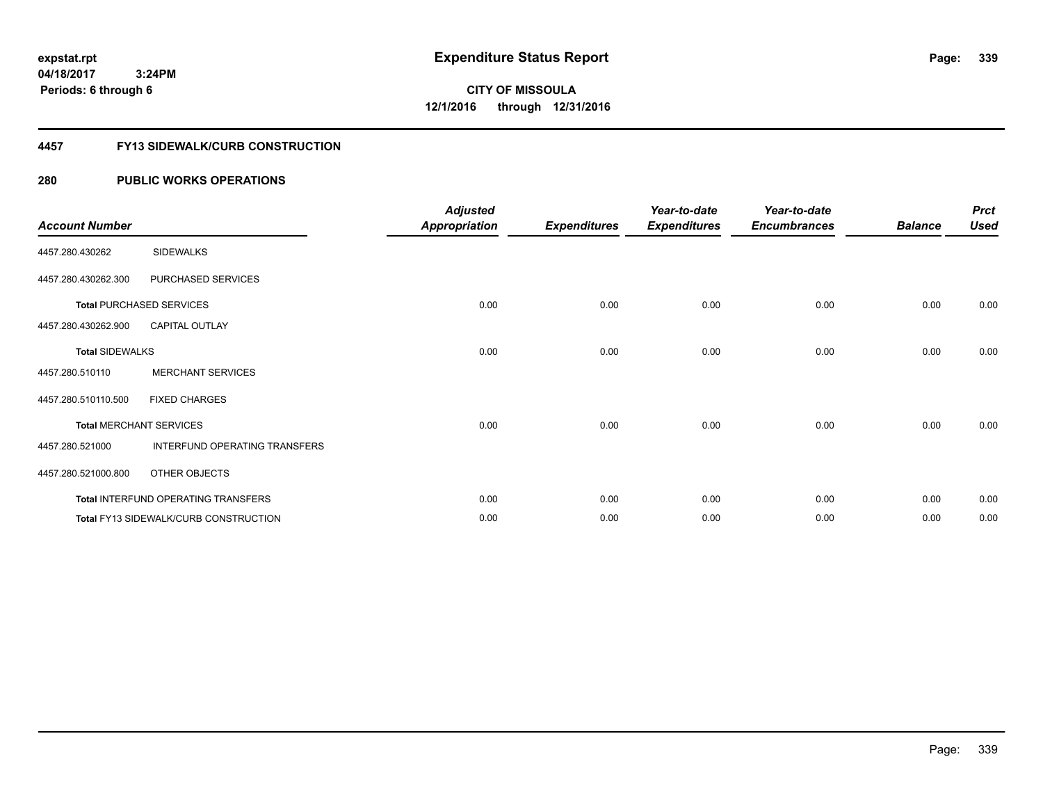**expstat.rpt**
**04/18/2017 3:24PM**
**Periods: 6 through 6**

# Expenditure Status Report

**CITY OF MISSOULA**
**12/1/2016 through 12/31/2016**

## 4457 FY13 SIDEWALK/CURB CONSTRUCTION

## 280 PUBLIC WORKS OPERATIONS

| Account Number | | Adjusted Appropriation | Expenditures | Year-to-date Expenditures | Year-to-date Encumbrances | Balance | Prct Used |
|---|---|---|---|---|---|---|---|
| 4457.280.430262 | SIDEWALKS | | | | | | |
| 4457.280.430262.300 | PURCHASED SERVICES | | | | | | |
| **Total** PURCHASED SERVICES | | 0.00 | 0.00 | 0.00 | 0.00 | 0.00 | 0.00 |
| 4457.280.430262.900 | CAPITAL OUTLAY | | | | | | |
| **Total** SIDEWALKS | | 0.00 | 0.00 | 0.00 | 0.00 | 0.00 | 0.00 |
| 4457.280.510110 | MERCHANT SERVICES | | | | | | |
| 4457.280.510110.500 | FIXED CHARGES | | | | | | |
| **Total** MERCHANT SERVICES | | 0.00 | 0.00 | 0.00 | 0.00 | 0.00 | 0.00 |
| 4457.280.521000 | INTERFUND OPERATING TRANSFERS | | | | | | |
| 4457.280.521000.800 | OTHER OBJECTS | | | | | | |
| **Total** INTERFUND OPERATING TRANSFERS | | 0.00 | 0.00 | 0.00 | 0.00 | 0.00 | 0.00 |
| **Total** FY13 SIDEWALK/CURB CONSTRUCTION | | 0.00 | 0.00 | 0.00 | 0.00 | 0.00 | 0.00 |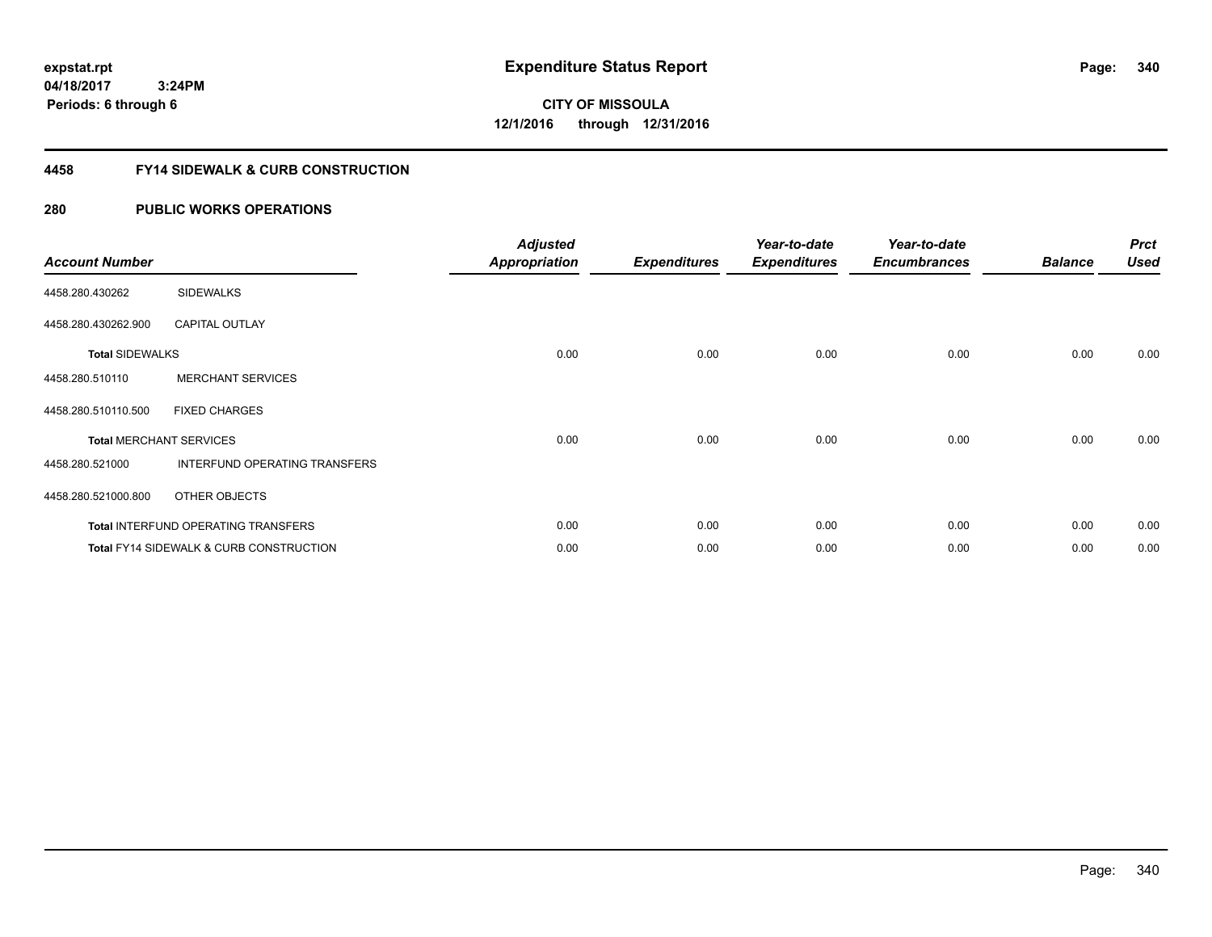**expstat.rpt**
**04/18/2017 3:24PM**
**Periods: 6 through 6**

# Expenditure Status Report

**CITY OF MISSOULA**
**12/1/2016 through 12/31/2016**

## 4458 FY14 SIDEWALK & CURB CONSTRUCTION

## 280 PUBLIC WORKS OPERATIONS

| Account Number | | Adjusted Appropriation | Expenditures | Year-to-date Expenditures | Year-to-date Encumbrances | Balance | Prct Used |
|---|---|---|---|---|---|---|---|
| 4458.280.430262 | SIDEWALKS | | | | | | |
| 4458.280.430262.900 | CAPITAL OUTLAY | | | | | | |
| **Total** SIDEWALKS | | 0.00 | 0.00 | 0.00 | 0.00 | 0.00 | 0.00 |
| 4458.280.510110 | MERCHANT SERVICES | | | | | | |
| 4458.280.510110.500 | FIXED CHARGES | | | | | | |
| **Total** MERCHANT SERVICES | | 0.00 | 0.00 | 0.00 | 0.00 | 0.00 | 0.00 |
| 4458.280.521000 | INTERFUND OPERATING TRANSFERS | | | | | | |
| 4458.280.521000.800 | OTHER OBJECTS | | | | | | |
| **Total** INTERFUND OPERATING TRANSFERS | | 0.00 | 0.00 | 0.00 | 0.00 | 0.00 | 0.00 |
| **Total** FY14 SIDEWALK & CURB CONSTRUCTION | | 0.00 | 0.00 | 0.00 | 0.00 | 0.00 | 0.00 |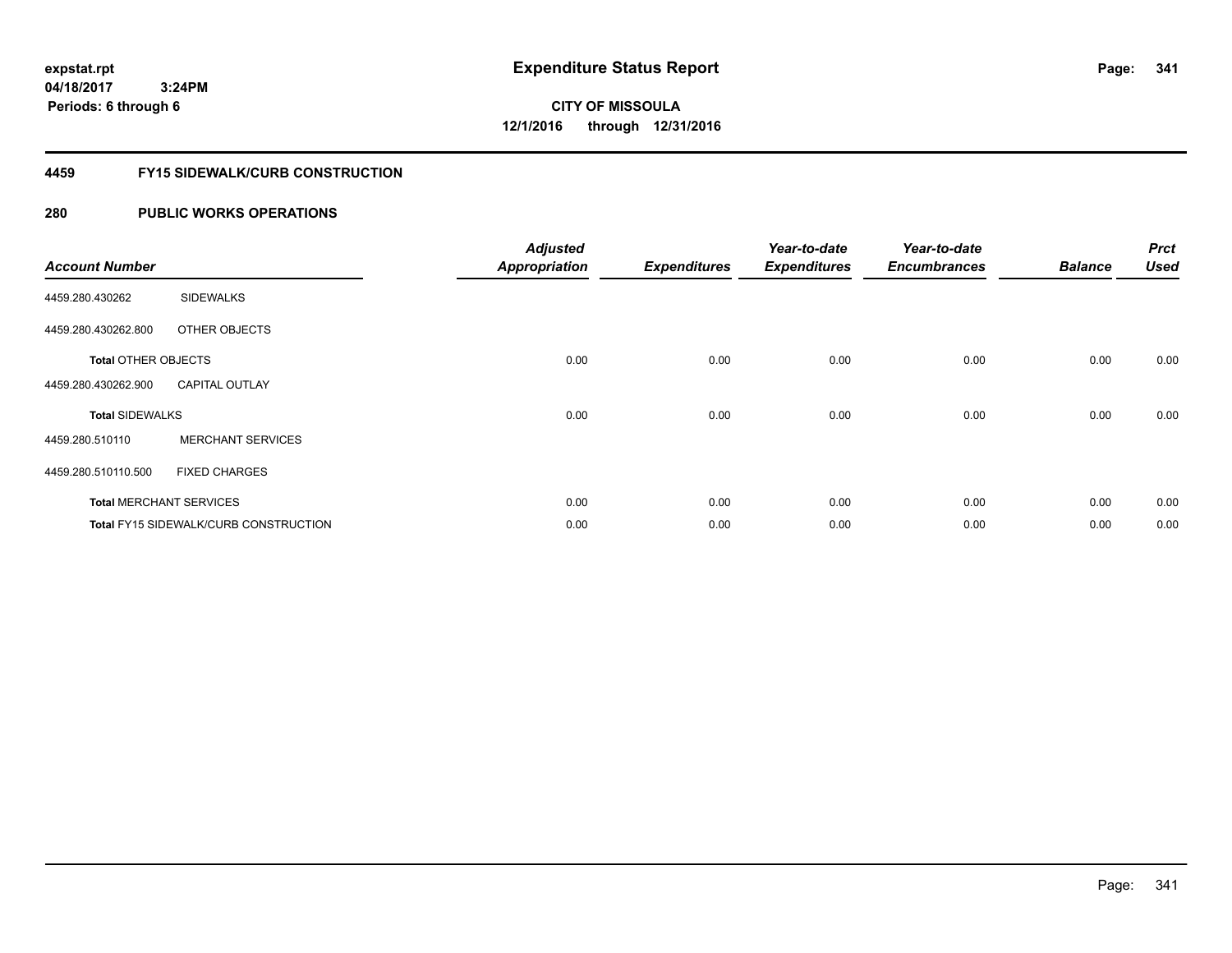# Expenditure Status Report

expstat.rpt
04/18/2017 3:24PM
Periods: 6 through 6

**CITY OF MISSOULA**
**12/1/2016 through 12/31/2016**

## 4459 FY15 SIDEWALK/CURB CONSTRUCTION

## 280 PUBLIC WORKS OPERATIONS

| Account Number | | Adjusted Appropriation | Expenditures | Year-to-date Expenditures | Year-to-date Encumbrances | Balance | Prct Used |
|---|---|---|---|---|---|---|---|
| 4459.280.430262 | SIDEWALKS | | | | | | |
| 4459.280.430262.800 | OTHER OBJECTS | | | | | | |
| **Total** OTHER OBJECTS | | 0.00 | 0.00 | 0.00 | 0.00 | 0.00 | 0.00 |
| 4459.280.430262.900 | CAPITAL OUTLAY | | | | | | |
| **Total** SIDEWALKS | | 0.00 | 0.00 | 0.00 | 0.00 | 0.00 | 0.00 |
| 4459.280.510110 | MERCHANT SERVICES | | | | | | |
| 4459.280.510110.500 | FIXED CHARGES | | | | | | |
| **Total** MERCHANT SERVICES | | 0.00 | 0.00 | 0.00 | 0.00 | 0.00 | 0.00 |
| **Total** FY15 SIDEWALK/CURB CONSTRUCTION | | 0.00 | 0.00 | 0.00 | 0.00 | 0.00 | 0.00 |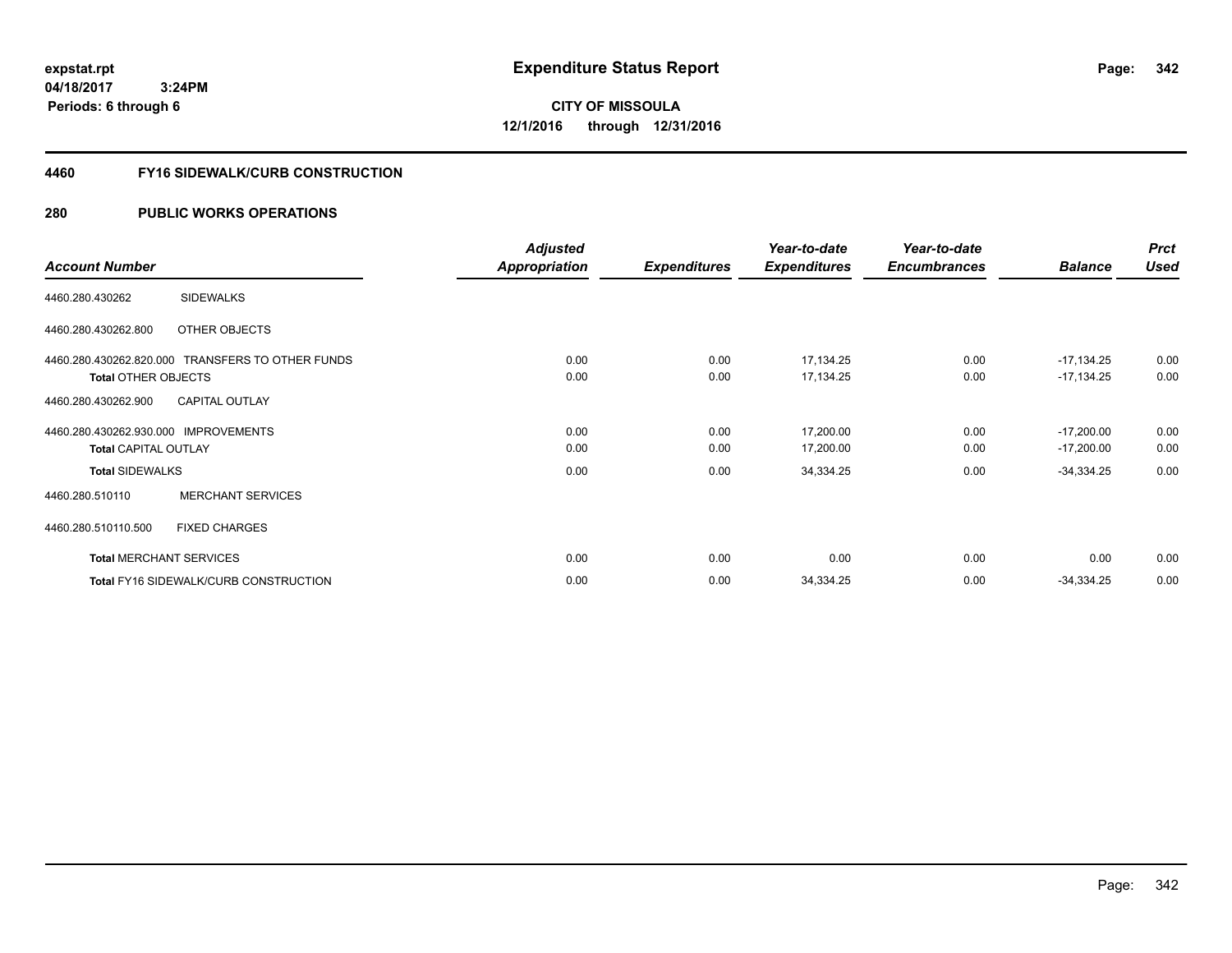expstat.rpt
04/18/2017 3:24PM
Periods: 6 through 6

# Expenditure Status Report

CITY OF MISSOULA
12/1/2016 through 12/31/2016

## 4460 FY16 SIDEWALK/CURB CONSTRUCTION

## 280 PUBLIC WORKS OPERATIONS

| Account Number | | Adjusted Appropriation | Expenditures | Year-to-date Expenditures | Year-to-date Encumbrances | Balance | Prct Used |
|---|---|---|---|---|---|---|---|
| 4460.280.430262 | SIDEWALKS | | | | | | |
| 4460.280.430262.800 | OTHER OBJECTS | | | | | | |
| 4460.280.430262.820.000 | TRANSFERS TO OTHER FUNDS | 0.00 | 0.00 | 17,134.25 | 0.00 | -17,134.25 | 0.00 |
| Total OTHER OBJECTS | | 0.00 | 0.00 | 17,134.25 | 0.00 | -17,134.25 | 0.00 |
| 4460.280.430262.900 | CAPITAL OUTLAY | | | | | | |
| 4460.280.430262.930.000 | IMPROVEMENTS | 0.00 | 0.00 | 17,200.00 | 0.00 | -17,200.00 | 0.00 |
| Total CAPITAL OUTLAY | | 0.00 | 0.00 | 17,200.00 | 0.00 | -17,200.00 | 0.00 |
| Total SIDEWALKS | | 0.00 | 0.00 | 34,334.25 | 0.00 | -34,334.25 | 0.00 |
| 4460.280.510110 | MERCHANT SERVICES | | | | | | |
| 4460.280.510110.500 | FIXED CHARGES | | | | | | |
| Total MERCHANT SERVICES | | 0.00 | 0.00 | 0.00 | 0.00 | 0.00 | 0.00 |
| Total FY16 SIDEWALK/CURB CONSTRUCTION | | 0.00 | 0.00 | 34,334.25 | 0.00 | -34,334.25 | 0.00 |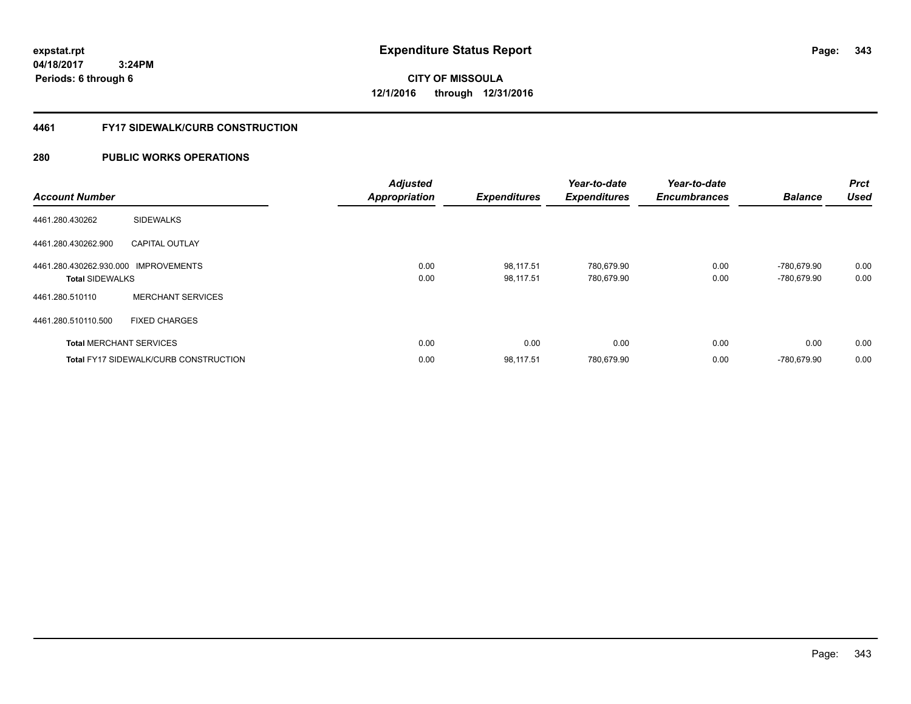expstat.rpt
04/18/2017 3:24PM
Periods: 6 through 6

# Expenditure Status Report

**CITY OF MISSOULA**
**12/1/2016 through 12/31/2016**

## 4461 FY17 SIDEWALK/CURB CONSTRUCTION

## 280 PUBLIC WORKS OPERATIONS

| Account Number | | Adjusted Appropriation | Expenditures | Year-to-date Expenditures | Year-to-date Encumbrances | Balance | Prct Used |
|---|---|---|---|---|---|---|---|
| 4461.280.430262 | SIDEWALKS | | | | | | |
| 4461.280.430262.900 | CAPITAL OUTLAY | | | | | | |
| 4461.280.430262.930.000 | IMPROVEMENTS | 0.00 | 98,117.51 | 780,679.90 | 0.00 | -780,679.90 | 0.00 |
| **Total** SIDEWALKS | | 0.00 | 98,117.51 | 780,679.90 | 0.00 | -780,679.90 | 0.00 |
| 4461.280.510110 | MERCHANT SERVICES | | | | | | |
| 4461.280.510110.500 | FIXED CHARGES | | | | | | |
| **Total** MERCHANT SERVICES | | 0.00 | 0.00 | 0.00 | 0.00 | 0.00 | 0.00 |
| **Total** FY17 SIDEWALK/CURB CONSTRUCTION | | 0.00 | 98,117.51 | 780,679.90 | 0.00 | -780,679.90 | 0.00 |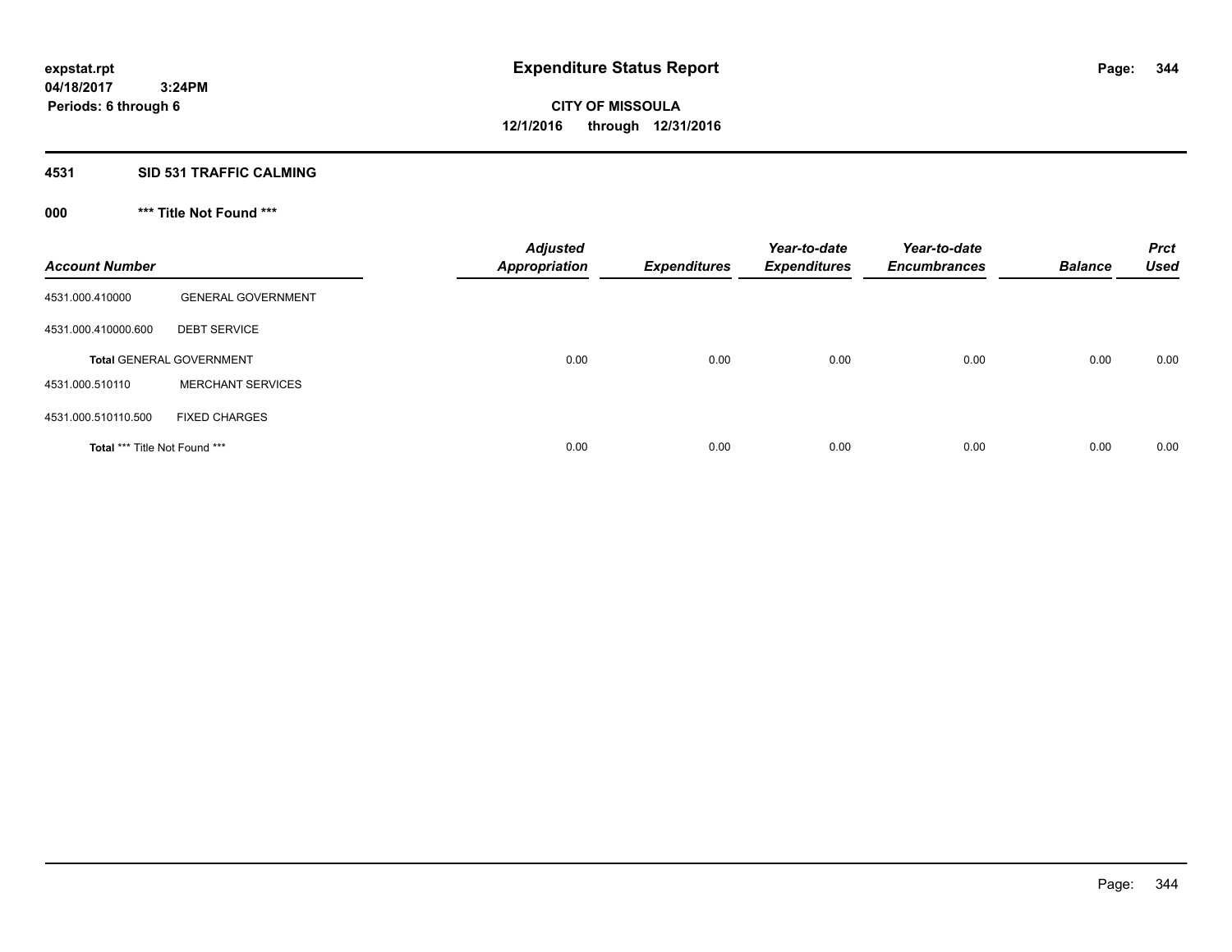**expstat.rpt**
**04/18/2017 3:24PM**
**Periods: 6 through 6**

# Expenditure Status Report

**CITY OF MISSOULA**
**12/1/2016 through 12/31/2016**

## 4531 SID 531 TRAFFIC CALMING

### 000 *** Title Not Found ***

| Account Number | | Adjusted Appropriation | Expenditures | Year-to-date Expenditures | Year-to-date Encumbrances | Balance | Prct Used |
|---|---|---|---|---|---|---|---|
| 4531.000.410000 | GENERAL GOVERNMENT | | | | | | |
| 4531.000.410000.600 | DEBT SERVICE | | | | | | |
| **Total** GENERAL GOVERNMENT | | 0.00 | 0.00 | 0.00 | 0.00 | 0.00 | 0.00 |
| 4531.000.510110 | MERCHANT SERVICES | | | | | | |
| 4531.000.510110.500 | FIXED CHARGES | | | | | | |
| **Total** *** Title Not Found *** | | 0.00 | 0.00 | 0.00 | 0.00 | 0.00 | 0.00 |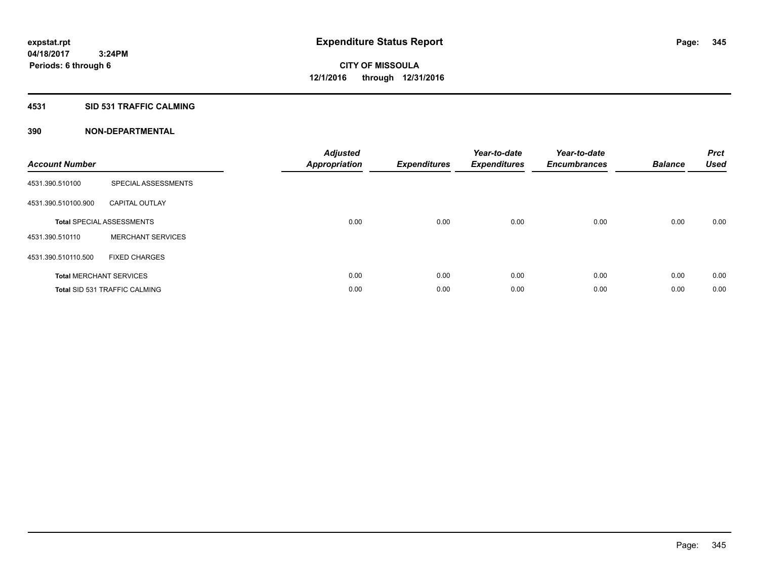expstat.rpt
04/18/2017 3:24PM
Periods: 6 through 6

# Expenditure Status Report

CITY OF MISSOULA
12/1/2016 through 12/31/2016

## 4531 SID 531 TRAFFIC CALMING

## 390 NON-DEPARTMENTAL

| Account Number | | Adjusted Appropriation | Expenditures | Year-to-date Expenditures | Year-to-date Encumbrances | Balance | Prct Used |
|---|---|---|---|---|---|---|---|
| 4531.390.510100 | SPECIAL ASSESSMENTS | | | | | | |
| 4531.390.510100.900 | CAPITAL OUTLAY | | | | | | |
| **Total** SPECIAL ASSESSMENTS | | 0.00 | 0.00 | 0.00 | 0.00 | 0.00 | 0.00 |
| 4531.390.510110 | MERCHANT SERVICES | | | | | | |
| 4531.390.510110.500 | FIXED CHARGES | | | | | | |
| **Total** MERCHANT SERVICES | | 0.00 | 0.00 | 0.00 | 0.00 | 0.00 | 0.00 |
| **Total** SID 531 TRAFFIC CALMING | | 0.00 | 0.00 | 0.00 | 0.00 | 0.00 | 0.00 |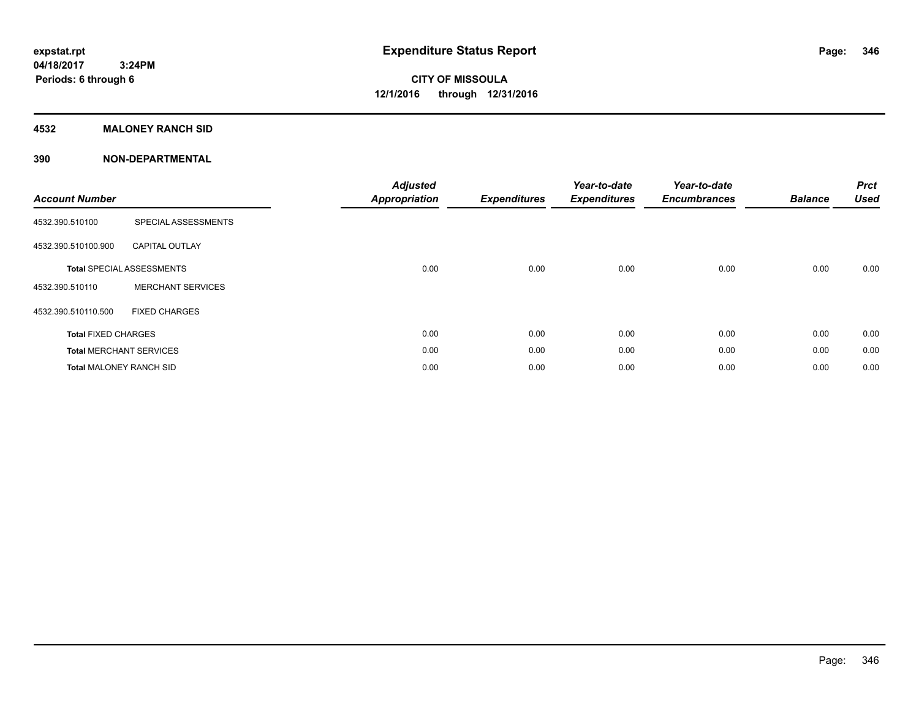# Expenditure Status Report

expstat.rpt
04/18/2017 3:24PM
Periods: 6 through 6

**CITY OF MISSOULA**
**12/1/2016 through 12/31/2016**

## 4532 MALONEY RANCH SID

## 390 NON-DEPARTMENTAL

| Account Number | | Adjusted Appropriation | Expenditures | Year-to-date Expenditures | Year-to-date Encumbrances | Balance | Prct Used |
|---|---|---|---|---|---|---|---|
| 4532.390.510100 | SPECIAL ASSESSMENTS | | | | | | |
| 4532.390.510100.900 | CAPITAL OUTLAY | | | | | | |
| **Total** SPECIAL ASSESSMENTS | | 0.00 | 0.00 | 0.00 | 0.00 | 0.00 | 0.00 |
| 4532.390.510110 | MERCHANT SERVICES | | | | | | |
| 4532.390.510110.500 | FIXED CHARGES | | | | | | |
| **Total** FIXED CHARGES | | 0.00 | 0.00 | 0.00 | 0.00 | 0.00 | 0.00 |
| **Total** MERCHANT SERVICES | | 0.00 | 0.00 | 0.00 | 0.00 | 0.00 | 0.00 |
| **Total** MALONEY RANCH SID | | 0.00 | 0.00 | 0.00 | 0.00 | 0.00 | 0.00 |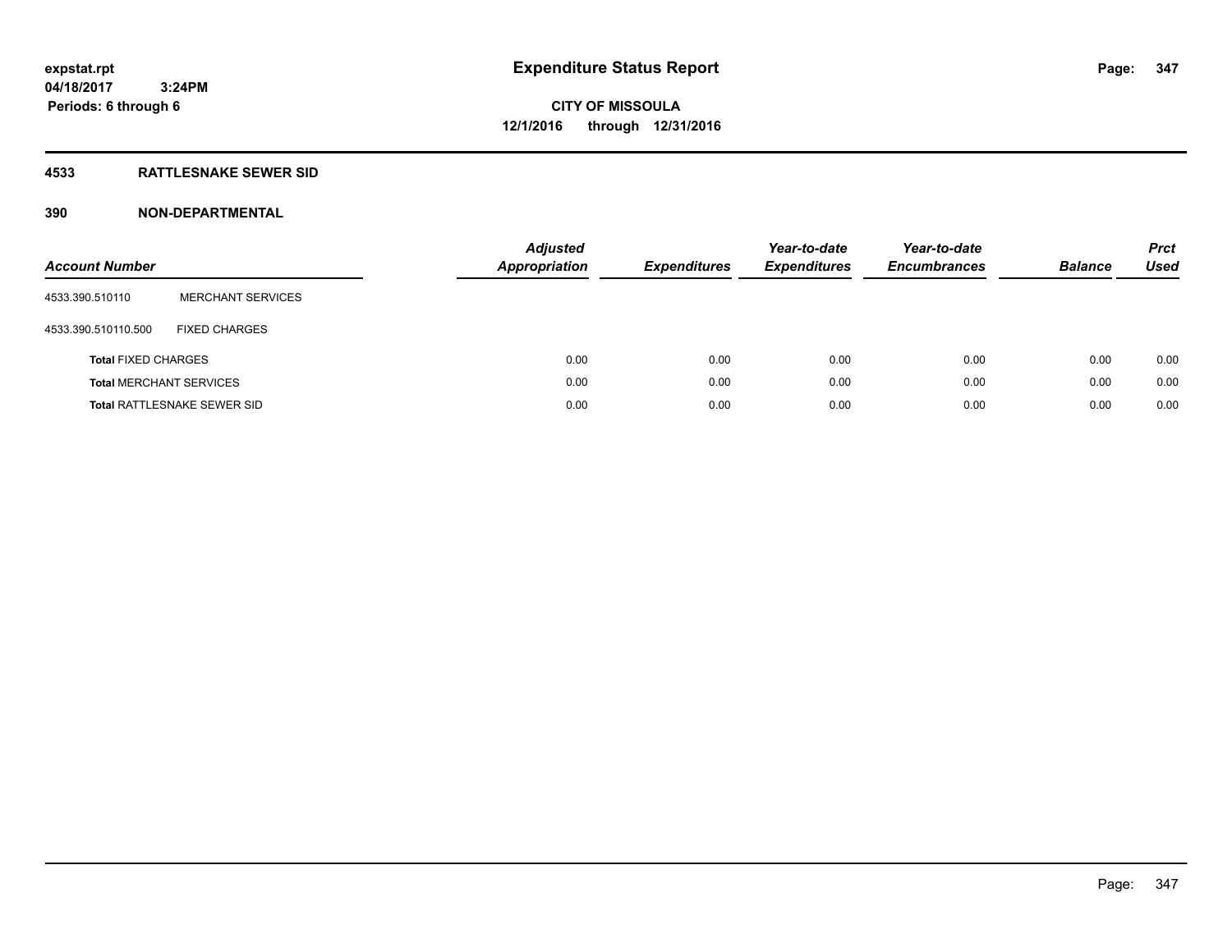expstat.rpt
04/18/2017 3:24PM
Periods: 6 through 6

# Expenditure Status Report

**CITY OF MISSOULA**
**12/1/2016 through 12/31/2016**

## 4533 RATTLESNAKE SEWER SID

## 390 NON-DEPARTMENTAL

| Account Number | | Adjusted Appropriation | Expenditures | Year-to-date Expenditures | Year-to-date Encumbrances | Balance | Prct Used |
|---|---|---|---|---|---|---|---|
| 4533.390.510110 | MERCHANT SERVICES | | | | | | |
| 4533.390.510110.500 | FIXED CHARGES | | | | | | |
| **Total** FIXED CHARGES | | 0.00 | 0.00 | 0.00 | 0.00 | 0.00 | 0.00 |
| **Total** MERCHANT SERVICES | | 0.00 | 0.00 | 0.00 | 0.00 | 0.00 | 0.00 |
| **Total** RATTLESNAKE SEWER SID | | 0.00 | 0.00 | 0.00 | 0.00 | 0.00 | 0.00 |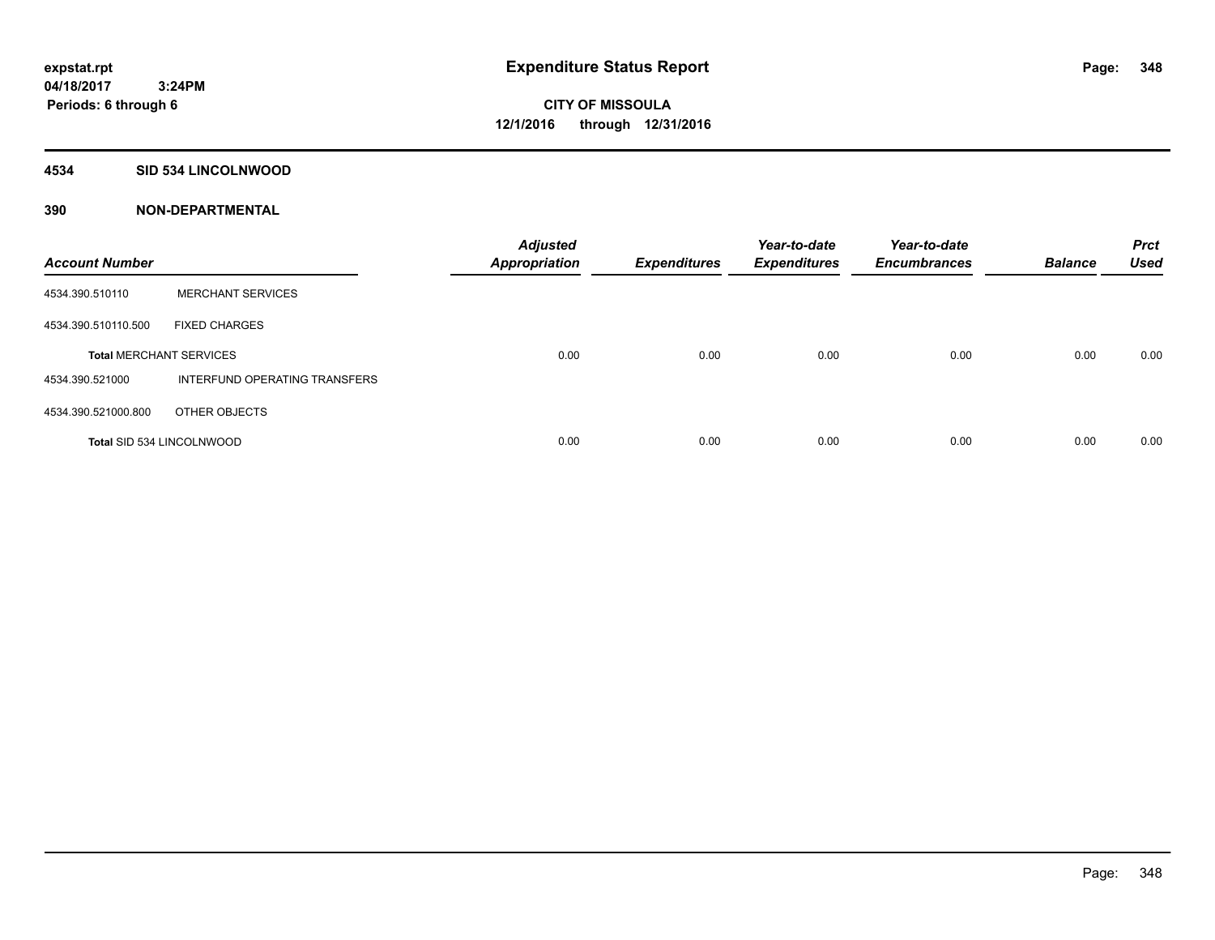**expstat.rpt**
**04/18/2017 3:24PM**
**Periods: 6 through 6**

# Expenditure Status Report

**CITY OF MISSOULA**
**12/1/2016 through 12/31/2016**

## 4534 SID 534 LINCOLNWOOD

### 390 NON-DEPARTMENTAL

| Account Number | | Adjusted Appropriation | Expenditures | Year-to-date Expenditures | Year-to-date Encumbrances | Balance | Prct Used |
|---|---|---|---|---|---|---|---|
| 4534.390.510110 | MERCHANT SERVICES | | | | | | |
| 4534.390.510110.500 | FIXED CHARGES | | | | | | |
| **Total** MERCHANT SERVICES | | 0.00 | 0.00 | 0.00 | 0.00 | 0.00 | 0.00 |
| 4534.390.521000 | INTERFUND OPERATING TRANSFERS | | | | | | |
| 4534.390.521000.800 | OTHER OBJECTS | | | | | | |
| **Total** SID 534 LINCOLNWOOD | | 0.00 | 0.00 | 0.00 | 0.00 | 0.00 | 0.00 |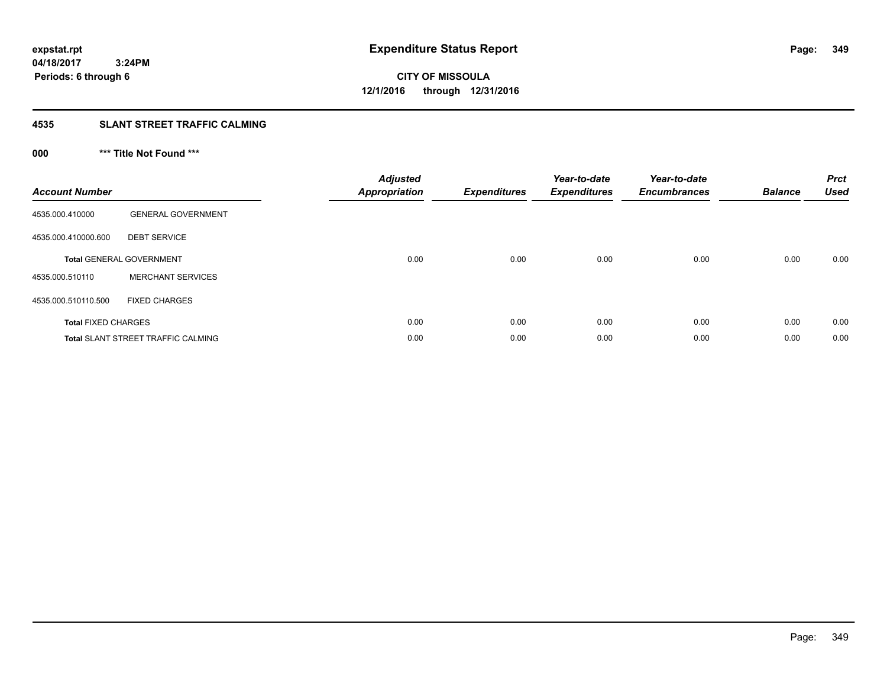expstat.rpt
04/18/2017 3:24PM
Periods: 6 through 6

# Expenditure Status Report

**CITY OF MISSOULA**
**12/1/2016 through 12/31/2016**

## 4535 SLANT STREET TRAFFIC CALMING

### 000 *** Title Not Found ***

| Account Number | | Adjusted Appropriation | Expenditures | Year-to-date Expenditures | Year-to-date Encumbrances | Balance | Prct Used |
|---|---|---|---|---|---|---|---|
| 4535.000.410000 | GENERAL GOVERNMENT | | | | | | |
| 4535.000.410000.600 | DEBT SERVICE | | | | | | |
| Total GENERAL GOVERNMENT | | 0.00 | 0.00 | 0.00 | 0.00 | 0.00 | 0.00 |
| 4535.000.510110 | MERCHANT SERVICES | | | | | | |
| 4535.000.510110.500 | FIXED CHARGES | | | | | | |
| Total FIXED CHARGES | | 0.00 | 0.00 | 0.00 | 0.00 | 0.00 | 0.00 |
| Total SLANT STREET TRAFFIC CALMING | | 0.00 | 0.00 | 0.00 | 0.00 | 0.00 | 0.00 |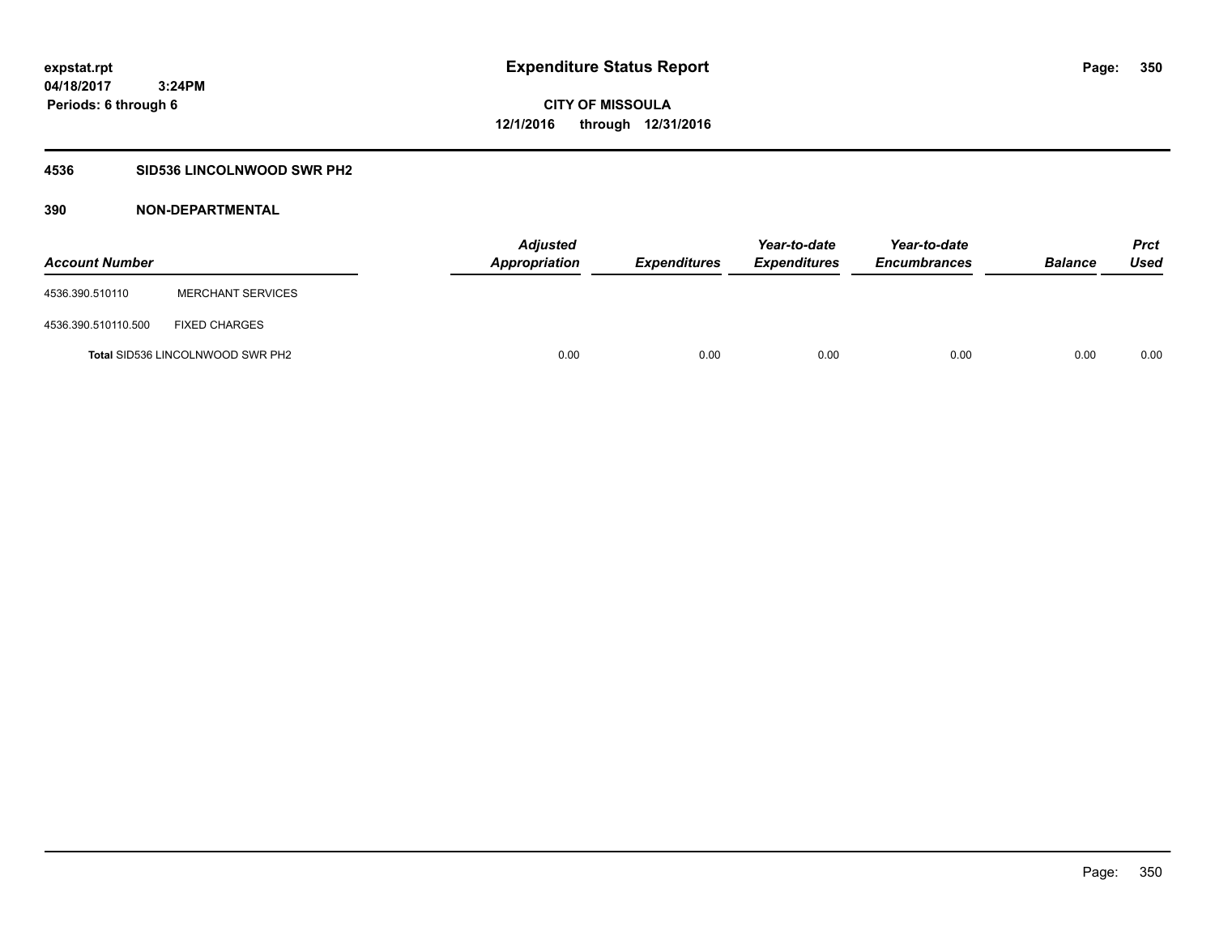# Expenditure Status Report

expstat.rpt
04/18/2017 3:24PM
Periods: 6 through 6

**CITY OF MISSOULA**
**12/1/2016 through 12/31/2016**

## 4536 SID536 LINCOLNWOOD SWR PH2

### 390 NON-DEPARTMENTAL

| Account Number | | Adjusted Appropriation | Expenditures | Year-to-date Expenditures | Year-to-date Encumbrances | Balance | Prct Used |
|---|---|---|---|---|---|---|---|
| 4536.390.510110 | MERCHANT SERVICES | | | | | | |
| 4536.390.510110.500 | FIXED CHARGES | | | | | | |
| Total SID536 LINCOLNWOOD SWR PH2 | | 0.00 | 0.00 | 0.00 | 0.00 | 0.00 | 0.00 |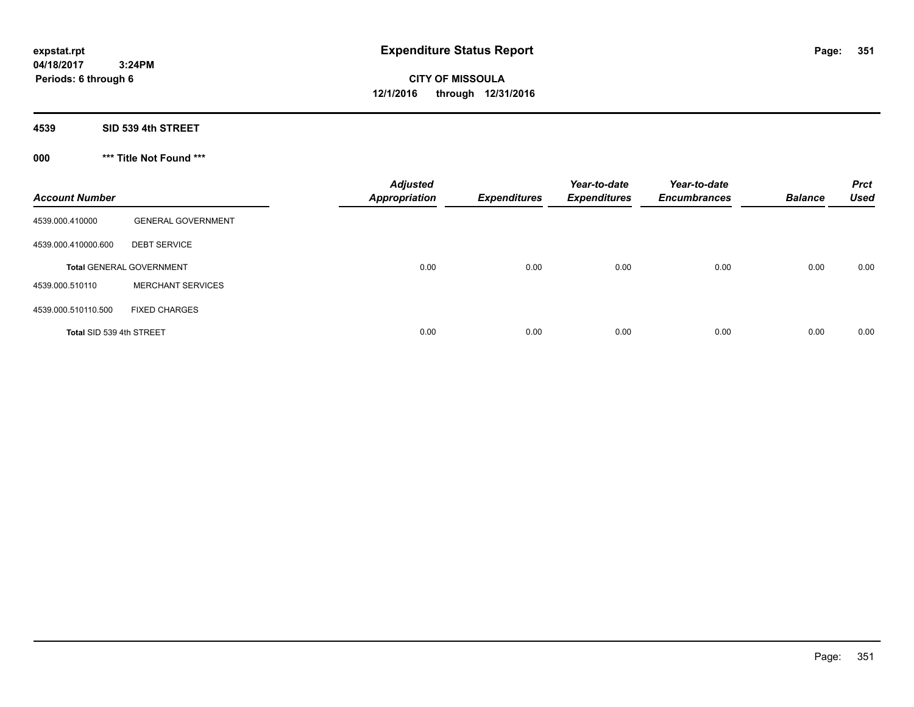expstat.rpt
04/18/2017 3:24PM
Periods: 6 through 6

# Expenditure Status Report

**CITY OF MISSOULA**
**12/1/2016 through 12/31/2016**

**4539 SID 539 4th STREET**

**000 *** Title Not Found *****

| Account Number | | Adjusted Appropriation | Expenditures | Year-to-date Expenditures | Year-to-date Encumbrances | Balance | Prct Used |
|---|---|---|---|---|---|---|---|
| 4539.000.410000 | GENERAL GOVERNMENT | | | | | | |
| 4539.000.410000.600 | DEBT SERVICE | | | | | | |
| **Total** GENERAL GOVERNMENT | | 0.00 | 0.00 | 0.00 | 0.00 | 0.00 | 0.00 |
| 4539.000.510110 | MERCHANT SERVICES | | | | | | |
| 4539.000.510110.500 | FIXED CHARGES | | | | | | |
| **Total** SID 539 4th STREET | | 0.00 | 0.00 | 0.00 | 0.00 | 0.00 | 0.00 |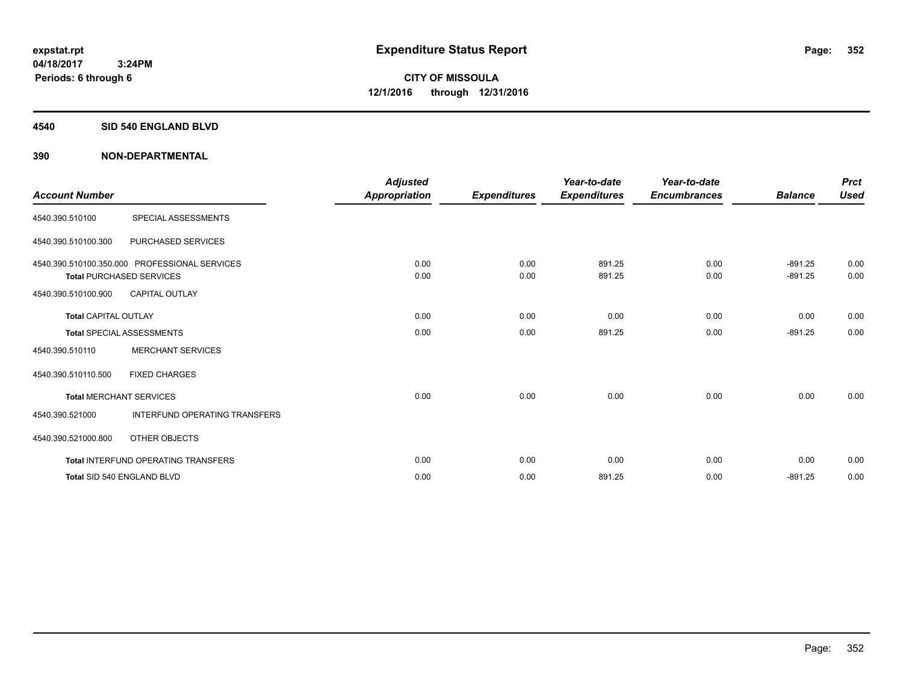expstat.rpt
04/18/2017 3:24PM
Periods: 6 through 6

# Expenditure Status Report

**CITY OF MISSOULA**
**12/1/2016 through 12/31/2016**

## 4540 SID 540 ENGLAND BLVD

## 390 NON-DEPARTMENTAL

| Account Number | | Adjusted Appropriation | Expenditures | Year-to-date Expenditures | Year-to-date Encumbrances | Balance | Prct Used |
|---|---|---|---|---|---|---|---|
| 4540.390.510100 | SPECIAL ASSESSMENTS | | | | | | |
| 4540.390.510100.300 | PURCHASED SERVICES | | | | | | |
| 4540.390.510100.350.000 | PROFESSIONAL SERVICES | 0.00 | 0.00 | 891.25 | 0.00 | -891.25 | 0.00 |
| Total PURCHASED SERVICES | | 0.00 | 0.00 | 891.25 | 0.00 | -891.25 | 0.00 |
| 4540.390.510100.900 | CAPITAL OUTLAY | | | | | | |
| Total CAPITAL OUTLAY | | 0.00 | 0.00 | 0.00 | 0.00 | 0.00 | 0.00 |
| Total SPECIAL ASSESSMENTS | | 0.00 | 0.00 | 891.25 | 0.00 | -891.25 | 0.00 |
| 4540.390.510110 | MERCHANT SERVICES | | | | | | |
| 4540.390.510110.500 | FIXED CHARGES | | | | | | |
| Total MERCHANT SERVICES | | 0.00 | 0.00 | 0.00 | 0.00 | 0.00 | 0.00 |
| 4540.390.521000 | INTERFUND OPERATING TRANSFERS | | | | | | |
| 4540.390.521000.800 | OTHER OBJECTS | | | | | | |
| Total INTERFUND OPERATING TRANSFERS | | 0.00 | 0.00 | 0.00 | 0.00 | 0.00 | 0.00 |
| Total SID 540 ENGLAND BLVD | | 0.00 | 0.00 | 891.25 | 0.00 | -891.25 | 0.00 |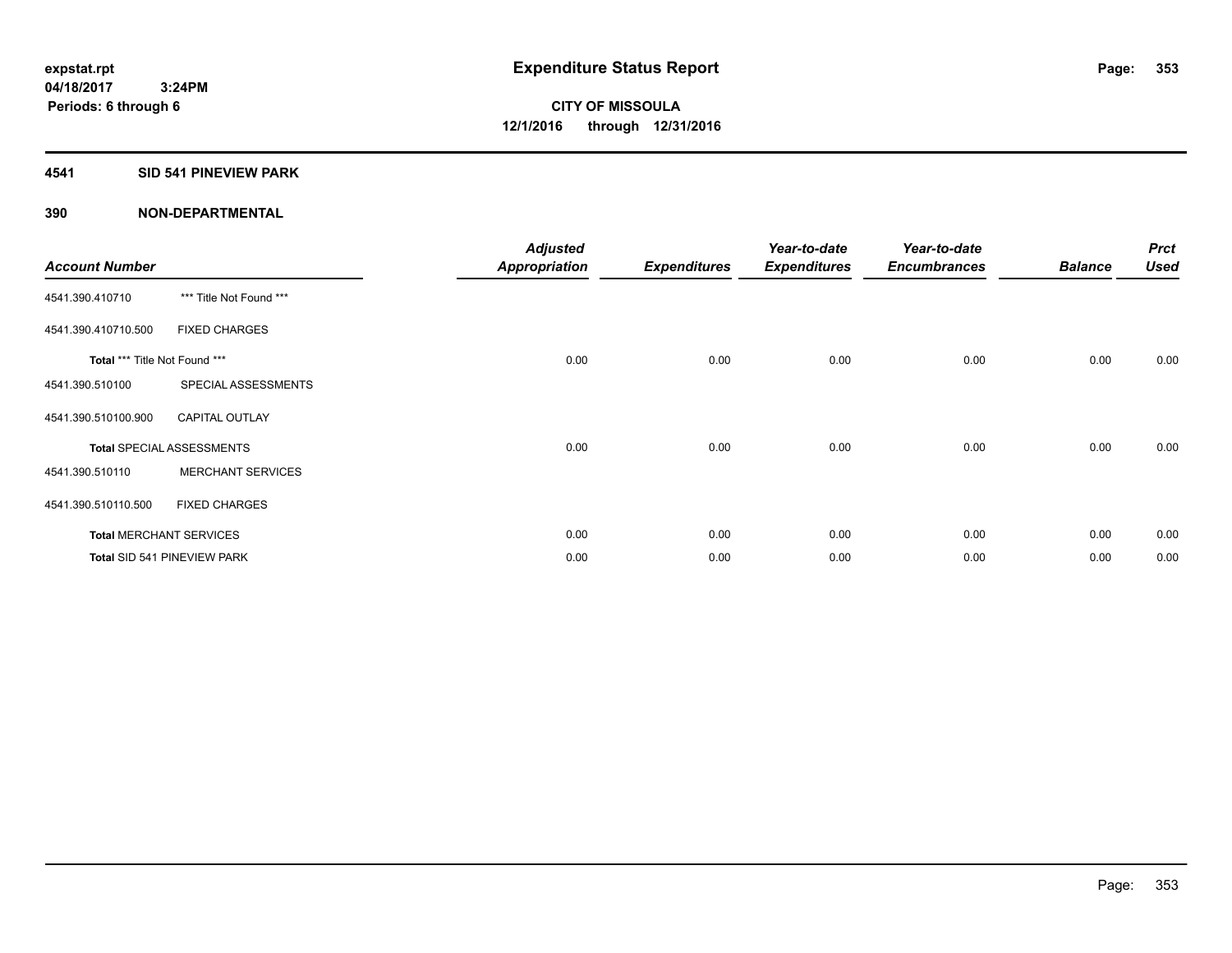# Expenditure Status Report

expstat.rpt
04/18/2017 3:24PM
Periods: 6 through 6

**CITY OF MISSOULA**
**12/1/2016 through 12/31/2016**

## 4541 SID 541 PINEVIEW PARK

### 390 NON-DEPARTMENTAL

| Account Number | | Adjusted Appropriation | Expenditures | Year-to-date Expenditures | Year-to-date Encumbrances | Balance | Prct Used |
|---|---|---|---|---|---|---|---|
| 4541.390.410710 | *** Title Not Found *** | | | | | | |
| 4541.390.410710.500 | FIXED CHARGES | | | | | | |
| **Total** *** Title Not Found *** | | 0.00 | 0.00 | 0.00 | 0.00 | 0.00 | 0.00 |
| 4541.390.510100 | SPECIAL ASSESSMENTS | | | | | | |
| 4541.390.510100.900 | CAPITAL OUTLAY | | | | | | |
| **Total** SPECIAL ASSESSMENTS | | 0.00 | 0.00 | 0.00 | 0.00 | 0.00 | 0.00 |
| 4541.390.510110 | MERCHANT SERVICES | | | | | | |
| 4541.390.510110.500 | FIXED CHARGES | | | | | | |
| **Total** MERCHANT SERVICES | | 0.00 | 0.00 | 0.00 | 0.00 | 0.00 | 0.00 |
| **Total** SID 541 PINEVIEW PARK | | 0.00 | 0.00 | 0.00 | 0.00 | 0.00 | 0.00 |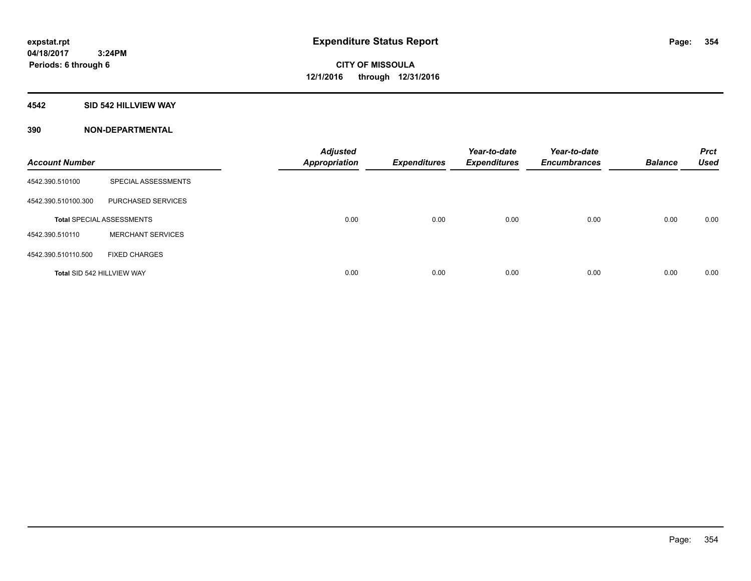**expstat.rpt**
**04/18/2017 3:24PM**
**Periods: 6 through 6**

# Expenditure Status Report

**CITY OF MISSOULA**
**12/1/2016 through 12/31/2016**

**4542 SID 542 HILLVIEW WAY**

**390 NON-DEPARTMENTAL**

| Account Number | | Adjusted Appropriation | Expenditures | Year-to-date Expenditures | Year-to-date Encumbrances | Balance | Prct Used |
|---|---|---|---|---|---|---|---|
| 4542.390.510100 | SPECIAL ASSESSMENTS | | | | | | |
| 4542.390.510100.300 | PURCHASED SERVICES | | | | | | |
| **Total** SPECIAL ASSESSMENTS | | 0.00 | 0.00 | 0.00 | 0.00 | 0.00 | 0.00 |
| 4542.390.510110 | MERCHANT SERVICES | | | | | | |
| 4542.390.510110.500 | FIXED CHARGES | | | | | | |
| **Total** SID 542 HILLVIEW WAY | | 0.00 | 0.00 | 0.00 | 0.00 | 0.00 | 0.00 |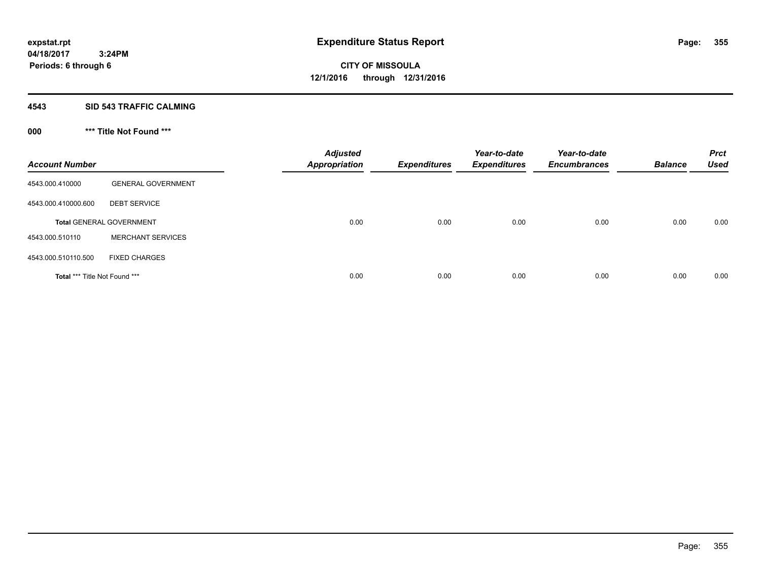expstat.rpt
04/18/2017 3:24PM
Periods: 6 through 6

# Expenditure Status Report

CITY OF MISSOULA
12/1/2016 through 12/31/2016

## 4543 SID 543 TRAFFIC CALMING

### 000 *** Title Not Found ***

| Account Number | | Adjusted Appropriation | Expenditures | Year-to-date Expenditures | Year-to-date Encumbrances | Balance | Prct Used |
|---|---|---|---|---|---|---|---|
| 4543.000.410000 | GENERAL GOVERNMENT | | | | | | |
| 4543.000.410000.600 | DEBT SERVICE | | | | | | |
| Total GENERAL GOVERNMENT | | 0.00 | 0.00 | 0.00 | 0.00 | 0.00 | 0.00 |
| 4543.000.510110 | MERCHANT SERVICES | | | | | | |
| 4543.000.510110.500 | FIXED CHARGES | | | | | | |
| Total *** Title Not Found *** | | 0.00 | 0.00 | 0.00 | 0.00 | 0.00 | 0.00 |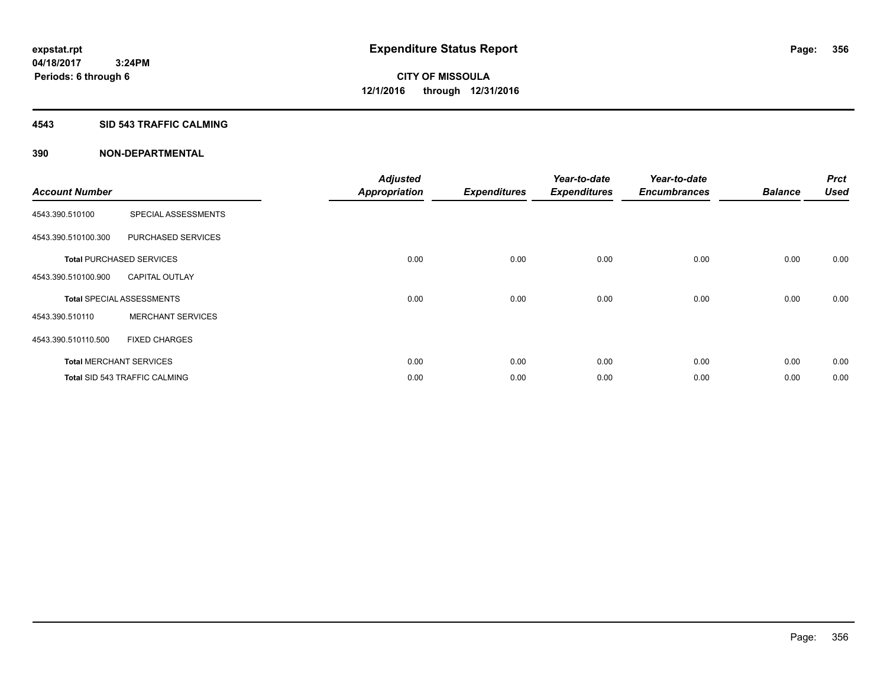# Expenditure Status Report

expstat.rpt
04/18/2017 3:24PM
Periods: 6 through 6

**CITY OF MISSOULA**
**12/1/2016 through 12/31/2016**

## 4543 SID 543 TRAFFIC CALMING

## 390 NON-DEPARTMENTAL

| Account Number | | Adjusted Appropriation | Expenditures | Year-to-date Expenditures | Year-to-date Encumbrances | Balance | Prct Used |
|---|---|---|---|---|---|---|---|
| 4543.390.510100 | SPECIAL ASSESSMENTS | | | | | | |
| 4543.390.510100.300 | PURCHASED SERVICES | | | | | | |
| **Total** PURCHASED SERVICES | | 0.00 | 0.00 | 0.00 | 0.00 | 0.00 | 0.00 |
| 4543.390.510100.900 | CAPITAL OUTLAY | | | | | | |
| **Total** SPECIAL ASSESSMENTS | | 0.00 | 0.00 | 0.00 | 0.00 | 0.00 | 0.00 |
| 4543.390.510110 | MERCHANT SERVICES | | | | | | |
| 4543.390.510110.500 | FIXED CHARGES | | | | | | |
| **Total** MERCHANT SERVICES | | 0.00 | 0.00 | 0.00 | 0.00 | 0.00 | 0.00 |
| **Total** SID 543 TRAFFIC CALMING | | 0.00 | 0.00 | 0.00 | 0.00 | 0.00 | 0.00 |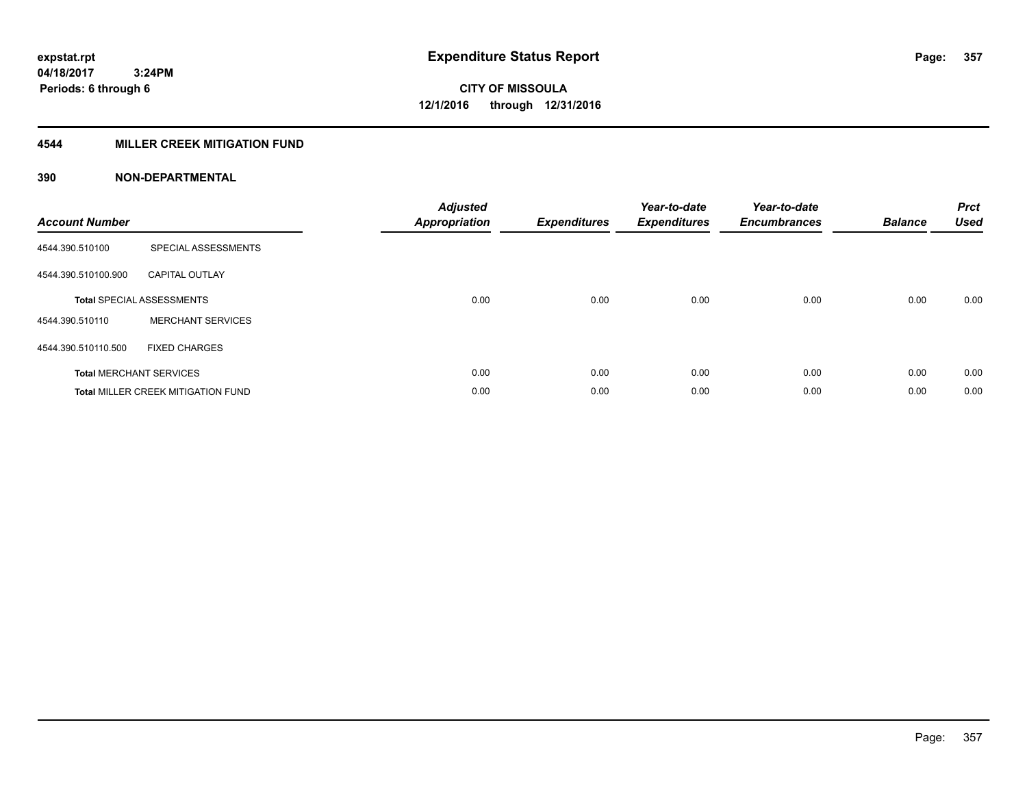**expstat.rpt**
**04/18/2017 3:24PM**
**Periods: 6 through 6**

# Expenditure Status Report

**CITY OF MISSOULA**
**12/1/2016 through 12/31/2016**

## 4544 MILLER CREEK MITIGATION FUND

## 390 NON-DEPARTMENTAL

| Account Number | | Adjusted Appropriation | Expenditures | Year-to-date Expenditures | Year-to-date Encumbrances | Balance | Prct Used |
|---|---|---|---|---|---|---|---|
| 4544.390.510100 | SPECIAL ASSESSMENTS | | | | | | |
| 4544.390.510100.900 | CAPITAL OUTLAY | | | | | | |
| **Total** SPECIAL ASSESSMENTS | | 0.00 | 0.00 | 0.00 | 0.00 | 0.00 | 0.00 |
| 4544.390.510110 | MERCHANT SERVICES | | | | | | |
| 4544.390.510110.500 | FIXED CHARGES | | | | | | |
| **Total** MERCHANT SERVICES | | 0.00 | 0.00 | 0.00 | 0.00 | 0.00 | 0.00 |
| **Total** MILLER CREEK MITIGATION FUND | | 0.00 | 0.00 | 0.00 | 0.00 | 0.00 | 0.00 |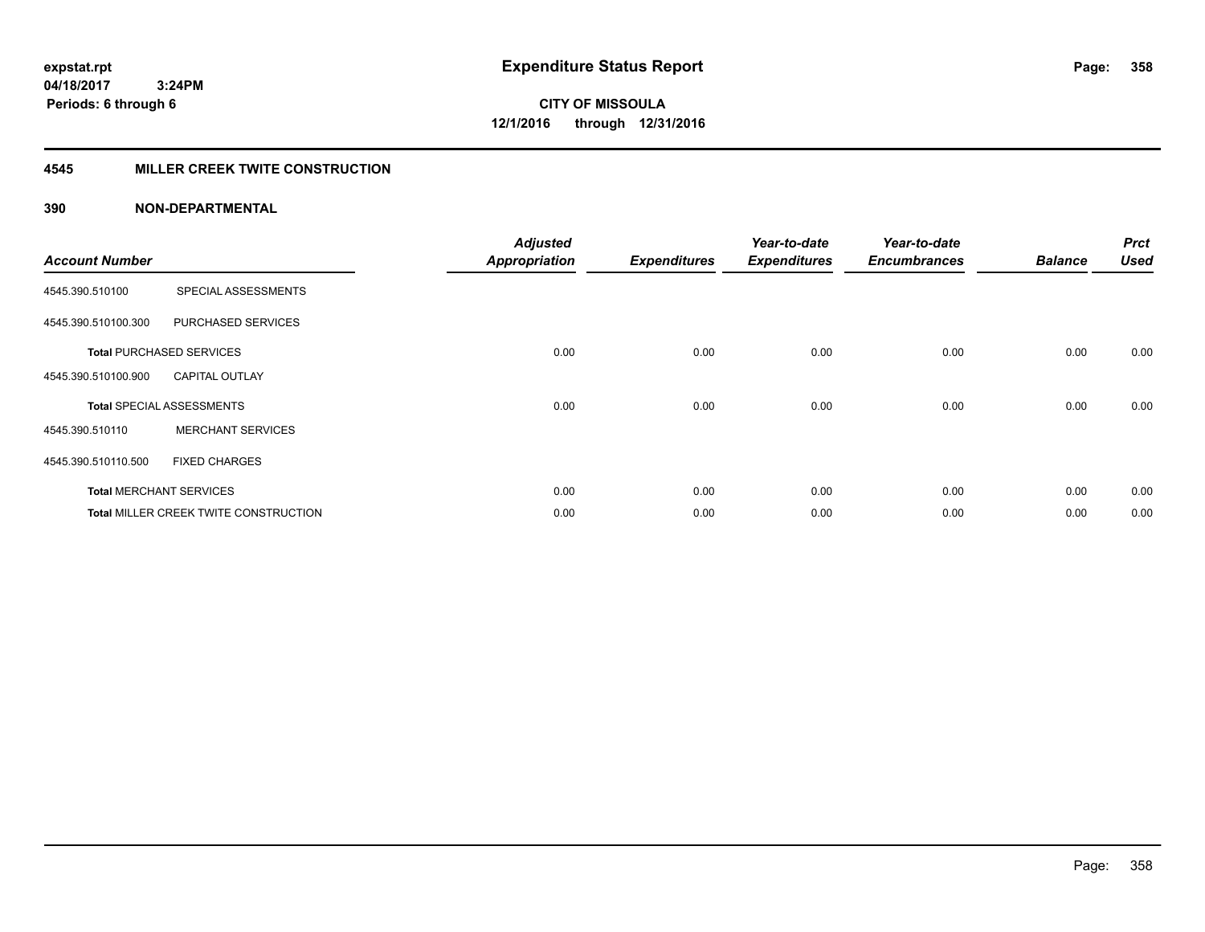expstat.rpt
04/18/2017 3:24PM
Periods: 6 through 6

# Expenditure Status Report

CITY OF MISSOULA
12/1/2016 through 12/31/2016

## 4545 MILLER CREEK TWITE CONSTRUCTION

### 390 NON-DEPARTMENTAL

| Account Number | | Adjusted Appropriation | Expenditures | Year-to-date Expenditures | Year-to-date Encumbrances | Balance | Prct Used |
|---|---|---|---|---|---|---|---|
| 4545.390.510100 | SPECIAL ASSESSMENTS | | | | | | |
| 4545.390.510100.300 | PURCHASED SERVICES | | | | | | |
| **Total** PURCHASED SERVICES | | 0.00 | 0.00 | 0.00 | 0.00 | 0.00 | 0.00 |
| 4545.390.510100.900 | CAPITAL OUTLAY | | | | | | |
| **Total** SPECIAL ASSESSMENTS | | 0.00 | 0.00 | 0.00 | 0.00 | 0.00 | 0.00 |
| 4545.390.510110 | MERCHANT SERVICES | | | | | | |
| 4545.390.510110.500 | FIXED CHARGES | | | | | | |
| **Total** MERCHANT SERVICES | | 0.00 | 0.00 | 0.00 | 0.00 | 0.00 | 0.00 |
| **Total** MILLER CREEK TWITE CONSTRUCTION | | 0.00 | 0.00 | 0.00 | 0.00 | 0.00 | 0.00 |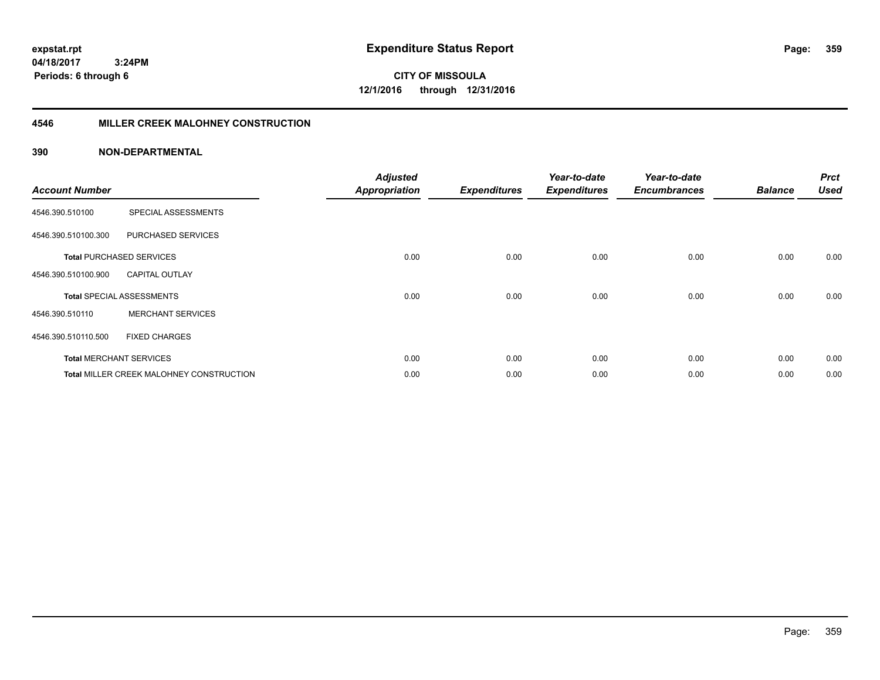expstat.rpt
04/18/2017 3:24PM
Periods: 6 through 6

# Expenditure Status Report

CITY OF MISSOULA
12/1/2016 through 12/31/2016

## 4546 MILLER CREEK MALOHNEY CONSTRUCTION

## 390 NON-DEPARTMENTAL

| Account Number | | Adjusted Appropriation | Expenditures | Year-to-date Expenditures | Year-to-date Encumbrances | Balance | Prct Used |
|---|---|---|---|---|---|---|---|
| 4546.390.510100 | SPECIAL ASSESSMENTS | | | | | | |
| 4546.390.510100.300 | PURCHASED SERVICES | | | | | | |
| **Total** PURCHASED SERVICES | | 0.00 | 0.00 | 0.00 | 0.00 | 0.00 | 0.00 |
| 4546.390.510100.900 | CAPITAL OUTLAY | | | | | | |
| **Total** SPECIAL ASSESSMENTS | | 0.00 | 0.00 | 0.00 | 0.00 | 0.00 | 0.00 |
| 4546.390.510110 | MERCHANT SERVICES | | | | | | |
| 4546.390.510110.500 | FIXED CHARGES | | | | | | |
| **Total** MERCHANT SERVICES | | 0.00 | 0.00 | 0.00 | 0.00 | 0.00 | 0.00 |
| **Total** MILLER CREEK MALOHNEY CONSTRUCTION | | 0.00 | 0.00 | 0.00 | 0.00 | 0.00 | 0.00 |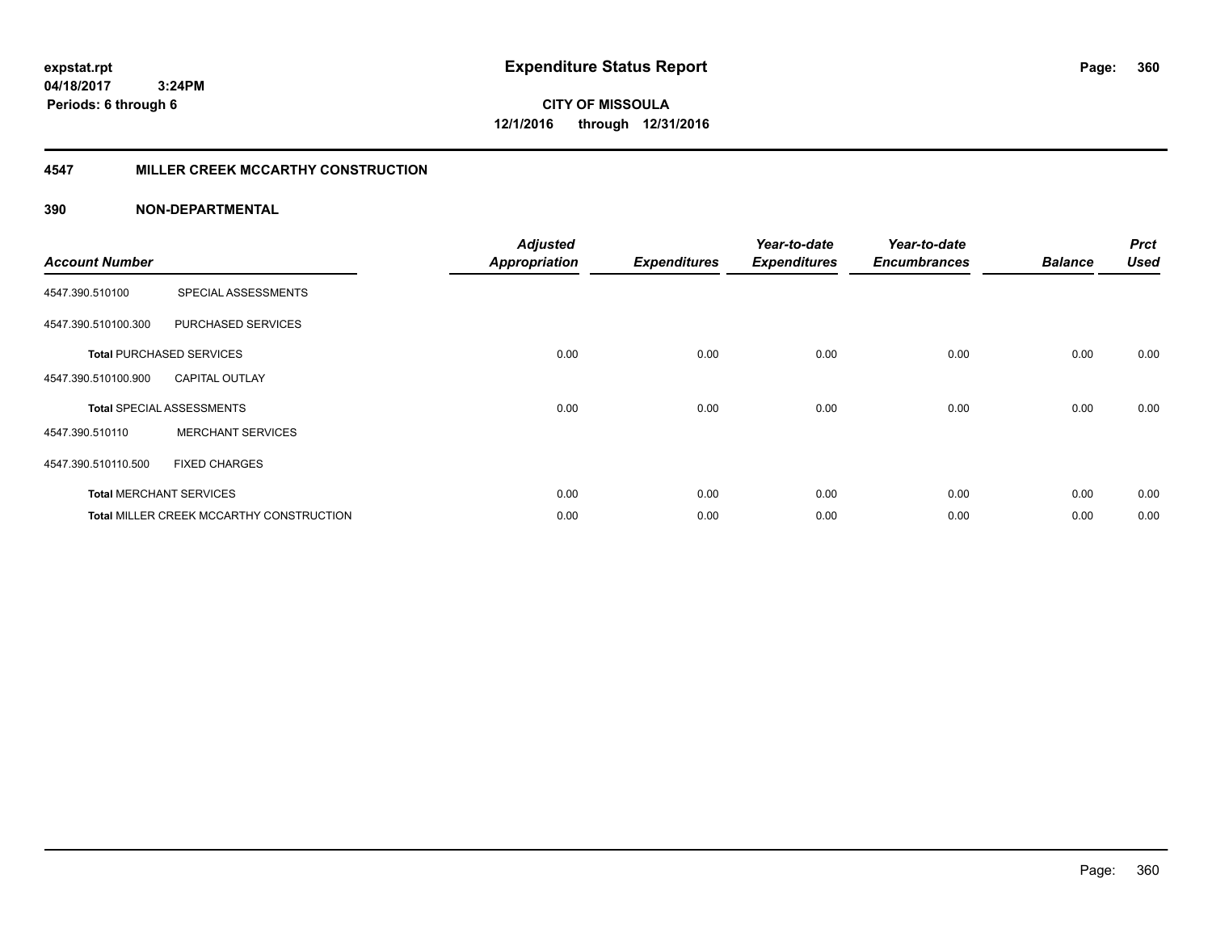# Expenditure Status Report

**CITY OF MISSOULA**

**12/1/2016 through 12/31/2016**

expstat.rpt
04/18/2017 3:24PM
Periods: 6 through 6

## 4547 MILLER CREEK MCCARTHY CONSTRUCTION

## 390 NON-DEPARTMENTAL

| Account Number | | Adjusted Appropriation | Expenditures | Year-to-date Expenditures | Year-to-date Encumbrances | Balance | Prct Used |
|---|---|---|---|---|---|---|---|
| 4547.390.510100 | SPECIAL ASSESSMENTS | | | | | | |
| 4547.390.510100.300 | PURCHASED SERVICES | | | | | | |
| **Total** PURCHASED SERVICES | | 0.00 | 0.00 | 0.00 | 0.00 | 0.00 | 0.00 |
| 4547.390.510100.900 | CAPITAL OUTLAY | | | | | | |
| **Total** SPECIAL ASSESSMENTS | | 0.00 | 0.00 | 0.00 | 0.00 | 0.00 | 0.00 |
| 4547.390.510110 | MERCHANT SERVICES | | | | | | |
| 4547.390.510110.500 | FIXED CHARGES | | | | | | |
| **Total** MERCHANT SERVICES | | 0.00 | 0.00 | 0.00 | 0.00 | 0.00 | 0.00 |
| **Total** MILLER CREEK MCCARTHY CONSTRUCTION | | 0.00 | 0.00 | 0.00 | 0.00 | 0.00 | 0.00 |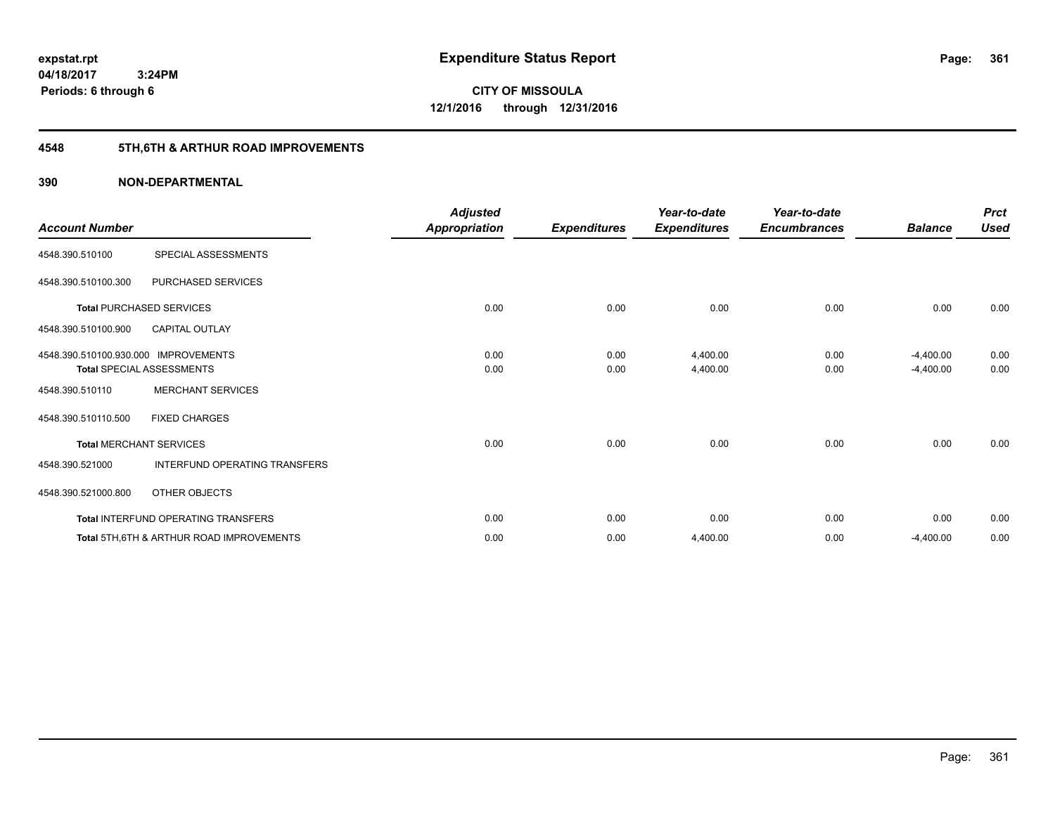**expstat.rpt**
**04/18/2017 3:24PM**
**Periods: 6 through 6**

# Expenditure Status Report

**CITY OF MISSOULA**
**12/1/2016 through 12/31/2016**

## 4548 5TH,6TH & ARTHUR ROAD IMPROVEMENTS

### 390 NON-DEPARTMENTAL

| Account Number | | Adjusted Appropriation | Expenditures | Year-to-date Expenditures | Year-to-date Encumbrances | Balance | Prct Used |
|---|---|---|---|---|---|---|---|
| 4548.390.510100 | SPECIAL ASSESSMENTS | | | | | | |
| 4548.390.510100.300 | PURCHASED SERVICES | | | | | | |
| **Total** PURCHASED SERVICES | | 0.00 | 0.00 | 0.00 | 0.00 | 0.00 | 0.00 |
| 4548.390.510100.900 | CAPITAL OUTLAY | | | | | | |
| 4548.390.510100.930.000 | IMPROVEMENTS | 0.00 | 0.00 | 4,400.00 | 0.00 | -4,400.00 | 0.00 |
| **Total** SPECIAL ASSESSMENTS | | 0.00 | 0.00 | 4,400.00 | 0.00 | -4,400.00 | 0.00 |
| 4548.390.510110 | MERCHANT SERVICES | | | | | | |
| 4548.390.510110.500 | FIXED CHARGES | | | | | | |
| **Total** MERCHANT SERVICES | | 0.00 | 0.00 | 0.00 | 0.00 | 0.00 | 0.00 |
| 4548.390.521000 | INTERFUND OPERATING TRANSFERS | | | | | | |
| 4548.390.521000.800 | OTHER OBJECTS | | | | | | |
| **Total** INTERFUND OPERATING TRANSFERS | | 0.00 | 0.00 | 0.00 | 0.00 | 0.00 | 0.00 |
| **Total** 5TH,6TH & ARTHUR ROAD IMPROVEMENTS | | 0.00 | 0.00 | 4,400.00 | 0.00 | -4,400.00 | 0.00 |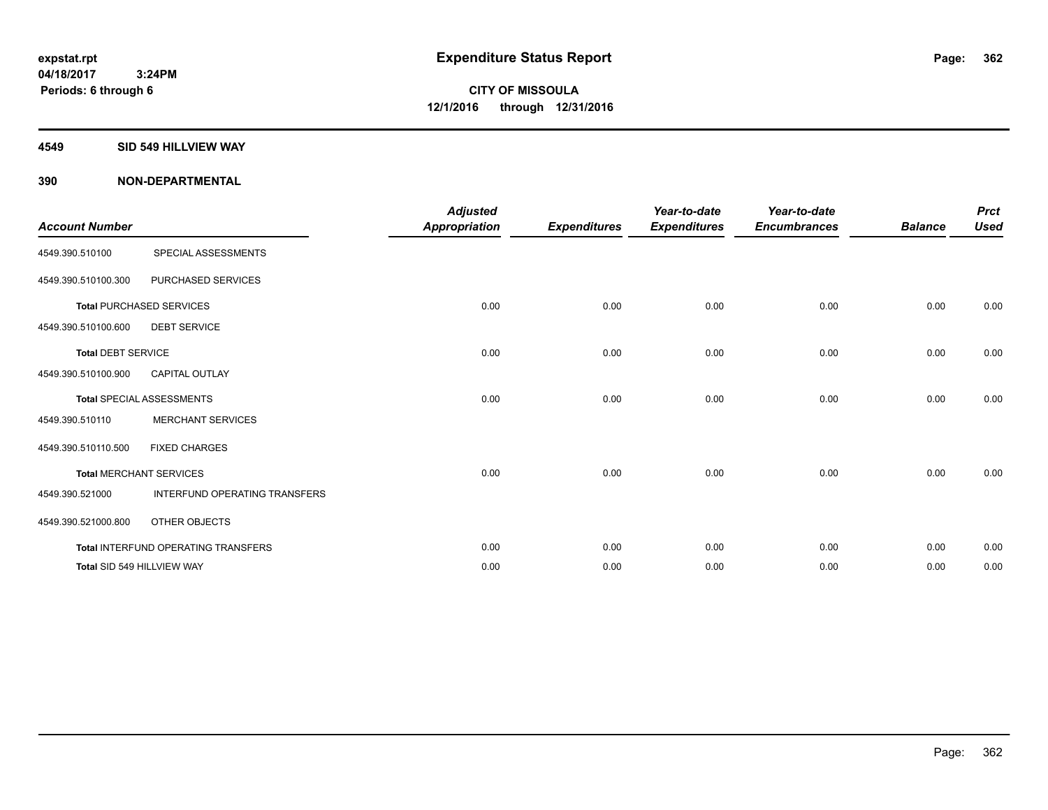**expstat.rpt**
**04/18/2017 3:24PM**
**Periods: 6 through 6**

# Expenditure Status Report

**CITY OF MISSOULA**
**12/1/2016 through 12/31/2016**

## 4549 SID 549 HILLVIEW WAY

## 390 NON-DEPARTMENTAL

| Account Number | | Adjusted Appropriation | Expenditures | Year-to-date Expenditures | Year-to-date Encumbrances | Balance | Prct Used |
|---|---|---|---|---|---|---|---|
| 4549.390.510100 | SPECIAL ASSESSMENTS | | | | | | |
| 4549.390.510100.300 | PURCHASED SERVICES | | | | | | |
| **Total** PURCHASED SERVICES | | 0.00 | 0.00 | 0.00 | 0.00 | 0.00 | 0.00 |
| 4549.390.510100.600 | DEBT SERVICE | | | | | | |
| **Total** DEBT SERVICE | | 0.00 | 0.00 | 0.00 | 0.00 | 0.00 | 0.00 |
| 4549.390.510100.900 | CAPITAL OUTLAY | | | | | | |
| **Total** SPECIAL ASSESSMENTS | | 0.00 | 0.00 | 0.00 | 0.00 | 0.00 | 0.00 |
| 4549.390.510110 | MERCHANT SERVICES | | | | | | |
| 4549.390.510110.500 | FIXED CHARGES | | | | | | |
| **Total** MERCHANT SERVICES | | 0.00 | 0.00 | 0.00 | 0.00 | 0.00 | 0.00 |
| 4549.390.521000 | INTERFUND OPERATING TRANSFERS | | | | | | |
| 4549.390.521000.800 | OTHER OBJECTS | | | | | | |
| **Total** INTERFUND OPERATING TRANSFERS | | 0.00 | 0.00 | 0.00 | 0.00 | 0.00 | 0.00 |
| **Total SID 549 HILLVIEW WAY** | | 0.00 | 0.00 | 0.00 | 0.00 | 0.00 | 0.00 |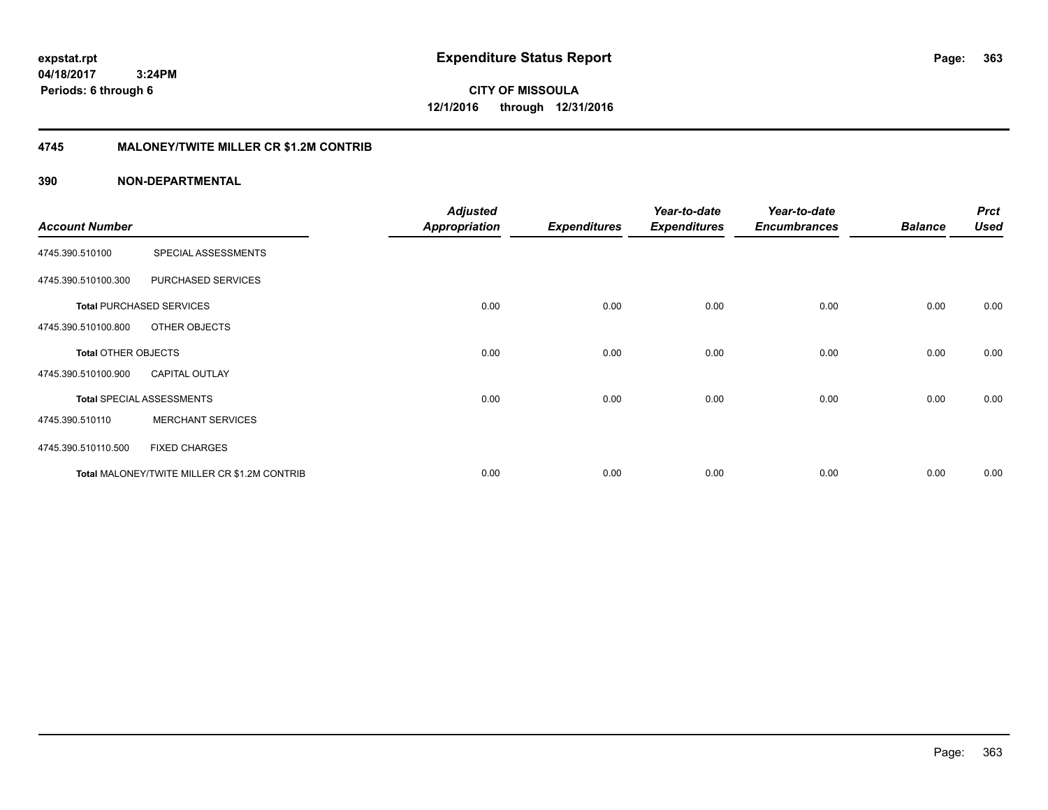# Expenditure Status Report

expstat.rpt
04/18/2017 3:24PM
Periods: 6 through 6

**CITY OF MISSOULA**
**12/1/2016 through 12/31/2016**

## 4745 MALONEY/TWITE MILLER CR $1.2M CONTRIB

### 390 NON-DEPARTMENTAL

| Account Number | | Adjusted Appropriation | Expenditures | Year-to-date Expenditures | Year-to-date Encumbrances | Balance | Prct Used |
|---|---|---|---|---|---|---|---|
| 4745.390.510100 | SPECIAL ASSESSMENTS | | | | | | |
| 4745.390.510100.300 | PURCHASED SERVICES | | | | | | |
| **Total** PURCHASED SERVICES | | 0.00 | 0.00 | 0.00 | 0.00 | 0.00 | 0.00 |
| 4745.390.510100.800 | OTHER OBJECTS | | | | | | |
| **Total** OTHER OBJECTS | | 0.00 | 0.00 | 0.00 | 0.00 | 0.00 | 0.00 |
| 4745.390.510100.900 | CAPITAL OUTLAY | | | | | | |
| **Total** SPECIAL ASSESSMENTS | | 0.00 | 0.00 | 0.00 | 0.00 | 0.00 | 0.00 |
| 4745.390.510110 | MERCHANT SERVICES | | | | | | |
| 4745.390.510110.500 | FIXED CHARGES | | | | | | |
| **Total** MALONEY/TWITE MILLER CR $1.2M CONTRIB | | 0.00 | 0.00 | 0.00 | 0.00 | 0.00 | 0.00 |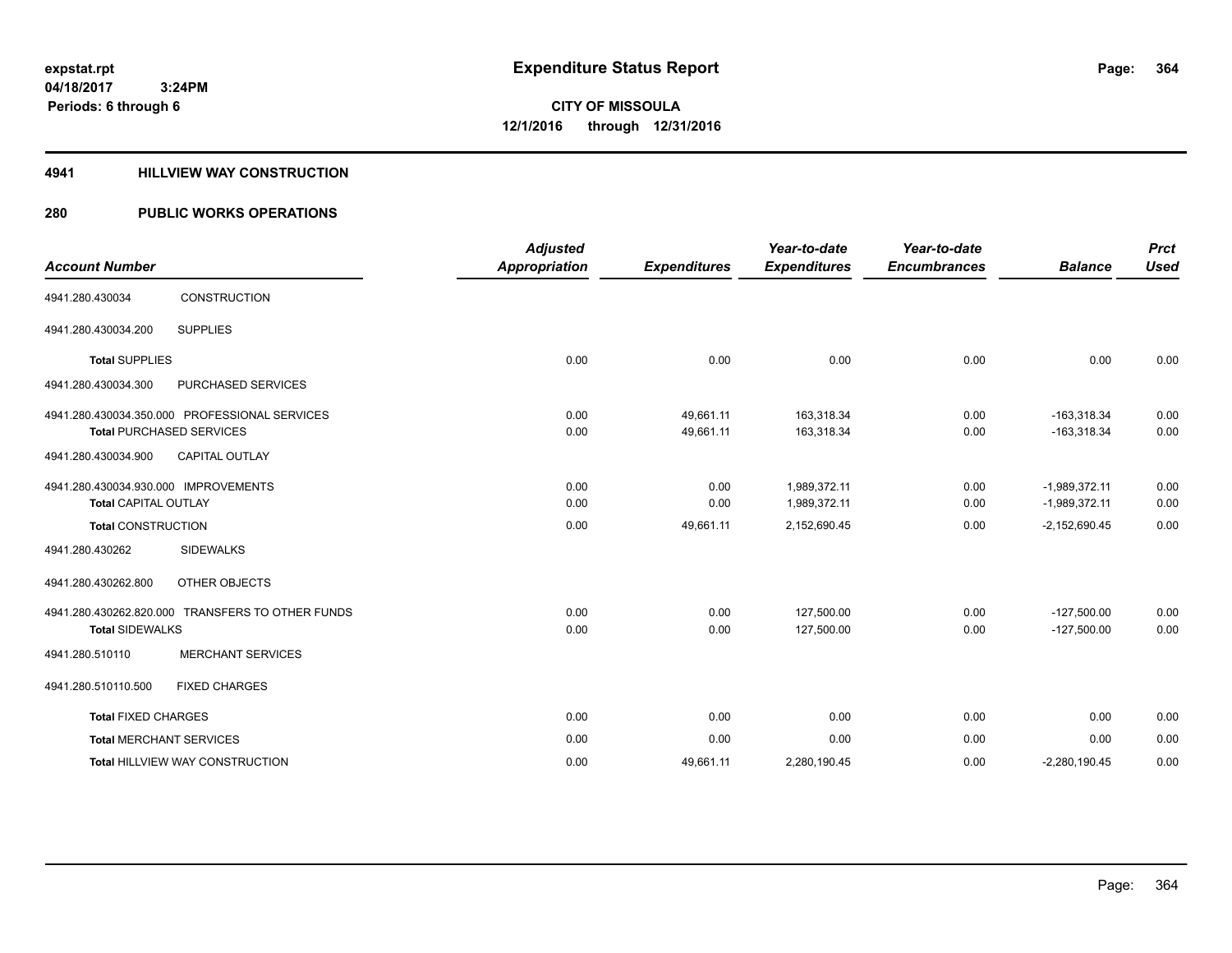**expstat.rpt**
**04/18/2017 3:24PM**
**Periods: 6 through 6**

# Expenditure Status Report

**CITY OF MISSOULA**
**12/1/2016 through 12/31/2016**

## 4941 HILLVIEW WAY CONSTRUCTION

## 280 PUBLIC WORKS OPERATIONS

| Account Number | | Adjusted Appropriation | Expenditures | Year-to-date Expenditures | Year-to-date Encumbrances | Balance | Prct Used |
|---|---|---|---|---|---|---|---|
| 4941.280.430034 | CONSTRUCTION | | | | | | |
| 4941.280.430034.200 | SUPPLIES | | | | | | |
| **Total** SUPPLIES | | 0.00 | 0.00 | 0.00 | 0.00 | 0.00 | 0.00 |
| 4941.280.430034.300 | PURCHASED SERVICES | | | | | | |
| 4941.280.430034.350.000 | PROFESSIONAL SERVICES | 0.00 | 49,661.11 | 163,318.34 | 0.00 | -163,318.34 | 0.00 |
| **Total** PURCHASED SERVICES | | 0.00 | 49,661.11 | 163,318.34 | 0.00 | -163,318.34 | 0.00 |
| 4941.280.430034.900 | CAPITAL OUTLAY | | | | | | |
| 4941.280.430034.930.000 | IMPROVEMENTS | 0.00 | 0.00 | 1,989,372.11 | 0.00 | -1,989,372.11 | 0.00 |
| **Total** CAPITAL OUTLAY | | 0.00 | 0.00 | 1,989,372.11 | 0.00 | -1,989,372.11 | 0.00 |
| **Total** CONSTRUCTION | | 0.00 | 49,661.11 | 2,152,690.45 | 0.00 | -2,152,690.45 | 0.00 |
| 4941.280.430262 | SIDEWALKS | | | | | | |
| 4941.280.430262.800 | OTHER OBJECTS | | | | | | |
| 4941.280.430262.820.000 | TRANSFERS TO OTHER FUNDS | 0.00 | 0.00 | 127,500.00 | 0.00 | -127,500.00 | 0.00 |
| **Total** SIDEWALKS | | 0.00 | 0.00 | 127,500.00 | 0.00 | -127,500.00 | 0.00 |
| 4941.280.510110 | MERCHANT SERVICES | | | | | | |
| 4941.280.510110.500 | FIXED CHARGES | | | | | | |
| **Total** FIXED CHARGES | | 0.00 | 0.00 | 0.00 | 0.00 | 0.00 | 0.00 |
| **Total** MERCHANT SERVICES | | 0.00 | 0.00 | 0.00 | 0.00 | 0.00 | 0.00 |
| **Total** HILLVIEW WAY CONSTRUCTION | | 0.00 | 49,661.11 | 2,280,190.45 | 0.00 | -2,280,190.45 | 0.00 |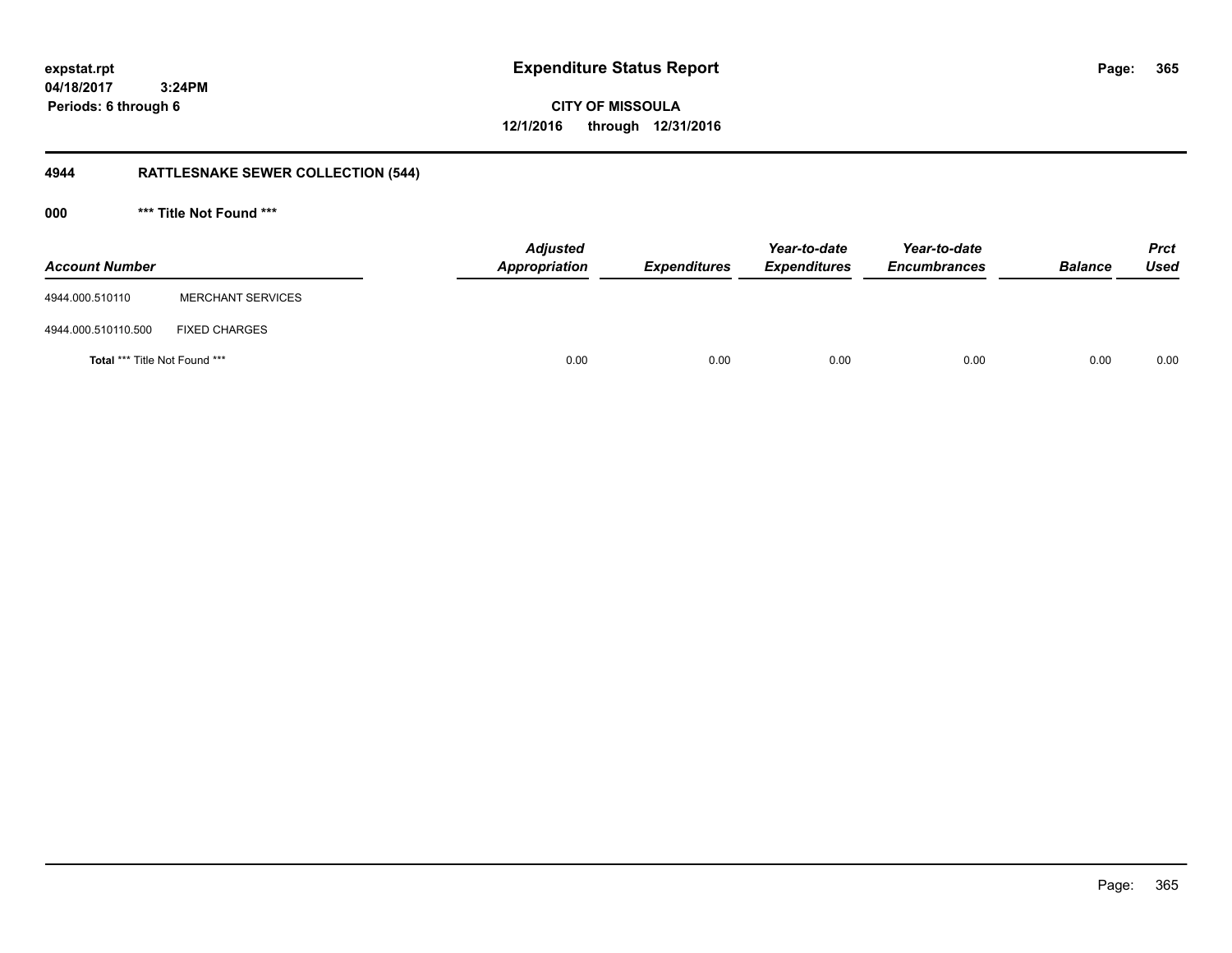# Expenditure Status Report

expstat.rpt
04/18/2017 3:24PM
Periods: 6 through 6

**CITY OF MISSOULA**
**12/1/2016 through 12/31/2016**

## 4944 RATTLESNAKE SEWER COLLECTION (544)

### 000 *** Title Not Found ***

| Account Number | | Adjusted Appropriation | Expenditures | Year-to-date Expenditures | Year-to-date Encumbrances | Balance | Prct Used |
|---|---|---|---|---|---|---|---|
| 4944.000.510110 | MERCHANT SERVICES | | | | | | |
| 4944.000.510110.500 | FIXED CHARGES | | | | | | |
| **Total** *** Title Not Found *** | | 0.00 | 0.00 | 0.00 | 0.00 | 0.00 | 0.00 |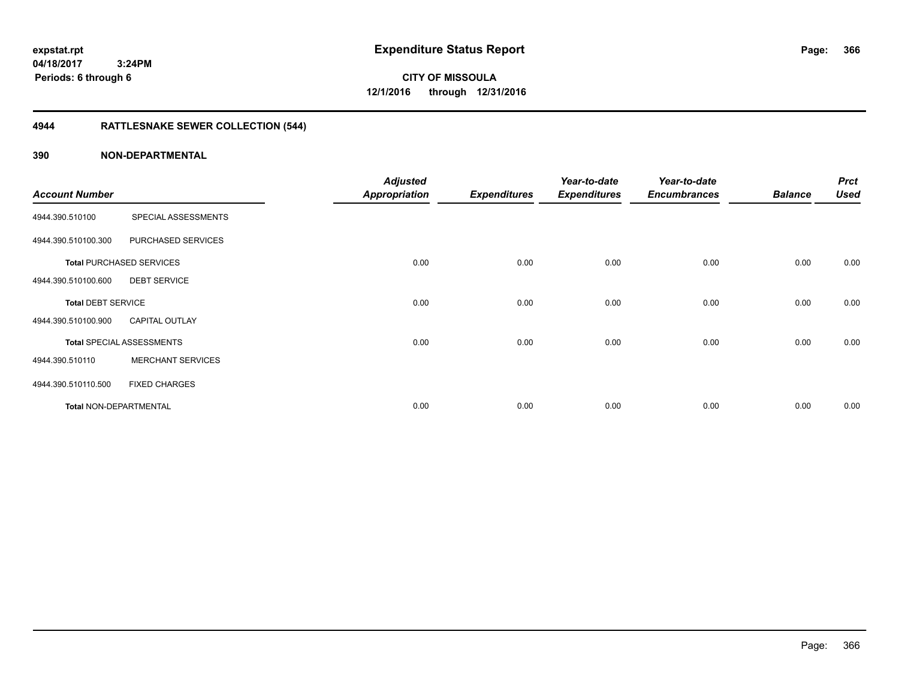**expstat.rpt**
**04/18/2017 3:24PM**
**Periods: 6 through 6**

# Expenditure Status Report

**CITY OF MISSOULA**
**12/1/2016 through 12/31/2016**

## 4944 RATTLESNAKE SEWER COLLECTION (544)

## 390 NON-DEPARTMENTAL

| Account Number | | Adjusted Appropriation | Expenditures | Year-to-date Expenditures | Year-to-date Encumbrances | Balance | Prct Used |
|---|---|---|---|---|---|---|---|
| 4944.390.510100 | SPECIAL ASSESSMENTS | | | | | | |
| 4944.390.510100.300 | PURCHASED SERVICES | | | | | | |
| **Total** PURCHASED SERVICES | | 0.00 | 0.00 | 0.00 | 0.00 | 0.00 | 0.00 |
| 4944.390.510100.600 | DEBT SERVICE | | | | | | |
| **Total** DEBT SERVICE | | 0.00 | 0.00 | 0.00 | 0.00 | 0.00 | 0.00 |
| 4944.390.510100.900 | CAPITAL OUTLAY | | | | | | |
| **Total** SPECIAL ASSESSMENTS | | 0.00 | 0.00 | 0.00 | 0.00 | 0.00 | 0.00 |
| 4944.390.510110 | MERCHANT SERVICES | | | | | | |
| 4944.390.510110.500 | FIXED CHARGES | | | | | | |
| **Total** NON-DEPARTMENTAL | | 0.00 | 0.00 | 0.00 | 0.00 | 0.00 | 0.00 |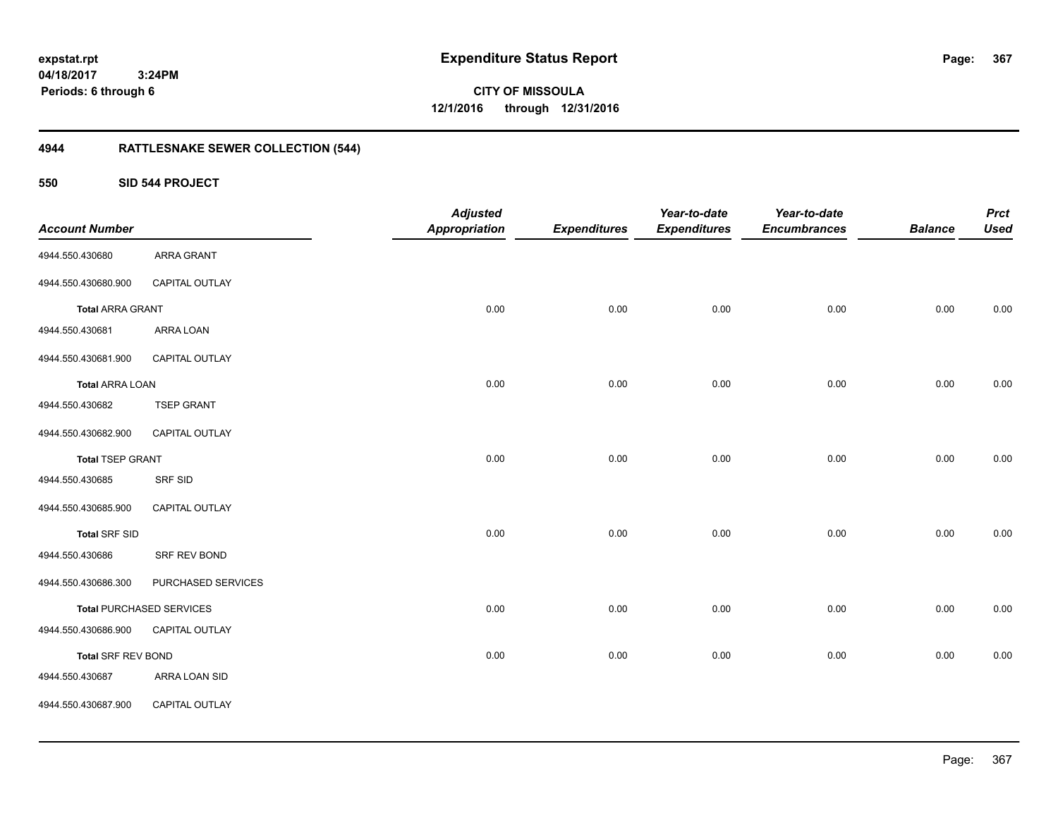**expstat.rpt**
**04/18/2017 3:24PM**
**Periods: 6 through 6**

# Expenditure Status Report

**CITY OF MISSOULA**
**12/1/2016 through 12/31/2016**

## 4944 RATTLESNAKE SEWER COLLECTION (544)

### 550 SID 544 PROJECT

| Account Number | | Adjusted Appropriation | Expenditures | Year-to-date Expenditures | Year-to-date Encumbrances | Balance | Prct Used |
|---|---|---|---|---|---|---|---|
| 4944.550.430680 | ARRA GRANT | | | | | | |
| 4944.550.430680.900 | CAPITAL OUTLAY | | | | | | |
| **Total ARRA GRANT** | | 0.00 | 0.00 | 0.00 | 0.00 | 0.00 | 0.00 |
| 4944.550.430681 | ARRA LOAN | | | | | | |
| 4944.550.430681.900 | CAPITAL OUTLAY | | | | | | |
| **Total ARRA LOAN** | | 0.00 | 0.00 | 0.00 | 0.00 | 0.00 | 0.00 |
| 4944.550.430682 | TSEP GRANT | | | | | | |
| 4944.550.430682.900 | CAPITAL OUTLAY | | | | | | |
| **Total TSEP GRANT** | | 0.00 | 0.00 | 0.00 | 0.00 | 0.00 | 0.00 |
| 4944.550.430685 | SRF SID | | | | | | |
| 4944.550.430685.900 | CAPITAL OUTLAY | | | | | | |
| **Total SRF SID** | | 0.00 | 0.00 | 0.00 | 0.00 | 0.00 | 0.00 |
| 4944.550.430686 | SRF REV BOND | | | | | | |
| 4944.550.430686.300 | PURCHASED SERVICES | | | | | | |
| **Total PURCHASED SERVICES** | | 0.00 | 0.00 | 0.00 | 0.00 | 0.00 | 0.00 |
| 4944.550.430686.900 | CAPITAL OUTLAY | | | | | | |
| **Total SRF REV BOND** | | 0.00 | 0.00 | 0.00 | 0.00 | 0.00 | 0.00 |
| 4944.550.430687 | ARRA LOAN SID | | | | | | |
| 4944.550.430687.900 | CAPITAL OUTLAY | | | | | | |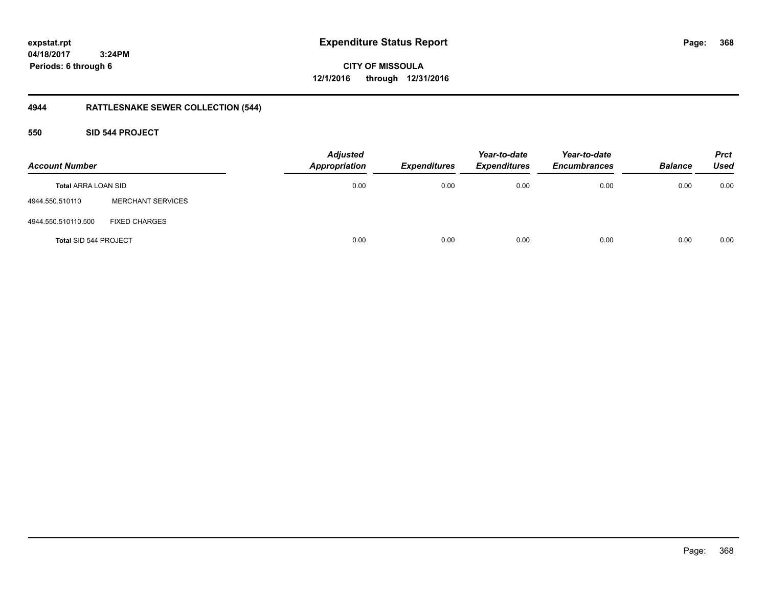**expstat.rpt**
**04/18/2017 3:24PM**
**Periods: 6 through 6**

# Expenditure Status Report

**CITY OF MISSOULA**
**12/1/2016 through 12/31/2016**

## 4944 RATTLESNAKE SEWER COLLECTION (544)

### 550 SID 544 PROJECT

| Account Number | | Adjusted Appropriation | Expenditures | Year-to-date Expenditures | Year-to-date Encumbrances | Balance | Prct Used |
|---|---|---|---|---|---|---|---|
| **Total** ARRA LOAN SID | | 0.00 | 0.00 | 0.00 | 0.00 | 0.00 | 0.00 |
| 4944.550.510110 | MERCHANT SERVICES | | | | | | |
| 4944.550.510110.500 | FIXED CHARGES | | | | | | |
| **Total** SID 544 PROJECT | | 0.00 | 0.00 | 0.00 | 0.00 | 0.00 | 0.00 |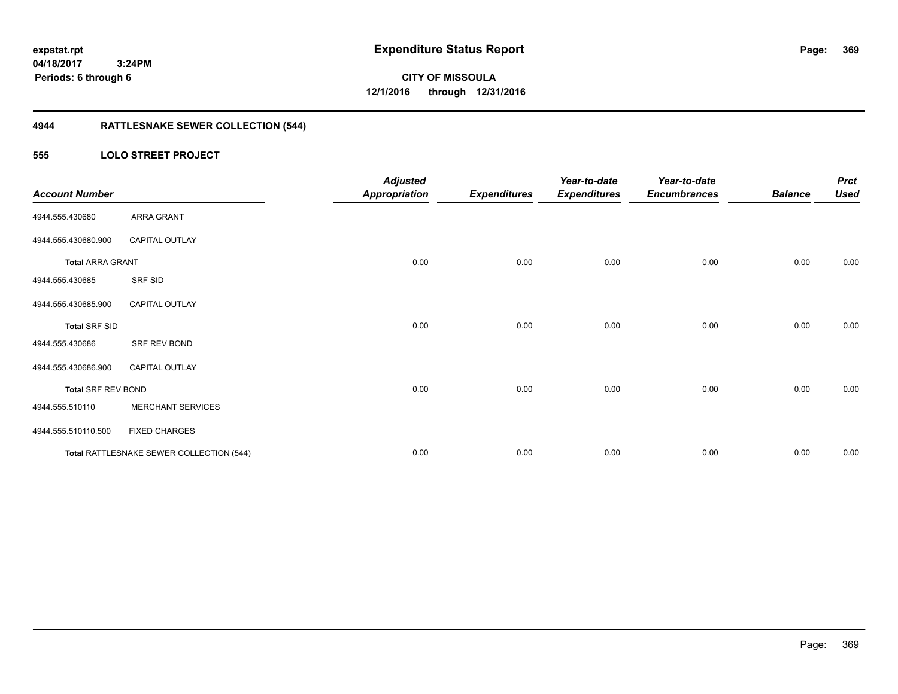**expstat.rpt**
**04/18/2017 3:24PM**
**Periods: 6 through 6**

# Expenditure Status Report

**CITY OF MISSOULA**
**12/1/2016 through 12/31/2016**

## 4944 RATTLESNAKE SEWER COLLECTION (544)

### 555 LOLO STREET PROJECT

| Account Number | | Adjusted Appropriation | Expenditures | Year-to-date Expenditures | Year-to-date Encumbrances | Balance | Prct Used |
|---|---|---|---|---|---|---|---|
| 4944.555.430680 | ARRA GRANT | | | | | | |
| 4944.555.430680.900 | CAPITAL OUTLAY | | | | | | |
| **Total** ARRA GRANT | | 0.00 | 0.00 | 0.00 | 0.00 | 0.00 | 0.00 |
| 4944.555.430685 | SRF SID | | | | | | |
| 4944.555.430685.900 | CAPITAL OUTLAY | | | | | | |
| **Total** SRF SID | | 0.00 | 0.00 | 0.00 | 0.00 | 0.00 | 0.00 |
| 4944.555.430686 | SRF REV BOND | | | | | | |
| 4944.555.430686.900 | CAPITAL OUTLAY | | | | | | |
| **Total** SRF REV BOND | | 0.00 | 0.00 | 0.00 | 0.00 | 0.00 | 0.00 |
| 4944.555.510110 | MERCHANT SERVICES | | | | | | |
| 4944.555.510110.500 | FIXED CHARGES | | | | | | |
| **Total** RATTLESNAKE SEWER COLLECTION (544) | | 0.00 | 0.00 | 0.00 | 0.00 | 0.00 | 0.00 |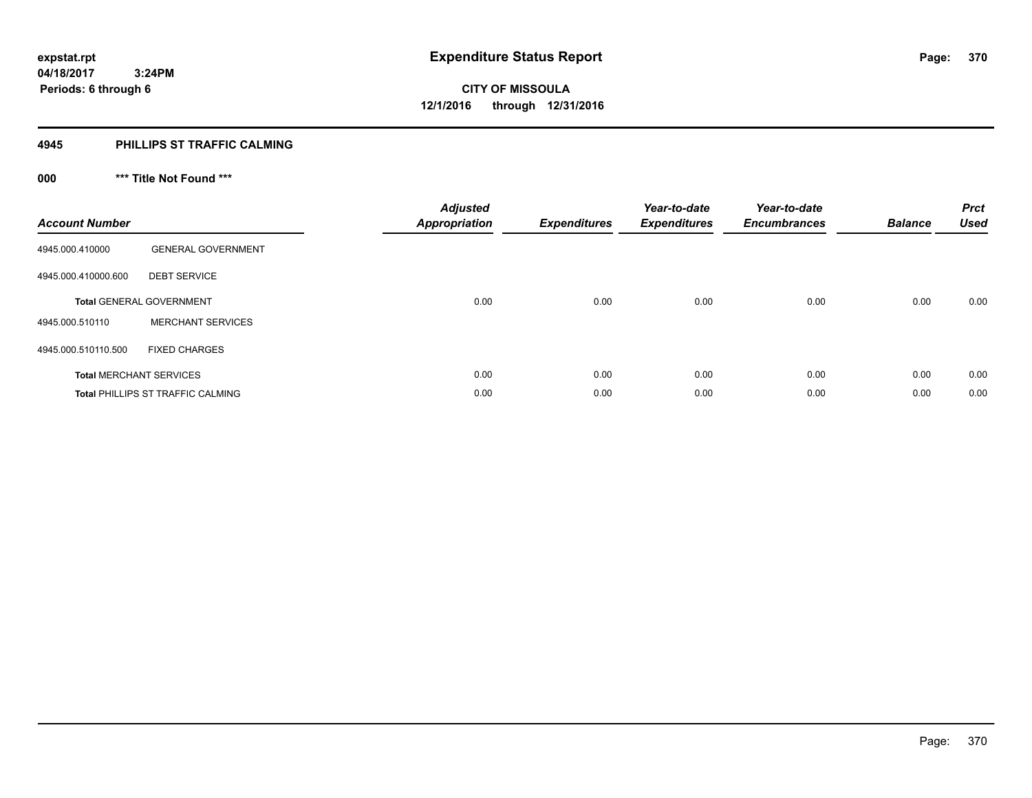**expstat.rpt**
**04/18/2017 3:24PM**
**Periods: 6 through 6**

# Expenditure Status Report

**CITY OF MISSOULA**
**12/1/2016 through 12/31/2016**

## 4945 PHILLIPS ST TRAFFIC CALMING

### 000 *** Title Not Found ***

| Account Number | | Adjusted Appropriation | Expenditures | Year-to-date Expenditures | Year-to-date Encumbrances | Balance | Prct Used |
|---|---|---|---|---|---|---|---|
| 4945.000.410000 | GENERAL GOVERNMENT | | | | | | |
| 4945.000.410000.600 | DEBT SERVICE | | | | | | |
| **Total** GENERAL GOVERNMENT | | 0.00 | 0.00 | 0.00 | 0.00 | 0.00 | 0.00 |
| 4945.000.510110 | MERCHANT SERVICES | | | | | | |
| 4945.000.510110.500 | FIXED CHARGES | | | | | | |
| **Total** MERCHANT SERVICES | | 0.00 | 0.00 | 0.00 | 0.00 | 0.00 | 0.00 |
| **Total** PHILLIPS ST TRAFFIC CALMING | | 0.00 | 0.00 | 0.00 | 0.00 | 0.00 | 0.00 |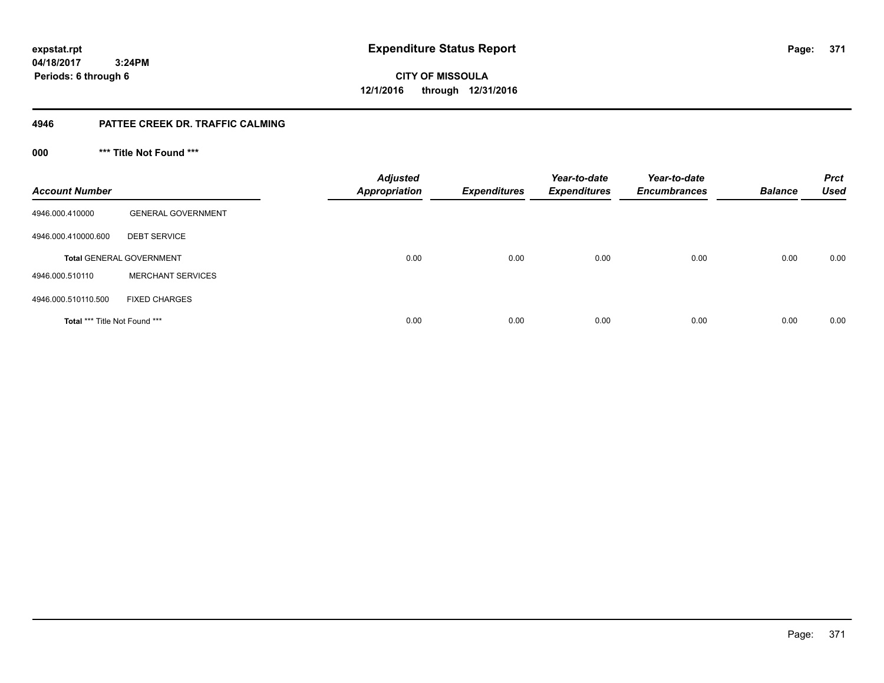# Expenditure Status Report

**CITY OF MISSOULA**

**12/1/2016 through 12/31/2016**

**expstat.rpt**
**04/18/2017 3:24PM**
**Periods: 6 through 6**

## 4946 PATTEE CREEK DR. TRAFFIC CALMING

### 000 *** Title Not Found ***

| Account Number | | Adjusted Appropriation | Expenditures | Year-to-date Expenditures | Year-to-date Encumbrances | Balance | Prct Used |
|---|---|---|---|---|---|---|---|
| 4946.000.410000 | GENERAL GOVERNMENT | | | | | | |
| 4946.000.410000.600 | DEBT SERVICE | | | | | | |
| **Total** GENERAL GOVERNMENT | | 0.00 | 0.00 | 0.00 | 0.00 | 0.00 | 0.00 |
| 4946.000.510110 | MERCHANT SERVICES | | | | | | |
| 4946.000.510110.500 | FIXED CHARGES | | | | | | |
| **Total** *** Title Not Found *** | | 0.00 | 0.00 | 0.00 | 0.00 | 0.00 | 0.00 |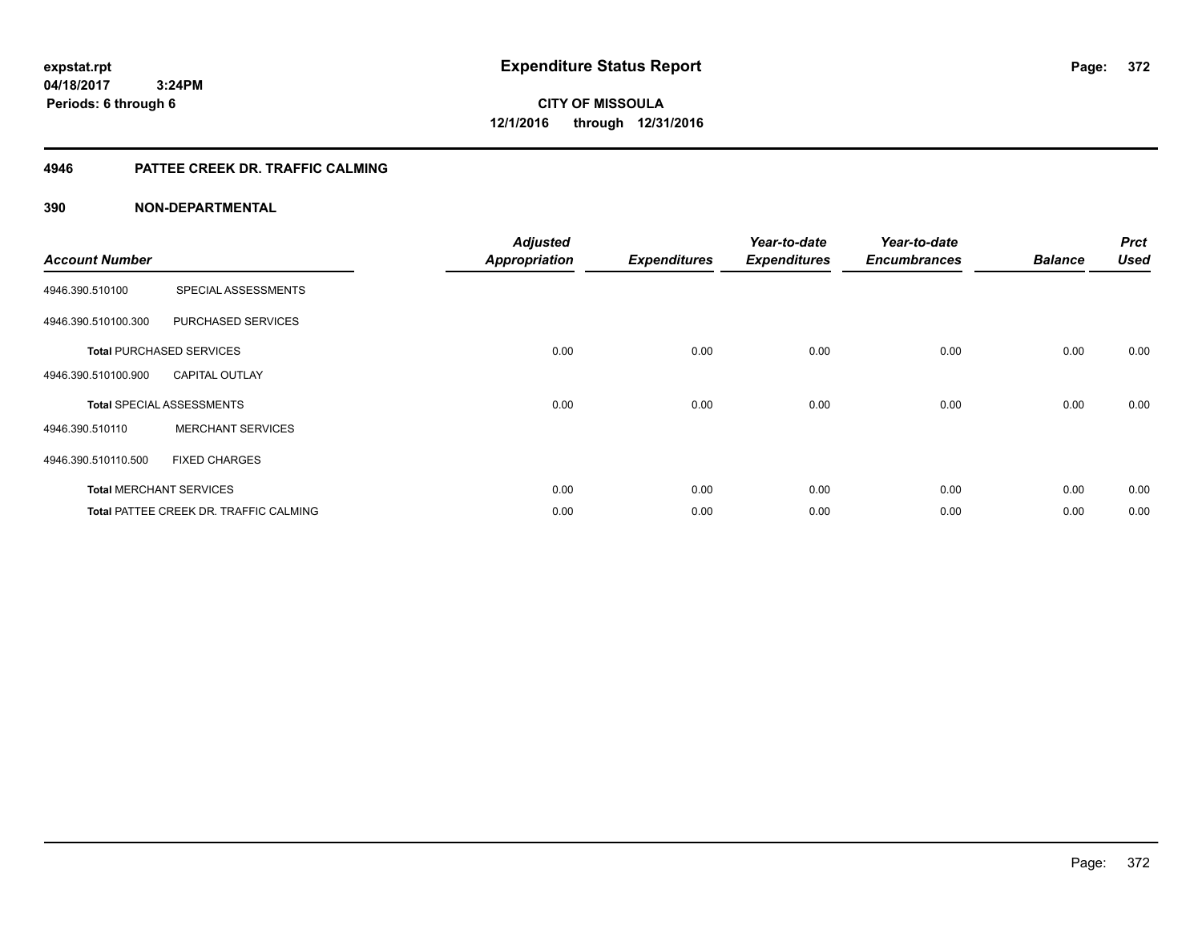# Expenditure Status Report

expstat.rpt
04/18/2017 3:24PM
Periods: 6 through 6

**CITY OF MISSOULA**
**12/1/2016 through 12/31/2016**

## 4946 PATTEE CREEK DR. TRAFFIC CALMING

### 390 NON-DEPARTMENTAL

| Account Number | | Adjusted Appropriation | Expenditures | Year-to-date Expenditures | Year-to-date Encumbrances | Balance | Prct Used |
|---|---|---|---|---|---|---|---|
| 4946.390.510100 | SPECIAL ASSESSMENTS | | | | | | |
| 4946.390.510100.300 | PURCHASED SERVICES | | | | | | |
| **Total** PURCHASED SERVICES | | 0.00 | 0.00 | 0.00 | 0.00 | 0.00 | 0.00 |
| 4946.390.510100.900 | CAPITAL OUTLAY | | | | | | |
| **Total** SPECIAL ASSESSMENTS | | 0.00 | 0.00 | 0.00 | 0.00 | 0.00 | 0.00 |
| 4946.390.510110 | MERCHANT SERVICES | | | | | | |
| 4946.390.510110.500 | FIXED CHARGES | | | | | | |
| **Total** MERCHANT SERVICES | | 0.00 | 0.00 | 0.00 | 0.00 | 0.00 | 0.00 |
| **Total** PATTEE CREEK DR. TRAFFIC CALMING | | 0.00 | 0.00 | 0.00 | 0.00 | 0.00 | 0.00 |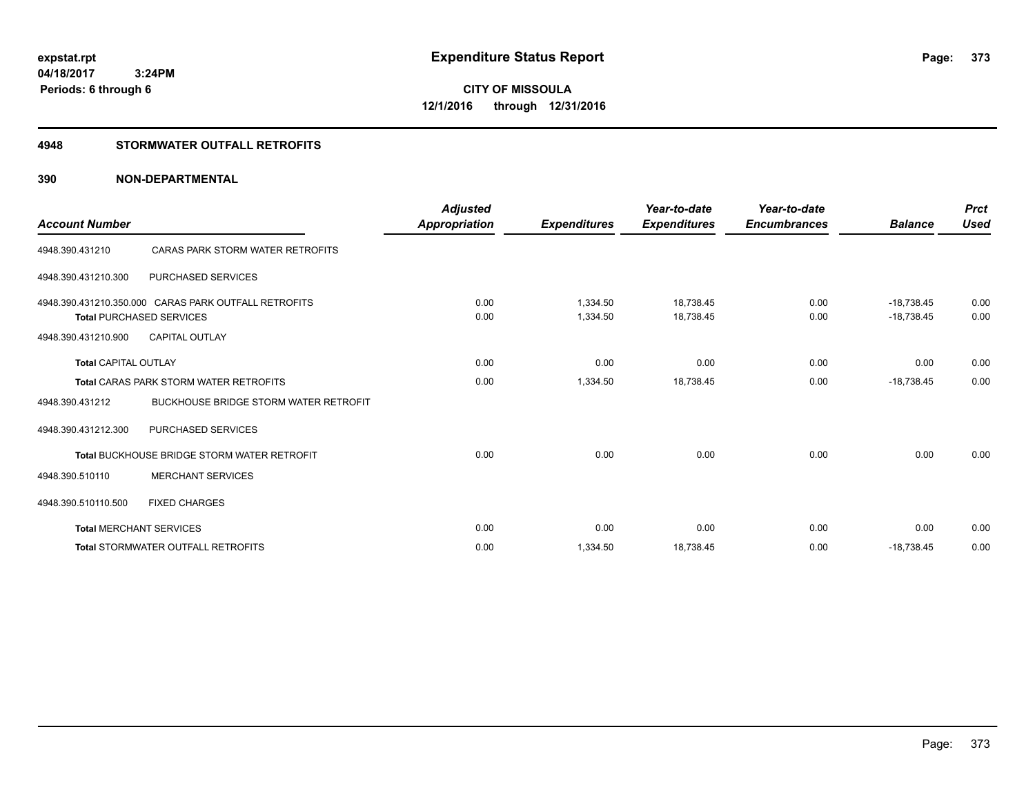expstat.rpt
04/18/2017 3:24PM
Periods: 6 through 6

# Expenditure Status Report

**CITY OF MISSOULA**
**12/1/2016 through 12/31/2016**

## 4948 STORMWATER OUTFALL RETROFITS

### 390 NON-DEPARTMENTAL

| Account Number | | Adjusted Appropriation | Expenditures | Year-to-date Expenditures | Year-to-date Encumbrances | Balance | Prct Used |
|---|---|---|---|---|---|---|---|
| 4948.390.431210 | CARAS PARK STORM WATER RETROFITS | | | | | | |
| 4948.390.431210.300 | PURCHASED SERVICES | | | | | | |
| 4948.390.431210.350.000 | CARAS PARK OUTFALL RETROFITS | 0.00 | 1,334.50 | 18,738.45 | 0.00 | -18,738.45 | 0.00 |
| **Total** PURCHASED SERVICES | | 0.00 | 1,334.50 | 18,738.45 | 0.00 | -18,738.45 | 0.00 |
| 4948.390.431210.900 | CAPITAL OUTLAY | | | | | | |
| **Total** CAPITAL OUTLAY | | 0.00 | 0.00 | 0.00 | 0.00 | 0.00 | 0.00 |
| **Total** CARAS PARK STORM WATER RETROFITS | | 0.00 | 1,334.50 | 18,738.45 | 0.00 | -18,738.45 | 0.00 |
| 4948.390.431212 | BUCKHOUSE BRIDGE STORM WATER RETROFIT | | | | | | |
| 4948.390.431212.300 | PURCHASED SERVICES | | | | | | |
| **Total** BUCKHOUSE BRIDGE STORM WATER RETROFIT | | 0.00 | 0.00 | 0.00 | 0.00 | 0.00 | 0.00 |
| 4948.390.510110 | MERCHANT SERVICES | | | | | | |
| 4948.390.510110.500 | FIXED CHARGES | | | | | | |
| **Total** MERCHANT SERVICES | | 0.00 | 0.00 | 0.00 | 0.00 | 0.00 | 0.00 |
| **Total** STORMWATER OUTFALL RETROFITS | | 0.00 | 1,334.50 | 18,738.45 | 0.00 | -18,738.45 | 0.00 |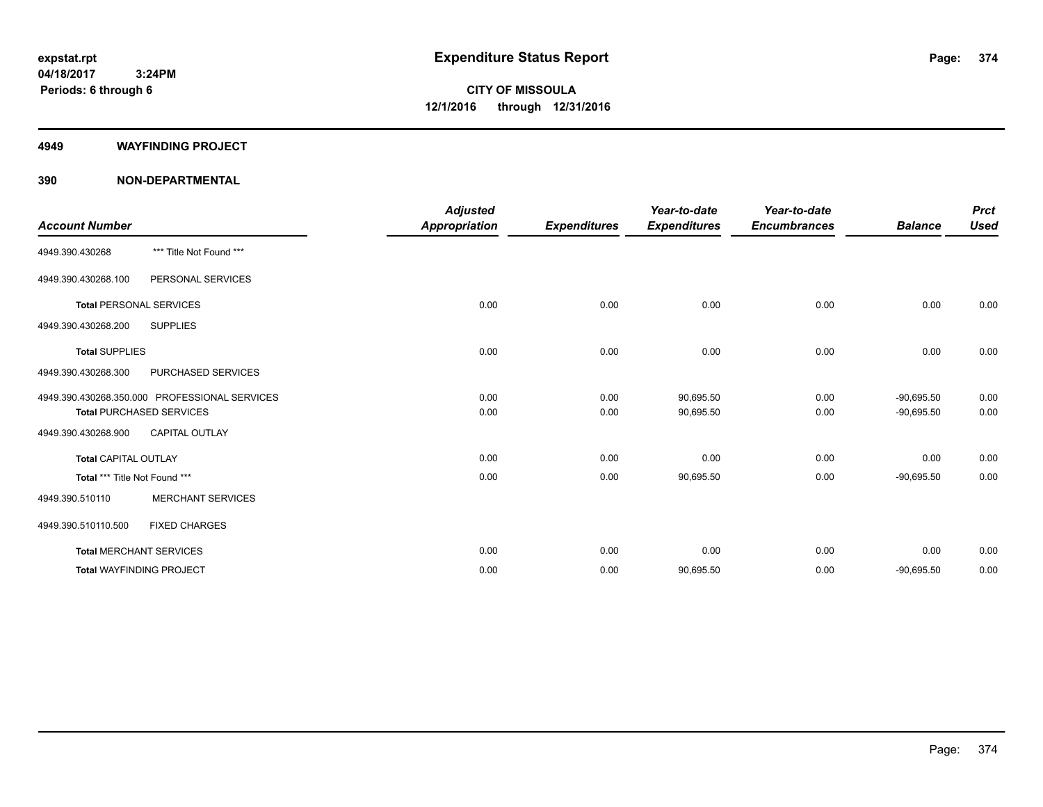**expstat.rpt**
**04/18/2017 3:24PM**
**Periods: 6 through 6**

# Expenditure Status Report

**CITY OF MISSOULA**
**12/1/2016 through 12/31/2016**

## 4949 WAYFINDING PROJECT

## 390 NON-DEPARTMENTAL

| Account Number | | Adjusted Appropriation | Expenditures | Year-to-date Expenditures | Year-to-date Encumbrances | Balance | Prct Used |
|---|---|---|---|---|---|---|---|
| 4949.390.430268 | *** Title Not Found *** | | | | | | |
| 4949.390.430268.100 | PERSONAL SERVICES | | | | | | |
| **Total** PERSONAL SERVICES | | 0.00 | 0.00 | 0.00 | 0.00 | 0.00 | 0.00 |
| 4949.390.430268.200 | SUPPLIES | | | | | | |
| **Total** SUPPLIES | | 0.00 | 0.00 | 0.00 | 0.00 | 0.00 | 0.00 |
| 4949.390.430268.300 | PURCHASED SERVICES | | | | | | |
| 4949.390.430268.350.000 | PROFESSIONAL SERVICES | 0.00 | 0.00 | 90,695.50 | 0.00 | -90,695.50 | 0.00 |
| **Total** PURCHASED SERVICES | | 0.00 | 0.00 | 90,695.50 | 0.00 | -90,695.50 | 0.00 |
| 4949.390.430268.900 | CAPITAL OUTLAY | | | | | | |
| **Total** CAPITAL OUTLAY | | 0.00 | 0.00 | 0.00 | 0.00 | 0.00 | 0.00 |
| **Total** *** Title Not Found *** | | 0.00 | 0.00 | 90,695.50 | 0.00 | -90,695.50 | 0.00 |
| 4949.390.510110 | MERCHANT SERVICES | | | | | | |
| 4949.390.510110.500 | FIXED CHARGES | | | | | | |
| **Total** MERCHANT SERVICES | | 0.00 | 0.00 | 0.00 | 0.00 | 0.00 | 0.00 |
| **Total** WAYFINDING PROJECT | | 0.00 | 0.00 | 90,695.50 | 0.00 | -90,695.50 | 0.00 |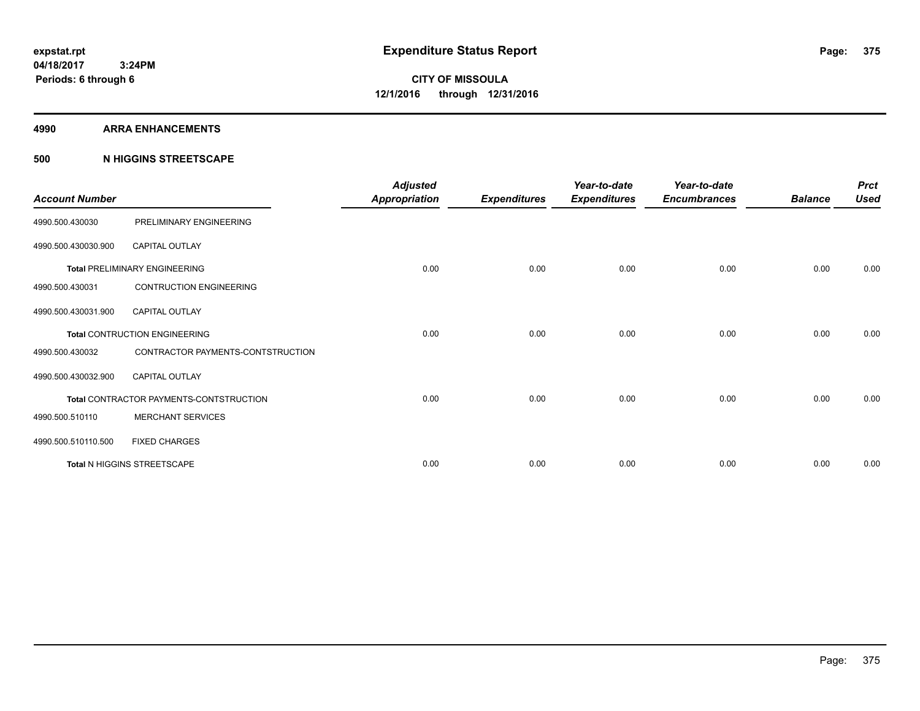expstat.rpt
04/18/2017 3:24PM
Periods: 6 through 6

# Expenditure Status Report

**CITY OF MISSOULA**
**12/1/2016 through 12/31/2016**

## 4990 ARRA ENHANCEMENTS

## 500 N HIGGINS STREETSCAPE

| Account Number | | Adjusted Appropriation | Expenditures | Year-to-date Expenditures | Year-to-date Encumbrances | Balance | Prct Used |
|---|---|---|---|---|---|---|---|
| 4990.500.430030 | PRELIMINARY ENGINEERING | | | | | | |
| 4990.500.430030.900 | CAPITAL OUTLAY | | | | | | |
| **Total** PRELIMINARY ENGINEERING | | 0.00 | 0.00 | 0.00 | 0.00 | 0.00 | 0.00 |
| 4990.500.430031 | CONTRUCTION ENGINEERING | | | | | | |
| 4990.500.430031.900 | CAPITAL OUTLAY | | | | | | |
| **Total** CONTRUCTION ENGINEERING | | 0.00 | 0.00 | 0.00 | 0.00 | 0.00 | 0.00 |
| 4990.500.430032 | CONTRACTOR PAYMENTS-CONTSTRUCTION | | | | | | |
| 4990.500.430032.900 | CAPITAL OUTLAY | | | | | | |
| **Total** CONTRACTOR PAYMENTS-CONTSTRUCTION | | 0.00 | 0.00 | 0.00 | 0.00 | 0.00 | 0.00 |
| 4990.500.510110 | MERCHANT SERVICES | | | | | | |
| 4990.500.510110.500 | FIXED CHARGES | | | | | | |
| **Total** N HIGGINS STREETSCAPE | | 0.00 | 0.00 | 0.00 | 0.00 | 0.00 | 0.00 |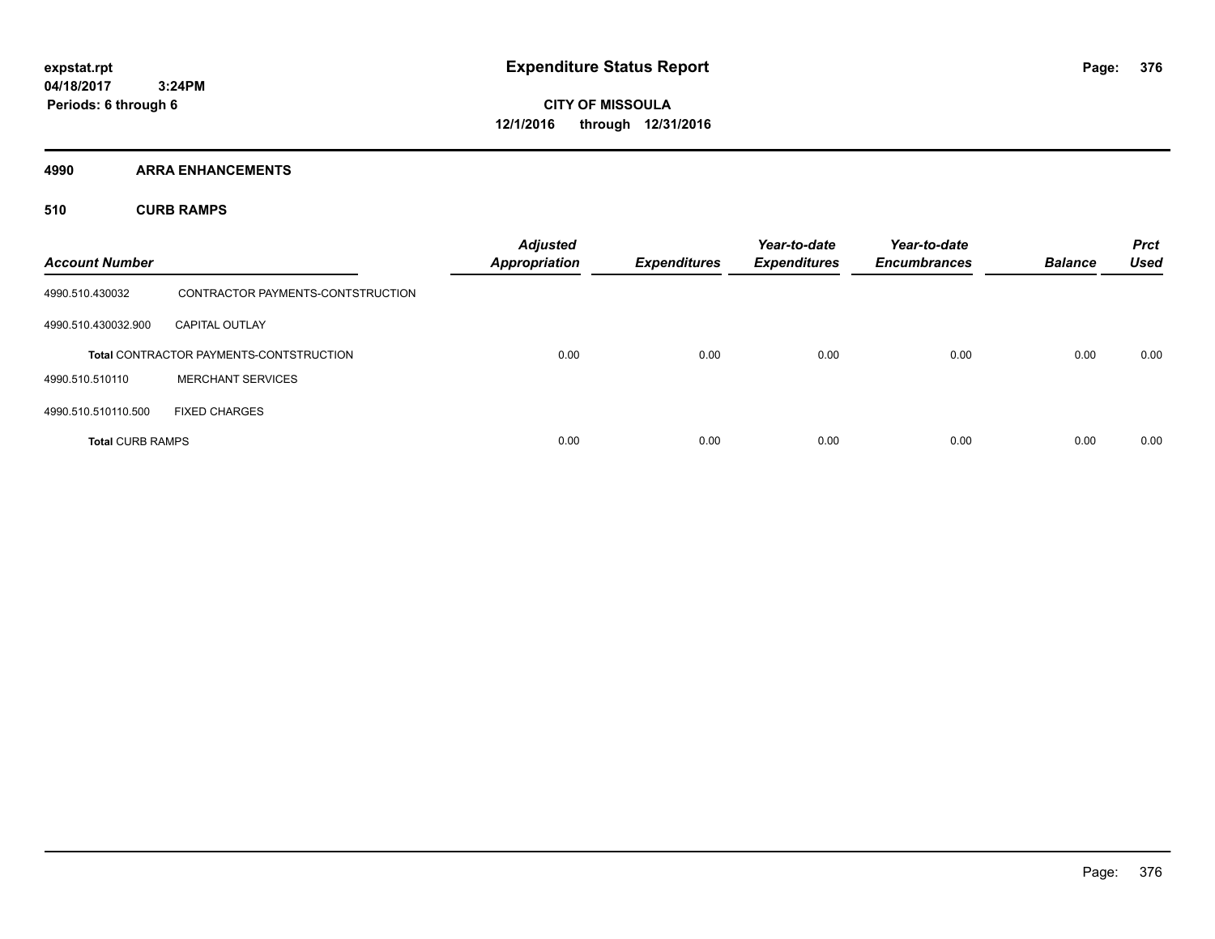# Expenditure Status Report

**expstat.rpt**
**04/18/2017 3:24PM**
**Periods: 6 through 6**

**CITY OF MISSOULA**
**12/1/2016 through 12/31/2016**

## 4990 ARRA ENHANCEMENTS

### 510 CURB RAMPS

| Account Number | | Adjusted Appropriation | Expenditures | Year-to-date Expenditures | Year-to-date Encumbrances | Balance | Prct Used |
|---|---|---|---|---|---|---|---|
| 4990.510.430032 | CONTRACTOR PAYMENTS-CONTSTRUCTION | | | | | | |
| 4990.510.430032.900 | CAPITAL OUTLAY | | | | | | |
| | **Total** CONTRACTOR PAYMENTS-CONTSTRUCTION | 0.00 | 0.00 | 0.00 | 0.00 | 0.00 | 0.00 |
| 4990.510.510110 | MERCHANT SERVICES | | | | | | |
| 4990.510.510110.500 | FIXED CHARGES | | | | | | |
| **Total** CURB RAMPS | | 0.00 | 0.00 | 0.00 | 0.00 | 0.00 | 0.00 |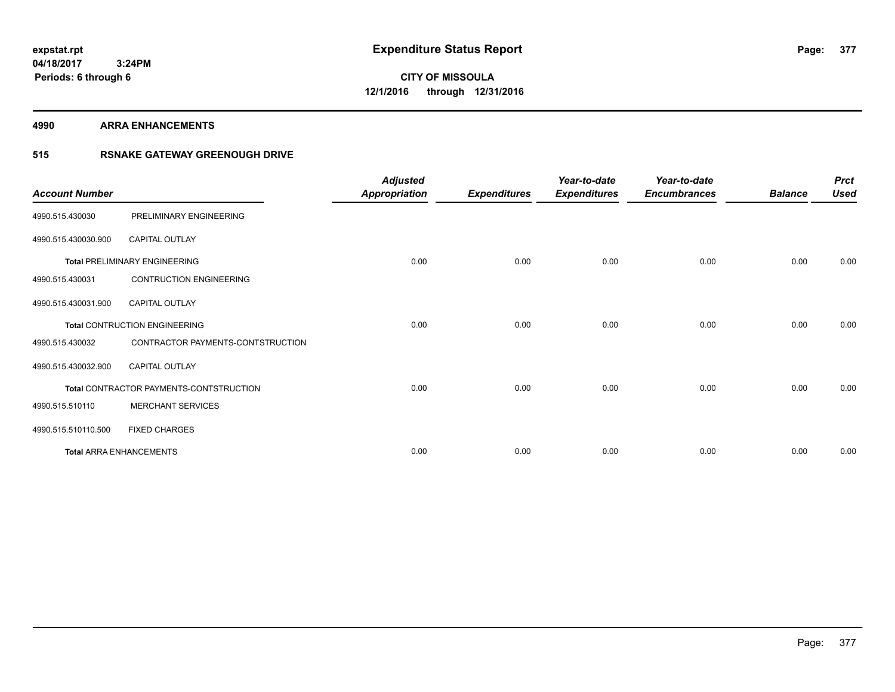expstat.rpt
04/18/2017 3:24PM
Periods: 6 through 6

# Expenditure Status Report

**CITY OF MISSOULA**
**12/1/2016 through 12/31/2016**

**4990 ARRA ENHANCEMENTS**

**515 RSNAKE GATEWAY GREENOUGH DRIVE**

| Account Number | | Adjusted Appropriation | Expenditures | Year-to-date Expenditures | Year-to-date Encumbrances | Balance | Prct Used |
|---|---|---|---|---|---|---|---|
| 4990.515.430030 | PRELIMINARY ENGINEERING | | | | | | |
| 4990.515.430030.900 | CAPITAL OUTLAY | | | | | | |
| **Total** PRELIMINARY ENGINEERING | | 0.00 | 0.00 | 0.00 | 0.00 | 0.00 | 0.00 |
| 4990.515.430031 | CONTRUCTION ENGINEERING | | | | | | |
| 4990.515.430031.900 | CAPITAL OUTLAY | | | | | | |
| **Total** CONTRUCTION ENGINEERING | | 0.00 | 0.00 | 0.00 | 0.00 | 0.00 | 0.00 |
| 4990.515.430032 | CONTRACTOR PAYMENTS-CONTSTRUCTION | | | | | | |
| 4990.515.430032.900 | CAPITAL OUTLAY | | | | | | |
| **Total** CONTRACTOR PAYMENTS-CONTSTRUCTION | | 0.00 | 0.00 | 0.00 | 0.00 | 0.00 | 0.00 |
| 4990.515.510110 | MERCHANT SERVICES | | | | | | |
| 4990.515.510110.500 | FIXED CHARGES | | | | | | |
| **Total** ARRA ENHANCEMENTS | | 0.00 | 0.00 | 0.00 | 0.00 | 0.00 | 0.00 |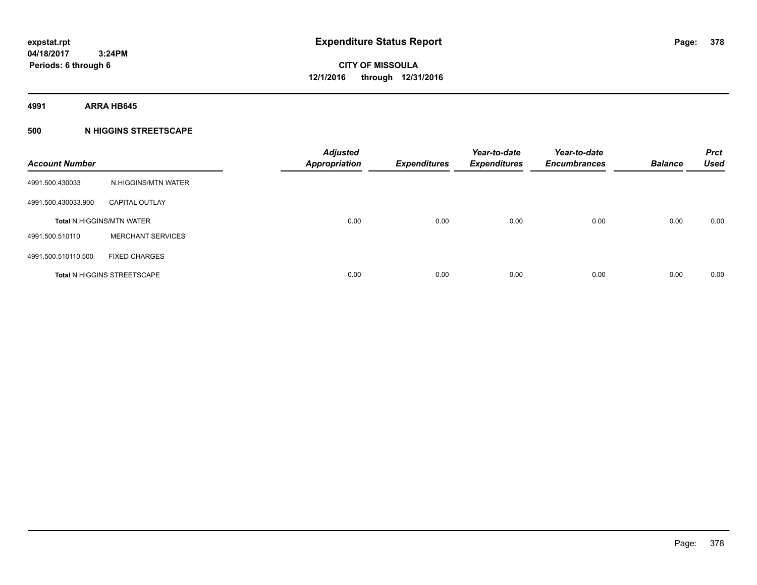# Expenditure Status Report

expstat.rpt
04/18/2017 3:24PM
Periods: 6 through 6

**CITY OF MISSOULA**
**12/1/2016 through 12/31/2016**

**4991 ARRA HB645**

**500 N HIGGINS STREETSCAPE**

| Account Number | | Adjusted Appropriation | Expenditures | Year-to-date Expenditures | Year-to-date Encumbrances | Balance | Prct Used |
|---|---|---|---|---|---|---|---|
| 4991.500.430033 | N.HIGGINS/MTN WATER | | | | | | |
| 4991.500.430033.900 | CAPITAL OUTLAY | | | | | | |
| Total N.HIGGINS/MTN WATER | | 0.00 | 0.00 | 0.00 | 0.00 | 0.00 | 0.00 |
| 4991.500.510110 | MERCHANT SERVICES | | | | | | |
| 4991.500.510110.500 | FIXED CHARGES | | | | | | |
| Total N HIGGINS STREETSCAPE | | 0.00 | 0.00 | 0.00 | 0.00 | 0.00 | 0.00 |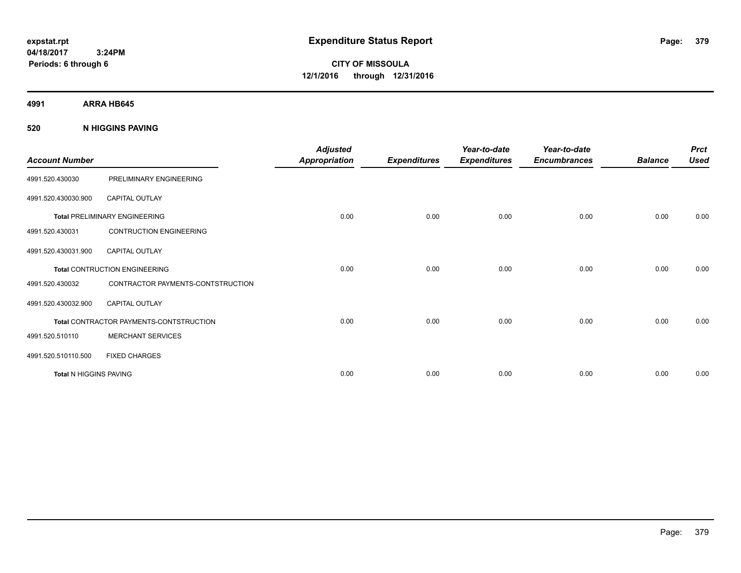expstat.rpt
04/18/2017 3:24PM
Periods: 6 through 6

# Expenditure Status Report

**CITY OF MISSOULA**
**12/1/2016 through 12/31/2016**

**4991 ARRA HB645**

**520 N HIGGINS PAVING**

| Account Number | | Adjusted Appropriation | Expenditures | Year-to-date Expenditures | Year-to-date Encumbrances | Balance | Prct Used |
|---|---|---|---|---|---|---|---|
| 4991.520.430030 | PRELIMINARY ENGINEERING | | | | | | |
| 4991.520.430030.900 | CAPITAL OUTLAY | | | | | | |
| **Total** PRELIMINARY ENGINEERING | | 0.00 | 0.00 | 0.00 | 0.00 | 0.00 | 0.00 |
| 4991.520.430031 | CONTRUCTION ENGINEERING | | | | | | |
| 4991.520.430031.900 | CAPITAL OUTLAY | | | | | | |
| **Total** CONTRUCTION ENGINEERING | | 0.00 | 0.00 | 0.00 | 0.00 | 0.00 | 0.00 |
| 4991.520.430032 | CONTRACTOR PAYMENTS-CONTSTRUCTION | | | | | | |
| 4991.520.430032.900 | CAPITAL OUTLAY | | | | | | |
| **Total** CONTRACTOR PAYMENTS-CONTSTRUCTION | | 0.00 | 0.00 | 0.00 | 0.00 | 0.00 | 0.00 |
| 4991.520.510110 | MERCHANT SERVICES | | | | | | |
| 4991.520.510110.500 | FIXED CHARGES | | | | | | |
| **Total** N HIGGINS PAVING | | 0.00 | 0.00 | 0.00 | 0.00 | 0.00 | 0.00 |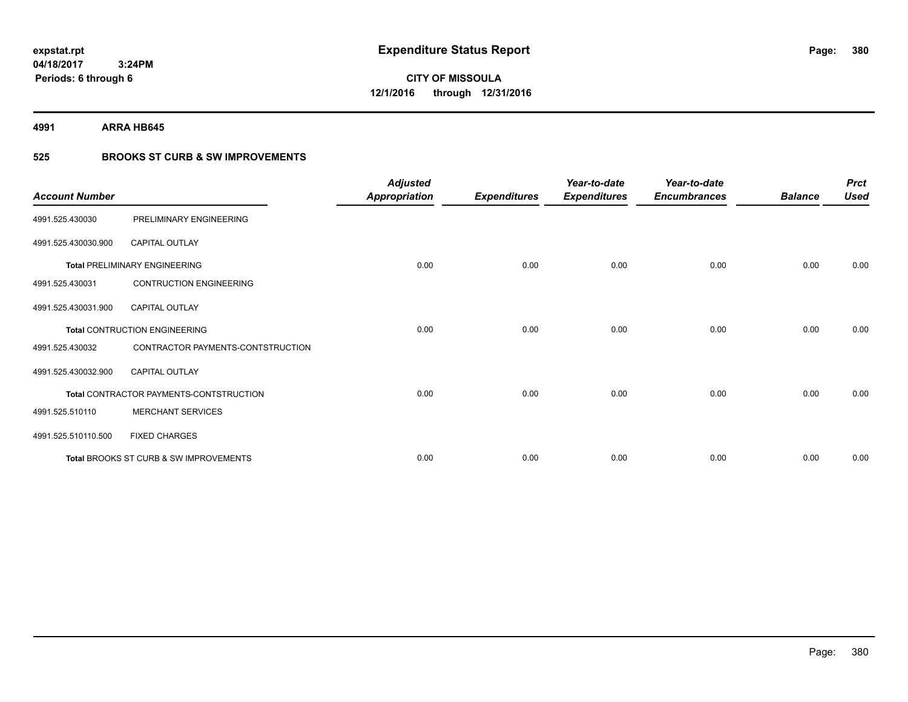# Expenditure Status Report

expstat.rpt
04/18/2017 3:24PM
Periods: 6 through 6

**CITY OF MISSOULA**
**12/1/2016 through 12/31/2016**

## 4991 ARRA HB645

### 525 BROOKS ST CURB & SW IMPROVEMENTS

| Account Number | | Adjusted Appropriation | Expenditures | Year-to-date Expenditures | Year-to-date Encumbrances | Balance | Prct Used |
|---|---|---|---|---|---|---|---|
| 4991.525.430030 | PRELIMINARY ENGINEERING | | | | | | |
| 4991.525.430030.900 | CAPITAL OUTLAY | | | | | | |
| **Total** PRELIMINARY ENGINEERING | | 0.00 | 0.00 | 0.00 | 0.00 | 0.00 | 0.00 |
| 4991.525.430031 | CONTRUCTION ENGINEERING | | | | | | |
| 4991.525.430031.900 | CAPITAL OUTLAY | | | | | | |
| **Total** CONTRUCTION ENGINEERING | | 0.00 | 0.00 | 0.00 | 0.00 | 0.00 | 0.00 |
| 4991.525.430032 | CONTRACTOR PAYMENTS-CONTSTRUCTION | | | | | | |
| 4991.525.430032.900 | CAPITAL OUTLAY | | | | | | |
| **Total** CONTRACTOR PAYMENTS-CONTSTRUCTION | | 0.00 | 0.00 | 0.00 | 0.00 | 0.00 | 0.00 |
| 4991.525.510110 | MERCHANT SERVICES | | | | | | |
| 4991.525.510110.500 | FIXED CHARGES | | | | | | |
| **Total** BROOKS ST CURB & SW IMPROVEMENTS | | 0.00 | 0.00 | 0.00 | 0.00 | 0.00 | 0.00 |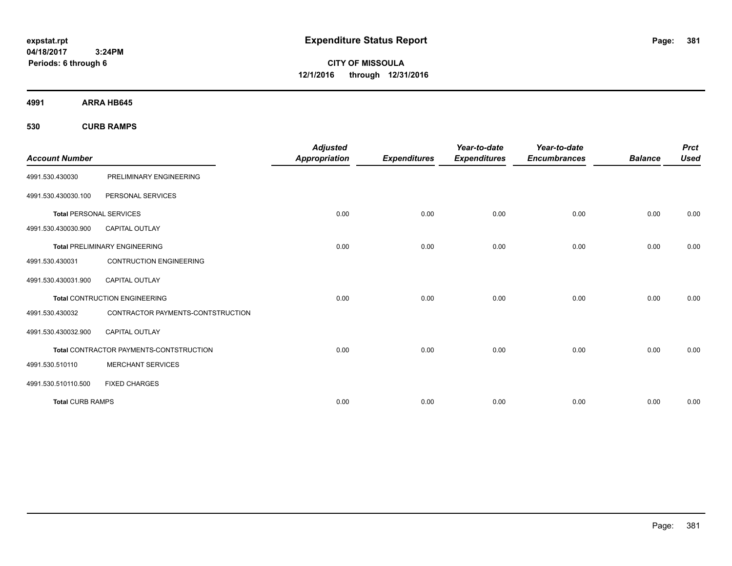expstat.rpt
04/18/2017 3:24PM
Periods: 6 through 6

# Expenditure Status Report

**CITY OF MISSOULA**
**12/1/2016 through 12/31/2016**

**4991 ARRA HB645**

**530 CURB RAMPS**

| Account Number | | Adjusted Appropriation | Expenditures | Year-to-date Expenditures | Year-to-date Encumbrances | Balance | Prct Used |
|---|---|---|---|---|---|---|---|
| 4991.530.430030 | PRELIMINARY ENGINEERING | | | | | | |
| 4991.530.430030.100 | PERSONAL SERVICES | | | | | | |
| **Total** PERSONAL SERVICES | | 0.00 | 0.00 | 0.00 | 0.00 | 0.00 | 0.00 |
| 4991.530.430030.900 | CAPITAL OUTLAY | | | | | | |
| **Total** PRELIMINARY ENGINEERING | | 0.00 | 0.00 | 0.00 | 0.00 | 0.00 | 0.00 |
| 4991.530.430031 | CONTRUCTION ENGINEERING | | | | | | |
| 4991.530.430031.900 | CAPITAL OUTLAY | | | | | | |
| **Total** CONTRUCTION ENGINEERING | | 0.00 | 0.00 | 0.00 | 0.00 | 0.00 | 0.00 |
| 4991.530.430032 | CONTRACTOR PAYMENTS-CONTSTRUCTION | | | | | | |
| 4991.530.430032.900 | CAPITAL OUTLAY | | | | | | |
| **Total** CONTRACTOR PAYMENTS-CONTSTRUCTION | | 0.00 | 0.00 | 0.00 | 0.00 | 0.00 | 0.00 |
| 4991.530.510110 | MERCHANT SERVICES | | | | | | |
| 4991.530.510110.500 | FIXED CHARGES | | | | | | |
| **Total** CURB RAMPS | | 0.00 | 0.00 | 0.00 | 0.00 | 0.00 | 0.00 |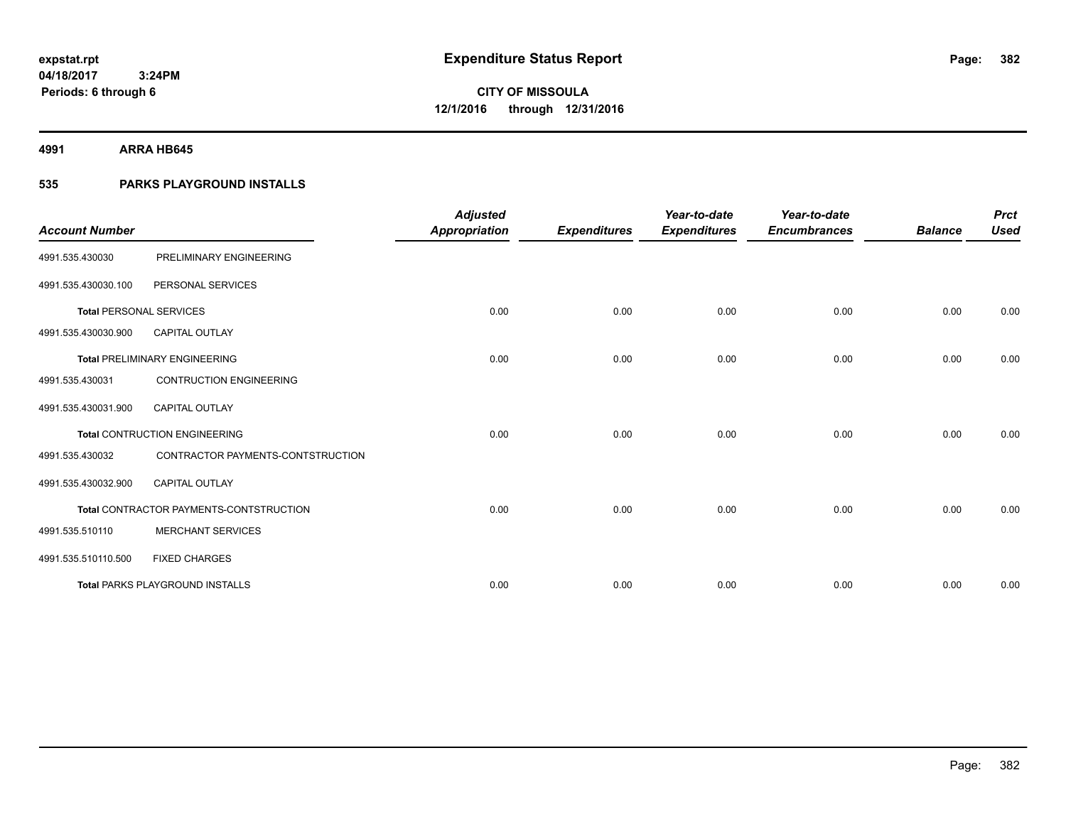expstat.rpt
04/18/2017 3:24PM
Periods: 6 through 6

# Expenditure Status Report

**CITY OF MISSOULA**
**12/1/2016 through 12/31/2016**

**4991 ARRA HB645**

## 535 PARKS PLAYGROUND INSTALLS

| Account Number | | Adjusted Appropriation | Expenditures | Year-to-date Expenditures | Year-to-date Encumbrances | Balance | Prct Used |
|---|---|---|---|---|---|---|---|
| 4991.535.430030 | PRELIMINARY ENGINEERING | | | | | | |
| 4991.535.430030.100 | PERSONAL SERVICES | | | | | | |
| **Total** PERSONAL SERVICES | | 0.00 | 0.00 | 0.00 | 0.00 | 0.00 | 0.00 |
| 4991.535.430030.900 | CAPITAL OUTLAY | | | | | | |
| **Total** PRELIMINARY ENGINEERING | | 0.00 | 0.00 | 0.00 | 0.00 | 0.00 | 0.00 |
| 4991.535.430031 | CONTRUCTION ENGINEERING | | | | | | |
| 4991.535.430031.900 | CAPITAL OUTLAY | | | | | | |
| **Total** CONTRUCTION ENGINEERING | | 0.00 | 0.00 | 0.00 | 0.00 | 0.00 | 0.00 |
| 4991.535.430032 | CONTRACTOR PAYMENTS-CONTSTRUCTION | | | | | | |
| 4991.535.430032.900 | CAPITAL OUTLAY | | | | | | |
| **Total** CONTRACTOR PAYMENTS-CONTSTRUCTION | | 0.00 | 0.00 | 0.00 | 0.00 | 0.00 | 0.00 |
| 4991.535.510110 | MERCHANT SERVICES | | | | | | |
| 4991.535.510110.500 | FIXED CHARGES | | | | | | |
| **Total** PARKS PLAYGROUND INSTALLS | | 0.00 | 0.00 | 0.00 | 0.00 | 0.00 | 0.00 |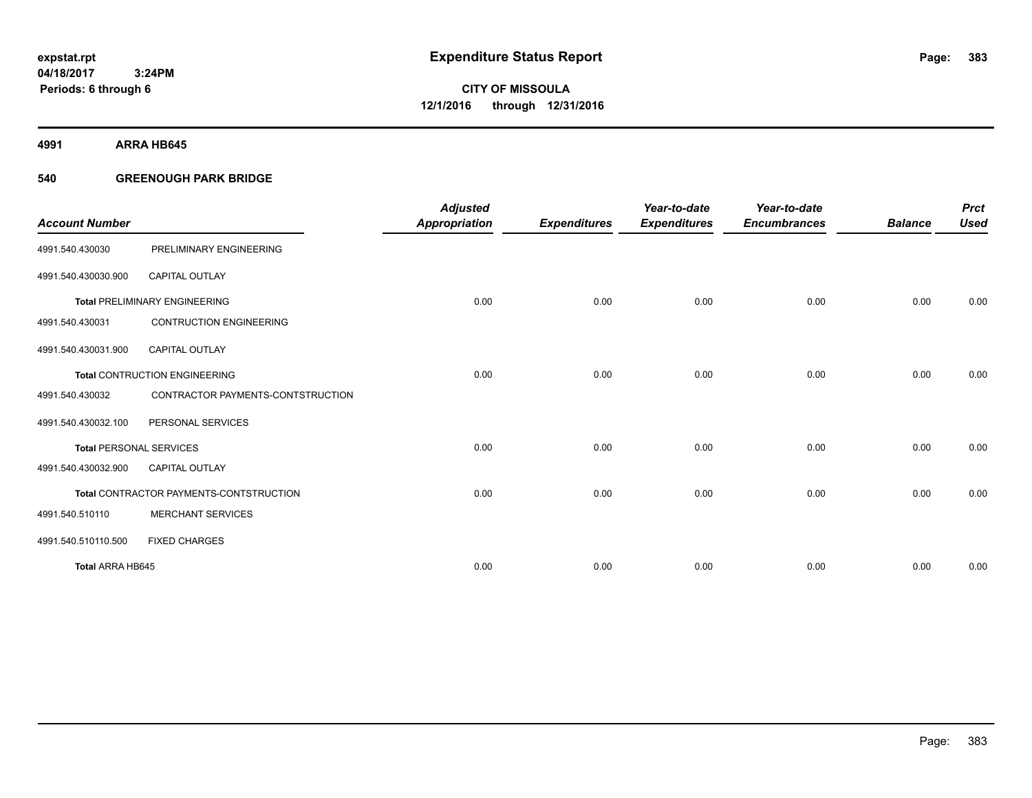expstat.rpt
04/18/2017 3:24PM
Periods: 6 through 6

# Expenditure Status Report

**CITY OF MISSOULA**
**12/1/2016 through 12/31/2016**

## 4991 ARRA HB645

### 540 GREENOUGH PARK BRIDGE

| Account Number | | Adjusted Appropriation | Expenditures | Year-to-date Expenditures | Year-to-date Encumbrances | Balance | Prct Used |
|---|---|---|---|---|---|---|---|
| 4991.540.430030 | PRELIMINARY ENGINEERING | | | | | | |
| 4991.540.430030.900 | CAPITAL OUTLAY | | | | | | |
| **Total** PRELIMINARY ENGINEERING | | 0.00 | 0.00 | 0.00 | 0.00 | 0.00 | 0.00 |
| 4991.540.430031 | CONTRUCTION ENGINEERING | | | | | | |
| 4991.540.430031.900 | CAPITAL OUTLAY | | | | | | |
| **Total** CONTRUCTION ENGINEERING | | 0.00 | 0.00 | 0.00 | 0.00 | 0.00 | 0.00 |
| 4991.540.430032 | CONTRACTOR PAYMENTS-CONTSTRUCTION | | | | | | |
| 4991.540.430032.100 | PERSONAL SERVICES | | | | | | |
| **Total** PERSONAL SERVICES | | 0.00 | 0.00 | 0.00 | 0.00 | 0.00 | 0.00 |
| 4991.540.430032.900 | CAPITAL OUTLAY | | | | | | |
| **Total** CONTRACTOR PAYMENTS-CONTSTRUCTION | | 0.00 | 0.00 | 0.00 | 0.00 | 0.00 | 0.00 |
| 4991.540.510110 | MERCHANT SERVICES | | | | | | |
| 4991.540.510110.500 | FIXED CHARGES | | | | | | |
| **Total ARRA HB645** | | 0.00 | 0.00 | 0.00 | 0.00 | 0.00 | 0.00 |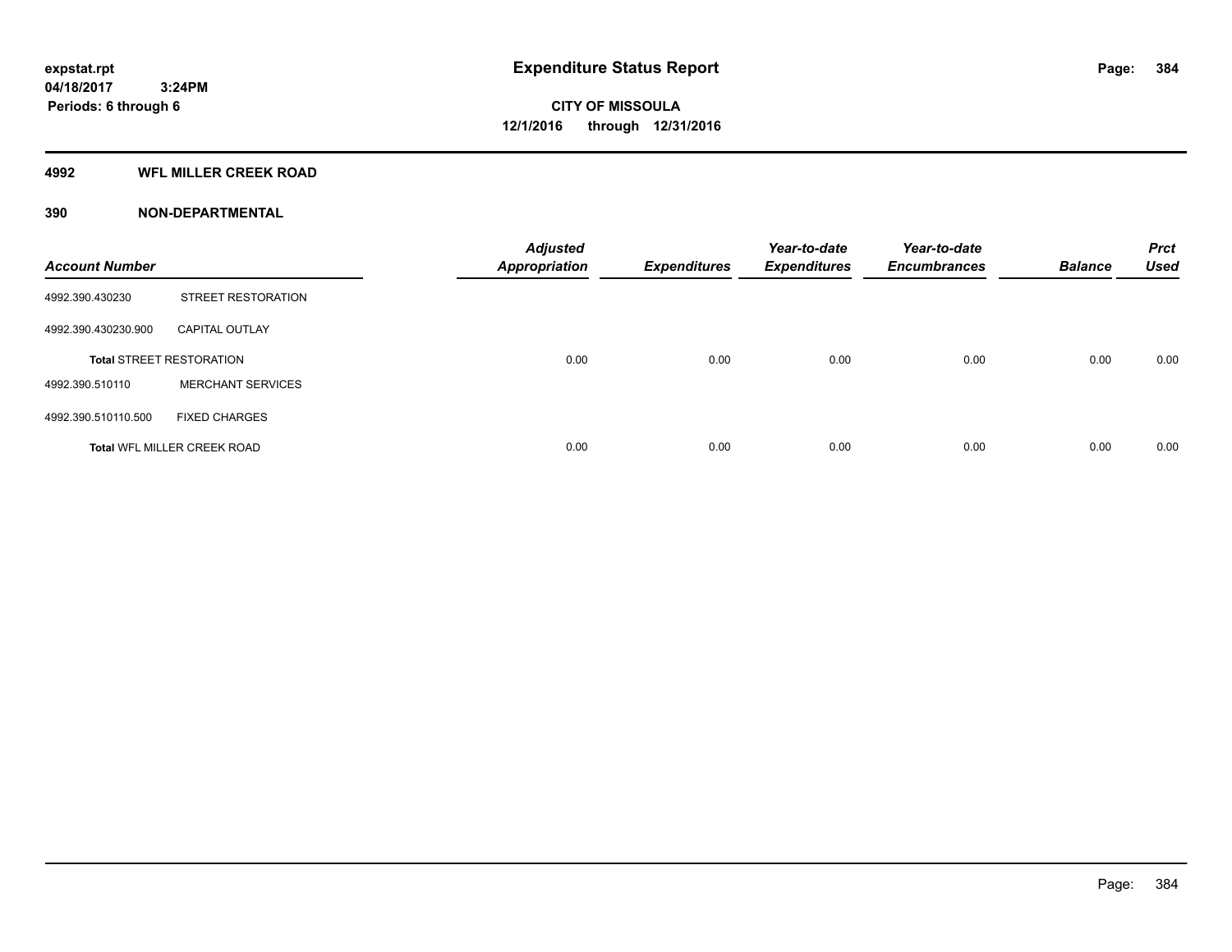**expstat.rpt**
**04/18/2017 3:24PM**
**Periods: 6 through 6**

# Expenditure Status Report

**CITY OF MISSOULA**
**12/1/2016 through 12/31/2016**

## 4992 WFL MILLER CREEK ROAD

## 390 NON-DEPARTMENTAL

| Account Number | | Adjusted Appropriation | Expenditures | Year-to-date Expenditures | Year-to-date Encumbrances | Balance | Prct Used |
|---|---|---|---|---|---|---|---|
| 4992.390.430230 | STREET RESTORATION | | | | | | |
| 4992.390.430230.900 | CAPITAL OUTLAY | | | | | | |
| **Total** STREET RESTORATION | | 0.00 | 0.00 | 0.00 | 0.00 | 0.00 | 0.00 |
| 4992.390.510110 | MERCHANT SERVICES | | | | | | |
| 4992.390.510110.500 | FIXED CHARGES | | | | | | |
| **Total** WFL MILLER CREEK ROAD | | 0.00 | 0.00 | 0.00 | 0.00 | 0.00 | 0.00 |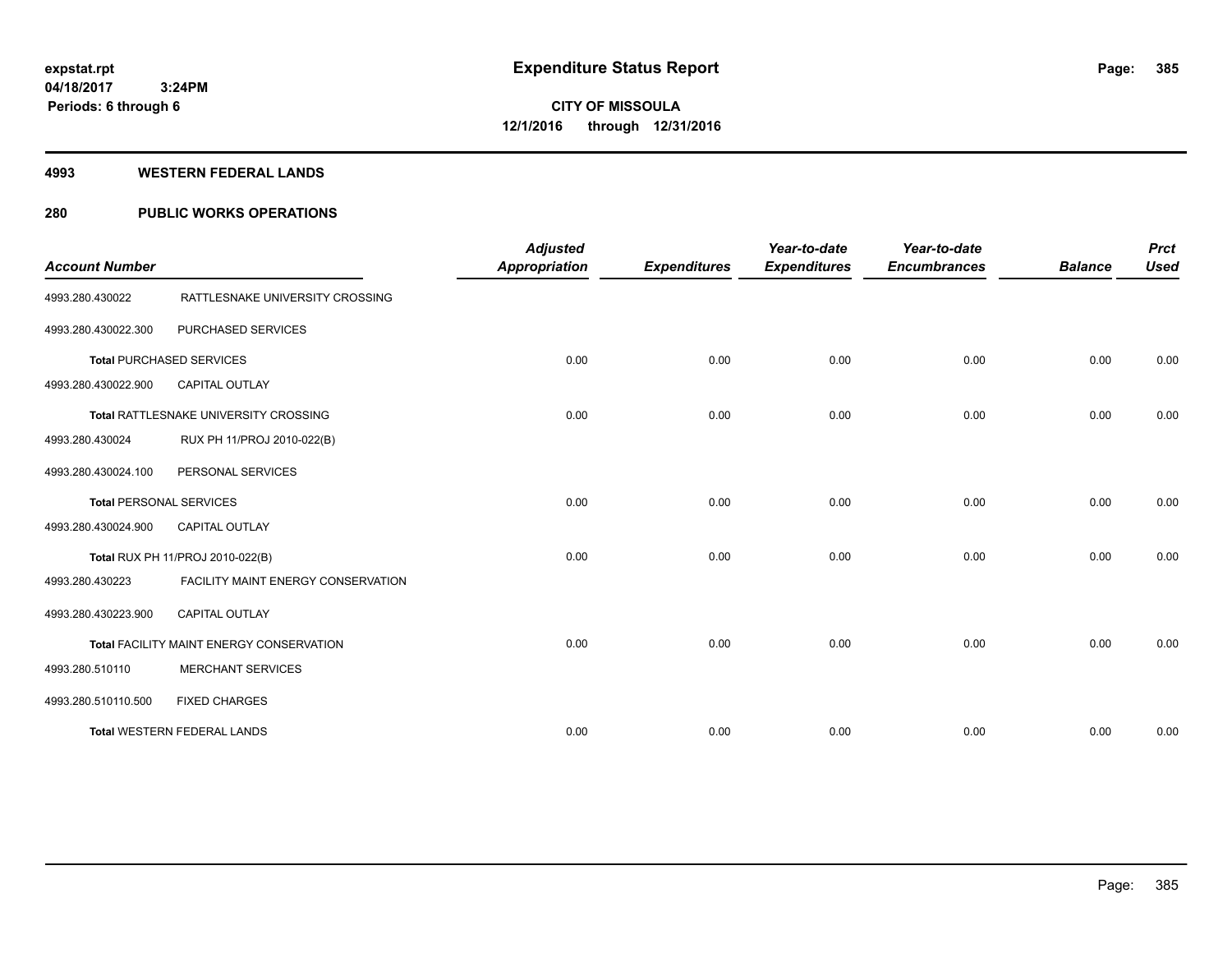expstat.rpt
04/18/2017 3:24PM
Periods: 6 through 6

# Expenditure Status Report

**CITY OF MISSOULA**
**12/1/2016 through 12/31/2016**

## 4993 WESTERN FEDERAL LANDS

## 280 PUBLIC WORKS OPERATIONS

| Account Number | | Adjusted Appropriation | Expenditures | Year-to-date Expenditures | Year-to-date Encumbrances | Balance | Prct Used |
|---|---|---|---|---|---|---|---|
| 4993.280.430022 | RATTLESNAKE UNIVERSITY CROSSING | | | | | | |
| 4993.280.430022.300 | PURCHASED SERVICES | | | | | | |
| **Total** PURCHASED SERVICES | | 0.00 | 0.00 | 0.00 | 0.00 | 0.00 | 0.00 |
| 4993.280.430022.900 | CAPITAL OUTLAY | | | | | | |
| **Total** RATTLESNAKE UNIVERSITY CROSSING | | 0.00 | 0.00 | 0.00 | 0.00 | 0.00 | 0.00 |
| 4993.280.430024 | RUX PH 11/PROJ 2010-022(B) | | | | | | |
| 4993.280.430024.100 | PERSONAL SERVICES | | | | | | |
| **Total** PERSONAL SERVICES | | 0.00 | 0.00 | 0.00 | 0.00 | 0.00 | 0.00 |
| 4993.280.430024.900 | CAPITAL OUTLAY | | | | | | |
| **Total** RUX PH 11/PROJ 2010-022(B) | | 0.00 | 0.00 | 0.00 | 0.00 | 0.00 | 0.00 |
| 4993.280.430223 | FACILITY MAINT ENERGY CONSERVATION | | | | | | |
| 4993.280.430223.900 | CAPITAL OUTLAY | | | | | | |
| **Total** FACILITY MAINT ENERGY CONSERVATION | | 0.00 | 0.00 | 0.00 | 0.00 | 0.00 | 0.00 |
| 4993.280.510110 | MERCHANT SERVICES | | | | | | |
| 4993.280.510110.500 | FIXED CHARGES | | | | | | |
| **Total** WESTERN FEDERAL LANDS | | 0.00 | 0.00 | 0.00 | 0.00 | 0.00 | 0.00 |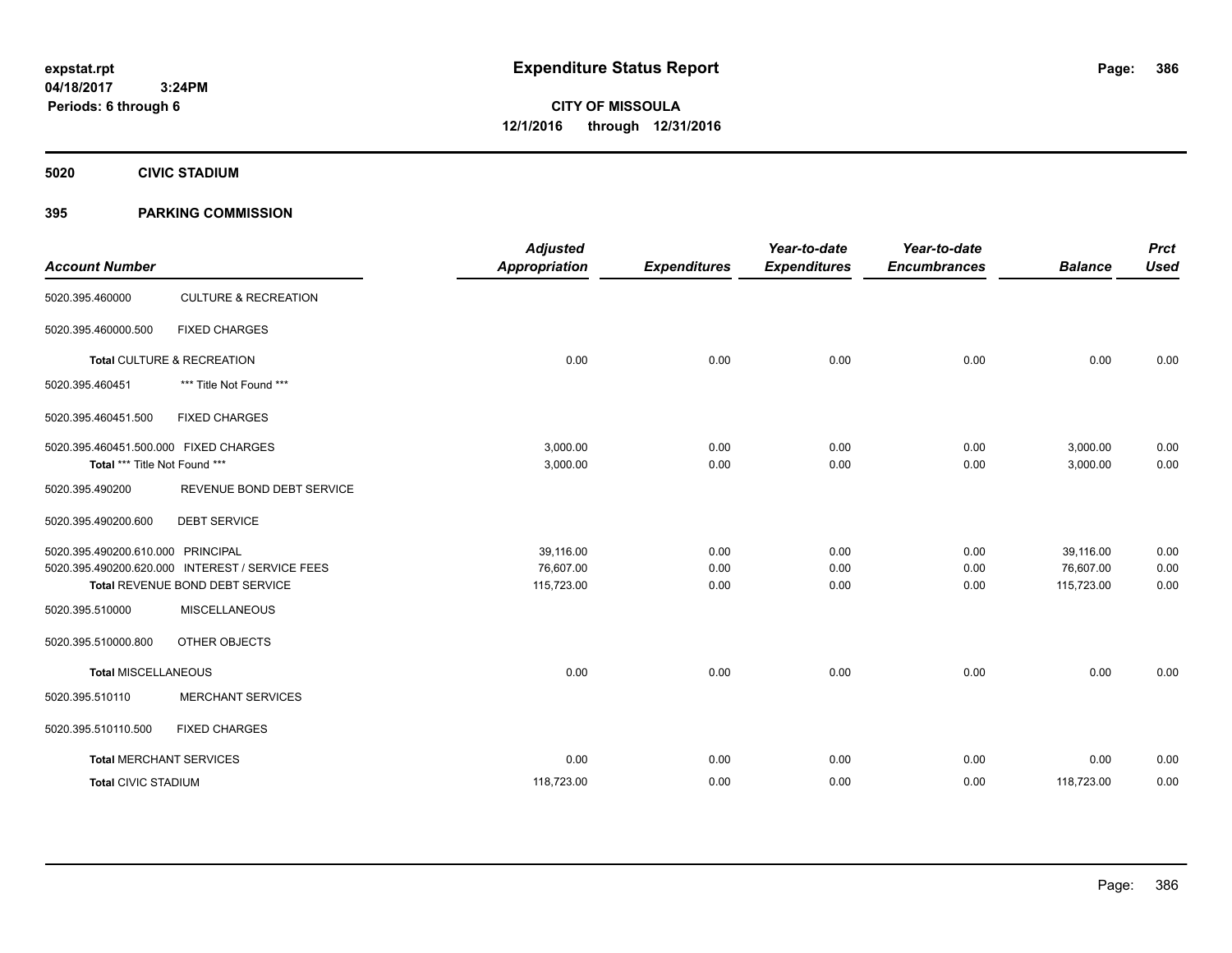# Expenditure Status Report

expstat.rpt
04/18/2017 3:24PM
Periods: 6 through 6

**CITY OF MISSOULA**
**12/1/2016 through 12/31/2016**

## 5020 CIVIC STADIUM

## 395 PARKING COMMISSION

| Account Number | | Adjusted Appropriation | Expenditures | Year-to-date Expenditures | Year-to-date Encumbrances | Balance | Prct Used |
|---|---|---|---|---|---|---|---|
| 5020.395.460000 | CULTURE & RECREATION | | | | | | |
| 5020.395.460000.500 | FIXED CHARGES | | | | | | |
| **Total** CULTURE & RECREATION | | 0.00 | 0.00 | 0.00 | 0.00 | 0.00 | 0.00 |
| 5020.395.460451 | *** Title Not Found *** | | | | | | |
| 5020.395.460451.500 | FIXED CHARGES | | | | | | |
| 5020.395.460451.500.000 | FIXED CHARGES | 3,000.00 | 0.00 | 0.00 | 0.00 | 3,000.00 | 0.00 |
| **Total** *** Title Not Found *** | | 3,000.00 | 0.00 | 0.00 | 0.00 | 3,000.00 | 0.00 |
| 5020.395.490200 | REVENUE BOND DEBT SERVICE | | | | | | |
| 5020.395.490200.600 | DEBT SERVICE | | | | | | |
| 5020.395.490200.610.000 | PRINCIPAL | 39,116.00 | 0.00 | 0.00 | 0.00 | 39,116.00 | 0.00 |
| 5020.395.490200.620.000 | INTEREST / SERVICE FEES | 76,607.00 | 0.00 | 0.00 | 0.00 | 76,607.00 | 0.00 |
| **Total** REVENUE BOND DEBT SERVICE | | 115,723.00 | 0.00 | 0.00 | 0.00 | 115,723.00 | 0.00 |
| 5020.395.510000 | MISCELLANEOUS | | | | | | |
| 5020.395.510000.800 | OTHER OBJECTS | | | | | | |
| **Total** MISCELLANEOUS | | 0.00 | 0.00 | 0.00 | 0.00 | 0.00 | 0.00 |
| 5020.395.510110 | MERCHANT SERVICES | | | | | | |
| 5020.395.510110.500 | FIXED CHARGES | | | | | | |
| **Total** MERCHANT SERVICES | | 0.00 | 0.00 | 0.00 | 0.00 | 0.00 | 0.00 |
| **Total** CIVIC STADIUM | | 118,723.00 | 0.00 | 0.00 | 0.00 | 118,723.00 | 0.00 |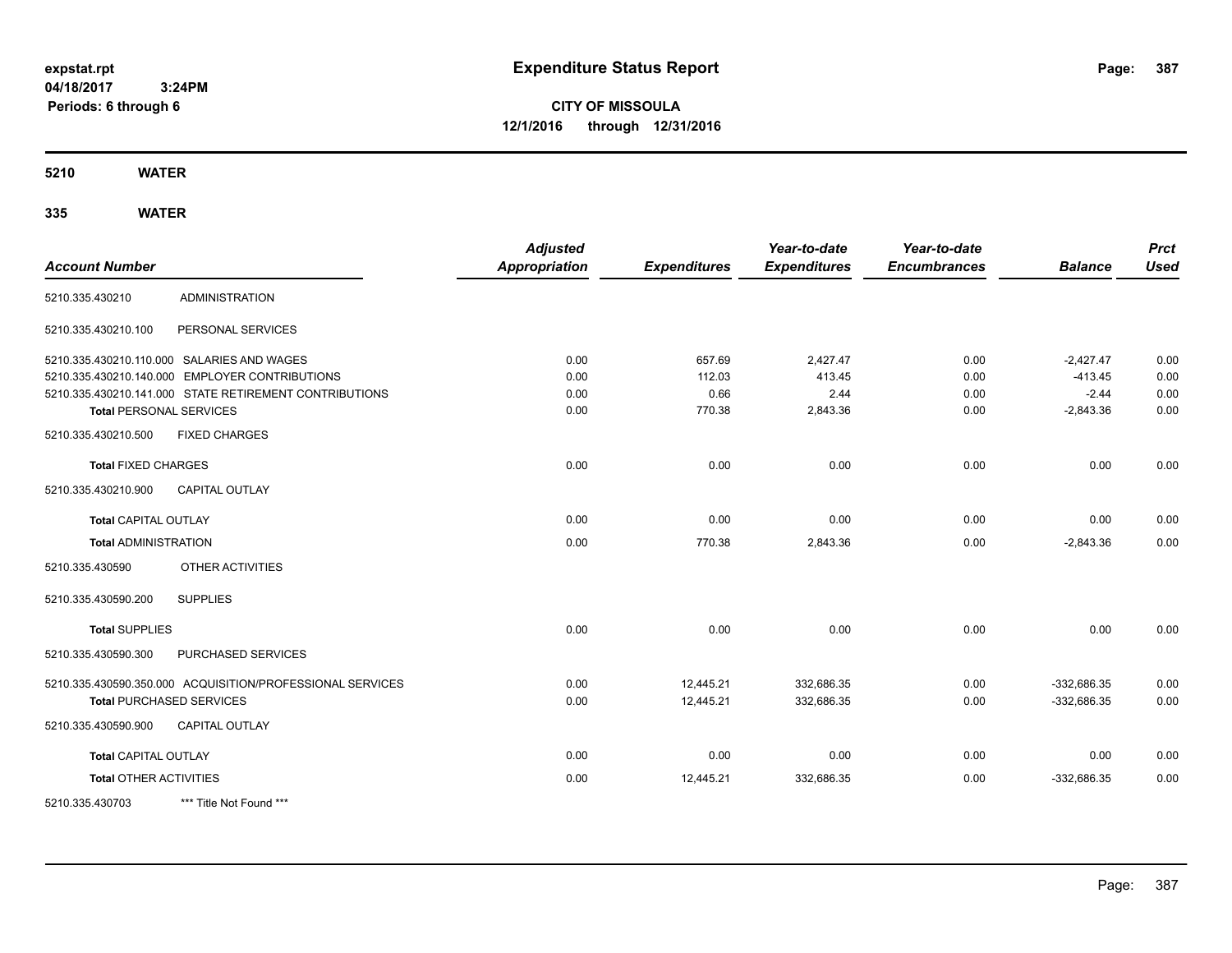# Expenditure Status Report

**CITY OF MISSOULA**
**12/1/2016 through 12/31/2016**

expstat.rpt
04/18/2017 3:24PM
Periods: 6 through 6

## 5210 WATER

### 335 WATER

| Account Number | | Adjusted Appropriation | Expenditures | Year-to-date Expenditures | Year-to-date Encumbrances | Balance | Prct Used |
|---|---|---|---|---|---|---|---|
| 5210.335.430210 | ADMINISTRATION | | | | | | |
| 5210.335.430210.100 | PERSONAL SERVICES | | | | | | |
| 5210.335.430210.110.000 | SALARIES AND WAGES | 0.00 | 657.69 | 2,427.47 | 0.00 | -2,427.47 | 0.00 |
| 5210.335.430210.140.000 | EMPLOYER CONTRIBUTIONS | 0.00 | 112.03 | 413.45 | 0.00 | -413.45 | 0.00 |
| 5210.335.430210.141.000 | STATE RETIREMENT CONTRIBUTIONS | 0.00 | 0.66 | 2.44 | 0.00 | -2.44 | 0.00 |
| **Total** PERSONAL SERVICES | | 0.00 | 770.38 | 2,843.36 | 0.00 | -2,843.36 | 0.00 |
| 5210.335.430210.500 | FIXED CHARGES | | | | | | |
| **Total** FIXED CHARGES | | 0.00 | 0.00 | 0.00 | 0.00 | 0.00 | 0.00 |
| 5210.335.430210.900 | CAPITAL OUTLAY | | | | | | |
| **Total** CAPITAL OUTLAY | | 0.00 | 0.00 | 0.00 | 0.00 | 0.00 | 0.00 |
| **Total** ADMINISTRATION | | 0.00 | 770.38 | 2,843.36 | 0.00 | -2,843.36 | 0.00 |
| 5210.335.430590 | OTHER ACTIVITIES | | | | | | |
| 5210.335.430590.200 | SUPPLIES | | | | | | |
| **Total** SUPPLIES | | 0.00 | 0.00 | 0.00 | 0.00 | 0.00 | 0.00 |
| 5210.335.430590.300 | PURCHASED SERVICES | | | | | | |
| 5210.335.430590.350.000 | ACQUISITION/PROFESSIONAL SERVICES | 0.00 | 12,445.21 | 332,686.35 | 0.00 | -332,686.35 | 0.00 |
| **Total** PURCHASED SERVICES | | 0.00 | 12,445.21 | 332,686.35 | 0.00 | -332,686.35 | 0.00 |
| 5210.335.430590.900 | CAPITAL OUTLAY | | | | | | |
| **Total** CAPITAL OUTLAY | | 0.00 | 0.00 | 0.00 | 0.00 | 0.00 | 0.00 |
| **Total** OTHER ACTIVITIES | | 0.00 | 12,445.21 | 332,686.35 | 0.00 | -332,686.35 | 0.00 |
| 5210.335.430703 | *** Title Not Found *** | | | | | | |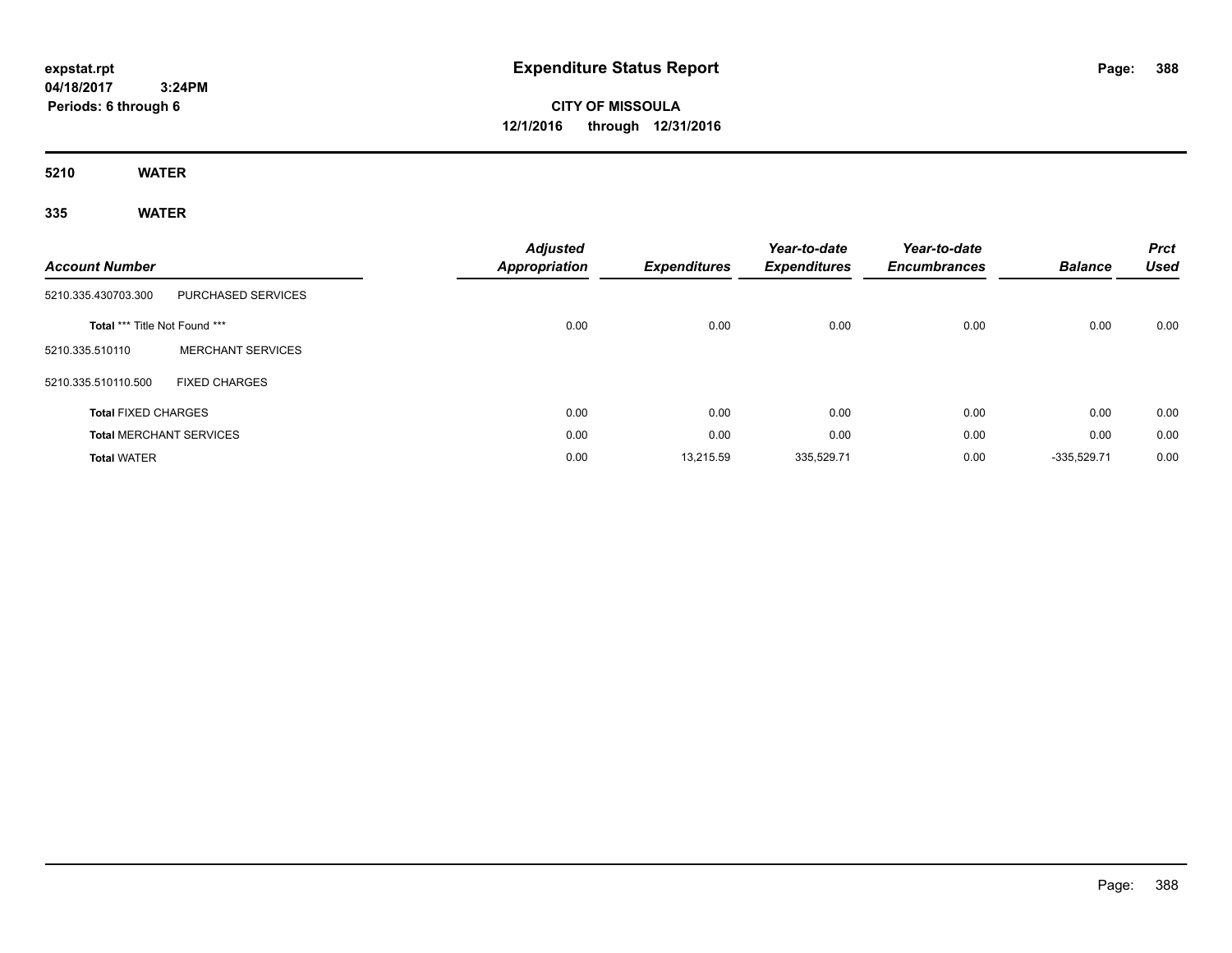**expstat.rpt**
**04/18/2017 3:24PM**
**Periods: 6 through 6**

# Expenditure Status Report

**CITY OF MISSOULA**
**12/1/2016 through 12/31/2016**

## 5210 WATER

### 335 WATER

| Account Number | | Adjusted Appropriation | Expenditures | Year-to-date Expenditures | Year-to-date Encumbrances | Balance | Prct Used |
|---|---|---|---|---|---|---|---|
| 5210.335.430703.300 | PURCHASED SERVICES | | | | | | |
| **Total** *** Title Not Found *** | | 0.00 | 0.00 | 0.00 | 0.00 | 0.00 | 0.00 |
| 5210.335.510110 | MERCHANT SERVICES | | | | | | |
| 5210.335.510110.500 | FIXED CHARGES | | | | | | |
| **Total** FIXED CHARGES | | 0.00 | 0.00 | 0.00 | 0.00 | 0.00 | 0.00 |
| **Total** MERCHANT SERVICES | | 0.00 | 0.00 | 0.00 | 0.00 | 0.00 | 0.00 |
| **Total** WATER | | 0.00 | 13,215.59 | 335,529.71 | 0.00 | -335,529.71 | 0.00 |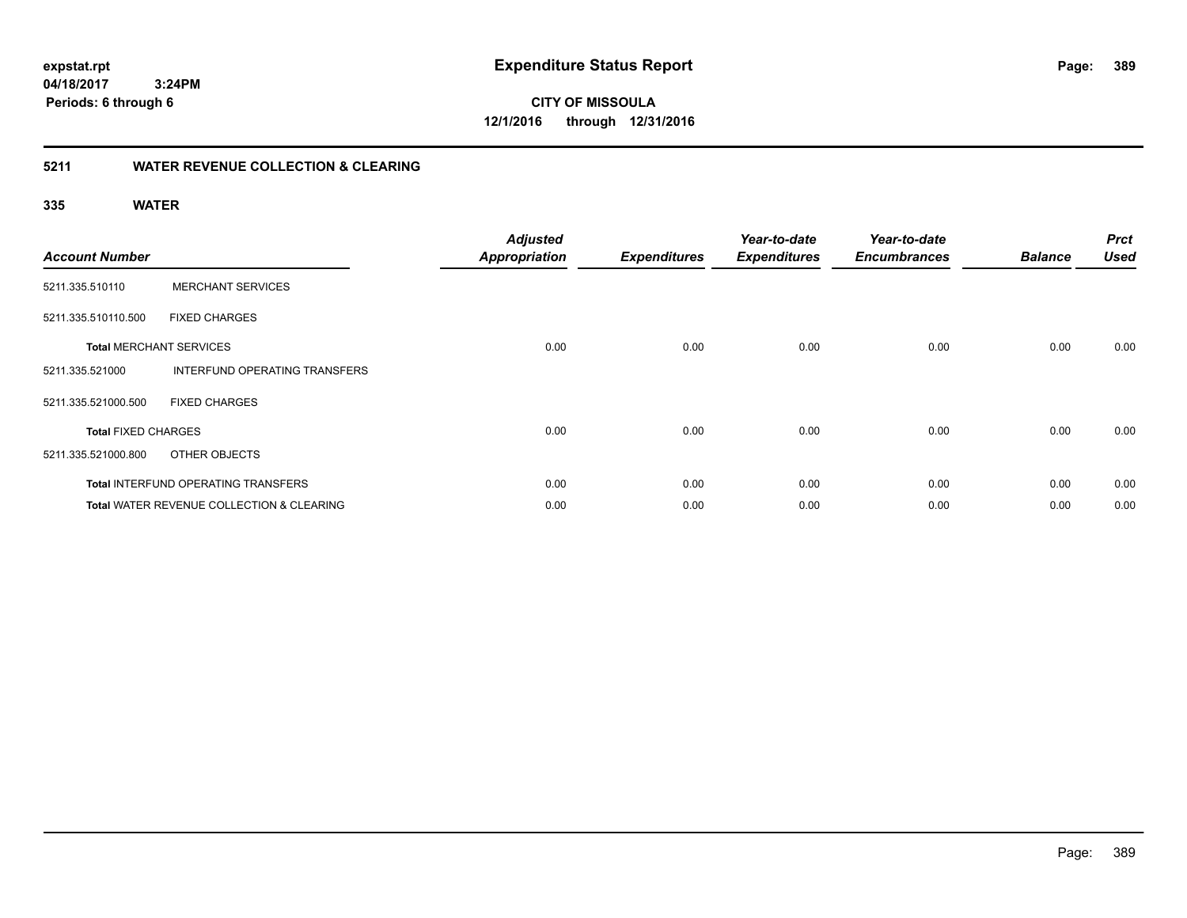**expstat.rpt**
**04/18/2017 3:24PM**
**Periods: 6 through 6**

# Expenditure Status Report

**CITY OF MISSOULA**
**12/1/2016 through 12/31/2016**

## 5211 WATER REVENUE COLLECTION & CLEARING

### 335 WATER

| Account Number | | Adjusted Appropriation | Expenditures | Year-to-date Expenditures | Year-to-date Encumbrances | Balance | Prct Used |
|---|---|---|---|---|---|---|---|
| 5211.335.510110 | MERCHANT SERVICES | | | | | | |
| 5211.335.510110.500 | FIXED CHARGES | | | | | | |
| **Total** MERCHANT SERVICES | | 0.00 | 0.00 | 0.00 | 0.00 | 0.00 | 0.00 |
| 5211.335.521000 | INTERFUND OPERATING TRANSFERS | | | | | | |
| 5211.335.521000.500 | FIXED CHARGES | | | | | | |
| **Total** FIXED CHARGES | | 0.00 | 0.00 | 0.00 | 0.00 | 0.00 | 0.00 |
| 5211.335.521000.800 | OTHER OBJECTS | | | | | | |
| **Total** INTERFUND OPERATING TRANSFERS | | 0.00 | 0.00 | 0.00 | 0.00 | 0.00 | 0.00 |
| **Total** WATER REVENUE COLLECTION & CLEARING | | 0.00 | 0.00 | 0.00 | 0.00 | 0.00 | 0.00 |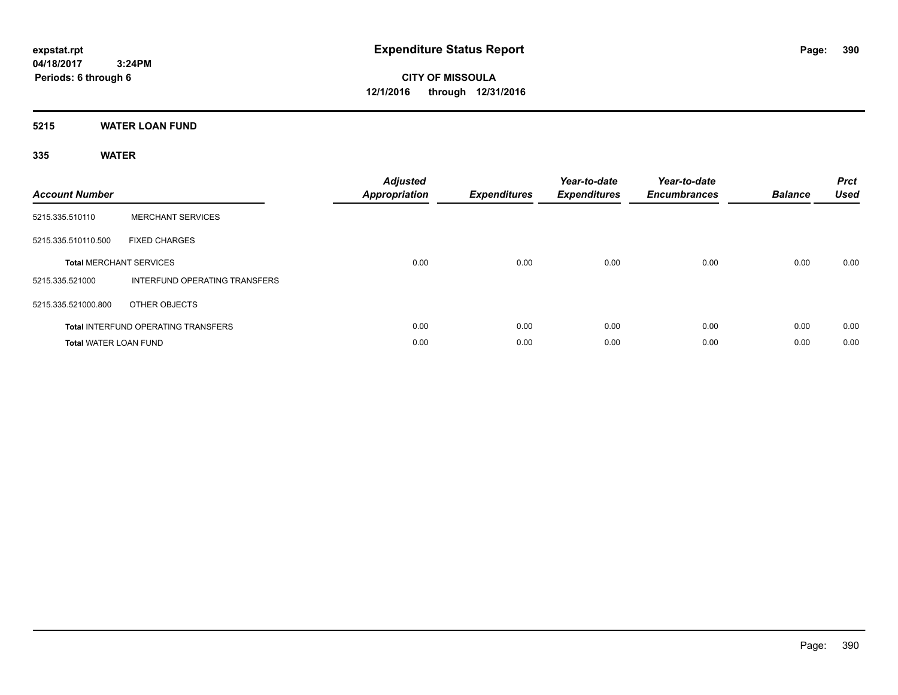expstat.rpt
04/18/2017 3:24PM
Periods: 6 through 6

# Expenditure Status Report

**CITY OF MISSOULA**
**12/1/2016 through 12/31/2016**

## 5215 WATER LOAN FUND

### 335 WATER

| Account Number | | Adjusted Appropriation | Expenditures | Year-to-date Expenditures | Year-to-date Encumbrances | Balance | Prct Used |
|---|---|---|---|---|---|---|---|
| 5215.335.510110 | MERCHANT SERVICES | | | | | | |
| 5215.335.510110.500 | FIXED CHARGES | | | | | | |
| **Total** MERCHANT SERVICES | | 0.00 | 0.00 | 0.00 | 0.00 | 0.00 | 0.00 |
| 5215.335.521000 | INTERFUND OPERATING TRANSFERS | | | | | | |
| 5215.335.521000.800 | OTHER OBJECTS | | | | | | |
| **Total** INTERFUND OPERATING TRANSFERS | | 0.00 | 0.00 | 0.00 | 0.00 | 0.00 | 0.00 |
| **Total** WATER LOAN FUND | | 0.00 | 0.00 | 0.00 | 0.00 | 0.00 | 0.00 |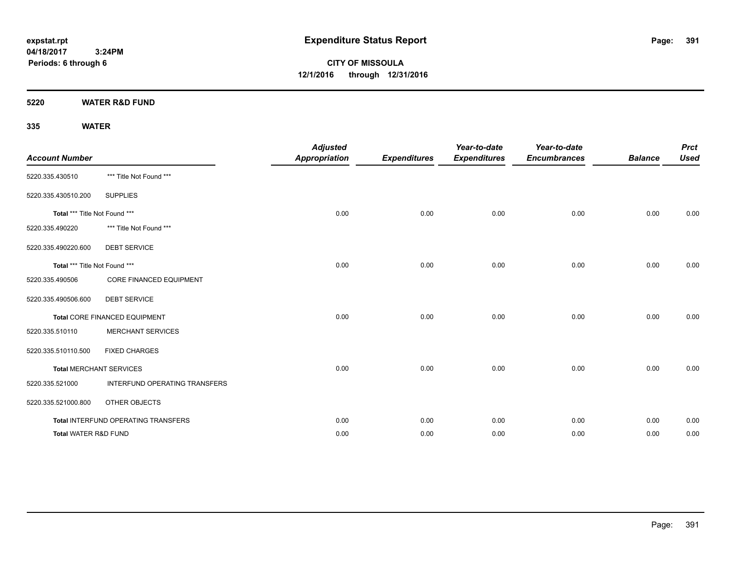expstat.rpt
04/18/2017 3:24PM
Periods: 6 through 6

# Expenditure Status Report

**CITY OF MISSOULA**
**12/1/2016 through 12/31/2016**

## 5220 WATER R&D FUND

### 335 WATER

| Account Number | | Adjusted Appropriation | Expenditures | Year-to-date Expenditures | Year-to-date Encumbrances | Balance | Prct Used |
|---|---|---|---|---|---|---|---|
| 5220.335.430510 | *** Title Not Found *** | | | | | | |
| 5220.335.430510.200 | SUPPLIES | | | | | | |
| **Total** *** Title Not Found *** | | 0.00 | 0.00 | 0.00 | 0.00 | 0.00 | 0.00 |
| 5220.335.490220 | *** Title Not Found *** | | | | | | |
| 5220.335.490220.600 | DEBT SERVICE | | | | | | |
| **Total** *** Title Not Found *** | | 0.00 | 0.00 | 0.00 | 0.00 | 0.00 | 0.00 |
| 5220.335.490506 | CORE FINANCED EQUIPMENT | | | | | | |
| 5220.335.490506.600 | DEBT SERVICE | | | | | | |
| **Total** CORE FINANCED EQUIPMENT | | 0.00 | 0.00 | 0.00 | 0.00 | 0.00 | 0.00 |
| 5220.335.510110 | MERCHANT SERVICES | | | | | | |
| 5220.335.510110.500 | FIXED CHARGES | | | | | | |
| **Total** MERCHANT SERVICES | | 0.00 | 0.00 | 0.00 | 0.00 | 0.00 | 0.00 |
| 5220.335.521000 | INTERFUND OPERATING TRANSFERS | | | | | | |
| 5220.335.521000.800 | OTHER OBJECTS | | | | | | |
| **Total** INTERFUND OPERATING TRANSFERS | | 0.00 | 0.00 | 0.00 | 0.00 | 0.00 | 0.00 |
| **Total** WATER R&D FUND | | 0.00 | 0.00 | 0.00 | 0.00 | 0.00 | 0.00 |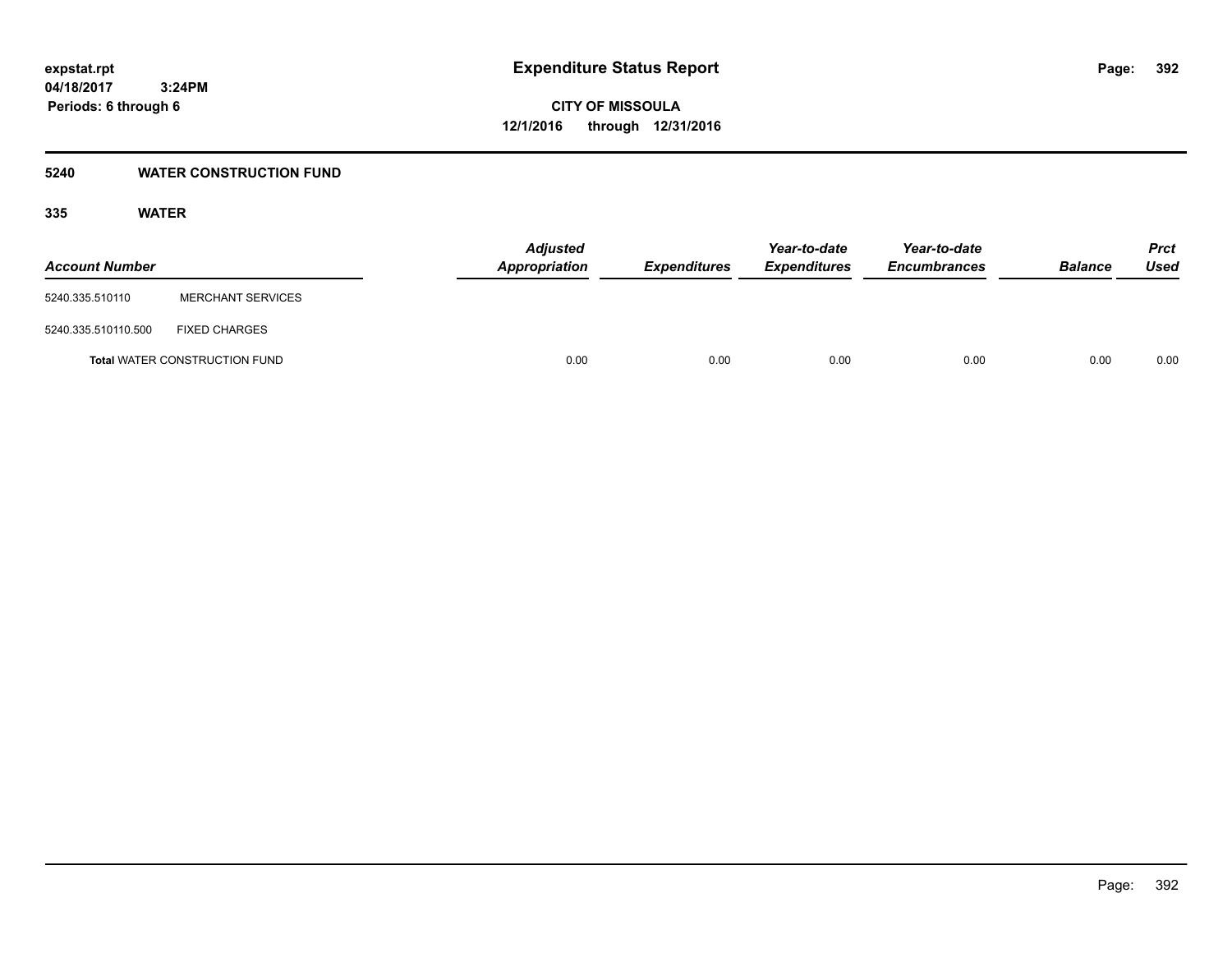expstat.rpt
04/18/2017 3:24PM
Periods: 6 through 6

# Expenditure Status Report

**CITY OF MISSOULA**
**12/1/2016 through 12/31/2016**

## 5240 WATER CONSTRUCTION FUND

### 335 WATER

| Account Number | | Adjusted Appropriation | Expenditures | Year-to-date Expenditures | Year-to-date Encumbrances | Balance | Prct Used |
|---|---|---|---|---|---|---|---|
| 5240.335.510110 | MERCHANT SERVICES | | | | | | |
| 5240.335.510110.500 | FIXED CHARGES | | | | | | |
| **Total** WATER CONSTRUCTION FUND | | 0.00 | 0.00 | 0.00 | 0.00 | 0.00 | 0.00 |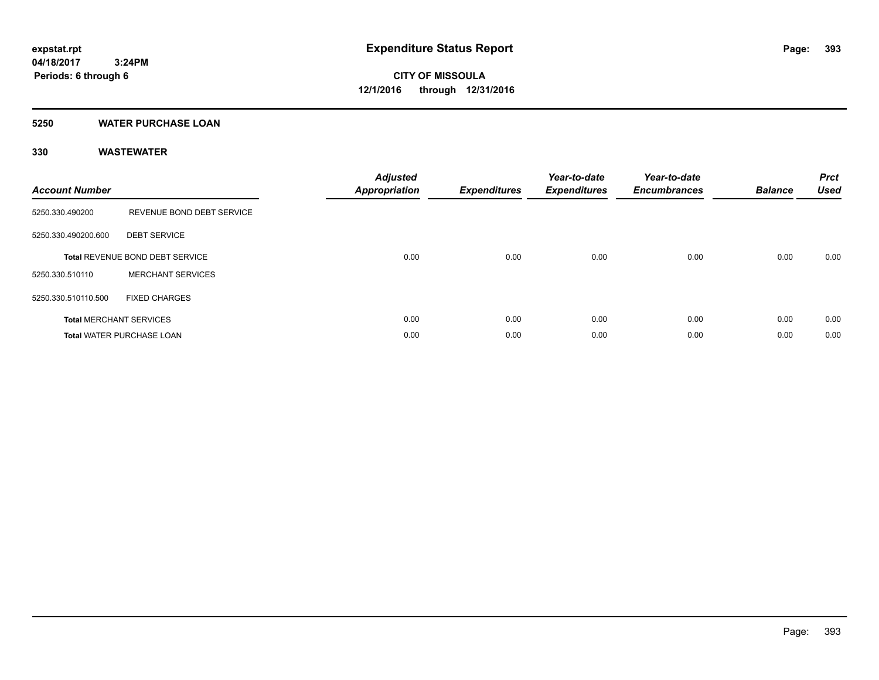# Expenditure Status Report

**expstat.rpt**
**04/18/2017 3:24PM**
**Periods: 6 through 6**

**CITY OF MISSOULA**
**12/1/2016 through 12/31/2016**

## 5250 WATER PURCHASE LOAN

### 330 WASTEWATER

| Account Number | | Adjusted Appropriation | Expenditures | Year-to-date Expenditures | Year-to-date Encumbrances | Balance | Prct Used |
|---|---|---|---|---|---|---|---|
| 5250.330.490200 | REVENUE BOND DEBT SERVICE | | | | | | |
| 5250.330.490200.600 | DEBT SERVICE | | | | | | |
| **Total** REVENUE BOND DEBT SERVICE | | 0.00 | 0.00 | 0.00 | 0.00 | 0.00 | 0.00 |
| 5250.330.510110 | MERCHANT SERVICES | | | | | | |
| 5250.330.510110.500 | FIXED CHARGES | | | | | | |
| **Total** MERCHANT SERVICES | | 0.00 | 0.00 | 0.00 | 0.00 | 0.00 | 0.00 |
| **Total** WATER PURCHASE LOAN | | 0.00 | 0.00 | 0.00 | 0.00 | 0.00 | 0.00 |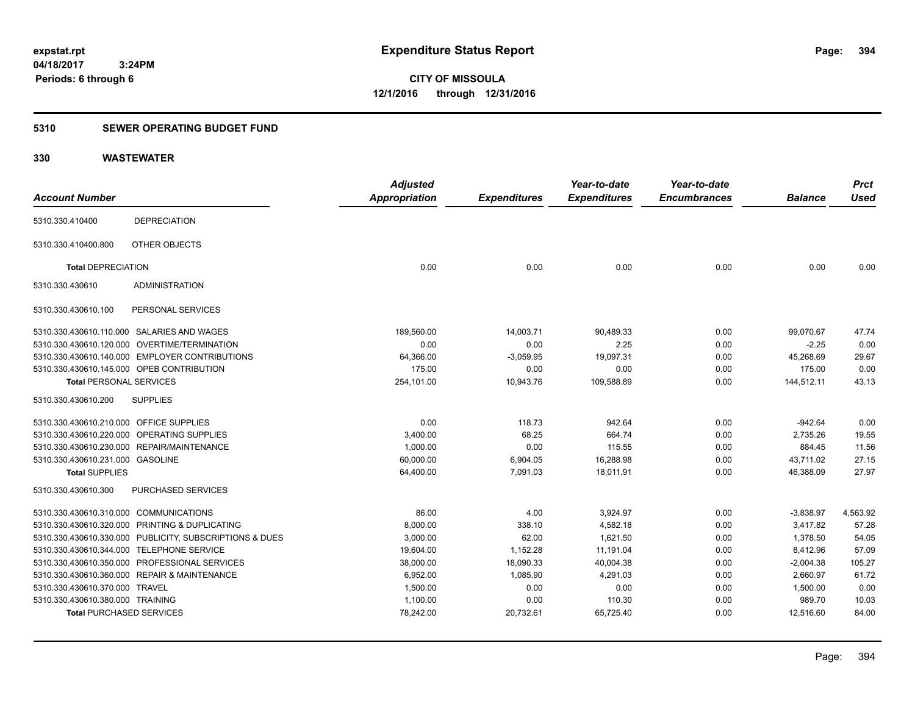expstat.rpt
04/18/2017 3:24PM
Periods: 6 through 6

# Expenditure Status Report

**CITY OF MISSOULA**
**12/1/2016 through 12/31/2016**

## 5310 SEWER OPERATING BUDGET FUND

## 330 WASTEWATER

| Account Number | | Adjusted Appropriation | Expenditures | Year-to-date Expenditures | Year-to-date Encumbrances | Balance | Prct Used |
|---|---|---|---|---|---|---|---|
| 5310.330.410400 | DEPRECIATION | | | | | | |
| 5310.330.410400.800 | OTHER OBJECTS | | | | | | |
| **Total** DEPRECIATION | | 0.00 | 0.00 | 0.00 | 0.00 | 0.00 | 0.00 |
| 5310.330.430610 | ADMINISTRATION | | | | | | |
| 5310.330.430610.100 | PERSONAL SERVICES | | | | | | |
| 5310.330.430610.110.000 | SALARIES AND WAGES | 189,560.00 | 14,003.71 | 90,489.33 | 0.00 | 99,070.67 | 47.74 |
| 5310.330.430610.120.000 | OVERTIME/TERMINATION | 0.00 | 0.00 | 2.25 | 0.00 | -2.25 | 0.00 |
| 5310.330.430610.140.000 | EMPLOYER CONTRIBUTIONS | 64,366.00 | -3,059.95 | 19,097.31 | 0.00 | 45,268.69 | 29.67 |
| 5310.330.430610.145.000 | OPEB CONTRIBUTION | 175.00 | 0.00 | 0.00 | 0.00 | 175.00 | 0.00 |
| **Total** PERSONAL SERVICES | | 254,101.00 | 10,943.76 | 109,588.89 | 0.00 | 144,512.11 | 43.13 |
| 5310.330.430610.200 | SUPPLIES | | | | | | |
| 5310.330.430610.210.000 | OFFICE SUPPLIES | 0.00 | 118.73 | 942.64 | 0.00 | -942.64 | 0.00 |
| 5310.330.430610.220.000 | OPERATING SUPPLIES | 3,400.00 | 68.25 | 664.74 | 0.00 | 2,735.26 | 19.55 |
| 5310.330.430610.230.000 | REPAIR/MAINTENANCE | 1,000.00 | 0.00 | 115.55 | 0.00 | 884.45 | 11.56 |
| 5310.330.430610.231.000 | GASOLINE | 60,000.00 | 6,904.05 | 16,288.98 | 0.00 | 43,711.02 | 27.15 |
| **Total** SUPPLIES | | 64,400.00 | 7,091.03 | 18,011.91 | 0.00 | 46,388.09 | 27.97 |
| 5310.330.430610.300 | PURCHASED SERVICES | | | | | | |
| 5310.330.430610.310.000 | COMMUNICATIONS | 86.00 | 4.00 | 3,924.97 | 0.00 | -3,838.97 | 4,563.92 |
| 5310.330.430610.320.000 | PRINTING & DUPLICATING | 8,000.00 | 338.10 | 4,582.18 | 0.00 | 3,417.82 | 57.28 |
| 5310.330.430610.330.000 | PUBLICITY, SUBSCRIPTIONS & DUES | 3,000.00 | 62.00 | 1,621.50 | 0.00 | 1,378.50 | 54.05 |
| 5310.330.430610.344.000 | TELEPHONE SERVICE | 19,604.00 | 1,152.28 | 11,191.04 | 0.00 | 8,412.96 | 57.09 |
| 5310.330.430610.350.000 | PROFESSIONAL SERVICES | 38,000.00 | 18,090.33 | 40,004.38 | 0.00 | -2,004.38 | 105.27 |
| 5310.330.430610.360.000 | REPAIR & MAINTENANCE | 6,952.00 | 1,085.90 | 4,291.03 | 0.00 | 2,660.97 | 61.72 |
| 5310.330.430610.370.000 | TRAVEL | 1,500.00 | 0.00 | 0.00 | 0.00 | 1,500.00 | 0.00 |
| 5310.330.430610.380.000 | TRAINING | 1,100.00 | 0.00 | 110.30 | 0.00 | 989.70 | 10.03 |
| **Total** PURCHASED SERVICES | | 78,242.00 | 20,732.61 | 65,725.40 | 0.00 | 12,516.60 | 84.00 |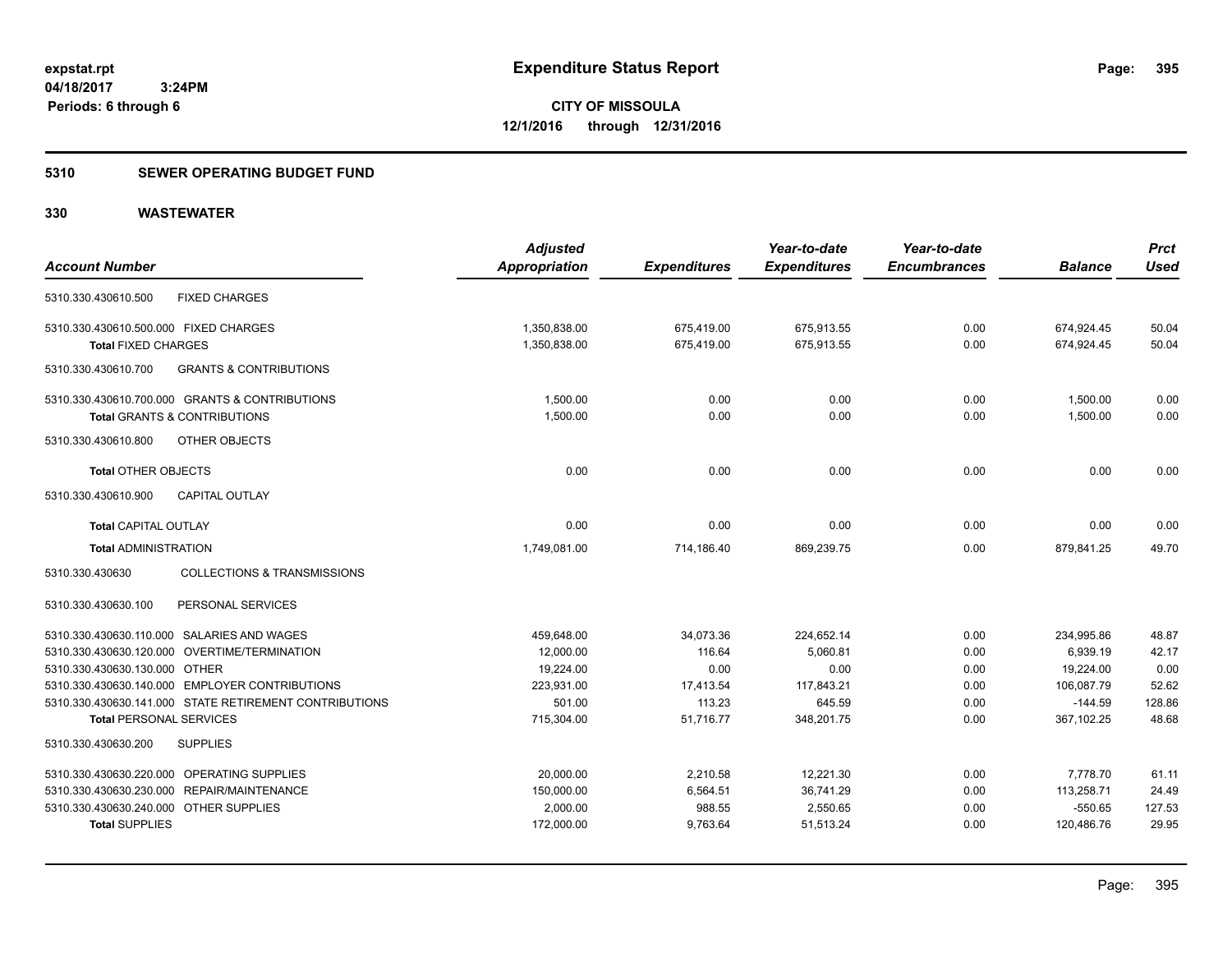**Expenditure Status Report**

**CITY OF MISSOULA**
**12/1/2016 through 12/31/2016**

expstat.rpt
04/18/2017 3:24PM
Periods: 6 through 6

## 5310 SEWER OPERATING BUDGET FUND

## 330 WASTEWATER

| Account Number | Adjusted Appropriation | Expenditures | Year-to-date Expenditures | Year-to-date Encumbrances | Balance | Prct Used |
|---|---|---|---|---|---|---|
| 5310.330.430610.500 FIXED CHARGES | | | | | | |
| 5310.330.430610.500.000 FIXED CHARGES | 1,350,838.00 | 675,419.00 | 675,913.55 | 0.00 | 674,924.45 | 50.04 |
| **Total** FIXED CHARGES | 1,350,838.00 | 675,419.00 | 675,913.55 | 0.00 | 674,924.45 | 50.04 |
| 5310.330.430610.700 GRANTS & CONTRIBUTIONS | | | | | | |
| 5310.330.430610.700.000 GRANTS & CONTRIBUTIONS | 1,500.00 | 0.00 | 0.00 | 0.00 | 1,500.00 | 0.00 |
| **Total** GRANTS & CONTRIBUTIONS | 1,500.00 | 0.00 | 0.00 | 0.00 | 1,500.00 | 0.00 |
| 5310.330.430610.800 OTHER OBJECTS | | | | | | |
| **Total** OTHER OBJECTS | 0.00 | 0.00 | 0.00 | 0.00 | 0.00 | 0.00 |
| 5310.330.430610.900 CAPITAL OUTLAY | | | | | | |
| **Total** CAPITAL OUTLAY | 0.00 | 0.00 | 0.00 | 0.00 | 0.00 | 0.00 |
| **Total** ADMINISTRATION | 1,749,081.00 | 714,186.40 | 869,239.75 | 0.00 | 879,841.25 | 49.70 |
| 5310.330.430630 COLLECTIONS & TRANSMISSIONS | | | | | | |
| 5310.330.430630.100 PERSONAL SERVICES | | | | | | |
| 5310.330.430630.110.000 SALARIES AND WAGES | 459,648.00 | 34,073.36 | 224,652.14 | 0.00 | 234,995.86 | 48.87 |
| 5310.330.430630.120.000 OVERTIME/TERMINATION | 12,000.00 | 116.64 | 5,060.81 | 0.00 | 6,939.19 | 42.17 |
| 5310.330.430630.130.000 OTHER | 19,224.00 | 0.00 | 0.00 | 0.00 | 19,224.00 | 0.00 |
| 5310.330.430630.140.000 EMPLOYER CONTRIBUTIONS | 223,931.00 | 17,413.54 | 117,843.21 | 0.00 | 106,087.79 | 52.62 |
| 5310.330.430630.141.000 STATE RETIREMENT CONTRIBUTIONS | 501.00 | 113.23 | 645.59 | 0.00 | -144.59 | 128.86 |
| **Total** PERSONAL SERVICES | 715,304.00 | 51,716.77 | 348,201.75 | 0.00 | 367,102.25 | 48.68 |
| 5310.330.430630.200 SUPPLIES | | | | | | |
| 5310.330.430630.220.000 OPERATING SUPPLIES | 20,000.00 | 2,210.58 | 12,221.30 | 0.00 | 7,778.70 | 61.11 |
| 5310.330.430630.230.000 REPAIR/MAINTENANCE | 150,000.00 | 6,564.51 | 36,741.29 | 0.00 | 113,258.71 | 24.49 |
| 5310.330.430630.240.000 OTHER SUPPLIES | 2,000.00 | 988.55 | 2,550.65 | 0.00 | -550.65 | 127.53 |
| **Total** SUPPLIES | 172,000.00 | 9,763.64 | 51,513.24 | 0.00 | 120,486.76 | 29.95 |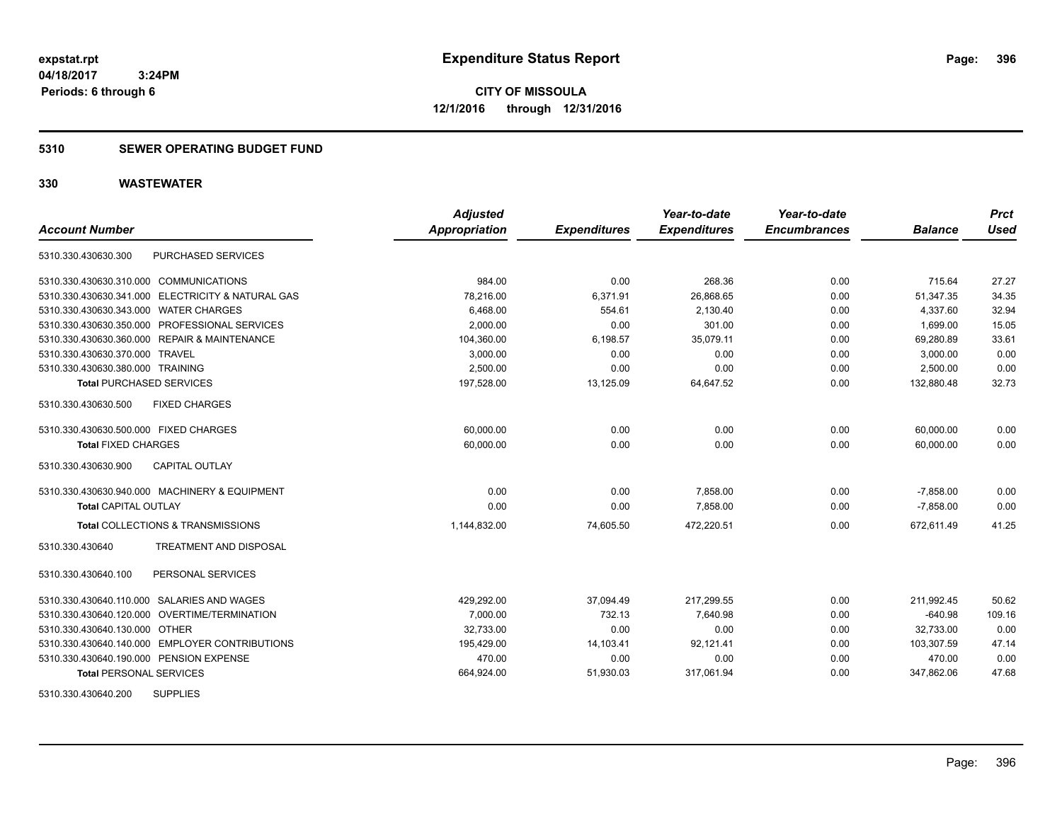**expstat.rpt**
**04/18/2017 3:24PM**
**Periods: 6 through 6**

# Expenditure Status Report

**CITY OF MISSOULA**
**12/1/2016 through 12/31/2016**

## 5310 SEWER OPERATING BUDGET FUND

## 330 WASTEWATER

| Account Number | Adjusted Appropriation | Expenditures | Year-to-date Expenditures | Year-to-date Encumbrances | Balance | Prct Used |
|---|---|---|---|---|---|---|
| 5310.330.430630.300 PURCHASED SERVICES | | | | | | |
| 5310.330.430630.310.000 COMMUNICATIONS | 984.00 | 0.00 | 268.36 | 0.00 | 715.64 | 27.27 |
| 5310.330.430630.341.000 ELECTRICITY & NATURAL GAS | 78,216.00 | 6,371.91 | 26,868.65 | 0.00 | 51,347.35 | 34.35 |
| 5310.330.430630.343.000 WATER CHARGES | 6,468.00 | 554.61 | 2,130.40 | 0.00 | 4,337.60 | 32.94 |
| 5310.330.430630.350.000 PROFESSIONAL SERVICES | 2,000.00 | 0.00 | 301.00 | 0.00 | 1,699.00 | 15.05 |
| 5310.330.430630.360.000 REPAIR & MAINTENANCE | 104,360.00 | 6,198.57 | 35,079.11 | 0.00 | 69,280.89 | 33.61 |
| 5310.330.430630.370.000 TRAVEL | 3,000.00 | 0.00 | 0.00 | 0.00 | 3,000.00 | 0.00 |
| 5310.330.430630.380.000 TRAINING | 2,500.00 | 0.00 | 0.00 | 0.00 | 2,500.00 | 0.00 |
| **Total** PURCHASED SERVICES | 197,528.00 | 13,125.09 | 64,647.52 | 0.00 | 132,880.48 | 32.73 |
| 5310.330.430630.500 FIXED CHARGES | | | | | | |
| 5310.330.430630.500.000 FIXED CHARGES | 60,000.00 | 0.00 | 0.00 | 0.00 | 60,000.00 | 0.00 |
| **Total** FIXED CHARGES | 60,000.00 | 0.00 | 0.00 | 0.00 | 60,000.00 | 0.00 |
| 5310.330.430630.900 CAPITAL OUTLAY | | | | | | |
| 5310.330.430630.940.000 MACHINERY & EQUIPMENT | 0.00 | 0.00 | 7,858.00 | 0.00 | -7,858.00 | 0.00 |
| **Total** CAPITAL OUTLAY | 0.00 | 0.00 | 7,858.00 | 0.00 | -7,858.00 | 0.00 |
| **Total** COLLECTIONS & TRANSMISSIONS | 1,144,832.00 | 74,605.50 | 472,220.51 | 0.00 | 672,611.49 | 41.25 |
| 5310.330.430640 TREATMENT AND DISPOSAL | | | | | | |
| 5310.330.430640.100 PERSONAL SERVICES | | | | | | |
| 5310.330.430640.110.000 SALARIES AND WAGES | 429,292.00 | 37,094.49 | 217,299.55 | 0.00 | 211,992.45 | 50.62 |
| 5310.330.430640.120.000 OVERTIME/TERMINATION | 7,000.00 | 732.13 | 7,640.98 | 0.00 | -640.98 | 109.16 |
| 5310.330.430640.130.000 OTHER | 32,733.00 | 0.00 | 0.00 | 0.00 | 32,733.00 | 0.00 |
| 5310.330.430640.140.000 EMPLOYER CONTRIBUTIONS | 195,429.00 | 14,103.41 | 92,121.41 | 0.00 | 103,307.59 | 47.14 |
| 5310.330.430640.190.000 PENSION EXPENSE | 470.00 | 0.00 | 0.00 | 0.00 | 470.00 | 0.00 |
| **Total** PERSONAL SERVICES | 664,924.00 | 51,930.03 | 317,061.94 | 0.00 | 347,862.06 | 47.68 |
| 5310.330.430640.200 SUPPLIES | | | | | | |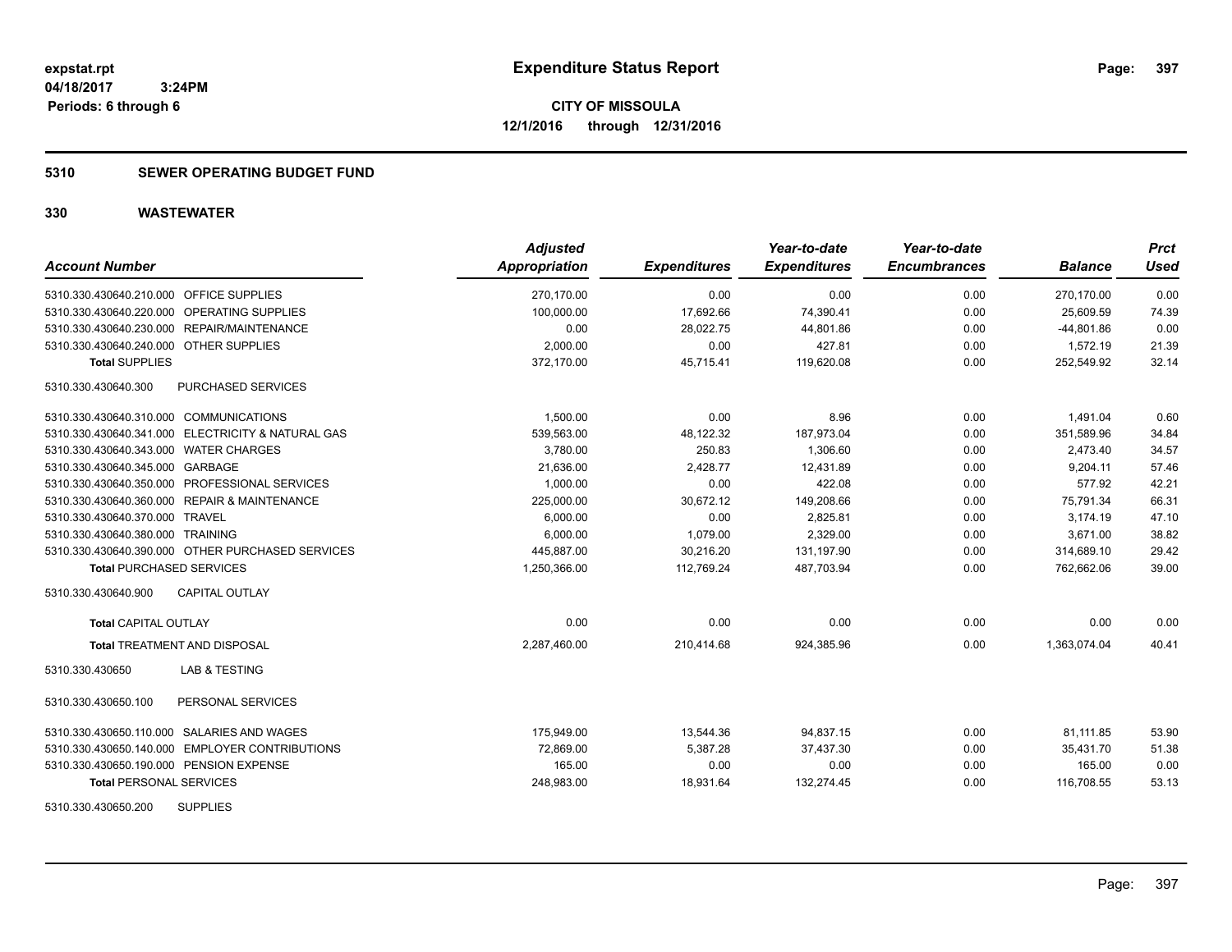**expstat.rpt**
**04/18/2017 3:24PM**
**Periods: 6 through 6**

# Expenditure Status Report

**CITY OF MISSOULA**
**12/1/2016 through 12/31/2016**

## 5310 SEWER OPERATING BUDGET FUND

## 330 WASTEWATER

| Account Number | | Adjusted Appropriation | Expenditures | Year-to-date Expenditures | Year-to-date Encumbrances | Balance | Prct Used |
|---|---|---|---|---|---|---|---|
| 5310.330.430640.210.000 | OFFICE SUPPLIES | 270,170.00 | 0.00 | 0.00 | 0.00 | 270,170.00 | 0.00 |
| 5310.330.430640.220.000 | OPERATING SUPPLIES | 100,000.00 | 17,692.66 | 74,390.41 | 0.00 | 25,609.59 | 74.39 |
| 5310.330.430640.230.000 | REPAIR/MAINTENANCE | 0.00 | 28,022.75 | 44,801.86 | 0.00 | -44,801.86 | 0.00 |
| 5310.330.430640.240.000 | OTHER SUPPLIES | 2,000.00 | 0.00 | 427.81 | 0.00 | 1,572.19 | 21.39 |
| **Total SUPPLIES** | | 372,170.00 | 45,715.41 | 119,620.08 | 0.00 | 252,549.92 | 32.14 |
| 5310.330.430640.300 | PURCHASED SERVICES | | | | | | |
| 5310.330.430640.310.000 | COMMUNICATIONS | 1,500.00 | 0.00 | 8.96 | 0.00 | 1,491.04 | 0.60 |
| 5310.330.430640.341.000 | ELECTRICITY & NATURAL GAS | 539,563.00 | 48,122.32 | 187,973.04 | 0.00 | 351,589.96 | 34.84 |
| 5310.330.430640.343.000 | WATER CHARGES | 3,780.00 | 250.83 | 1,306.60 | 0.00 | 2,473.40 | 34.57 |
| 5310.330.430640.345.000 | GARBAGE | 21,636.00 | 2,428.77 | 12,431.89 | 0.00 | 9,204.11 | 57.46 |
| 5310.330.430640.350.000 | PROFESSIONAL SERVICES | 1,000.00 | 0.00 | 422.08 | 0.00 | 577.92 | 42.21 |
| 5310.330.430640.360.000 | REPAIR & MAINTENANCE | 225,000.00 | 30,672.12 | 149,208.66 | 0.00 | 75,791.34 | 66.31 |
| 5310.330.430640.370.000 | TRAVEL | 6,000.00 | 0.00 | 2,825.81 | 0.00 | 3,174.19 | 47.10 |
| 5310.330.430640.380.000 | TRAINING | 6,000.00 | 1,079.00 | 2,329.00 | 0.00 | 3,671.00 | 38.82 |
| 5310.330.430640.390.000 | OTHER PURCHASED SERVICES | 445,887.00 | 30,216.20 | 131,197.90 | 0.00 | 314,689.10 | 29.42 |
| **Total PURCHASED SERVICES** | | 1,250,366.00 | 112,769.24 | 487,703.94 | 0.00 | 762,662.06 | 39.00 |
| 5310.330.430640.900 | CAPITAL OUTLAY | | | | | | |
| **Total CAPITAL OUTLAY** | | 0.00 | 0.00 | 0.00 | 0.00 | 0.00 | 0.00 |
| **Total TREATMENT AND DISPOSAL** | | 2,287,460.00 | 210,414.68 | 924,385.96 | 0.00 | 1,363,074.04 | 40.41 |
| 5310.330.430650 | LAB & TESTING | | | | | | |
| 5310.330.430650.100 | PERSONAL SERVICES | | | | | | |
| 5310.330.430650.110.000 | SALARIES AND WAGES | 175,949.00 | 13,544.36 | 94,837.15 | 0.00 | 81,111.85 | 53.90 |
| 5310.330.430650.140.000 | EMPLOYER CONTRIBUTIONS | 72,869.00 | 5,387.28 | 37,437.30 | 0.00 | 35,431.70 | 51.38 |
| 5310.330.430650.190.000 | PENSION EXPENSE | 165.00 | 0.00 | 0.00 | 0.00 | 165.00 | 0.00 |
| **Total PERSONAL SERVICES** | | 248,983.00 | 18,931.64 | 132,274.45 | 0.00 | 116,708.55 | 53.13 |
| 5310.330.430650.200 | SUPPLIES | | | | | | |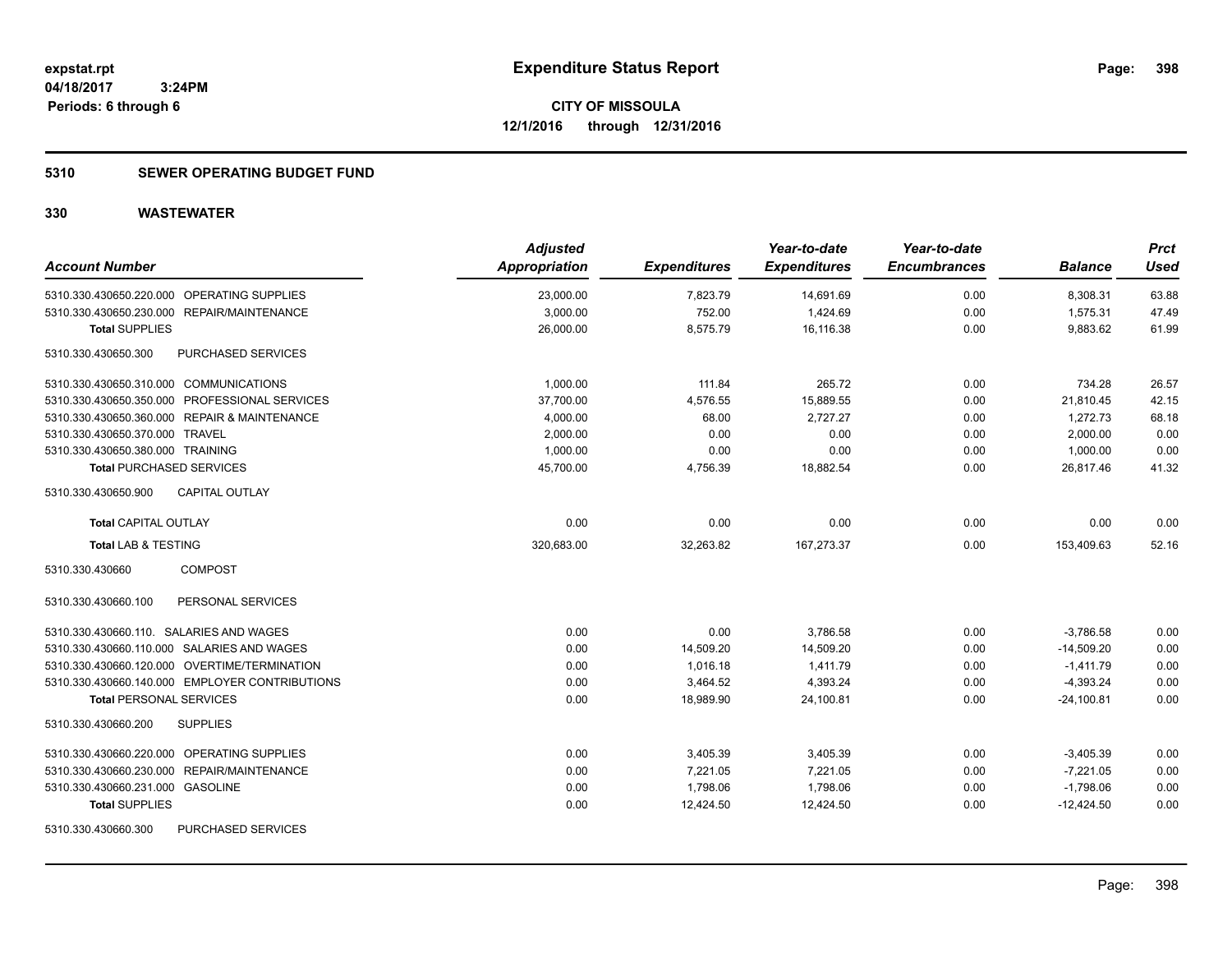**expstat.rpt**
**04/18/2017 3:24PM**
**Periods: 6 through 6**

# Expenditure Status Report

**CITY OF MISSOULA**
**12/1/2016 through 12/31/2016**

## 5310 SEWER OPERATING BUDGET FUND

## 330 WASTEWATER

| Account Number | Adjusted Appropriation | Expenditures | Year-to-date Expenditures | Year-to-date Encumbrances | Balance | Prct Used |
|---|---|---|---|---|---|---|
| 5310.330.430650.220.000 OPERATING SUPPLIES | 23,000.00 | 7,823.79 | 14,691.69 | 0.00 | 8,308.31 | 63.88 |
| 5310.330.430650.230.000 REPAIR/MAINTENANCE | 3,000.00 | 752.00 | 1,424.69 | 0.00 | 1,575.31 | 47.49 |
| **Total SUPPLIES** | 26,000.00 | 8,575.79 | 16,116.38 | 0.00 | 9,883.62 | 61.99 |
| 5310.330.430650.300 PURCHASED SERVICES | | | | | | |
| 5310.330.430650.310.000 COMMUNICATIONS | 1,000.00 | 111.84 | 265.72 | 0.00 | 734.28 | 26.57 |
| 5310.330.430650.350.000 PROFESSIONAL SERVICES | 37,700.00 | 4,576.55 | 15,889.55 | 0.00 | 21,810.45 | 42.15 |
| 5310.330.430650.360.000 REPAIR & MAINTENANCE | 4,000.00 | 68.00 | 2,727.27 | 0.00 | 1,272.73 | 68.18 |
| 5310.330.430650.370.000 TRAVEL | 2,000.00 | 0.00 | 0.00 | 0.00 | 2,000.00 | 0.00 |
| 5310.330.430650.380.000 TRAINING | 1,000.00 | 0.00 | 0.00 | 0.00 | 1,000.00 | 0.00 |
| **Total PURCHASED SERVICES** | 45,700.00 | 4,756.39 | 18,882.54 | 0.00 | 26,817.46 | 41.32 |
| 5310.330.430650.900 CAPITAL OUTLAY | | | | | | |
| **Total CAPITAL OUTLAY** | 0.00 | 0.00 | 0.00 | 0.00 | 0.00 | 0.00 |
| **Total LAB & TESTING** | 320,683.00 | 32,263.82 | 167,273.37 | 0.00 | 153,409.63 | 52.16 |
| 5310.330.430660 COMPOST | | | | | | |
| 5310.330.430660.100 PERSONAL SERVICES | | | | | | |
| 5310.330.430660.110. SALARIES AND WAGES | 0.00 | 0.00 | 3,786.58 | 0.00 | -3,786.58 | 0.00 |
| 5310.330.430660.110.000 SALARIES AND WAGES | 0.00 | 14,509.20 | 14,509.20 | 0.00 | -14,509.20 | 0.00 |
| 5310.330.430660.120.000 OVERTIME/TERMINATION | 0.00 | 1,016.18 | 1,411.79 | 0.00 | -1,411.79 | 0.00 |
| 5310.330.430660.140.000 EMPLOYER CONTRIBUTIONS | 0.00 | 3,464.52 | 4,393.24 | 0.00 | -4,393.24 | 0.00 |
| **Total PERSONAL SERVICES** | 0.00 | 18,989.90 | 24,100.81 | 0.00 | -24,100.81 | 0.00 |
| 5310.330.430660.200 SUPPLIES | | | | | | |
| 5310.330.430660.220.000 OPERATING SUPPLIES | 0.00 | 3,405.39 | 3,405.39 | 0.00 | -3,405.39 | 0.00 |
| 5310.330.430660.230.000 REPAIR/MAINTENANCE | 0.00 | 7,221.05 | 7,221.05 | 0.00 | -7,221.05 | 0.00 |
| 5310.330.430660.231.000 GASOLINE | 0.00 | 1,798.06 | 1,798.06 | 0.00 | -1,798.06 | 0.00 |
| **Total SUPPLIES** | 0.00 | 12,424.50 | 12,424.50 | 0.00 | -12,424.50 | 0.00 |
| 5310.330.430660.300 PURCHASED SERVICES | | | | | | |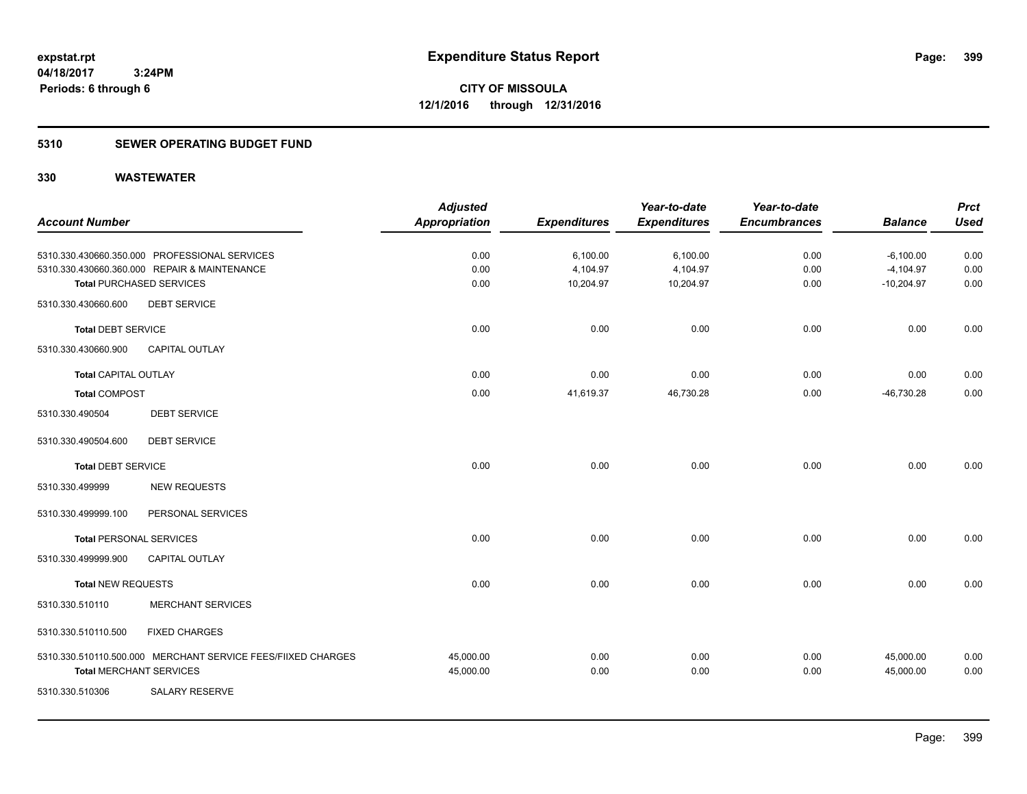# Expenditure Status Report

**CITY OF MISSOULA**
**12/1/2016 through 12/31/2016**

expstat.rpt
04/18/2017 3:24PM
Periods: 6 through 6

## 5310 SEWER OPERATING BUDGET FUND

## 330 WASTEWATER

| Account Number | | Adjusted Appropriation | Expenditures | Year-to-date Expenditures | Year-to-date Encumbrances | Balance | Prct Used |
|---|---|---|---|---|---|---|---|
| 5310.330.430660.350.000 | PROFESSIONAL SERVICES | 0.00 | 6,100.00 | 6,100.00 | 0.00 | -6,100.00 | 0.00 |
| 5310.330.430660.360.000 | REPAIR & MAINTENANCE | 0.00 | 4,104.97 | 4,104.97 | 0.00 | -4,104.97 | 0.00 |
| **Total** PURCHASED SERVICES | | 0.00 | 10,204.97 | 10,204.97 | 0.00 | -10,204.97 | 0.00 |
| 5310.330.430660.600 | DEBT SERVICE | | | | | | |
| **Total** DEBT SERVICE | | 0.00 | 0.00 | 0.00 | 0.00 | 0.00 | 0.00 |
| 5310.330.430660.900 | CAPITAL OUTLAY | | | | | | |
| **Total** CAPITAL OUTLAY | | 0.00 | 0.00 | 0.00 | 0.00 | 0.00 | 0.00 |
| **Total** COMPOST | | 0.00 | 41,619.37 | 46,730.28 | 0.00 | -46,730.28 | 0.00 |
| 5310.330.490504 | DEBT SERVICE | | | | | | |
| 5310.330.490504.600 | DEBT SERVICE | | | | | | |
| **Total** DEBT SERVICE | | 0.00 | 0.00 | 0.00 | 0.00 | 0.00 | 0.00 |
| 5310.330.499999 | NEW REQUESTS | | | | | | |
| 5310.330.499999.100 | PERSONAL SERVICES | | | | | | |
| **Total** PERSONAL SERVICES | | 0.00 | 0.00 | 0.00 | 0.00 | 0.00 | 0.00 |
| 5310.330.499999.900 | CAPITAL OUTLAY | | | | | | |
| **Total** NEW REQUESTS | | 0.00 | 0.00 | 0.00 | 0.00 | 0.00 | 0.00 |
| 5310.330.510110 | MERCHANT SERVICES | | | | | | |
| 5310.330.510110.500 | FIXED CHARGES | | | | | | |
| 5310.330.510110.500.000 | MERCHANT SERVICE FEES/FIIXED CHARGES | 45,000.00 | 0.00 | 0.00 | 0.00 | 45,000.00 | 0.00 |
| **Total** MERCHANT SERVICES | | 45,000.00 | 0.00 | 0.00 | 0.00 | 45,000.00 | 0.00 |
| 5310.330.510306 | SALARY RESERVE | | | | | | |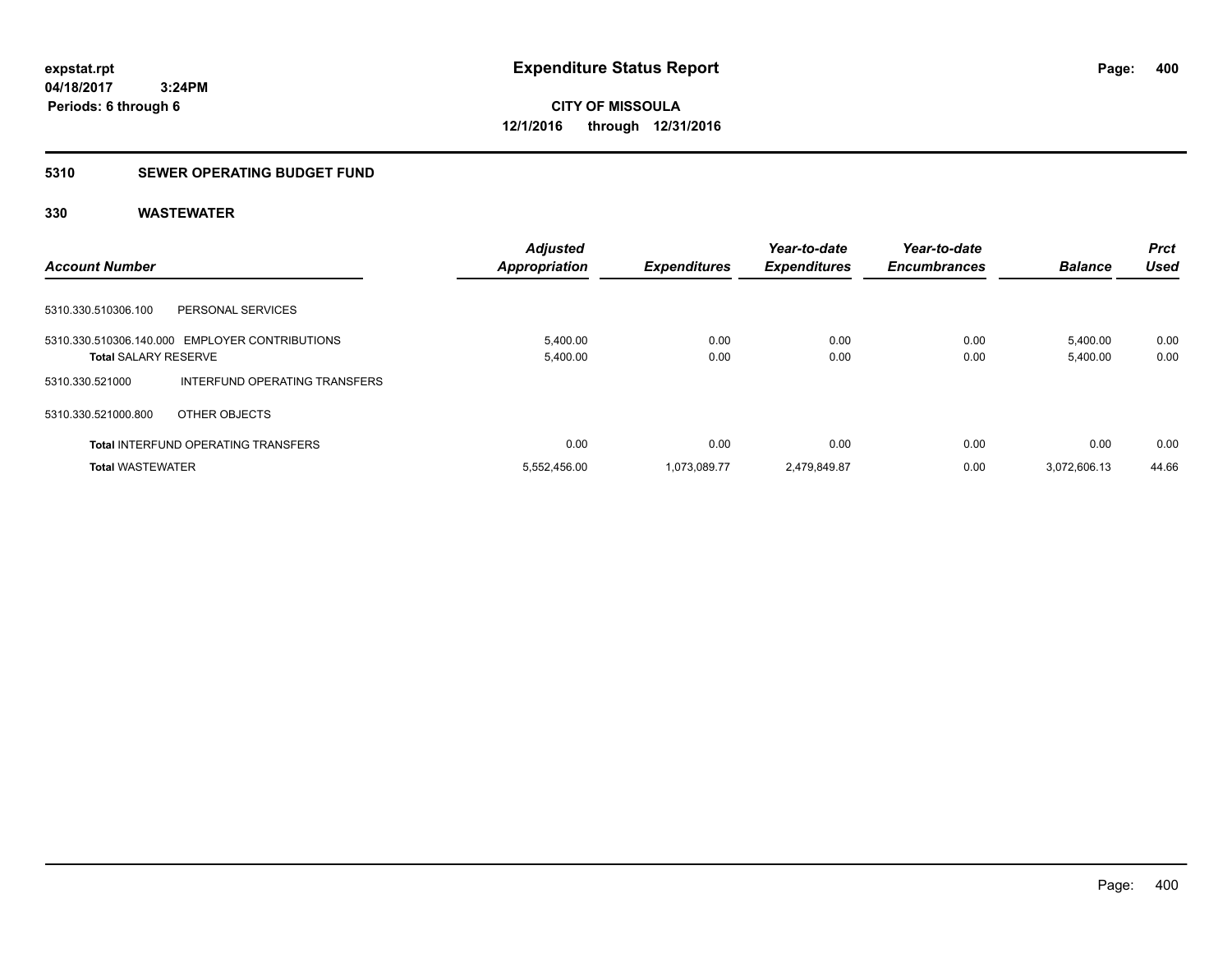**expstat.rpt**
**04/18/2017 3:24PM**
**Periods: 6 through 6**

# Expenditure Status Report

**CITY OF MISSOULA**
**12/1/2016 through 12/31/2016**

## 5310 SEWER OPERATING BUDGET FUND

### 330 WASTEWATER

| Account Number | | Adjusted Appropriation | Expenditures | Year-to-date Expenditures | Year-to-date Encumbrances | Balance | Prct Used |
|---|---|---|---|---|---|---|---|
| 5310.330.510306.100 | PERSONAL SERVICES | | | | | | |
| 5310.330.510306.140.000 | EMPLOYER CONTRIBUTIONS | 5,400.00 | 0.00 | 0.00 | 0.00 | 5,400.00 | 0.00 |
| **Total** SALARY RESERVE | | 5,400.00 | 0.00 | 0.00 | 0.00 | 5,400.00 | 0.00 |
| 5310.330.521000 | INTERFUND OPERATING TRANSFERS | | | | | | |
| 5310.330.521000.800 | OTHER OBJECTS | | | | | | |
| **Total** INTERFUND OPERATING TRANSFERS | | 0.00 | 0.00 | 0.00 | 0.00 | 0.00 | 0.00 |
| **Total** WASTEWATER | | 5,552,456.00 | 1,073,089.77 | 2,479,849.87 | 0.00 | 3,072,606.13 | 44.66 |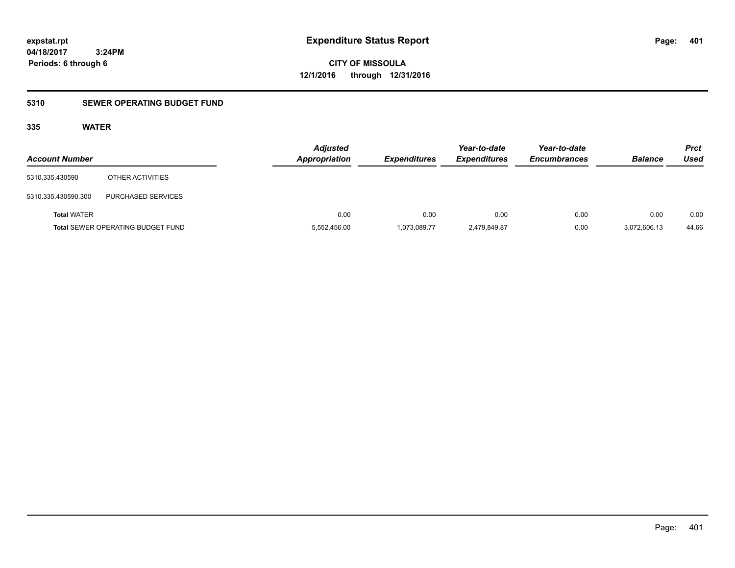# Expenditure Status Report

expstat.rpt
04/18/2017 3:24PM
Periods: 6 through 6

**CITY OF MISSOULA**
**12/1/2016 through 12/31/2016**

## 5310 SEWER OPERATING BUDGET FUND

### 335 WATER

| Account Number | | Adjusted Appropriation | Expenditures | Year-to-date Expenditures | Year-to-date Encumbrances | Balance | Prct Used |
|---|---|---|---|---|---|---|---|
| 5310.335.430590 | OTHER ACTIVITIES | | | | | | |
| 5310.335.430590.300 | PURCHASED SERVICES | | | | | | |
| **Total** WATER | | 0.00 | 0.00 | 0.00 | 0.00 | 0.00 | 0.00 |
| **Total** SEWER OPERATING BUDGET FUND | | 5,552,456.00 | 1,073,089.77 | 2,479,849.87 | 0.00 | 3,072,606.13 | 44.66 |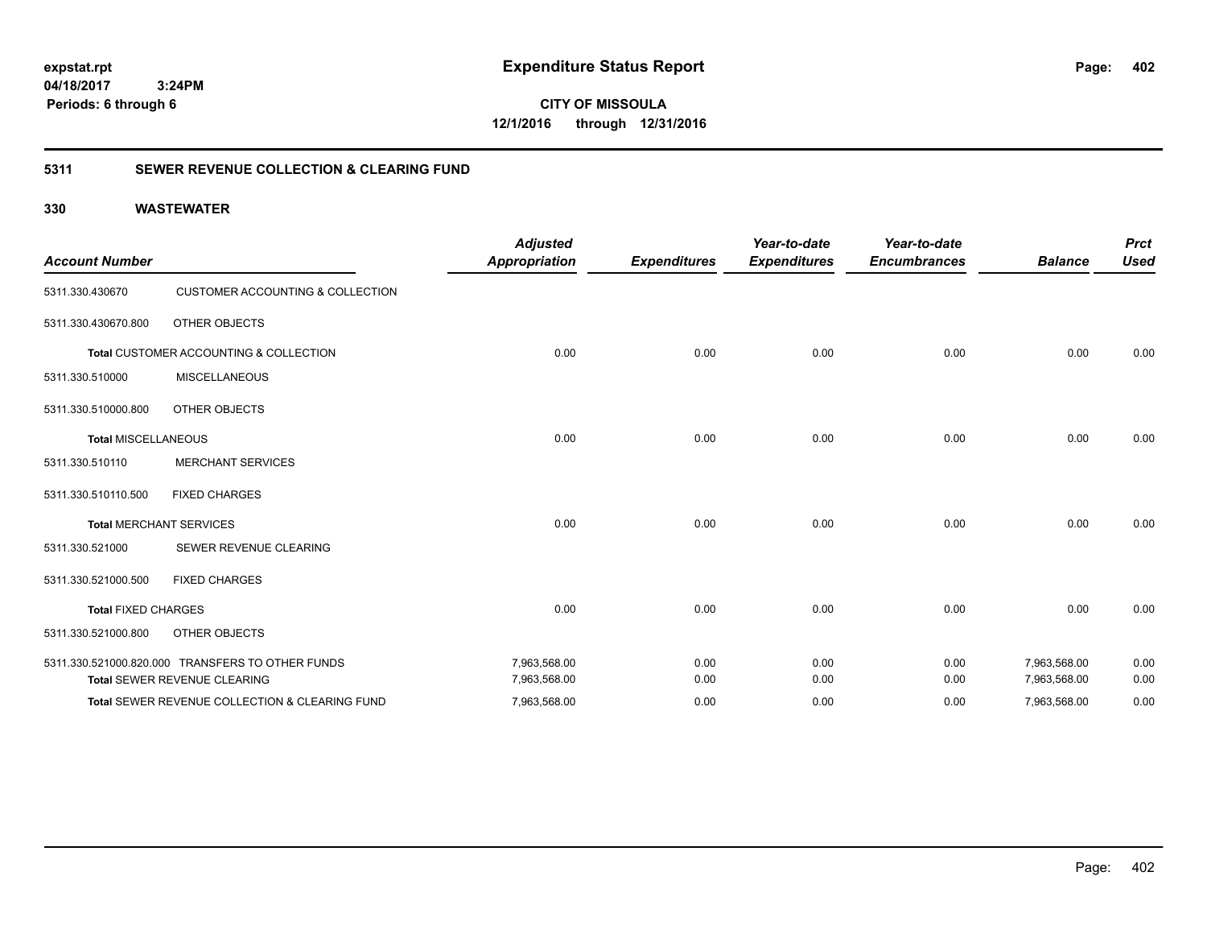**expstat.rpt**
**04/18/2017 3:24PM**
**Periods: 6 through 6**

# Expenditure Status Report

**CITY OF MISSOULA**
**12/1/2016 through 12/31/2016**

## 5311 SEWER REVENUE COLLECTION & CLEARING FUND

### 330 WASTEWATER

| Account Number | | Adjusted Appropriation | Expenditures | Year-to-date Expenditures | Year-to-date Encumbrances | Balance | Prct Used |
|---|---|---|---|---|---|---|---|
| 5311.330.430670 | CUSTOMER ACCOUNTING & COLLECTION | | | | | | |
| 5311.330.430670.800 | OTHER OBJECTS | | | | | | |
| **Total** CUSTOMER ACCOUNTING & COLLECTION | | 0.00 | 0.00 | 0.00 | 0.00 | 0.00 | 0.00 |
| 5311.330.510000 | MISCELLANEOUS | | | | | | |
| 5311.330.510000.800 | OTHER OBJECTS | | | | | | |
| **Total MISCELLANEOUS** | | 0.00 | 0.00 | 0.00 | 0.00 | 0.00 | 0.00 |
| 5311.330.510110 | MERCHANT SERVICES | | | | | | |
| 5311.330.510110.500 | FIXED CHARGES | | | | | | |
| **Total** MERCHANT SERVICES | | 0.00 | 0.00 | 0.00 | 0.00 | 0.00 | 0.00 |
| 5311.330.521000 | SEWER REVENUE CLEARING | | | | | | |
| 5311.330.521000.500 | FIXED CHARGES | | | | | | |
| **Total FIXED CHARGES** | | 0.00 | 0.00 | 0.00 | 0.00 | 0.00 | 0.00 |
| 5311.330.521000.800 | OTHER OBJECTS | | | | | | |
| 5311.330.521000.820.000 | TRANSFERS TO OTHER FUNDS | 7,963,568.00 | 0.00 | 0.00 | 0.00 | 7,963,568.00 | 0.00 |
| **Total** SEWER REVENUE CLEARING | | 7,963,568.00 | 0.00 | 0.00 | 0.00 | 7,963,568.00 | 0.00 |
| **Total** SEWER REVENUE COLLECTION & CLEARING FUND | | 7,963,568.00 | 0.00 | 0.00 | 0.00 | 7,963,568.00 | 0.00 |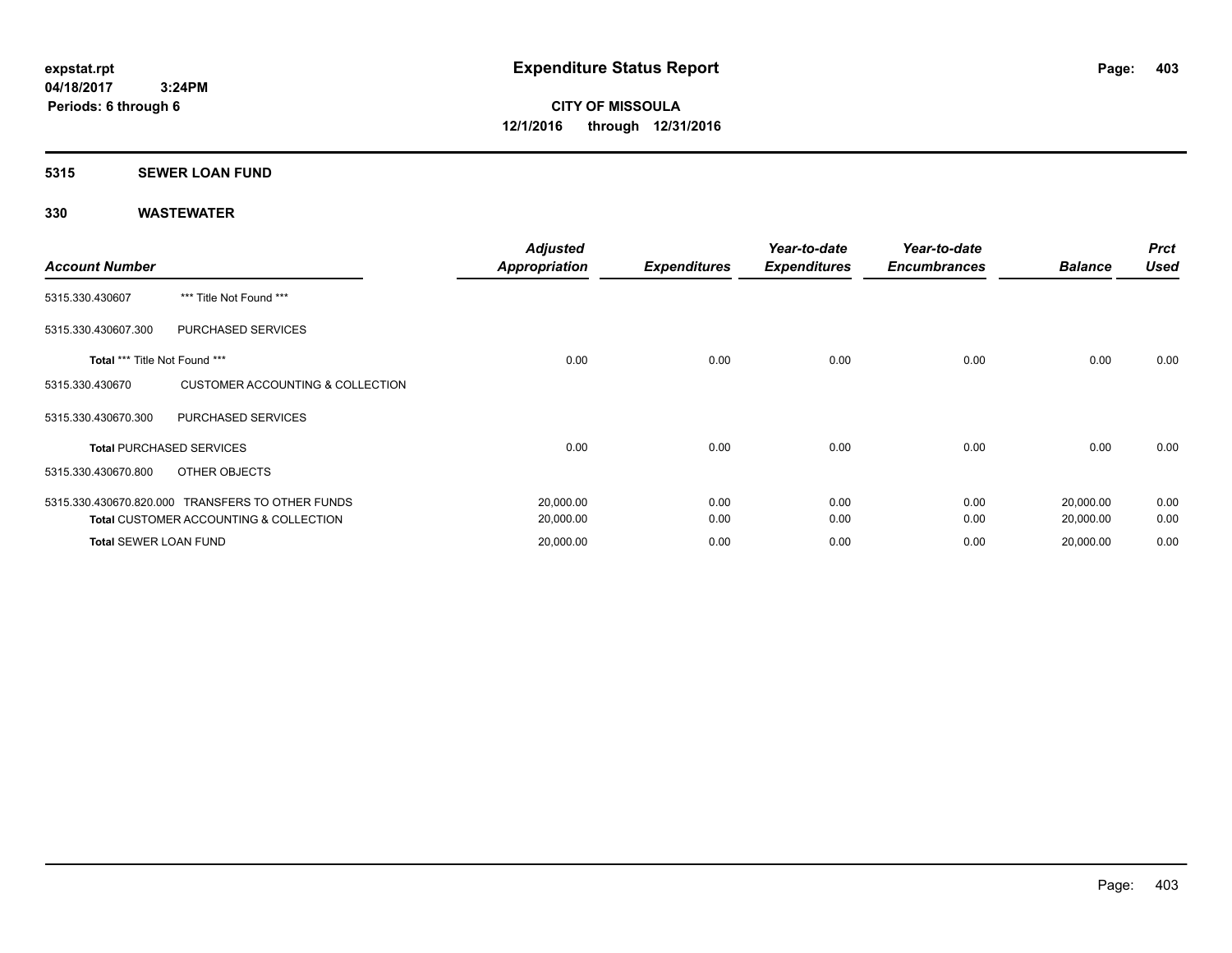**expstat.rpt**
**04/18/2017 3:24PM**
**Periods: 6 through 6**

# Expenditure Status Report

**CITY OF MISSOULA**
**12/1/2016 through 12/31/2016**

## 5315 SEWER LOAN FUND

## 330 WASTEWATER

| Account Number | | Adjusted Appropriation | Expenditures | Year-to-date Expenditures | Year-to-date Encumbrances | Balance | Prct Used |
|---|---|---|---|---|---|---|---|
| 5315.330.430607 | *** Title Not Found *** | | | | | | |
| 5315.330.430607.300 | PURCHASED SERVICES | | | | | | |
| **Total** *** Title Not Found *** | | 0.00 | 0.00 | 0.00 | 0.00 | 0.00 | 0.00 |
| 5315.330.430670 | CUSTOMER ACCOUNTING & COLLECTION | | | | | | |
| 5315.330.430670.300 | PURCHASED SERVICES | | | | | | |
| **Total** PURCHASED SERVICES | | 0.00 | 0.00 | 0.00 | 0.00 | 0.00 | 0.00 |
| 5315.330.430670.800 | OTHER OBJECTS | | | | | | |
| 5315.330.430670.820.000 | TRANSFERS TO OTHER FUNDS | 20,000.00 | 0.00 | 0.00 | 0.00 | 20,000.00 | 0.00 |
| **Total** CUSTOMER ACCOUNTING & COLLECTION | | 20,000.00 | 0.00 | 0.00 | 0.00 | 20,000.00 | 0.00 |
| **Total** SEWER LOAN FUND | | 20,000.00 | 0.00 | 0.00 | 0.00 | 20,000.00 | 0.00 |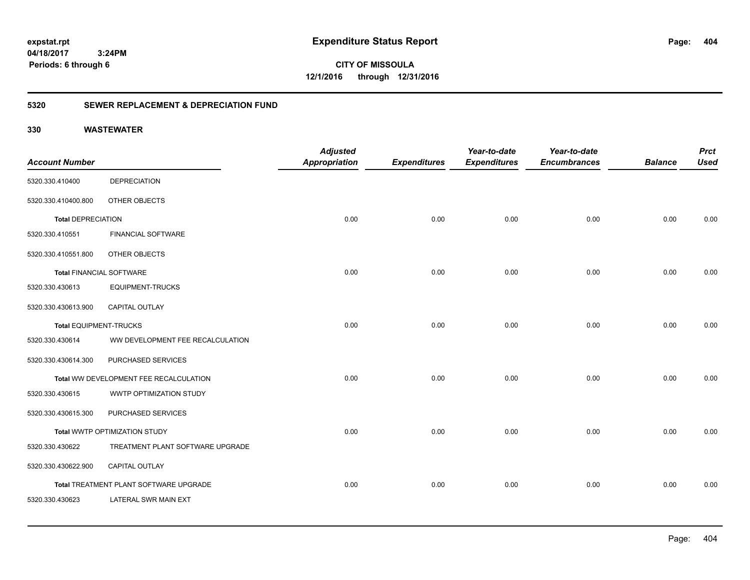**expstat.rpt**
**04/18/2017 3:24PM**
**Periods: 6 through 6**

# Expenditure Status Report

**CITY OF MISSOULA**
**12/1/2016 through 12/31/2016**

## 5320 SEWER REPLACEMENT & DEPRECIATION FUND

### 330 WASTEWATER

| Account Number | | Adjusted Appropriation | Expenditures | Year-to-date Expenditures | Year-to-date Encumbrances | Balance | Prct Used |
|---|---|---|---|---|---|---|---|
| 5320.330.410400 | DEPRECIATION | | | | | | |
| 5320.330.410400.800 | OTHER OBJECTS | | | | | | |
| **Total** DEPRECIATION | | 0.00 | 0.00 | 0.00 | 0.00 | 0.00 | 0.00 |
| 5320.330.410551 | FINANCIAL SOFTWARE | | | | | | |
| 5320.330.410551.800 | OTHER OBJECTS | | | | | | |
| **Total** FINANCIAL SOFTWARE | | 0.00 | 0.00 | 0.00 | 0.00 | 0.00 | 0.00 |
| 5320.330.430613 | EQUIPMENT-TRUCKS | | | | | | |
| 5320.330.430613.900 | CAPITAL OUTLAY | | | | | | |
| **Total** EQUIPMENT-TRUCKS | | 0.00 | 0.00 | 0.00 | 0.00 | 0.00 | 0.00 |
| 5320.330.430614 | WW DEVELOPMENT FEE RECALCULATION | | | | | | |
| 5320.330.430614.300 | PURCHASED SERVICES | | | | | | |
| **Total** WW DEVELOPMENT FEE RECALCULATION | | 0.00 | 0.00 | 0.00 | 0.00 | 0.00 | 0.00 |
| 5320.330.430615 | WWTP OPTIMIZATION STUDY | | | | | | |
| 5320.330.430615.300 | PURCHASED SERVICES | | | | | | |
| **Total** WWTP OPTIMIZATION STUDY | | 0.00 | 0.00 | 0.00 | 0.00 | 0.00 | 0.00 |
| 5320.330.430622 | TREATMENT PLANT SOFTWARE UPGRADE | | | | | | |
| 5320.330.430622.900 | CAPITAL OUTLAY | | | | | | |
| **Total** TREATMENT PLANT SOFTWARE UPGRADE | | 0.00 | 0.00 | 0.00 | 0.00 | 0.00 | 0.00 |
| 5320.330.430623 | LATERAL SWR MAIN EXT | | | | | | |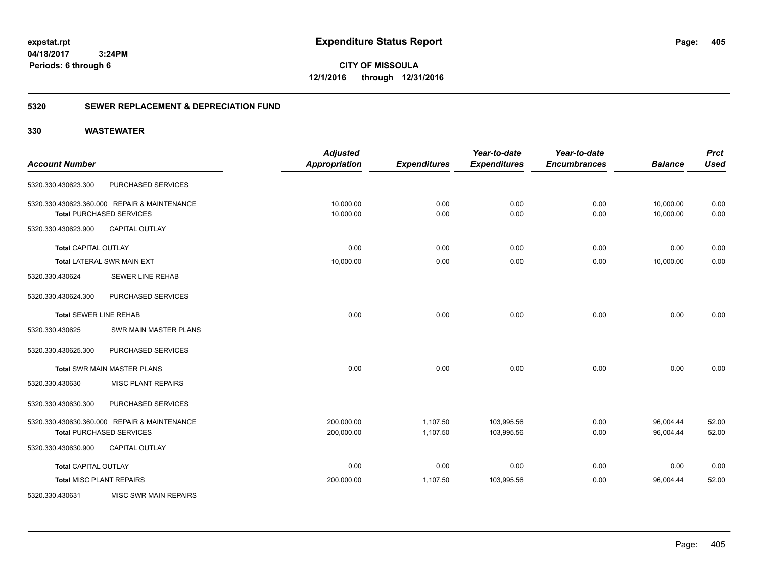# Expenditure Status Report

**CITY OF MISSOULA**
**12/1/2016 through 12/31/2016**

expstat.rpt
04/18/2017 3:24PM
Periods: 6 through 6

## 5320 SEWER REPLACEMENT & DEPRECIATION FUND

## 330 WASTEWATER

| Account Number | | Adjusted Appropriation | Expenditures | Year-to-date Expenditures | Year-to-date Encumbrances | Balance | Prct Used |
|---|---|---|---|---|---|---|---|
| 5320.330.430623.300 | PURCHASED SERVICES | | | | | | |
| 5320.330.430623.360.000 | REPAIR & MAINTENANCE | 10,000.00 | 0.00 | 0.00 | 0.00 | 10,000.00 | 0.00 |
| Total PURCHASED SERVICES | | 10,000.00 | 0.00 | 0.00 | 0.00 | 10,000.00 | 0.00 |
| 5320.330.430623.900 | CAPITAL OUTLAY | | | | | | |
| Total CAPITAL OUTLAY | | 0.00 | 0.00 | 0.00 | 0.00 | 0.00 | 0.00 |
| Total LATERAL SWR MAIN EXT | | 10,000.00 | 0.00 | 0.00 | 0.00 | 10,000.00 | 0.00 |
| 5320.330.430624 | SEWER LINE REHAB | | | | | | |
| 5320.330.430624.300 | PURCHASED SERVICES | | | | | | |
| Total SEWER LINE REHAB | | 0.00 | 0.00 | 0.00 | 0.00 | 0.00 | 0.00 |
| 5320.330.430625 | SWR MAIN MASTER PLANS | | | | | | |
| 5320.330.430625.300 | PURCHASED SERVICES | | | | | | |
| Total SWR MAIN MASTER PLANS | | 0.00 | 0.00 | 0.00 | 0.00 | 0.00 | 0.00 |
| 5320.330.430630 | MISC PLANT REPAIRS | | | | | | |
| 5320.330.430630.300 | PURCHASED SERVICES | | | | | | |
| 5320.330.430630.360.000 | REPAIR & MAINTENANCE | 200,000.00 | 1,107.50 | 103,995.56 | 0.00 | 96,004.44 | 52.00 |
| Total PURCHASED SERVICES | | 200,000.00 | 1,107.50 | 103,995.56 | 0.00 | 96,004.44 | 52.00 |
| 5320.330.430630.900 | CAPITAL OUTLAY | | | | | | |
| Total CAPITAL OUTLAY | | 0.00 | 0.00 | 0.00 | 0.00 | 0.00 | 0.00 |
| Total MISC PLANT REPAIRS | | 200,000.00 | 1,107.50 | 103,995.56 | 0.00 | 96,004.44 | 52.00 |
| 5320.330.430631 | MISC SWR MAIN REPAIRS | | | | | | |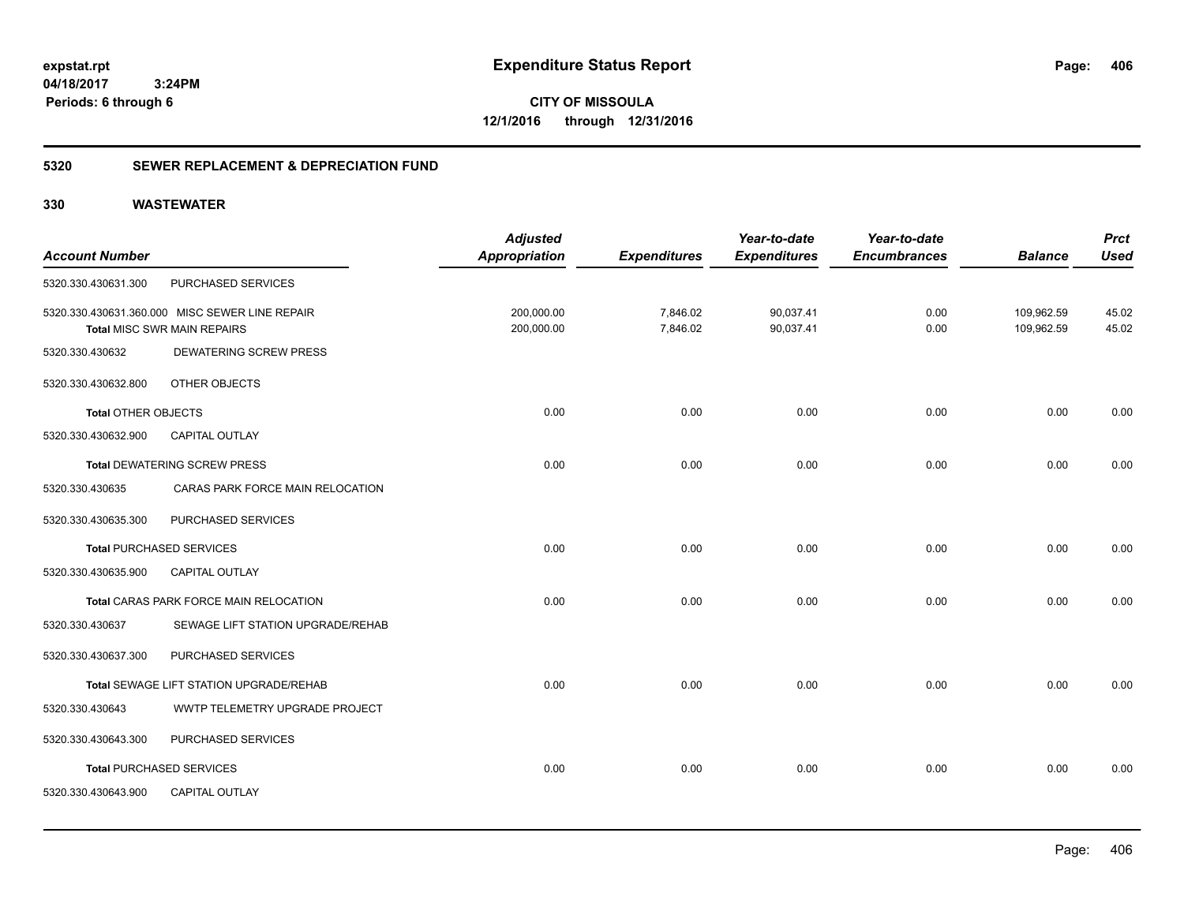expstat.rpt
04/18/2017 3:24PM
Periods: 6 through 6

# Expenditure Status Report

**CITY OF MISSOULA**
**12/1/2016 through 12/31/2016**

## 5320 SEWER REPLACEMENT & DEPRECIATION FUND

## 330 WASTEWATER

| Account Number | | Adjusted Appropriation | Expenditures | Year-to-date Expenditures | Year-to-date Encumbrances | Balance | Prct Used |
|---|---|---|---|---|---|---|---|
| 5320.330.430631.300 | PURCHASED SERVICES | | | | | | |
| 5320.330.430631.360.000 | MISC SEWER LINE REPAIR | 200,000.00 | 7,846.02 | 90,037.41 | 0.00 | 109,962.59 | 45.02 |
| **Total** MISC SWR MAIN REPAIRS | | 200,000.00 | 7,846.02 | 90,037.41 | 0.00 | 109,962.59 | 45.02 |
| 5320.330.430632 | DEWATERING SCREW PRESS | | | | | | |
| 5320.330.430632.800 | OTHER OBJECTS | | | | | | |
| **Total** OTHER OBJECTS | | 0.00 | 0.00 | 0.00 | 0.00 | 0.00 | 0.00 |
| 5320.330.430632.900 | CAPITAL OUTLAY | | | | | | |
| **Total** DEWATERING SCREW PRESS | | 0.00 | 0.00 | 0.00 | 0.00 | 0.00 | 0.00 |
| 5320.330.430635 | CARAS PARK FORCE MAIN RELOCATION | | | | | | |
| 5320.330.430635.300 | PURCHASED SERVICES | | | | | | |
| **Total** PURCHASED SERVICES | | 0.00 | 0.00 | 0.00 | 0.00 | 0.00 | 0.00 |
| 5320.330.430635.900 | CAPITAL OUTLAY | | | | | | |
| **Total** CARAS PARK FORCE MAIN RELOCATION | | 0.00 | 0.00 | 0.00 | 0.00 | 0.00 | 0.00 |
| 5320.330.430637 | SEWAGE LIFT STATION UPGRADE/REHAB | | | | | | |
| 5320.330.430637.300 | PURCHASED SERVICES | | | | | | |
| **Total** SEWAGE LIFT STATION UPGRADE/REHAB | | 0.00 | 0.00 | 0.00 | 0.00 | 0.00 | 0.00 |
| 5320.330.430643 | WWTP TELEMETRY UPGRADE PROJECT | | | | | | |
| 5320.330.430643.300 | PURCHASED SERVICES | | | | | | |
| **Total** PURCHASED SERVICES | | 0.00 | 0.00 | 0.00 | 0.00 | 0.00 | 0.00 |
| 5320.330.430643.900 | CAPITAL OUTLAY | | | | | | |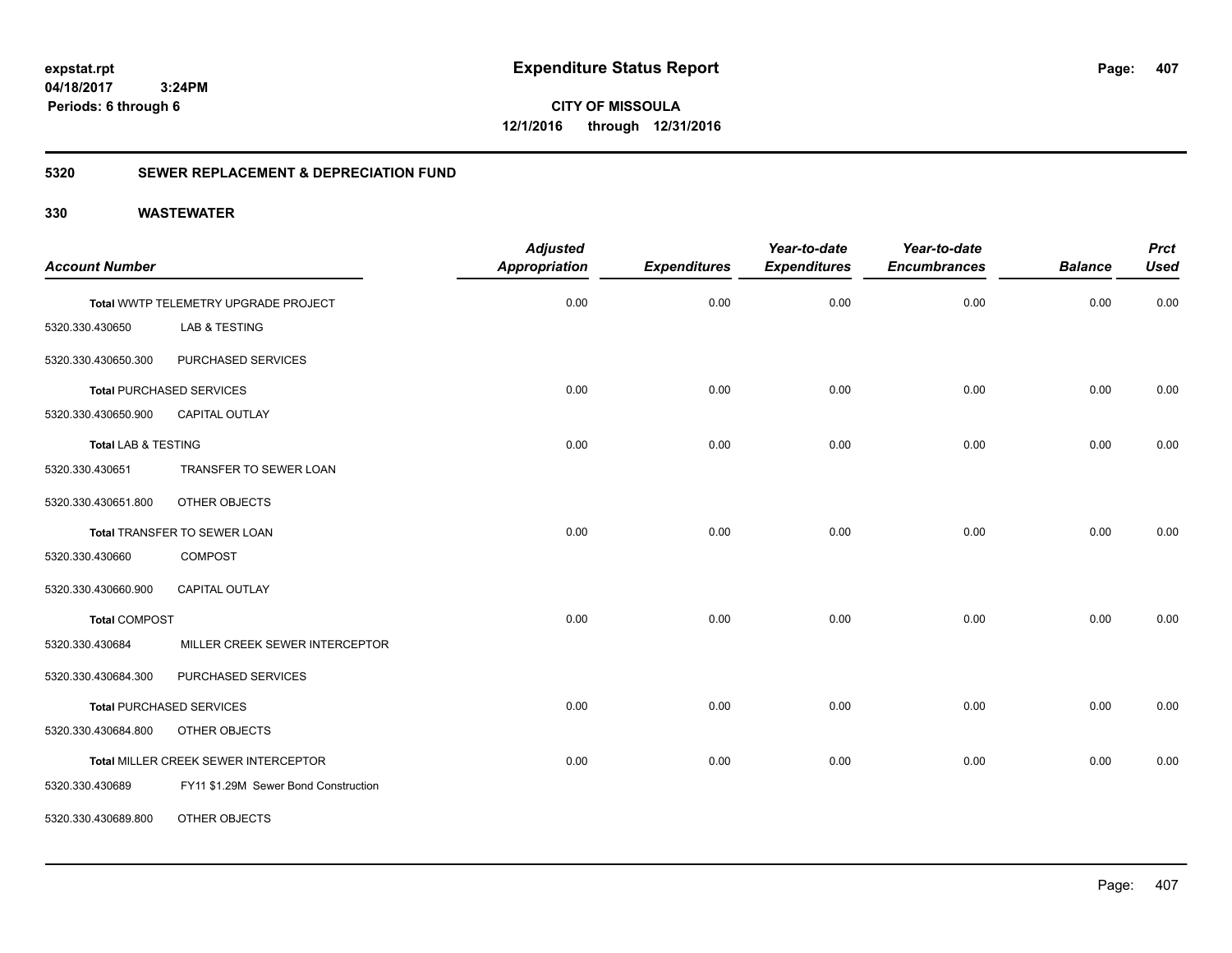**expstat.rpt**
**04/18/2017 3:24PM**
**Periods: 6 through 6**

# Expenditure Status Report

**CITY OF MISSOULA**
**12/1/2016 through 12/31/2016**

## 5320 SEWER REPLACEMENT & DEPRECIATION FUND

## 330 WASTEWATER

| Account Number | | Adjusted Appropriation | Expenditures | Year-to-date Expenditures | Year-to-date Encumbrances | Balance | Prct Used |
|---|---|---|---|---|---|---|---|
| Total WWTP TELEMETRY UPGRADE PROJECT | | 0.00 | 0.00 | 0.00 | 0.00 | 0.00 | 0.00 |
| 5320.330.430650 | LAB & TESTING | | | | | | |
| 5320.330.430650.300 | PURCHASED SERVICES | | | | | | |
| Total PURCHASED SERVICES | | 0.00 | 0.00 | 0.00 | 0.00 | 0.00 | 0.00 |
| 5320.330.430650.900 | CAPITAL OUTLAY | | | | | | |
| Total LAB & TESTING | | 0.00 | 0.00 | 0.00 | 0.00 | 0.00 | 0.00 |
| 5320.330.430651 | TRANSFER TO SEWER LOAN | | | | | | |
| 5320.330.430651.800 | OTHER OBJECTS | | | | | | |
| Total TRANSFER TO SEWER LOAN | | 0.00 | 0.00 | 0.00 | 0.00 | 0.00 | 0.00 |
| 5320.330.430660 | COMPOST | | | | | | |
| 5320.330.430660.900 | CAPITAL OUTLAY | | | | | | |
| Total COMPOST | | 0.00 | 0.00 | 0.00 | 0.00 | 0.00 | 0.00 |
| 5320.330.430684 | MILLER CREEK SEWER INTERCEPTOR | | | | | | |
| 5320.330.430684.300 | PURCHASED SERVICES | | | | | | |
| Total PURCHASED SERVICES | | 0.00 | 0.00 | 0.00 | 0.00 | 0.00 | 0.00 |
| 5320.330.430684.800 | OTHER OBJECTS | | | | | | |
| Total MILLER CREEK SEWER INTERCEPTOR | | 0.00 | 0.00 | 0.00 | 0.00 | 0.00 | 0.00 |
| 5320.330.430689 | FY11 $1.29M Sewer Bond Construction | | | | | | |
| 5320.330.430689.800 | OTHER OBJECTS | | | | | | |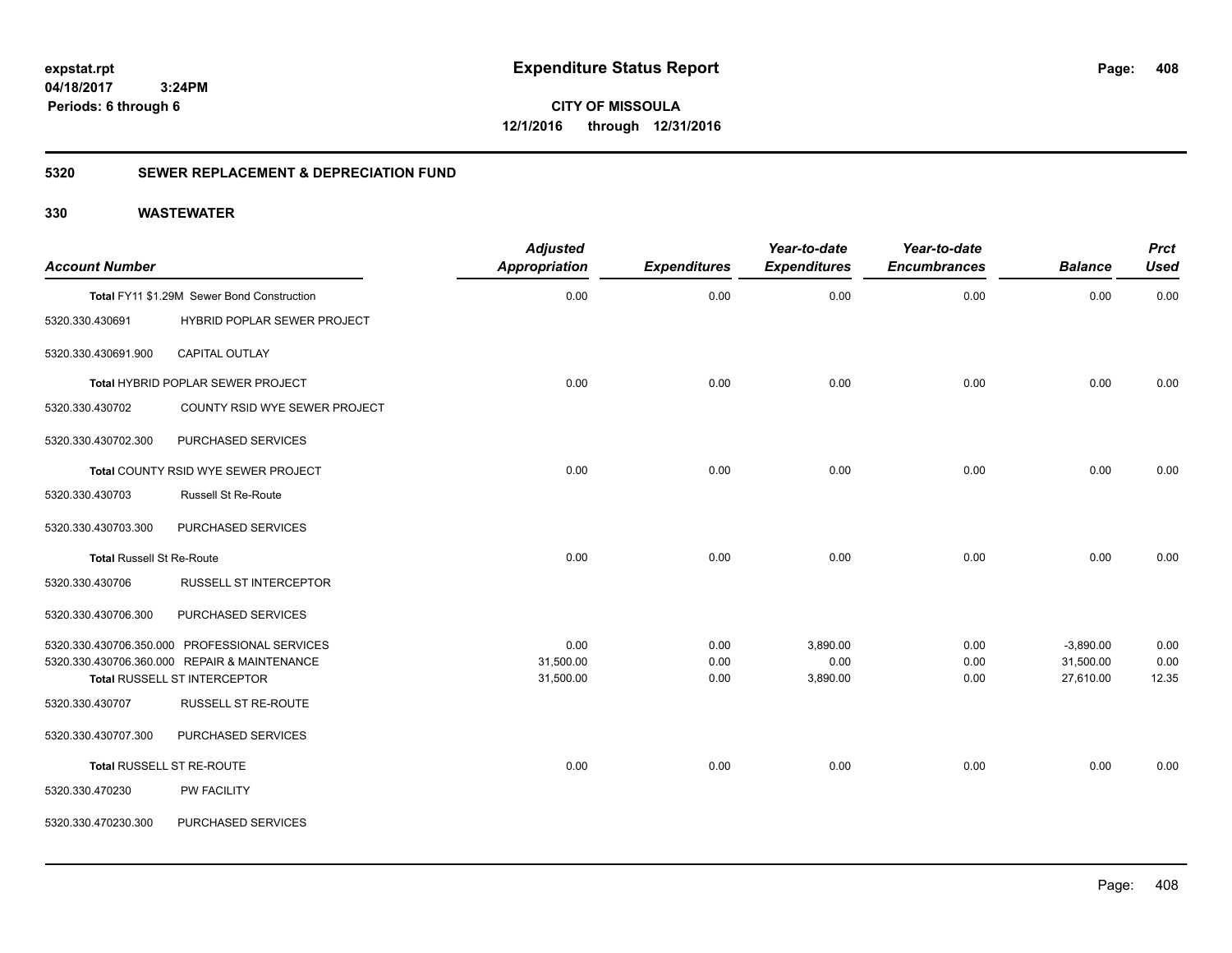**expstat.rpt**
**04/18/2017 3:24PM**
**Periods: 6 through 6**

# Expenditure Status Report

**CITY OF MISSOULA**
**12/1/2016 through 12/31/2016**

## 5320 SEWER REPLACEMENT & DEPRECIATION FUND

## 330 WASTEWATER

| Account Number | | Adjusted Appropriation | Expenditures | Year-to-date Expenditures | Year-to-date Encumbrances | Balance | Prct Used |
|---|---|---|---|---|---|---|---|
| **Total** FY11 $1.29M Sewer Bond Construction | | 0.00 | 0.00 | 0.00 | 0.00 | 0.00 | 0.00 |
| 5320.330.430691 | HYBRID POPLAR SEWER PROJECT | | | | | | |
| 5320.330.430691.900 | CAPITAL OUTLAY | | | | | | |
| **Total** HYBRID POPLAR SEWER PROJECT | | 0.00 | 0.00 | 0.00 | 0.00 | 0.00 | 0.00 |
| 5320.330.430702 | COUNTY RSID WYE SEWER PROJECT | | | | | | |
| 5320.330.430702.300 | PURCHASED SERVICES | | | | | | |
| **Total** COUNTY RSID WYE SEWER PROJECT | | 0.00 | 0.00 | 0.00 | 0.00 | 0.00 | 0.00 |
| 5320.330.430703 | Russell St Re-Route | | | | | | |
| 5320.330.430703.300 | PURCHASED SERVICES | | | | | | |
| **Total** Russell St Re-Route | | 0.00 | 0.00 | 0.00 | 0.00 | 0.00 | 0.00 |
| 5320.330.430706 | RUSSELL ST INTERCEPTOR | | | | | | |
| 5320.330.430706.300 | PURCHASED SERVICES | | | | | | |
| 5320.330.430706.350.000 | PROFESSIONAL SERVICES | 0.00 | 0.00 | 3,890.00 | 0.00 | -3,890.00 | 0.00 |
| 5320.330.430706.360.000 | REPAIR & MAINTENANCE | 31,500.00 | 0.00 | 0.00 | 0.00 | 31,500.00 | 0.00 |
| **Total** RUSSELL ST INTERCEPTOR | | 31,500.00 | 0.00 | 3,890.00 | 0.00 | 27,610.00 | 12.35 |
| 5320.330.430707 | RUSSELL ST RE-ROUTE | | | | | | |
| 5320.330.430707.300 | PURCHASED SERVICES | | | | | | |
| **Total** RUSSELL ST RE-ROUTE | | 0.00 | 0.00 | 0.00 | 0.00 | 0.00 | 0.00 |
| 5320.330.470230 | PW FACILITY | | | | | | |
| 5320.330.470230.300 | PURCHASED SERVICES | | | | | | |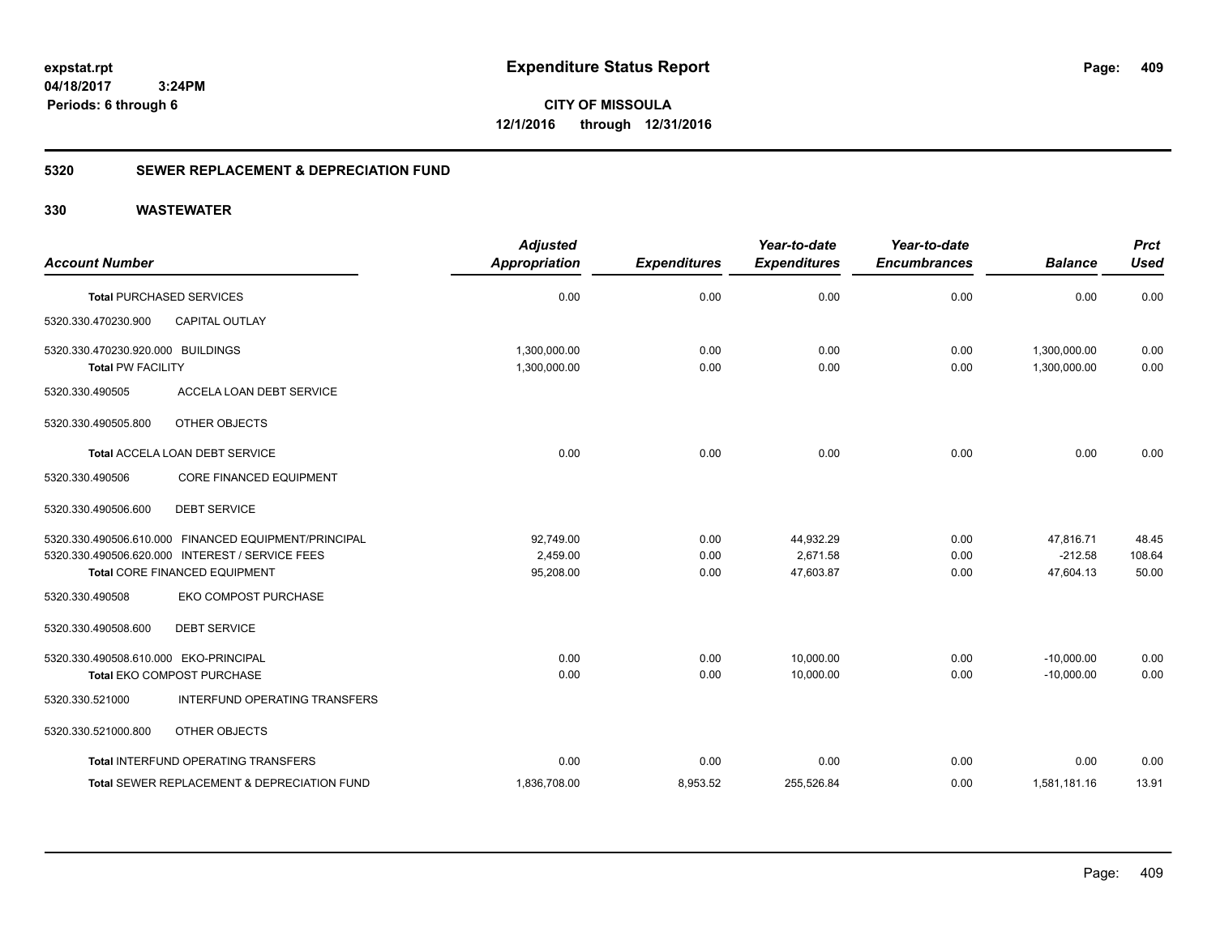# Expenditure Status Report

**CITY OF MISSOULA**

**12/1/2016 through 12/31/2016**

expstat.rpt
04/18/2017 3:24PM
Periods: 6 through 6

## 5320 SEWER REPLACEMENT & DEPRECIATION FUND

## 330 WASTEWATER

| Account Number | | Adjusted Appropriation | Expenditures | Year-to-date Expenditures | Year-to-date Encumbrances | Balance | Prct Used |
|---|---|---|---|---|---|---|---|
| **Total** PURCHASED SERVICES | | 0.00 | 0.00 | 0.00 | 0.00 | 0.00 | 0.00 |
| 5320.330.470230.900 | CAPITAL OUTLAY | | | | | | |
| 5320.330.470230.920.000 | BUILDINGS | 1,300,000.00 | 0.00 | 0.00 | 0.00 | 1,300,000.00 | 0.00 |
| **Total** PW FACILITY | | 1,300,000.00 | 0.00 | 0.00 | 0.00 | 1,300,000.00 | 0.00 |
| 5320.330.490505 | ACCELA LOAN DEBT SERVICE | | | | | | |
| 5320.330.490505.800 | OTHER OBJECTS | | | | | | |
| **Total** ACCELA LOAN DEBT SERVICE | | 0.00 | 0.00 | 0.00 | 0.00 | 0.00 | 0.00 |
| 5320.330.490506 | CORE FINANCED EQUIPMENT | | | | | | |
| 5320.330.490506.600 | DEBT SERVICE | | | | | | |
| 5320.330.490506.610.000 | FINANCED EQUIPMENT/PRINCIPAL | 92,749.00 | 0.00 | 44,932.29 | 0.00 | 47,816.71 | 48.45 |
| 5320.330.490506.620.000 | INTEREST / SERVICE FEES | 2,459.00 | 0.00 | 2,671.58 | 0.00 | -212.58 | 108.64 |
| **Total** CORE FINANCED EQUIPMENT | | 95,208.00 | 0.00 | 47,603.87 | 0.00 | 47,604.13 | 50.00 |
| 5320.330.490508 | EKO COMPOST PURCHASE | | | | | | |
| 5320.330.490508.600 | DEBT SERVICE | | | | | | |
| 5320.330.490508.610.000 | EKO-PRINCIPAL | 0.00 | 0.00 | 10,000.00 | 0.00 | -10,000.00 | 0.00 |
| **Total** EKO COMPOST PURCHASE | | 0.00 | 0.00 | 10,000.00 | 0.00 | -10,000.00 | 0.00 |
| 5320.330.521000 | INTERFUND OPERATING TRANSFERS | | | | | | |
| 5320.330.521000.800 | OTHER OBJECTS | | | | | | |
| **Total** INTERFUND OPERATING TRANSFERS | | 0.00 | 0.00 | 0.00 | 0.00 | 0.00 | 0.00 |
| **Total** SEWER REPLACEMENT & DEPRECIATION FUND | | 1,836,708.00 | 8,953.52 | 255,526.84 | 0.00 | 1,581,181.16 | 13.91 |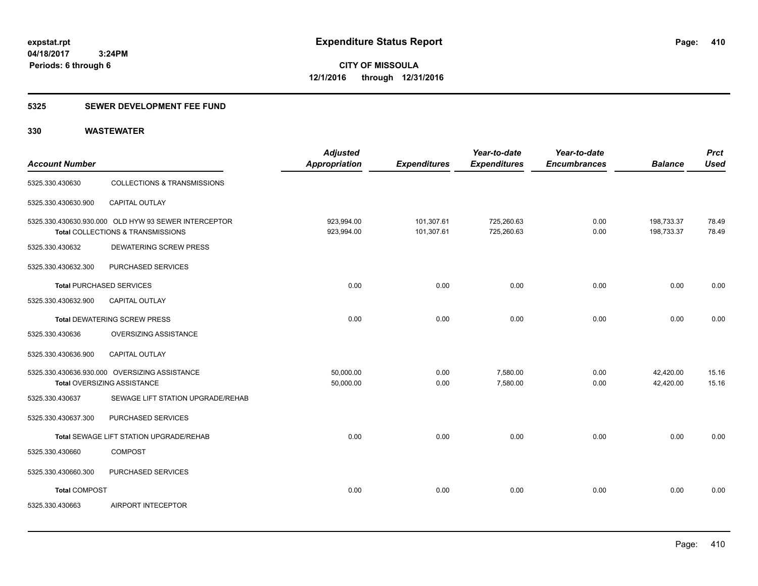expstat.rpt
04/18/2017 3:24PM
Periods: 6 through 6

# Expenditure Status Report

**CITY OF MISSOULA**
**12/1/2016 through 12/31/2016**

## 5325 SEWER DEVELOPMENT FEE FUND

## 330 WASTEWATER

| Account Number | | Adjusted Appropriation | Expenditures | Year-to-date Expenditures | Year-to-date Encumbrances | Balance | Prct Used |
|---|---|---|---|---|---|---|---|
| 5325.330.430630 | COLLECTIONS & TRANSMISSIONS | | | | | | |
| 5325.330.430630.900 | CAPITAL OUTLAY | | | | | | |
| 5325.330.430630.930.000 | OLD HYW 93 SEWER INTERCEPTOR | 923,994.00 | 101,307.61 | 725,260.63 | 0.00 | 198,733.37 | 78.49 |
| **Total** COLLECTIONS & TRANSMISSIONS | | 923,994.00 | 101,307.61 | 725,260.63 | 0.00 | 198,733.37 | 78.49 |
| 5325.330.430632 | DEWATERING SCREW PRESS | | | | | | |
| 5325.330.430632.300 | PURCHASED SERVICES | | | | | | |
| **Total** PURCHASED SERVICES | | 0.00 | 0.00 | 0.00 | 0.00 | 0.00 | 0.00 |
| 5325.330.430632.900 | CAPITAL OUTLAY | | | | | | |
| **Total** DEWATERING SCREW PRESS | | 0.00 | 0.00 | 0.00 | 0.00 | 0.00 | 0.00 |
| 5325.330.430636 | OVERSIZING ASSISTANCE | | | | | | |
| 5325.330.430636.900 | CAPITAL OUTLAY | | | | | | |
| 5325.330.430636.930.000 | OVERSIZING ASSISTANCE | 50,000.00 | 0.00 | 7,580.00 | 0.00 | 42,420.00 | 15.16 |
| **Total** OVERSIZING ASSISTANCE | | 50,000.00 | 0.00 | 7,580.00 | 0.00 | 42,420.00 | 15.16 |
| 5325.330.430637 | SEWAGE LIFT STATION UPGRADE/REHAB | | | | | | |
| 5325.330.430637.300 | PURCHASED SERVICES | | | | | | |
| **Total** SEWAGE LIFT STATION UPGRADE/REHAB | | 0.00 | 0.00 | 0.00 | 0.00 | 0.00 | 0.00 |
| 5325.330.430660 | COMPOST | | | | | | |
| 5325.330.430660.300 | PURCHASED SERVICES | | | | | | |
| **Total** COMPOST | | 0.00 | 0.00 | 0.00 | 0.00 | 0.00 | 0.00 |
| 5325.330.430663 | AIRPORT INTECEPTOR | | | | | | |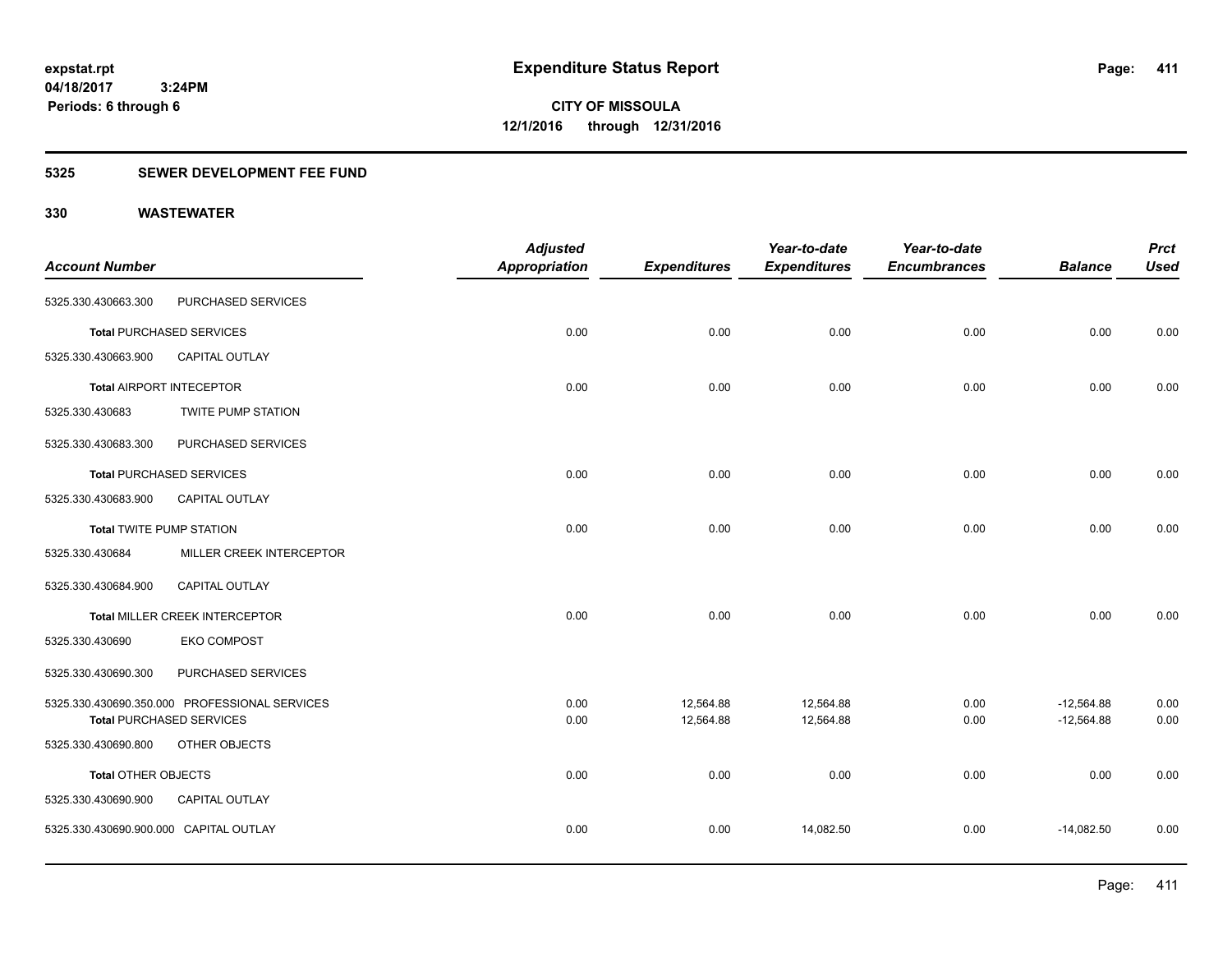**expstat.rpt**
**04/18/2017 3:24PM**
**Periods: 6 through 6**

# Expenditure Status Report

**CITY OF MISSOULA**
**12/1/2016 through 12/31/2016**

## 5325 SEWER DEVELOPMENT FEE FUND

## 330 WASTEWATER

| Account Number | | Adjusted Appropriation | Expenditures | Year-to-date Expenditures | Year-to-date Encumbrances | Balance | Prct Used |
|---|---|---|---|---|---|---|---|
| 5325.330.430663.300 | PURCHASED SERVICES | | | | | | |
| **Total** PURCHASED SERVICES | | 0.00 | 0.00 | 0.00 | 0.00 | 0.00 | 0.00 |
| 5325.330.430663.900 | CAPITAL OUTLAY | | | | | | |
| **Total** AIRPORT INTECEPTOR | | 0.00 | 0.00 | 0.00 | 0.00 | 0.00 | 0.00 |
| 5325.330.430683 | TWITE PUMP STATION | | | | | | |
| 5325.330.430683.300 | PURCHASED SERVICES | | | | | | |
| **Total** PURCHASED SERVICES | | 0.00 | 0.00 | 0.00 | 0.00 | 0.00 | 0.00 |
| 5325.330.430683.900 | CAPITAL OUTLAY | | | | | | |
| **Total** TWITE PUMP STATION | | 0.00 | 0.00 | 0.00 | 0.00 | 0.00 | 0.00 |
| 5325.330.430684 | MILLER CREEK INTERCEPTOR | | | | | | |
| 5325.330.430684.900 | CAPITAL OUTLAY | | | | | | |
| **Total** MILLER CREEK INTERCEPTOR | | 0.00 | 0.00 | 0.00 | 0.00 | 0.00 | 0.00 |
| 5325.330.430690 | EKO COMPOST | | | | | | |
| 5325.330.430690.300 | PURCHASED SERVICES | | | | | | |
| 5325.330.430690.350.000 | PROFESSIONAL SERVICES | 0.00 | 12,564.88 | 12,564.88 | 0.00 | -12,564.88 | 0.00 |
| **Total** PURCHASED SERVICES | | 0.00 | 12,564.88 | 12,564.88 | 0.00 | -12,564.88 | 0.00 |
| 5325.330.430690.800 | OTHER OBJECTS | | | | | | |
| **Total** OTHER OBJECTS | | 0.00 | 0.00 | 0.00 | 0.00 | 0.00 | 0.00 |
| 5325.330.430690.900 | CAPITAL OUTLAY | | | | | | |
| 5325.330.430690.900.000 | CAPITAL OUTLAY | 0.00 | 0.00 | 14,082.50 | 0.00 | -14,082.50 | 0.00 |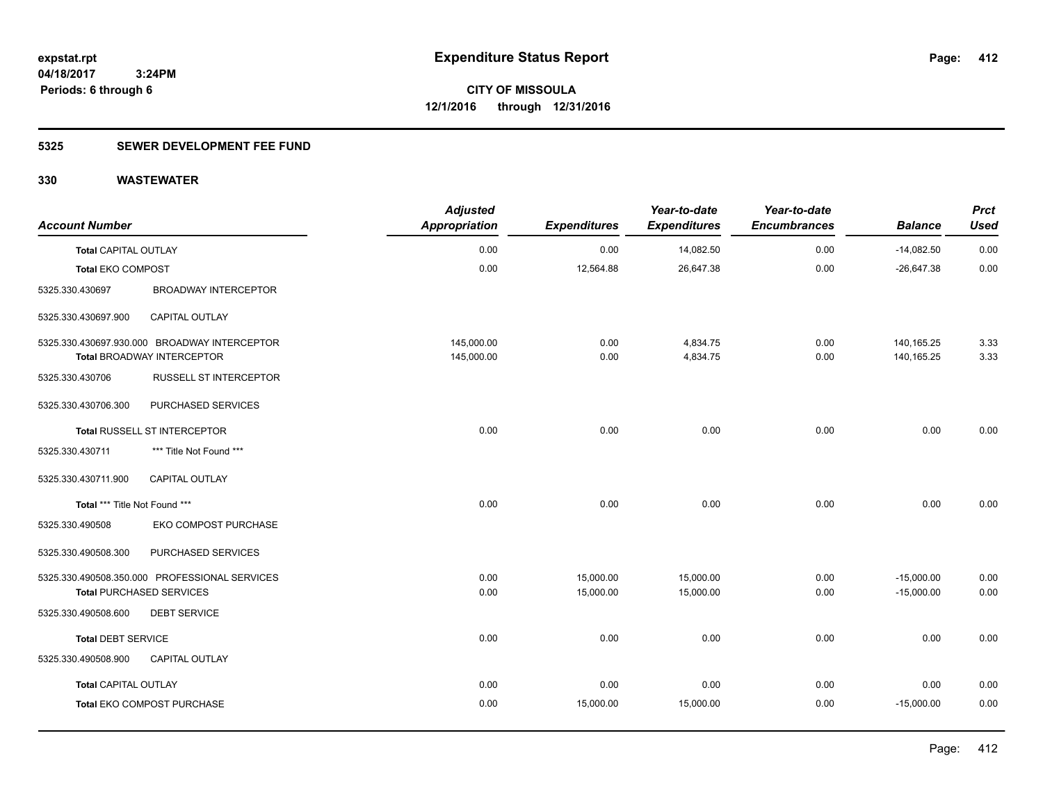**expstat.rpt**
**04/18/2017 3:24PM**
**Periods: 6 through 6**

# Expenditure Status Report

**CITY OF MISSOULA**
**12/1/2016 through 12/31/2016**

## 5325 SEWER DEVELOPMENT FEE FUND

## 330 WASTEWATER

| Account Number | | Adjusted Appropriation | Expenditures | Year-to-date Expenditures | Year-to-date Encumbrances | Balance | Prct Used |
|---|---|---|---|---|---|---|---|
| **Total** CAPITAL OUTLAY | | 0.00 | 0.00 | 14,082.50 | 0.00 | -14,082.50 | 0.00 |
| **Total** EKO COMPOST | | 0.00 | 12,564.88 | 26,647.38 | 0.00 | -26,647.38 | 0.00 |
| 5325.330.430697 | BROADWAY INTERCEPTOR | | | | | | |
| 5325.330.430697.900 | CAPITAL OUTLAY | | | | | | |
| 5325.330.430697.930.000 BROADWAY INTERCEPTOR | | 145,000.00 | 0.00 | 4,834.75 | 0.00 | 140,165.25 | 3.33 |
| **Total** BROADWAY INTERCEPTOR | | 145,000.00 | 0.00 | 4,834.75 | 0.00 | 140,165.25 | 3.33 |
| 5325.330.430706 | RUSSELL ST INTERCEPTOR | | | | | | |
| 5325.330.430706.300 | PURCHASED SERVICES | | | | | | |
| **Total** RUSSELL ST INTERCEPTOR | | 0.00 | 0.00 | 0.00 | 0.00 | 0.00 | 0.00 |
| 5325.330.430711 | *** Title Not Found *** | | | | | | |
| 5325.330.430711.900 | CAPITAL OUTLAY | | | | | | |
| **Total** *** Title Not Found *** | | 0.00 | 0.00 | 0.00 | 0.00 | 0.00 | 0.00 |
| 5325.330.490508 | EKO COMPOST PURCHASE | | | | | | |
| 5325.330.490508.300 | PURCHASED SERVICES | | | | | | |
| 5325.330.490508.350.000 PROFESSIONAL SERVICES | | 0.00 | 15,000.00 | 15,000.00 | 0.00 | -15,000.00 | 0.00 |
| **Total** PURCHASED SERVICES | | 0.00 | 15,000.00 | 15,000.00 | 0.00 | -15,000.00 | 0.00 |
| 5325.330.490508.600 | DEBT SERVICE | | | | | | |
| **Total** DEBT SERVICE | | 0.00 | 0.00 | 0.00 | 0.00 | 0.00 | 0.00 |
| 5325.330.490508.900 | CAPITAL OUTLAY | | | | | | |
| **Total** CAPITAL OUTLAY | | 0.00 | 0.00 | 0.00 | 0.00 | 0.00 | 0.00 |
| **Total** EKO COMPOST PURCHASE | | 0.00 | 15,000.00 | 15,000.00 | 0.00 | -15,000.00 | 0.00 |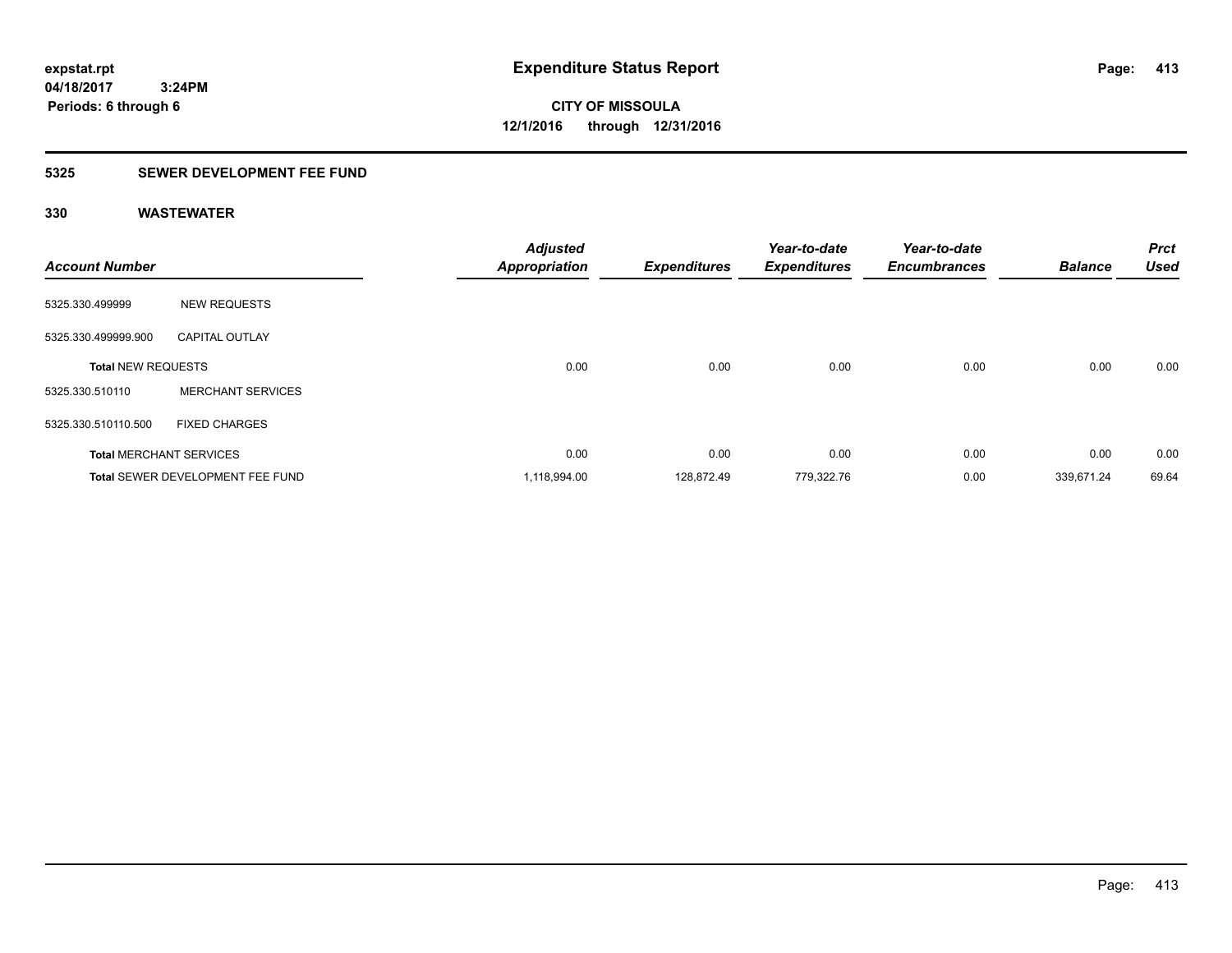# Expenditure Status Report

expstat.rpt
04/18/2017 3:24PM
Periods: 6 through 6

**CITY OF MISSOULA**
**12/1/2016 through 12/31/2016**

## 5325 SEWER DEVELOPMENT FEE FUND

### 330 WASTEWATER

| Account Number | | Adjusted Appropriation | Expenditures | Year-to-date Expenditures | Year-to-date Encumbrances | Balance | Prct Used |
|---|---|---|---|---|---|---|---|
| 5325.330.499999 | NEW REQUESTS | | | | | | |
| 5325.330.499999.900 | CAPITAL OUTLAY | | | | | | |
| **Total** NEW REQUESTS | | 0.00 | 0.00 | 0.00 | 0.00 | 0.00 | 0.00 |
| 5325.330.510110 | MERCHANT SERVICES | | | | | | |
| 5325.330.510110.500 | FIXED CHARGES | | | | | | |
| **Total** MERCHANT SERVICES | | 0.00 | 0.00 | 0.00 | 0.00 | 0.00 | 0.00 |
| **Total** SEWER DEVELOPMENT FEE FUND | | 1,118,994.00 | 128,872.49 | 779,322.76 | 0.00 | 339,671.24 | 69.64 |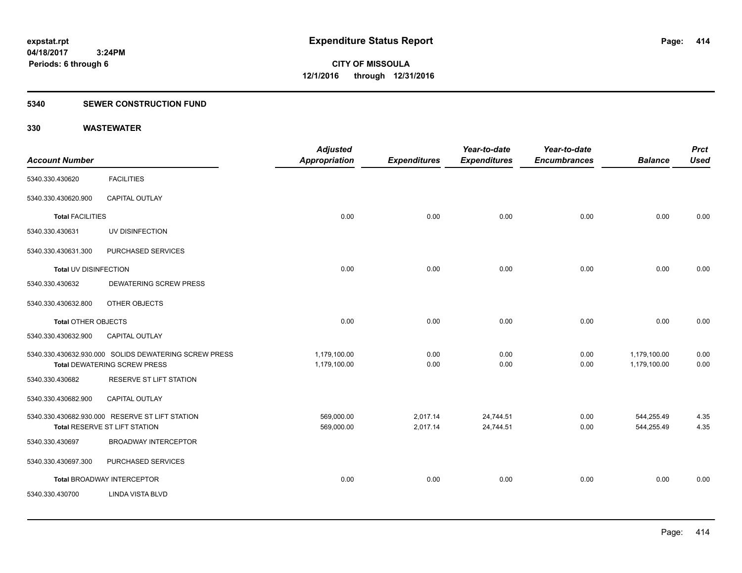**expstat.rpt**
**04/18/2017 3:24PM**
**Periods: 6 through 6**

# Expenditure Status Report

**CITY OF MISSOULA**
**12/1/2016 through 12/31/2016**

## 5340 SEWER CONSTRUCTION FUND

## 330 WASTEWATER

| Account Number | | Adjusted Appropriation | Expenditures | Year-to-date Expenditures | Year-to-date Encumbrances | Balance | Prct Used |
|---|---|---|---|---|---|---|---|
| 5340.330.430620 | FACILITIES | | | | | | |
| 5340.330.430620.900 | CAPITAL OUTLAY | | | | | | |
| **Total** FACILITIES | | 0.00 | 0.00 | 0.00 | 0.00 | 0.00 | 0.00 |
| 5340.330.430631 | UV DISINFECTION | | | | | | |
| 5340.330.430631.300 | PURCHASED SERVICES | | | | | | |
| **Total** UV DISINFECTION | | 0.00 | 0.00 | 0.00 | 0.00 | 0.00 | 0.00 |
| 5340.330.430632 | DEWATERING SCREW PRESS | | | | | | |
| 5340.330.430632.800 | OTHER OBJECTS | | | | | | |
| **Total** OTHER OBJECTS | | 0.00 | 0.00 | 0.00 | 0.00 | 0.00 | 0.00 |
| 5340.330.430632.900 | CAPITAL OUTLAY | | | | | | |
| 5340.330.430632.930.000 | SOLIDS DEWATERING SCREW PRESS | 1,179,100.00 | 0.00 | 0.00 | 0.00 | 1,179,100.00 | 0.00 |
| **Total** DEWATERING SCREW PRESS | | 1,179,100.00 | 0.00 | 0.00 | 0.00 | 1,179,100.00 | 0.00 |
| 5340.330.430682 | RESERVE ST LIFT STATION | | | | | | |
| 5340.330.430682.900 | CAPITAL OUTLAY | | | | | | |
| 5340.330.430682.930.000 | RESERVE ST LIFT STATION | 569,000.00 | 2,017.14 | 24,744.51 | 0.00 | 544,255.49 | 4.35 |
| **Total** RESERVE ST LIFT STATION | | 569,000.00 | 2,017.14 | 24,744.51 | 0.00 | 544,255.49 | 4.35 |
| 5340.330.430697 | BROADWAY INTERCEPTOR | | | | | | |
| 5340.330.430697.300 | PURCHASED SERVICES | | | | | | |
| **Total** BROADWAY INTERCEPTOR | | 0.00 | 0.00 | 0.00 | 0.00 | 0.00 | 0.00 |
| 5340.330.430700 | LINDA VISTA BLVD | | | | | | |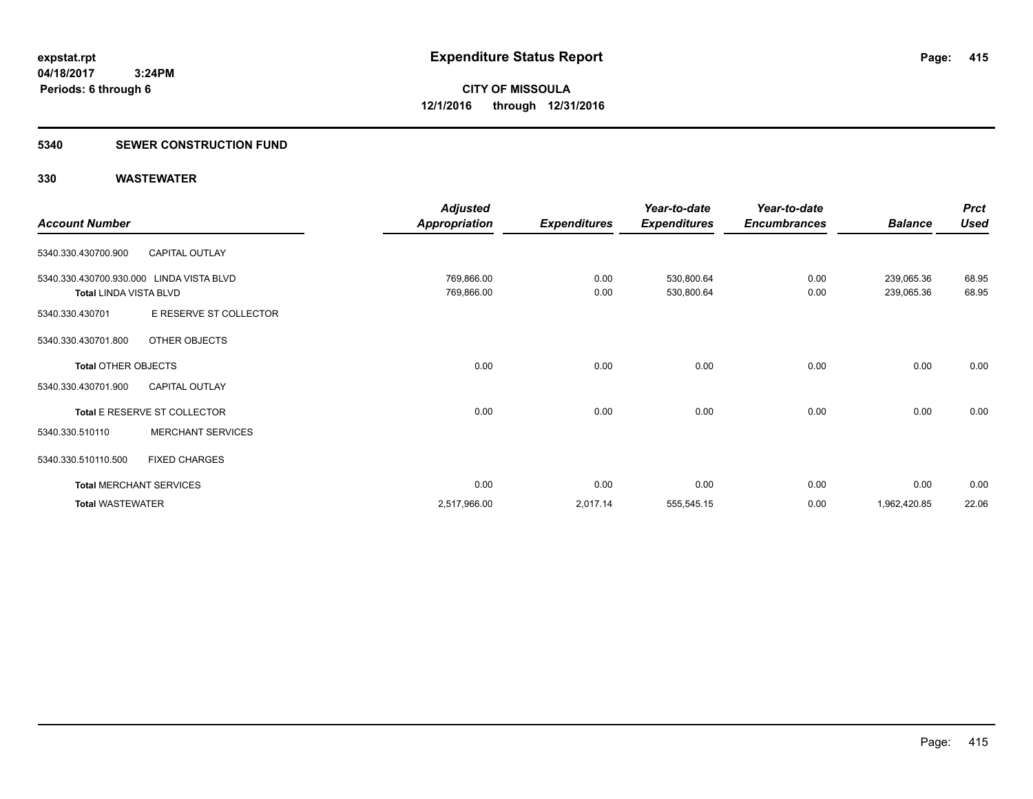# Expenditure Status Report

expstat.rpt
04/18/2017 3:24PM
Periods: 6 through 6

**CITY OF MISSOULA**
**12/1/2016 through 12/31/2016**

## 5340 SEWER CONSTRUCTION FUND

## 330 WASTEWATER

| Account Number | | Adjusted Appropriation | Expenditures | Year-to-date Expenditures | Year-to-date Encumbrances | Balance | Prct Used |
|---|---|---|---|---|---|---|---|
| 5340.330.430700.900 | CAPITAL OUTLAY | | | | | | |
| 5340.330.430700.930.000 | LINDA VISTA BLVD | 769,866.00 | 0.00 | 530,800.64 | 0.00 | 239,065.36 | 68.95 |
| Total LINDA VISTA BLVD | | 769,866.00 | 0.00 | 530,800.64 | 0.00 | 239,065.36 | 68.95 |
| 5340.330.430701 | E RESERVE ST COLLECTOR | | | | | | |
| 5340.330.430701.800 | OTHER OBJECTS | | | | | | |
| Total OTHER OBJECTS | | 0.00 | 0.00 | 0.00 | 0.00 | 0.00 | 0.00 |
| 5340.330.430701.900 | CAPITAL OUTLAY | | | | | | |
| Total E RESERVE ST COLLECTOR | | 0.00 | 0.00 | 0.00 | 0.00 | 0.00 | 0.00 |
| 5340.330.510110 | MERCHANT SERVICES | | | | | | |
| 5340.330.510110.500 | FIXED CHARGES | | | | | | |
| Total MERCHANT SERVICES | | 0.00 | 0.00 | 0.00 | 0.00 | 0.00 | 0.00 |
| Total WASTEWATER | | 2,517,966.00 | 2,017.14 | 555,545.15 | 0.00 | 1,962,420.85 | 22.06 |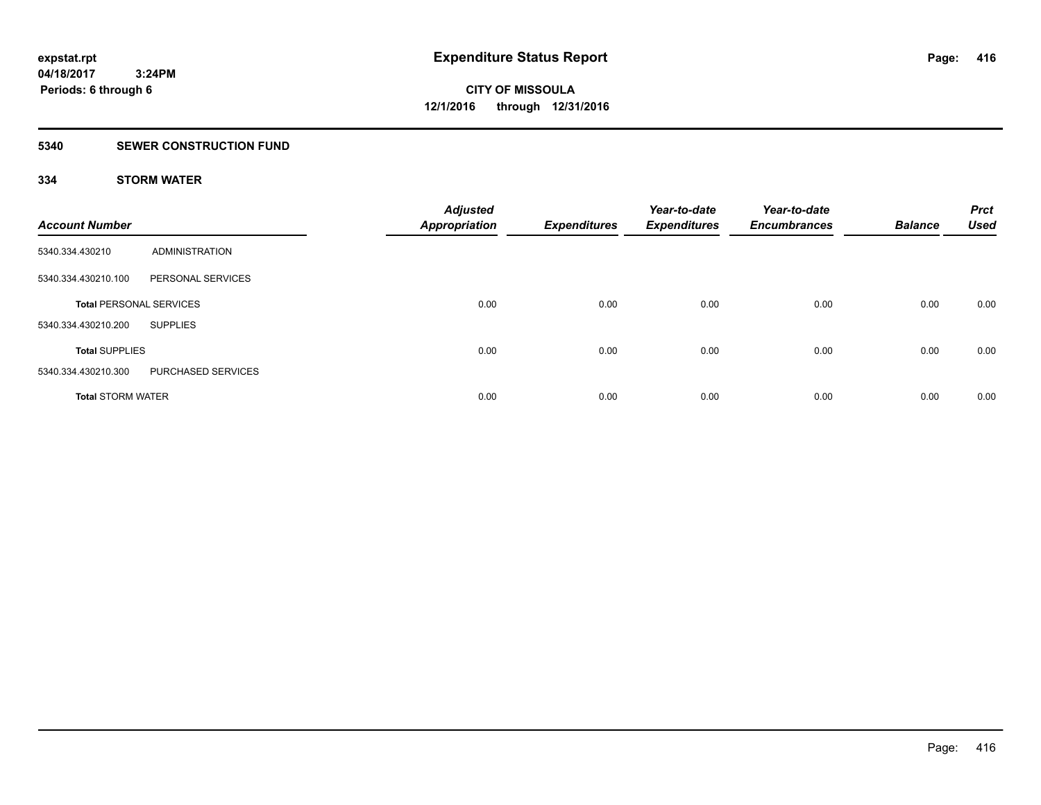**expstat.rpt**
**04/18/2017 3:24PM**
**Periods: 6 through 6**

# Expenditure Status Report

**CITY OF MISSOULA**
**12/1/2016 through 12/31/2016**

## 5340 SEWER CONSTRUCTION FUND

### 334 STORM WATER

| Account Number | | Adjusted Appropriation | Expenditures | Year-to-date Expenditures | Year-to-date Encumbrances | Balance | Prct Used |
|---|---|---|---|---|---|---|---|
| 5340.334.430210 | ADMINISTRATION | | | | | | |
| 5340.334.430210.100 | PERSONAL SERVICES | | | | | | |
| **Total** PERSONAL SERVICES | | 0.00 | 0.00 | 0.00 | 0.00 | 0.00 | 0.00 |
| 5340.334.430210.200 | SUPPLIES | | | | | | |
| **Total** SUPPLIES | | 0.00 | 0.00 | 0.00 | 0.00 | 0.00 | 0.00 |
| 5340.334.430210.300 | PURCHASED SERVICES | | | | | | |
| **Total** STORM WATER | | 0.00 | 0.00 | 0.00 | 0.00 | 0.00 | 0.00 |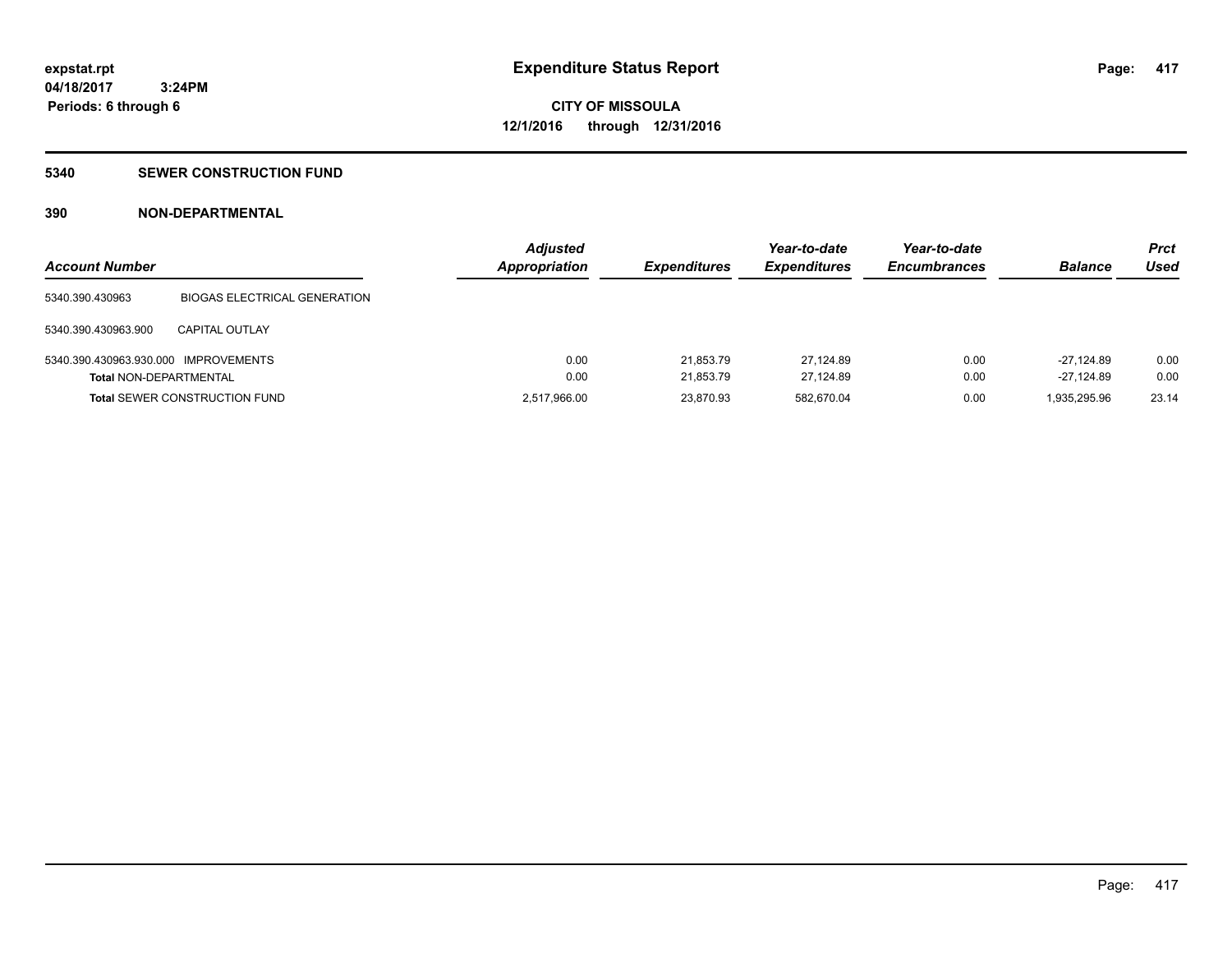# Expenditure Status Report

expstat.rpt
04/18/2017 3:24PM
Periods: 6 through 6

**CITY OF MISSOULA**
**12/1/2016 through 12/31/2016**

## 5340 SEWER CONSTRUCTION FUND

### 390 NON-DEPARTMENTAL

| Account Number | | Adjusted Appropriation | Expenditures | Year-to-date Expenditures | Year-to-date Encumbrances | Balance | Prct Used |
|---|---|---|---|---|---|---|---|
| 5340.390.430963 | BIOGAS ELECTRICAL GENERATION | | | | | | |
| 5340.390.430963.900 | CAPITAL OUTLAY | | | | | | |
| 5340.390.430963.930.000 | IMPROVEMENTS | 0.00 | 21,853.79 | 27,124.89 | 0.00 | -27,124.89 | 0.00 |
| **Total** NON-DEPARTMENTAL | | 0.00 | 21,853.79 | 27,124.89 | 0.00 | -27,124.89 | 0.00 |
| **Total** SEWER CONSTRUCTION FUND | | 2,517,966.00 | 23,870.93 | 582,670.04 | 0.00 | 1,935,295.96 | 23.14 |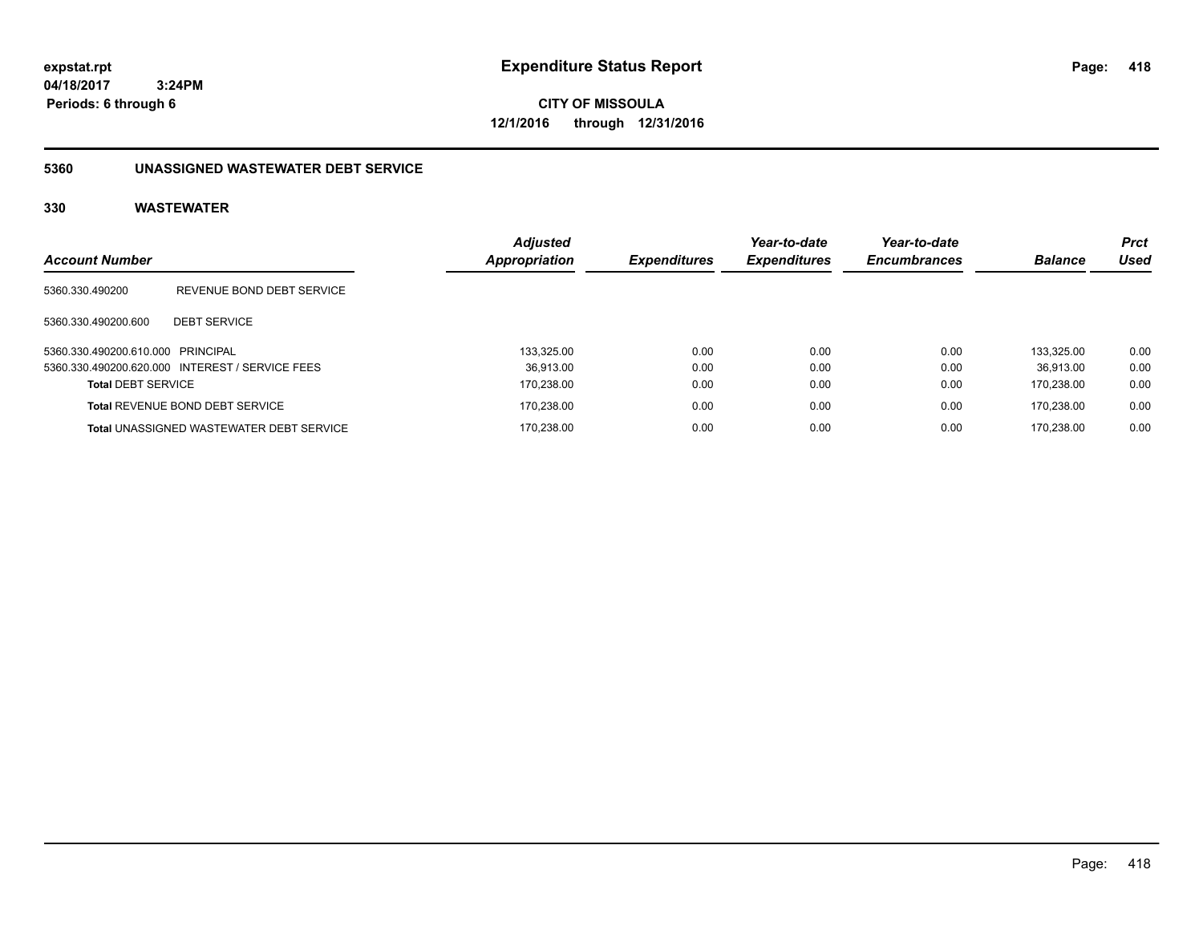expstat.rpt
04/18/2017 3:24PM
Periods: 6 through 6

# Expenditure Status Report

CITY OF MISSOULA
12/1/2016 through 12/31/2016

## 5360 UNASSIGNED WASTEWATER DEBT SERVICE

### 330 WASTEWATER

| Account Number | | Adjusted Appropriation | Expenditures | Year-to-date Expenditures | Year-to-date Encumbrances | Balance | Prct Used |
|---|---|---|---|---|---|---|---|
| 5360.330.490200 | REVENUE BOND DEBT SERVICE | | | | | | |
| 5360.330.490200.600 | DEBT SERVICE | | | | | | |
| 5360.330.490200.610.000 | PRINCIPAL | 133,325.00 | 0.00 | 0.00 | 0.00 | 133,325.00 | 0.00 |
| 5360.330.490200.620.000 | INTEREST / SERVICE FEES | 36,913.00 | 0.00 | 0.00 | 0.00 | 36,913.00 | 0.00 |
| **Total** DEBT SERVICE | | 170,238.00 | 0.00 | 0.00 | 0.00 | 170,238.00 | 0.00 |
| **Total** REVENUE BOND DEBT SERVICE | | 170,238.00 | 0.00 | 0.00 | 0.00 | 170,238.00 | 0.00 |
| **Total** UNASSIGNED WASTEWATER DEBT SERVICE | | 170,238.00 | 0.00 | 0.00 | 0.00 | 170,238.00 | 0.00 |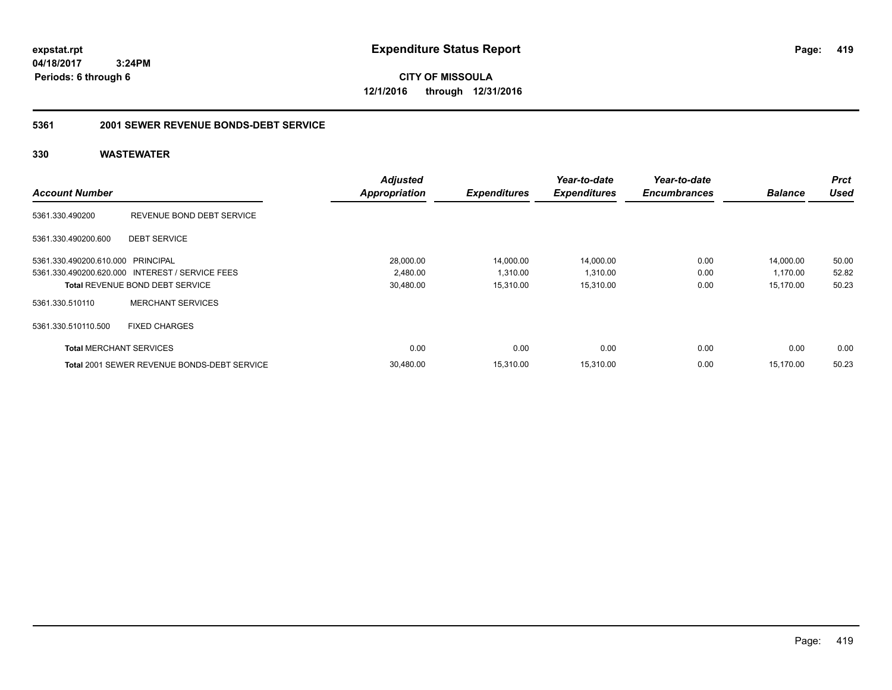# Expenditure Status Report

expstat.rpt
04/18/2017 3:24PM
Periods: 6 through 6

**CITY OF MISSOULA**
**12/1/2016 through 12/31/2016**

## 5361 2001 SEWER REVENUE BONDS-DEBT SERVICE

### 330 WASTEWATER

| Account Number | | Adjusted Appropriation | Expenditures | Year-to-date Expenditures | Year-to-date Encumbrances | Balance | Prct Used |
|---|---|---|---|---|---|---|---|
| 5361.330.490200 | REVENUE BOND DEBT SERVICE | | | | | | |
| 5361.330.490200.600 | DEBT SERVICE | | | | | | |
| 5361.330.490200.610.000 | PRINCIPAL | 28,000.00 | 14,000.00 | 14,000.00 | 0.00 | 14,000.00 | 50.00 |
| 5361.330.490200.620.000 | INTEREST / SERVICE FEES | 2,480.00 | 1,310.00 | 1,310.00 | 0.00 | 1,170.00 | 52.82 |
| **Total** REVENUE BOND DEBT SERVICE | | 30,480.00 | 15,310.00 | 15,310.00 | 0.00 | 15,170.00 | 50.23 |
| 5361.330.510110 | MERCHANT SERVICES | | | | | | |
| 5361.330.510110.500 | FIXED CHARGES | | | | | | |
| **Total** MERCHANT SERVICES | | 0.00 | 0.00 | 0.00 | 0.00 | 0.00 | 0.00 |
| **Total** 2001 SEWER REVENUE BONDS-DEBT SERVICE | | 30,480.00 | 15,310.00 | 15,310.00 | 0.00 | 15,170.00 | 50.23 |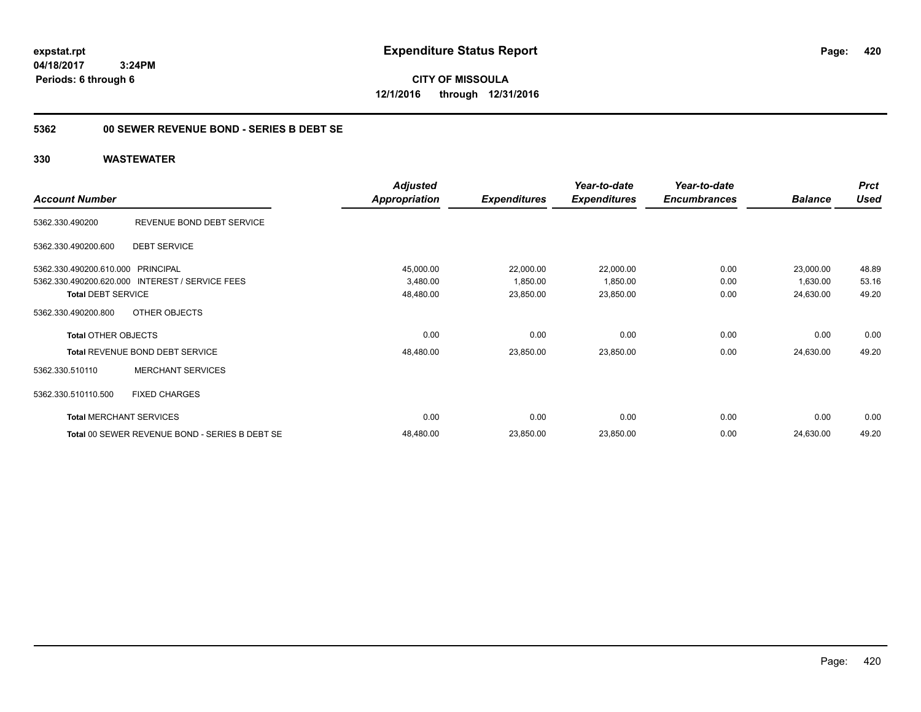**expstat.rpt**
**04/18/2017 3:24PM**
**Periods: 6 through 6**

# Expenditure Status Report

**CITY OF MISSOULA**
**12/1/2016 through 12/31/2016**

## 5362 00 SEWER REVENUE BOND - SERIES B DEBT SE

## 330 WASTEWATER

| Account Number | | Adjusted Appropriation | Expenditures | Year-to-date Expenditures | Year-to-date Encumbrances | Balance | Prct Used |
|---|---|---|---|---|---|---|---|
| 5362.330.490200 | REVENUE BOND DEBT SERVICE | | | | | | |
| 5362.330.490200.600 | DEBT SERVICE | | | | | | |
| 5362.330.490200.610.000 | PRINCIPAL | 45,000.00 | 22,000.00 | 22,000.00 | 0.00 | 23,000.00 | 48.89 |
| 5362.330.490200.620.000 | INTEREST / SERVICE FEES | 3,480.00 | 1,850.00 | 1,850.00 | 0.00 | 1,630.00 | 53.16 |
| **Total DEBT SERVICE** | | 48,480.00 | 23,850.00 | 23,850.00 | 0.00 | 24,630.00 | 49.20 |
| 5362.330.490200.800 | OTHER OBJECTS | | | | | | |
| **Total OTHER OBJECTS** | | 0.00 | 0.00 | 0.00 | 0.00 | 0.00 | 0.00 |
| **Total** REVENUE BOND DEBT SERVICE | | 48,480.00 | 23,850.00 | 23,850.00 | 0.00 | 24,630.00 | 49.20 |
| 5362.330.510110 | MERCHANT SERVICES | | | | | | |
| 5362.330.510110.500 | FIXED CHARGES | | | | | | |
| **Total** MERCHANT SERVICES | | 0.00 | 0.00 | 0.00 | 0.00 | 0.00 | 0.00 |
| **Total** 00 SEWER REVENUE BOND - SERIES B DEBT SE | | 48,480.00 | 23,850.00 | 23,850.00 | 0.00 | 24,630.00 | 49.20 |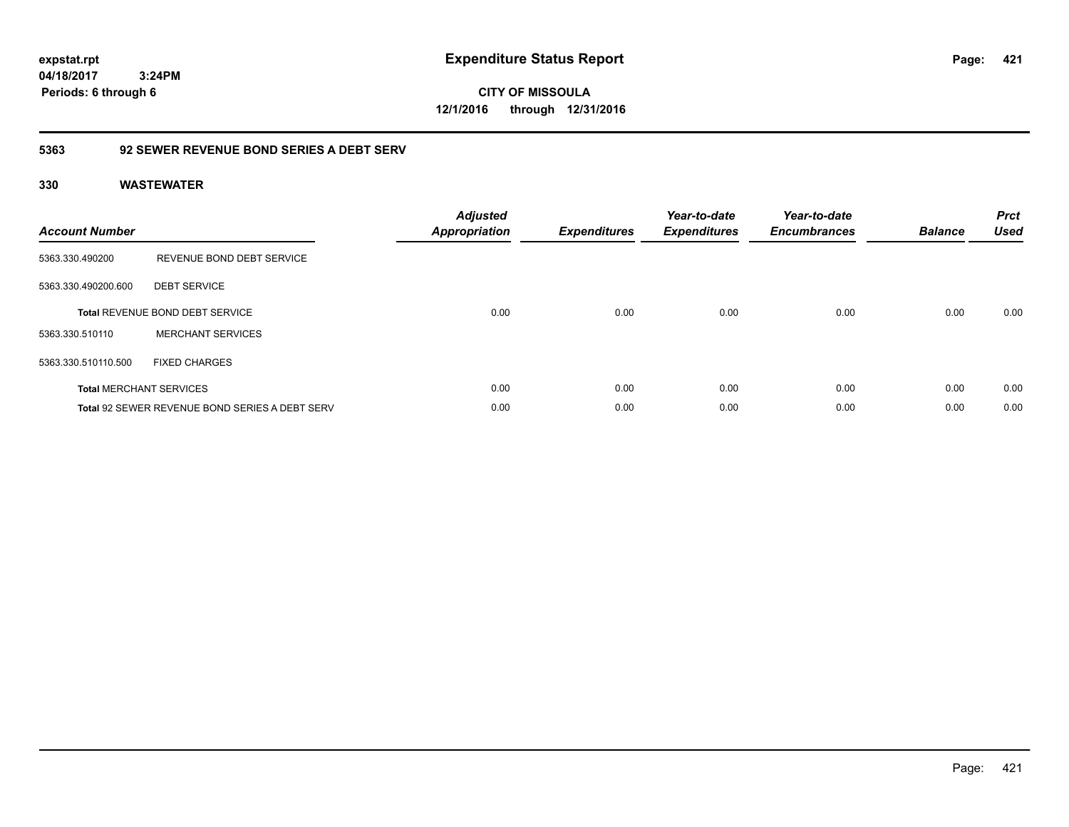# Expenditure Status Report

expstat.rpt
04/18/2017 3:24PM
Periods: 6 through 6

**CITY OF MISSOULA**
**12/1/2016 through 12/31/2016**

## 5363 92 SEWER REVENUE BOND SERIES A DEBT SERV

### 330 WASTEWATER

| Account Number | | Adjusted Appropriation | Expenditures | Year-to-date Expenditures | Year-to-date Encumbrances | Balance | Prct Used |
|---|---|---|---|---|---|---|---|
| 5363.330.490200 | REVENUE BOND DEBT SERVICE | | | | | | |
| 5363.330.490200.600 | DEBT SERVICE | | | | | | |
| **Total** REVENUE BOND DEBT SERVICE | | 0.00 | 0.00 | 0.00 | 0.00 | 0.00 | 0.00 |
| 5363.330.510110 | MERCHANT SERVICES | | | | | | |
| 5363.330.510110.500 | FIXED CHARGES | | | | | | |
| **Total** MERCHANT SERVICES | | 0.00 | 0.00 | 0.00 | 0.00 | 0.00 | 0.00 |
| **Total** 92 SEWER REVENUE BOND SERIES A DEBT SERV | | 0.00 | 0.00 | 0.00 | 0.00 | 0.00 | 0.00 |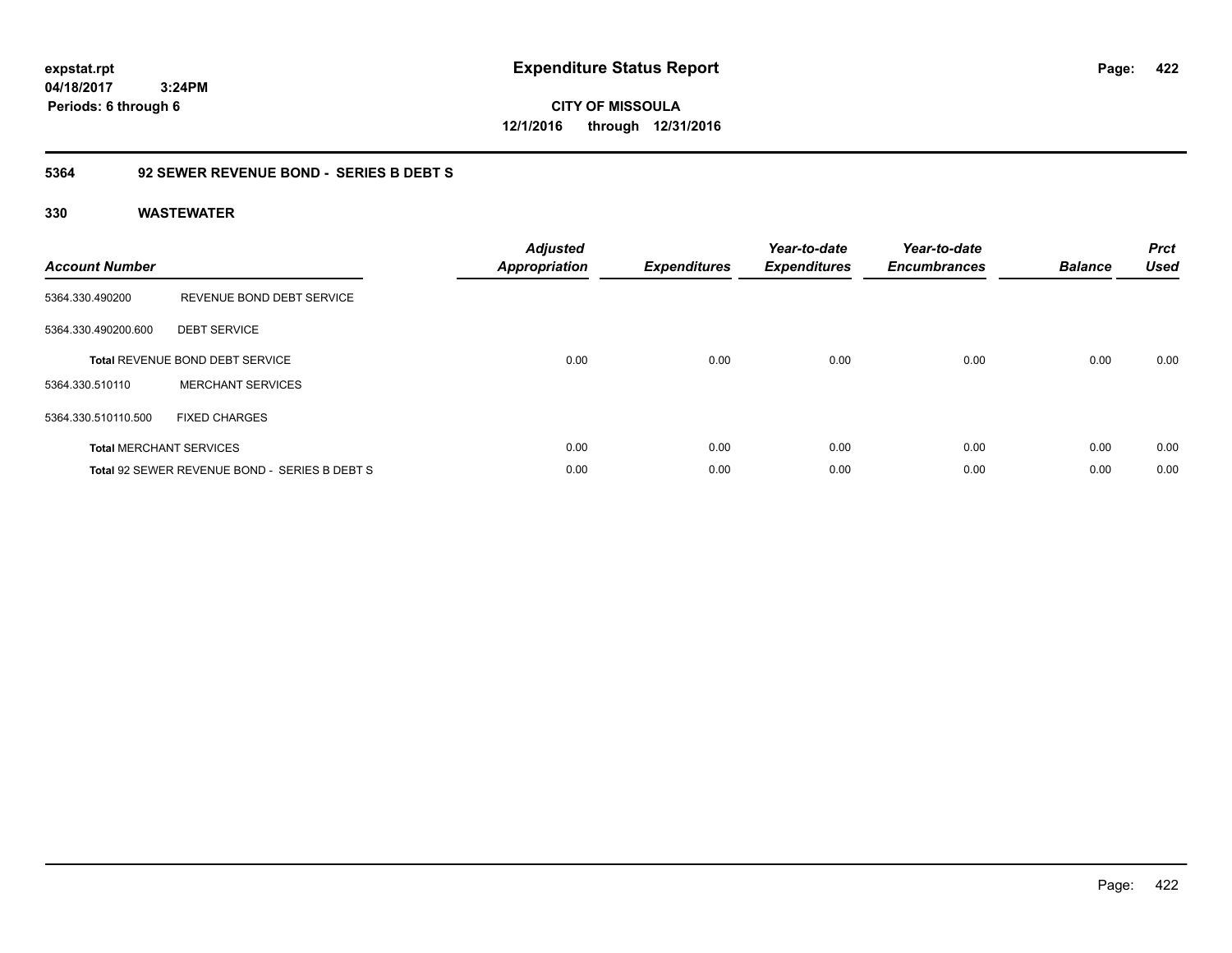**expstat.rpt**
**04/18/2017 3:24PM**
**Periods: 6 through 6**

# Expenditure Status Report

**CITY OF MISSOULA**
**12/1/2016 through 12/31/2016**

## 5364 92 SEWER REVENUE BOND - SERIES B DEBT S

### 330 WASTEWATER

| Account Number | | Adjusted Appropriation | Expenditures | Year-to-date Expenditures | Year-to-date Encumbrances | Balance | Prct Used |
|---|---|---|---|---|---|---|---|
| 5364.330.490200 | REVENUE BOND DEBT SERVICE | | | | | | |
| 5364.330.490200.600 | DEBT SERVICE | | | | | | |
| **Total** REVENUE BOND DEBT SERVICE | | 0.00 | 0.00 | 0.00 | 0.00 | 0.00 | 0.00 |
| 5364.330.510110 | MERCHANT SERVICES | | | | | | |
| 5364.330.510110.500 | FIXED CHARGES | | | | | | |
| **Total** MERCHANT SERVICES | | 0.00 | 0.00 | 0.00 | 0.00 | 0.00 | 0.00 |
| **Total** 92 SEWER REVENUE BOND - SERIES B DEBT S | | 0.00 | 0.00 | 0.00 | 0.00 | 0.00 | 0.00 |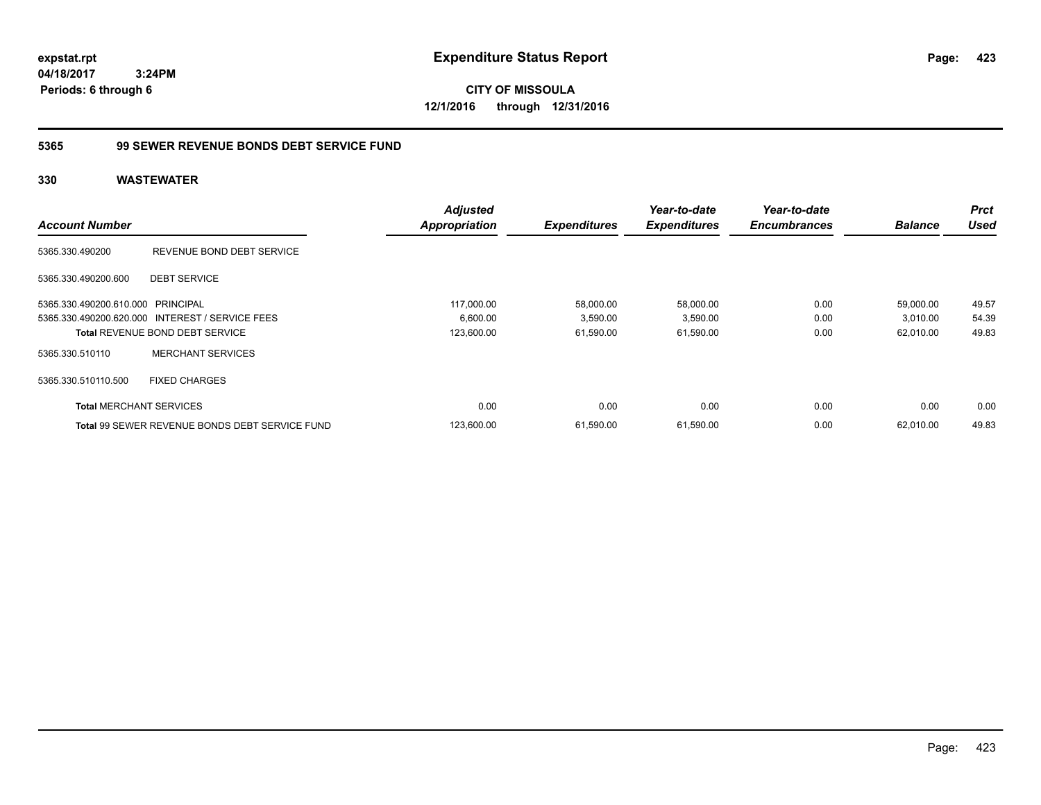**expstat.rpt**
**04/18/2017 3:24PM**
**Periods: 6 through 6**

# Expenditure Status Report

**CITY OF MISSOULA**
**12/1/2016 through 12/31/2016**

## 5365 99 SEWER REVENUE BONDS DEBT SERVICE FUND

### 330 WASTEWATER

| Account Number | | Adjusted Appropriation | Expenditures | Year-to-date Expenditures | Year-to-date Encumbrances | Balance | Prct Used |
|---|---|---|---|---|---|---|---|
| 5365.330.490200 | REVENUE BOND DEBT SERVICE | | | | | | |
| 5365.330.490200.600 | DEBT SERVICE | | | | | | |
| 5365.330.490200.610.000 | PRINCIPAL | 117,000.00 | 58,000.00 | 58,000.00 | 0.00 | 59,000.00 | 49.57 |
| 5365.330.490200.620.000 | INTEREST / SERVICE FEES | 6,600.00 | 3,590.00 | 3,590.00 | 0.00 | 3,010.00 | 54.39 |
| **Total** REVENUE BOND DEBT SERVICE | | 123,600.00 | 61,590.00 | 61,590.00 | 0.00 | 62,010.00 | 49.83 |
| 5365.330.510110 | MERCHANT SERVICES | | | | | | |
| 5365.330.510110.500 | FIXED CHARGES | | | | | | |
| **Total** MERCHANT SERVICES | | 0.00 | 0.00 | 0.00 | 0.00 | 0.00 | 0.00 |
| **Total** 99 SEWER REVENUE BONDS DEBT SERVICE FUND | | 123,600.00 | 61,590.00 | 61,590.00 | 0.00 | 62,010.00 | 49.83 |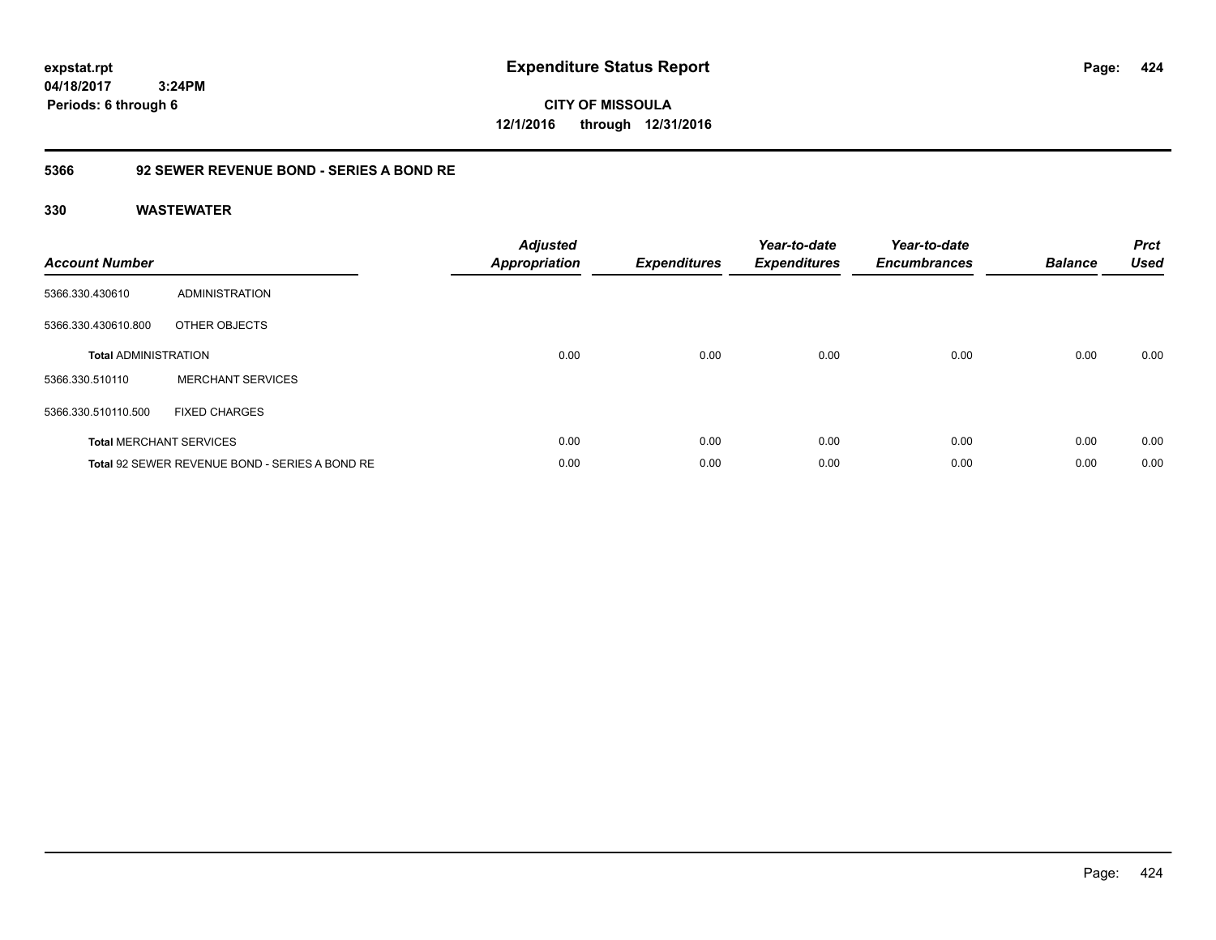**expstat.rpt**
**04/18/2017 3:24PM**
**Periods: 6 through 6**

# Expenditure Status Report

**CITY OF MISSOULA**
**12/1/2016 through 12/31/2016**

## 5366 92 SEWER REVENUE BOND - SERIES A BOND RE

### 330 WASTEWATER

| Account Number | | Adjusted Appropriation | Expenditures | Year-to-date Expenditures | Year-to-date Encumbrances | Balance | Prct Used |
|---|---|---|---|---|---|---|---|
| 5366.330.430610 | ADMINISTRATION | | | | | | |
| 5366.330.430610.800 | OTHER OBJECTS | | | | | | |
| **Total** ADMINISTRATION | | 0.00 | 0.00 | 0.00 | 0.00 | 0.00 | 0.00 |
| 5366.330.510110 | MERCHANT SERVICES | | | | | | |
| 5366.330.510110.500 | FIXED CHARGES | | | | | | |
| **Total** MERCHANT SERVICES | | 0.00 | 0.00 | 0.00 | 0.00 | 0.00 | 0.00 |
| **Total** 92 SEWER REVENUE BOND - SERIES A BOND RE | | 0.00 | 0.00 | 0.00 | 0.00 | 0.00 | 0.00 |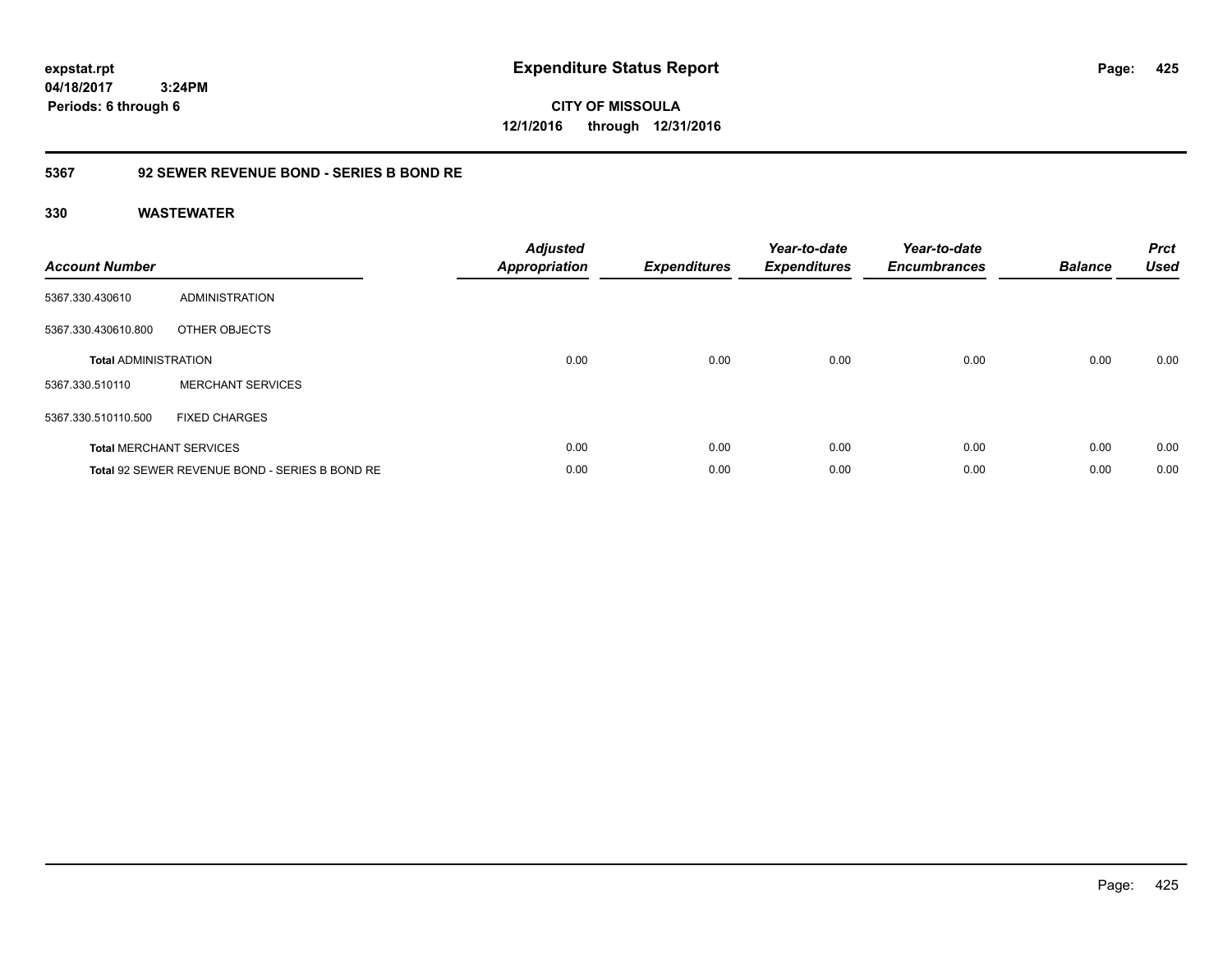**CITY OF MISSOULA**

**12/1/2016 through 12/31/2016**

## 5367 92 SEWER REVENUE BOND - SERIES B BOND RE

### 330 WASTEWATER

| Account Number | | Adjusted Appropriation | Expenditures | Year-to-date Expenditures | Year-to-date Encumbrances | Balance | Prct Used |
|---|---|---|---|---|---|---|---|
| 5367.330.430610 | ADMINISTRATION | | | | | | |
| 5367.330.430610.800 | OTHER OBJECTS | | | | | | |
| **Total** ADMINISTRATION | | 0.00 | 0.00 | 0.00 | 0.00 | 0.00 | 0.00 |
| 5367.330.510110 | MERCHANT SERVICES | | | | | | |
| 5367.330.510110.500 | FIXED CHARGES | | | | | | |
| **Total** MERCHANT SERVICES | | 0.00 | 0.00 | 0.00 | 0.00 | 0.00 | 0.00 |
| **Total** 92 SEWER REVENUE BOND - SERIES B BOND RE | | 0.00 | 0.00 | 0.00 | 0.00 | 0.00 | 0.00 |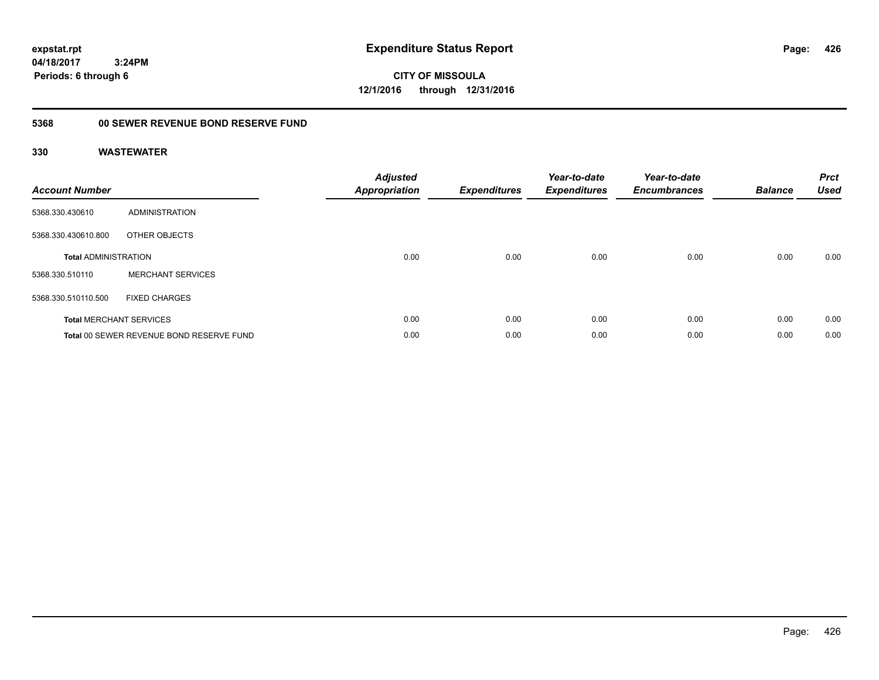**expstat.rpt**
**04/18/2017 3:24PM**
**Periods: 6 through 6**

# Expenditure Status Report

**CITY OF MISSOULA**
**12/1/2016 through 12/31/2016**

## 5368 00 SEWER REVENUE BOND RESERVE FUND

### 330 WASTEWATER

| Account Number | | Adjusted Appropriation | Expenditures | Year-to-date Expenditures | Year-to-date Encumbrances | Balance | Prct Used |
|---|---|---|---|---|---|---|---|
| 5368.330.430610 | ADMINISTRATION | | | | | | |
| 5368.330.430610.800 | OTHER OBJECTS | | | | | | |
| **Total** ADMINISTRATION | | 0.00 | 0.00 | 0.00 | 0.00 | 0.00 | 0.00 |
| 5368.330.510110 | MERCHANT SERVICES | | | | | | |
| 5368.330.510110.500 | FIXED CHARGES | | | | | | |
| **Total** MERCHANT SERVICES | | 0.00 | 0.00 | 0.00 | 0.00 | 0.00 | 0.00 |
| **Total** 00 SEWER REVENUE BOND RESERVE FUND | | 0.00 | 0.00 | 0.00 | 0.00 | 0.00 | 0.00 |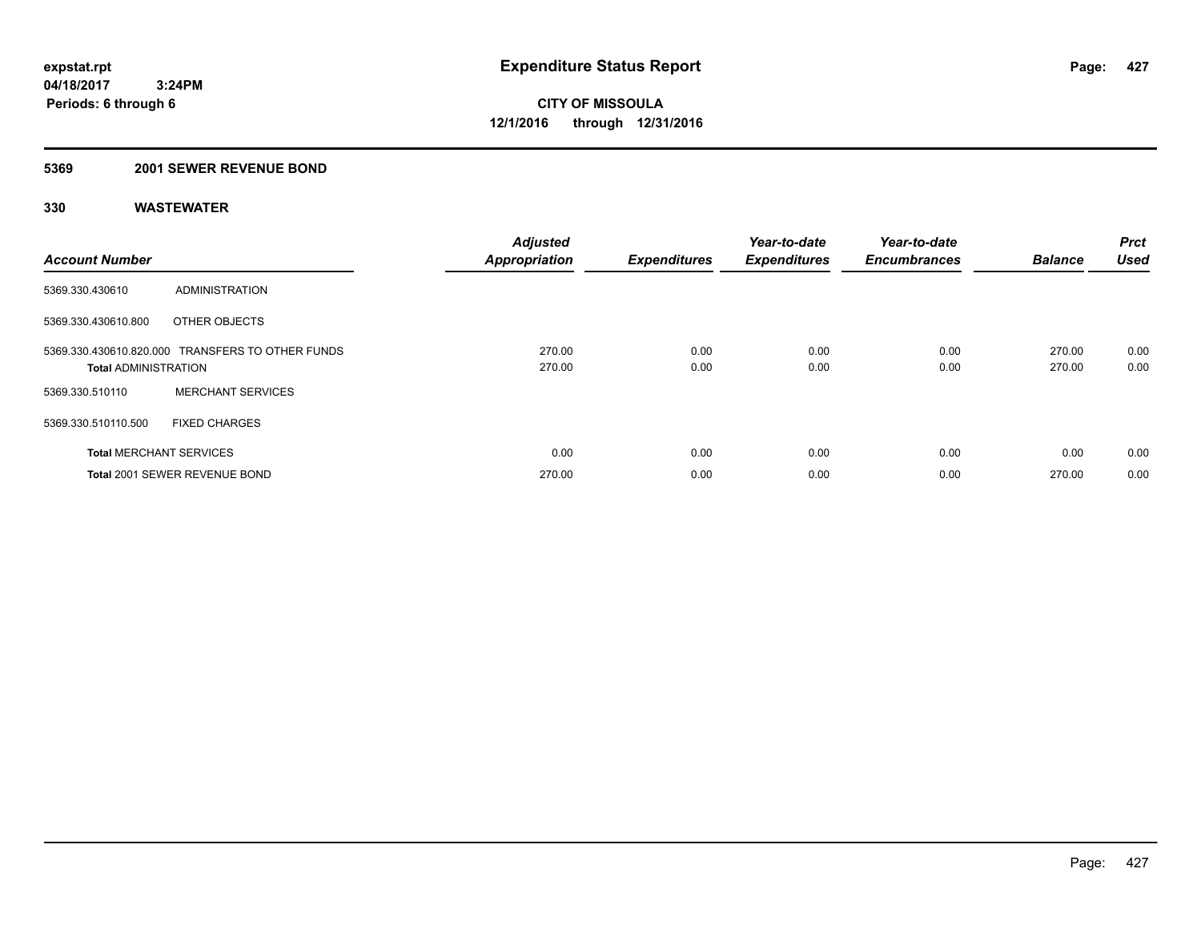**expstat.rpt**
**04/18/2017 3:24PM**
**Periods: 6 through 6**

# Expenditure Status Report

**CITY OF MISSOULA**
**12/1/2016 through 12/31/2016**

## 5369 2001 SEWER REVENUE BOND

## 330 WASTEWATER

| Account Number | | Adjusted Appropriation | Expenditures | Year-to-date Expenditures | Year-to-date Encumbrances | Balance | Prct Used |
|---|---|---|---|---|---|---|---|
| 5369.330.430610 | ADMINISTRATION | | | | | | |
| 5369.330.430610.800 | OTHER OBJECTS | | | | | | |
| 5369.330.430610.820.000 | TRANSFERS TO OTHER FUNDS | 270.00 | 0.00 | 0.00 | 0.00 | 270.00 | 0.00 |
| **Total** ADMINISTRATION | | 270.00 | 0.00 | 0.00 | 0.00 | 270.00 | 0.00 |
| 5369.330.510110 | MERCHANT SERVICES | | | | | | |
| 5369.330.510110.500 | FIXED CHARGES | | | | | | |
| **Total** MERCHANT SERVICES | | 0.00 | 0.00 | 0.00 | 0.00 | 0.00 | 0.00 |
| **Total** 2001 SEWER REVENUE BOND | | 270.00 | 0.00 | 0.00 | 0.00 | 270.00 | 0.00 |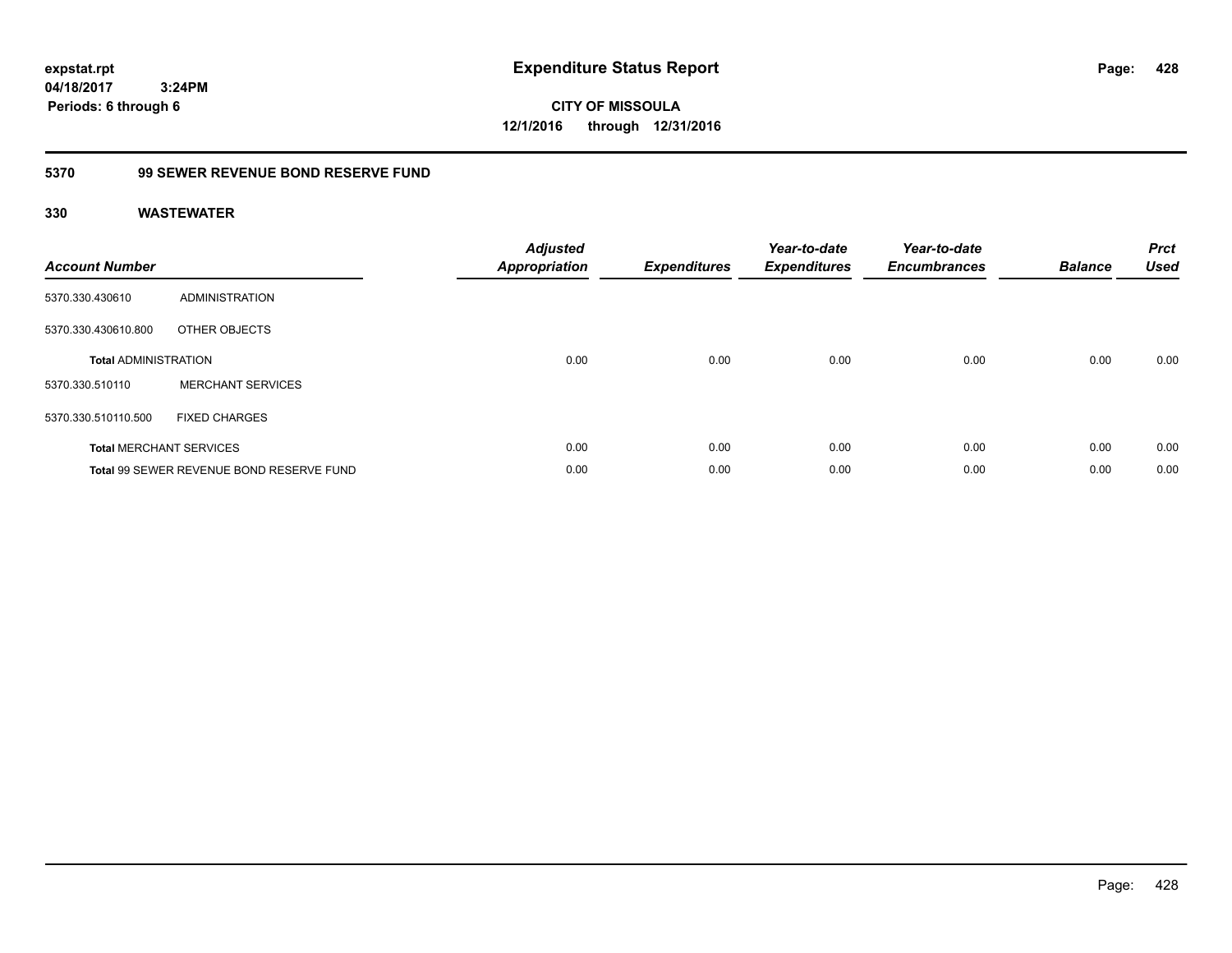# Expenditure Status Report

**CITY OF MISSOULA**
**12/1/2016 through 12/31/2016**

expstat.rpt
04/18/2017 3:24PM
Periods: 6 through 6

## 5370 99 SEWER REVENUE BOND RESERVE FUND

### 330 WASTEWATER

| Account Number | | Adjusted Appropriation | Expenditures | Year-to-date Expenditures | Year-to-date Encumbrances | Balance | Prct Used |
|---|---|---|---|---|---|---|---|
| 5370.330.430610 | ADMINISTRATION | | | | | | |
| 5370.330.430610.800 | OTHER OBJECTS | | | | | | |
| **Total** ADMINISTRATION | | 0.00 | 0.00 | 0.00 | 0.00 | 0.00 | 0.00 |
| 5370.330.510110 | MERCHANT SERVICES | | | | | | |
| 5370.330.510110.500 | FIXED CHARGES | | | | | | |
| **Total** MERCHANT SERVICES | | 0.00 | 0.00 | 0.00 | 0.00 | 0.00 | 0.00 |
| **Total** 99 SEWER REVENUE BOND RESERVE FUND | | 0.00 | 0.00 | 0.00 | 0.00 | 0.00 | 0.00 |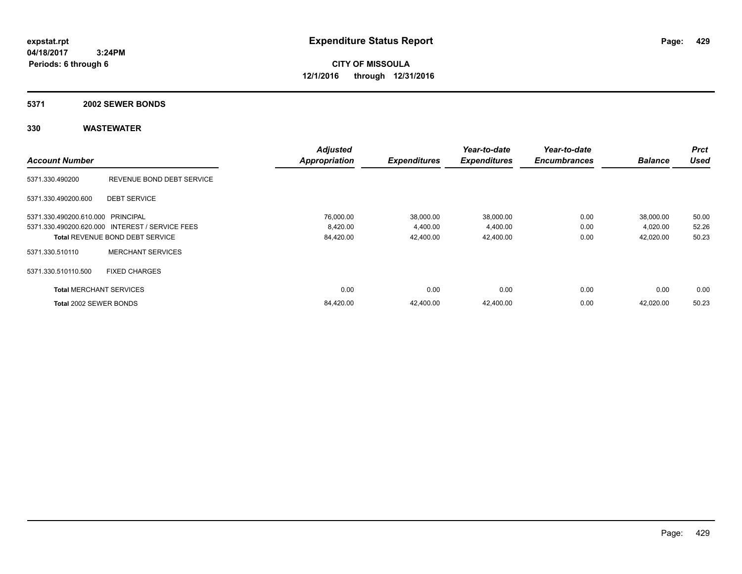**expstat.rpt**
**04/18/2017 3:24PM**
**Periods: 6 through 6**

# Expenditure Status Report

**CITY OF MISSOULA**
**12/1/2016 through 12/31/2016**

## 5371 2002 SEWER BONDS

## 330 WASTEWATER

| Account Number | | Adjusted Appropriation | Expenditures | Year-to-date Expenditures | Year-to-date Encumbrances | Balance | Prct Used |
|---|---|---|---|---|---|---|---|
| 5371.330.490200 | REVENUE BOND DEBT SERVICE | | | | | | |
| 5371.330.490200.600 | DEBT SERVICE | | | | | | |
| 5371.330.490200.610.000 | PRINCIPAL | 76,000.00 | 38,000.00 | 38,000.00 | 0.00 | 38,000.00 | 50.00 |
| 5371.330.490200.620.000 | INTEREST / SERVICE FEES | 8,420.00 | 4,400.00 | 4,400.00 | 0.00 | 4,020.00 | 52.26 |
| **Total** REVENUE BOND DEBT SERVICE | | 84,420.00 | 42,400.00 | 42,400.00 | 0.00 | 42,020.00 | 50.23 |
| 5371.330.510110 | MERCHANT SERVICES | | | | | | |
| 5371.330.510110.500 | FIXED CHARGES | | | | | | |
| **Total** MERCHANT SERVICES | | 0.00 | 0.00 | 0.00 | 0.00 | 0.00 | 0.00 |
| **Total** 2002 SEWER BONDS | | 84,420.00 | 42,400.00 | 42,400.00 | 0.00 | 42,020.00 | 50.23 |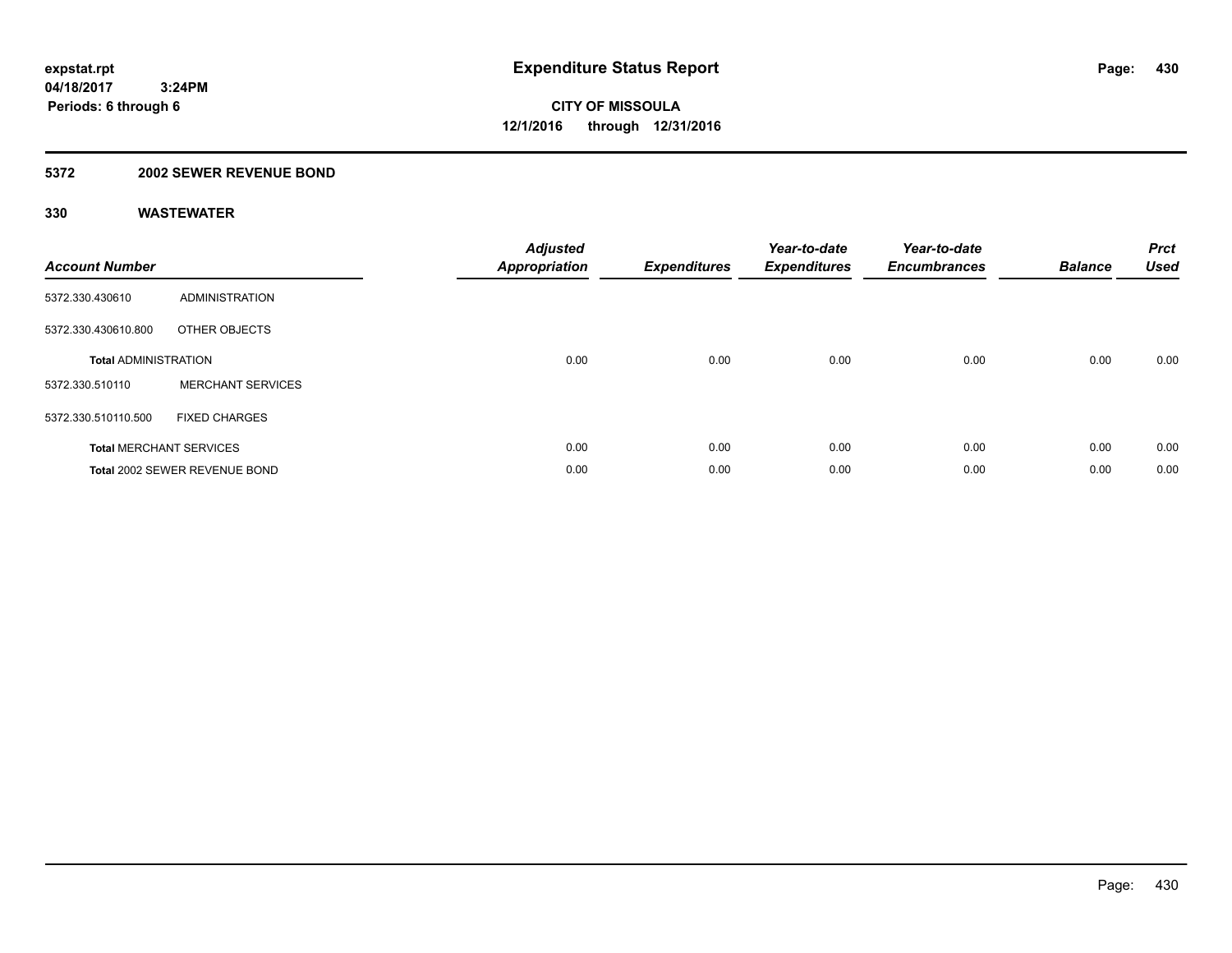# Expenditure Status Report

expstat.rpt
04/18/2017 3:24PM
Periods: 6 through 6

**CITY OF MISSOULA**
**12/1/2016 through 12/31/2016**

## 5372 2002 SEWER REVENUE BOND

### 330 WASTEWATER

| Account Number | | Adjusted Appropriation | Expenditures | Year-to-date Expenditures | Year-to-date Encumbrances | Balance | Prct Used |
|---|---|---|---|---|---|---|---|
| 5372.330.430610 | ADMINISTRATION | | | | | | |
| 5372.330.430610.800 | OTHER OBJECTS | | | | | | |
| **Total** ADMINISTRATION | | 0.00 | 0.00 | 0.00 | 0.00 | 0.00 | 0.00 |
| 5372.330.510110 | MERCHANT SERVICES | | | | | | |
| 5372.330.510110.500 | FIXED CHARGES | | | | | | |
| **Total** MERCHANT SERVICES | | 0.00 | 0.00 | 0.00 | 0.00 | 0.00 | 0.00 |
| **Total** 2002 SEWER REVENUE BOND | | 0.00 | 0.00 | 0.00 | 0.00 | 0.00 | 0.00 |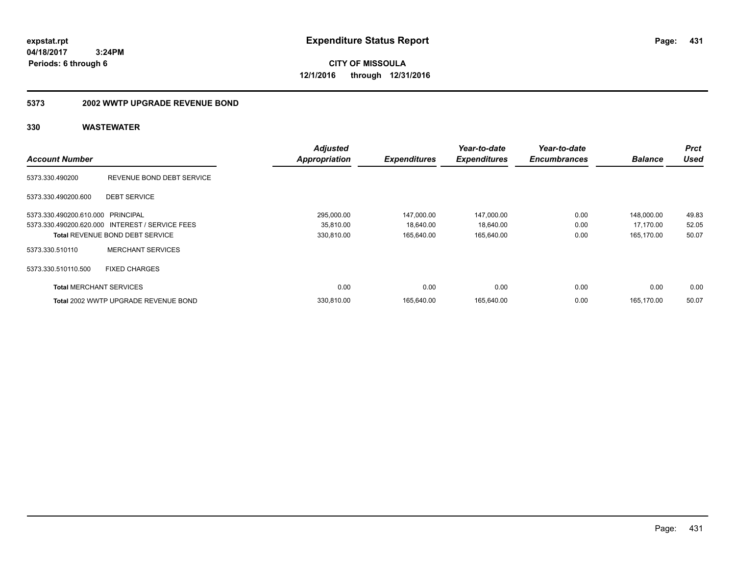# Expenditure Status Report

**CITY OF MISSOULA**

**12/1/2016 through 12/31/2016**

expstat.rpt
04/18/2017 3:24PM
Periods: 6 through 6

## 5373 2002 WWTP UPGRADE REVENUE BOND

### 330 WASTEWATER

| Account Number | | Adjusted Appropriation | Expenditures | Year-to-date Expenditures | Year-to-date Encumbrances | Balance | Prct Used |
|---|---|---|---|---|---|---|---|
| 5373.330.490200 | REVENUE BOND DEBT SERVICE | | | | | | |
| 5373.330.490200.600 | DEBT SERVICE | | | | | | |
| 5373.330.490200.610.000 | PRINCIPAL | 295,000.00 | 147,000.00 | 147,000.00 | 0.00 | 148,000.00 | 49.83 |
| 5373.330.490200.620.000 | INTEREST / SERVICE FEES | 35,810.00 | 18,640.00 | 18,640.00 | 0.00 | 17,170.00 | 52.05 |
| **Total** REVENUE BOND DEBT SERVICE | | 330,810.00 | 165,640.00 | 165,640.00 | 0.00 | 165,170.00 | 50.07 |
| 5373.330.510110 | MERCHANT SERVICES | | | | | | |
| 5373.330.510110.500 | FIXED CHARGES | | | | | | |
| **Total** MERCHANT SERVICES | | 0.00 | 0.00 | 0.00 | 0.00 | 0.00 | 0.00 |
| **Total** 2002 WWTP UPGRADE REVENUE BOND | | 330,810.00 | 165,640.00 | 165,640.00 | 0.00 | 165,170.00 | 50.07 |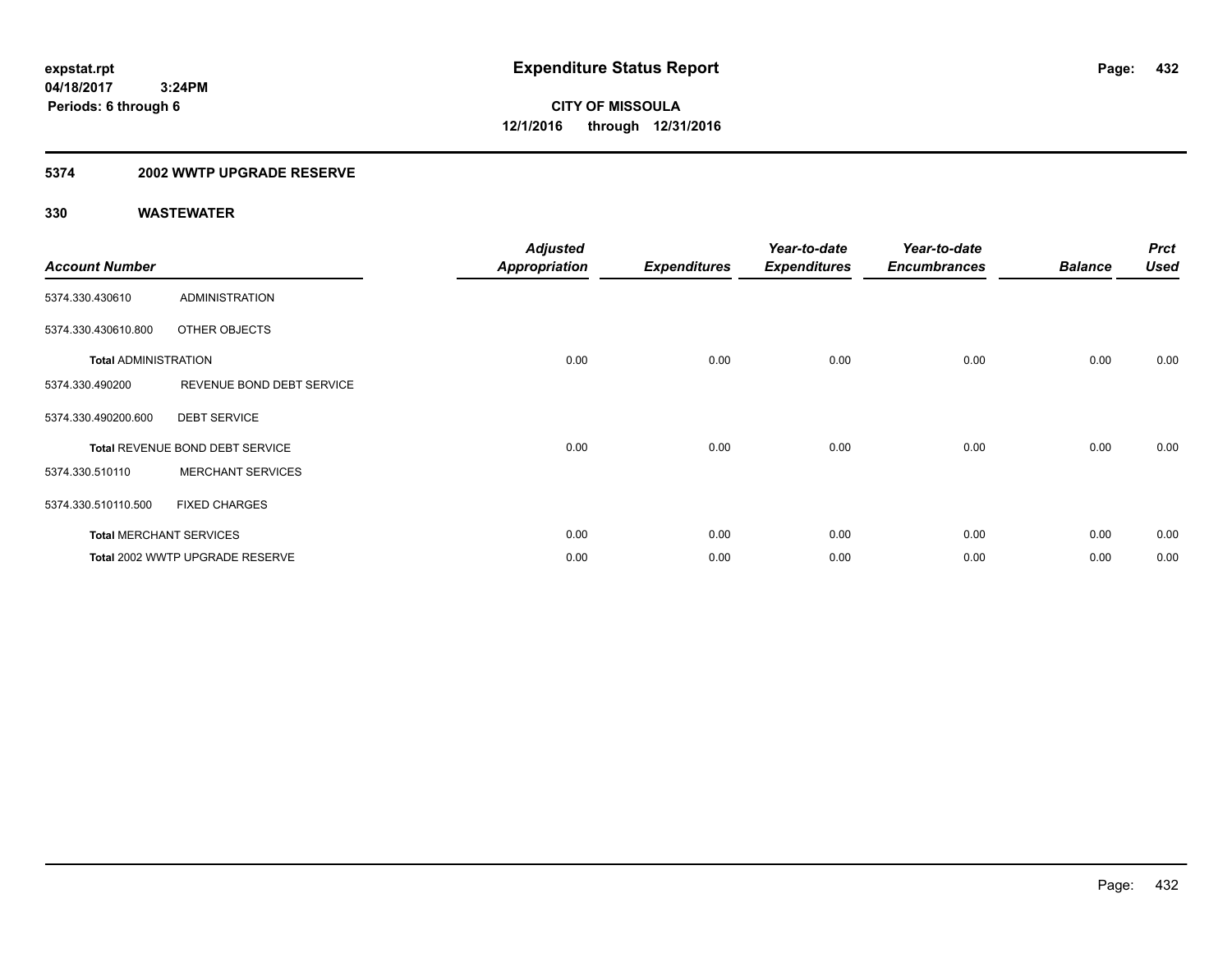**CITY OF MISSOULA**
**12/1/2016 through 12/31/2016**

## 5374 2002 WWTP UPGRADE RESERVE

### 330 WASTEWATER

| Account Number | | Adjusted Appropriation | Expenditures | Year-to-date Expenditures | Year-to-date Encumbrances | Balance | Prct Used |
|---|---|---|---|---|---|---|---|
| 5374.330.430610 | ADMINISTRATION | | | | | | |
| 5374.330.430610.800 | OTHER OBJECTS | | | | | | |
| **Total** ADMINISTRATION | | 0.00 | 0.00 | 0.00 | 0.00 | 0.00 | 0.00 |
| 5374.330.490200 | REVENUE BOND DEBT SERVICE | | | | | | |
| 5374.330.490200.600 | DEBT SERVICE | | | | | | |
| **Total** REVENUE BOND DEBT SERVICE | | 0.00 | 0.00 | 0.00 | 0.00 | 0.00 | 0.00 |
| 5374.330.510110 | MERCHANT SERVICES | | | | | | |
| 5374.330.510110.500 | FIXED CHARGES | | | | | | |
| **Total** MERCHANT SERVICES | | 0.00 | 0.00 | 0.00 | 0.00 | 0.00 | 0.00 |
| **Total** 2002 WWTP UPGRADE RESERVE | | 0.00 | 0.00 | 0.00 | 0.00 | 0.00 | 0.00 |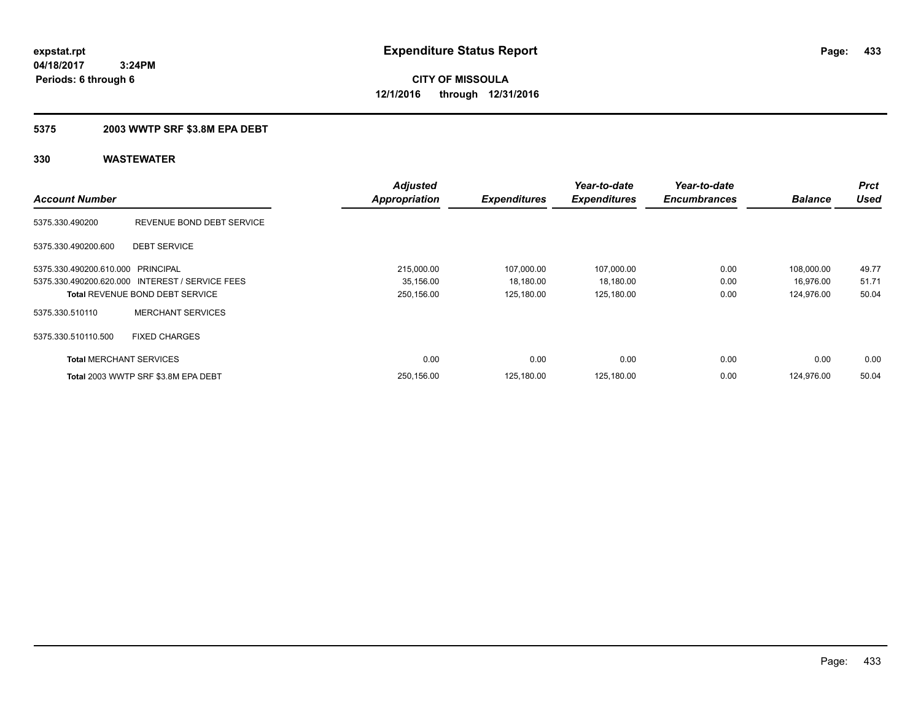**expstat.rpt**
**04/18/2017 3:24PM**
**Periods: 6 through 6**

# Expenditure Status Report

**CITY OF MISSOULA**
**12/1/2016 through 12/31/2016**

## 5375 2003 WWTP SRF $3.8M EPA DEBT

## 330 WASTEWATER

| Account Number | | Adjusted Appropriation | Expenditures | Year-to-date Expenditures | Year-to-date Encumbrances | Balance | Prct Used |
|---|---|---|---|---|---|---|---|
| 5375.330.490200 | REVENUE BOND DEBT SERVICE | | | | | | |
| 5375.330.490200.600 | DEBT SERVICE | | | | | | |
| 5375.330.490200.610.000 | PRINCIPAL | 215,000.00 | 107,000.00 | 107,000.00 | 0.00 | 108,000.00 | 49.77 |
| 5375.330.490200.620.000 | INTEREST / SERVICE FEES | 35,156.00 | 18,180.00 | 18,180.00 | 0.00 | 16,976.00 | 51.71 |
| **Total** REVENUE BOND DEBT SERVICE | | 250,156.00 | 125,180.00 | 125,180.00 | 0.00 | 124,976.00 | 50.04 |
| 5375.330.510110 | MERCHANT SERVICES | | | | | | |
| 5375.330.510110.500 | FIXED CHARGES | | | | | | |
| **Total** MERCHANT SERVICES | | 0.00 | 0.00 | 0.00 | 0.00 | 0.00 | 0.00 |
| **Total** 2003 WWTP SRF $3.8M EPA DEBT | | 250,156.00 | 125,180.00 | 125,180.00 | 0.00 | 124,976.00 | 50.04 |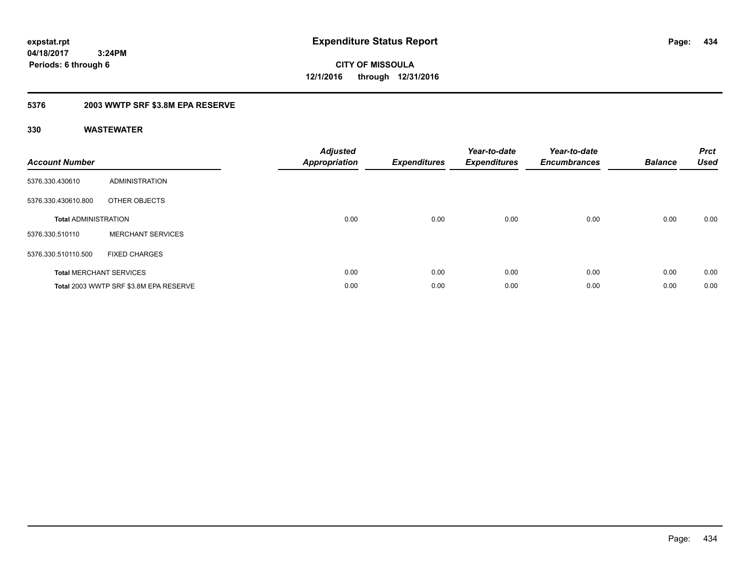# Expenditure Status Report

expstat.rpt
04/18/2017 3:24PM
Periods: 6 through 6

**CITY OF MISSOULA**
**12/1/2016 through 12/31/2016**

## 5376 2003 WWTP SRF $3.8M EPA RESERVE

### 330 WASTEWATER

| Account Number | | Adjusted Appropriation | Expenditures | Year-to-date Expenditures | Year-to-date Encumbrances | Balance | Prct Used |
|---|---|---|---|---|---|---|---|
| 5376.330.430610 | ADMINISTRATION | | | | | | |
| 5376.330.430610.800 | OTHER OBJECTS | | | | | | |
| **Total** ADMINISTRATION | | 0.00 | 0.00 | 0.00 | 0.00 | 0.00 | 0.00 |
| 5376.330.510110 | MERCHANT SERVICES | | | | | | |
| 5376.330.510110.500 | FIXED CHARGES | | | | | | |
| **Total** MERCHANT SERVICES | | 0.00 | 0.00 | 0.00 | 0.00 | 0.00 | 0.00 |
| **Total** 2003 WWTP SRF $3.8M EPA RESERVE | | 0.00 | 0.00 | 0.00 | 0.00 | 0.00 | 0.00 |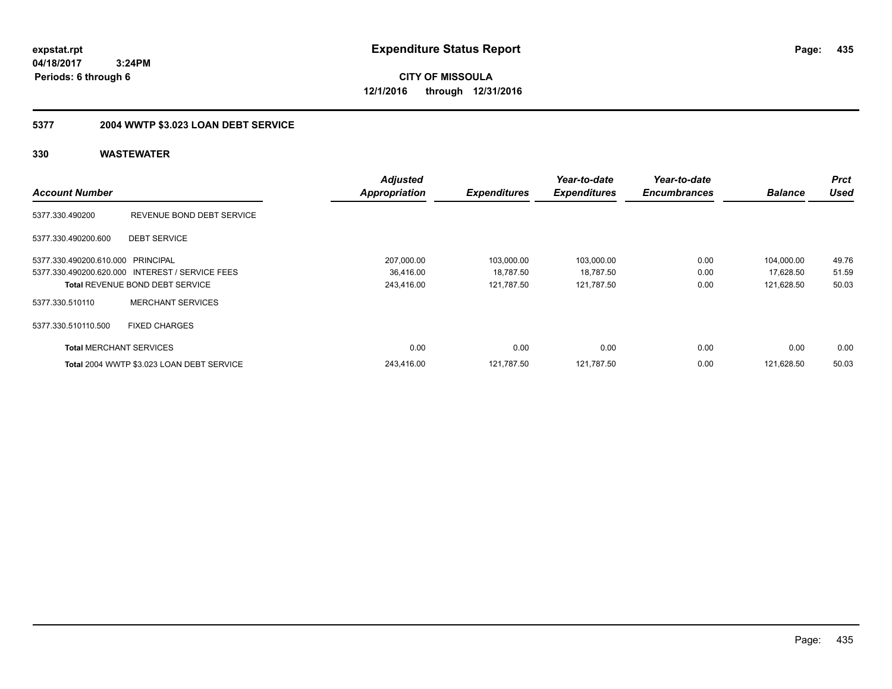**expstat.rpt**
**04/18/2017 3:24PM**
**Periods: 6 through 6**

# Expenditure Status Report

**CITY OF MISSOULA**
**12/1/2016 through 12/31/2016**

## 5377 2004 WWTP $3.023 LOAN DEBT SERVICE

### 330 WASTEWATER

| Account Number | | *Adjusted Appropriation* | *Expenditures* | *Year-to-date Expenditures* | *Year-to-date Encumbrances* | *Balance* | *Prct Used* |
|---|---|---|---|---|---|---|---|
| 5377.330.490200 | REVENUE BOND DEBT SERVICE | | | | | | |
| 5377.330.490200.600 | DEBT SERVICE | | | | | | |
| 5377.330.490200.610.000 | PRINCIPAL | 207,000.00 | 103,000.00 | 103,000.00 | 0.00 | 104,000.00 | 49.76 |
| 5377.330.490200.620.000 | INTEREST / SERVICE FEES | 36,416.00 | 18,787.50 | 18,787.50 | 0.00 | 17,628.50 | 51.59 |
| **Total** REVENUE BOND DEBT SERVICE | | 243,416.00 | 121,787.50 | 121,787.50 | 0.00 | 121,628.50 | 50.03 |
| 5377.330.510110 | MERCHANT SERVICES | | | | | | |
| 5377.330.510110.500 | FIXED CHARGES | | | | | | |
| **Total** MERCHANT SERVICES | | 0.00 | 0.00 | 0.00 | 0.00 | 0.00 | 0.00 |
| **Total** 2004 WWTP $3.023 LOAN DEBT SERVICE | | 243,416.00 | 121,787.50 | 121,787.50 | 0.00 | 121,628.50 | 50.03 |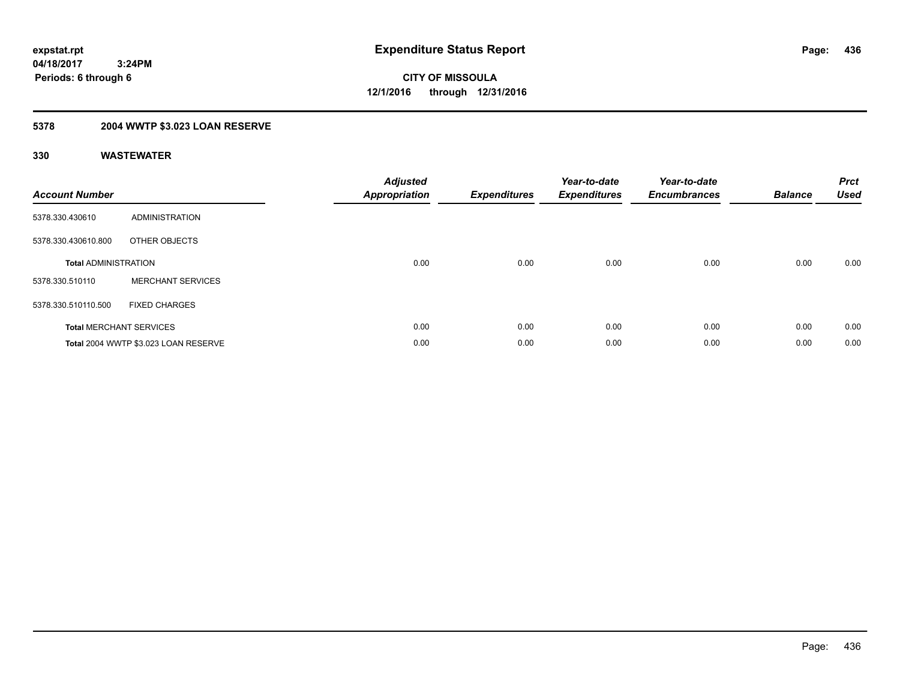expstat.rpt
04/18/2017 3:24PM
Periods: 6 through 6

# Expenditure Status Report

**CITY OF MISSOULA**
**12/1/2016 through 12/31/2016**

## 5378 2004 WWTP $3.023 LOAN RESERVE

## 330 WASTEWATER

| Account Number | | Adjusted Appropriation | Expenditures | Year-to-date Expenditures | Year-to-date Encumbrances | Balance | Prct Used |
|---|---|---|---|---|---|---|---|
| 5378.330.430610 | ADMINISTRATION | | | | | | |
| 5378.330.430610.800 | OTHER OBJECTS | | | | | | |
| **Total** ADMINISTRATION | | 0.00 | 0.00 | 0.00 | 0.00 | 0.00 | 0.00 |
| 5378.330.510110 | MERCHANT SERVICES | | | | | | |
| 5378.330.510110.500 | FIXED CHARGES | | | | | | |
| **Total** MERCHANT SERVICES | | 0.00 | 0.00 | 0.00 | 0.00 | 0.00 | 0.00 |
| **Total** 2004 WWTP $3.023 LOAN RESERVE | | 0.00 | 0.00 | 0.00 | 0.00 | 0.00 | 0.00 |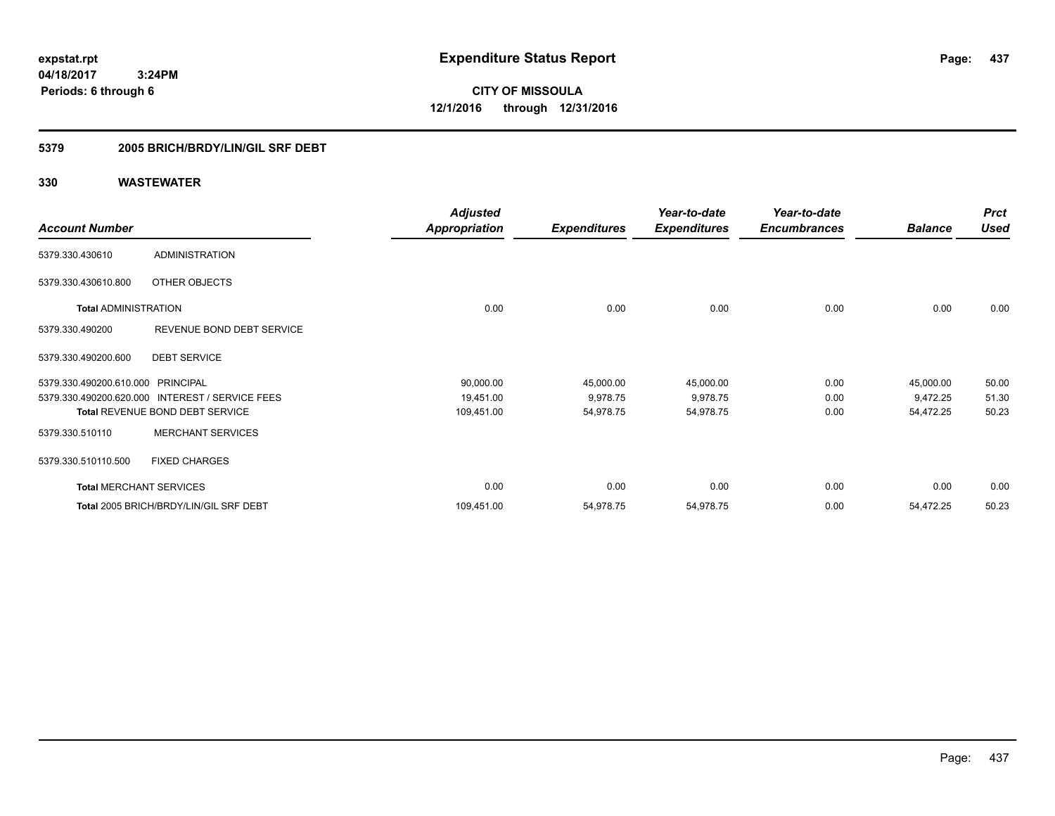expstat.rpt
04/18/2017 3:24PM
Periods: 6 through 6

# Expenditure Status Report

**CITY OF MISSOULA**
**12/1/2016 through 12/31/2016**

## 5379 2005 BRICH/BRDY/LIN/GIL SRF DEBT

### 330 WASTEWATER

| Account Number | | Adjusted Appropriation | Expenditures | Year-to-date Expenditures | Year-to-date Encumbrances | Balance | Prct Used |
|---|---|---|---|---|---|---|---|
| 5379.330.430610 | ADMINISTRATION | | | | | | |
| 5379.330.430610.800 | OTHER OBJECTS | | | | | | |
| **Total** ADMINISTRATION | | 0.00 | 0.00 | 0.00 | 0.00 | 0.00 | 0.00 |
| 5379.330.490200 | REVENUE BOND DEBT SERVICE | | | | | | |
| 5379.330.490200.600 | DEBT SERVICE | | | | | | |
| 5379.330.490200.610.000 | PRINCIPAL | 90,000.00 | 45,000.00 | 45,000.00 | 0.00 | 45,000.00 | 50.00 |
| 5379.330.490200.620.000 | INTEREST / SERVICE FEES | 19,451.00 | 9,978.75 | 9,978.75 | 0.00 | 9,472.25 | 51.30 |
| **Total** REVENUE BOND DEBT SERVICE | | 109,451.00 | 54,978.75 | 54,978.75 | 0.00 | 54,472.25 | 50.23 |
| 5379.330.510110 | MERCHANT SERVICES | | | | | | |
| 5379.330.510110.500 | FIXED CHARGES | | | | | | |
| **Total** MERCHANT SERVICES | | 0.00 | 0.00 | 0.00 | 0.00 | 0.00 | 0.00 |
| **Total** 2005 BRICH/BRDY/LIN/GIL SRF DEBT | | 109,451.00 | 54,978.75 | 54,978.75 | 0.00 | 54,472.25 | 50.23 |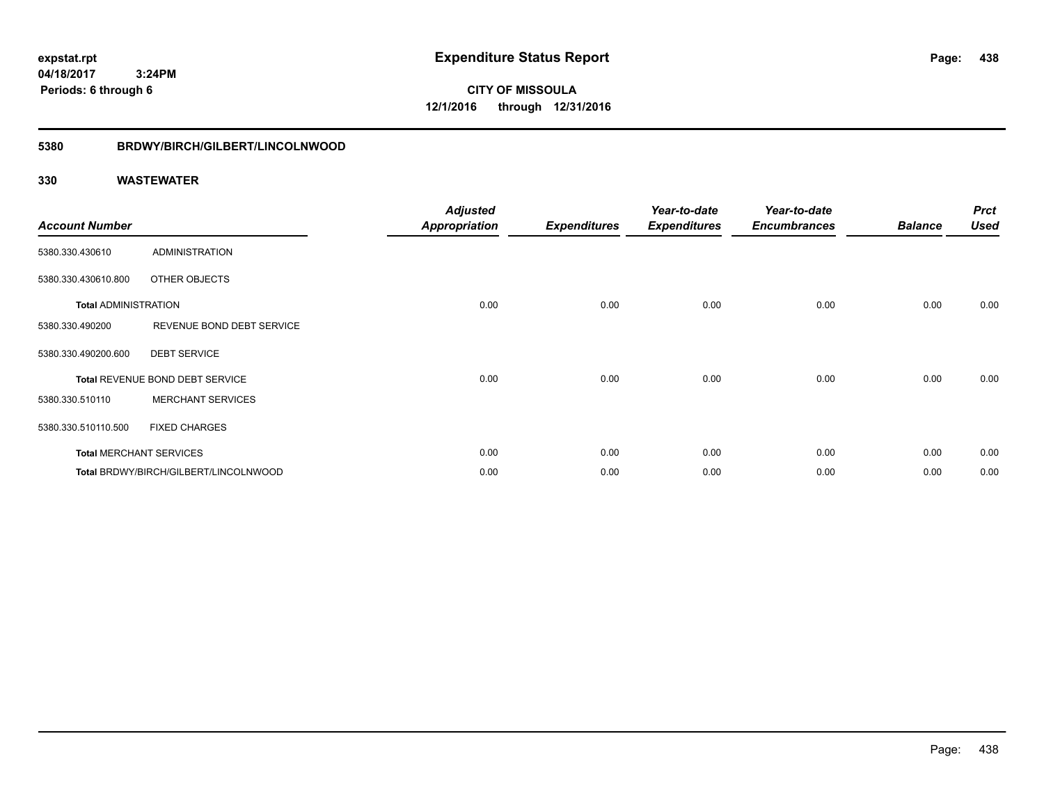expstat.rpt
04/18/2017 3:24PM
Periods: 6 through 6

# Expenditure Status Report

**CITY OF MISSOULA**
**12/1/2016 through 12/31/2016**

## 5380 BRDWY/BIRCH/GILBERT/LINCOLNWOOD

## 330 WASTEWATER

| Account Number | | Adjusted Appropriation | Expenditures | Year-to-date Expenditures | Year-to-date Encumbrances | Balance | Prct Used |
|---|---|---|---|---|---|---|---|
| 5380.330.430610 | ADMINISTRATION | | | | | | |
| 5380.330.430610.800 | OTHER OBJECTS | | | | | | |
| Total ADMINISTRATION | | 0.00 | 0.00 | 0.00 | 0.00 | 0.00 | 0.00 |
| 5380.330.490200 | REVENUE BOND DEBT SERVICE | | | | | | |
| 5380.330.490200.600 | DEBT SERVICE | | | | | | |
| Total REVENUE BOND DEBT SERVICE | | 0.00 | 0.00 | 0.00 | 0.00 | 0.00 | 0.00 |
| 5380.330.510110 | MERCHANT SERVICES | | | | | | |
| 5380.330.510110.500 | FIXED CHARGES | | | | | | |
| Total MERCHANT SERVICES | | 0.00 | 0.00 | 0.00 | 0.00 | 0.00 | 0.00 |
| Total BRDWY/BIRCH/GILBERT/LINCOLNWOOD | | 0.00 | 0.00 | 0.00 | 0.00 | 0.00 | 0.00 |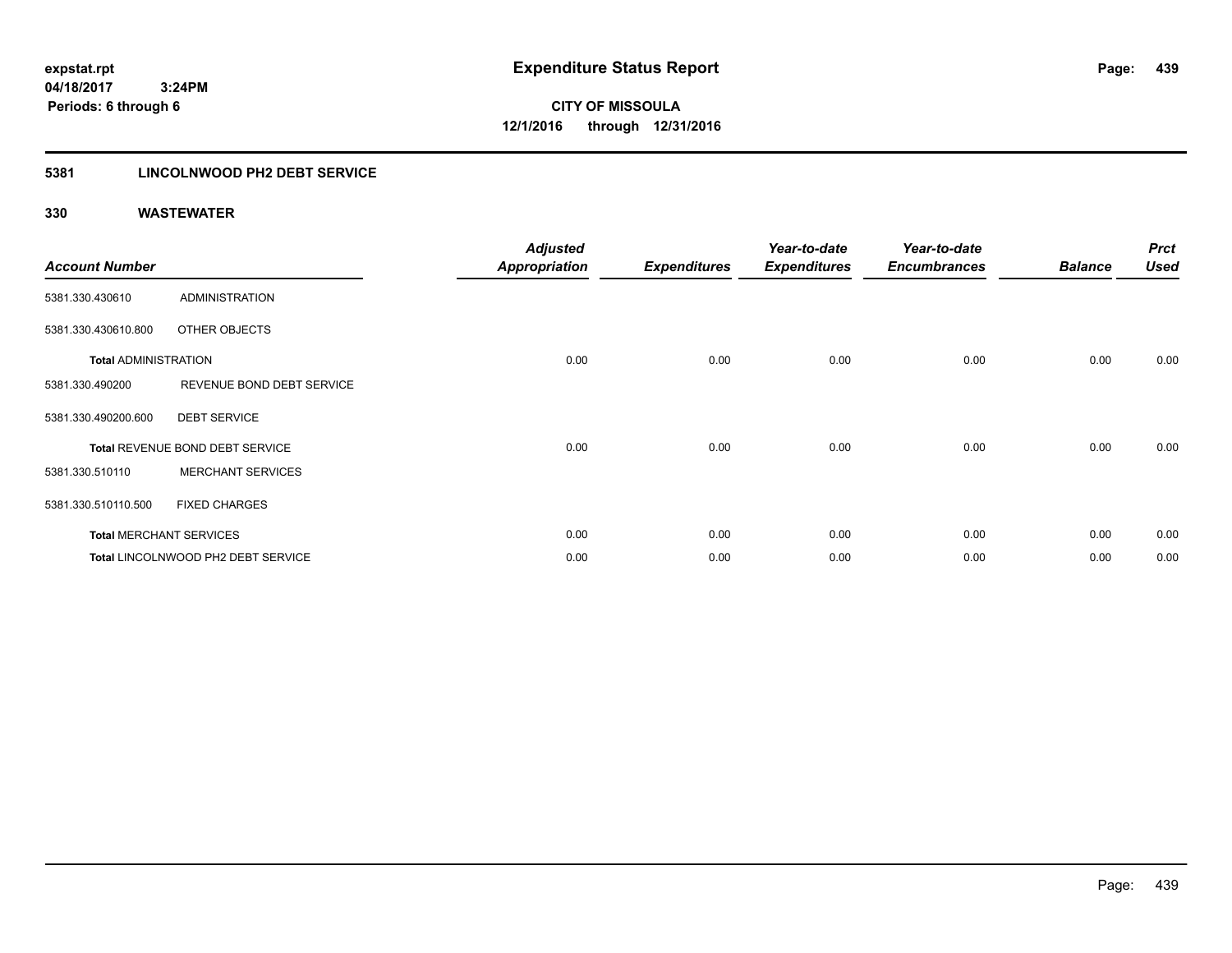**expstat.rpt**
**04/18/2017 3:24PM**
**Periods: 6 through 6**

# Expenditure Status Report

**CITY OF MISSOULA**
**12/1/2016 through 12/31/2016**

## 5381 LINCOLNWOOD PH2 DEBT SERVICE

### 330 WASTEWATER

| Account Number | | Adjusted Appropriation | Expenditures | Year-to-date Expenditures | Year-to-date Encumbrances | Balance | Prct Used |
|---|---|---|---|---|---|---|---|
| 5381.330.430610 | ADMINISTRATION | | | | | | |
| 5381.330.430610.800 | OTHER OBJECTS | | | | | | |
| **Total** ADMINISTRATION | | 0.00 | 0.00 | 0.00 | 0.00 | 0.00 | 0.00 |
| 5381.330.490200 | REVENUE BOND DEBT SERVICE | | | | | | |
| 5381.330.490200.600 | DEBT SERVICE | | | | | | |
| **Total** REVENUE BOND DEBT SERVICE | | 0.00 | 0.00 | 0.00 | 0.00 | 0.00 | 0.00 |
| 5381.330.510110 | MERCHANT SERVICES | | | | | | |
| 5381.330.510110.500 | FIXED CHARGES | | | | | | |
| **Total** MERCHANT SERVICES | | 0.00 | 0.00 | 0.00 | 0.00 | 0.00 | 0.00 |
| **Total** LINCOLNWOOD PH2 DEBT SERVICE | | 0.00 | 0.00 | 0.00 | 0.00 | 0.00 | 0.00 |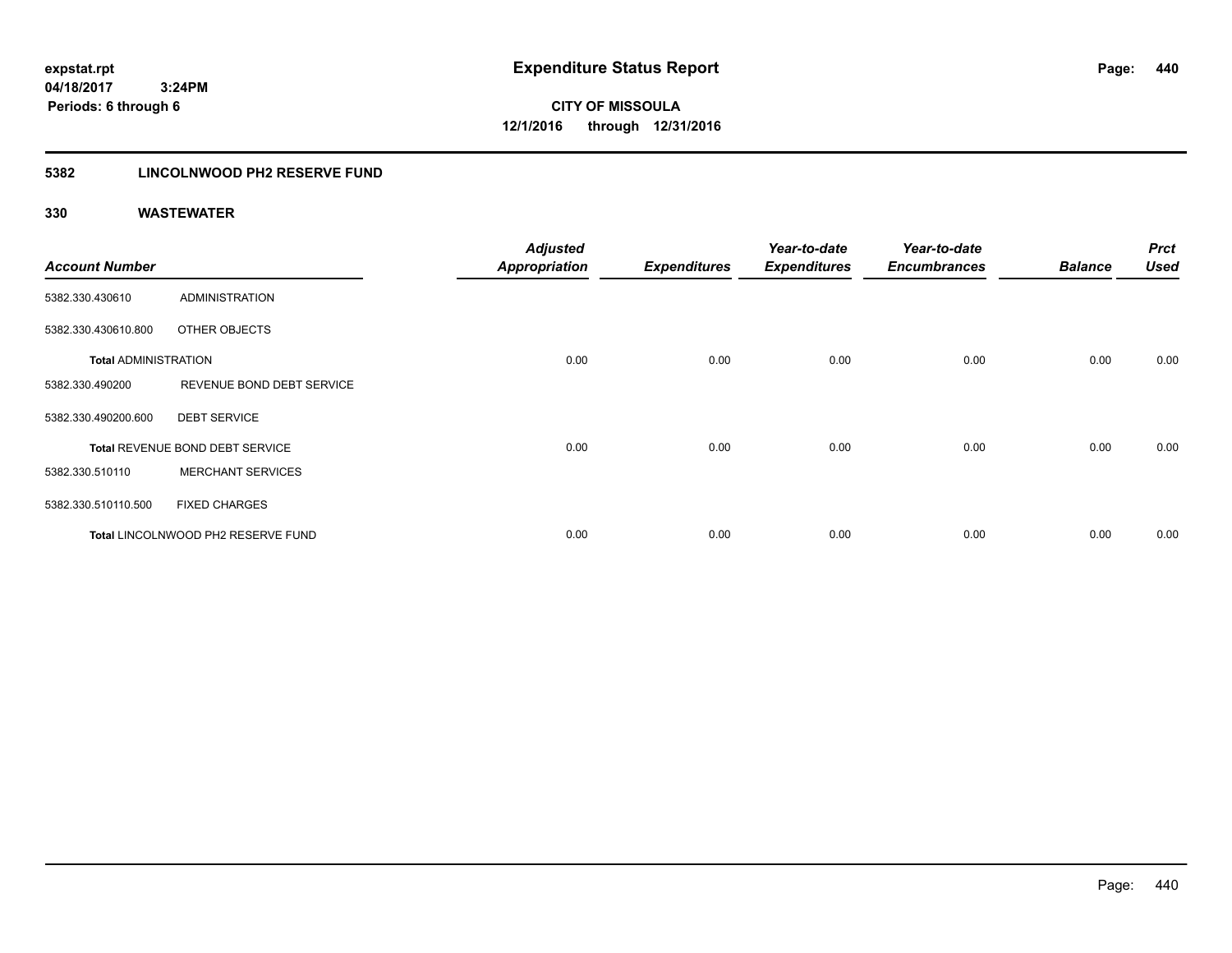**expstat.rpt**
**04/18/2017 3:24PM**
**Periods: 6 through 6**

# Expenditure Status Report

**CITY OF MISSOULA**
**12/1/2016 through 12/31/2016**

## 5382 LINCOLNWOOD PH2 RESERVE FUND

## 330 WASTEWATER

| Account Number | | Adjusted Appropriation | Expenditures | Year-to-date Expenditures | Year-to-date Encumbrances | Balance | Prct Used |
|---|---|---|---|---|---|---|---|
| 5382.330.430610 | ADMINISTRATION | | | | | | |
| 5382.330.430610.800 | OTHER OBJECTS | | | | | | |
| **Total ADMINISTRATION** | | 0.00 | 0.00 | 0.00 | 0.00 | 0.00 | 0.00 |
| 5382.330.490200 | REVENUE BOND DEBT SERVICE | | | | | | |
| 5382.330.490200.600 | DEBT SERVICE | | | | | | |
| **Total** REVENUE BOND DEBT SERVICE | | 0.00 | 0.00 | 0.00 | 0.00 | 0.00 | 0.00 |
| 5382.330.510110 | MERCHANT SERVICES | | | | | | |
| 5382.330.510110.500 | FIXED CHARGES | | | | | | |
| **Total** LINCOLNWOOD PH2 RESERVE FUND | | 0.00 | 0.00 | 0.00 | 0.00 | 0.00 | 0.00 |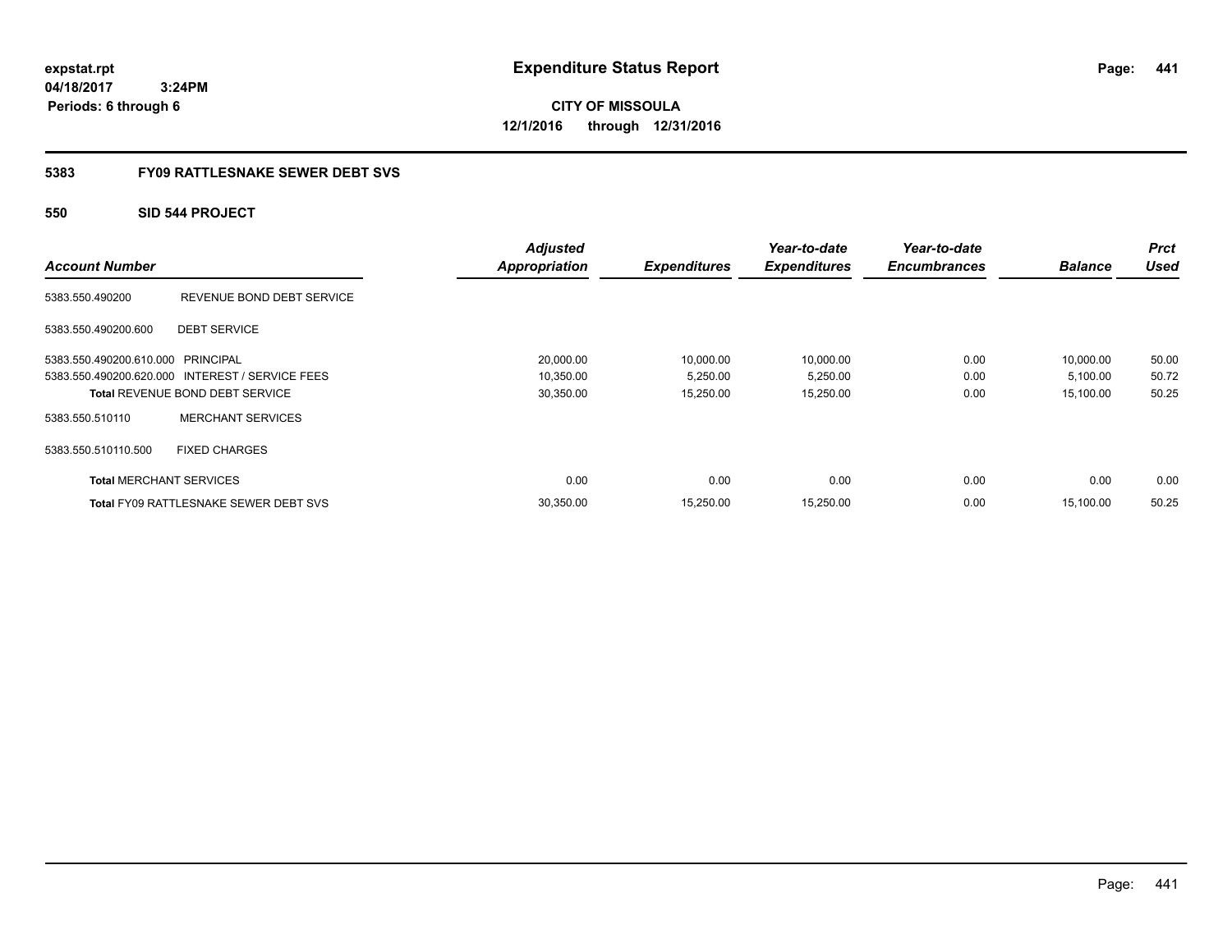**expstat.rpt**
**04/18/2017 3:24PM**
**Periods: 6 through 6**

# Expenditure Status Report

**CITY OF MISSOULA**
**12/1/2016 through 12/31/2016**

## 5383 FY09 RATTLESNAKE SEWER DEBT SVS

### 550 SID 544 PROJECT

| Account Number | | Adjusted Appropriation | Expenditures | Year-to-date Expenditures | Year-to-date Encumbrances | Balance | Prct Used |
|---|---|---|---|---|---|---|---|
| 5383.550.490200 | REVENUE BOND DEBT SERVICE | | | | | | |
| 5383.550.490200.600 | DEBT SERVICE | | | | | | |
| 5383.550.490200.610.000 | PRINCIPAL | 20,000.00 | 10,000.00 | 10,000.00 | 0.00 | 10,000.00 | 50.00 |
| 5383.550.490200.620.000 | INTEREST / SERVICE FEES | 10,350.00 | 5,250.00 | 5,250.00 | 0.00 | 5,100.00 | 50.72 |
| **Total** REVENUE BOND DEBT SERVICE | | 30,350.00 | 15,250.00 | 15,250.00 | 0.00 | 15,100.00 | 50.25 |
| 5383.550.510110 | MERCHANT SERVICES | | | | | | |
| 5383.550.510110.500 | FIXED CHARGES | | | | | | |
| **Total** MERCHANT SERVICES | | 0.00 | 0.00 | 0.00 | 0.00 | 0.00 | 0.00 |
| **Total** FY09 RATTLESNAKE SEWER DEBT SVS | | 30,350.00 | 15,250.00 | 15,250.00 | 0.00 | 15,100.00 | 50.25 |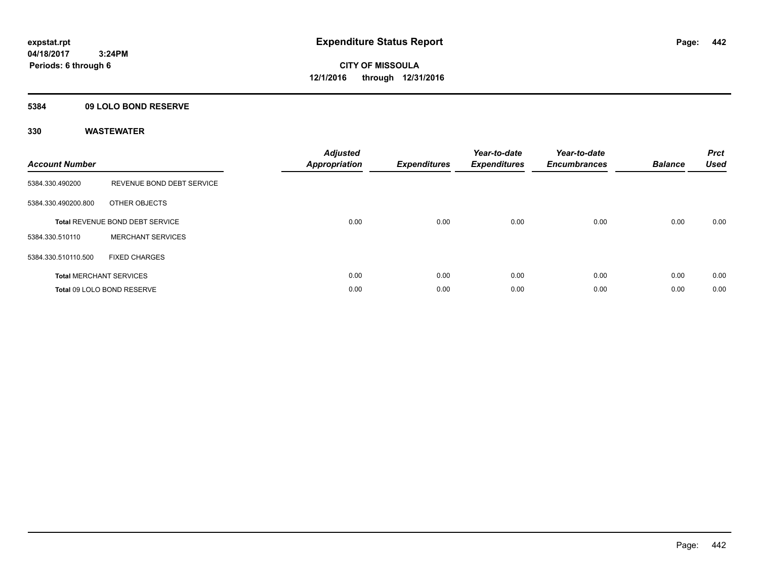**expstat.rpt**
**04/18/2017 3:24PM**
**Periods: 6 through 6**

# Expenditure Status Report

**CITY OF MISSOULA**
**12/1/2016 through 12/31/2016**

## 5384 09 LOLO BOND RESERVE

## 330 WASTEWATER

| Account Number | | Adjusted Appropriation | Expenditures | Year-to-date Expenditures | Year-to-date Encumbrances | Balance | Prct Used |
|---|---|---|---|---|---|---|---|
| 5384.330.490200 | REVENUE BOND DEBT SERVICE | | | | | | |
| 5384.330.490200.800 | OTHER OBJECTS | | | | | | |
| **Total** REVENUE BOND DEBT SERVICE | | 0.00 | 0.00 | 0.00 | 0.00 | 0.00 | 0.00 |
| 5384.330.510110 | MERCHANT SERVICES | | | | | | |
| 5384.330.510110.500 | FIXED CHARGES | | | | | | |
| **Total** MERCHANT SERVICES | | 0.00 | 0.00 | 0.00 | 0.00 | 0.00 | 0.00 |
| **Total** 09 LOLO BOND RESERVE | | 0.00 | 0.00 | 0.00 | 0.00 | 0.00 | 0.00 |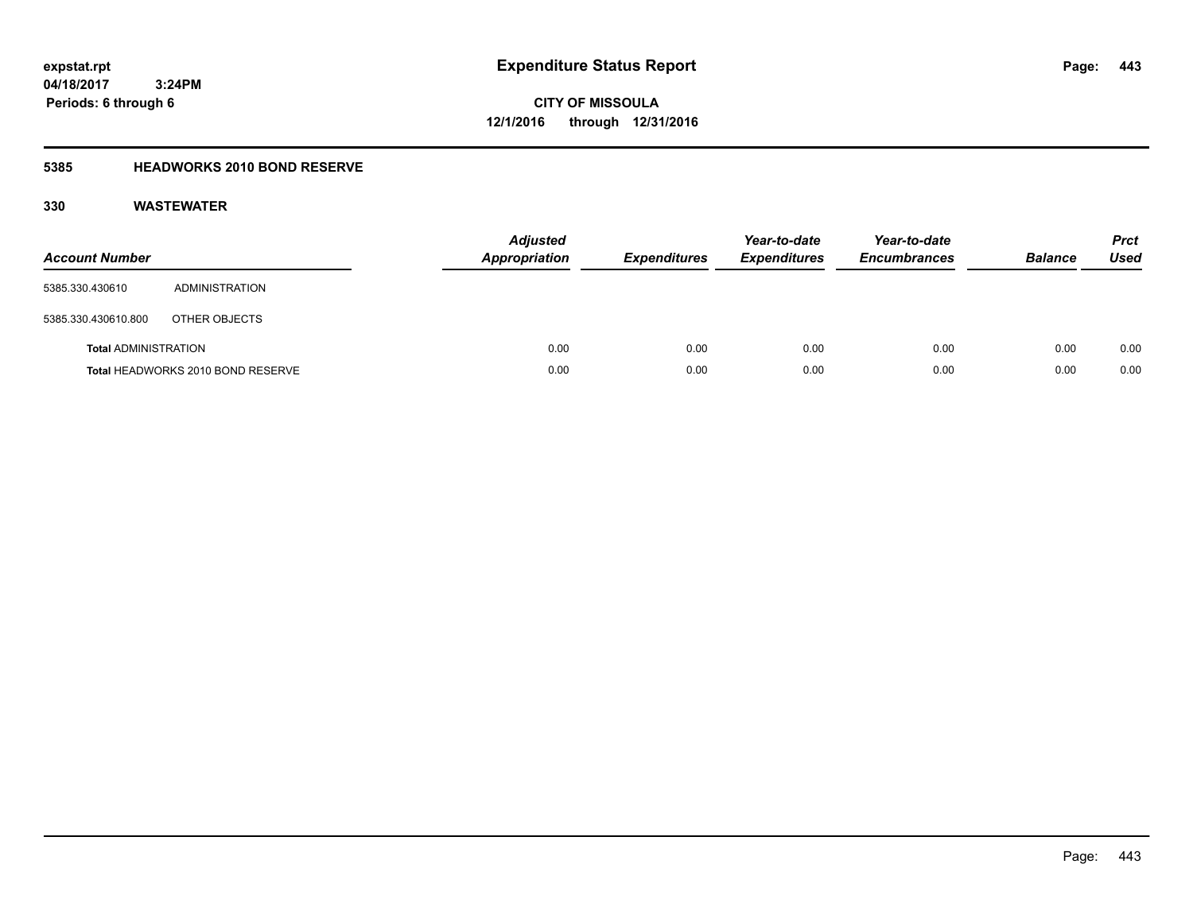**expstat.rpt**
**04/18/2017 3:24PM**
**Periods: 6 through 6**

# Expenditure Status Report

**CITY OF MISSOULA**
**12/1/2016 through 12/31/2016**

## 5385 HEADWORKS 2010 BOND RESERVE

### 330 WASTEWATER

| Account Number | | Adjusted Appropriation | Expenditures | Year-to-date Expenditures | Year-to-date Encumbrances | Balance | Prct Used |
|---|---|---|---|---|---|---|---|
| 5385.330.430610 | ADMINISTRATION | | | | | | |
| 5385.330.430610.800 | OTHER OBJECTS | | | | | | |
| **Total** ADMINISTRATION | | 0.00 | 0.00 | 0.00 | 0.00 | 0.00 | 0.00 |
| **Total** HEADWORKS 2010 BOND RESERVE | | 0.00 | 0.00 | 0.00 | 0.00 | 0.00 | 0.00 |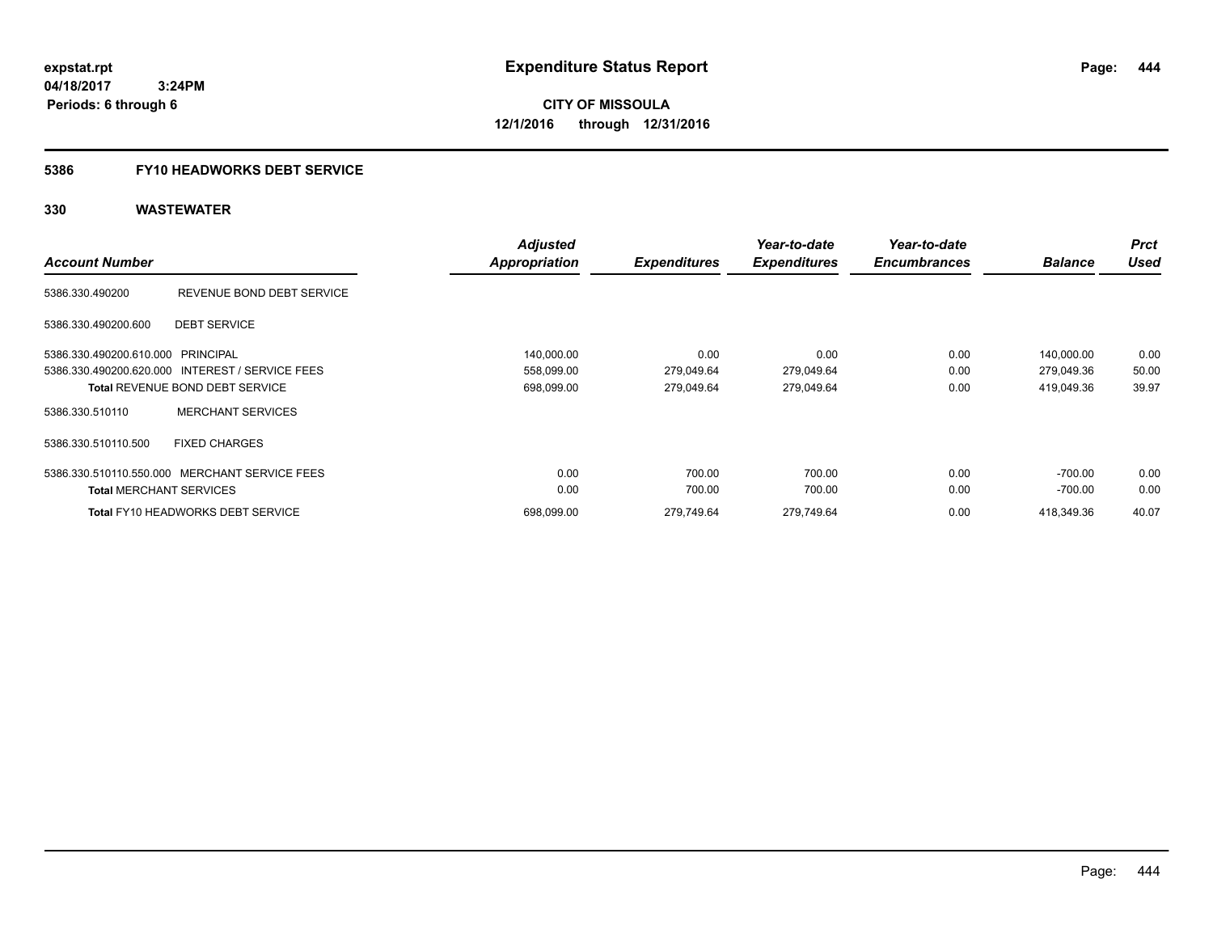# Expenditure Status Report

**CITY OF MISSOULA**
**12/1/2016 through 12/31/2016**

expstat.rpt
04/18/2017 3:24PM
Periods: 6 through 6

## 5386 FY10 HEADWORKS DEBT SERVICE

### 330 WASTEWATER

| Account Number | | Adjusted Appropriation | Expenditures | Year-to-date Expenditures | Year-to-date Encumbrances | Balance | Prct Used |
|---|---|---|---|---|---|---|---|
| 5386.330.490200 | REVENUE BOND DEBT SERVICE | | | | | | |
| 5386.330.490200.600 | DEBT SERVICE | | | | | | |
| 5386.330.490200.610.000 | PRINCIPAL | 140,000.00 | 0.00 | 0.00 | 0.00 | 140,000.00 | 0.00 |
| 5386.330.490200.620.000 | INTEREST / SERVICE FEES | 558,099.00 | 279,049.64 | 279,049.64 | 0.00 | 279,049.36 | 50.00 |
| Total REVENUE BOND DEBT SERVICE | | 698,099.00 | 279,049.64 | 279,049.64 | 0.00 | 419,049.36 | 39.97 |
| 5386.330.510110 | MERCHANT SERVICES | | | | | | |
| 5386.330.510110.500 | FIXED CHARGES | | | | | | |
| 5386.330.510110.550.000 | MERCHANT SERVICE FEES | 0.00 | 700.00 | 700.00 | 0.00 | -700.00 | 0.00 |
| Total MERCHANT SERVICES | | 0.00 | 700.00 | 700.00 | 0.00 | -700.00 | 0.00 |
| Total FY10 HEADWORKS DEBT SERVICE | | 698,099.00 | 279,749.64 | 279,749.64 | 0.00 | 418,349.36 | 40.07 |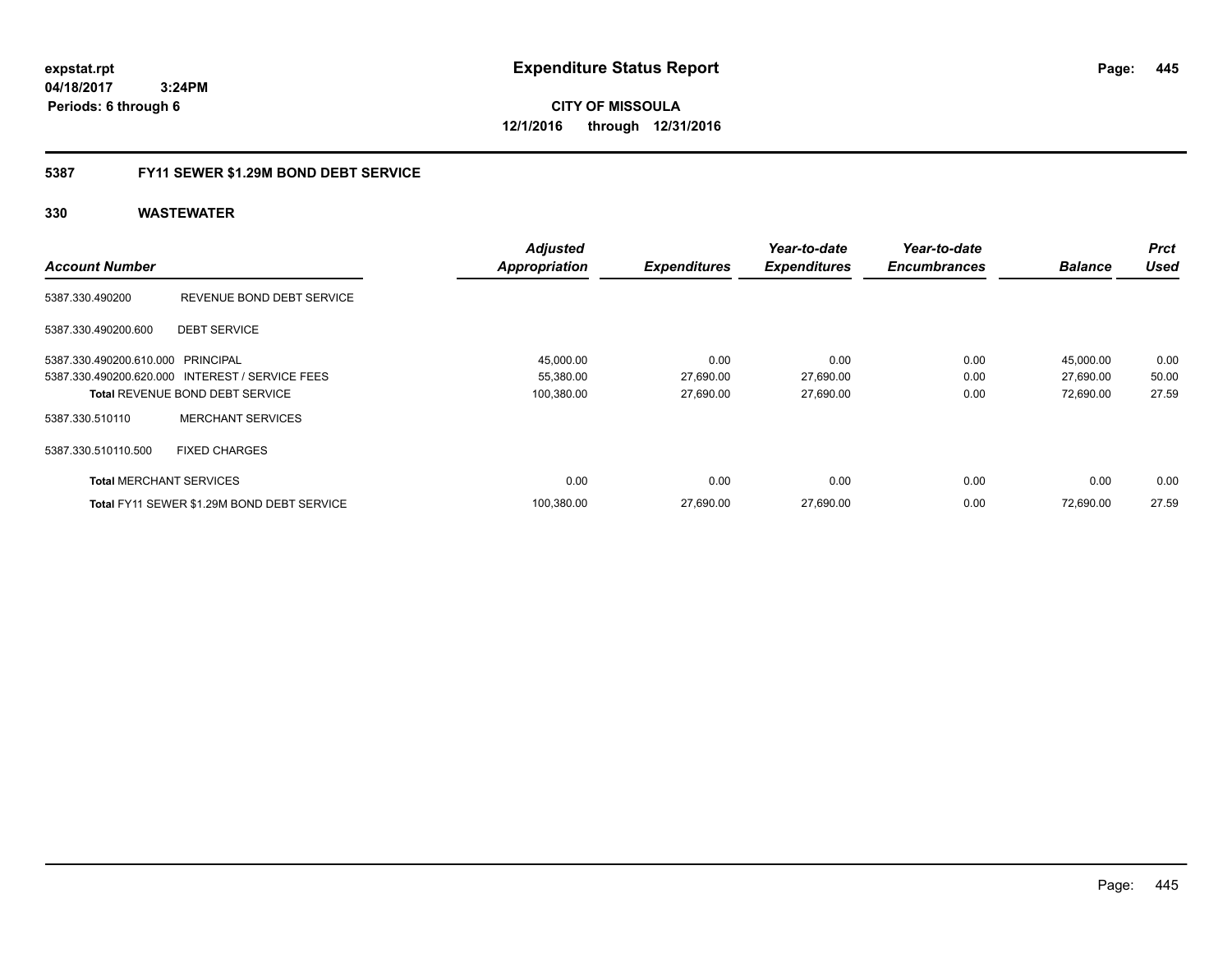expstat.rpt
04/18/2017 3:24PM
Periods: 6 through 6

# Expenditure Status Report

**CITY OF MISSOULA**
**12/1/2016 through 12/31/2016**

## 5387 FY11 SEWER $1.29M BOND DEBT SERVICE

### 330 WASTEWATER

| Account Number | | Adjusted Appropriation | Expenditures | Year-to-date Expenditures | Year-to-date Encumbrances | Balance | Prct Used |
|---|---|---|---|---|---|---|---|
| 5387.330.490200 | REVENUE BOND DEBT SERVICE | | | | | | |
| 5387.330.490200.600 | DEBT SERVICE | | | | | | |
| 5387.330.490200.610.000 | PRINCIPAL | 45,000.00 | 0.00 | 0.00 | 0.00 | 45,000.00 | 0.00 |
| 5387.330.490200.620.000 | INTEREST / SERVICE FEES | 55,380.00 | 27,690.00 | 27,690.00 | 0.00 | 27,690.00 | 50.00 |
| **Total** REVENUE BOND DEBT SERVICE | | 100,380.00 | 27,690.00 | 27,690.00 | 0.00 | 72,690.00 | 27.59 |
| 5387.330.510110 | MERCHANT SERVICES | | | | | | |
| 5387.330.510110.500 | FIXED CHARGES | | | | | | |
| **Total** MERCHANT SERVICES | | 0.00 | 0.00 | 0.00 | 0.00 | 0.00 | 0.00 |
| **Total** FY11 SEWER $1.29M BOND DEBT SERVICE | | 100,380.00 | 27,690.00 | 27,690.00 | 0.00 | 72,690.00 | 27.59 |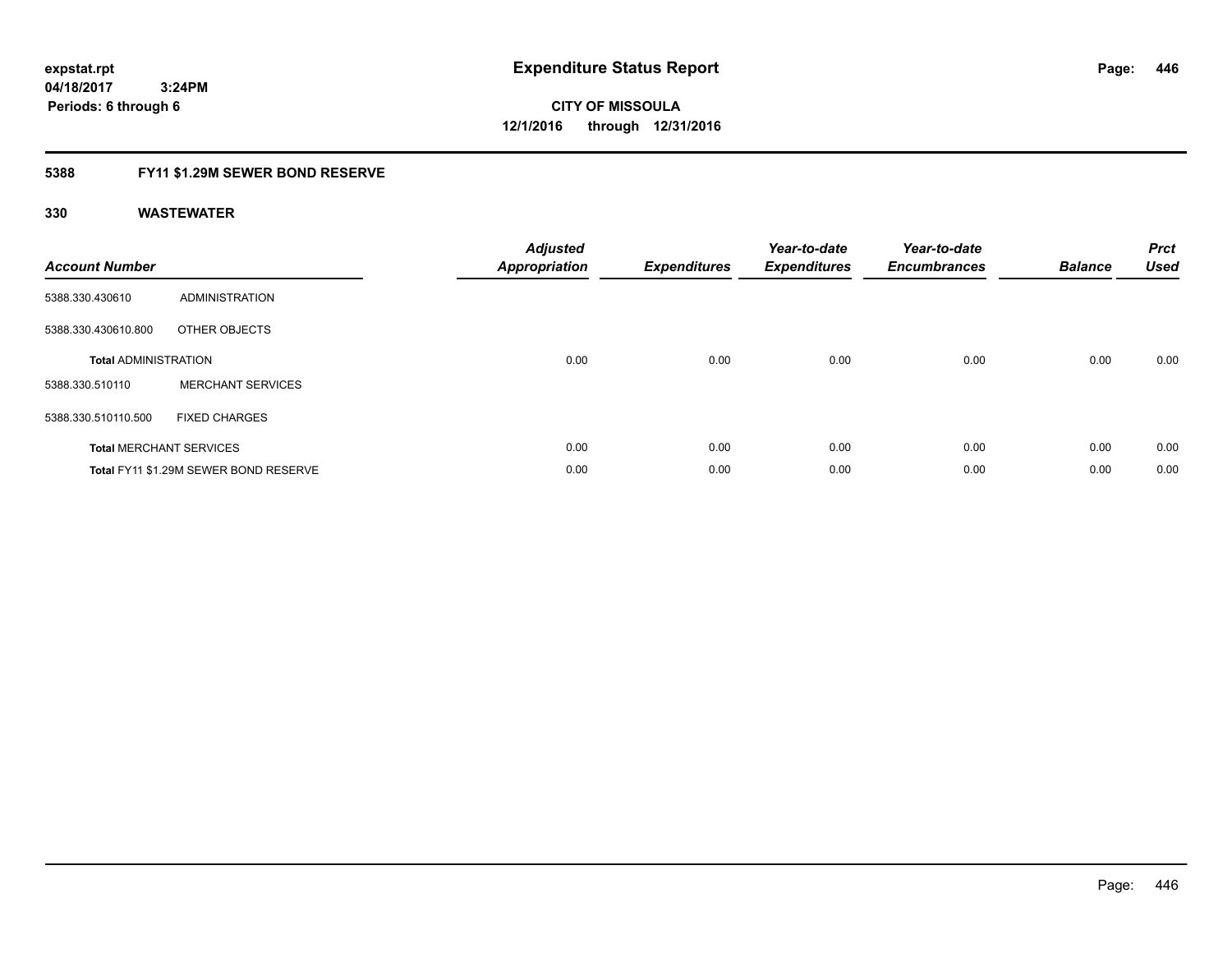**expstat.rpt**
**04/18/2017 3:24PM**
**Periods: 6 through 6**

# Expenditure Status Report

**CITY OF MISSOULA**
**12/1/2016 through 12/31/2016**

## 5388 FY11 $1.29M SEWER BOND RESERVE

## 330 WASTEWATER

| Account Number | | Adjusted Appropriation | Expenditures | Year-to-date Expenditures | Year-to-date Encumbrances | Balance | Prct Used |
|---|---|---|---|---|---|---|---|
| 5388.330.430610 | ADMINISTRATION | | | | | | |
| 5388.330.430610.800 | OTHER OBJECTS | | | | | | |
| **Total** ADMINISTRATION | | 0.00 | 0.00 | 0.00 | 0.00 | 0.00 | 0.00 |
| 5388.330.510110 | MERCHANT SERVICES | | | | | | |
| 5388.330.510110.500 | FIXED CHARGES | | | | | | |
| **Total** MERCHANT SERVICES | | 0.00 | 0.00 | 0.00 | 0.00 | 0.00 | 0.00 |
| **Total** FY11 $1.29M SEWER BOND RESERVE | | 0.00 | 0.00 | 0.00 | 0.00 | 0.00 | 0.00 |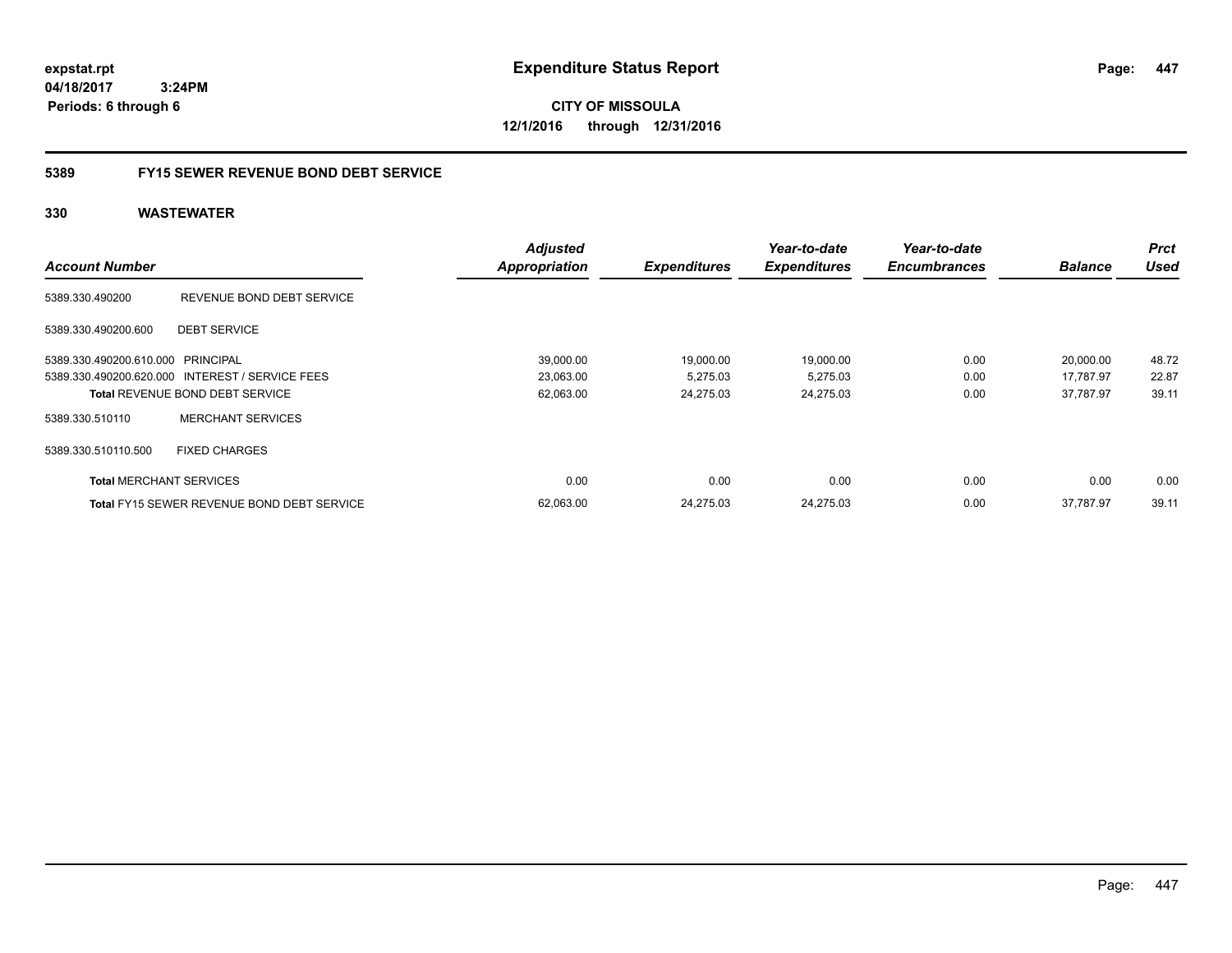expstat.rpt
04/18/2017 3:24PM
Periods: 6 through 6

# Expenditure Status Report

**CITY OF MISSOULA**
**12/1/2016 through 12/31/2016**

## 5389 FY15 SEWER REVENUE BOND DEBT SERVICE

### 330 WASTEWATER

| Account Number | | Adjusted Appropriation | Expenditures | Year-to-date Expenditures | Year-to-date Encumbrances | Balance | Prct Used |
|---|---|---|---|---|---|---|---|
| 5389.330.490200 | REVENUE BOND DEBT SERVICE | | | | | | |
| 5389.330.490200.600 | DEBT SERVICE | | | | | | |
| 5389.330.490200.610.000 | PRINCIPAL | 39,000.00 | 19,000.00 | 19,000.00 | 0.00 | 20,000.00 | 48.72 |
| 5389.330.490200.620.000 | INTEREST / SERVICE FEES | 23,063.00 | 5,275.03 | 5,275.03 | 0.00 | 17,787.97 | 22.87 |
| **Total** REVENUE BOND DEBT SERVICE | | 62,063.00 | 24,275.03 | 24,275.03 | 0.00 | 37,787.97 | 39.11 |
| 5389.330.510110 | MERCHANT SERVICES | | | | | | |
| 5389.330.510110.500 | FIXED CHARGES | | | | | | |
| **Total** MERCHANT SERVICES | | 0.00 | 0.00 | 0.00 | 0.00 | 0.00 | 0.00 |
| **Total** FY15 SEWER REVENUE BOND DEBT SERVICE | | 62,063.00 | 24,275.03 | 24,275.03 | 0.00 | 37,787.97 | 39.11 |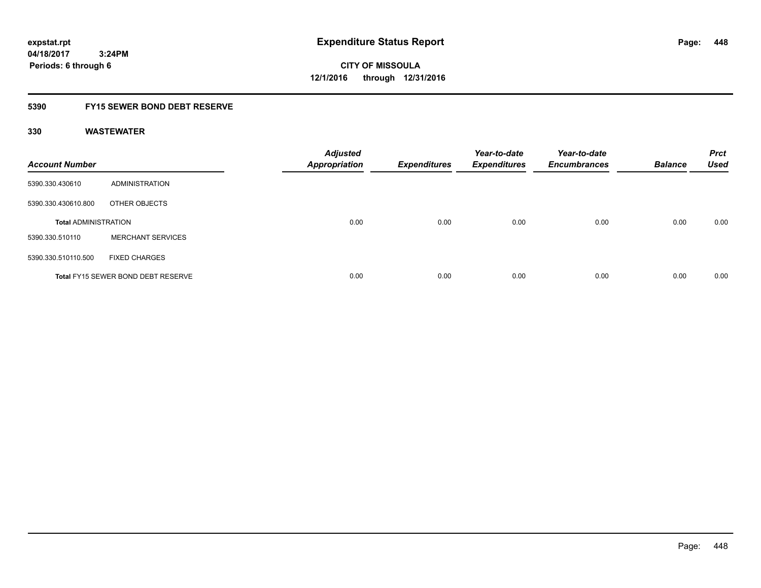**expstat.rpt**
**04/18/2017 3:24PM**
**Periods: 6 through 6**

# Expenditure Status Report

**CITY OF MISSOULA**
**12/1/2016 through 12/31/2016**

## 5390 FY15 SEWER BOND DEBT RESERVE

### 330 WASTEWATER

| Account Number | | Adjusted Appropriation | Expenditures | Year-to-date Expenditures | Year-to-date Encumbrances | Balance | Prct Used |
|---|---|---|---|---|---|---|---|
| 5390.330.430610 | ADMINISTRATION | | | | | | |
| 5390.330.430610.800 | OTHER OBJECTS | | | | | | |
| **Total** ADMINISTRATION | | 0.00 | 0.00 | 0.00 | 0.00 | 0.00 | 0.00 |
| 5390.330.510110 | MERCHANT SERVICES | | | | | | |
| 5390.330.510110.500 | FIXED CHARGES | | | | | | |
| **Total** FY15 SEWER BOND DEBT RESERVE | | 0.00 | 0.00 | 0.00 | 0.00 | 0.00 | 0.00 |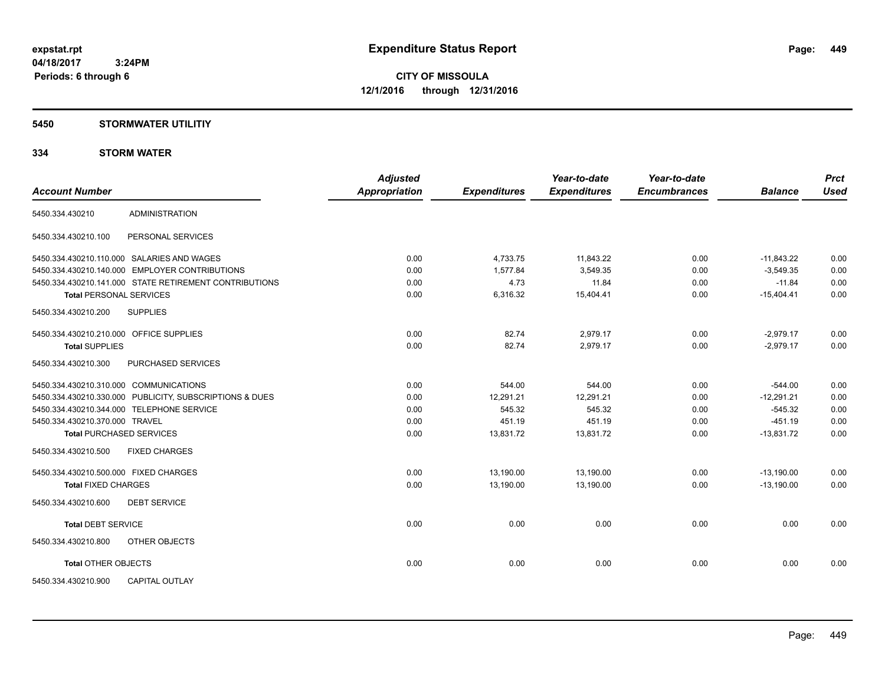**expstat.rpt**
**04/18/2017 3:24PM**
**Periods: 6 through 6**

# Expenditure Status Report

**CITY OF MISSOULA**
**12/1/2016 through 12/31/2016**

## 5450 STORMWATER UTILITIY

## 334 STORM WATER

| Account Number | | Adjusted Appropriation | Expenditures | Year-to-date Expenditures | Year-to-date Encumbrances | Balance | Prct Used |
|---|---|---|---|---|---|---|---|
| 5450.334.430210 | ADMINISTRATION | | | | | | |
| 5450.334.430210.100 | PERSONAL SERVICES | | | | | | |
| 5450.334.430210.110.000 | SALARIES AND WAGES | 0.00 | 4,733.75 | 11,843.22 | 0.00 | -11,843.22 | 0.00 |
| 5450.334.430210.140.000 | EMPLOYER CONTRIBUTIONS | 0.00 | 1,577.84 | 3,549.35 | 0.00 | -3,549.35 | 0.00 |
| 5450.334.430210.141.000 | STATE RETIREMENT CONTRIBUTIONS | 0.00 | 4.73 | 11.84 | 0.00 | -11.84 | 0.00 |
| **Total** PERSONAL SERVICES | | 0.00 | 6,316.32 | 15,404.41 | 0.00 | -15,404.41 | 0.00 |
| 5450.334.430210.200 | SUPPLIES | | | | | | |
| 5450.334.430210.210.000 | OFFICE SUPPLIES | 0.00 | 82.74 | 2,979.17 | 0.00 | -2,979.17 | 0.00 |
| **Total** SUPPLIES | | 0.00 | 82.74 | 2,979.17 | 0.00 | -2,979.17 | 0.00 |
| 5450.334.430210.300 | PURCHASED SERVICES | | | | | | |
| 5450.334.430210.310.000 | COMMUNICATIONS | 0.00 | 544.00 | 544.00 | 0.00 | -544.00 | 0.00 |
| 5450.334.430210.330.000 | PUBLICITY, SUBSCRIPTIONS & DUES | 0.00 | 12,291.21 | 12,291.21 | 0.00 | -12,291.21 | 0.00 |
| 5450.334.430210.344.000 | TELEPHONE SERVICE | 0.00 | 545.32 | 545.32 | 0.00 | -545.32 | 0.00 |
| 5450.334.430210.370.000 | TRAVEL | 0.00 | 451.19 | 451.19 | 0.00 | -451.19 | 0.00 |
| **Total** PURCHASED SERVICES | | 0.00 | 13,831.72 | 13,831.72 | 0.00 | -13,831.72 | 0.00 |
| 5450.334.430210.500 | FIXED CHARGES | | | | | | |
| 5450.334.430210.500.000 | FIXED CHARGES | 0.00 | 13,190.00 | 13,190.00 | 0.00 | -13,190.00 | 0.00 |
| **Total** FIXED CHARGES | | 0.00 | 13,190.00 | 13,190.00 | 0.00 | -13,190.00 | 0.00 |
| 5450.334.430210.600 | DEBT SERVICE | | | | | | |
| **Total** DEBT SERVICE | | 0.00 | 0.00 | 0.00 | 0.00 | 0.00 | 0.00 |
| 5450.334.430210.800 | OTHER OBJECTS | | | | | | |
| **Total** OTHER OBJECTS | | 0.00 | 0.00 | 0.00 | 0.00 | 0.00 | 0.00 |
| 5450.334.430210.900 | CAPITAL OUTLAY | | | | | | |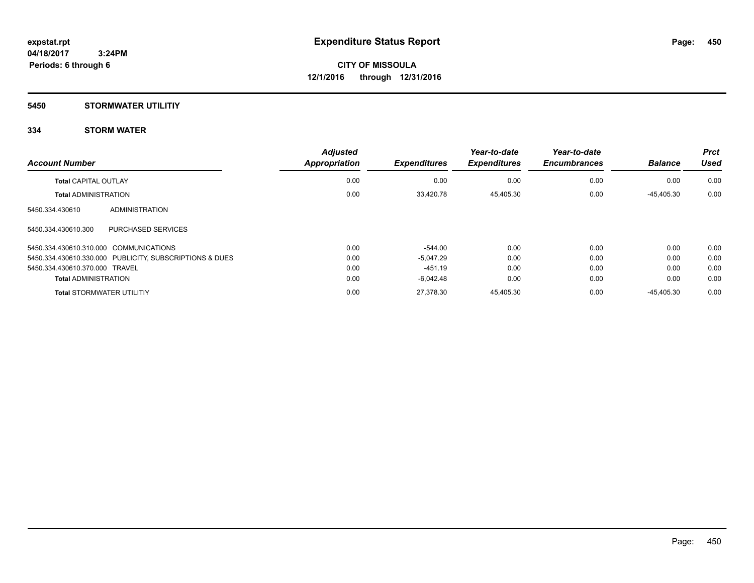# Expenditure Status Report

expstat.rpt
04/18/2017 3:24PM
Periods: 6 through 6

**CITY OF MISSOULA**
**12/1/2016 through 12/31/2016**

## 5450 STORMWATER UTILITIY

### 334 STORM WATER

| Account Number | Adjusted Appropriation | Expenditures | Year-to-date Expenditures | Year-to-date Encumbrances | Balance | Prct Used |
|---|---|---|---|---|---|---|
| **Total** CAPITAL OUTLAY | 0.00 | 0.00 | 0.00 | 0.00 | 0.00 | 0.00 |
| **Total** ADMINISTRATION | 0.00 | 33,420.78 | 45,405.30 | 0.00 | -45,405.30 | 0.00 |
| 5450.334.430610 ADMINISTRATION | | | | | | |
| 5450.334.430610.300 PURCHASED SERVICES | | | | | | |
| 5450.334.430610.310.000 COMMUNICATIONS | 0.00 | -544.00 | 0.00 | 0.00 | 0.00 | 0.00 |
| 5450.334.430610.330.000 PUBLICITY, SUBSCRIPTIONS & DUES | 0.00 | -5,047.29 | 0.00 | 0.00 | 0.00 | 0.00 |
| 5450.334.430610.370.000 TRAVEL | 0.00 | -451.19 | 0.00 | 0.00 | 0.00 | 0.00 |
| **Total** ADMINISTRATION | 0.00 | -6,042.48 | 0.00 | 0.00 | 0.00 | 0.00 |
| **Total** STORMWATER UTILITIY | 0.00 | 27,378.30 | 45,405.30 | 0.00 | -45,405.30 | 0.00 |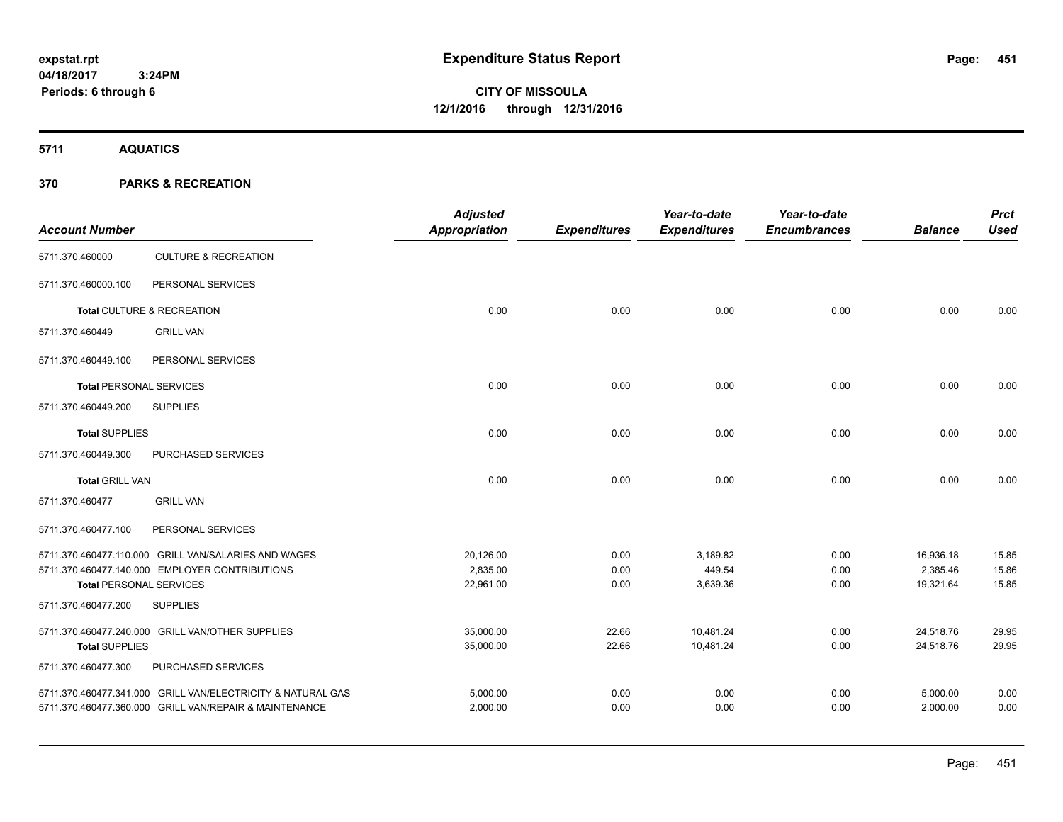# Expenditure Status Report

expstat.rpt
04/18/2017 3:24PM
Periods: 6 through 6

**CITY OF MISSOULA**
**12/1/2016 through 12/31/2016**

## 5711 AQUATICS

## 370 PARKS & RECREATION

| Account Number | | Adjusted Appropriation | Expenditures | Year-to-date Expenditures | Year-to-date Encumbrances | Balance | Prct Used |
|---|---|---|---|---|---|---|---|
| 5711.370.460000 | CULTURE & RECREATION | | | | | | |
| 5711.370.460000.100 | PERSONAL SERVICES | | | | | | |
| **Total** CULTURE & RECREATION | | 0.00 | 0.00 | 0.00 | 0.00 | 0.00 | 0.00 |
| 5711.370.460449 | GRILL VAN | | | | | | |
| 5711.370.460449.100 | PERSONAL SERVICES | | | | | | |
| **Total** PERSONAL SERVICES | | 0.00 | 0.00 | 0.00 | 0.00 | 0.00 | 0.00 |
| 5711.370.460449.200 | SUPPLIES | | | | | | |
| **Total** SUPPLIES | | 0.00 | 0.00 | 0.00 | 0.00 | 0.00 | 0.00 |
| 5711.370.460449.300 | PURCHASED SERVICES | | | | | | |
| **Total** GRILL VAN | | 0.00 | 0.00 | 0.00 | 0.00 | 0.00 | 0.00 |
| 5711.370.460477 | GRILL VAN | | | | | | |
| 5711.370.460477.100 | PERSONAL SERVICES | | | | | | |
| 5711.370.460477.110.000 | GRILL VAN/SALARIES AND WAGES | 20,126.00 | 0.00 | 3,189.82 | 0.00 | 16,936.18 | 15.85 |
| 5711.370.460477.140.000 | EMPLOYER CONTRIBUTIONS | 2,835.00 | 0.00 | 449.54 | 0.00 | 2,385.46 | 15.86 |
| **Total** PERSONAL SERVICES | | 22,961.00 | 0.00 | 3,639.36 | 0.00 | 19,321.64 | 15.85 |
| 5711.370.460477.200 | SUPPLIES | | | | | | |
| 5711.370.460477.240.000 | GRILL VAN/OTHER SUPPLIES | 35,000.00 | 22.66 | 10,481.24 | 0.00 | 24,518.76 | 29.95 |
| **Total** SUPPLIES | | 35,000.00 | 22.66 | 10,481.24 | 0.00 | 24,518.76 | 29.95 |
| 5711.370.460477.300 | PURCHASED SERVICES | | | | | | |
| 5711.370.460477.341.000 | GRILL VAN/ELECTRICITY & NATURAL GAS | 5,000.00 | 0.00 | 0.00 | 0.00 | 5,000.00 | 0.00 |
| 5711.370.460477.360.000 | GRILL VAN/REPAIR & MAINTENANCE | 2,000.00 | 0.00 | 0.00 | 0.00 | 2,000.00 | 0.00 |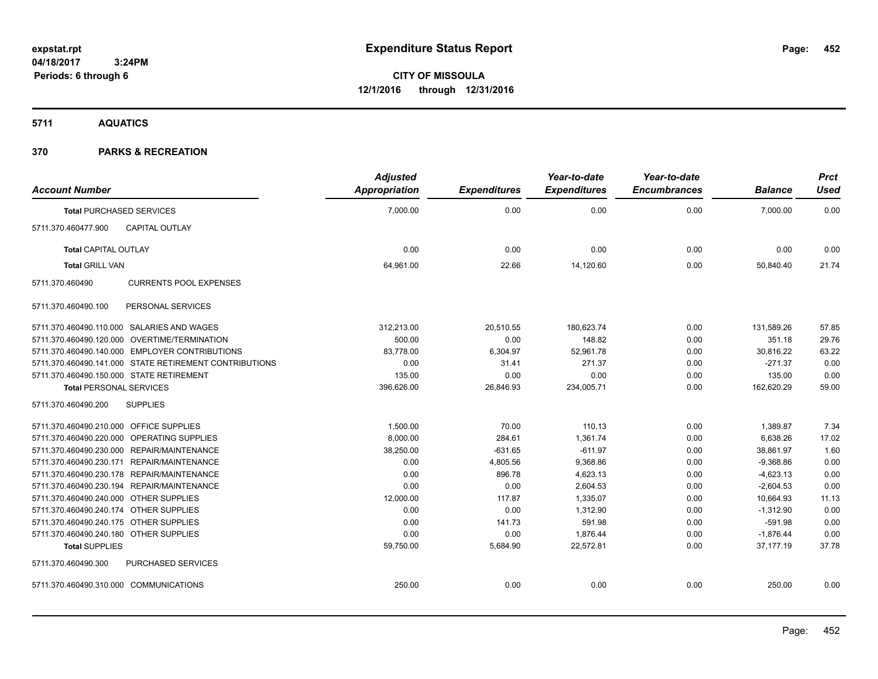# Expenditure Status Report

expstat.rpt
04/18/2017 3:24PM
Periods: 6 through 6

**CITY OF MISSOULA**
**12/1/2016 through 12/31/2016**

## 5711 AQUATICS

## 370 PARKS & RECREATION

| Account Number | | Adjusted Appropriation | Expenditures | Year-to-date Expenditures | Year-to-date Encumbrances | Balance | Prct Used |
|---|---|---|---|---|---|---|---|
| **Total** PURCHASED SERVICES | | 7,000.00 | 0.00 | 0.00 | 0.00 | 7,000.00 | 0.00 |
| 5711.370.460477.900 | CAPITAL OUTLAY | | | | | | |
| **Total** CAPITAL OUTLAY | | 0.00 | 0.00 | 0.00 | 0.00 | 0.00 | 0.00 |
| **Total** GRILL VAN | | 64,961.00 | 22.66 | 14,120.60 | 0.00 | 50,840.40 | 21.74 |
| 5711.370.460490 | CURRENTS POOL EXPENSES | | | | | | |
| 5711.370.460490.100 | PERSONAL SERVICES | | | | | | |
| 5711.370.460490.110.000 | SALARIES AND WAGES | 312,213.00 | 20,510.55 | 180,623.74 | 0.00 | 131,589.26 | 57.85 |
| 5711.370.460490.120.000 | OVERTIME/TERMINATION | 500.00 | 0.00 | 148.82 | 0.00 | 351.18 | 29.76 |
| 5711.370.460490.140.000 | EMPLOYER CONTRIBUTIONS | 83,778.00 | 6,304.97 | 52,961.78 | 0.00 | 30,816.22 | 63.22 |
| 5711.370.460490.141.000 | STATE RETIREMENT CONTRIBUTIONS | 0.00 | 31.41 | 271.37 | 0.00 | -271.37 | 0.00 |
| 5711.370.460490.150.000 | STATE RETIREMENT | 135.00 | 0.00 | 0.00 | 0.00 | 135.00 | 0.00 |
| **Total** PERSONAL SERVICES | | 396,626.00 | 26,846.93 | 234,005.71 | 0.00 | 162,620.29 | 59.00 |
| 5711.370.460490.200 | SUPPLIES | | | | | | |
| 5711.370.460490.210.000 | OFFICE SUPPLIES | 1,500.00 | 70.00 | 110.13 | 0.00 | 1,389.87 | 7.34 |
| 5711.370.460490.220.000 | OPERATING SUPPLIES | 8,000.00 | 284.61 | 1,361.74 | 0.00 | 6,638.26 | 17.02 |
| 5711.370.460490.230.000 | REPAIR/MAINTENANCE | 38,250.00 | -631.65 | -611.97 | 0.00 | 38,861.97 | 1.60 |
| 5711.370.460490.230.171 | REPAIR/MAINTENANCE | 0.00 | 4,805.56 | 9,368.86 | 0.00 | -9,368.86 | 0.00 |
| 5711.370.460490.230.178 | REPAIR/MAINTENANCE | 0.00 | 896.78 | 4,623.13 | 0.00 | -4,623.13 | 0.00 |
| 5711.370.460490.230.194 | REPAIR/MAINTENANCE | 0.00 | 0.00 | 2,604.53 | 0.00 | -2,604.53 | 0.00 |
| 5711.370.460490.240.000 | OTHER SUPPLIES | 12,000.00 | 117.87 | 1,335.07 | 0.00 | 10,664.93 | 11.13 |
| 5711.370.460490.240.174 | OTHER SUPPLIES | 0.00 | 0.00 | 1,312.90 | 0.00 | -1,312.90 | 0.00 |
| 5711.370.460490.240.175 | OTHER SUPPLIES | 0.00 | 141.73 | 591.98 | 0.00 | -591.98 | 0.00 |
| 5711.370.460490.240.180 | OTHER SUPPLIES | 0.00 | 0.00 | 1,876.44 | 0.00 | -1,876.44 | 0.00 |
| **Total** SUPPLIES | | 59,750.00 | 5,684.90 | 22,572.81 | 0.00 | 37,177.19 | 37.78 |
| 5711.370.460490.300 | PURCHASED SERVICES | | | | | | |
| 5711.370.460490.310.000 | COMMUNICATIONS | 250.00 | 0.00 | 0.00 | 0.00 | 250.00 | 0.00 |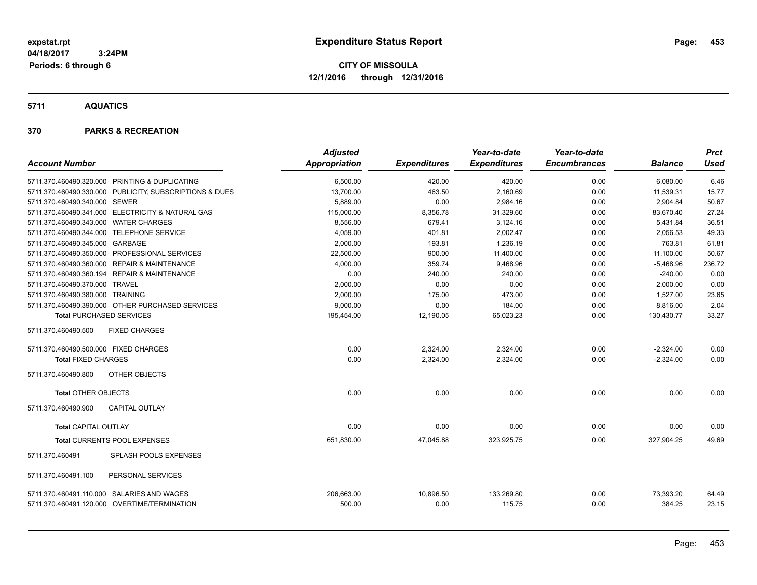**expstat.rpt**
**04/18/2017 3:24PM**
**Periods: 6 through 6**

# Expenditure Status Report

**CITY OF MISSOULA**
**12/1/2016 through 12/31/2016**

## 5711 AQUATICS

## 370 PARKS & RECREATION

| Account Number | Adjusted Appropriation | Expenditures | Year-to-date Expenditures | Year-to-date Encumbrances | Balance | Prct Used |
|---|---|---|---|---|---|---|
| 5711.370.460490.320.000 PRINTING & DUPLICATING | 6,500.00 | 420.00 | 420.00 | 0.00 | 6,080.00 | 6.46 |
| 5711.370.460490.330.000 PUBLICITY, SUBSCRIPTIONS & DUES | 13,700.00 | 463.50 | 2,160.69 | 0.00 | 11,539.31 | 15.77 |
| 5711.370.460490.340.000 SEWER | 5,889.00 | 0.00 | 2,984.16 | 0.00 | 2,904.84 | 50.67 |
| 5711.370.460490.341.000 ELECTRICITY & NATURAL GAS | 115,000.00 | 8,356.78 | 31,329.60 | 0.00 | 83,670.40 | 27.24 |
| 5711.370.460490.343.000 WATER CHARGES | 8,556.00 | 679.41 | 3,124.16 | 0.00 | 5,431.84 | 36.51 |
| 5711.370.460490.344.000 TELEPHONE SERVICE | 4,059.00 | 401.81 | 2,002.47 | 0.00 | 2,056.53 | 49.33 |
| 5711.370.460490.345.000 GARBAGE | 2,000.00 | 193.81 | 1,236.19 | 0.00 | 763.81 | 61.81 |
| 5711.370.460490.350.000 PROFESSIONAL SERVICES | 22,500.00 | 900.00 | 11,400.00 | 0.00 | 11,100.00 | 50.67 |
| 5711.370.460490.360.000 REPAIR & MAINTENANCE | 4,000.00 | 359.74 | 9,468.96 | 0.00 | -5,468.96 | 236.72 |
| 5711.370.460490.360.194 REPAIR & MAINTENANCE | 0.00 | 240.00 | 240.00 | 0.00 | -240.00 | 0.00 |
| 5711.370.460490.370.000 TRAVEL | 2,000.00 | 0.00 | 0.00 | 0.00 | 2,000.00 | 0.00 |
| 5711.370.460490.380.000 TRAINING | 2,000.00 | 175.00 | 473.00 | 0.00 | 1,527.00 | 23.65 |
| 5711.370.460490.390.000 OTHER PURCHASED SERVICES | 9,000.00 | 0.00 | 184.00 | 0.00 | 8,816.00 | 2.04 |
| **Total** PURCHASED SERVICES | 195,454.00 | 12,190.05 | 65,023.23 | 0.00 | 130,430.77 | 33.27 |
| 5711.370.460490.500 FIXED CHARGES | | | | | | |
| 5711.370.460490.500.000 FIXED CHARGES | 0.00 | 2,324.00 | 2,324.00 | 0.00 | -2,324.00 | 0.00 |
| **Total** FIXED CHARGES | 0.00 | 2,324.00 | 2,324.00 | 0.00 | -2,324.00 | 0.00 |
| 5711.370.460490.800 OTHER OBJECTS | | | | | | |
| **Total** OTHER OBJECTS | 0.00 | 0.00 | 0.00 | 0.00 | 0.00 | 0.00 |
| 5711.370.460490.900 CAPITAL OUTLAY | | | | | | |
| **Total** CAPITAL OUTLAY | 0.00 | 0.00 | 0.00 | 0.00 | 0.00 | 0.00 |
| **Total** CURRENTS POOL EXPENSES | 651,830.00 | 47,045.88 | 323,925.75 | 0.00 | 327,904.25 | 49.69 |
| 5711.370.460491 SPLASH POOLS EXPENSES | | | | | | |
| 5711.370.460491.100 PERSONAL SERVICES | | | | | | |
| 5711.370.460491.110.000 SALARIES AND WAGES | 206,663.00 | 10,896.50 | 133,269.80 | 0.00 | 73,393.20 | 64.49 |
| 5711.370.460491.120.000 OVERTIME/TERMINATION | 500.00 | 0.00 | 115.75 | 0.00 | 384.25 | 23.15 |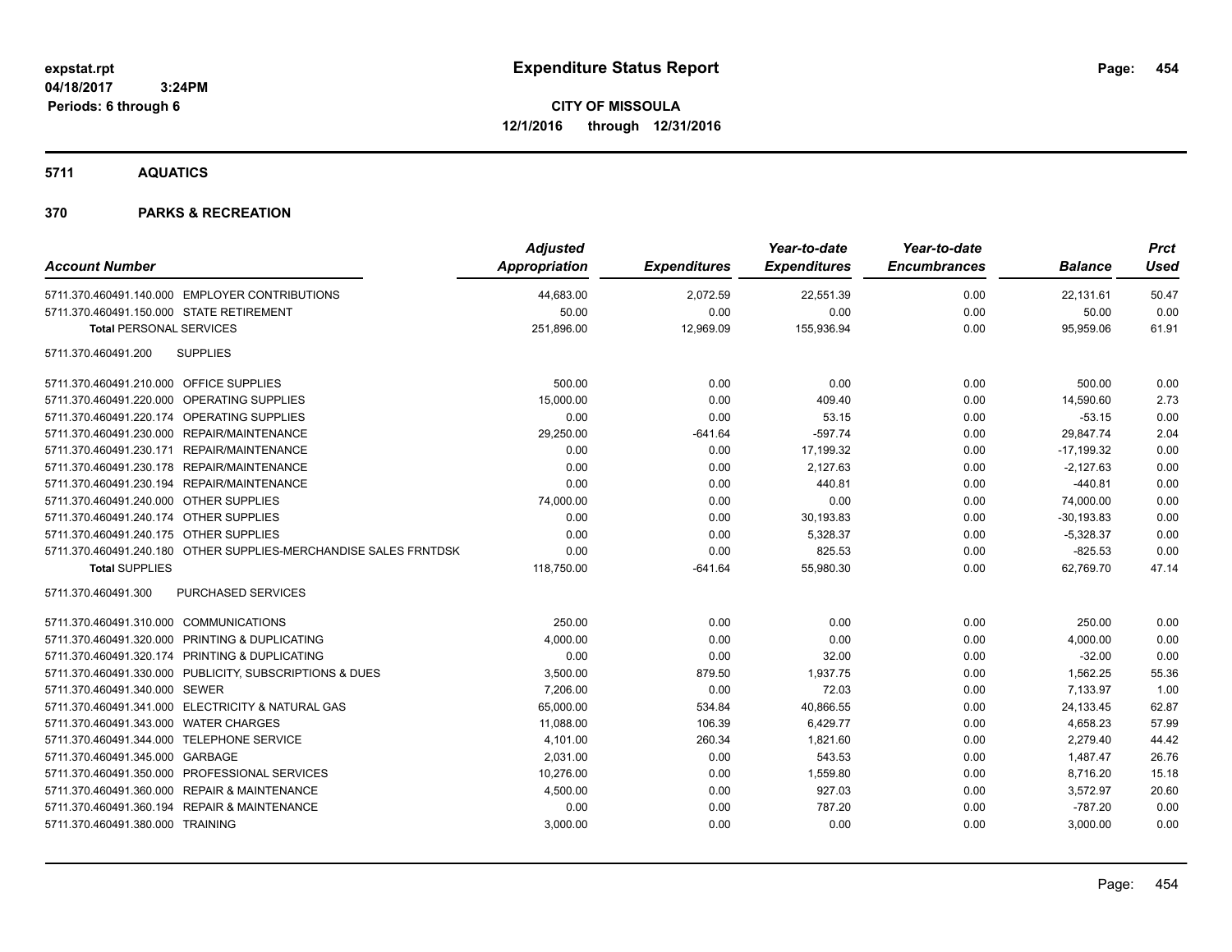**expstat.rpt**
**04/18/2017 3:24PM**
**Periods: 6 through 6**

# Expenditure Status Report

**CITY OF MISSOULA**
**12/1/2016 through 12/31/2016**

## 5711 AQUATICS

## 370 PARKS & RECREATION

| Account Number | | Adjusted Appropriation | Expenditures | Year-to-date Expenditures | Year-to-date Encumbrances | Balance | Prct Used |
|---|---|---|---|---|---|---|---|
| 5711.370.460491.140.000 | EMPLOYER CONTRIBUTIONS | 44,683.00 | 2,072.59 | 22,551.39 | 0.00 | 22,131.61 | 50.47 |
| 5711.370.460491.150.000 | STATE RETIREMENT | 50.00 | 0.00 | 0.00 | 0.00 | 50.00 | 0.00 |
| **Total** PERSONAL SERVICES | | 251,896.00 | 12,969.09 | 155,936.94 | 0.00 | 95,959.06 | 61.91 |
| 5711.370.460491.200 | SUPPLIES | | | | | | |
| 5711.370.460491.210.000 | OFFICE SUPPLIES | 500.00 | 0.00 | 0.00 | 0.00 | 500.00 | 0.00 |
| 5711.370.460491.220.000 | OPERATING SUPPLIES | 15,000.00 | 0.00 | 409.40 | 0.00 | 14,590.60 | 2.73 |
| 5711.370.460491.220.174 | OPERATING SUPPLIES | 0.00 | 0.00 | 53.15 | 0.00 | -53.15 | 0.00 |
| 5711.370.460491.230.000 | REPAIR/MAINTENANCE | 29,250.00 | -641.64 | -597.74 | 0.00 | 29,847.74 | 2.04 |
| 5711.370.460491.230.171 | REPAIR/MAINTENANCE | 0.00 | 0.00 | 17,199.32 | 0.00 | -17,199.32 | 0.00 |
| 5711.370.460491.230.178 | REPAIR/MAINTENANCE | 0.00 | 0.00 | 2,127.63 | 0.00 | -2,127.63 | 0.00 |
| 5711.370.460491.230.194 | REPAIR/MAINTENANCE | 0.00 | 0.00 | 440.81 | 0.00 | -440.81 | 0.00 |
| 5711.370.460491.240.000 | OTHER SUPPLIES | 74,000.00 | 0.00 | 0.00 | 0.00 | 74,000.00 | 0.00 |
| 5711.370.460491.240.174 | OTHER SUPPLIES | 0.00 | 0.00 | 30,193.83 | 0.00 | -30,193.83 | 0.00 |
| 5711.370.460491.240.175 | OTHER SUPPLIES | 0.00 | 0.00 | 5,328.37 | 0.00 | -5,328.37 | 0.00 |
| 5711.370.460491.240.180 | OTHER SUPPLIES-MERCHANDISE SALES FRNTDSK | 0.00 | 0.00 | 825.53 | 0.00 | -825.53 | 0.00 |
| **Total** SUPPLIES | | 118,750.00 | -641.64 | 55,980.30 | 0.00 | 62,769.70 | 47.14 |
| 5711.370.460491.300 | PURCHASED SERVICES | | | | | | |
| 5711.370.460491.310.000 | COMMUNICATIONS | 250.00 | 0.00 | 0.00 | 0.00 | 250.00 | 0.00 |
| 5711.370.460491.320.000 | PRINTING & DUPLICATING | 4,000.00 | 0.00 | 0.00 | 0.00 | 4,000.00 | 0.00 |
| 5711.370.460491.320.174 | PRINTING & DUPLICATING | 0.00 | 0.00 | 32.00 | 0.00 | -32.00 | 0.00 |
| 5711.370.460491.330.000 | PUBLICITY, SUBSCRIPTIONS & DUES | 3,500.00 | 879.50 | 1,937.75 | 0.00 | 1,562.25 | 55.36 |
| 5711.370.460491.340.000 | SEWER | 7,206.00 | 0.00 | 72.03 | 0.00 | 7,133.97 | 1.00 |
| 5711.370.460491.341.000 | ELECTRICITY & NATURAL GAS | 65,000.00 | 534.84 | 40,866.55 | 0.00 | 24,133.45 | 62.87 |
| 5711.370.460491.343.000 | WATER CHARGES | 11,088.00 | 106.39 | 6,429.77 | 0.00 | 4,658.23 | 57.99 |
| 5711.370.460491.344.000 | TELEPHONE SERVICE | 4,101.00 | 260.34 | 1,821.60 | 0.00 | 2,279.40 | 44.42 |
| 5711.370.460491.345.000 | GARBAGE | 2,031.00 | 0.00 | 543.53 | 0.00 | 1,487.47 | 26.76 |
| 5711.370.460491.350.000 | PROFESSIONAL SERVICES | 10,276.00 | 0.00 | 1,559.80 | 0.00 | 8,716.20 | 15.18 |
| 5711.370.460491.360.000 | REPAIR & MAINTENANCE | 4,500.00 | 0.00 | 927.03 | 0.00 | 3,572.97 | 20.60 |
| 5711.370.460491.360.194 | REPAIR & MAINTENANCE | 0.00 | 0.00 | 787.20 | 0.00 | -787.20 | 0.00 |
| 5711.370.460491.380.000 | TRAINING | 3,000.00 | 0.00 | 0.00 | 0.00 | 3,000.00 | 0.00 |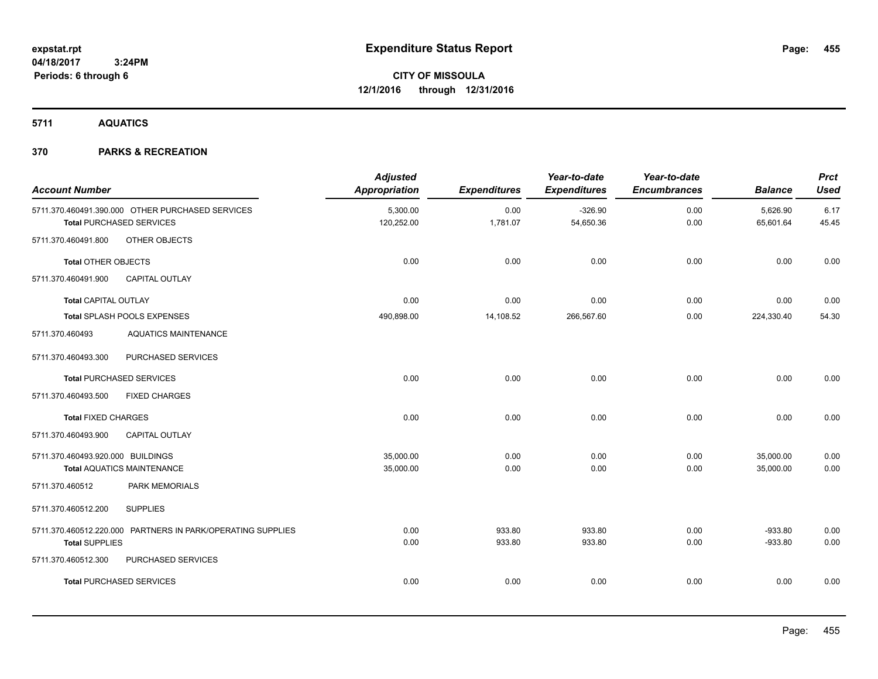**expstat.rpt**
**04/18/2017 3:24PM**
**Periods: 6 through 6**

# Expenditure Status Report

**CITY OF MISSOULA**
**12/1/2016 through 12/31/2016**

## 5711 AQUATICS

## 370 PARKS & RECREATION

| Account Number | Adjusted Appropriation | Expenditures | Year-to-date Expenditures | Year-to-date Encumbrances | Balance | Prct Used |
|---|---|---|---|---|---|---|
| 5711.370.460491.390.000 OTHER PURCHASED SERVICES | 5,300.00 | 0.00 | -326.90 | 0.00 | 5,626.90 | 6.17 |
| **Total** PURCHASED SERVICES | 120,252.00 | 1,781.07 | 54,650.36 | 0.00 | 65,601.64 | 45.45 |
| 5711.370.460491.800 OTHER OBJECTS | | | | | | |
| **Total** OTHER OBJECTS | 0.00 | 0.00 | 0.00 | 0.00 | 0.00 | 0.00 |
| 5711.370.460491.900 CAPITAL OUTLAY | | | | | | |
| **Total** CAPITAL OUTLAY | 0.00 | 0.00 | 0.00 | 0.00 | 0.00 | 0.00 |
| **Total** SPLASH POOLS EXPENSES | 490,898.00 | 14,108.52 | 266,567.60 | 0.00 | 224,330.40 | 54.30 |
| 5711.370.460493 AQUATICS MAINTENANCE | | | | | | |
| 5711.370.460493.300 PURCHASED SERVICES | | | | | | |
| **Total** PURCHASED SERVICES | 0.00 | 0.00 | 0.00 | 0.00 | 0.00 | 0.00 |
| 5711.370.460493.500 FIXED CHARGES | | | | | | |
| **Total** FIXED CHARGES | 0.00 | 0.00 | 0.00 | 0.00 | 0.00 | 0.00 |
| 5711.370.460493.900 CAPITAL OUTLAY | | | | | | |
| 5711.370.460493.920.000 BUILDINGS | 35,000.00 | 0.00 | 0.00 | 0.00 | 35,000.00 | 0.00 |
| **Total** AQUATICS MAINTENANCE | 35,000.00 | 0.00 | 0.00 | 0.00 | 35,000.00 | 0.00 |
| 5711.370.460512 PARK MEMORIALS | | | | | | |
| 5711.370.460512.200 SUPPLIES | | | | | | |
| 5711.370.460512.220.000 PARTNERS IN PARK/OPERATING SUPPLIES | 0.00 | 933.80 | 933.80 | 0.00 | -933.80 | 0.00 |
| **Total** SUPPLIES | 0.00 | 933.80 | 933.80 | 0.00 | -933.80 | 0.00 |
| 5711.370.460512.300 PURCHASED SERVICES | | | | | | |
| **Total** PURCHASED SERVICES | 0.00 | 0.00 | 0.00 | 0.00 | 0.00 | 0.00 |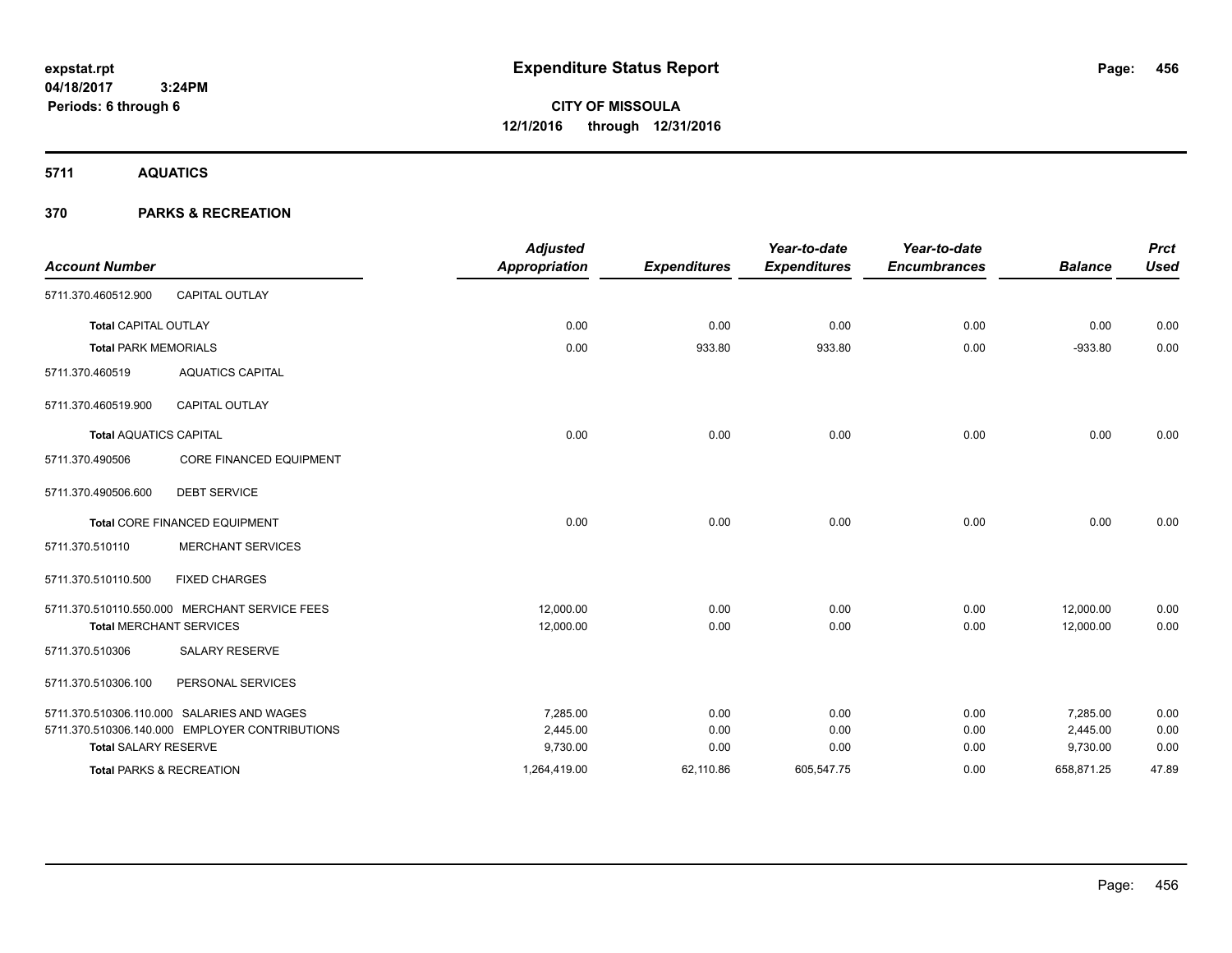# Expenditure Status Report

**expstat.rpt**
**04/18/2017 3:24PM**
**Periods: 6 through 6**

**CITY OF MISSOULA**
**12/1/2016 through 12/31/2016**

## 5711 AQUATICS

## 370 PARKS & RECREATION

| Account Number | | Adjusted Appropriation | Expenditures | Year-to-date Expenditures | Year-to-date Encumbrances | Balance | Prct Used |
|---|---|---|---|---|---|---|---|
| 5711.370.460512.900 | CAPITAL OUTLAY | | | | | | |
| **Total** CAPITAL OUTLAY | | 0.00 | 0.00 | 0.00 | 0.00 | 0.00 | 0.00 |
| **Total** PARK MEMORIALS | | 0.00 | 933.80 | 933.80 | 0.00 | -933.80 | 0.00 |
| 5711.370.460519 | AQUATICS CAPITAL | | | | | | |
| 5711.370.460519.900 | CAPITAL OUTLAY | | | | | | |
| **Total** AQUATICS CAPITAL | | 0.00 | 0.00 | 0.00 | 0.00 | 0.00 | 0.00 |
| 5711.370.490506 | CORE FINANCED EQUIPMENT | | | | | | |
| 5711.370.490506.600 | DEBT SERVICE | | | | | | |
| **Total** CORE FINANCED EQUIPMENT | | 0.00 | 0.00 | 0.00 | 0.00 | 0.00 | 0.00 |
| 5711.370.510110 | MERCHANT SERVICES | | | | | | |
| 5711.370.510110.500 | FIXED CHARGES | | | | | | |
| 5711.370.510110.550.000 | MERCHANT SERVICE FEES | 12,000.00 | 0.00 | 0.00 | 0.00 | 12,000.00 | 0.00 |
| **Total** MERCHANT SERVICES | | 12,000.00 | 0.00 | 0.00 | 0.00 | 12,000.00 | 0.00 |
| 5711.370.510306 | SALARY RESERVE | | | | | | |
| 5711.370.510306.100 | PERSONAL SERVICES | | | | | | |
| 5711.370.510306.110.000 | SALARIES AND WAGES | 7,285.00 | 0.00 | 0.00 | 0.00 | 7,285.00 | 0.00 |
| 5711.370.510306.140.000 | EMPLOYER CONTRIBUTIONS | 2,445.00 | 0.00 | 0.00 | 0.00 | 2,445.00 | 0.00 |
| **Total** SALARY RESERVE | | 9,730.00 | 0.00 | 0.00 | 0.00 | 9,730.00 | 0.00 |
| **Total** PARKS & RECREATION | | 1,264,419.00 | 62,110.86 | 605,547.75 | 0.00 | 658,871.25 | 47.89 |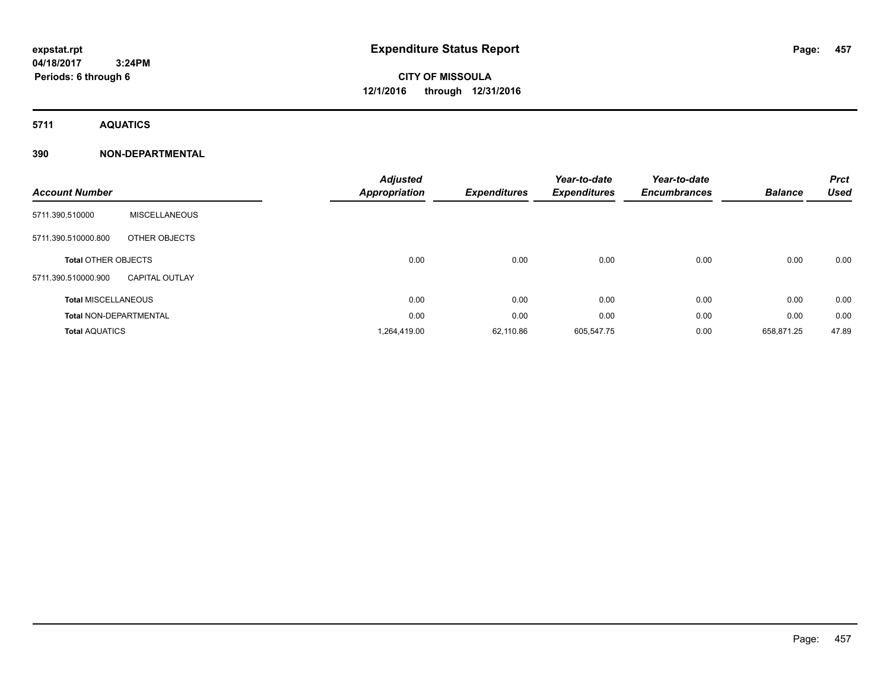**expstat.rpt**
**04/18/2017 3:24PM**
**Periods: 6 through 6**

# Expenditure Status Report

**CITY OF MISSOULA**
**12/1/2016 through 12/31/2016**

## 5711 AQUATICS

### 390 NON-DEPARTMENTAL

| Account Number | | Adjusted Appropriation | Expenditures | Year-to-date Expenditures | Year-to-date Encumbrances | Balance | Prct Used |
|---|---|---|---|---|---|---|---|
| 5711.390.510000 | MISCELLANEOUS | | | | | | |
| 5711.390.510000.800 | OTHER OBJECTS | | | | | | |
| **Total** OTHER OBJECTS | | 0.00 | 0.00 | 0.00 | 0.00 | 0.00 | 0.00 |
| 5711.390.510000.900 | CAPITAL OUTLAY | | | | | | |
| **Total** MISCELLANEOUS | | 0.00 | 0.00 | 0.00 | 0.00 | 0.00 | 0.00 |
| **Total** NON-DEPARTMENTAL | | 0.00 | 0.00 | 0.00 | 0.00 | 0.00 | 0.00 |
| **Total** AQUATICS | | 1,264,419.00 | 62,110.86 | 605,547.75 | 0.00 | 658,871.25 | 47.89 |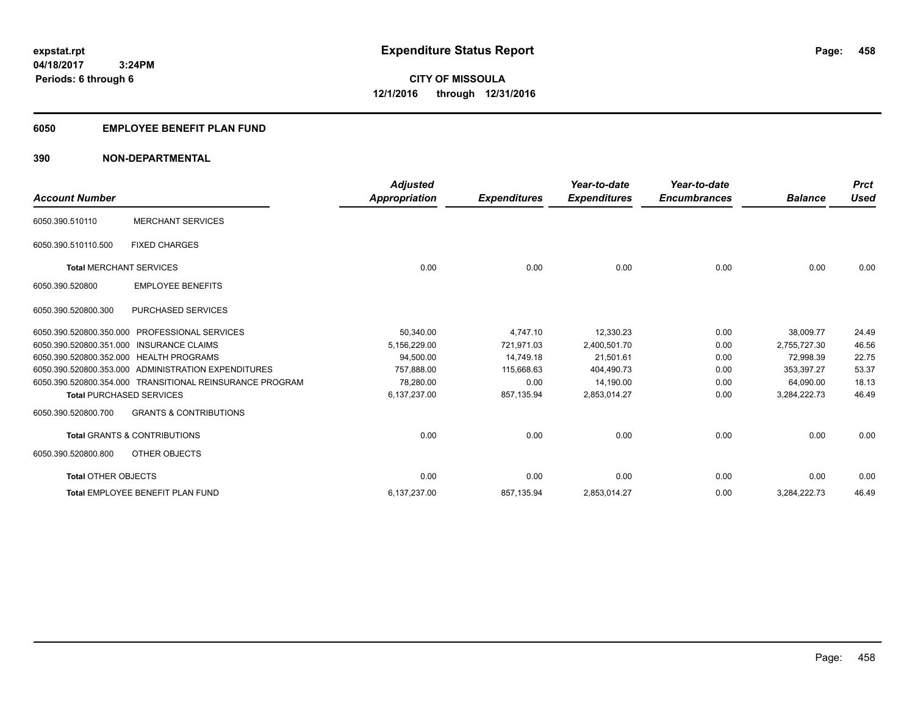expstat.rpt
04/18/2017 3:24PM
Periods: 6 through 6

# Expenditure Status Report

**CITY OF MISSOULA**
**12/1/2016 through 12/31/2016**

## 6050 EMPLOYEE BENEFIT PLAN FUND

## 390 NON-DEPARTMENTAL

| Account Number | | Adjusted Appropriation | Expenditures | Year-to-date Expenditures | Year-to-date Encumbrances | Balance | Prct Used |
|---|---|---|---|---|---|---|---|
| 6050.390.510110 | MERCHANT SERVICES | | | | | | |
| 6050.390.510110.500 | FIXED CHARGES | | | | | | |
| **Total** MERCHANT SERVICES | | 0.00 | 0.00 | 0.00 | 0.00 | 0.00 | 0.00 |
| 6050.390.520800 | EMPLOYEE BENEFITS | | | | | | |
| 6050.390.520800.300 | PURCHASED SERVICES | | | | | | |
| 6050.390.520800.350.000 | PROFESSIONAL SERVICES | 50,340.00 | 4,747.10 | 12,330.23 | 0.00 | 38,009.77 | 24.49 |
| 6050.390.520800.351.000 | INSURANCE CLAIMS | 5,156,229.00 | 721,971.03 | 2,400,501.70 | 0.00 | 2,755,727.30 | 46.56 |
| 6050.390.520800.352.000 | HEALTH PROGRAMS | 94,500.00 | 14,749.18 | 21,501.61 | 0.00 | 72,998.39 | 22.75 |
| 6050.390.520800.353.000 | ADMINISTRATION EXPENDITURES | 757,888.00 | 115,668.63 | 404,490.73 | 0.00 | 353,397.27 | 53.37 |
| 6050.390.520800.354.000 | TRANSITIONAL REINSURANCE PROGRAM | 78,280.00 | 0.00 | 14,190.00 | 0.00 | 64,090.00 | 18.13 |
| **Total** PURCHASED SERVICES | | 6,137,237.00 | 857,135.94 | 2,853,014.27 | 0.00 | 3,284,222.73 | 46.49 |
| 6050.390.520800.700 | GRANTS & CONTRIBUTIONS | | | | | | |
| **Total** GRANTS & CONTRIBUTIONS | | 0.00 | 0.00 | 0.00 | 0.00 | 0.00 | 0.00 |
| 6050.390.520800.800 | OTHER OBJECTS | | | | | | |
| **Total** OTHER OBJECTS | | 0.00 | 0.00 | 0.00 | 0.00 | 0.00 | 0.00 |
| **Total** EMPLOYEE BENEFIT PLAN FUND | | 6,137,237.00 | 857,135.94 | 2,853,014.27 | 0.00 | 3,284,222.73 | 46.49 |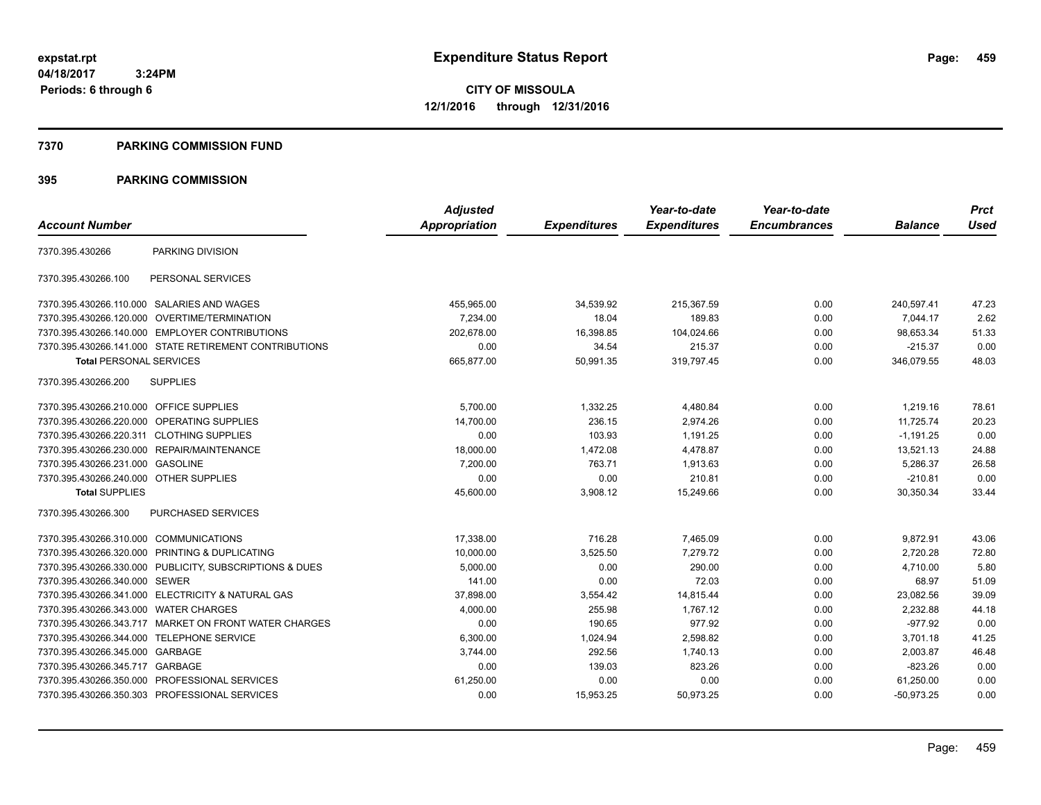**expstat.rpt**
**04/18/2017 3:24PM**
**Periods: 6 through 6**

# Expenditure Status Report

**CITY OF MISSOULA**
**12/1/2016 through 12/31/2016**

## 7370 PARKING COMMISSION FUND

## 395 PARKING COMMISSION

| Account Number | | Adjusted Appropriation | Expenditures | Year-to-date Expenditures | Year-to-date Encumbrances | Balance | Prct Used |
|---|---|---|---|---|---|---|---|
| 7370.395.430266 | PARKING DIVISION | | | | | | |
| 7370.395.430266.100 | PERSONAL SERVICES | | | | | | |
| 7370.395.430266.110.000 | SALARIES AND WAGES | 455,965.00 | 34,539.92 | 215,367.59 | 0.00 | 240,597.41 | 47.23 |
| 7370.395.430266.120.000 | OVERTIME/TERMINATION | 7,234.00 | 18.04 | 189.83 | 0.00 | 7,044.17 | 2.62 |
| 7370.395.430266.140.000 | EMPLOYER CONTRIBUTIONS | 202,678.00 | 16,398.85 | 104,024.66 | 0.00 | 98,653.34 | 51.33 |
| 7370.395.430266.141.000 | STATE RETIREMENT CONTRIBUTIONS | 0.00 | 34.54 | 215.37 | 0.00 | -215.37 | 0.00 |
| **Total PERSONAL SERVICES** | | 665,877.00 | 50,991.35 | 319,797.45 | 0.00 | 346,079.55 | 48.03 |
| 7370.395.430266.200 | SUPPLIES | | | | | | |
| 7370.395.430266.210.000 | OFFICE SUPPLIES | 5,700.00 | 1,332.25 | 4,480.84 | 0.00 | 1,219.16 | 78.61 |
| 7370.395.430266.220.000 | OPERATING SUPPLIES | 14,700.00 | 236.15 | 2,974.26 | 0.00 | 11,725.74 | 20.23 |
| 7370.395.430266.220.311 | CLOTHING SUPPLIES | 0.00 | 103.93 | 1,191.25 | 0.00 | -1,191.25 | 0.00 |
| 7370.395.430266.230.000 | REPAIR/MAINTENANCE | 18,000.00 | 1,472.08 | 4,478.87 | 0.00 | 13,521.13 | 24.88 |
| 7370.395.430266.231.000 | GASOLINE | 7,200.00 | 763.71 | 1,913.63 | 0.00 | 5,286.37 | 26.58 |
| 7370.395.430266.240.000 | OTHER SUPPLIES | 0.00 | 0.00 | 210.81 | 0.00 | -210.81 | 0.00 |
| **Total SUPPLIES** | | 45,600.00 | 3,908.12 | 15,249.66 | 0.00 | 30,350.34 | 33.44 |
| 7370.395.430266.300 | PURCHASED SERVICES | | | | | | |
| 7370.395.430266.310.000 | COMMUNICATIONS | 17,338.00 | 716.28 | 7,465.09 | 0.00 | 9,872.91 | 43.06 |
| 7370.395.430266.320.000 | PRINTING & DUPLICATING | 10,000.00 | 3,525.50 | 7,279.72 | 0.00 | 2,720.28 | 72.80 |
| 7370.395.430266.330.000 | PUBLICITY, SUBSCRIPTIONS & DUES | 5,000.00 | 0.00 | 290.00 | 0.00 | 4,710.00 | 5.80 |
| 7370.395.430266.340.000 | SEWER | 141.00 | 0.00 | 72.03 | 0.00 | 68.97 | 51.09 |
| 7370.395.430266.341.000 | ELECTRICITY & NATURAL GAS | 37,898.00 | 3,554.42 | 14,815.44 | 0.00 | 23,082.56 | 39.09 |
| 7370.395.430266.343.000 | WATER CHARGES | 4,000.00 | 255.98 | 1,767.12 | 0.00 | 2,232.88 | 44.18 |
| 7370.395.430266.343.717 | MARKET ON FRONT WATER CHARGES | 0.00 | 190.65 | 977.92 | 0.00 | -977.92 | 0.00 |
| 7370.395.430266.344.000 | TELEPHONE SERVICE | 6,300.00 | 1,024.94 | 2,598.82 | 0.00 | 3,701.18 | 41.25 |
| 7370.395.430266.345.000 | GARBAGE | 3,744.00 | 292.56 | 1,740.13 | 0.00 | 2,003.87 | 46.48 |
| 7370.395.430266.345.717 | GARBAGE | 0.00 | 139.03 | 823.26 | 0.00 | -823.26 | 0.00 |
| 7370.395.430266.350.000 | PROFESSIONAL SERVICES | 61,250.00 | 0.00 | 0.00 | 0.00 | 61,250.00 | 0.00 |
| 7370.395.430266.350.303 | PROFESSIONAL SERVICES | 0.00 | 15,953.25 | 50,973.25 | 0.00 | -50,973.25 | 0.00 |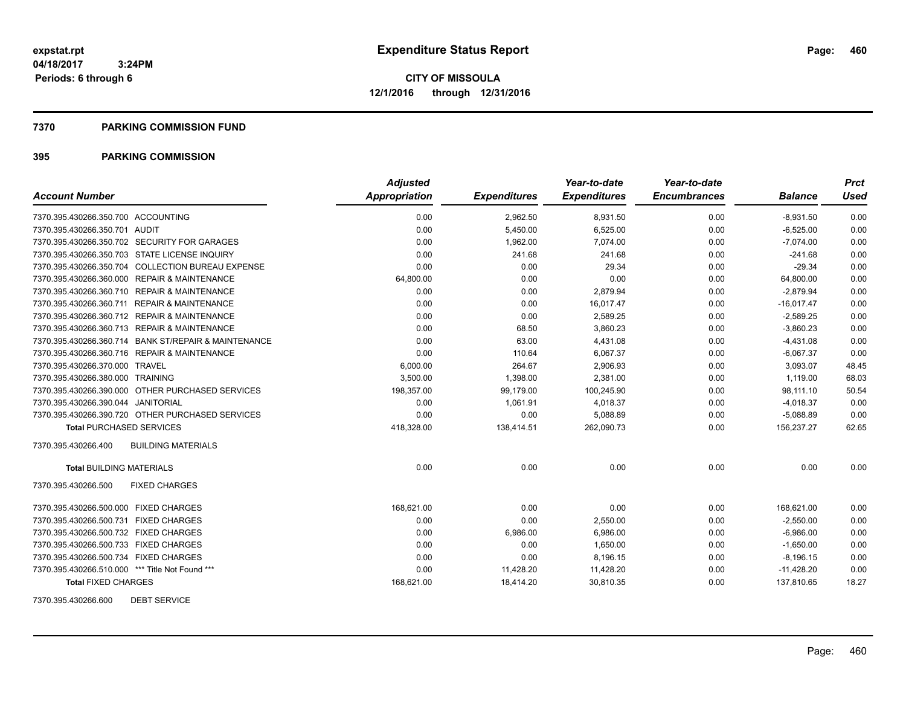expstat.rpt
04/18/2017 3:24PM
Periods: 6 through 6

# Expenditure Status Report

**CITY OF MISSOULA**
**12/1/2016 through 12/31/2016**

## 7370 PARKING COMMISSION FUND

## 395 PARKING COMMISSION

| Account Number | Adjusted Appropriation | Expenditures | Year-to-date Expenditures | Year-to-date Encumbrances | Balance | Prct Used |
|---|---|---|---|---|---|---|
| 7370.395.430266.350.700 ACCOUNTING | 0.00 | 2,962.50 | 8,931.50 | 0.00 | -8,931.50 | 0.00 |
| 7370.395.430266.350.701 AUDIT | 0.00 | 5,450.00 | 6,525.00 | 0.00 | -6,525.00 | 0.00 |
| 7370.395.430266.350.702 SECURITY FOR GARAGES | 0.00 | 1,962.00 | 7,074.00 | 0.00 | -7,074.00 | 0.00 |
| 7370.395.430266.350.703 STATE LICENSE INQUIRY | 0.00 | 241.68 | 241.68 | 0.00 | -241.68 | 0.00 |
| 7370.395.430266.350.704 COLLECTION BUREAU EXPENSE | 0.00 | 0.00 | 29.34 | 0.00 | -29.34 | 0.00 |
| 7370.395.430266.360.000 REPAIR & MAINTENANCE | 64,800.00 | 0.00 | 0.00 | 0.00 | 64,800.00 | 0.00 |
| 7370.395.430266.360.710 REPAIR & MAINTENANCE | 0.00 | 0.00 | 2,879.94 | 0.00 | -2,879.94 | 0.00 |
| 7370.395.430266.360.711 REPAIR & MAINTENANCE | 0.00 | 0.00 | 16,017.47 | 0.00 | -16,017.47 | 0.00 |
| 7370.395.430266.360.712 REPAIR & MAINTENANCE | 0.00 | 0.00 | 2,589.25 | 0.00 | -2,589.25 | 0.00 |
| 7370.395.430266.360.713 REPAIR & MAINTENANCE | 0.00 | 68.50 | 3,860.23 | 0.00 | -3,860.23 | 0.00 |
| 7370.395.430266.360.714 BANK ST/REPAIR & MAINTENANCE | 0.00 | 63.00 | 4,431.08 | 0.00 | -4,431.08 | 0.00 |
| 7370.395.430266.360.716 REPAIR & MAINTENANCE | 0.00 | 110.64 | 6,067.37 | 0.00 | -6,067.37 | 0.00 |
| 7370.395.430266.370.000 TRAVEL | 6,000.00 | 264.67 | 2,906.93 | 0.00 | 3,093.07 | 48.45 |
| 7370.395.430266.380.000 TRAINING | 3,500.00 | 1,398.00 | 2,381.00 | 0.00 | 1,119.00 | 68.03 |
| 7370.395.430266.390.000 OTHER PURCHASED SERVICES | 198,357.00 | 99,179.00 | 100,245.90 | 0.00 | 98,111.10 | 50.54 |
| 7370.395.430266.390.044 JANITORIAL | 0.00 | 1,061.91 | 4,018.37 | 0.00 | -4,018.37 | 0.00 |
| 7370.395.430266.390.720 OTHER PURCHASED SERVICES | 0.00 | 0.00 | 5,088.89 | 0.00 | -5,088.89 | 0.00 |
| **Total** PURCHASED SERVICES | 418,328.00 | 138,414.51 | 262,090.73 | 0.00 | 156,237.27 | 62.65 |
| 7370.395.430266.400 BUILDING MATERIALS | | | | | | |
| **Total** BUILDING MATERIALS | 0.00 | 0.00 | 0.00 | 0.00 | 0.00 | 0.00 |
| 7370.395.430266.500 FIXED CHARGES | | | | | | |
| 7370.395.430266.500.000 FIXED CHARGES | 168,621.00 | 0.00 | 0.00 | 0.00 | 168,621.00 | 0.00 |
| 7370.395.430266.500.731 FIXED CHARGES | 0.00 | 0.00 | 2,550.00 | 0.00 | -2,550.00 | 0.00 |
| 7370.395.430266.500.732 FIXED CHARGES | 0.00 | 6,986.00 | 6,986.00 | 0.00 | -6,986.00 | 0.00 |
| 7370.395.430266.500.733 FIXED CHARGES | 0.00 | 0.00 | 1,650.00 | 0.00 | -1,650.00 | 0.00 |
| 7370.395.430266.500.734 FIXED CHARGES | 0.00 | 0.00 | 8,196.15 | 0.00 | -8,196.15 | 0.00 |
| 7370.395.430266.510.000 *** Title Not Found *** | 0.00 | 11,428.20 | 11,428.20 | 0.00 | -11,428.20 | 0.00 |
| **Total** FIXED CHARGES | 168,621.00 | 18,414.20 | 30,810.35 | 0.00 | 137,810.65 | 18.27 |
| 7370.395.430266.600 DEBT SERVICE | | | | | | |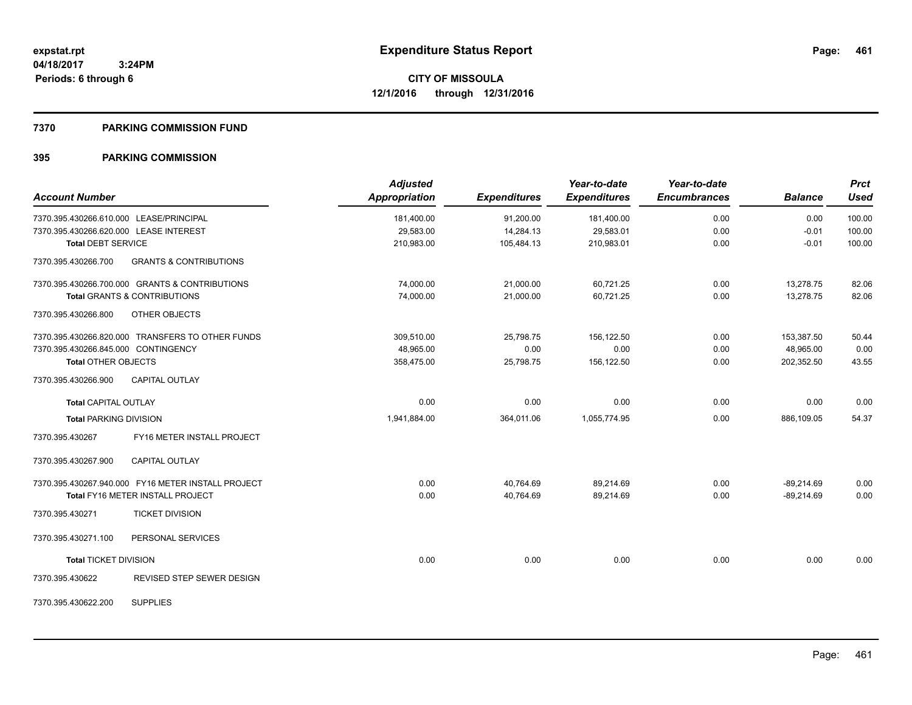**Expenditure Status Report**

**CITY OF MISSOULA**
**12/1/2016 through 12/31/2016**

expstat.rpt
04/18/2017 3:24PM
Periods: 6 through 6

## 7370 PARKING COMMISSION FUND

## 395 PARKING COMMISSION

| Account Number | Adjusted Appropriation | Expenditures | Year-to-date Expenditures | Year-to-date Encumbrances | Balance | Prct Used |
|---|---|---|---|---|---|---|
| 7370.395.430266.610.000 LEASE/PRINCIPAL | 181,400.00 | 91,200.00 | 181,400.00 | 0.00 | 0.00 | 100.00 |
| 7370.395.430266.620.000 LEASE INTEREST | 29,583.00 | 14,284.13 | 29,583.01 | 0.00 | -0.01 | 100.00 |
| **Total** DEBT SERVICE | 210,983.00 | 105,484.13 | 210,983.01 | 0.00 | -0.01 | 100.00 |
| 7370.395.430266.700 GRANTS & CONTRIBUTIONS | | | | | | |
| 7370.395.430266.700.000 GRANTS & CONTRIBUTIONS | 74,000.00 | 21,000.00 | 60,721.25 | 0.00 | 13,278.75 | 82.06 |
| **Total** GRANTS & CONTRIBUTIONS | 74,000.00 | 21,000.00 | 60,721.25 | 0.00 | 13,278.75 | 82.06 |
| 7370.395.430266.800 OTHER OBJECTS | | | | | | |
| 7370.395.430266.820.000 TRANSFERS TO OTHER FUNDS | 309,510.00 | 25,798.75 | 156,122.50 | 0.00 | 153,387.50 | 50.44 |
| 7370.395.430266.845.000 CONTINGENCY | 48,965.00 | 0.00 | 0.00 | 0.00 | 48,965.00 | 0.00 |
| **Total** OTHER OBJECTS | 358,475.00 | 25,798.75 | 156,122.50 | 0.00 | 202,352.50 | 43.55 |
| 7370.395.430266.900 CAPITAL OUTLAY | | | | | | |
| **Total** CAPITAL OUTLAY | 0.00 | 0.00 | 0.00 | 0.00 | 0.00 | 0.00 |
| **Total** PARKING DIVISION | 1,941,884.00 | 364,011.06 | 1,055,774.95 | 0.00 | 886,109.05 | 54.37 |
| 7370.395.430267 FY16 METER INSTALL PROJECT | | | | | | |
| 7370.395.430267.900 CAPITAL OUTLAY | | | | | | |
| 7370.395.430267.940.000 FY16 METER INSTALL PROJECT | 0.00 | 40,764.69 | 89,214.69 | 0.00 | -89,214.69 | 0.00 |
| **Total** FY16 METER INSTALL PROJECT | 0.00 | 40,764.69 | 89,214.69 | 0.00 | -89,214.69 | 0.00 |
| 7370.395.430271 TICKET DIVISION | | | | | | |
| 7370.395.430271.100 PERSONAL SERVICES | | | | | | |
| **Total** TICKET DIVISION | 0.00 | 0.00 | 0.00 | 0.00 | 0.00 | 0.00 |
| 7370.395.430622 REVISED STEP SEWER DESIGN | | | | | | |
| 7370.395.430622.200 SUPPLIES | | | | | | |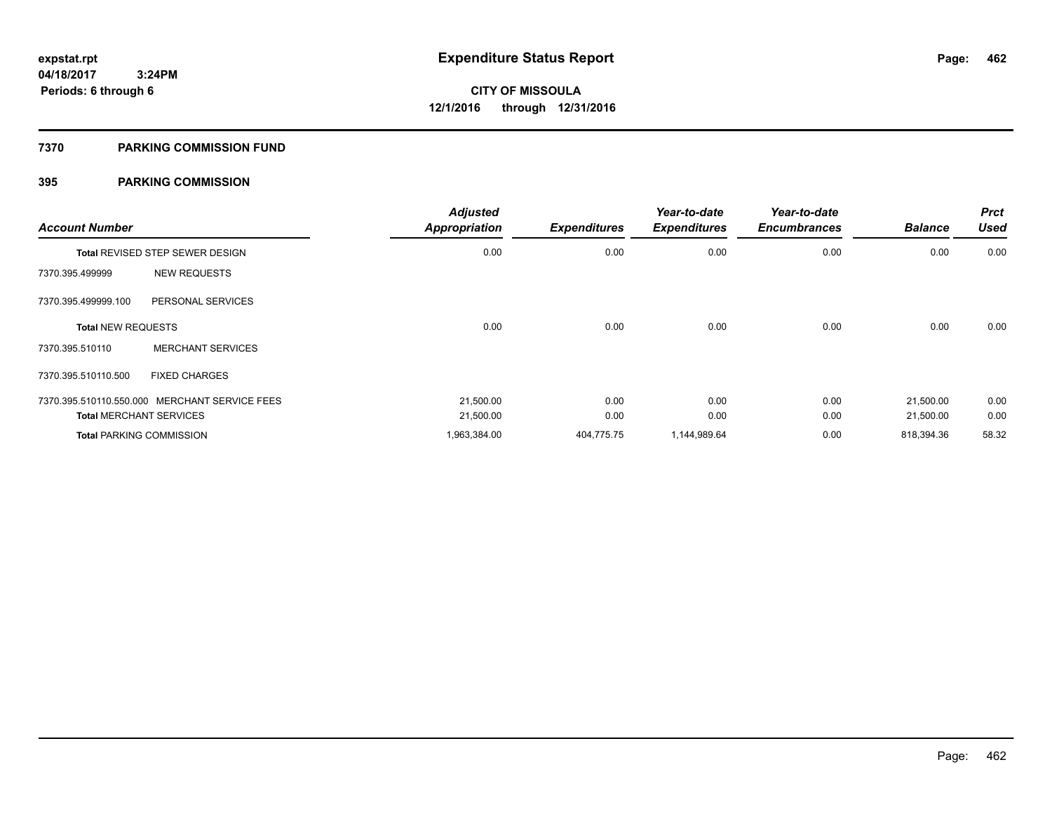**expstat.rpt**
**04/18/2017 3:24PM**
**Periods: 6 through 6**

# Expenditure Status Report

**CITY OF MISSOULA**
**12/1/2016 through 12/31/2016**

## 7370 PARKING COMMISSION FUND

## 395 PARKING COMMISSION

| Account Number | | Adjusted Appropriation | Expenditures | Year-to-date Expenditures | Year-to-date Encumbrances | Balance | Prct Used |
|---|---|---|---|---|---|---|---|
| **Total** REVISED STEP SEWER DESIGN | | 0.00 | 0.00 | 0.00 | 0.00 | 0.00 | 0.00 |
| 7370.395.499999 | NEW REQUESTS | | | | | | |
| 7370.395.499999.100 | PERSONAL SERVICES | | | | | | |
| **Total** NEW REQUESTS | | 0.00 | 0.00 | 0.00 | 0.00 | 0.00 | 0.00 |
| 7370.395.510110 | MERCHANT SERVICES | | | | | | |
| 7370.395.510110.500 | FIXED CHARGES | | | | | | |
| 7370.395.510110.550.000 | MERCHANT SERVICE FEES | 21,500.00 | 0.00 | 0.00 | 0.00 | 21,500.00 | 0.00 |
| **Total** MERCHANT SERVICES | | 21,500.00 | 0.00 | 0.00 | 0.00 | 21,500.00 | 0.00 |
| **Total** PARKING COMMISSION | | 1,963,384.00 | 404,775.75 | 1,144,989.64 | 0.00 | 818,394.36 | 58.32 |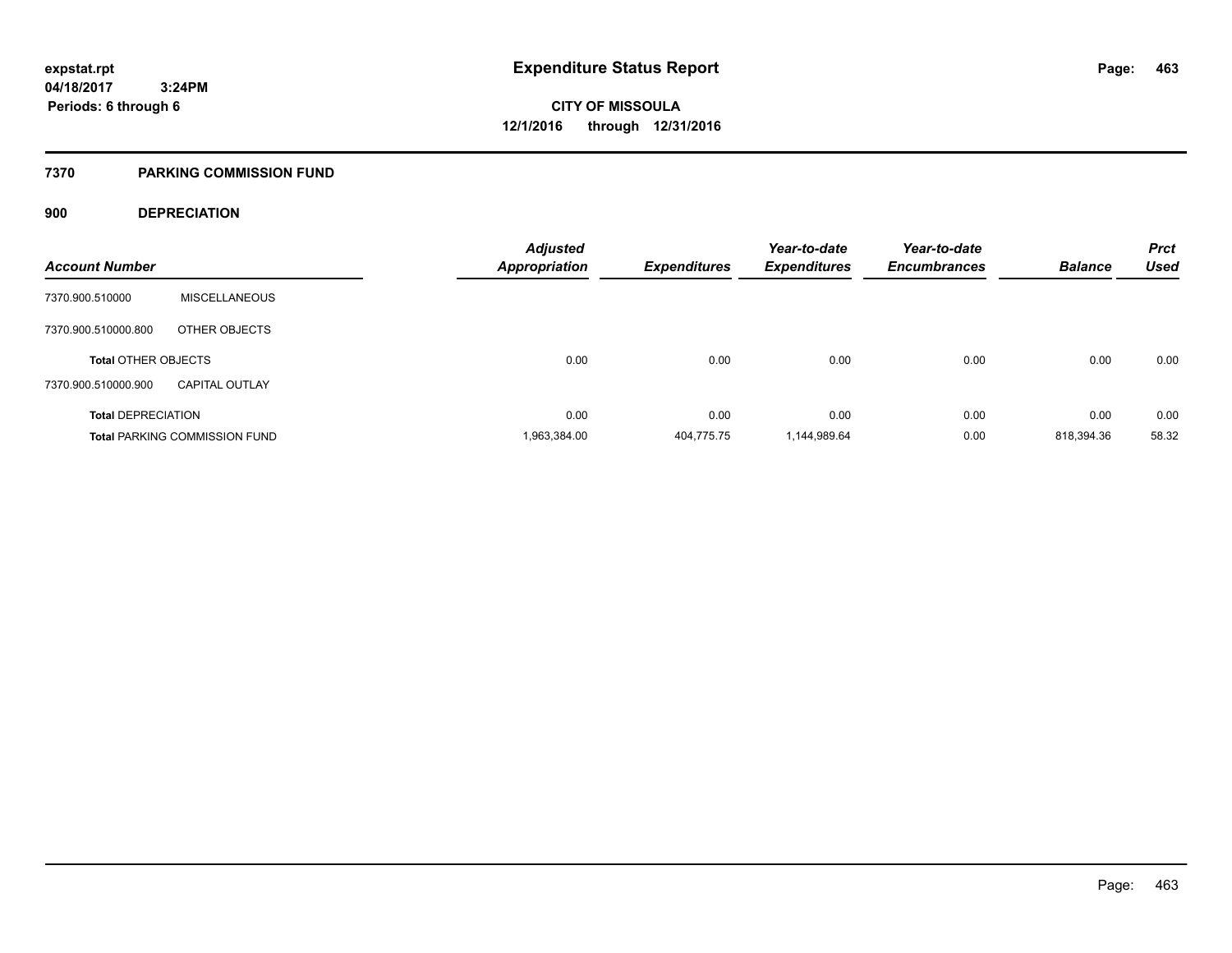# Expenditure Status Report

expstat.rpt
04/18/2017 3:24PM
Periods: 6 through 6

**CITY OF MISSOULA**
**12/1/2016 through 12/31/2016**

## 7370 PARKING COMMISSION FUND

### 900 DEPRECIATION

| Account Number | | Adjusted Appropriation | Expenditures | Year-to-date Expenditures | Year-to-date Encumbrances | Balance | Prct Used |
|---|---|---|---|---|---|---|---|
| 7370.900.510000 | MISCELLANEOUS | | | | | | |
| 7370.900.510000.800 | OTHER OBJECTS | | | | | | |
| **Total** OTHER OBJECTS | | 0.00 | 0.00 | 0.00 | 0.00 | 0.00 | 0.00 |
| 7370.900.510000.900 | CAPITAL OUTLAY | | | | | | |
| **Total** DEPRECIATION | | 0.00 | 0.00 | 0.00 | 0.00 | 0.00 | 0.00 |
| **Total** PARKING COMMISSION FUND | | 1,963,384.00 | 404,775.75 | 1,144,989.64 | 0.00 | 818,394.36 | 58.32 |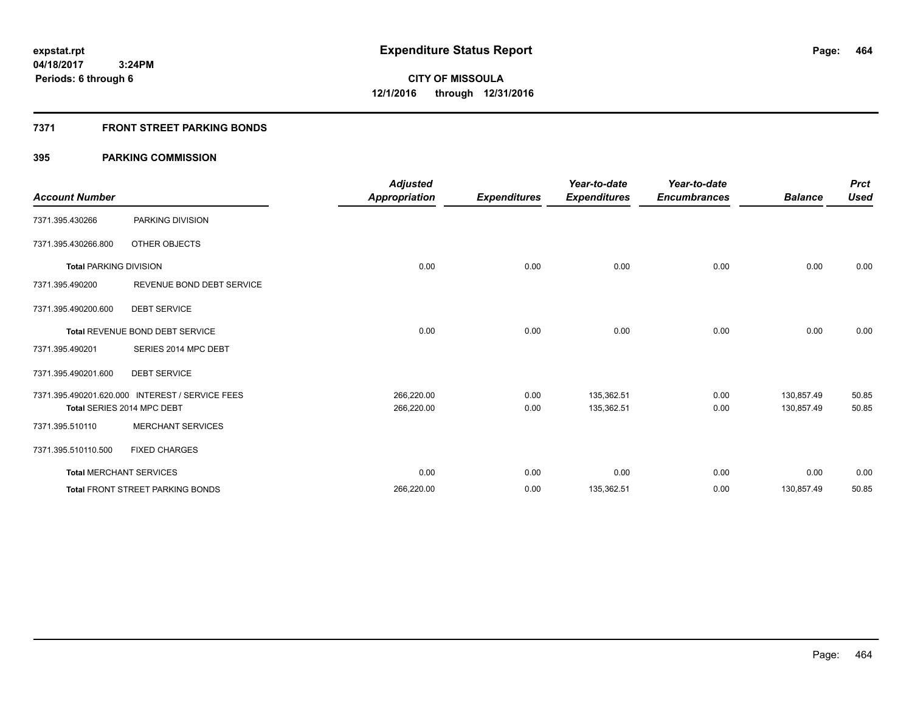expstat.rpt
04/18/2017 3:24PM
Periods: 6 through 6

# Expenditure Status Report

**CITY OF MISSOULA**
**12/1/2016 through 12/31/2016**

## 7371 FRONT STREET PARKING BONDS

### 395 PARKING COMMISSION

| Account Number | | Adjusted Appropriation | Expenditures | Year-to-date Expenditures | Year-to-date Encumbrances | Balance | Prct Used |
|---|---|---|---|---|---|---|---|
| 7371.395.430266 | PARKING DIVISION | | | | | | |
| 7371.395.430266.800 | OTHER OBJECTS | | | | | | |
| **Total** PARKING DIVISION | | 0.00 | 0.00 | 0.00 | 0.00 | 0.00 | 0.00 |
| 7371.395.490200 | REVENUE BOND DEBT SERVICE | | | | | | |
| 7371.395.490200.600 | DEBT SERVICE | | | | | | |
| **Total** REVENUE BOND DEBT SERVICE | | 0.00 | 0.00 | 0.00 | 0.00 | 0.00 | 0.00 |
| 7371.395.490201 | SERIES 2014 MPC DEBT | | | | | | |
| 7371.395.490201.600 | DEBT SERVICE | | | | | | |
| 7371.395.490201.620.000 | INTEREST / SERVICE FEES | 266,220.00 | 0.00 | 135,362.51 | 0.00 | 130,857.49 | 50.85 |
| **Total** SERIES 2014 MPC DEBT | | 266,220.00 | 0.00 | 135,362.51 | 0.00 | 130,857.49 | 50.85 |
| 7371.395.510110 | MERCHANT SERVICES | | | | | | |
| 7371.395.510110.500 | FIXED CHARGES | | | | | | |
| **Total** MERCHANT SERVICES | | 0.00 | 0.00 | 0.00 | 0.00 | 0.00 | 0.00 |
| **Total** FRONT STREET PARKING BONDS | | 266,220.00 | 0.00 | 135,362.51 | 0.00 | 130,857.49 | 50.85 |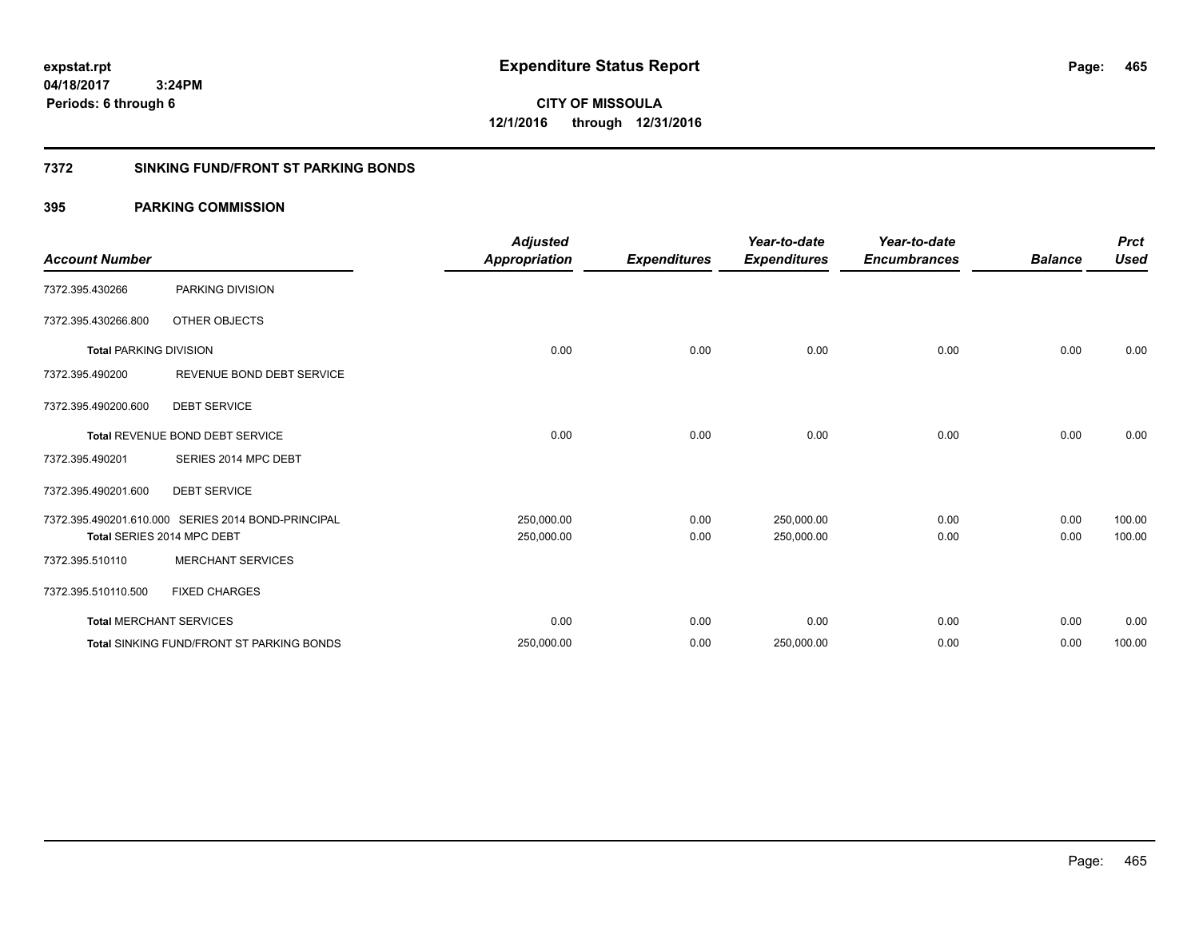expstat.rpt
04/18/2017 3:24PM
Periods: 6 through 6

# Expenditure Status Report

**CITY OF MISSOULA**
**12/1/2016 through 12/31/2016**

## 7372 SINKING FUND/FRONT ST PARKING BONDS

## 395 PARKING COMMISSION

| Account Number | | Adjusted Appropriation | Expenditures | Year-to-date Expenditures | Year-to-date Encumbrances | Balance | Prct Used |
|---|---|---|---|---|---|---|---|
| 7372.395.430266 | PARKING DIVISION | | | | | | |
| 7372.395.430266.800 | OTHER OBJECTS | | | | | | |
| **Total** PARKING DIVISION | | 0.00 | 0.00 | 0.00 | 0.00 | 0.00 | 0.00 |
| 7372.395.490200 | REVENUE BOND DEBT SERVICE | | | | | | |
| 7372.395.490200.600 | DEBT SERVICE | | | | | | |
| **Total** REVENUE BOND DEBT SERVICE | | 0.00 | 0.00 | 0.00 | 0.00 | 0.00 | 0.00 |
| 7372.395.490201 | SERIES 2014 MPC DEBT | | | | | | |
| 7372.395.490201.600 | DEBT SERVICE | | | | | | |
| 7372.395.490201.610.000 | SERIES 2014 BOND-PRINCIPAL | 250,000.00 | 0.00 | 250,000.00 | 0.00 | 0.00 | 100.00 |
| **Total** SERIES 2014 MPC DEBT | | 250,000.00 | 0.00 | 250,000.00 | 0.00 | 0.00 | 100.00 |
| 7372.395.510110 | MERCHANT SERVICES | | | | | | |
| 7372.395.510110.500 | FIXED CHARGES | | | | | | |
| **Total** MERCHANT SERVICES | | 0.00 | 0.00 | 0.00 | 0.00 | 0.00 | 0.00 |
| **Total** SINKING FUND/FRONT ST PARKING BONDS | | 250,000.00 | 0.00 | 250,000.00 | 0.00 | 0.00 | 100.00 |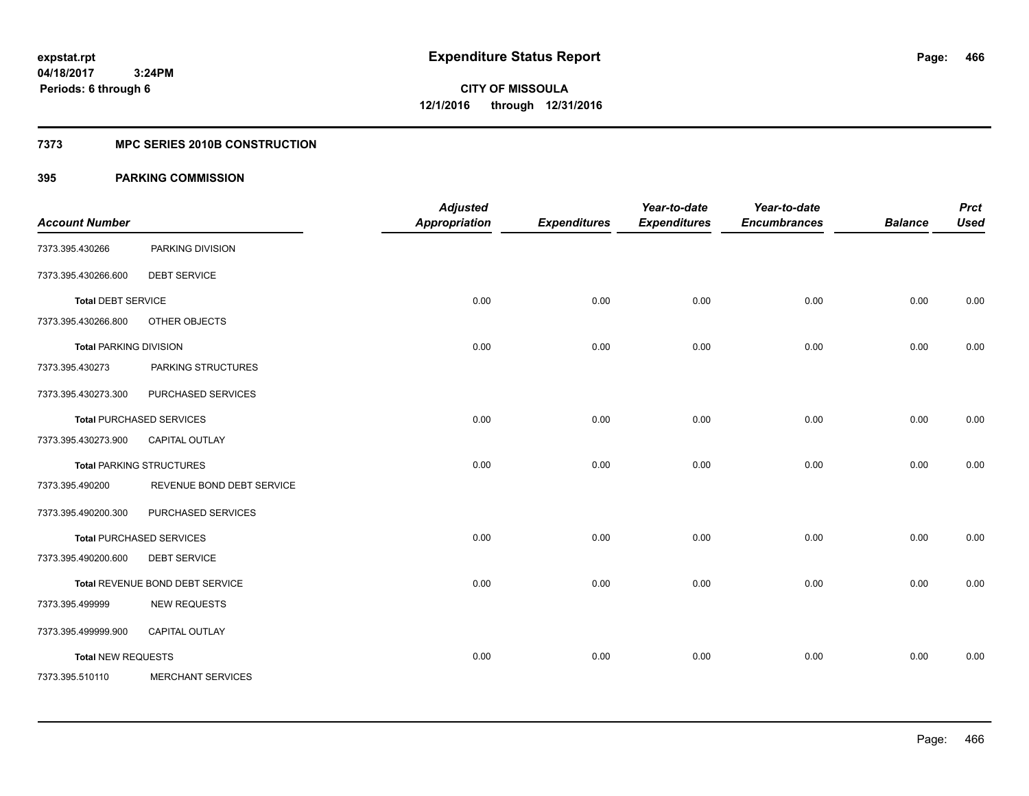expstat.rpt
04/18/2017 3:24PM
Periods: 6 through 6

# Expenditure Status Report

**CITY OF MISSOULA**
**12/1/2016 through 12/31/2016**

## 7373 MPC SERIES 2010B CONSTRUCTION

## 395 PARKING COMMISSION

| Account Number | | Adjusted Appropriation | Expenditures | Year-to-date Expenditures | Year-to-date Encumbrances | Balance | Prct Used |
|---|---|---|---|---|---|---|---|
| 7373.395.430266 | PARKING DIVISION | | | | | | |
| 7373.395.430266.600 | DEBT SERVICE | | | | | | |
| **Total** DEBT SERVICE | | 0.00 | 0.00 | 0.00 | 0.00 | 0.00 | 0.00 |
| 7373.395.430266.800 | OTHER OBJECTS | | | | | | |
| **Total** PARKING DIVISION | | 0.00 | 0.00 | 0.00 | 0.00 | 0.00 | 0.00 |
| 7373.395.430273 | PARKING STRUCTURES | | | | | | |
| 7373.395.430273.300 | PURCHASED SERVICES | | | | | | |
| **Total** PURCHASED SERVICES | | 0.00 | 0.00 | 0.00 | 0.00 | 0.00 | 0.00 |
| 7373.395.430273.900 | CAPITAL OUTLAY | | | | | | |
| **Total** PARKING STRUCTURES | | 0.00 | 0.00 | 0.00 | 0.00 | 0.00 | 0.00 |
| 7373.395.490200 | REVENUE BOND DEBT SERVICE | | | | | | |
| 7373.395.490200.300 | PURCHASED SERVICES | | | | | | |
| **Total** PURCHASED SERVICES | | 0.00 | 0.00 | 0.00 | 0.00 | 0.00 | 0.00 |
| 7373.395.490200.600 | DEBT SERVICE | | | | | | |
| **Total** REVENUE BOND DEBT SERVICE | | 0.00 | 0.00 | 0.00 | 0.00 | 0.00 | 0.00 |
| 7373.395.499999 | NEW REQUESTS | | | | | | |
| 7373.395.499999.900 | CAPITAL OUTLAY | | | | | | |
| **Total** NEW REQUESTS | | 0.00 | 0.00 | 0.00 | 0.00 | 0.00 | 0.00 |
| 7373.395.510110 | MERCHANT SERVICES | | | | | | |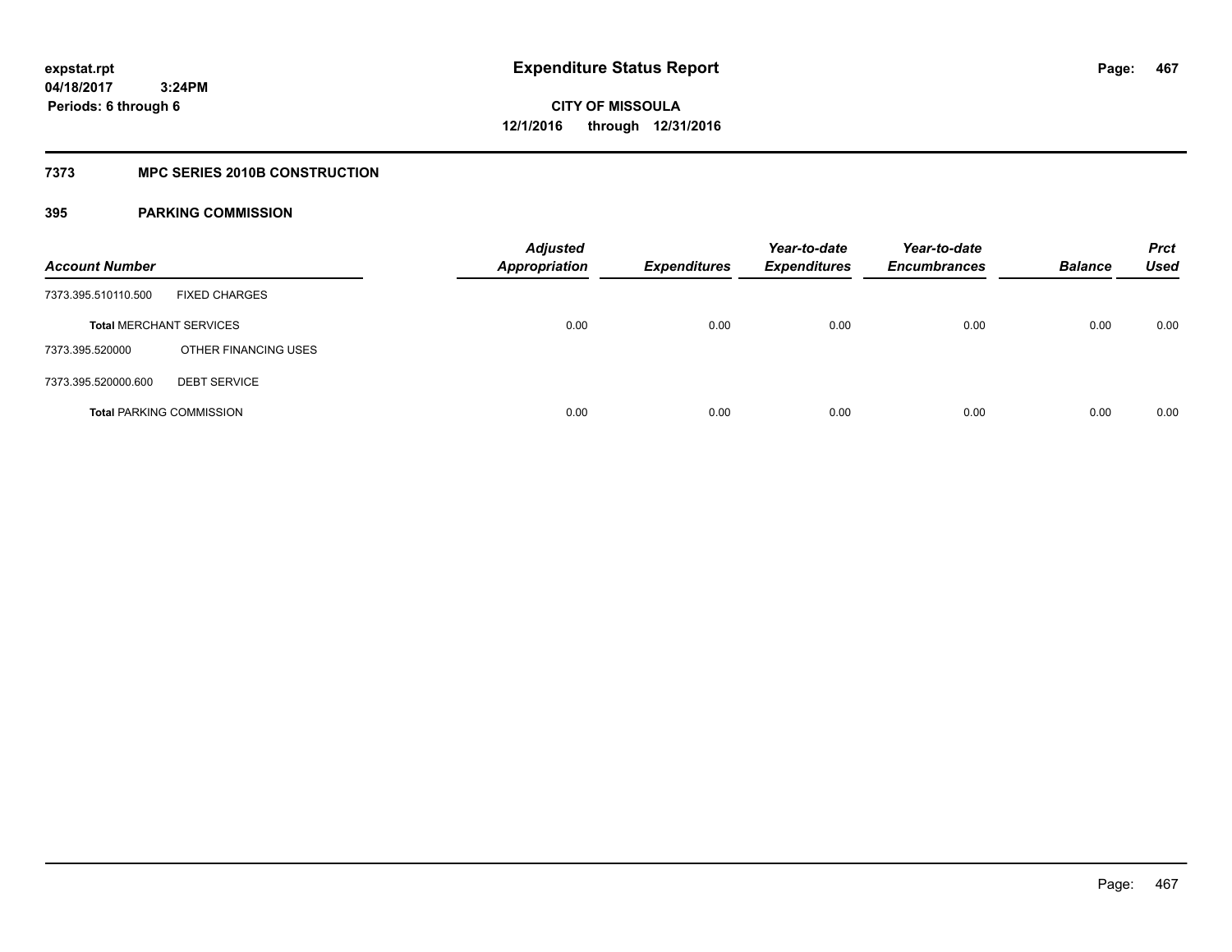# Expenditure Status Report

**CITY OF MISSOULA**
**12/1/2016 through 12/31/2016**

expstat.rpt
04/18/2017 3:24PM
Periods: 6 through 6

## 7373 MPC SERIES 2010B CONSTRUCTION

### 395 PARKING COMMISSION

| Account Number | | Adjusted Appropriation | Expenditures | Year-to-date Expenditures | Year-to-date Encumbrances | Balance | Prct Used |
|---|---|---|---|---|---|---|---|
| 7373.395.510110.500 | FIXED CHARGES | | | | | | |
| **Total** MERCHANT SERVICES | | 0.00 | 0.00 | 0.00 | 0.00 | 0.00 | 0.00 |
| 7373.395.520000 | OTHER FINANCING USES | | | | | | |
| 7373.395.520000.600 | DEBT SERVICE | | | | | | |
| **Total** PARKING COMMISSION | | 0.00 | 0.00 | 0.00 | 0.00 | 0.00 | 0.00 |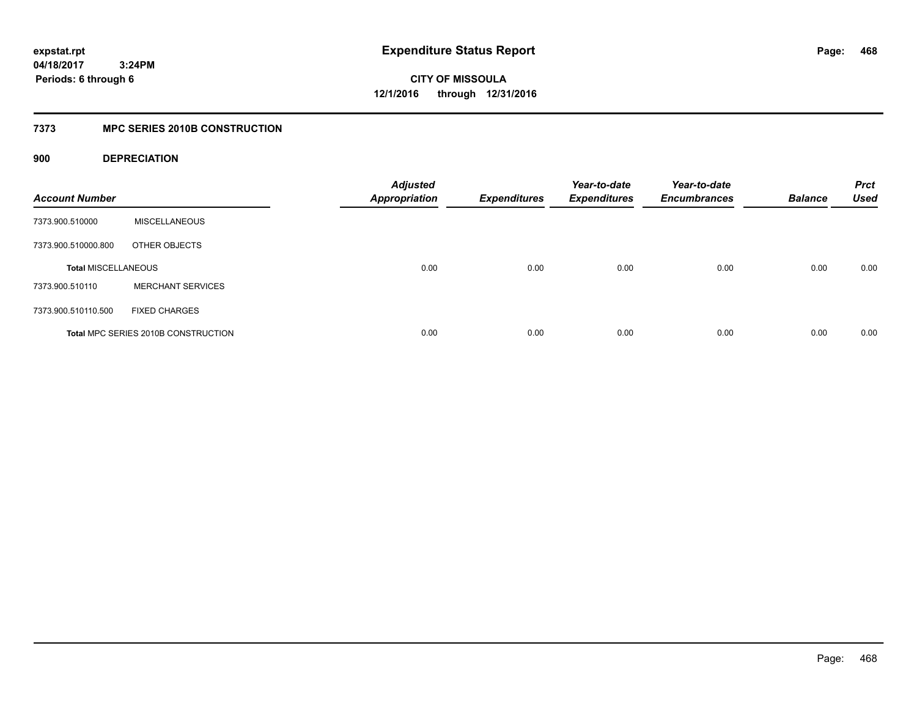# Expenditure Status Report

expstat.rpt
04/18/2017 3:24PM
Periods: 6 through 6

**CITY OF MISSOULA**
**12/1/2016 through 12/31/2016**

## 7373 MPC SERIES 2010B CONSTRUCTION

### 900 DEPRECIATION

| Account Number | | Adjusted Appropriation | Expenditures | Year-to-date Expenditures | Year-to-date Encumbrances | Balance | Prct Used |
|---|---|---|---|---|---|---|---|
| 7373.900.510000 | MISCELLANEOUS | | | | | | |
| 7373.900.510000.800 | OTHER OBJECTS | | | | | | |
| **Total MISCELLANEOUS** | | 0.00 | 0.00 | 0.00 | 0.00 | 0.00 | 0.00 |
| 7373.900.510110 | MERCHANT SERVICES | | | | | | |
| 7373.900.510110.500 | FIXED CHARGES | | | | | | |
| **Total MPC SERIES 2010B CONSTRUCTION** | | 0.00 | 0.00 | 0.00 | 0.00 | 0.00 | 0.00 |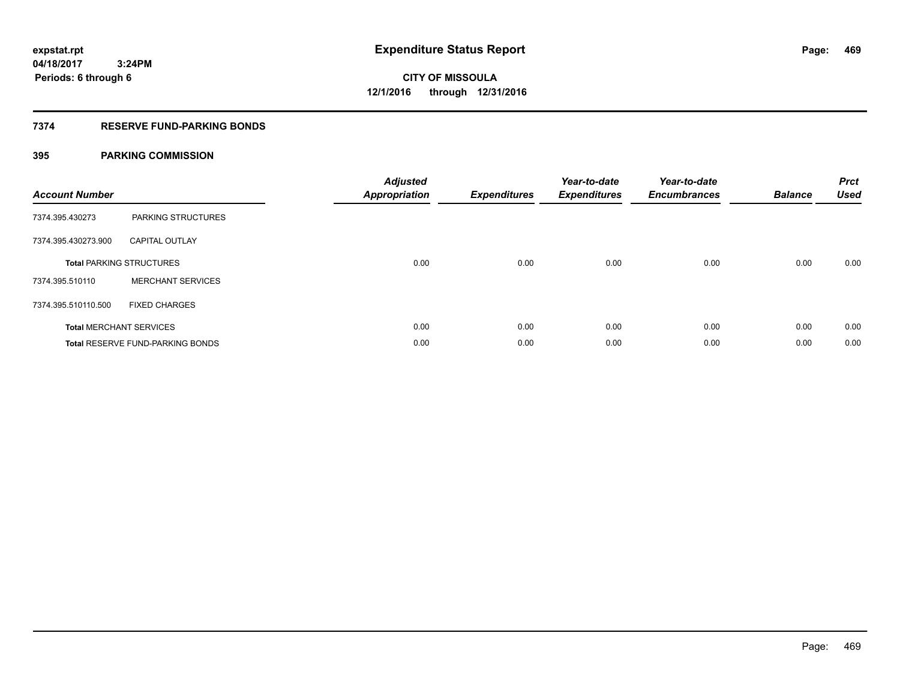# Expenditure Status Report

**CITY OF MISSOULA**

**12/1/2016 through 12/31/2016**

expstat.rpt
04/18/2017 3:24PM
Periods: 6 through 6

## 7374 RESERVE FUND-PARKING BONDS

### 395 PARKING COMMISSION

| Account Number | | Adjusted Appropriation | Expenditures | Year-to-date Expenditures | Year-to-date Encumbrances | Balance | Prct Used |
|---|---|---|---|---|---|---|---|
| 7374.395.430273 | PARKING STRUCTURES | | | | | | |
| 7374.395.430273.900 | CAPITAL OUTLAY | | | | | | |
| **Total** PARKING STRUCTURES | | 0.00 | 0.00 | 0.00 | 0.00 | 0.00 | 0.00 |
| 7374.395.510110 | MERCHANT SERVICES | | | | | | |
| 7374.395.510110.500 | FIXED CHARGES | | | | | | |
| **Total** MERCHANT SERVICES | | 0.00 | 0.00 | 0.00 | 0.00 | 0.00 | 0.00 |
| **Total** RESERVE FUND-PARKING BONDS | | 0.00 | 0.00 | 0.00 | 0.00 | 0.00 | 0.00 |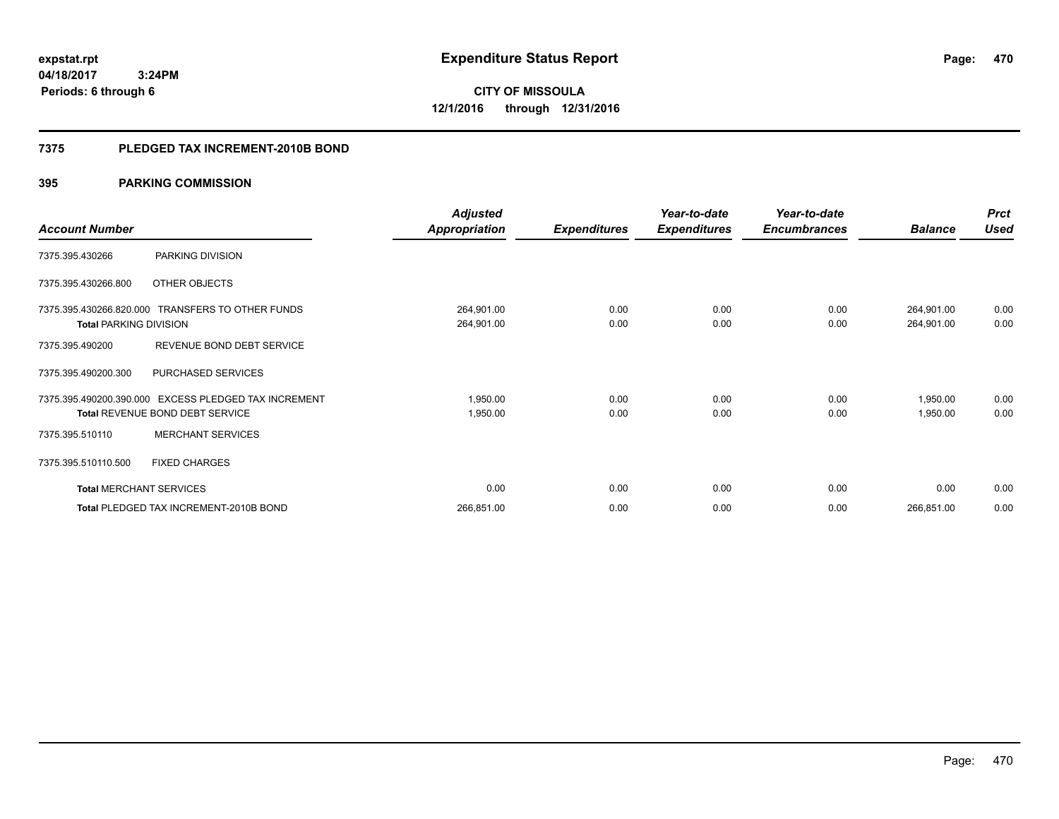expstat.rpt
04/18/2017 3:24PM
Periods: 6 through 6

# Expenditure Status Report

**CITY OF MISSOULA**
**12/1/2016 through 12/31/2016**

## 7375 PLEDGED TAX INCREMENT-2010B BOND

### 395 PARKING COMMISSION

| Account Number | | Adjusted Appropriation | Expenditures | Year-to-date Expenditures | Year-to-date Encumbrances | Balance | Prct Used |
|---|---|---|---|---|---|---|---|
| 7375.395.430266 | PARKING DIVISION | | | | | | |
| 7375.395.430266.800 | OTHER OBJECTS | | | | | | |
| 7375.395.430266.820.000 | TRANSFERS TO OTHER FUNDS | 264,901.00 | 0.00 | 0.00 | 0.00 | 264,901.00 | 0.00 |
| **Total** PARKING DIVISION | | 264,901.00 | 0.00 | 0.00 | 0.00 | 264,901.00 | 0.00 |
| 7375.395.490200 | REVENUE BOND DEBT SERVICE | | | | | | |
| 7375.395.490200.300 | PURCHASED SERVICES | | | | | | |
| 7375.395.490200.390.000 | EXCESS PLEDGED TAX INCREMENT | 1,950.00 | 0.00 | 0.00 | 0.00 | 1,950.00 | 0.00 |
| **Total** REVENUE BOND DEBT SERVICE | | 1,950.00 | 0.00 | 0.00 | 0.00 | 1,950.00 | 0.00 |
| 7375.395.510110 | MERCHANT SERVICES | | | | | | |
| 7375.395.510110.500 | FIXED CHARGES | | | | | | |
| **Total** MERCHANT SERVICES | | 0.00 | 0.00 | 0.00 | 0.00 | 0.00 | 0.00 |
| **Total** PLEDGED TAX INCREMENT-2010B BOND | | 266,851.00 | 0.00 | 0.00 | 0.00 | 266,851.00 | 0.00 |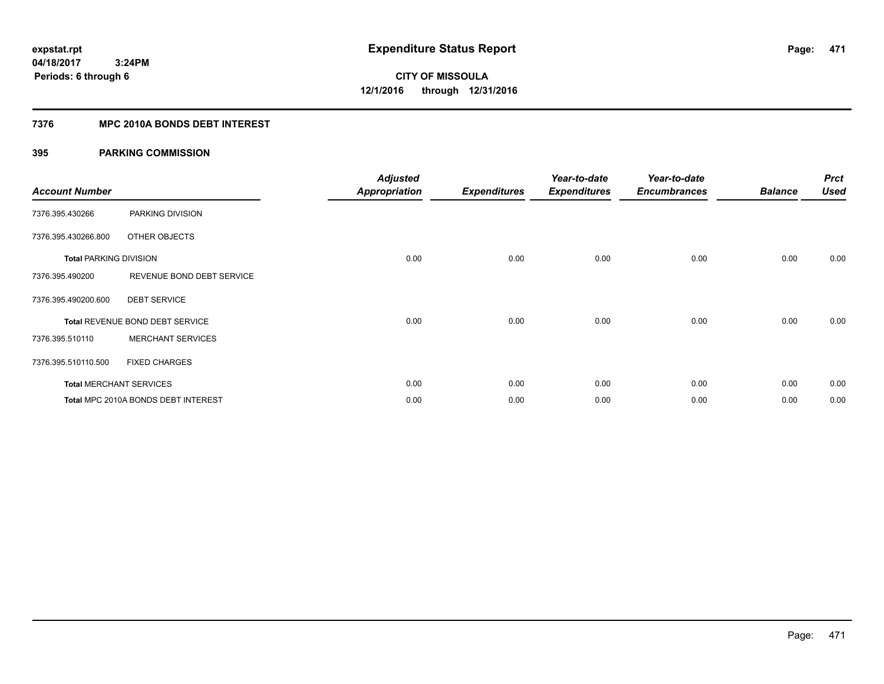**expstat.rpt**
**04/18/2017 3:24PM**
**Periods: 6 through 6**

# Expenditure Status Report

**CITY OF MISSOULA**
**12/1/2016 through 12/31/2016**

## 7376 MPC 2010A BONDS DEBT INTEREST

## 395 PARKING COMMISSION

| Account Number | | Adjusted Appropriation | Expenditures | Year-to-date Expenditures | Year-to-date Encumbrances | Balance | Prct Used |
|---|---|---|---|---|---|---|---|
| 7376.395.430266 | PARKING DIVISION | | | | | | |
| 7376.395.430266.800 | OTHER OBJECTS | | | | | | |
| **Total PARKING DIVISION** | | 0.00 | 0.00 | 0.00 | 0.00 | 0.00 | 0.00 |
| 7376.395.490200 | REVENUE BOND DEBT SERVICE | | | | | | |
| 7376.395.490200.600 | DEBT SERVICE | | | | | | |
| **Total** REVENUE BOND DEBT SERVICE | | 0.00 | 0.00 | 0.00 | 0.00 | 0.00 | 0.00 |
| 7376.395.510110 | MERCHANT SERVICES | | | | | | |
| 7376.395.510110.500 | FIXED CHARGES | | | | | | |
| **Total** MERCHANT SERVICES | | 0.00 | 0.00 | 0.00 | 0.00 | 0.00 | 0.00 |
| **Total** MPC 2010A BONDS DEBT INTEREST | | 0.00 | 0.00 | 0.00 | 0.00 | 0.00 | 0.00 |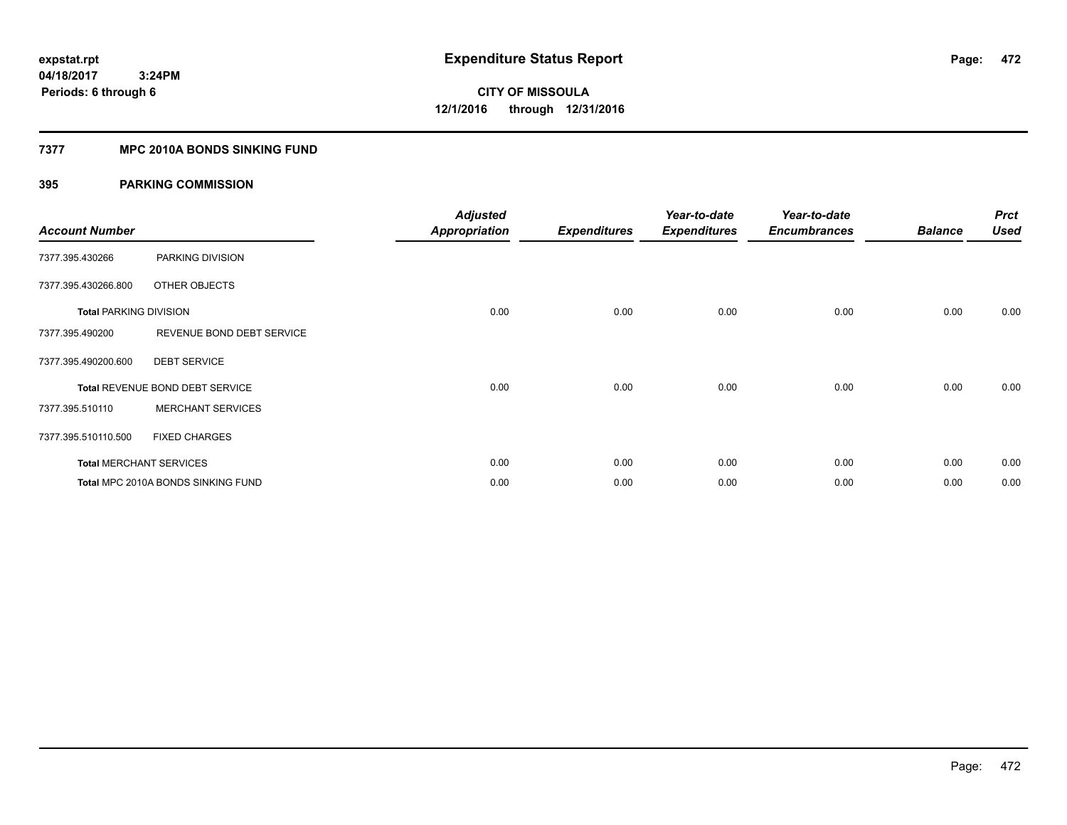expstat.rpt
04/18/2017 3:24PM
Periods: 6 through 6

# Expenditure Status Report

**CITY OF MISSOULA**
**12/1/2016 through 12/31/2016**

## 7377 MPC 2010A BONDS SINKING FUND

### 395 PARKING COMMISSION

| Account Number | | Adjusted Appropriation | Expenditures | Year-to-date Expenditures | Year-to-date Encumbrances | Balance | Prct Used |
|---|---|---|---|---|---|---|---|
| 7377.395.430266 | PARKING DIVISION | | | | | | |
| 7377.395.430266.800 | OTHER OBJECTS | | | | | | |
| Total PARKING DIVISION | | 0.00 | 0.00 | 0.00 | 0.00 | 0.00 | 0.00 |
| 7377.395.490200 | REVENUE BOND DEBT SERVICE | | | | | | |
| 7377.395.490200.600 | DEBT SERVICE | | | | | | |
| Total REVENUE BOND DEBT SERVICE | | 0.00 | 0.00 | 0.00 | 0.00 | 0.00 | 0.00 |
| 7377.395.510110 | MERCHANT SERVICES | | | | | | |
| 7377.395.510110.500 | FIXED CHARGES | | | | | | |
| Total MERCHANT SERVICES | | 0.00 | 0.00 | 0.00 | 0.00 | 0.00 | 0.00 |
| Total MPC 2010A BONDS SINKING FUND | | 0.00 | 0.00 | 0.00 | 0.00 | 0.00 | 0.00 |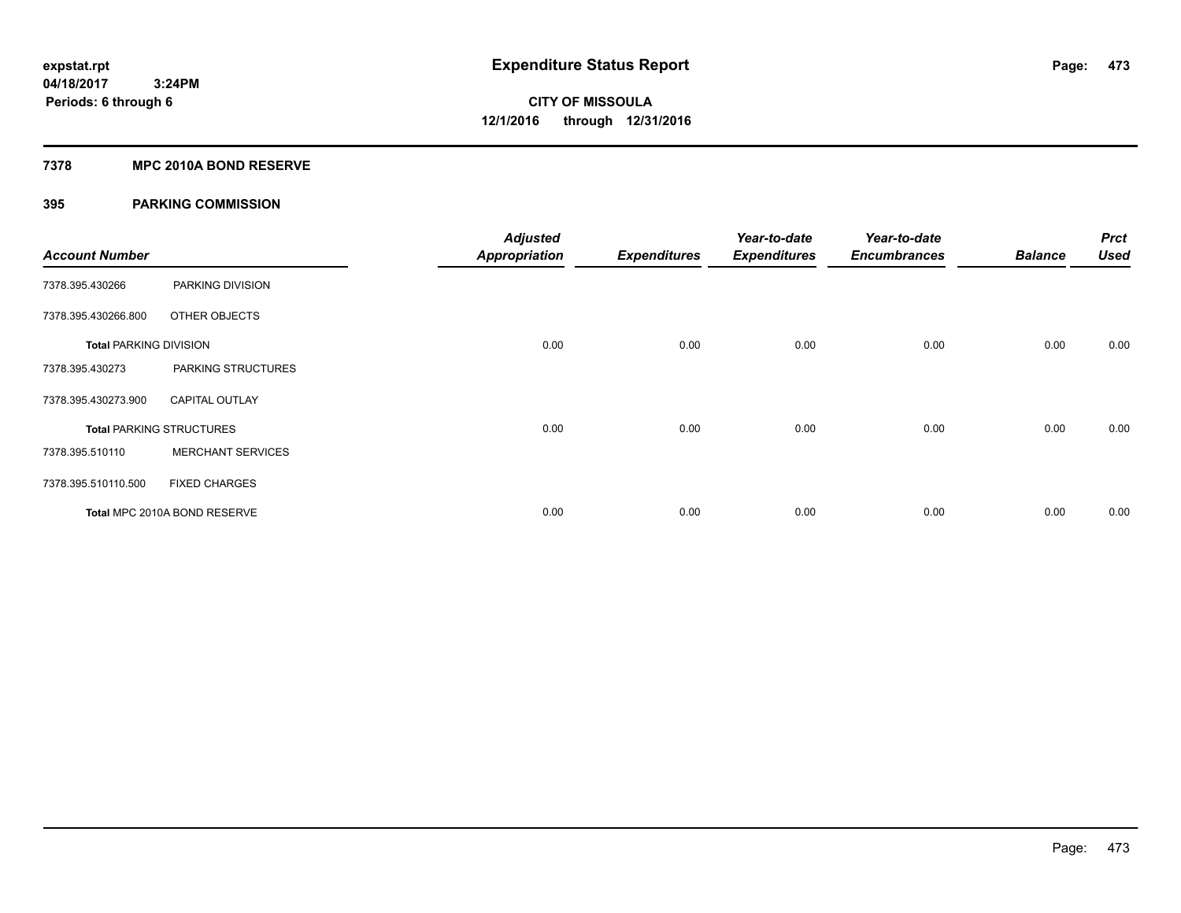# Expenditure Status Report

expstat.rpt
04/18/2017 3:24PM
Periods: 6 through 6

**CITY OF MISSOULA**
**12/1/2016 through 12/31/2016**

## 7378 MPC 2010A BOND RESERVE

### 395 PARKING COMMISSION

| Account Number | | Adjusted Appropriation | Expenditures | Year-to-date Expenditures | Year-to-date Encumbrances | Balance | Prct Used |
|---|---|---|---|---|---|---|---|
| 7378.395.430266 | PARKING DIVISION | | | | | | |
| 7378.395.430266.800 | OTHER OBJECTS | | | | | | |
| **Total PARKING DIVISION** | | 0.00 | 0.00 | 0.00 | 0.00 | 0.00 | 0.00 |
| 7378.395.430273 | PARKING STRUCTURES | | | | | | |
| 7378.395.430273.900 | CAPITAL OUTLAY | | | | | | |
| **Total PARKING STRUCTURES** | | 0.00 | 0.00 | 0.00 | 0.00 | 0.00 | 0.00 |
| 7378.395.510110 | MERCHANT SERVICES | | | | | | |
| 7378.395.510110.500 | FIXED CHARGES | | | | | | |
| **Total MPC 2010A BOND RESERVE** | | 0.00 | 0.00 | 0.00 | 0.00 | 0.00 | 0.00 |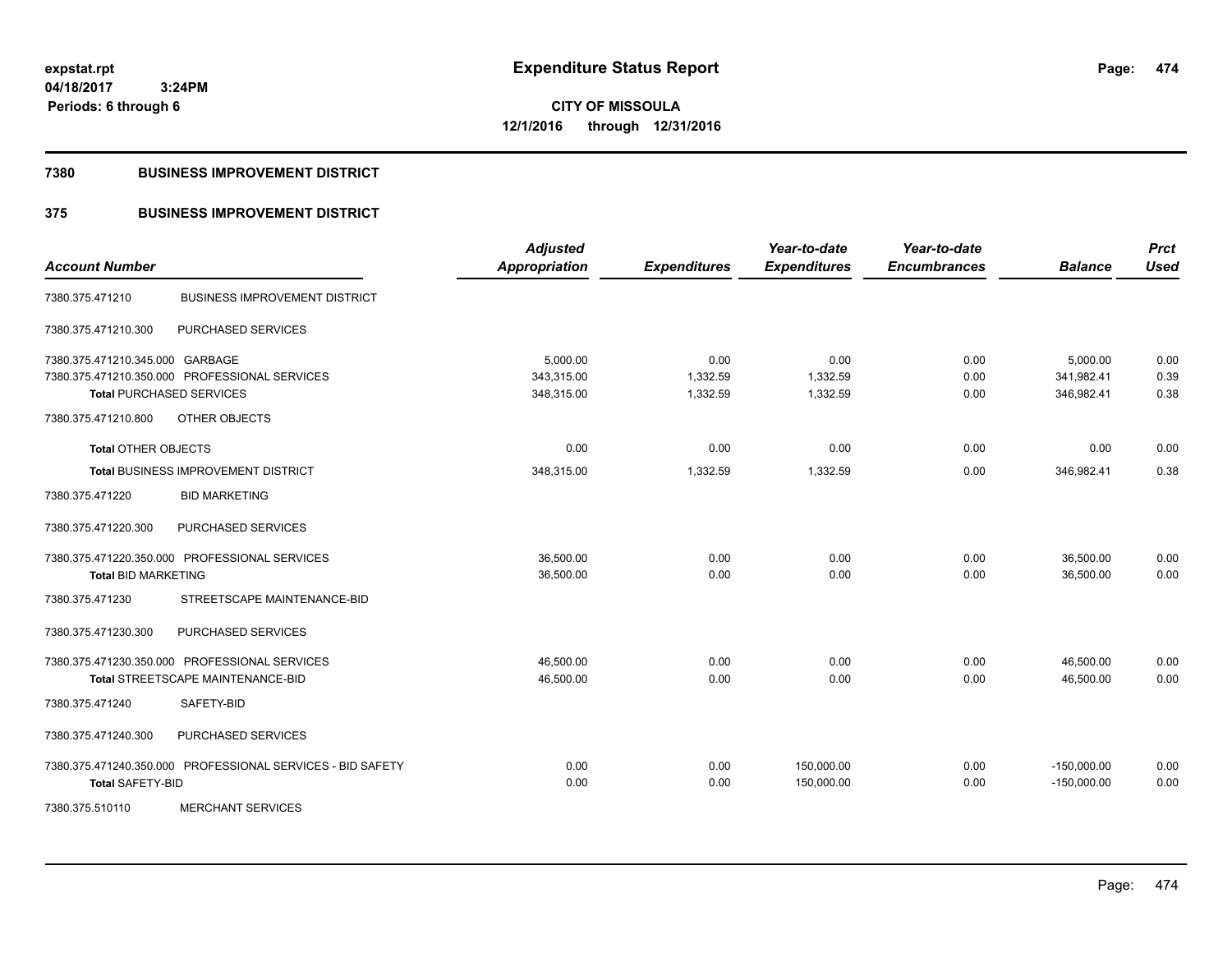# Expenditure Status Report

expstat.rpt
04/18/2017 3:24PM
Periods: 6 through 6

**CITY OF MISSOULA**
**12/1/2016 through 12/31/2016**

## 7380 BUSINESS IMPROVEMENT DISTRICT

## 375 BUSINESS IMPROVEMENT DISTRICT

| Account Number | | Adjusted Appropriation | Expenditures | Year-to-date Expenditures | Year-to-date Encumbrances | Balance | Prct Used |
|---|---|---|---|---|---|---|---|
| 7380.375.471210 | BUSINESS IMPROVEMENT DISTRICT | | | | | | |
| 7380.375.471210.300 | PURCHASED SERVICES | | | | | | |
| 7380.375.471210.345.000 | GARBAGE | 5,000.00 | 0.00 | 0.00 | 0.00 | 5,000.00 | 0.00 |
| 7380.375.471210.350.000 | PROFESSIONAL SERVICES | 343,315.00 | 1,332.59 | 1,332.59 | 0.00 | 341,982.41 | 0.39 |
| **Total** PURCHASED SERVICES | | 348,315.00 | 1,332.59 | 1,332.59 | 0.00 | 346,982.41 | 0.38 |
| 7380.375.471210.800 | OTHER OBJECTS | | | | | | |
| **Total** OTHER OBJECTS | | 0.00 | 0.00 | 0.00 | 0.00 | 0.00 | 0.00 |
| **Total** BUSINESS IMPROVEMENT DISTRICT | | 348,315.00 | 1,332.59 | 1,332.59 | 0.00 | 346,982.41 | 0.38 |
| 7380.375.471220 | BID MARKETING | | | | | | |
| 7380.375.471220.300 | PURCHASED SERVICES | | | | | | |
| 7380.375.471220.350.000 | PROFESSIONAL SERVICES | 36,500.00 | 0.00 | 0.00 | 0.00 | 36,500.00 | 0.00 |
| **Total** BID MARKETING | | 36,500.00 | 0.00 | 0.00 | 0.00 | 36,500.00 | 0.00 |
| 7380.375.471230 | STREETSCAPE MAINTENANCE-BID | | | | | | |
| 7380.375.471230.300 | PURCHASED SERVICES | | | | | | |
| 7380.375.471230.350.000 | PROFESSIONAL SERVICES | 46,500.00 | 0.00 | 0.00 | 0.00 | 46,500.00 | 0.00 |
| **Total** STREETSCAPE MAINTENANCE-BID | | 46,500.00 | 0.00 | 0.00 | 0.00 | 46,500.00 | 0.00 |
| 7380.375.471240 | SAFETY-BID | | | | | | |
| 7380.375.471240.300 | PURCHASED SERVICES | | | | | | |
| 7380.375.471240.350.000 | PROFESSIONAL SERVICES - BID SAFETY | 0.00 | 0.00 | 150,000.00 | 0.00 | -150,000.00 | 0.00 |
| **Total** SAFETY-BID | | 0.00 | 0.00 | 150,000.00 | 0.00 | -150,000.00 | 0.00 |
| 7380.375.510110 | MERCHANT SERVICES | | | | | | |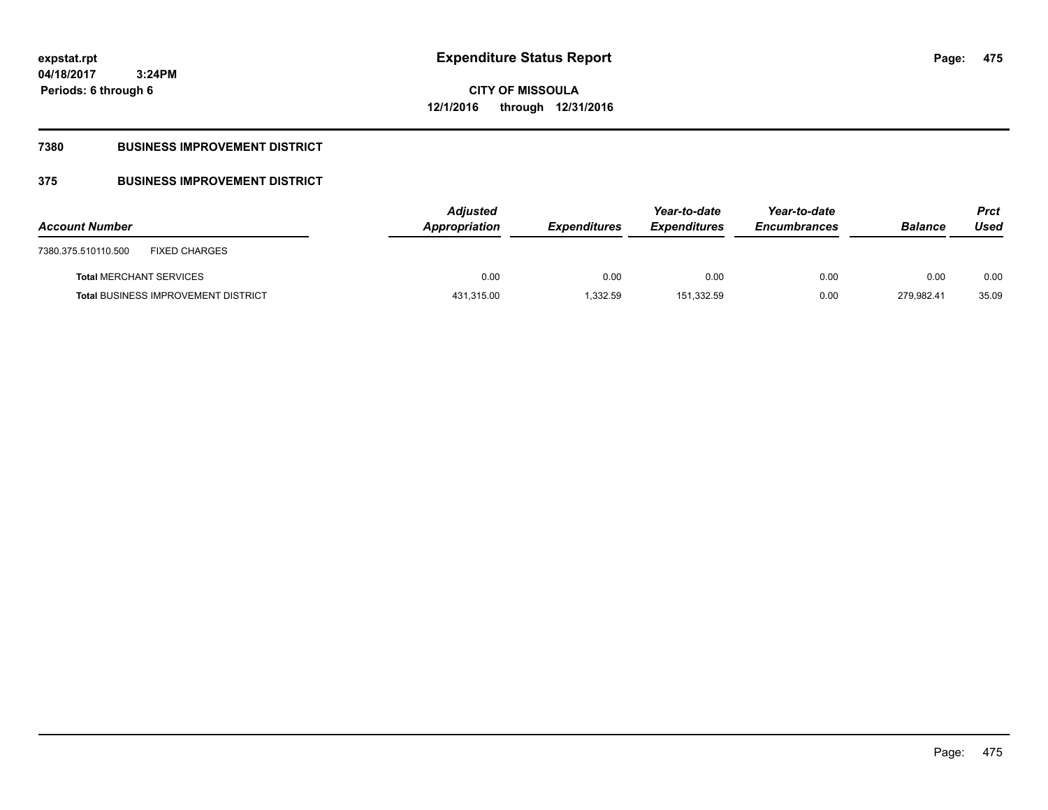# Expenditure Status Report

expstat.rpt
04/18/2017 3:24PM
Periods: 6 through 6

**CITY OF MISSOULA**
**12/1/2016 through 12/31/2016**

## 7380 BUSINESS IMPROVEMENT DISTRICT

## 375 BUSINESS IMPROVEMENT DISTRICT

| Account Number | Adjusted Appropriation | Expenditures | Year-to-date Expenditures | Year-to-date Encumbrances | Balance | Prct Used |
|---|---|---|---|---|---|---|
| 7380.375.510110.500 FIXED CHARGES | | | | | | |
| **Total** MERCHANT SERVICES | 0.00 | 0.00 | 0.00 | 0.00 | 0.00 | 0.00 |
| **Total** BUSINESS IMPROVEMENT DISTRICT | 431,315.00 | 1,332.59 | 151,332.59 | 0.00 | 279,982.41 | 35.09 |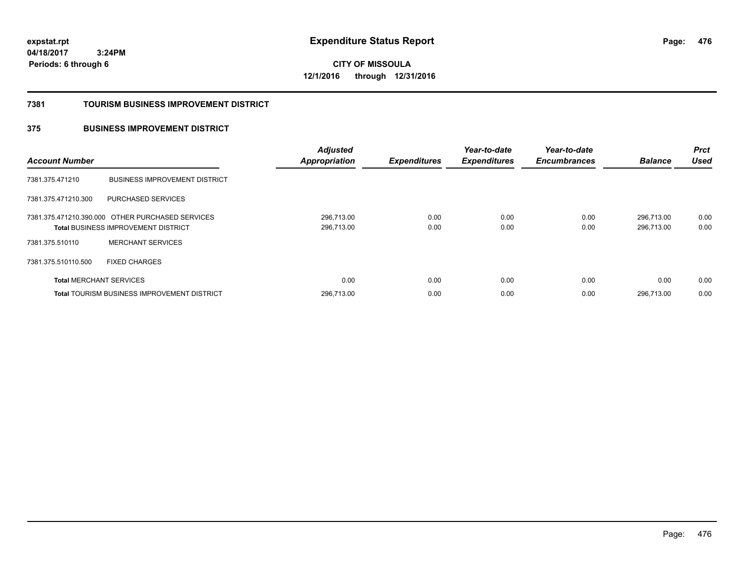# Expenditure Status Report

**CITY OF MISSOULA**

**12/1/2016 through 12/31/2016**

expstat.rpt
04/18/2017 3:24PM
Periods: 6 through 6

## 7381 TOURISM BUSINESS IMPROVEMENT DISTRICT

### 375 BUSINESS IMPROVEMENT DISTRICT

| Account Number | | Adjusted Appropriation | Expenditures | Year-to-date Expenditures | Year-to-date Encumbrances | Balance | Prct Used |
|---|---|---|---|---|---|---|---|
| 7381.375.471210 | BUSINESS IMPROVEMENT DISTRICT | | | | | | |
| 7381.375.471210.300 | PURCHASED SERVICES | | | | | | |
| 7381.375.471210.390.000 | OTHER PURCHASED SERVICES | 296,713.00 | 0.00 | 0.00 | 0.00 | 296,713.00 | 0.00 |
| **Total** BUSINESS IMPROVEMENT DISTRICT | | 296,713.00 | 0.00 | 0.00 | 0.00 | 296,713.00 | 0.00 |
| 7381.375.510110 | MERCHANT SERVICES | | | | | | |
| 7381.375.510110.500 | FIXED CHARGES | | | | | | |
| **Total** MERCHANT SERVICES | | 0.00 | 0.00 | 0.00 | 0.00 | 0.00 | 0.00 |
| **Total** TOURISM BUSINESS IMPROVEMENT DISTRICT | | 296,713.00 | 0.00 | 0.00 | 0.00 | 296,713.00 | 0.00 |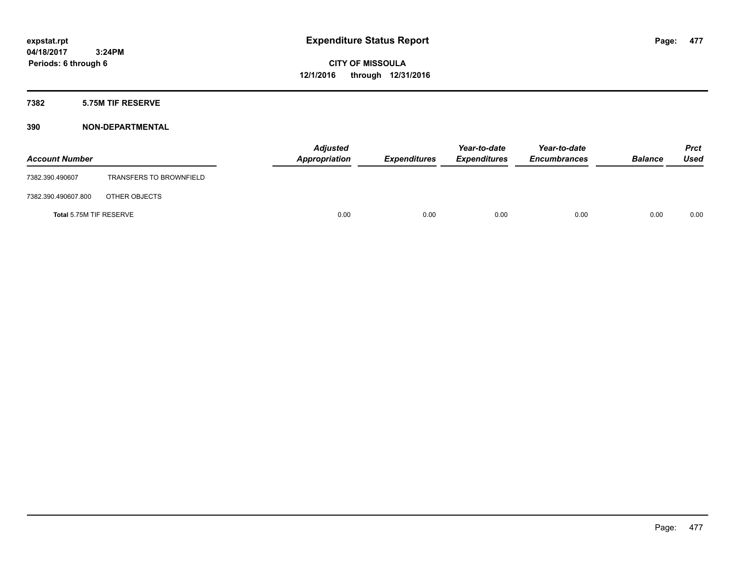# Expenditure Status Report

expstat.rpt
04/18/2017 3:24PM
Periods: 6 through 6

**CITY OF MISSOULA**
**12/1/2016 through 12/31/2016**

## 7382 5.75M TIF RESERVE

## 390 NON-DEPARTMENTAL

| Account Number | | Adjusted Appropriation | Expenditures | Year-to-date Expenditures | Year-to-date Encumbrances | Balance | Prct Used |
|---|---|---|---|---|---|---|---|
| 7382.390.490607 | TRANSFERS TO BROWNFIELD | | | | | | |
| 7382.390.490607.800 | OTHER OBJECTS | | | | | | |
| **Total** 5.75M TIF RESERVE | | 0.00 | 0.00 | 0.00 | 0.00 | 0.00 | 0.00 |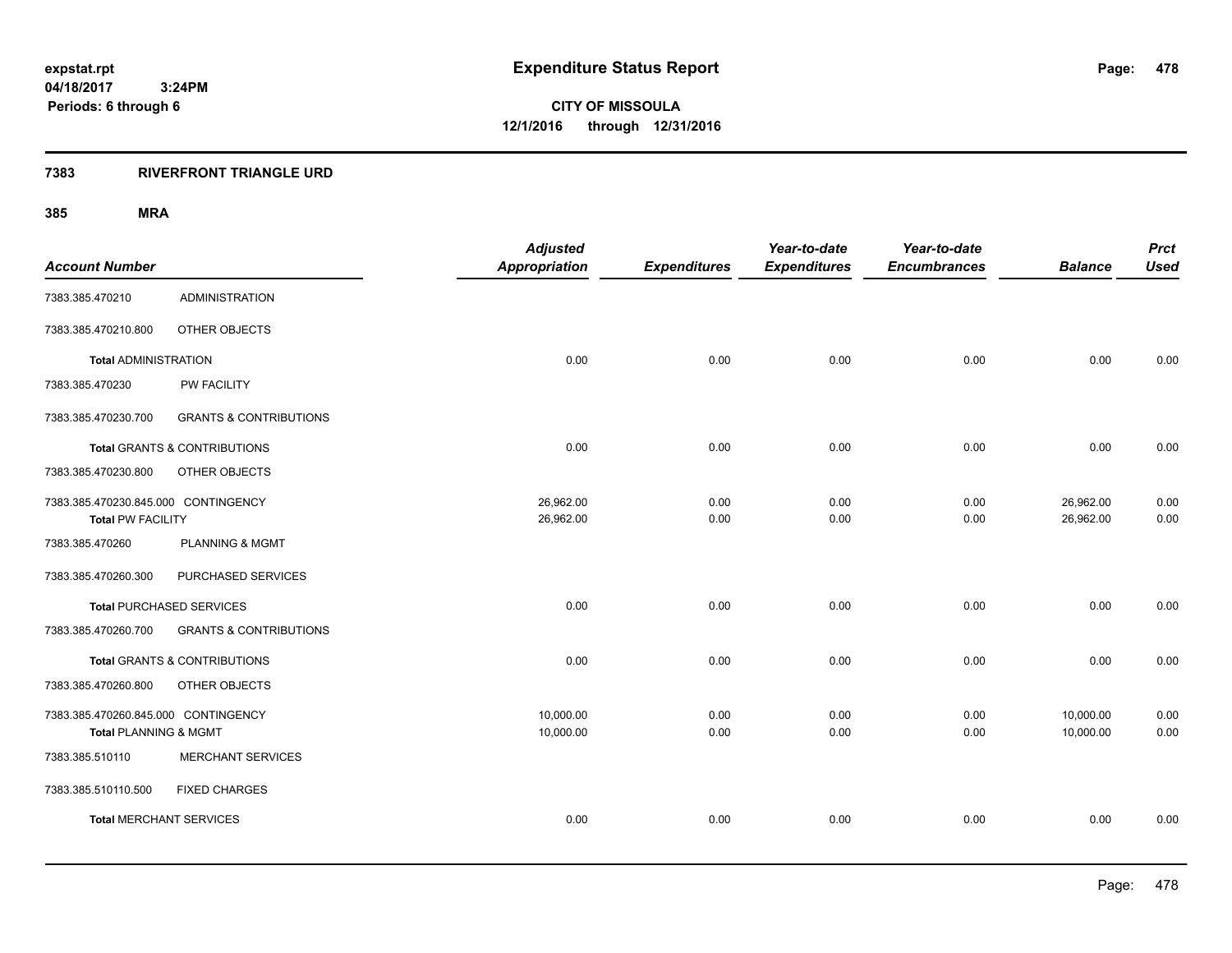expstat.rpt
04/18/2017 3:24PM
Periods: 6 through 6

# Expenditure Status Report

**CITY OF MISSOULA**
**12/1/2016 through 12/31/2016**

## 7383 RIVERFRONT TRIANGLE URD

### 385 MRA

| Account Number | | Adjusted Appropriation | Expenditures | Year-to-date Expenditures | Year-to-date Encumbrances | Balance | Prct Used |
|---|---|---|---|---|---|---|---|
| 7383.385.470210 | ADMINISTRATION | | | | | | |
| 7383.385.470210.800 | OTHER OBJECTS | | | | | | |
| **Total** ADMINISTRATION | | 0.00 | 0.00 | 0.00 | 0.00 | 0.00 | 0.00 |
| 7383.385.470230 | PW FACILITY | | | | | | |
| 7383.385.470230.700 | GRANTS & CONTRIBUTIONS | | | | | | |
| **Total** GRANTS & CONTRIBUTIONS | | 0.00 | 0.00 | 0.00 | 0.00 | 0.00 | 0.00 |
| 7383.385.470230.800 | OTHER OBJECTS | | | | | | |
| 7383.385.470230.845.000 | CONTINGENCY | 26,962.00 | 0.00 | 0.00 | 0.00 | 26,962.00 | 0.00 |
| **Total** PW FACILITY | | 26,962.00 | 0.00 | 0.00 | 0.00 | 26,962.00 | 0.00 |
| 7383.385.470260 | PLANNING & MGMT | | | | | | |
| 7383.385.470260.300 | PURCHASED SERVICES | | | | | | |
| **Total** PURCHASED SERVICES | | 0.00 | 0.00 | 0.00 | 0.00 | 0.00 | 0.00 |
| 7383.385.470260.700 | GRANTS & CONTRIBUTIONS | | | | | | |
| **Total** GRANTS & CONTRIBUTIONS | | 0.00 | 0.00 | 0.00 | 0.00 | 0.00 | 0.00 |
| 7383.385.470260.800 | OTHER OBJECTS | | | | | | |
| 7383.385.470260.845.000 | CONTINGENCY | 10,000.00 | 0.00 | 0.00 | 0.00 | 10,000.00 | 0.00 |
| **Total** PLANNING & MGMT | | 10,000.00 | 0.00 | 0.00 | 0.00 | 10,000.00 | 0.00 |
| 7383.385.510110 | MERCHANT SERVICES | | | | | | |
| 7383.385.510110.500 | FIXED CHARGES | | | | | | |
| **Total** MERCHANT SERVICES | | 0.00 | 0.00 | 0.00 | 0.00 | 0.00 | 0.00 |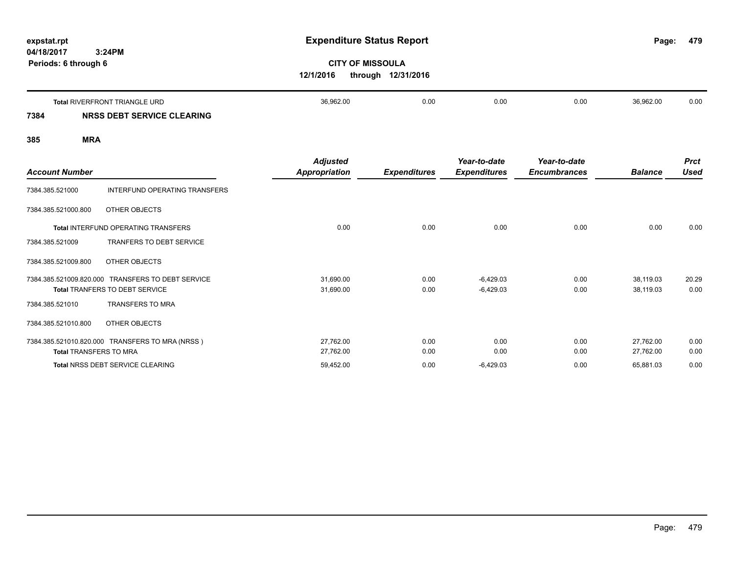# Expenditure Status Report

**CITY OF MISSOULA**

**12/1/2016 through 12/31/2016**

expstat.rpt
04/18/2017 3:24PM
Periods: 6 through 6

| Account Number | | Adjusted Appropriation | Expenditures | Year-to-date Expenditures | Year-to-date Encumbrances | Balance | Prct Used |
|---|---|---|---|---|---|---|---|
| Total RIVERFRONT TRIANGLE URD | | 36,962.00 | 0.00 | 0.00 | 0.00 | 36,962.00 | 0.00 |
| **7384** | **NRSS DEBT SERVICE CLEARING** | | | | | | |
| **385** | **MRA** | | | | | | |
| 7384.385.521000 | INTERFUND OPERATING TRANSFERS | | | | | | |
| 7384.385.521000.800 | OTHER OBJECTS | | | | | | |
| Total INTERFUND OPERATING TRANSFERS | | 0.00 | 0.00 | 0.00 | 0.00 | 0.00 | 0.00 |
| 7384.385.521009 | TRANFERS TO DEBT SERVICE | | | | | | |
| 7384.385.521009.800 | OTHER OBJECTS | | | | | | |
| 7384.385.521009.820.000 | TRANSFERS TO DEBT SERVICE | 31,690.00 | 0.00 | -6,429.03 | 0.00 | 38,119.03 | 20.29 |
| Total TRANFERS TO DEBT SERVICE | | 31,690.00 | 0.00 | -6,429.03 | 0.00 | 38,119.03 | 0.00 |
| 7384.385.521010 | TRANSFERS TO MRA | | | | | | |
| 7384.385.521010.800 | OTHER OBJECTS | | | | | | |
| 7384.385.521010.820.000 | TRANSFERS TO MRA (NRSS ) | 27,762.00 | 0.00 | 0.00 | 0.00 | 27,762.00 | 0.00 |
| Total TRANSFERS TO MRA | | 27,762.00 | 0.00 | 0.00 | 0.00 | 27,762.00 | 0.00 |
| Total NRSS DEBT SERVICE CLEARING | | 59,452.00 | 0.00 | -6,429.03 | 0.00 | 65,881.03 | 0.00 |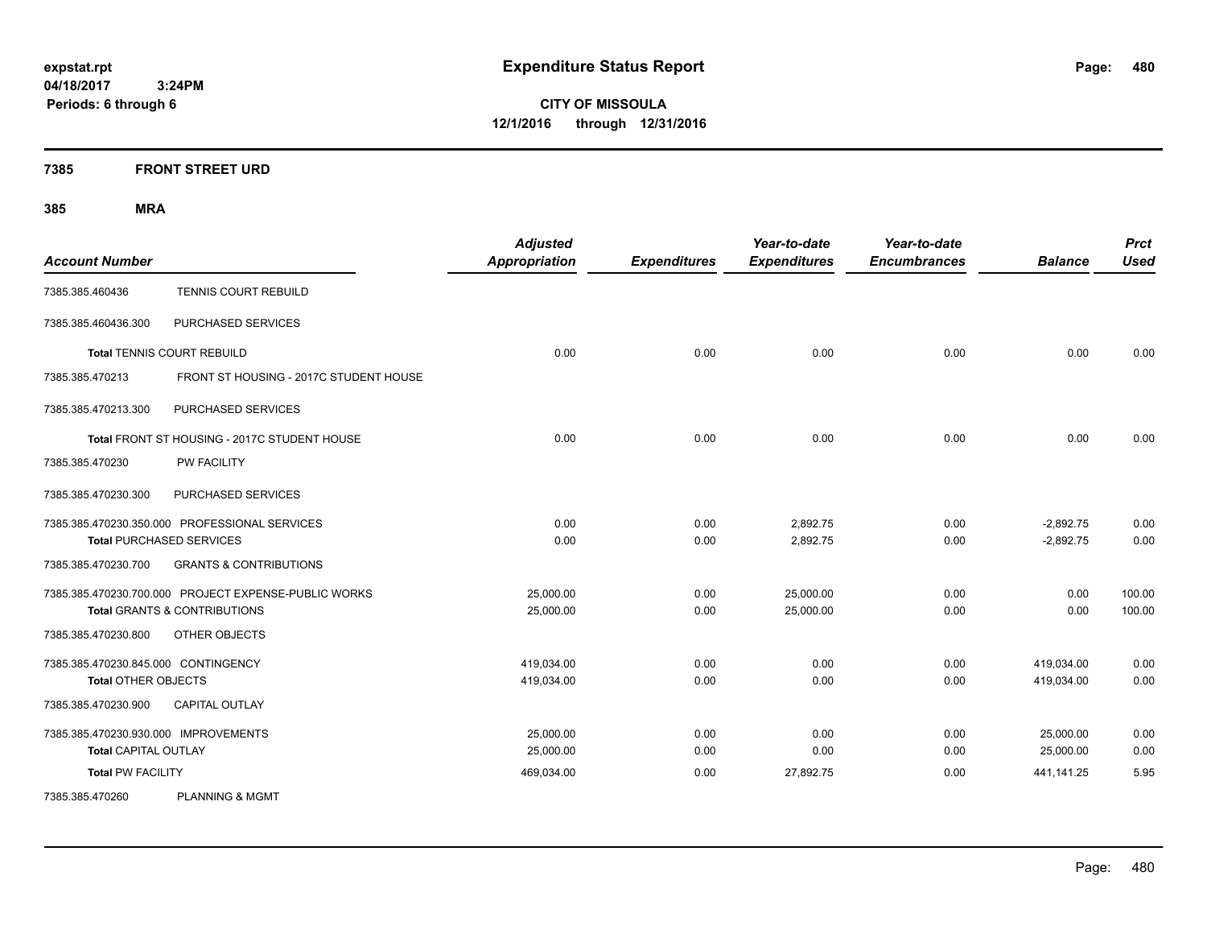# Expenditure Status Report

expstat.rpt
04/18/2017 3:24PM
Periods: 6 through 6

**CITY OF MISSOULA**
**12/1/2016 through 12/31/2016**

## 7385 FRONT STREET URD

## 385 MRA

| Account Number | | Adjusted Appropriation | Expenditures | Year-to-date Expenditures | Year-to-date Encumbrances | Balance | Prct Used |
|---|---|---|---|---|---|---|---|
| 7385.385.460436 | TENNIS COURT REBUILD | | | | | | |
| 7385.385.460436.300 | PURCHASED SERVICES | | | | | | |
| **Total** TENNIS COURT REBUILD | | 0.00 | 0.00 | 0.00 | 0.00 | 0.00 | 0.00 |
| 7385.385.470213 | FRONT ST HOUSING - 2017C STUDENT HOUSE | | | | | | |
| 7385.385.470213.300 | PURCHASED SERVICES | | | | | | |
| **Total** FRONT ST HOUSING - 2017C STUDENT HOUSE | | 0.00 | 0.00 | 0.00 | 0.00 | 0.00 | 0.00 |
| 7385.385.470230 | PW FACILITY | | | | | | |
| 7385.385.470230.300 | PURCHASED SERVICES | | | | | | |
| 7385.385.470230.350.000 | PROFESSIONAL SERVICES | 0.00 | 0.00 | 2,892.75 | 0.00 | -2,892.75 | 0.00 |
| **Total** PURCHASED SERVICES | | 0.00 | 0.00 | 2,892.75 | 0.00 | -2,892.75 | 0.00 |
| 7385.385.470230.700 | GRANTS & CONTRIBUTIONS | | | | | | |
| 7385.385.470230.700.000 | PROJECT EXPENSE-PUBLIC WORKS | 25,000.00 | 0.00 | 25,000.00 | 0.00 | 0.00 | 100.00 |
| **Total** GRANTS & CONTRIBUTIONS | | 25,000.00 | 0.00 | 25,000.00 | 0.00 | 0.00 | 100.00 |
| 7385.385.470230.800 | OTHER OBJECTS | | | | | | |
| 7385.385.470230.845.000 | CONTINGENCY | 419,034.00 | 0.00 | 0.00 | 0.00 | 419,034.00 | 0.00 |
| **Total** OTHER OBJECTS | | 419,034.00 | 0.00 | 0.00 | 0.00 | 419,034.00 | 0.00 |
| 7385.385.470230.900 | CAPITAL OUTLAY | | | | | | |
| 7385.385.470230.930.000 | IMPROVEMENTS | 25,000.00 | 0.00 | 0.00 | 0.00 | 25,000.00 | 0.00 |
| **Total** CAPITAL OUTLAY | | 25,000.00 | 0.00 | 0.00 | 0.00 | 25,000.00 | 0.00 |
| **Total** PW FACILITY | | 469,034.00 | 0.00 | 27,892.75 | 0.00 | 441,141.25 | 5.95 |
| 7385.385.470260 | PLANNING & MGMT | | | | | | |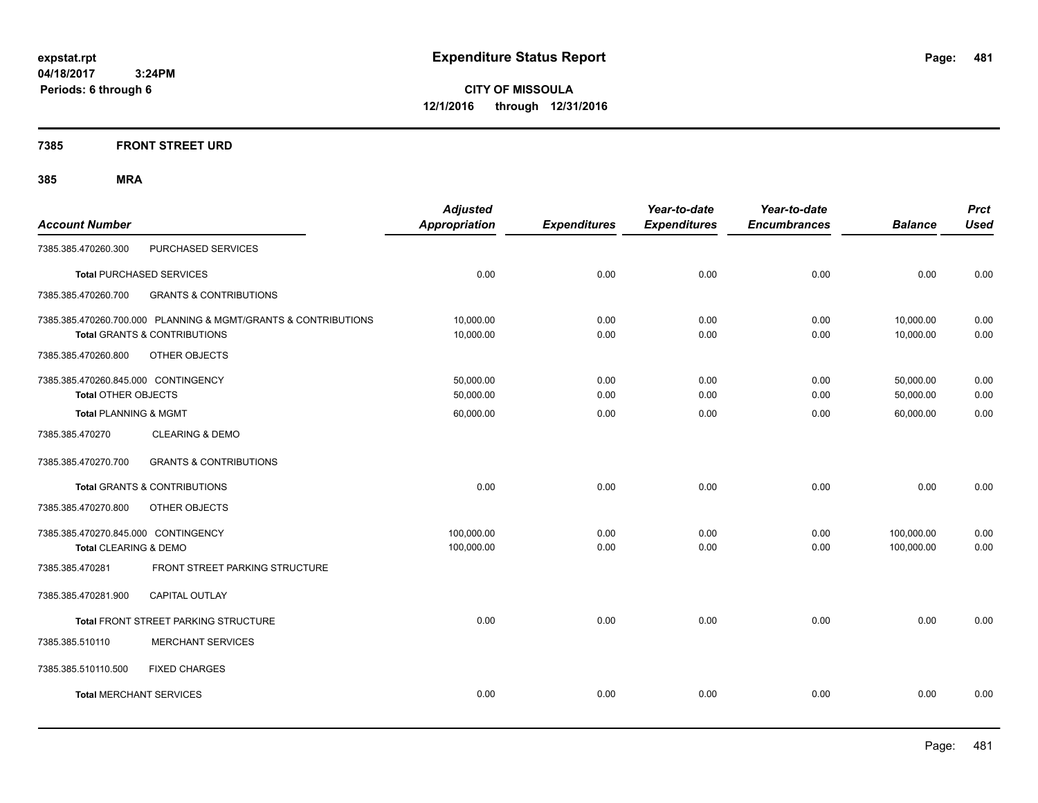**expstat.rpt**
**04/18/2017 3:24PM**
**Periods: 6 through 6**

# Expenditure Status Report

**CITY OF MISSOULA**
**12/1/2016 through 12/31/2016**

## 7385 FRONT STREET URD

### 385 MRA

| Account Number | | Adjusted Appropriation | Expenditures | Year-to-date Expenditures | Year-to-date Encumbrances | Balance | Prct Used |
|---|---|---|---|---|---|---|---|
| 7385.385.470260.300 | PURCHASED SERVICES | | | | | | |
| **Total** PURCHASED SERVICES | | 0.00 | 0.00 | 0.00 | 0.00 | 0.00 | 0.00 |
| 7385.385.470260.700 | GRANTS & CONTRIBUTIONS | | | | | | |
| 7385.385.470260.700.000 | PLANNING & MGMT/GRANTS & CONTRIBUTIONS | 10,000.00 | 0.00 | 0.00 | 0.00 | 10,000.00 | 0.00 |
| **Total** GRANTS & CONTRIBUTIONS | | 10,000.00 | 0.00 | 0.00 | 0.00 | 10,000.00 | 0.00 |
| 7385.385.470260.800 | OTHER OBJECTS | | | | | | |
| 7385.385.470260.845.000 | CONTINGENCY | 50,000.00 | 0.00 | 0.00 | 0.00 | 50,000.00 | 0.00 |
| **Total** OTHER OBJECTS | | 50,000.00 | 0.00 | 0.00 | 0.00 | 50,000.00 | 0.00 |
| **Total** PLANNING & MGMT | | 60,000.00 | 0.00 | 0.00 | 0.00 | 60,000.00 | 0.00 |
| 7385.385.470270 | CLEARING & DEMO | | | | | | |
| 7385.385.470270.700 | GRANTS & CONTRIBUTIONS | | | | | | |
| **Total** GRANTS & CONTRIBUTIONS | | 0.00 | 0.00 | 0.00 | 0.00 | 0.00 | 0.00 |
| 7385.385.470270.800 | OTHER OBJECTS | | | | | | |
| 7385.385.470270.845.000 | CONTINGENCY | 100,000.00 | 0.00 | 0.00 | 0.00 | 100,000.00 | 0.00 |
| **Total** CLEARING & DEMO | | 100,000.00 | 0.00 | 0.00 | 0.00 | 100,000.00 | 0.00 |
| 7385.385.470281 | FRONT STREET PARKING STRUCTURE | | | | | | |
| 7385.385.470281.900 | CAPITAL OUTLAY | | | | | | |
| **Total** FRONT STREET PARKING STRUCTURE | | 0.00 | 0.00 | 0.00 | 0.00 | 0.00 | 0.00 |
| 7385.385.510110 | MERCHANT SERVICES | | | | | | |
| 7385.385.510110.500 | FIXED CHARGES | | | | | | |
| **Total** MERCHANT SERVICES | | 0.00 | 0.00 | 0.00 | 0.00 | 0.00 | 0.00 |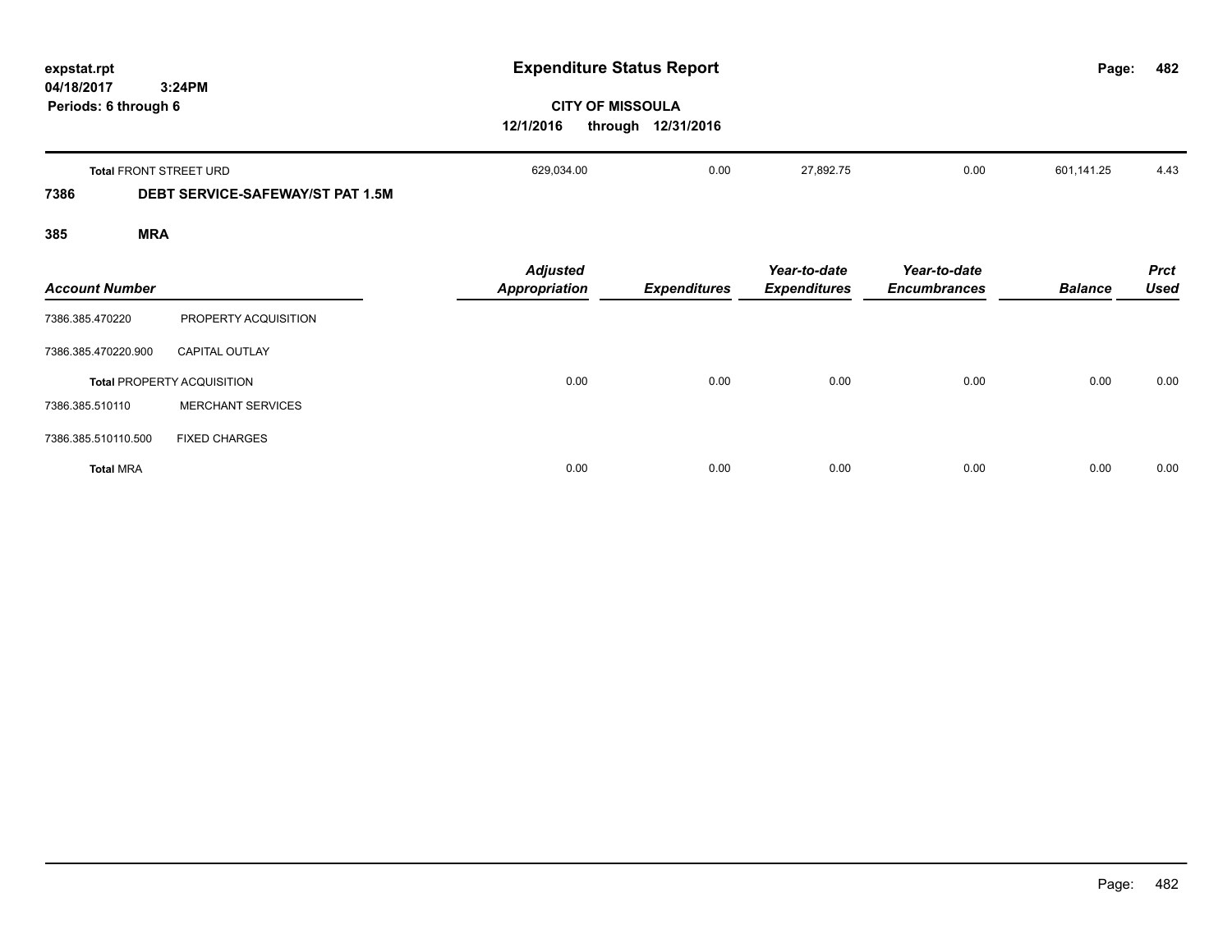**Expenditure Status Report**

**CITY OF MISSOULA**

**12/1/2016 through 12/31/2016**

expstat.rpt
04/18/2017 3:24PM
Periods: 6 through 6

| Account Number | | Adjusted Appropriation | Expenditures | Year-to-date Expenditures | Year-to-date Encumbrances | Balance | Prct Used |
|---|---|---|---|---|---|---|---|
| **Total** FRONT STREET URD | | 629,034.00 | 0.00 | 27,892.75 | 0.00 | 601,141.25 | 4.43 |
| **7386** | **DEBT SERVICE-SAFEWAY/ST PAT 1.5M** | | | | | | |
| **385** | **MRA** | | | | | | |
| 7386.385.470220 | PROPERTY ACQUISITION | | | | | | |
| 7386.385.470220.900 | CAPITAL OUTLAY | | | | | | |
| **Total** PROPERTY ACQUISITION | | 0.00 | 0.00 | 0.00 | 0.00 | 0.00 | 0.00 |
| 7386.385.510110 | MERCHANT SERVICES | | | | | | |
| 7386.385.510110.500 | FIXED CHARGES | | | | | | |
| **Total** MRA | | 0.00 | 0.00 | 0.00 | 0.00 | 0.00 | 0.00 |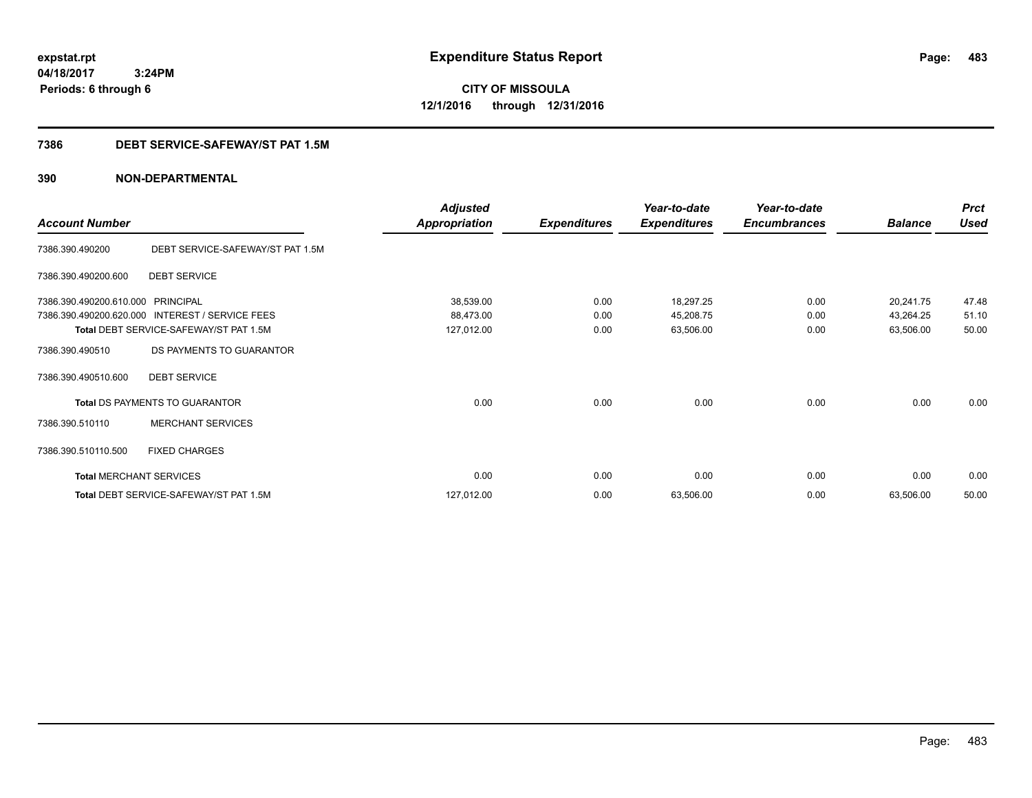expstat.rpt
04/18/2017 3:24PM
Periods: 6 through 6

# Expenditure Status Report

**CITY OF MISSOULA**
**12/1/2016 through 12/31/2016**

## 7386 DEBT SERVICE-SAFEWAY/ST PAT 1.5M

### 390 NON-DEPARTMENTAL

| Account Number | | Adjusted Appropriation | Expenditures | Year-to-date Expenditures | Year-to-date Encumbrances | Balance | Prct Used |
|---|---|---|---|---|---|---|---|
| 7386.390.490200 | DEBT SERVICE-SAFEWAY/ST PAT 1.5M | | | | | | |
| 7386.390.490200.600 | DEBT SERVICE | | | | | | |
| 7386.390.490200.610.000 | PRINCIPAL | 38,539.00 | 0.00 | 18,297.25 | 0.00 | 20,241.75 | 47.48 |
| 7386.390.490200.620.000 | INTEREST / SERVICE FEES | 88,473.00 | 0.00 | 45,208.75 | 0.00 | 43,264.25 | 51.10 |
| Total DEBT SERVICE-SAFEWAY/ST PAT 1.5M | | 127,012.00 | 0.00 | 63,506.00 | 0.00 | 63,506.00 | 50.00 |
| 7386.390.490510 | DS PAYMENTS TO GUARANTOR | | | | | | |
| 7386.390.490510.600 | DEBT SERVICE | | | | | | |
| Total DS PAYMENTS TO GUARANTOR | | 0.00 | 0.00 | 0.00 | 0.00 | 0.00 | 0.00 |
| 7386.390.510110 | MERCHANT SERVICES | | | | | | |
| 7386.390.510110.500 | FIXED CHARGES | | | | | | |
| Total MERCHANT SERVICES | | 0.00 | 0.00 | 0.00 | 0.00 | 0.00 | 0.00 |
| Total DEBT SERVICE-SAFEWAY/ST PAT 1.5M | | 127,012.00 | 0.00 | 63,506.00 | 0.00 | 63,506.00 | 50.00 |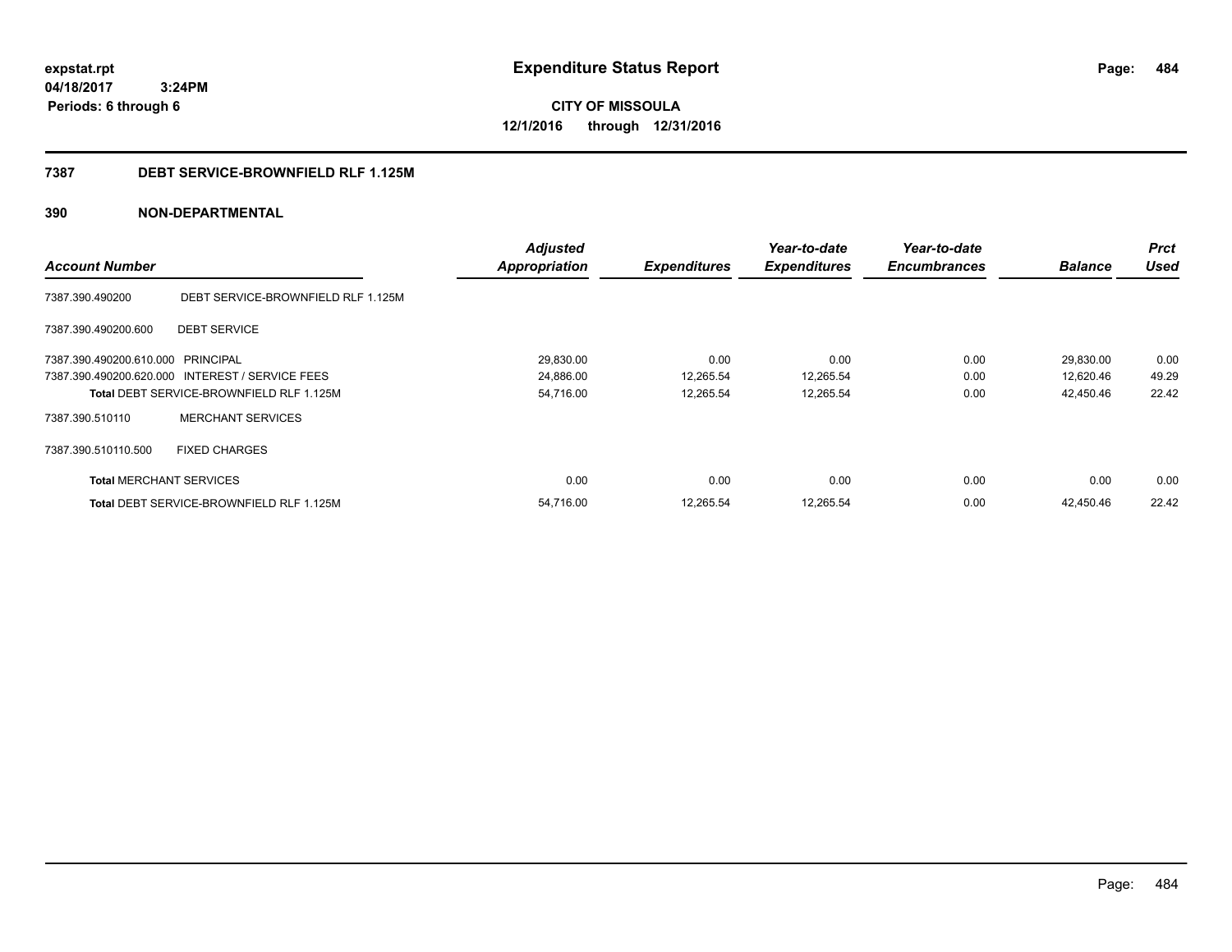# Expenditure Status Report

**CITY OF MISSOULA**

**12/1/2016 through 12/31/2016**

expstat.rpt
04/18/2017 3:24PM
Periods: 6 through 6

## 7387 DEBT SERVICE-BROWNFIELD RLF 1.125M

## 390 NON-DEPARTMENTAL

| Account Number | | Adjusted Appropriation | Expenditures | Year-to-date Expenditures | Year-to-date Encumbrances | Balance | Prct Used |
|---|---|---|---|---|---|---|---|
| 7387.390.490200 | DEBT SERVICE-BROWNFIELD RLF 1.125M | | | | | | |
| 7387.390.490200.600 | DEBT SERVICE | | | | | | |
| 7387.390.490200.610.000 | PRINCIPAL | 29,830.00 | 0.00 | 0.00 | 0.00 | 29,830.00 | 0.00 |
| 7387.390.490200.620.000 | INTEREST / SERVICE FEES | 24,886.00 | 12,265.54 | 12,265.54 | 0.00 | 12,620.46 | 49.29 |
| **Total** DEBT SERVICE-BROWNFIELD RLF 1.125M | | 54,716.00 | 12,265.54 | 12,265.54 | 0.00 | 42,450.46 | 22.42 |
| 7387.390.510110 | MERCHANT SERVICES | | | | | | |
| 7387.390.510110.500 | FIXED CHARGES | | | | | | |
| **Total** MERCHANT SERVICES | | 0.00 | 0.00 | 0.00 | 0.00 | 0.00 | 0.00 |
| **Total** DEBT SERVICE-BROWNFIELD RLF 1.125M | | 54,716.00 | 12,265.54 | 12,265.54 | 0.00 | 42,450.46 | 22.42 |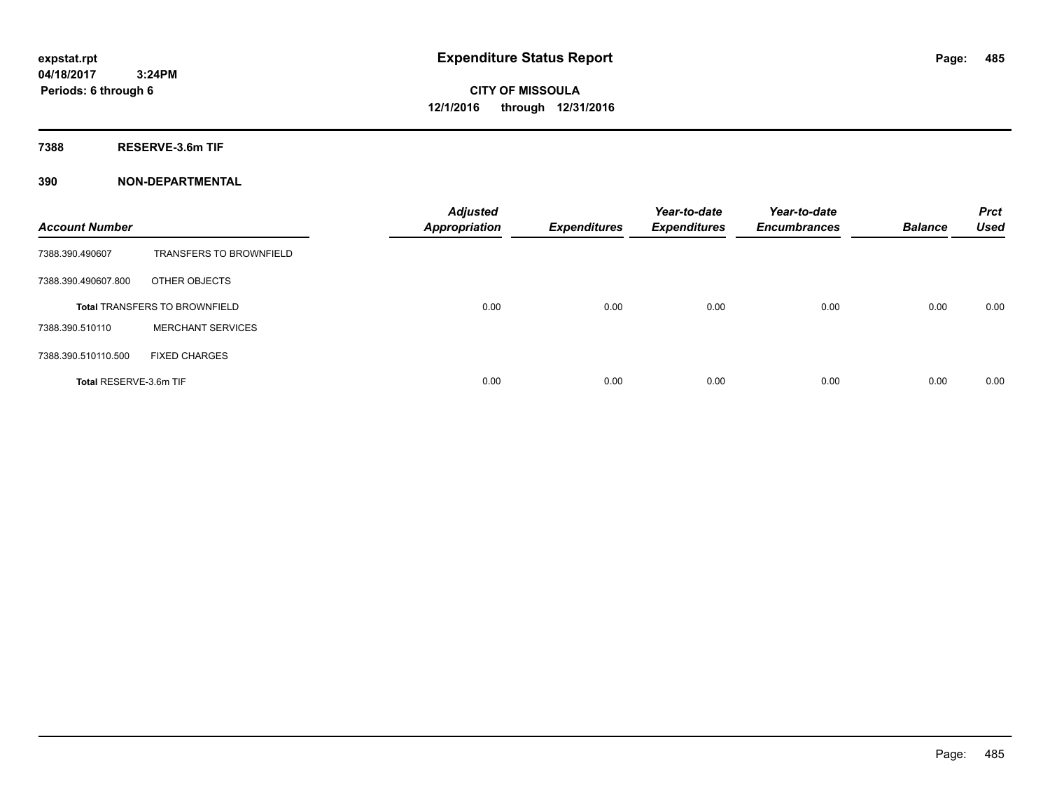# Expenditure Status Report

expstat.rpt
04/18/2017 3:24PM
Periods: 6 through 6

**CITY OF MISSOULA**
**12/1/2016 through 12/31/2016**

## 7388 RESERVE-3.6m TIF

### 390 NON-DEPARTMENTAL

| Account Number | | Adjusted Appropriation | Expenditures | Year-to-date Expenditures | Year-to-date Encumbrances | Balance | Prct Used |
|---|---|---|---|---|---|---|---|
| 7388.390.490607 | TRANSFERS TO BROWNFIELD | | | | | | |
| 7388.390.490607.800 | OTHER OBJECTS | | | | | | |
| Total TRANSFERS TO BROWNFIELD | | 0.00 | 0.00 | 0.00 | 0.00 | 0.00 | 0.00 |
| 7388.390.510110 | MERCHANT SERVICES | | | | | | |
| 7388.390.510110.500 | FIXED CHARGES | | | | | | |
| Total RESERVE-3.6m TIF | | 0.00 | 0.00 | 0.00 | 0.00 | 0.00 | 0.00 |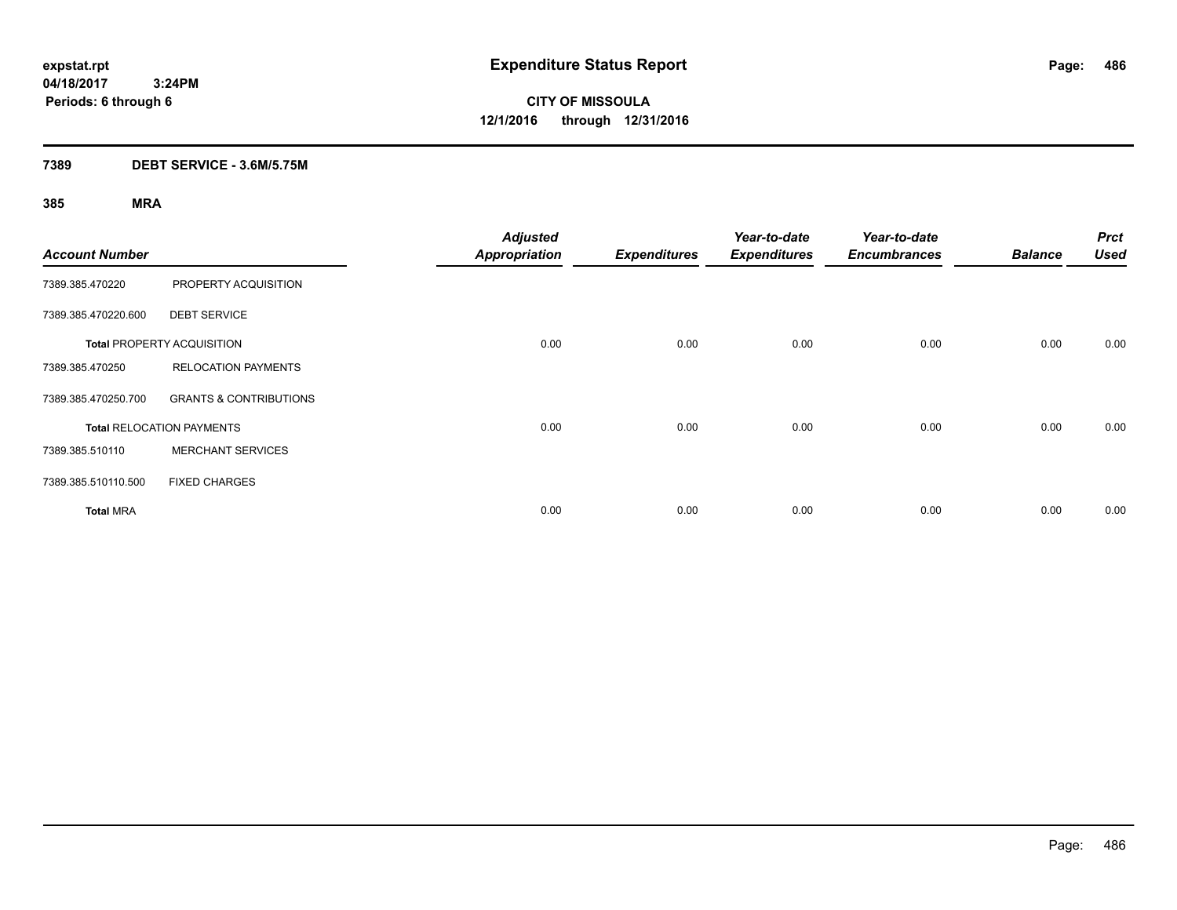**expstat.rpt**
**04/18/2017 3:24PM**
**Periods: 6 through 6**

# Expenditure Status Report

**CITY OF MISSOULA**
**12/1/2016 through 12/31/2016**

## 7389 DEBT SERVICE - 3.6M/5.75M

### 385 MRA

| Account Number | | Adjusted Appropriation | Expenditures | Year-to-date Expenditures | Year-to-date Encumbrances | Balance | Prct Used |
|---|---|---|---|---|---|---|---|
| 7389.385.470220 | PROPERTY ACQUISITION | | | | | | |
| 7389.385.470220.600 | DEBT SERVICE | | | | | | |
| **Total** PROPERTY ACQUISITION | | 0.00 | 0.00 | 0.00 | 0.00 | 0.00 | 0.00 |
| 7389.385.470250 | RELOCATION PAYMENTS | | | | | | |
| 7389.385.470250.700 | GRANTS & CONTRIBUTIONS | | | | | | |
| **Total** RELOCATION PAYMENTS | | 0.00 | 0.00 | 0.00 | 0.00 | 0.00 | 0.00 |
| 7389.385.510110 | MERCHANT SERVICES | | | | | | |
| 7389.385.510110.500 | FIXED CHARGES | | | | | | |
| **Total** MRA | | 0.00 | 0.00 | 0.00 | 0.00 | 0.00 | 0.00 |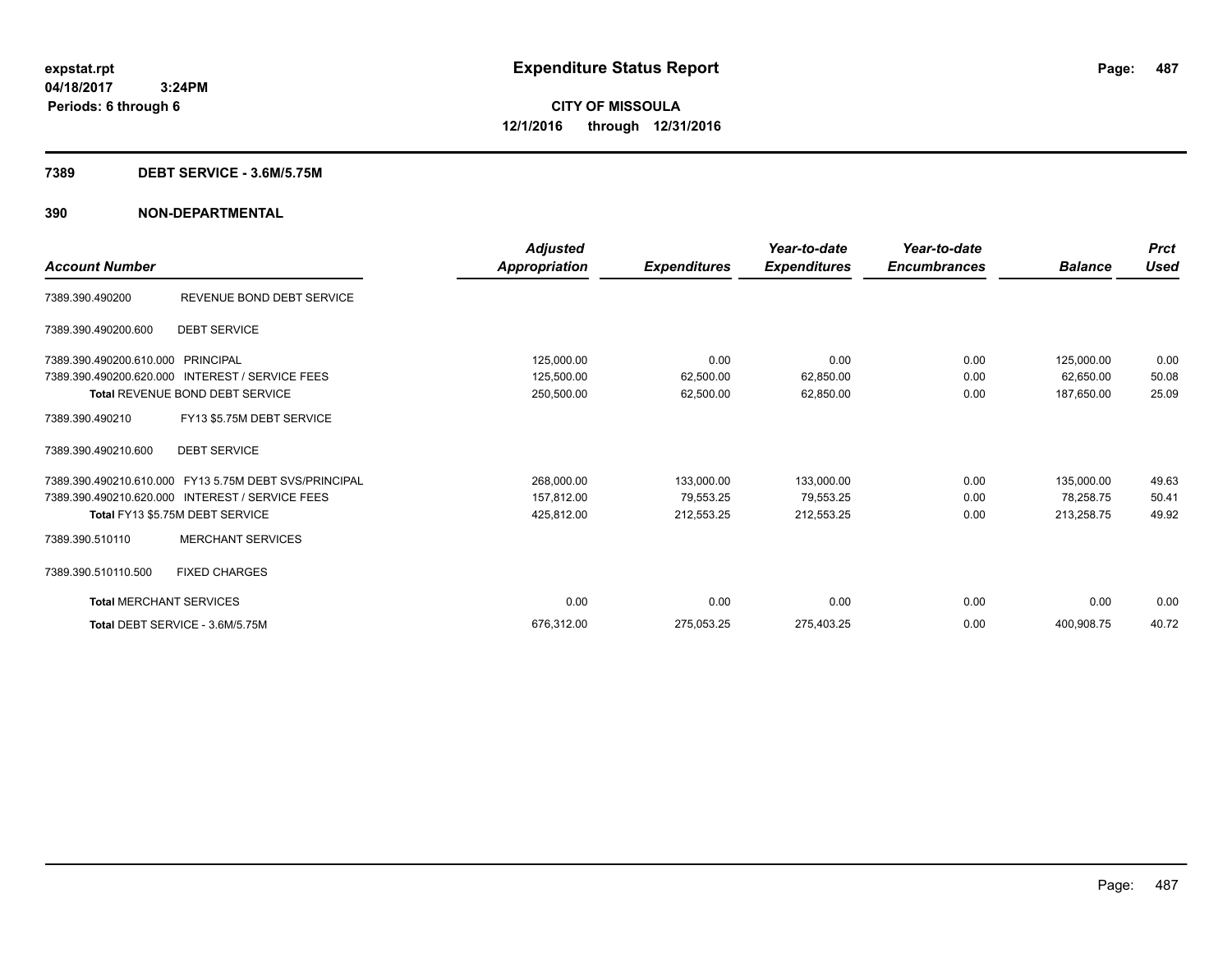**expstat.rpt**
**04/18/2017 3:24PM**
**Periods: 6 through 6**

# Expenditure Status Report

**CITY OF MISSOULA**
**12/1/2016 through 12/31/2016**

## 7389 DEBT SERVICE - 3.6M/5.75M

## 390 NON-DEPARTMENTAL

| Account Number | | Adjusted Appropriation | Expenditures | Year-to-date Expenditures | Year-to-date Encumbrances | Balance | Prct Used |
|---|---|---|---|---|---|---|---|
| 7389.390.490200 | REVENUE BOND DEBT SERVICE | | | | | | |
| 7389.390.490200.600 | DEBT SERVICE | | | | | | |
| 7389.390.490200.610.000 | PRINCIPAL | 125,000.00 | 0.00 | 0.00 | 0.00 | 125,000.00 | 0.00 |
| 7389.390.490200.620.000 | INTEREST / SERVICE FEES | 125,500.00 | 62,500.00 | 62,850.00 | 0.00 | 62,650.00 | 50.08 |
| **Total** REVENUE BOND DEBT SERVICE | | 250,500.00 | 62,500.00 | 62,850.00 | 0.00 | 187,650.00 | 25.09 |
| 7389.390.490210 | FY13 $5.75M DEBT SERVICE | | | | | | |
| 7389.390.490210.600 | DEBT SERVICE | | | | | | |
| 7389.390.490210.610.000 | FY13 5.75M DEBT SVS/PRINCIPAL | 268,000.00 | 133,000.00 | 133,000.00 | 0.00 | 135,000.00 | 49.63 |
| 7389.390.490210.620.000 | INTEREST / SERVICE FEES | 157,812.00 | 79,553.25 | 79,553.25 | 0.00 | 78,258.75 | 50.41 |
| **Total** FY13 $5.75M DEBT SERVICE | | 425,812.00 | 212,553.25 | 212,553.25 | 0.00 | 213,258.75 | 49.92 |
| 7389.390.510110 | MERCHANT SERVICES | | | | | | |
| 7389.390.510110.500 | FIXED CHARGES | | | | | | |
| **Total** MERCHANT SERVICES | | 0.00 | 0.00 | 0.00 | 0.00 | 0.00 | 0.00 |
| **Total** DEBT SERVICE - 3.6M/5.75M | | 676,312.00 | 275,053.25 | 275,403.25 | 0.00 | 400,908.75 | 40.72 |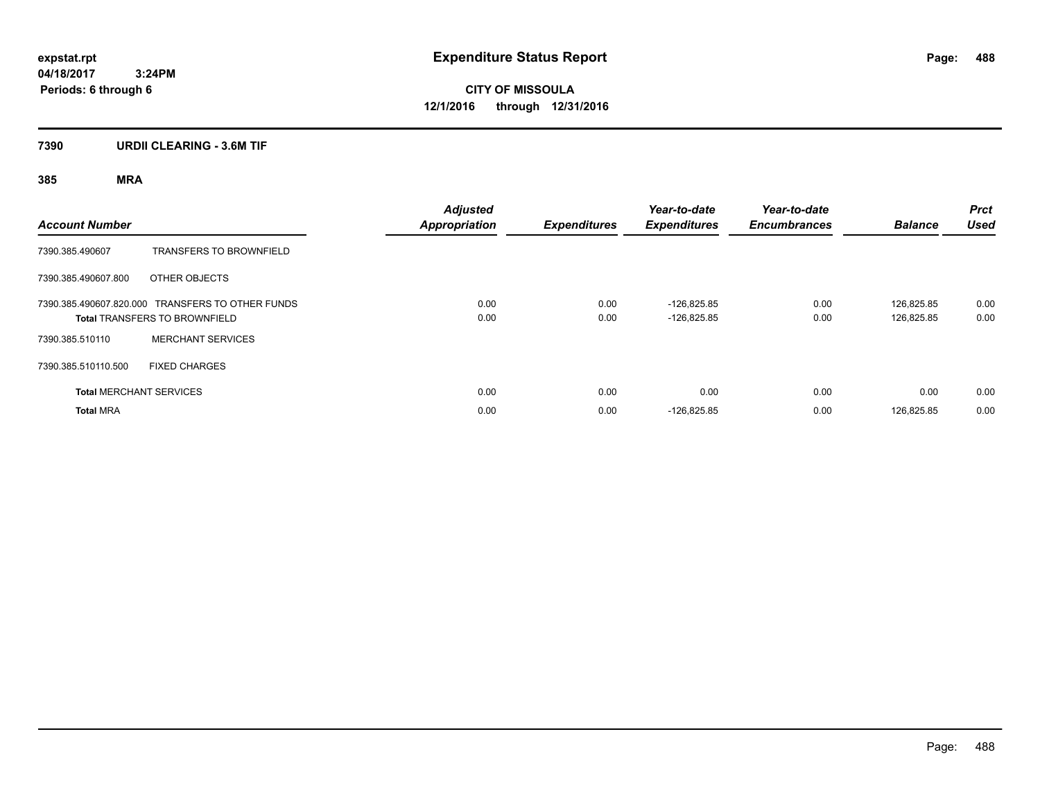**expstat.rpt**
**04/18/2017 3:24PM**
**Periods: 6 through 6**

# Expenditure Status Report

**CITY OF MISSOULA**
**12/1/2016 through 12/31/2016**

## 7390 URDII CLEARING - 3.6M TIF

### 385 MRA

| Account Number | | Adjusted Appropriation | Expenditures | Year-to-date Expenditures | Year-to-date Encumbrances | Balance | Prct Used |
|---|---|---|---|---|---|---|---|
| 7390.385.490607 | TRANSFERS TO BROWNFIELD | | | | | | |
| 7390.385.490607.800 | OTHER OBJECTS | | | | | | |
| 7390.385.490607.820.000 | TRANSFERS TO OTHER FUNDS | 0.00 | 0.00 | -126,825.85 | 0.00 | 126,825.85 | 0.00 |
| **Total** TRANSFERS TO BROWNFIELD | | 0.00 | 0.00 | -126,825.85 | 0.00 | 126,825.85 | 0.00 |
| 7390.385.510110 | MERCHANT SERVICES | | | | | | |
| 7390.385.510110.500 | FIXED CHARGES | | | | | | |
| **Total** MERCHANT SERVICES | | 0.00 | 0.00 | 0.00 | 0.00 | 0.00 | 0.00 |
| **Total** MRA | | 0.00 | 0.00 | -126,825.85 | 0.00 | 126,825.85 | 0.00 |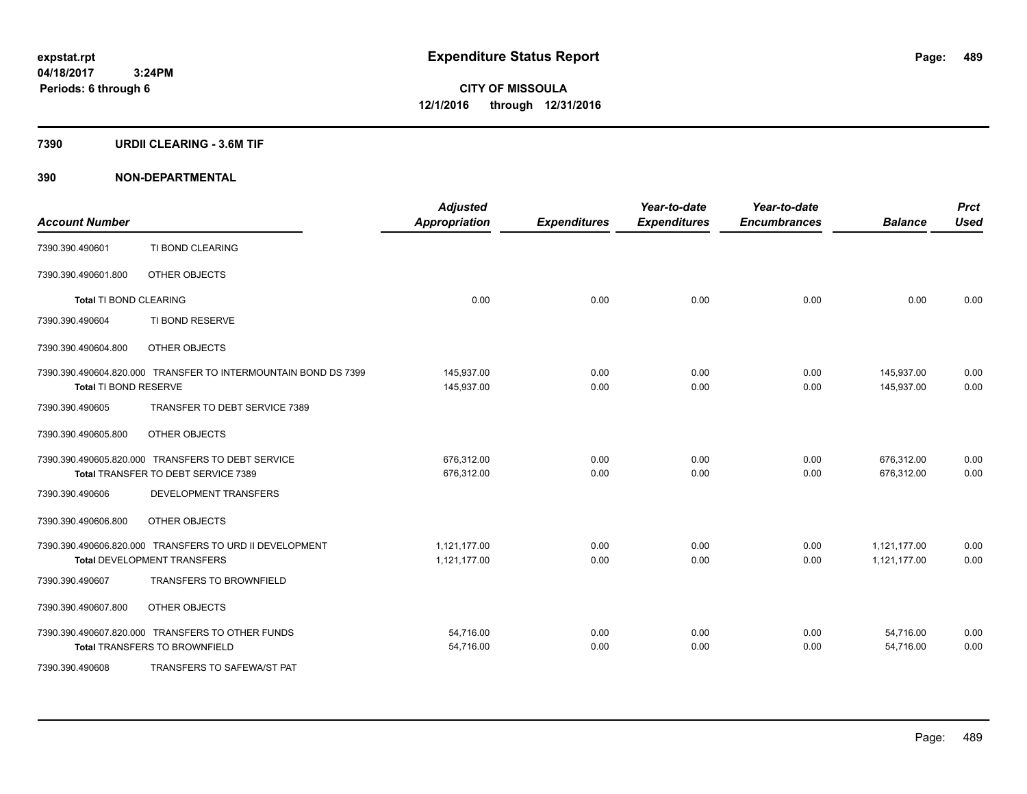**expstat.rpt**
**04/18/2017 3:24PM**
**Periods: 6 through 6**

# Expenditure Status Report

**CITY OF MISSOULA**
**12/1/2016 through 12/31/2016**

## 7390 URDII CLEARING - 3.6M TIF

## 390 NON-DEPARTMENTAL

| Account Number | | Adjusted Appropriation | Expenditures | Year-to-date Expenditures | Year-to-date Encumbrances | Balance | Prct Used |
|---|---|---|---|---|---|---|---|
| 7390.390.490601 | TI BOND CLEARING | | | | | | |
| 7390.390.490601.800 | OTHER OBJECTS | | | | | | |
| **Total** TI BOND CLEARING | | 0.00 | 0.00 | 0.00 | 0.00 | 0.00 | 0.00 |
| 7390.390.490604 | TI BOND RESERVE | | | | | | |
| 7390.390.490604.800 | OTHER OBJECTS | | | | | | |
| 7390.390.490604.820.000 | TRANSFER TO INTERMOUNTAIN BOND DS 7399 | 145,937.00 | 0.00 | 0.00 | 0.00 | 145,937.00 | 0.00 |
| **Total** TI BOND RESERVE | | 145,937.00 | 0.00 | 0.00 | 0.00 | 145,937.00 | 0.00 |
| 7390.390.490605 | TRANSFER TO DEBT SERVICE 7389 | | | | | | |
| 7390.390.490605.800 | OTHER OBJECTS | | | | | | |
| 7390.390.490605.820.000 | TRANSFERS TO DEBT SERVICE | 676,312.00 | 0.00 | 0.00 | 0.00 | 676,312.00 | 0.00 |
| **Total** TRANSFER TO DEBT SERVICE 7389 | | 676,312.00 | 0.00 | 0.00 | 0.00 | 676,312.00 | 0.00 |
| 7390.390.490606 | DEVELOPMENT TRANSFERS | | | | | | |
| 7390.390.490606.800 | OTHER OBJECTS | | | | | | |
| 7390.390.490606.820.000 | TRANSFERS TO URD II DEVELOPMENT | 1,121,177.00 | 0.00 | 0.00 | 0.00 | 1,121,177.00 | 0.00 |
| **Total** DEVELOPMENT TRANSFERS | | 1,121,177.00 | 0.00 | 0.00 | 0.00 | 1,121,177.00 | 0.00 |
| 7390.390.490607 | TRANSFERS TO BROWNFIELD | | | | | | |
| 7390.390.490607.800 | OTHER OBJECTS | | | | | | |
| 7390.390.490607.820.000 | TRANSFERS TO OTHER FUNDS | 54,716.00 | 0.00 | 0.00 | 0.00 | 54,716.00 | 0.00 |
| **Total** TRANSFERS TO BROWNFIELD | | 54,716.00 | 0.00 | 0.00 | 0.00 | 54,716.00 | 0.00 |
| 7390.390.490608 | TRANSFERS TO SAFEWA/ST PAT | | | | | | |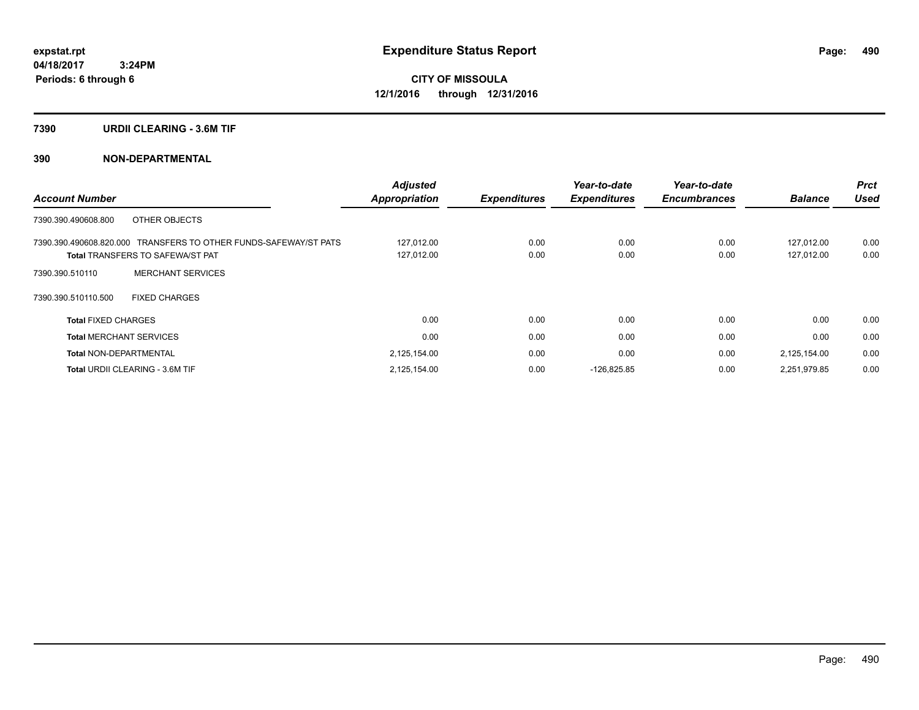**expstat.rpt**
**04/18/2017 3:24PM**
**Periods: 6 through 6**

# Expenditure Status Report

**CITY OF MISSOULA**
**12/1/2016 through 12/31/2016**

## 7390 URDII CLEARING - 3.6M TIF

## 390 NON-DEPARTMENTAL

| Account Number | Adjusted Appropriation | Expenditures | Year-to-date Expenditures | Year-to-date Encumbrances | Balance | Prct Used |
|---|---|---|---|---|---|---|
| 7390.390.490608.800 OTHER OBJECTS | | | | | | |
| 7390.390.490608.820.000 TRANSFERS TO OTHER FUNDS-SAFEWAY/ST PATS | 127,012.00 | 0.00 | 0.00 | 0.00 | 127,012.00 | 0.00 |
| **Total** TRANSFERS TO SAFEWA/ST PAT | 127,012.00 | 0.00 | 0.00 | 0.00 | 127,012.00 | 0.00 |
| 7390.390.510110 MERCHANT SERVICES | | | | | | |
| 7390.390.510110.500 FIXED CHARGES | | | | | | |
| **Total** FIXED CHARGES | 0.00 | 0.00 | 0.00 | 0.00 | 0.00 | 0.00 |
| **Total** MERCHANT SERVICES | 0.00 | 0.00 | 0.00 | 0.00 | 0.00 | 0.00 |
| **Total** NON-DEPARTMENTAL | 2,125,154.00 | 0.00 | 0.00 | 0.00 | 2,125,154.00 | 0.00 |
| **Total** URDII CLEARING - 3.6M TIF | 2,125,154.00 | 0.00 | -126,825.85 | 0.00 | 2,251,979.85 | 0.00 |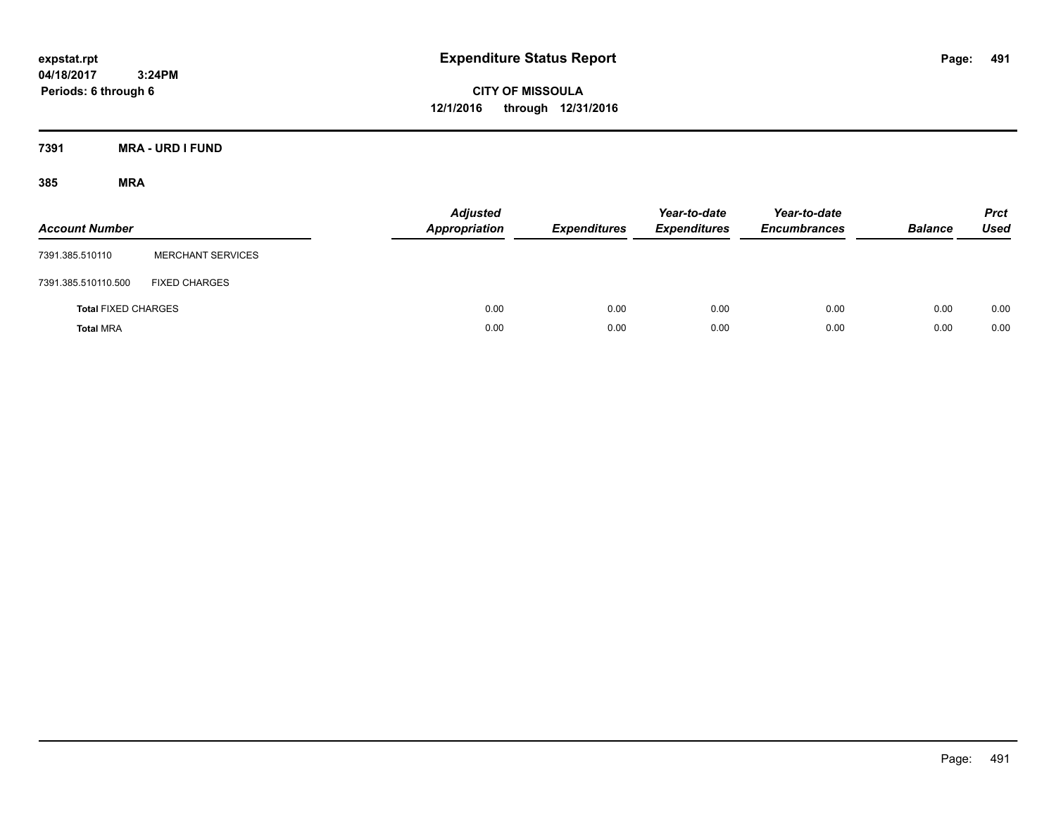# Expenditure Status Report

expstat.rpt
04/18/2017 3:24PM
Periods: 6 through 6

**CITY OF MISSOULA**
**12/1/2016 through 12/31/2016**

## 7391 MRA - URD I FUND

### 385 MRA

| Account Number | | Adjusted Appropriation | Expenditures | Year-to-date Expenditures | Year-to-date Encumbrances | Balance | Prct Used |
|---|---|---|---|---|---|---|---|
| 7391.385.510110 | MERCHANT SERVICES | | | | | | |
| 7391.385.510110.500 | FIXED CHARGES | | | | | | |
| **Total** FIXED CHARGES | | 0.00 | 0.00 | 0.00 | 0.00 | 0.00 | 0.00 |
| **Total** MRA | | 0.00 | 0.00 | 0.00 | 0.00 | 0.00 | 0.00 |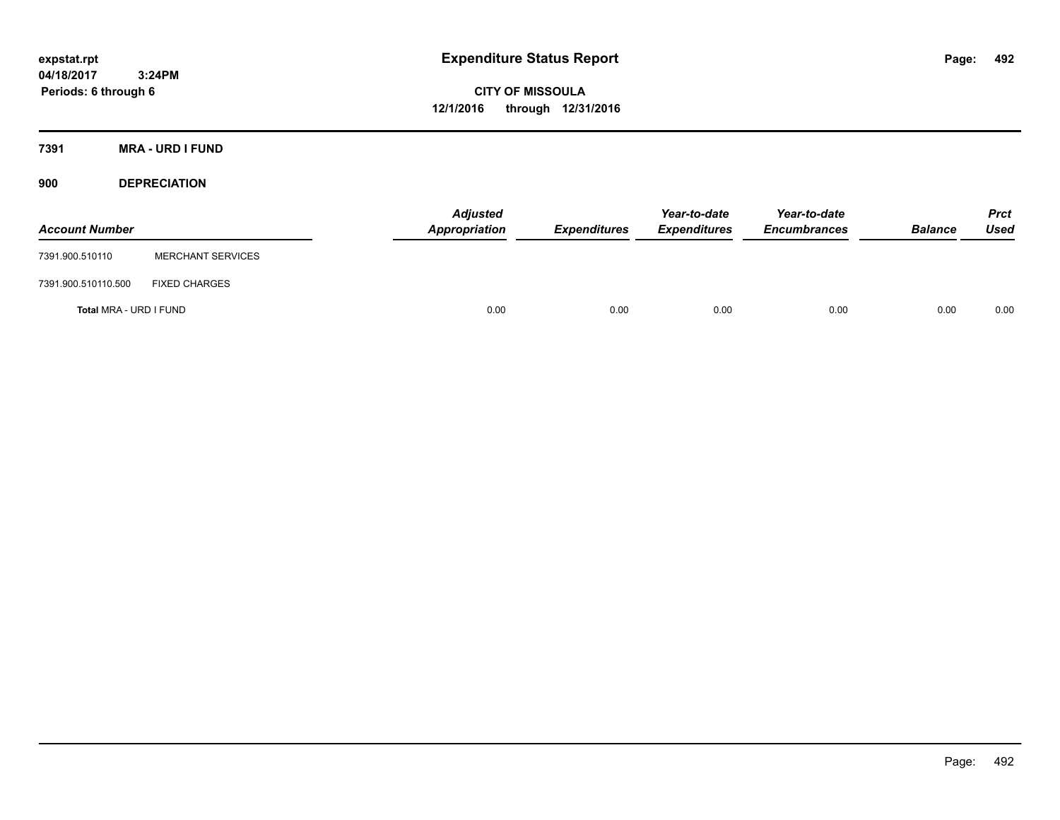expstat.rpt
04/18/2017 3:24PM
Periods: 6 through 6

# Expenditure Status Report

**CITY OF MISSOULA**
**12/1/2016 through 12/31/2016**

## 7391 MRA - URD I FUND

### 900 DEPRECIATION

| Account Number | | Adjusted Appropriation | Expenditures | Year-to-date Expenditures | Year-to-date Encumbrances | Balance | Prct Used |
|---|---|---|---|---|---|---|---|
| 7391.900.510110 | MERCHANT SERVICES | | | | | | |
| 7391.900.510110.500 | FIXED CHARGES | | | | | | |
| **Total** MRA - URD I FUND | | 0.00 | 0.00 | 0.00 | 0.00 | 0.00 | 0.00 |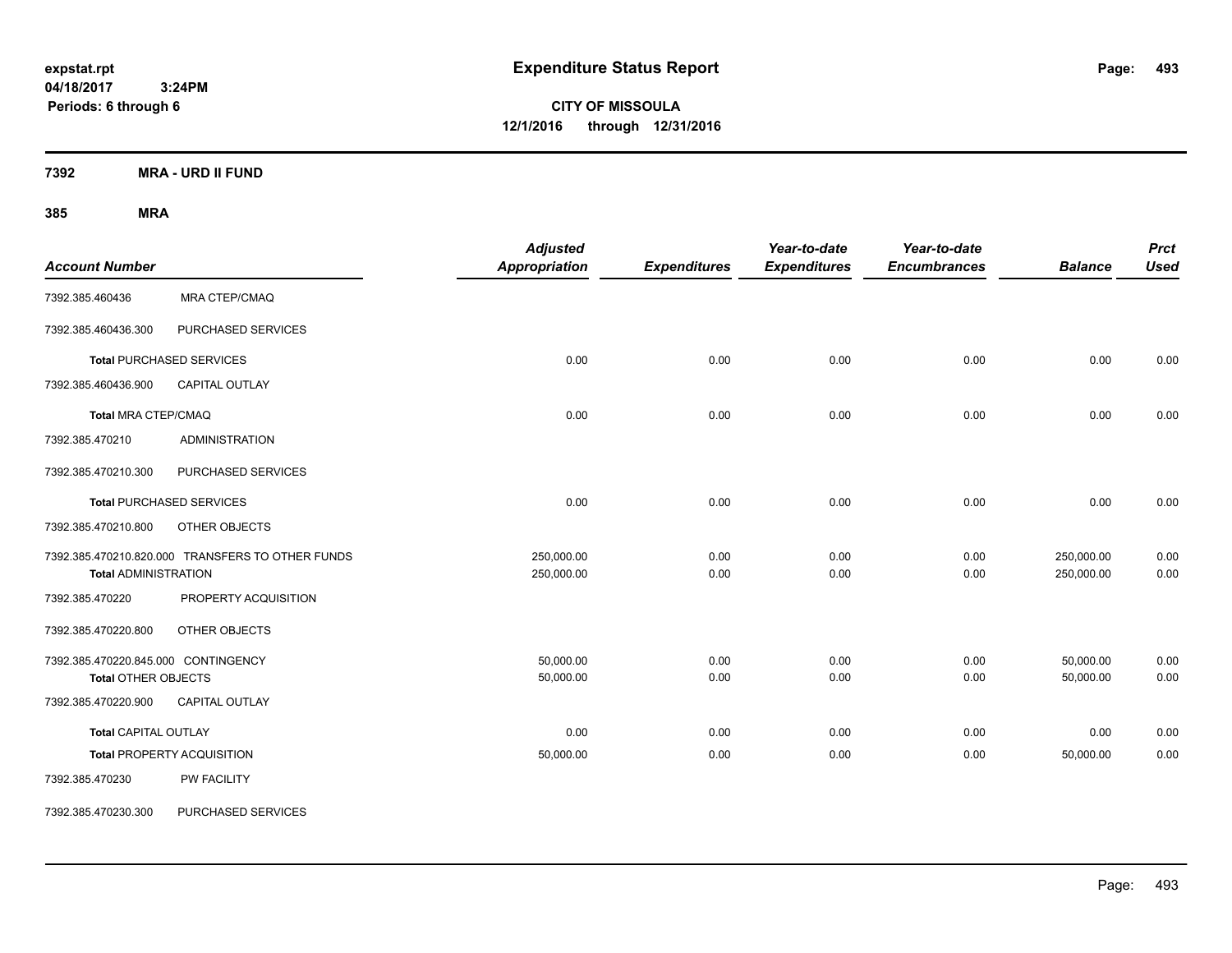**expstat.rpt**
**04/18/2017 3:24PM**
**Periods: 6 through 6**

# Expenditure Status Report

**CITY OF MISSOULA**
**12/1/2016 through 12/31/2016**

## 7392 MRA - URD II FUND

### 385 MRA

| Account Number | | Adjusted Appropriation | Expenditures | Year-to-date Expenditures | Year-to-date Encumbrances | Balance | Prct Used |
|---|---|---|---|---|---|---|---|
| 7392.385.460436 | MRA CTEP/CMAQ | | | | | | |
| 7392.385.460436.300 | PURCHASED SERVICES | | | | | | |
| **Total** PURCHASED SERVICES | | 0.00 | 0.00 | 0.00 | 0.00 | 0.00 | 0.00 |
| 7392.385.460436.900 | CAPITAL OUTLAY | | | | | | |
| **Total** MRA CTEP/CMAQ | | 0.00 | 0.00 | 0.00 | 0.00 | 0.00 | 0.00 |
| 7392.385.470210 | ADMINISTRATION | | | | | | |
| 7392.385.470210.300 | PURCHASED SERVICES | | | | | | |
| **Total** PURCHASED SERVICES | | 0.00 | 0.00 | 0.00 | 0.00 | 0.00 | 0.00 |
| 7392.385.470210.800 | OTHER OBJECTS | | | | | | |
| 7392.385.470210.820.000 | TRANSFERS TO OTHER FUNDS | 250,000.00 | 0.00 | 0.00 | 0.00 | 250,000.00 | 0.00 |
| **Total** ADMINISTRATION | | 250,000.00 | 0.00 | 0.00 | 0.00 | 250,000.00 | 0.00 |
| 7392.385.470220 | PROPERTY ACQUISITION | | | | | | |
| 7392.385.470220.800 | OTHER OBJECTS | | | | | | |
| 7392.385.470220.845.000 | CONTINGENCY | 50,000.00 | 0.00 | 0.00 | 0.00 | 50,000.00 | 0.00 |
| **Total** OTHER OBJECTS | | 50,000.00 | 0.00 | 0.00 | 0.00 | 50,000.00 | 0.00 |
| 7392.385.470220.900 | CAPITAL OUTLAY | | | | | | |
| **Total** CAPITAL OUTLAY | | 0.00 | 0.00 | 0.00 | 0.00 | 0.00 | 0.00 |
| **Total** PROPERTY ACQUISITION | | 50,000.00 | 0.00 | 0.00 | 0.00 | 50,000.00 | 0.00 |
| 7392.385.470230 | PW FACILITY | | | | | | |
| 7392.385.470230.300 | PURCHASED SERVICES | | | | | | |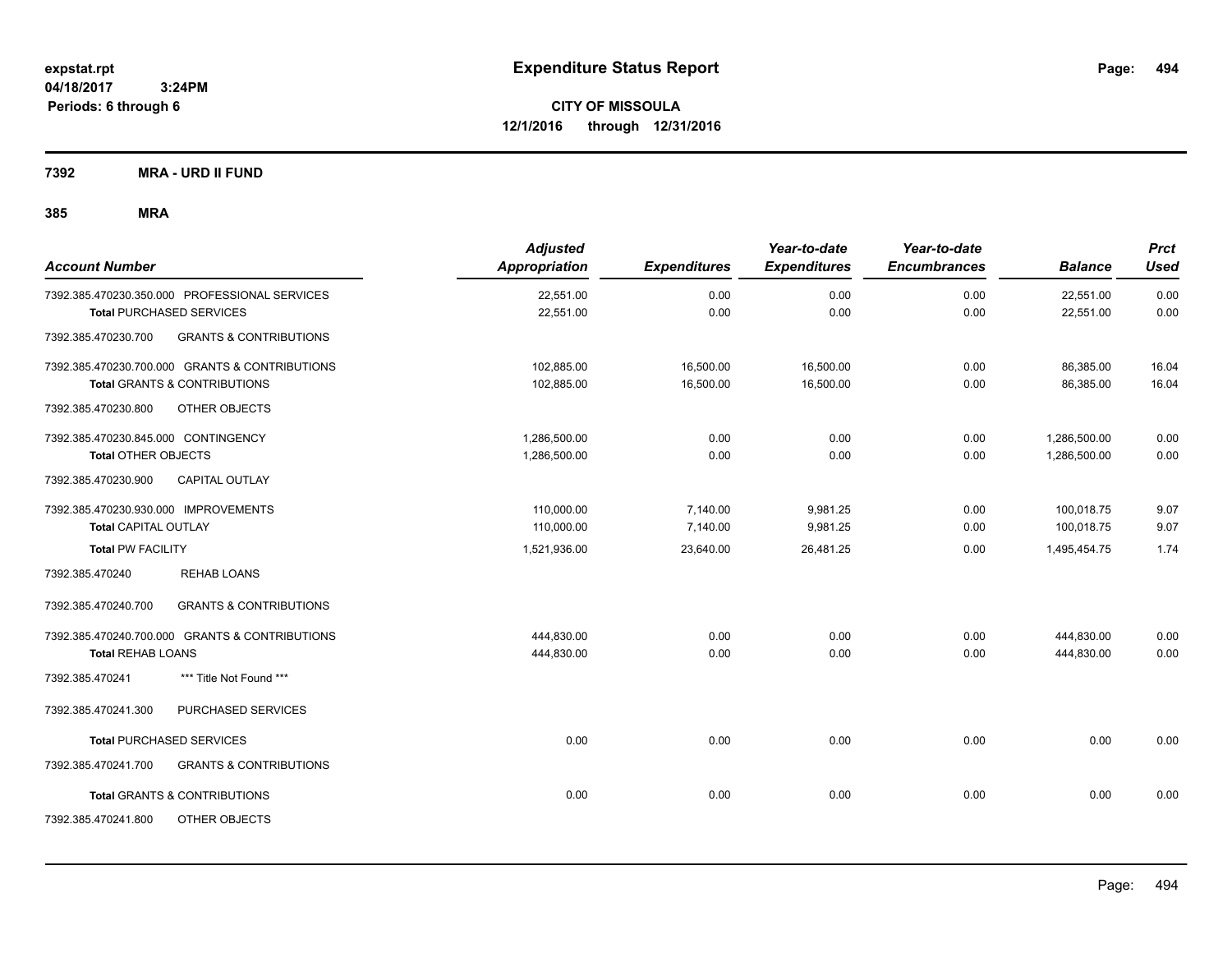# Expenditure Status Report

expstat.rpt
04/18/2017 3:24PM
Periods: 6 through 6

**CITY OF MISSOULA**
**12/1/2016 through 12/31/2016**

**7392 MRA - URD II FUND**

**385 MRA**

| Account Number | Adjusted Appropriation | Expenditures | Year-to-date Expenditures | Year-to-date Encumbrances | Balance | Prct Used |
|---|---|---|---|---|---|---|
| 7392.385.470230.350.000 PROFESSIONAL SERVICES | 22,551.00 | 0.00 | 0.00 | 0.00 | 22,551.00 | 0.00 |
| **Total** PURCHASED SERVICES | 22,551.00 | 0.00 | 0.00 | 0.00 | 22,551.00 | 0.00 |
| 7392.385.470230.700 GRANTS & CONTRIBUTIONS | | | | | | |
| 7392.385.470230.700.000 GRANTS & CONTRIBUTIONS | 102,885.00 | 16,500.00 | 16,500.00 | 0.00 | 86,385.00 | 16.04 |
| **Total** GRANTS & CONTRIBUTIONS | 102,885.00 | 16,500.00 | 16,500.00 | 0.00 | 86,385.00 | 16.04 |
| 7392.385.470230.800 OTHER OBJECTS | | | | | | |
| 7392.385.470230.845.000 CONTINGENCY | 1,286,500.00 | 0.00 | 0.00 | 0.00 | 1,286,500.00 | 0.00 |
| **Total** OTHER OBJECTS | 1,286,500.00 | 0.00 | 0.00 | 0.00 | 1,286,500.00 | 0.00 |
| 7392.385.470230.900 CAPITAL OUTLAY | | | | | | |
| 7392.385.470230.930.000 IMPROVEMENTS | 110,000.00 | 7,140.00 | 9,981.25 | 0.00 | 100,018.75 | 9.07 |
| **Total** CAPITAL OUTLAY | 110,000.00 | 7,140.00 | 9,981.25 | 0.00 | 100,018.75 | 9.07 |
| **Total PW FACILITY** | 1,521,936.00 | 23,640.00 | 26,481.25 | 0.00 | 1,495,454.75 | 1.74 |
| 7392.385.470240 REHAB LOANS | | | | | | |
| 7392.385.470240.700 GRANTS & CONTRIBUTIONS | | | | | | |
| 7392.385.470240.700.000 GRANTS & CONTRIBUTIONS | 444,830.00 | 0.00 | 0.00 | 0.00 | 444,830.00 | 0.00 |
| **Total** REHAB LOANS | 444,830.00 | 0.00 | 0.00 | 0.00 | 444,830.00 | 0.00 |
| 7392.385.470241 *** Title Not Found *** | | | | | | |
| 7392.385.470241.300 PURCHASED SERVICES | | | | | | |
| **Total** PURCHASED SERVICES | 0.00 | 0.00 | 0.00 | 0.00 | 0.00 | 0.00 |
| 7392.385.470241.700 GRANTS & CONTRIBUTIONS | | | | | | |
| **Total** GRANTS & CONTRIBUTIONS | 0.00 | 0.00 | 0.00 | 0.00 | 0.00 | 0.00 |
| 7392.385.470241.800 OTHER OBJECTS | | | | | | |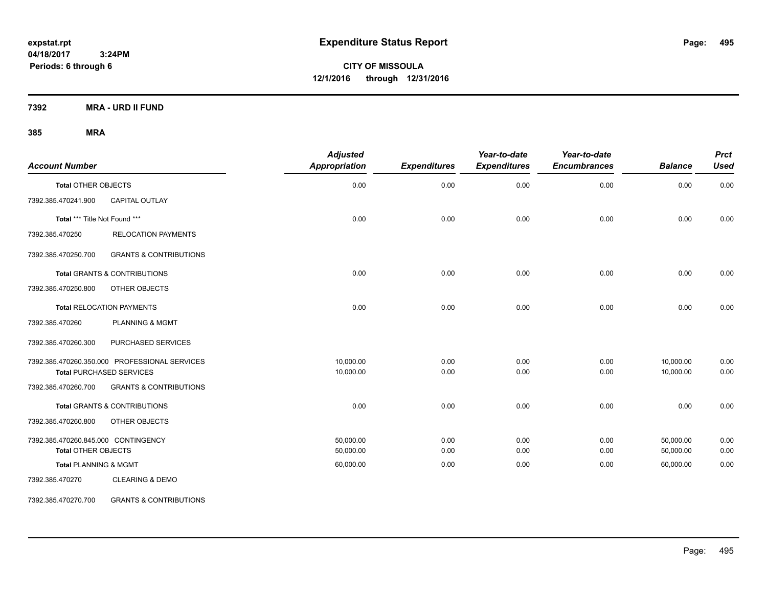# Expenditure Status Report

expstat.rpt
04/18/2017 3:24PM
Periods: 6 through 6

**CITY OF MISSOULA**
**12/1/2016 through 12/31/2016**

**7392 MRA - URD II FUND**

**385 MRA**

| Account Number | | Adjusted Appropriation | Expenditures | Year-to-date Expenditures | Year-to-date Encumbrances | Balance | Prct Used |
|---|---|---|---|---|---|---|---|
| **Total** OTHER OBJECTS | | 0.00 | 0.00 | 0.00 | 0.00 | 0.00 | 0.00 |
| 7392.385.470241.900 | CAPITAL OUTLAY | | | | | | |
| **Total** *** Title Not Found *** | | 0.00 | 0.00 | 0.00 | 0.00 | 0.00 | 0.00 |
| 7392.385.470250 | RELOCATION PAYMENTS | | | | | | |
| 7392.385.470250.700 | GRANTS & CONTRIBUTIONS | | | | | | |
| **Total** GRANTS & CONTRIBUTIONS | | 0.00 | 0.00 | 0.00 | 0.00 | 0.00 | 0.00 |
| 7392.385.470250.800 | OTHER OBJECTS | | | | | | |
| **Total** RELOCATION PAYMENTS | | 0.00 | 0.00 | 0.00 | 0.00 | 0.00 | 0.00 |
| 7392.385.470260 | PLANNING & MGMT | | | | | | |
| 7392.385.470260.300 | PURCHASED SERVICES | | | | | | |
| 7392.385.470260.350.000 | PROFESSIONAL SERVICES | 10,000.00 | 0.00 | 0.00 | 0.00 | 10,000.00 | 0.00 |
| **Total** PURCHASED SERVICES | | 10,000.00 | 0.00 | 0.00 | 0.00 | 10,000.00 | 0.00 |
| 7392.385.470260.700 | GRANTS & CONTRIBUTIONS | | | | | | |
| **Total** GRANTS & CONTRIBUTIONS | | 0.00 | 0.00 | 0.00 | 0.00 | 0.00 | 0.00 |
| 7392.385.470260.800 | OTHER OBJECTS | | | | | | |
| 7392.385.470260.845.000 | CONTINGENCY | 50,000.00 | 0.00 | 0.00 | 0.00 | 50,000.00 | 0.00 |
| **Total** OTHER OBJECTS | | 50,000.00 | 0.00 | 0.00 | 0.00 | 50,000.00 | 0.00 |
| **Total** PLANNING & MGMT | | 60,000.00 | 0.00 | 0.00 | 0.00 | 60,000.00 | 0.00 |
| 7392.385.470270 | CLEARING & DEMO | | | | | | |
| 7392.385.470270.700 | GRANTS & CONTRIBUTIONS | | | | | | |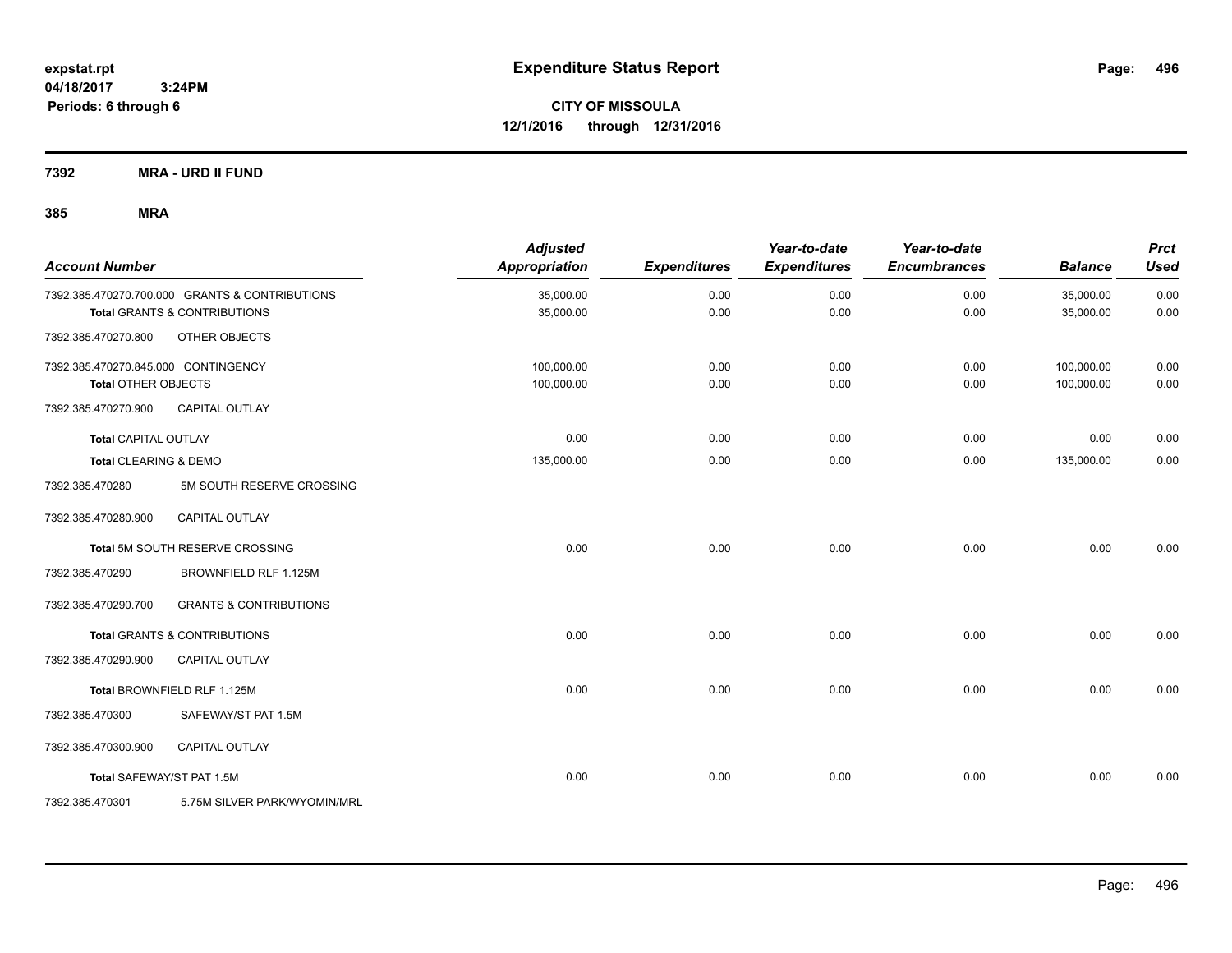expstat.rpt
04/18/2017 3:24PM
Periods: 6 through 6

# Expenditure Status Report

**CITY OF MISSOULA**
**12/1/2016 through 12/31/2016**

**7392 MRA - URD II FUND**

**385 MRA**

| Account Number | Adjusted Appropriation | Expenditures | Year-to-date Expenditures | Year-to-date Encumbrances | Balance | Prct Used |
|---|---|---|---|---|---|---|
| 7392.385.470270.700.000 GRANTS & CONTRIBUTIONS | 35,000.00 | 0.00 | 0.00 | 0.00 | 35,000.00 | 0.00 |
| Total GRANTS & CONTRIBUTIONS | 35,000.00 | 0.00 | 0.00 | 0.00 | 35,000.00 | 0.00 |
| 7392.385.470270.800 OTHER OBJECTS | | | | | | |
| 7392.385.470270.845.000 CONTINGENCY | 100,000.00 | 0.00 | 0.00 | 0.00 | 100,000.00 | 0.00 |
| Total OTHER OBJECTS | 100,000.00 | 0.00 | 0.00 | 0.00 | 100,000.00 | 0.00 |
| 7392.385.470270.900 CAPITAL OUTLAY | | | | | | |
| Total CAPITAL OUTLAY | 0.00 | 0.00 | 0.00 | 0.00 | 0.00 | 0.00 |
| Total CLEARING & DEMO | 135,000.00 | 0.00 | 0.00 | 0.00 | 135,000.00 | 0.00 |
| 7392.385.470280 5M SOUTH RESERVE CROSSING | | | | | | |
| 7392.385.470280.900 CAPITAL OUTLAY | | | | | | |
| Total 5M SOUTH RESERVE CROSSING | 0.00 | 0.00 | 0.00 | 0.00 | 0.00 | 0.00 |
| 7392.385.470290 BROWNFIELD RLF 1.125M | | | | | | |
| 7392.385.470290.700 GRANTS & CONTRIBUTIONS | | | | | | |
| Total GRANTS & CONTRIBUTIONS | 0.00 | 0.00 | 0.00 | 0.00 | 0.00 | 0.00 |
| 7392.385.470290.900 CAPITAL OUTLAY | | | | | | |
| Total BROWNFIELD RLF 1.125M | 0.00 | 0.00 | 0.00 | 0.00 | 0.00 | 0.00 |
| 7392.385.470300 SAFEWAY/ST PAT 1.5M | | | | | | |
| 7392.385.470300.900 CAPITAL OUTLAY | | | | | | |
| Total SAFEWAY/ST PAT 1.5M | 0.00 | 0.00 | 0.00 | 0.00 | 0.00 | 0.00 |
| 7392.385.470301 5.75M SILVER PARK/WYOMIN/MRL | | | | | | |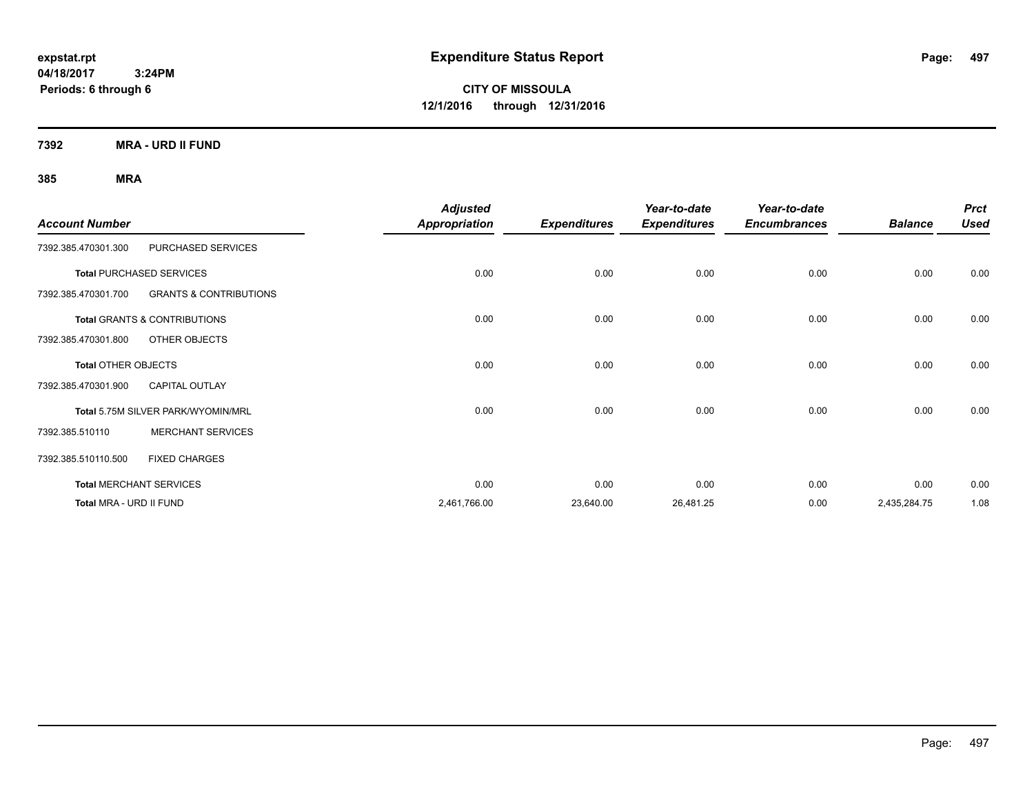expstat.rpt
04/18/2017 3:24PM
Periods: 6 through 6

# Expenditure Status Report

**CITY OF MISSOULA**
**12/1/2016 through 12/31/2016**

**7392 MRA - URD II FUND**

**385 MRA**

| Account Number | | Adjusted Appropriation | Expenditures | Year-to-date Expenditures | Year-to-date Encumbrances | Balance | Prct Used |
|---|---|---|---|---|---|---|---|
| 7392.385.470301.300 | PURCHASED SERVICES | | | | | | |
| **Total** PURCHASED SERVICES | | 0.00 | 0.00 | 0.00 | 0.00 | 0.00 | 0.00 |
| 7392.385.470301.700 | GRANTS & CONTRIBUTIONS | | | | | | |
| **Total** GRANTS & CONTRIBUTIONS | | 0.00 | 0.00 | 0.00 | 0.00 | 0.00 | 0.00 |
| 7392.385.470301.800 | OTHER OBJECTS | | | | | | |
| **Total** OTHER OBJECTS | | 0.00 | 0.00 | 0.00 | 0.00 | 0.00 | 0.00 |
| 7392.385.470301.900 | CAPITAL OUTLAY | | | | | | |
| **Total** 5.75M SILVER PARK/WYOMIN/MRL | | 0.00 | 0.00 | 0.00 | 0.00 | 0.00 | 0.00 |
| 7392.385.510110 | MERCHANT SERVICES | | | | | | |
| 7392.385.510110.500 | FIXED CHARGES | | | | | | |
| **Total** MERCHANT SERVICES | | 0.00 | 0.00 | 0.00 | 0.00 | 0.00 | 0.00 |
| **Total** MRA - URD II FUND | | 2,461,766.00 | 23,640.00 | 26,481.25 | 0.00 | 2,435,284.75 | 1.08 |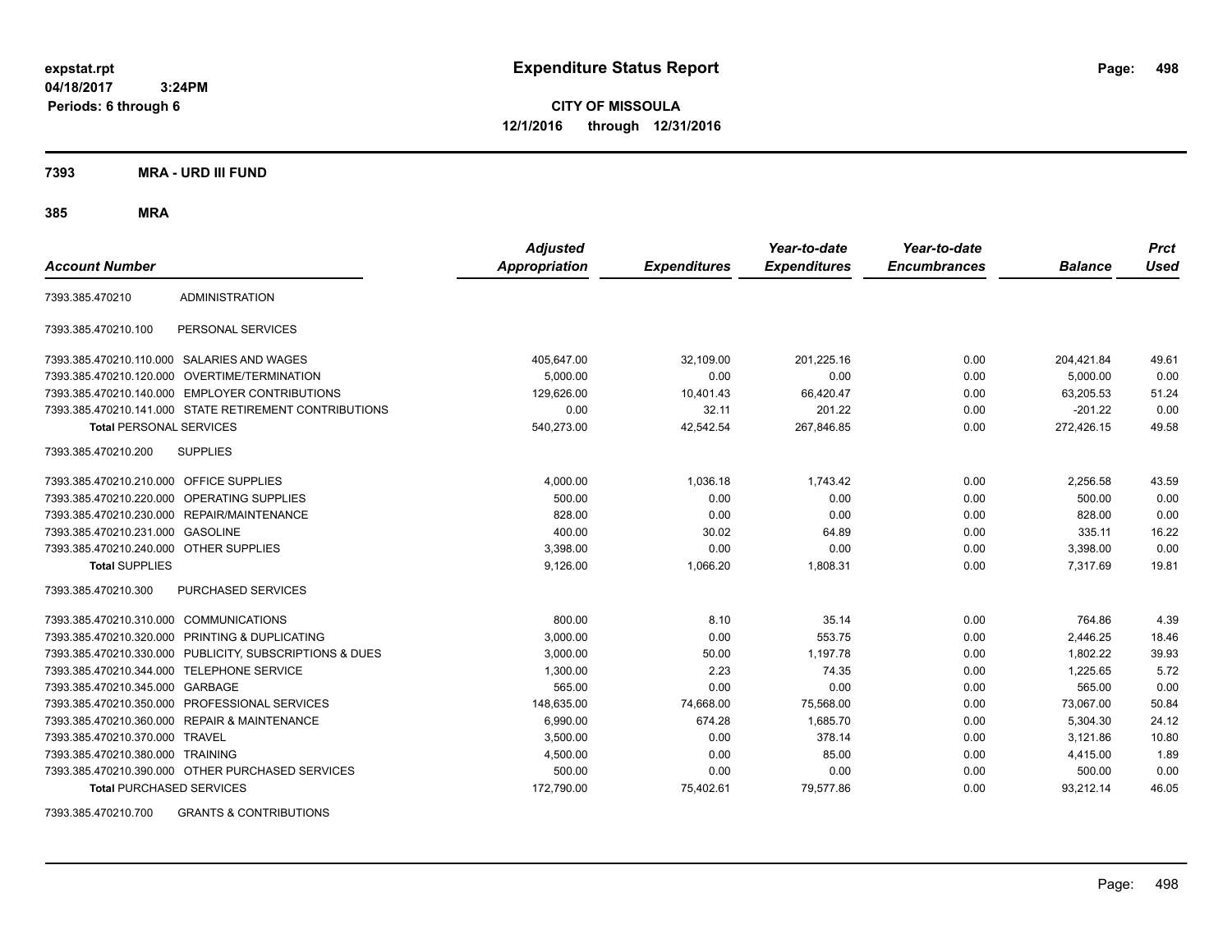expstat.rpt
04/18/2017 3:24PM
Periods: 6 through 6

# Expenditure Status Report

**CITY OF MISSOULA**
**12/1/2016 through 12/31/2016**

## 7393 MRA - URD III FUND

### 385 MRA

| Account Number | | Adjusted Appropriation | Expenditures | Year-to-date Expenditures | Year-to-date Encumbrances | Balance | Prct Used |
|---|---|---|---|---|---|---|---|
| 7393.385.470210 | ADMINISTRATION | | | | | | |
| 7393.385.470210.100 | PERSONAL SERVICES | | | | | | |
| 7393.385.470210.110.000 | SALARIES AND WAGES | 405,647.00 | 32,109.00 | 201,225.16 | 0.00 | 204,421.84 | 49.61 |
| 7393.385.470210.120.000 | OVERTIME/TERMINATION | 5,000.00 | 0.00 | 0.00 | 0.00 | 5,000.00 | 0.00 |
| 7393.385.470210.140.000 | EMPLOYER CONTRIBUTIONS | 129,626.00 | 10,401.43 | 66,420.47 | 0.00 | 63,205.53 | 51.24 |
| 7393.385.470210.141.000 | STATE RETIREMENT CONTRIBUTIONS | 0.00 | 32.11 | 201.22 | 0.00 | -201.22 | 0.00 |
| **Total** PERSONAL SERVICES | | 540,273.00 | 42,542.54 | 267,846.85 | 0.00 | 272,426.15 | 49.58 |
| 7393.385.470210.200 | SUPPLIES | | | | | | |
| 7393.385.470210.210.000 | OFFICE SUPPLIES | 4,000.00 | 1,036.18 | 1,743.42 | 0.00 | 2,256.58 | 43.59 |
| 7393.385.470210.220.000 | OPERATING SUPPLIES | 500.00 | 0.00 | 0.00 | 0.00 | 500.00 | 0.00 |
| 7393.385.470210.230.000 | REPAIR/MAINTENANCE | 828.00 | 0.00 | 0.00 | 0.00 | 828.00 | 0.00 |
| 7393.385.470210.231.000 | GASOLINE | 400.00 | 30.02 | 64.89 | 0.00 | 335.11 | 16.22 |
| 7393.385.470210.240.000 | OTHER SUPPLIES | 3,398.00 | 0.00 | 0.00 | 0.00 | 3,398.00 | 0.00 |
| **Total** SUPPLIES | | 9,126.00 | 1,066.20 | 1,808.31 | 0.00 | 7,317.69 | 19.81 |
| 7393.385.470210.300 | PURCHASED SERVICES | | | | | | |
| 7393.385.470210.310.000 | COMMUNICATIONS | 800.00 | 8.10 | 35.14 | 0.00 | 764.86 | 4.39 |
| 7393.385.470210.320.000 | PRINTING & DUPLICATING | 3,000.00 | 0.00 | 553.75 | 0.00 | 2,446.25 | 18.46 |
| 7393.385.470210.330.000 | PUBLICITY, SUBSCRIPTIONS & DUES | 3,000.00 | 50.00 | 1,197.78 | 0.00 | 1,802.22 | 39.93 |
| 7393.385.470210.344.000 | TELEPHONE SERVICE | 1,300.00 | 2.23 | 74.35 | 0.00 | 1,225.65 | 5.72 |
| 7393.385.470210.345.000 | GARBAGE | 565.00 | 0.00 | 0.00 | 0.00 | 565.00 | 0.00 |
| 7393.385.470210.350.000 | PROFESSIONAL SERVICES | 148,635.00 | 74,668.00 | 75,568.00 | 0.00 | 73,067.00 | 50.84 |
| 7393.385.470210.360.000 | REPAIR & MAINTENANCE | 6,990.00 | 674.28 | 1,685.70 | 0.00 | 5,304.30 | 24.12 |
| 7393.385.470210.370.000 | TRAVEL | 3,500.00 | 0.00 | 378.14 | 0.00 | 3,121.86 | 10.80 |
| 7393.385.470210.380.000 | TRAINING | 4,500.00 | 0.00 | 85.00 | 0.00 | 4,415.00 | 1.89 |
| 7393.385.470210.390.000 | OTHER PURCHASED SERVICES | 500.00 | 0.00 | 0.00 | 0.00 | 500.00 | 0.00 |
| **Total** PURCHASED SERVICES | | 172,790.00 | 75,402.61 | 79,577.86 | 0.00 | 93,212.14 | 46.05 |
| 7393.385.470210.700 | GRANTS & CONTRIBUTIONS | | | | | | |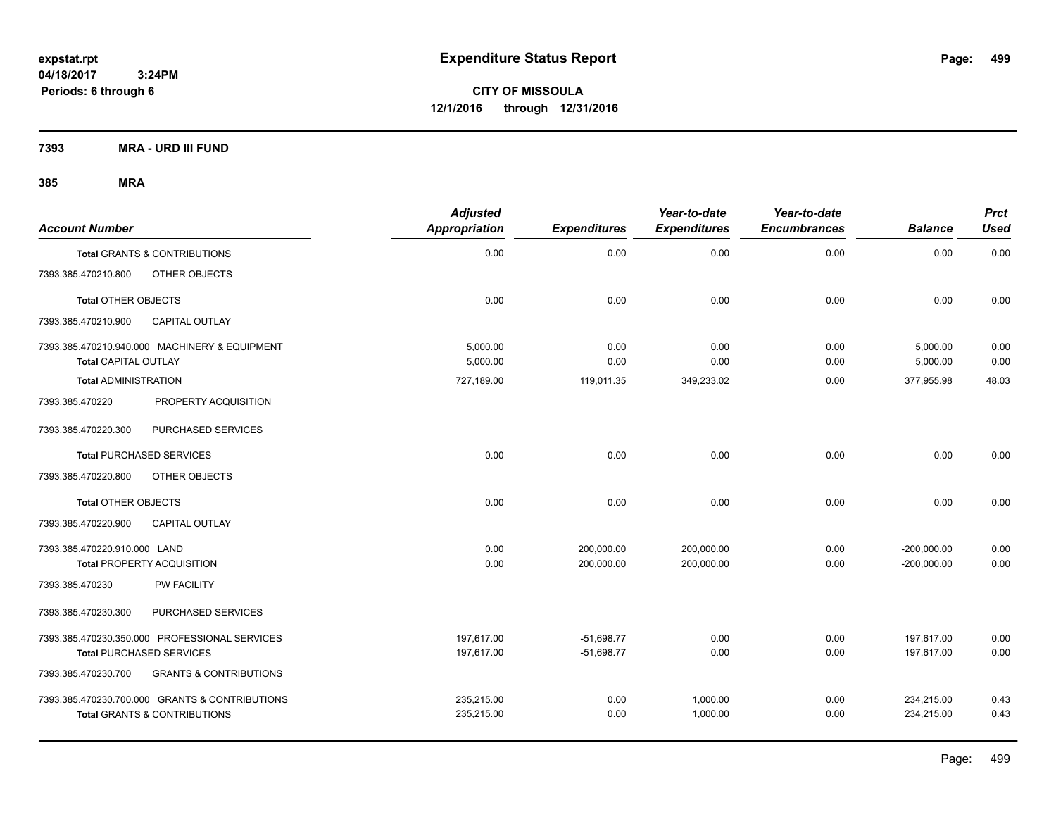# Expenditure Status Report

expstat.rpt
04/18/2017 3:24PM
Periods: 6 through 6

**CITY OF MISSOULA**
**12/1/2016 through 12/31/2016**

**7393 MRA - URD III FUND**

**385 MRA**

| Account Number | Adjusted Appropriation | Expenditures | Year-to-date Expenditures | Year-to-date Encumbrances | Balance | Prct Used |
|---|---|---|---|---|---|---|
| **Total** GRANTS & CONTRIBUTIONS | 0.00 | 0.00 | 0.00 | 0.00 | 0.00 | 0.00 |
| 7393.385.470210.800 OTHER OBJECTS | | | | | | |
| **Total** OTHER OBJECTS | 0.00 | 0.00 | 0.00 | 0.00 | 0.00 | 0.00 |
| 7393.385.470210.900 CAPITAL OUTLAY | | | | | | |
| 7393.385.470210.940.000 MACHINERY & EQUIPMENT | 5,000.00 | 0.00 | 0.00 | 0.00 | 5,000.00 | 0.00 |
| **Total** CAPITAL OUTLAY | 5,000.00 | 0.00 | 0.00 | 0.00 | 5,000.00 | 0.00 |
| **Total** ADMINISTRATION | 727,189.00 | 119,011.35 | 349,233.02 | 0.00 | 377,955.98 | 48.03 |
| 7393.385.470220 PROPERTY ACQUISITION | | | | | | |
| 7393.385.470220.300 PURCHASED SERVICES | | | | | | |
| **Total** PURCHASED SERVICES | 0.00 | 0.00 | 0.00 | 0.00 | 0.00 | 0.00 |
| 7393.385.470220.800 OTHER OBJECTS | | | | | | |
| **Total** OTHER OBJECTS | 0.00 | 0.00 | 0.00 | 0.00 | 0.00 | 0.00 |
| 7393.385.470220.900 CAPITAL OUTLAY | | | | | | |
| 7393.385.470220.910.000 LAND | 0.00 | 200,000.00 | 200,000.00 | 0.00 | -200,000.00 | 0.00 |
| **Total** PROPERTY ACQUISITION | 0.00 | 200,000.00 | 200,000.00 | 0.00 | -200,000.00 | 0.00 |
| 7393.385.470230 PW FACILITY | | | | | | |
| 7393.385.470230.300 PURCHASED SERVICES | | | | | | |
| 7393.385.470230.350.000 PROFESSIONAL SERVICES | 197,617.00 | -51,698.77 | 0.00 | 0.00 | 197,617.00 | 0.00 |
| **Total** PURCHASED SERVICES | 197,617.00 | -51,698.77 | 0.00 | 0.00 | 197,617.00 | 0.00 |
| 7393.385.470230.700 GRANTS & CONTRIBUTIONS | | | | | | |
| 7393.385.470230.700.000 GRANTS & CONTRIBUTIONS | 235,215.00 | 0.00 | 1,000.00 | 0.00 | 234,215.00 | 0.43 |
| **Total** GRANTS & CONTRIBUTIONS | 235,215.00 | 0.00 | 1,000.00 | 0.00 | 234,215.00 | 0.43 |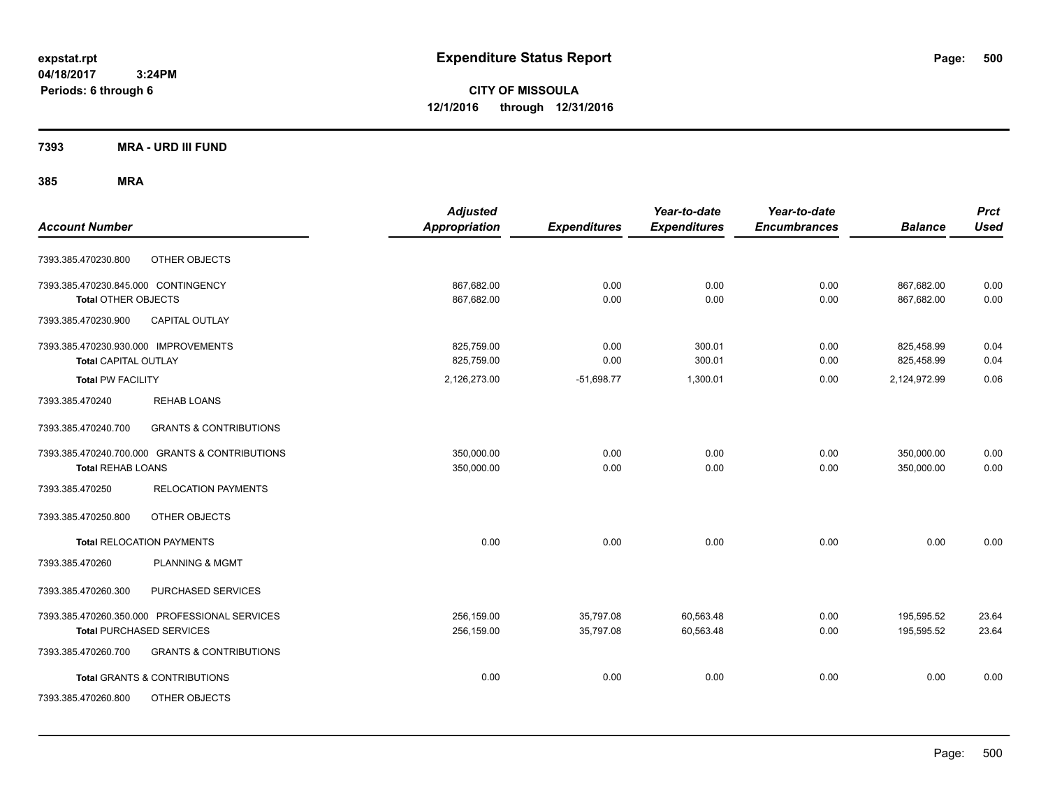# Expenditure Status Report

expstat.rpt
04/18/2017 3:24PM
Periods: 6 through 6

**CITY OF MISSOULA**
**12/1/2016 through 12/31/2016**

**7393 MRA - URD III FUND**

**385 MRA**

| Account Number | | Adjusted Appropriation | Expenditures | Year-to-date Expenditures | Year-to-date Encumbrances | Balance | Prct Used |
|---|---|---|---|---|---|---|---|
| 7393.385.470230.800 | OTHER OBJECTS | | | | | | |
| 7393.385.470230.845.000 | CONTINGENCY | 867,682.00 | 0.00 | 0.00 | 0.00 | 867,682.00 | 0.00 |
| **Total** OTHER OBJECTS | | 867,682.00 | 0.00 | 0.00 | 0.00 | 867,682.00 | 0.00 |
| 7393.385.470230.900 | CAPITAL OUTLAY | | | | | | |
| 7393.385.470230.930.000 | IMPROVEMENTS | 825,759.00 | 0.00 | 300.01 | 0.00 | 825,458.99 | 0.04 |
| **Total** CAPITAL OUTLAY | | 825,759.00 | 0.00 | 300.01 | 0.00 | 825,458.99 | 0.04 |
| **Total** PW FACILITY | | 2,126,273.00 | -51,698.77 | 1,300.01 | 0.00 | 2,124,972.99 | 0.06 |
| 7393.385.470240 | REHAB LOANS | | | | | | |
| 7393.385.470240.700 | GRANTS & CONTRIBUTIONS | | | | | | |
| 7393.385.470240.700.000 | GRANTS & CONTRIBUTIONS | 350,000.00 | 0.00 | 0.00 | 0.00 | 350,000.00 | 0.00 |
| **Total** REHAB LOANS | | 350,000.00 | 0.00 | 0.00 | 0.00 | 350,000.00 | 0.00 |
| 7393.385.470250 | RELOCATION PAYMENTS | | | | | | |
| 7393.385.470250.800 | OTHER OBJECTS | | | | | | |
| **Total** RELOCATION PAYMENTS | | 0.00 | 0.00 | 0.00 | 0.00 | 0.00 | 0.00 |
| 7393.385.470260 | PLANNING & MGMT | | | | | | |
| 7393.385.470260.300 | PURCHASED SERVICES | | | | | | |
| 7393.385.470260.350.000 | PROFESSIONAL SERVICES | 256,159.00 | 35,797.08 | 60,563.48 | 0.00 | 195,595.52 | 23.64 |
| **Total** PURCHASED SERVICES | | 256,159.00 | 35,797.08 | 60,563.48 | 0.00 | 195,595.52 | 23.64 |
| 7393.385.470260.700 | GRANTS & CONTRIBUTIONS | | | | | | |
| **Total** GRANTS & CONTRIBUTIONS | | 0.00 | 0.00 | 0.00 | 0.00 | 0.00 | 0.00 |
| 7393.385.470260.800 | OTHER OBJECTS | | | | | | |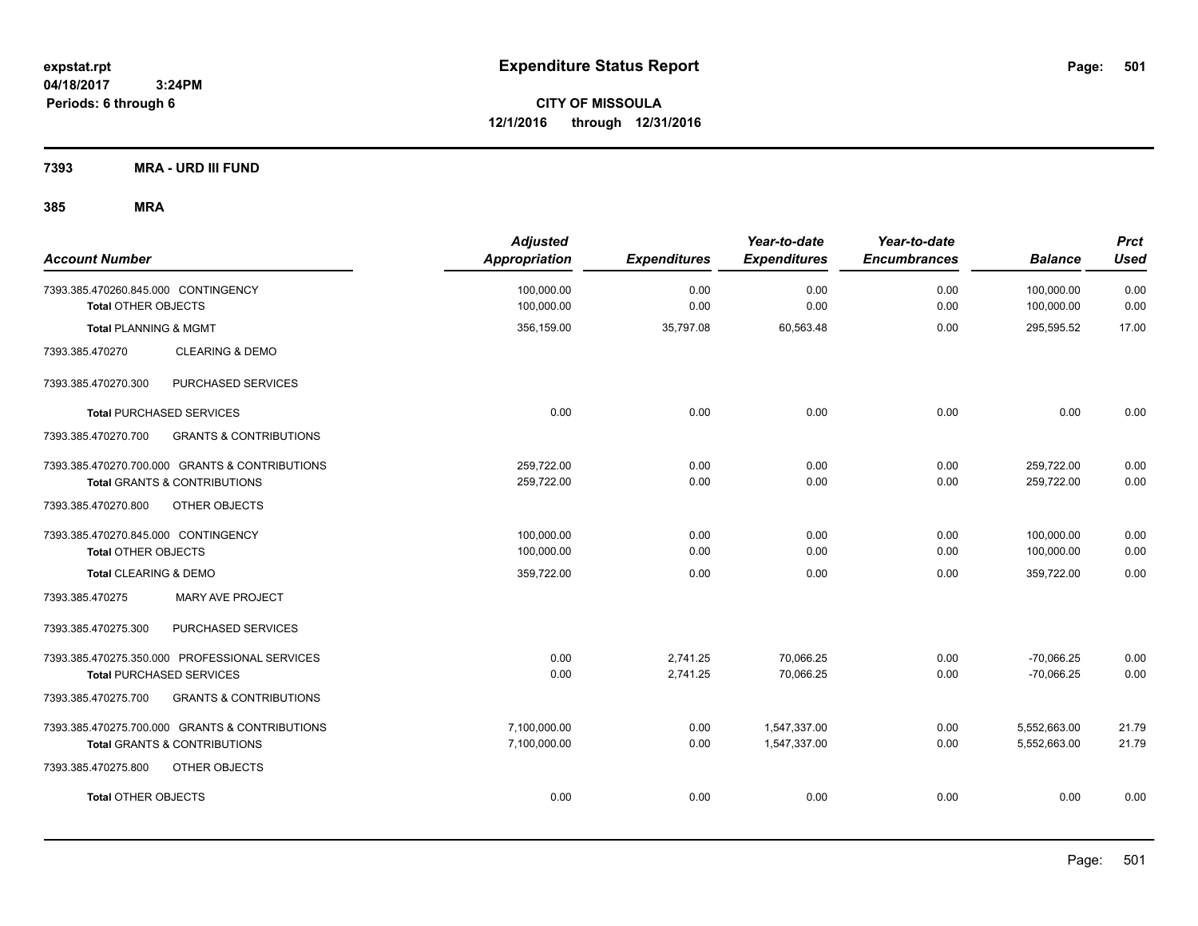**expstat.rpt**
**04/18/2017 3:24PM**
**Periods: 6 through 6**

# Expenditure Status Report

**CITY OF MISSOULA**
**12/1/2016 through 12/31/2016**

## 7393 MRA - URD III FUND

## 385 MRA

| Account Number | | Adjusted Appropriation | Expenditures | Year-to-date Expenditures | Year-to-date Encumbrances | Balance | Prct Used |
|---|---|---|---|---|---|---|---|
| 7393.385.470260.845.000 CONTINGENCY | | 100,000.00 | 0.00 | 0.00 | 0.00 | 100,000.00 | 0.00 |
| **Total** OTHER OBJECTS | | 100,000.00 | 0.00 | 0.00 | 0.00 | 100,000.00 | 0.00 |
| **Total** PLANNING & MGMT | | 356,159.00 | 35,797.08 | 60,563.48 | 0.00 | 295,595.52 | 17.00 |
| 7393.385.470270 | CLEARING & DEMO | | | | | | |
| 7393.385.470270.300 | PURCHASED SERVICES | | | | | | |
| **Total** PURCHASED SERVICES | | 0.00 | 0.00 | 0.00 | 0.00 | 0.00 | 0.00 |
| 7393.385.470270.700 | GRANTS & CONTRIBUTIONS | | | | | | |
| 7393.385.470270.700.000 GRANTS & CONTRIBUTIONS | | 259,722.00 | 0.00 | 0.00 | 0.00 | 259,722.00 | 0.00 |
| **Total** GRANTS & CONTRIBUTIONS | | 259,722.00 | 0.00 | 0.00 | 0.00 | 259,722.00 | 0.00 |
| 7393.385.470270.800 | OTHER OBJECTS | | | | | | |
| 7393.385.470270.845.000 CONTINGENCY | | 100,000.00 | 0.00 | 0.00 | 0.00 | 100,000.00 | 0.00 |
| **Total** OTHER OBJECTS | | 100,000.00 | 0.00 | 0.00 | 0.00 | 100,000.00 | 0.00 |
| **Total** CLEARING & DEMO | | 359,722.00 | 0.00 | 0.00 | 0.00 | 359,722.00 | 0.00 |
| 7393.385.470275 | MARY AVE PROJECT | | | | | | |
| 7393.385.470275.300 | PURCHASED SERVICES | | | | | | |
| 7393.385.470275.350.000 PROFESSIONAL SERVICES | | 0.00 | 2,741.25 | 70,066.25 | 0.00 | -70,066.25 | 0.00 |
| **Total** PURCHASED SERVICES | | 0.00 | 2,741.25 | 70,066.25 | 0.00 | -70,066.25 | 0.00 |
| 7393.385.470275.700 | GRANTS & CONTRIBUTIONS | | | | | | |
| 7393.385.470275.700.000 GRANTS & CONTRIBUTIONS | | 7,100,000.00 | 0.00 | 1,547,337.00 | 0.00 | 5,552,663.00 | 21.79 |
| **Total** GRANTS & CONTRIBUTIONS | | 7,100,000.00 | 0.00 | 1,547,337.00 | 0.00 | 5,552,663.00 | 21.79 |
| 7393.385.470275.800 | OTHER OBJECTS | | | | | | |
| **Total** OTHER OBJECTS | | 0.00 | 0.00 | 0.00 | 0.00 | 0.00 | 0.00 |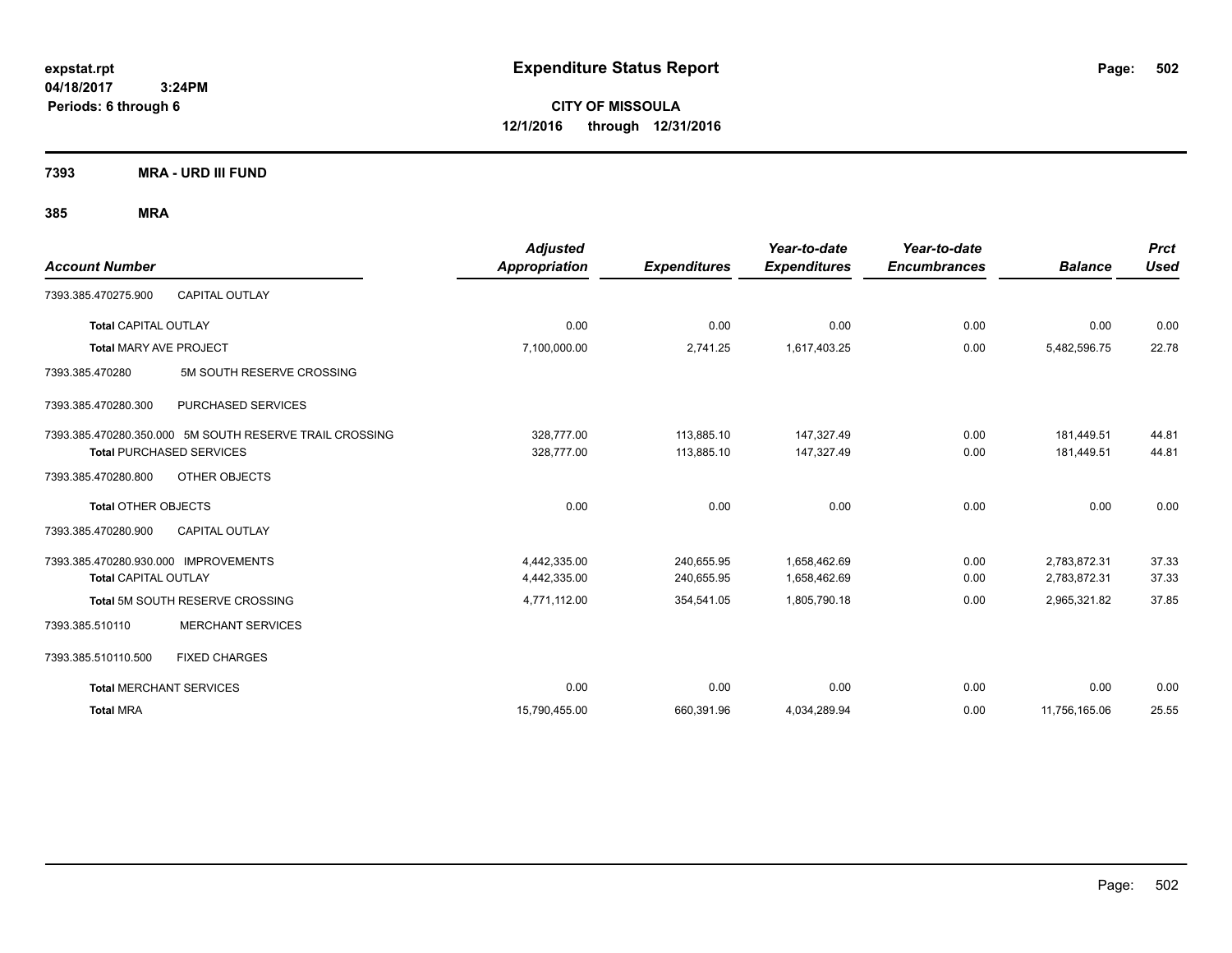expstat.rpt
04/18/2017 3:24PM
Periods: 6 through 6

# Expenditure Status Report

**CITY OF MISSOULA**
**12/1/2016 through 12/31/2016**

## 7393 MRA - URD III FUND

### 385 MRA

| Account Number | | Adjusted Appropriation | Expenditures | Year-to-date Expenditures | Year-to-date Encumbrances | Balance | Prct Used |
|---|---|---|---|---|---|---|---|
| 7393.385.470275.900 | CAPITAL OUTLAY | | | | | | |
| **Total** CAPITAL OUTLAY | | 0.00 | 0.00 | 0.00 | 0.00 | 0.00 | 0.00 |
| **Total** MARY AVE PROJECT | | 7,100,000.00 | 2,741.25 | 1,617,403.25 | 0.00 | 5,482,596.75 | 22.78 |
| 7393.385.470280 | 5M SOUTH RESERVE CROSSING | | | | | | |
| 7393.385.470280.300 | PURCHASED SERVICES | | | | | | |
| 7393.385.470280.350.000 | 5M SOUTH RESERVE TRAIL CROSSING | 328,777.00 | 113,885.10 | 147,327.49 | 0.00 | 181,449.51 | 44.81 |
| **Total** PURCHASED SERVICES | | 328,777.00 | 113,885.10 | 147,327.49 | 0.00 | 181,449.51 | 44.81 |
| 7393.385.470280.800 | OTHER OBJECTS | | | | | | |
| **Total** OTHER OBJECTS | | 0.00 | 0.00 | 0.00 | 0.00 | 0.00 | 0.00 |
| 7393.385.470280.900 | CAPITAL OUTLAY | | | | | | |
| 7393.385.470280.930.000 | IMPROVEMENTS | 4,442,335.00 | 240,655.95 | 1,658,462.69 | 0.00 | 2,783,872.31 | 37.33 |
| **Total** CAPITAL OUTLAY | | 4,442,335.00 | 240,655.95 | 1,658,462.69 | 0.00 | 2,783,872.31 | 37.33 |
| **Total** 5M SOUTH RESERVE CROSSING | | 4,771,112.00 | 354,541.05 | 1,805,790.18 | 0.00 | 2,965,321.82 | 37.85 |
| 7393.385.510110 | MERCHANT SERVICES | | | | | | |
| 7393.385.510110.500 | FIXED CHARGES | | | | | | |
| **Total** MERCHANT SERVICES | | 0.00 | 0.00 | 0.00 | 0.00 | 0.00 | 0.00 |
| **Total** MRA | | 15,790,455.00 | 660,391.96 | 4,034,289.94 | 0.00 | 11,756,165.06 | 25.55 |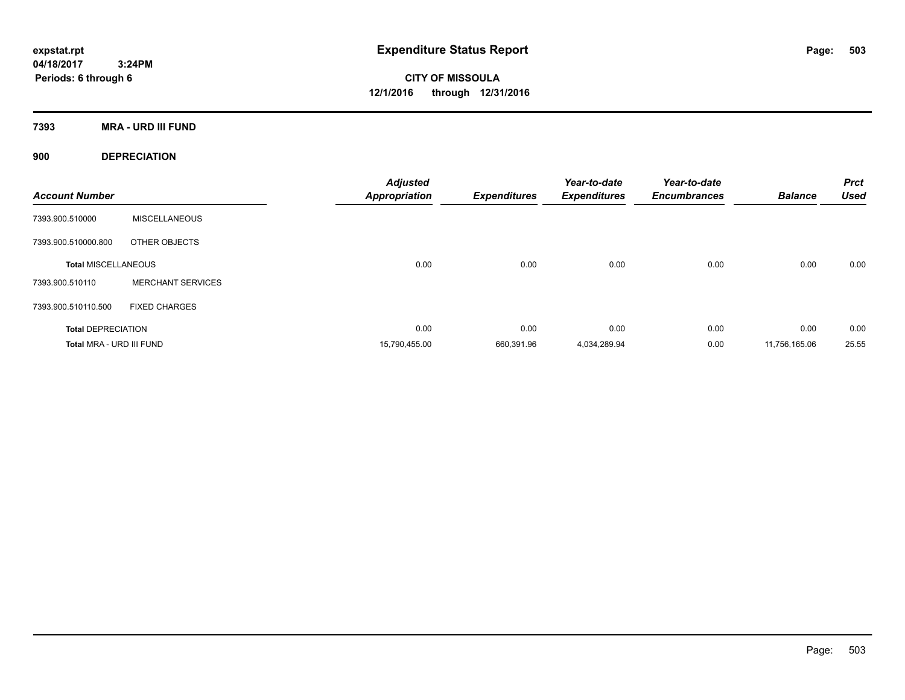# Expenditure Status Report

**CITY OF MISSOULA**
**12/1/2016 through 12/31/2016**

expstat.rpt
04/18/2017 3:24PM
Periods: 6 through 6

## 7393 MRA - URD III FUND

### 900 DEPRECIATION

| Account Number | | Adjusted Appropriation | Expenditures | Year-to-date Expenditures | Year-to-date Encumbrances | Balance | Prct Used |
|---|---|---|---|---|---|---|---|
| 7393.900.510000 | MISCELLANEOUS | | | | | | |
| 7393.900.510000.800 | OTHER OBJECTS | | | | | | |
| **Total MISCELLANEOUS** | | 0.00 | 0.00 | 0.00 | 0.00 | 0.00 | 0.00 |
| 7393.900.510110 | MERCHANT SERVICES | | | | | | |
| 7393.900.510110.500 | FIXED CHARGES | | | | | | |
| **Total DEPRECIATION** | | 0.00 | 0.00 | 0.00 | 0.00 | 0.00 | 0.00 |
| **Total MRA - URD III FUND** | | 15,790,455.00 | 660,391.96 | 4,034,289.94 | 0.00 | 11,756,165.06 | 25.55 |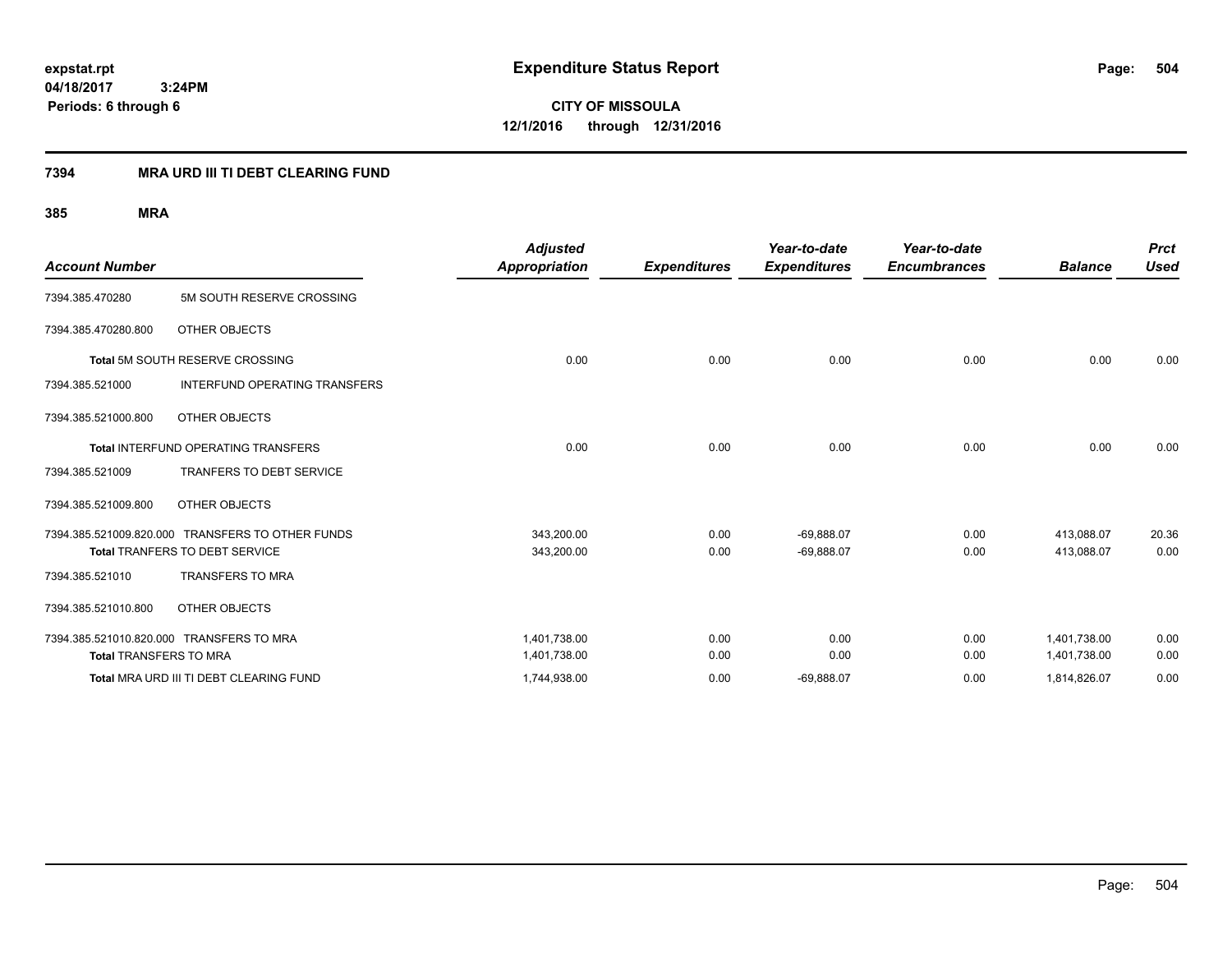expstat.rpt
04/18/2017 3:24PM
Periods: 6 through 6

# Expenditure Status Report

**CITY OF MISSOULA**
**12/1/2016 through 12/31/2016**

## 7394 MRA URD III TI DEBT CLEARING FUND

### 385 MRA

| Account Number | | Adjusted Appropriation | Expenditures | Year-to-date Expenditures | Year-to-date Encumbrances | Balance | Prct Used |
|---|---|---|---|---|---|---|---|
| 7394.385.470280 | 5M SOUTH RESERVE CROSSING | | | | | | |
| 7394.385.470280.800 | OTHER OBJECTS | | | | | | |
| **Total** 5M SOUTH RESERVE CROSSING | | 0.00 | 0.00 | 0.00 | 0.00 | 0.00 | 0.00 |
| 7394.385.521000 | INTERFUND OPERATING TRANSFERS | | | | | | |
| 7394.385.521000.800 | OTHER OBJECTS | | | | | | |
| **Total** INTERFUND OPERATING TRANSFERS | | 0.00 | 0.00 | 0.00 | 0.00 | 0.00 | 0.00 |
| 7394.385.521009 | TRANFERS TO DEBT SERVICE | | | | | | |
| 7394.385.521009.800 | OTHER OBJECTS | | | | | | |
| 7394.385.521009.820.000 | TRANSFERS TO OTHER FUNDS | 343,200.00 | 0.00 | -69,888.07 | 0.00 | 413,088.07 | 20.36 |
| **Total** TRANFERS TO DEBT SERVICE | | 343,200.00 | 0.00 | -69,888.07 | 0.00 | 413,088.07 | 0.00 |
| 7394.385.521010 | TRANSFERS TO MRA | | | | | | |
| 7394.385.521010.800 | OTHER OBJECTS | | | | | | |
| 7394.385.521010.820.000 | TRANSFERS TO MRA | 1,401,738.00 | 0.00 | 0.00 | 0.00 | 1,401,738.00 | 0.00 |
| **Total** TRANSFERS TO MRA | | 1,401,738.00 | 0.00 | 0.00 | 0.00 | 1,401,738.00 | 0.00 |
| **Total** MRA URD III TI DEBT CLEARING FUND | | 1,744,938.00 | 0.00 | -69,888.07 | 0.00 | 1,814,826.07 | 0.00 |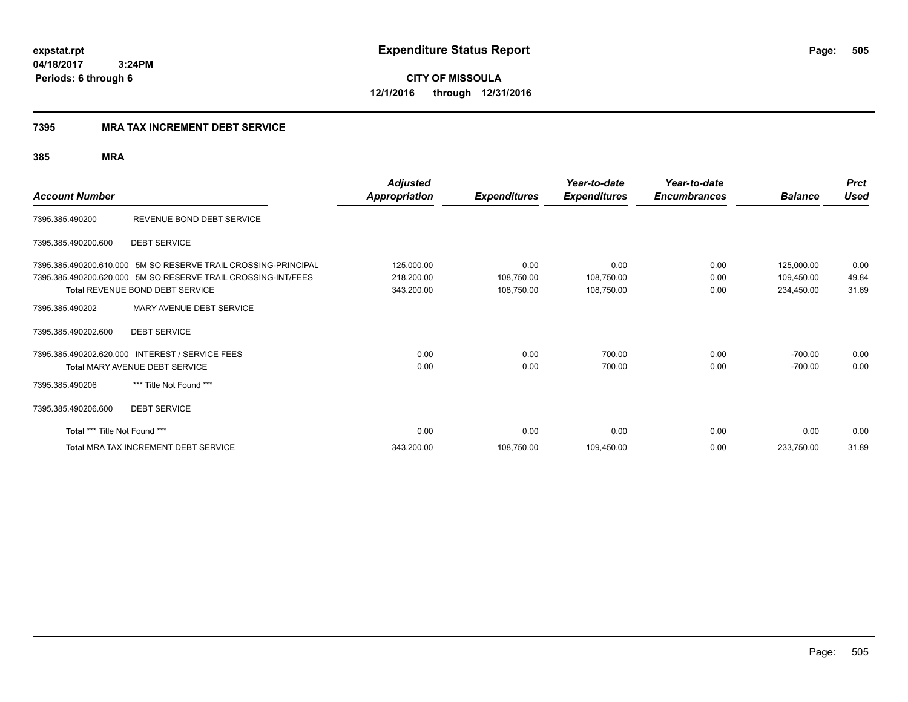expstat.rpt
04/18/2017 3:24PM
Periods: 6 through 6

# Expenditure Status Report

**CITY OF MISSOULA**
**12/1/2016 through 12/31/2016**

## 7395 MRA TAX INCREMENT DEBT SERVICE

### 385 MRA

| Account Number | | Adjusted Appropriation | Expenditures | Year-to-date Expenditures | Year-to-date Encumbrances | Balance | Prct Used |
|---|---|---|---|---|---|---|---|
| 7395.385.490200 | REVENUE BOND DEBT SERVICE | | | | | | |
| 7395.385.490200.600 | DEBT SERVICE | | | | | | |
| 7395.385.490200.610.000 | 5M SO RESERVE TRAIL CROSSING-PRINCIPAL | 125,000.00 | 0.00 | 0.00 | 0.00 | 125,000.00 | 0.00 |
| 7395.385.490200.620.000 | 5M SO RESERVE TRAIL CROSSING-INT/FEES | 218,200.00 | 108,750.00 | 108,750.00 | 0.00 | 109,450.00 | 49.84 |
| **Total** REVENUE BOND DEBT SERVICE | | 343,200.00 | 108,750.00 | 108,750.00 | 0.00 | 234,450.00 | 31.69 |
| 7395.385.490202 | MARY AVENUE DEBT SERVICE | | | | | | |
| 7395.385.490202.600 | DEBT SERVICE | | | | | | |
| 7395.385.490202.620.000 | INTEREST / SERVICE FEES | 0.00 | 0.00 | 700.00 | 0.00 | -700.00 | 0.00 |
| **Total** MARY AVENUE DEBT SERVICE | | 0.00 | 0.00 | 700.00 | 0.00 | -700.00 | 0.00 |
| 7395.385.490206 | *** Title Not Found *** | | | | | | |
| 7395.385.490206.600 | DEBT SERVICE | | | | | | |
| **Total** *** Title Not Found *** | | 0.00 | 0.00 | 0.00 | 0.00 | 0.00 | 0.00 |
| **Total** MRA TAX INCREMENT DEBT SERVICE | | 343,200.00 | 108,750.00 | 109,450.00 | 0.00 | 233,750.00 | 31.89 |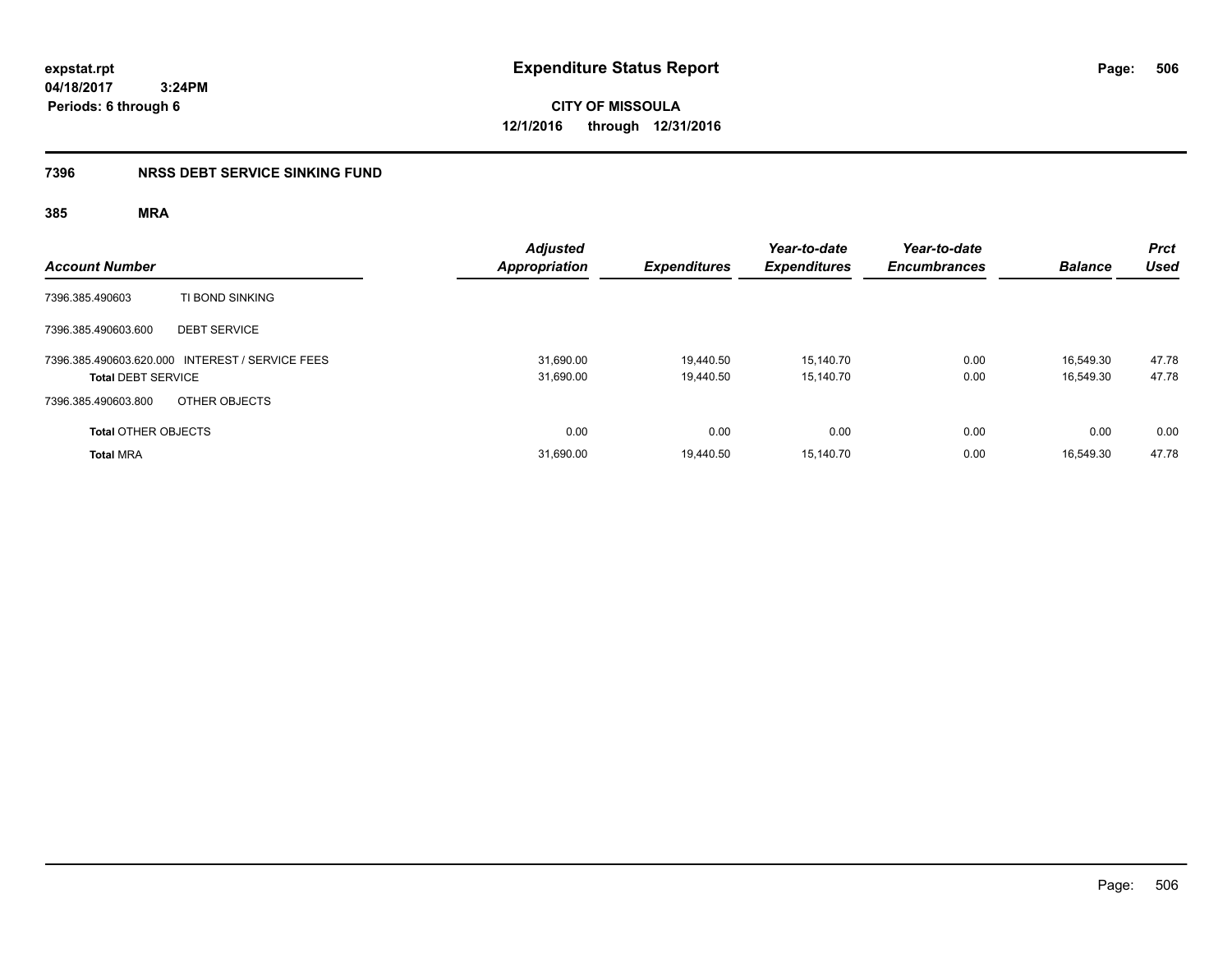expstat.rpt
04/18/2017 3:24PM
Periods: 6 through 6

# Expenditure Status Report

**CITY OF MISSOULA**
**12/1/2016 through 12/31/2016**

## 7396 NRSS DEBT SERVICE SINKING FUND

### 385 MRA

| Account Number | | Adjusted Appropriation | Expenditures | Year-to-date Expenditures | Year-to-date Encumbrances | Balance | Prct Used |
|---|---|---|---|---|---|---|---|
| 7396.385.490603 | TI BOND SINKING | | | | | | |
| 7396.385.490603.600 | DEBT SERVICE | | | | | | |
| 7396.385.490603.620.000 | INTEREST / SERVICE FEES | 31,690.00 | 19,440.50 | 15,140.70 | 0.00 | 16,549.30 | 47.78 |
| **Total** DEBT SERVICE | | 31,690.00 | 19,440.50 | 15,140.70 | 0.00 | 16,549.30 | 47.78 |
| 7396.385.490603.800 | OTHER OBJECTS | | | | | | |
| **Total** OTHER OBJECTS | | 0.00 | 0.00 | 0.00 | 0.00 | 0.00 | 0.00 |
| **Total** MRA | | 31,690.00 | 19,440.50 | 15,140.70 | 0.00 | 16,549.30 | 47.78 |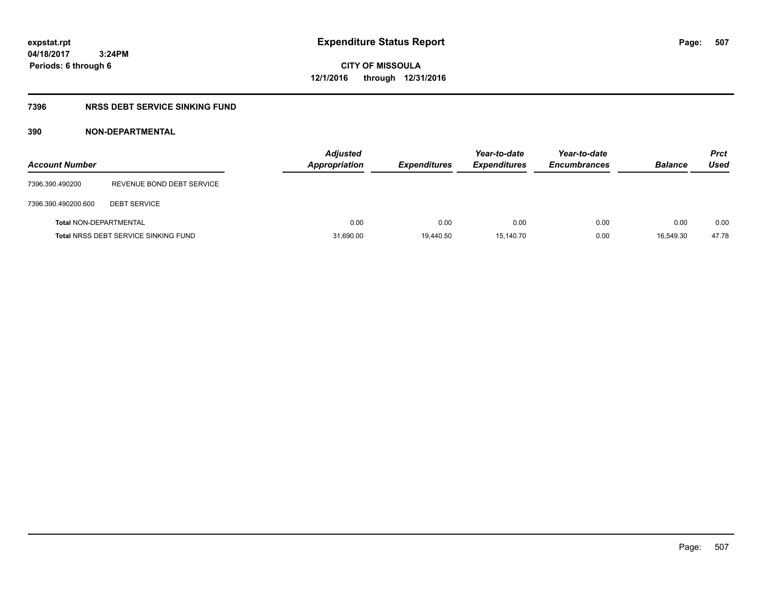**expstat.rpt**
**04/18/2017 3:24PM**
**Periods: 6 through 6**

# Expenditure Status Report

**CITY OF MISSOULA**
**12/1/2016 through 12/31/2016**

## 7396 NRSS DEBT SERVICE SINKING FUND

### 390 NON-DEPARTMENTAL

| Account Number | | Adjusted Appropriation | Expenditures | Year-to-date Expenditures | Year-to-date Encumbrances | Balance | Prct Used |
|---|---|---|---|---|---|---|---|
| 7396.390.490200 | REVENUE BOND DEBT SERVICE | | | | | | |
| 7396.390.490200.600 | DEBT SERVICE | | | | | | |
| **Total** NON-DEPARTMENTAL | | 0.00 | 0.00 | 0.00 | 0.00 | 0.00 | 0.00 |
| **Total** NRSS DEBT SERVICE SINKING FUND | | 31,690.00 | 19,440.50 | 15,140.70 | 0.00 | 16,549.30 | 47.78 |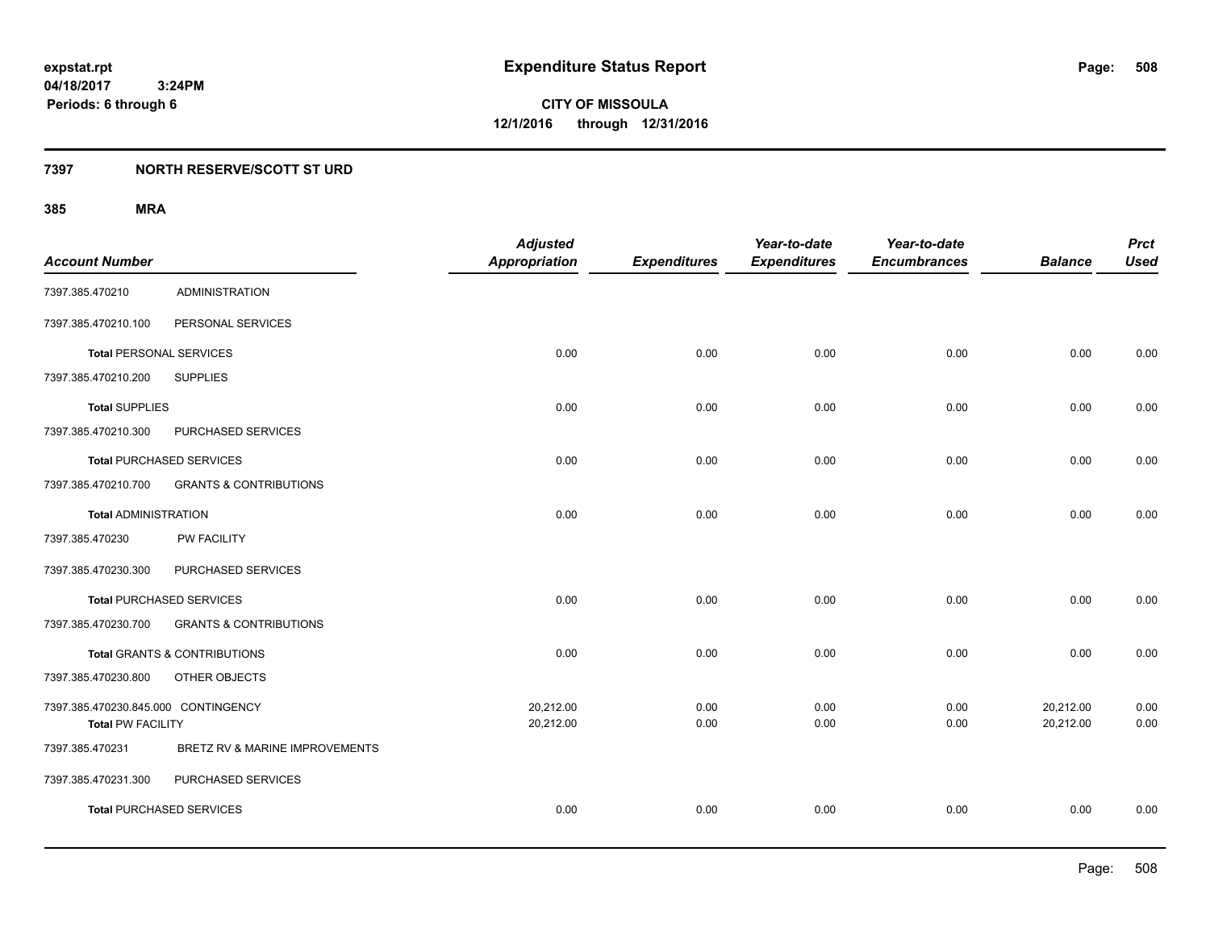expstat.rpt
04/18/2017 3:24PM
Periods: 6 through 6

# Expenditure Status Report

**CITY OF MISSOULA**
**12/1/2016 through 12/31/2016**

## 7397 NORTH RESERVE/SCOTT ST URD

### 385 MRA

| Account Number | | Adjusted Appropriation | Expenditures | Year-to-date Expenditures | Year-to-date Encumbrances | Balance | Prct Used |
|---|---|---|---|---|---|---|---|
| 7397.385.470210 | ADMINISTRATION | | | | | | |
| 7397.385.470210.100 | PERSONAL SERVICES | | | | | | |
| **Total** PERSONAL SERVICES | | 0.00 | 0.00 | 0.00 | 0.00 | 0.00 | 0.00 |
| 7397.385.470210.200 | SUPPLIES | | | | | | |
| **Total** SUPPLIES | | 0.00 | 0.00 | 0.00 | 0.00 | 0.00 | 0.00 |
| 7397.385.470210.300 | PURCHASED SERVICES | | | | | | |
| **Total** PURCHASED SERVICES | | 0.00 | 0.00 | 0.00 | 0.00 | 0.00 | 0.00 |
| 7397.385.470210.700 | GRANTS & CONTRIBUTIONS | | | | | | |
| **Total** ADMINISTRATION | | 0.00 | 0.00 | 0.00 | 0.00 | 0.00 | 0.00 |
| 7397.385.470230 | PW FACILITY | | | | | | |
| 7397.385.470230.300 | PURCHASED SERVICES | | | | | | |
| **Total** PURCHASED SERVICES | | 0.00 | 0.00 | 0.00 | 0.00 | 0.00 | 0.00 |
| 7397.385.470230.700 | GRANTS & CONTRIBUTIONS | | | | | | |
| **Total** GRANTS & CONTRIBUTIONS | | 0.00 | 0.00 | 0.00 | 0.00 | 0.00 | 0.00 |
| 7397.385.470230.800 | OTHER OBJECTS | | | | | | |
| 7397.385.470230.845.000 | CONTINGENCY | 20,212.00 | 0.00 | 0.00 | 0.00 | 20,212.00 | 0.00 |
| **Total** PW FACILITY | | 20,212.00 | 0.00 | 0.00 | 0.00 | 20,212.00 | 0.00 |
| 7397.385.470231 | BRETZ RV & MARINE IMPROVEMENTS | | | | | | |
| 7397.385.470231.300 | PURCHASED SERVICES | | | | | | |
| **Total** PURCHASED SERVICES | | 0.00 | 0.00 | 0.00 | 0.00 | 0.00 | 0.00 |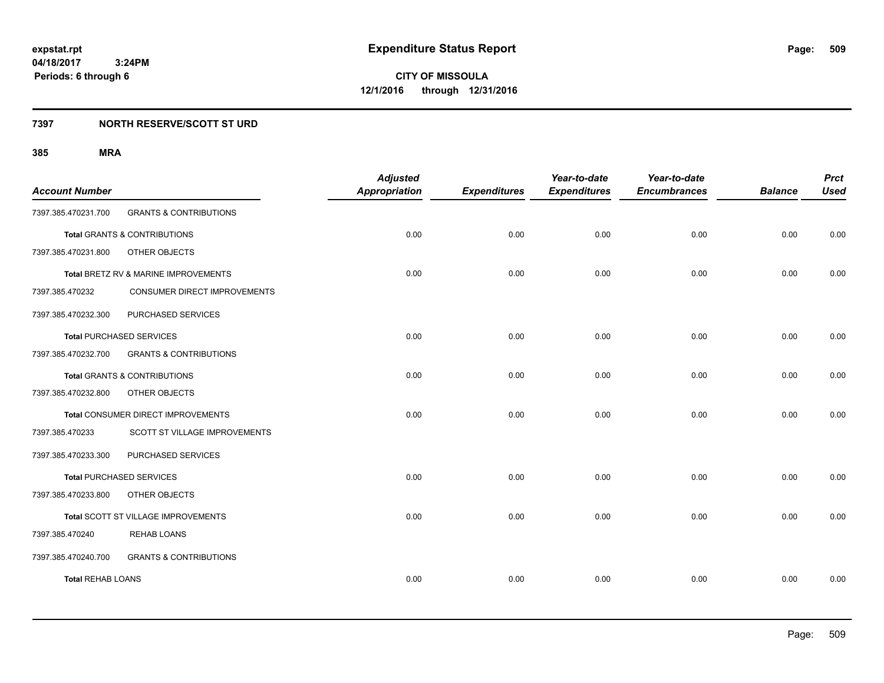expstat.rpt
04/18/2017 3:24PM
Periods: 6 through 6

# Expenditure Status Report

CITY OF MISSOULA
12/1/2016 through 12/31/2016

## 7397 NORTH RESERVE/SCOTT ST URD

### 385 MRA

| Account Number | | Adjusted Appropriation | Expenditures | Year-to-date Expenditures | Year-to-date Encumbrances | Balance | Prct Used |
|---|---|---|---|---|---|---|---|
| 7397.385.470231.700 | GRANTS & CONTRIBUTIONS | | | | | | |
| **Total** GRANTS & CONTRIBUTIONS | | 0.00 | 0.00 | 0.00 | 0.00 | 0.00 | 0.00 |
| 7397.385.470231.800 | OTHER OBJECTS | | | | | | |
| **Total** BRETZ RV & MARINE IMPROVEMENTS | | 0.00 | 0.00 | 0.00 | 0.00 | 0.00 | 0.00 |
| 7397.385.470232 | CONSUMER DIRECT IMPROVEMENTS | | | | | | |
| 7397.385.470232.300 | PURCHASED SERVICES | | | | | | |
| **Total** PURCHASED SERVICES | | 0.00 | 0.00 | 0.00 | 0.00 | 0.00 | 0.00 |
| 7397.385.470232.700 | GRANTS & CONTRIBUTIONS | | | | | | |
| **Total** GRANTS & CONTRIBUTIONS | | 0.00 | 0.00 | 0.00 | 0.00 | 0.00 | 0.00 |
| 7397.385.470232.800 | OTHER OBJECTS | | | | | | |
| **Total** CONSUMER DIRECT IMPROVEMENTS | | 0.00 | 0.00 | 0.00 | 0.00 | 0.00 | 0.00 |
| 7397.385.470233 | SCOTT ST VILLAGE IMPROVEMENTS | | | | | | |
| 7397.385.470233.300 | PURCHASED SERVICES | | | | | | |
| **Total** PURCHASED SERVICES | | 0.00 | 0.00 | 0.00 | 0.00 | 0.00 | 0.00 |
| 7397.385.470233.800 | OTHER OBJECTS | | | | | | |
| **Total** SCOTT ST VILLAGE IMPROVEMENTS | | 0.00 | 0.00 | 0.00 | 0.00 | 0.00 | 0.00 |
| 7397.385.470240 | REHAB LOANS | | | | | | |
| 7397.385.470240.700 | GRANTS & CONTRIBUTIONS | | | | | | |
| **Total** REHAB LOANS | | 0.00 | 0.00 | 0.00 | 0.00 | 0.00 | 0.00 |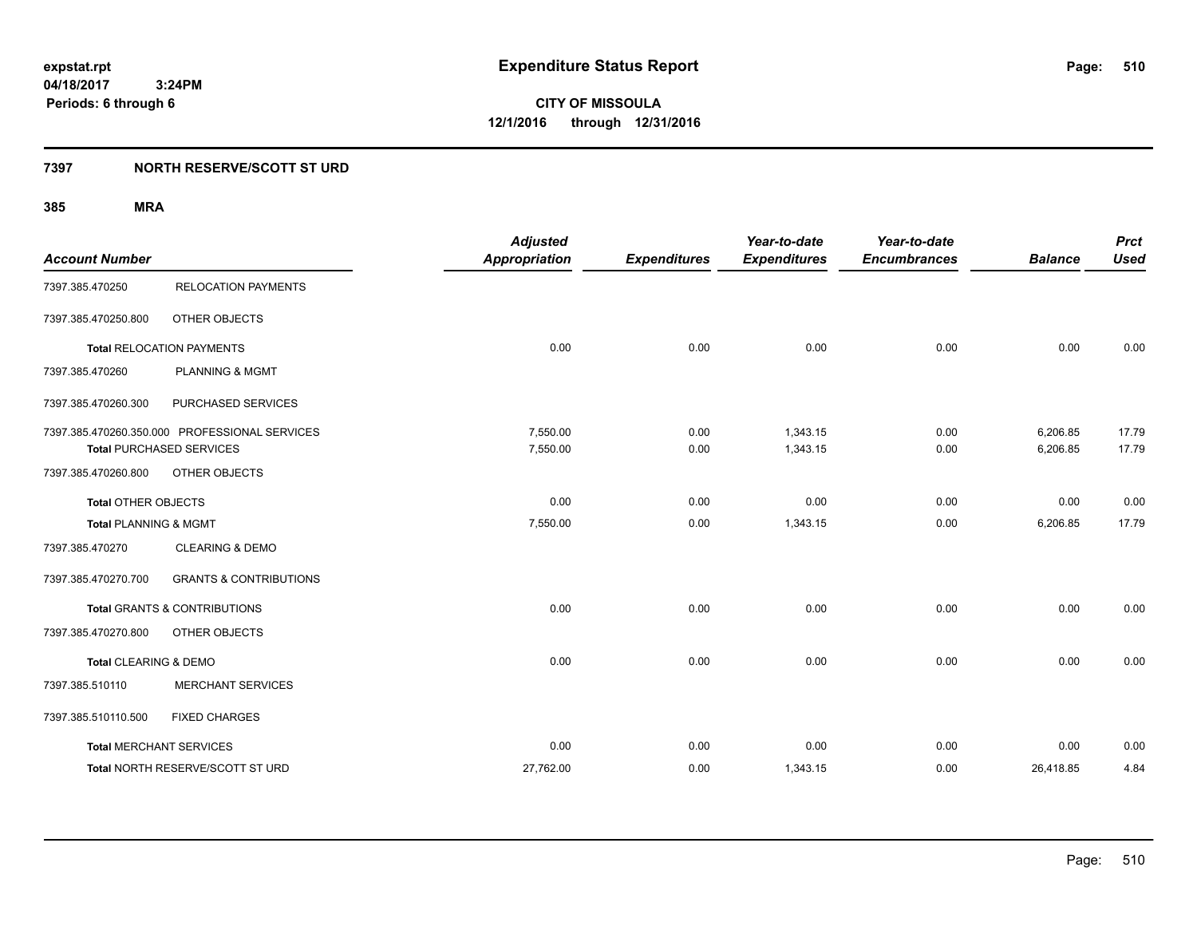expstat.rpt
04/18/2017 3:24PM
Periods: 6 through 6

# Expenditure Status Report

**CITY OF MISSOULA**
**12/1/2016 through 12/31/2016**

## 7397 NORTH RESERVE/SCOTT ST URD

### 385 MRA

| Account Number | | Adjusted Appropriation | Expenditures | Year-to-date Expenditures | Year-to-date Encumbrances | Balance | Prct Used |
|---|---|---|---|---|---|---|---|
| 7397.385.470250 | RELOCATION PAYMENTS | | | | | | |
| 7397.385.470250.800 | OTHER OBJECTS | | | | | | |
| **Total** RELOCATION PAYMENTS | | 0.00 | 0.00 | 0.00 | 0.00 | 0.00 | 0.00 |
| 7397.385.470260 | PLANNING & MGMT | | | | | | |
| 7397.385.470260.300 | PURCHASED SERVICES | | | | | | |
| 7397.385.470260.350.000 | PROFESSIONAL SERVICES | 7,550.00 | 0.00 | 1,343.15 | 0.00 | 6,206.85 | 17.79 |
| **Total** PURCHASED SERVICES | | 7,550.00 | 0.00 | 1,343.15 | 0.00 | 6,206.85 | 17.79 |
| 7397.385.470260.800 | OTHER OBJECTS | | | | | | |
| **Total** OTHER OBJECTS | | 0.00 | 0.00 | 0.00 | 0.00 | 0.00 | 0.00 |
| **Total** PLANNING & MGMT | | 7,550.00 | 0.00 | 1,343.15 | 0.00 | 6,206.85 | 17.79 |
| 7397.385.470270 | CLEARING & DEMO | | | | | | |
| 7397.385.470270.700 | GRANTS & CONTRIBUTIONS | | | | | | |
| **Total** GRANTS & CONTRIBUTIONS | | 0.00 | 0.00 | 0.00 | 0.00 | 0.00 | 0.00 |
| 7397.385.470270.800 | OTHER OBJECTS | | | | | | |
| **Total** CLEARING & DEMO | | 0.00 | 0.00 | 0.00 | 0.00 | 0.00 | 0.00 |
| 7397.385.510110 | MERCHANT SERVICES | | | | | | |
| 7397.385.510110.500 | FIXED CHARGES | | | | | | |
| **Total** MERCHANT SERVICES | | 0.00 | 0.00 | 0.00 | 0.00 | 0.00 | 0.00 |
| **Total** NORTH RESERVE/SCOTT ST URD | | 27,762.00 | 0.00 | 1,343.15 | 0.00 | 26,418.85 | 4.84 |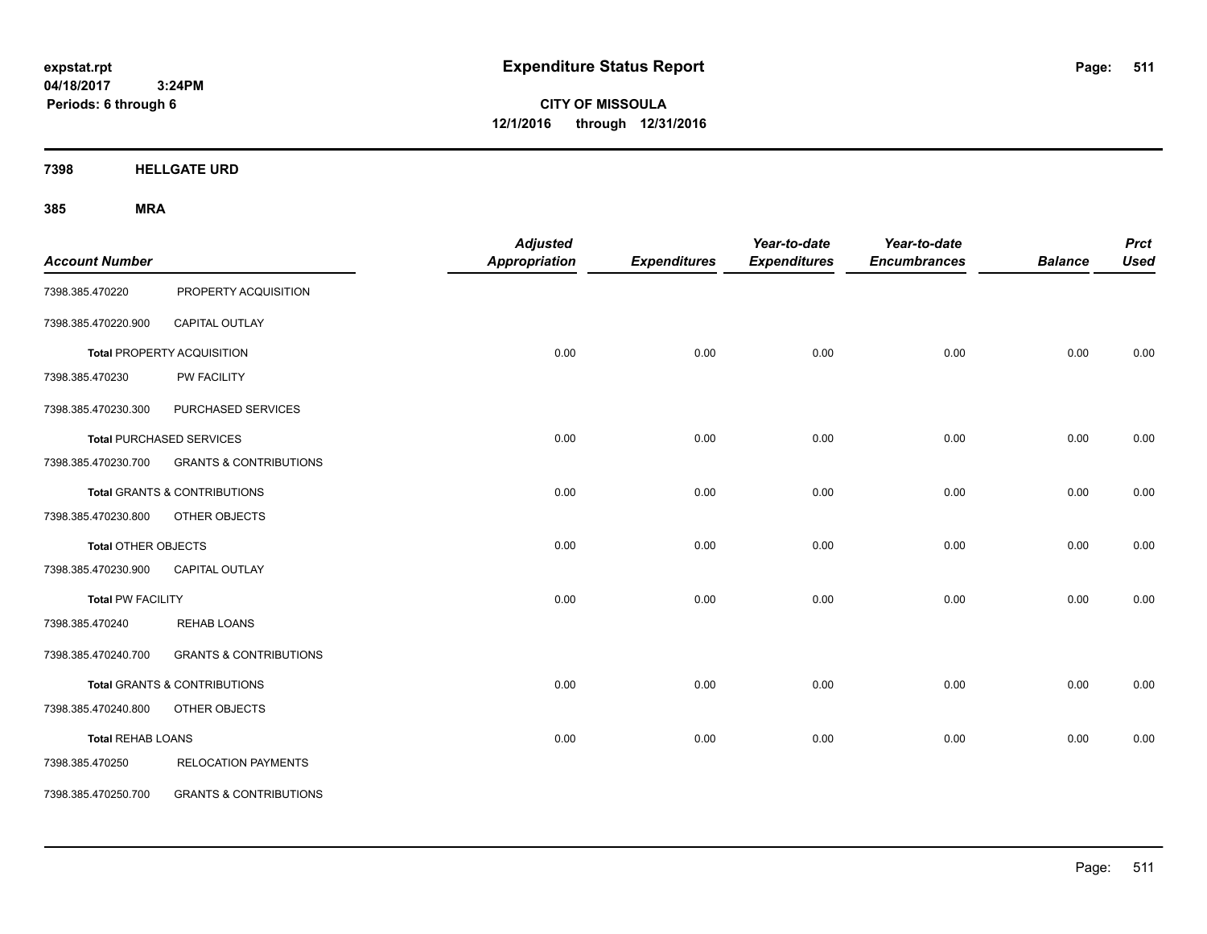**expstat.rpt**
**04/18/2017 3:24PM**
**Periods: 6 through 6**

# Expenditure Status Report

**CITY OF MISSOULA**
**12/1/2016 through 12/31/2016**

## 7398 HELLGATE URD

### 385 MRA

| Account Number | | Adjusted Appropriation | Expenditures | Year-to-date Expenditures | Year-to-date Encumbrances | Balance | Prct Used |
|---|---|---|---|---|---|---|---|
| 7398.385.470220 | PROPERTY ACQUISITION | | | | | | |
| 7398.385.470220.900 | CAPITAL OUTLAY | | | | | | |
| **Total** PROPERTY ACQUISITION | | 0.00 | 0.00 | 0.00 | 0.00 | 0.00 | 0.00 |
| 7398.385.470230 | PW FACILITY | | | | | | |
| 7398.385.470230.300 | PURCHASED SERVICES | | | | | | |
| **Total** PURCHASED SERVICES | | 0.00 | 0.00 | 0.00 | 0.00 | 0.00 | 0.00 |
| 7398.385.470230.700 | GRANTS & CONTRIBUTIONS | | | | | | |
| **Total** GRANTS & CONTRIBUTIONS | | 0.00 | 0.00 | 0.00 | 0.00 | 0.00 | 0.00 |
| 7398.385.470230.800 | OTHER OBJECTS | | | | | | |
| **Total** OTHER OBJECTS | | 0.00 | 0.00 | 0.00 | 0.00 | 0.00 | 0.00 |
| 7398.385.470230.900 | CAPITAL OUTLAY | | | | | | |
| **Total** PW FACILITY | | 0.00 | 0.00 | 0.00 | 0.00 | 0.00 | 0.00 |
| 7398.385.470240 | REHAB LOANS | | | | | | |
| 7398.385.470240.700 | GRANTS & CONTRIBUTIONS | | | | | | |
| **Total** GRANTS & CONTRIBUTIONS | | 0.00 | 0.00 | 0.00 | 0.00 | 0.00 | 0.00 |
| 7398.385.470240.800 | OTHER OBJECTS | | | | | | |
| **Total** REHAB LOANS | | 0.00 | 0.00 | 0.00 | 0.00 | 0.00 | 0.00 |
| 7398.385.470250 | RELOCATION PAYMENTS | | | | | | |
| 7398.385.470250.700 | GRANTS & CONTRIBUTIONS | | | | | | |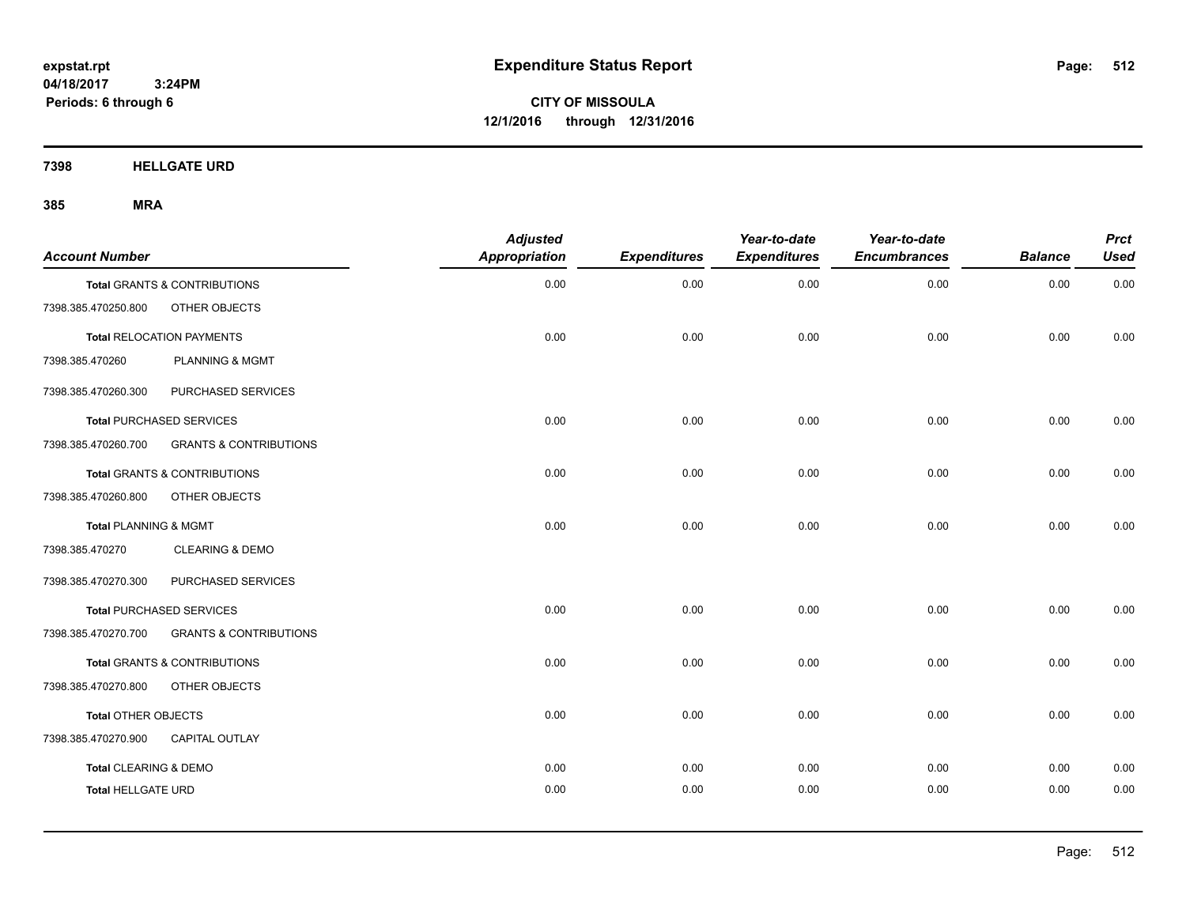# Expenditure Status Report

**CITY OF MISSOULA**
**12/1/2016 through 12/31/2016**

expstat.rpt
04/18/2017 3:24PM
Periods: 6 through 6

## 7398 HELLGATE URD

### 385 MRA

| Account Number | | Adjusted Appropriation | Expenditures | Year-to-date Expenditures | Year-to-date Encumbrances | Balance | Prct Used |
|---|---|---|---|---|---|---|---|
| **Total GRANTS & CONTRIBUTIONS** | | 0.00 | 0.00 | 0.00 | 0.00 | 0.00 | 0.00 |
| 7398.385.470250.800 | OTHER OBJECTS | | | | | | |
| **Total RELOCATION PAYMENTS** | | 0.00 | 0.00 | 0.00 | 0.00 | 0.00 | 0.00 |
| 7398.385.470260 | PLANNING & MGMT | | | | | | |
| 7398.385.470260.300 | PURCHASED SERVICES | | | | | | |
| **Total PURCHASED SERVICES** | | 0.00 | 0.00 | 0.00 | 0.00 | 0.00 | 0.00 |
| 7398.385.470260.700 | GRANTS & CONTRIBUTIONS | | | | | | |
| **Total GRANTS & CONTRIBUTIONS** | | 0.00 | 0.00 | 0.00 | 0.00 | 0.00 | 0.00 |
| 7398.385.470260.800 | OTHER OBJECTS | | | | | | |
| **Total PLANNING & MGMT** | | 0.00 | 0.00 | 0.00 | 0.00 | 0.00 | 0.00 |
| 7398.385.470270 | CLEARING & DEMO | | | | | | |
| 7398.385.470270.300 | PURCHASED SERVICES | | | | | | |
| **Total PURCHASED SERVICES** | | 0.00 | 0.00 | 0.00 | 0.00 | 0.00 | 0.00 |
| 7398.385.470270.700 | GRANTS & CONTRIBUTIONS | | | | | | |
| **Total GRANTS & CONTRIBUTIONS** | | 0.00 | 0.00 | 0.00 | 0.00 | 0.00 | 0.00 |
| 7398.385.470270.800 | OTHER OBJECTS | | | | | | |
| **Total OTHER OBJECTS** | | 0.00 | 0.00 | 0.00 | 0.00 | 0.00 | 0.00 |
| 7398.385.470270.900 | CAPITAL OUTLAY | | | | | | |
| **Total CLEARING & DEMO** | | 0.00 | 0.00 | 0.00 | 0.00 | 0.00 | 0.00 |
| **Total HELLGATE URD** | | 0.00 | 0.00 | 0.00 | 0.00 | 0.00 | 0.00 |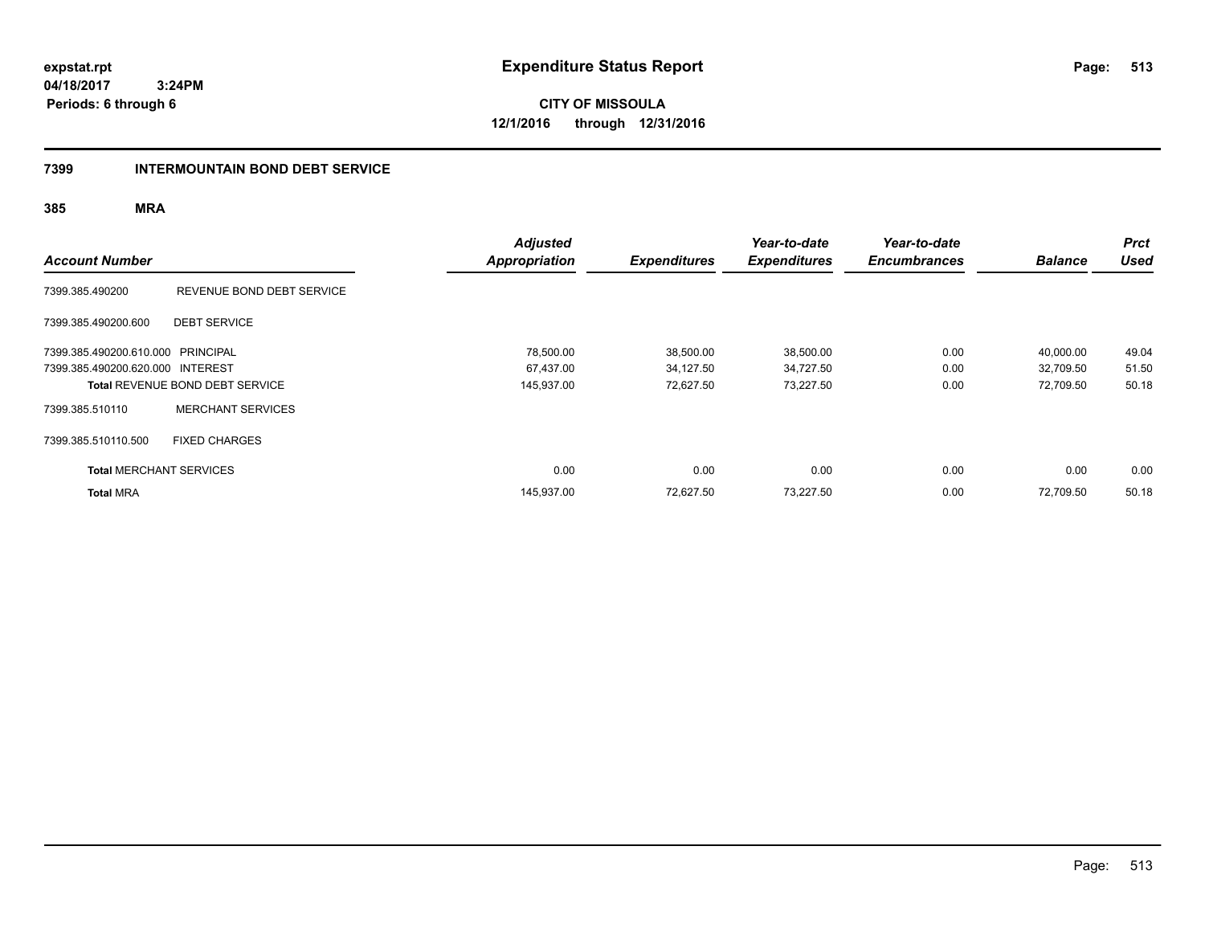expstat.rpt
04/18/2017 3:24PM
Periods: 6 through 6

# Expenditure Status Report

**CITY OF MISSOULA**
**12/1/2016 through 12/31/2016**

## 7399 INTERMOUNTAIN BOND DEBT SERVICE

### 385 MRA

| Account Number | | Adjusted Appropriation | Expenditures | Year-to-date Expenditures | Year-to-date Encumbrances | Balance | Prct Used |
|---|---|---|---|---|---|---|---|
| 7399.385.490200 | REVENUE BOND DEBT SERVICE | | | | | | |
| 7399.385.490200.600 | DEBT SERVICE | | | | | | |
| 7399.385.490200.610.000 | PRINCIPAL | 78,500.00 | 38,500.00 | 38,500.00 | 0.00 | 40,000.00 | 49.04 |
| 7399.385.490200.620.000 | INTEREST | 67,437.00 | 34,127.50 | 34,727.50 | 0.00 | 32,709.50 | 51.50 |
| **Total** REVENUE BOND DEBT SERVICE | | 145,937.00 | 72,627.50 | 73,227.50 | 0.00 | 72,709.50 | 50.18 |
| 7399.385.510110 | MERCHANT SERVICES | | | | | | |
| 7399.385.510110.500 | FIXED CHARGES | | | | | | |
| **Total** MERCHANT SERVICES | | 0.00 | 0.00 | 0.00 | 0.00 | 0.00 | 0.00 |
| **Total** MRA | | 145,937.00 | 72,627.50 | 73,227.50 | 0.00 | 72,709.50 | 50.18 |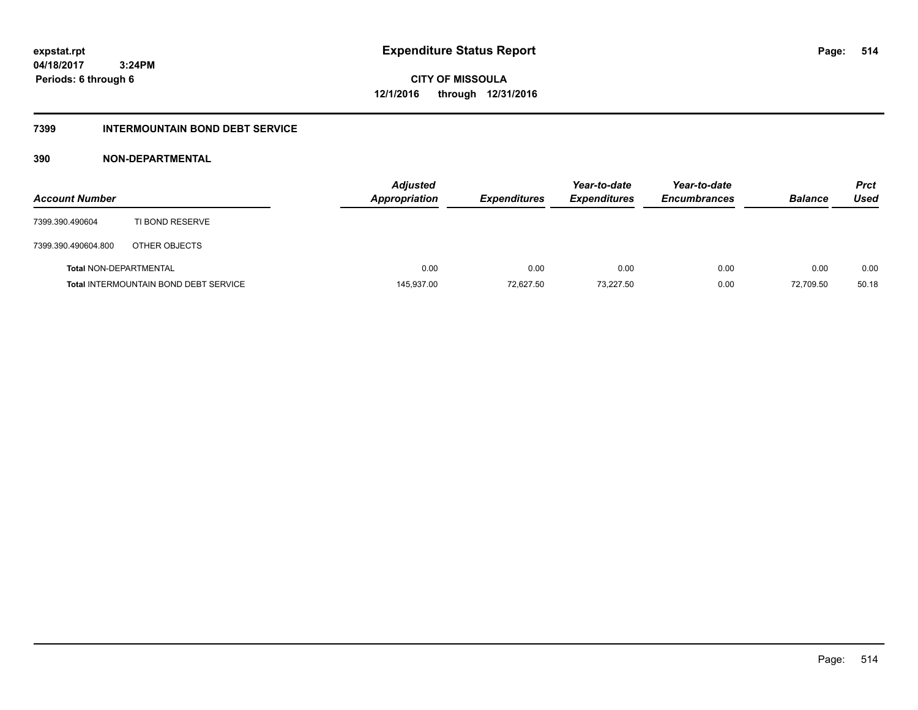# Expenditure Status Report

**expstat.rpt**
**04/18/2017 3:24PM**
**Periods: 6 through 6**

**CITY OF MISSOULA**
**12/1/2016 through 12/31/2016**

## 7399 INTERMOUNTAIN BOND DEBT SERVICE

### 390 NON-DEPARTMENTAL

| Account Number | | *Adjusted Appropriation* | *Expenditures* | *Year-to-date Expenditures* | *Year-to-date Encumbrances* | *Balance* | *Prct Used* |
|---|---|---|---|---|---|---|---|
| 7399.390.490604 | TI BOND RESERVE | | | | | | |
| 7399.390.490604.800 | OTHER OBJECTS | | | | | | |
| **Total** NON-DEPARTMENTAL | | 0.00 | 0.00 | 0.00 | 0.00 | 0.00 | 0.00 |
| **Total** INTERMOUNTAIN BOND DEBT SERVICE | | 145,937.00 | 72,627.50 | 73,227.50 | 0.00 | 72,709.50 | 50.18 |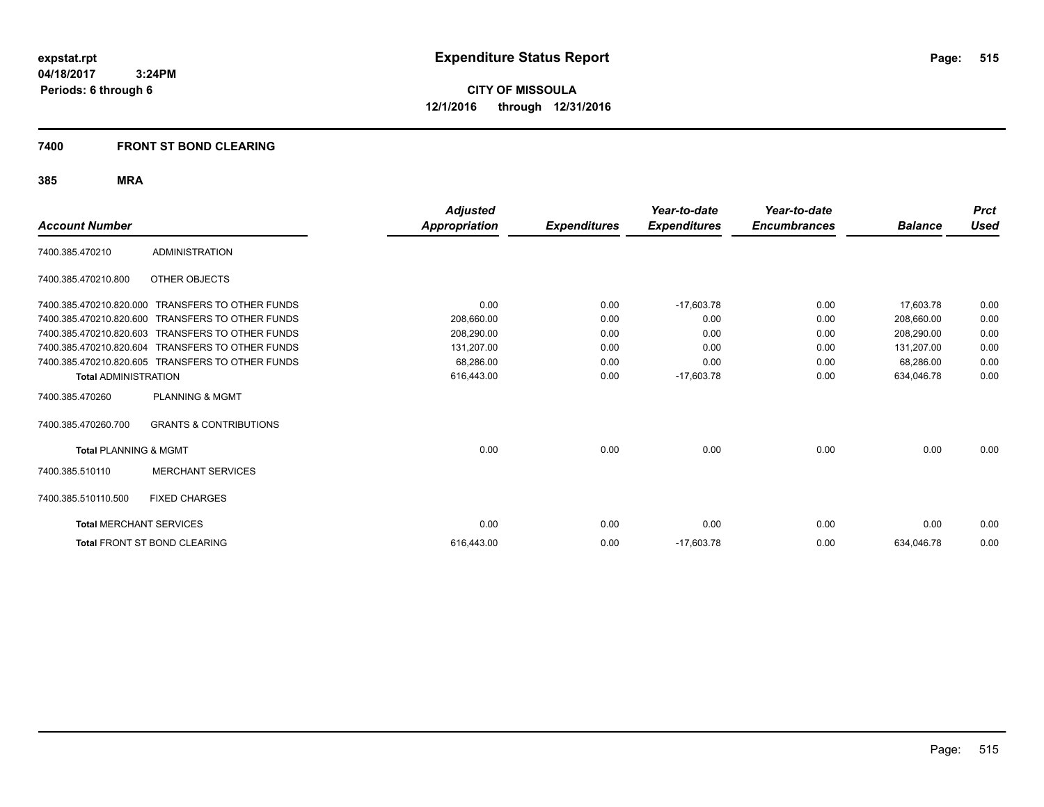expstat.rpt
04/18/2017 3:24PM
Periods: 6 through 6

# Expenditure Status Report

**CITY OF MISSOULA**
**12/1/2016 through 12/31/2016**

## 7400 FRONT ST BOND CLEARING

### 385 MRA

| Account Number | | Adjusted Appropriation | Expenditures | Year-to-date Expenditures | Year-to-date Encumbrances | Balance | Prct Used |
|---|---|---|---|---|---|---|---|
| 7400.385.470210 | ADMINISTRATION | | | | | | |
| 7400.385.470210.800 | OTHER OBJECTS | | | | | | |
| 7400.385.470210.820.000 | TRANSFERS TO OTHER FUNDS | 0.00 | 0.00 | -17,603.78 | 0.00 | 17,603.78 | 0.00 |
| 7400.385.470210.820.600 | TRANSFERS TO OTHER FUNDS | 208,660.00 | 0.00 | 0.00 | 0.00 | 208,660.00 | 0.00 |
| 7400.385.470210.820.603 | TRANSFERS TO OTHER FUNDS | 208,290.00 | 0.00 | 0.00 | 0.00 | 208,290.00 | 0.00 |
| 7400.385.470210.820.604 | TRANSFERS TO OTHER FUNDS | 131,207.00 | 0.00 | 0.00 | 0.00 | 131,207.00 | 0.00 |
| 7400.385.470210.820.605 | TRANSFERS TO OTHER FUNDS | 68,286.00 | 0.00 | 0.00 | 0.00 | 68,286.00 | 0.00 |
| **Total** ADMINISTRATION | | 616,443.00 | 0.00 | -17,603.78 | 0.00 | 634,046.78 | 0.00 |
| 7400.385.470260 | PLANNING & MGMT | | | | | | |
| 7400.385.470260.700 | GRANTS & CONTRIBUTIONS | | | | | | |
| **Total** PLANNING & MGMT | | 0.00 | 0.00 | 0.00 | 0.00 | 0.00 | 0.00 |
| 7400.385.510110 | MERCHANT SERVICES | | | | | | |
| 7400.385.510110.500 | FIXED CHARGES | | | | | | |
| **Total** MERCHANT SERVICES | | 0.00 | 0.00 | 0.00 | 0.00 | 0.00 | 0.00 |
| **Total** FRONT ST BOND CLEARING | | 616,443.00 | 0.00 | -17,603.78 | 0.00 | 634,046.78 | 0.00 |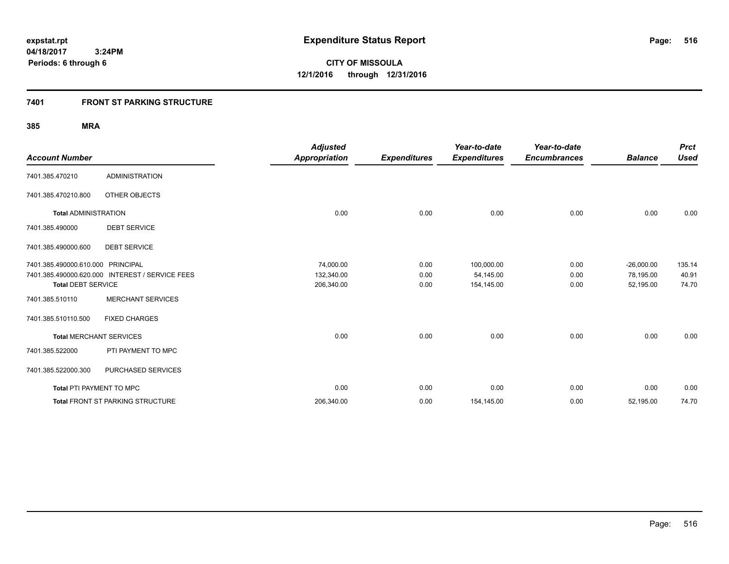# Expenditure Status Report

expstat.rpt
04/18/2017 3:24PM
Periods: 6 through 6

**CITY OF MISSOULA**
**12/1/2016 through 12/31/2016**

## 7401 FRONT ST PARKING STRUCTURE

### 385 MRA

| Account Number | | Adjusted Appropriation | Expenditures | Year-to-date Expenditures | Year-to-date Encumbrances | Balance | Prct Used |
|---|---|---|---|---|---|---|---|
| 7401.385.470210 | ADMINISTRATION | | | | | | |
| 7401.385.470210.800 | OTHER OBJECTS | | | | | | |
| **Total** ADMINISTRATION | | 0.00 | 0.00 | 0.00 | 0.00 | 0.00 | 0.00 |
| 7401.385.490000 | DEBT SERVICE | | | | | | |
| 7401.385.490000.600 | DEBT SERVICE | | | | | | |
| 7401.385.490000.610.000 | PRINCIPAL | 74,000.00 | 0.00 | 100,000.00 | 0.00 | -26,000.00 | 135.14 |
| 7401.385.490000.620.000 | INTEREST / SERVICE FEES | 132,340.00 | 0.00 | 54,145.00 | 0.00 | 78,195.00 | 40.91 |
| **Total** DEBT SERVICE | | 206,340.00 | 0.00 | 154,145.00 | 0.00 | 52,195.00 | 74.70 |
| 7401.385.510110 | MERCHANT SERVICES | | | | | | |
| 7401.385.510110.500 | FIXED CHARGES | | | | | | |
| **Total** MERCHANT SERVICES | | 0.00 | 0.00 | 0.00 | 0.00 | 0.00 | 0.00 |
| 7401.385.522000 | PTI PAYMENT TO MPC | | | | | | |
| 7401.385.522000.300 | PURCHASED SERVICES | | | | | | |
| **Total** PTI PAYMENT TO MPC | | 0.00 | 0.00 | 0.00 | 0.00 | 0.00 | 0.00 |
| **Total** FRONT ST PARKING STRUCTURE | | 206,340.00 | 0.00 | 154,145.00 | 0.00 | 52,195.00 | 74.70 |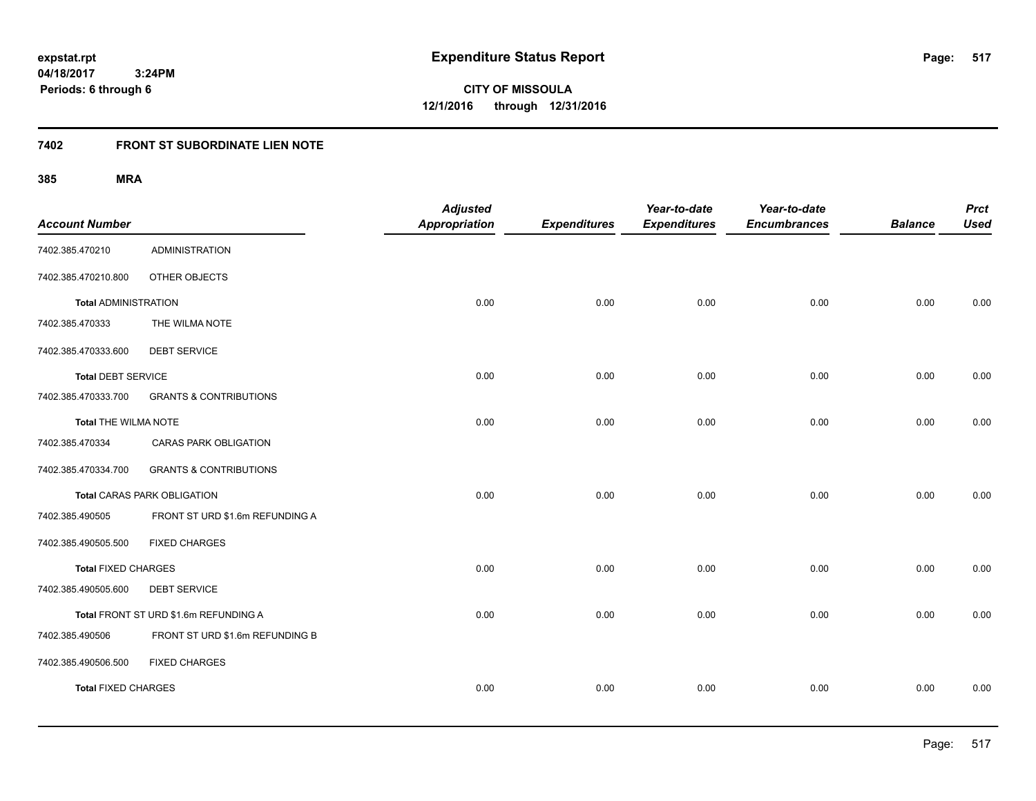# Expenditure Status Report

expstat.rpt
04/18/2017 3:24PM
Periods: 6 through 6

**CITY OF MISSOULA**
**12/1/2016 through 12/31/2016**

## 7402 FRONT ST SUBORDINATE LIEN NOTE

### 385 MRA

| Account Number | | Adjusted Appropriation | Expenditures | Year-to-date Expenditures | Year-to-date Encumbrances | Balance | Prct Used |
|---|---|---|---|---|---|---|---|
| 7402.385.470210 | ADMINISTRATION | | | | | | |
| 7402.385.470210.800 | OTHER OBJECTS | | | | | | |
| **Total** ADMINISTRATION | | 0.00 | 0.00 | 0.00 | 0.00 | 0.00 | 0.00 |
| 7402.385.470333 | THE WILMA NOTE | | | | | | |
| 7402.385.470333.600 | DEBT SERVICE | | | | | | |
| **Total** DEBT SERVICE | | 0.00 | 0.00 | 0.00 | 0.00 | 0.00 | 0.00 |
| 7402.385.470333.700 | GRANTS & CONTRIBUTIONS | | | | | | |
| **Total** THE WILMA NOTE | | 0.00 | 0.00 | 0.00 | 0.00 | 0.00 | 0.00 |
| 7402.385.470334 | CARAS PARK OBLIGATION | | | | | | |
| 7402.385.470334.700 | GRANTS & CONTRIBUTIONS | | | | | | |
| **Total** CARAS PARK OBLIGATION | | 0.00 | 0.00 | 0.00 | 0.00 | 0.00 | 0.00 |
| 7402.385.490505 | FRONT ST URD $1.6m REFUNDING A | | | | | | |
| 7402.385.490505.500 | FIXED CHARGES | | | | | | |
| **Total** FIXED CHARGES | | 0.00 | 0.00 | 0.00 | 0.00 | 0.00 | 0.00 |
| 7402.385.490505.600 | DEBT SERVICE | | | | | | |
| **Total** FRONT ST URD $1.6m REFUNDING A | | 0.00 | 0.00 | 0.00 | 0.00 | 0.00 | 0.00 |
| 7402.385.490506 | FRONT ST URD $1.6m REFUNDING B | | | | | | |
| 7402.385.490506.500 | FIXED CHARGES | | | | | | |
| **Total** FIXED CHARGES | | 0.00 | 0.00 | 0.00 | 0.00 | 0.00 | 0.00 |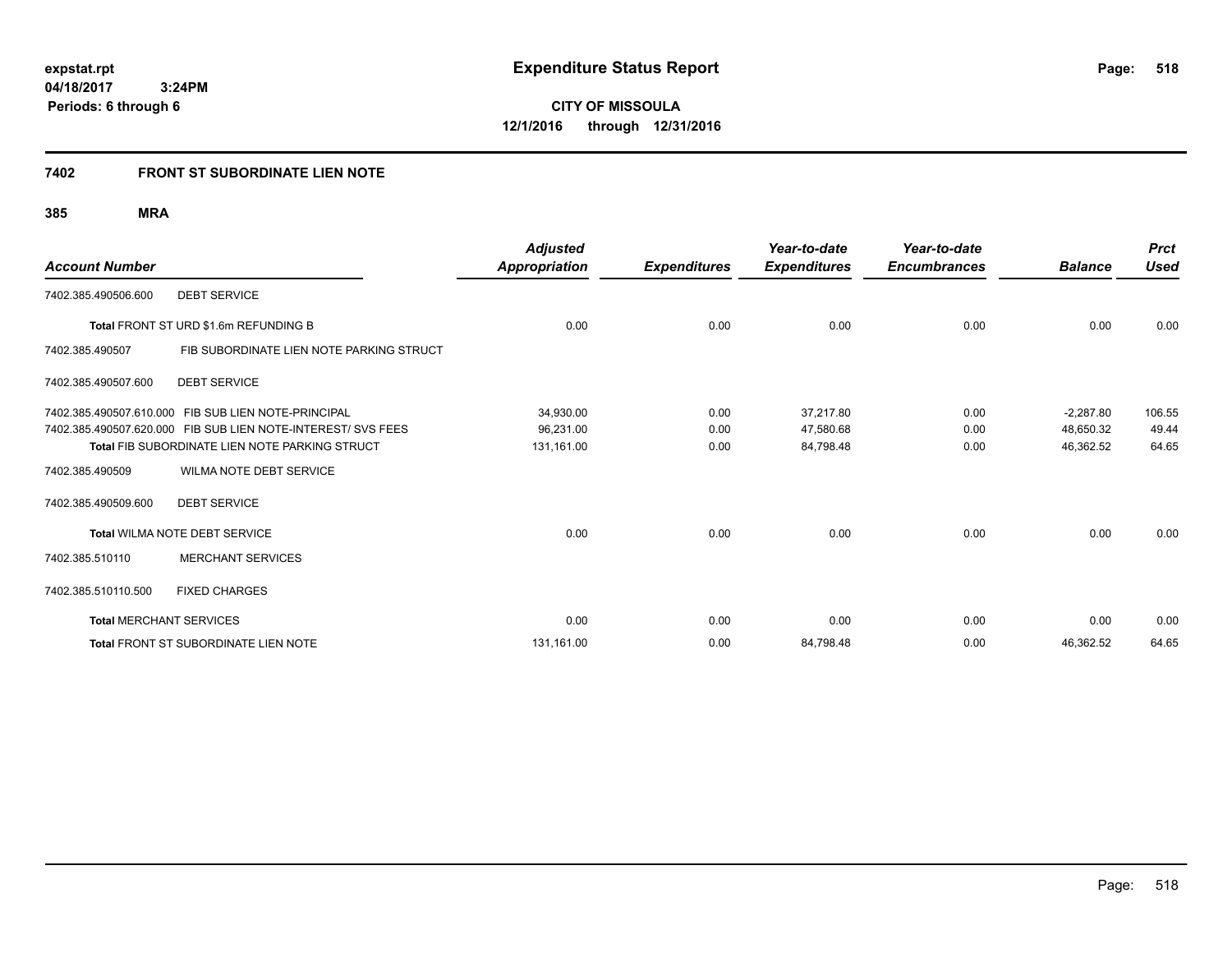**expstat.rpt**
**04/18/2017 3:24PM**
**Periods: 6 through 6**

# Expenditure Status Report

**CITY OF MISSOULA**
**12/1/2016 through 12/31/2016**

## 7402 FRONT ST SUBORDINATE LIEN NOTE

### 385 MRA

| Account Number | | Adjusted Appropriation | Expenditures | Year-to-date Expenditures | Year-to-date Encumbrances | Balance | Prct Used |
|---|---|---|---|---|---|---|---|
| 7402.385.490506.600 | DEBT SERVICE | | | | | | |
| **Total** FRONT ST URD $1.6m REFUNDING B | | 0.00 | 0.00 | 0.00 | 0.00 | 0.00 | 0.00 |
| 7402.385.490507 | FIB SUBORDINATE LIEN NOTE PARKING STRUCT | | | | | | |
| 7402.385.490507.600 | DEBT SERVICE | | | | | | |
| 7402.385.490507.610.000 | FIB SUB LIEN NOTE-PRINCIPAL | 34,930.00 | 0.00 | 37,217.80 | 0.00 | -2,287.80 | 106.55 |
| 7402.385.490507.620.000 | FIB SUB LIEN NOTE-INTEREST/ SVS FEES | 96,231.00 | 0.00 | 47,580.68 | 0.00 | 48,650.32 | 49.44 |
| **Total** FIB SUBORDINATE LIEN NOTE PARKING STRUCT | | 131,161.00 | 0.00 | 84,798.48 | 0.00 | 46,362.52 | 64.65 |
| 7402.385.490509 | WILMA NOTE DEBT SERVICE | | | | | | |
| 7402.385.490509.600 | DEBT SERVICE | | | | | | |
| **Total** WILMA NOTE DEBT SERVICE | | 0.00 | 0.00 | 0.00 | 0.00 | 0.00 | 0.00 |
| 7402.385.510110 | MERCHANT SERVICES | | | | | | |
| 7402.385.510110.500 | FIXED CHARGES | | | | | | |
| **Total** MERCHANT SERVICES | | 0.00 | 0.00 | 0.00 | 0.00 | 0.00 | 0.00 |
| **Total** FRONT ST SUBORDINATE LIEN NOTE | | 131,161.00 | 0.00 | 84,798.48 | 0.00 | 46,362.52 | 64.65 |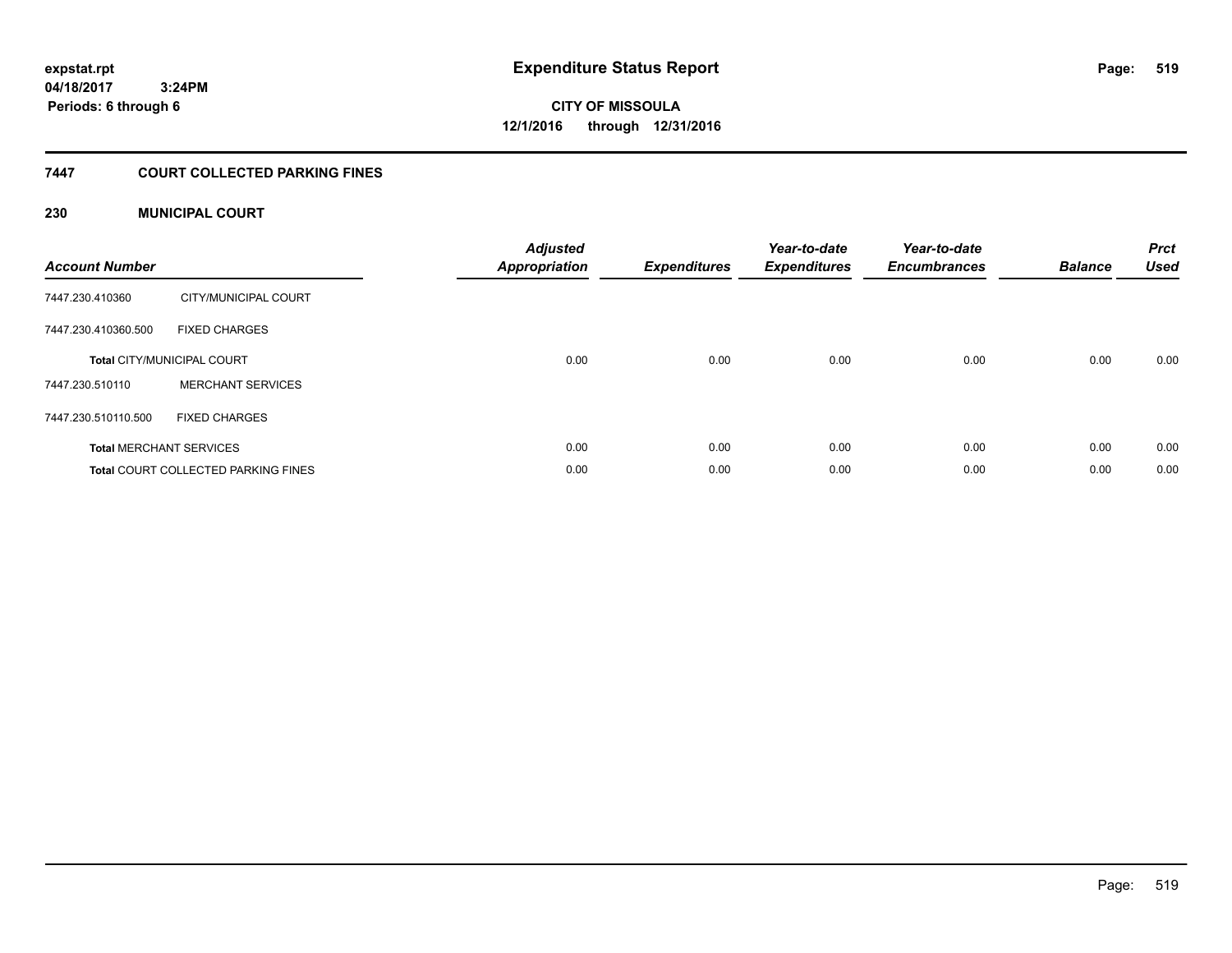expstat.rpt
04/18/2017 3:24PM
Periods: 6 through 6

# Expenditure Status Report

CITY OF MISSOULA
12/1/2016 through 12/31/2016

## 7447 COURT COLLECTED PARKING FINES

### 230 MUNICIPAL COURT

| Account Number | | Adjusted Appropriation | Expenditures | Year-to-date Expenditures | Year-to-date Encumbrances | Balance | Prct Used |
|---|---|---|---|---|---|---|---|
| 7447.230.410360 | CITY/MUNICIPAL COURT | | | | | | |
| 7447.230.410360.500 | FIXED CHARGES | | | | | | |
| Total CITY/MUNICIPAL COURT | | 0.00 | 0.00 | 0.00 | 0.00 | 0.00 | 0.00 |
| 7447.230.510110 | MERCHANT SERVICES | | | | | | |
| 7447.230.510110.500 | FIXED CHARGES | | | | | | |
| Total MERCHANT SERVICES | | 0.00 | 0.00 | 0.00 | 0.00 | 0.00 | 0.00 |
| Total COURT COLLECTED PARKING FINES | | 0.00 | 0.00 | 0.00 | 0.00 | 0.00 | 0.00 |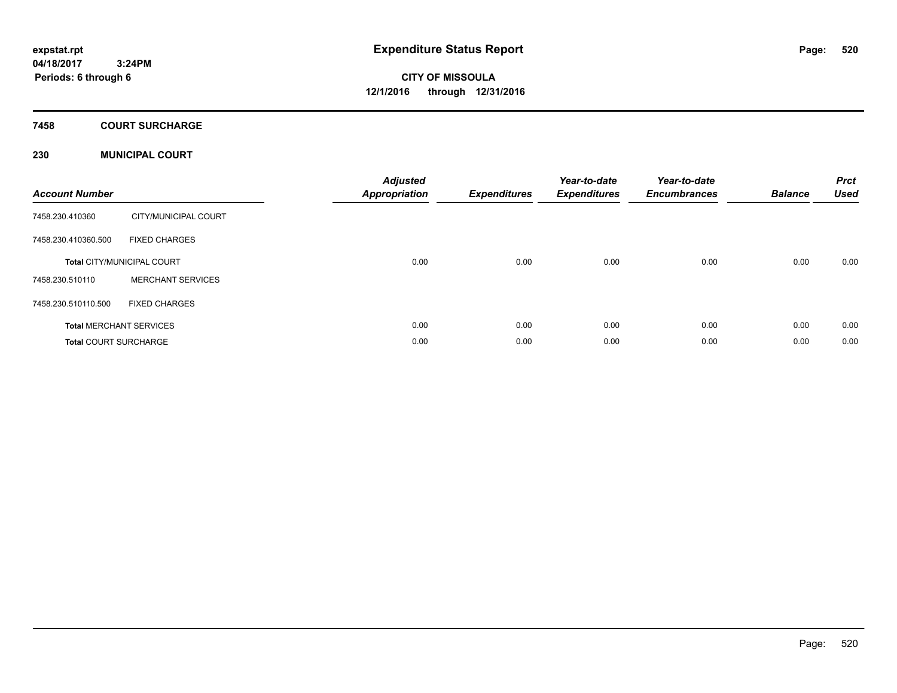expstat.rpt
04/18/2017 3:24PM
Periods: 6 through 6

# Expenditure Status Report

**CITY OF MISSOULA**
**12/1/2016 through 12/31/2016**

## 7458 COURT SURCHARGE

### 230 MUNICIPAL COURT

| Account Number | | Adjusted Appropriation | Expenditures | Year-to-date Expenditures | Year-to-date Encumbrances | Balance | Prct Used |
|---|---|---|---|---|---|---|---|
| 7458.230.410360 | CITY/MUNICIPAL COURT | | | | | | |
| 7458.230.410360.500 | FIXED CHARGES | | | | | | |
| **Total** CITY/MUNICIPAL COURT | | 0.00 | 0.00 | 0.00 | 0.00 | 0.00 | 0.00 |
| 7458.230.510110 | MERCHANT SERVICES | | | | | | |
| 7458.230.510110.500 | FIXED CHARGES | | | | | | |
| **Total** MERCHANT SERVICES | | 0.00 | 0.00 | 0.00 | 0.00 | 0.00 | 0.00 |
| **Total** COURT SURCHARGE | | 0.00 | 0.00 | 0.00 | 0.00 | 0.00 | 0.00 |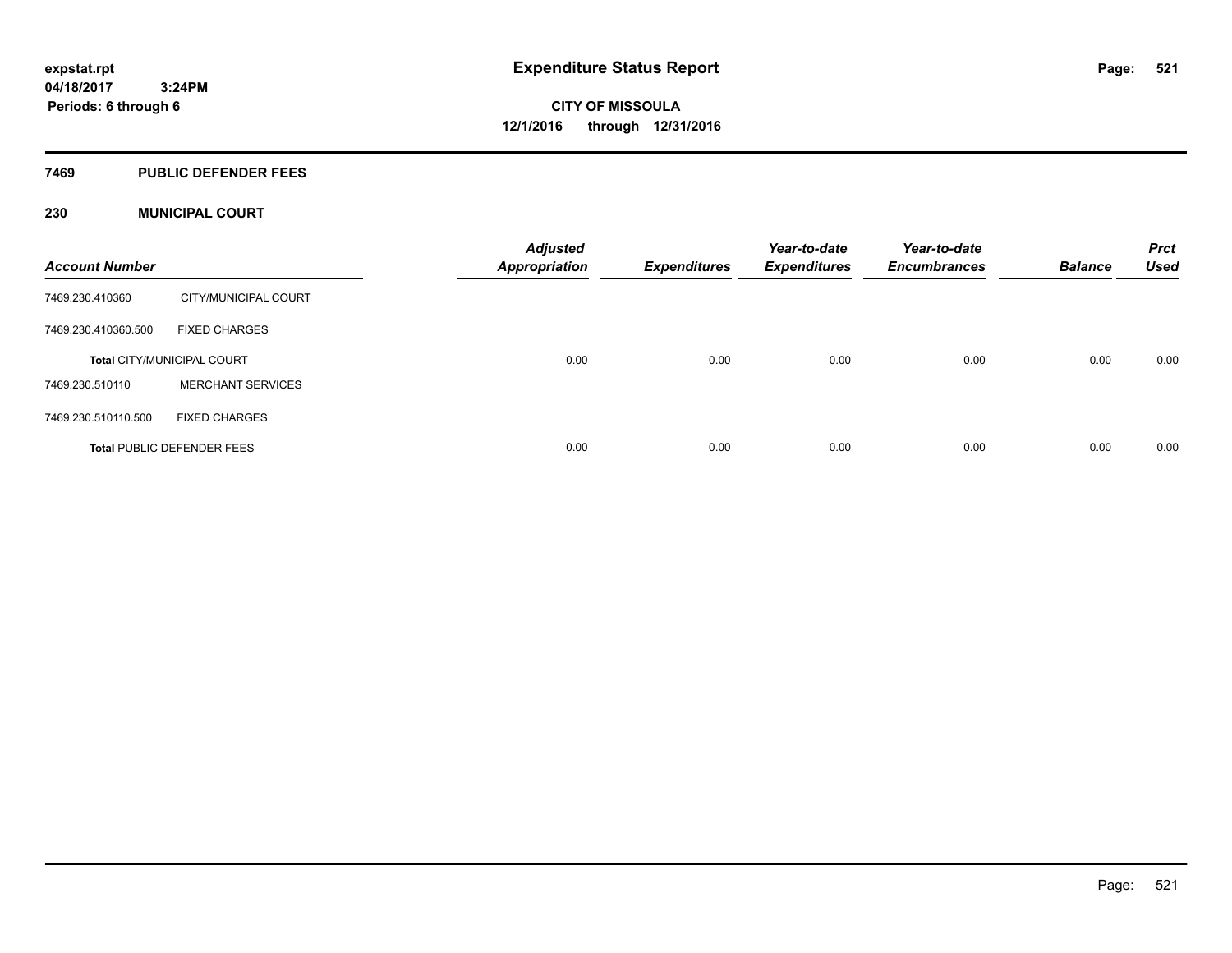**expstat.rpt**
**04/18/2017 3:24PM**
**Periods: 6 through 6**

# Expenditure Status Report

**CITY OF MISSOULA**
**12/1/2016 through 12/31/2016**

## 7469 PUBLIC DEFENDER FEES

### 230 MUNICIPAL COURT

| Account Number | | Adjusted Appropriation | Expenditures | Year-to-date Expenditures | Year-to-date Encumbrances | Balance | Prct Used |
|---|---|---|---|---|---|---|---|
| 7469.230.410360 | CITY/MUNICIPAL COURT | | | | | | |
| 7469.230.410360.500 | FIXED CHARGES | | | | | | |
| **Total** CITY/MUNICIPAL COURT | | 0.00 | 0.00 | 0.00 | 0.00 | 0.00 | 0.00 |
| 7469.230.510110 | MERCHANT SERVICES | | | | | | |
| 7469.230.510110.500 | FIXED CHARGES | | | | | | |
| **Total** PUBLIC DEFENDER FEES | | 0.00 | 0.00 | 0.00 | 0.00 | 0.00 | 0.00 |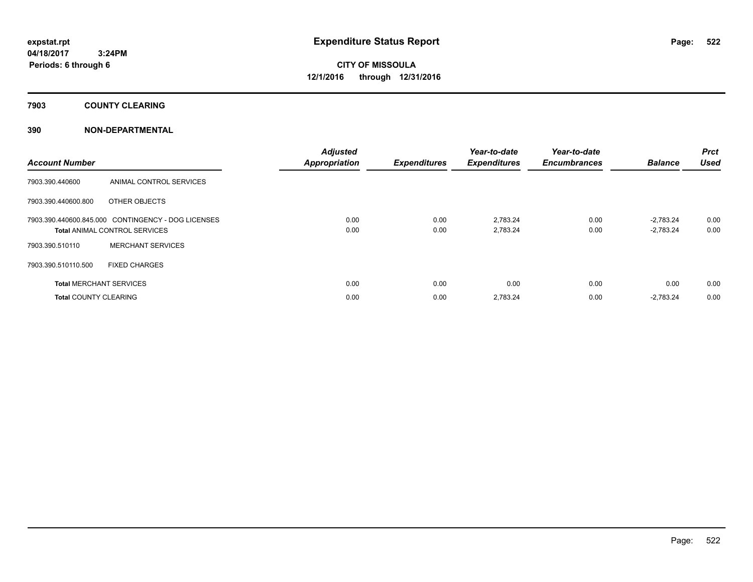**expstat.rpt**
**04/18/2017 3:24PM**
**Periods: 6 through 6**

# Expenditure Status Report

**CITY OF MISSOULA**
**12/1/2016 through 12/31/2016**

## 7903 COUNTY CLEARING

### 390 NON-DEPARTMENTAL

| Account Number | | Adjusted Appropriation | Expenditures | Year-to-date Expenditures | Year-to-date Encumbrances | Balance | Prct Used |
|---|---|---|---|---|---|---|---|
| 7903.390.440600 | ANIMAL CONTROL SERVICES | | | | | | |
| 7903.390.440600.800 | OTHER OBJECTS | | | | | | |
| 7903.390.440600.845.000 | CONTINGENCY - DOG LICENSES | 0.00 | 0.00 | 2,783.24 | 0.00 | -2,783.24 | 0.00 |
| **Total** ANIMAL CONTROL SERVICES | | 0.00 | 0.00 | 2,783.24 | 0.00 | -2,783.24 | 0.00 |
| 7903.390.510110 | MERCHANT SERVICES | | | | | | |
| 7903.390.510110.500 | FIXED CHARGES | | | | | | |
| **Total** MERCHANT SERVICES | | 0.00 | 0.00 | 0.00 | 0.00 | 0.00 | 0.00 |
| **Total** COUNTY CLEARING | | 0.00 | 0.00 | 2,783.24 | 0.00 | -2,783.24 | 0.00 |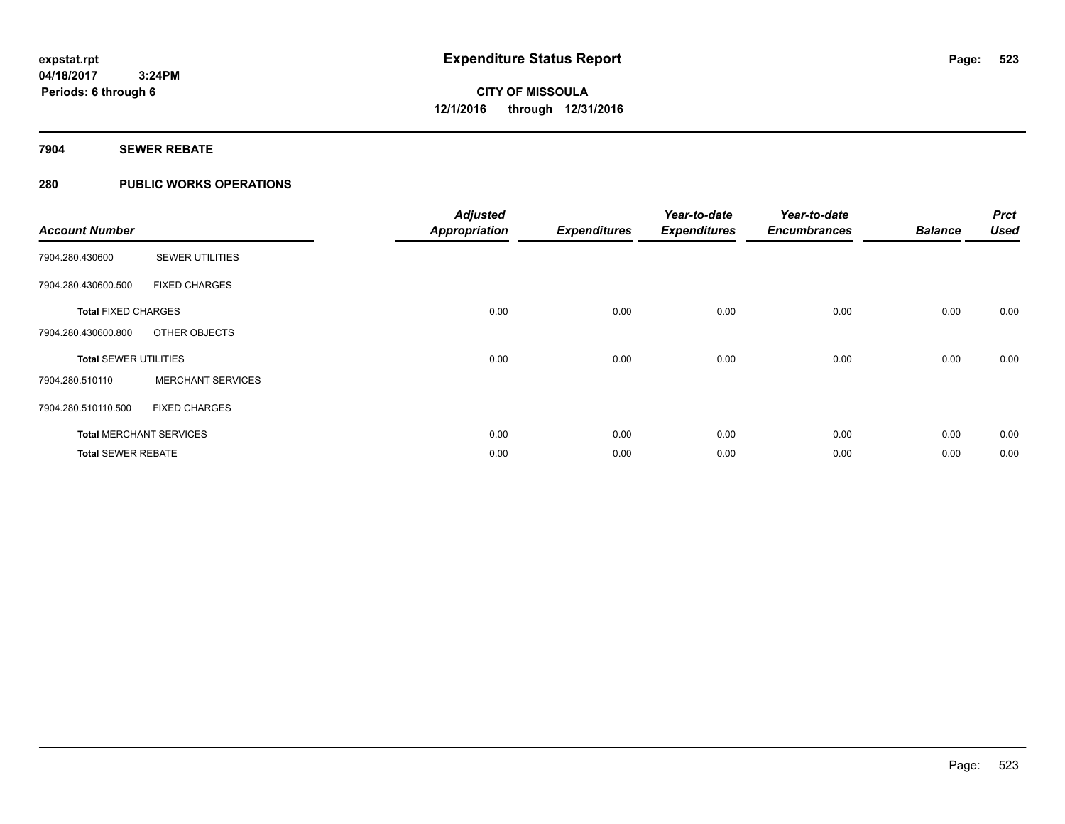expstat.rpt
04/18/2017 3:24PM
Periods: 6 through 6

# Expenditure Status Report

**CITY OF MISSOULA**
**12/1/2016 through 12/31/2016**

## 7904 SEWER REBATE

## 280 PUBLIC WORKS OPERATIONS

| Account Number | | Adjusted Appropriation | Expenditures | Year-to-date Expenditures | Year-to-date Encumbrances | Balance | Prct Used |
|---|---|---|---|---|---|---|---|
| 7904.280.430600 | SEWER UTILITIES | | | | | | |
| 7904.280.430600.500 | FIXED CHARGES | | | | | | |
| **Total** FIXED CHARGES | | 0.00 | 0.00 | 0.00 | 0.00 | 0.00 | 0.00 |
| 7904.280.430600.800 | OTHER OBJECTS | | | | | | |
| **Total** SEWER UTILITIES | | 0.00 | 0.00 | 0.00 | 0.00 | 0.00 | 0.00 |
| 7904.280.510110 | MERCHANT SERVICES | | | | | | |
| 7904.280.510110.500 | FIXED CHARGES | | | | | | |
| **Total** MERCHANT SERVICES | | 0.00 | 0.00 | 0.00 | 0.00 | 0.00 | 0.00 |
| **Total** SEWER REBATE | | 0.00 | 0.00 | 0.00 | 0.00 | 0.00 | 0.00 |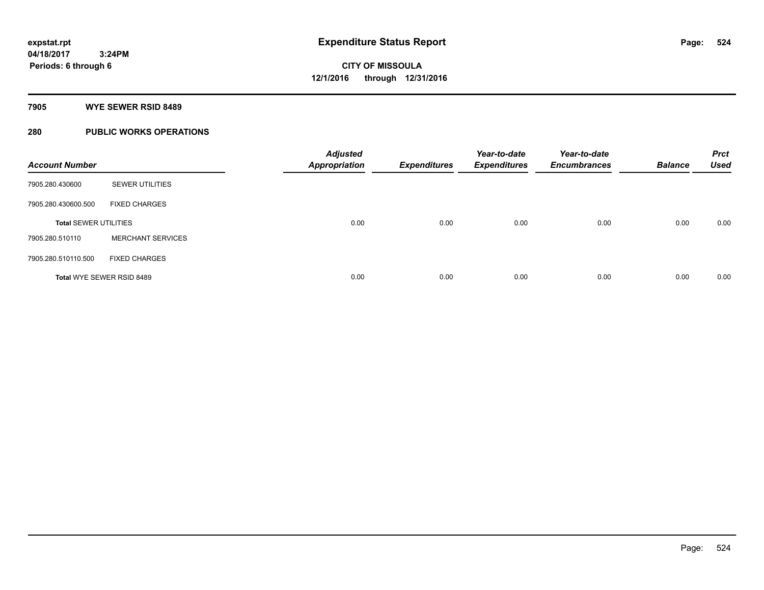**Expenditure Status Report**

**CITY OF MISSOULA**
**12/1/2016 through 12/31/2016**

expstat.rpt
04/18/2017 3:24PM
Periods: 6 through 6

## 7905 WYE SEWER RSID 8489

## 280 PUBLIC WORKS OPERATIONS

| Account Number | | Adjusted Appropriation | Expenditures | Year-to-date Expenditures | Year-to-date Encumbrances | Balance | Prct Used |
|---|---|---|---|---|---|---|---|
| 7905.280.430600 | SEWER UTILITIES | | | | | | |
| 7905.280.430600.500 | FIXED CHARGES | | | | | | |
| **Total SEWER UTILITIES** | | 0.00 | 0.00 | 0.00 | 0.00 | 0.00 | 0.00 |
| 7905.280.510110 | MERCHANT SERVICES | | | | | | |
| 7905.280.510110.500 | FIXED CHARGES | | | | | | |
| **Total WYE SEWER RSID 8489** | | 0.00 | 0.00 | 0.00 | 0.00 | 0.00 | 0.00 |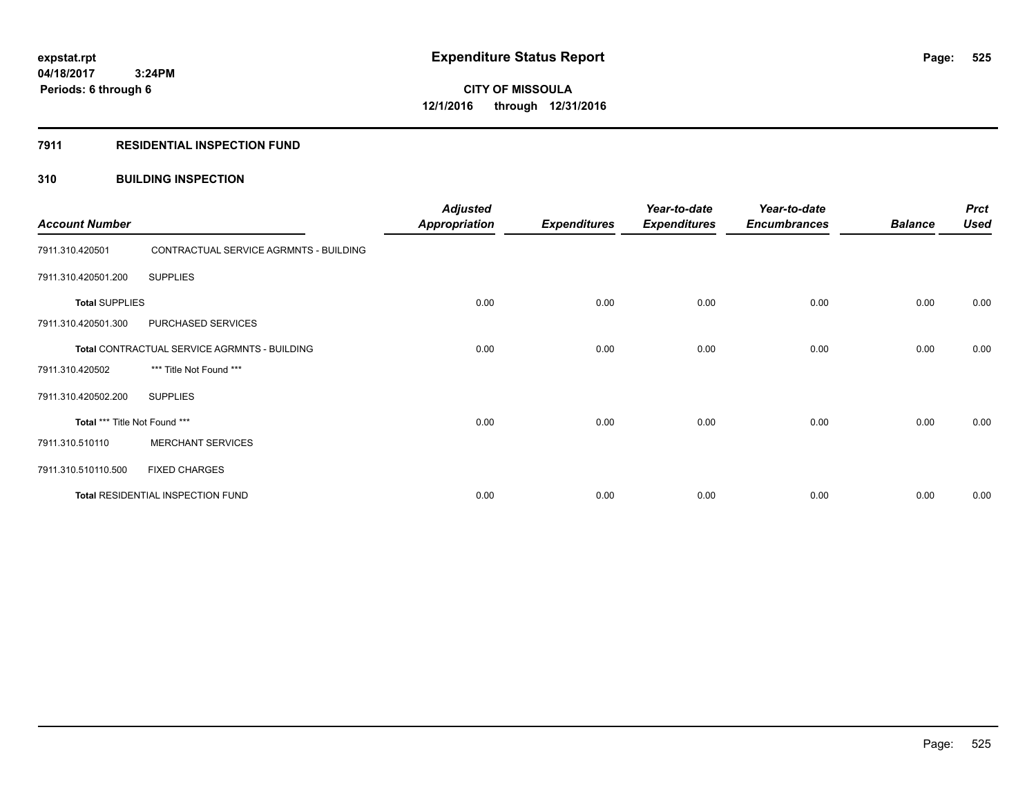# Expenditure Status Report

expstat.rpt
04/18/2017 3:24PM
Periods: 6 through 6

**CITY OF MISSOULA**
**12/1/2016 through 12/31/2016**

## 7911 RESIDENTIAL INSPECTION FUND

### 310 BUILDING INSPECTION

| Account Number | | Adjusted Appropriation | Expenditures | Year-to-date Expenditures | Year-to-date Encumbrances | Balance | Prct Used |
|---|---|---|---|---|---|---|---|
| 7911.310.420501 | CONTRACTUAL SERVICE AGRMNTS - BUILDING | | | | | | |
| 7911.310.420501.200 | SUPPLIES | | | | | | |
| **Total** SUPPLIES | | 0.00 | 0.00 | 0.00 | 0.00 | 0.00 | 0.00 |
| 7911.310.420501.300 | PURCHASED SERVICES | | | | | | |
| **Total** CONTRACTUAL SERVICE AGRMNTS - BUILDING | | 0.00 | 0.00 | 0.00 | 0.00 | 0.00 | 0.00 |
| 7911.310.420502 | *** Title Not Found *** | | | | | | |
| 7911.310.420502.200 | SUPPLIES | | | | | | |
| **Total** *** Title Not Found *** | | 0.00 | 0.00 | 0.00 | 0.00 | 0.00 | 0.00 |
| 7911.310.510110 | MERCHANT SERVICES | | | | | | |
| 7911.310.510110.500 | FIXED CHARGES | | | | | | |
| **Total** RESIDENTIAL INSPECTION FUND | | 0.00 | 0.00 | 0.00 | 0.00 | 0.00 | 0.00 |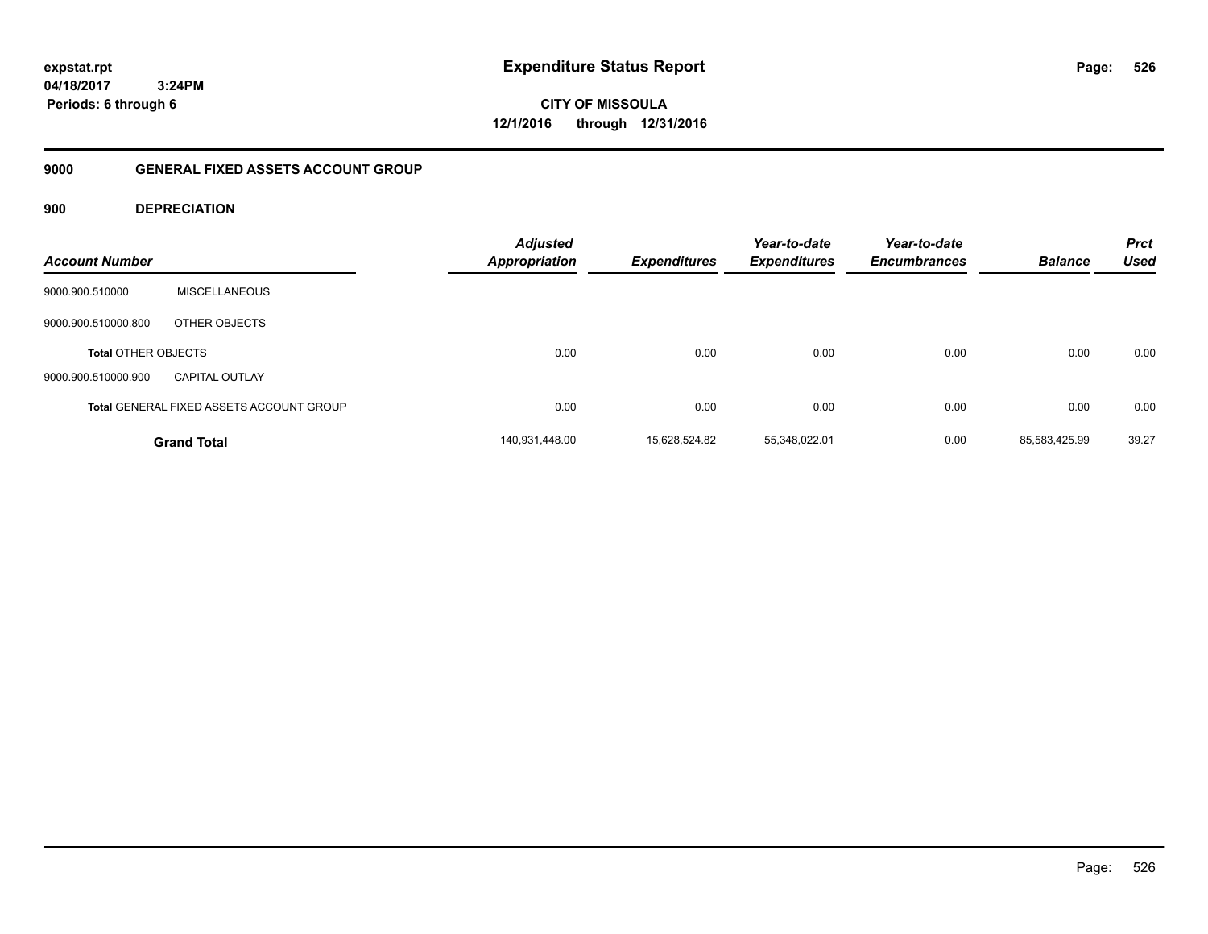expstat.rpt
04/18/2017 3:24PM
Periods: 6 through 6

# Expenditure Status Report

CITY OF MISSOULA
12/1/2016 through 12/31/2016

## 9000 GENERAL FIXED ASSETS ACCOUNT GROUP

### 900 DEPRECIATION

| Account Number | | Adjusted Appropriation | Expenditures | Year-to-date Expenditures | Year-to-date Encumbrances | Balance | Prct Used |
|---|---|---|---|---|---|---|---|
| 9000.900.510000 | MISCELLANEOUS | | | | | | |
| 9000.900.510000.800 | OTHER OBJECTS | | | | | | |
| **Total** OTHER OBJECTS | | 0.00 | 0.00 | 0.00 | 0.00 | 0.00 | 0.00 |
| 9000.900.510000.900 | CAPITAL OUTLAY | | | | | | |
| **Total** GENERAL FIXED ASSETS ACCOUNT GROUP | | 0.00 | 0.00 | 0.00 | 0.00 | 0.00 | 0.00 |
| **Grand Total** | | 140,931,448.00 | 15,628,524.82 | 55,348,022.01 | 0.00 | 85,583,425.99 | 39.27 |